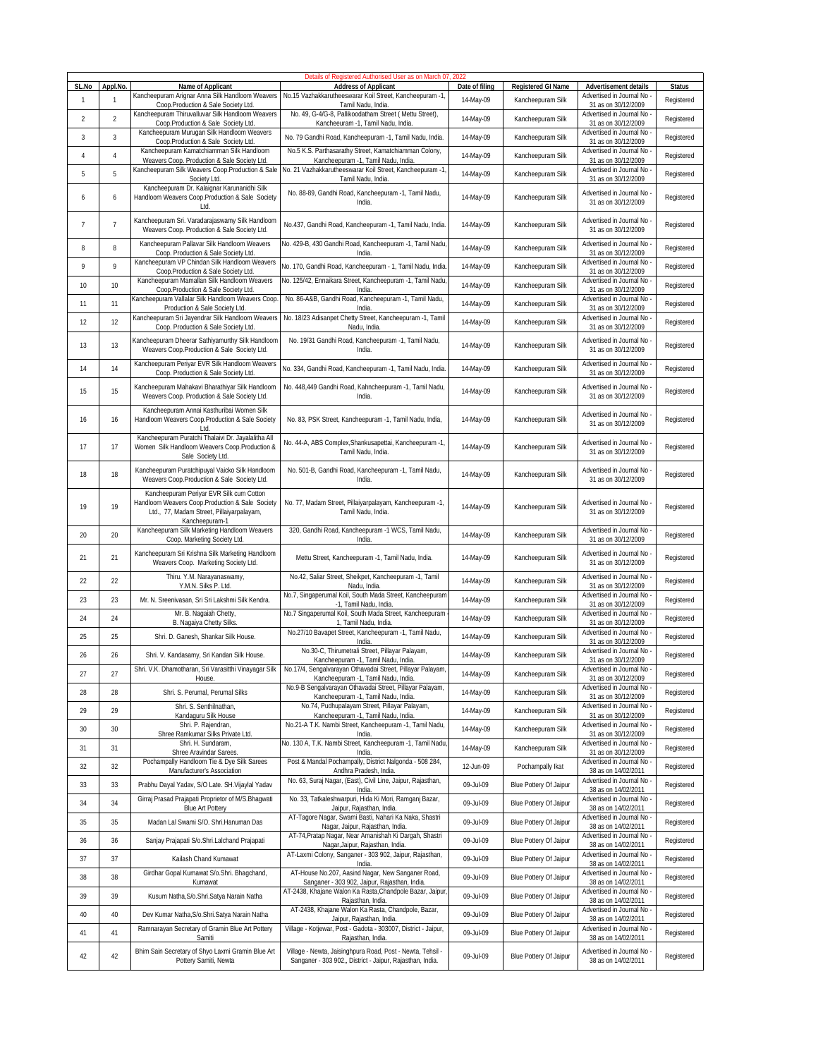Details of Registered Authorised User as on March 07, 2022

| SL.No | Appl.No. | Name of Applicant | Address of Applicant | Date of filing | Registered GI Name | Advertisement details | Status |
|---|---|---|---|---|---|---|---|
| 1 | 1 | Kancheepuram Arignar Anna Silk Handloom Weavers Coop.Production & Sale Society Ltd. | No.15 Vazhakkarutheeswarar Koil Street, Kancheepuram -1, Tamil Nadu, India. | 14-May-09 | Kancheepuram Silk | Advertised in Journal No - 31 as on 30/12/2009 | Registered |
| 2 | 2 | Kancheepuram Thiruvalluvar Silk Handloom Weavers Coop.Production & Sale Society Ltd. | No. 49, G-4/G-8, Pallikoodatham Street ( Mettu Street), Kancheeuram -1, Tamil Nadu, India. | 14-May-09 | Kancheepuram Silk | Advertised in Journal No - 31 as on 30/12/2009 | Registered |
| 3 | 3 | Kancheepuram Murugan Silk Handloom Weavers Coop.Production & Sale Society Ltd. | No. 79 Gandhi Road, Kancheepuram -1, Tamil Nadu, India. | 14-May-09 | Kancheepuram Silk | Advertised in Journal No - 31 as on 30/12/2009 | Registered |
| 4 | 4 | Kancheepuram Kamatchiamman Silk Handloom Weavers Coop. Production & Sale Society Ltd. | No.5 K.S. Parthasarathy Street, Kamatchiamman Colony, Kancheepuram -1, Tamil Nadu, India. | 14-May-09 | Kancheepuram Silk | Advertised in Journal No - 31 as on 30/12/2009 | Registered |
| 5 | 5 | Kancheepuram Silk Weavers Coop.Production & Sale Society Ltd. | No. 21 Vazhakkarutheeswarar Koil Street, Kancheepuram -1, Tamil Nadu, India. | 14-May-09 | Kancheepuram Silk | Advertised in Journal No - 31 as on 30/12/2009 | Registered |
| 6 | 6 | Kancheepuram Dr. Kalaignar Karunanidhi Silk Handloom Weavers Coop.Production & Sale Society Ltd. | No. 88-89, Gandhi Road, Kancheepuram -1, Tamil Nadu, India. | 14-May-09 | Kancheepuram Silk | Advertised in Journal No - 31 as on 30/12/2009 | Registered |
| 7 | 7 | Kancheepuram Sri. Varadarajaswamy Silk Handloom Weavers Coop. Production & Sale Society Ltd. | No.437, Gandhi Road, Kancheepuram -1, Tamil Nadu, India. | 14-May-09 | Kancheepuram Silk | Advertised in Journal No - 31 as on 30/12/2009 | Registered |
| 8 | 8 | Kancheepuram Pallavar Silk Handloom Weavers Coop. Production & Sale Society Ltd. | No. 429-B, 430 Gandhi Road, Kancheepuram -1, Tamil Nadu, India. | 14-May-09 | Kancheepuram Silk | Advertised in Journal No - 31 as on 30/12/2009 | Registered |
| 9 | 9 | Kancheepuram VP Chindan Silk Handloom Weavers Coop.Production & Sale Society Ltd. | No. 170, Gandhi Road, Kancheepuram - 1, Tamil Nadu, India. | 14-May-09 | Kancheepuram Silk | Advertised in Journal No - 31 as on 30/12/2009 | Registered |
| 10 | 10 | Kancheepuram Mamallan Silk Handloom Weavers Coop.Production & Sale Society Ltd. | No. 125/42, Ennaikara Street, Kancheepuram -1, Tamil Nadu, India. | 14-May-09 | Kancheepuram Silk | Advertised in Journal No - 31 as on 30/12/2009 | Registered |
| 11 | 11 | Kancheepuram Vallalar Silk Handloom Weavers Coop. Production & Sale Society Ltd. | No. 86-A&B, Gandhi Road, Kancheepuram -1, Tamil Nadu, India. | 14-May-09 | Kancheepuram Silk | Advertised in Journal No - 31 as on 30/12/2009 | Registered |
| 12 | 12 | Kancheepuram Sri Jayendrar Silk Handloom Weavers Coop. Production & Sale Society Ltd. | No. 18/23 Adisanpet Chetty Street, Kancheepuram -1, Tamil Nadu, India. | 14-May-09 | Kancheepuram Silk | Advertised in Journal No - 31 as on 30/12/2009 | Registered |
| 13 | 13 | Kancheepuram Dheerar Sathiyamurthy Silk Handloom Weavers Coop.Production & Sale Society Ltd. | No. 19/31 Gandhi Road, Kancheepuram -1, Tamil Nadu, India. | 14-May-09 | Kancheepuram Silk | Advertised in Journal No - 31 as on 30/12/2009 | Registered |
| 14 | 14 | Kancheepuram Periyar EVR Silk Handloom Weavers Coop. Production & Sale Society Ltd. | No. 334, Gandhi Road, Kancheepuram -1, Tamil Nadu, India. | 14-May-09 | Kancheepuram Silk | Advertised in Journal No - 31 as on 30/12/2009 | Registered |
| 15 | 15 | Kancheepuram Mahakavi Bharathiyar Silk Handloom Weavers Coop. Production & Sale Society Ltd. | No. 448,449 Gandhi Road, Kahncheepuram -1, Tamil Nadu, India. | 14-May-09 | Kancheepuram Silk | Advertised in Journal No - 31 as on 30/12/2009 | Registered |
| 16 | 16 | Kancheepuram Annai Kasthuribai Women Silk Handloom Weavers Coop.Production & Sale Society Ltd. | No. 83, PSK Street, Kancheepuram -1, Tamil Nadu, India, | 14-May-09 | Kancheepuram Silk | Advertised in Journal No - 31 as on 30/12/2009 | Registered |
| 17 | 17 | Kancheepuram Puratchi Thalaivi Dr. Jayalalitha All Women Silk Handloom Weavers Coop.Production & Sale Society Ltd. | No. 44-A, ABS Complex,Shankusapettai, Kancheepuram -1, Tamil Nadu, India. | 14-May-09 | Kancheepuram Silk | Advertised in Journal No - 31 as on 30/12/2009 | Registered |
| 18 | 18 | Kancheepuram Puratchipuyal Vaicko Silk Handloom Weavers Coop.Production & Sale Society Ltd. | No. 501-B, Gandhi Road, Kancheepuram -1, Tamil Nadu, India. | 14-May-09 | Kancheepuram Silk | Advertised in Journal No - 31 as on 30/12/2009 | Registered |
| 19 | 19 | Kancheepuram Periyar EVR Silk cum Cotton Handloom Weavers Coop.Production & Sale Society Ltd., 77, Madam Street, Pillaiyarpalayam, Kancheepuram-1 | No. 77, Madam Street, Pillaiyarpalayam, Kancheepuram -1, Tamil Nadu, India. | 14-May-09 | Kancheepuram Silk | Advertised in Journal No - 31 as on 30/12/2009 | Registered |
| 20 | 20 | Kancheepuram Silk Marketing Handloom Weavers Coop. Marketing Society Ltd. | 320, Gandhi Road, Kancheepuram -1 WCS, Tamil Nadu, India. | 14-May-09 | Kancheepuram Silk | Advertised in Journal No - 31 as on 30/12/2009 | Registered |
| 21 | 21 | Kancheepuram Sri Krishna Silk Marketing Handloom Weavers Coop. Marketing Society Ltd. | Mettu Street, Kancheepuram -1, Tamil Nadu, India. | 14-May-09 | Kancheepuram Silk | Advertised in Journal No - 31 as on 30/12/2009 | Registered |
| 22 | 22 | Thiru. Y.M. Narayanaswamy, Y.M.N. Silks P. Ltd. | No.42, Saliar Street, Sheikpet, Kancheepuram -1, Tamil Nadu, India. | 14-May-09 | Kancheepuram Silk | Advertised in Journal No - 31 as on 30/12/2009 | Registered |
| 23 | 23 | Mr. N. Sreenivasan, Sri Sri Lakshmi Silk Kendra. | No.7, Singaperumal Koil, South Mada Street, Kancheepuram -1, Tamil Nadu, India. | 14-May-09 | Kancheepuram Silk | Advertised in Journal No - 31 as on 30/12/2009 | Registered |
| 24 | 24 | Mr. B. Nagaiah Chetty, B. Nagaiya Chetty Silks. | No.7 Singaperumal Koil, South Mada Street, Kancheepuram - 1, Tamil Nadu, India. | 14-May-09 | Kancheepuram Silk | Advertised in Journal No - 31 as on 30/12/2009 | Registered |
| 25 | 25 | Shri. D. Ganesh, Shankar Silk House. | No.27/10 Bavapet Street, Kancheepuram -1, Tamil Nadu, India. | 14-May-09 | Kancheepuram Silk | Advertised in Journal No - 31 as on 30/12/2009 | Registered |
| 26 | 26 | Shri. V. Kandasamy, Sri Kandan Silk House. | No.30-C, Thirumetrali Street, Pillayar Palayam, Kancheepuram -1, Tamil Nadu, India. | 14-May-09 | Kancheepuram Silk | Advertised in Journal No - 31 as on 30/12/2009 | Registered |
| 27 | 27 | Shri. V.K. Dhamotharan, Sri Varasitthi Vinayagar Silk House. | No.17/4, Sengalvarayan Othavadai Street, Pillayar Palayam, Kancheepuram -1, Tamil Nadu, India. | 14-May-09 | Kancheepuram Silk | Advertised in Journal No - 31 as on 30/12/2009 | Registered |
| 28 | 28 | Shri. S. Perumal, Perumal Silks | No.9-B Sengalvarayan Othavadai Street, Pillayar Palayam, Kancheepuram -1, Tamil Nadu, India. | 14-May-09 | Kancheepuram Silk | Advertised in Journal No - 31 as on 30/12/2009 | Registered |
| 29 | 29 | Shri. S. Senthilnathan, Kandaguru Silk House | No.74, Pudhupalayam Street, Pillayar Palayam, Kancheepuram -1, Tamil Nadu, India. | 14-May-09 | Kancheepuram Silk | Advertised in Journal No - 31 as on 30/12/2009 | Registered |
| 30 | 30 | Shri. P. Rajendran, Shree Ramkumar Silks Private Ltd. | No.21-A T.K. Nambi Street, Kancheepuram -1, Tamil Nadu, India. | 14-May-09 | Kancheepuram Silk | Advertised in Journal No - 31 as on 30/12/2009 | Registered |
| 31 | 31 | Shri. H. Sundaram, Shree Aravindar Sarees. | No. 130 A, T.K. Nambi Street, Kancheepuram -1, Tamil Nadu, India. | 14-May-09 | Kancheepuram Silk | Advertised in Journal No - 31 as on 30/12/2009 | Registered |
| 32 | 32 | Pochampally Handloom Tie & Dye Silk Sarees Manufacturer's Association | Post & Mandal Pochampally, District Nalgonda - 508 284, Andhra Pradesh, India. | 12-Jun-09 | Pochampally Ikat | Advertised in Journal No - 38 as on 14/02/2011 | Registered |
| 33 | 33 | Prabhu Dayal Yadav, S/O Late. SH.Vijaylal Yadav | No. 63, Suraj Nagar, (East), Civil Line, Jaipur, Rajasthan, India. | 09-Jul-09 | Blue Pottery Of Jaipur | Advertised in Journal No - 38 as on 14/02/2011 | Registered |
| 34 | 34 | Girraj Prasad Prajapati Proprietor of M/S.Bhagwati Blue Art Pottery | No. 33, Tatkaleshwarpuri, Hida Ki Mori, Ramganj Bazar, Jaipur, Rajasthan, India. | 09-Jul-09 | Blue Pottery Of Jaipur | Advertised in Journal No - 38 as on 14/02/2011 | Registered |
| 35 | 35 | Madan Lal Swami S/O. Shri.Hanuman Das | AT-Tagore Nagar, Swami Basti, Nahari Ka Naka, Shastri Nagar, Jaipur, Rajasthan, India. | 09-Jul-09 | Blue Pottery Of Jaipur | Advertised in Journal No - 38 as on 14/02/2011 | Registered |
| 36 | 36 | Sanjay Prajapati S/o.Shri.Lalchand Prajapati | AT-74,Pratap Nagar, Near Amanishah Ki Dargah, Shastri Nagar,Jaipur, Rajasthan, India. | 09-Jul-09 | Blue Pottery Of Jaipur | Advertised in Journal No - 38 as on 14/02/2011 | Registered |
| 37 | 37 | Kailash Chand Kumawat | AT-Laxmi Colony, Sanganer - 303 902, Jaipur, Rajasthan, India. | 09-Jul-09 | Blue Pottery Of Jaipur | Advertised in Journal No - 38 as on 14/02/2011 | Registered |
| 38 | 38 | Girdhar Gopal Kumawat S/o.Shri. Bhagchand, Kumawat | AT-House No.207, Aasind Nagar, New Sanganer Road, Sanganer - 303 902, Jaipur, Rajasthan, India. | 09-Jul-09 | Blue Pottery Of Jaipur | Advertised in Journal No - 38 as on 14/02/2011 | Registered |
| 39 | 39 | Kusum Natha,S/o.Shri.Satya Narain Natha | AT-2438, Khajane Walon Ka Rasta,Chandpole Bazar, Jaipur, Rajasthan, India. | 09-Jul-09 | Blue Pottery Of Jaipur | Advertised in Journal No - 38 as on 14/02/2011 | Registered |
| 40 | 40 | Dev Kumar Natha,S/o.Shri.Satya Narain Natha | AT-2438, Khajane Walon Ka Rasta, Chandpole, Bazar, Jaipur, Rajasthan, India. | 09-Jul-09 | Blue Pottery Of Jaipur | Advertised in Journal No - 38 as on 14/02/2011 | Registered |
| 41 | 41 | Ramnarayan Secretary of Gramin Blue Art Pottery Samiti | Village - Kotjewar, Post - Gadota - 303007, District - Jaipur, Rajasthan, India. | 09-Jul-09 | Blue Pottery Of Jaipur | Advertised in Journal No - 38 as on 14/02/2011 | Registered |
| 42 | 42 | Bhim Sain Secretary of Shyo Laxmi Gramin Blue Art Pottery Samiti, Newta | Village - Newta, Jaisinghpura Road, Post - Newta, Tehsil - Sanganer - 303 902,, District - Jaipur, Rajasthan, India. | 09-Jul-09 | Blue Pottery Of Jaipur | Advertised in Journal No - 38 as on 14/02/2011 | Registered |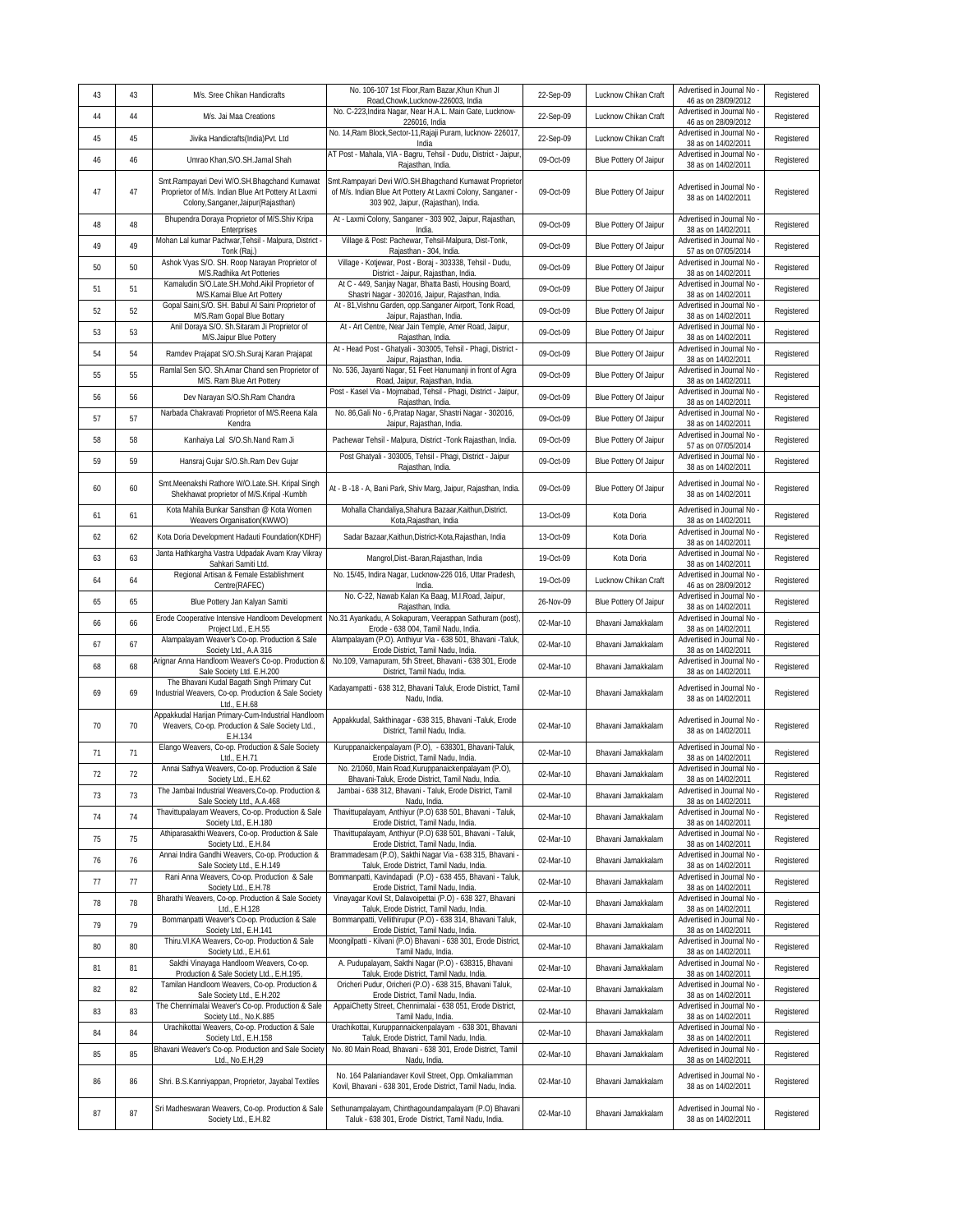| 43 | 43 | M/s. Sree Chikan Handicrafts | No. 106-107 1st Floor,Ram Bazar,Khun Khun Jl Road,Chowk,Lucknow-226003, India | 22-Sep-09 | Lucknow Chikan Craft | Advertised in Journal No - 46 as on 28/09/2012 | Registered |
|---|---|---|---|---|---|---|---|
| 44 | 44 | M/s. Jai Maa Creations | No. C-223,Indira Nagar, Near H.A.L. Main Gate, Lucknow-226016, India | 22-Sep-09 | Lucknow Chikan Craft | Advertised in Journal No - 46 as on 28/09/2012 | Registered |
| 45 | 45 | Jivika Handicrafts(India)Pvt. Ltd | No. 14,Ram Block,Sector-11,Rajaji Puram, lucknow- 226017, India | 22-Sep-09 | Lucknow Chikan Craft | Advertised in Journal No - 38 as on 14/02/2011 | Registered |
| 46 | 46 | Umrao Khan,S/O.SH.Jamal Shah | AT Post - Mahala, VIA - Bagru, Tehsil - Dudu, District - Jaipur, Rajasthan, India. | 09-Oct-09 | Blue Pottery Of Jaipur | Advertised in Journal No - 38 as on 14/02/2011 | Registered |
| 47 | 47 | Smt.Rampayari Devi W/O.SH.Bhagchand Kumawat Proprietor of M/s. Indian Blue Art Pottery At Laxmi Colony,Sanganer,Jaipur(Rajasthan) | Smt.Rampayari Devi W/O.SH.Bhagchand Kumawat Proprietor of M/s. Indian Blue Art Pottery At Laxmi Colony, Sanganer - 303 902, Jaipur, (Rajasthan), India. | 09-Oct-09 | Blue Pottery Of Jaipur | Advertised in Journal No - 38 as on 14/02/2011 | Registered |
| 48 | 48 | Bhupendra Doraya Proprietor of M/S.Shiv Kripa Enterprises | At - Laxmi Colony, Sanganer - 303 902, Jaipur, Rajasthan, India. | 09-Oct-09 | Blue Pottery Of Jaipur | Advertised in Journal No - 38 as on 14/02/2011 | Registered |
| 49 | 49 | Mohan Lal kumar Pachwar,Tehsil - Malpura, District - Tonk (Raj.) | Village & Post: Pachewar, Tehsil-Malpura, Dist-Tonk, Rajasthan - 304, India. | 09-Oct-09 | Blue Pottery Of Jaipur | Advertised in Journal No - 57 as on 07/05/2014 | Registered |
| 50 | 50 | Ashok Vyas S/O. SH. Roop Narayan Proprietor of M/S.Radhika Art Potteries | Village - Kotjewar, Post - Boraj - 303338, Tehsil - Dudu, District - Jaipur, Rajasthan, India. | 09-Oct-09 | Blue Pottery Of Jaipur | Advertised in Journal No - 38 as on 14/02/2011 | Registered |
| 51 | 51 | Kamaludin S/O.Late.SH.Mohd.Aikil Proprietor of M/S.Kamai Blue Art Pottery | At C - 449, Sanjay Nagar, Bhatta Basti, Housing Board, Shastri Nagar - 302016, Jaipur, Rajasthan, India. | 09-Oct-09 | Blue Pottery Of Jaipur | Advertised in Journal No - 38 as on 14/02/2011 | Registered |
| 52 | 52 | Gopal Saini,S/O. SH. Babul Al Saini Proprietor of M/S.Ram Gopal Blue Bottary | At - 81,Vishnu Garden, opp.Sanganer Airport, Tonk Road, Jaipur, Rajasthan, India. | 09-Oct-09 | Blue Pottery Of Jaipur | Advertised in Journal No - 38 as on 14/02/2011 | Registered |
| 53 | 53 | Anil Doraya S/O. Sh.Sitaram Ji Proprietor of M/S.Jaipur Blue Pottery | At - Art Centre, Near Jain Temple, Amer Road, Jaipur, Rajasthan, India. | 09-Oct-09 | Blue Pottery Of Jaipur | Advertised in Journal No - 38 as on 14/02/2011 | Registered |
| 54 | 54 | Ramdev Prajapat S/O.Sh.Suraj Karan Prajapat | At - Head Post - Ghatyali - 303005, Tehsil - Phagi, District - Jaipur, Rajasthan, India. | 09-Oct-09 | Blue Pottery Of Jaipur | Advertised in Journal No - 38 as on 14/02/2011 | Registered |
| 55 | 55 | Ramlal Sen S/O. Sh.Amar Chand sen Proprietor of M/S. Ram Blue Art Pottery | No. 536, Jayanti Nagar, 51 Feet Hanumanji in front of Agra Road, Jaipur, Rajasthan, India. | 09-Oct-09 | Blue Pottery Of Jaipur | Advertised in Journal No - 38 as on 14/02/2011 | Registered |
| 56 | 56 | Dev Narayan S/O.Sh.Ram Chandra | Post - Kasel Via - Mojmabad, Tehsil - Phagi, District - Jaipur, Rajasthan, India. | 09-Oct-09 | Blue Pottery Of Jaipur | Advertised in Journal No - 38 as on 14/02/2011 | Registered |
| 57 | 57 | Narbada Chakravati Proprietor of M/S.Reena Kala Kendra | No. 86,Gali No - 6,Pratap Nagar, Shastri Nagar - 302016, Jaipur, Rajasthan, India. | 09-Oct-09 | Blue Pottery Of Jaipur | Advertised in Journal No - 38 as on 14/02/2011 | Registered |
| 58 | 58 | Kanhaiya Lal S/O.Sh.Nand Ram Ji | Pachewar Tehsil - Malpura, District -Tonk Rajasthan, India. | 09-Oct-09 | Blue Pottery Of Jaipur | Advertised in Journal No - 57 as on 07/05/2014 | Registered |
| 59 | 59 | Hansraj Gujar S/O.Sh.Ram Dev Gujar | Post Ghatyali - 303005, Tehsil - Phagi, District - Jaipur Rajasthan, India. | 09-Oct-09 | Blue Pottery Of Jaipur | Advertised in Journal No - 38 as on 14/02/2011 | Registered |
| 60 | 60 | Smt.Meenakshi Rathore W/O.Late.SH. Kripal Singh Shekhawat proprietor of M/S.Kripal -Kumbh | At - B -18 - A, Bani Park, Shiv Marg, Jaipur, Rajasthan, India. | 09-Oct-09 | Blue Pottery Of Jaipur | Advertised in Journal No - 38 as on 14/02/2011 | Registered |
| 61 | 61 | Kota Mahila Bunkar Sansthan @ Kota Women Weavers Organisation(KWWO) | Mohalla Chandaliya,Shahura Bazaar,Kaithun,District. Kota,Rajasthan, India | 13-Oct-09 | Kota Doria | Advertised in Journal No - 38 as on 14/02/2011 | Registered |
| 62 | 62 | Kota Doria Development Hadauti Foundation(KDHF) | Sadar Bazaar,Kaithun,District-Kota,Rajasthan, India | 13-Oct-09 | Kota Doria | Advertised in Journal No - 38 as on 14/02/2011 | Registered |
| 63 | 63 | Janta Hathkargha Vastra Udpadak Avam Kray Vikray Sahkari Samiti Ltd. | Mangrol,Dist.-Baran,Rajasthan, India | 19-Oct-09 | Kota Doria | Advertised in Journal No - 38 as on 14/02/2011 | Registered |
| 64 | 64 | Regional Artisan & Female Establishment Centre(RAFEC) | No. 15/45, Indira Nagar, Lucknow-226 016, Uttar Pradesh, India. | 19-Oct-09 | Lucknow Chikan Craft | Advertised in Journal No - 46 as on 28/09/2012 | Registered |
| 65 | 65 | Blue Pottery Jan Kalyan Samiti | No. C-22, Nawab Kalan Ka Baag, M.I.Road, Jaipur, Rajasthan, India. | 26-Nov-09 | Blue Pottery Of Jaipur | Advertised in Journal No - 38 as on 14/02/2011 | Registered |
| 66 | 66 | Erode Cooperative Intensive Handloom Development Project Ltd., E.H.55 | No.31 Ayankadu, A Sokapuram, Veerappan Sathuram (post), Erode - 638 004, Tamil Nadu, India. | 02-Mar-10 | Bhavani Jamakkalam | Advertised in Journal No - 38 as on 14/02/2011 | Registered |
| 67 | 67 | Alampalayam Weaver's Co-op. Production & Sale Society Ltd., A.A 316 | Alampalayam (P.O). Anthiyur Via - 638 501, Bhavani -Taluk, Erode District, Tamil Nadu, India. | 02-Mar-10 | Bhavani Jamakkalam | Advertised in Journal No - 38 as on 14/02/2011 | Registered |
| 68 | 68 | Arignar Anna Handloom Weaver's Co-op. Production & Sale Society Ltd. E.H.200 | No.109, Varnapuram, 5th Street, Bhavani - 638 301, Erode District, Tamil Nadu, India. | 02-Mar-10 | Bhavani Jamakkalam | Advertised in Journal No - 38 as on 14/02/2011 | Registered |
| 69 | 69 | The Bhavani Kudal Bagath Singh Primary Cut Industrial Weavers, Co-op. Production & Sale Society Ltd., E.H.68 | Kadayampatti - 638 312, Bhavani Taluk, Erode District, Tamil Nadu, India. | 02-Mar-10 | Bhavani Jamakkalam | Advertised in Journal No - 38 as on 14/02/2011 | Registered |
| 70 | 70 | Appakkudal Harijan Primary-Cum-Industrial Handloom Weavers, Co-op. Production & Sale Society Ltd., E.H.134 | Appakkudal, Sakthinagar - 638 315, Bhavani -Taluk, Erode District, Tamil Nadu, India. | 02-Mar-10 | Bhavani Jamakkalam | Advertised in Journal No - 38 as on 14/02/2011 | Registered |
| 71 | 71 | Elango Weavers, Co-op. Production & Sale Society Ltd., E.H.71 | Kuruppanaickenpalayam (P.O), - 638301, Bhavani-Taluk, Erode District, Tamil Nadu, India. | 02-Mar-10 | Bhavani Jamakkalam | Advertised in Journal No - 38 as on 14/02/2011 | Registered |
| 72 | 72 | Annai Sathya Weavers, Co-op. Production & Sale Society Ltd., E.H.62 | No. 2/1060, Main Road,Kuruppanaickenpalayam (P.O), Bhavani-Taluk, Erode District, Tamil Nadu, India. | 02-Mar-10 | Bhavani Jamakkalam | Advertised in Journal No - 38 as on 14/02/2011 | Registered |
| 73 | 73 | The Jambai Industrial Weavers,Co-op. Production & Sale Society Ltd., A.A.468 | Jambai - 638 312, Bhavani - Taluk, Erode District, Tamil Nadu, India. | 02-Mar-10 | Bhavani Jamakkalam | Advertised in Journal No - 38 as on 14/02/2011 | Registered |
| 74 | 74 | Thavittupalayam Weavers, Co-op. Production & Sale Society Ltd., E.H.180 | Thavittupalayam, Anthiyur (P.O) 638 501, Bhavani - Taluk, Erode District, Tamil Nadu, India. | 02-Mar-10 | Bhavani Jamakkalam | Advertised in Journal No - 38 as on 14/02/2011 | Registered |
| 75 | 75 | Athiparasakthi Weavers, Co-op. Production & Sale Society Ltd., E.H.84 | Thavittupalayam, Anthiyur (P.O) 638 501, Bhavani - Taluk, Erode District, Tamil Nadu, India. | 02-Mar-10 | Bhavani Jamakkalam | Advertised in Journal No - 38 as on 14/02/2011 | Registered |
| 76 | 76 | Annai Indira Gandhi Weavers, Co-op. Production & Sale Society Ltd., E.H.149 | Brammadesam (P.O), Sakthi Nagar Via - 638 315, Bhavani - Taluk, Erode District, Tamil Nadu, India. | 02-Mar-10 | Bhavani Jamakkalam | Advertised in Journal No - 38 as on 14/02/2011 | Registered |
| 77 | 77 | Rani Anna Weavers, Co-op. Production & Sale Society Ltd., E.H.78 | Bommanpatti, Kavindapadi (P.O) - 638 455, Bhavani - Taluk, Erode District, Tamil Nadu, India. | 02-Mar-10 | Bhavani Jamakkalam | Advertised in Journal No - 38 as on 14/02/2011 | Registered |
| 78 | 78 | Bharathi Weavers, Co-op. Production & Sale Society Ltd., E.H.128 | Vinayagar Kovil St, Dalavoipettai (P.O) - 638 327, Bhavani Taluk, Erode District, Tamil Nadu, India. | 02-Mar-10 | Bhavani Jamakkalam | Advertised in Journal No - 38 as on 14/02/2011 | Registered |
| 79 | 79 | Bommanpatti Weaver's Co-op. Production & Sale Society Ltd., E.H.141 | Bommanpatti, Vellithirupur (P.O) - 638 314, Bhavani Taluk, Erode District, Tamil Nadu, India. | 02-Mar-10 | Bhavani Jamakkalam | Advertised in Journal No - 38 as on 14/02/2011 | Registered |
| 80 | 80 | Thiru.VI.KA Weavers, Co-op. Production & Sale Society Ltd., E.H.61 | Moongilpatti - Kilvani (P.O) Bhavani - 638 301, Erode District, Tamil Nadu, India. | 02-Mar-10 | Bhavani Jamakkalam | Advertised in Journal No - 38 as on 14/02/2011 | Registered |
| 81 | 81 | Sakthi Vinayaga Handloom Weavers, Co-op. Production & Sale Society Ltd., E.H.195, | A. Pudupalayam, Sakthi Nagar (P.O) - 638315, Bhavani Taluk, Erode District, Tamil Nadu, India. | 02-Mar-10 | Bhavani Jamakkalam | Advertised in Journal No - 38 as on 14/02/2011 | Registered |
| 82 | 82 | Tamilan Handloom Weavers, Co-op. Production & Sale Society Ltd., E.H.202 | Oricheri Pudur, Oricheri (P.O) - 638 315, Bhavani Taluk, Erode District, Tamil Nadu, India. | 02-Mar-10 | Bhavani Jamakkalam | Advertised in Journal No - 38 as on 14/02/2011 | Registered |
| 83 | 83 | The Chennimalai Weaver's Co-op. Production & Sale Society Ltd., No.K.885 | AppaiChetty Street, Chennimalai - 638 051, Erode District, Tamil Nadu, India. | 02-Mar-10 | Bhavani Jamakkalam | Advertised in Journal No - 38 as on 14/02/2011 | Registered |
| 84 | 84 | Urachikottai Weavers, Co-op. Production & Sale Society Ltd., E.H.158 | Urachikottai, Kuruppannaickenpalayam - 638 301, Bhavani Taluk, Erode District, Tamil Nadu, India. | 02-Mar-10 | Bhavani Jamakkalam | Advertised in Journal No - 38 as on 14/02/2011 | Registered |
| 85 | 85 | Bhavani Weaver's Co-op. Production and Sale Society Ltd., No.E.H,29 | No. 80 Main Road, Bhavani - 638 301, Erode District, Tamil Nadu, India. | 02-Mar-10 | Bhavani Jamakkalam | Advertised in Journal No - 38 as on 14/02/2011 | Registered |
| 86 | 86 | Shri. B.S.Kanniyappan, Proprietor, Jayabal Textiles | No. 164 Palaniandaver Kovil Street, Opp. Omkaliamman Kovil, Bhavani - 638 301, Erode District, Tamil Nadu, India. | 02-Mar-10 | Bhavani Jamakkalam | Advertised in Journal No - 38 as on 14/02/2011 | Registered |
| 87 | 87 | Sri Madheswaran Weavers, Co-op. Production & Sale Society Ltd., E.H.82 | Sethunampalayam, Chinthagoundampalayam (P.O) Bhavani Taluk - 638 301, Erode District, Tamil Nadu, India. | 02-Mar-10 | Bhavani Jamakkalam | Advertised in Journal No - 38 as on 14/02/2011 | Registered |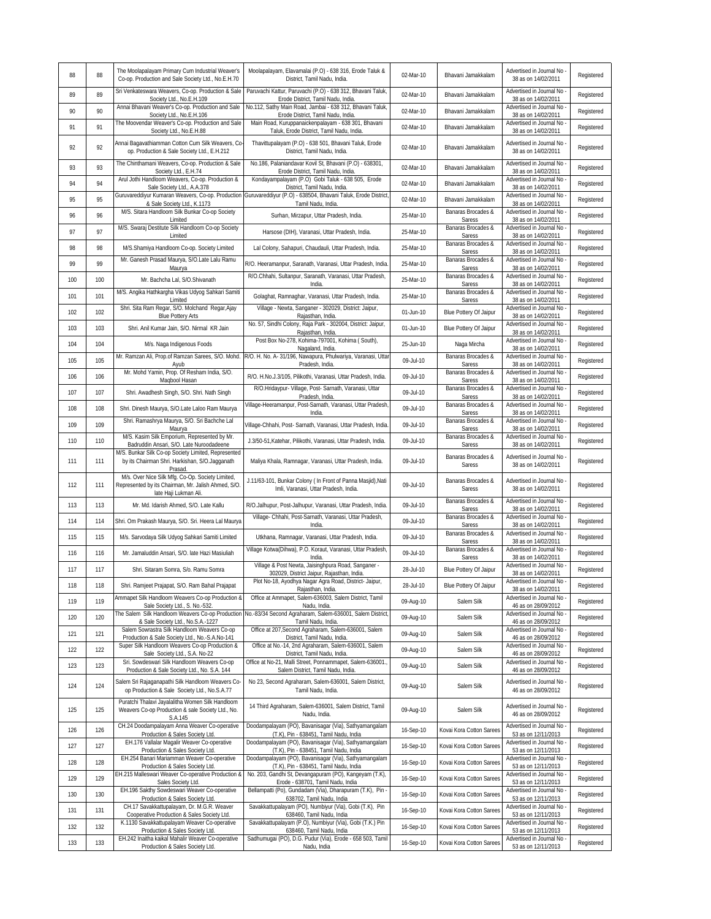| 88 | 88 | The Moolapalayam Primary Cum Industrial Weaver's Co-op. Production and Sale Society Ltd., No.E.H.70 | Moolapalayam, Elavamalai (P.O) - 638 316, Erode Taluk & District, Tamil Nadu, India. | 02-Mar-10 | Bhavani Jamakkalam | Advertised in Journal No - 38 as on 14/02/2011 | Registered |
|---|---|---|---|---|---|---|---|
| 89 | 89 | Sri Venkateswara Weavers, Co-op. Production & Sale Society Ltd., No.E.H.109 | Paruvachi Kattur, Paruvachi (P.O) - 638 312, Bhavani Taluk, Erode District, Tamil Nadu, India. | 02-Mar-10 | Bhavani Jamakkalam | Advertised in Journal No - 38 as on 14/02/2011 | Registered |
| 90 | 90 | Annai Bhavani Weaver's Co-op. Production and Sale Society Ltd., No.E.H.106 | No.112, Sathy Main Road, Jambai - 638 312, Bhavani Taluk, Erode District, Tamil Nadu, India. | 02-Mar-10 | Bhavani Jamakkalam | Advertised in Journal No - 38 as on 14/02/2011 | Registered |
| 91 | 91 | The Moovendar Weaver's Co-op. Production and Sale Society Ltd., No.E.H.88 | Main Road, Kuruppanaickenpalayam - 638 301, Bhavani Taluk, Erode District, Tamil Nadu, India. | 02-Mar-10 | Bhavani Jamakkalam | Advertised in Journal No - 38 as on 14/02/2011 | Registered |
| 92 | 92 | Annai Bagavathiamman Cotton Cum Silk Weavers, Co-op. Production & Sale Society Ltd., E.H.212 | Thavittupalayam (P.O) - 638 501, Bhavani Taluk, Erode District, Tamil Nadu, India. | 02-Mar-10 | Bhavani Jamakkalam | Advertised in Journal No - 38 as on 14/02/2011 | Registered |
| 93 | 93 | The Chinthamani Weavers, Co-op. Production & Sale Society Ltd., E.H.74 | No.186, Palaniandavar Kovil St, Bhavani (P.O) - 638301, Erode District, Tamil Nadu, India. | 02-Mar-10 | Bhavani Jamakkalam | Advertised in Journal No - 38 as on 14/02/2011 | Registered |
| 94 | 94 | Arul Jothi Handloom Weavers, Co-op. Production & Sale Society Ltd., A.A.378 | Kondayampalayam (P.O) Gobi Taluk - 638 505, Erode District, Tamil Nadu, India. | 02-Mar-10 | Bhavani Jamakkalam | Advertised in Journal No - 38 as on 14/02/2011 | Registered |
| 95 | 95 | Guruvareddiyur Kumaran Weavers, Co-op. Production & Sale Society Ltd., K.1173 | Guruvareddiyur (P.O) - 638504, Bhavani Taluk, Erode District, Tamil Nadu, India. | 02-Mar-10 | Bhavani Jamakkalam | Advertised in Journal No - 38 as on 14/02/2011 | Registered |
| 96 | 96 | M/S. Sitara Handloom Silk Bunkar Co-op Society Limited | Surhan, Mirzapur, Uttar Pradesh, India. | 25-Mar-10 | Banaras Brocades & Saress | Advertised in Journal No - 38 as on 14/02/2011 | Registered |
| 97 | 97 | M/S. Swaraj Destitute Silk Handloom Co-op Society Limited | Harsose (DIH), Varanasi, Uttar Pradesh, India. | 25-Mar-10 | Banaras Brocades & Saress | Advertised in Journal No - 38 as on 14/02/2011 | Registered |
| 98 | 98 | M/S.Shamiya Handloom Co-op. Society Limited | Lal Colony, Sahapuri, Chaudauli, Uttar Pradesh, India. | 25-Mar-10 | Banaras Brocades & Saress | Advertised in Journal No - 38 as on 14/02/2011 | Registered |
| 99 | 99 | Mr. Ganesh Prasad Maurya, S/O.Late Lalu Ramu Maurya | R/O. Heeramanpur, Saranath, Varanasi, Uttar Pradesh, India. | 25-Mar-10 | Banaras Brocades & Saress | Advertised in Journal No - 38 as on 14/02/2011 | Registered |
| 100 | 100 | Mr. Bachcha Lal, S/O.Shivanath | R/O.Chhahi, Sultanpur, Saranath, Varanasi, Uttar Pradesh, India. | 25-Mar-10 | Banaras Brocades & Saress | Advertised in Journal No - 38 as on 14/02/2011 | Registered |
| 101 | 101 | M/S. Angika Hathkargha Vikas Udyog Sahkari Samiti Limited | Golaghat, Ramnaghar, Varanasi, Uttar Pradesh, India. | 25-Mar-10 | Banaras Brocades & Saress | Advertised in Journal No - 38 as on 14/02/2011 | Registered |
| 102 | 102 | Shri. Sita Ram Regar, S/O. Molchand Regar,Ajay Blue Pottery Arts | Village - Newta, Sanganer - 302029, District: Jaipur, Rajasthan, India. | 01-Jun-10 | Blue Pottery Of Jaipur | Advertised in Journal No - 38 as on 14/02/2011 | Registered |
| 103 | 103 | Shri. Anil Kumar Jain, S/O. Nirmal KR Jain | No. 57, Sindhi Colony, Raja Park - 302004, District: Jaipur, Rajasthan, India. | 01-Jun-10 | Blue Pottery Of Jaipur | Advertised in Journal No - 38 as on 14/02/2011 | Registered |
| 104 | 104 | M/s. Naga Indigenous Foods | Post Box No-278, Kohima-797001, Kohima ( South), Nagaland, India. | 25-Jun-10 | Naga Mircha | Advertised in Journal No - 38 as on 14/02/2011 | Registered |
| 105 | 105 | Mr. Ramzan Ali, Prop.of Ramzan Sarees, S/O. Mohd. Ayub | R/O. H. No. A- 31/196, Nawapura, Phulwariya, Varanasi, Uttar Pradesh, India. | 09-Jul-10 | Banaras Brocades & Saress | Advertised in Journal No - 38 as on 14/02/2011 | Registered |
| 106 | 106 | Mr. Mohd Yamin, Prop. Of Resham India, S/O. Maqbool Hasan | R/O. H.No.J.3/105, Pilikothi, Varanasi, Uttar Pradesh, India. | 09-Jul-10 | Banaras Brocades & Saress | Advertised in Journal No - 38 as on 14/02/2011 | Registered |
| 107 | 107 | Shri. Awadhesh Singh, S/O. Shri. Nath Singh | R/O.Hridaypur- Village, Post- Sarnath, Varanasi, Uttar Pradesh, India. | 09-Jul-10 | Banaras Brocades & Saress | Advertised in Journal No - 38 as on 14/02/2011 | Registered |
| 108 | 108 | Shri. Dinesh Maurya, S/O.Late Laloo Ram Maurya | Village-Heeramanpur, Post-Sarnath, Varanasi, Uttar Pradesh, India. | 09-Jul-10 | Banaras Brocades & Saress | Advertised in Journal No - 38 as on 14/02/2011 | Registered |
| 109 | 109 | Shri. Ramashrya Maurya, S/O. Sri Bachche Lal Maurya | Village-Chhahi, Post- Sarnath, Varanasi, Uttar Pradesh, India. | 09-Jul-10 | Banaras Brocades & Saress | Advertised in Journal No - 38 as on 14/02/2011 | Registered |
| 110 | 110 | M/S. Kasim Silk Emporium, Represented by Mr. Badruddin Ansari, S/O. Late Nuroodadeene | J.3/50-51,Katehar, Pilikothi, Varanasi, Uttar Pradesh, India. | 09-Jul-10 | Banaras Brocades & Saress | Advertised in Journal No - 38 as on 14/02/2011 | Registered |
| 111 | 111 | M/S. Bunkar Silk Co-op Society Limited, Represented by its Chairman Shri. Harkishan, S/O.Jagganath Prasad. | Maliya Khala, Ramnagar, Varanasi, Uttar Pradesh, India. | 09-Jul-10 | Banaras Brocades & Saress | Advertised in Journal No - 38 as on 14/02/2011 | Registered |
| 112 | 111 | M/s. Over Nice Silk Mfg. Co-Op. Society Limited, Represented by its Chairman, Mr. Jalish Ahmed, S/O. late Haji Lukman Ali. | J.11/63-101, Bunkar Colony ( In Front of Panna Masjid),Nati Imli, Varanasi, Uttar Pradesh, India. | 09-Jul-10 | Banaras Brocades & Saress | Advertised in Journal No - 38 as on 14/02/2011 | Registered |
| 113 | 113 | Mr. Md. Idarish Ahmed, S/O. Late Kallu | R/O.Jalhupur, Post-Jalhupur, Varanasi, Uttar Pradesh, India. | 09-Jul-10 | Banaras Brocades & Saress | Advertised in Journal No - 38 as on 14/02/2011 | Registered |
| 114 | 114 | Shri. Om Prakash Maurya, S/O. Sri. Heera Lal Maurya | Village- Chhahi, Post-Sarnath, Varanasi, Uttar Pradesh, India. | 09-Jul-10 | Banaras Brocades & Saress | Advertised in Journal No - 38 as on 14/02/2011 | Registered |
| 115 | 115 | M/s. Sarvodaya Silk Udyog Sahkari Samiti Limited | Utkhana, Ramnagar, Varanasi, Uttar Pradesh, India. | 09-Jul-10 | Banaras Brocades & Saress | Advertised in Journal No - 38 as on 14/02/2011 | Registered |
| 116 | 116 | Mr. Jamaluddin Ansari, S/O. late Hazi Masiuliah | Village Kotwa(Dihwa), P.O. Koraut, Varanasi, Uttar Pradesh, India. | 09-Jul-10 | Banaras Brocades & Saress | Advertised in Journal No - 38 as on 14/02/2011 | Registered |
| 117 | 117 | Shri. Sitaram Somra, S/o. Ramu Somra | Village & Post Newta, Jaisinghpura Road, Sanganer - 302029, District Jaipur, Rajasthan, India. | 28-Jul-10 | Blue Pottery Of Jaipur | Advertised in Journal No - 38 as on 14/02/2011 | Registered |
| 118 | 118 | Shri. Ramjeet Prajapat, S/O. Ram Bahal Prajapat | Plot No-18, Ayodhya Nagar Agra Road, District- Jaipur, Rajasthan, India. | 28-Jul-10 | Blue Pottery Of Jaipur | Advertised in Journal No - 38 as on 14/02/2011 | Registered |
| 119 | 119 | Ammapet Silk Handloom Weavers Co-op Production & Sale Society Ltd., S. No.-532. | Office at Ammapet, Salem-636003, Salem District, Tamil Nadu, India. | 09-Aug-10 | Salem Silk | Advertised in Journal No - 46 as on 28/09/2012 | Registered |
| 120 | 120 | The Salem Silk Handloom Weavers Co-op Production & Sale Society Ltd., No.S.A.-1227 | No.-83/34 Second Agraharam, Salem-636001, Salem District, Tamil Nadu, India. | 09-Aug-10 | Salem Silk | Advertised in Journal No - 46 as on 28/09/2012 | Registered |
| 121 | 121 | Salem Sowrastra Silk Handloom Weavers Co-op Production & Sale Society Ltd., No.-S.A.No-141 | Office at 207,Second Agraharam, Salem-636001, Salem District, Tamil Nadu, India. | 09-Aug-10 | Salem Silk | Advertised in Journal No - 46 as on 28/09/2012 | Registered |
| 122 | 122 | Super Silk Handloom Weavers Co-op Production & Sale Society Ltd., S.A. No-22 | Office at No.-14, 2nd Agraharam, Salem-636001, Salem District, Tamil Nadu, India. | 09-Aug-10 | Salem Silk | Advertised in Journal No - 46 as on 28/09/2012 | Registered |
| 123 | 123 | Sri. Sowdeswari Silk Handloom Weavers Co-op Production & Sale Society Ltd., No. S.A. 144 | Office at No-21, Malli Street, Ponnammapet, Salem-636001., Salem District, Tamil Nadu, India. | 09-Aug-10 | Salem Silk | Advertised in Journal No - 46 as on 28/09/2012 | Registered |
| 124 | 124 | Salem Sri Rajaganapathi Silk Handloom Weavers Co-op Production & Sale Society Ltd., No.S.A.77 | No 23, Second Agraharam, Salem-636001, Salem District, Tamil Nadu, India. | 09-Aug-10 | Salem Silk | Advertised in Journal No - 46 as on 28/09/2012 | Registered |
| 125 | 125 | Puratchi Thalavi Jayalalitha Women Silk Handloom Weavers Co-op Production & sale Society Ltd., No. S.A.145 | 14 Third Agraharam, Salem-636001, Salem District, Tamil Nadu, India. | 09-Aug-10 | Salem Silk | Advertised in Journal No - 46 as on 28/09/2012 | Registered |
| 126 | 126 | CH.24 Doodampalayam Anna Weaver Co-operative Production & Sales Society Ltd. | Doodampalayam (PO), Bavanisagar (Via), Sathyamangalam (T.K), Pin - 638451, Tamil Nadu, India | 16-Sep-10 | Kovai Kora Cotton Sarees | Advertised in Journal No - 53 as on 12/11/2013 | Registered |
| 127 | 127 | EH.176 Vallalar Magalir Weaver Co-operative Production & Sales Society Ltd. | Doodampalayam (PO), Bavanisagar (Via), Sathyamangalam (T.K), Pin - 638451, Tamil Nadu, India | 16-Sep-10 | Kovai Kora Cotton Sarees | Advertised in Journal No - 53 as on 12/11/2013 | Registered |
| 128 | 128 | EH.254 Banari Mariamman Weaver Co-operative Production & Sales Society Ltd. | Doodampalayam (PO), Bavanisagar (Via), Sathyamangalam (T.K), Pin - 638451, Tamil Nadu, India | 16-Sep-10 | Kovai Kora Cotton Sarees | Advertised in Journal No - 53 as on 12/11/2013 | Registered |
| 129 | 129 | EH.215 Malleswari Weaver Co-operative Production & Sales Society Ltd. | No. 203, Gandhi St, Devangapuram (PO), Kangeyam (T.K), Erode - 638701, Tamil Nadu, India | 16-Sep-10 | Kovai Kora Cotton Sarees | Advertised in Journal No - 53 as on 12/11/2013 | Registered |
| 130 | 130 | EH.196 Sakthy Sowdeswari Weaver Co-operative Production & Sales Society Ltd. | Bellampatti (Po), Gundadam (Via), Dharapuram (T.K), Pin - 638702, Tamil Nadu, India | 16-Sep-10 | Kovai Kora Cotton Sarees | Advertised in Journal No - 53 as on 12/11/2013 | Registered |
| 131 | 131 | CH.17 Savakkattupalayam, Dr. M.G.R. Weaver Cooperative Production & Sales Society Ltd. | Savakkattupalayam (PO), Numbiyur (Via), Gobi (T.K), Pin 638460, Tamil Nadu, India | 16-Sep-10 | Kovai Kora Cotton Sarees | Advertised in Journal No - 53 as on 12/11/2013 | Registered |
| 132 | 132 | K.1130 Savakkattupalayam Weaver Co-operative Production & Sales Society Ltd. | Savakkattupalayam (P.O), Numbiyur (Via), Gobi (T.K.) Pin 638460, Tamil Nadu, India | 16-Sep-10 | Kovai Kora Cotton Sarees | Advertised in Journal No - 53 as on 12/11/2013 | Registered |
| 133 | 133 | EH.242 Inaitha kaikal Mahalir Weaver Co-operative Production & Sales Society Ltd. | Sadhumugai (PO), D.G. Pudur (Via), Erode - 658 503, Tamil Nadu, India | 16-Sep-10 | Kovai Kora Cotton Sarees | Advertised in Journal No - 53 as on 12/11/2013 | Registered |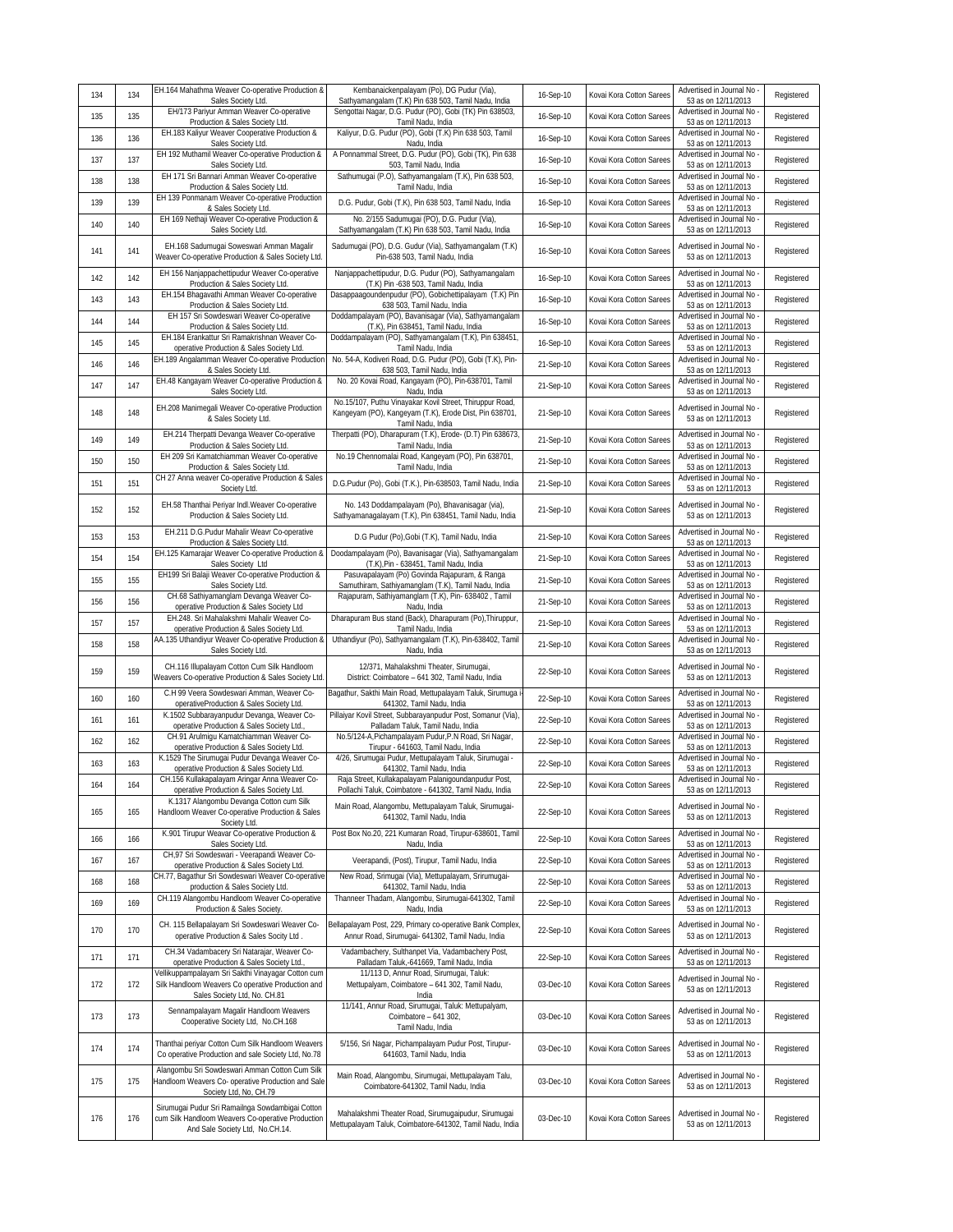| 134 | 134 | EH.164 Mahathma Weaver Co-operative Production & Sales Society Ltd. | Kembanaickenpalayam (Po), DG Pudur (Via), Sathyamangalam (T.K) Pin 638 503, Tamil Nadu, India | 16-Sep-10 | Kovai Kora Cotton Sarees | Advertised in Journal No - 53 as on 12/11/2013 | Registered |
|---|---|---|---|---|---|---|---|
| 135 | 135 | EH/173 Pariyur Amman Weaver Co-operative Production & Sales Society Ltd. | Sengottai Nagar, D.G. Pudur (PO), Gobi (TK) Pin 638503, Tamil Nadu, India | 16-Sep-10 | Kovai Kora Cotton Sarees | Advertised in Journal No - 53 as on 12/11/2013 | Registered |
| 136 | 136 | EH.183 Kaliyur Weaver Cooperative Production & Sales Society Ltd. | Kaliyur, D.G. Pudur (PO), Gobi (T.K) Pin 638 503, Tamil Nadu, India | 16-Sep-10 | Kovai Kora Cotton Sarees | Advertised in Journal No - 53 as on 12/11/2013 | Registered |
| 137 | 137 | EH 192 Muthamil Weaver Co-operative Production & Sales Society Ltd. | A Ponnammal Street, D.G. Pudur (PO), Gobi (TK), Pin 638 503, Tamil Nadu, India | 16-Sep-10 | Kovai Kora Cotton Sarees | Advertised in Journal No - 53 as on 12/11/2013 | Registered |
| 138 | 138 | EH 171 Sri Bannari Amman Weaver Co-operative Production & Sales Society Ltd. | Sathumugai (P.O), Sathyamangalam (T.K), Pin 638 503, Tamil Nadu, India | 16-Sep-10 | Kovai Kora Cotton Sarees | Advertised in Journal No - 53 as on 12/11/2013 | Registered |
| 139 | 139 | EH 139 Ponmanam Weaver Co-operative Production & Sales Society Ltd. | D.G. Pudur, Gobi (T.K), Pin 638 503, Tamil Nadu, India | 16-Sep-10 | Kovai Kora Cotton Sarees | Advertised in Journal No - 53 as on 12/11/2013 | Registered |
| 140 | 140 | EH 169 Nethaji Weaver Co-operative Production & Sales Society Ltd. | No. 2/155 Sadumugai (PO), D.G. Pudur (Via), Sathyamangalam (T.K) Pin 638 503, Tamil Nadu, India | 16-Sep-10 | Kovai Kora Cotton Sarees | Advertised in Journal No - 53 as on 12/11/2013 | Registered |
| 141 | 141 | EH.168 Sadumugai Soweswari Amman Magalir Weaver Co-operative Production & Sales Society Ltd. | Sadumugai (PO), D.G. Gudur (Via), Sathyamangalam (T.K) Pin-638 503, Tamil Nadu, India | 16-Sep-10 | Kovai Kora Cotton Sarees | Advertised in Journal No - 53 as on 12/11/2013 | Registered |
| 142 | 142 | EH 156 Nanjappachettipudur Weaver Co-operative Production & Sales Society Ltd. | Nanjappachettipudur, D.G. Pudur (PO), Sathyamangalam (T.K) Pin -638 503, Tamil Nadu, India | 16-Sep-10 | Kovai Kora Cotton Sarees | Advertised in Journal No - 53 as on 12/11/2013 | Registered |
| 143 | 143 | EH.154 Bhagavathi Amman Weaver Co-operative Production & Sales Society Ltd. | Dasappaagoundenpudur (PO), Gobichettipalayam (T.K) Pin 638 503, Tamil Nadu, India | 16-Sep-10 | Kovai Kora Cotton Sarees | Advertised in Journal No - 53 as on 12/11/2013 | Registered |
| 144 | 144 | EH 157 Sri Sowdeswari Weaver Co-operative Production & Sales Society Ltd. | Doddampalayam (PO), Bavanisagar (Via), Sathyamangalam (T.K), Pin 638451, Tamil Nadu, India | 16-Sep-10 | Kovai Kora Cotton Sarees | Advertised in Journal No - 53 as on 12/11/2013 | Registered |
| 145 | 145 | EH.184 Erankattur Sri Ramakrishnan Weaver Co-operative Production & Sales Society Ltd. | Doddampalayam (PO), Sathyamangalam (T.K), Pin 638451, Tamil Nadu, India | 16-Sep-10 | Kovai Kora Cotton Sarees | Advertised in Journal No - 53 as on 12/11/2013 | Registered |
| 146 | 146 | EH.189 Angalamman Weaver Co-operative Production & Sales Society Ltd. | No. 54-A, Kodiveri Road, D.G. Pudur (PO), Gobi (T.K), Pin-638 503, Tamil Nadu, India | 21-Sep-10 | Kovai Kora Cotton Sarees | Advertised in Journal No - 53 as on 12/11/2013 | Registered |
| 147 | 147 | EH.48 Kangayam Weaver Co-operative Production & Sales Society Ltd. | No. 20 Kovai Road, Kangayam (PO), Pin-638701, Tamil Nadu, India | 21-Sep-10 | Kovai Kora Cotton Sarees | Advertised in Journal No - 53 as on 12/11/2013 | Registered |
| 148 | 148 | EH.208 Manimegali Weaver Co-operative Production & Sales Society Ltd. | No.15/107, Puthu Vinayakar Kovil Street, Thiruppur Road, Kangeyam (PO), Kangeyam (T.K), Erode Dist, Pin 638701, Tamil Nadu, India | 21-Sep-10 | Kovai Kora Cotton Sarees | Advertised in Journal No - 53 as on 12/11/2013 | Registered |
| 149 | 149 | EH.214 Therpatti Devanga Weaver Co-operative Production & Sales Society Ltd. | Therpatti (PO), Dharapuram (T.K), Erode- (D.T) Pin 638673, Tamil Nadu, India | 21-Sep-10 | Kovai Kora Cotton Sarees | Advertised in Journal No - 53 as on 12/11/2013 | Registered |
| 150 | 150 | EH 209 Sri Kamatchiamman Weaver Co-operative Production & Sales Society Ltd. | No.19 Chennomalai Road, Kangeyam (PO), Pin 638701, Tamil Nadu, India | 21-Sep-10 | Kovai Kora Cotton Sarees | Advertised in Journal No - 53 as on 12/11/2013 | Registered |
| 151 | 151 | CH 27 Anna weaver Co-operative Production & Sales Society Ltd. | D.G.Pudur (Po), Gobi (T.K.), Pin-638503, Tamil Nadu, India | 21-Sep-10 | Kovai Kora Cotton Sarees | Advertised in Journal No - 53 as on 12/11/2013 | Registered |
| 152 | 152 | EH.58 Thanthai Periyar Indl.Weaver Co-operative Production & Sales Society Ltd. | No. 143 Doddampalayam (Po), Bhavanisagar (via), Sathyamanagalayam (T.K), Pin 638451, Tamil Nadu, India | 21-Sep-10 | Kovai Kora Cotton Sarees | Advertised in Journal No - 53 as on 12/11/2013 | Registered |
| 153 | 153 | EH.211 D.G.Pudur Mahalir Weavr Co-operative Production & Sales Society Ltd. | D.G Pudur (Po),Gobi (T.K), Tamil Nadu, India | 21-Sep-10 | Kovai Kora Cotton Sarees | Advertised in Journal No - 53 as on 12/11/2013 | Registered |
| 154 | 154 | EH.125 Kamarajar Weaver Co-operative Production & Sales Society Ltd | Doodampalayam (Po), Bavanisagar (Via), Sathyamangalam (T.K),Pin - 638451, Tamil Nadu, India | 21-Sep-10 | Kovai Kora Cotton Sarees | Advertised in Journal No - 53 as on 12/11/2013 | Registered |
| 155 | 155 | EH199 Sri Balaji Weaver Co-operative Production & Sales Society Ltd. | Pasuvapalayam (Po) Govinda Rajapuram, & Ranga Samuthiram, Sathiyamanglam (T.K), Tamil Nadu, India | 21-Sep-10 | Kovai Kora Cotton Sarees | Advertised in Journal No - 53 as on 12/11/2013 | Registered |
| 156 | 156 | CH.68 Sathiyamanglam Devanga Weaver Co-operative Production & Sales Society Ltd | Rajapuram, Sathiyamanglam (T.K), Pin- 638402 , Tamil Nadu, India | 21-Sep-10 | Kovai Kora Cotton Sarees | Advertised in Journal No - 53 as on 12/11/2013 | Registered |
| 157 | 157 | EH.248. Sri Mahalakshmi Mahalir Weaver Co-operative Production & Sales Society Ltd. | Dharapuram Bus stand (Back), Dharapuram (Po),Thiruppur, Tamil Nadu, India | 21-Sep-10 | Kovai Kora Cotton Sarees | Advertised in Journal No - 53 as on 12/11/2013 | Registered |
| 158 | 158 | AA.135 Uthandiyur Weaver Co-operative Production & Sales Society Ltd. | Uthandiyur (Po), Sathyamangalam (T.K), Pin-638402, Tamil Nadu, India | 21-Sep-10 | Kovai Kora Cotton Sarees | Advertised in Journal No - 53 as on 12/11/2013 | Registered |
| 159 | 159 | CH.116 Illupalayam Cotton Cum Silk Handloom Weavers Co-operative Production & Sales Society Ltd. | 12/371, Mahalakshmi Theater, Sirumugai, District: Coimbatore – 641 302, Tamil Nadu, India | 22-Sep-10 | Kovai Kora Cotton Sarees | Advertised in Journal No - 53 as on 12/11/2013 | Registered |
| 160 | 160 | C.H 99 Veera Sowdeswari Amman, Weaver Co-operativeProduction & Sales Society Ltd. | Bagathur, Sakthi Main Road, Mettupalayam Taluk, Sirumuga i-641302, Tamil Nadu, India | 22-Sep-10 | Kovai Kora Cotton Sarees | Advertised in Journal No - 53 as on 12/11/2013 | Registered |
| 161 | 161 | K.1502 Subbarayanpudur Devanga, Weaver Co-operative Production & Sales Society Ltd., | Pillaiyar Kovil Street, Subbarayanpudur Post, Somanur (Via), Palladam Taluk, Tamil Nadu, India | 22-Sep-10 | Kovai Kora Cotton Sarees | Advertised in Journal No - 53 as on 12/11/2013 | Registered |
| 162 | 162 | CH.91 Arulmigu Kamatchiamman Weaver Co-operative Production & Sales Society Ltd. | No.5/124-A,Pichampalayam Pudur,P.N Road, Sri Nagar, Tirupur - 641603, Tamil Nadu, India | 22-Sep-10 | Kovai Kora Cotton Sarees | Advertised in Journal No - 53 as on 12/11/2013 | Registered |
| 163 | 163 | K.1529 The Sirumugai Pudur Devanga Weaver Co-operative Production & Sales Society Ltd., | 4/26, Sirumugai Pudur, Mettupalayam Taluk, Sirumugai - 641302, Tamil Nadu, India | 22-Sep-10 | Kovai Kora Cotton Sarees | Advertised in Journal No - 53 as on 12/11/2013 | Registered |
| 164 | 164 | CH.156 Kullakapalayam Aringar Anna Weaver Co-operative Production & Sales Society Ltd. | Raja Street, Kullakapalayam Palanigoundanpudur Post, Pollachi Taluk, Coimbatore - 641302, Tamil Nadu, India | 22-Sep-10 | Kovai Kora Cotton Sarees | Advertised in Journal No - 53 as on 12/11/2013 | Registered |
| 165 | 165 | K.1317 Alangombu Devanga Cotton cum Silk Handloom Weaver Co-operative Production & Sales Society Ltd. | Main Road, Alangombu, Mettupalayam Taluk, Sirumugai-641302, Tamil Nadu, India | 22-Sep-10 | Kovai Kora Cotton Sarees | Advertised in Journal No - 53 as on 12/11/2013 | Registered |
| 166 | 166 | K.901 Tirupur Weavar Co-operative Production & Sales Society Ltd. | Post Box No.20, 221 Kumaran Road, Tirupur-638601, Tamil Nadu, India | 22-Sep-10 | Kovai Kora Cotton Sarees | Advertised in Journal No - 53 as on 12/11/2013 | Registered |
| 167 | 167 | CH,97 Sri Sowdeswari - Veerapandi Weaver Co-operative Production & Sales Society Ltd. | Veerapandi, (Post), Tirupur, Tamil Nadu, India | 22-Sep-10 | Kovai Kora Cotton Sarees | Advertised in Journal No - 53 as on 12/11/2013 | Registered |
| 168 | 168 | CH.77, Bagathur Sri Sowdeswari Weaver Co-operative production & Sales Society Ltd. | New Road, Srimugai (Via), Mettupalayam, Srirumugai-641302, Tamil Nadu, India | 22-Sep-10 | Kovai Kora Cotton Sarees | Advertised in Journal No - 53 as on 12/11/2013 | Registered |
| 169 | 169 | CH.119 Alangombu Handloom Weaver Co-operative Production & Sales Society. | Thanneer Thadam, Alangombu, Sirumugai-641302, Tamil Nadu, India | 22-Sep-10 | Kovai Kora Cotton Sarees | Advertised in Journal No - 53 as on 12/11/2013 | Registered |
| 170 | 170 | CH. 115 Bellapalayam Sri Sowdeswari Weaver Co-operative Production & Sales Socity Ltd . | Bellapalayam Post, 229, Primary co-operative Bank Complex, Annur Road, Sirumugai- 641302, Tamil Nadu, India | 22-Sep-10 | Kovai Kora Cotton Sarees | Advertised in Journal No - 53 as on 12/11/2013 | Registered |
| 171 | 171 | CH.34 Vadambacery Sri Natarajar, Weaver Co-operative Production & Sales Society Ltd., | Vadambachery, Sulthanpet Via, Vadambachery Post, Palladam Taluk,-641669, Tamil Nadu, India | 22-Sep-10 | Kovai Kora Cotton Sarees | Advertised in Journal No - 53 as on 12/11/2013 | Registered |
| 172 | 172 | Vellikuppampalayam Sri Sakthi Vinayagar Cotton cum Silk Handloom Weavers Co operative Production and Sales Society Ltd, No. CH.81 | 11/113 D, Annur Road, Sirumugai, Taluk: Mettupalyam, Coimbatore – 641 302, Tamil Nadu, India | 03-Dec-10 | Kovai Kora Cotton Sarees | Advertised in Journal No - 53 as on 12/11/2013 | Registered |
| 173 | 173 | Sennampalayam Magalir Handloom Weavers Cooperative Society Ltd, No.CH.168 | 11/141, Annur Road, Sirumugai, Taluk: Mettupalyam, Coimbatore – 641 302, Tamil Nadu, India | 03-Dec-10 | Kovai Kora Cotton Sarees | Advertised in Journal No - 53 as on 12/11/2013 | Registered |
| 174 | 174 | Thanthai periyar Cotton Cum Silk Handloom Weavers Co operative Production and sale Society Ltd, No.78 | 5/156, Sri Nagar, Pichampalayam Pudur Post, Tirupur-641603, Tamil Nadu, India | 03-Dec-10 | Kovai Kora Cotton Sarees | Advertised in Journal No - 53 as on 12/11/2013 | Registered |
| 175 | 175 | Alangombu Sri Sowdeswari Amman Cotton Cum Silk Handloom Weavers Co- operative Production and Sale Society Ltd, No, CH.79 | Main Road, Alangombu, Sirumugai, Mettupalayam Talu, Coimbatore-641302, Tamil Nadu, India | 03-Dec-10 | Kovai Kora Cotton Sarees | Advertised in Journal No - 53 as on 12/11/2013 | Registered |
| 176 | 176 | Sirumugai Pudur Sri Ramailnga Sowdambigai Cotton cum Silk Handloom Weavers Co-operative Production And Sale Society Ltd, No.CH.14. | Mahalakshmi Theater Road, Sirumugaipudur, Sirumugai Mettupalayam Taluk, Coimbatore-641302, Tamil Nadu, India | 03-Dec-10 | Kovai Kora Cotton Sarees | Advertised in Journal No - 53 as on 12/11/2013 | Registered |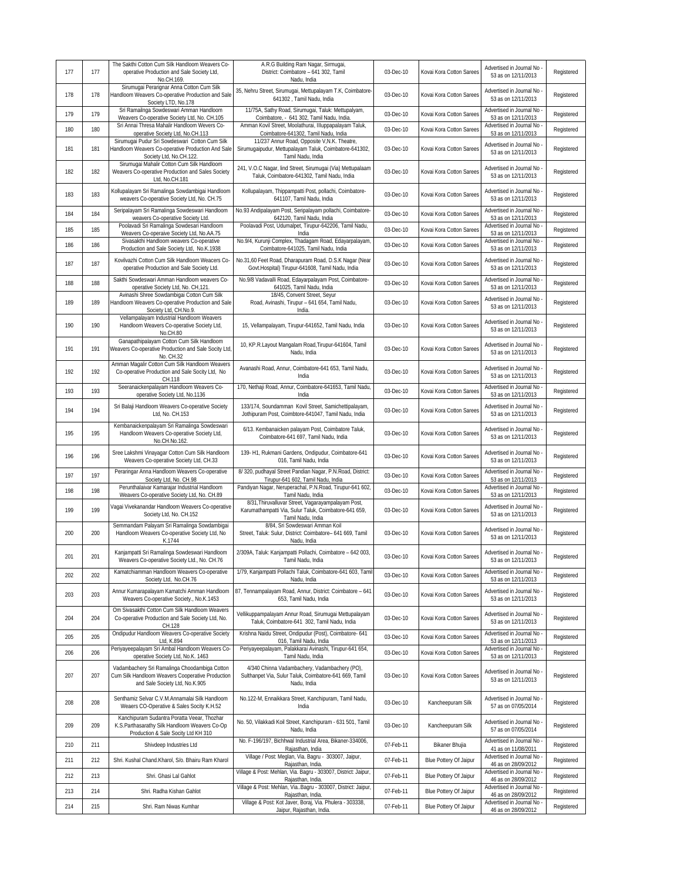| 177 | 177 | The Sakthi Cotton Cum Silk Handloom Weavers Co-operative Production and Sale Society Ltd, No.CH.169. | A.R.G Building Ram Nagar, Sirmugai, District: Coimbatore – 641 302, Tamil Nadu, India | 03-Dec-10 | Kovai Kora Cotton Sarees | Advertised in Journal No - 53 as on 12/11/2013 | Registered |
|---|---|---|---|---|---|---|---|
| 178 | 178 | Sirumugai Perarignar Anna Cotton Cum Silk Handloom Weavers Co-operative Production and Sale Society LTD, No.178 | 35, Nehru Street, Sirumugai, Mettupalayam T.K, Coimbatore-641302 , Tamil Nadu, India | 03-Dec-10 | Kovai Kora Cotton Sarees | Advertised in Journal No - 53 as on 12/11/2013 | Registered |
| 179 | 179 | Sri Ramailnga Sowdeswari Amman Handloom Weavers Co-operative Society Ltd, No. CH.105 | 11/75A, Sathy Road, Sirumugai, Taluk: Mettupalyam, Coimbatore, - 641 302, Tamil Nadu, India. | 03-Dec-10 | Kovai Kora Cotton Sarees | Advertised in Journal No - 53 as on 12/11/2013 | Registered |
| 180 | 180 | Sri Annai Thresa Mahalir Handloom Wevers Co-operative Society Ltd, No.CH.113 | Amman Kovil Street, Moolathurai, Illuppapalayam Taluk, Coimbatore-641302, Tamil Nadu, India | 03-Dec-10 | Kovai Kora Cotton Sarees | Advertised in Journal No - 53 as on 12/11/2013 | Registered |
| 181 | 181 | Sirumugai Pudur Sri Sowdeswari Cotton Cum Silk Handloom Weavers Co-operative Production And Sale Society Ltd, No.CH.122. | 11/237 Annur Road, Opposite V,N.K. Theatre, Sirumugaipudur, Mettupalayam Taluk, Coimbatore-641302, Tamil Nadu, India | 03-Dec-10 | Kovai Kora Cotton Sarees | Advertised in Journal No - 53 as on 12/11/2013 | Registered |
| 182 | 182 | Sirumugai Mahalir Cotton Cum Silk Handloom Weavers Co-operative Production and Sales Society Ltd, No.CH.181 | 241, V.O.C Nagar, IInd Street, Sirumugai (Via) Mettupalaam Taluk, Coimbatore-641302, Tamil Nadu, India | 03-Dec-10 | Kovai Kora Cotton Sarees | Advertised in Journal No - 53 as on 12/11/2013 | Registered |
| 183 | 183 | Kollupalayam Sri Ramalinga Sowdambigai Handloom weavers Co-operative Society Ltd, No. CH.75 | Kollupalayam, Thippampatti Post, pollachi, Coimbatore-641107, Tamil Nadu, India | 03-Dec-10 | Kovai Kora Cotton Sarees | Advertised in Journal No - 53 as on 12/11/2013 | Registered |
| 184 | 184 | Seripalayam Sri Ramalinga Sowdeswari Handloom weavers Co-operative Society Ltd. | No.93 Andipalayam Post, Seripalayam pollachi, Coimbatore-642120, Tamil Nadu, India | 03-Dec-10 | Kovai Kora Cotton Sarees | Advertised in Journal No - 53 as on 12/11/2013 | Registered |
| 185 | 185 | Poolavadi Sri Ramalinga Sowdesari Handloom Weavers Co-operaive Society Ltd, No.AA.75 | Poolavadi Post, Udumalpet, Tirupur-642206, Tamil Nadu, India | 03-Dec-10 | Kovai Kora Cotton Sarees | Advertised in Journal No - 53 as on 12/11/2013 | Registered |
| 186 | 186 | Sivasakthi Handloom weavers Co-operative Production and Sale Society Ltd, No.K.1938 | No.9/4, Kurunji Complex, Thadagam Road, Edayarpalayam, Coimbatore-641025, Tamil Nadu, India | 03-Dec-10 | Kovai Kora Cotton Sarees | Advertised in Journal No - 53 as on 12/11/2013 | Registered |
| 187 | 187 | Kovilvazhi Cotton Cum Silk Handloom Weacers Co-operative Production and Sale Society Ltd. | No.31,60 Feet Road, Dharapuram Road, D.S.K Nagar (Near Govt.Hospital) Tirupur-641608, Tamil Nadu, India | 03-Dec-10 | Kovai Kora Cotton Sarees | Advertised in Journal No - 53 as on 12/11/2013 | Registered |
| 188 | 188 | Sakthi Sowdeswari Amman Handloom weavers Co-operative Society Ltd, No. CH,121. | No.9/8 Vadavalli Road, Edayarpalayam Post, Coimbatore-641025, Tamil Nadu, India | 03-Dec-10 | Kovai Kora Cotton Sarees | Advertised in Journal No - 53 as on 12/11/2013 | Registered |
| 189 | 189 | Avinashi Shree Sowdambigai Cotton Cum Silk Handloom Weavers Co-operative Production and Sale Society Ltd, CH.No.9. | 18/45, Convent Street, Seyur Road, Avinashi, Tirupur – 641 654, Tamil Nadu, India. | 03-Dec-10 | Kovai Kora Cotton Sarees | Advertised in Journal No - 53 as on 12/11/2013 | Registered |
| 190 | 190 | Vellampalayam Industrial Handloom Weavers Handloom Weavers Co-operative Society Ltd, No.CH.80 | 15, Vellampalayam, Tirupur-641652, Tamil Nadu, India | 03-Dec-10 | Kovai Kora Cotton Sarees | Advertised in Journal No - 53 as on 12/11/2013 | Registered |
| 191 | 191 | Ganapathipalayam Cotton Cum Silk Handloom Weavers Co-operative Production and Sale Socity Ltd, No. CH.32 | 10, KP.R.Layout Mangalam Road,Tirupur-641604, Tamil Nadu, India | 03-Dec-10 | Kovai Kora Cotton Sarees | Advertised in Journal No - 53 as on 12/11/2013 | Registered |
| 192 | 192 | Amman Magalir Cotton Cum Silk Handloom Weavers Co-operative Production and Sale Socity Ltd, No CH.118 | Avanashi Road, Annur, Coimbatore-641 653, Tamil Nadu, India | 03-Dec-10 | Kovai Kora Cotton Sarees | Advertised in Journal No - 53 as on 12/11/2013 | Registered |
| 193 | 193 | Seeranaickenpalayam Handloom Weavers Co-operative Society Ltd, No.1136 | 170, Nethaji Road, Annur, Coimbatore-641653, Tamil Nadu, India | 03-Dec-10 | Kovai Kora Cotton Sarees | Advertised in Journal No - 53 as on 12/11/2013 | Registered |
| 194 | 194 | Sri Balaji Handloom Weavers Co-operative Society Ltd, No. CH.153 | 133/174, Soundamman Kovil Street, Samichettipalayam, Jothipuram Post, Coimbtore-641047, Tamil Nadu, India | 03-Dec-10 | Kovai Kora Cotton Sarees | Advertised in Journal No - 53 as on 12/11/2013 | Registered |
| 195 | 195 | Kembanaickenpalayam Sri Ramalinga Sowdeswari Handloom Weavers Co-operative Society Ltd, No.CH.No.162. | 6/13. Kembanaicken palayam Post, Coimbatore Taluk, Coimbatore-641 697, Tamil Nadu, India | 03-Dec-10 | Kovai Kora Cotton Sarees | Advertised in Journal No - 53 as on 12/11/2013 | Registered |
| 196 | 196 | Sree Lakshmi Vinayagar Cotton Cum Silk Handloom Weavers Co-operative Society Ltd, CH.33 | 139- H1, Rukmani Gardens, Ondipudur, Coimbatore-641 016, Tamil Nadu, India | 03-Dec-10 | Kovai Kora Cotton Sarees | Advertised in Journal No - 53 as on 12/11/2013 | Registered |
| 197 | 197 | Peraringar Anna Handloom Weavers Co-operative Society Ltd, No. CH.98 | 8/ 320, pudhayal Street Pandian Nagar, P.N.Road, District: Tirupur-641 602, Tamil Nadu, India | 03-Dec-10 | Kovai Kora Cotton Sarees | Advertised in Journal No - 53 as on 12/11/2013 | Registered |
| 198 | 198 | Perunthalaivar Kamarajar Industrial Handloom Weavers Co-operative Society Ltd, No. CH.89 | Pandiyan Nagar, Neruperachal, P.N.Road, Tirupur-641 602, Tamil Nadu, India | 03-Dec-10 | Kovai Kora Cotton Sarees | Advertised in Journal No - 53 as on 12/11/2013 | Registered |
| 199 | 199 | Vagai Vivekanandar Handloom Weavers Co-operative Society Ltd, No. CH.152 | 8/31,Thiruvalluvar Street, Vagarayampalayam Post, Karumathampatti Via, Sulur Taluk, Coimbatore-641 659, Tamil Nadu, India | 03-Dec-10 | Kovai Kora Cotton Sarees | Advertised in Journal No - 53 as on 12/11/2013 | Registered |
| 200 | 200 | Semmandam Palayam Sri Ramalinga Sowdambigai Handloom Weavers Co-operative Society Ltd, No K.1744 | 8/84, Sri Sowdeswari Amman Koil Street, Taluk: Sulur, District: Coimbatore– 641 669, Tamil Nadu, India | 03-Dec-10 | Kovai Kora Cotton Sarees | Advertised in Journal No - 53 as on 12/11/2013 | Registered |
| 201 | 201 | Kanjampatti Sri Ramalinga Sowdeswari Handloom Weavers Co-operative Society Ltd., No. CH.76 | 2/309A, Taluk: Kanjampatti Pollachi, Coimbatore – 642 003, Tamil Nadu, India | 03-Dec-10 | Kovai Kora Cotton Sarees | Advertised in Journal No - 53 as on 12/11/2013 | Registered |
| 202 | 202 | Kamatchiamman Handloom Weavers Co-operative Society Ltd, No.CH.76 | 1/79, Kanjampatti Pollachi Taluk, Coimbatore-641 603, Tamil Nadu, India | 03-Dec-10 | Kovai Kora Cotton Sarees | Advertised in Journal No - 53 as on 12/11/2013 | Registered |
| 203 | 203 | Annur Kumarapalayam Kamatchi Amman Handloom Weavers Co-operative Society., No.K.1453 | 87, Tennampalayam Road, Annur, District: Coimbatore – 641 653, Tamil Nadu, India | 03-Dec-10 | Kovai Kora Cotton Sarees | Advertised in Journal No - 53 as on 12/11/2013 | Registered |
| 204 | 204 | Om Sivasakthi Cotton Cum Silk Handloom Weavers Co-operative Production and Sale Society Ltd, No. CH.128 | Vellikuppampalayam Annur Road, Sirumugai Mettupalayam Taluk, Coimbatore-641 302, Tamil Nadu, India | 03-Dec-10 | Kovai Kora Cotton Sarees | Advertised in Journal No - 53 as on 12/11/2013 | Registered |
| 205 | 205 | Ondipudur Handloom Weavers Co-operative Society Ltd, K.894 | Krishna Naidu Street, Ondipudur (Post), Coimbatore- 641 016, Tamil Nadu, India | 03-Dec-10 | Kovai Kora Cotton Sarees | Advertised in Journal No - 53 as on 12/11/2013 | Registered |
| 206 | 206 | Periyayeepalayam Sri Ambal Handloom Weavers Co-operative Society Ltd, No.K. 1463 | Periyayeepalayam, Palakkarai Avinashi, Tirupur-641 654, Tamil Nadu, India | 03-Dec-10 | Kovai Kora Cotton Sarees | Advertised in Journal No - 53 as on 12/11/2013 | Registered |
| 207 | 207 | Vadambachery Sri Ramalinga Choodambiga Cotton Cum Silk Handloom Weavers Cooperative Production and Sale Society Ltd, No.K.905 | 4/340 Chinna Vadambachery, Vadambachery (PO), Sulthanpet Via, Sulur Taluk, Coimbatore-641 669, Tamil Nadu, India | 03-Dec-10 | Kovai Kora Cotton Sarees | Advertised in Journal No - 53 as on 12/11/2013 | Registered |
| 208 | 208 | Senthamiz Selvar C.V.M.Annamalai Silk Handloom Weaers CO-Operative & Sales Socity K.K.52 | No.122-M, Ennaikkara Street, Kanchipuram, Tamil Nadu, India | 03-Dec-10 | Kancheepuram Silk | Advertised in Journal No - 57 as on 07/05/2014 | Registered |
| 209 | 209 | Kanchipuram Sudantra Poratta Veear, Thozhar K.S.Parthasarathy Silk Handloom Weavers Co-Op Production & Sale Socity Ltd KH 310 | No. 50, Vilakkadi Koil Street, Kanchipuram - 631 501, Tamil Nadu, India | 03-Dec-10 | Kancheepuram Silk | Advertised in Journal No - 57 as on 07/05/2014 | Registered |
| 210 | 211 | Shivdeep Industries Ltd | No. F-196/197, Bichhwal Industrial Area, Bikaner-334006, Rajasthan, India | 07-Feb-11 | Bikaner Bhujia | Advertised in Journal No - 41 as on 11/08/2011 | Registered |
| 211 | 212 | Shri. Kushal Chand.Kharol, S/o. Bhairu Ram Kharol | Village / Post: Meglan, Via. Bagru - 303007, Jaipur, Rajasthan, India. | 07-Feb-11 | Blue Pottery Of Jaipur | Advertised in Journal No - 46 as on 28/09/2012 | Registered |
| 212 | 213 | Shri. Ghasi Lal Gahlot | Village & Post: Mehlan, Via. Bagru - 303007, District: Jaipur, Rajasthan, India. | 07-Feb-11 | Blue Pottery Of Jaipur | Advertised in Journal No - 46 as on 28/09/2012 | Registered |
| 213 | 214 | Shri. Radha Kishan Gahlot | Village & Post: Mehlan, Via..Bagru - 303007, District: Jaipur, Rajasthan, India. | 07-Feb-11 | Blue Pottery Of Jaipur | Advertised in Journal No - 46 as on 28/09/2012 | Registered |
| 214 | 215 | Shri. Ram Niwas Kumhar | Village & Post: Kot Javer, Boraj, Via. Phulera - 303338, Jaipur, Rajasthan, India. | 07-Feb-11 | Blue Pottery Of Jaipur | Advertised in Journal No - 46 as on 28/09/2012 | Registered |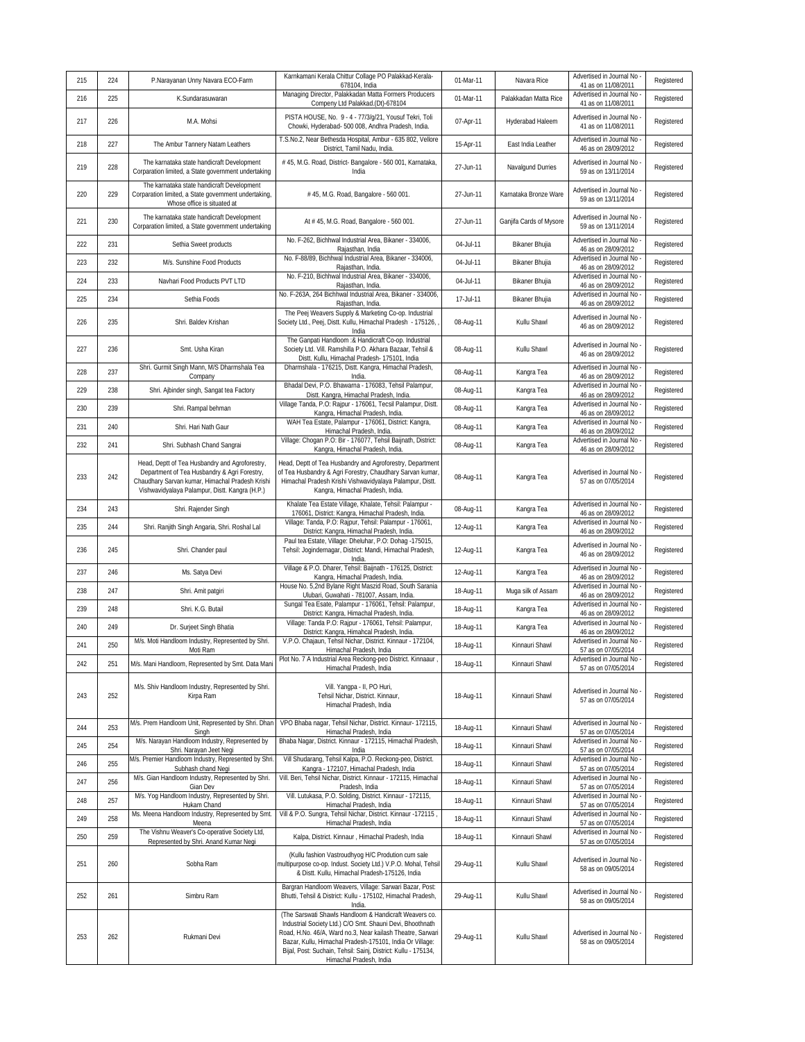| 215 | 224 | P.Narayanan Unny Navara ECO-Farm | Karnkamani Kerala Chittur Collage PO Palakkad-Kerala-678104, India | 01-Mar-11 | Navara Rice | Advertised in Journal No - 41 as on 11/08/2011 | Registered |
|---|---|---|---|---|---|---|---|
| 216 | 225 | K.Sundarasuwaran | Managing Director, Palakkadan Matta Formers Producers Compeny Ltd Palakkad.(Dt)-678104 | 01-Mar-11 | Palakkadan Matta Rice | Advertised in Journal No - 41 as on 11/08/2011 | Registered |
| 217 | 226 | M.A. Mohsi | PISTA HOUSE, No. 9 - 4 - 77/3/g/21, Yousuf Tekri, Toli Chowki, Hyderabad- 500 008, Andhra Pradesh, India. | 07-Apr-11 | Hyderabad Haleem | Advertised in Journal No - 41 as on 11/08/2011 | Registered |
| 218 | 227 | The Ambur Tannery Natam Leathers | T.S.No.2, Near Bethesda Hospital, Ambur - 635 802, Vellore District, Tamil Nadu, India. | 15-Apr-11 | East India Leather | Advertised in Journal No - 46 as on 28/09/2012 | Registered |
| 219 | 228 | The karnataka state handicraft Development Corparation limited, a State government undertaking | # 45, M.G. Road, District- Bangalore - 560 001, Karnataka, India | 27-Jun-11 | Navalgund Durries | Advertised in Journal No - 59 as on 13/11/2014 | Registered |
| 220 | 229 | The karnataka state handicraft Development Corparation limited, a State government undertaking, Whose office is situated at | # 45, M.G. Road, Bangalore - 560 001. | 27-Jun-11 | Karnataka Bronze Ware | Advertised in Journal No - 59 as on 13/11/2014 | Registered |
| 221 | 230 | The karnataka state handicraft Development Corparation limited, a State government undertaking | At # 45, M.G. Road, Bangalore - 560 001. | 27-Jun-11 | Ganjifa Cards of Mysore | Advertised in Journal No - 59 as on 13/11/2014 | Registered |
| 222 | 231 | Sethia Sweet products | No. F-262, Bichhwal Industrial Area, Bikaner - 334006, Rajasthan, India | 04-Jul-11 | Bikaner Bhujia | Advertised in Journal No - 46 as on 28/09/2012 | Registered |
| 223 | 232 | M/s. Sunshine Food Products | No. F-88/89, Bichhwal Industrial Area, Bikaner - 334006, Rajasthan, India. | 04-Jul-11 | Bikaner Bhujia | Advertised in Journal No - 46 as on 28/09/2012 | Registered |
| 224 | 233 | Navhari Food Products PVT LTD | No. F-210, Bichhwal Industrial Area, Bikaner - 334006, Rajasthan, India. | 04-Jul-11 | Bikaner Bhujia | Advertised in Journal No - 46 as on 28/09/2012 | Registered |
| 225 | 234 | Sethia Foods | No. F-263A, 264 Bichhwal Industrial Area, Bikaner - 334006, Rajasthan, India. | 17-Jul-11 | Bikaner Bhujia | Advertised in Journal No - 46 as on 28/09/2012 | Registered |
| 226 | 235 | Shri. Baldev Krishan | The Peej Weavers Supply & Marketing Co-op. Industrial Society Ltd., Peej, Distt. Kullu, Himachal Pradesh - 175126, , India | 08-Aug-11 | Kullu Shawl | Advertised in Journal No - 46 as on 28/09/2012 | Registered |
| 227 | 236 | Smt. Usha Kiran | The Ganpati Handloom :& Handicraft Co-op. Industrial Society Ltd. Vill. Ramshilla P.O. Akhara Bazaar, Tehsil & Distt. Kullu, Himachal Pradesh- 175101, India | 08-Aug-11 | Kullu Shawl | Advertised in Journal No - 46 as on 28/09/2012 | Registered |
| 228 | 237 | Shri. Gurmit Singh Mann, M/S Dharmshala Tea Company | Dharmshala - 176215, Distt. Kangra, Himachal Pradesh, India. | 08-Aug-11 | Kangra Tea | Advertised in Journal No - 46 as on 28/09/2012 | Registered |
| 229 | 238 | Shri. Ajbinder singh, Sangat tea Factory | Bhadal Devi, P.O. Bhawarna - 176083, Tehsil Palampur, Distt. Kangra, Himachal Pradesh, India. | 08-Aug-11 | Kangra Tea | Advertised in Journal No - 46 as on 28/09/2012 | Registered |
| 230 | 239 | Shri. Rampal behman | Village Tanda, P.O: Rajpur - 176061, Tecsil Palampur, Distt. Kangra, Himachal Pradesh, India. | 08-Aug-11 | Kangra Tea | Advertised in Journal No - 46 as on 28/09/2012 | Registered |
| 231 | 240 | Shri. Hari Nath Gaur | WAH Tea Estate, Palampur - 176061, District: Kangra, Himachal Pradesh, India. | 08-Aug-11 | Kangra Tea | Advertised in Journal No - 46 as on 28/09/2012 | Registered |
| 232 | 241 | Shri. Subhash Chand Sangrai | Village: Chogan P.O: Bir - 176077, Tehsil Baijnath, District: Kangra, Himachal Pradesh, India. | 08-Aug-11 | Kangra Tea | Advertised in Journal No - 46 as on 28/09/2012 | Registered |
| 233 | 242 | Head, Deptt of Tea Husbandry and Agroforestry, Department of Tea Husbandry & Agri Forestry, Chaudhary Sarvan kumar, Himachal Pradesh Krishi Vishwavidyalaya Palampur, Distt. Kangra (H.P.) | Head, Deptt of Tea Husbandry and Agroforestry, Department of Tea Husbandry & Agri Forestry, Chaudhary Sarvan kumar, Himachal Pradesh Krishi Vishwavidyalaya Palampur, Distt. Kangra, Himachal Pradesh, India. | 08-Aug-11 | Kangra Tea | Advertised in Journal No - 57 as on 07/05/2014 | Registered |
| 234 | 243 | Shri. Rajender Singh | Khalate Tea Estate Village, Khalate, Tehsil: Palampur - 176061, District: Kangra, Himachal Pradesh, India. | 08-Aug-11 | Kangra Tea | Advertised in Journal No - 46 as on 28/09/2012 | Registered |
| 235 | 244 | Shri. Ranjith Singh Angaria, Shri. Roshal Lal | Village: Tanda, P.O: Rajpur, Tehsil: Palampur - 176061, District: Kangra, Himachal Pradesh, India. | 12-Aug-11 | Kangra Tea | Advertised in Journal No - 46 as on 28/09/2012 | Registered |
| 236 | 245 | Shri. Chander paul | Paul tea Estate, Village: Dheluhar, P.O: Dohag -175015, Tehsil: Jogindernagar, District: Mandi, Himachal Pradesh, India. | 12-Aug-11 | Kangra Tea | Advertised in Journal No - 46 as on 28/09/2012 | Registered |
| 237 | 246 | Ms. Satya Devi | Village & P.O. Dharer, Tehsil: Baijnath - 176125, District: Kangra, Himachal Pradesh, India. | 12-Aug-11 | Kangra Tea | Advertised in Journal No - 46 as on 28/09/2012 | Registered |
| 238 | 247 | Shri. Amit patgiri | House No. 5,2nd Bylane Right Maszid Road, South Sarania Ulubari, Guwahati - 781007, Assam, India. | 18-Aug-11 | Muga silk of Assam | Advertised in Journal No - 46 as on 28/09/2012 | Registered |
| 239 | 248 | Shri. K.G. Butail | Sungal Tea Esate, Palampur - 176061, Tehsil: Palampur, District: Kangra, Himachal Pradesh, India. | 18-Aug-11 | Kangra Tea | Advertised in Journal No - 46 as on 28/09/2012 | Registered |
| 240 | 249 | Dr. Surjeet Singh Bhatia | Village: Tanda P.O: Rajpur - 176061, Tehsil: Palampur, District: Kangra, Himahcal Pradesh, India. | 18-Aug-11 | Kangra Tea | Advertised in Journal No - 46 as on 28/09/2012 | Registered |
| 241 | 250 | M/s. Moti Handloom Industry, Represented by Shri. Moti Ram | V.P.O. Chajaun, Tehsil Nichar, District. Kinnaur - 172104, Himachal Pradesh, India | 18-Aug-11 | Kinnauri Shawl | Advertised in Journal No - 57 as on 07/05/2014 | Registered |
| 242 | 251 | M/s. Mani Handloom, Represented by Smt. Data Mani | Plot No. 7 A Industrial Area Reckong-peo District. Kinnaaur , Himachal Pradesh, India | 18-Aug-11 | Kinnauri Shawl | Advertised in Journal No - 57 as on 07/05/2014 | Registered |
| 243 | 252 | M/s. Shiv Handloom Industry, Represented by Shri. Kirpa Ram | Vill. Yangpa - II, PO Huri, Tehsil Nichar, District. Kinnaur, Himachal Pradesh, India | 18-Aug-11 | Kinnauri Shawl | Advertised in Journal No - 57 as on 07/05/2014 | Registered |
| 244 | 253 | M/s. Prem Handloom Unit, Represented by Shri. Dhan Singh | VPO Bhaba nagar, Tehsil Nichar, District. Kinnaur- 172115, Himachal Pradesh, India | 18-Aug-11 | Kinnauri Shawl | Advertised in Journal No - 57 as on 07/05/2014 | Registered |
| 245 | 254 | M/s. Narayan Handloom Industry, Represented by Shri. Narayan Jeet Negi | Bhaba Nagar, District. Kinnaur - 172115, Himachal Pradesh, India | 18-Aug-11 | Kinnauri Shawl | Advertised in Journal No - 57 as on 07/05/2014 | Registered |
| 246 | 255 | M/s. Premier Handloom Industry, Represented by Shri. Subhash chand Negi | Vill Shudarang, Tehsil Kalpa, P.O. Reckong-peo, District. Kangra - 172107, Himachal Pradesh, India | 18-Aug-11 | Kinnauri Shawl | Advertised in Journal No - 57 as on 07/05/2014 | Registered |
| 247 | 256 | M/s. Gian Handloom Industry, Represented by Shri. Gian Dev | Vill. Beri, Tehsil Nichar, District. Kinnaur - 172115, Himachal Pradesh, India | 18-Aug-11 | Kinnauri Shawl | Advertised in Journal No - 57 as on 07/05/2014 | Registered |
| 248 | 257 | M/s. Yog Handloom Industry, Represented by Shri. Hukam Chand | Vill. Lutukasa, P.O. Solding, District. Kinnaur - 172115, Himachal Pradesh, India | 18-Aug-11 | Kinnauri Shawl | Advertised in Journal No - 57 as on 07/05/2014 | Registered |
| 249 | 258 | Ms. Meena Handloom Industry, Represented by Smt. Meena | Vill & P.O. Sungra, Tehsil Nichar, District. Kinnaur -172115 , Himachal Pradesh, India | 18-Aug-11 | Kinnauri Shawl | Advertised in Journal No - 57 as on 07/05/2014 | Registered |
| 250 | 259 | The Vishnu Weaver's Co-operative Society Ltd, Represented by Shri. Anand Kumar Negi | Kalpa, District. Kinnaur , Himachal Pradesh, India | 18-Aug-11 | Kinnauri Shawl | Advertised in Journal No - 57 as on 07/05/2014 | Registered |
| 251 | 260 | Sobha Ram | (Kullu fashion Vastroudhyog H/C Prodution cum sale multipurpose co-op. Indust. Society Ltd.) V.P.O. Mohal, Tehsil & Distt. Kullu, Himachal Pradesh-175126, India | 29-Aug-11 | Kullu Shawl | Advertised in Journal No - 58 as on 09/05/2014 | Registered |
| 252 | 261 | Simbru Ram | Bargran Handloom Weavers, Village: Sarwari Bazar, Post: Bhutti, Tehsil & District: Kullu - 175102, Himachal Pradesh, India. | 29-Aug-11 | Kullu Shawl | Advertised in Journal No - 58 as on 09/05/2014 | Registered |
| 253 | 262 | Rukmani Devi | (The Sarswati Shawls Handloom & Handicraft Weavers co. Industrial Society Ltd.) C/O Smt. Shauni Devi, Bhoothnath Road, H.No. 46/A, Ward no.3, Near kailash Theatre, Sarwari Bazar, Kullu, Himachal Pradesh-175101, India Or Village: Bijal, Post: Suchain, Tehsil: Sainj, District: Kullu - 175134, Himachal Pradesh, India | 29-Aug-11 | Kullu Shawl | Advertised in Journal No - 58 as on 09/05/2014 | Registered |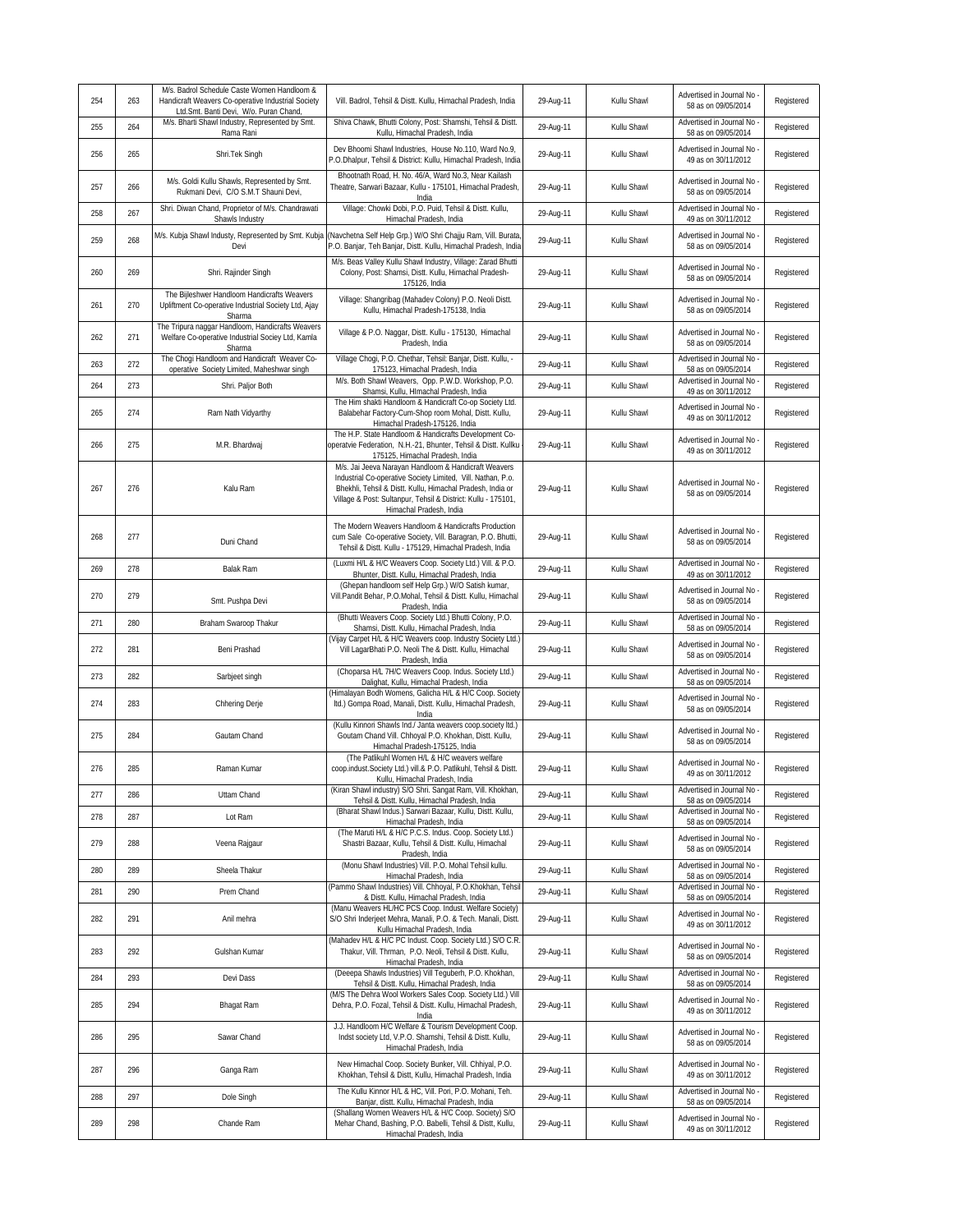| 254 | 263 | M/s. Badrol Schedule Caste Women Handloom & Handicraft Weavers Co-operative Industrial Society Ltd.Smt. Banti Devi, W/o. Puran Chand, | Vill. Badrol, Tehsil & Distt. Kullu, Himachal Pradesh, India | 29-Aug-11 | Kullu Shawl | Advertised in Journal No - 58 as on 09/05/2014 | Registered |
|---|---|---|---|---|---|---|---|
| 255 | 264 | M/s. Bharti Shawl Industry, Represented by Smt. Rama Rani | Shiva Chawk, Bhutti Colony, Post: Shamshi, Tehsil & Distt. Kullu, Himachal Pradesh, India | 29-Aug-11 | Kullu Shawl | Advertised in Journal No - 58 as on 09/05/2014 | Registered |
| 256 | 265 | Shri.Tek Singh | Dev Bhoomi Shawl Industries, House No.110, Ward No.9, P.O.Dhalpur, Tehsil & District: Kullu, Himachal Pradesh, India | 29-Aug-11 | Kullu Shawl | Advertised in Journal No - 49 as on 30/11/2012 | Registered |
| 257 | 266 | M/s. Goldi Kullu Shawls, Represented by Smt. Rukmani Devi, C/O S.M.T Shauni Devi, | Bhootnath Road, H. No. 46/A, Ward No.3, Near Kailash Theatre, Sarwari Bazaar, Kullu - 175101, Himachal Pradesh, India | 29-Aug-11 | Kullu Shawl | Advertised in Journal No - 58 as on 09/05/2014 | Registered |
| 258 | 267 | Shri. Diwan Chand, Proprietor of M/s. Chandrawati Shawls Industry | Village: Chowki Dobi, P.O. Puid, Tehsil & Distt. Kullu, Himachal Pradesh, India | 29-Aug-11 | Kullu Shawl | Advertised in Journal No - 49 as on 30/11/2012 | Registered |
| 259 | 268 | M/s. Kubja Shawl Industy, Represented by Smt. Kubja Devi | (Navchetna Self Help Grp.) W/O Shri Chajju Ram, Vill. Burata, P.O. Banjar, Teh Banjar, Distt. Kullu, Himachal Pradesh, India | 29-Aug-11 | Kullu Shawl | Advertised in Journal No - 58 as on 09/05/2014 | Registered |
| 260 | 269 | Shri. Rajinder Singh | M/s. Beas Valley Kullu Shawl Industry, Village: Zarad Bhutti Colony, Post: Shamsi, Distt. Kullu, Himachal Pradesh-175126, India | 29-Aug-11 | Kullu Shawl | Advertised in Journal No - 58 as on 09/05/2014 | Registered |
| 261 | 270 | The Bijleshwer Handloom Handicrafts Weavers Upliftment Co-operative Industrial Society Ltd, Ajay Sharma | Village: Shangribag (Mahadev Colony) P.O. Neoli Distt. Kullu, Himachal Pradesh-175138, India | 29-Aug-11 | Kullu Shawl | Advertised in Journal No - 58 as on 09/05/2014 | Registered |
| 262 | 271 | The Tripura naggar Handloom, Handicrafts Weavers Welfare Co-operative Industrial Socley Ltd, Kamla Sharma | Village & P.O. Naggar, Distt. Kullu - 175130, Himachal Pradesh, India | 29-Aug-11 | Kullu Shawl | Advertised in Journal No - 58 as on 09/05/2014 | Registered |
| 263 | 272 | The Chogi Handloom and Handicraft Weaver Co-operative Society Limited, Maheshwar singh | Village Chogi, P.O. Chethar, Tehsil: Banjar, Distt. Kullu, - 175123, Himachal Pradesh, India | 29-Aug-11 | Kullu Shawl | Advertised in Journal No - 58 as on 09/05/2014 | Registered |
| 264 | 273 | Shri. Paljor Both | M/s. Both Shawl Weavers, Opp. P.W.D. Workshop, P.O. Shamsi, Kullu, Himachal Pradesh, India | 29-Aug-11 | Kullu Shawl | Advertised in Journal No - 49 as on 30/11/2012 | Registered |
| 265 | 274 | Ram Nath Vidyarthy | The Him shakti Handloom & Handicraft Co-op Society Ltd. Balabehar Factory-Cum-Shop room Mohal, Distt. Kullu, Himachal Pradesh-175126, India | 29-Aug-11 | Kullu Shawl | Advertised in Journal No - 49 as on 30/11/2012 | Registered |
| 266 | 275 | M.R. Bhardwaj | The H.P. State Handloom & Handicrafts Development Co-operatvie Federation, N.H.-21, Bhunter, Tehsil & Distt. Kullku - 175125, Himachal Pradesh, India | 29-Aug-11 | Kullu Shawl | Advertised in Journal No - 49 as on 30/11/2012 | Registered |
| 267 | 276 | Kalu Ram | M/s. Jai Jeeva Narayan Handloom & Handicraft Weavers Industrial Co-operative Society Limited, Vill. Nathan, P.o. Bhekhli, Tehsil & Distt. Kullu, Himachal Pradesh, India or Village & Post: Sultanpur, Tehsil & District: Kullu - 175101, Himachal Pradesh, India | 29-Aug-11 | Kullu Shawl | Advertised in Journal No - 58 as on 09/05/2014 | Registered |
| 268 | 277 | Duni Chand | The Modern Weavers Handloom & Handicrafts Production cum Sale Co-operative Society, Vill. Baragran, P.O. Bhutti, Tehsil & Distt. Kullu - 175129, Himachal Pradesh, India | 29-Aug-11 | Kullu Shawl | Advertised in Journal No - 58 as on 09/05/2014 | Registered |
| 269 | 278 | Balak Ram | (Luxmi H/L & H/C Weavers Coop. Society Ltd.) Vill. & P.O. Bhunter, Distt. Kullu, Himachal Pradesh, India | 29-Aug-11 | Kullu Shawl | Advertised in Journal No - 49 as on 30/11/2012 | Registered |
| 270 | 279 | Smt. Pushpa Devi | (Ghepan handloom self Help Grp.) W/O Satish kumar, Vill.Pandit Behar, P.O.Mohal, Tehsil & Distt. Kullu, Himachal Pradesh, India | 29-Aug-11 | Kullu Shawl | Advertised in Journal No - 58 as on 09/05/2014 | Registered |
| 271 | 280 | Braham Swaroop Thakur | (Bhutti Weavers Coop. Society Ltd.) Bhutti Colony, P.O. Shamsi, Distt. Kullu, Himachal Pradesh, India | 29-Aug-11 | Kullu Shawl | Advertised in Journal No - 58 as on 09/05/2014 | Registered |
| 272 | 281 | Beni Prashad | (Vijay Carpet H/L & H/C Weavers coop. Industry Society Ltd.) Vill LagarBhati P.O. Neoli The & Distt. Kullu, Himachal Pradesh, India | 29-Aug-11 | Kullu Shawl | Advertised in Journal No - 58 as on 09/05/2014 | Registered |
| 273 | 282 | Sarbjeet singh | (Choparsa H/L 7H/C Weavers Coop. Indus. Society Ltd.) Dalighat, Kullu, Himachal Pradesh, India | 29-Aug-11 | Kullu Shawl | Advertised in Journal No - 58 as on 09/05/2014 | Registered |
| 274 | 283 | Chhering Derje | (Himalayan Bodh Womens, Galicha H/L & H/C Coop. Society ltd.) Gompa Road, Manali, Distt. Kullu, Himachal Pradesh, India | 29-Aug-11 | Kullu Shawl | Advertised in Journal No - 58 as on 09/05/2014 | Registered |
| 275 | 284 | Gautam Chand | (Kullu Kinnori Shawls Ind./ Janta weavers coop.society ltd.) Goutam Chand Vill. Chhoyal P.O. Khokhan, Distt. Kullu, Himachal Pradesh-175125, India | 29-Aug-11 | Kullu Shawl | Advertised in Journal No - 58 as on 09/05/2014 | Registered |
| 276 | 285 | Raman Kumar | (The Patlikuhl Women H/L & H/C weavers welfare coop.indust.Society Ltd.) vill.& P.O. Patlikuhl, Tehsil & Distt. Kullu, Himachal Pradesh, India | 29-Aug-11 | Kullu Shawl | Advertised in Journal No - 49 as on 30/11/2012 | Registered |
| 277 | 286 | Uttam Chand | (Kiran Shawl industry) S/O Shri. Sangat Ram, Vill. Khokhan, Tehsil & Distt. Kullu, Himachal Pradesh, India | 29-Aug-11 | Kullu Shawl | Advertised in Journal No - 58 as on 09/05/2014 | Registered |
| 278 | 287 | Lot Ram | (Bharat Shawl Indus.) Sarwari Bazaar, Kullu, Distt. Kullu, Himachal Pradesh, India | 29-Aug-11 | Kullu Shawl | Advertised in Journal No - 58 as on 09/05/2014 | Registered |
| 279 | 288 | Veena Rajgaur | (The Maruti H/L & H/C P.C.S. Indus. Coop. Society Ltd.) Shastri Bazaar, Kullu, Tehsil & Distt. Kullu, Himachal Pradesh, India | 29-Aug-11 | Kullu Shawl | Advertised in Journal No - 58 as on 09/05/2014 | Registered |
| 280 | 289 | Sheela Thakur | (Monu Shawl Industries) Vill. P.O. Mohal Tehsil kullu. Himachal Pradesh, India | 29-Aug-11 | Kullu Shawl | Advertised in Journal No - 58 as on 09/05/2014 | Registered |
| 281 | 290 | Prem Chand | (Pammo Shawl Industries) Vill. Chhoyal, P.O.Khokhan, Tehsil & Distt. Kullu, Himachal Pradesh, India | 29-Aug-11 | Kullu Shawl | Advertised in Journal No - 58 as on 09/05/2014 | Registered |
| 282 | 291 | Anil mehra | (Manu Weavers HL/HC PCS Coop. Indust. Welfare Society) S/O Shri Inderjeet Mehra, Manali, P.O. & Tech. Manali, Distt. Kullu Himachal Pradesh, India | 29-Aug-11 | Kullu Shawl | Advertised in Journal No - 49 as on 30/11/2012 | Registered |
| 283 | 292 | Gulshan Kumar | (Mahadev H/L & H/C PC Indust. Coop. Society Ltd.) S/O C.R. Thakur, Vill. Thrman, P.O. Neoli, Tehsil & Distt. Kullu, Himachal Pradesh, India | 29-Aug-11 | Kullu Shawl | Advertised in Journal No - 58 as on 09/05/2014 | Registered |
| 284 | 293 | Devi Dass | (Deeepa Shawls Industries) Vill Teguberh, P.O. Khokhan, Tehsil & Distt. Kullu, Himachal Pradesh, India | 29-Aug-11 | Kullu Shawl | Advertised in Journal No - 58 as on 09/05/2014 | Registered |
| 285 | 294 | Bhagat Ram | (M/S The Dehra Wool Workers Sales Coop. Society Ltd.) Vill Dehra, P.O. Fozal, Tehsil & Distt. Kullu, Himachal Pradesh, India | 29-Aug-11 | Kullu Shawl | Advertised in Journal No - 49 as on 30/11/2012 | Registered |
| 286 | 295 | Sawar Chand | J.J. Handloom H/C Welfare & Tourism Development Coop. Indst society Ltd, V.P.O. Shamshi, Tehsil & Distt. Kullu, Himachal Pradesh, India | 29-Aug-11 | Kullu Shawl | Advertised in Journal No - 58 as on 09/05/2014 | Registered |
| 287 | 296 | Ganga Ram | New Himachal Coop. Society Bunker, Vill. Chhiyal, P.O. Khokhan, Tehsil & Distt, Kullu, Himachal Pradesh, India | 29-Aug-11 | Kullu Shawl | Advertised in Journal No - 49 as on 30/11/2012 | Registered |
| 288 | 297 | Dole Singh | The Kullu Kinnor H/L & HC, Vill. Pori, P.O. Mohani, Teh. Banjar, distt. Kullu, Himachal Pradesh, India | 29-Aug-11 | Kullu Shawl | Advertised in Journal No - 58 as on 09/05/2014 | Registered |
| 289 | 298 | Chande Ram | (Shallang Women Weavers H/L & H/C Coop. Society) S/O Mehar Chand, Bashing, P.O. Babelli, Tehsil & Distt, Kullu, Himachal Pradesh, India | 29-Aug-11 | Kullu Shawl | Advertised in Journal No - 49 as on 30/11/2012 | Registered |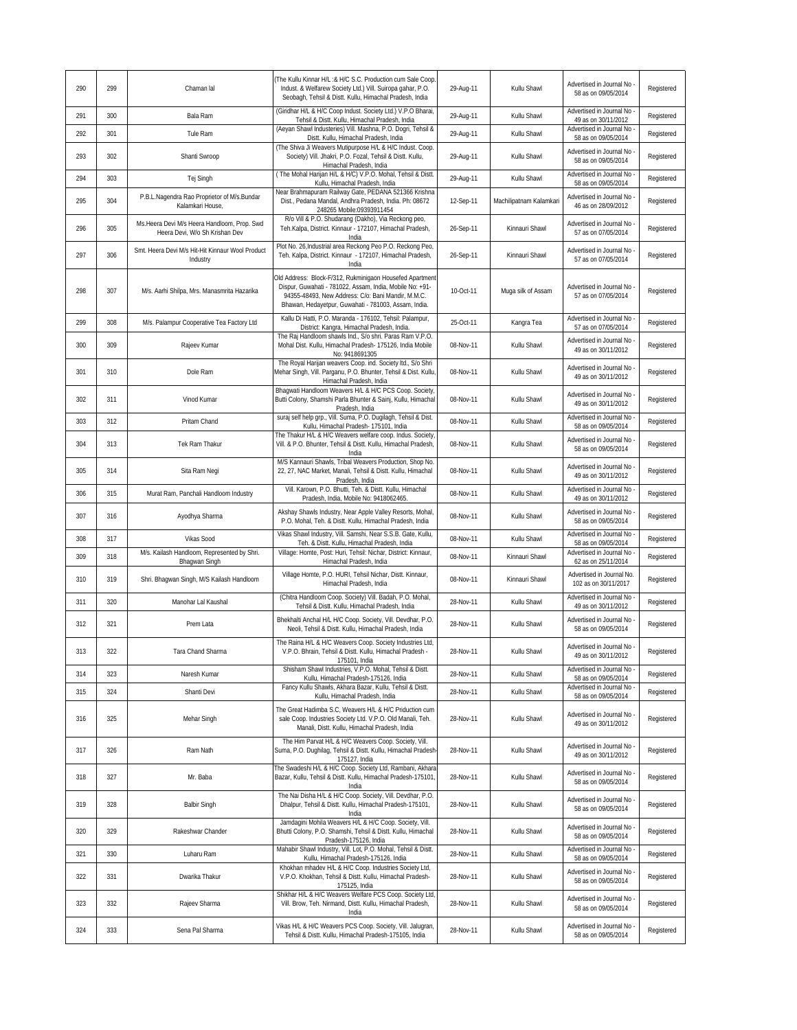| | | | | | | | |
|---|---|---|---|---|---|---|---|
| 290 | 299 | Chaman lal | (The Kullu Kinnar H/L :& H/C S.C. Production cum Sale Coop. Indust. & Welfarew Society Ltd.) Vill. Suiropa gahar, P.O. Seobagh, Tehsil & Distt. Kullu, Himachal Pradesh, India | 29-Aug-11 | Kullu Shawl | Advertised in Journal No - 58 as on 09/05/2014 | Registered |
| 291 | 300 | Bala Ram | (Giridhar H/L & H/C Coop Indust. Society Ltd.) V.P.O Bharai, Tehsil & Distt. Kullu, Himachal Pradesh, India | 29-Aug-11 | Kullu Shawl | Advertised in Journal No - 49 as on 30/11/2012 | Registered |
| 292 | 301 | Tule Ram | (Aeyan Shawl Industeries) Vill. Mashna, P.O. Dogri, Tehsil & Distt. Kullu, Himachal Pradesh, India | 29-Aug-11 | Kullu Shawl | Advertised in Journal No - 58 as on 09/05/2014 | Registered |
| 293 | 302 | Shanti Swroop | (The Shiva Ji Weavers Mutipurpose H/L & H/C Indust. Coop. Society) Vill. Jhakri, P.O. Fozal, Tehsil & Distt. Kullu, Himachal Pradesh, India | 29-Aug-11 | Kullu Shawl | Advertised in Journal No - 58 as on 09/05/2014 | Registered |
| 294 | 303 | Tej Singh | ( The Mohal Harijan H/L & H/C) V.P.O. Mohal, Tehsil & Distt. Kullu, Himachal Pradesh, India | 29-Aug-11 | Kullu Shawl | Advertised in Journal No - 58 as on 09/05/2014 | Registered |
| 295 | 304 | P.B.L.Nagendra Rao Proprietor of M/s.Bundar Kalamkari House, | Near Brahmapuram Railway Gate, PEDANA 521366 Krishna Dist., Pedana Mandal, Andhra Pradesh, India. Ph: 08672 248265 Mobile:09393911454 | 12-Sep-11 | Machilipatnam Kalamkari | Advertised in Journal No - 46 as on 28/09/2012 | Registered |
| 296 | 305 | Ms.Heera Devi M/s Heera Handloom, Prop. Swd Heera Devi, W/o Sh Krishan Dev | R/o Vill & P.O. Shudarang (Dakho), Via Reckong peo, Teh.Kalpa, District. Kinnaur - 172107, Himachal Pradesh, India | 26-Sep-11 | Kinnauri Shawl | Advertised in Journal No - 57 as on 07/05/2014 | Registered |
| 297 | 306 | Smt. Heera Devi M/s Hit-Hit Kinnaur Wool Product Industry | Plot No. 26,Industrial area Reckong Peo P.O. Reckong Peo, Teh. Kalpa, District. Kinnaur - 172107, Himachal Pradesh, India | 26-Sep-11 | Kinnauri Shawl | Advertised in Journal No - 57 as on 07/05/2014 | Registered |
| 298 | 307 | M/s. Aarhi Shilpa, Mrs. Manasmrita Hazarika | Old Address: Block-F/312, Rukminigaon Housefed Apartment Dispur, Guwahati - 781022, Assam, India, Mobile No: +91-94355-48493, New Address: C/o: Bani Mandir, M.M.C. Bhawan, Hedayetpur, Guwahati - 781003, Assam, India. | 10-Oct-11 | Muga silk of Assam | Advertised in Journal No - 57 as on 07/05/2014 | Registered |
| 299 | 308 | M/s. Palampur Cooperative Tea Factory Ltd | Kallu Di Hatti, P.O. Maranda - 176102, Tehsil: Palampur, District: Kangra, Himachal Pradesh, India. | 25-Oct-11 | Kangra Tea | Advertised in Journal No - 57 as on 07/05/2014 | Registered |
| 300 | 309 | Rajeev Kumar | The Raj Handloom shawls Ind., S/o shri. Paras Ram V.P.O. Mohal Dist. Kullu, Himachal Pradesh- 175126, India Mobile No: 9418691305 | 08-Nov-11 | Kullu Shawl | Advertised in Journal No - 49 as on 30/11/2012 | Registered |
| 301 | 310 | Dole Ram | The Royal Harijan weavers Coop. ind. Society ltd., S/o Shri Mehar Singh, Vill. Parganu, P.O. Bhunter, Tehsil & Dist. Kullu, Himachal Pradesh, India | 08-Nov-11 | Kullu Shawl | Advertised in Journal No - 49 as on 30/11/2012 | Registered |
| 302 | 311 | Vinod Kumar | Bhagwati Handloom Weavers H/L & H/C PCS Coop. Society, Butti Colony, Shamshi Parla Bhunter & Sainj, Kullu, Himachal Pradesh, India | 08-Nov-11 | Kullu Shawl | Advertised in Journal No - 49 as on 30/11/2012 | Registered |
| 303 | 312 | Pritam Chand | suraj self help grp., Vill. Suma, P.O. Dugilagh, Tehsil & Dist. Kullu, Himachal Pradesh- 175101, India | 08-Nov-11 | Kullu Shawl | Advertised in Journal No - 58 as on 09/05/2014 | Registered |
| 304 | 313 | Tek Ram Thakur | The Thakur H/L & H/C Weavers welfare coop. Indus. Society, Vill. & P.O. Bhunter, Tehsil & Distt. Kullu, Himachal Pradesh, India | 08-Nov-11 | Kullu Shawl | Advertised in Journal No - 58 as on 09/05/2014 | Registered |
| 305 | 314 | Sita Ram Negi | M/S Kannauri Shawls, Tribal Weavers Production, Shop No. 22, 27, NAC Market, Manali, Tehsil & Distt. Kullu, Himachal Pradesh, India | 08-Nov-11 | Kullu Shawl | Advertised in Journal No - 49 as on 30/11/2012 | Registered |
| 306 | 315 | Murat Ram, Panchali Handloom Industry | Vill. Karown, P.O. Bhutti, Teh. & Distt. Kullu, Himachal Pradesh, India, Mobile No: 9418062465. | 08-Nov-11 | Kullu Shawl | Advertised in Journal No - 49 as on 30/11/2012 | Registered |
| 307 | 316 | Ayodhya Sharma | Akshay Shawls Industry, Near Apple Valley Resorts, Mohal, P.O. Mohal, Teh. & Distt. Kullu, Himachal Pradesh, India | 08-Nov-11 | Kullu Shawl | Advertised in Journal No - 58 as on 09/05/2014 | Registered |
| 308 | 317 | Vikas Sood | Vikas Shawl Industry, Vill. Samshi, Near S.S.B. Gate, Kullu, Teh. & Distt. Kullu, Himachal Pradesh, India | 08-Nov-11 | Kullu Shawl | Advertised in Journal No - 58 as on 09/05/2014 | Registered |
| 309 | 318 | M/s. Kailash Handloom, Represented by Shri. Bhagwan Singh | Village: Homte, Post: Huri, Tehsil: Nichar, District: Kinnaur, Himachal Pradesh, India | 08-Nov-11 | Kinnauri Shawl | Advertised in Journal No - 62 as on 25/11/2014 | Registered |
| 310 | 319 | Shri. Bhagwan Singh, M/S Kailash Handloom | Village Homte, P.O. HURI, Tehsil Nichar, Distt. Kinnaur, Himachal Pradesh, India | 08-Nov-11 | Kinnauri Shawl | Advertised in Journal No. 102 as on 30/11/2017 | Registered |
| 311 | 320 | Manohar Lal Kaushal | (Chitra Handloom Coop. Society) Vill. Badah, P.O. Mohal, Tehsil & Distt. Kullu, Himachal Pradesh, India | 28-Nov-11 | Kullu Shawl | Advertised in Journal No - 49 as on 30/11/2012 | Registered |
| 312 | 321 | Prem Lata | Bhekhalti Anchal H/L H/C Coop. Society, Vill. Devdhar, P.O. Neoli, Tehsil & Distt. Kullu, Himachal Pradesh, India | 28-Nov-11 | Kullu Shawl | Advertised in Journal No - 58 as on 09/05/2014 | Registered |
| 313 | 322 | Tara Chand Sharma | The Raina H/L & H/C Weavers Coop. Society Industries Ltd, V.P.O. Bhrain, Tehsil & Distt. Kullu, Himachal Pradesh - 175101, India | 28-Nov-11 | Kullu Shawl | Advertised in Journal No - 49 as on 30/11/2012 | Registered |
| 314 | 323 | Naresh Kumar | Shisham Shawl Industries, V.P.O. Mohal, Tehsil & Distt. Kullu, Himachal Pradesh-175126, India | 28-Nov-11 | Kullu Shawl | Advertised in Journal No - 58 as on 09/05/2014 | Registered |
| 315 | 324 | Shanti Devi | Fancy Kullu Shawls, Akhara Bazar, Kullu, Tehsil & Distt. Kullu, Himachal Pradesh, India | 28-Nov-11 | Kullu Shawl | Advertised in Journal No - 58 as on 09/05/2014 | Registered |
| 316 | 325 | Mehar Singh | The Great Hadimba S.C, Weavers H/L & H/C Priduction cum sale Coop. Industries Society Ltd. V.P.O. Old Manali, Teh. Manali, Distt. Kullu, Himachal Pradesh, India | 28-Nov-11 | Kullu Shawl | Advertised in Journal No - 49 as on 30/11/2012 | Registered |
| 317 | 326 | Ram Nath | The Him Parvat H/L & H/C Weavers Coop. Society, Vill. Suma, P.O. Dughilag, Tehsil & Distt. Kullu, Himachal Pradesh-175127, India | 28-Nov-11 | Kullu Shawl | Advertised in Journal No - 49 as on 30/11/2012 | Registered |
| 318 | 327 | Mr. Baba | The Swadeshi H/L & H/C Coop. Society Ltd, Rambani, Akhara Bazar, Kullu, Tehsil & Distt. Kullu, Himachal Pradesh-175101, India | 28-Nov-11 | Kullu Shawl | Advertised in Journal No - 58 as on 09/05/2014 | Registered |
| 319 | 328 | Balbir Singh | The Nai Disha H/L & H/C Coop. Society, Vill. Devdhar, P.O. Dhalpur, Tehsil & Distt. Kullu, Himachal Pradesh-175101, India | 28-Nov-11 | Kullu Shawl | Advertised in Journal No - 58 as on 09/05/2014 | Registered |
| 320 | 329 | Rakeshwar Chander | Jamdagini Mohila Weavers H/L & H/C Coop. Society, Vill. Bhutti Colony, P.O. Shamshi, Tehsil & Distt. Kullu, Himachal Pradesh-175126, India | 28-Nov-11 | Kullu Shawl | Advertised in Journal No - 58 as on 09/05/2014 | Registered |
| 321 | 330 | Luharu Ram | Mahabir Shawl Industry, Vill. Lot, P.O. Mohal, Tehsil & Distt. Kullu, Himachal Pradesh-175126, India | 28-Nov-11 | Kullu Shawl | Advertised in Journal No - 58 as on 09/05/2014 | Registered |
| 322 | 331 | Dwarika Thakur | Khokhan mhadev H/L & H/C Coop. Industries Society Ltd, V.P.O. Khokhan, Tehsil & Distt. Kullu, Himachal Pradesh-175125, India | 28-Nov-11 | Kullu Shawl | Advertised in Journal No - 58 as on 09/05/2014 | Registered |
| 323 | 332 | Rajeev Sharma | Shikhar H/L & H/C Weavers Welfare PCS Coop. Society Ltd, Vill. Brow, Teh. Nirmand, Distt. Kullu, Himachal Pradesh, India | 28-Nov-11 | Kullu Shawl | Advertised in Journal No - 58 as on 09/05/2014 | Registered |
| 324 | 333 | Sena Pal Sharma | Vikas H/L & H/C Weavers PCS Coop. Society, Vill. Jalugran, Tehsil & Distt. Kullu, Himachal Pradesh-175105, India | 28-Nov-11 | Kullu Shawl | Advertised in Journal No - 58 as on 09/05/2014 | Registered |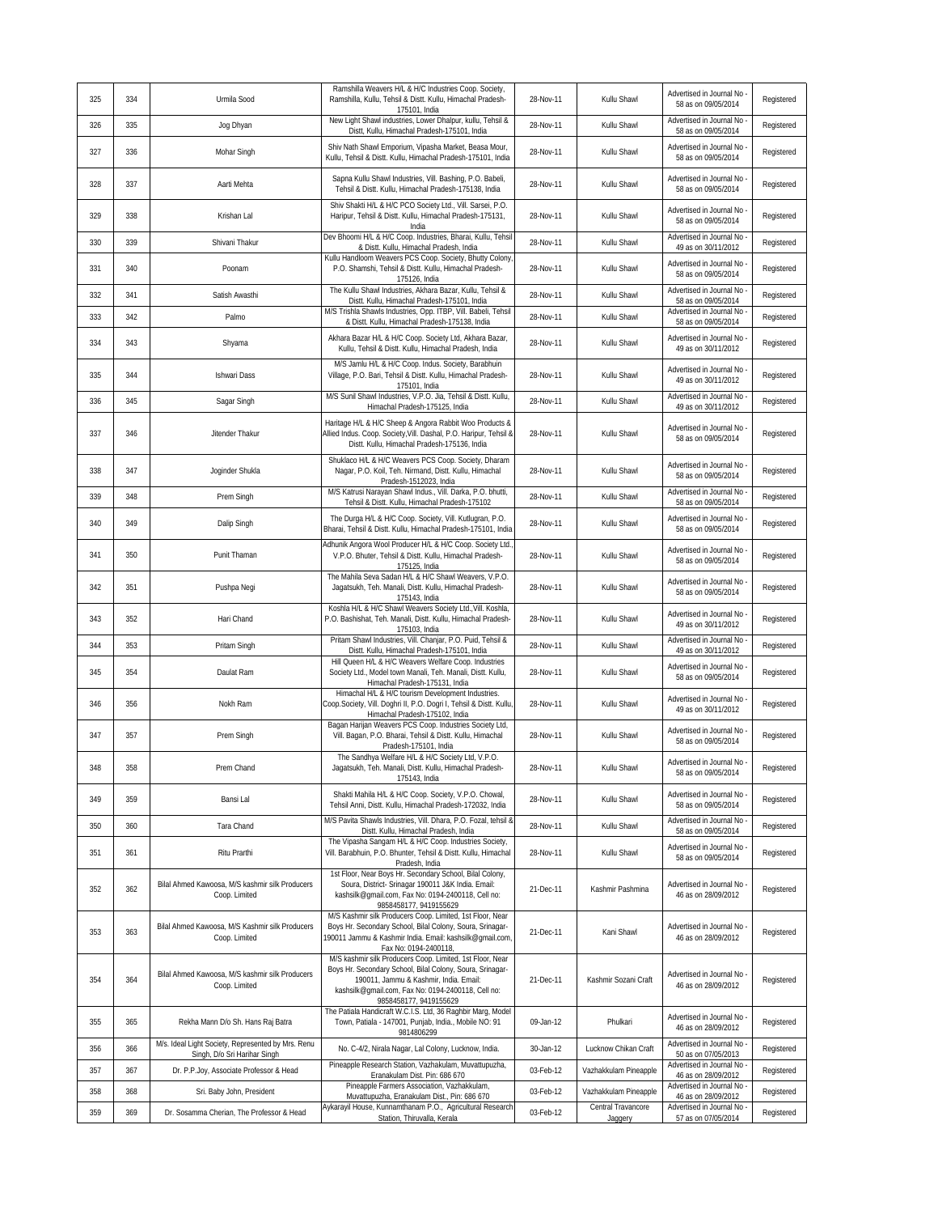| | | | | | | | |
|---|---|---|---|---|---|---|---|
| 325 | 334 | Urmila Sood | Ramshilla Weavers H/L & H/C Industries Coop. Society, Ramshilla, Kullu, Tehsil & Distt. Kullu, Himachal Pradesh-175101, India | 28-Nov-11 | Kullu Shawl | Advertised in Journal No - 58 as on 09/05/2014 | Registered |
| 326 | 335 | Jog Dhyan | New Light Shawl industries, Lower Dhalpur, kullu, Tehsil & Distt, Kullu, Himachal Pradesh-175101, India | 28-Nov-11 | Kullu Shawl | Advertised in Journal No - 58 as on 09/05/2014 | Registered |
| 327 | 336 | Mohar Singh | Shiv Nath Shawl Emporium, Vipasha Market, Beasa Mour, Kullu, Tehsil & Distt. Kullu, Himachal Pradesh-175101, India | 28-Nov-11 | Kullu Shawl | Advertised in Journal No - 58 as on 09/05/2014 | Registered |
| 328 | 337 | Aarti Mehta | Sapna Kullu Shawl Industries, Vill. Bashing, P.O. Babeli, Tehsil & Distt. Kullu, Himachal Pradesh-175138, India | 28-Nov-11 | Kullu Shawl | Advertised in Journal No - 58 as on 09/05/2014 | Registered |
| 329 | 338 | Krishan Lal | Shiv Shakti H/L & H/C PCO Society Ltd., Vill. Sarsei, P.O. Haripur, Tehsil & Distt. Kullu, Himachal Pradesh-175131, India | 28-Nov-11 | Kullu Shawl | Advertised in Journal No - 58 as on 09/05/2014 | Registered |
| 330 | 339 | Shivani Thakur | Dev Bhoomi H/L & H/C Coop. Industries, Bharai, Kullu, Tehsil & Distt. Kullu, Himachal Pradesh, India | 28-Nov-11 | Kullu Shawl | Advertised in Journal No - 49 as on 30/11/2012 | Registered |
| 331 | 340 | Poonam | Kullu Handloom Weavers PCS Coop. Society, Bhutty Colony, P.O. Shamshi, Tehsil & Distt. Kullu, Himachal Pradesh-175126, India | 28-Nov-11 | Kullu Shawl | Advertised in Journal No - 58 as on 09/05/2014 | Registered |
| 332 | 341 | Satish Awasthi | The Kullu Shawl Industries, Akhara Bazar, Kullu, Tehsil & Distt. Kullu, Himachal Pradesh-175101, India | 28-Nov-11 | Kullu Shawl | Advertised in Journal No - 58 as on 09/05/2014 | Registered |
| 333 | 342 | Palmo | M/S Trishla Shawls Industries, Opp. ITBP, Vill. Babeli, Tehsil & Distt. Kullu, Himachal Pradesh-175138, India | 28-Nov-11 | Kullu Shawl | Advertised in Journal No - 58 as on 09/05/2014 | Registered |
| 334 | 343 | Shyama | Akhara Bazar H/L & H/C Coop. Society Ltd, Akhara Bazar, Kullu, Tehsil & Distt. Kullu, Himachal Pradesh, India | 28-Nov-11 | Kullu Shawl | Advertised in Journal No - 49 as on 30/11/2012 | Registered |
| 335 | 344 | Ishwari Dass | M/S Jamlu H/L & H/C Coop. Indus. Society, Barabhuin Village, P.O. Bari, Tehsil & Distt. Kullu, Himachal Pradesh-175101, India | 28-Nov-11 | Kullu Shawl | Advertised in Journal No - 49 as on 30/11/2012 | Registered |
| 336 | 345 | Sagar Singh | M/S Sunil Shawl Industries, V.P.O. Jia, Tehsil & Distt. Kullu, Himachal Pradesh-175125, India | 28-Nov-11 | Kullu Shawl | Advertised in Journal No - 49 as on 30/11/2012 | Registered |
| 337 | 346 | Jitender Thakur | Haritage H/L & H/C Sheep & Angora Rabbit Woo Products & Allied Indus. Coop. Society,Vill. Dashal, P.O. Haripur, Tehsil & Distt. Kullu, Himachal Pradesh-175136, India | 28-Nov-11 | Kullu Shawl | Advertised in Journal No - 58 as on 09/05/2014 | Registered |
| 338 | 347 | Joginder Shukla | Shuklaco H/L & H/C Weavers PCS Coop. Society, Dharam Nagar, P.O. Koil, Teh. Nirmand, Distt. Kullu, Himachal Pradesh-1512023, India | 28-Nov-11 | Kullu Shawl | Advertised in Journal No - 58 as on 09/05/2014 | Registered |
| 339 | 348 | Prem Singh | M/S Katrusi Narayan Shawl Indus., Vill. Darka, P.O. bhutti, Tehsil & Distt. Kullu, Himachal Pradesh-175102 | 28-Nov-11 | Kullu Shawl | Advertised in Journal No - 58 as on 09/05/2014 | Registered |
| 340 | 349 | Dalip Singh | The Durga H/L & H/C Coop. Society, Vill. Kutlugran, P.O. Bharai, Tehsil & Distt. Kullu, Himachal Pradesh-175101, India | 28-Nov-11 | Kullu Shawl | Advertised in Journal No - 58 as on 09/05/2014 | Registered |
| 341 | 350 | Punit Thaman | Adhunik Angora Wool Producer H/L & H/C Coop. Society Ltd., V.P.O. Bhuter, Tehsil & Distt. Kullu, Himachal Pradesh-175125, India | 28-Nov-11 | Kullu Shawl | Advertised in Journal No - 58 as on 09/05/2014 | Registered |
| 342 | 351 | Pushpa Negi | The Mahila Seva Sadan H/L & H/C Shawl Weavers, V.P.O. Jagatsukh, Teh. Manali, Distt. Kullu, Himachal Pradesh-175143, India | 28-Nov-11 | Kullu Shawl | Advertised in Journal No - 58 as on 09/05/2014 | Registered |
| 343 | 352 | Hari Chand | Koshla H/L & H/C Shawl Weavers Society Ltd.,Vill. Koshla, P.O. Bashishat, Teh. Manali, Distt. Kullu, Himachal Pradesh-175103, India | 28-Nov-11 | Kullu Shawl | Advertised in Journal No - 49 as on 30/11/2012 | Registered |
| 344 | 353 | Pritam Singh | Pritam Shawl Industries, Vill. Chanjar, P.O. Puid, Tehsil & Distt. Kullu, Himachal Pradesh-175101, India | 28-Nov-11 | Kullu Shawl | Advertised in Journal No - 49 as on 30/11/2012 | Registered |
| 345 | 354 | Daulat Ram | Hill Queen H/L & H/C Weavers Welfare Coop. Industries Society Ltd., Model town Manali, Teh. Manali, Distt. Kullu, Himachal Pradesh-175131, India | 28-Nov-11 | Kullu Shawl | Advertised in Journal No - 58 as on 09/05/2014 | Registered |
| 346 | 356 | Nokh Ram | Himachal H/L & H/C tourism Development Industries. Coop.Society, Vill. Doghri II, P.O. Dogri I, Tehsil & Distt. Kullu, Himachal Pradesh-175102, India | 28-Nov-11 | Kullu Shawl | Advertised in Journal No - 49 as on 30/11/2012 | Registered |
| 347 | 357 | Prem Singh | Bagan Harijan Weavers PCS Coop. Industries Society Ltd, Vill. Bagan, P.O. Bharai, Tehsil & Distt. Kullu, Himachal Pradesh-175101, India | 28-Nov-11 | Kullu Shawl | Advertised in Journal No - 58 as on 09/05/2014 | Registered |
| 348 | 358 | Prem Chand | The Sandhya Welfare H/L & H/C Society Ltd, V.P.O. Jagatsukh, Teh. Manali, Distt. Kullu, Himachal Pradesh-175143, India | 28-Nov-11 | Kullu Shawl | Advertised in Journal No - 58 as on 09/05/2014 | Registered |
| 349 | 359 | Bansi Lal | Shakti Mahila H/L & H/C Coop. Society, V.P.O. Chowal, Tehsil Anni, Distt. Kullu, Himachal Pradesh-172032, India | 28-Nov-11 | Kullu Shawl | Advertised in Journal No - 58 as on 09/05/2014 | Registered |
| 350 | 360 | Tara Chand | M/S Pavita Shawls Industries, Vill. Dhara, P.O. Fozal, tehsil & Distt. Kullu, Himachal Pradesh, India | 28-Nov-11 | Kullu Shawl | Advertised in Journal No - 58 as on 09/05/2014 | Registered |
| 351 | 361 | Ritu Prarthi | The Vipasha Sangam H/L & H/C Coop. Industries Society, Vill. Barabhuin, P.O. Bhunter, Tehsil & Distt. Kullu, Himachal Pradesh, India | 28-Nov-11 | Kullu Shawl | Advertised in Journal No - 58 as on 09/05/2014 | Registered |
| 352 | 362 | Bilal Ahmed Kawoosa, M/S kashmir silk Producers Coop. Limited | 1st Floor, Near Boys Hr. Secondary School, Bilal Colony, Soura, District- Srinagar 190011 J&K India. Email: kashsilk@gmail.com, Fax No: 0194-2400118, Cell no: 9858458177, 9419155629 | 21-Dec-11 | Kashmir Pashmina | Advertised in Journal No - 46 as on 28/09/2012 | Registered |
| 353 | 363 | Bilal Ahmed Kawoosa, M/S Kashmir silk Producers Coop. Limited | M/S Kashmir silk Producers Coop. Limited, 1st Floor, Near Boys Hr. Secondary School, Bilal Colony, Soura, Srinagar-190011 Jammu & Kashmir India. Email: kashsilk@gmail.com, Fax No: 0194-2400118, | 21-Dec-11 | Kani Shawl | Advertised in Journal No - 46 as on 28/09/2012 | Registered |
| 354 | 364 | Bilal Ahmed Kawoosa, M/S kashmir silk Producers Coop. Limited | M/S kashmir silk Producers Coop. Limited, 1st Floor, Near Boys Hr. Secondary School, Bilal Colony, Soura, Srinagar-190011, Jammu & Kashmir, India. Email: kashsilk@gmail.com, Fax No: 0194-2400118, Cell no: 9858458177, 9419155629 | 21-Dec-11 | Kashmir Sozani Craft | Advertised in Journal No - 46 as on 28/09/2012 | Registered |
| 355 | 365 | Rekha Mann D/o Sh. Hans Raj Batra | The Patiala Handicraft W.C.I.S. Ltd, 36 Raghbir Marg, Model Town, Patiala - 147001, Punjab, India., Mobile NO: 91 9814806299 | 09-Jan-12 | Phulkari | Advertised in Journal No - 46 as on 28/09/2012 | Registered |
| 356 | 366 | M/s. Ideal Light Society, Represented by Mrs. Renu Singh, D/o Sri Harihar Singh | No. C-4/2, Nirala Nagar, Lal Colony, Lucknow, India. | 30-Jan-12 | Lucknow Chikan Craft | Advertised in Journal No - 50 as on 07/05/2013 | Registered |
| 357 | 367 | Dr. P.P.Joy, Associate Professor & Head | Pineapple Research Station, Vazhakulam, Muvattupuzha, Eranakulam Dist. Pin: 686 670 | 03-Feb-12 | Vazhakkulam Pineapple | Advertised in Journal No - 46 as on 28/09/2012 | Registered |
| 358 | 368 | Sri. Baby John, President | Pineapple Farmers Association, Vazhakkulam, Muvattupuzha, Eranakulam Dist., Pin: 686 670 | 03-Feb-12 | Vazhakkulam Pineapple | Advertised in Journal No - 46 as on 28/09/2012 | Registered |
| 359 | 369 | Dr. Sosamma Cherian, The Professor & Head | Aykarayil House, Kunnamthanam P.O., Agricultural Research Station, Thiruvalla, Kerala | 03-Feb-12 | Central Travancore Jaggery | Advertised in Journal No - 57 as on 07/05/2014 | Registered |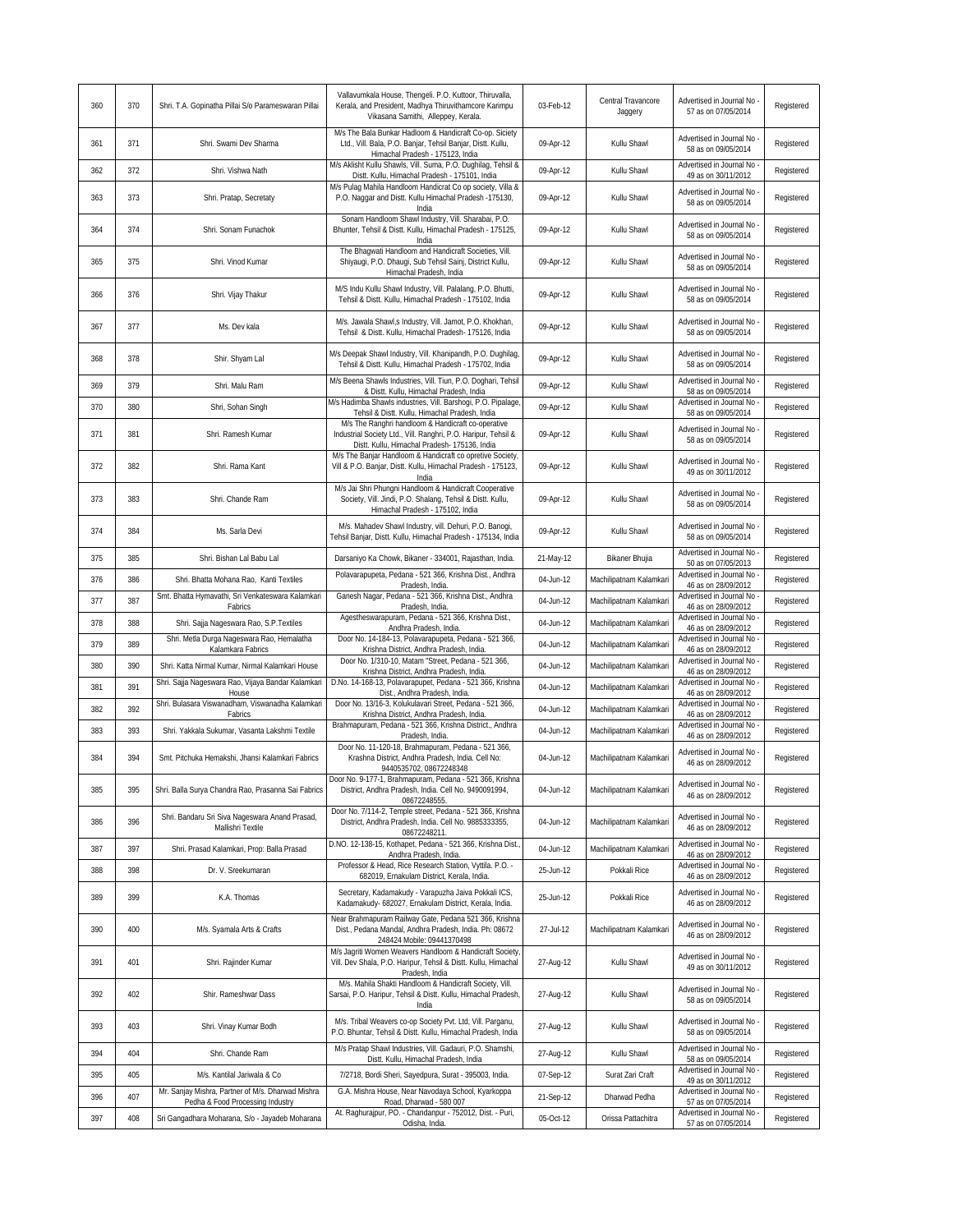| 360 | 370 | Shri. T.A. Gopinatha Pillai S/o Parameswaran Pillai | Vallavumkala House, Thengeli. P.O. Kuttoor, Thiruvalla, Kerala, and President, Madhya Thiruvithamcore Karimpu Vikasana Samithi, Alleppey, Kerala. | 03-Feb-12 | Central Travancore Jaggery | Advertised in Journal No - 57 as on 07/05/2014 | Registered |
|---|---|---|---|---|---|---|---|
| 361 | 371 | Shri. Swami Dev Sharma | M/s The Bala Bunkar Hadloom & Handicraft Co-op. Siciety Ltd., Vill. Bala, P.O. Banjar, Tehsil Banjar, Distt. Kullu, Himachal Pradesh - 175123, India | 09-Apr-12 | Kullu Shawl | Advertised in Journal No - 58 as on 09/05/2014 | Registered |
| 362 | 372 | Shri. Vishwa Nath | M/s Aklisht Kullu Shawls, Vill. Suma, P.O. Dughilag, Tehsil & Distt. Kullu, Himachal Pradesh - 175101, India | 09-Apr-12 | Kullu Shawl | Advertised in Journal No - 49 as on 30/11/2012 | Registered |
| 363 | 373 | Shri. Pratap, Secretaty | M/s Pulag Mahila Handloom Handicrat Co op society, Villa & P.O. Naggar and Distt. Kullu Himachal Pradesh -175130, India | 09-Apr-12 | Kullu Shawl | Advertised in Journal No - 58 as on 09/05/2014 | Registered |
| 364 | 374 | Shri. Sonam Funachok | Sonam Handloom Shawl Industry, Vill. Sharabai, P.O. Bhunter, Tehsil & Distt. Kullu, Himachal Pradesh - 175125, India | 09-Apr-12 | Kullu Shawl | Advertised in Journal No - 58 as on 09/05/2014 | Registered |
| 365 | 375 | Shri. Vinod Kumar | The Bhagwati Handloom and Handicraft Societies, Vill. Shiyaugi, P.O. Dhaugi, Sub Tehsil Sainj, District Kullu, Himachal Pradesh, India | 09-Apr-12 | Kullu Shawl | Advertised in Journal No - 58 as on 09/05/2014 | Registered |
| 366 | 376 | Shri. Vijay Thakur | M/S Indu Kullu Shawl Industry, Vill. Palalang, P.O. Bhutti, Tehsil & Distt. Kullu, Himachal Pradesh - 175102, India | 09-Apr-12 | Kullu Shawl | Advertised in Journal No - 58 as on 09/05/2014 | Registered |
| 367 | 377 | Ms. Dev kala | M/s. Jawala Shawl,s Industry, Vill. Jamot, P.O. Khokhan, Tehsil & Distt. Kullu, Himachal Pradesh- 175126, India | 09-Apr-12 | Kullu Shawl | Advertised in Journal No - 58 as on 09/05/2014 | Registered |
| 368 | 378 | Shir. Shyam Lal | M/s Deepak Shawl Industry, Vill. Khanipandh, P.O. Dughilag, Tehsil & Distt. Kullu, Himachal Pradesh - 175702, India | 09-Apr-12 | Kullu Shawl | Advertised in Journal No - 58 as on 09/05/2014 | Registered |
| 369 | 379 | Shri. Malu Ram | M/s Beena Shawls Industries, Vill. Tiun, P.O. Doghari, Tehsil & Distt. Kullu, Himachal Pradesh, India | 09-Apr-12 | Kullu Shawl | Advertised in Journal No - 58 as on 09/05/2014 | Registered |
| 370 | 380 | Shri, Sohan Singh | M/s Hadimba Shawls industries, Vill. Barshogi, P.O. Pipalage, Tehsil & Distt. Kullu, Himachal Pradesh, India | 09-Apr-12 | Kullu Shawl | Advertised in Journal No - 58 as on 09/05/2014 | Registered |
| 371 | 381 | Shri. Ramesh Kumar | M/s The Ranghri handloom & Handicraft co-operative Industrial Society Ltd., Vill. Ranghri, P.O. Haripur, Tehsil & Distt. Kullu, Himachal Pradesh- 175136, India | 09-Apr-12 | Kullu Shawl | Advertised in Journal No - 58 as on 09/05/2014 | Registered |
| 372 | 382 | Shri. Rama Kant | M/s The Banjar Handloom & Handicraft co opretive Society, Vill & P.O. Banjar, Distt. Kullu, Himachal Pradesh - 175123, India | 09-Apr-12 | Kullu Shawl | Advertised in Journal No - 49 as on 30/11/2012 | Registered |
| 373 | 383 | Shri. Chande Ram | M/s Jai Shri Phungni Handloom & Handicraft Cooperative Society, Vill. Jindi, P.O. Shalang, Tehsil & Distt. Kullu, Himachal Pradesh - 175102, India | 09-Apr-12 | Kullu Shawl | Advertised in Journal No - 58 as on 09/05/2014 | Registered |
| 374 | 384 | Ms. Sarla Devi | M/s. Mahadev Shawl Industry, vill. Dehuri, P.O. Banogi, Tehsil Banjar, Distt. Kullu, Himachal Pradesh - 175134, India | 09-Apr-12 | Kullu Shawl | Advertised in Journal No - 58 as on 09/05/2014 | Registered |
| 375 | 385 | Shri. Bishan Lal Babu Lal | Darsaniyo Ka Chowk, Bikaner - 334001, Rajasthan, India. | 21-May-12 | Bikaner Bhujia | Advertised in Journal No - 50 as on 07/05/2013 | Registered |
| 376 | 386 | Shri. Bhatta Mohana Rao, Kanti Textiles | Polavarapupeta, Pedana - 521 366, Krishna Dist., Andhra Pradesh, India. | 04-Jun-12 | Machilipatnam Kalamkari | Advertised in Journal No - 46 as on 28/09/2012 | Registered |
| 377 | 387 | Smt. Bhatta Hymavathi, Sri Venkateswara Kalamkari Fabrics | Ganesh Nagar, Pedana - 521 366, Krishna Dist., Andhra Pradesh, India. | 04-Jun-12 | Machilipatnam Kalamkari | Advertised in Journal No - 46 as on 28/09/2012 | Registered |
| 378 | 388 | Shri. Sajja Nageswara Rao, S.P.Textiles | Agestheswarapuram, Pedana - 521 366, Krishna Dist., Andhra Pradesh, India. | 04-Jun-12 | Machilipatnam Kalamkari | Advertised in Journal No - 46 as on 28/09/2012 | Registered |
| 379 | 389 | Shri. Metla Durga Nageswara Rao, Hemalatha Kalamkara Fabrics | Door No. 14-184-13, Polavarapupeta, Pedana - 521 366, Krishna District, Andhra Pradesh, India. | 04-Jun-12 | Machilipatnam Kalamkari | Advertised in Journal No - 46 as on 28/09/2012 | Registered |
| 380 | 390 | Shri. Katta Nirmal Kumar, Nirmal Kalamkari House | Door No. 1/310-10, Matam "Street, Pedana - 521 366, Krishna District, Andhra Pradesh, India. | 04-Jun-12 | Machilipatnam Kalamkari | Advertised in Journal No - 46 as on 28/09/2012 | Registered |
| 381 | 391 | Shri. Sajja Nageswara Rao, Vijaya Bandar Kalamkari House | D.No. 14-168-13, Polavarapupet, Pedana - 521 366, Krishna Dist., Andhra Pradesh, India. | 04-Jun-12 | Machilipatnam Kalamkari | Advertised in Journal No - 46 as on 28/09/2012 | Registered |
| 382 | 392 | Shri. Bulasara Viswanadham, Viswanadha Kalamkari Fabrics | Door No. 13/16-3, Kolukulavari Street, Pedana - 521 366, Krishna District, Andhra Pradesh, India. | 04-Jun-12 | Machilipatnam Kalamkari | Advertised in Journal No - 46 as on 28/09/2012 | Registered |
| 383 | 393 | Shri. Yakkala Sukumar, Vasanta Lakshmi Textile | Brahmapuram, Pedana - 521 366, Krishna District., Andhra Pradesh, India. | 04-Jun-12 | Machilipatnam Kalamkari | Advertised in Journal No - 46 as on 28/09/2012 | Registered |
| 384 | 394 | Smt. Pitchuka Hemakshi, Jhansi Kalamkari Fabrics | Door No. 11-120-18, Brahmapuram, Pedana - 521 366, Krashna District, Andhra Pradesh, India. Cell No: 9440535702, 08672248348 | 04-Jun-12 | Machilipatnam Kalamkari | Advertised in Journal No - 46 as on 28/09/2012 | Registered |
| 385 | 395 | Shri. Balla Surya Chandra Rao, Prasanna Sai Fabrics | Door No. 9-177-1, Brahmapuram, Pedana - 521 366, Krishna District, Andhra Pradesh, India. Cell No. 9490091994, 08672248555. | 04-Jun-12 | Machilipatnam Kalamkari | Advertised in Journal No - 46 as on 28/09/2012 | Registered |
| 386 | 396 | Shri. Bandaru Sri Siva Nageswara Anand Prasad, Mallishri Textile | Door No. 7/114-2, Temple street, Pedana - 521 366, Krishna District, Andhra Pradesh, India. Cell No. 9885333355, 08672248211. | 04-Jun-12 | Machilipatnam Kalamkari | Advertised in Journal No - 46 as on 28/09/2012 | Registered |
| 387 | 397 | Shri. Prasad Kalamkari, Prop: Balla Prasad | D.NO. 12-138-15, Kothapet, Pedana - 521 366, Krishna Dist., Andhra Pradesh, India. | 04-Jun-12 | Machilipatnam Kalamkari | Advertised in Journal No - 46 as on 28/09/2012 | Registered |
| 388 | 398 | Dr. V. Sreekumaran | Professor & Head, Rice Research Station, Vyttila. P.O. - 682019, Ernakulam District, Kerala, India. | 25-Jun-12 | Pokkali Rice | Advertised in Journal No - 46 as on 28/09/2012 | Registered |
| 389 | 399 | K.A. Thomas | Secretary, Kadamakudy - Varapuzha Jaiva Pokkali ICS, Kadamakudy- 682027, Ernakulam District, Kerala, India. | 25-Jun-12 | Pokkali Rice | Advertised in Journal No - 46 as on 28/09/2012 | Registered |
| 390 | 400 | M/s. Syamala Arts & Crafts | Near Brahmapuram Railway Gate, Pedana 521 366, Krishna Dist., Pedana Mandal, Andhra Pradesh, India. Ph: 08672 248424 Mobile: 09441370498 | 27-Jul-12 | Machilipatnam Kalamkari | Advertised in Journal No - 46 as on 28/09/2012 | Registered |
| 391 | 401 | Shri. Rajinder Kumar | M/s Jagriti Women Weavers Handloom & Handicraft Society, Vill. Dev Shala, P.O. Haripur, Tehsil & Distt. Kullu, Himachal Pradesh, India | 27-Aug-12 | Kullu Shawl | Advertised in Journal No - 49 as on 30/11/2012 | Registered |
| 392 | 402 | Shir. Rameshwar Dass | M/s. Mahila Shakti Handloom & Handicraft Society, Vill. Sarsai, P.O. Haripur, Tehsil & Distt. Kullu, Himachal Pradesh, India | 27-Aug-12 | Kullu Shawl | Advertised in Journal No - 58 as on 09/05/2014 | Registered |
| 393 | 403 | Shri. Vinay Kumar Bodh | M/s. Tribal Weavers co-op Society Pvt. Ltd, Vill. Parganu, P.O. Bhuntar, Tehsil & Distt. Kullu, Himachal Pradesh, India | 27-Aug-12 | Kullu Shawl | Advertised in Journal No - 58 as on 09/05/2014 | Registered |
| 394 | 404 | Shri. Chande Ram | M/s Pratap Shawl Industries, Vill. Gadauri, P.O. Shamshi, Distt. Kullu, Himachal Pradesh, India | 27-Aug-12 | Kullu Shawl | Advertised in Journal No - 58 as on 09/05/2014 | Registered |
| 395 | 405 | M/s. Kantilal Jariwala & Co | 7/2718, Bordi Sheri, Sayedpura, Surat - 395003, India. | 07-Sep-12 | Surat Zari Craft | Advertised in Journal No - 49 as on 30/11/2012 | Registered |
| 396 | 407 | Mr. Sanjay Mishra, Partner of M/s. Dharwad Mishra Pedha & Food Processing Industry | G.A. Mishra House, Near Navodaya School, Kyarkoppa Road, Dharwad - 580 007 | 21-Sep-12 | Dharwad Pedha | Advertised in Journal No - 57 as on 07/05/2014 | Registered |
| 397 | 408 | Sri Gangadhara Moharana, S/o - Jayadeb Moharana | At. Raghurajpur, PO. - Chandanpur - 752012, Dist. - Puri, Odisha, India. | 05-Oct-12 | Orissa Pattachitra | Advertised in Journal No - 57 as on 07/05/2014 | Registered |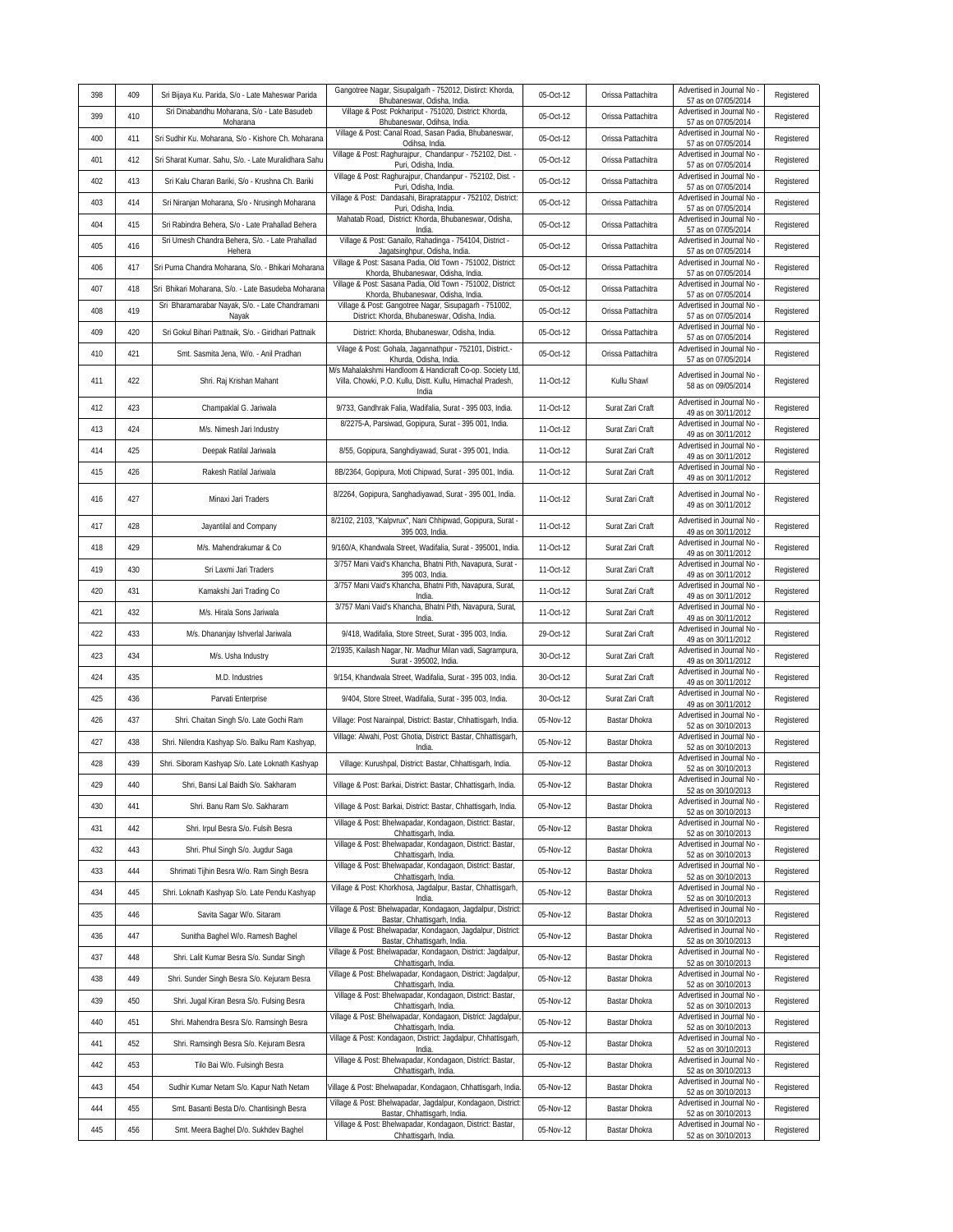| 398 | 409 | Sri Bijaya Ku. Parida, S/o - Late Maheswar Parida | Gangotree Nagar, Sisupalgarh - 752012, Distirct: Khorda, Bhubaneswar, Odisha, India. | 05-Oct-12 | Orissa Pattachitra | Advertised in Journal No - 57 as on 07/05/2014 | Registered |
|---|---|---|---|---|---|---|---|
| 399 | 410 | Sri Dinabandhu Moharana, S/o - Late Basudeb Moharana | Village & Post: Pokhariput - 751020, District: Khorda, Bhubaneswar, Odihsa, India. | 05-Oct-12 | Orissa Pattachitra | Advertised in Journal No - 57 as on 07/05/2014 | Registered |
| 400 | 411 | Sri Sudhir Ku. Moharana, S/o - Kishore Ch. Moharana | Village & Post: Canal Road, Sasan Padia, Bhubaneswar, Odihsa, India. | 05-Oct-12 | Orissa Pattachitra | Advertised in Journal No - 57 as on 07/05/2014 | Registered |
| 401 | 412 | Sri Sharat Kumar. Sahu, S/o. - Late Muralidhara Sahu | Village & Post: Raghurajpur, Chandanpur - 752102, Dist. - Puri, Odisha, India. | 05-Oct-12 | Orissa Pattachitra | Advertised in Journal No - 57 as on 07/05/2014 | Registered |
| 402 | 413 | Sri Kalu Charan Bariki, S/o - Krushna Ch. Bariki | Village & Post: Raghurajpur, Chandanpur - 752102, Dist. - Puri, Odisha, India. | 05-Oct-12 | Orissa Pattachitra | Advertised in Journal No - 57 as on 07/05/2014 | Registered |
| 403 | 414 | Sri Niranjan Moharana, S/o - Nrusingh Moharana | Village & Post: Dandasahi, Birapratappur - 752102, District: Puri, Odisha, India. | 05-Oct-12 | Orissa Pattachitra | Advertised in Journal No - 57 as on 07/05/2014 | Registered |
| 404 | 415 | Sri Rabindra Behera, S/o - Late Prahallad Behera | Mahatab Road, District: Khorda, Bhubaneswar, Odisha, India. | 05-Oct-12 | Orissa Pattachitra | Advertised in Journal No - 57 as on 07/05/2014 | Registered |
| 405 | 416 | Sri Umesh Chandra Behera, S/o. - Late Prahallad Hehera | Village & Post: Ganailo, Rahadinga - 754104, District - Jagatsinghpur, Odisha, India. | 05-Oct-12 | Orissa Pattachitra | Advertised in Journal No - 57 as on 07/05/2014 | Registered |
| 406 | 417 | Sri Purna Chandra Moharana, S/o. - Bhikari Moharana | Village & Post: Sasana Padia, Old Town - 751002, District: Khorda, Bhubaneswar, Odisha, India. | 05-Oct-12 | Orissa Pattachitra | Advertised in Journal No - 57 as on 07/05/2014 | Registered |
| 407 | 418 | Sri Bhikari Moharana, S/o. - Late Basudeba Moharana | Village & Post: Sasana Padia, Old Town - 751002, District: Khorda, Bhubaneswar, Odisha, India. | 05-Oct-12 | Orissa Pattachitra | Advertised in Journal No - 57 as on 07/05/2014 | Registered |
| 408 | 419 | Sri Bharamarabar Nayak, S/o. - Late Chandramani Nayak | Village & Post: Gangotree Nagar, Sisupagarh - 751002, District: Khorda, Bhubaneswar, Odisha, India. | 05-Oct-12 | Orissa Pattachitra | Advertised in Journal No - 57 as on 07/05/2014 | Registered |
| 409 | 420 | Sri Gokul Bihari Pattnaik, S/o. - Giridhari Pattnaik | District: Khorda, Bhubaneswar, Odisha, India. | 05-Oct-12 | Orissa Pattachitra | Advertised in Journal No - 57 as on 07/05/2014 | Registered |
| 410 | 421 | Smt. Sasmita Jena, W/o. - Anil Pradhan | Vilage & Post: Gohala, Jagannathpur - 752101, District.- Khurda, Odisha, India. | 05-Oct-12 | Orissa Pattachitra | Advertised in Journal No - 57 as on 07/05/2014 | Registered |
| 411 | 422 | Shri. Raj Krishan Mahant | M/s Mahalakshmi Handloom & Handicraft Co-op. Society Ltd, Villa. Chowki, P.O. Kullu, Distt. Kullu, Himachal Pradesh, India | 11-Oct-12 | Kullu Shawl | Advertised in Journal No - 58 as on 09/05/2014 | Registered |
| 412 | 423 | Champaklal G. Jariwala | 9/733, Gandhrak Falia, Wadifalia, Surat - 395 003, India. | 11-Oct-12 | Surat Zari Craft | Advertised in Journal No - 49 as on 30/11/2012 | Registered |
| 413 | 424 | M/s. Nimesh Jari Industry | 8/2275-A, Parsiwad, Gopipura, Surat - 395 001, India. | 11-Oct-12 | Surat Zari Craft | Advertised in Journal No - 49 as on 30/11/2012 | Registered |
| 414 | 425 | Deepak Ratilal Jariwala | 8/55, Gopipura, Sanghdiyawad, Surat - 395 001, India. | 11-Oct-12 | Surat Zari Craft | Advertised in Journal No - 49 as on 30/11/2012 | Registered |
| 415 | 426 | Rakesh Ratilal Jariwala | 8B/2364, Gopipura, Moti Chipwad, Surat - 395 001, India. | 11-Oct-12 | Surat Zari Craft | Advertised in Journal No - 49 as on 30/11/2012 | Registered |
| 416 | 427 | Minaxi Jari Traders | 8/2264, Gopipura, Sanghadiyawad, Surat - 395 001, India. | 11-Oct-12 | Surat Zari Craft | Advertised in Journal No - 49 as on 30/11/2012 | Registered |
| 417 | 428 | Jayantilal and Company | 8/2102, 2103, "Kalpvrux", Nani Chhipwad, Gopipura, Surat - 395 003, India. | 11-Oct-12 | Surat Zari Craft | Advertised in Journal No - 49 as on 30/11/2012 | Registered |
| 418 | 429 | M/s. Mahendrakumar & Co | 9/160/A, Khandwala Street, Wadifalia, Surat - 395001, India. | 11-Oct-12 | Surat Zari Craft | Advertised in Journal No - 49 as on 30/11/2012 | Registered |
| 419 | 430 | Sri Laxmi Jari Traders | 3/757 Mani Vaid's Khancha, Bhatni Pith, Navapura, Surat - 395 003, India. | 11-Oct-12 | Surat Zari Craft | Advertised in Journal No - 49 as on 30/11/2012 | Registered |
| 420 | 431 | Kamakshi Jari Trading Co | 3/757 Mani Vaid's Khancha, Bhatni Pith, Navapura, Surat, India. | 11-Oct-12 | Surat Zari Craft | Advertised in Journal No - 49 as on 30/11/2012 | Registered |
| 421 | 432 | M/s. Hirala Sons Jariwala | 3/757 Mani Vaid's Khancha, Bhatni Pith, Navapura, Surat, India. | 11-Oct-12 | Surat Zari Craft | Advertised in Journal No - 49 as on 30/11/2012 | Registered |
| 422 | 433 | M/s. Dhananjay Ishverlal Jariwala | 9/418, Wadifalia, Store Street, Surat - 395 003, India. | 29-Oct-12 | Surat Zari Craft | Advertised in Journal No - 49 as on 30/11/2012 | Registered |
| 423 | 434 | M/s. Usha Industry | 2/1935, Kailash Nagar, Nr. Madhur Milan vadi, Sagrampura, Surat - 395002, India. | 30-Oct-12 | Surat Zari Craft | Advertised in Journal No - 49 as on 30/11/2012 | Registered |
| 424 | 435 | M.D. Industries | 9/154, Khandwala Street, Wadifalia, Surat - 395 003, India. | 30-Oct-12 | Surat Zari Craft | Advertised in Journal No - 49 as on 30/11/2012 | Registered |
| 425 | 436 | Parvati Enterprise | 9/404, Store Street, Wadifalia, Surat - 395 003, India. | 30-Oct-12 | Surat Zari Craft | Advertised in Journal No - 49 as on 30/11/2012 | Registered |
| 426 | 437 | Shri. Chaitan Singh S/o. Late Gochi Ram | Village: Post Narainpal, District: Bastar, Chhattisgarh, India. | 05-Nov-12 | Bastar Dhokra | Advertised in Journal No - 52 as on 30/10/2013 | Registered |
| 427 | 438 | Shri. Nilendra Kashyap S/o. Balku Ram Kashyap, | Village: Alwahi, Post: Ghotia, District: Bastar, Chhattisgarh, India. | 05-Nov-12 | Bastar Dhokra | Advertised in Journal No - 52 as on 30/10/2013 | Registered |
| 428 | 439 | Shri. Siboram Kashyap S/o. Late Loknath Kashyap | Village: Kurushpal, District: Bastar, Chhattisgarh, India. | 05-Nov-12 | Bastar Dhokra | Advertised in Journal No - 52 as on 30/10/2013 | Registered |
| 429 | 440 | Shri, Bansi Lal Baidh S/o. Sakharam | Village & Post: Barkai, District: Bastar, Chhattisgarh, India. | 05-Nov-12 | Bastar Dhokra | Advertised in Journal No - 52 as on 30/10/2013 | Registered |
| 430 | 441 | Shri. Banu Ram S/o. Sakharam | Village & Post: Barkai, District: Bastar, Chhattisgarh, India. | 05-Nov-12 | Bastar Dhokra | Advertised in Journal No - 52 as on 30/10/2013 | Registered |
| 431 | 442 | Shri. Irpul Besra S/o. Fulsih Besra | Village & Post: Bhelwapadar, Kondagaon, District: Bastar, Chhattisgarh, India. | 05-Nov-12 | Bastar Dhokra | Advertised in Journal No - 52 as on 30/10/2013 | Registered |
| 432 | 443 | Shri. Phul Singh S/o. Jugdur Saga | Village & Post: Bhelwapadar, Kondagaon, District: Bastar, Chhattisgarh, India. | 05-Nov-12 | Bastar Dhokra | Advertised in Journal No - 52 as on 30/10/2013 | Registered |
| 433 | 444 | Shrimati Tijhin Besra W/o. Ram Singh Besra | Village & Post: Bhelwapadar, Kondagaon, District: Bastar, Chhattisgarh, India. | 05-Nov-12 | Bastar Dhokra | Advertised in Journal No - 52 as on 30/10/2013 | Registered |
| 434 | 445 | Shri. Loknath Kashyap S/o. Late Pendu Kashyap | Village & Post: Khorkhosa, Jagdalpur, Bastar, Chhattisgarh, India. | 05-Nov-12 | Bastar Dhokra | Advertised in Journal No - 52 as on 30/10/2013 | Registered |
| 435 | 446 | Savita Sagar W/o. Sitaram | Village & Post: Bhelwapadar, Kondagaon, Jagdalpur, District: Bastar, Chhattisgarh, India. | 05-Nov-12 | Bastar Dhokra | Advertised in Journal No - 52 as on 30/10/2013 | Registered |
| 436 | 447 | Sunitha Baghel W/o. Ramesh Baghel | Village & Post: Bhelwapadar, Kondagaon, Jagdalpur, District: Bastar, Chhattisgarh, India. | 05-Nov-12 | Bastar Dhokra | Advertised in Journal No - 52 as on 30/10/2013 | Registered |
| 437 | 448 | Shri. Lalit Kumar Besra S/o. Sundar Singh | Village & Post: Bhelwapadar, Kondagaon, District: Jagdalpur, Chhattisgarh, India. | 05-Nov-12 | Bastar Dhokra | Advertised in Journal No - 52 as on 30/10/2013 | Registered |
| 438 | 449 | Shri. Sunder Singh Besra S/o. Kejuram Besra | Village & Post: Bhelwapadar, Kondagaon, District: Jagdalpur, Chhattisgarh, India. | 05-Nov-12 | Bastar Dhokra | Advertised in Journal No - 52 as on 30/10/2013 | Registered |
| 439 | 450 | Shri. Jugal Kiran Besra S/o. Fulsing Besra | Village & Post: Bhelwapadar, Kondagaon, District: Bastar, Chhattisgarh, India. | 05-Nov-12 | Bastar Dhokra | Advertised in Journal No - 52 as on 30/10/2013 | Registered |
| 440 | 451 | Shri. Mahendra Besra S/o. Ramsingh Besra | Village & Post: Bhelwapadar, Kondagaon, District: Jagdalpur, Chhattisgarh, India. | 05-Nov-12 | Bastar Dhokra | Advertised in Journal No - 52 as on 30/10/2013 | Registered |
| 441 | 452 | Shri. Ramsingh Besra S/o. Kejuram Besra | Village & Post: Kondagaon, District: Jagdalpur, Chhattisgarh, India. | 05-Nov-12 | Bastar Dhokra | Advertised in Journal No - 52 as on 30/10/2013 | Registered |
| 442 | 453 | Tilo Bai W/o. Fulsingh Besra | Village & Post: Bhelwapadar, Kondagaon, District: Bastar, Chhattisgarh, India. | 05-Nov-12 | Bastar Dhokra | Advertised in Journal No - 52 as on 30/10/2013 | Registered |
| 443 | 454 | Sudhir Kumar Netam S/o. Kapur Nath Netam | Village & Post: Bhelwapadar, Kondagaon, Chhattisgarh, India. | 05-Nov-12 | Bastar Dhokra | Advertised in Journal No - 52 as on 30/10/2013 | Registered |
| 444 | 455 | Smt. Basanti Besta D/o. Chantisingh Besra | Village & Post: Bhelwapadar, Jagdalpur, Kondagaon, District: Bastar, Chhattisgarh, India. | 05-Nov-12 | Bastar Dhokra | Advertised in Journal No - 52 as on 30/10/2013 | Registered |
| 445 | 456 | Smt. Meera Baghel D/o. Sukhdev Baghel | Village & Post: Bhelwapadar, Kondagaon, District: Bastar, Chhattisgarh, India. | 05-Nov-12 | Bastar Dhokra | Advertised in Journal No - 52 as on 30/10/2013 | Registered |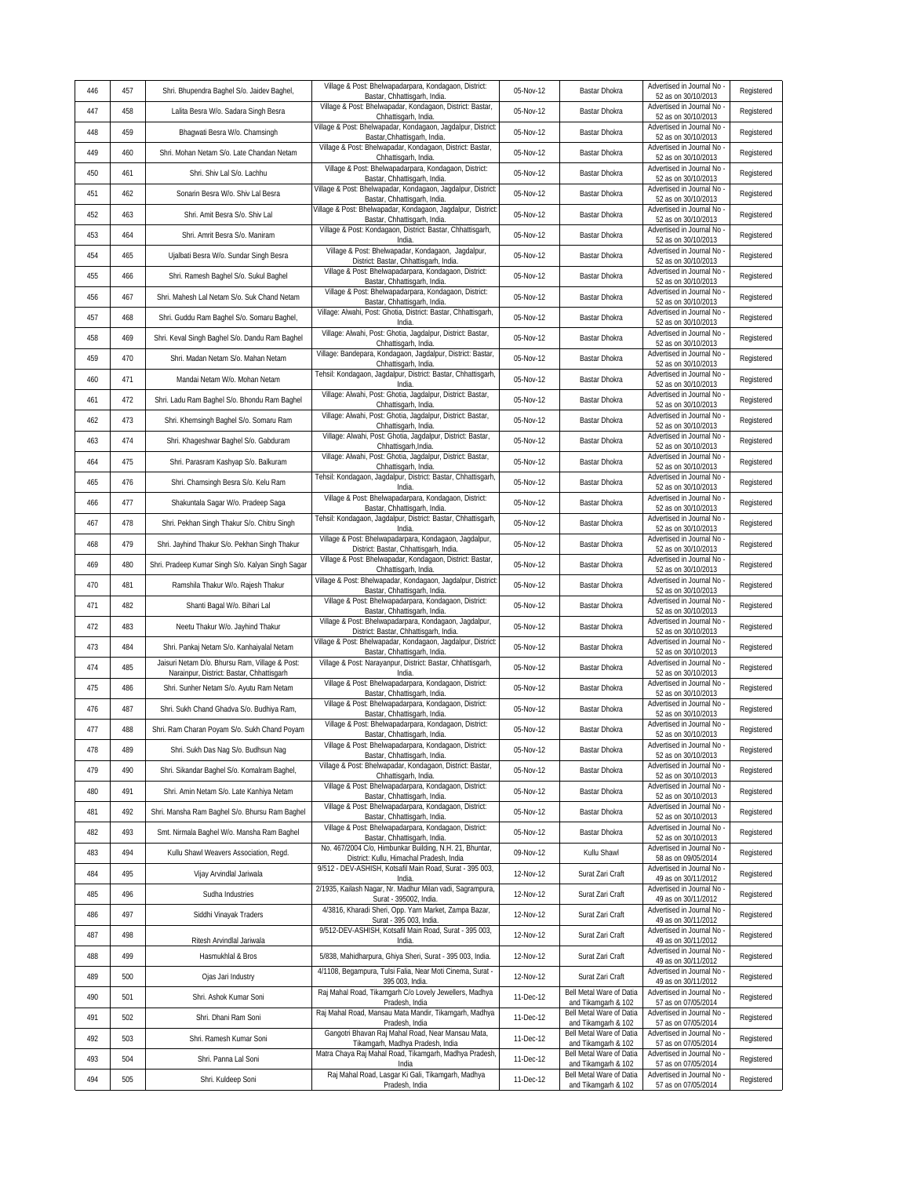| 446 | 457 | Shri. Bhupendra Baghel S/o. Jaidev Baghel, | Village & Post: Bhelwapadarpara, Kondagaon, District: Bastar, Chhattisgarh, India. | 05-Nov-12 | Bastar Dhokra | Advertised in Journal No - 52 as on 30/10/2013 | Registered |
|---|---|---|---|---|---|---|---|
| 447 | 458 | Lalita Besra W/o. Sadara Singh Besra | Village & Post: Bhelwapadar, Kondagaon, District: Bastar, Chhattisgarh, India. | 05-Nov-12 | Bastar Dhokra | Advertised in Journal No - 52 as on 30/10/2013 | Registered |
| 448 | 459 | Bhagwati Besra W/o. Chamsingh | Village & Post: Bhelwapadar, Kondagaon, Jagdalpur, District: Bastar,Chhattisgarh, India. | 05-Nov-12 | Bastar Dhokra | Advertised in Journal No - 52 as on 30/10/2013 | Registered |
| 449 | 460 | Shri. Mohan Netam S/o. Late Chandan Netam | Village & Post: Bhelwapadar, Kondagaon, District: Bastar, Chhattisgarh, India. | 05-Nov-12 | Bastar Dhokra | Advertised in Journal No - 52 as on 30/10/2013 | Registered |
| 450 | 461 | Shri. Shiv Lal S/o. Lachhu | Village & Post: Bhelwapadarpara, Kondagaon, District: Bastar, Chhattisgarh, India. | 05-Nov-12 | Bastar Dhokra | Advertised in Journal No - 52 as on 30/10/2013 | Registered |
| 451 | 462 | Sonarin Besra W/o. Shiv Lal Besra | Village & Post: Bhelwapadar, Kondagaon, Jagdalpur, District: Bastar, Chhattisgarh, India. | 05-Nov-12 | Bastar Dhokra | Advertised in Journal No - 52 as on 30/10/2013 | Registered |
| 452 | 463 | Shri. Amit Besra S/o. Shiv Lal | Village & Post: Bhelwapadar, Kondagaon, Jagdalpur, District: Bastar, Chhattisgarh, India. | 05-Nov-12 | Bastar Dhokra | Advertised in Journal No - 52 as on 30/10/2013 | Registered |
| 453 | 464 | Shri. Amrit Besra S/o. Maniram | Village & Post: Kondagaon, District: Bastar, Chhattisgarh, India. | 05-Nov-12 | Bastar Dhokra | Advertised in Journal No - 52 as on 30/10/2013 | Registered |
| 454 | 465 | Ujalbati Besra W/o. Sundar Singh Besra | Village & Post: Bhelwapadar, Kondagaon, Jagdalpur, District: Bastar, Chhattisgarh, India. | 05-Nov-12 | Bastar Dhokra | Advertised in Journal No - 52 as on 30/10/2013 | Registered |
| 455 | 466 | Shri. Ramesh Baghel S/o. Sukul Baghel | Village & Post: Bhelwapadarpara, Kondagaon, District: Bastar, Chhattisgarh, India. | 05-Nov-12 | Bastar Dhokra | Advertised in Journal No - 52 as on 30/10/2013 | Registered |
| 456 | 467 | Shri. Mahesh Lal Netam S/o. Suk Chand Netam | Village & Post: Bhelwapadarpara, Kondagaon, District: Bastar, Chhattisgarh, India. | 05-Nov-12 | Bastar Dhokra | Advertised in Journal No - 52 as on 30/10/2013 | Registered |
| 457 | 468 | Shri. Guddu Ram Baghel S/o. Somaru Baghel, | Village: Alwahi, Post: Ghotia, District: Bastar, Chhattisgarh, India. | 05-Nov-12 | Bastar Dhokra | Advertised in Journal No - 52 as on 30/10/2013 | Registered |
| 458 | 469 | Shri. Keval Singh Baghel S/o. Dandu Ram Baghel | Village: Alwahi, Post: Ghotia, Jagdalpur, District: Bastar, Chhattisgarh, India. | 05-Nov-12 | Bastar Dhokra | Advertised in Journal No - 52 as on 30/10/2013 | Registered |
| 459 | 470 | Shri. Madan Netam S/o. Mahan Netam | Village: Bandepara, Kondagaon, Jagdalpur, District: Bastar, Chhattisgarh, India. | 05-Nov-12 | Bastar Dhokra | Advertised in Journal No - 52 as on 30/10/2013 | Registered |
| 460 | 471 | Mandai Netam W/o. Mohan Netam | Tehsil: Kondagaon, Jagdalpur, District: Bastar, Chhattisgarh, India. | 05-Nov-12 | Bastar Dhokra | Advertised in Journal No - 52 as on 30/10/2013 | Registered |
| 461 | 472 | Shri. Ladu Ram Baghel S/o. Bhondu Ram Baghel | Village: Alwahi, Post: Ghotia, Jagdalpur, District: Bastar, Chhattisgarh, India. | 05-Nov-12 | Bastar Dhokra | Advertised in Journal No - 52 as on 30/10/2013 | Registered |
| 462 | 473 | Shri. Khemsingh Baghel S/o. Somaru Ram | Village: Alwahi, Post: Ghotia, Jagdalpur, District: Bastar, Chhattisgarh, India. | 05-Nov-12 | Bastar Dhokra | Advertised in Journal No - 52 as on 30/10/2013 | Registered |
| 463 | 474 | Shri. Khageshwar Baghel S/o. Gabduram | Village: Alwahi, Post: Ghotia, Jagdalpur, District: Bastar, Chhattisgarh,India. | 05-Nov-12 | Bastar Dhokra | Advertised in Journal No - 52 as on 30/10/2013 | Registered |
| 464 | 475 | Shri. Parasram Kashyap S/o. Balkuram | Village: Alwahi, Post: Ghotia, Jagdalpur, District: Bastar, Chhattisgarh, India. | 05-Nov-12 | Bastar Dhokra | Advertised in Journal No - 52 as on 30/10/2013 | Registered |
| 465 | 476 | Shri. Chamsingh Besra S/o. Kelu Ram | Tehsil: Kondagaon, Jagdalpur, District: Bastar, Chhattisgarh, India. | 05-Nov-12 | Bastar Dhokra | Advertised in Journal No - 52 as on 30/10/2013 | Registered |
| 466 | 477 | Shakuntala Sagar W/o. Pradeep Saga | Village & Post: Bhelwapadarpara, Kondagaon, District: Bastar, Chhattisgarh, India. | 05-Nov-12 | Bastar Dhokra | Advertised in Journal No - 52 as on 30/10/2013 | Registered |
| 467 | 478 | Shri. Pekhan Singh Thakur S/o. Chitru Singh | Tehsil: Kondagaon, Jagdalpur, District: Bastar, Chhattisgarh, India. | 05-Nov-12 | Bastar Dhokra | Advertised in Journal No - 52 as on 30/10/2013 | Registered |
| 468 | 479 | Shri. Jayhind Thakur S/o. Pekhan Singh Thakur | Village & Post: Bhelwapadarpara, Kondagaon, Jagdalpur, District: Bastar, Chhattisgarh, India. | 05-Nov-12 | Bastar Dhokra | Advertised in Journal No - 52 as on 30/10/2013 | Registered |
| 469 | 480 | Shri. Pradeep Kumar Singh S/o. Kalyan Singh Sagar | Village & Post: Bhelwapadar, Kondagaon, District: Bastar, Chhattisgarh, India. | 05-Nov-12 | Bastar Dhokra | Advertised in Journal No - 52 as on 30/10/2013 | Registered |
| 470 | 481 | Ramshila Thakur W/o. Rajesh Thakur | Village & Post: Bhelwapadar, Kondagaon, Jagdalpur, District: Bastar, Chhattisgarh, India. | 05-Nov-12 | Bastar Dhokra | Advertised in Journal No - 52 as on 30/10/2013 | Registered |
| 471 | 482 | Shanti Bagal W/o. Bihari Lal | Village & Post: Bhelwapadarpara, Kondagaon, District: Bastar, Chhattisgarh, India. | 05-Nov-12 | Bastar Dhokra | Advertised in Journal No - 52 as on 30/10/2013 | Registered |
| 472 | 483 | Neetu Thakur W/o. Jayhind Thakur | Village & Post: Bhelwapadarpara, Kondagaon, Jagdalpur, District: Bastar, Chhattisgarh, India. | 05-Nov-12 | Bastar Dhokra | Advertised in Journal No - 52 as on 30/10/2013 | Registered |
| 473 | 484 | Shri. Pankaj Netam S/o. Kanhaiyalal Netam | Village & Post: Bhelwapadar, Kondagaon, Jagdalpur, District: Bastar, Chhattisgarh, India. | 05-Nov-12 | Bastar Dhokra | Advertised in Journal No - 52 as on 30/10/2013 | Registered |
| 474 | 485 | Jaisuri Netam D/o. Bhursu Ram, Village & Post: Narainpur, District: Bastar, Chhattisgarh | Village & Post: Narayanpur, District: Bastar, Chhattisgarh, India. | 05-Nov-12 | Bastar Dhokra | Advertised in Journal No - 52 as on 30/10/2013 | Registered |
| 475 | 486 | Shri. Sunher Netam S/o. Ayutu Ram Netam | Village & Post: Bhelwapadarpara, Kondagaon, District: Bastar, Chhattisgarh, India. | 05-Nov-12 | Bastar Dhokra | Advertised in Journal No - 52 as on 30/10/2013 | Registered |
| 476 | 487 | Shri. Sukh Chand Ghadva S/o. Budhiya Ram, | Village & Post: Bhelwapadarpara, Kondagaon, District: Bastar, Chhattisgarh, India. | 05-Nov-12 | Bastar Dhokra | Advertised in Journal No - 52 as on 30/10/2013 | Registered |
| 477 | 488 | Shri. Ram Charan Poyam S/o. Sukh Chand Poyam | Village & Post: Bhelwapadarpara, Kondagaon, District: Bastar, Chhattisgarh, India. | 05-Nov-12 | Bastar Dhokra | Advertised in Journal No - 52 as on 30/10/2013 | Registered |
| 478 | 489 | Shri. Sukh Das Nag S/o. Budhsun Nag | Village & Post: Bhelwapadarpara, Kondagaon, District: Bastar, Chhattisgarh, India. | 05-Nov-12 | Bastar Dhokra | Advertised in Journal No - 52 as on 30/10/2013 | Registered |
| 479 | 490 | Shri. Sikandar Baghel S/o. Komalram Baghel, | Village & Post: Bhelwapadar, Kondagaon, District: Bastar, Chhattisgarh, India. | 05-Nov-12 | Bastar Dhokra | Advertised in Journal No - 52 as on 30/10/2013 | Registered |
| 480 | 491 | Shri. Amin Netam S/o. Late Kanhiya Netam | Village & Post: Bhelwapadarpara, Kondagaon, District: Bastar, Chhattisgarh, India. | 05-Nov-12 | Bastar Dhokra | Advertised in Journal No - 52 as on 30/10/2013 | Registered |
| 481 | 492 | Shri. Mansha Ram Baghel S/o. Bhursu Ram Baghel | Village & Post: Bhelwapadarpara, Kondagaon, District: Bastar, Chhattisgarh, India. | 05-Nov-12 | Bastar Dhokra | Advertised in Journal No - 52 as on 30/10/2013 | Registered |
| 482 | 493 | Smt. Nirmala Baghel W/o. Mansha Ram Baghel | Village & Post: Bhelwapadarpara, Kondagaon, District: Bastar, Chhattisgarh, India. | 05-Nov-12 | Bastar Dhokra | Advertised in Journal No - 52 as on 30/10/2013 | Registered |
| 483 | 494 | Kullu Shawl Weavers Association, Regd. | No. 467/2004 C/o, Himbunkar Building, N.H. 21, Bhuntar, District: Kullu, Himachal Pradesh, India | 09-Nov-12 | Kullu Shawl | Advertised in Journal No - 58 as on 09/05/2014 | Registered |
| 484 | 495 | Vijay Arvindlal Jariwala | 9/512 - DEV-ASHISH, Kotsafil Main Road, Surat - 395 003, India. | 12-Nov-12 | Surat Zari Craft | Advertised in Journal No - 49 as on 30/11/2012 | Registered |
| 485 | 496 | Sudha Industries | 2/1935, Kailash Nagar, Nr. Madhur Milan vadi, Sagrampura, Surat - 395002, India. | 12-Nov-12 | Surat Zari Craft | Advertised in Journal No - 49 as on 30/11/2012 | Registered |
| 486 | 497 | Siddhi Vinayak Traders | 4/3816, Kharadi Sheri, Opp. Yarn Market, Zampa Bazar, Surat - 395 003, India. | 12-Nov-12 | Surat Zari Craft | Advertised in Journal No - 49 as on 30/11/2012 | Registered |
| 487 | 498 | Ritesh Arvindlal Jariwala | 9/512-DEV-ASHISH, Kotsafil Main Road, Surat - 395 003, India. | 12-Nov-12 | Surat Zari Craft | Advertised in Journal No - 49 as on 30/11/2012 | Registered |
| 488 | 499 | Hasmukhlal & Bros | 5/838, Mahidharpura, Ghiya Sheri, Surat - 395 003, India. | 12-Nov-12 | Surat Zari Craft | Advertised in Journal No - 49 as on 30/11/2012 | Registered |
| 489 | 500 | Ojas Jari Industry | 4/1108, Begampura, Tulsi Falia, Near Moti Cinema, Surat - 395 003, India. | 12-Nov-12 | Surat Zari Craft | Advertised in Journal No - 49 as on 30/11/2012 | Registered |
| 490 | 501 | Shri. Ashok Kumar Soni | Raj Mahal Road, Tikamgarh C/o Lovely Jewellers, Madhya Pradesh, India | 11-Dec-12 | Bell Metal Ware of Datia and Tikamgarh & 102 | Advertised in Journal No - 57 as on 07/05/2014 | Registered |
| 491 | 502 | Shri. Dhani Ram Soni | Raj Mahal Road, Mansau Mata Mandir, Tikamgarh, Madhya Pradesh, India | 11-Dec-12 | Bell Metal Ware of Datia and Tikamgarh & 102 | Advertised in Journal No - 57 as on 07/05/2014 | Registered |
| 492 | 503 | Shri. Ramesh Kumar Soni | Gangotri Bhavan Raj Mahal Road, Near Mansau Mata, Tikamgarh, Madhya Pradesh, India | 11-Dec-12 | Bell Metal Ware of Datia and Tikamgarh & 102 | Advertised in Journal No - 57 as on 07/05/2014 | Registered |
| 493 | 504 | Shri. Panna Lal Soni | Matra Chaya Raj Mahal Road, Tikamgarh, Madhya Pradesh, India | 11-Dec-12 | Bell Metal Ware of Datia and Tikamgarh & 102 | Advertised in Journal No - 57 as on 07/05/2014 | Registered |
| 494 | 505 | Shri. Kuldeep Soni | Raj Mahal Road, Lasgar Ki Gali, Tikamgarh, Madhya Pradesh, India | 11-Dec-12 | Bell Metal Ware of Datia and Tikamgarh & 102 | Advertised in Journal No - 57 as on 07/05/2014 | Registered |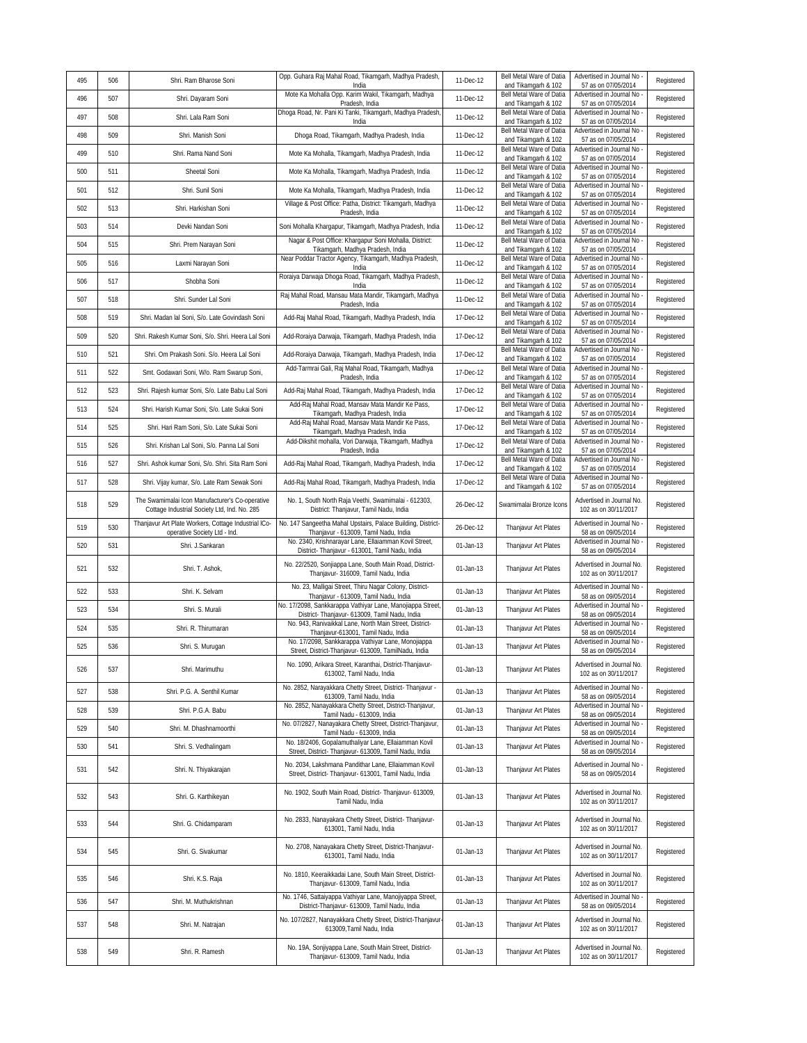| 495 | 506 | Shri. Ram Bharose Soni | Opp. Guhara Raj Mahal Road, Tikamgarh, Madhya Pradesh, India | 11-Dec-12 | Bell Metal Ware of Datia and Tikamgarh & 102 | Advertised in Journal No - 57 as on 07/05/2014 | Registered |
|---|---|---|---|---|---|---|---|
| 496 | 507 | Shri. Dayaram Soni | Mote Ka Mohalla Opp. Karim Wakil, Tikamgarh, Madhya Pradesh, India | 11-Dec-12 | Bell Metal Ware of Datia and Tikamgarh & 102 | Advertised in Journal No - 57 as on 07/05/2014 | Registered |
| 497 | 508 | Shri. Lala Ram Soni | Dhoga Road, Nr. Pani Ki Tanki, Tikamgarh, Madhya Pradesh, India | 11-Dec-12 | Bell Metal Ware of Datia and Tikamgarh & 102 | Advertised in Journal No - 57 as on 07/05/2014 | Registered |
| 498 | 509 | Shri. Manish Soni | Dhoga Road, Tikamgarh, Madhya Pradesh, India | 11-Dec-12 | Bell Metal Ware of Datia and Tikamgarh & 102 | Advertised in Journal No - 57 as on 07/05/2014 | Registered |
| 499 | 510 | Shri. Rama Nand Soni | Mote Ka Mohalla, Tikamgarh, Madhya Pradesh, India | 11-Dec-12 | Bell Metal Ware of Datia and Tikamgarh & 102 | Advertised in Journal No - 57 as on 07/05/2014 | Registered |
| 500 | 511 | Sheetal Soni | Mote Ka Mohalla, Tikamgarh, Madhya Pradesh, India | 11-Dec-12 | Bell Metal Ware of Datia and Tikamgarh & 102 | Advertised in Journal No - 57 as on 07/05/2014 | Registered |
| 501 | 512 | Shri. Sunil Soni | Mote Ka Mohalla, Tikamgarh, Madhya Pradesh, India | 11-Dec-12 | Bell Metal Ware of Datia and Tikamgarh & 102 | Advertised in Journal No - 57 as on 07/05/2014 | Registered |
| 502 | 513 | Shri. Harkishan Soni | Village & Post Office: Patha, District: Tikamgarh, Madhya Pradesh, India | 11-Dec-12 | Bell Metal Ware of Datia and Tikamgarh & 102 | Advertised in Journal No - 57 as on 07/05/2014 | Registered |
| 503 | 514 | Devki Nandan Soni | Soni Mohalla Khargapur, Tikamgarh, Madhya Pradesh, India | 11-Dec-12 | Bell Metal Ware of Datia and Tikamgarh & 102 | Advertised in Journal No - 57 as on 07/05/2014 | Registered |
| 504 | 515 | Shri. Prem Narayan Soni | Nagar & Post Office: Khargapur Soni Mohalla, District: Tikamgarh, Madhya Pradesh, India | 11-Dec-12 | Bell Metal Ware of Datia and Tikamgarh & 102 | Advertised in Journal No - 57 as on 07/05/2014 | Registered |
| 505 | 516 | Laxmi Narayan Soni | Near Poddar Tractor Agency, Tikamgarh, Madhya Pradesh, India | 11-Dec-12 | Bell Metal Ware of Datia and Tikamgarh & 102 | Advertised in Journal No - 57 as on 07/05/2014 | Registered |
| 506 | 517 | Shobha Soni | Roraiya Darwaja Dhoga Road, Tikamgarh, Madhya Pradesh, India | 11-Dec-12 | Bell Metal Ware of Datia and Tikamgarh & 102 | Advertised in Journal No - 57 as on 07/05/2014 | Registered |
| 507 | 518 | Shri. Sunder Lal Soni | Raj Mahal Road, Mansau Mata Mandir, Tikamgarh, Madhya Pradesh, India | 11-Dec-12 | Bell Metal Ware of Datia and Tikamgarh & 102 | Advertised in Journal No - 57 as on 07/05/2014 | Registered |
| 508 | 519 | Shri. Madan lal Soni, S/o. Late Govindash Soni | Add-Raj Mahal Road, Tikamgarh, Madhya Pradesh, India | 17-Dec-12 | Bell Metal Ware of Datia and Tikamgarh & 102 | Advertised in Journal No - 57 as on 07/05/2014 | Registered |
| 509 | 520 | Shri. Rakesh Kumar Soni, S/o. Shri. Heera Lal Soni | Add-Roraiya Darwaja, Tikamgarh, Madhya Pradesh, India | 17-Dec-12 | Bell Metal Ware of Datia and Tikamgarh & 102 | Advertised in Journal No - 57 as on 07/05/2014 | Registered |
| 510 | 521 | Shri. Om Prakash Soni. S/o. Heera Lal Soni | Add-Roraiya Darwaja, Tikamgarh, Madhya Pradesh, India | 17-Dec-12 | Bell Metal Ware of Datia and Tikamgarh & 102 | Advertised in Journal No - 57 as on 07/05/2014 | Registered |
| 511 | 522 | Smt. Godawari Soni, W/o. Ram Swarup Soni, | Add-Tarmrai Gali, Raj Mahal Road, Tikamgarh, Madhya Pradesh, India | 17-Dec-12 | Bell Metal Ware of Datia and Tikamgarh & 102 | Advertised in Journal No - 57 as on 07/05/2014 | Registered |
| 512 | 523 | Shri. Rajesh kumar Soni, S/o. Late Babu Lal Soni | Add-Raj Mahal Road, Tikamgarh, Madhya Pradesh, India | 17-Dec-12 | Bell Metal Ware of Datia and Tikamgarh & 102 | Advertised in Journal No - 57 as on 07/05/2014 | Registered |
| 513 | 524 | Shri. Harish Kumar Soni, S/o. Late Sukai Soni | Add-Raj Mahal Road, Mansav Mata Mandir Ke Pass, Tikamgarh, Madhya Pradesh, India | 17-Dec-12 | Bell Metal Ware of Datia and Tikamgarh & 102 | Advertised in Journal No - 57 as on 07/05/2014 | Registered |
| 514 | 525 | Shri. Hari Ram Soni, S/o. Late Sukai Soni | Add-Raj Mahal Road, Mansav Mata Mandir Ke Pass, Tikamgarh, Madhya Pradesh, India | 17-Dec-12 | Bell Metal Ware of Datia and Tikamgarh & 102 | Advertised in Journal No - 57 as on 07/05/2014 | Registered |
| 515 | 526 | Shri. Krishan Lal Soni, S/o. Panna Lal Soni | Add-Dikshit mohalla, Vori Darwaja, Tikamgarh, Madhya Pradesh, India | 17-Dec-12 | Bell Metal Ware of Datia and Tikamgarh & 102 | Advertised in Journal No - 57 as on 07/05/2014 | Registered |
| 516 | 527 | Shri. Ashok kumar Soni, S/o. Shri. Sita Ram Soni | Add-Raj Mahal Road, Tikamgarh, Madhya Pradesh, India | 17-Dec-12 | Bell Metal Ware of Datia and Tikamgarh & 102 | Advertised in Journal No - 57 as on 07/05/2014 | Registered |
| 517 | 528 | Shri. Vijay kumar, S/o. Late Ram Sewak Soni | Add-Raj Mahal Road, Tikamgarh, Madhya Pradesh, India | 17-Dec-12 | Bell Metal Ware of Datia and Tikamgarh & 102 | Advertised in Journal No - 57 as on 07/05/2014 | Registered |
| 518 | 529 | The Swamimalai Icon Manufacturer's Co-operative Cottage Industrial Society Ltd, Ind. No. 285 | No. 1, South North Raja Veethi, Swamimalai - 612303, District: Thanjavur, Tamil Nadu, India | 26-Dec-12 | Swamimalai Bronze Icons | Advertised in Journal No. 102 as on 30/11/2017 | Registered |
| 519 | 530 | Thanjavur Art Plate Workers, Cottage Industrial ICo-operative Society Ltd - Ind. | No. 147 Sangeetha Mahal Upstairs, Palace Building, District-Thanjavur - 613009, Tamil Nadu, India | 26-Dec-12 | Thanjavur Art Plates | Advertised in Journal No - 58 as on 09/05/2014 | Registered |
| 520 | 531 | Shri. J.Sankaran | No. 2340, Krishnarayar Lane, Ellaiamman Kovil Street, District- Thanjavur - 613001, Tamil Nadu, India | 01-Jan-13 | Thanjavur Art Plates | Advertised in Journal No - 58 as on 09/05/2014 | Registered |
| 521 | 532 | Shri. T. Ashok, | No. 22/2520, Sonjiappa Lane, South Main Road, District-Thanjavur- 316009, Tamil Nadu, India | 01-Jan-13 | Thanjavur Art Plates | Advertised in Journal No. 102 as on 30/11/2017 | Registered |
| 522 | 533 | Shri. K. Selvam | No. 23, Malligai Street, Thiru Nagar Colony, District-Thanjavur - 613009, Tamil Nadu, India | 01-Jan-13 | Thanjavur Art Plates | Advertised in Journal No - 58 as on 09/05/2014 | Registered |
| 523 | 534 | Shri. S. Murali | No. 17/2098, Sankkarappa Vathiyar Lane, Manojiappa Street, District- Thanjavur- 613009, Tamil Nadu, India | 01-Jan-13 | Thanjavur Art Plates | Advertised in Journal No - 58 as on 09/05/2014 | Registered |
| 524 | 535 | Shri. R. Thirumaran | No. 943, Ranivaikkal Lane, North Main Street, District-Thanjavur-613001, Tamil Nadu, India | 01-Jan-13 | Thanjavur Art Plates | Advertised in Journal No - 58 as on 09/05/2014 | Registered |
| 525 | 536 | Shri. S. Murugan | No. 17/2098, Sankkarappa Vathiyar Lane, Monojiappa Street, District-Thanjavur- 613009, TamilNadu, India | 01-Jan-13 | Thanjavur Art Plates | Advertised in Journal No - 58 as on 09/05/2014 | Registered |
| 526 | 537 | Shri. Marimuthu | No. 1090, Arikara Street, Karanthai, District-Thanjavur-613002, Tamil Nadu, India | 01-Jan-13 | Thanjavur Art Plates | Advertised in Journal No. 102 as on 30/11/2017 | Registered |
| 527 | 538 | Shri. P.G. A. Senthil Kumar | No. 2852, Narayakkara Chetty Street, District- Thanjavur - 613009, Tamil Nadu, India | 01-Jan-13 | Thanjavur Art Plates | Advertised in Journal No - 58 as on 09/05/2014 | Registered |
| 528 | 539 | Shri. P.G.A. Babu | No. 2852, Nanayakkara Chetty Street, District-Thanjavur, Tamil Nadu - 613009, India | 01-Jan-13 | Thanjavur Art Plates | Advertised in Journal No - 58 as on 09/05/2014 | Registered |
| 529 | 540 | Shri. M. Dhashnamoorthi | No. 07/2827, Nanayakara Chetty Street, District-Thanjavur, Tamil Nadu - 613009, India | 01-Jan-13 | Thanjavur Art Plates | Advertised in Journal No - 58 as on 09/05/2014 | Registered |
| 530 | 541 | Shri. S. Vedhalingam | No. 18/2406, Gopalamuthaliyar Lane, Ellaiamman Kovil Street, District- Thanjavur- 613009, Tamil Nadu, India | 01-Jan-13 | Thanjavur Art Plates | Advertised in Journal No - 58 as on 09/05/2014 | Registered |
| 531 | 542 | Shri. N. Thiyakarajan | No. 2034, Lakshmana Pandithar Lane, Ellaiamman Kovil Street, District- Thanjavur- 613001, Tamil Nadu, India | 01-Jan-13 | Thanjavur Art Plates | Advertised in Journal No - 58 as on 09/05/2014 | Registered |
| 532 | 543 | Shri. G. Karthikeyan | No. 1902, South Main Road, District- Thanjavur- 613009, Tamil Nadu, India | 01-Jan-13 | Thanjavur Art Plates | Advertised in Journal No. 102 as on 30/11/2017 | Registered |
| 533 | 544 | Shri. G. Chidamparam | No. 2833, Nanayakara Chetty Street, District- Thanjavur-613001, Tamil Nadu, India | 01-Jan-13 | Thanjavur Art Plates | Advertised in Journal No. 102 as on 30/11/2017 | Registered |
| 534 | 545 | Shri. G. Sivakumar | No. 2708, Nanayakara Chetty Street, District-Thanjavur-613001, Tamil Nadu, India | 01-Jan-13 | Thanjavur Art Plates | Advertised in Journal No. 102 as on 30/11/2017 | Registered |
| 535 | 546 | Shri. K.S. Raja | No. 1810, Keeraikkadai Lane, South Main Street, District-Thanjavur- 613009, Tamil Nadu, India | 01-Jan-13 | Thanjavur Art Plates | Advertised in Journal No. 102 as on 30/11/2017 | Registered |
| 536 | 547 | Shri. M. Muthukrishnan | No. 1746, Sattaiyappa Vathiyar Lane, Manojiyappa Street, District-Thanjavur- 613009, Tamil Nadu, India | 01-Jan-13 | Thanjavur Art Plates | Advertised in Journal No - 58 as on 09/05/2014 | Registered |
| 537 | 548 | Shri. M. Natrajan | No. 107/2827, Nanayakkara Chetty Street, District-Thanjavur-613009,Tamil Nadu, India | 01-Jan-13 | Thanjavur Art Plates | Advertised in Journal No. 102 as on 30/11/2017 | Registered |
| 538 | 549 | Shri. R. Ramesh | No. 19A, Sonjiyappa Lane, South Main Street, District-Thanjavur- 613009, Tamil Nadu, India | 01-Jan-13 | Thanjavur Art Plates | Advertised in Journal No. 102 as on 30/11/2017 | Registered |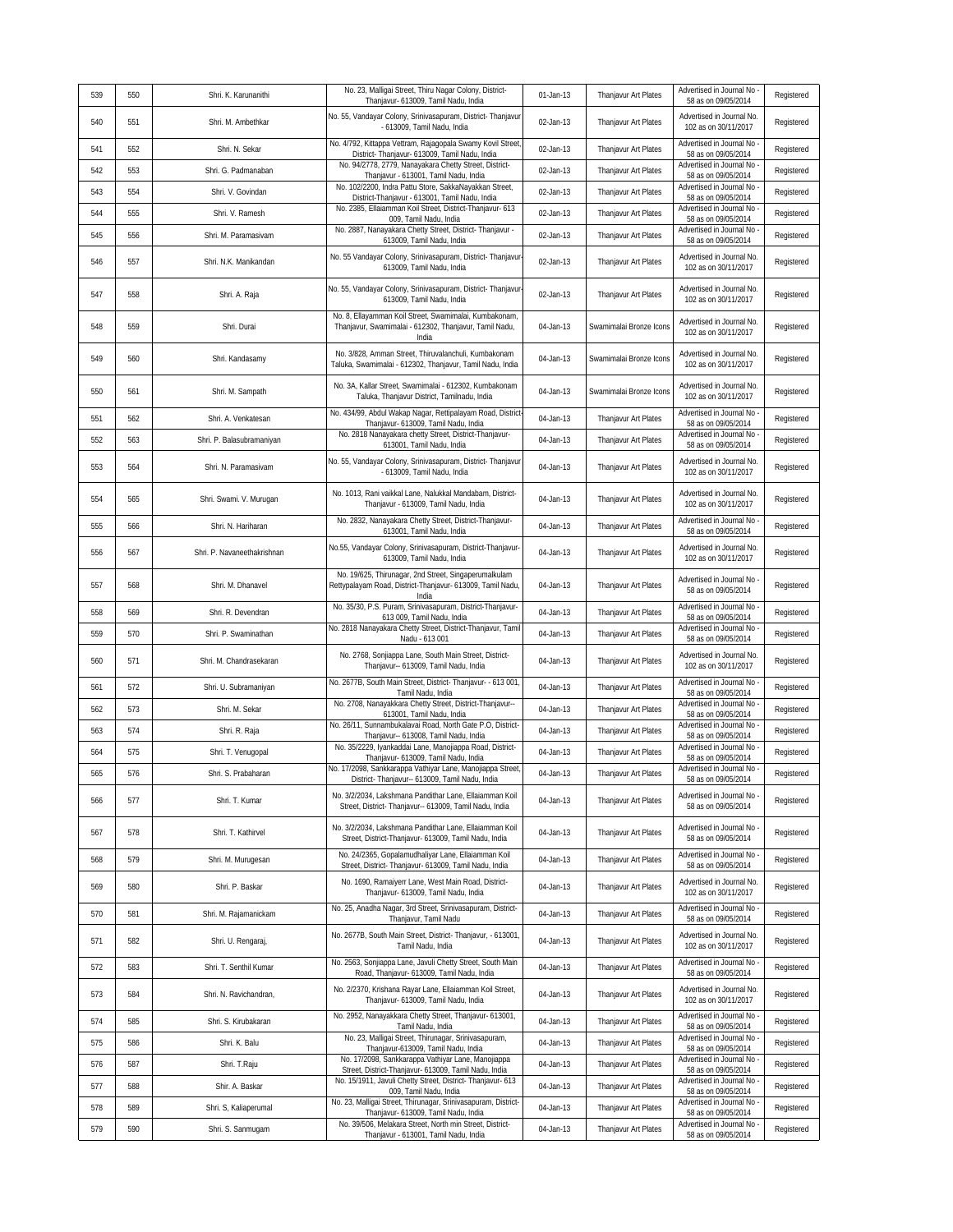| 539 | 550 | Shri. K. Karunanithi | No. 23, Malligai Street, Thiru Nagar Colony, District- Thanjavur- 613009, Tamil Nadu, India | 01-Jan-13 | Thanjavur Art Plates | Advertised in Journal No - 58 as on 09/05/2014 | Registered |
|---|---|---|---|---|---|---|---|
| 540 | 551 | Shri. M. Ambethkar | No. 55, Vandayar Colony, Srinivasapuram, District- Thanjavur - 613009, Tamil Nadu, India | 02-Jan-13 | Thanjavur Art Plates | Advertised in Journal No. 102 as on 30/11/2017 | Registered |
| 541 | 552 | Shri. N. Sekar | No. 4/792, Kittappa Vettram, Rajagopala Swamy Kovil Street, District- Thanjavur- 613009, Tamil Nadu, India | 02-Jan-13 | Thanjavur Art Plates | Advertised in Journal No - 58 as on 09/05/2014 | Registered |
| 542 | 553 | Shri. G. Padmanaban | No. 94/2778, 2779, Nanayakara Chetty Street, District- Thanjavur - 613001, Tamil Nadu, India | 02-Jan-13 | Thanjavur Art Plates | Advertised in Journal No - 58 as on 09/05/2014 | Registered |
| 543 | 554 | Shri. V. Govindan | No. 102/2200, Indra Pattu Store, SakkaNayakkan Street, District-Thanjavur - 613001, Tamil Nadu, India | 02-Jan-13 | Thanjavur Art Plates | Advertised in Journal No - 58 as on 09/05/2014 | Registered |
| 544 | 555 | Shri. V. Ramesh | No. 2385, Ellaiamman Koil Street, District-Thanjavur- 613 009, Tamil Nadu, India | 02-Jan-13 | Thanjavur Art Plates | Advertised in Journal No - 58 as on 09/05/2014 | Registered |
| 545 | 556 | Shri. M. Paramasivam | No. 2887, Nanayakara Chetty Street, District- Thanjavur - 613009, Tamil Nadu, India | 02-Jan-13 | Thanjavur Art Plates | Advertised in Journal No - 58 as on 09/05/2014 | Registered |
| 546 | 557 | Shri. N.K. Manikandan | No. 55 Vandayar Colony, Srinivasapuram, District- Thanjavur- 613009, Tamil Nadu, India | 02-Jan-13 | Thanjavur Art Plates | Advertised in Journal No. 102 as on 30/11/2017 | Registered |
| 547 | 558 | Shri. A. Raja | No. 55, Vandayar Colony, Srinivasapuram, District- Thanjavur- 613009, Tamil Nadu, India | 02-Jan-13 | Thanjavur Art Plates | Advertised in Journal No. 102 as on 30/11/2017 | Registered |
| 548 | 559 | Shri. Durai | No. 8, Ellayamman Koil Street, Swamimalai, Kumbakonam, Thanjavur, Swamimalai - 612302, Thanjavur, Tamil Nadu, India | 04-Jan-13 | Swamimalai Bronze Icons | Advertised in Journal No. 102 as on 30/11/2017 | Registered |
| 549 | 560 | Shri. Kandasamy | No. 3/828, Amman Street, Thiruvalanchuli, Kumbakonam Taluka, Swamimalai - 612302, Thanjavur, Tamil Nadu, India | 04-Jan-13 | Swamimalai Bronze Icons | Advertised in Journal No. 102 as on 30/11/2017 | Registered |
| 550 | 561 | Shri. M. Sampath | No. 3A, Kallar Street, Swamimalai - 612302, Kumbakonam Taluka, Thanjavur District, Tamilnadu, India | 04-Jan-13 | Swamimalai Bronze Icons | Advertised in Journal No. 102 as on 30/11/2017 | Registered |
| 551 | 562 | Shri. A. Venkatesan | No. 434/99, Abdul Wakap Nagar, Rettipalayam Road, District- Thanjavur- 613009, Tamil Nadu, India | 04-Jan-13 | Thanjavur Art Plates | Advertised in Journal No - 58 as on 09/05/2014 | Registered |
| 552 | 563 | Shri. P. Balasubramaniyan | No. 2818 Nanayakara chetty Street, District-Thanjavur- 613001, Tamil Nadu, India | 04-Jan-13 | Thanjavur Art Plates | Advertised in Journal No - 58 as on 09/05/2014 | Registered |
| 553 | 564 | Shri. N. Paramasivam | No. 55, Vandayar Colony, Srinivasapuram, District- Thanjavur - 613009, Tamil Nadu, India | 04-Jan-13 | Thanjavur Art Plates | Advertised in Journal No. 102 as on 30/11/2017 | Registered |
| 554 | 565 | Shri. Swami. V. Murugan | No. 1013, Rani vaikkal Lane, Nalukkal Mandabam, District- Thanjavur - 613009, Tamil Nadu, India | 04-Jan-13 | Thanjavur Art Plates | Advertised in Journal No. 102 as on 30/11/2017 | Registered |
| 555 | 566 | Shri. N. Hariharan | No. 2832, Nanayakara Chetty Street, District-Thanjavur- 613001, Tamil Nadu, India | 04-Jan-13 | Thanjavur Art Plates | Advertised in Journal No - 58 as on 09/05/2014 | Registered |
| 556 | 567 | Shri. P. Navaneethakrishnan | No.55, Vandayar Colony, Srinivasapuram, District-Thanjavur- 613009, Tamil Nadu, India | 04-Jan-13 | Thanjavur Art Plates | Advertised in Journal No. 102 as on 30/11/2017 | Registered |
| 557 | 568 | Shri. M. Dhanavel | No. 19/625, Thirunagar, 2nd Street, Singaperumalkulam Rettypalayam Road, District-Thanjavur- 613009, Tamil Nadu, India | 04-Jan-13 | Thanjavur Art Plates | Advertised in Journal No - 58 as on 09/05/2014 | Registered |
| 558 | 569 | Shri. R. Devendran | No. 35/30, P.S. Puram, Srinivasapuram, District-Thanjavur- 613 009, Tamil Nadu, India | 04-Jan-13 | Thanjavur Art Plates | Advertised in Journal No - 58 as on 09/05/2014 | Registered |
| 559 | 570 | Shri. P. Swaminathan | No. 2818 Nanayakara Chetty Street, District-Thanjavur, Tamil Nadu - 613 001 | 04-Jan-13 | Thanjavur Art Plates | Advertised in Journal No - 58 as on 09/05/2014 | Registered |
| 560 | 571 | Shri. M. Chandrasekaran | No. 2768, Sonjiappa Lane, South Main Street, District- Thanjavur-- 613009, Tamil Nadu, India | 04-Jan-13 | Thanjavur Art Plates | Advertised in Journal No. 102 as on 30/11/2017 | Registered |
| 561 | 572 | Shri. U. Subramaniyan | No. 2677B, South Main Street, District- Thanjavur- - 613 001, Tamil Nadu, India | 04-Jan-13 | Thanjavur Art Plates | Advertised in Journal No - 58 as on 09/05/2014 | Registered |
| 562 | 573 | Shri. M. Sekar | No. 2708, Nanayakkara Chetty Street, District-Thanjavur-- 613001, Tamil Nadu, India | 04-Jan-13 | Thanjavur Art Plates | Advertised in Journal No - 58 as on 09/05/2014 | Registered |
| 563 | 574 | Shri. R. Raja | No. 26/11, Sunnambukalavai Road, North Gate P.O, District- Thanjavur-- 613008, Tamil Nadu, India | 04-Jan-13 | Thanjavur Art Plates | Advertised in Journal No - 58 as on 09/05/2014 | Registered |
| 564 | 575 | Shri. T. Venugopal | No. 35/2229, Iyankaddai Lane, Manojiappa Road, District- Thanjavur- 613009, Tamil Nadu, India | 04-Jan-13 | Thanjavur Art Plates | Advertised in Journal No - 58 as on 09/05/2014 | Registered |
| 565 | 576 | Shri. S. Prabaharan | No. 17/2098, Sankkarappa Vathiyar Lane, Manojiappa Street, District- Thanjavur-- 613009, Tamil Nadu, India | 04-Jan-13 | Thanjavur Art Plates | Advertised in Journal No - 58 as on 09/05/2014 | Registered |
| 566 | 577 | Shri. T. Kumar | No. 3/2/2034, Lakshmana Pandithar Lane, Ellaiamman Koil Street, District- Thanjavur-- 613009, Tamil Nadu, India | 04-Jan-13 | Thanjavur Art Plates | Advertised in Journal No - 58 as on 09/05/2014 | Registered |
| 567 | 578 | Shri. T. Kathirvel | No. 3/2/2034, Lakshmana Pandithar Lane, Ellaiamman Koil Street, District-Thanjavur- 613009, Tamil Nadu, India | 04-Jan-13 | Thanjavur Art Plates | Advertised in Journal No - 58 as on 09/05/2014 | Registered |
| 568 | 579 | Shri. M. Murugesan | No. 24/2365, Gopalamudhaliyar Lane, Ellaiamman Koil Street, District- Thanjavur- 613009, Tamil Nadu, India | 04-Jan-13 | Thanjavur Art Plates | Advertised in Journal No - 58 as on 09/05/2014 | Registered |
| 569 | 580 | Shri. P. Baskar | No. 1690, Ramaiyerr Lane, West Main Road, District- Thanjavur- 613009, Tamil Nadu, India | 04-Jan-13 | Thanjavur Art Plates | Advertised in Journal No. 102 as on 30/11/2017 | Registered |
| 570 | 581 | Shri. M. Rajamanickam | No. 25, Anadha Nagar, 3rd Street, Srinivasapuram, District- Thanjavur, Tamil Nadu | 04-Jan-13 | Thanjavur Art Plates | Advertised in Journal No - 58 as on 09/05/2014 | Registered |
| 571 | 582 | Shri. U. Rengaraj, | No. 2677B, South Main Street, District- Thanjavur, - 613001, Tamil Nadu, India | 04-Jan-13 | Thanjavur Art Plates | Advertised in Journal No. 102 as on 30/11/2017 | Registered |
| 572 | 583 | Shri. T. Senthil Kumar | No. 2563, Sonjiappa Lane, Javuli Chetty Street, South Main Road, Thanjavur- 613009, Tamil Nadu, India | 04-Jan-13 | Thanjavur Art Plates | Advertised in Journal No - 58 as on 09/05/2014 | Registered |
| 573 | 584 | Shri. N. Ravichandran, | No. 2/2370, Krishana Rayar Lane, Ellaiamman Koil Street, Thanjavur- 613009, Tamil Nadu, India | 04-Jan-13 | Thanjavur Art Plates | Advertised in Journal No. 102 as on 30/11/2017 | Registered |
| 574 | 585 | Shri. S. Kirubakaran | No. 2952, Nanayakkara Chetty Street, Thanjavur- 613001, Tamil Nadu, India | 04-Jan-13 | Thanjavur Art Plates | Advertised in Journal No - 58 as on 09/05/2014 | Registered |
| 575 | 586 | Shri. K. Balu | No. 23, Malligai Street, Thirunagar, Srinivasapuram, Thanjavur-613009, Tamil Nadu, India | 04-Jan-13 | Thanjavur Art Plates | Advertised in Journal No - 58 as on 09/05/2014 | Registered |
| 576 | 587 | Shri. T.Raju | No. 17/2098, Sankkarappa Vathiyar Lane, Manojiappa Street, District-Thanjavur- 613009, Tamil Nadu, India | 04-Jan-13 | Thanjavur Art Plates | Advertised in Journal No - 58 as on 09/05/2014 | Registered |
| 577 | 588 | Shir. A. Baskar | No. 15/1911, Javuli Chetty Street, District- Thanjavur- 613 009, Tamil Nadu, India | 04-Jan-13 | Thanjavur Art Plates | Advertised in Journal No - 58 as on 09/05/2014 | Registered |
| 578 | 589 | Shri. S, Kaliaperumal | No. 23, Malligai Street, Thirunagar, Srinivasapuram, District- Thanjavur- 613009, Tamil Nadu, India | 04-Jan-13 | Thanjavur Art Plates | Advertised in Journal No - 58 as on 09/05/2014 | Registered |
| 579 | 590 | Shri. S. Sanmugam | No. 39/506, Melakara Street, North min Street, District- Thanjavur - 613001, Tamil Nadu, India | 04-Jan-13 | Thanjavur Art Plates | Advertised in Journal No - 58 as on 09/05/2014 | Registered |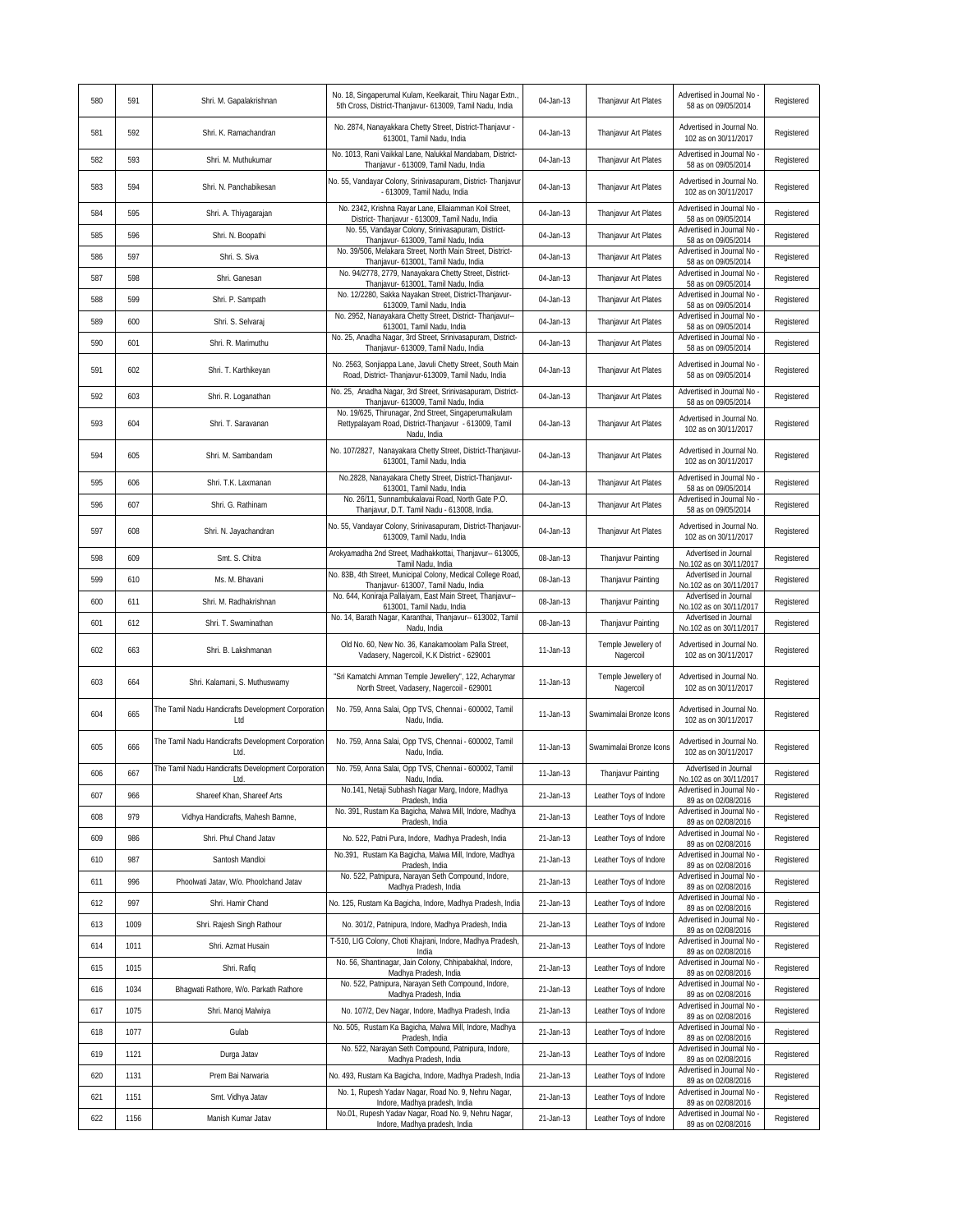| 580 | 591 | Shri. M. Gapalakrishnan | No. 18, Singaperumal Kulam, Keelkarait, Thiru Nagar Extn., 5th Cross, District-Thanjavur- 613009, Tamil Nadu, India | 04-Jan-13 | Thanjavur Art Plates | Advertised in Journal No - 58 as on 09/05/2014 | Registered |
|---|---|---|---|---|---|---|---|
| 581 | 592 | Shri. K. Ramachandran | No. 2874, Nanayakkara Chetty Street, District-Thanjavur - 613001, Tamil Nadu, India | 04-Jan-13 | Thanjavur Art Plates | Advertised in Journal No. 102 as on 30/11/2017 | Registered |
| 582 | 593 | Shri. M. Muthukumar | No. 1013, Rani Vaikkal Lane, Nalukkal Mandabam, District-Thanjavur - 613009, Tamil Nadu, India | 04-Jan-13 | Thanjavur Art Plates | Advertised in Journal No - 58 as on 09/05/2014 | Registered |
| 583 | 594 | Shri. N. Panchabikesan | No. 55, Vandayar Colony, Srinivasapuram, District- Thanjavur - 613009, Tamil Nadu, India | 04-Jan-13 | Thanjavur Art Plates | Advertised in Journal No. 102 as on 30/11/2017 | Registered |
| 584 | 595 | Shri. A. Thiyagarajan | No. 2342, Krishna Rayar Lane, Ellaiamman Koil Street, District- Thanjavur - 613009, Tamil Nadu, India | 04-Jan-13 | Thanjavur Art Plates | Advertised in Journal No - 58 as on 09/05/2014 | Registered |
| 585 | 596 | Shri. N. Boopathi | No. 55, Vandayar Colony, Srinivasapuram, District-Thanjavur- 613009, Tamil Nadu, India | 04-Jan-13 | Thanjavur Art Plates | Advertised in Journal No - 58 as on 09/05/2014 | Registered |
| 586 | 597 | Shri. S. Siva | No. 39/506, Melakara Street, North Main Street, District-Thanjavur- 613001, Tamil Nadu, India | 04-Jan-13 | Thanjavur Art Plates | Advertised in Journal No - 58 as on 09/05/2014 | Registered |
| 587 | 598 | Shri. Ganesan | No. 94/2778, 2779, Nanayakara Chetty Street, District-Thanjavur- 613001, Tamil Nadu, India | 04-Jan-13 | Thanjavur Art Plates | Advertised in Journal No - 58 as on 09/05/2014 | Registered |
| 588 | 599 | Shri. P. Sampath | No. 12/2280, Sakka Nayakan Street, District-Thanjavur- 613009, Tamil Nadu, India | 04-Jan-13 | Thanjavur Art Plates | Advertised in Journal No - 58 as on 09/05/2014 | Registered |
| 589 | 600 | Shri. S. Selvaraj | No. 2952, Nanayakara Chetty Street, District- Thanjavur-- 613001, Tamil Nadu, India | 04-Jan-13 | Thanjavur Art Plates | Advertised in Journal No - 58 as on 09/05/2014 | Registered |
| 590 | 601 | Shri. R. Marimuthu | No. 25, Anadha Nagar, 3rd Street, Srinivasapuram, District-Thanjavur- 613009, Tamil Nadu, India | 04-Jan-13 | Thanjavur Art Plates | Advertised in Journal No - 58 as on 09/05/2014 | Registered |
| 591 | 602 | Shri. T. Karthikeyan | No. 2563, Sonjiappa Lane, Javuli Chetty Street, South Main Road, District- Thanjavur-613009, Tamil Nadu, India | 04-Jan-13 | Thanjavur Art Plates | Advertised in Journal No - 58 as on 09/05/2014 | Registered |
| 592 | 603 | Shri. R. Loganathan | No. 25, Anadha Nagar, 3rd Street, Srinivasapuram, District-Thanjavur- 613009, Tamil Nadu, India | 04-Jan-13 | Thanjavur Art Plates | Advertised in Journal No - 58 as on 09/05/2014 | Registered |
| 593 | 604 | Shri. T. Saravanan | No. 19/625, Thirunagar, 2nd Street, Singaperumalkulam Rettypalayam Road, District-Thanjavur - 613009, Tamil Nadu, India | 04-Jan-13 | Thanjavur Art Plates | Advertised in Journal No. 102 as on 30/11/2017 | Registered |
| 594 | 605 | Shri. M. Sambandam | No. 107/2827, Nanayakara Chetty Street, District-Thanjavur- 613001, Tamil Nadu, India | 04-Jan-13 | Thanjavur Art Plates | Advertised in Journal No. 102 as on 30/11/2017 | Registered |
| 595 | 606 | Shri. T.K. Laxmanan | No.2828, Nanayakara Chetty Street, District-Thanjavur- 613001, Tamil Nadu, India | 04-Jan-13 | Thanjavur Art Plates | Advertised in Journal No - 58 as on 09/05/2014 | Registered |
| 596 | 607 | Shri. G. Rathinam | No. 26/11, Sunnambukalavai Road, North Gate P.O. Thanjavur, D.T. Tamil Nadu - 613008, India. | 04-Jan-13 | Thanjavur Art Plates | Advertised in Journal No - 58 as on 09/05/2014 | Registered |
| 597 | 608 | Shri. N. Jayachandran | No. 55, Vandayar Colony, Srinivasapuram, District-Thanjavur- 613009, Tamil Nadu, India | 04-Jan-13 | Thanjavur Art Plates | Advertised in Journal No. 102 as on 30/11/2017 | Registered |
| 598 | 609 | Smt. S. Chitra | Arokyamadha 2nd Street, Madhakkottai, Thanjavur-- 613005, Tamil Nadu, India | 08-Jan-13 | Thanjavur Painting | Advertised in Journal No.102 as on 30/11/2017 | Registered |
| 599 | 610 | Ms. M. Bhavani | No. 83B, 4th Street, Municipal Colony, Medical College Road, Thanjavur- 613007, Tamil Nadu, India | 08-Jan-13 | Thanjavur Painting | Advertised in Journal No.102 as on 30/11/2017 | Registered |
| 600 | 611 | Shri. M. Radhakrishnan | No. 644, Koniraja Pallaiyam, East Main Street, Thanjavur-- 613001, Tamil Nadu, India | 08-Jan-13 | Thanjavur Painting | Advertised in Journal No.102 as on 30/11/2017 | Registered |
| 601 | 612 | Shri. T. Swaminathan | No. 14, Barath Nagar, Karanthai, Thanjavur-- 613002, Tamil Nadu, India | 08-Jan-13 | Thanjavur Painting | Advertised in Journal No.102 as on 30/11/2017 | Registered |
| 602 | 663 | Shri. B. Lakshmanan | Old No. 60, New No. 36, Kanakamoolam Palla Street, Vadasery, Nagercoil, K.K District - 629001 | 11-Jan-13 | Temple Jewellery of Nagercoil | Advertised in Journal No. 102 as on 30/11/2017 | Registered |
| 603 | 664 | Shri. Kalamani, S. Muthuswamy | "Sri Kamatchi Amman Temple Jewellery", 122, Acharymar North Street, Vadasery, Nagercoil - 629001 | 11-Jan-13 | Temple Jewellery of Nagercoil | Advertised in Journal No. 102 as on 30/11/2017 | Registered |
| 604 | 665 | The Tamil Nadu Handicrafts Development Corporation Ltd | No. 759, Anna Salai, Opp TVS, Chennai - 600002, Tamil Nadu, India. | 11-Jan-13 | Swamimalai Bronze Icons | Advertised in Journal No. 102 as on 30/11/2017 | Registered |
| 605 | 666 | The Tamil Nadu Handicrafts Development Corporation Ltd. | No. 759, Anna Salai, Opp TVS, Chennai - 600002, Tamil Nadu, India. | 11-Jan-13 | Swamimalai Bronze Icons | Advertised in Journal No. 102 as on 30/11/2017 | Registered |
| 606 | 667 | The Tamil Nadu Handicrafts Development Corporation Ltd. | No. 759, Anna Salai, Opp TVS, Chennai - 600002, Tamil Nadu, India. | 11-Jan-13 | Thanjavur Painting | Advertised in Journal No.102 as on 30/11/2017 | Registered |
| 607 | 966 | Shareef Khan, Shareef Arts | No.141, Netaji Subhash Nagar Marg, Indore, Madhya Pradesh, India | 21-Jan-13 | Leather Toys of Indore | Advertised in Journal No - 89 as on 02/08/2016 | Registered |
| 608 | 979 | Vidhya Handicrafts, Mahesh Bamne, | No. 391, Rustam Ka Bagicha, Malwa Mill, Indore, Madhya Pradesh, India | 21-Jan-13 | Leather Toys of Indore | Advertised in Journal No - 89 as on 02/08/2016 | Registered |
| 609 | 986 | Shri. Phul Chand Jatav | No. 522, Patni Pura, Indore, Madhya Pradesh, India | 21-Jan-13 | Leather Toys of Indore | Advertised in Journal No - 89 as on 02/08/2016 | Registered |
| 610 | 987 | Santosh Mandloi | No.391, Rustam Ka Bagicha, Malwa Mill, Indore, Madhya Pradesh, India | 21-Jan-13 | Leather Toys of Indore | Advertised in Journal No - 89 as on 02/08/2016 | Registered |
| 611 | 996 | Phoolwati Jatav, W/o. Phoolchand Jatav | No. 522, Patnipura, Narayan Seth Compound, Indore, Madhya Pradesh, India | 21-Jan-13 | Leather Toys of Indore | Advertised in Journal No - 89 as on 02/08/2016 | Registered |
| 612 | 997 | Shri. Hamir Chand | No. 125, Rustam Ka Bagicha, Indore, Madhya Pradesh, India | 21-Jan-13 | Leather Toys of Indore | Advertised in Journal No - 89 as on 02/08/2016 | Registered |
| 613 | 1009 | Shri. Rajesh Singh Rathour | No. 301/2, Patnipura, Indore, Madhya Pradesh, India | 21-Jan-13 | Leather Toys of Indore | Advertised in Journal No - 89 as on 02/08/2016 | Registered |
| 614 | 1011 | Shri. Azmat Husain | T-510, LIG Colony, Choti Khajrani, Indore, Madhya Pradesh, India | 21-Jan-13 | Leather Toys of Indore | Advertised in Journal No - 89 as on 02/08/2016 | Registered |
| 615 | 1015 | Shri. Rafiq | No. 56, Shantinagar, Jain Colony, Chhipabakhal, Indore, Madhya Pradesh, India | 21-Jan-13 | Leather Toys of Indore | Advertised in Journal No - 89 as on 02/08/2016 | Registered |
| 616 | 1034 | Bhagwati Rathore, W/o. Parkath Rathore | No. 522, Patnipura, Narayan Seth Compound, Indore, Madhya Pradesh, India | 21-Jan-13 | Leather Toys of Indore | Advertised in Journal No - 89 as on 02/08/2016 | Registered |
| 617 | 1075 | Shri. Manoj Malwiya | No. 107/2, Dev Nagar, Indore, Madhya Pradesh, India | 21-Jan-13 | Leather Toys of Indore | Advertised in Journal No - 89 as on 02/08/2016 | Registered |
| 618 | 1077 | Gulab | No. 505, Rustam Ka Bagicha, Malwa Mill, Indore, Madhya Pradesh, India | 21-Jan-13 | Leather Toys of Indore | Advertised in Journal No - 89 as on 02/08/2016 | Registered |
| 619 | 1121 | Durga Jatav | No. 522, Narayan Seth Compound, Patnipura, Indore, Madhya Pradesh, India | 21-Jan-13 | Leather Toys of Indore | Advertised in Journal No - 89 as on 02/08/2016 | Registered |
| 620 | 1131 | Prem Bai Narwaria | No. 493, Rustam Ka Bagicha, Indore, Madhya Pradesh, India | 21-Jan-13 | Leather Toys of Indore | Advertised in Journal No - 89 as on 02/08/2016 | Registered |
| 621 | 1151 | Smt. Vidhya Jatav | No. 1, Rupesh Yadav Nagar, Road No. 9, Nehru Nagar, Indore, Madhya pradesh, India | 21-Jan-13 | Leather Toys of Indore | Advertised in Journal No - 89 as on 02/08/2016 | Registered |
| 622 | 1156 | Manish Kumar Jatav | No.01, Rupesh Yadav Nagar, Road No. 9, Nehru Nagar, Indore, Madhya pradesh, India | 21-Jan-13 | Leather Toys of Indore | Advertised in Journal No - 89 as on 02/08/2016 | Registered |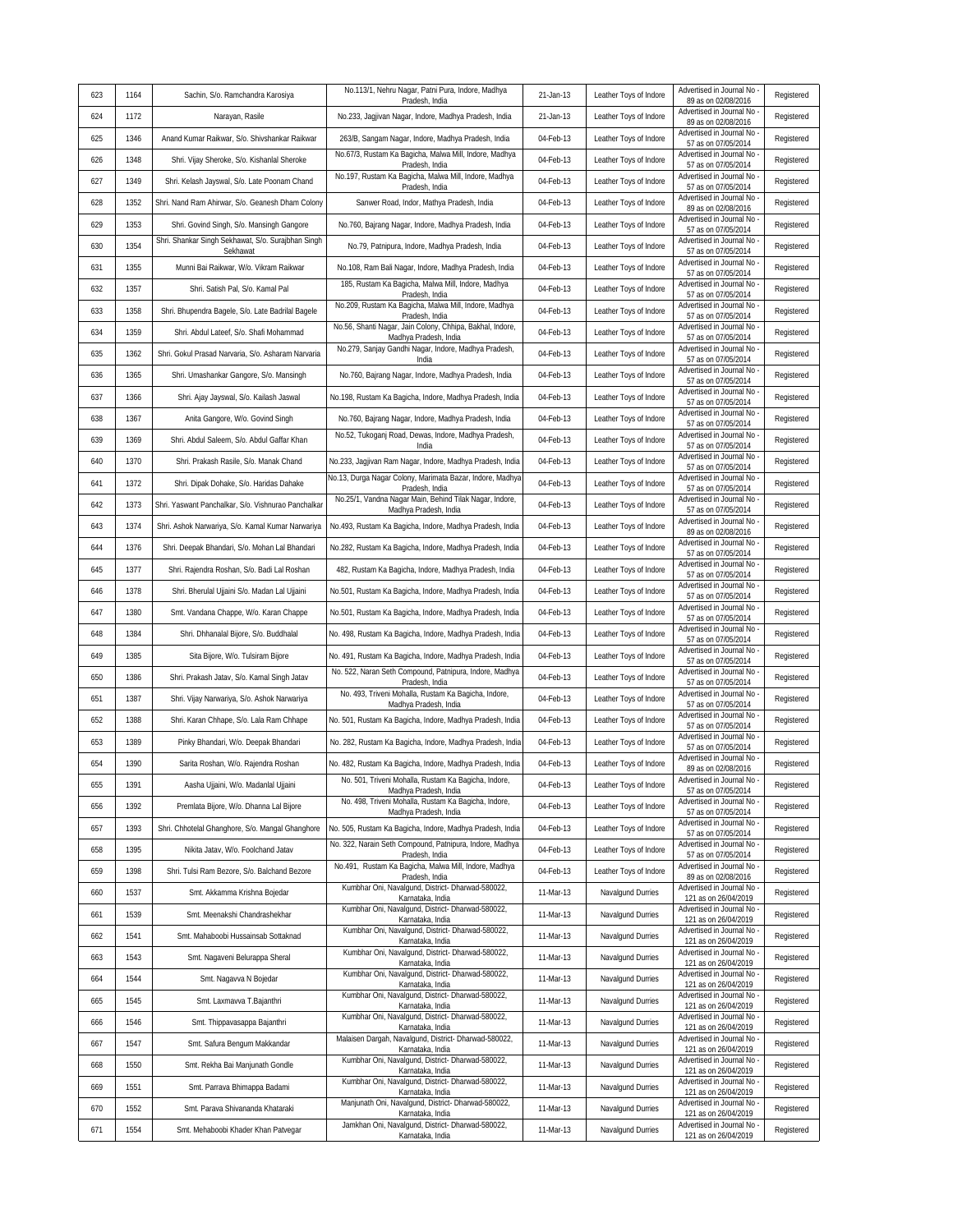| 623 | 1164 | Sachin, S/o. Ramchandra Karosiya | No.113/1, Nehru Nagar, Patni Pura, Indore, Madhya Pradesh, India | 21-Jan-13 | Leather Toys of Indore | Advertised in Journal No - 89 as on 02/08/2016 | Registered |
|---|---|---|---|---|---|---|---|
| 624 | 1172 | Narayan, Rasile | No.233, Jagjivan Nagar, Indore, Madhya Pradesh, India | 21-Jan-13 | Leather Toys of Indore | Advertised in Journal No - 89 as on 02/08/2016 | Registered |
| 625 | 1346 | Anand Kumar Raikwar, S/o. Shivshankar Raikwar | 263/B, Sangam Nagar, Indore, Madhya Pradesh, India | 04-Feb-13 | Leather Toys of Indore | Advertised in Journal No - 57 as on 07/05/2014 | Registered |
| 626 | 1348 | Shri. Vijay Sheroke, S/o. Kishanlal Sheroke | No.67/3, Rustam Ka Bagicha, Malwa Mill, Indore, Madhya Pradesh, India | 04-Feb-13 | Leather Toys of Indore | Advertised in Journal No - 57 as on 07/05/2014 | Registered |
| 627 | 1349 | Shri. Kelash Jayswal, S/o. Late Poonam Chand | No.197, Rustam Ka Bagicha, Malwa Mill, Indore, Madhya Pradesh, India | 04-Feb-13 | Leather Toys of Indore | Advertised in Journal No - 57 as on 07/05/2014 | Registered |
| 628 | 1352 | Shri. Nand Ram Ahirwar, S/o. Geanesh Dham Colony | Sanwer Road, Indor, Mathya Pradesh, India | 04-Feb-13 | Leather Toys of Indore | Advertised in Journal No - 89 as on 02/08/2016 | Registered |
| 629 | 1353 | Shri. Govind Singh, S/o. Mansingh Gangore | No.760, Bajrang Nagar, Indore, Madhya Pradesh, India | 04-Feb-13 | Leather Toys of Indore | Advertised in Journal No - 57 as on 07/05/2014 | Registered |
| 630 | 1354 | Shri. Shankar Singh Sekhawat, S/o. Surajbhan Singh Sekhawat | No.79, Patnipura, Indore, Madhya Pradesh, India | 04-Feb-13 | Leather Toys of Indore | Advertised in Journal No - 57 as on 07/05/2014 | Registered |
| 631 | 1355 | Munni Bai Raikwar, W/o. Vikram Raikwar | No.108, Ram Bali Nagar, Indore, Madhya Pradesh, India | 04-Feb-13 | Leather Toys of Indore | Advertised in Journal No - 57 as on 07/05/2014 | Registered |
| 632 | 1357 | Shri. Satish Pal, S/o. Kamal Pal | 185, Rustam Ka Bagicha, Malwa Mill, Indore, Madhya Pradesh, India | 04-Feb-13 | Leather Toys of Indore | Advertised in Journal No - 57 as on 07/05/2014 | Registered |
| 633 | 1358 | Shri. Bhupendra Bagele, S/o. Late Badrilal Bagele | No.209, Rustam Ka Bagicha, Malwa Mill, Indore, Madhya Pradesh, India | 04-Feb-13 | Leather Toys of Indore | Advertised in Journal No - 57 as on 07/05/2014 | Registered |
| 634 | 1359 | Shri. Abdul Lateef, S/o. Shafi Mohammad | No.56, Shanti Nagar, Jain Colony, Chhipa, Bakhal, Indore, Madhya Pradesh, India | 04-Feb-13 | Leather Toys of Indore | Advertised in Journal No - 57 as on 07/05/2014 | Registered |
| 635 | 1362 | Shri. Gokul Prasad Narvaria, S/o. Asharam Narvaria | No.279, Sanjay Gandhi Nagar, Indore, Madhya Pradesh, India | 04-Feb-13 | Leather Toys of Indore | Advertised in Journal No - 57 as on 07/05/2014 | Registered |
| 636 | 1365 | Shri. Umashankar Gangore, S/o. Mansingh | No.760, Bajrang Nagar, Indore, Madhya Pradesh, India | 04-Feb-13 | Leather Toys of Indore | Advertised in Journal No - 57 as on 07/05/2014 | Registered |
| 637 | 1366 | Shri. Ajay Jayswal, S/o. Kailash Jaswal | No.198, Rustam Ka Bagicha, Indore, Madhya Pradesh, India | 04-Feb-13 | Leather Toys of Indore | Advertised in Journal No - 57 as on 07/05/2014 | Registered |
| 638 | 1367 | Anita Gangore, W/o. Govind Singh | No.760, Bajrang Nagar, Indore, Madhya Pradesh, India | 04-Feb-13 | Leather Toys of Indore | Advertised in Journal No - 57 as on 07/05/2014 | Registered |
| 639 | 1369 | Shri. Abdul Saleem, S/o. Abdul Gaffar Khan | No.52, Tukoganj Road, Dewas, Indore, Madhya Pradesh, India | 04-Feb-13 | Leather Toys of Indore | Advertised in Journal No - 57 as on 07/05/2014 | Registered |
| 640 | 1370 | Shri. Prakash Rasile, S/o. Manak Chand | No.233, Jagjivan Ram Nagar, Indore, Madhya Pradesh, India | 04-Feb-13 | Leather Toys of Indore | Advertised in Journal No - 57 as on 07/05/2014 | Registered |
| 641 | 1372 | Shri. Dipak Dohake, S/o. Haridas Dahake | No.13, Durga Nagar Colony, Marimata Bazar, Indore, Madhya Pradesh, India | 04-Feb-13 | Leather Toys of Indore | Advertised in Journal No - 57 as on 07/05/2014 | Registered |
| 642 | 1373 | Shri. Yaswant Panchalkar, S/o. Vishnurao Panchalkar | No.25/1, Vandna Nagar Main, Behind Tilak Nagar, Indore, Madhya Pradesh, India | 04-Feb-13 | Leather Toys of Indore | Advertised in Journal No - 57 as on 07/05/2014 | Registered |
| 643 | 1374 | Shri. Ashok Narwariya, S/o. Kamal Kumar Narwariya | No.493, Rustam Ka Bagicha, Indore, Madhya Pradesh, India | 04-Feb-13 | Leather Toys of Indore | Advertised in Journal No - 89 as on 02/08/2016 | Registered |
| 644 | 1376 | Shri. Deepak Bhandari, S/o. Mohan Lal Bhandari | No.282, Rustam Ka Bagicha, Indore, Madhya Pradesh, India | 04-Feb-13 | Leather Toys of Indore | Advertised in Journal No - 57 as on 07/05/2014 | Registered |
| 645 | 1377 | Shri. Rajendra Roshan, S/o. Badi Lal Roshan | 482, Rustam Ka Bagicha, Indore, Madhya Pradesh, India | 04-Feb-13 | Leather Toys of Indore | Advertised in Journal No - 57 as on 07/05/2014 | Registered |
| 646 | 1378 | Shri. Bherulal Ujjaini S/o. Madan Lal Ujjaini | No.501, Rustam Ka Bagicha, Indore, Madhya Pradesh, India | 04-Feb-13 | Leather Toys of Indore | Advertised in Journal No - 57 as on 07/05/2014 | Registered |
| 647 | 1380 | Smt. Vandana Chappe, W/o. Karan Chappe | No.501, Rustam Ka Bagicha, Indore, Madhya Pradesh, India | 04-Feb-13 | Leather Toys of Indore | Advertised in Journal No - 57 as on 07/05/2014 | Registered |
| 648 | 1384 | Shri. Dhhanalal Bijore, S/o. Buddhalal | No. 498, Rustam Ka Bagicha, Indore, Madhya Pradesh, India | 04-Feb-13 | Leather Toys of Indore | Advertised in Journal No - 57 as on 07/05/2014 | Registered |
| 649 | 1385 | Sita Bijore, W/o. Tulsiram Bijore | No. 491, Rustam Ka Bagicha, Indore, Madhya Pradesh, India | 04-Feb-13 | Leather Toys of Indore | Advertised in Journal No - 57 as on 07/05/2014 | Registered |
| 650 | 1386 | Shri. Prakash Jatav, S/o. Kamal Singh Jatav | No. 522, Naran Seth Compound, Patnipura, Indore, Madhya Pradesh, India | 04-Feb-13 | Leather Toys of Indore | Advertised in Journal No - 57 as on 07/05/2014 | Registered |
| 651 | 1387 | Shri. Vijay Narwariya, S/o. Ashok Narwariya | No. 493, Triveni Mohalla, Rustam Ka Bagicha, Indore, Madhya Pradesh, India | 04-Feb-13 | Leather Toys of Indore | Advertised in Journal No - 57 as on 07/05/2014 | Registered |
| 652 | 1388 | Shri. Karan Chhape, S/o. Lala Ram Chhape | No. 501, Rustam Ka Bagicha, Indore, Madhya Pradesh, India | 04-Feb-13 | Leather Toys of Indore | Advertised in Journal No - 57 as on 07/05/2014 | Registered |
| 653 | 1389 | Pinky Bhandari, W/o. Deepak Bhandari | No. 282, Rustam Ka Bagicha, Indore, Madhya Pradesh, India | 04-Feb-13 | Leather Toys of Indore | Advertised in Journal No - 57 as on 07/05/2014 | Registered |
| 654 | 1390 | Sarita Roshan, W/o. Rajendra Roshan | No. 482, Rustam Ka Bagicha, Indore, Madhya Pradesh, India | 04-Feb-13 | Leather Toys of Indore | Advertised in Journal No - 89 as on 02/08/2016 | Registered |
| 655 | 1391 | Aasha Ujjaini, W/o. Madanlal Ujjaini | No. 501, Triveni Mohalla, Rustam Ka Bagicha, Indore, Madhya Pradesh, India | 04-Feb-13 | Leather Toys of Indore | Advertised in Journal No - 57 as on 07/05/2014 | Registered |
| 656 | 1392 | Premlata Bijore, W/o. Dhanna Lal Bijore | No. 498, Triveni Mohalla, Rustam Ka Bagicha, Indore, Madhya Pradesh, India | 04-Feb-13 | Leather Toys of Indore | Advertised in Journal No - 57 as on 07/05/2014 | Registered |
| 657 | 1393 | Shri. Chhotelal Ghanghore, S/o. Mangal Ghanghore | No. 505, Rustam Ka Bagicha, Indore, Madhya Pradesh, India | 04-Feb-13 | Leather Toys of Indore | Advertised in Journal No - 57 as on 07/05/2014 | Registered |
| 658 | 1395 | Nikita Jatav, W/o. Foolchand Jatav | No. 322, Narain Seth Compound, Patnipura, Indore, Madhya Pradesh, India | 04-Feb-13 | Leather Toys of Indore | Advertised in Journal No - 57 as on 07/05/2014 | Registered |
| 659 | 1398 | Shri. Tulsi Ram Bezore, S/o. Balchand Bezore | No.491, Rustam Ka Bagicha, Malwa Mill, Indore, Madhya Pradesh, India | 04-Feb-13 | Leather Toys of Indore | Advertised in Journal No - 89 as on 02/08/2016 | Registered |
| 660 | 1537 | Smt. Akkamma Krishna Bojedar | Kumbhar Oni, Navalgund, District- Dharwad-580022, Karnataka, India | 11-Mar-13 | Navalgund Durries | Advertised in Journal No - 121 as on 26/04/2019 | Registered |
| 661 | 1539 | Smt. Meenakshi Chandrashekhar | Kumbhar Oni, Navalgund, District- Dharwad-580022, Karnataka, India | 11-Mar-13 | Navalgund Durries | Advertised in Journal No - 121 as on 26/04/2019 | Registered |
| 662 | 1541 | Smt. Mahaboobi Hussainsab Sottaknad | Kumbhar Oni, Navalgund, District- Dharwad-580022, Karnataka, India | 11-Mar-13 | Navalgund Durries | Advertised in Journal No - 121 as on 26/04/2019 | Registered |
| 663 | 1543 | Smt. Nagaveni Belurappa Sheral | Kumbhar Oni, Navalgund, District- Dharwad-580022, Karnataka, India | 11-Mar-13 | Navalgund Durries | Advertised in Journal No - 121 as on 26/04/2019 | Registered |
| 664 | 1544 | Smt. Nagavva N Bojedar | Kumbhar Oni, Navalgund, District- Dharwad-580022, Karnataka, India | 11-Mar-13 | Navalgund Durries | Advertised in Journal No - 121 as on 26/04/2019 | Registered |
| 665 | 1545 | Smt. Laxmavva T.Bajanthri | Kumbhar Oni, Navalgund, District- Dharwad-580022, Karnataka, India | 11-Mar-13 | Navalgund Durries | Advertised in Journal No - 121 as on 26/04/2019 | Registered |
| 666 | 1546 | Smt. Thippavasappa Bajanthri | Kumbhar Oni, Navalgund, District- Dharwad-580022, Karnataka, India | 11-Mar-13 | Navalgund Durries | Advertised in Journal No - 121 as on 26/04/2019 | Registered |
| 667 | 1547 | Smt. Safura Bengum Makkandar | Malaisen Dargah, Navalgund, District- Dharwad-580022, Karnataka, India | 11-Mar-13 | Navalgund Durries | Advertised in Journal No - 121 as on 26/04/2019 | Registered |
| 668 | 1550 | Smt. Rekha Bai Manjunath Gondle | Kumbhar Oni, Navalgund, District- Dharwad-580022, Karnataka, India | 11-Mar-13 | Navalgund Durries | Advertised in Journal No - 121 as on 26/04/2019 | Registered |
| 669 | 1551 | Smt. Parrava Bhimappa Badami | Kumbhar Oni, Navalgund, District- Dharwad-580022, Karnataka, India | 11-Mar-13 | Navalgund Durries | Advertised in Journal No - 121 as on 26/04/2019 | Registered |
| 670 | 1552 | Smt. Parava Shivananda Khataraki | Manjunath Oni, Navalgund, District- Dharwad-580022, Karnataka, India | 11-Mar-13 | Navalgund Durries | Advertised in Journal No - 121 as on 26/04/2019 | Registered |
| 671 | 1554 | Smt. Mehaboobi Khader Khan Patvegar | Jamkhan Oni, Navalgund, District- Dharwad-580022, Karnataka, India | 11-Mar-13 | Navalgund Durries | Advertised in Journal No - 121 as on 26/04/2019 | Registered |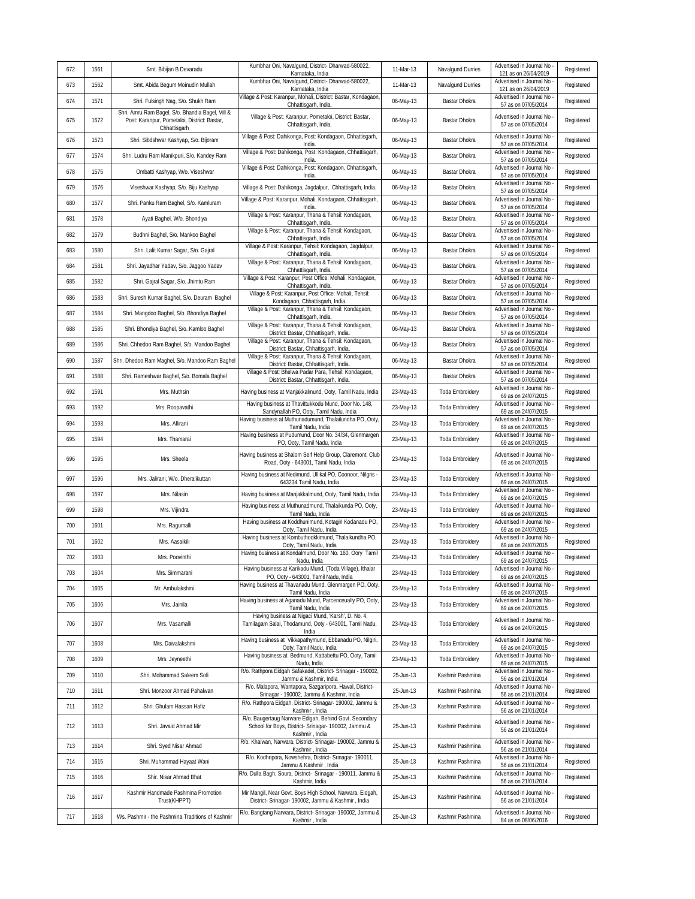| 672 | 1561 | Smt. Bibijan B Devaradu | Kumbhar Oni, Navalgund, District- Dharwad-580022, Karnataka, India | 11-Mar-13 | Navalgund Durries | Advertised in Journal No - 121 as on 26/04/2019 | Registered |
|---|---|---|---|---|---|---|---|
| 673 | 1562 | Smt. Abida Begum Moinudin Mullah | Kumbhar Oni, Navalgund, District- Dharwad-580022, Karnataka, India | 11-Mar-13 | Navalgund Durries | Advertised in Journal No - 121 as on 26/04/2019 | Registered |
| 674 | 1571 | Shri. Fulsingh Nag, S/o. Shukh Ram | Village & Post: Karanpur, Mohali, District: Bastar, Kondagaon, Chhattisgarh, India. | 06-May-13 | Bastar Dhokra | Advertised in Journal No - 57 as on 07/05/2014 | Registered |
| 675 | 1572 | Shri. Amru Ram Bagel, S/o. Bhandia Bagel, Vill & Post: Karanpur, Pometaloi, District: Bastar, Chhattisgarh | Village & Post: Karanpur, Pometaloi, District: Bastar, Chhattisgarh, India. | 06-May-13 | Bastar Dhokra | Advertised in Journal No - 57 as on 07/05/2014 | Registered |
| 676 | 1573 | Shri. Sibdshwar Kashyap, S/o. Bijoram | Village & Post: Dahikonga, Post: Kondagaon, Chhattisgarh, India. | 06-May-13 | Bastar Dhokra | Advertised in Journal No - 57 as on 07/05/2014 | Registered |
| 677 | 1574 | Shri. Ludru Ram Manikpuri, S/o. Kandey Ram | Village & Post: Dahikonga, Post: Kondagaon, Chhattisgarh, India. | 06-May-13 | Bastar Dhokra | Advertised in Journal No - 57 as on 07/05/2014 | Registered |
| 678 | 1575 | Ombatti Kashyap, W/o. Viseshwar | Village & Post: Dahikonga, Post: Kondagaon, Chhattisgarh, India. | 06-May-13 | Bastar Dhokra | Advertised in Journal No - 57 as on 07/05/2014 | Registered |
| 679 | 1576 | Viseshwar Kashyap, S/o. Biju Kashyap | Village & Post: Dahikonga, Jagdalpur, Chhattisgarh, India. | 06-May-13 | Bastar Dhokra | Advertised in Journal No - 57 as on 07/05/2014 | Registered |
| 680 | 1577 | Shri. Panku Ram Baghel, S/o. Kamluram | Village & Post: Karanpur, Mohali, Kondagaon, Chhattisgarh, India. | 06-May-13 | Bastar Dhokra | Advertised in Journal No - 57 as on 07/05/2014 | Registered |
| 681 | 1578 | Ayati Baghel, W/o. Bhondiya | Village & Post: Karanpur, Thana & Tehsil: Kondagaon, Chhattisgarh, India. | 06-May-13 | Bastar Dhokra | Advertised in Journal No - 57 as on 07/05/2014 | Registered |
| 682 | 1579 | Budhni Baghel, S/o. Mankoo Baghel | Village & Post: Karanpur, Thana & Tehsil: Kondagaon, Chhattisgarh, India. | 06-May-13 | Bastar Dhokra | Advertised in Journal No - 57 as on 07/05/2014 | Registered |
| 683 | 1580 | Shri. Lalit Kumar Sagar, S/o. Gajral | Village & Post: Karanpur, Tehsil: Kondagaon, Jagdalpur, Chhattisgarh, India. | 06-May-13 | Bastar Dhokra | Advertised in Journal No - 57 as on 07/05/2014 | Registered |
| 684 | 1581 | Shri. Jayadhar Yadav, S/o. Jaggoo Yadav | Village & Post: Karanpur, Thana & Tehsil: Kondagaon, Chhattisgarh, India. | 06-May-13 | Bastar Dhokra | Advertised in Journal No - 57 as on 07/05/2014 | Registered |
| 685 | 1582 | Shri. Gajral Sagar, S/o. Jhimtu Ram | Village & Post: Karanpur, Post Office: Mohali, Kondagaon, Chhattisgarh, India. | 06-May-13 | Bastar Dhokra | Advertised in Journal No - 57 as on 07/05/2014 | Registered |
| 686 | 1583 | Shri. Suresh Kumar Baghel, S/o. Deuram Baghel | Village & Post: Karanpur, Post Office: Mohali, Tehsil: Kondagaon, Chhattisgarh, India. | 06-May-13 | Bastar Dhokra | Advertised in Journal No - 57 as on 07/05/2014 | Registered |
| 687 | 1584 | Shri. Mangdoo Baghel, S/o. Bhondiya Baghel | Village & Post: Karanpur, Thana & Tehsil: Kondagaon, Chhattisgarh, India. | 06-May-13 | Bastar Dhokra | Advertised in Journal No - 57 as on 07/05/2014 | Registered |
| 688 | 1585 | Shri. Bhondiya Baghel, S/o. Kamloo Baghel | Village & Post: Karanpur, Thana & Tehsil: Kondagaon, District: Bastar, Chhattisgarh, India. | 06-May-13 | Bastar Dhokra | Advertised in Journal No - 57 as on 07/05/2014 | Registered |
| 689 | 1586 | Shri. Chhedoo Ram Baghel, S/o. Mandoo Baghel | Village & Post: Karanpur, Thana & Tehsil: Kondagaon, District: Bastar, Chhattisgarh, India. | 06-May-13 | Bastar Dhokra | Advertised in Journal No - 57 as on 07/05/2014 | Registered |
| 690 | 1587 | Shri. Dhedoo Ram Maghel, S/o. Mandoo Ram Baghel | Village & Post: Karanpur, Thana & Tehsil: Kondagaon, District: Bastar, Chhattisgarh, India. | 06-May-13 | Bastar Dhokra | Advertised in Journal No - 57 as on 07/05/2014 | Registered |
| 691 | 1588 | Shri. Rameshwar Baghel, S/o. Bomala Baghel | Village & Post: Bhelwa Padar Para, Tehsil: Kondagaon, District: Bastar, Chhattisgarh, India. | 06-May-13 | Bastar Dhokra | Advertised in Journal No - 57 as on 07/05/2014 | Registered |
| 692 | 1591 | Mrs. Muthsin | Having business at Manjakkalmund, Ooty, Tamil Nadu, India | 23-May-13 | Toda Embroidery | Advertised in Journal No - 69 as on 24/07/2015 | Registered |
| 693 | 1592 | Mrs. Roopavathi | Having business at Thavittukkodu Mund, Door No. 148, Sandynallah PO, Ooty, Tamil Nadu, India | 23-May-13 | Toda Embroidery | Advertised in Journal No - 69 as on 24/07/2015 | Registered |
| 694 | 1593 | Mrs. Allirani | Having business at Muthunadumund, Thalailundha PO, Ooty, Tamil Nadu, India | 23-May-13 | Toda Embroidery | Advertised in Journal No - 69 as on 24/07/2015 | Registered |
| 695 | 1594 | Mrs. Thamarai | Having business at Pudumund, Door No. 34/34, Glenmargen PO, Ooty, Tamil Nadu, India | 23-May-13 | Toda Embroidery | Advertised in Journal No - 69 as on 24/07/2015 | Registered |
| 696 | 1595 | Mrs. Sheela | Having business at Shalom Self Help Group, Claremont, Club Road, Ooty - 643001, Tamil Nadu, India | 23-May-13 | Toda Embroidery | Advertised in Journal No - 69 as on 24/07/2015 | Registered |
| 697 | 1596 | Mrs. Jalirani, W/o. Dheralikuttan | Having business at Nedimund, Ullikal PO, Coonoor, Nilgris - 643234 Tamil Nadu, India | 23-May-13 | Toda Embroidery | Advertised in Journal No - 69 as on 24/07/2015 | Registered |
| 698 | 1597 | Mrs. Nilasin | Having business at Manjakkalmund, Ooty, Tamil Nadu, India | 23-May-13 | Toda Embroidery | Advertised in Journal No - 69 as on 24/07/2015 | Registered |
| 699 | 1598 | Mrs. Vijindra | Having business at Muthunadmund, Thalaikunda PO, Ooty, Tamil Nadu, India | 23-May-13 | Toda Embroidery | Advertised in Journal No - 69 as on 24/07/2015 | Registered |
| 700 | 1601 | Mrs. Ragumalli | Having business at Koddhunimund, Kotagiri Kodanadu PO, Ooty, Tamil Nadu, India | 23-May-13 | Toda Embroidery | Advertised in Journal No - 69 as on 24/07/2015 | Registered |
| 701 | 1602 | Mrs. Aasaikili | Having business at Kombuthookkimund, Thalaikundha PO, Ooty, Tamil Nadu, India | 23-May-13 | Toda Embroidery | Advertised in Journal No - 69 as on 24/07/2015 | Registered |
| 702 | 1603 | Mrs. Poovinthi | Having business at Kondalmund, Door No. 160, Oory Tamil Nadu, India | 23-May-13 | Toda Embroidery | Advertised in Journal No - 69 as on 24/07/2015 | Registered |
| 703 | 1604 | Mrs. Simmarani | Having business at Karikadu Mund, (Toda Village), Ithalar PO, Ooty - 643001, Tamil Nadu, India | 23-May-13 | Toda Embroidery | Advertised in Journal No - 69 as on 24/07/2015 | Registered |
| 704 | 1605 | Mr. Ambulakshmi | Having business at Thavanadu Mund, Glenmargen PO, Ooty, Tamil Nadu, India | 23-May-13 | Toda Embroidery | Advertised in Journal No - 69 as on 24/07/2015 | Registered |
| 705 | 1606 | Mrs. Jainila | Having business at Aganadu Mund, Parcenceually PO, Ooty, Tamil Nadu, India | 23-May-13 | Toda Embroidery | Advertised in Journal No - 69 as on 24/07/2015 | Registered |
| 706 | 1607 | Mrs. Vasamalli | Having business at Nigaci Mund, 'Karsh', D. No. 4, Tamilagam Salai, Thodamund, Ooty - 643001, Tamil Nadu, India | 23-May-13 | Toda Embroidery | Advertised in Journal No - 69 as on 24/07/2015 | Registered |
| 707 | 1608 | Mrs. Daivalakshmi | Having business at Vikkapathymund, Ebbanadu PO, Nilgiri, Ooty, Tamil Nadu, India | 23-May-13 | Toda Embroidery | Advertised in Journal No - 69 as on 24/07/2015 | Registered |
| 708 | 1609 | Mrs. Jeyneethi | Having business at Bedmund, Kattabettu PO, Ooty, Tamil Nadu, India | 23-May-13 | Toda Embroidery | Advertised in Journal No - 69 as on 24/07/2015 | Registered |
| 709 | 1610 | Shri. Mohammad Saleem Sofi | R/o. Rathpora Eidgah Safakadel, District- Srinagar - 190002, Jammu & Kashmir, India | 25-Jun-13 | Kashmir Pashmina | Advertised in Journal No - 56 as on 21/01/2014 | Registered |
| 710 | 1611 | Shri. Monzoor Ahmad Pahalwan | R/o. Malapora, Wantapora, Sazgaripora, Hawal, District- Srinagar - 190002, Jammu & Kashmir, India | 25-Jun-13 | Kashmir Pashmina | Advertised in Journal No - 56 as on 21/01/2014 | Registered |
| 711 | 1612 | Shri. Ghulam Hassan Hafiz | R/o. Rathpora Eidgah, District- Srinagar- 190002, Jammu & Kashmir , India | 25-Jun-13 | Kashmir Pashmina | Advertised in Journal No - 56 as on 21/01/2014 | Registered |
| 712 | 1613 | Shri. Javaid Ahmad Mir | R/o. Baugertaug Narware Edigah, Behind Govt. Secondary School for Boys, District- Srinagar- 190002, Jammu & Kashmir , India | 25-Jun-13 | Kashmir Pashmina | Advertised in Journal No - 56 as on 21/01/2014 | Registered |
| 713 | 1614 | Shri. Syed Nisar Ahmad | R/o. Khaiwan, Narwara, District- Srinagar- 190002, Jammu & Kashmir , India | 25-Jun-13 | Kashmir Pashmina | Advertised in Journal No - 56 as on 21/01/2014 | Registered |
| 714 | 1615 | Shri. Muhammad Hayaat Wani | R/o. Kodhripora, Nowshehra, District- Srinagar- 190011, Jammu & Kashmir , India | 25-Jun-13 | Kashmir Pashmina | Advertised in Journal No - 56 as on 21/01/2014 | Registered |
| 715 | 1616 | Shir. Nisar Ahmad Bhat | R/o. Dulla Bagh, Soura, District- Srinagar - 190011, Jammu & Kashmir, India | 25-Jun-13 | Kashmir Pashmina | Advertised in Journal No - 56 as on 21/01/2014 | Registered |
| 716 | 1617 | Kashmir Handmade Pashmina Promotion Trust(KHPPT) | Mir Mangil, Near Govt. Boys High School, Narwara, Eidgah, District- Srinagar- 190002, Jammu & Kashmir , India | 25-Jun-13 | Kashmir Pashmina | Advertised in Journal No - 56 as on 21/01/2014 | Registered |
| 717 | 1618 | M/s. Pashmir - the Pashmina Traditions of Kashmir | R/o. Bangtang Narwara, District- Srinagar- 190002, Jammu & Kashmir , India | 25-Jun-13 | Kashmir Pashmina | Advertised in Journal No - 84 as on 08/06/2016 | Registered |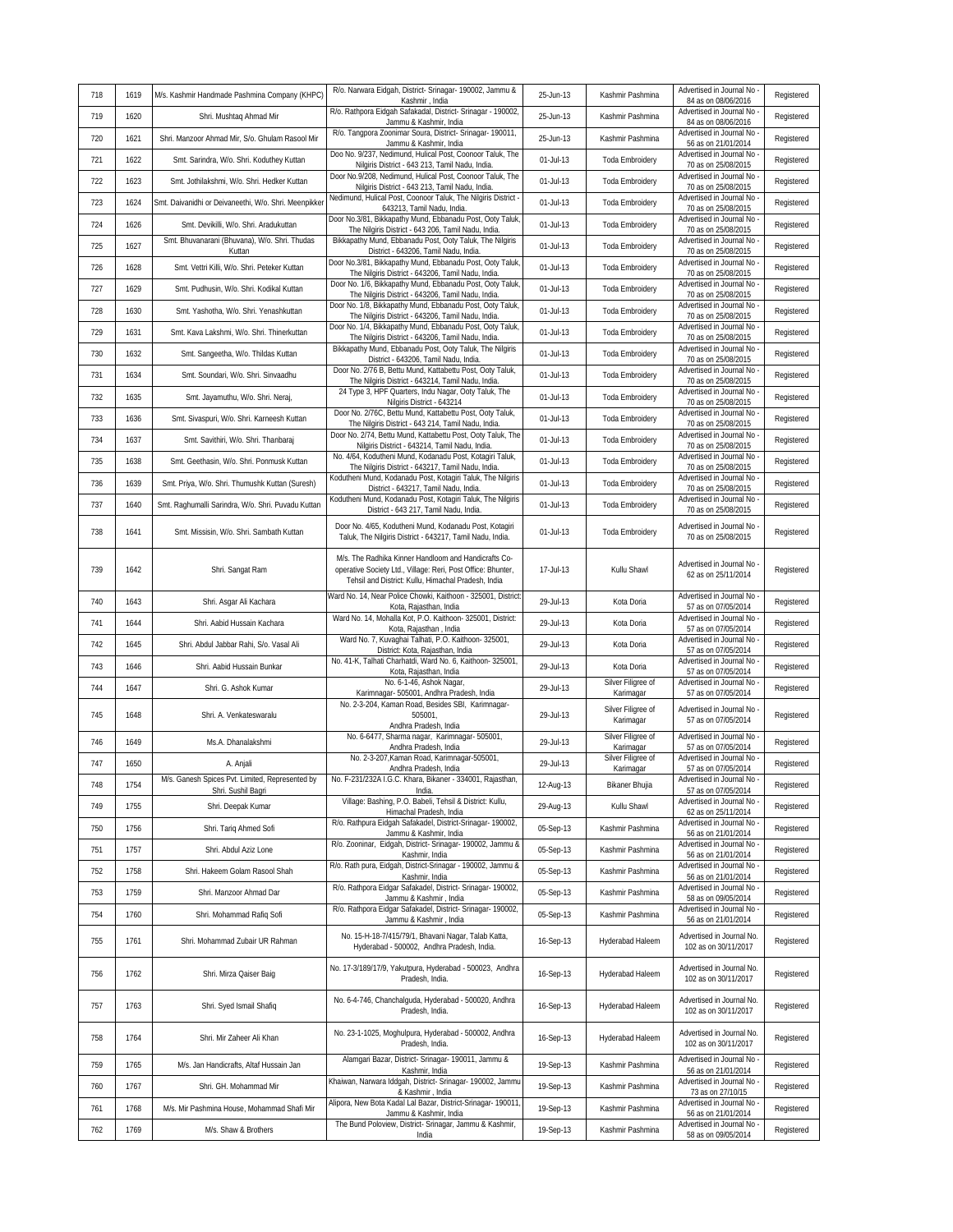| 718 | 1619 | M/s. Kashmir Handmade Pashmina Company (KHPC) | R/o. Narwara Eidgah, District- Srinagar- 190002, Jammu & Kashmir , India | 25-Jun-13 | Kashmir Pashmina | Advertised in Journal No - 84 as on 08/06/2016 | Registered |
|---|---|---|---|---|---|---|---|
| 719 | 1620 | Shri. Mushtaq Ahmad Mir | R/o. Rathpora Eidgah Safakadal, District- Srinagar - 190002, Jammu & Kashmir, India | 25-Jun-13 | Kashmir Pashmina | Advertised in Journal No - 84 as on 08/06/2016 | Registered |
| 720 | 1621 | Shri. Manzoor Ahmad Mir, S/o. Ghulam Rasool Mir | R/o. Tangpora Zoonimar Soura, District- Srinagar- 190011, Jammu & Kashmir, India | 25-Jun-13 | Kashmir Pashmina | Advertised in Journal No - 56 as on 21/01/2014 | Registered |
| 721 | 1622 | Smt. Sarindra, W/o. Shri. Koduthey Kuttan | Doo No. 9/237, Nedimund, Hulical Post, Coonoor Taluk, The Nilgiris District - 643 213, Tamil Nadu, India. | 01-Jul-13 | Toda Embroidery | Advertised in Journal No - 70 as on 25/08/2015 | Registered |
| 722 | 1623 | Smt. Jothilakshmi, W/o. Shri. Hedker Kuttan | Door No.9/208, Nedimund, Hulical Post, Coonoor Taluk, The Nilgiris District - 643 213, Tamil Nadu, India. | 01-Jul-13 | Toda Embroidery | Advertised in Journal No - 70 as on 25/08/2015 | Registered |
| 723 | 1624 | Smt. Daivanidhi or Deivaneethi, W/o. Shri. Meenpikker | Nedimund, Hulical Post, Coonoor Taluk, The Nilgiris District - 643213, Tamil Nadu, India. | 01-Jul-13 | Toda Embroidery | Advertised in Journal No - 70 as on 25/08/2015 | Registered |
| 724 | 1626 | Smt. Devikilli, W/o. Shri. Aradukuttan | Door No.3/81, Bikkapathy Mund, Ebbanadu Post, Ooty Taluk, The Nilgiris District - 643 206, Tamil Nadu, India. | 01-Jul-13 | Toda Embroidery | Advertised in Journal No - 70 as on 25/08/2015 | Registered |
| 725 | 1627 | Smt. Bhuvanarani (Bhuvana), W/o. Shri. Thudas Kuttan | Bikkapathy Mund, Ebbanadu Post, Ooty Taluk, The Nilgiris District - 643206, Tamil Nadu, India. | 01-Jul-13 | Toda Embroidery | Advertised in Journal No - 70 as on 25/08/2015 | Registered |
| 726 | 1628 | Smt. Vettri Killi, W/o. Shri. Peteker Kuttan | Door No.3/81, Bikkapathy Mund, Ebbanadu Post, Ooty Taluk, The Nilgiris District - 643206, Tamil Nadu, India. | 01-Jul-13 | Toda Embroidery | Advertised in Journal No - 70 as on 25/08/2015 | Registered |
| 727 | 1629 | Smt. Pudhusin, W/o. Shri. Kodikal Kuttan | Door No. 1/6, Bikkapathy Mund, Ebbanadu Post, Ooty Taluk, The Nilgiris District - 643206, Tamil Nadu, India. | 01-Jul-13 | Toda Embroidery | Advertised in Journal No - 70 as on 25/08/2015 | Registered |
| 728 | 1630 | Smt. Yashotha, W/o. Shri. Yenashkuttan | Door No. 1/8, Bikkapathy Mund, Ebbanadu Post, Ooty Taluk, The Nilgiris District - 643206, Tamil Nadu, India. | 01-Jul-13 | Toda Embroidery | Advertised in Journal No - 70 as on 25/08/2015 | Registered |
| 729 | 1631 | Smt. Kava Lakshmi, W/o. Shri. Thinerkuttan | Door No. 1/4, Bikkapathy Mund, Ebbanadu Post, Ooty Taluk, The Nilgiris District - 643206, Tamil Nadu, India. | 01-Jul-13 | Toda Embroidery | Advertised in Journal No - 70 as on 25/08/2015 | Registered |
| 730 | 1632 | Smt. Sangeetha, W/o. Thildas Kuttan | Bikkapathy Mund, Ebbanadu Post, Ooty Taluk, The Nilgiris District - 643206, Tamil Nadu, India. | 01-Jul-13 | Toda Embroidery | Advertised in Journal No - 70 as on 25/08/2015 | Registered |
| 731 | 1634 | Smt. Soundari, W/o. Shri. Sinvaadhu | Door No. 2/76 B, Bettu Mund, Kattabettu Post, Ooty Taluk, The Nilgiris District - 643214, Tamil Nadu, India. | 01-Jul-13 | Toda Embroidery | Advertised in Journal No - 70 as on 25/08/2015 | Registered |
| 732 | 1635 | Smt. Jayamuthu, W/o. Shri. Neraj, | 24 Type 3, HPF Quarters, Indu Nagar, Ooty Taluk, The Nilgiris District - 643214 | 01-Jul-13 | Toda Embroidery | Advertised in Journal No - 70 as on 25/08/2015 | Registered |
| 733 | 1636 | Smt. Sivaspuri, W/o. Shri. Karneesh Kuttan | Door No. 2/76C, Bettu Mund, Kattabettu Post, Ooty Taluk, The Nilgiris District - 643 214, Tamil Nadu, India. | 01-Jul-13 | Toda Embroidery | Advertised in Journal No - 70 as on 25/08/2015 | Registered |
| 734 | 1637 | Smt. Savithiri, W/o. Shri. Thanbaraj | Door No. 2/74, Bettu Mund, Kattabettu Post, Ooty Taluk, The Nilgiris District - 643214, Tamil Nadu, India. | 01-Jul-13 | Toda Embroidery | Advertised in Journal No - 70 as on 25/08/2015 | Registered |
| 735 | 1638 | Smt. Geethasin, W/o. Shri. Ponmusk Kuttan | No. 4/64, Kodutheni Mund, Kodanadu Post, Kotagiri Taluk, The Nilgiris District - 643217, Tamil Nadu, India. | 01-Jul-13 | Toda Embroidery | Advertised in Journal No - 70 as on 25/08/2015 | Registered |
| 736 | 1639 | Smt. Priya, W/o. Shri. Thumushk Kuttan (Suresh) | Kodutheni Mund, Kodanadu Post, Kotagiri Taluk, The Nilgiris District - 643217, Tamil Nadu, India. | 01-Jul-13 | Toda Embroidery | Advertised in Journal No - 70 as on 25/08/2015 | Registered |
| 737 | 1640 | Smt. Raghumalli Sarindra, W/o. Shri. Puvadu Kuttan | Kodutheni Mund, Kodanadu Post, Kotagiri Taluk, The Nilgiris District - 643 217, Tamil Nadu, India. | 01-Jul-13 | Toda Embroidery | Advertised in Journal No - 70 as on 25/08/2015 | Registered |
| 738 | 1641 | Smt. Missisin, W/o. Shri. Sambath Kuttan | Door No. 4/65, Kodutheni Mund, Kodanadu Post, Kotagiri Taluk, The Nilgiris District - 643217, Tamil Nadu, India. | 01-Jul-13 | Toda Embroidery | Advertised in Journal No - 70 as on 25/08/2015 | Registered |
| 739 | 1642 | Shri. Sangat Ram | M/s. The Radhika Kinner Handloom and Handicrafts Co-operative Society Ltd., Village: Reri, Post Office: Bhunter, Tehsil and District: Kullu, Himachal Pradesh, India | 17-Jul-13 | Kullu Shawl | Advertised in Journal No - 62 as on 25/11/2014 | Registered |
| 740 | 1643 | Shri. Asgar Ali Kachara | Ward No. 14, Near Police Chowki, Kaithoon - 325001, District: Kota, Rajasthan, India | 29-Jul-13 | Kota Doria | Advertised in Journal No - 57 as on 07/05/2014 | Registered |
| 741 | 1644 | Shri. Aabid Hussain Kachara | Ward No. 14, Mohalla Kot, P.O. Kaithoon- 325001, District: Kota, Rajasthan , India | 29-Jul-13 | Kota Doria | Advertised in Journal No - 57 as on 07/05/2014 | Registered |
| 742 | 1645 | Shri. Abdul Jabbar Rahi, S/o. Vasal Ali | Ward No. 7, Kuvaghai Talhati, P.O. Kaithoon- 325001, District: Kota, Rajasthan, India | 29-Jul-13 | Kota Doria | Advertised in Journal No - 57 as on 07/05/2014 | Registered |
| 743 | 1646 | Shri. Aabid Hussain Bunkar | No. 41-K, Talhati Charhatdi, Ward No. 6, Kaithoon- 325001, Kota, Rajasthan, India | 29-Jul-13 | Kota Doria | Advertised in Journal No - 57 as on 07/05/2014 | Registered |
| 744 | 1647 | Shri. G. Ashok Kumar | No. 6-1-46, Ashok Nagar, Karimnagar- 505001, Andhra Pradesh, India | 29-Jul-13 | Silver Filigree of Karimagar | Advertised in Journal No - 57 as on 07/05/2014 | Registered |
| 745 | 1648 | Shri. A. Venkateswaralu | No. 2-3-204, Kaman Road, Besides SBI, Karimnagar- 505001, Andhra Pradesh, India | 29-Jul-13 | Silver Filigree of Karimagar | Advertised in Journal No - 57 as on 07/05/2014 | Registered |
| 746 | 1649 | Ms.A. Dhanalakshmi | No. 6-6477, Sharma nagar, Karimnagar- 505001, Andhra Pradesh, India | 29-Jul-13 | Silver Filigree of Karimagar | Advertised in Journal No - 57 as on 07/05/2014 | Registered |
| 747 | 1650 | A. Anjali | No. 2-3-207,Kaman Road, Karimnagar-505001, Andhra Pradesh, India | 29-Jul-13 | Silver Filigree of Karimagar | Advertised in Journal No - 57 as on 07/05/2014 | Registered |
| 748 | 1754 | M/s. Ganesh Spices Pvt. Limited, Represented by Shri. Sushil Bagri | No. F-231/232A I.G.C. Khara, Bikaner - 334001, Rajasthan, India. | 12-Aug-13 | Bikaner Bhujia | Advertised in Journal No - 57 as on 07/05/2014 | Registered |
| 749 | 1755 | Shri. Deepak Kumar | Village: Bashing, P.O. Babeli, Tehsil & District: Kullu, Himachal Pradesh, India | 29-Aug-13 | Kullu Shawl | Advertised in Journal No - 62 as on 25/11/2014 | Registered |
| 750 | 1756 | Shri. Tariq Ahmed Sofi | R/o. Rathpura Eidgah Safakadel, District-Srinagar- 190002, Jammu & Kashmir, India | 05-Sep-13 | Kashmir Pashmina | Advertised in Journal No - 56 as on 21/01/2014 | Registered |
| 751 | 1757 | Shri. Abdul Aziz Lone | R/o. Zooninar, Eidgah, District- Srinagar- 190002, Jammu & Kashmir, India | 05-Sep-13 | Kashmir Pashmina | Advertised in Journal No - 56 as on 21/01/2014 | Registered |
| 752 | 1758 | Shri. Hakeem Golam Rasool Shah | R/o. Rath pura, Eidgah, District-Srinagar - 190002, Jammu & Kashmir, India | 05-Sep-13 | Kashmir Pashmina | Advertised in Journal No - 56 as on 21/01/2014 | Registered |
| 753 | 1759 | Shri. Manzoor Ahmad Dar | R/o. Rathpora Eidgar Safakadel, District- Srinagar- 190002, Jammu & Kashmir , India | 05-Sep-13 | Kashmir Pashmina | Advertised in Journal No - 58 as on 09/05/2014 | Registered |
| 754 | 1760 | Shri. Mohammad Rafiq Sofi | R/o. Rathpora Eidgar Safakadel, District- Srinagar- 190002, Jammu & Kashmir , India | 05-Sep-13 | Kashmir Pashmina | Advertised in Journal No - 56 as on 21/01/2014 | Registered |
| 755 | 1761 | Shri. Mohammad Zubair UR Rahman | No. 15-H-18-7/415/79/1, Bhavani Nagar, Talab Katta, Hyderabad - 500002, Andhra Pradesh, India. | 16-Sep-13 | Hyderabad Haleem | Advertised in Journal No. 102 as on 30/11/2017 | Registered |
| 756 | 1762 | Shri. Mirza Qaiser Baig | No. 17-3/189/17/9, Yakutpura, Hyderabad - 500023, Andhra Pradesh, India. | 16-Sep-13 | Hyderabad Haleem | Advertised in Journal No. 102 as on 30/11/2017 | Registered |
| 757 | 1763 | Shri. Syed Ismail Shafiq | No. 6-4-746, Chanchalguda, Hyderabad - 500020, Andhra Pradesh, India. | 16-Sep-13 | Hyderabad Haleem | Advertised in Journal No. 102 as on 30/11/2017 | Registered |
| 758 | 1764 | Shri. Mir Zaheer Ali Khan | No. 23-1-1025, Moghulpura, Hyderabad - 500002, Andhra Pradesh, India. | 16-Sep-13 | Hyderabad Haleem | Advertised in Journal No. 102 as on 30/11/2017 | Registered |
| 759 | 1765 | M/s. Jan Handicrafts, Altaf Hussain Jan | Alamgari Bazar, District- Srinagar- 190011, Jammu & Kashmir, India | 19-Sep-13 | Kashmir Pashmina | Advertised in Journal No - 56 as on 21/01/2014 | Registered |
| 760 | 1767 | Shri. GH. Mohammad Mir | Khaiwan, Narwara Iddgah, District- Srinagar- 190002, Jammu & Kashmir , India | 19-Sep-13 | Kashmir Pashmina | Advertised in Journal No - 73 as on 27/10/15 | Registered |
| 761 | 1768 | M/s. Mir Pashmina House, Mohammad Shafi Mir | Alipora, New Bota Kadal Lal Bazar, District-Srinagar- 190011, Jammu & Kashmir, India | 19-Sep-13 | Kashmir Pashmina | Advertised in Journal No - 56 as on 21/01/2014 | Registered |
| 762 | 1769 | M/s. Shaw & Brothers | The Bund Poloview, District- Srinagar, Jammu & Kashmir, India | 19-Sep-13 | Kashmir Pashmina | Advertised in Journal No - 58 as on 09/05/2014 | Registered |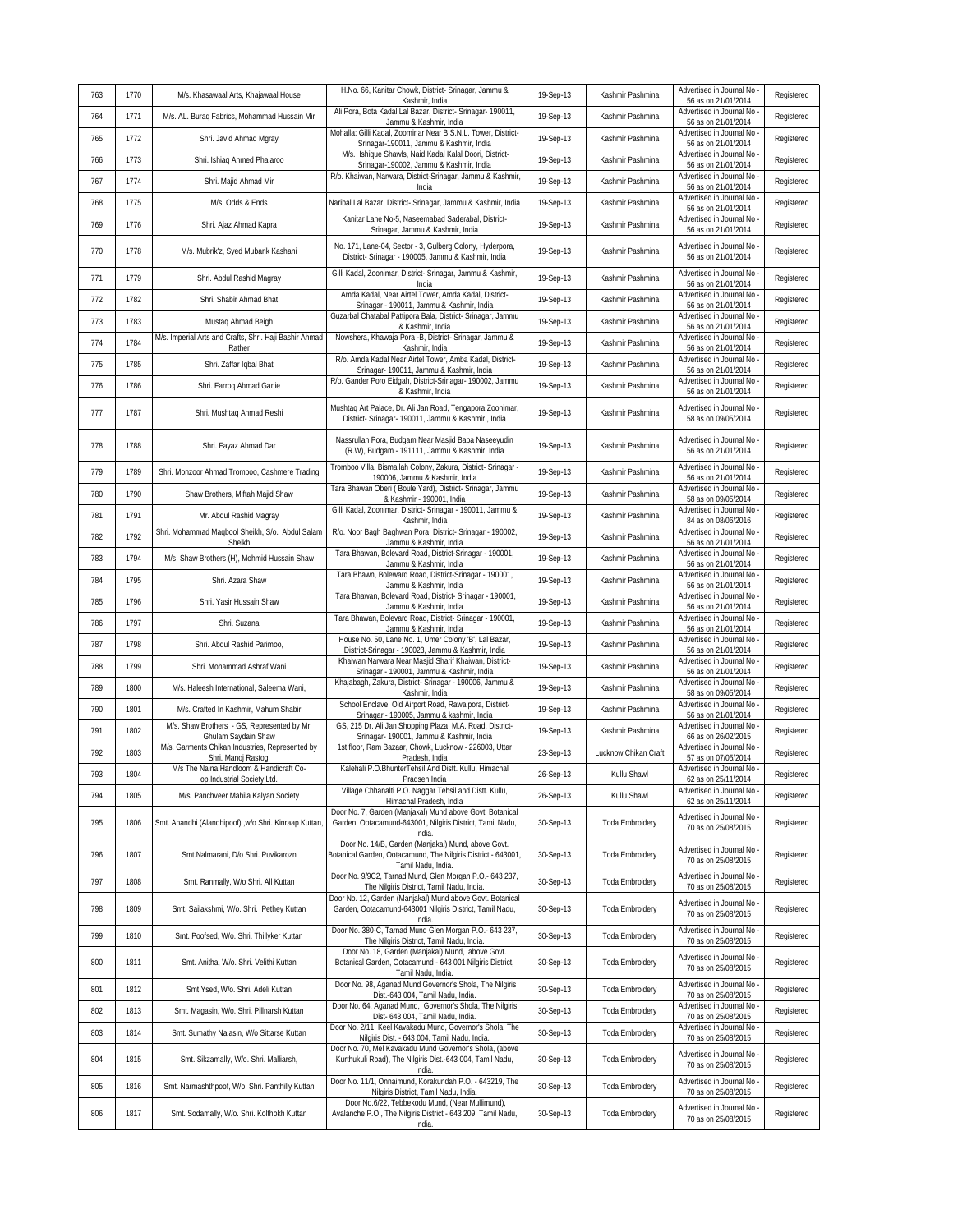| 763 | 1770 | M/s. Khasawaal Arts, Khajawaal House | H.No. 66, Kanitar Chowk, District- Srinagar, Jammu & Kashmir, India | 19-Sep-13 | Kashmir Pashmina | Advertised in Journal No - 56 as on 21/01/2014 | Registered |
|---|---|---|---|---|---|---|---|
| 764 | 1771 | M/s. AL. Buraq Fabrics, Mohammad Hussain Mir | Ali Pora, Bota Kadal Lal Bazar, District- Srinagar- 190011, Jammu & Kashmir, India | 19-Sep-13 | Kashmir Pashmina | Advertised in Journal No - 56 as on 21/01/2014 | Registered |
| 765 | 1772 | Shri. Javid Ahmad Mgray | Mohalla: Gilli Kadal, Zoominar Near B.S.N.L. Tower, District- Srinagar-190011, Jammu & Kashmir, India | 19-Sep-13 | Kashmir Pashmina | Advertised in Journal No - 56 as on 21/01/2014 | Registered |
| 766 | 1773 | Shri. Ishiaq Ahmed Phalaroo | M/s. Ishique Shawls, Naid Kadal Kalal Doori, District- Srinagar-190002, Jammu & Kashmir, India | 19-Sep-13 | Kashmir Pashmina | Advertised in Journal No - 56 as on 21/01/2014 | Registered |
| 767 | 1774 | Shri. Majid Ahmad Mir | R/o. Khaiwan, Narwara, District-Srinagar, Jammu & Kashmir, India | 19-Sep-13 | Kashmir Pashmina | Advertised in Journal No - 56 as on 21/01/2014 | Registered |
| 768 | 1775 | M/s. Odds & Ends | Naribal Lal Bazar, District- Srinagar, Jammu & Kashmir, India | 19-Sep-13 | Kashmir Pashmina | Advertised in Journal No - 56 as on 21/01/2014 | Registered |
| 769 | 1776 | Shri. Ajaz Ahmad Kapra | Kanitar Lane No-5, Naseemabad Saderabal, District- Srinagar, Jammu & Kashmir, India | 19-Sep-13 | Kashmir Pashmina | Advertised in Journal No - 56 as on 21/01/2014 | Registered |
| 770 | 1778 | M/s. Mubrik'z, Syed Mubarik Kashani | No. 171, Lane-04, Sector - 3, Gulberg Colony, Hyderpora, District- Srinagar - 190005, Jammu & Kashmir, India | 19-Sep-13 | Kashmir Pashmina | Advertised in Journal No - 56 as on 21/01/2014 | Registered |
| 771 | 1779 | Shri. Abdul Rashid Magray | Gilli Kadal, Zoonimar, District- Srinagar, Jammu & Kashmir, India | 19-Sep-13 | Kashmir Pashmina | Advertised in Journal No - 56 as on 21/01/2014 | Registered |
| 772 | 1782 | Shri. Shabir Ahmad Bhat | Amda Kadal, Near Airtel Tower, Amda Kadal, District- Srinagar - 190011, Jammu & Kashmir, India | 19-Sep-13 | Kashmir Pashmina | Advertised in Journal No - 56 as on 21/01/2014 | Registered |
| 773 | 1783 | Mustaq Ahmad Beigh | Guzarbal Chatabal Pattipora Bala, District- Srinagar, Jammu & Kashmir, India | 19-Sep-13 | Kashmir Pashmina | Advertised in Journal No - 56 as on 21/01/2014 | Registered |
| 774 | 1784 | M/s. Imperial Arts and Crafts, Shri. Haji Bashir Ahmad Rather | Nowshera, Khawaja Pora -B, District- Srinagar, Jammu & Kashmir, India | 19-Sep-13 | Kashmir Pashmina | Advertised in Journal No - 56 as on 21/01/2014 | Registered |
| 775 | 1785 | Shri. Zaffar Iqbal Bhat | R/o. Amda Kadal Near Airtel Tower, Amba Kadal, District- Srinagar- 190011, Jammu & Kashmir, India | 19-Sep-13 | Kashmir Pashmina | Advertised in Journal No - 56 as on 21/01/2014 | Registered |
| 776 | 1786 | Shri. Farroq Ahmad Ganie | R/o. Gander Poro Eidgah, District-Srinagar- 190002, Jammu & Kashmir, India | 19-Sep-13 | Kashmir Pashmina | Advertised in Journal No - 56 as on 21/01/2014 | Registered |
| 777 | 1787 | Shri. Mushtaq Ahmad Reshi | Mushtaq Art Palace, Dr. Ali Jan Road, Tengapora Zoonimar, District- Srinagar- 190011, Jammu & Kashmir , India | 19-Sep-13 | Kashmir Pashmina | Advertised in Journal No - 58 as on 09/05/2014 | Registered |
| 778 | 1788 | Shri. Fayaz Ahmad Dar | Nassrullah Pora, Budgam Near Masjid Baba Naseeyudin (R.W), Budgam - 191111, Jammu & Kashmir, India | 19-Sep-13 | Kashmir Pashmina | Advertised in Journal No - 56 as on 21/01/2014 | Registered |
| 779 | 1789 | Shri. Monzoor Ahmad Tromboo, Cashmere Trading | Tromboo Villa, Bismallah Colony, Zakura, District- Srinagar - 190006, Jammu & Kashmir, India | 19-Sep-13 | Kashmir Pashmina | Advertised in Journal No - 56 as on 21/01/2014 | Registered |
| 780 | 1790 | Shaw Brothers, Miftah Majid Shaw | Tara Bhawan Oberi ( Boule Yard), District- Srinagar, Jammu & Kashmir - 190001, India | 19-Sep-13 | Kashmir Pashmina | Advertised in Journal No - 58 as on 09/05/2014 | Registered |
| 781 | 1791 | Mr. Abdul Rashid Magray | Gilli Kadal, Zoonimar, District- Srinagar - 190011, Jammu & Kashmir, India | 19-Sep-13 | Kashmir Pashmina | Advertised in Journal No - 84 as on 08/06/2016 | Registered |
| 782 | 1792 | Shri. Mohammad Maqbool Sheikh, S/o. Abdul Salam Sheikh | R/o. Noor Bagh Baghwan Pora, District- Srinagar - 190002, Jammu & Kashmir, India | 19-Sep-13 | Kashmir Pashmina | Advertised in Journal No - 56 as on 21/01/2014 | Registered |
| 783 | 1794 | M/s. Shaw Brothers (H), Mohmid Hussain Shaw | Tara Bhawan, Bolevard Road, District-Srinagar - 190001, Jammu & Kashmir, India | 19-Sep-13 | Kashmir Pashmina | Advertised in Journal No - 56 as on 21/01/2014 | Registered |
| 784 | 1795 | Shri. Azara Shaw | Tara Bhawn, Boleward Road, District-Srinagar - 190001, Jammu & Kashmir, India | 19-Sep-13 | Kashmir Pashmina | Advertised in Journal No - 56 as on 21/01/2014 | Registered |
| 785 | 1796 | Shri. Yasir Hussain Shaw | Tara Bhawan, Bolevard Road, District- Srinagar - 190001, Jammu & Kashmir, India | 19-Sep-13 | Kashmir Pashmina | Advertised in Journal No - 56 as on 21/01/2014 | Registered |
| 786 | 1797 | Shri. Suzana | Tara Bhawan, Bolevard Road, District- Srinagar - 190001, Jammu & Kashmir, India | 19-Sep-13 | Kashmir Pashmina | Advertised in Journal No - 56 as on 21/01/2014 | Registered |
| 787 | 1798 | Shri. Abdul Rashid Parimoo, | House No. 50, Lane No. 1, Umer Colony 'B', Lal Bazar, District-Srinagar - 190023, Jammu & Kashmir, India | 19-Sep-13 | Kashmir Pashmina | Advertised in Journal No - 56 as on 21/01/2014 | Registered |
| 788 | 1799 | Shri. Mohammad Ashraf Wani | Khaiwan Narwara Near Masjid Sharif Khaiwan, District- Srinagar - 190001, Jammu & Kashmir, India | 19-Sep-13 | Kashmir Pashmina | Advertised in Journal No - 56 as on 21/01/2014 | Registered |
| 789 | 1800 | M/s. Haleesh International, Saleema Wani, | Khajabagh, Zakura, District- Srinagar - 190006, Jammu & Kashmir, India | 19-Sep-13 | Kashmir Pashmina | Advertised in Journal No - 58 as on 09/05/2014 | Registered |
| 790 | 1801 | M/s. Crafted In Kashmir, Mahum Shabir | School Enclave, Old Airport Road, Rawalpora, District- Srinagar - 190005, Jammu & kashmir, India | 19-Sep-13 | Kashmir Pashmina | Advertised in Journal No - 56 as on 21/01/2014 | Registered |
| 791 | 1802 | M/s. Shaw Brothers - GS, Represented by Mr. Ghulam Saydain Shaw | GS, 215 Dr. Ali Jan Shopping Plaza, M.A. Road, District- Srinagar- 190001, Jammu & Kashmir, India | 19-Sep-13 | Kashmir Pashmina | Advertised in Journal No - 66 as on 26/02/2015 | Registered |
| 792 | 1803 | M/s. Garments Chikan Industries, Represented by Shri. Manoj Rastogi | 1st floor, Ram Bazaar, Chowk, Lucknow - 226003, Uttar Pradesh, India | 23-Sep-13 | Lucknow Chikan Craft | Advertised in Journal No - 57 as on 07/05/2014 | Registered |
| 793 | 1804 | M/s The Naina Handloom & Handicraft Co-op.Industrial Society Ltd. | Kalehali P.O.BhunterTehsil And Distt. Kullu, Himachal Pradseh,India | 26-Sep-13 | Kullu Shawl | Advertised in Journal No - 62 as on 25/11/2014 | Registered |
| 794 | 1805 | M/s. Panchveer Mahila Kalyan Society | Village Chhanalti P.O. Naggar Tehsil and Distt. Kullu, Himachal Pradesh, India | 26-Sep-13 | Kullu Shawl | Advertised in Journal No - 62 as on 25/11/2014 | Registered |
| 795 | 1806 | Smt. Anandhi (Alandhipoof) ,w/o Shri. Kinraap Kuttan, | Door No. 7, Garden (Manjakal) Mund above Govt. Botanical Garden, Ootacamund-643001, Nilgiris District, Tamil Nadu, India. | 30-Sep-13 | Toda Embroidery | Advertised in Journal No - 70 as on 25/08/2015 | Registered |
| 796 | 1807 | Smt.Nalmarani, D/o Shri. Puvikarozn | Door No. 14/B, Garden (Manjakal) Mund, above Govt. Botanical Garden, Ootacamund, The Nilgiris District - 643001, Tamil Nadu, India. | 30-Sep-13 | Toda Embroidery | Advertised in Journal No - 70 as on 25/08/2015 | Registered |
| 797 | 1808 | Smt. Ranmally, W/o Shri. All Kuttan | Door No. 9/9C2, Tarnad Mund, Glen Morgan P.O.- 643 237, The Nilgiris District, Tamil Nadu, India. | 30-Sep-13 | Toda Embroidery | Advertised in Journal No - 70 as on 25/08/2015 | Registered |
| 798 | 1809 | Smt. Sailakshmi, W/o. Shri. Pethey Kuttan | Door No. 12, Garden (Manjakal) Mund above Govt. Botanical Garden, Ootacamund-643001 Nilgiris District, Tamil Nadu, India. | 30-Sep-13 | Toda Embroidery | Advertised in Journal No - 70 as on 25/08/2015 | Registered |
| 799 | 1810 | Smt. Poofsed, W/o. Shri. Thillyker Kuttan | Door No. 380-C, Tarnad Mund Glen Morgan P.O.- 643 237, The Nilgiris District, Tamil Nadu, India. | 30-Sep-13 | Toda Embroidery | Advertised in Journal No - 70 as on 25/08/2015 | Registered |
| 800 | 1811 | Smt. Anitha, W/o. Shri. Velithi Kuttan | Door No. 18, Garden (Manjakal) Mund, above Govt. Botanical Garden, Ootacamund - 643 001 Nilgiris District, Tamil Nadu, India. | 30-Sep-13 | Toda Embroidery | Advertised in Journal No - 70 as on 25/08/2015 | Registered |
| 801 | 1812 | Smt.Ysed, W/o. Shri. Adeli Kuttan | Door No 98, Aganad Mund Governor's Shola, The Nilgiris Dist.-643 004, Tamil Nadu, India. | 30-Sep-13 | Toda Embroidery | Advertised in Journal No - 70 as on 25/08/2015 | Registered |
| 802 | 1813 | Smt. Magasin, W/o. Shri. Pillnarsh Kuttan | Door No. 64, Aganad Mund, Governor's Shola, The Nilgiris Dist- 643 004, Tamil Nadu, India. | 30-Sep-13 | Toda Embroidery | Advertised in Journal No - 70 as on 25/08/2015 | Registered |
| 803 | 1814 | Smt. Sumathy Nalasin, W/o Sittarse Kuttan | Door No. 2/11, Keel Kavakadu Mund, Governor's Shola, The Nilgiris Dist. - 643 004, Tamil Nadu, India. | 30-Sep-13 | Toda Embroidery | Advertised in Journal No - 70 as on 25/08/2015 | Registered |
| 804 | 1815 | Smt. Sikzamally, W/o. Shri. Malliarsh, | Door No. 70, Mel Kavakadu Mund Governor's Shola, (above Kurthukuli Road), The Nilgiris Dist.-643 004, Tamil Nadu, India. | 30-Sep-13 | Toda Embroidery | Advertised in Journal No - 70 as on 25/08/2015 | Registered |
| 805 | 1816 | Smt. Narmashthpoof, W/o. Shri. Panthilly Kuttan | Door No. 11/1, Onnaimund, Korakundah P.O. - 643219, The Nilgiris District, Tamil Nadu, India. | 30-Sep-13 | Toda Embroidery | Advertised in Journal No - 70 as on 25/08/2015 | Registered |
| 806 | 1817 | Smt. Sodamally, W/o. Shri. Kolthokh Kuttan | Door No.6/22, Tebbekodu Mund, (Near Mullimund), Avalanche P.O., The Nilgiris District - 643 209, Tamil Nadu, India. | 30-Sep-13 | Toda Embroidery | Advertised in Journal No - 70 as on 25/08/2015 | Registered |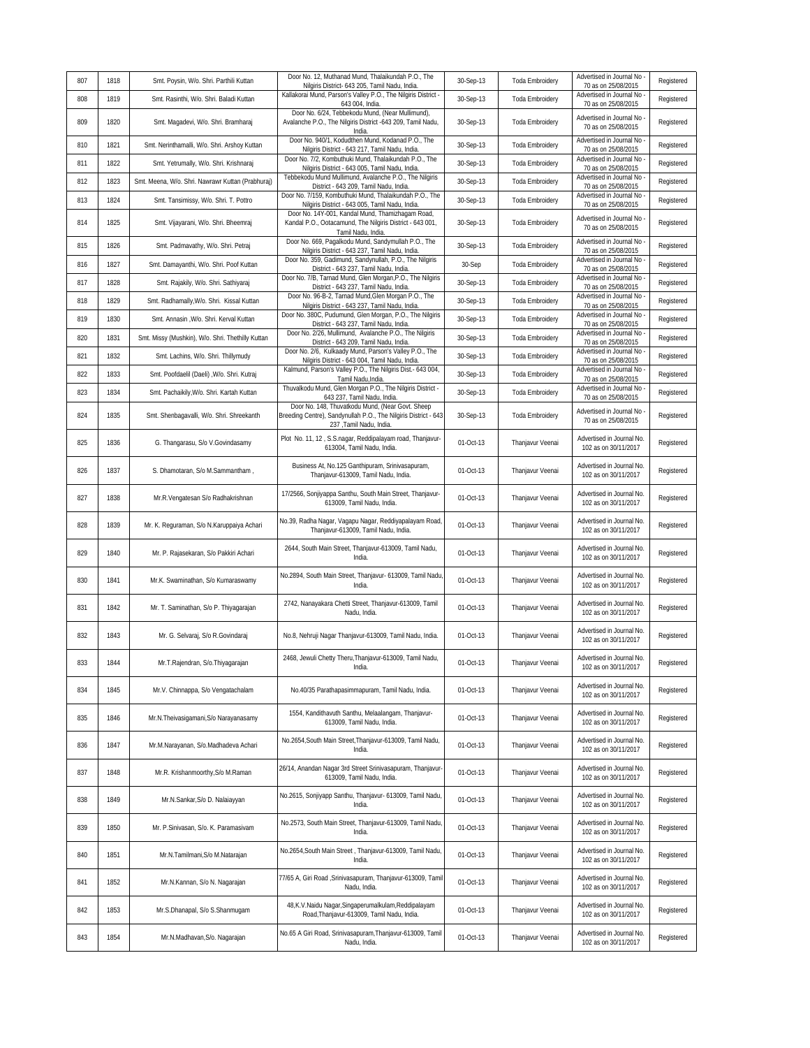| | | | | | | | |
|---|---|---|---|---|---|---|---|
| 807 | 1818 | Smt. Poysin, W/o. Shri. Parthili Kuttan | Door No. 12, Muthanad Mund, Thalaikundah P.O., The Nilgiris District- 643 205, Tamil Nadu, India. | 30-Sep-13 | Toda Embroidery | Advertised in Journal No - 70 as on 25/08/2015 | Registered |
| 808 | 1819 | Smt. Rasinthi, W/o. Shri. Baladi Kuttan | Kallakorai Mund, Parson's Valley P.O., The Nilgiris District - 643 004, India. | 30-Sep-13 | Toda Embroidery | Advertised in Journal No - 70 as on 25/08/2015 | Registered |
| 809 | 1820 | Smt. Magadevi, W/o. Shri. Bramharaj | Door No. 6/24, Tebbekodu Mund, (Near Mullimund), Avalanche P.O., The Nilgiris District -643 209, Tamil Nadu, India. | 30-Sep-13 | Toda Embroidery | Advertised in Journal No - 70 as on 25/08/2015 | Registered |
| 810 | 1821 | Smt. Nerinthamalli, W/o. Shri. Arshoy Kuttan | Door No. 940/1, Kodudthen Mund, Kodanad P.O., The Nilgiris District - 643 217, Tamil Nadu, India. | 30-Sep-13 | Toda Embroidery | Advertised in Journal No - 70 as on 25/08/2015 | Registered |
| 811 | 1822 | Smt. Yetrumally, W/o. Shri. Krishnaraj | Door No. 7/2, Kombuthuki Mund, Thalaikundah P.O., The Nilgiris District - 643 005, Tamil Nadu, India. | 30-Sep-13 | Toda Embroidery | Advertised in Journal No - 70 as on 25/08/2015 | Registered |
| 812 | 1823 | Smt. Meena, W/o. Shri. Nawrawr Kuttan (Prabhuraj) | Tebbekodu Mund Mullimund, Avalanche P.O., The Nilgiris District - 643 209, Tamil Nadu, India. | 30-Sep-13 | Toda Embroidery | Advertised in Journal No - 70 as on 25/08/2015 | Registered |
| 813 | 1824 | Smt. Tansimissy, W/o. Shri. T. Pottro | Door No. 7/159, Kombuthuki Mund, Thalaikundah P.O., The Nilgiris District - 643 005, Tamil Nadu, India. | 30-Sep-13 | Toda Embroidery | Advertised in Journal No - 70 as on 25/08/2015 | Registered |
| 814 | 1825 | Smt. Vijayarani, W/o. Shri. Bheemraj | Door No. 14Y-001, Kandal Mund, Thamizhagam Road, Kandal P.O., Ootacamund, The Nilgiris District - 643 001, Tamil Nadu, India. | 30-Sep-13 | Toda Embroidery | Advertised in Journal No - 70 as on 25/08/2015 | Registered |
| 815 | 1826 | Smt. Padmavathy, W/o. Shri. Petraj | Door No. 669, Pagalkodu Mund, Sandymullah P.O., The Nilgiris District - 643 237, Tamil Nadu, India. | 30-Sep-13 | Toda Embroidery | Advertised in Journal No - 70 as on 25/08/2015 | Registered |
| 816 | 1827 | Smt. Damayanthi, W/o. Shri. Poof Kuttan | Door No. 359, Gadimund, Sandynullah, P.O., The Nilgiris District - 643 237, Tamil Nadu, India. | 30-Sep | Toda Embroidery | Advertised in Journal No - 70 as on 25/08/2015 | Registered |
| 817 | 1828 | Smt. Rajakily, W/o. Shri. Sathiyaraj | Door No. 7/B, Tarnad Mund, Glen Morgan,P.O., The Nilgiris District - 643 237, Tamil Nadu, India. | 30-Sep-13 | Toda Embroidery | Advertised in Journal No - 70 as on 25/08/2015 | Registered |
| 818 | 1829 | Smt. Radhamally,W/o. Shri. Kissal Kuttan | Door No. 96-B-2, Tarnad Mund,Glen Morgan P.O., The Nilgiris District - 643 237, Tamil Nadu, India. | 30-Sep-13 | Toda Embroidery | Advertised in Journal No - 70 as on 25/08/2015 | Registered |
| 819 | 1830 | Smt. Annasin ,W/o. Shri. Kerval Kuttan | Door No. 380C, Pudumund, Glen Morgan, P.O., The Nilgiris District - 643 237, Tamil Nadu, India. | 30-Sep-13 | Toda Embroidery | Advertised in Journal No - 70 as on 25/08/2015 | Registered |
| 820 | 1831 | Smt. Missy (Mushkin), W/o. Shri. Thethilly Kuttan | Door No. 2/26, Mullimund, Avalanche P.O., The Nilgiris District - 643 209, Tamil Nadu, India. | 30-Sep-13 | Toda Embroidery | Advertised in Journal No - 70 as on 25/08/2015 | Registered |
| 821 | 1832 | Smt. Lachins, W/o. Shri. Thillymudy | Door No. 2/6, Kulkaady Mund, Parson's Valley P.O., The Nilgiris District - 643 004, Tamil Nadu, India. | 30-Sep-13 | Toda Embroidery | Advertised in Journal No - 70 as on 25/08/2015 | Registered |
| 822 | 1833 | Smt. Poofdaelil (Daeli) ,W/o. Shri. Kutraj | Kalmund, Parson's Valley P.O., The Nilgiris Dist.- 643 004, Tamil Nadu,India. | 30-Sep-13 | Toda Embroidery | Advertised in Journal No - 70 as on 25/08/2015 | Registered |
| 823 | 1834 | Smt. Pachaikily,W/o. Shri. Kartah Kuttan | Thuvalkodu Mund, Glen Morgan P.O., The Nilgiris District - 643 237, Tamil Nadu, India. | 30-Sep-13 | Toda Embroidery | Advertised in Journal No - 70 as on 25/08/2015 | Registered |
| 824 | 1835 | Smt. Shenbagavalli, W/o. Shri. Shreekanth | Door No. 148, Thuvatkodu Mund, (Near Govt. Sheep Breeding Centre), Sandynullah P.O., The Nilgiris District - 643 237 ,Tamil Nadu, India. | 30-Sep-13 | Toda Embroidery | Advertised in Journal No - 70 as on 25/08/2015 | Registered |
| 825 | 1836 | G. Thangarasu, S/o V.Govindasamy | Plot No. 11, 12 , S.S.nagar, Reddipalayam road, Thanjavur-613004, Tamil Nadu, India. | 01-Oct-13 | Thanjavur Veenai | Advertised in Journal No. 102 as on 30/11/2017 | Registered |
| 826 | 1837 | S. Dhamotaran, S/o M.Sammantham , | Business At, No.125 Ganthipuram, Srinivasapuram, Thanjavur-613009, Tamil Nadu, India. | 01-Oct-13 | Thanjavur Veenai | Advertised in Journal No. 102 as on 30/11/2017 | Registered |
| 827 | 1838 | Mr.R.Vengatesan S/o Radhakrishnan | 17/2566, Sonjiyappa Santhu, South Main Street, Thanjavur-613009, Tamil Nadu, India. | 01-Oct-13 | Thanjavur Veenai | Advertised in Journal No. 102 as on 30/11/2017 | Registered |
| 828 | 1839 | Mr. K. Reguraman, S/o N.Karuppaiya Achari | No.39, Radha Nagar, Vagapu Nagar, Reddiyapalayam Road, Thanjavur-613009, Tamil Nadu, India. | 01-Oct-13 | Thanjavur Veenai | Advertised in Journal No. 102 as on 30/11/2017 | Registered |
| 829 | 1840 | Mr. P. Rajasekaran, S/o Pakkiri Achari | 2644, South Main Street, Thanjavur-613009, Tamil Nadu, India. | 01-Oct-13 | Thanjavur Veenai | Advertised in Journal No. 102 as on 30/11/2017 | Registered |
| 830 | 1841 | Mr.K. Swaminathan, S/o Kumaraswamy | No.2894, South Main Street, Thanjavur- 613009, Tamil Nadu, India. | 01-Oct-13 | Thanjavur Veenai | Advertised in Journal No. 102 as on 30/11/2017 | Registered |
| 831 | 1842 | Mr. T. Saminathan, S/o P. Thiyagarajan | 2742, Nanayakara Chetti Street, Thanjavur-613009, Tamil Nadu, India. | 01-Oct-13 | Thanjavur Veenai | Advertised in Journal No. 102 as on 30/11/2017 | Registered |
| 832 | 1843 | Mr. G. Selvaraj, S/o R.Govindaraj | No.8, Nehruji Nagar Thanjavur-613009, Tamil Nadu, India. | 01-Oct-13 | Thanjavur Veenai | Advertised in Journal No. 102 as on 30/11/2017 | Registered |
| 833 | 1844 | Mr.T.Rajendran, S/o.Thiyagarajan | 2468, Jewuli Chetty Theru,Thanjavur-613009, Tamil Nadu, India. | 01-Oct-13 | Thanjavur Veenai | Advertised in Journal No. 102 as on 30/11/2017 | Registered |
| 834 | 1845 | Mr.V. Chinnappa, S/o Vengatachalam | No.40/35 Parathapasimmapuram, Tamil Nadu, India. | 01-Oct-13 | Thanjavur Veenai | Advertised in Journal No. 102 as on 30/11/2017 | Registered |
| 835 | 1846 | Mr.N.Theivasigamani,S/o Narayanasamy | 1554, Kandithavuth Santhu, Melaalangam, Thanjavur-613009, Tamil Nadu, India. | 01-Oct-13 | Thanjavur Veenai | Advertised in Journal No. 102 as on 30/11/2017 | Registered |
| 836 | 1847 | Mr.M.Narayanan, S/o.Madhadeva Achari | No.2654,South Main Street,Thanjavur-613009, Tamil Nadu, India. | 01-Oct-13 | Thanjavur Veenai | Advertised in Journal No. 102 as on 30/11/2017 | Registered |
| 837 | 1848 | Mr.R. Krishanmoorthy,S/o M.Raman | 26/14, Anandan Nagar 3rd Street Srinivasapuram, Thanjavur-613009, Tamil Nadu, India. | 01-Oct-13 | Thanjavur Veenai | Advertised in Journal No. 102 as on 30/11/2017 | Registered |
| 838 | 1849 | Mr.N.Sankar,S/o D. Nalaiayyan | No.2615, Sonjiyapp Santhu, Thanjavur- 613009, Tamil Nadu, India. | 01-Oct-13 | Thanjavur Veenai | Advertised in Journal No. 102 as on 30/11/2017 | Registered |
| 839 | 1850 | Mr. P.Sinivasan, S/o. K. Paramasivam | No.2573, South Main Street, Thanjavur-613009, Tamil Nadu, India. | 01-Oct-13 | Thanjavur Veenai | Advertised in Journal No. 102 as on 30/11/2017 | Registered |
| 840 | 1851 | Mr.N.Tamilmani,S/o M.Natarajan | No.2654,South Main Street , Thanjavur-613009, Tamil Nadu, India. | 01-Oct-13 | Thanjavur Veenai | Advertised in Journal No. 102 as on 30/11/2017 | Registered |
| 841 | 1852 | Mr.N.Kannan, S/o N. Nagarajan | 77/65 A, Giri Road ,Srinivasapuram, Thanjavur-613009, Tamil Nadu, India. | 01-Oct-13 | Thanjavur Veenai | Advertised in Journal No. 102 as on 30/11/2017 | Registered |
| 842 | 1853 | Mr.S.Dhanapal, S/o S.Shanmugam | 48,K.V.Naidu Nagar,Singaperumalkulam,Reddipalayam Road,Thanjavur-613009, Tamil Nadu, India. | 01-Oct-13 | Thanjavur Veenai | Advertised in Journal No. 102 as on 30/11/2017 | Registered |
| 843 | 1854 | Mr.N.Madhavan,S/o. Nagarajan | No.65 A Giri Road, Srinivasapuram,Thanjavur-613009, Tamil Nadu, India. | 01-Oct-13 | Thanjavur Veenai | Advertised in Journal No. 102 as on 30/11/2017 | Registered |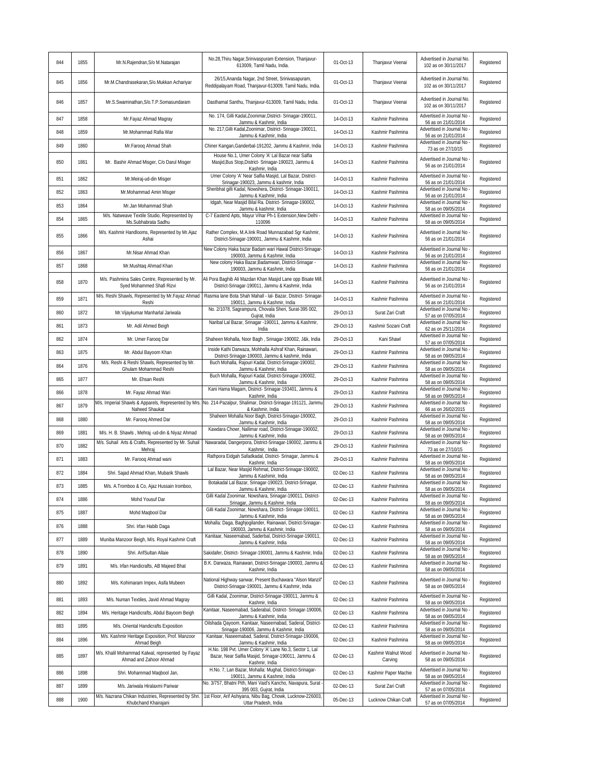| 844 | 1855 | Mr.N.Rajendran,S/o M.Natarajan | No.28,Thiru Nagar,Srinivaspuram Extension, Thanjavur-613009, Tamil Nadu, India. | 01-Oct-13 | Thanjavur Veenai | Advertised in Journal No. 102 as on 30/11/2017 | Registered |
|---|---|---|---|---|---|---|---|
| 845 | 1856 | Mr.M.Chandrasekaran,S/o.Mukkan Achariyar | 26/15,Ananda Nagar, 2nd Street, Srinivasapuram, Reddipalayam Road, Thanjavur-613009, Tamil Nadu, India. | 01-Oct-13 | Thanjavur Veenai | Advertised in Journal No. 102 as on 30/11/2017 | Registered |
| 846 | 1857 | Mr.S.Swaminathan,S/o.T.P.Somasundaram | Dasthamal Santhu, Thanjavur-613009, Tamil Nadu, India. | 01-Oct-13 | Thanjavur Veenai | Advertised in Journal No. 102 as on 30/11/2017 | Registered |
| 847 | 1858 | Mr.Fayaz Ahmad Magray | No. 174, Gilli Kadal,Zoonimar,District- Srinagar-190011, Jammu & Kashmir, India | 14-Oct-13 | Kashmir Pashmina | Advertised in Journal No - 56 as on 21/01/2014 | Registered |
| 848 | 1859 | Mr.Mohammad Rafia War | No. 217,Gilli Kadal,Zoonimar, District- Srinagar-190011, Jammu & Kashmir, India | 14-Oct-13 | Kashmir Pashmina | Advertised in Journal No - 56 as on 21/01/2014 | Registered |
| 849 | 1860 | Mr.Farooq Ahmad Shah | Chiner Kangan,Ganderbal-191202, Jammu & Kashmir, India | 14-Oct-13 | Kashmir Pashmina | Advertised in Journal No - 73 as on 27/10/15 | Registered |
| 850 | 1861 | Mr. Bashir Ahmad Misger, C/o Darul Misger | House No.1, Umer Colony 'A' Lal Bazar near Salfia Masjid,Bus Stop,District- Srinagar-190023, Jammu & Kashmir, India | 14-Oct-13 | Kashmir Pashmina | Advertised in Journal No - 56 as on 21/01/2014 | Registered |
| 851 | 1862 | Mr.Meiraj-ud-din Misger | Umer Colony 'A' Near Salfia Masjid, Lal Bazar, District-Srinagar-190023, Jammu & kashmir, India | 14-Oct-13 | Kashmir Pashmina | Advertised in Journal No - 56 as on 21/01/2014 | Registered |
| 852 | 1863 | Mr.Mohammad Amin Misger | Sheribhat gilli Kadal, Nowshera, District- Srinagar-190011, Jammu & Kashmir, India | 14-Oct-13 | Kashmir Pashmina | Advertised in Journal No - 56 as on 21/01/2014 | Registered |
| 853 | 1864 | Mr.Jan Mohammad Shah | Idgah, Near Masjid Bilal Ra. District- Srinagar-190002, Jammu & kashmir, India | 14-Oct-13 | Kashmir Pashmina | Advertised in Journal No - 58 as on 09/05/2014 | Registered |
| 854 | 1865 | M/s. Natweave Textile Studio, Represented by Ms.Subhabrata Sadhu | C-7 Eastend Apts, Mayur Vihar Ph-1 Extension,New Delhi - 110096 | 14-Oct-13 | Kashmir Pashmina | Advertised in Journal No - 58 as on 09/05/2014 | Registered |
| 855 | 1866 | M/s. Kashmir Handlooms, Represented by Mr.Ajaz Ashai | Rather Complex, M.A.link Road Munnazabad Sgr Kashmir, District-Srinagar-190001, Jammu & Kashmir, India | 14-Oct-13 | Kashmir Pashmina | Advertised in Journal No - 56 as on 21/01/2014 | Registered |
| 856 | 1867 | Mr.Nisar Ahmad Khan | New Colony Haka bazar Badam wari Hawal District-Srinagar-190003, Jammu & Kashmir, India | 14-Oct-13 | Kashmir Pashmina | Advertised in Journal No - 56 as on 21/01/2014 | Registered |
| 857 | 1868 | Mr.Mushtaq Ahmad Khan | New colony Haka Bazar,Badamwari, District-Srinagar - 190003, Jammu & Kashmir, India | 14-Oct-13 | Kashmir Pashmina | Advertised in Journal No - 56 as on 21/01/2014 | Registered |
| 858 | 1870 | M/s. Pashmina Sales Centre, Represented by Mr. Syed Mohammed Shafi Rizvi | Ali Pora Baghib Ali Mazdan Khan Masjid Lane opp Bisate Mill, District-Srinagar-190011, Jammu & Kashmir, India | 14-Oct-13 | Kashmir Pashmina | Advertised in Journal No - 56 as on 21/01/2014 | Registered |
| 859 | 1871 | M/s. Reshi Shawls, Represented by Mr.Fayaz Ahmad Reshi | Rasmia lane Bota Shah Mahall - lal- Bazar, District- Srinagar-190011, Jammu & Kashmir, India | 14-Oct-13 | Kashmir Pashmina | Advertised in Journal No - 56 as on 21/01/2014 | Registered |
| 860 | 1872 | Mr.Vijaykumar Manharlal Jariwala | No. 2/1078, Sagrampura, Chovala Sheri, Surat-395 002, Gujrat, India | 29-Oct-13 | Surat Zari Craft | Advertised in Journal No - 57 as on 07/05/2014 | Registered |
| 861 | 1873 | Mr. Adil Ahmed Beigh | Naribal Lal Bazar, Srinagar -190011, Jammu & Kashmir, India | 29-Oct-13 | Kashmir Sozani Craft | Advertised in Journal No - 62 as on 25/11/2014 | Registered |
| 862 | 1874 | Mr. Umer Farooq Dar | Shaheen Mohalla, Noor Bagh , Srinagar-190002, J&k, India | 29-Oct-13 | Kani Shawl | Advertised in Journal No - 57 as on 07/05/2014 | Registered |
| 863 | 1875 | Mr. Abdul Bayoom Khan | Inside Kathi Darwaza, Mohhalla Ashraf Khan, Rainawari, District-Srinagar-190003, Jammu & kashmir, India | 29-Oct-13 | Kashmir Pashmina | Advertised in Journal No - 58 as on 09/05/2014 | Registered |
| 864 | 1876 | M/s. Reshi & Reshi Shawls, Represented by Mr. Ghulam Mohammad Reshi | Buch Mohalla, Rajouri Kadal, District-Srinagar-190002, Jammu & Kashmir, India | 29-Oct-13 | Kashmir Pashmina | Advertised in Journal No - 58 as on 09/05/2014 | Registered |
| 865 | 1877 | Mr. Ehsan Reshi | Buch Mohalla, Rajouri Kadal, District-Srinagar-190002, Jammu & Kashmir, India | 29-Oct-13 | Kashmir Pashmina | Advertised in Journal No - 58 as on 09/05/2014 | Registered |
| 866 | 1878 | Mr. Fayaz Ahmad Wari | Kani Hama Magam, District- Srinagar-193401, Jammu & Kashmir, India | 29-Oct-13 | Kashmir Pashmina | Advertised in Journal No - 58 as on 09/05/2014 | Registered |
| 867 | 1879 | M/s. Imperial Shawls & Apparels, Represented by Mrs. Naheed Shaukat | No. 214-Pazalpur, Shalimar, District-Srinagar-191121, Jammu & Kashmir, India | 29-Oct-13 | Kashmir Pashmina | Advertised in Journal No - 66 as on 26/02/2015 | Registered |
| 868 | 1880 | Mr. Farooq Ahmed Dar | Shaheen Mohalla Noor Bagh, District-Srinagar-190002, Jammu & Kashmir, India | 29-Oct-13 | Kashmir Pashmina | Advertised in Journal No - 58 as on 09/05/2014 | Registered |
| 869 | 1881 | M/s. H. B. Shawls , Mehraj -ud-din & Niyaz Ahmad | Kawdara Chowr, Nallimar road, District-Srinagar-190002, Jammu & Kashmir, India | 29-Oct-13 | Kashmir Pashmina | Advertised in Journal No - 58 as on 09/05/2014 | Registered |
| 870 | 1882 | M/s. Suhail Arts & Crafts, Represented by Mr. Suhail Mehraj | Nawaradal, Dangerpora, District-Srinagar-190002, Jammu & Kashmir, India | 29-Oct-13 | Kashmir Pashmina | Advertised in Journal No - 73 as on 27/10/15 | Registered |
| 871 | 1883 | Mr. Farooq Ahmad wani | Rathpora Eidgah Safadkadal, District- Srinagar, Jammu & Kashmir, India | 29-Oct-13 | Kashmir Pashmina | Advertised in Journal No - 58 as on 09/05/2014 | Registered |
| 872 | 1884 | Shri. Sajad Ahmad Khan, Mubarik Shawls | Lal Bazar, Near Masjid Rehmat, District-Srinagar-190002, Jammu & Kashmir, India | 02-Dec-13 | Kashmir Pashmina | Advertised in Journal No - 58 as on 09/05/2014 | Registered |
| 873 | 1885 | M/s. A.Tromboo & Co, Ajaz Hussain Iromboo, | Botakadal Lal Bazar, Srinagar-190023, District-Srinagar, Jammu & Kashmir, India | 02-Dec-13 | Kashmir Pashmina | Advertised in Journal No - 58 as on 09/05/2014 | Registered |
| 874 | 1886 | Mohd Yousuf Dar | Gilli Kadal Zoonimar, Nowshara, Srinagar-190011, District-Srinagar, Jammu & Kashmir, India | 02-Dec-13 | Kashmir Pashmina | Advertised in Journal No - 58 as on 09/05/2014 | Registered |
| 875 | 1887 | Mohd Maqbool Dar | Gilli Kadal Zoonimar, Nowshara, District- Srinagar-190011, Jammu & Kashmir, India | 02-Dec-13 | Kashmir Pashmina | Advertised in Journal No - 58 as on 09/05/2014 | Registered |
| 876 | 1888 | Shri. Irfan Habib Daga | Mohalla: Daga, Baghjogilander, Rainawari, District-Srinagar-190003, Jammu & Kashmir, India | 02-Dec-13 | Kashmir Pashmina | Advertised in Journal No - 58 as on 09/05/2014 | Registered |
| 877 | 1889 | Muniba Manzoor Beigh, M/s. Royal Kashmir Craft | Kanitaar, Naseemabad, Saderbal, District-Srinagar-190011, Jammu & Kashmir, India | 02-Dec-13 | Kashmir Pashmina | Advertised in Journal No - 58 as on 09/05/2014 | Registered |
| 878 | 1890 | Shri. ArifSultan Allaie | Sakidafer, District- Srinagar-190001, Jammu & Kashmir, India | 02-Dec-13 | Kashmir Pashmina | Advertised in Journal No - 58 as on 09/05/2014 | Registered |
| 879 | 1891 | M/s. Irfan Handicrafts, AB Majeed Bhat | B.K. Darwaza, Rainawari, District-Srinagar-190003, Jammu & Kashmir, India | 02-Dec-13 | Kashmir Pashmina | Advertised in Journal No - 58 as on 09/05/2014 | Registered |
| 880 | 1892 | M/s. Kohimaram Impex, Asifa Mubeen | National Highway sanwar, Present Buchawara "Alson Manzil" District-Srinagar-190001, Jammu & Kashmir, India | 02-Dec-13 | Kashmir Pashmina | Advertised in Journal No - 58 as on 09/05/2014 | Registered |
| 881 | 1893 | M/s. Numan Textiles, Javid Ahmad Magray | Gilli Kadal, Zoonimar, District-Srinagar-190011, Jammu & Kashmir, India | 02-Dec-13 | Kashmir Pashmina | Advertised in Journal No - 58 as on 09/05/2014 | Registered |
| 882 | 1894 | M/s. Heritage Handicrafts, Abdul Bayoom Beigh | Kanitaar, Naseemabad, Saderabal, District- Srinagar-190006, Jammu & Kashmir, India | 02-Dec-13 | Kashmir Pashmina | Advertised in Journal No - 58 as on 09/05/2014 | Registered |
| 883 | 1895 | M/s. Oriental Handicrafts Exposition | Oilshada Qayoom, Kanitaar, Naseemabad, Saderal, District-Srinagar-190006, Jammu & Kashmir, India | 02-Dec-13 | Kashmir Pashmina | Advertised in Journal No - 58 as on 09/05/2014 | Registered |
| 884 | 1896 | M/s. Kashmir Heritage Exposition, Prof. Manzoor Ahmad Beigh | Kanitaar, Naseemabad, Saderal, District-Srinagar-190006, Jammu & Kashmir, India | 02-Dec-13 | Kashmir Pashmina | Advertised in Journal No - 58 as on 09/05/2014 | Registered |
| 885 | 1897 | M/s. Khalil Mohammad Kalwal, represented by Fayaz Ahmad and Zahoor Ahmad | H.No. 198 Pvt. Umer Colony 'A' Lane No.3, Sector 1, Lal Bazar, Near Salfia Masjid, Srinagar-190011, Jammu & Kashmir, India | 02-Dec-13 | Kashmir Walnut Wood Carving | Advertised in Journal No - 58 as on 09/05/2014 | Registered |
| 886 | 1898 | Shri. Mohammad Maqbool Jan, | H.No. 7, Lan Bazar, Mohalla: Mughal, District-Srinagar-190011, Jammu & Kashmir, India | 02-Dec-13 | Kashmir Paper Machie | Advertised in Journal No - 58 as on 09/05/2014 | Registered |
| 887 | 1899 | M/s. Jariwala Hiralaxmi Pariwar | No. 3/757, Bhatni Pith, Mani Vaid's Kancho, Navapura, Surat - 395 003, Gujrat, India | 02-Dec-13 | Surat Zari Craft | Advertised in Journal No - 57 as on 07/05/2014 | Registered |
| 888 | 1900 | M/s. Nazrana Chikan Industries, Represented by Shri. Khubchand Khairajani | 1st Floor, Arif Ashiyana, Nibu Bag, Chowk, Lucknow-226003, Uttar Pradesh, India | 05-Dec-13 | Lucknow Chikan Craft | Advertised in Journal No - 57 as on 07/05/2014 | Registered |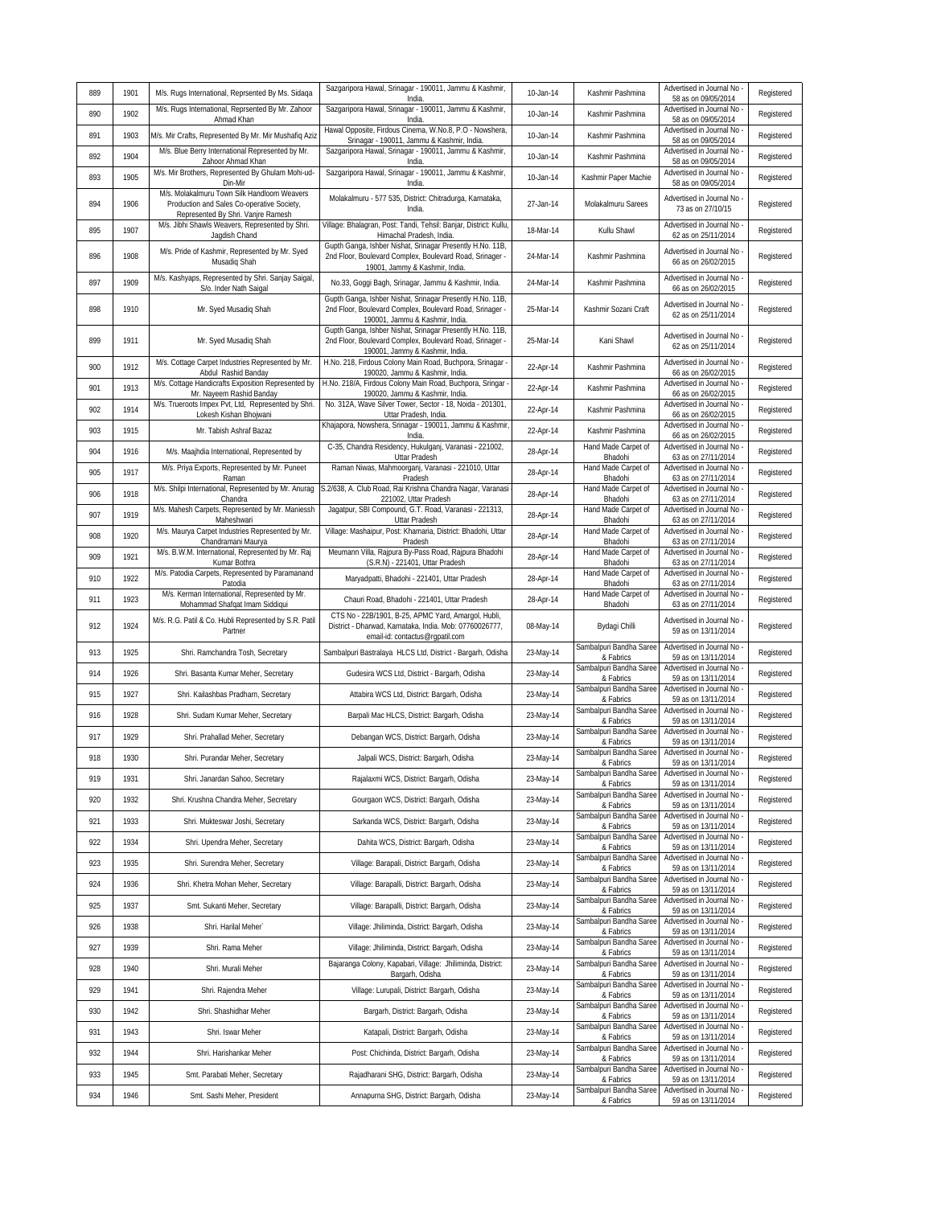| 889 | 1901 | M/s. Rugs International, Reprsented By Ms. Sidaqa | Sazgaripora Hawal, Srinagar - 190011, Jammu & Kashmir, India. | 10-Jan-14 | Kashmir Pashmina | Advertised in Journal No - 58 as on 09/05/2014 | Registered |
|---|---|---|---|---|---|---|---|
| 890 | 1902 | M/s. Rugs International, Reprsented By Mr. Zahoor Ahmad Khan | Sazgaripora Hawal, Srinagar - 190011, Jammu & Kashmir, India. | 10-Jan-14 | Kashmir Pashmina | Advertised in Journal No - 58 as on 09/05/2014 | Registered |
| 891 | 1903 | M/s. Mir Crafts, Represented By Mr. Mir Mushafiq Aziz | Hawal Opposite, Firdous Cinema, W.No.8, P.O - Nowshera, Srinagar - 190011, Jammu & Kashmir, India. | 10-Jan-14 | Kashmir Pashmina | Advertised in Journal No - 58 as on 09/05/2014 | Registered |
| 892 | 1904 | M/s. Blue Berry International Represented by Mr. Zahoor Ahmad Khan | Sazgaripora Hawal, Srinagar - 190011, Jammu & Kashmir, India. | 10-Jan-14 | Kashmir Pashmina | Advertised in Journal No - 58 as on 09/05/2014 | Registered |
| 893 | 1905 | M/s. Mir Brothers, Represented By Ghulam Mohi-ud-Din-Mir | Sazgaripora Hawal, Srinagar - 190011, Jammu & Kashmir, India. | 10-Jan-14 | Kashmir Paper Machie | Advertised in Journal No - 58 as on 09/05/2014 | Registered |
| 894 | 1906 | M/s. Molakalmuru Town Silk Handloom Weavers Production and Sales Co-operative Society, Represented By Shri. Vanjre Ramesh | Molakalmuru - 577 535, District: Chitradurga, Karnataka, India. | 27-Jan-14 | Molakalmuru Sarees | Advertised in Journal No - 73 as on 27/10/15 | Registered |
| 895 | 1907 | M/s. Jibhi Shawls Weavers, Represented by Shri. Jagdish Chand | Village: Bhalagran, Post: Tandi, Tehsil: Banjar, District: Kullu, Himachal Pradesh, India. | 18-Mar-14 | Kullu Shawl | Advertised in Journal No - 62 as on 25/11/2014 | Registered |
| 896 | 1908 | M/s. Pride of Kashmir, Represented by Mr. Syed Musadiq Shah | Gupth Ganga, Ishber Nishat, Srinagar Presently H.No. 11B, 2nd Floor, Boulevard Complex, Boulevard Road, Srinager - 19001, Jammy & Kashmir, India. | 24-Mar-14 | Kashmir Pashmina | Advertised in Journal No - 66 as on 26/02/2015 | Registered |
| 897 | 1909 | M/s. Kashyaps, Represented by Shri. Sanjay Saigal, S/o. Inder Nath Saigal | No.33, Goggi Bagh, Srinagar, Jammu & Kashmir, India. | 24-Mar-14 | Kashmir Pashmina | Advertised in Journal No - 66 as on 26/02/2015 | Registered |
| 898 | 1910 | Mr. Syed Musadiq Shah | Gupth Ganga, Ishber Nishat, Srinagar Presently H.No. 11B, 2nd Floor, Boulevard Complex, Boulevard Road, Srinager - 190001, Jammu & Kashmir, India. | 25-Mar-14 | Kashmir Sozani Craft | Advertised in Journal No - 62 as on 25/11/2014 | Registered |
| 899 | 1911 | Mr. Syed Musadiq Shah | Gupth Ganga, Ishber Nishat, Srinagar Presently H.No. 11B, 2nd Floor, Boulevard Complex, Boulevard Road, Srinager - 190001, Jammy & Kashmir, India. | 25-Mar-14 | Kani Shawl | Advertised in Journal No - 62 as on 25/11/2014 | Registered |
| 900 | 1912 | M/s. Cottage Carpet Industries Represented by Mr. Abdul Rashid Banday | H.No. 218, Firdous Colony Main Road, Buchpora, Srinagar - 190020, Jammu & Kashmir, India. | 22-Apr-14 | Kashmir Pashmina | Advertised in Journal No - 66 as on 26/02/2015 | Registered |
| 901 | 1913 | M/s. Cottage Handicrafts Exposition Represented by Mr. Nayeem Rashid Banday | H.No. 218/A, Firdous Colony Main Road, Buchpora, Srinagar - 190020, Jammu & Kashmir, India. | 22-Apr-14 | Kashmir Pashmina | Advertised in Journal No - 66 as on 26/02/2015 | Registered |
| 902 | 1914 | M/s. Trueroots Impex Pvt, Ltd, Represented by Shri. Lokesh Kishan Bhojwani | No. 312A, Wave Silver Tower, Sector - 18, Noida - 201301, Uttar Pradesh, India. | 22-Apr-14 | Kashmir Pashmina | Advertised in Journal No - 66 as on 26/02/2015 | Registered |
| 903 | 1915 | Mr. Tabish Ashraf Bazaz | Khajapora, Nowshera, Srinagar - 190011, Jammu & Kashmir, India. | 22-Apr-14 | Kashmir Pashmina | Advertised in Journal No - 66 as on 26/02/2015 | Registered |
| 904 | 1916 | M/s. Maajhdia International, Represented by | C-35, Chandra Residency, Hukulganj, Varanasi - 221002, Uttar Pradesh | 28-Apr-14 | Hand Made Carpet of Bhadohi | Advertised in Journal No - 63 as on 27/11/2014 | Registered |
| 905 | 1917 | M/s. Priya Exports, Represented by Mr. Puneet Raman | Raman Niwas, Mahmoorganj, Varanasi - 221010, Uttar Pradesh | 28-Apr-14 | Hand Made Carpet of Bhadohi | Advertised in Journal No - 63 as on 27/11/2014 | Registered |
| 906 | 1918 | M/s. Shilpi International, Represented by Mr. Anurag Chandra | S.2/638, A. Club Road, Rai Krishna Chandra Nagar, Varanasi - 221002, Uttar Pradesh | 28-Apr-14 | Hand Made Carpet of Bhadohi | Advertised in Journal No - 63 as on 27/11/2014 | Registered |
| 907 | 1919 | M/s. Mahesh Carpets, Represented by Mr. Maniessh Maheshwari | Jagatpur, SBI Compound, G.T. Road, Varanasi - 221313, Uttar Pradesh | 28-Apr-14 | Hand Made Carpet of Bhadohi | Advertised in Journal No - 63 as on 27/11/2014 | Registered |
| 908 | 1920 | M/s. Maurya Carpet Industries Represented by Mr. Chandramani Maurya | Village: Mashaipur, Post: Khamaria, District: Bhadohi, Uttar Pradesh | 28-Apr-14 | Hand Made Carpet of Bhadohi | Advertised in Journal No - 63 as on 27/11/2014 | Registered |
| 909 | 1921 | M/s. B.W.M. International, Represented by Mr. Raj Kumar Bothra | Meumann Villa, Rajpura By-Pass Road, Rajpura Bhadohi (S.R.N) - 221401, Uttar Pradesh | 28-Apr-14 | Hand Made Carpet of Bhadohi | Advertised in Journal No - 63 as on 27/11/2014 | Registered |
| 910 | 1922 | M/s. Patodia Carpets, Represented by Paramanand Patodia | Maryadpatti, Bhadohi - 221401, Uttar Pradesh | 28-Apr-14 | Hand Made Carpet of Bhadohi | Advertised in Journal No - 63 as on 27/11/2014 | Registered |
| 911 | 1923 | M/s. Kerman International, Represented by Mr. Mohammad Shafqat Imam Siddiqui | Chauri Road, Bhadohi - 221401, Uttar Pradesh | 28-Apr-14 | Hand Made Carpet of Bhadohi | Advertised in Journal No - 63 as on 27/11/2014 | Registered |
| 912 | 1924 | M/s. R.G. Patil & Co. Hubli Represented by S.R. Patil Partner | CTS No - 22B/1901, B-25, APMC Yard, Amargol, Hubli, District - Dharwad, Karnataka, India. Mob: 07760026777, email-id: contactus@rgpatil.com | 08-May-14 | Bydagi Chilli | Advertised in Journal No - 59 as on 13/11/2014 | Registered |
| 913 | 1925 | Shri. Ramchandra Tosh, Secretary | Sambalpuri Bastralaya HLCS Ltd, District - Bargarh, Odisha | 23-May-14 | Sambalpuri Bandha Saree & Fabrics | Advertised in Journal No - 59 as on 13/11/2014 | Registered |
| 914 | 1926 | Shri. Basanta Kumar Meher, Secretary | Gudesira WCS Ltd, District - Bargarh, Odisha | 23-May-14 | Sambalpuri Bandha Saree & Fabrics | Advertised in Journal No - 59 as on 13/11/2014 | Registered |
| 915 | 1927 | Shri. Kailashbas Pradharn, Secretary | Attabira WCS Ltd, District: Bargarh, Odisha | 23-May-14 | Sambalpuri Bandha Saree & Fabrics | Advertised in Journal No - 59 as on 13/11/2014 | Registered |
| 916 | 1928 | Shri. Sudam Kumar Meher, Secretary | Barpali Mac HLCS, District: Bargarh, Odisha | 23-May-14 | Sambalpuri Bandha Saree & Fabrics | Advertised in Journal No - 59 as on 13/11/2014 | Registered |
| 917 | 1929 | Shri. Prahallad Meher, Secretary | Debangan WCS, District: Bargarh, Odisha | 23-May-14 | Sambalpuri Bandha Saree & Fabrics | Advertised in Journal No - 59 as on 13/11/2014 | Registered |
| 918 | 1930 | Shri. Purandar Meher, Secretary | Jalpali WCS, District: Bargarh, Odisha | 23-May-14 | Sambalpuri Bandha Saree & Fabrics | Advertised in Journal No - 59 as on 13/11/2014 | Registered |
| 919 | 1931 | Shri. Janardan Sahoo, Secretary | Rajalaxmi WCS, District: Bargarh, Odisha | 23-May-14 | Sambalpuri Bandha Saree & Fabrics | Advertised in Journal No - 59 as on 13/11/2014 | Registered |
| 920 | 1932 | Shri. Krushna Chandra Meher, Secretary | Gourgaon WCS, District: Bargarh, Odisha | 23-May-14 | Sambalpuri Bandha Saree & Fabrics | Advertised in Journal No - 59 as on 13/11/2014 | Registered |
| 921 | 1933 | Shri. Mukteswar Joshi, Secretary | Sarkanda WCS, District: Bargarh, Odisha | 23-May-14 | Sambalpuri Bandha Saree & Fabrics | Advertised in Journal No - 59 as on 13/11/2014 | Registered |
| 922 | 1934 | Shri. Upendra Meher, Secretary | Dahita WCS, District: Bargarh, Odisha | 23-May-14 | Sambalpuri Bandha Saree & Fabrics | Advertised in Journal No - 59 as on 13/11/2014 | Registered |
| 923 | 1935 | Shri. Surendra Meher, Secretary | Village: Barapali, District: Bargarh, Odisha | 23-May-14 | Sambalpuri Bandha Saree & Fabrics | Advertised in Journal No - 59 as on 13/11/2014 | Registered |
| 924 | 1936 | Shri. Khetra Mohan Meher, Secretary | Village: Barapalli, District: Bargarh, Odisha | 23-May-14 | Sambalpuri Bandha Saree & Fabrics | Advertised in Journal No - 59 as on 13/11/2014 | Registered |
| 925 | 1937 | Smt. Sukanti Meher, Secretary | Village: Barapalli, District: Bargarh, Odisha | 23-May-14 | Sambalpuri Bandha Saree & Fabrics | Advertised in Journal No - 59 as on 13/11/2014 | Registered |
| 926 | 1938 | Shri. Harilal Meher` | Village: Jhiliminda, District: Bargarh, Odisha | 23-May-14 | Sambalpuri Bandha Saree & Fabrics | Advertised in Journal No - 59 as on 13/11/2014 | Registered |
| 927 | 1939 | Shri. Rama Meher | Village: Jhiliminda, District: Bargarh, Odisha | 23-May-14 | Sambalpuri Bandha Saree & Fabrics | Advertised in Journal No - 59 as on 13/11/2014 | Registered |
| 928 | 1940 | Shri. Murali Meher | Bajaranga Colony, Kapabari, Village: Jhiliminda, District: Bargarh, Odisha | 23-May-14 | Sambalpuri Bandha Saree & Fabrics | Advertised in Journal No - 59 as on 13/11/2014 | Registered |
| 929 | 1941 | Shri. Rajendra Meher | Village: Lurupali, District: Bargarh, Odisha | 23-May-14 | Sambalpuri Bandha Saree & Fabrics | Advertised in Journal No - 59 as on 13/11/2014 | Registered |
| 930 | 1942 | Shri. Shashidhar Meher | Bargarh, District: Bargarh, Odisha | 23-May-14 | Sambalpuri Bandha Saree & Fabrics | Advertised in Journal No - 59 as on 13/11/2014 | Registered |
| 931 | 1943 | Shri. Iswar Meher | Katapali, District: Bargarh, Odisha | 23-May-14 | Sambalpuri Bandha Saree & Fabrics | Advertised in Journal No - 59 as on 13/11/2014 | Registered |
| 932 | 1944 | Shri. Harishankar Meher | Post: Chichinda, District: Bargarh, Odisha | 23-May-14 | Sambalpuri Bandha Saree & Fabrics | Advertised in Journal No - 59 as on 13/11/2014 | Registered |
| 933 | 1945 | Smt. Parabati Meher, Secretary | Rajadharani SHG, District: Bargarh, Odisha | 23-May-14 | Sambalpuri Bandha Saree & Fabrics | Advertised in Journal No - 59 as on 13/11/2014 | Registered |
| 934 | 1946 | Smt. Sashi Meher, President | Annapurna SHG, District: Bargarh, Odisha | 23-May-14 | Sambalpuri Bandha Saree & Fabrics | Advertised in Journal No - 59 as on 13/11/2014 | Registered |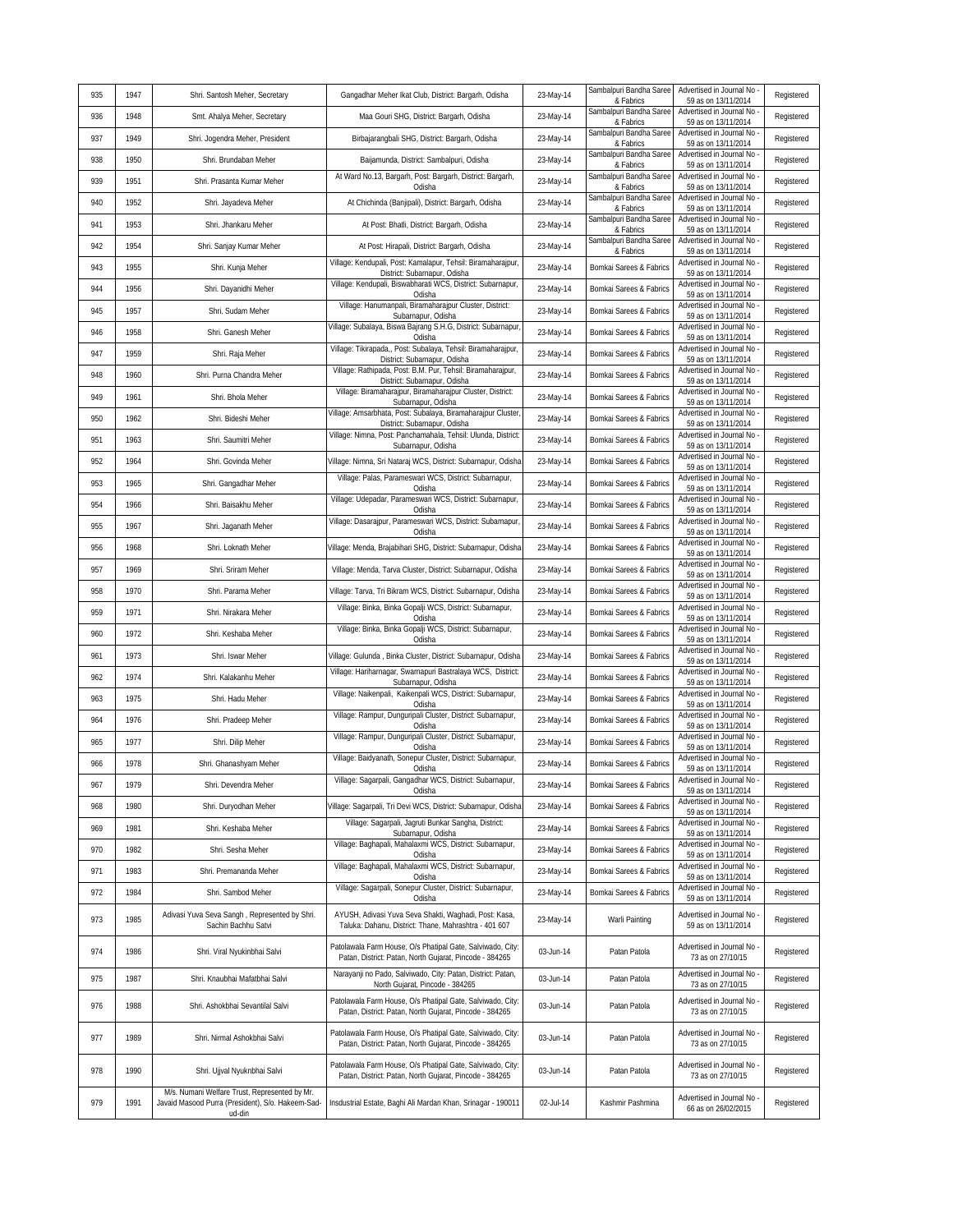| 935 | 1947 | Shri. Santosh Meher, Secretary | Gangadhar Meher Ikat Club, District: Bargarh, Odisha | 23-May-14 | Sambalpuri Bandha Saree & Fabrics | Advertised in Journal No - 59 as on 13/11/2014 | Registered |
|---|---|---|---|---|---|---|---|
| 936 | 1948 | Smt. Ahalya Meher, Secretary | Maa Gouri SHG, District: Bargarh, Odisha | 23-May-14 | Sambalpuri Bandha Saree & Fabrics | Advertised in Journal No - 59 as on 13/11/2014 | Registered |
| 937 | 1949 | Shri. Jogendra Meher, President | Birbajarangbali SHG, District: Bargarh, Odisha | 23-May-14 | Sambalpuri Bandha Saree & Fabrics | Advertised in Journal No - 59 as on 13/11/2014 | Registered |
| 938 | 1950 | Shri. Brundaban Meher | Baijamunda, District: Sambalpuri, Odisha | 23-May-14 | Sambalpuri Bandha Saree & Fabrics | Advertised in Journal No - 59 as on 13/11/2014 | Registered |
| 939 | 1951 | Shri. Prasanta Kumar Meher | At Ward No.13, Bargarh, Post: Bargarh, District: Bargarh, Odisha | 23-May-14 | Sambalpuri Bandha Saree & Fabrics | Advertised in Journal No - 59 as on 13/11/2014 | Registered |
| 940 | 1952 | Shri. Jayadeva Meher | At Chichinda (Banjipali), District: Bargarh, Odisha | 23-May-14 | Sambalpuri Bandha Saree & Fabrics | Advertised in Journal No - 59 as on 13/11/2014 | Registered |
| 941 | 1953 | Shri. Jhankaru Meher | At Post: Bhatli, District: Bargarh, Odisha | 23-May-14 | Sambalpuri Bandha Saree & Fabrics | Advertised in Journal No - 59 as on 13/11/2014 | Registered |
| 942 | 1954 | Shri. Sanjay Kumar Meher | At Post: Hirapali, District: Bargarh, Odisha | 23-May-14 | Sambalpuri Bandha Saree & Fabrics | Advertised in Journal No - 59 as on 13/11/2014 | Registered |
| 943 | 1955 | Shri. Kunja Meher | Village: Kendupali, Post: Kamalapur, Tehsil: Biramaharajpur, District: Subarnapur, Odisha | 23-May-14 | Bomkai Sarees & Fabrics | Advertised in Journal No - 59 as on 13/11/2014 | Registered |
| 944 | 1956 | Shri. Dayanidhi Meher | Village: Kendupali, Biswabharati WCS, District: Subarnapur, Odisha | 23-May-14 | Bomkai Sarees & Fabrics | Advertised in Journal No - 59 as on 13/11/2014 | Registered |
| 945 | 1957 | Shri. Sudam Meher | Village: Hanumanpali, Biramaharajpur Cluster, District: Subarnapur, Odisha | 23-May-14 | Bomkai Sarees & Fabrics | Advertised in Journal No - 59 as on 13/11/2014 | Registered |
| 946 | 1958 | Shri. Ganesh Meher | Village: Subalaya, Biswa Bajrang S.H.G, District: Subarnapur, Odisha | 23-May-14 | Bomkai Sarees & Fabrics | Advertised in Journal No - 59 as on 13/11/2014 | Registered |
| 947 | 1959 | Shri. Raja Meher | Village: Tikirapada,, Post: Subalaya, Tehsil: Biramaharajpur, District: Subarnapur, Odisha | 23-May-14 | Bomkai Sarees & Fabrics | Advertised in Journal No - 59 as on 13/11/2014 | Registered |
| 948 | 1960 | Shri. Purna Chandra Meher | Village: Rathipada, Post: B.M. Pur, Tehsil: Biramaharajpur, District: Subarnapur, Odisha | 23-May-14 | Bomkai Sarees & Fabrics | Advertised in Journal No - 59 as on 13/11/2014 | Registered |
| 949 | 1961 | Shri. Bhola Meher | Village: Biramaharajpur, Biramaharajpur Cluster, District: Subarnapur, Odisha | 23-May-14 | Bomkai Sarees & Fabrics | Advertised in Journal No - 59 as on 13/11/2014 | Registered |
| 950 | 1962 | Shri. Bideshi Meher | Village: Amsarbhata, Post: Subalaya, Biramaharajpur Cluster, District: Subarnapur, Odisha | 23-May-14 | Bomkai Sarees & Fabrics | Advertised in Journal No - 59 as on 13/11/2014 | Registered |
| 951 | 1963 | Shri. Saumitri Meher | Village: Nimna, Post: Panchamahala, Tehsil: Ulunda, District: Subarnapur, Odisha | 23-May-14 | Bomkai Sarees & Fabrics | Advertised in Journal No - 59 as on 13/11/2014 | Registered |
| 952 | 1964 | Shri. Govinda Meher | Village: Nimna, Sri Nataraj WCS, District: Subarnapur, Odisha | 23-May-14 | Bomkai Sarees & Fabrics | Advertised in Journal No - 59 as on 13/11/2014 | Registered |
| 953 | 1965 | Shri. Gangadhar Meher | Village: Palas, Parameswari WCS, District: Subarnapur, Odisha | 23-May-14 | Bomkai Sarees & Fabrics | Advertised in Journal No - 59 as on 13/11/2014 | Registered |
| 954 | 1966 | Shri. Baisakhu Meher | Village: Udepadar, Parameswari WCS, District: Subarnapur, Odisha | 23-May-14 | Bomkai Sarees & Fabrics | Advertised in Journal No - 59 as on 13/11/2014 | Registered |
| 955 | 1967 | Shri. Jaganath Meher | Village: Dasarajpur, Parameswari WCS, District: Subarnapur, Odisha | 23-May-14 | Bomkai Sarees & Fabrics | Advertised in Journal No - 59 as on 13/11/2014 | Registered |
| 956 | 1968 | Shri. Loknath Meher | Village: Menda, Brajabihari SHG, District: Subarnapur, Odisha | 23-May-14 | Bomkai Sarees & Fabrics | Advertised in Journal No - 59 as on 13/11/2014 | Registered |
| 957 | 1969 | Shri. Sriram Meher | Village: Menda, Tarva Cluster, District: Subarnapur, Odisha | 23-May-14 | Bomkai Sarees & Fabrics | Advertised in Journal No - 59 as on 13/11/2014 | Registered |
| 958 | 1970 | Shri. Parama Meher | Village: Tarva, Tri Bikram WCS, District: Subarnapur, Odisha | 23-May-14 | Bomkai Sarees & Fabrics | Advertised in Journal No - 59 as on 13/11/2014 | Registered |
| 959 | 1971 | Shri. Nirakara Meher | Village: Binka, Binka Gopalji WCS, District: Subarnapur, Odisha | 23-May-14 | Bomkai Sarees & Fabrics | Advertised in Journal No - 59 as on 13/11/2014 | Registered |
| 960 | 1972 | Shri. Keshaba Meher | Village: Binka, Binka Gopalji WCS, District: Subarnapur, Odisha | 23-May-14 | Bomkai Sarees & Fabrics | Advertised in Journal No - 59 as on 13/11/2014 | Registered |
| 961 | 1973 | Shri. Iswar Meher | Village: Gulunda , Binka Cluster, District: Subarnapur, Odisha | 23-May-14 | Bomkai Sarees & Fabrics | Advertised in Journal No - 59 as on 13/11/2014 | Registered |
| 962 | 1974 | Shri. Kalakanhu Meher | Village: Hariharnagar, Swarnapuri Bastralaya WCS, District: Subarnapur, Odisha | 23-May-14 | Bomkai Sarees & Fabrics | Advertised in Journal No - 59 as on 13/11/2014 | Registered |
| 963 | 1975 | Shri. Hadu Meher | Village: Naikenpali, Kaikenpali WCS, District: Subarnapur, Odisha | 23-May-14 | Bomkai Sarees & Fabrics | Advertised in Journal No - 59 as on 13/11/2014 | Registered |
| 964 | 1976 | Shri. Pradeep Meher | Village: Rampur, Dunguripali Cluster, District: Subarnapur, Odisha | 23-May-14 | Bomkai Sarees & Fabrics | Advertised in Journal No - 59 as on 13/11/2014 | Registered |
| 965 | 1977 | Shri. Dilip Meher | Village: Rampur, Dunguripali Cluster, District: Subarnapur, Odisha | 23-May-14 | Bomkai Sarees & Fabrics | Advertised in Journal No - 59 as on 13/11/2014 | Registered |
| 966 | 1978 | Shri. Ghanashyam Meher | Village: Baidyanath, Sonepur Cluster, District: Subarnapur, Odisha | 23-May-14 | Bomkai Sarees & Fabrics | Advertised in Journal No - 59 as on 13/11/2014 | Registered |
| 967 | 1979 | Shri. Devendra Meher | Village: Sagarpali, Gangadhar WCS, District: Subarnapur, Odisha | 23-May-14 | Bomkai Sarees & Fabrics | Advertised in Journal No - 59 as on 13/11/2014 | Registered |
| 968 | 1980 | Shri. Duryodhan Meher | Village: Sagarpali, Tri Devi WCS, District: Subarnapur, Odisha | 23-May-14 | Bomkai Sarees & Fabrics | Advertised in Journal No - 59 as on 13/11/2014 | Registered |
| 969 | 1981 | Shri. Keshaba Meher | Village: Sagarpali, Jagruti Bunkar Sangha, District: Subarnapur, Odisha | 23-May-14 | Bomkai Sarees & Fabrics | Advertised in Journal No - 59 as on 13/11/2014 | Registered |
| 970 | 1982 | Shri. Sesha Meher | Village: Baghapali, Mahalaxmi WCS, District: Subarnapur, Odisha | 23-May-14 | Bomkai Sarees & Fabrics | Advertised in Journal No - 59 as on 13/11/2014 | Registered |
| 971 | 1983 | Shri. Premananda Meher | Village: Baghapali, Mahalaxmi WCS, District: Subarnapur, Odisha | 23-May-14 | Bomkai Sarees & Fabrics | Advertised in Journal No - 59 as on 13/11/2014 | Registered |
| 972 | 1984 | Shri. Sambod Meher | Village: Sagarpali, Sonepur Cluster, District: Subarnapur, Odisha | 23-May-14 | Bomkai Sarees & Fabrics | Advertised in Journal No - 59 as on 13/11/2014 | Registered |
| 973 | 1985 | Adivasi Yuva Seva Sangh , Represented by Shri. Sachin Bachhu Satvi | AYUSH, Adivasi Yuva Seva Shakti, Waghadi, Post: Kasa, Taluka: Dahanu, District: Thane, Mahrashtra - 401 607 | 23-May-14 | Warli Painting | Advertised in Journal No - 59 as on 13/11/2014 | Registered |
| 974 | 1986 | Shri. Viral Nyukinbhai Salvi | Patolawala Farm House, O/s Phatipal Gate, Salviwado, City: Patan, District: Patan, North Gujarat, Pincode - 384265 | 03-Jun-14 | Patan Patola | Advertised in Journal No - 73 as on 27/10/15 | Registered |
| 975 | 1987 | Shri. Knaubhai Mafatbhai Salvi | Narayanji no Pado, Salviwado, City: Patan, District: Patan, North Gujarat, Pincode - 384265 | 03-Jun-14 | Patan Patola | Advertised in Journal No - 73 as on 27/10/15 | Registered |
| 976 | 1988 | Shri. Ashokbhai Sevantilal Salvi | Patolawala Farm House, O/s Phatipal Gate, Salviwado, City: Patan, District: Patan, North Gujarat, Pincode - 384265 | 03-Jun-14 | Patan Patola | Advertised in Journal No - 73 as on 27/10/15 | Registered |
| 977 | 1989 | Shri. Nirmal Ashokbhai Salvi | Patolawala Farm House, O/s Phatipal Gate, Salviwado, City: Patan, District: Patan, North Gujarat, Pincode - 384265 | 03-Jun-14 | Patan Patola | Advertised in Journal No - 73 as on 27/10/15 | Registered |
| 978 | 1990 | Shri. Ujjval Nyuknbhai Salvi | Patolawala Farm House, O/s Phatipal Gate, Salviwado, City: Patan, District: Patan, North Gujarat, Pincode - 384265 | 03-Jun-14 | Patan Patola | Advertised in Journal No - 73 as on 27/10/15 | Registered |
| 979 | 1991 | M/s. Numani Welfare Trust, Represented by Mr. Javaid Masood Purra (President), S/o. Hakeem-Sad-ud-din | Insdustrial Estate, Baghi Ali Mardan Khan, Srinagar - 190011 | 02-Jul-14 | Kashmir Pashmina | Advertised in Journal No - 66 as on 26/02/2015 | Registered |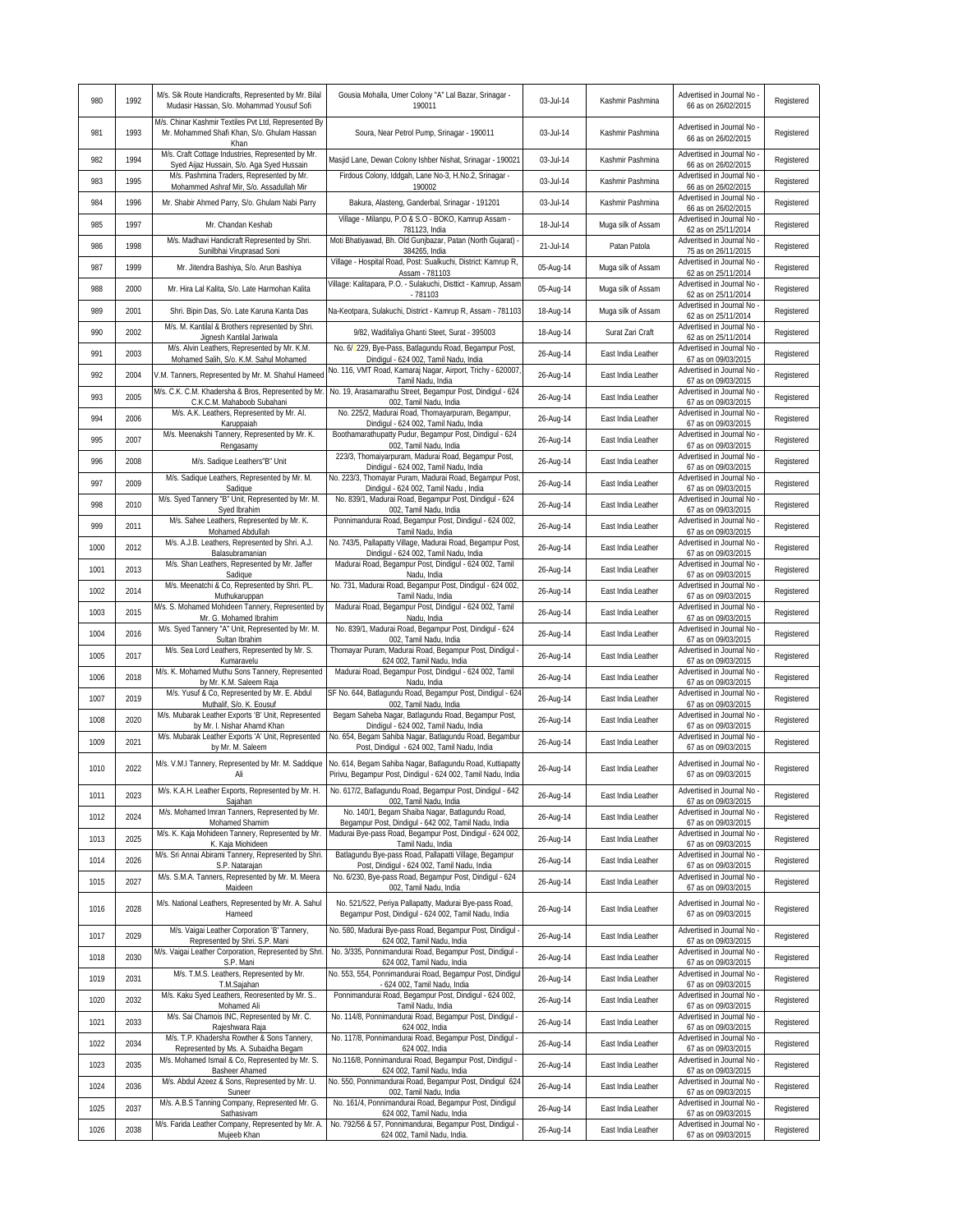| 980 | 1992 | M/s. Silk Route Handicrafts, Represented by Mr. Bilal Mudasir Hassan, S/o. Mohammad Yousuf Sofi | Gousia Mohalla, Umer Colony "A" Lal Bazar, Srinagar - 190011 | 03-Jul-14 | Kashmir Pashmina | Advertised in Journal No - 66 as on 26/02/2015 | Registered |
|---|---|---|---|---|---|---|---|
| 981 | 1993 | M/s. Chinar Kashmir Textiles Pvt Ltd, Represented By Mr. Mohammed Shafi Khan, S/o. Ghulam Hassan Khan | Soura, Near Petrol Pump, Srinagar - 190011 | 03-Jul-14 | Kashmir Pashmina | Advertised in Journal No - 66 as on 26/02/2015 | Registered |
| 982 | 1994 | M/s. Craft Cottage Industries, Represented by Mr. Syed Aijaz Hussain, S/o. Aga Syed Hussain | Masjid Lane, Dewan Colony Ishber Nishat, Srinagar - 190021 | 03-Jul-14 | Kashmir Pashmina | Advertised in Journal No - 66 as on 26/02/2015 | Registered |
| 983 | 1995 | M/s. Pashmina Traders, Represented by Mr. Mohammed Ashraf Mir, S/o. Assadullah Mir | Firdous Colony, Iddgah, Lane No-3, H.No.2, Srinagar - 190002 | 03-Jul-14 | Kashmir Pashmina | Advertised in Journal No - 66 as on 26/02/2015 | Registered |
| 984 | 1996 | Mr. Shabir Ahmed Parry, S/o. Ghulam Nabi Parry | Bakura, Alasteng, Ganderbal, Srinagar - 191201 | 03-Jul-14 | Kashmir Pashmina | Advertised in Journal No - 66 as on 26/02/2015 | Registered |
| 985 | 1997 | Mr. Chandan Keshab | Village - Milanpu, P.O & S.O - BOKO, Kamrup Assam - 781123, India | 18-Jul-14 | Muga silk of Assam | Advertised in Journal No - 62 as on 25/11/2014 | Registered |
| 986 | 1998 | M/s. Madhavi Handicraft Represented by Shri. Sunilbhai Viruprasad Soni | Moti Bhatiyawad, Bh. Old Gunjbazar, Patan (North Gujarat) - 384265, India | 21-Jul-14 | Patan Patola | Advertised in Journal No - 75 as on 26/11/2015 | Registered |
| 987 | 1999 | Mr. Jitendra Bashiya, S/o. Arun Bashiya | Village - Hospital Road, Post: Sualkuchi, District: Kamrup R, Assam - 781103 | 05-Aug-14 | Muga silk of Assam | Advertised in Journal No - 62 as on 25/11/2014 | Registered |
| 988 | 2000 | Mr. Hira Lal Kalita, S/o. Late Harmohan Kalita | Village: Kalitapara, P.O. - Sulakuchi, Disttict - Kamrup, Assam - 781103 | 05-Aug-14 | Muga silk of Assam | Advertised in Journal No - 62 as on 25/11/2014 | Registered |
| 989 | 2001 | Shri. Bipin Das, S/o. Late Karuna Kanta Das | Na-Keotpara, Sulakuchi, District - Kamrup R, Assam - 781103 | 18-Aug-14 | Muga silk of Assam | Advertised in Journal No - 62 as on 25/11/2014 | Registered |
| 990 | 2002 | M/s. M. Kantilal & Brothers represented by Shri. Jignesh Kantilal Jariwala | 9/82, Wadifaliya Ghanti Steet, Surat - 395003 | 18-Aug-14 | Surat Zari Craft | Advertised in Journal No - 62 as on 25/11/2014 | Registered |
| 991 | 2003 | M/s. Alvin Leathers, Represented by Mr. K.M. Mohamed Salih, S/o. K.M. Sahul Mohamed | No. 6/229, Bye-Pass, Batlagundu Road, Begampur Post, Dindigul - 624 002, Tamil Nadu, India | 26-Aug-14 | East India Leather | Advertised in Journal No - 67 as on 09/03/2015 | Registered |
| 992 | 2004 | V.M. Tanners, Represented by Mr. M. Shahul Hameed | No. 116, VMT Road, Kamaraj Nagar, Airport, Trichy - 620007, Tamil Nadu, India | 26-Aug-14 | East India Leather | Advertised in Journal No - 67 as on 09/03/2015 | Registered |
| 993 | 2005 | M/s. C.K. C.M. Khadersha & Bros, Represented by Mr. C.K.C.M. Mahaboob Subahani | No. 19, Arasamarathu Street, Begampur Post, Dindigul - 624 002, Tamil Nadu, India | 26-Aug-14 | East India Leather | Advertised in Journal No - 67 as on 09/03/2015 | Registered |
| 994 | 2006 | M/s. A.K. Leathers, Represented by Mr. Al. Karuppaiah | No. 225/2, Madurai Road, Thomayarpuram, Begampur, Dindigul - 624 002, Tamil Nadu, India | 26-Aug-14 | East India Leather | Advertised in Journal No - 67 as on 09/03/2015 | Registered |
| 995 | 2007 | M/s. Meenakshi Tannery, Represented by Mr. K. Rengasamy | Boothamarathupatty Pudur, Begampur Post, Dindigul - 624 002, Tamil Nadu, India | 26-Aug-14 | East India Leather | Advertised in Journal No - 67 as on 09/03/2015 | Registered |
| 996 | 2008 | M/s. Sadique Leathers"B" Unit | 223/3, Thomaiyarpuram, Madurai Road, Begampur Post, Dindigul - 624 002, Tamil Nadu, India | 26-Aug-14 | East India Leather | Advertised in Journal No - 67 as on 09/03/2015 | Registered |
| 997 | 2009 | M/s. Sadique Leathers, Represented by Mr. M. Sadique | No. 223/3, Thomayar Puram, Madurai Road, Begampur Post, Dindigul - 624 002, Tamil Nadu , India | 26-Aug-14 | East India Leather | Advertised in Journal No - 67 as on 09/03/2015 | Registered |
| 998 | 2010 | M/s. Syed Tannery "B" Unit, Represented by Mr. M. Syed Ibrahim | No. 839/1, Madurai Road, Begampur Post, Dindigul - 624 002, Tamil Nadu, India | 26-Aug-14 | East India Leather | Advertised in Journal No - 67 as on 09/03/2015 | Registered |
| 999 | 2011 | M/s. Sahee Leathers, Represented by Mr. K. Mohamed Abdullah | Ponnimandurai Road, Begampur Post, Dindigul - 624 002, Tamil Nadu, India | 26-Aug-14 | East India Leather | Advertised in Journal No - 67 as on 09/03/2015 | Registered |
| 1000 | 2012 | M/s. A.J.B. Leathers, Represented by Shri. A.J. Balasubramanian | No. 743/5, Pallapatty Village, Madurai Road, Begampur Post, Dindigul - 624 002, Tamil Nadu, India | 26-Aug-14 | East India Leather | Advertised in Journal No - 67 as on 09/03/2015 | Registered |
| 1001 | 2013 | M/s. Shan Leathers, Represented by Mr. Jaffer Sadique | Madurai Road, Begampur Post, Dindigul - 624 002, Tamil Nadu, India | 26-Aug-14 | East India Leather | Advertised in Journal No - 67 as on 09/03/2015 | Registered |
| 1002 | 2014 | M/s. Meenatchi & Co, Represented by Shri. PL. Muthukaruppan | No. 731, Madurai Road, Begampur Post, Dindigul - 624 002, Tamil Nadu, India | 26-Aug-14 | East India Leather | Advertised in Journal No - 67 as on 09/03/2015 | Registered |
| 1003 | 2015 | M/s. S. Mohamed Mohideen Tannery, Represented by Mr. G. Mohamed Ibrahim | Madurai Road, Begampur Post, Dindigul - 624 002, Tamil Nadu, India | 26-Aug-14 | East India Leather | Advertised in Journal No - 67 as on 09/03/2015 | Registered |
| 1004 | 2016 | M/s. Syed Tannery "A" Unit, Represented by Mr. M. Sultan Ibrahim | No. 839/1, Madurai Road, Begampur Post, Dindigul - 624 002, Tamil Nadu, India | 26-Aug-14 | East India Leather | Advertised in Journal No - 67 as on 09/03/2015 | Registered |
| 1005 | 2017 | M/s. Sea Lord Leathers, Represented by Mr. S. Kumaravelu | Thomayar Puram, Madurai Road, Begampur Post, Dindigul - 624 002, Tamil Nadu, India | 26-Aug-14 | East India Leather | Advertised in Journal No - 67 as on 09/03/2015 | Registered |
| 1006 | 2018 | M/s. K. Mohamed Muthu Sons Tannery, Represented by Mr. K.M. Saleem Raja | Madurai Road, Begampur Post, Dindigul - 624 002, Tamil Nadu, India | 26-Aug-14 | East India Leather | Advertised in Journal No - 67 as on 09/03/2015 | Registered |
| 1007 | 2019 | M/s. Yusuf & Co, Represented by Mr. E. Abdul Muthalif, S/o. K. Eousuf | SF No. 644, Batlagundu Road, Begampur Post, Dindigul - 624 002, Tamil Nadu, India | 26-Aug-14 | East India Leather | Advertised in Journal No - 67 as on 09/03/2015 | Registered |
| 1008 | 2020 | M/s. Mubarak Leather Exports 'B' Unit, Represented by Mr. I. Nishar Ahamd Khan | Begam Saheba Nagar, Batlagundu Road, Begampur Post, Dindigul - 624 002, Tamil Nadu, India | 26-Aug-14 | East India Leather | Advertised in Journal No - 67 as on 09/03/2015 | Registered |
| 1009 | 2021 | M/s. Mubarak Leather Exports 'A' Unit, Represented by Mr. M. Saleem | No. 654, Begam Sahiba Nagar, Batlagundu Road, Begambur Post, Dindigul - 624 002, Tamil Nadu, India | 26-Aug-14 | East India Leather | Advertised in Journal No - 67 as on 09/03/2015 | Registered |
| 1010 | 2022 | M/s. V.M.I Tannery, Represented by Mr. M. Saddique Ali | No. 614, Begam Sahiba Nagar, Batlagundu Road, Kuttiapatty Pirivu, Begampur Post, Dindigul - 624 002, Tamil Nadu, India | 26-Aug-14 | East India Leather | Advertised in Journal No - 67 as on 09/03/2015 | Registered |
| 1011 | 2023 | M/s. K.A.H. Leather Exports, Represented by Mr. H. Sajahan | No. 617/2, Batlagundu Road, Begampur Post, Dindigul - 642 002, Tamil Nadu, India | 26-Aug-14 | East India Leather | Advertised in Journal No - 67 as on 09/03/2015 | Registered |
| 1012 | 2024 | M/s. Mohamed Imran Tanners, Represented by Mr. Mohamed Shamim | No. 140/1, Begam Shaiba Nagar, Batlagundu Road, Begampur Post, Dindigul - 642 002, Tamil Nadu, India | 26-Aug-14 | East India Leather | Advertised in Journal No - 67 as on 09/03/2015 | Registered |
| 1013 | 2025 | M/s. K. Kaja Mohideen Tannery, Represented by Mr. K. Kaja Miohideen | Madurai Bye-pass Road, Begampur Post, Dindigul - 624 002, Tamil Nadu, India | 26-Aug-14 | East India Leather | Advertised in Journal No - 67 as on 09/03/2015 | Registered |
| 1014 | 2026 | M/s. Sri Annai Abirami Tannery, Represented by Shri. S.P. Natarajan | Batlagundu Bye-pass Road, Pallapatti Village, Begampur Post, Dindigul - 624 002, Tamil Nadu, India | 26-Aug-14 | East India Leather | Advertised in Journal No - 67 as on 09/03/2015 | Registered |
| 1015 | 2027 | M/s. S.M.A. Tanners, Represented by Mr. M. Meera Maideen | No. 6/230, Bye-pass Road, Begampur Post, Dindigul - 624 002, Tamil Nadu, India | 26-Aug-14 | East India Leather | Advertised in Journal No - 67 as on 09/03/2015 | Registered |
| 1016 | 2028 | M/s. National Leathers, Represented by Mr. A. Sahul Hameed | No. 521/522, Periya Pallapatty, Madurai Bye-pass Road, Begampur Post, Dindigul - 624 002, Tamil Nadu, India | 26-Aug-14 | East India Leather | Advertised in Journal No - 67 as on 09/03/2015 | Registered |
| 1017 | 2029 | M/s. Vaigai Leather Corporation 'B' Tannery, Represented by Shri. S.P. Mani | No. 580, Madurai Bye-pass Road, Begampur Post, Dindigul - 624 002, Tamil Nadu, India | 26-Aug-14 | East India Leather | Advertised in Journal No - 67 as on 09/03/2015 | Registered |
| 1018 | 2030 | M/s. Vaigai Leather Corporation, Represented by Shri. S.P. Mani | No. 3/335, Ponnimandurai Road, Begampur Post, Dindigul - 624 002, Tamil Nadu, India | 26-Aug-14 | East India Leather | Advertised in Journal No - 67 as on 09/03/2015 | Registered |
| 1019 | 2031 | M/s. T.M.S. Leathers, Represented by Mr. T.M.Sajahan | No. 553, 554, Ponnimandurai Road, Begampur Post, Dindigul - 624 002, Tamil Nadu, India | 26-Aug-14 | East India Leather | Advertised in Journal No - 67 as on 09/03/2015 | Registered |
| 1020 | 2032 | M/s. Kaku Syed Leathers, Reoresented by Mr. S.. Mohamed Ali | Ponnimandurai Road, Begampur Post, Dindigul - 624 002, Tamil Nadu, India | 26-Aug-14 | East India Leather | Advertised in Journal No - 67 as on 09/03/2015 | Registered |
| 1021 | 2033 | M/s. Sai Chamois INC, Represented by Mr. C. Rajeshwara Raja | No. 114/8, Ponnimandurai Road, Begampur Post, Dindigul - 624 002, India | 26-Aug-14 | East India Leather | Advertised in Journal No - 67 as on 09/03/2015 | Registered |
| 1022 | 2034 | M/s. T.P. Khadersha Rowther & Sons Tannery, Represented by Ms. A. Subaidha Begam | No. 117/8, Ponnimandurai Road, Begampur Post, Dindigul - 624 002, India | 26-Aug-14 | East India Leather | Advertised in Journal No - 67 as on 09/03/2015 | Registered |
| 1023 | 2035 | M/s. Mohamed Ismail & Co, Represented by Mr. S. Basheer Ahamed | No.116/8, Ponnimandurai Road, Begampur Post, Dindigul - 624 002, Tamil Nadu, India | 26-Aug-14 | East India Leather | Advertised in Journal No - 67 as on 09/03/2015 | Registered |
| 1024 | 2036 | M/s. Abdul Azeez & Sons, Represented by Mr. U. Suneer | No. 550, Ponnimandurai Road, Begampur Post, Dindigul 624 002, Tamil Nadu, India | 26-Aug-14 | East India Leather | Advertised in Journal No - 67 as on 09/03/2015 | Registered |
| 1025 | 2037 | M/s. A.B.S Tanning Company, Represented Mr. G. Sathasivam | No. 161/4, Ponnimandurai Road, Begampur Post, Dindigul 624 002, Tamil Nadu, India | 26-Aug-14 | East India Leather | Advertised in Journal No - 67 as on 09/03/2015 | Registered |
| 1026 | 2038 | M/s. Farida Leather Company, Represented by Mr. A. Mujeeb Khan | No. 792/56 & 57, Ponnimandurai, Begampur Post, Dindigul - 624 002, Tamil Nadu, India. | 26-Aug-14 | East India Leather | Advertised in Journal No - 67 as on 09/03/2015 | Registered |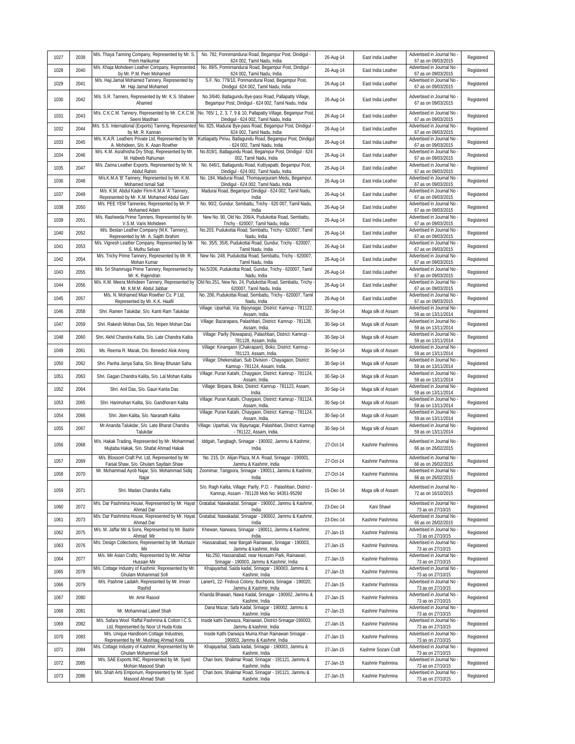| 1027 | 2039 | M/s. Thaya Tanning Company, Represented by Mr. S. Prem Harikumar | No. 782, Ponnimandurai Road, Begampur Post, Dindigul - 624 002, Tamil Nadu, India | 26-Aug-14 | East India Leather | Advertised in Journal No - 67 as on 09/03/2015 | Registered |
|---|---|---|---|---|---|---|---|
| 1028 | 2040 | M/s. Khaja Mohideen Leather Company, Represented by Mr. P.M. Peer Mohamed | No. 89/5, Ponnimandurai Road, Begampur Post, Dindigul - 624 002, Tamil Nadu, India | 26-Aug-14 | East India Leather | Advertised in Journal No - 67 as on 09/03/2015 | Registered |
| 1029 | 2041 | M/s. Haji.Jamal Mohamed Tannery, Represented by Mr. Haji Jamal Mohamed | S.F. No. 779/10, Ponmandurai Road, Begampur Post, Dindigul 624 002, Tamil Nadu, India | 26-Aug-14 | East India Leather | Advertised in Journal No - 67 as on 09/03/2015 | Registered |
| 1030 | 2042 | M/s. S.R. Tanners, Represented by Mr. K.S. Shabeer Ahamed | No.3/640, Batlagundu Bye-pass Road, Pallapatty Village, Begampur Post, Dindigul - 624 002, Tamil Nadu, India | 26-Aug-14 | East India Leather | Advertised in Journal No - 67 as on 09/03/2015 | Registered |
| 1031 | 2043 | M/s. C.K.C.M. Tannery, Represented by Mr. C.K.C.M. Seeni Masthan | No. 765/ 1, 2, 3, 7, 9 & 10, Pallapatty Village, Begampur Post, Dindigul - 624 002, Tamil Nadu, India | 26-Aug-14 | East India Leather | Advertised in Journal No - 67 as on 09/03/2015 | Registered |
| 1032 | 2044 | M/s. S.S. International (Exports) Tanning, Represented by Mr. R. Kannan | No. 825, Madurai Bye-pass Road, Begampur Post, Dindigul - 624 002, Tamil Nadu, India | 26-Aug-14 | East India Leather | Advertised in Journal No - 67 as on 09/03/2015 | Registered |
| 1033 | 2045 | M/s. K.A.R. Leathers Private Ltd, Represented by Mr. A. Mohideen, S/o. K. Asan Rowther | Kuttiapatty Pirivu, Batlagundu Road, Begampur Post, Dindigul - 624 002, Tamil Nadu, India | 26-Aug-14 | East India Leather | Advertised in Journal No - 67 as on 09/03/2015 | Registered |
| 1034 | 2046 | M/s. K.M. Asrafnisha Dry Shop, Represented by Mr. M. Habeeb Rahuman | No.819/1, Batlagundu Road, Begampur Post, Dindigul - 624 002, Tamil Nadu, India | 26-Aug-14 | East India Leather | Advertised in Journal No - 67 as on 09/03/2015 | Registered |
| 1035 | 2047 | M/s. Zarina Leather Exports, Represented by Mr. N. Abdul Rahim | No. 646/1, Batlagundu Road, Kuttiyapatti, Begampur Post, Dindigul - 624 002, Tamil Nadu, India | 26-Aug-14 | East India Leather | Advertised in Journal No - 67 as on 09/03/2015 | Registered |
| 1036 | 2048 | M/s.K.M.A.'B' Tannery, Represented by Mr. K.M. Mohamed Ismail Sait | No. 184, Madurai Road, Thomayarpuram Medu, Begampur, Dindigul - 624 002, Tamil Nadu, India | 26-Aug-14 | East India Leather | Advertised in Journal No - 67 as on 09/03/2015 | Registered |
| 1037 | 2049 | M/s. K.M. Abdul Kader Firm-K.M.A 'A' Tannery, Represented by Mr. K.M. Mohamed Abdul Gani | Madurai Road, Begampur Dindigul - 624 002, Tamil Nadu, India | 26-Aug-14 | East India Leather | Advertised in Journal No - 67 as on 09/03/2015 | Registered |
| 1038 | 2050 | M/s. PEE YEM Tanneries, Represented by Mr. P. Mohamed Adam | No. 90/2, Gundur, Sembattu, Trichy - 620 007, Tamil Nadu, India | 26-Aug-14 | East India Leather | Advertised in Journal No - 67 as on 09/03/2015 | Registered |
| 1039 | 2051 | M/s. Rasheeda Prime Tanners, Represented by Mr. V.S.M. Varis Mohideen | New No. 90, Old No. 206/A, Pudukottai Road, Sembattu, Trichy - 620007, Tamil Nadu, India | 26-Aug-14 | East India Leather | Advertised in Journal No - 67 as on 09/03/2015 | Registered |
| 1040 | 2052 | M/s. Bestan Leather Company (M.K. Tannery), Represented by Mr. A. Sajith Ibrahim | No.203, Pudukottai Road, Sembattu, Trichy - 620007, Tamil Nadu, India | 26-Aug-14 | East India Leather | Advertised in Journal No - 67 as on 09/03/2015 | Registered |
| 1041 | 2053 | M/s. Vignesh Leather Company, Represented by Mr. S. Muthu Selvan | No. 35/5, 35/6, Pudukottai Road, Gundur, Trichy - 620007, Tamil Nadu, India | 26-Aug-14 | East India Leather | Advertised in Journal No - 67 as on 09/03/2015 | Registered |
| 1042 | 2054 | M/s. Trichy Prime Tannery, Represented by Mr. R. Mohan Kumar | New No. 248, Pudukottai Road, Sembattu, Trichy - 620007, Tamil Nadu, India | 26-Aug-14 | East India Leather | Advertised in Journal No - 67 as on 09/03/2015 | Registered |
| 1043 | 2055 | M/s. Sri Shanmuga Prime Tannery, Represented by Mr. K. Rajendran | No.5/206, Pudukottai Road, Gundur, Trichy - 620007, Tamil Nadu, India | 26-Aug-14 | East India Leather | Advertised in Journal No - 67 as on 09/03/2015 | Registered |
| 1044 | 2056 | M/s. K.M. Meera Mohideen Tannery, Represented by Mr. K.M.M. Abdul Jabbar | Old No.251, New No. 24, Pudukottai Road, Sembattu, Trichy - 620007, Tamil Nadu, India | 26-Aug-14 | East India Leather | Advertised in Journal No - 67 as on 09/03/2015 | Registered |
| 1045 | 2057 | M/s. N. Mohamed Mian Rowther Co. P Ltd, Represented by Mr. K.K. Haafil | No. 206, Pudukottai Road, Sembattu, Trichy - 620007, Tamil Nadu, India | 26-Aug-14 | East India Leather | Advertised in Journal No - 67 as on 09/03/2015 | Registered |
| 1046 | 2058 | Shri. Ramen Talukdar, S/o. Kanti Ram Talukdar | Village: Uparhali, Via: Bijoynagar, District: Kamrup - 781122, Assam, India. | 30-Sep-14 | Muga silk of Assam | Advertised in Journal No - 59 as on 13/11/2014 | Registered |
| 1047 | 2059 | Shri. Rakesh Mohan Das, S/o. Nripen Mohan Das | Village: Bazarapara, Palashbari, District: Kamrup - 781128, Assam, India. | 30-Sep-14 | Muga silk of Assam | Advertised in Journal No - 59 as on 13/11/2014 | Registered |
| 1048 | 2060 | Shri. Akhil Chandra Kalita, S/o. Late Chandra Kalita | Village: Parlly (Nowapara), Palashbari, District: Kamrup - 781128, Assam, India. | 30-Sep-14 | Muga silk of Assam | Advertised in Journal No - 59 as on 13/11/2014 | Registered |
| 1049 | 2061 | Ms. Reema R. Marak, D/o. Benedict Alok Areng | Village: Kinangaon (Chakrapani), Boko, District: Kamrup - 781123, Assam, India. | 30-Sep-14 | Muga silk of Assam | Advertised in Journal No - 59 as on 13/11/2014 | Registered |
| 1050 | 2062 | Shri. Panha Janya Saha, S/o. Binay Bhusan Saha | Village: Dhekenabari, Sub Division - Chayagaon, District: Kamrup - 781124, Assam, India. | 30-Sep-14 | Muga silk of Assam | Advertised in Journal No - 59 as on 13/11/2014 | Registered |
| 1051 | 2063 | Shri. Gagan Chandra Kalita, S/o. Lal Mohan Kalita | Village: Puran Katahi, Chaygaon, District: Kamrup - 781124, Assam, India. | 30-Sep-14 | Muga silk of Assam | Advertised in Journal No - 59 as on 13/11/2014 | Registered |
| 1052 | 2064 | Shri. Anil Das, S/o. Gauri Kanta Das | Village: Birpara, Boko, District: Kamrup - 781123, Assam, India. | 30-Sep-14 | Muga silk of Assam | Advertised in Journal No - 59 as on 13/11/2014 | Registered |
| 1053 | 2065 | Shri. Harimohan Kalita, S/o. Gandhoram Kalita | Village: Puran Katahi, Chaygaon, District: Kamrup - 781124, Assam, India. | 30-Sep-14 | Muga silk of Assam | Advertised in Journal No - 59 as on 13/11/2014 | Registered |
| 1054 | 2066 | Shri. Jiten Kalita, S/o. Naranath Kalita | Village: Puran Katahi, Chaygaon, District: Kamrup - 781124, Assam, India. | 30-Sep-14 | Muga silk of Assam | Advertised in Journal No - 59 as on 13/11/2014 | Registered |
| 1055 | 2067 | Mr.Ananda Talukdar, S/o. Late Bharat Chandra Talukdar | Village: Uparhali, Via: Bijaynagar, Palashbari, District: Kamrup - 781122, Assam, India. | 30-Sep-14 | Muga silk of Assam | Advertised in Journal No - 59 as on 13/11/2014 | Registered |
| 1056 | 2068 | M/s. Hakak Trading, Represented by Mr. Mohammad Mujtaba Hakak, S/o. Shafat Ahmad Hakak | Iddgah, Tangbagh, Srinagar - 190002, Jammu & Kashmir, India | 27-Oct-14 | Kashmir Pashmina | Advertised in Journal No - 66 as on 26/02/2015 | Registered |
| 1057 | 2069 | M/s. Blossom Craft Pvt. Ltd, Represented by Mr. Faisal Shaw, S/o. Ghulam Saydain Shaw | No. 215, Dr. Alijan Plaza, M.A. Road, Srinagar - 190001, Jammu & Kashmir, India | 27-Oct-14 | Kashmir Pashmina | Advertised in Journal No - 66 as on 26/02/2015 | Registered |
| 1058 | 2070 | Mr. Mohammad Ayob Najar, S/o. Mohammad Sidiq Najar | Zoonimar, Tangpora, Srinagar - 190011, Jammu & Kashmir, India | 27-Oct-14 | Kashmir Pashmina | Advertised in Journal No - 66 as on 26/02/2015 | Registered |
| 1059 | 2071 | Shri. Madan Chandra Kalita | S/o. Ragh Kalita, Village: Parlly, P.O. - Palashbari, District - Kamrup, Assam - 781128 Mob No: 94351-95290 | 15-Dec-14 | Muga silk of Assam | Advertised in Journal No - 72 as on 16/10/2015 | Registered |
| 1060 | 2072 | M/s. Dar Pashmina House, Represented by Mr. Hayat Ahmad Dar | Gratabal, Nawakadal, Srinagar - 190002, Jammu & Kashmir, India | 23-Dec-14 | Kani Shawl | Advertised in Journal No - 73 as on 27/10/15 | Registered |
| 1061 | 2073 | M/s. Dar Pashmina House, Represented by Mr. Hayat Ahmad Dar | Gratabal, Nawakadal, Srinagar - 190002, Jammu & Kashmir, India | 23-Dec-14 | Kashmir Pashmina | Advertised in Journal No - 66 as on 26/02/2015 | Registered |
| 1062 | 2075 | M/s. M. Jaffar Mir & Sons, Represented by Mr. Bashir Ahmad Mir | Khewan, Narwara, Srinagar - 190011, Jammu & Kashmir, India | 27-Jan-15 | Kashmir Pashmina | Advertised in Journal No - 73 as on 27/10/15 | Registered |
| 1063 | 2076 | M/s. Design Collections, Represented by Mr. Muntazir Mir | Hassanabad, near Bargah Rainawari, Srinagar - 190003, Jammu & kashmir, India | 27-Jan-15 | Kashmir Pashmina | Advertised in Journal No - 73 as on 27/10/15 | Registered |
| 1064 | 2077 | M/s. Mir Asian Crafts, Represented by Mr. Akhtar Hussain Mir | No.250, Hassanabad, near Hussaini Park, Rainawari, Srinagar - 190003, Jammu & Kashmir, India | 27-Jan-15 | Kashmir Pashmina | Advertised in Journal No - 73 as on 27/10/15 | Registered |
| 1065 | 2078 | M/s. Cottage Industry of Kashmir, Represented by Mr. Ghulam Mohammad Sofi | Khajayarbal, Saida kadal, Srinagar - 190003, Jammu & Kashmir, India | 27-Jan-15 | Kashmir Pashmina | Advertised in Journal No - 73 as on 27/10/15 | Registered |
| 1066 | 2079 | M/s. Pashme Ladakh, Represented by Mr. Imran Rashid | Lane#1, 22- Firdous Colony, Buchpora, Srinagar - 190020, Jammu & Kashmir, India | 27-Jan-15 | Kashmir Pashmina | Advertised in Journal No - 73 as on 27/10/15 | Registered |
| 1067 | 2080 | Mr. Amir Rasool | Khanda Bhawan, Nawa Kadal, Srinagar - 190002, Jammu & Kashmir, India | 27-Jan-15 | Kashmir Pashmina | Advertised in Journal No - 73 as on 27/10/15 | Registered |
| 1068 | 2081 | Mr. Mohammad Lateef Shah | Dana Mazar, Safa Kadal, Srinagar - 190002, Jammu & Kashmir, India | 27-Jan-15 | Kashmir Pashmina | Advertised in Journal No - 73 as on 27/10/15 | Registered |
| 1069 | 2082 | M/s. Safara Wool Raffal Pashmina & Cotton I.C.S. Ltd, Represented by Noor Ul Huda Kota | Inside kathi Darwaza, Rainawari, District-Srinagar-190003, Jammu & kashmir, India | 27-Jan-15 | Kashmir Pashmina | Advertised in Journal No - 73 as on 27/10/15 | Registered |
| 1070 | 2083 | M/s. Unique Handloom Cottage Industries, Represented by Mr. Mushtaq Ahmad Kota | Inside Kathi Darwaza Muma Khan Rainawari Srinagar - 190003, Jammu & Kashmir, India | 27-Jan-15 | Kashmir Pashmina | Advertised in Journal No - 73 as on 27/10/15 | Registered |
| 1071 | 2084 | M/s. Cottage Industry of Kashmir, Represented by Mr. Ghulam Mohammad Sofi | Khajayarbal, Saida kadal, Srinagar - 190003, Jammu & Kashmir, India | 27-Jan-15 | Kashmir Sozani Craft | Advertised in Journal No - 73 as on 27/10/15 | Registered |
| 1072 | 2085 | M/s. SAE Exports INC, Represented by Mr. Syed Mohsin Masood Shah | Chari boni, Shalimar Road, Srinagar - 191221, Jammu & Kashmir, India | 27-Jan-15 | Kashmir Pashmina | Advertised in Journal No - 73 as on 27/10/15 | Registered |
| 1073 | 2086 | M/s. Shah Arts Emporium, Represented by Mr. Syed Masood Ahmad Shah | Chari boni, Shalimar Road, Srinagar - 191221, Jammu & Kashmir, India | 27-Jan-15 | Kashmir Pashmina | Advertised in Journal No - 73 as on 27/10/15 | Registered |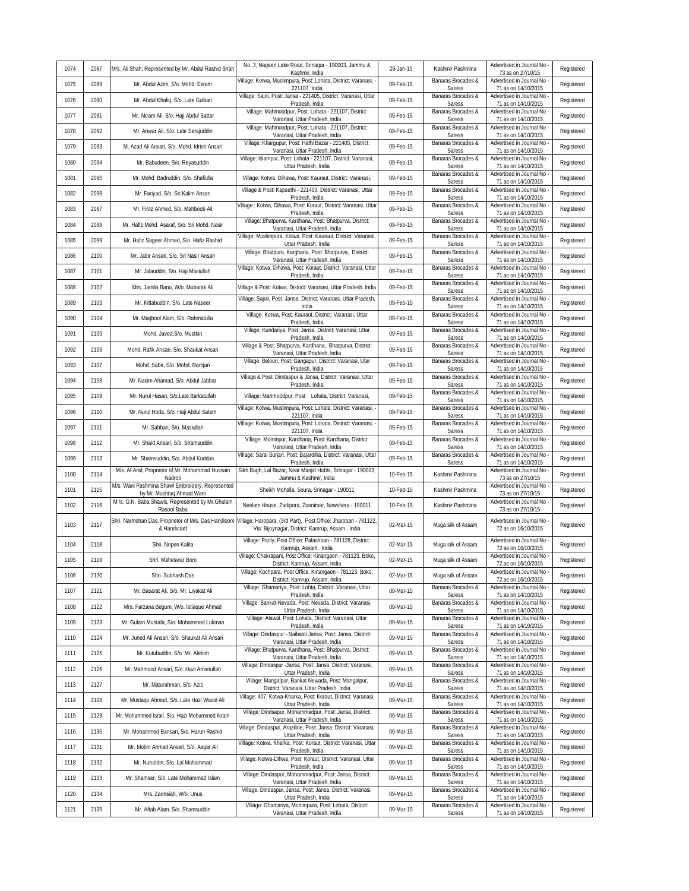| 1074 | 2087 | M/s. Ali Shah, Represented by Mr. Abdul Rashid Shah | No. 3, Nageen Lake Road, Srinagar - 190003, Jammu & Kashmir, India | 29-Jan-15 | Kashmir Pashmina | Advertised in Journal No - 73 as on 27/10/15 | Registered |
|---|---|---|---|---|---|---|---|
| 1075 | 2089 | Mr. Abdul Azim, S/o. Mohd. Ekram | Village: Kotwa, Muslimpura, Post: Lohata, District: Varanasi, - 221107, India | 09-Feb-15 | Banaras Brocades & Saress | Advertised in Journal No - 71 as on 14/10/2015 | Registered |
| 1076 | 2090 | Mr. Abdul Khaliq, S/o. Late Gulsan | Village: Sajoi, Post: Jansa - 221405, District: Varanasi, Uttar Pradesh, India | 09-Feb-15 | Banaras Brocades & Saress | Advertised in Journal No - 71 as on 14/10/2015 | Registered |
| 1077 | 2091 | Mr. Akram Ali, S/o. Haji Abdul Sattar | Village: Mahmoodpur, Post: Lohata - 221107, District: Varanasi, Uttar Pradesh, India | 09-Feb-15 | Banaras Brocades & Saress | Advertised in Journal No - 71 as on 14/10/2015 | Registered |
| 1078 | 2092 | Mr. Anwar Ali, S/o. Late Serajuddin | Village: Mahmoodpur, Post: Lohata - 221107, District: Varanasi, Uttar Pradesh, India | 09-Feb-15 | Banaras Brocades & Saress | Advertised in Journal No - 71 as on 14/10/2015 | Registered |
| 1079 | 2093 | M. Azad Ali Ansari, S/o. Mohd. Idrish Ansari | Village: Khargupur, Post: Hathi Bazar - 221405, District: Varanasi, Uttar Pradesh, India | 09-Feb-15 | Banaras Brocades & Saress | Advertised in Journal No - 71 as on 14/10/2015 | Registered |
| 1080 | 2094 | Mr. Babudeen, S/o. Reyasuddin | Village: Islampur, Post: Lohata - 221107, District: Varanasi, Uttar Pradesh, India | 09-Feb-15 | Banaras Brocades & Saress | Advertised in Journal No - 71 as on 14/10/2015 | Registered |
| 1081 | 2095 | Mr. Mohd. Badruddin, S/o. Shafiulla | Village: Kotwa, Dihawa, Post: Kauraut, District: Varanasi, | 09-Feb-15 | Banaras Brocades & Saress | Advertised in Journal No - 71 as on 14/10/2015 | Registered |
| 1082 | 2096 | Mr. Fariyad, S/o. Sri Kalim Ansari | Village & Post: Kapsethi - 221403, District: Varanasi, Uttar Pradesh, India | 09-Feb-15 | Banaras Brocades & Saress | Advertised in Journal No - 71 as on 14/10/2015 | Registered |
| 1083 | 2097 | Mr. Firoz Ahmed, S/o. Mahboob Ali | Village : Kotwa, Dihawa, Post: Koraut, District: Varanasi, Uttar Pradesh, India | 09-Feb-15 | Banaras Brocades & Saress | Advertised in Journal No - 71 as on 14/10/2015 | Registered |
| 1084 | 2098 | Mr. Hafiz Mohd. Asaraf, S/o. Sri Mohd. Nasir | Village: Bhatpurva, Kardhana, Post: Bhatpurva, District: Varanasi, Uttar Pradesh, India | 09-Feb-15 | Banaras Brocades & Saress | Advertised in Journal No - 71 as on 14/10/2015 | Registered |
| 1085 | 2099 | Mr. Hafiz Sageer Ahmed, S/o. Hafiz Rashid | Village: Muslimpura, Kotwa, Post: Kauraut, District: Varanasi, Uttar Pradesh, India | 09-Feb-15 | Banaras Brocades & Saress | Advertised in Journal No - 71 as on 14/10/2015 | Registered |
| 1086 | 2100 | Mr. Jabir Ansari, S/o. Sri Nasir Ansari | Village: Bhatpura, Karghana, Post: Bhatpurva, District: Varanasi, Uttar Pradesh, India | 09-Feb-15 | Banaras Brocades & Saress | Advertised in Journal No - 71 as on 14/10/2015 | Registered |
| 1087 | 2101 | Mr. Jalauddin, S/o. Haji Masiullah | Village: Kotwa, Dihawa, Post: Koraut, District: Varanasi, Uttar Pradesh, India | 09-Feb-15 | Banaras Brocades & Saress | Advertised in Journal No - 71 as on 14/10/2015 | Registered |
| 1088 | 2102 | Mrs. Jamila Banu, W/o. Mubarak Ali | Village & Post: Kotwa, District: Varanasi, Uttar Pradesh, India | 09-Feb-15 | Banaras Brocades & Saress | Advertised in Journal No - 71 as on 14/10/2015 | Registered |
| 1089 | 2103 | Mr. Kittabuddin, S/o. Late Naseer | Village: Sajoii, Post: Jansa, District: Varanasi, Uttar Pradesh, India | 09-Feb-15 | Banaras Brocades & Saress | Advertised in Journal No - 71 as on 14/10/2015 | Registered |
| 1090 | 2104 | Mr. Maqbool Alam, S/o. Rahmatulla | Village: Kotwa, Post: Kauraut, District: Varanasi, Uttar Pradesh, India | 09-Feb-15 | Banaras Brocades & Saress | Advertised in Journal No - 71 as on 14/10/2015 | Registered |
| 1091 | 2105 | Mohd. Javed,S/o. Mustkin | Village: Kundariya, Post: Jansa, District: Varanasi, Uttar Pradesh, India | 09-Feb-15 | Banaras Brocades & Saress | Advertised in Journal No - 71 as on 14/10/2015 | Registered |
| 1092 | 2106 | Mohd. Rafik Ansari, S/o. Shaukat Ansari | Village & Post: Bhatpurva, Kardhana, Bhatpurva, District: Varanasi, Uttar Pradesh, India | 09-Feb-15 | Banaras Brocades & Saress | Advertised in Journal No - 71 as on 14/10/2015 | Registered |
| 1093 | 2107 | Mohd. Sabir, S/o. Mohd. Ramjan | Village: Belouri, Post: Gangapur, District: Varanasi, Utar Pradesh, India | 09-Feb-15 | Banaras Brocades & Saress | Advertised in Journal No - 71 as on 14/10/2015 | Registered |
| 1094 | 2108 | Mr. Nasim Ahamad, S/o. Abdul Jabbar | Village & Post: Dindaspur & Jansa, District: Varanasi, Uttar Pradesh, India | 09-Feb-15 | Banaras Brocades & Saress | Advertised in Journal No - 71 as on 14/10/2015 | Registered |
| 1095 | 2109 | Mr. Nurul Hasan, S/o.Late Barkatullah | Village: Mahmoodpur, Post: Lohata, District: Varanasi, | 09-Feb-15 | Banaras Brocades & Saress | Advertised in Journal No - 71 as on 14/10/2015 | Registered |
| 1096 | 2110 | Mr. Nurul Hoda, S/o. Haji Abdul Salam | Village: Kotwa, Muslimpura, Post: Lohata, District: Varanasi, - 221107, India | 09-Feb-15 | Banaras Brocades & Saress | Advertised in Journal No - 71 as on 14/10/2015 | Registered |
| 1097 | 2111 | Mr. Sahban, S/o. Masiullah | Village: Kotwa, Muslimpura, Post: Lohata, District: Varanasi, - 221107, India | 09-Feb-15 | Banaras Brocades & Saress | Advertised in Journal No - 71 as on 14/10/2015 | Registered |
| 1098 | 2112 | Mr. Shaid Ansari, S/o. Shamsuddin | Village: Mominpur, Kardhana, Post: Kardhana, District: Varanasi, Uttar Pradesh, India | 09-Feb-15 | Banaras Brocades & Saress | Advertised in Journal No - 71 as on 14/10/2015 | Registered |
| 1099 | 2113 | Mr. Shamsuddin, S/o. Abdul Kuddus | Village: Sarai Surjan, Post: Bajardiha, District: Varanasi, Uttar Pradesh, India | 09-Feb-15 | Banaras Brocades & Saress | Advertised in Journal No - 71 as on 14/10/2015 | Registered |
| 1100 | 2114 | M/s. Al-Araf, Proprietor of Mr. Mohammad Hussain Nadroo | Sikh Bagh, Lal Bazar, Near Masjid Hubbi, Srinagar - 190023, Jammu & Kashmir, India | 10-Feb-15 | Kashmir Pashmina | Advertised in Journal No - 73 as on 27/10/15 | Registered |
| 1101 | 2115 | M/s. Wani Pashmina Shawl Embroidery, Represented by Mr. Mushtaq Ahmad Wani | Sheikh Mohalla, Soura, Srinagar - 190011 | 10-Feb-15 | Kashmir Pashmina | Advertised in Journal No - 73 as on 27/10/15 | Registered |
| 1102 | 2116 | M./s. G.N. Baba Shawls, Represented by Mr.Ghulam Rasool Baba | Neelam House, Zadipora, Zoonimar, Nowshera - 190011 | 10-Feb-15 | Kashmir Pashmina | Advertised in Journal No - 73 as on 27/10/15 | Registered |
| 1103 | 2117 | Shri. Narmohan Das, Proprietor of M/s. Das Handloom & Handicraft | Village: Haropara, (3rd Part), Post Office: Jharobari - 781122, Via: Bijoynagar, District: Kamrup, Assam , India | 02-Mar-15 | Muga silk of Assam | Advertised in Journal No - 72 as on 16/10/2015 | Registered |
| 1104 | 2118 | Shri. Nripen Kalita | Village: Parlly, Post Office: Palashbari - 781128, District: Kamrup, Assam, India | 02-Mar-15 | Muga silk of Assam | Advertised in Journal No - 72 as on 16/10/2015 | Registered |
| 1105 | 2119 | Shri. Maheswar Boro | Village: Chakrapani, Post Office: Kinangaon - 781123, Boko, District: Kamrup, Assam, India | 02-Mar-15 | Muga silk of Assam | Advertised in Journal No - 72 as on 16/10/2015 | Registered |
| 1106 | 2120 | Shri. Subhash Das | Village: Kochpara, Post Office: Kinangaon - 781123, Boko, District: Kamrup, Assam, India | 02-Mar-15 | Muga silk of Assam | Advertised in Journal No - 72 as on 16/10/2015 | Registered |
| 1107 | 2121 | Mr. Basarat Ali, S/o. Mr. Liyakat Ali | Village: Ghamariya, Post: Lohta, District: Varanasi, Uttar Pradesh, India | 09-Mar-15 | Banaras Brocades & Saress | Advertised in Journal No - 71 as on 14/10/2015 | Registered |
| 1108 | 2122 | Mrs. Farzana Begum, W/o. Istiaque Ahmad | Village: Bankat-Nevada, Post: Nevada, District: Varanasi, Uttar Pradesh, India | 09-Mar-15 | Banaras Brocades & Saress | Advertised in Journal No - 71 as on 14/10/2015 | Registered |
| 1109 | 2123 | Mr. Gulam Mustafa, S/o. Mohammed Lukman | Village: Alawal, Post: Lohata, District: Varanasi, Uttar Pradesh, India | 09-Mar-15 | Banaras Brocades & Saress | Advertised in Journal No - 71 as on 14/10/2015 | Registered |
| 1110 | 2124 | Mr. Juned Ali Ansari, S/o. Shaukat Ali Ansari | Village: Dindaspur - Naibasti Jansa, Post: Jansa, District: Varanasi, Uttar Pradesh, India | 09-Mar-15 | Banaras Brocades & Saress | Advertised in Journal No - 71 as on 14/10/2015 | Registered |
| 1111 | 2125 | Mr. Kutubuddin, S/o. Mr. Alehim | Village: Bhatpurva, Kardhana, Post: Bhatpurva, District: Varanasi, Uttar Pradesh, India | 09-Mar-15 | Banaras Brocades & Saress | Advertised in Journal No - 71 as on 14/10/2015 | Registered |
| 1112 | 2126 | Mr. Mahmood Ansari, S/o. Hazi Amanullah | Village: Dindaspur -Jansa, Post: Jansa, District: Varanasi, Uttar Pradesh, India | 09-Mar-15 | Banaras Brocades & Saress | Advertised in Journal No - 71 as on 14/10/2015 | Registered |
| 1113 | 2127 | Mr. Maturahman, S/o. Aziz | Village: Mangalpur, Bankat Nevada, Post: Mangalpur, District: Varanasi, Uttar Pradesh, India | 09-Mar-15 | Banaras Brocades & Saress | Advertised in Journal No - 71 as on 14/10/2015 | Registered |
| 1114 | 2128 | Mr. Mustaqu Ahmad, S/o. Late Hazi Wazid Ali | Village: 407, Kotwa-Kharka, Post: Koraut, District: Varanasi, Uttar Pradesh, India | 09-Mar-15 | Banaras Brocades & Saress | Advertised in Journal No - 71 as on 14/10/2015 | Registered |
| 1115 | 2129 | Mr. Mohammed Israil. S/o. Hazi Mohammed Ikram | Village: Dindsapur, Mohammadpur, Post: Jansa, District: Varanasi, Uttar Pradesh, India | 09-Mar-15 | Banaras Brocades & Saress | Advertised in Journal No - 71 as on 14/10/2015 | Registered |
| 1116 | 2130 | Mr. Mohammed Bansari, S/o. Harun Rashid | Village: Dindaspur, Araziline, Post: Jansa, District: Varanasi, Uttar Pradesh, India | 09-Mar-15 | Banaras Brocades & Saress | Advertised in Journal No - 71 as on 14/10/2015 | Registered |
| 1117 | 2131 | Mr. Mobin Ahmad Ansari, S/o. Asgar Ali | Village: Kotwa, Kharka, Post: Koraut, District: Varanasi, Uttar Pradesh, India | 09-Mar-15 | Banaras Brocades & Saress | Advertised in Journal No - 71 as on 14/10/2015 | Registered |
| 1118 | 2132 | Mr. Nuruddin, S/o. Lal Muhammad | Village: Kotwa-Dihwa, Post: Koraut, District: Varanasi, Uttar Pradesh, India | 09-Mar-15 | Banaras Brocades & Saress | Advertised in Journal No - 71 as on 14/10/2015 | Registered |
| 1119 | 2133 | Mr. Shamser, S/o. Late Mohammad Islam | Village: Dindaspur, Mohammadpur, Post: Jansa, District: Varanasi, Uttar Pradesh, India | 09-Mar-15 | Banaras Brocades & Saress | Advertised in Journal No - 71 as on 14/10/2015 | Registered |
| 1120 | 2134 | Mrs. Zarinsiah, W/o. Unus | Village: Dindaspur, Jansa, Post: Jansa, District: Varanasi, Uttar Pradesh, India | 09-Mar-15 | Banaras Brocades & Saress | Advertised in Journal No - 71 as on 14/10/2015 | Registered |
| 1121 | 2135 | Mr. Aftab Alam. S/o. Shamsuddin | Village: Ghamariya, Mominpura, Post: Lohata, District: Varanasi, Uttar Pradesh, India | 09-Mar-15 | Banaras Brocades & Saress | Advertised in Journal No - 71 as on 14/10/2015 | Registered |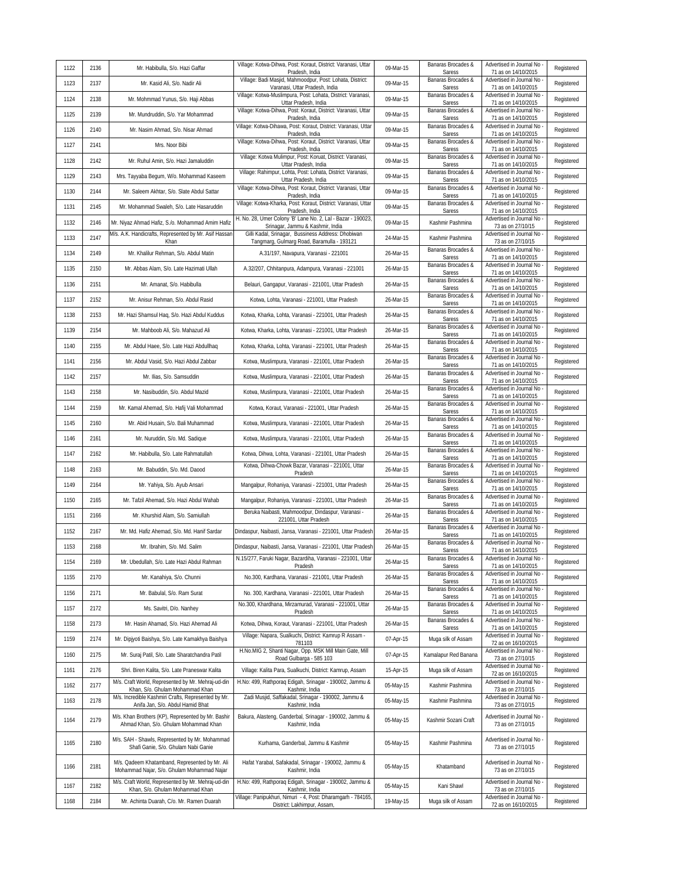| | | | | | | | |
|---|---|---|---|---|---|---|---|
| 1122 | 2136 | Mr. Habibulla, S/o. Hazi Gaffar | Village: Kotwa-Dihwa, Post: Koraut, District: Varanasi, Uttar Pradesh, India | 09-Mar-15 | Banaras Brocades & Saress | Advertised in Journal No - 71 as on 14/10/2015 | Registered |
| 1123 | 2137 | Mr. Kasid Ali, S/o. Nadir Ali | Village: Badi Masjid, Mahmoodpur, Post: Lohata, District: Varanasi, Uttar Pradesh, India | 09-Mar-15 | Banaras Brocades & Saress | Advertised in Journal No - 71 as on 14/10/2015 | Registered |
| 1124 | 2138 | Mr. Mohmmad Yunus, S/o. Haji Abbas | Village: Kotwa-Muslimpura, Post: Lohata, District: Varanasi, Uttar Pradesh, India | 09-Mar-15 | Banaras Brocades & Saress | Advertised in Journal No - 71 as on 14/10/2015 | Registered |
| 1125 | 2139 | Mr. Mundruddin, S/o. Yar Mohammad | Village: Kotwa-Dihwa, Post: Koraut, District: Varanasi, Uttar Pradesh, India | 09-Mar-15 | Banaras Brocades & Saress | Advertised in Journal No - 71 as on 14/10/2015 | Registered |
| 1126 | 2140 | Mr. Nasim Ahmad, S/o. Nisar Ahmad | Village: Kotwa-Dihawa, Post: Koraut, District: Varanasi, Uttar Pradesh, India | 09-Mar-15 | Banaras Brocades & Saress | Advertised in Journal No - 71 as on 14/10/2015 | Registered |
| 1127 | 2141 | Mrs. Noor Bibi | Village: Kotwa-Dihwa, Post: Koraut, District: Varanasi, Uttar Pradesh, India | 09-Mar-15 | Banaras Brocades & Saress | Advertised in Journal No - 71 as on 14/10/2015 | Registered |
| 1128 | 2142 | Mr. Ruhul Amin, S/o. Hazi Jamaluddin | Village: Kotwa Mulimpur, Post: Koruat, District: Varanasi, Uttar Pradesh, India | 09-Mar-15 | Banaras Brocades & Saress | Advertised in Journal No - 71 as on 14/10/2015 | Registered |
| 1129 | 2143 | Mrs. Tayyaba Begum, W/o. Mohammad Kaseem | Village: Rahimpur, Lohta, Post: Lohata, District: Varanasi, Uttar Pradesh, India | 09-Mar-15 | Banaras Brocades & Saress | Advertised in Journal No - 71 as on 14/10/2015 | Registered |
| 1130 | 2144 | Mr. Saleem Akhtar, S/o. Slate Abdul Sattar | Village: Kotwa-Dihwa, Post: Koraut, District: Varanasi, Uttar Pradesh, India | 09-Mar-15 | Banaras Brocades & Saress | Advertised in Journal No - 71 as on 14/10/2015 | Registered |
| 1131 | 2145 | Mr. Mohammad Swaleh, S/o. Late Hasaruddin | Village: Kotwa-Kharka, Post: Koraut, District: Varanasi, Uttar Pradesh, India | 09-Mar-15 | Banaras Brocades & Saress | Advertised in Journal No - 71 as on 14/10/2015 | Registered |
| 1132 | 2146 | Mr. Niyaz Ahmad Hafiz, S./o. Mohammad Amim Hafiz | H. No. 28, Umer Colony 'B' Lane No. 2, Lal - Bazar - 190023, Srinagar, Jammu & Kashmir, India | 09-Mar-15 | Kashmir Pashmina | Advertised in Journal No - 73 as on 27/10/15 | Registered |
| 1133 | 2147 | M/s. A.K. Handicrafts, Represented by Mr. Asif Hassan Khan | Gilli Kadal, Srinagar, Bussiness Address: Dhobiwan Tangmarg, Gulmarg Road, Baramulla - 193121 | 24-Mar-15 | Kashmir Pashmina | Advertised in Journal No - 73 as on 27/10/15 | Registered |
| 1134 | 2149 | Mr. Khalilur Rehman, S/o. Abdul Matin | A.31/197, Navapura, Varanasi - 221001 | 26-Mar-15 | Banaras Brocades & Saress | Advertised in Journal No - 71 as on 14/10/2015 | Registered |
| 1135 | 2150 | Mr. Abbas Alam, S/o. Late Hazimati Ullah | A.32/207, Chhitanpura, Adampura, Varanasi - 221001 | 26-Mar-15 | Banaras Brocades & Saress | Advertised in Journal No - 71 as on 14/10/2015 | Registered |
| 1136 | 2151 | Mr. Amanat, S/o. Habibulla | Belauri, Gangapur, Varanasi - 221001, Uttar Pradesh | 26-Mar-15 | Banaras Brocades & Saress | Advertised in Journal No - 71 as on 14/10/2015 | Registered |
| 1137 | 2152 | Mr. Anisur Rehman, S/o. Abdul Rasid | Kotwa, Lohta, Varanasi - 221001, Uttar Pradesh | 26-Mar-15 | Banaras Brocades & Saress | Advertised in Journal No - 71 as on 14/10/2015 | Registered |
| 1138 | 2153 | Mr. Hazi Shamsul Haq, S/o. Hazi Abdul Kuddus | Kotwa, Kharka, Lohta, Varanasi - 221001, Uttar Pradesh | 26-Mar-15 | Banaras Brocades & Saress | Advertised in Journal No - 71 as on 14/10/2015 | Registered |
| 1139 | 2154 | Mr. Mahboob Ali, S/o. Mahazud Ali | Kotwa, Kharka, Lohta, Varanasi - 221001, Uttar Pradesh | 26-Mar-15 | Banaras Brocades & Saress | Advertised in Journal No - 71 as on 14/10/2015 | Registered |
| 1140 | 2155 | Mr. Abdul Haee, S/o. Late Hazi Abdullhaq | Kotwa, Kharka, Lohta, Varanasi - 221001, Uttar Pradesh | 26-Mar-15 | Banaras Brocades & Saress | Advertised in Journal No - 71 as on 14/10/2015 | Registered |
| 1141 | 2156 | Mr. Abdul Vasid, S/o. Hazi Abdul Zabbar | Kotwa, Muslimpura, Varanasi - 221001, Uttar Pradesh | 26-Mar-15 | Banaras Brocades & Saress | Advertised in Journal No - 71 as on 14/10/2015 | Registered |
| 1142 | 2157 | Mr. Ilias, S/o. Samsuddin | Kotwa, Muslimpura, Varanasi - 221001, Uttar Pradesh | 26-Mar-15 | Banaras Brocades & Saress | Advertised in Journal No - 71 as on 14/10/2015 | Registered |
| 1143 | 2158 | Mr. Nasibuddin, S/o. Abdul Mazid | Kotwa, Muslimpura, Varanasi - 221001, Uttar Pradesh | 26-Mar-15 | Banaras Brocades & Saress | Advertised in Journal No - 71 as on 14/10/2015 | Registered |
| 1144 | 2159 | Mr. Kamal Ahemad, S/o. Hafij Vali Mohammad | Kotwa, Koraut, Varanasi - 221001, Uttar Pradesh | 26-Mar-15 | Banaras Brocades & Saress | Advertised in Journal No - 71 as on 14/10/2015 | Registered |
| 1145 | 2160 | Mr. Abid Husain, S/o. Bali Muhammad | Kotwa, Muslimpura, Varanasi - 221001, Uttar Pradesh | 26-Mar-15 | Banaras Brocades & Saress | Advertised in Journal No - 71 as on 14/10/2015 | Registered |
| 1146 | 2161 | Mr. Nuruddin, S/o. Md. Sadique | Kotwa, Muslimpura, Varanasi - 221001, Uttar Pradesh | 26-Mar-15 | Banaras Brocades & Saress | Advertised in Journal No - 71 as on 14/10/2015 | Registered |
| 1147 | 2162 | Mr. Habibulla, S/o. Late Rahmatullah | Kotwa, Dihwa, Lohta, Varanasi - 221001, Uttar Pradesh | 26-Mar-15 | Banaras Brocades & Saress | Advertised in Journal No - 71 as on 14/10/2015 | Registered |
| 1148 | 2163 | Mr. Babuddin, S/o. Md. Daood | Kotwa, Dihwa-Chowk Bazar, Varanasi - 221001, Uttar Pradesh | 26-Mar-15 | Banaras Brocades & Saress | Advertised in Journal No - 71 as on 14/10/2015 | Registered |
| 1149 | 2164 | Mr. Yahiya, S/o. Ayub Ansari | Mangalpur, Rohaniya, Varanasi - 221001, Uttar Pradesh | 26-Mar-15 | Banaras Brocades & Saress | Advertised in Journal No - 71 as on 14/10/2015 | Registered |
| 1150 | 2165 | Mr. Tafzil Ahemad, S/o. Hazi Abdul Wahab | Mangalpur, Rohaniya, Varanasi - 221001, Uttar Pradesh | 26-Mar-15 | Banaras Brocades & Saress | Advertised in Journal No - 71 as on 14/10/2015 | Registered |
| 1151 | 2166 | Mr. Khurshid Alam, S/o. Samiullah | Beruka Naibasti, Mahmoodpur, Dindaspur, Varanasi - 221001, Uttar Pradesh | 26-Mar-15 | Banaras Brocades & Saress | Advertised in Journal No - 71 as on 14/10/2015 | Registered |
| 1152 | 2167 | Mr. Md. Hafiz Ahemad, S/o. Md. Hanif Sardar | Dindaspur, Naibasti, Jansa, Varanasi - 221001, Uttar Pradesh | 26-Mar-15 | Banaras Brocades & Saress | Advertised in Journal No - 71 as on 14/10/2015 | Registered |
| 1153 | 2168 | Mr. Ibrahim, S/o. Md. Salim | Dindaspur, Naibasti, Jansa, Varanasi - 221001, Uttar Pradesh | 26-Mar-15 | Banaras Brocades & Saress | Advertised in Journal No - 71 as on 14/10/2015 | Registered |
| 1154 | 2169 | Mr. Ubedullah, S/o. Late Hazi Abdul Rahman | N.15/277, Faruki Nagar, Bazardiha, Varanasi - 221001, Uttar Pradesh | 26-Mar-15 | Banaras Brocades & Saress | Advertised in Journal No - 71 as on 14/10/2015 | Registered |
| 1155 | 2170 | Mr. Kanahiya, S/o. Chunni | No.300, Kardhana, Varanasi - 221001, Uttar Pradesh | 26-Mar-15 | Banaras Brocades & Saress | Advertised in Journal No - 71 as on 14/10/2015 | Registered |
| 1156 | 2171 | Mr. Babulal, S/o. Ram Surat | No. 300, Kardhana, Varanasi - 221001, Uttar Pradesh | 26-Mar-15 | Banaras Brocades & Saress | Advertised in Journal No - 71 as on 14/10/2015 | Registered |
| 1157 | 2172 | Ms. Savitri, D/o. Nanhey | No.300, Khardhana, Mirzamurad, Varanasi - 221001, Uttar Pradesh | 26-Mar-15 | Banaras Brocades & Saress | Advertised in Journal No - 71 as on 14/10/2015 | Registered |
| 1158 | 2173 | Mr. Hasin Ahamad, S/o. Hazi Ahemad Ali | Kotwa, Dihwa, Koraut, Varanasi - 221001, Uttar Pradesh | 26-Mar-15 | Banaras Brocades & Saress | Advertised in Journal No - 71 as on 14/10/2015 | Registered |
| 1159 | 2174 | Mr. Dipjyoti Baishya, S/o. Late Kamakhya Baishya | Village: Napara, Sualkuchi, District: Kamrup R Assam - 781103 | 07-Apr-15 | Muga silk of Assam | Advertised in Journal No - 72 as on 16/10/2015 | Registered |
| 1160 | 2175 | Mr. Suraj Patil, S/o. Late Sharatchandra Patil | H.No.MIG 2, Shanti Nagar, Opp. MSK Mill Main Gate, Mill Road Gulbarga - 585 103 | 07-Apr-15 | Kamalapur Red Banana | Advertised in Journal No - 73 as on 27/10/15 | Registered |
| 1161 | 2176 | Shri. Biren Kalita, S/o. Late Praneswar Kalita | Village: Kalita Para, Sualkuchi, District: Kamrup, Assam | 15-Apr-15 | Muga silk of Assam | Advertised in Journal No - 72 as on 16/10/2015 | Registered |
| 1162 | 2177 | M/s. Craft World, Represented by Mr. Mehraj-ud-din Khan, S/o. Ghulam Mohammad Khan | H.No: 499, Rathporaq Edigah, Srinagar - 190002, Jammu & Kashmir, India | 05-May-15 | Kashmir Pashmina | Advertised in Journal No - 73 as on 27/10/15 | Registered |
| 1163 | 2178 | M/s. Incredible Kashmiri Crafts, Represented by Mr. Anifa Jan, S/o. Abdul Hamid Bhat | Zadi Musjid, Saffakadal, Srinagar - 190002, Jammu & Kashmir, India | 05-May-15 | Kashmir Pashmina | Advertised in Journal No - 73 as on 27/10/15 | Registered |
| 1164 | 2179 | M/s. Khan Brothers (KP), Represented by Mr. Bashir Ahmad Khan, S/o. Ghulam Mohammad Khan | Bakura, Alasteng, Ganderbal, Srinagar - 190002, Jammu & Kashmir, India | 05-May-15 | Kashmir Sozani Craft | Advertised in Journal No - 73 as on 27/10/15 | Registered |
| 1165 | 2180 | M/s. SAH - Shawls, Represented by Mr. Mohammad Shafi Ganie, S/o. Ghulam Nabi Ganie | Kurhama, Ganderbal, Jammu & Kashmir | 05-May-15 | Kashmir Pashmina | Advertised in Journal No - 73 as on 27/10/15 | Registered |
| 1166 | 2181 | M/s. Qadeem Khatamband, Represented by Mr. Ali Mohammad Najar, S/o. Ghulam Mohammad Najar | Hafat Yarabal, Safakadal, Srinagar - 190002, Jammu & Kashmir, India | 05-May-15 | Khatamband | Advertised in Journal No - 73 as on 27/10/15 | Registered |
| 1167 | 2182 | M/s. Craft World, Represented by Mr. Mehraj-ud-din Khan, S/o. Ghulam Mohammad Khan | H.No: 499, Rathporaq Edigah, Srinagar - 190002, Jammu & Kashmir, India | 05-May-15 | Kani Shawl | Advertised in Journal No - 73 as on 27/10/15 | Registered |
| 1168 | 2184 | Mr. Achinta Duarah, C/o. Mr. Ramen Duarah | Village: Panipukhuri, Nimuri - 4, Post: Dharamgarh - 784165, District: Lakhimpur, Assam, | 19-May-15 | Muga silk of Assam | Advertised in Journal No - 72 as on 16/10/2015 | Registered |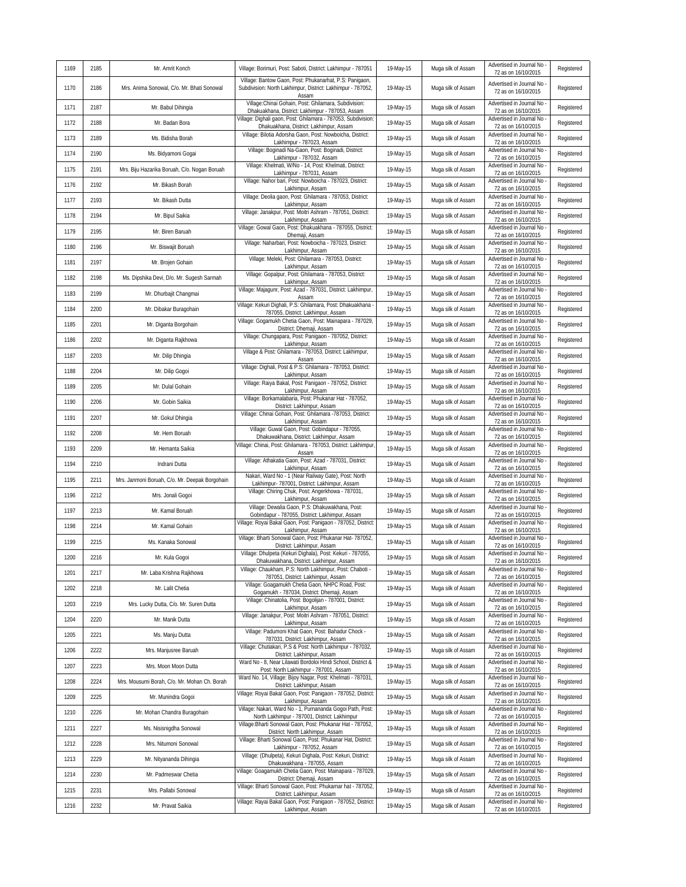| 1169 | 2185 | Mr. Amrit Konch | Village: Borimuri, Post: Saboti, District: Lakhimpur - 787051 | 19-May-15 | Muga silk of Assam | Advertised in Journal No - 72 as on 16/10/2015 | Registered |
|---|---|---|---|---|---|---|---|
| 1170 | 2186 | Mrs. Anima Sonowal, C/o. Mr. Bhati Sonowal | Village: Bantow Gaon, Post: Phukanarhat, P.S: Panigaon, Subdivision: North Lakhimpur, District: Lakhimpur - 787052, Assam | 19-May-15 | Muga silk of Assam | Advertised in Journal No - 72 as on 16/10/2015 | Registered |
| 1171 | 2187 | Mr. Babul Dihingia | Village:Chinai Gohain, Post: Ghilamara, Subdivision: Dhakuakhana, District: Lakhimpur - 787053, Assam | 19-May-15 | Muga silk of Assam | Advertised in Journal No - 72 as on 16/10/2015 | Registered |
| 1172 | 2188 | Mr. Badan Bora | Village: Dighali gaon, Post: Ghilamara - 787053, Subdivision: Dhakuakhana, District: Lakhimpur, Assam | 19-May-15 | Muga silk of Assam | Advertised in Journal No - 72 as on 16/10/2015 | Registered |
| 1173 | 2189 | Ms. Bidisha Borah | Village: Bilotia Adorsha Gaon, Post: Nowboicha, District: Lakhimpur - 787023, Assam | 19-May-15 | Muga silk of Assam | Advertised in Journal No - 72 as on 16/10/2015 | Registered |
| 1174 | 2190 | Ms. Bidyamoni Gogai | Village: Boginadi Na-Gaon, Post: Boginadi, District: Lakhimpur - 787032, Assam | 19-May-15 | Muga silk of Assam | Advertised in Journal No - 72 as on 16/10/2015 | Registered |
| 1175 | 2191 | Mrs. Biju Hazarika Boruah, C/o. Nogan Boruah | Village: Khelmati, W/No - 14, Post: Khelmati, District: Lakhimpur - 787031, Assam | 19-May-15 | Muga silk of Assam | Advertised in Journal No - 72 as on 16/10/2015 | Registered |
| 1176 | 2192 | Mr. Bikash Borah | Village: Nahor bari, Post: Nowboicha - 787023, District: Lakhimpur, Assam | 19-May-15 | Muga silk of Assam | Advertised in Journal No - 72 as on 16/10/2015 | Registered |
| 1177 | 2193 | Mr. Bikash Dutta | Village: Deolia gaon, Post: Ghilamara - 787053, District: Lakhimpur, Assam | 19-May-15 | Muga silk of Assam | Advertised in Journal No - 72 as on 16/10/2015 | Registered |
| 1178 | 2194 | Mr. Bipul Saikia | Village: Janakpur, Post: Moitri Ashram - 787051, District: Lakhimpur, Assam | 19-May-15 | Muga silk of Assam | Advertised in Journal No - 72 as on 16/10/2015 | Registered |
| 1179 | 2195 | Mr. Biren Baruah | Village: Gowal Gaon, Post: Dhakuakhana - 787055, District: Dhemaji, Assam | 19-May-15 | Muga silk of Assam | Advertised in Journal No - 72 as on 16/10/2015 | Registered |
| 1180 | 2196 | Mr. Biswajit Boruah | Village: Naharbari, Post: Nowboicha - 787023, District: Lakhimpur, Assam | 19-May-15 | Muga silk of Assam | Advertised in Journal No - 72 as on 16/10/2015 | Registered |
| 1181 | 2197 | Mr. Brojen Gohain | Village: Meleki, Post: Ghilamara - 787053, District: Lakhimpur, Assam | 19-May-15 | Muga silk of Assam | Advertised in Journal No - 72 as on 16/10/2015 | Registered |
| 1182 | 2198 | Ms. Dipshika Devi, D/o. Mr. Sugesh Sarmah | Village: Gopalpur, Post: Ghilamara - 787053, District: Lakhimpur, Assam | 19-May-15 | Muga silk of Assam | Advertised in Journal No - 72 as on 16/10/2015 | Registered |
| 1183 | 2199 | Mr. Dhurbajit Changmai | Village: Majagunr, Post: Azad - 787031, District: Lakhimpur, Assam | 19-May-15 | Muga silk of Assam | Advertised in Journal No - 72 as on 16/10/2015 | Registered |
| 1184 | 2200 | Mr. Dibakar Buragohain | Village: Kekuri Dighali, P.S: Ghilamara, Post: Dhakuakhana - 787055, District: Lakhimpur, Assam | 19-May-15 | Muga silk of Assam | Advertised in Journal No - 72 as on 16/10/2015 | Registered |
| 1185 | 2201 | Mr. Diganta Borgohain | Village: Gogamukh Chetia Gaon, Post: Mainapara - 787029, District: Dhemaji, Assam | 19-May-15 | Muga silk of Assam | Advertised in Journal No - 72 as on 16/10/2015 | Registered |
| 1186 | 2202 | Mr. Diganta Rajkhowa | Village: Chungapara, Post: Panigaon - 787052, District: Lakhimpur, Assam | 19-May-15 | Muga silk of Assam | Advertised in Journal No - 72 as on 16/10/2015 | Registered |
| 1187 | 2203 | Mr. Dilip Dhingia | Village & Post: Ghilamara - 787053, District: Lakhimpur, Assam | 19-May-15 | Muga silk of Assam | Advertised in Journal No - 72 as on 16/10/2015 | Registered |
| 1188 | 2204 | Mr. Dilip Gogoi | Village: Dighali, Post & P.S: Ghilamara - 787053, District: Lakhimpur, Assam | 19-May-15 | Muga silk of Assam | Advertised in Journal No - 72 as on 16/10/2015 | Registered |
| 1189 | 2205 | Mr. Dulal Gohain | Village: Raiya Bakal, Post: Panigaon - 787052, District: Lakhimpur, Assam | 19-May-15 | Muga silk of Assam | Advertised in Journal No - 72 as on 16/10/2015 | Registered |
| 1190 | 2206 | Mr. Gobin Saikia | Village: Borkamalabaria, Post: Phukanar Hat - 787052, District: Lakhimpur, Assam | 19-May-15 | Muga silk of Assam | Advertised in Journal No - 72 as on 16/10/2015 | Registered |
| 1191 | 2207 | Mr. Gokul Dhingia | Village: Chinai Gohain, Post: Ghilamara -787053, District: Lakhimpur, Assam | 19-May-15 | Muga silk of Assam | Advertised in Journal No - 72 as on 16/10/2015 | Registered |
| 1192 | 2208 | Mr. Hem Boruah | Village: Guwal Gaon, Post: Gobindapur - 787055, Dhakuwakhana, District: Lakhimpur, Assam | 19-May-15 | Muga silk of Assam | Advertised in Journal No - 72 as on 16/10/2015 | Registered |
| 1193 | 2209 | Mr. Hemanta Saikia | Village: Chinai, Post: Ghilamara - 787053, District: Lakhimpur, Assam | 19-May-15 | Muga silk of Assam | Advertised in Journal No - 72 as on 16/10/2015 | Registered |
| 1194 | 2210 | Indrani Dutta | Village: Athakatia Gaon, Post: Azad - 787031, District: Lakhimpur, Assam | 19-May-15 | Muga silk of Assam | Advertised in Journal No - 72 as on 16/10/2015 | Registered |
| 1195 | 2211 | Mrs. Janmoni Boruah, C/o. Mr. Deepak Borgohain | Nakari, Ward No - 1 (Near Railway Gate), Post: North Lakhimpur- 787001, District: Lakhimpur, Assam | 19-May-15 | Muga silk of Assam | Advertised in Journal No - 72 as on 16/10/2015 | Registered |
| 1196 | 2212 | Mrs. Jonali Gogoi | Village: Chiring Chuk, Post: Angerkhowa - 787031, Lakhimpur, Assam | 19-May-15 | Muga silk of Assam | Advertised in Journal No - 72 as on 16/10/2015 | Registered |
| 1197 | 2213 | Mr. Kamal Boruah | Village: Dewalia Gaon, P.S: Dhakuwakhana, Post: Gobindapur - 787055, District: Lakhimpur, Assam | 19-May-15 | Muga silk of Assam | Advertised in Journal No - 72 as on 16/10/2015 | Registered |
| 1198 | 2214 | Mr. Kamal Gohain | Village: Royai Bakal Gaon, Post: Panigaon - 787052, District: Lakhimpur, Assam | 19-May-15 | Muga silk of Assam | Advertised in Journal No - 72 as on 16/10/2015 | Registered |
| 1199 | 2215 | Ms. Kanaka Sonowal | Village: Bharti Sonowal Gaon, Post: Phukanar Hat- 787052, District: Lakhimpur, Assam | 19-May-15 | Muga silk of Assam | Advertised in Journal No - 72 as on 16/10/2015 | Registered |
| 1200 | 2216 | Mr. Kula Gogoi | Village: Dhulpeta (Kekuri Dighala), Post: Kekuri - 787055, Dhakuwakhana, District: Lakhimpur, Assam | 19-May-15 | Muga silk of Assam | Advertised in Journal No - 72 as on 16/10/2015 | Registered |
| 1201 | 2217 | Mr. Laba Krishna Rajkhowa | Village: Chaukham, P.S: North Lakhimpur, Post: Chaboti - 787051, District: Lakhimpur, Assam | 19-May-15 | Muga silk of Assam | Advertised in Journal No - 72 as on 16/10/2015 | Registered |
| 1202 | 2218 | Mr. Lalit Chetia | Village: Goagamukh Chetia Gaon, NHPC Road, Post: Gogamukh - 787034, District: Dhemaji, Assam | 19-May-15 | Muga silk of Assam | Advertised in Journal No - 72 as on 16/10/2015 | Registered |
| 1203 | 2219 | Mrs. Lucky Dutta, C/o. Mr. Suren Dutta | Village: Chinatolia, Post: Bogolijan - 787001, District: Lakhimpur, Assam | 19-May-15 | Muga silk of Assam | Advertised in Journal No - 72 as on 16/10/2015 | Registered |
| 1204 | 2220 | Mr. Manik Dutta | Village: Janakpur, Post: Moitri Ashram - 787051, District: Lakhimpur, Assam | 19-May-15 | Muga silk of Assam | Advertised in Journal No - 72 as on 16/10/2015 | Registered |
| 1205 | 2221 | Ms. Manju Dutta | Village: Padumoni Khat Gaon, Post: Bahadur Chock - 787031, District: Lakhimpur, Assam | 19-May-15 | Muga silk of Assam | Advertised in Journal No - 72 as on 16/10/2015 | Registered |
| 1206 | 2222 | Mrs. Manjusree Baruah | Village: Chutiakari, P.S & Post: North Lakhimpur - 787032, District: Lakhimpur, Assam | 19-May-15 | Muga silk of Assam | Advertised in Journal No - 72 as on 16/10/2015 | Registered |
| 1207 | 2223 | Mrs. Moon Moon Dutta | Ward No - 8, Near Lilawati Bordoloi Hindi School, District & Post: North Lakhimpur - 787001, Assam | 19-May-15 | Muga silk of Assam | Advertised in Journal No - 72 as on 16/10/2015 | Registered |
| 1208 | 2224 | Mrs. Mousumi Borah, C/o. Mr. Mohan Ch. Borah | Ward No. 14, Village: Bijoy Nagar, Post: Khelmati - 787031, District: Lakhimpur, Assam | 19-May-15 | Muga silk of Assam | Advertised in Journal No - 72 as on 16/10/2015 | Registered |
| 1209 | 2225 | Mr. Munindra Gogoi | Village: Royai Bakal Gaon, Post: Panigaon - 787052, District: Lakhimpur, Assam | 19-May-15 | Muga silk of Assam | Advertised in Journal No - 72 as on 16/10/2015 | Registered |
| 1210 | 2226 | Mr. Mohan Chandra Buragohain | Village: Nakari, Ward No - 1, Purnananda Gogoi Path, Post: North Lakhimpur - 787001, District: Lakhimpur | 19-May-15 | Muga silk of Assam | Advertised in Journal No - 72 as on 16/10/2015 | Registered |
| 1211 | 2227 | Ms. Nisisnigdha Sonowal | Village:Bharti Sonowal Gaon, Post: Phukanar Hat - 787052, District: North Lakhimpur, Assam | 19-May-15 | Muga silk of Assam | Advertised in Journal No - 72 as on 16/10/2015 | Registered |
| 1212 | 2228 | Mrs. Nitumoni Sonowal | Village: Bharti Sonowal Gaon, Post: Phukanar Hat, District: Lakhimpur - 787052, Assam | 19-May-15 | Muga silk of Assam | Advertised in Journal No - 72 as on 16/10/2015 | Registered |
| 1213 | 2229 | Mr. Nityananda Dihingia | Village: (Dhulpeta), Kekuri Dighala, Post: Kekuri, District: Dhakuwakhana - 787055, Assam | 19-May-15 | Muga silk of Assam | Advertised in Journal No - 72 as on 16/10/2015 | Registered |
| 1214 | 2230 | Mr. Padmeswar Chetia | Village: Goagamukh Chetia Gaon, Post: Mainapara - 787029, District: Dhemaji, Assam | 19-May-15 | Muga silk of Assam | Advertised in Journal No - 72 as on 16/10/2015 | Registered |
| 1215 | 2231 | Mrs. Pallabi Sonowal | Village: Bharti Sonowal Gaon, Post: Phukanar hat - 787052, District: Lakhimpur, Assam | 19-May-15 | Muga silk of Assam | Advertised in Journal No - 72 as on 16/10/2015 | Registered |
| 1216 | 2232 | Mr. Pravat Saikia | Village: Rayai Bakal Gaon, Post: Panigaon - 787052, District: Lakhimpur, Assam | 19-May-15 | Muga silk of Assam | Advertised in Journal No - 72 as on 16/10/2015 | Registered |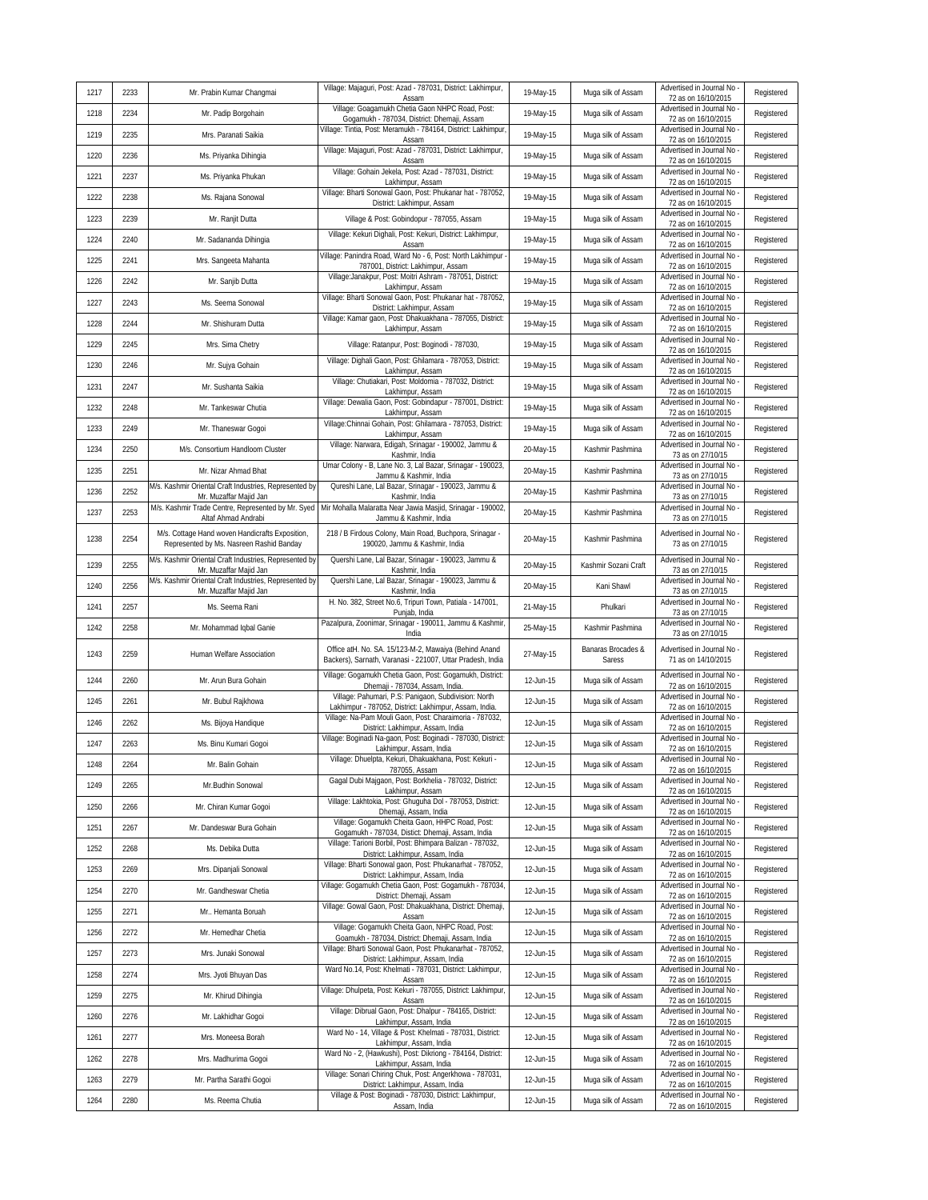| 1217 | 2233 | Mr. Prabin Kumar Changmai | Village: Majaguri, Post: Azad - 787031, District: Lakhimpur, Assam | 19-May-15 | Muga silk of Assam | Advertised in Journal No - 72 as on 16/10/2015 | Registered |
|---|---|---|---|---|---|---|---|
| 1218 | 2234 | Mr. Padip Borgohain | Village: Goagamukh Chetia Gaon NHPC Road, Post: Gogamukh - 787034, District: Dhemaji, Assam | 19-May-15 | Muga silk of Assam | Advertised in Journal No - 72 as on 16/10/2015 | Registered |
| 1219 | 2235 | Mrs. Paranati Saikia | Village: Tintia, Post: Meramukh - 784164, District: Lakhimpur, Assam | 19-May-15 | Muga silk of Assam | Advertised in Journal No - 72 as on 16/10/2015 | Registered |
| 1220 | 2236 | Ms. Priyanka Dihingia | Village: Majaguri, Post: Azad - 787031, District: Lakhimpur, Assam | 19-May-15 | Muga silk of Assam | Advertised in Journal No - 72 as on 16/10/2015 | Registered |
| 1221 | 2237 | Ms. Priyanka Phukan | Village: Gohain Jekela, Post: Azad - 787031, District: Lakhimpur, Assam | 19-May-15 | Muga silk of Assam | Advertised in Journal No - 72 as on 16/10/2015 | Registered |
| 1222 | 2238 | Ms. Rajana Sonowal | Village: Bharti Sonowal Gaon, Post: Phukanar hat - 787052, District: Lakhimpur, Assam | 19-May-15 | Muga silk of Assam | Advertised in Journal No - 72 as on 16/10/2015 | Registered |
| 1223 | 2239 | Mr. Ranjit Dutta | Village & Post: Gobindopur - 787055, Assam | 19-May-15 | Muga silk of Assam | Advertised in Journal No - 72 as on 16/10/2015 | Registered |
| 1224 | 2240 | Mr. Sadananda Dihingia | Village: Kekuri Dighali, Post: Kekuri, District: Lakhimpur, Assam | 19-May-15 | Muga silk of Assam | Advertised in Journal No - 72 as on 16/10/2015 | Registered |
| 1225 | 2241 | Mrs. Sangeeta Mahanta | Village: Panindra Road, Ward No - 6, Post: North Lakhimpur - 787001, District: Lakhimpur, Assam | 19-May-15 | Muga silk of Assam | Advertised in Journal No - 72 as on 16/10/2015 | Registered |
| 1226 | 2242 | Mr. Sanjib Dutta | Village:Janakpur, Post: Moitri Ashram - 787051, District: Lakhimpur, Assam | 19-May-15 | Muga silk of Assam | Advertised in Journal No - 72 as on 16/10/2015 | Registered |
| 1227 | 2243 | Ms. Seema Sonowal | Village: Bharti Sonowal Gaon, Post: Phukanar hat - 787052, District: Lakhimpur, Assam | 19-May-15 | Muga silk of Assam | Advertised in Journal No - 72 as on 16/10/2015 | Registered |
| 1228 | 2244 | Mr. Shishuram Dutta | Village: Kamar gaon, Post: Dhakuakhana - 787055, District: Lakhimpur, Assam | 19-May-15 | Muga silk of Assam | Advertised in Journal No - 72 as on 16/10/2015 | Registered |
| 1229 | 2245 | Mrs. Sima Chetry | Village: Ratanpur, Post: Boginodi - 787030, | 19-May-15 | Muga silk of Assam | Advertised in Journal No - 72 as on 16/10/2015 | Registered |
| 1230 | 2246 | Mr. Sujya Gohain | Village: Dighali Gaon, Post: Ghilamara - 787053, District: Lakhimpur, Assam | 19-May-15 | Muga silk of Assam | Advertised in Journal No - 72 as on 16/10/2015 | Registered |
| 1231 | 2247 | Mr. Sushanta Saikia | Village: Chutiakari, Post: Moldomia - 787032, District: Lakhimpur, Assam | 19-May-15 | Muga silk of Assam | Advertised in Journal No - 72 as on 16/10/2015 | Registered |
| 1232 | 2248 | Mr. Tankeswar Chutia | Village: Dewalia Gaon, Post: Gobindapur - 787001, District: Lakhimpur, Assam | 19-May-15 | Muga silk of Assam | Advertised in Journal No - 72 as on 16/10/2015 | Registered |
| 1233 | 2249 | Mr. Thaneswar Gogoi | Village:Chinnai Gohain, Post: Ghilamara - 787053, District: Lakhimpur, Assam | 19-May-15 | Muga silk of Assam | Advertised in Journal No - 72 as on 16/10/2015 | Registered |
| 1234 | 2250 | M/s. Consortium Handloom Cluster | Village: Narwara, Edigah, Srinagar - 190002, Jammu & Kashmir, India | 20-May-15 | Kashmir Pashmina | Advertised in Journal No - 73 as on 27/10/15 | Registered |
| 1235 | 2251 | Mr. Nizar Ahmad Bhat | Umar Colony - B, Lane No. 3, Lal Bazar, Srinagar - 190023, Jammu & Kashmir, India | 20-May-15 | Kashmir Pashmina | Advertised in Journal No - 73 as on 27/10/15 | Registered |
| 1236 | 2252 | M/s. Kashmir Oriental Craft Industries, Represented by Mr. Muzaffar Majid Jan | Qureshi Lane, Lal Bazar, Srinagar - 190023, Jammu & Kashmir, India | 20-May-15 | Kashmir Pashmina | Advertised in Journal No - 73 as on 27/10/15 | Registered |
| 1237 | 2253 | M/s. Kashmir Trade Centre, Represented by Mr. Syed Altaf Ahmad Andrabi | Mir Mohalla Malaratta Near Jawia Masjid, Srinagar - 190002, Jammu & Kashmir, India | 20-May-15 | Kashmir Pashmina | Advertised in Journal No - 73 as on 27/10/15 | Registered |
| 1238 | 2254 | M/s. Cottage Hand woven Handicrafts Exposition, Represented by Ms. Nasreen Rashid Banday | 218 / B Firdous Colony, Main Road, Buchpora, Srinagar - 190020, Jammu & Kashmir, India | 20-May-15 | Kashmir Pashmina | Advertised in Journal No - 73 as on 27/10/15 | Registered |
| 1239 | 2255 | M/s. Kashmir Oriental Craft Industries, Represented by Mr. Muzaffar Majid Jan | Quershi Lane, Lal Bazar, Srinagar - 190023, Jammu & Kashmir, India | 20-May-15 | Kashmir Sozani Craft | Advertised in Journal No - 73 as on 27/10/15 | Registered |
| 1240 | 2256 | M/s. Kashmir Oriental Craft Industries, Represented by Mr. Muzaffar Majid Jan | Quershi Lane, Lal Bazar, Srinagar - 190023, Jammu & Kashmir, India | 20-May-15 | Kani Shawl | Advertised in Journal No - 73 as on 27/10/15 | Registered |
| 1241 | 2257 | Ms. Seema Rani | H. No. 382, Street No.6, Tripuri Town, Patiala - 147001, Punjab, India | 21-May-15 | Phulkari | Advertised in Journal No - 73 as on 27/10/15 | Registered |
| 1242 | 2258 | Mr. Mohammad Iqbal Ganie | Pazalpura, Zoonimar, Srinagar - 190011, Jammu & Kashmir, India | 25-May-15 | Kashmir Pashmina | Advertised in Journal No - 73 as on 27/10/15 | Registered |
| 1243 | 2259 | Human Welfare Association | Office atH. No. SA. 15/123-M-2, Mawaiya (Behind Anand Backers), Sarnath, Varanasi - 221007, Uttar Pradesh, India | 27-May-15 | Banaras Brocades & Saress | Advertised in Journal No - 71 as on 14/10/2015 | Registered |
| 1244 | 2260 | Mr. Arun Bura Gohain | Village: Gogamukh Chetia Gaon, Post: Gogamukh, District: Dhemaji - 787034, Assam, India. | 12-Jun-15 | Muga silk of Assam | Advertised in Journal No - 72 as on 16/10/2015 | Registered |
| 1245 | 2261 | Mr. Bubul Rajkhowa | Village: Pahumari, P.S: Panigaon, Subdivision: North Lakhimpur - 787052, District: Lakhimpur, Assam, India. | 12-Jun-15 | Muga silk of Assam | Advertised in Journal No - 72 as on 16/10/2015 | Registered |
| 1246 | 2262 | Ms. Bijoya Handique | Village: Na-Pam Mouli Gaon, Post: Charaimoria - 787032, District: Lakhimpur, Assam, India | 12-Jun-15 | Muga silk of Assam | Advertised in Journal No - 72 as on 16/10/2015 | Registered |
| 1247 | 2263 | Ms. Binu Kumari Gogoi | Village: Boginadi Na-gaon, Post: Boginadi - 787030, District: Lakhimpur, Assam, India | 12-Jun-15 | Muga silk of Assam | Advertised in Journal No - 72 as on 16/10/2015 | Registered |
| 1248 | 2264 | Mr. Balin Gohain | Village: Dhuelpta, Kekuri, Dhakuakhana, Post: Kekuri - 787055, Assam | 12-Jun-15 | Muga silk of Assam | Advertised in Journal No - 72 as on 16/10/2015 | Registered |
| 1249 | 2265 | Mr.Budhin Sonowal | Gagal Dubi Majgaon, Post: Borkhelia - 787032, District: Lakhimpur, Assam | 12-Jun-15 | Muga silk of Assam | Advertised in Journal No - 72 as on 16/10/2015 | Registered |
| 1250 | 2266 | Mr. Chiran Kumar Gogoi | Village: Lakhtokia, Post: Ghuguha Dol - 787053, District: Dhemaji, Assam, India | 12-Jun-15 | Muga silk of Assam | Advertised in Journal No - 72 as on 16/10/2015 | Registered |
| 1251 | 2267 | Mr. Dandeswar Bura Gohain | Village: Gogamukh Cheita Gaon, HHPC Road, Post: Gogamukh - 787034, Distict: Dhemaji, Assam, India | 12-Jun-15 | Muga silk of Assam | Advertised in Journal No - 72 as on 16/10/2015 | Registered |
| 1252 | 2268 | Ms. Debika Dutta | Village: Tarioni Borbil, Post: Bhimpara Balizan - 787032, District: Lakhimpur, Assam, India | 12-Jun-15 | Muga silk of Assam | Advertised in Journal No - 72 as on 16/10/2015 | Registered |
| 1253 | 2269 | Mrs. Dipanjali Sonowal | Village: Bharti Sonowal gaon, Post: Phukanarhat - 787052, District: Lakhimpur, Assam, India | 12-Jun-15 | Muga silk of Assam | Advertised in Journal No - 72 as on 16/10/2015 | Registered |
| 1254 | 2270 | Mr. Gandheswar Chetia | Village: Gogamukh Chetia Gaon, Post: Gogamukh - 787034, District: Dhemaji, Assam | 12-Jun-15 | Muga silk of Assam | Advertised in Journal No - 72 as on 16/10/2015 | Registered |
| 1255 | 2271 | Mr.. Hemanta Boruah | Village: Gowal Gaon, Post: Dhakuakhana, District: Dhemaji, Assam | 12-Jun-15 | Muga silk of Assam | Advertised in Journal No - 72 as on 16/10/2015 | Registered |
| 1256 | 2272 | Mr. Hemedhar Chetia | Village: Gogamukh Cheita Gaon, NHPC Road, Post: Goamukh - 787034, District: Dhemaji, Assam, India | 12-Jun-15 | Muga silk of Assam | Advertised in Journal No - 72 as on 16/10/2015 | Registered |
| 1257 | 2273 | Mrs. Junaki Sonowal | Village: Bharti Sonowal Gaon, Post: Phukanarhat - 787052, District: Lakhimpur, Assam, India | 12-Jun-15 | Muga silk of Assam | Advertised in Journal No - 72 as on 16/10/2015 | Registered |
| 1258 | 2274 | Mrs. Jyoti Bhuyan Das | Ward No.14, Post: Khelmati - 787031, District: Lakhimpur, Assam | 12-Jun-15 | Muga silk of Assam | Advertised in Journal No - 72 as on 16/10/2015 | Registered |
| 1259 | 2275 | Mr. Khirud Dihingia | Village: Dhulpeta, Post: Kekuri - 787055, District: Lakhimpur, Assam | 12-Jun-15 | Muga silk of Assam | Advertised in Journal No - 72 as on 16/10/2015 | Registered |
| 1260 | 2276 | Mr. Lakhidhar Gogoi | Village: Dibrual Gaon, Post: Dhalpur - 784165, District: Lakhimpur, Assam, India | 12-Jun-15 | Muga silk of Assam | Advertised in Journal No - 72 as on 16/10/2015 | Registered |
| 1261 | 2277 | Mrs. Moneesa Borah | Ward No - 14, Village & Post: Khelmati - 787031, District: Lakhimpur, Assam, India | 12-Jun-15 | Muga silk of Assam | Advertised in Journal No - 72 as on 16/10/2015 | Registered |
| 1262 | 2278 | Mrs. Madhurima Gogoi | Ward No - 2, (Hawkushi), Post: Dikriong - 784164, District: Lakhimpur, Assam, India | 12-Jun-15 | Muga silk of Assam | Advertised in Journal No - 72 as on 16/10/2015 | Registered |
| 1263 | 2279 | Mr. Partha Sarathi Gogoi | Village: Sonari Chiring Chuk, Post: Angerkhowa - 787031, District: Lakhimpur, Assam, India | 12-Jun-15 | Muga silk of Assam | Advertised in Journal No - 72 as on 16/10/2015 | Registered |
| 1264 | 2280 | Ms. Reema Chutia | Village & Post: Boginadi - 787030, District: Lakhimpur, Assam, India | 12-Jun-15 | Muga silk of Assam | Advertised in Journal No - 72 as on 16/10/2015 | Registered |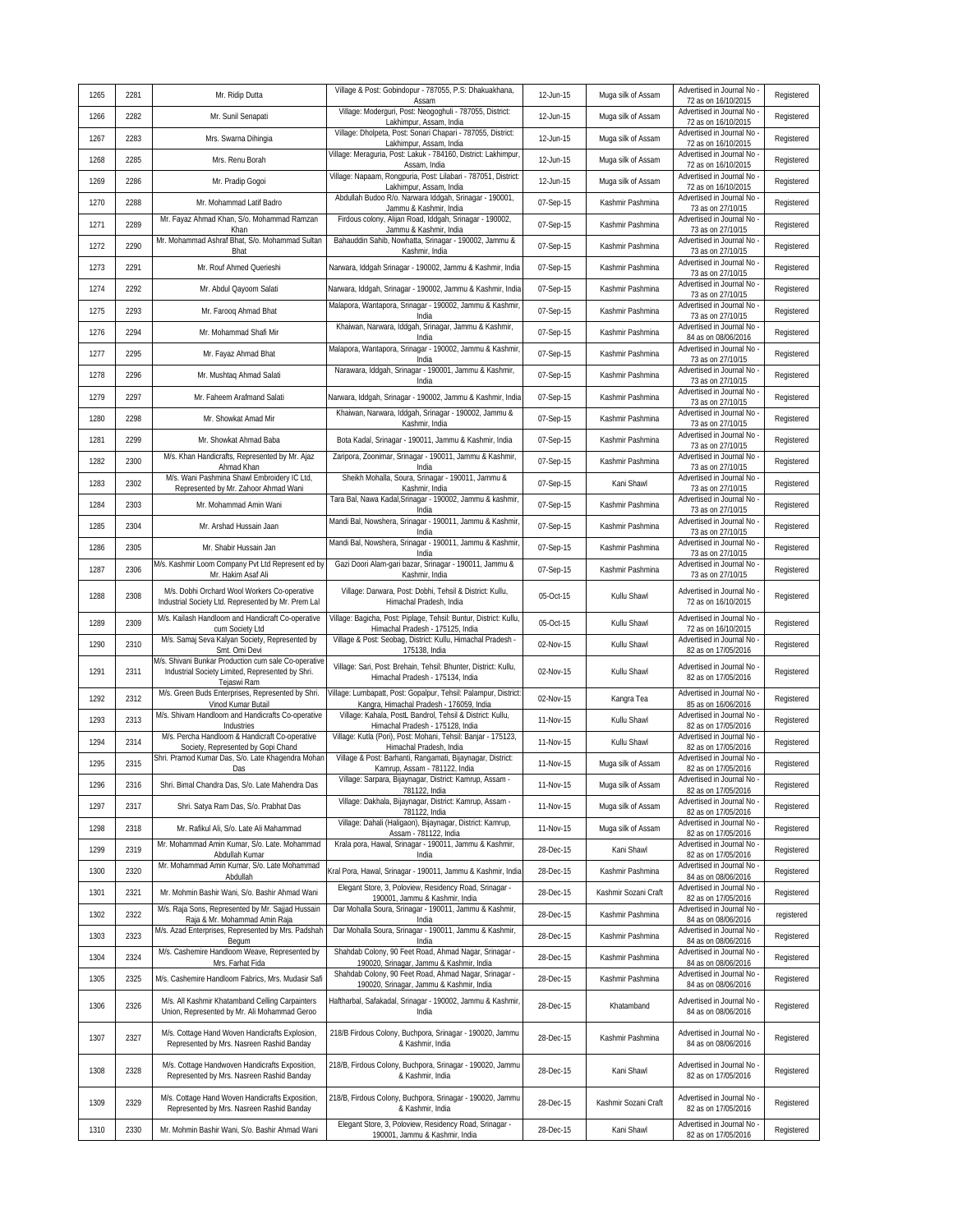| 1265 | 2281 | Mr. Ridip Dutta | Village & Post: Gobindopur - 787055, P.S: Dhakuakhana, Assam | 12-Jun-15 | Muga silk of Assam | Advertised in Journal No - 72 as on 16/10/2015 | Registered |
|---|---|---|---|---|---|---|---|
| 1266 | 2282 | Mr. Sunil Senapati | Village: Moderguri, Post: Neogoghuli - 787055, District: Lakhimpur, Assam, India | 12-Jun-15 | Muga silk of Assam | Advertised in Journal No - 72 as on 16/10/2015 | Registered |
| 1267 | 2283 | Mrs. Swarna Dihingia | Village: Dholpeta, Post: Sonari Chapari - 787055, District: Lakhimpur, Assam, India | 12-Jun-15 | Muga silk of Assam | Advertised in Journal No - 72 as on 16/10/2015 | Registered |
| 1268 | 2285 | Mrs. Renu Borah | Village: Meraguria, Post: Lakuk - 784160, District: Lakhimpur, Assam, India | 12-Jun-15 | Muga silk of Assam | Advertised in Journal No - 72 as on 16/10/2015 | Registered |
| 1269 | 2286 | Mr. Pradip Gogoi | Village: Napaam, Rongpuria, Post: Lilabari - 787051, District: Lakhimpur, Assam, India | 12-Jun-15 | Muga silk of Assam | Advertised in Journal No - 72 as on 16/10/2015 | Registered |
| 1270 | 2288 | Mr. Mohammad Latif Badro | Abdullah Budoo R/o. Narwara Iddgah, Srinagar - 190001, Jammu & Kashmir, India | 07-Sep-15 | Kashmir Pashmina | Advertised in Journal No - 73 as on 27/10/15 | Registered |
| 1271 | 2289 | Mr. Fayaz Ahmad Khan, S/o. Mohammad Ramzan Khan | Firdous colony, Alijan Road, Iddgah, Srinagar - 190002, Jammu & Kashmir, India | 07-Sep-15 | Kashmir Pashmina | Advertised in Journal No - 73 as on 27/10/15 | Registered |
| 1272 | 2290 | Mr. Mohammad Ashraf Bhat, S/o. Mohammad Sultan Bhat | Bahauddin Sahib, Nowhatta, Srinagar - 190002, Jammu & Kashmir, India | 07-Sep-15 | Kashmir Pashmina | Advertised in Journal No - 73 as on 27/10/15 | Registered |
| 1273 | 2291 | Mr. Rouf Ahmed Querieshi | Narwara, Iddgah Srinagar - 190002, Jammu & Kashmir, India | 07-Sep-15 | Kashmir Pashmina | Advertised in Journal No - 73 as on 27/10/15 | Registered |
| 1274 | 2292 | Mr. Abdul Qayoom Salati | Narwara, Iddgah, Srinagar - 190002, Jammu & Kashmir, India | 07-Sep-15 | Kashmir Pashmina | Advertised in Journal No - 73 as on 27/10/15 | Registered |
| 1275 | 2293 | Mr. Farooq Ahmad Bhat | Malapora, Wantapora, Srinagar - 190002, Jammu & Kashmir, India | 07-Sep-15 | Kashmir Pashmina | Advertised in Journal No - 73 as on 27/10/15 | Registered |
| 1276 | 2294 | Mr. Mohammad Shafi Mir | Khaiwan, Narwara, Iddgah, Srinagar, Jammu & Kashmir, India | 07-Sep-15 | Kashmir Pashmina | Advertised in Journal No - 84 as on 08/06/2016 | Registered |
| 1277 | 2295 | Mr. Fayaz Ahmad Bhat | Malapora, Wantapora, Srinagar - 190002, Jammu & Kashmir, India | 07-Sep-15 | Kashmir Pashmina | Advertised in Journal No - 73 as on 27/10/15 | Registered |
| 1278 | 2296 | Mr. Mushtaq Ahmad Salati | Narawara, Iddgah, Srinagar - 190001, Jammu & Kashmir, India | 07-Sep-15 | Kashmir Pashmina | Advertised in Journal No - 73 as on 27/10/15 | Registered |
| 1279 | 2297 | Mr. Faheem Arafmand Salati | Narwara, Iddgah, Srinagar - 190002, Jammu & Kashmir, India | 07-Sep-15 | Kashmir Pashmina | Advertised in Journal No - 73 as on 27/10/15 | Registered |
| 1280 | 2298 | Mr. Showkat Amad Mir | Khaiwan, Narwara, Iddgah, Srinagar - 190002, Jammu & Kashmir, India | 07-Sep-15 | Kashmir Pashmina | Advertised in Journal No - 73 as on 27/10/15 | Registered |
| 1281 | 2299 | Mr. Showkat Ahmad Baba | Bota Kadal, Srinagar - 190011, Jammu & Kashmir, India | 07-Sep-15 | Kashmir Pashmina | Advertised in Journal No - 73 as on 27/10/15 | Registered |
| 1282 | 2300 | M/s. Khan Handicrafts, Represented by Mr. Ajaz Ahmad Khan | Zaripora, Zoonimar, Srinagar - 190011, Jammu & Kashmir, India | 07-Sep-15 | Kashmir Pashmina | Advertised in Journal No - 73 as on 27/10/15 | Registered |
| 1283 | 2302 | M/s. Wani Pashmina Shawl Embroidery IC Ltd, Represented by Mr. Zahoor Ahmad Wani | Sheikh Mohalla, Soura, Srinagar - 190011, Jammu & Kashmir, India | 07-Sep-15 | Kani Shawl | Advertised in Journal No - 73 as on 27/10/15 | Registered |
| 1284 | 2303 | Mr. Mohammad Amin Wani | Tara Bal, Nawa Kadal,Srinagar - 190002, Jammu & kashmir, India | 07-Sep-15 | Kashmir Pashmina | Advertised in Journal No - 73 as on 27/10/15 | Registered |
| 1285 | 2304 | Mr. Arshad Hussain Jaan | Mandi Bal, Nowshera, Srinagar - 190011, Jammu & Kashmir, India | 07-Sep-15 | Kashmir Pashmina | Advertised in Journal No - 73 as on 27/10/15 | Registered |
| 1286 | 2305 | Mr. Shabir Hussain Jan | Mandi Bal, Nowshera, Srinagar - 190011, Jammu & Kashmir, India | 07-Sep-15 | Kashmir Pashmina | Advertised in Journal No - 73 as on 27/10/15 | Registered |
| 1287 | 2306 | M/s. Kashmir Loom Company Pvt Ltd Represent ed by Mr. Hakim Asaf Ali | Gazi Doori Alam-gari bazar, Srinagar - 190011, Jammu & Kashmir, India | 07-Sep-15 | Kashmir Pashmina | Advertised in Journal No - 73 as on 27/10/15 | Registered |
| 1288 | 2308 | M/s. Dobhi Orchard Wool Workers Co-operative Industrial Society Ltd. Represented by Mr. Prem Lal | Village: Darwara, Post: Dobhi, Tehsil & District: Kullu, Himachal Pradesh, India | 05-Oct-15 | Kullu Shawl | Advertised in Journal No - 72 as on 16/10/2015 | Registered |
| 1289 | 2309 | M/s. Kailash Handloom and Handicraft Co-operative cum Society Ltd | Village: Bagicha, Post: Piplage, Tehsil: Buntur, District: Kullu, Himachal Pradesh - 175125, India | 05-Oct-15 | Kullu Shawl | Advertised in Journal No - 72 as on 16/10/2015 | Registered |
| 1290 | 2310 | M/s. Samaj Seva Kalyan Society, Represented by Smt. Omi Devi | Village & Post: Seobag, District: Kullu, Himachal Pradesh - 175138, India | 02-Nov-15 | Kullu Shawl | Advertised in Journal No - 82 as on 17/05/2016 | Registered |
| 1291 | 2311 | M/s. Shivani Bunkar Production cum sale Co-operative Industrial Society Limited, Represented by Shri. Tejaswi Ram | Village: Sari, Post: Brehain, Tehsil: Bhunter, District: Kullu, Himachal Pradesh - 175134, India | 02-Nov-15 | Kullu Shawl | Advertised in Journal No - 82 as on 17/05/2016 | Registered |
| 1292 | 2312 | M/s. Green Buds Enterprises, Represented by Shri. Vinod Kumar Butail | Village: Lumbapatt, Post: Gopalpur, Tehsil: Palampur, District: Kangra, Himachal Pradesh - 176059, India | 02-Nov-15 | Kangra Tea | Advertised in Journal No - 85 as on 16/06/2016 | Registered |
| 1293 | 2313 | M/s. Shivam Handloom and Handicrafts Co-operative Industries | Village: Kahala, PostL Bandrol, Tehsil & District: Kullu, Himachal Pradesh - 175128, India | 11-Nov-15 | Kullu Shawl | Advertised in Journal No - 82 as on 17/05/2016 | Registered |
| 1294 | 2314 | M/s. Percha Handloom & Handicraft Co-operative Society, Represented by Gopi Chand | Village: Kutla (Pori), Post: Mohani, Tehsil: Banjar - 175123, Himachal Pradesh, India | 11-Nov-15 | Kullu Shawl | Advertised in Journal No - 82 as on 17/05/2016 | Registered |
| 1295 | 2315 | Shri. Pramod Kumar Das, S/o. Late Khagendra Mohan Das | Village & Post: Barhanti, Rangamati, Bijaynagar, District: Kamrup, Assam - 781122, India | 11-Nov-15 | Muga silk of Assam | Advertised in Journal No - 82 as on 17/05/2016 | Registered |
| 1296 | 2316 | Shri. Bimal Chandra Das, S/o. Late Mahendra Das | Village: Sarpara, Bijaynagar, District: Kamrup, Assam - 781122, India | 11-Nov-15 | Muga silk of Assam | Advertised in Journal No - 82 as on 17/05/2016 | Registered |
| 1297 | 2317 | Shri. Satya Ram Das, S/o. Prabhat Das | Village: Dakhala, Bijaynagar, District: Kamrup, Assam - 781122, India | 11-Nov-15 | Muga silk of Assam | Advertised in Journal No - 82 as on 17/05/2016 | Registered |
| 1298 | 2318 | Mr. Rafikul Ali, S/o. Late Ali Mahammad | Village: Dahali (Haligaon), Bijaynagar, District: Kamrup, Assam - 781122, India | 11-Nov-15 | Muga silk of Assam | Advertised in Journal No - 82 as on 17/05/2016 | Registered |
| 1299 | 2319 | Mr. Mohammad Amin Kumar, S/o. Late. Mohammad Abdullah Kumar | Krala pora, Hawal, Srinagar - 190011, Jammu & Kashmir, India | 28-Dec-15 | Kani Shawl | Advertised in Journal No - 82 as on 17/05/2016 | Registered |
| 1300 | 2320 | Mr. Mohammad Amin Kumar, S/o. Late Mohammad Abdullah | Kral Pora, Hawal, Srinagar - 190011, Jammu & Kashmir, India | 28-Dec-15 | Kashmir Pashmina | Advertised in Journal No - 84 as on 08/06/2016 | Registered |
| 1301 | 2321 | Mr. Mohmin Bashir Wani, S/o. Bashir Ahmad Wani | Elegant Store, 3, Poloview, Residency Road, Srinagar - 190001, Jammu & Kashmir, India | 28-Dec-15 | Kashmir Sozani Craft | Advertised in Journal No - 82 as on 17/05/2016 | Registered |
| 1302 | 2322 | M/s. Raja Sons, Represented by Mr. Sajjad Hussain Raja & Mr. Mohammad Amin Raja | Dar Mohalla Soura, Srinagar - 190011, Jammu & Kashmir, India | 28-Dec-15 | Kashmir Pashmina | Advertised in Journal No - 84 as on 08/06/2016 | registered |
| 1303 | 2323 | M/s. Azad Enterprises, Represented by Mrs. Padshah Begum | Dar Mohalla Soura, Srinagar - 190011, Jammu & Kashmir, India | 28-Dec-15 | Kashmir Pashmina | Advertised in Journal No - 84 as on 08/06/2016 | Registered |
| 1304 | 2324 | M/s. Cashemire Handloom Weave, Represented by Mrs. Farhat Fida | Shahdab Colony, 90 Feet Road, Ahmad Nagar, Srinagar - 190020, Srinagar, Jammu & Kashmir, India | 28-Dec-15 | Kashmir Pashmina | Advertised in Journal No - 84 as on 08/06/2016 | Registered |
| 1305 | 2325 | M/s. Cashemire Handloom Fabrics, Mrs. Mudasir Safi | Shahdab Colony, 90 Feet Road, Ahmad Nagar, Srinagar - 190020, Srinagar, Jammu & Kashmir, India | 28-Dec-15 | Kashmir Pashmina | Advertised in Journal No - 84 as on 08/06/2016 | Registered |
| 1306 | 2326 | M/s. All Kashmir Khatamband Celling Carpainters Union, Represented by Mr. Ali Mohammad Geroo | Haftharbal, Safakadal, Srinagar - 190002, Jammu & Kashmir, India | 28-Dec-15 | Khatamband | Advertised in Journal No - 84 as on 08/06/2016 | Registered |
| 1307 | 2327 | M/s. Cottage Hand Woven Handicrafts Explosion, Represented by Mrs. Nasreen Rashid Banday | 218/B Firdous Colony, Buchpora, Srinagar - 190020, Jammu & Kashmir, India | 28-Dec-15 | Kashmir Pashmina | Advertised in Journal No - 84 as on 08/06/2016 | Registered |
| 1308 | 2328 | M/s. Cottage Handwoven Handicrafts Exposition, Represented by Mrs. Nasreen Rashid Banday | 218/B, Firdous Colony, Buchpora, Srinagar - 190020, Jammu & Kashmir, India | 28-Dec-15 | Kani Shawl | Advertised in Journal No - 82 as on 17/05/2016 | Registered |
| 1309 | 2329 | M/s. Cottage Hand Woven Handicrafts Exposition, Represented by Mrs. Nasreen Rashid Banday | 218/B, Firdous Colony, Buchpora, Srinagar - 190020, Jammu & Kashmir, India | 28-Dec-15 | Kashmir Sozani Craft | Advertised in Journal No - 82 as on 17/05/2016 | Registered |
| 1310 | 2330 | Mr. Mohmin Bashir Wani, S/o. Bashir Ahmad Wani | Elegant Store, 3, Poloview, Residency Road, Srinagar - 190001, Jammu & Kashmir, India | 28-Dec-15 | Kani Shawl | Advertised in Journal No - 82 as on 17/05/2016 | Registered |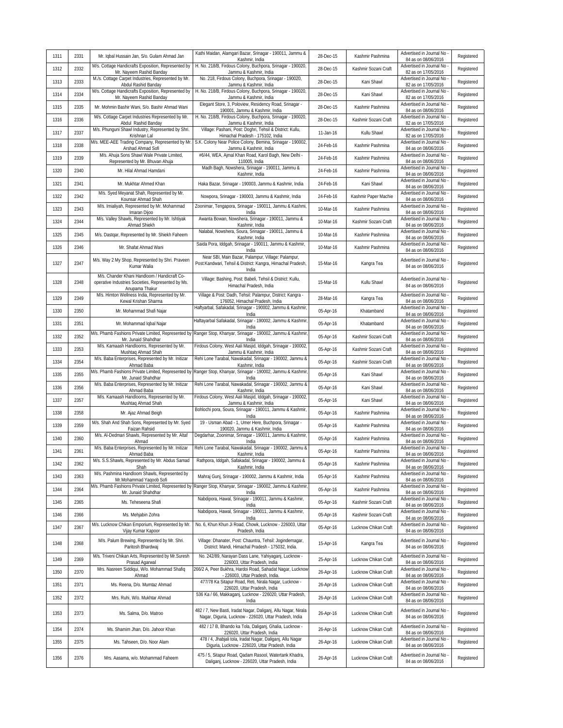| | | | | | | | |
|---|---|---|---|---|---|---|---|
| 1311 | 2331 | Mr. Iqbal Hussain Jan, S/o. Gulam Ahmad Jan | Kathi Maidan, Alamgari Bazar, Srinagar - 190011, Jammu & Kashmir, India | 28-Dec-15 | Kashmir Pashmina | Advertised in Journal No - 84 as on 08/06/2016 | Registered |
| 1312 | 2332 | M/s. Cottage Handicrafts Exposition, Represented by Mr. Nayeem Rashid Banday | H. No. 218/B, Firdous Colony, Buchpora, Srinagar - 190020, Jammu & Kashmir, India | 28-Dec-15 | Kashmir Sozani Craft | Advertised in Journal No - 82 as on 17/05/2016 | Registered |
| 1313 | 2333 | M./s. Cottage Carpet Industries, Represented by Mr. Abdul Rashid Banday | No. 218, Firdous Colony, Buchpora, Srinagar - 190020, Jammu & Kashmir, India | 28-Dec-15 | Kani Shawl | Advertised in Journal No - 82 as on 17/05/2016 | Registered |
| 1314 | 2334 | M/s. Cottage Handicrafts Exposition, Represented by Mr. Nayeem Rashid Banday | H. No. 218/B, Firdous Colony, Buchpora, Srinagar - 190020, Jammu & Kashmir, India | 28-Dec-15 | Kani Shawl | Advertised in Journal No - 82 as on 17/05/2016 | Registered |
| 1315 | 2335 | Mr. Mohmin Bashir Wani, S/o. Bashir Ahmad Wani | Elegant Store, 3, Poloview, Residency Road, Srinagar - 190001, Jammu & Kashmir, India | 28-Dec-15 | Kashmir Pashmina | Advertised in Journal No - 84 as on 08/06/2016 | Registered |
| 1316 | 2336 | M/s. Cottage Carpet Industries Represented by Mr. Abdul Rashid Banday | H. No. 218/B, Firdous Colony, Buchpora, Srinagar - 190020, Jammu & Kashmir, India | 28-Dec-15 | Kashmir Sozani Craft | Advertised in Journal No - 82 as on 17/05/2016 | Registered |
| 1317 | 2337 | M/s. Phunguni Shawl Industry, Represented by Shri. Krishnan Lal | Village: Pashani, Post: Doghri, Tehsil & District: Kullu, Himachal Pradesh - 175102, India | 11-Jan-16 | Kullu Shawl | Advertised in Journal No - 82 as on 17/05/2016 | Registered |
| 1318 | 2338 | M/s. MEE-AEE Trading Company, Represented by Mr. Arshad Ahmad Sofi | S.K. Colony Near Police Colony, Bemina, Srinagar - 190002, Jammu & Kashmir, India | 24-Feb-16 | Kashmir Pashmina | Advertised in Journal No - 84 as on 08/06/2016 | Registered |
| 1319 | 2339 | M/s. Ahuja Sons Shawl Wale Private Limited, Represented by Mr. Bhuvan Ahuja | #6/44, WEA, Ajmal Khan Road, Karol Bagh, New Delhi - 110005, India | 24-Feb-16 | Kashmir Pashmina | Advertised in Journal No - 84 as on 08/06/2016 | Registered |
| 1320 | 2340 | Mr. Hilal Ahmad Hamdani | Madh Bagh, Nowshera, Srinagar - 190011, Jammu & Kashmir, India | 24-Feb-16 | Kashmir Pashmina | Advertised in Journal No - 84 as on 08/06/2016 | Registered |
| 1321 | 2341 | Mr. Mukhtar Ahmed Khan | Haka Bazar, Srinagar - 190003, Jammu & Kashmir, India | 24-Feb-16 | Kani Shawl | Advertised in Journal No - 84 as on 08/06/2016 | Registered |
| 1322 | 2342 | M/s. Syed Meyanat Shah, Represented by Mr. Kounsar Ahmad Shah | Nowpora, Srinagar - 190003, Jammu & Kashmir, India | 24-Feb-16 | Kashmir Paper Machie | Advertised in Journal No - 84 as on 08/06/2016 | Registered |
| 1323 | 2343 | M/s. Imialiyah, Represented by Mr. Mohammad Imaran Dijoo | Zoonimar, Tengapora, Srinagar - 190011, Jammu & Kashmi, India | 10-Mar-16 | Kashmir Pashmina | Advertised in Journal No - 84 as on 08/06/2016 | Registered |
| 1324 | 2344 | M/s. Valley Shawls, Represented by Mr. Ishtiyak Ahmad Shiekh | Awanta Bowan, Nowshera, Srinagar - 190011, Jammu & Kashmir, India | 10-Mar-16 | Kashmir Sozani Craft | Advertised in Journal No - 84 as on 08/06/2016 | Registered |
| 1325 | 2345 | M/s. Dastqar, Represented by Mr. Shiekh Faheem | Nalabal, Nowshera, Soura, Srinagar - 190011, Jammu & Kashmir, India | 10-Mar-16 | Kashmir Pashmina | Advertised in Journal No - 84 as on 08/06/2016 | Registered |
| 1326 | 2346 | Mr. Shafat Ahmad Wani | Saida Pora, Iddgah, Srinagar - 190011, Jammu & Kashmir, India | 10-Mar-16 | Kashmir Pashmina | Advertised in Journal No - 84 as on 08/06/2016 | Registered |
| 1327 | 2347 | M/s. Way 2 My Shop, Represented by Shri. Praveen Kumar Walia | Near SBI, Main Bazar, Palampur, Village: Palampur, Post:Kandwari, Tehsil & District: Kangra, Himachal Pradesh, India | 15-Mar-16 | Kangra Tea | Advertised in Journal No - 84 as on 08/06/2016 | Registered |
| 1328 | 2348 | M/s. Chander Khani Handloom / Handicraft Co-operative Industries Societies, Represented by Ms. Anupama Thakur | Village: Bashing, Post: Babeli, Tehsil & District: Kullu, Himachal Pradesh, India | 15-Mar-16 | Kullu Shawl | Advertised in Journal No - 84 as on 08/06/2016 | Registered |
| 1329 | 2349 | M/s. Himton Wellness India, Represented by Mr. Kewal Krishan Sharma | Village & Post: Dadh, Tehsil: Palampur, District: Kangra - 176052, Himachal Pradesh, India | 28-Mar-16 | Kangra Tea | Advertised in Journal No - 84 as on 08/06/2016 | Registered |
| 1330 | 2350 | Mr. Mohammad Shafi Najar | Haftyarbal, Safakadal, Srinagar - 190002, Jammu & Kashmir, India | 05-Apr-16 | Khatamband | Advertised in Journal No - 84 as on 08/06/2016 | Registered |
| 1331 | 2351 | Mr. Mohammad Iqbal Najar | Haftayarbal Safakadal, Srinagar - 190002, Jammu & Kashmir, India | 05-Apr-16 | Khatamband | Advertised in Journal No - 84 as on 08/06/2016 | Registered |
| 1332 | 2352 | M/s. Phamb Fashions Private Limited, Represented by Mr. Junaid Shahdhar | Ranger Stop, Khanyar, Srinagar - 190002, Jammu & Kashmir, India | 05-Apr-16 | Kashmir Sozani Craft | Advertised in Journal No - 84 as on 08/06/2016 | Registered |
| 1333 | 2353 | M/s. Kamaash Handlooms, Represented by Mr. Mushtaq Ahmad Shah | Firdous Colony, West Aali Masjid, Iddgah, Srinagar - 190002, Jammu & Kashmir, India | 05-Apr-16 | Kashmir Sozani Craft | Advertised in Journal No - 84 as on 08/06/2016 | Registered |
| 1334 | 2354 | M/s. Baba Enterprises, Represented by Mr. Initizar Ahmad Baba | Rehi Lone Tarabal, Nawakadal, Srinagar - 190002, Jammu & Kashmir, India | 05-Apr-16 | Kashmir Sozani Craft | Advertised in Journal No - 84 as on 08/06/2016 | Registered |
| 1335 | 2355 | M/s. Phamb Fashions Private Limited, Represented by Mr. Junaid Shahdhar | Ranger Stop, Khanyar, Srinagar - 190002, Jammu & Kashmir, India | 05-Apr-16 | Kani Shawl | Advertised in Journal No - 84 as on 08/06/2016 | Registered |
| 1336 | 2356 | M/s. Baba Enterprises, Represented by Mr. Initizar Ahmad Baba | Rehi Lone Tarabal, Nawakadal, Srinagar - 190002, Jammu & Kashmir, India | 05-Apr-16 | Kani Shawl | Advertised in Journal No - 84 as on 08/06/2016 | Registered |
| 1337 | 2357 | M/s. Kamaash Handlooms, Represented by Mr. Mushtaq Ahmad Shah | Firdous Colony, West Aali Masjid, Iddgah, Srinagar - 190002, Jammu & Kashmir, India | 05-Apr-16 | Kani Shawl | Advertised in Journal No - 84 as on 08/06/2016 | Registered |
| 1338 | 2358 | Mr. Ajaz Ahmad Beigh | Bohlochi pora, Soura, Srinagar - 190011, Jammu & Kashmir, India | 05-Apr-16 | Kashmir Pashmina | Advertised in Journal No - 84 as on 08/06/2016 | Registered |
| 1339 | 2359 | M/s. Shah And Shah Sons, Represented by Mr. Syed Faizan Rahsid | 19 - Usman Abad - 1, Umer Here, Buchpora, Srinagar - 190020, Jammu & Kashmir, India | 05-Apr-16 | Kashmir Pashmina | Advertised in Journal No - 84 as on 08/06/2016 | Registered |
| 1340 | 2360 | M/s. Al-Dedmari Shawls, Represented by Mr. Altaf Ahmad | Degdarhar, Zoonimar, Srinagar - 190011, Jammu & Kashmir, India | 05-Apr-16 | Kashmir Pashmina | Advertised in Journal No - 84 as on 08/06/2016 | Registered |
| 1341 | 2361 | M/s. Baba Enterprises, Represented by Mr. Initizar Ahmad Baba | Rehi Lone Tarabal, Nawakadal, Srinagar - 190002, Jammu & Kashmir, India | 05-Apr-16 | Kashmir Pashmina | Advertised in Journal No - 84 as on 08/06/2016 | Registered |
| 1342 | 2362 | M/s. S.S.Shawls, Represented by Mr. Abdus Samad Shah | Rathpora, Iddgah, Safakadal, Srinagar - 190002, Jammu & Kashmir, India | 05-Apr-16 | Kashmir Pashmina | Advertised in Journal No - 84 as on 08/06/2016 | Registered |
| 1343 | 2363 | M/s. Pashmina Handloom Shawls, Represented by Mr.Mohammad Yaqoob Sofi | Mahraj Gunj, Srinagar - 190002, Jammu & Kashmir, India | 05-Apr-16 | Kashmir Pashmina | Advertised in Journal No - 84 as on 08/06/2016 | Registered |
| 1344 | 2364 | M/s. Phamb Fashions Private Limited, Represented by Mr. Junaid Shahdhar | Ranger Stop, Khanyar, Srinagar - 190002, Jammu & Kashmir, India | 05-Apr-16 | Kashmir Pashmina | Advertised in Journal No - 84 as on 08/06/2016 | Registered |
| 1345 | 2365 | Ms. Teheseena Shafi | Nabdipora, Hawal, Srinagar - 190011, Jammu & Kashmir, India | 05-Apr-16 | Kashmir Sozani Craft | Advertised in Journal No - 84 as on 08/06/2016 | Registered |
| 1346 | 2366 | Ms. Mehjabin Zohra | Nabdipora, Hawal, Srinagar - 190011, Jammu & Kashmir, India | 05-Apr-16 | Kashmir Sozani Craft | Advertised in Journal No - 84 as on 08/06/2016 | Registered |
| 1347 | 2367 | M/s. Lucknow Chikan Emporium, Represented by Mr. Vijay Kumar Kapoor | No. 6, Khun Khun Ji Road, Chowk, Lucknow - 226003, Uttar Pradesh, India | 05-Apr-16 | Lucknow Chikan Craft | Advertised in Journal No - 84 as on 08/06/2016 | Registered |
| 1348 | 2368 | M/s. Palum Brewing, Represented by Mr. Shri. Paritosh Bhardwaj | Village: Dhanater, Post: Chauntra, Tehsil: Jogindernagar, District: Mandi, Himachal Pradesh - 175032, India. | 15-Apr-16 | Kangra Tea | Advertised in Journal No - 84 as on 08/06/2016 | Registered |
| 1349 | 2369 | M/s. Triveni Chikan Arts, Represented by Mr.Suresh Prasad Agarwal | No. 242/89, Narayan Dass Lane, Yahiyaganj, Lucknow - 226003, Uttar Pradesh, India | 25-Apr-16 | Lucknow Chikan Craft | Advertised in Journal No - 84 as on 08/06/2016 | Registered |
| 1350 | 2370 | Mrs. Nasreen Siddiqui, W/o. Mohammad Shafiq Ahmad | 266/2 A, Peer Bukhra, Hardoi Road, Sahadat Nagar, Lucknow - 226003, Uttar Pradesh, India. | 26-Apr-16 | Lucknow Chikan Craft | Advertised in Journal No - 84 as on 08/06/2016 | Registered |
| 1351 | 2371 | Ms. Reena, D/o. Mumtaz Ahmad | 477/78 Ka Sitapur Road, Reti, Nirala Nagar, Lucknow - 226020, Uttar Pradesh, India | 26-Apr-16 | Lucknow Chikan Craft | Advertised in Journal No - 84 as on 08/06/2016 | Registered |
| 1352 | 2372 | Mrs. Ruhi, W/o. Mukhtar Ahmad | 536 Ka / 66, Makkaganj, Lucknow - 226020, Uttar Pradesh, India | 26-Apr-16 | Lucknow Chikan Craft | Advertised in Journal No - 84 as on 08/06/2016 | Registered |
| 1353 | 2373 | Ms. Salma, D/o. Matroo | 482 / 7, New Basti, Iradat Nagar, Daliganj, Allu Nagar, Nirala Nagar, Diguria, Lucknow - 226020, Uttar Pradesh, India | 26-Apr-16 | Lucknow Chikan Craft | Advertised in Journal No - 84 as on 08/06/2016 | Registered |
| 1354 | 2374 | Ms. Shamim Jhan, D/o. Jahoor Khan | 482 / 17 B, Bhando ka Tola, Daliganj, Ghalia, Lucknow - 226020, Uttar Pradesh, India | 26-Apr-16 | Lucknow Chikan Craft | Advertised in Journal No - 84 as on 08/06/2016 | Registered |
| 1355 | 2375 | Ms. Tahseen, D/o. Noor Alam | 478 / 4, Jhabjali tola, Iradat Nagar, Daliganj, Allu Nagar Diguria, Lucknow - 226020, Uttar Pradesh, India | 26-Apr-16 | Lucknow Chikan Craft | Advertised in Journal No - 84 as on 08/06/2016 | Registered |
| 1356 | 2376 | Mrs. Aasama, w/o. Mohammad Faheem | 475 / 5, Sitapur Road, Qadam Rasool, Watertank Khadra, Daliganj, Lucknow - 226020, Uttar Pradesh, India | 26-Apr-16 | Lucknow Chikan Craft | Advertised in Journal No - 84 as on 08/06/2016 | Registered |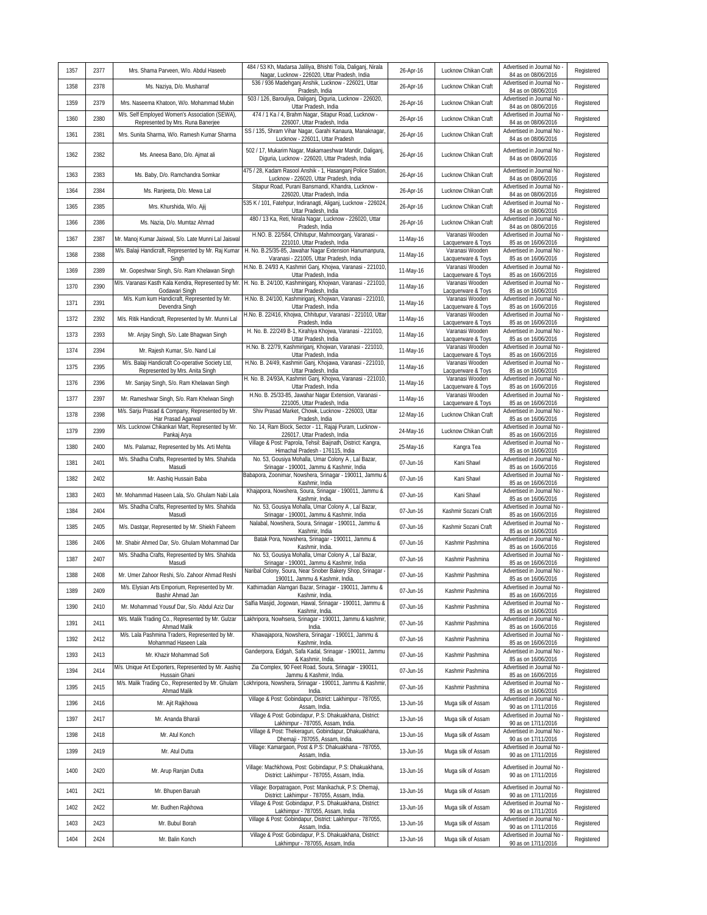| 1357 | 2377 | Mrs. Shama Parveen, W/o. Abdul Haseeb | 484 / 53 Kh, Madarsa Jaliliya, Bhishti Tola, Daliganj, Nirala Nagar, Lucknow - 226020, Uttar Pradesh, India | 26-Apr-16 | Lucknow Chikan Craft | Advertised in Journal No - 84 as on 08/06/2016 | Registered |
|---|---|---|---|---|---|---|---|
| 1358 | 2378 | Ms. Naziya, D/o. Musharraf | 536 / 936 Madehganj Anshik, Lucknow - 226021, Uttar Pradesh, India | 26-Apr-16 | Lucknow Chikan Craft | Advertised in Journal No - 84 as on 08/06/2016 | Registered |
| 1359 | 2379 | Mrs. Naseema Khatoon, W/o. Mohammad Mubin | 503 / 126, Barouliya, Daliganj, Diguria, Lucknow - 226020, Uttar Pradesh, India | 26-Apr-16 | Lucknow Chikan Craft | Advertised in Journal No - 84 as on 08/06/2016 | Registered |
| 1360 | 2380 | M/s. Self Employed Women's Association (SEWA), Represented by Mrs. Runa Banerjee | 474 / 1 Ka / 4, Brahm Nagar, Sitapur Road, Lucknow - 226007, Uttar Pradesh, India | 26-Apr-16 | Lucknow Chikan Craft | Advertised in Journal No - 84 as on 08/06/2016 | Registered |
| 1361 | 2381 | Mrs. Sunita Sharma, W/o. Ramesh Kumar Sharma | SS / 135, Shram Vihar Nagar, Garahi Kanaura, Manaknagar, Lucknow - 226011, Uttar Pradesh | 26-Apr-16 | Lucknow Chikan Craft | Advertised in Journal No - 84 as on 08/06/2016 | Registered |
| 1362 | 2382 | Ms. Aneesa Bano, D/o. Ajmat ali | 502 / 17, Mukarim Nagar, Makamaeshwar Mandir, Daliganj, Diguria, Lucknow - 226020, Uttar Pradesh, India | 26-Apr-16 | Lucknow Chikan Craft | Advertised in Journal No - 84 as on 08/06/2016 | Registered |
| 1363 | 2383 | Ms. Baby, D/o. Ramchandra Somkar | 475 / 28, Kadam Rasool Anshik - 1, Hasanganj Police Station, Lucknow - 226020, Uttar Pradesh, India | 26-Apr-16 | Lucknow Chikan Craft | Advertised in Journal No - 84 as on 08/06/2016 | Registered |
| 1364 | 2384 | Ms. Ranjeeta, D/o. Mewa Lal | Sitapur Road, Purani Bansmandi, Khandra, Lucknow - 226020, Uttar Pradesh, India | 26-Apr-16 | Lucknow Chikan Craft | Advertised in Journal No - 84 as on 08/06/2016 | Registered |
| 1365 | 2385 | Mrs. Khurshida, W/o. Ajij | 535 K / 101, Fatehpur, Indiranagti, Aliganj, Lucknow - 226024, Uttar Pradesh, India | 26-Apr-16 | Lucknow Chikan Craft | Advertised in Journal No - 84 as on 08/06/2016 | Registered |
| 1366 | 2386 | Ms. Nazia, D/o. Mumtaz Ahmad | 480 / 13 Ka, Reti, Nirala Nagar, Lucknow - 226020, Uttar Pradesh, India | 26-Apr-16 | Lucknow Chikan Craft | Advertised in Journal No - 84 as on 08/06/2016 | Registered |
| 1367 | 2387 | Mr. Manoj Kumar Jaiswal, S/o. Late Munni Lal Jaiswal | H.NO. B. 22/584, Chhitupur, Mahmoorganj, Varanasi - 221010, Uttar Pradesh, India | 11-May-16 | Varanasi Wooden Lacquerware & Toys | Advertised in Journal No - 85 as on 16/06/2016 | Registered |
| 1368 | 2388 | M/s. Balaji Handicraft, Represented by Mr. Raj Kumar Singh | H. No. B.25/35-85, Jawahar Nagar Extension Hanumanpura, Varanasi - 221005, Uttar Pradesh, India | 11-May-16 | Varanasi Wooden Lacquerware & Toys | Advertised in Journal No - 85 as on 16/06/2016 | Registered |
| 1369 | 2389 | Mr. Gopeshwar Singh, S/o. Ram Khelawan Singh | H.No. B. 24/93 A, Kashmiri Ganj, Khojwa, Varanasi - 221010, Uttar Pradesh, India | 11-May-16 | Varanasi Wooden Lacquerware & Toys | Advertised in Journal No - 85 as on 16/06/2016 | Registered |
| 1370 | 2390 | M/s. Varanasi Kasth Kala Kendra, Represented by Mr. Godawari Singh | H. No. B. 24/100, Kashmiriganj, Khojwan, Varanasi - 221010, Uttar Pradesh, India | 11-May-16 | Varanasi Wooden Lacquerware & Toys | Advertised in Journal No - 85 as on 16/06/2016 | Registered |
| 1371 | 2391 | M/s. Kum kum Handicraft, Represented by Mr. Devendra Singh | H.No. B. 24/100, Kashmiriganj, Khojwan, Varanasi - 221010, Uttar Pradesh, India | 11-May-16 | Varanasi Wooden Lacquerware & Toys | Advertised in Journal No - 85 as on 16/06/2016 | Registered |
| 1372 | 2392 | M/s. Ritik Handicraft, Represented by Mr. Munni Lal | H.No. B. 22/416, Khojwa, Chhitupur, Varanasi - 221010, Uttar Pradesh, India | 11-May-16 | Varanasi Wooden Lacquerware & Toys | Advertised in Journal No - 85 as on 16/06/2016 | Registered |
| 1373 | 2393 | Mr. Anjay Singh, S/o. Late Bhagwan Singh | H. No. B. 22/249 B-1, Kirahiya Khojwa, Varanasi - 221010, Uttar Pradesh, India | 11-May-16 | Varanasi Wooden Lacquerware & Toys | Advertised in Journal No - 85 as on 16/06/2016 | Registered |
| 1374 | 2394 | Mr. Rajesh Kumar, S/o. Nand Lal | H.No. B. 22/79, Kashmiriganj, Khojwan, Varanasi - 221010, Uttar Pradesh, India | 11-May-16 | Varanasi Wooden Lacquerware & Toys | Advertised in Journal No - 85 as on 16/06/2016 | Registered |
| 1375 | 2395 | M/s. Balaji Handicraft Co-operative Society Ltd, Represented by Mrs. Anita Singh | H.No. B. 24/49, Kashmiri Ganj, Khojawa, Varanasi - 221010, Uttar Pradesh, India | 11-May-16 | Varanasi Wooden Lacquerware & Toys | Advertised in Journal No - 85 as on 16/06/2016 | Registered |
| 1376 | 2396 | Mr. Sanjay Singh, S/o. Ram Khelawan Singh | H. No. B. 24/93A, Kashmiri Ganj, Khojwa, Varanasi - 221010, Uttar Pradesh, India | 11-May-16 | Varanasi Wooden Lacquerware & Toys | Advertised in Journal No - 85 as on 16/06/2016 | Registered |
| 1377 | 2397 | Mr. Rameshwar Singh, S/o. Ram Khelwan Singh | H.No. B. 25/33-85, Jawahar Nagar Extension, Varanasi - 221005, Uttar Pradesh, India | 11-May-16 | Varanasi Wooden Lacquerware & Toys | Advertised in Journal No - 85 as on 16/06/2016 | Registered |
| 1378 | 2398 | M/s. Sarju Prasad & Company, Represented by Mr. Har Prasad Agarwal | Shiv Prasad Market, Chowk, Lucknow - 226003, Uttar Pradesh, India | 12-May-16 | Lucknow Chikan Craft | Advertised in Journal No - 85 as on 16/06/2016 | Registered |
| 1379 | 2399 | M/s. Lucknowi Chikankari Mart, Represented by Mr. Pankaj Arya | No. 14, Ram Block, Sector - 11, Rajaji Puram, Lucknow - 226017, Uttar Pradesh, India | 24-May-16 | Lucknow Chikan Craft | Advertised in Journal No - 85 as on 16/06/2016 | Registered |
| 1380 | 2400 | M/s. Palamaz, Represented by Ms. Arti Mehta | Village & Post: Paprola, Tehsil: Baijnath, District: Kangra, Himachal Pradesh - 176115, India | 25-May-16 | Kangra Tea | Advertised in Journal No - 85 as on 16/06/2016 | Registered |
| 1381 | 2401 | M/s. Shadha Crafts, Represented by Mrs. Shahida Masudi | No. 53, Gousiya Mohalla, Umar Colony A , Lal Bazar, Srinagar - 190001, Jammu & Kashmir, India | 07-Jun-16 | Kani Shawl | Advertised in Journal No - 85 as on 16/06/2016 | Registered |
| 1382 | 2402 | Mr. Aashiq Hussain Baba | Babapora, Zoonimar, Nowshera, Srinagar - 190011, Jammu & Kashmir, India | 07-Jun-16 | Kani Shawl | Advertised in Journal No - 85 as on 16/06/2016 | Registered |
| 1383 | 2403 | Mr. Mohammad Haseen Lala, S/o. Ghulam Nabi Lala | Khajapora, Nowshera, Soura, Srinagar - 190011, Jammu & Kashmir, India. | 07-Jun-16 | Kani Shawl | Advertised in Journal No - 85 as on 16/06/2016 | Registered |
| 1384 | 2404 | M/s. Shadha Crafts, Represented by Mrs. Shahida Masudi | No. 53, Gousiya Mohalla, Umar Colony A , Lal Bazar, Srinagar - 190001, Jammu & Kashmir, India | 07-Jun-16 | Kashmir Sozani Craft | Advertised in Journal No - 85 as on 16/06/2016 | Registered |
| 1385 | 2405 | M/s. Dastqar, Represented by Mr. Shiekh Faheem | Nalabal, Nowshera, Soura, Srinagar - 190011, Jammu & Kashmir, India | 07-Jun-16 | Kashmir Sozani Craft | Advertised in Journal No - 85 as on 16/06/2016 | Registered |
| 1386 | 2406 | Mr. Shabir Ahmed Dar, S/o. Ghulam Mohammad Dar | Batak Pora, Nowshera, Srinagar - 190011, Jammu & Kashmir, India. | 07-Jun-16 | Kashmir Pashmina | Advertised in Journal No - 85 as on 16/06/2016 | Registered |
| 1387 | 2407 | M/s. Shadha Crafts, Represented by Mrs. Shahida Masudi | No. 53, Gousiya Mohalla, Umar Colony A , Lal Bazar, Srinagar - 190001, Jammu & Kashmir, India | 07-Jun-16 | Kashmir Pashmina | Advertised in Journal No - 85 as on 16/06/2016 | Registered |
| 1388 | 2408 | Mr. Umer Zahoor Reshi, S/o. Zahoor Ahmad Reshi | Naribal Colony, Soura, Near Snober Bakery Shop, Srinagar - 190011, Jammu & Kashmir, India. | 07-Jun-16 | Kashmir Pashmina | Advertised in Journal No - 85 as on 16/06/2016 | Registered |
| 1389 | 2409 | M/s. Elysian Arts Emporium, Represented by Mr. Bashir Ahmad Jan | Kathimadian Alamgari Bazar, Srinagar - 190011, Jammu & Kashmir, India. | 07-Jun-16 | Kashmir Pashmina | Advertised in Journal No - 85 as on 16/06/2016 | Registered |
| 1390 | 2410 | Mr. Mohammad Yousuf Dar, S/o. Abdul Aziz Dar | Salfia Masjid, Jogowan, Hawal, Srinagar - 190011, Jammu & Kashmir, India. | 07-Jun-16 | Kashmir Pashmina | Advertised in Journal No - 85 as on 16/06/2016 | Registered |
| 1391 | 2411 | M/s. Malik Trading Co., Represented by Mr. Gulzar Ahmed Malik | Lakhripora, Nowhsera, Srinagar - 190011, Jammu & kashmir, India. | 07-Jun-16 | Kashmir Pashmina | Advertised in Journal No - 85 as on 16/06/2016 | Registered |
| 1392 | 2412 | M/s. Lala Pashmina Traders, Represented by Mr. Mohammad Haseen Lala | Khawajapora, Nowshera, Srinagar - 190011, Jammu & Kashmir, India. | 07-Jun-16 | Kashmir Pashmina | Advertised in Journal No - 85 as on 16/06/2016 | Registered |
| 1393 | 2413 | Mr. Khazir Mohammad Sofi | Ganderpora, Eidgah, Safa Kadal, Srinagar - 190011, Jammu & Kashmir, India. | 07-Jun-16 | Kashmir Pashmina | Advertised in Journal No - 85 as on 16/06/2016 | Registered |
| 1394 | 2414 | M/s. Unique Art Exporters, Represented by Mr. Aashiq Hussain Ghani | Zia Complex, 90 Feet Road, Soura, Srinagar - 190011, Jammu & Kashmir, India. | 07-Jun-16 | Kashmir Pashmina | Advertised in Journal No - 85 as on 16/06/2016 | Registered |
| 1395 | 2415 | M/s. Malik Trading Co., Represented by Mr. Ghulam Ahmad Malik | Lokhripora, Nowshera, Srinagar - 190011, Jammu & Kashmir, India. | 07-Jun-16 | Kashmir Pashmina | Advertised in Journal No - 85 as on 16/06/2016 | Registered |
| 1396 | 2416 | Mr. Ajit Rajkhowa | Village & Post: Gobindapur, District: Lakhimpur - 787055, Assam, India. | 13-Jun-16 | Muga silk of Assam | Advertised in Journal No - 90 as on 17/11/2016 | Registered |
| 1397 | 2417 | Mr. Ananda Bharali | Village & Post: Gobindapur, P.S: Dhakuakhana, District: Lakhimpur - 787055, Assam, India. | 13-Jun-16 | Muga silk of Assam | Advertised in Journal No - 90 as on 17/11/2016 | Registered |
| 1398 | 2418 | Mr. Atul Konch | Village & Post: Thekeraguri, Gobindapur, Dhakuakhana, Dhemaji - 787055, Assam, India. | 13-Jun-16 | Muga silk of Assam | Advertised in Journal No - 90 as on 17/11/2016 | Registered |
| 1399 | 2419 | Mr. Atul Dutta | Village: Kamargaon, Post & P.S: Dhakuakhana - 787055, Assam, India. | 13-Jun-16 | Muga silk of Assam | Advertised in Journal No - 90 as on 17/11/2016 | Registered |
| 1400 | 2420 | Mr. Arup Ranjan Dutta | Village: Machkhowa, Post: Gobindapur, P.S: Dhakuakhana, District: Lakhimpur - 787055, Assam, India. | 13-Jun-16 | Muga silk of Assam | Advertised in Journal No - 90 as on 17/11/2016 | Registered |
| 1401 | 2421 | Mr. Bhupen Baruah | Village: Borpatragaon, Post: Manikachuk, P.S: Dhemaji, District: Lakhimpur - 787055, Assam, India. | 13-Jun-16 | Muga silk of Assam | Advertised in Journal No - 90 as on 17/11/2016 | Registered |
| 1402 | 2422 | Mr. Budhen Rajkhowa | Village & Post: Gobindapur, P.S. Dhakuakhana, District: Lakhimpur - 787055, Assam, India | 13-Jun-16 | Muga silk of Assam | Advertised in Journal No - 90 as on 17/11/2016 | Registered |
| 1403 | 2423 | Mr. Bubul Borah | Village & Post: Gobindapur, District: Lakhimpur - 787055, Assam, India. | 13-Jun-16 | Muga silk of Assam | Advertised in Journal No - 90 as on 17/11/2016 | Registered |
| 1404 | 2424 | Mr. Balin Konch | Village & Post: Gobindapur, P.S. Dhakuakhana, District: Lakhimpur - 787055, Assam, India | 13-Jun-16 | Muga silk of Assam | Advertised in Journal No - 90 as on 17/11/2016 | Registered |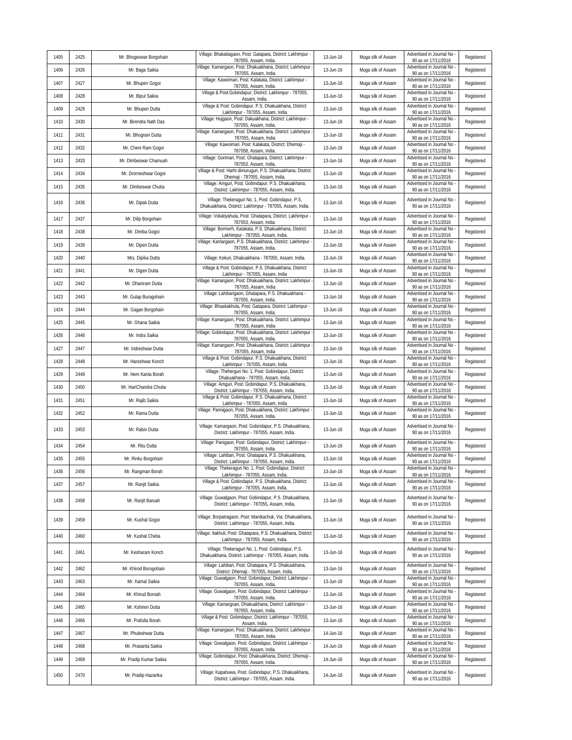| 1405 | 2425 | Mr. Bhogeswar Borgohain | Village: Bhakatiagaon, Post: Gatapara, District: Lakhimpur - 787055, Assam, India. | 13-Jun-16 | Muga silk of Assam | Advertised in Journal No - 90 as on 17/11/2016 | Registered |
|---|---|---|---|---|---|---|---|
| 1406 | 2426 | Mr. Baga Saikia | Village: Kamargaon, Post: Dhakuakhana, District: Lakhimpur - 787055, Assam, India | 13-Jun-16 | Muga silk of Assam | Advertised in Journal No - 90 as on 17/11/2016 | Registered |
| 1407 | 2427 | Mr. Bhupen Gogoi | Village: Kawoimari, Post: Kalakata, District: Lakhimpur - 787055, Assam, India. | 13-Jun-16 | Muga silk of Assam | Advertised in Journal No - 90 as on 17/11/2016 | Registered |
| 1408 | 2428 | Mr. Bipul Saikia | Village & Post:Gobindapur, District: Lakhimpur - 787055, Assam, India. | 13-Jun-16 | Muga silk of Assam | Advertised in Journal No - 90 as on 17/11/2016 | Registered |
| 1409 | 2429 | Mr. Bhupen Dutta | Village & Post: Gobindapur, P.S. Dhakuakhana, District: Lakhimpur - 787055, Assam, India | 13-Jun-16 | Muga silk of Assam | Advertised in Journal No - 90 as on 17/11/2016 | Registered |
| 1410 | 2430 | Mr. Birendra Nath Das | Village: Hujgaon, Post: Dakuakhana, District: Lakhimpur - 787055, Assam, India. | 13-Jun-16 | Muga silk of Assam | Advertised in Journal No - 90 as on 17/11/2016 | Registered |
| 1411 | 2431 | Mr. Bhogram Dutta | Village: Kamargaon, Post: Dhakuakhana, District: Lakhimpur - 787055, Assam, India | 13-Jun-16 | Muga silk of Assam | Advertised in Journal No - 90 as on 17/11/2016 | Registered |
| 1412 | 2432 | Mr. Cheni Ram Gogoi | Village: Kawoimari, Post: Kalakata, District: Dhemaji - 787058, Assam, India. | 13-Jun-16 | Muga silk of Assam | Advertised in Journal No - 90 as on 17/11/2016 | Registered |
| 1413 | 2433 | Mr. Dimbeswar Chamuah | Village: Gorimari, Post: Ghatapara, District: Lakhimpur - 787053, Assam, India. | 13-Jun-16 | Muga silk of Assam | Advertised in Journal No - 90 as on 17/11/2016 | Registered |
| 1414 | 2434 | Mr. Drorneshwar Gogoi | Village & Post: Harhi dimuruguri, P.S. Dhakuakhana, District: Dhemaji - 787055, Assam, India. | 13-Jun-16 | Muga silk of Assam | Advertised in Journal No - 90 as on 17/11/2016 | Registered |
| 1415 | 2435 | Mr. Dimbeswar Chutia | Village: Amguri, Post: Gobindapur, P.S. Dhakuakhana, District: Lakhimpur - 787055, Assam, India. | 13-Jun-16 | Muga silk of Assam | Advertised in Journal No - 90 as on 17/11/2016 | Registered |
| 1416 | 2436 | Mr. Dipak Dutta | Village: Thekeraguri No. 1, Post: Gobindapur, P.S. Dhakuakhana, District: Lakhimpur - 787055, Assam, India. | 13-Jun-16 | Muga silk of Assam | Advertised in Journal No - 90 as on 17/11/2016 | Registered |
| 1417 | 2437 | Mr. Dilip Borgohain | Village: Vokatiyahula, Post: Ghatapara, District: Lakhimpur - 787053, Assam, India. | 13-Jun-16 | Muga silk of Assam | Advertised in Journal No - 90 as on 17/11/2016 | Registered |
| 1418 | 2438 | Mr. Dimba Gogoi | Village: Bormerh, Katakata, P.S. Dhakuakhana, District: Lakhimpur - 787055, Assam, India. | 13-Jun-16 | Muga silk of Assam | Advertised in Journal No - 90 as on 17/11/2016 | Registered |
| 1419 | 2439 | Mr. Dipen Dutta | Village: Kamargaon, P.S. Dhakuakhana, District: Lakhimpur - 787055, Assam, India. | 13-Jun-16 | Muga silk of Assam | Advertised in Journal No - 90 as on 17/11/2016 | Registered |
| 1420 | 2440 | Mrs. Dipika Dutta | Village: Kekuri, Dhakuakhana - 787055, Assam, India. | 13-Jun-16 | Muga silk of Assam | Advertised in Journal No - 90 as on 17/11/2016 | Registered |
| 1421 | 2441 | Mr. Digen Dutta | Village & Post: Gobindapur, P.S. Dhakuakhana, District: Lakhimpur - 787055, Assam, India | 13-Jun-16 | Muga silk of Assam | Advertised in Journal No - 90 as on 17/11/2016 | Registered |
| 1422 | 2442 | Mr. Dhaniram Dutta | Village: Kamargaon, Post: Dhakuakhana, District: Lakhimpur - 787055, Assam, India | 13-Jun-16 | Muga silk of Assam | Advertised in Journal No - 90 as on 17/11/2016 | Registered |
| 1423 | 2443 | Mr. Gulap Buragohain | Village: Lahibarigaon, Ghatapara, P.S. Dhakuakhana - 787055, Assam, India. | 13-Jun-16 | Muga silk of Assam | Advertised in Journal No - 90 as on 17/11/2016 | Registered |
| 1424 | 2444 | Mr. Gagan Borgohain | Village: Bhaatiakhula, Post: Gatapara, District: Lakhimpur - 787055, Assam, India. | 13-Jun-16 | Muga silk of Assam | Advertised in Journal No - 90 as on 17/11/2016 | Registered |
| 1425 | 2445 | Mr. Ghana Saikia | Village: Kamargaon, Post: Dhakuakhana, District: Lakhimpur - 787055, Assam, India | 13-Jun-16 | Muga silk of Assam | Advertised in Journal No - 90 as on 17/11/2016 | Registered |
| 1426 | 2446 | Mr. Indra Saikia | Village: Gobindapur, Post: Dhakuakhana, District: Lakhimpur - 787055, Assam, India. | 13-Jun-16 | Muga silk of Assam | Advertised in Journal No - 90 as on 17/11/2016 | Registered |
| 1427 | 2447 | Mr. Indreshwar Dutta | Village: Kamargaon, Post: Dhakuakhana, District: Lakhimpur - 787055, Assam, India | 13-Jun-16 | Muga silk of Assam | Advertised in Journal No - 90 as on 17/11/2016 | Registered |
| 1428 | 2448 | Mr. Hareshwar Konch | Village & Post: Gobindapur, P.S. Dhakuakhana, District: Lakhimpur - 787055, Assam, India | 13-Jun-16 | Muga silk of Assam | Advertised in Journal No - 90 as on 17/11/2016 | Registered |
| 1429 | 2449 | Mr. Hem Kanta Borah | Village: Theherguri No: 1, Post: Gobindapur, District: Dhakuakhana - 787055, Assam, India. | 13-Jun-16 | Muga silk of Assam | Advertised in Journal No - 90 as on 17/11/2016 | Registered |
| 1430 | 2450 | Mr. HariChandra Chutia | Village: Amguri, Post: Gobindapur, P.S. Dhakuakhana, District: Lakhimpur - 787055, Assam, India. | 13-Jun-16 | Muga silk of Assam | Advertised in Journal No - 90 as on 17/11/2016 | Registered |
| 1431 | 2451 | Mr. Rajib Saikia | Village & Post: Gobindapur, P.S. Dhakuakhana, District: Lakhimpur - 787055, Assam, India | 13-Jun-16 | Muga silk of Assam | Advertised in Journal No - 90 as on 17/11/2016 | Registered |
| 1432 | 2452 | Mr. Rama Dutta | Village: Pannigaon, Post: Dhakuakhana, District: Lakhimpur - 787055, Assam, India. | 13-Jun-16 | Muga silk of Assam | Advertised in Journal No - 90 as on 17/11/2016 | Registered |
| 1433 | 2453 | Mr. Rabin Dutta | Village: Kamargaon, Post: Gobindapur, P.S. Dhakuakhana, District: Lakhimpur - 787055, Assam, India. | 13-Jun-16 | Muga silk of Assam | Advertised in Journal No - 90 as on 17/11/2016 | Registered |
| 1434 | 2454 | Mr. Ritu Dutta | Village: Panigaon, Post: Gobindapur, District: Lakhimpur - 787055, Assam, India. | 13-Jun-16 | Muga silk of Assam | Advertised in Journal No - 90 as on 17/11/2016 | Registered |
| 1435 | 2455 | Mr. Rinku Borgohain | Village: Lahibari, Post: Ghatapara, P.S. Dhakuakhana, District: Lakhimpur - 787055, Assam, India. | 13-Jun-16 | Muga silk of Assam | Advertised in Journal No - 90 as on 17/11/2016 | Registered |
| 1436 | 2456 | Mr. Rangman Borah | Village: Thekeraguri No. 1, Post: Gobindapur, District: Lakhimpur - 787055, Assam, India. | 13-Jun-16 | Muga silk of Assam | Advertised in Journal No - 90 as on 17/11/2016 | Registered |
| 1437 | 2457 | Mr. Ranjit Saikia | Village & Post: Gobindapur, P.S. Dhakuakhana, District: Lakhimpur - 787055, Assam, India. | 13-Jun-16 | Muga silk of Assam | Advertised in Journal No - 90 as on 17/11/2016 | Registered |
| 1438 | 2458 | Mr. Ranjit Baruah | Village: Guwalgaon, Post: Gobindapur, P.S. Dhakuakhana, District: Lakhimpur - 787055, Assam, India, | 13-Jun-16 | Muga silk of Assam | Advertised in Journal No - 90 as on 17/11/2016 | Registered |
| 1439 | 2459 | Mr. Kushal Gogoi | Village: Borpatragaon, Post: Manikachuk, Via: Dhakuakhana, District: Lakhimpur - 787055, Assam, India. | 13-Jun-16 | Muga silk of Assam | Advertised in Journal No - 90 as on 17/11/2016 | Registered |
| 1440 | 2460 | Mr. Kushal Chetia | Village: Itakhuli, Post: Ghatapara, P.S. Dhakuakhana, District: Lakhimpur - 787055, Assam, India. | 13-Jun-16 | Muga silk of Assam | Advertised in Journal No - 90 as on 17/11/2016 | Registered |
| 1441 | 2461 | Mr. Kesharam Konch | Village: Thekeraguri No. 1, Post: Gobindapur, P.S. Dhakuakhana, District: Lakhimpur - 787055, Assam, India. | 13-Jun-16 | Muga silk of Assam | Advertised in Journal No - 90 as on 17/11/2016 | Registered |
| 1442 | 2462 | Mr. Khirod Borogohain | Village: Lahibari, Post: Ghatapara, P.S. Dhakuakhana, District: Dhemaji - 787055, Assam, India. | 13-Jun-16 | Muga silk of Assam | Advertised in Journal No - 90 as on 17/11/2016 | Registered |
| 1443 | 2463 | Mr. Kamal Saikia | Village: Guwalgaon, Post: Gobindapur, District: Lakhimpur - 787055, Assam, India, | 13-Jun-16 | Muga silk of Assam | Advertised in Journal No - 90 as on 17/11/2016 | Registered |
| 1444 | 2464 | Mr. Khirud Boroah | Village: Gowalgaon, Post: Gobindapur, District: Lakhimpur - 787055, Assam, India. | 13-Jun-16 | Muga silk of Assam | Advertised in Journal No - 90 as on 17/11/2016 | Registered |
| 1445 | 2465 | Mr. Kshiren Dutta | Village: Kamargoan, Dhakuakhana, District: Lakhimpur - 787055, Assam, India. | 13-Jun-16 | Muga silk of Assam | Advertised in Journal No - 90 as on 17/11/2016 | Registered |
| 1446 | 2466 | Mr. Prafulla Borah | Village & Post: Gobindapur, District: Lakhimpur - 787055, Assam, India. | 13-Jun-16 | Muga silk of Assam | Advertised in Journal No - 90 as on 17/11/2016 | Registered |
| 1447 | 2467 | Mr. Phuleshwar Dutta | Village: Kamargaon, Post: Dhakuakhana, District: Lakhimpur - 787055, Assam, India | 14-Jun-16 | Muga silk of Assam | Advertised in Journal No - 90 as on 17/11/2016 | Registered |
| 1448 | 2468 | Mr. Prasanta Saikia | Village: Gowalgaon, Post: Gobindapur, District: Lakhimpur - 787055, Assam, India. | 14-Jun-16 | Muga silk of Assam | Advertised in Journal No - 90 as on 17/11/2016 | Registered |
| 1449 | 2469 | Mr. Pradip Kumar Saikia | Village: Gobindapur, Post: Dhakuakhana, District: Dhemaji - 787055, Assam, India. | 14-Jun-16 | Muga silk of Assam | Advertised in Journal No - 90 as on 17/11/2016 | Registered |
| 1450 | 2470 | Mr. Pradip Hazarika | Village: Kapahuwa, Post: Gobindapur, P.S. Dhakuakhana, District: Lakhimpur - 787055, Assam, India. | 14-Jun-16 | Muga silk of Assam | Advertised in Journal No - 90 as on 17/11/2016 | Registered |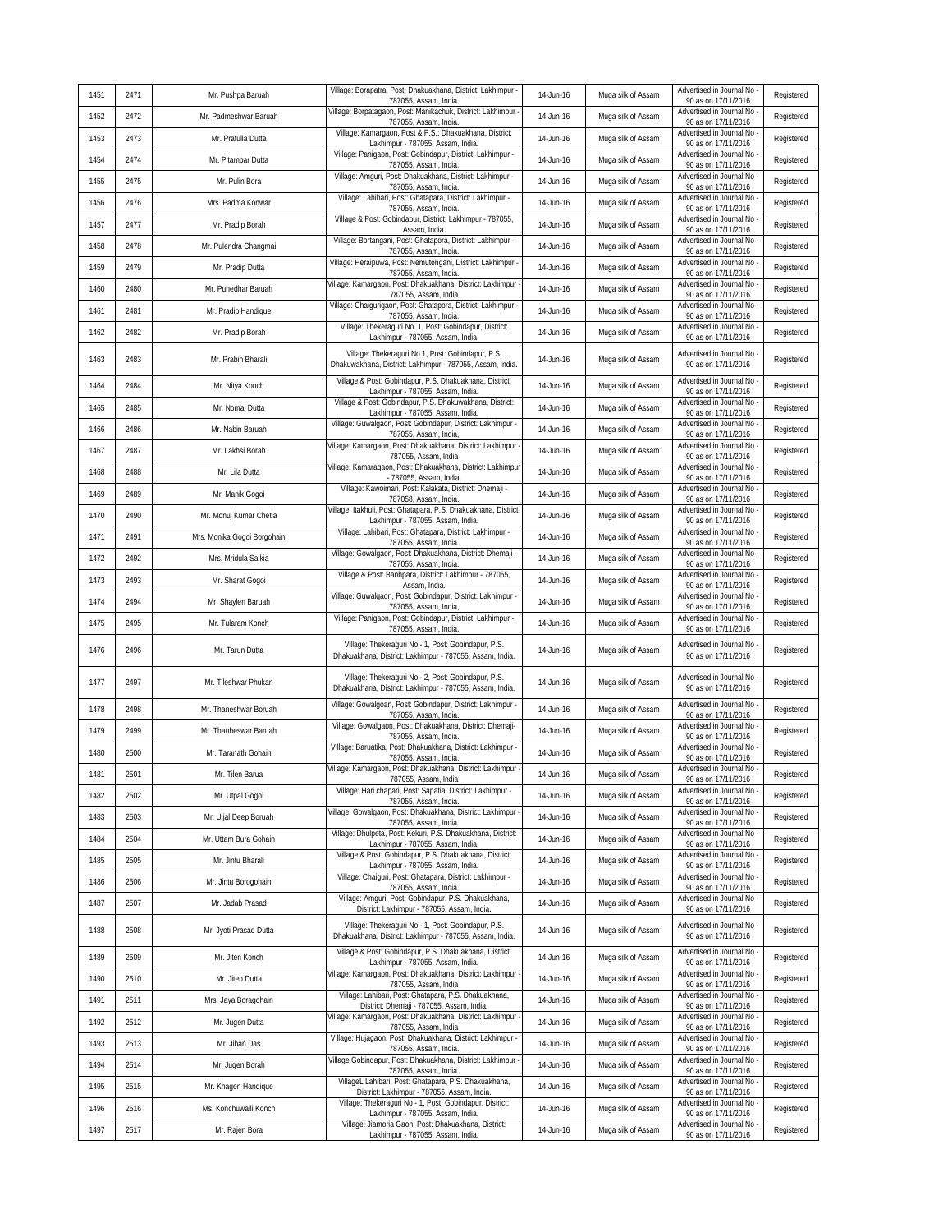| 1451 | 2471 | Mr. Pushpa Baruah | Village: Borapatra, Post: Dhakuakhana, District: Lakhimpur - 787055, Assam, India. | 14-Jun-16 | Muga silk of Assam | Advertised in Journal No - 90 as on 17/11/2016 | Registered |
|---|---|---|---|---|---|---|---|
| 1452 | 2472 | Mr. Padmeshwar Baruah | Village: Borpatagaon, Post: Manikachuk, District: Lakhimpur - 787055, Assam, India. | 14-Jun-16 | Muga silk of Assam | Advertised in Journal No - 90 as on 17/11/2016 | Registered |
| 1453 | 2473 | Mr. Prafulla Dutta | Village: Kamargaon, Post & P.S.: Dhakuakhana, District: Lakhimpur - 787055, Assam, India. | 14-Jun-16 | Muga silk of Assam | Advertised in Journal No - 90 as on 17/11/2016 | Registered |
| 1454 | 2474 | Mr. Pitambar Dutta | Village: Panigaon, Post: Gobindapur, District: Lakhimpur - 787055, Assam, India. | 14-Jun-16 | Muga silk of Assam | Advertised in Journal No - 90 as on 17/11/2016 | Registered |
| 1455 | 2475 | Mr. Pulin Bora | Village: Amguri, Post: Dhakuakhana, District: Lakhimpur - 787055, Assam, India. | 14-Jun-16 | Muga silk of Assam | Advertised in Journal No - 90 as on 17/11/2016 | Registered |
| 1456 | 2476 | Mrs. Padma Konwar | Village: Lahibari, Post: Ghatapara, District: Lakhimpur - 787055, Assam, India. | 14-Jun-16 | Muga silk of Assam | Advertised in Journal No - 90 as on 17/11/2016 | Registered |
| 1457 | 2477 | Mr. Pradip Borah | Village & Post: Gobindapur, District: Lakhimpur - 787055, Assam, India. | 14-Jun-16 | Muga silk of Assam | Advertised in Journal No - 90 as on 17/11/2016 | Registered |
| 1458 | 2478 | Mr. Pulendra Changmai | Village: Bortangani, Post: Ghatapora, District: Lakhimpur - 787055, Assam, India. | 14-Jun-16 | Muga silk of Assam | Advertised in Journal No - 90 as on 17/11/2016 | Registered |
| 1459 | 2479 | Mr. Pradip Dutta | Village: Heraipuwa, Post: Nemutengani, District: Lakhimpur - 787055, Assam, India. | 14-Jun-16 | Muga silk of Assam | Advertised in Journal No - 90 as on 17/11/2016 | Registered |
| 1460 | 2480 | Mr. Punedhar Baruah | Village: Kamargaon, Post: Dhakuakhana, District: Lakhimpur - 787055, Assam, India | 14-Jun-16 | Muga silk of Assam | Advertised in Journal No - 90 as on 17/11/2016 | Registered |
| 1461 | 2481 | Mr. Pradip Handique | Village: Chaigurigaon, Post: Ghatapora, District: Lakhimpur - 787055, Assam, India. | 14-Jun-16 | Muga silk of Assam | Advertised in Journal No - 90 as on 17/11/2016 | Registered |
| 1462 | 2482 | Mr. Pradip Borah | Village: Thekeraguri No. 1, Post: Gobindapur, District: Lakhimpur - 787055, Assam, India. | 14-Jun-16 | Muga silk of Assam | Advertised in Journal No - 90 as on 17/11/2016 | Registered |
| 1463 | 2483 | Mr. Prabin Bharali | Village: Thekeraguri No.1, Post: Gobindapur, P.S. Dhakuwakhana, District: Lakhimpur - 787055, Assam, India. | 14-Jun-16 | Muga silk of Assam | Advertised in Journal No - 90 as on 17/11/2016 | Registered |
| 1464 | 2484 | Mr. Nitya Konch | Village & Post: Gobindapur, P.S. Dhakuakhana, District: Lakhimpur - 787055, Assam, India. | 14-Jun-16 | Muga silk of Assam | Advertised in Journal No - 90 as on 17/11/2016 | Registered |
| 1465 | 2485 | Mr. Nomal Dutta | Village & Post: Gobindapur, P.S. Dhakuwakhana, District: Lakhimpur - 787055, Assam, India. | 14-Jun-16 | Muga silk of Assam | Advertised in Journal No - 90 as on 17/11/2016 | Registered |
| 1466 | 2486 | Mr. Nabin Baruah | Village: Guwalgaon, Post: Gobindapur, District: Lakhimpur - 787055, Assam, India, | 14-Jun-16 | Muga silk of Assam | Advertised in Journal No - 90 as on 17/11/2016 | Registered |
| 1467 | 2487 | Mr. Lakhsi Borah | Village: Kamargaon, Post: Dhakuakhana, District: Lakhimpur - 787055, Assam, India | 14-Jun-16 | Muga silk of Assam | Advertised in Journal No - 90 as on 17/11/2016 | Registered |
| 1468 | 2488 | Mr. Lila Dutta | Village: Kamaragaon, Post: Dhakuakhana, District: Lakhimpur - 787055, Assam, India. | 14-Jun-16 | Muga silk of Assam | Advertised in Journal No - 90 as on 17/11/2016 | Registered |
| 1469 | 2489 | Mr. Manik Gogoi | Village: Kawoimari, Post: Kalakata, District: Dhemaji - 787058, Assam, India. | 14-Jun-16 | Muga silk of Assam | Advertised in Journal No - 90 as on 17/11/2016 | Registered |
| 1470 | 2490 | Mr. Monuj Kumar Chetia | Village: Itakhuli, Post: Ghatapara, P.S. Dhakuakhana, District: Lakhimpur - 787055, Assam, India. | 14-Jun-16 | Muga silk of Assam | Advertised in Journal No - 90 as on 17/11/2016 | Registered |
| 1471 | 2491 | Mrs. Monika Gogoi Borgohain | Village: Lahibari, Post: Ghatapara, District: Lakhimpur - 787055, Assam, India. | 14-Jun-16 | Muga silk of Assam | Advertised in Journal No - 90 as on 17/11/2016 | Registered |
| 1472 | 2492 | Mrs. Mridula Saikia | Village: Gowalgaon, Post: Dhakuakhana, District: Dhemaji - 787055, Assam, India. | 14-Jun-16 | Muga silk of Assam | Advertised in Journal No - 90 as on 17/11/2016 | Registered |
| 1473 | 2493 | Mr. Sharat Gogoi | Village & Post: Banhpara, District: Lakhimpur - 787055, Assam, India. | 14-Jun-16 | Muga silk of Assam | Advertised in Journal No - 90 as on 17/11/2016 | Registered |
| 1474 | 2494 | Mr. Shaylen Baruah | Village: Guwalgaon, Post: Gobindapur, District: Lakhimpur - 787055, Assam, India, | 14-Jun-16 | Muga silk of Assam | Advertised in Journal No - 90 as on 17/11/2016 | Registered |
| 1475 | 2495 | Mr. Tularam Konch | Village: Panigaon, Post: Gobindapur, District: Lakhimpur - 787055, Assam, India. | 14-Jun-16 | Muga silk of Assam | Advertised in Journal No - 90 as on 17/11/2016 | Registered |
| 1476 | 2496 | Mr. Tarun Dutta | Village: Thekeraguri No - 1, Post: Gobindapur, P.S. Dhakuakhana, District: Lakhimpur - 787055, Assam, India. | 14-Jun-16 | Muga silk of Assam | Advertised in Journal No - 90 as on 17/11/2016 | Registered |
| 1477 | 2497 | Mr. Tileshwar Phukan | Village: Thekeraguri No - 2, Post: Gobindapur, P.S. Dhakuakhana, District: Lakhimpur - 787055, Assam, India. | 14-Jun-16 | Muga silk of Assam | Advertised in Journal No - 90 as on 17/11/2016 | Registered |
| 1478 | 2498 | Mr. Thaneshwar Boruah | Village: Gowalgoan, Post: Gobindapur, District: Lakhimpur - 787055, Assam, India. | 14-Jun-16 | Muga silk of Assam | Advertised in Journal No - 90 as on 17/11/2016 | Registered |
| 1479 | 2499 | Mr. Thanheswar Baruah | Village: Gowalgaon, Post: Dhakuakhana, District: Dhemaji- 787055, Assam, India. | 14-Jun-16 | Muga silk of Assam | Advertised in Journal No - 90 as on 17/11/2016 | Registered |
| 1480 | 2500 | Mr. Taranath Gohain | Village: Baruatika, Post: Dhakuakhana, District: Lakhimpur - 787055, Assam, India. | 14-Jun-16 | Muga silk of Assam | Advertised in Journal No - 90 as on 17/11/2016 | Registered |
| 1481 | 2501 | Mr. Tilen Barua | Village: Kamargaon, Post: Dhakuakhana, District: Lakhimpur - 787055, Assam, India | 14-Jun-16 | Muga silk of Assam | Advertised in Journal No - 90 as on 17/11/2016 | Registered |
| 1482 | 2502 | Mr. Utpal Gogoi | Village: Hari chapari, Post: Sapatia, District: Lakhimpur - 787055, Assam, India. | 14-Jun-16 | Muga silk of Assam | Advertised in Journal No - 90 as on 17/11/2016 | Registered |
| 1483 | 2503 | Mr. Ujjal Deep Boruah | Village: Gowalgaon, Post: Dhakuakhana, District: Lakhimpur - 787055, Assam, India. | 14-Jun-16 | Muga silk of Assam | Advertised in Journal No - 90 as on 17/11/2016 | Registered |
| 1484 | 2504 | Mr. Uttam Bura Gohain | Village: Dhulpeta, Post: Kekuri, P.S. Dhakuakhana, District: Lakhimpur - 787055, Assam, India. | 14-Jun-16 | Muga silk of Assam | Advertised in Journal No - 90 as on 17/11/2016 | Registered |
| 1485 | 2505 | Mr. Jintu Bharali | Village & Post: Gobindapur, P.S. Dhakuakhana, District: Lakhimpur - 787055, Assam, India. | 14-Jun-16 | Muga silk of Assam | Advertised in Journal No - 90 as on 17/11/2016 | Registered |
| 1486 | 2506 | Mr. Jintu Borogohain | Village: Chaiguri, Post: Ghatapara, District: Lakhimpur - 787055, Assam, India. | 14-Jun-16 | Muga silk of Assam | Advertised in Journal No - 90 as on 17/11/2016 | Registered |
| 1487 | 2507 | Mr. Jadab Prasad | Village: Amguri, Post: Gobindapur, P.S. Dhakuakhana, District: Lakhimpur - 787055, Assam, India. | 14-Jun-16 | Muga silk of Assam | Advertised in Journal No - 90 as on 17/11/2016 | Registered |
| 1488 | 2508 | Mr. Jyoti Prasad Dutta | Village: Thekeraguri No - 1, Post: Gobindapur, P.S. Dhakuakhana, District: Lakhimpur - 787055, Assam, India. | 14-Jun-16 | Muga silk of Assam | Advertised in Journal No - 90 as on 17/11/2016 | Registered |
| 1489 | 2509 | Mr. Jiten Konch | Village & Post: Gobindapur, P.S. Dhakuakhana, District: Lakhimpur - 787055, Assam, India. | 14-Jun-16 | Muga silk of Assam | Advertised in Journal No - 90 as on 17/11/2016 | Registered |
| 1490 | 2510 | Mr. Jiten Dutta | Village: Kamargaon, Post: Dhakuakhana, District: Lakhimpur - 787055, Assam, India | 14-Jun-16 | Muga silk of Assam | Advertised in Journal No - 90 as on 17/11/2016 | Registered |
| 1491 | 2511 | Mrs. Jaya Boragohain | Village: Lahibari, Post: Ghatapara, P.S. Dhakuakhana, District: Dhemaji - 787055, Assam, India. | 14-Jun-16 | Muga silk of Assam | Advertised in Journal No - 90 as on 17/11/2016 | Registered |
| 1492 | 2512 | Mr. Jugen Dutta | Village: Kamargaon, Post: Dhakuakhana, District: Lakhimpur - 787055, Assam, India | 14-Jun-16 | Muga silk of Assam | Advertised in Journal No - 90 as on 17/11/2016 | Registered |
| 1493 | 2513 | Mr. Jiban Das | Village: Hujagaon, Post: Dhakuakhana, District: Lakhimpur - 787055, Assam, India. | 14-Jun-16 | Muga silk of Assam | Advertised in Journal No - 90 as on 17/11/2016 | Registered |
| 1494 | 2514 | Mr. Jugen Borah | Village:Gobindapur, Post: Dhakuakhana, District: Lakhimpur - 787055, Assam, India. | 14-Jun-16 | Muga silk of Assam | Advertised in Journal No - 90 as on 17/11/2016 | Registered |
| 1495 | 2515 | Mr. Khagen Handique | VillageL Lahibari, Post: Ghatapara, P.S. Dhakuakhana, District: Lakhimpur - 787055, Assam, India. | 14-Jun-16 | Muga silk of Assam | Advertised in Journal No - 90 as on 17/11/2016 | Registered |
| 1496 | 2516 | Ms. Konchuwalli Konch | Village: Thekeraguri No - 1, Post: Gobindapur, District: Lakhimpur - 787055, Assam, India. | 14-Jun-16 | Muga silk of Assam | Advertised in Journal No - 90 as on 17/11/2016 | Registered |
| 1497 | 2517 | Mr. Rajen Bora | Village: Jiamoria Gaon, Post: Dhakuakhana, District: Lakhimpur - 787055, Assam, India. | 14-Jun-16 | Muga silk of Assam | Advertised in Journal No - 90 as on 17/11/2016 | Registered |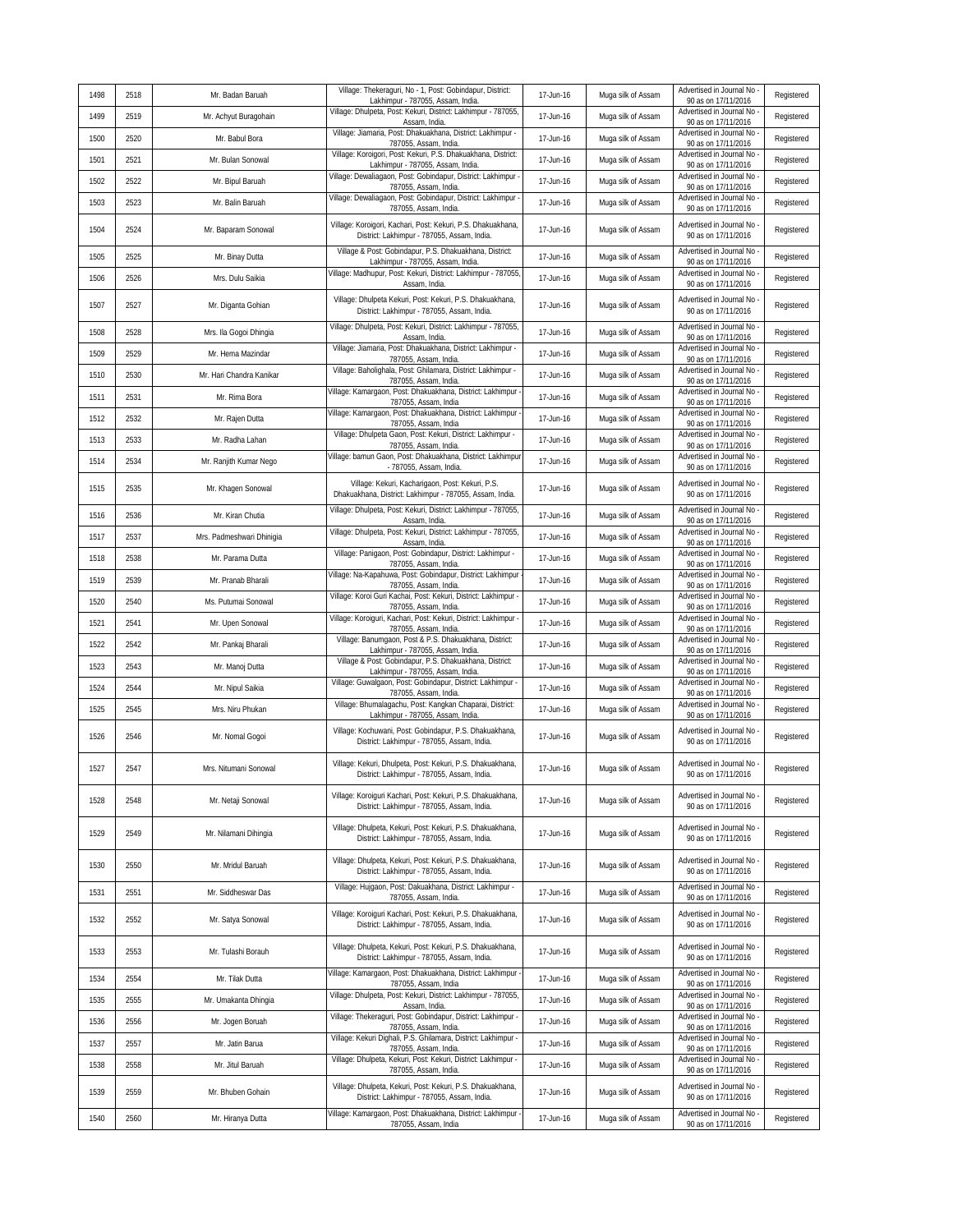| 1498 | 2518 | Mr. Badan Baruah | Village: Thekeraguri, No - 1, Post: Gobindapur, District: Lakhimpur - 787055, Assam, India. | 17-Jun-16 | Muga silk of Assam | Advertised in Journal No - 90 as on 17/11/2016 | Registered |
|---|---|---|---|---|---|---|---|
| 1499 | 2519 | Mr. Achyut Buragohain | Village: Dhulpeta, Post: Kekuri, District: Lakhimpur - 787055, Assam, India. | 17-Jun-16 | Muga silk of Assam | Advertised in Journal No - 90 as on 17/11/2016 | Registered |
| 1500 | 2520 | Mr. Babul Bora | Village: Jiamaria, Post: Dhakuakhana, District: Lakhimpur - 787055, Assam, India. | 17-Jun-16 | Muga silk of Assam | Advertised in Journal No - 90 as on 17/11/2016 | Registered |
| 1501 | 2521 | Mr. Bulan Sonowal | Village: Koroigori, Post: Kekuri, P.S. Dhakuakhana, District: Lakhimpur - 787055, Assam, India. | 17-Jun-16 | Muga silk of Assam | Advertised in Journal No - 90 as on 17/11/2016 | Registered |
| 1502 | 2522 | Mr. Bipul Baruah | Village: Dewaliagaon, Post: Gobindapur, District: Lakhimpur - 787055, Assam, India. | 17-Jun-16 | Muga silk of Assam | Advertised in Journal No - 90 as on 17/11/2016 | Registered |
| 1503 | 2523 | Mr. Balin Baruah | Village: Dewaliagaon, Post: Gobindapur, District: Lakhimpur - 787055, Assam, India. | 17-Jun-16 | Muga silk of Assam | Advertised in Journal No - 90 as on 17/11/2016 | Registered |
| 1504 | 2524 | Mr. Baparam Sonowal | Village: Koroigori, Kachari, Post: Kekuri, P.S. Dhakuakhana, District: Lakhimpur - 787055, Assam, India. | 17-Jun-16 | Muga silk of Assam | Advertised in Journal No - 90 as on 17/11/2016 | Registered |
| 1505 | 2525 | Mr. Binay Dutta | Village & Post: Gobindapur, P.S. Dhakuakhana, District: Lakhimpur - 787055, Assam, India. | 17-Jun-16 | Muga silk of Assam | Advertised in Journal No - 90 as on 17/11/2016 | Registered |
| 1506 | 2526 | Mrs. Dulu Saikia | Village: Madhupur, Post: Kekuri, District: Lakhimpur - 787055, Assam, India. | 17-Jun-16 | Muga silk of Assam | Advertised in Journal No - 90 as on 17/11/2016 | Registered |
| 1507 | 2527 | Mr. Diganta Gohian | Village: Dhulpeta Kekuri, Post: Kekuri, P.S. Dhakuakhana, District: Lakhimpur - 787055, Assam, India. | 17-Jun-16 | Muga silk of Assam | Advertised in Journal No - 90 as on 17/11/2016 | Registered |
| 1508 | 2528 | Mrs. Ila Gogoi Dhingia | Village: Dhulpeta, Post: Kekuri, District: Lakhimpur - 787055, Assam, India. | 17-Jun-16 | Muga silk of Assam | Advertised in Journal No - 90 as on 17/11/2016 | Registered |
| 1509 | 2529 | Mr. Hema Mazindar | Village: Jiamaria, Post: Dhakuakhana, District: Lakhimpur - 787055, Assam, India. | 17-Jun-16 | Muga silk of Assam | Advertised in Journal No - 90 as on 17/11/2016 | Registered |
| 1510 | 2530 | Mr. Hari Chandra Kanikar | Village: Baholighala, Post: Ghilamara, District: Lakhimpur - 787055, Assam, India. | 17-Jun-16 | Muga silk of Assam | Advertised in Journal No - 90 as on 17/11/2016 | Registered |
| 1511 | 2531 | Mr. Rima Bora | Village: Kamargaon, Post: Dhakuakhana, District: Lakhimpur - 787055, Assam, India | 17-Jun-16 | Muga silk of Assam | Advertised in Journal No - 90 as on 17/11/2016 | Registered |
| 1512 | 2532 | Mr. Rajen Dutta | Village: Kamargaon, Post: Dhakuakhana, District: Lakhimpur - 787055, Assam, India | 17-Jun-16 | Muga silk of Assam | Advertised in Journal No - 90 as on 17/11/2016 | Registered |
| 1513 | 2533 | Mr. Radha Lahan | Village: Dhulpeta Gaon, Post: Kekuri, District: Lakhimpur - 787055, Assam, India. | 17-Jun-16 | Muga silk of Assam | Advertised in Journal No - 90 as on 17/11/2016 | Registered |
| 1514 | 2534 | Mr. Ranjith Kumar Nego | Village: bamun Gaon, Post: Dhakuakhana, District: Lakhimpur - 787055, Assam, India. | 17-Jun-16 | Muga silk of Assam | Advertised in Journal No - 90 as on 17/11/2016 | Registered |
| 1515 | 2535 | Mr. Khagen Sonowal | Village: Kekuri, Kacharigaon, Post: Kekuri, P.S. Dhakuakhana, District: Lakhimpur - 787055, Assam, India. | 17-Jun-16 | Muga silk of Assam | Advertised in Journal No - 90 as on 17/11/2016 | Registered |
| 1516 | 2536 | Mr. Kiran Chutia | Village: Dhulpeta, Post: Kekuri, District: Lakhimpur - 787055, Assam, India. | 17-Jun-16 | Muga silk of Assam | Advertised in Journal No - 90 as on 17/11/2016 | Registered |
| 1517 | 2537 | Mrs. Padmeshwari Dhinigia | Village: Dhulpeta, Post: Kekuri, District: Lakhimpur - 787055, Assam, India. | 17-Jun-16 | Muga silk of Assam | Advertised in Journal No - 90 as on 17/11/2016 | Registered |
| 1518 | 2538 | Mr. Parama Dutta | Village: Panigaon, Post: Gobindapur, District: Lakhimpur - 787055, Assam, India. | 17-Jun-16 | Muga silk of Assam | Advertised in Journal No - 90 as on 17/11/2016 | Registered |
| 1519 | 2539 | Mr. Pranab Bharali | Village: Na-Kapahuwa, Post: Gobindapur, District: Lakhimpur - 787055, Assam, India. | 17-Jun-16 | Muga silk of Assam | Advertised in Journal No - 90 as on 17/11/2016 | Registered |
| 1520 | 2540 | Ms. Putumai Sonowal | Village: Koroi Guri Kachai, Post: Kekuri, District: Lakhimpur - 787055, Assam, India. | 17-Jun-16 | Muga silk of Assam | Advertised in Journal No - 90 as on 17/11/2016 | Registered |
| 1521 | 2541 | Mr. Upen Sonowal | Village: Koroiguri, Kachari, Post: Kekuri, District: Lakhimpur - 787055, Assam, India. | 17-Jun-16 | Muga silk of Assam | Advertised in Journal No - 90 as on 17/11/2016 | Registered |
| 1522 | 2542 | Mr. Pankaj Bharali | Village: Banumgaon, Post & P.S. Dhakuakhana, District: Lakhimpur - 787055, Assam, India. | 17-Jun-16 | Muga silk of Assam | Advertised in Journal No - 90 as on 17/11/2016 | Registered |
| 1523 | 2543 | Mr. Manoj Dutta | Village & Post: Gobindapur, P.S. Dhakuakhana, District: Lakhimpur - 787055, Assam, India. | 17-Jun-16 | Muga silk of Assam | Advertised in Journal No - 90 as on 17/11/2016 | Registered |
| 1524 | 2544 | Mr. Nipul Saikia | Village: Guwalgaon, Post: Gobindapur, District: Lakhimpur - 787055, Assam, India. | 17-Jun-16 | Muga silk of Assam | Advertised in Journal No - 90 as on 17/11/2016 | Registered |
| 1525 | 2545 | Mrs. Niru Phukan | Village: Bhumalagachu, Post: Kangkan Chaparai, District: Lakhimpur - 787055, Assam, India. | 17-Jun-16 | Muga silk of Assam | Advertised in Journal No - 90 as on 17/11/2016 | Registered |
| 1526 | 2546 | Mr. Nomal Gogoi | Village: Kochuwani, Post: Gobindapur, P.S. Dhakuakhana, District: Lakhimpur - 787055, Assam, India. | 17-Jun-16 | Muga silk of Assam | Advertised in Journal No - 90 as on 17/11/2016 | Registered |
| 1527 | 2547 | Mrs. Nitumani Sonowal | Village: Kekuri, Dhulpeta, Post: Kekuri, P.S. Dhakuakhana, District: Lakhimpur - 787055, Assam, India. | 17-Jun-16 | Muga silk of Assam | Advertised in Journal No - 90 as on 17/11/2016 | Registered |
| 1528 | 2548 | Mr. Netaji Sonowal | Village: Koroiguri Kachari, Post: Kekuri, P.S. Dhakuakhana, District: Lakhimpur - 787055, Assam, India. | 17-Jun-16 | Muga silk of Assam | Advertised in Journal No - 90 as on 17/11/2016 | Registered |
| 1529 | 2549 | Mr. Nilamani Dihingia | Village: Dhulpeta, Kekuri, Post: Kekuri, P.S. Dhakuakhana, District: Lakhimpur - 787055, Assam, India. | 17-Jun-16 | Muga silk of Assam | Advertised in Journal No - 90 as on 17/11/2016 | Registered |
| 1530 | 2550 | Mr. Mridul Baruah | Village: Dhulpeta, Kekuri, Post: Kekuri, P.S. Dhakuakhana, District: Lakhimpur - 787055, Assam, India. | 17-Jun-16 | Muga silk of Assam | Advertised in Journal No - 90 as on 17/11/2016 | Registered |
| 1531 | 2551 | Mr. Siddheswar Das | Village: Hujgaon, Post: Dakuakhana, District: Lakhimpur - 787055, Assam, India. | 17-Jun-16 | Muga silk of Assam | Advertised in Journal No - 90 as on 17/11/2016 | Registered |
| 1532 | 2552 | Mr. Satya Sonowal | Village: Koroiguri Kachari, Post: Kekuri, P.S. Dhakuakhana, District: Lakhimpur - 787055, Assam, India. | 17-Jun-16 | Muga silk of Assam | Advertised in Journal No - 90 as on 17/11/2016 | Registered |
| 1533 | 2553 | Mr. Tulashi Borauh | Village: Dhulpeta, Kekuri, Post: Kekuri, P.S. Dhakuakhana, District: Lakhimpur - 787055, Assam, India. | 17-Jun-16 | Muga silk of Assam | Advertised in Journal No - 90 as on 17/11/2016 | Registered |
| 1534 | 2554 | Mr. Tilak Dutta | Village: Kamargaon, Post: Dhakuakhana, District: Lakhimpur - 787055, Assam, India | 17-Jun-16 | Muga silk of Assam | Advertised in Journal No - 90 as on 17/11/2016 | Registered |
| 1535 | 2555 | Mr. Umakanta Dhingia | Village: Dhulpeta, Post: Kekuri, District: Lakhimpur - 787055, Assam, India. | 17-Jun-16 | Muga silk of Assam | Advertised in Journal No - 90 as on 17/11/2016 | Registered |
| 1536 | 2556 | Mr. Jogen Boruah | Village: Thekeraguri, Post: Gobindapur, District: Lakhimpur - 787055, Assam, India. | 17-Jun-16 | Muga silk of Assam | Advertised in Journal No - 90 as on 17/11/2016 | Registered |
| 1537 | 2557 | Mr. Jatin Barua | Village: Kekuri Dighali, P.S. Ghilamara, District: Lakhimpur - 787055, Assam, India. | 17-Jun-16 | Muga silk of Assam | Advertised in Journal No - 90 as on 17/11/2016 | Registered |
| 1538 | 2558 | Mr. Jitul Baruah | Village: Dhulpeta, Kekuri, Post: Kekuri, District: Lakhimpur - 787055, Assam, India. | 17-Jun-16 | Muga silk of Assam | Advertised in Journal No - 90 as on 17/11/2016 | Registered |
| 1539 | 2559 | Mr. Bhuben Gohain | Village: Dhulpeta, Kekuri, Post: Kekuri, P.S. Dhakuakhana, District: Lakhimpur - 787055, Assam, India. | 17-Jun-16 | Muga silk of Assam | Advertised in Journal No - 90 as on 17/11/2016 | Registered |
| 1540 | 2560 | Mr. Hiranya Dutta | Village: Kamargaon, Post: Dhakuakhana, District: Lakhimpur - 787055, Assam, India | 17-Jun-16 | Muga silk of Assam | Advertised in Journal No - 90 as on 17/11/2016 | Registered |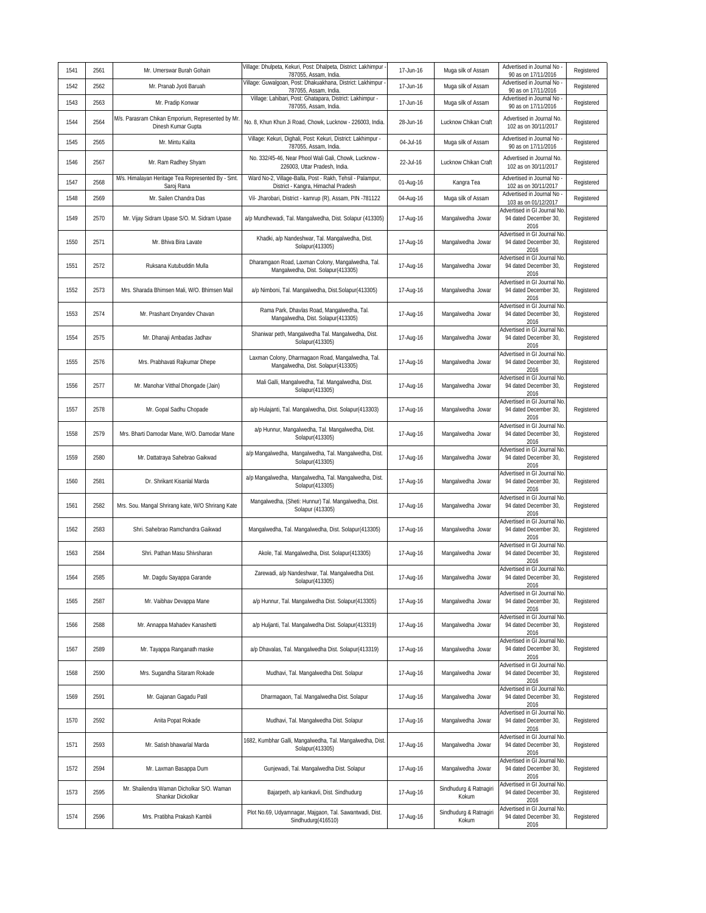| 1541 | 2561 | Mr. Umerswar Burah Gohain | Village: Dhulpeta, Kekuri, Post: Dhalpeta, District: Lakhimpur - 787055, Assam, India. | 17-Jun-16 | Muga silk of Assam | Advertised in Journal No - 90 as on 17/11/2016 | Registered |
|---|---|---|---|---|---|---|---|
| 1542 | 2562 | Mr. Pranab Jyoti Baruah | Village: Guwalgoan, Post: Dhakuakhana, District: Lakhimpur - 787055, Assam, India. | 17-Jun-16 | Muga silk of Assam | Advertised in Journal No - 90 as on 17/11/2016 | Registered |
| 1543 | 2563 | Mr. Pradip Konwar | Village: Lahibari, Post: Ghatapara, District: Lakhimpur - 787055, Assam, India. | 17-Jun-16 | Muga silk of Assam | Advertised in Journal No - 90 as on 17/11/2016 | Registered |
| 1544 | 2564 | M/s. Parasram Chikan Emporium, Represented by Mr. Dinesh Kumar Gupta | No. 8, Khun Khun Ji Road, Chowk, Lucknow - 226003, India. | 28-Jun-16 | Lucknow Chikan Craft | Advertised in Journal No. 102 as on 30/11/2017 | Registered |
| 1545 | 2565 | Mr. Mintu Kalita | Village: Kekuri, Dighali, Post: Kekuri, District: Lakhimpur - 787055, Assam, India. | 04-Jul-16 | Muga silk of Assam | Advertised in Journal No - 90 as on 17/11/2016 | Registered |
| 1546 | 2567 | Mr. Ram Radhey Shyam | No. 332/45-46, Near Phool Wali Gali, Chowk, Lucknow - 226003, Uttar Pradesh, India. | 22-Jul-16 | Lucknow Chikan Craft | Advertised in Journal No. 102 as on 30/11/2017 | Registered |
| 1547 | 2568 | M/s. Himalayan Heritage Tea Represented By - Smt. Saroj Rana | Ward No-2, Village-Balla, Post - Rakh, Tehsil - Palampur, District - Kangra, Himachal Pradesh | 01-Aug-16 | Kangra Tea | Advertised in Journal No - 102 as on 30/11/2017 | Registered |
| 1548 | 2569 | Mr. Sailen Chandra Das | Vil- Jharobari, District - kamrup (R), Assam, PIN -781122 | 04-Aug-16 | Muga silk of Assam | Advertised in Journal No - 103 as on 01/12/2017 | Registered |
| 1549 | 2570 | Mr. Vijay Sidram Upase S/O. M. Sidram Upase | a/p Mundhewadi, Tal. Mangalwedha, Dist. Solapur (413305) | 17-Aug-16 | Mangalwedha Jowar | Advertised in GI Journal No. 94 dated December 30, 2016 | Registered |
| 1550 | 2571 | Mr. Bhiva Bira Lavate | Khadki, a/p Nandeshwar, Tal. Mangalwedha, Dist. Solapur(413305) | 17-Aug-16 | Mangalwedha Jowar | Advertised in GI Journal No. 94 dated December 30, 2016 | Registered |
| 1551 | 2572 | Ruksana Kutubuddin Mulla | Dharamgaon Road, Laxman Colony, Mangalwedha, Tal. Mangalwedha, Dist. Solapur(413305) | 17-Aug-16 | Mangalwedha Jowar | Advertised in GI Journal No. 94 dated December 30, 2016 | Registered |
| 1552 | 2573 | Mrs. Sharada Bhimsen Mali, W/O. Bhimsen Mail | a/p Nimboni, Tal. Mangalwedha, Dist.Solapur(413305) | 17-Aug-16 | Mangalwedha Jowar | Advertised in GI Journal No. 94 dated December 30, 2016 | Registered |
| 1553 | 2574 | Mr. Prashant Dnyandev Chavan | Rama Park, Dhavlas Road, Mangalwedha, Tal. Mangalwedha, Dist. Solapur(413305) | 17-Aug-16 | Mangalwedha Jowar | Advertised in GI Journal No. 94 dated December 30, 2016 | Registered |
| 1554 | 2575 | Mr. Dhanaji Ambadas Jadhav | Shaniwar peth, Mangalwedha Tal. Mangalwedha, Dist. Solapur(413305) | 17-Aug-16 | Mangalwedha Jowar | Advertised in GI Journal No. 94 dated December 30, 2016 | Registered |
| 1555 | 2576 | Mrs. Prabhavati Rajkumar Dhepe | Laxman Colony, Dharmagaon Road, Mangalwedha, Tal. Mangalwedha, Dist. Solapur(413305) | 17-Aug-16 | Mangalwedha Jowar | Advertised in GI Journal No. 94 dated December 30, 2016 | Registered |
| 1556 | 2577 | Mr. Manohar Vitthal Dhongade (Jain) | Mali Galli, Mangalwedha, Tal. Mangalwedha, Dist. Solapur(413305) | 17-Aug-16 | Mangalwedha Jowar | Advertised in GI Journal No. 94 dated December 30, 2016 | Registered |
| 1557 | 2578 | Mr. Gopal Sadhu Chopade | a/p Hulajanti, Tal. Mangalwedha, Dist. Solapur(413303) | 17-Aug-16 | Mangalwedha Jowar | Advertised in GI Journal No. 94 dated December 30, 2016 | Registered |
| 1558 | 2579 | Mrs. Bharti Damodar Mane, W/O. Damodar Mane | a/p Hunnur, Mangalwedha, Tal. Mangalwedha, Dist. Solapur(413305) | 17-Aug-16 | Mangalwedha Jowar | Advertised in GI Journal No. 94 dated December 30, 2016 | Registered |
| 1559 | 2580 | Mr. Dattatraya Sahebrao Gaikwad | a/p Mangalwedha, Mangalwedha, Tal. Mangalwedha, Dist. Solapur(413305) | 17-Aug-16 | Mangalwedha Jowar | Advertised in GI Journal No. 94 dated December 30, 2016 | Registered |
| 1560 | 2581 | Dr. Shrikant Kisanlal Marda | a/p Mangalwedha, Mangalwedha, Tal. Mangalwedha, Dist. Solapur(413305) | 17-Aug-16 | Mangalwedha Jowar | Advertised in GI Journal No. 94 dated December 30, 2016 | Registered |
| 1561 | 2582 | Mrs. Sou. Mangal Shrirang kate, W/O Shrirang Kate | Mangalwedha, (Sheti: Hunnur) Tal. Mangalwedha, Dist. Solapur (413305) | 17-Aug-16 | Mangalwedha Jowar | Advertised in GI Journal No. 94 dated December 30, 2016 | Registered |
| 1562 | 2583 | Shri. Sahebrao Ramchandra Gaikwad | Mangalwedha, Tal. Mangalwedha, Dist. Solapur(413305) | 17-Aug-16 | Mangalwedha Jowar | Advertised in GI Journal No. 94 dated December 30, 2016 | Registered |
| 1563 | 2584 | Shri. Pathan Masu Shivsharan | Akole, Tal. Mangalwedha, Dist. Solapur(413305) | 17-Aug-16 | Mangalwedha Jowar | Advertised in GI Journal No. 94 dated December 30, 2016 | Registered |
| 1564 | 2585 | Mr. Dagdu Sayappa Garande | Zarewadi, a/p Nandeshwar, Tal. Mangalwedha Dist. Solapur(413305) | 17-Aug-16 | Mangalwedha Jowar | Advertised in GI Journal No. 94 dated December 30, 2016 | Registered |
| 1565 | 2587 | Mr. Vaibhav Devappa Mane | a/p Hunnur, Tal. Mangalwedha Dist. Solapur(413305) | 17-Aug-16 | Mangalwedha Jowar | Advertised in GI Journal No. 94 dated December 30, 2016 | Registered |
| 1566 | 2588 | Mr. Annappa Mahadev Kanashetti | a/p Huljanti, Tal. Mangalwedha Dist. Solapur(413319) | 17-Aug-16 | Mangalwedha Jowar | Advertised in GI Journal No. 94 dated December 30, 2016 | Registered |
| 1567 | 2589 | Mr. Tayappa Ranganath maske | a/p Dhavalas, Tal. Mangalwedha Dist. Solapur(413319) | 17-Aug-16 | Mangalwedha Jowar | Advertised in GI Journal No. 94 dated December 30, 2016 | Registered |
| 1568 | 2590 | Mrs. Sugandha Sitaram Rokade | Mudhavi, Tal. Mangalwedha Dist. Solapur | 17-Aug-16 | Mangalwedha Jowar | Advertised in GI Journal No. 94 dated December 30, 2016 | Registered |
| 1569 | 2591 | Mr. Gajanan Gagadu Patil | Dharmagaon, Tal. Mangalwedha Dist. Solapur | 17-Aug-16 | Mangalwedha Jowar | Advertised in GI Journal No. 94 dated December 30, 2016 | Registered |
| 1570 | 2592 | Anita Popat Rokade | Mudhavi, Tal. Mangalwedha Dist. Solapur | 17-Aug-16 | Mangalwedha Jowar | Advertised in GI Journal No. 94 dated December 30, 2016 | Registered |
| 1571 | 2593 | Mr. Satish bhawarlal Marda | 1682, Kumbhar Galli, Mangalwedha, Tal. Mangalwedha, Dist. Solapur(413305) | 17-Aug-16 | Mangalwedha Jowar | Advertised in GI Journal No. 94 dated December 30, 2016 | Registered |
| 1572 | 2594 | Mr. Laxman Basappa Dum | Gunjewadi, Tal. Mangalwedha Dist. Solapur | 17-Aug-16 | Mangalwedha Jowar | Advertised in GI Journal No. 94 dated December 30, 2016 | Registered |
| 1573 | 2595 | Mr. Shailendra Waman Dicholkar S/O. Waman Shankar Dickolkar | Bajarpeth, a/p kankavli, Dist. Sindhudurg | 17-Aug-16 | Sindhudurg & Ratnagiri Kokum | Advertised in GI Journal No. 94 dated December 30, 2016 | Registered |
| 1574 | 2596 | Mrs. Pratibha Prakash Kambli | Plot No.69, Udyamnagar, Majgaon, Tal. Sawantwadi, Dist. Sindhudurg(416510) | 17-Aug-16 | Sindhudurg & Ratnagiri Kokum | Advertised in GI Journal No. 94 dated December 30, 2016 | Registered |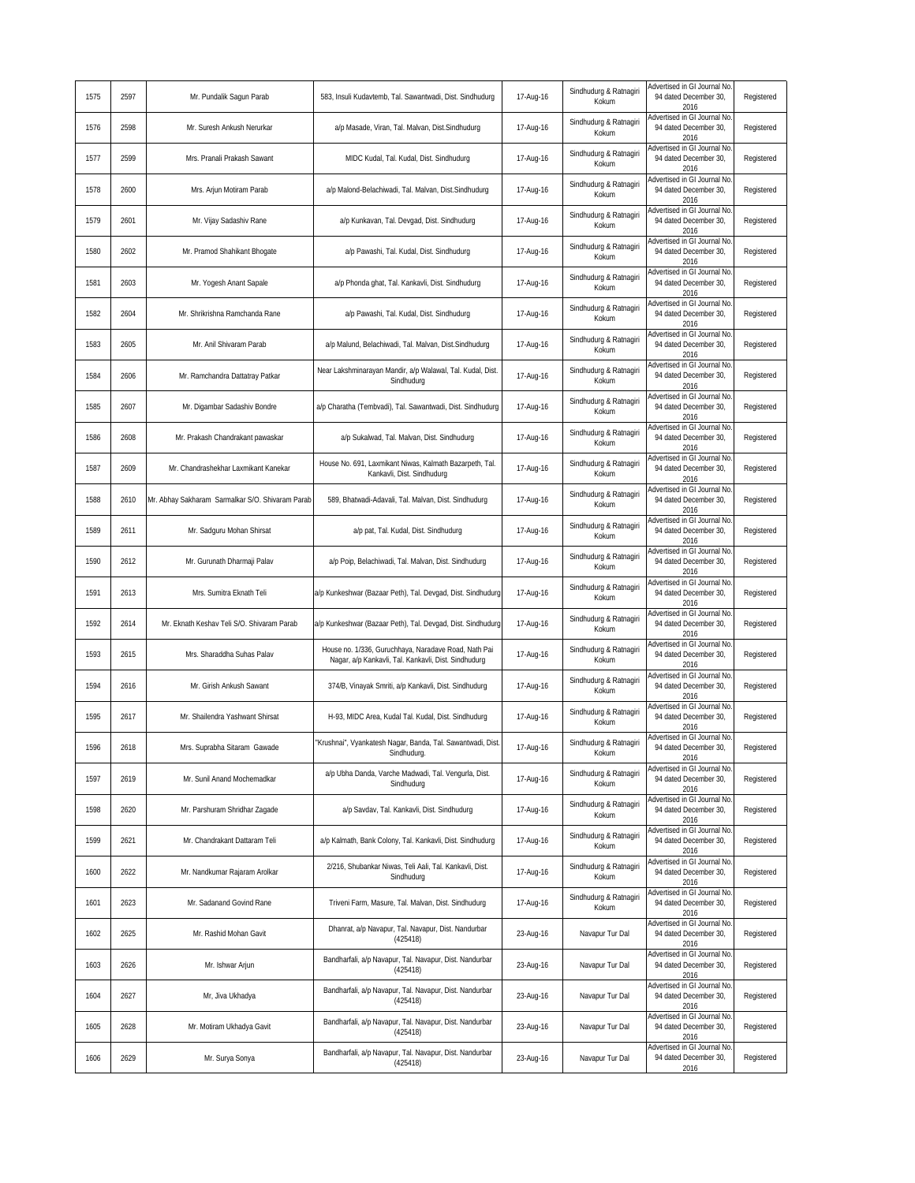| 1575 | 2597 | Mr. Pundalik Sagun Parab | 583, Insuli Kudavtemb, Tal. Sawantwadi, Dist. Sindhudurg | 17-Aug-16 | Sindhudurg & Ratnagiri Kokum | Advertised in GI Journal No. 94 dated December 30, 2016 | Registered |
|---|---|---|---|---|---|---|---|
| 1576 | 2598 | Mr. Suresh Ankush Nerurkar | a/p Masade, Viran, Tal. Malvan, Dist.Sindhudurg | 17-Aug-16 | Sindhudurg & Ratnagiri Kokum | Advertised in GI Journal No. 94 dated December 30, 2016 | Registered |
| 1577 | 2599 | Mrs. Pranali Prakash Sawant | MIDC Kudal, Tal. Kudal, Dist. Sindhudurg | 17-Aug-16 | Sindhudurg & Ratnagiri Kokum | Advertised in GI Journal No. 94 dated December 30, 2016 | Registered |
| 1578 | 2600 | Mrs. Arjun Motiram Parab | a/p Malond-Belachiwadi, Tal. Malvan, Dist.Sindhudurg | 17-Aug-16 | Sindhudurg & Ratnagiri Kokum | Advertised in GI Journal No. 94 dated December 30, 2016 | Registered |
| 1579 | 2601 | Mr. Vijay Sadashiv Rane | a/p Kunkavan, Tal. Devgad, Dist. Sindhudurg | 17-Aug-16 | Sindhudurg & Ratnagiri Kokum | Advertised in GI Journal No. 94 dated December 30, 2016 | Registered |
| 1580 | 2602 | Mr. Pramod Shahikant Bhogate | a/p Pawashi, Tal. Kudal, Dist. Sindhudurg | 17-Aug-16 | Sindhudurg & Ratnagiri Kokum | Advertised in GI Journal No. 94 dated December 30, 2016 | Registered |
| 1581 | 2603 | Mr. Yogesh Anant Sapale | a/p Phonda ghat, Tal. Kankavli, Dist. Sindhudurg | 17-Aug-16 | Sindhudurg & Ratnagiri Kokum | Advertised in GI Journal No. 94 dated December 30, 2016 | Registered |
| 1582 | 2604 | Mr. Shrikrishna Ramchanda Rane | a/p Pawashi, Tal. Kudal, Dist. Sindhudurg | 17-Aug-16 | Sindhudurg & Ratnagiri Kokum | Advertised in GI Journal No. 94 dated December 30, 2016 | Registered |
| 1583 | 2605 | Mr. Anil Shivaram Parab | a/p Malund, Belachiwadi, Tal. Malvan, Dist.Sindhudurg | 17-Aug-16 | Sindhudurg & Ratnagiri Kokum | Advertised in GI Journal No. 94 dated December 30, 2016 | Registered |
| 1584 | 2606 | Mr. Ramchandra Dattatray Patkar | Near Lakshminarayan Mandir, a/p Walawal, Tal. Kudal, Dist. Sindhudurg | 17-Aug-16 | Sindhudurg & Ratnagiri Kokum | Advertised in GI Journal No. 94 dated December 30, 2016 | Registered |
| 1585 | 2607 | Mr. Digambar Sadashiv Bondre | a/p Charatha (Tembvadi), Tal. Sawantwadi, Dist. Sindhudurg | 17-Aug-16 | Sindhudurg & Ratnagiri Kokum | Advertised in GI Journal No. 94 dated December 30, 2016 | Registered |
| 1586 | 2608 | Mr. Prakash Chandrakant pawaskar | a/p Sukalwad, Tal. Malvan, Dist. Sindhudurg | 17-Aug-16 | Sindhudurg & Ratnagiri Kokum | Advertised in GI Journal No. 94 dated December 30, 2016 | Registered |
| 1587 | 2609 | Mr. Chandrashekhar Laxmikant Kanekar | House No. 691, Laxmikant Niwas, Kalmath Bazarpeth, Tal. Kankavli, Dist. Sindhudurg | 17-Aug-16 | Sindhudurg & Ratnagiri Kokum | Advertised in GI Journal No. 94 dated December 30, 2016 | Registered |
| 1588 | 2610 | Mr. Abhay Sakharam Sarmalkar S/O. Shivaram Parab | 589, Bhatwadi-Adavali, Tal. Malvan, Dist. Sindhudurg | 17-Aug-16 | Sindhudurg & Ratnagiri Kokum | Advertised in GI Journal No. 94 dated December 30, 2016 | Registered |
| 1589 | 2611 | Mr. Sadguru Mohan Shirsat | a/p pat, Tal. Kudal, Dist. Sindhudurg | 17-Aug-16 | Sindhudurg & Ratnagiri Kokum | Advertised in GI Journal No. 94 dated December 30, 2016 | Registered |
| 1590 | 2612 | Mr. Gurunath Dharmaji Palav | a/p Poip, Belachiwadi, Tal. Malvan, Dist. Sindhudurg | 17-Aug-16 | Sindhudurg & Ratnagiri Kokum | Advertised in GI Journal No. 94 dated December 30, 2016 | Registered |
| 1591 | 2613 | Mrs. Sumitra Eknath Teli | a/p Kunkeshwar (Bazaar Peth), Tal. Devgad, Dist. Sindhudurg | 17-Aug-16 | Sindhudurg & Ratnagiri Kokum | Advertised in GI Journal No. 94 dated December 30, 2016 | Registered |
| 1592 | 2614 | Mr. Eknath Keshav Teli S/O. Shivaram Parab | a/p Kunkeshwar (Bazaar Peth), Tal. Devgad, Dist. Sindhudurg | 17-Aug-16 | Sindhudurg & Ratnagiri Kokum | Advertised in GI Journal No. 94 dated December 30, 2016 | Registered |
| 1593 | 2615 | Mrs. Sharaddha Suhas Palav | House no. 1/336, Guruchhaya, Naradave Road, Nath Pai Nagar, a/p Kankavli, Tal. Kankavli, Dist. Sindhudurg | 17-Aug-16 | Sindhudurg & Ratnagiri Kokum | Advertised in GI Journal No. 94 dated December 30, 2016 | Registered |
| 1594 | 2616 | Mr. Girish Ankush Sawant | 374/B, Vinayak Smriti, a/p Kankavli, Dist. Sindhudurg | 17-Aug-16 | Sindhudurg & Ratnagiri Kokum | Advertised in GI Journal No. 94 dated December 30, 2016 | Registered |
| 1595 | 2617 | Mr. Shailendra Yashwant Shirsat | H-93, MIDC Area, Kudal Tal. Kudal, Dist. Sindhudurg | 17-Aug-16 | Sindhudurg & Ratnagiri Kokum | Advertised in GI Journal No. 94 dated December 30, 2016 | Registered |
| 1596 | 2618 | Mrs. Suprabha Sitaram Gawade | "Krushnai", Vyankatesh Nagar, Banda, Tal. Sawantwadi, Dist. Sindhudurg. | 17-Aug-16 | Sindhudurg & Ratnagiri Kokum | Advertised in GI Journal No. 94 dated December 30, 2016 | Registered |
| 1597 | 2619 | Mr. Sunil Anand Mochemadkar | a/p Ubha Danda, Varche Madwadi, Tal. Vengurla, Dist. Sindhudurg | 17-Aug-16 | Sindhudurg & Ratnagiri Kokum | Advertised in GI Journal No. 94 dated December 30, 2016 | Registered |
| 1598 | 2620 | Mr. Parshuram Shridhar Zagade | a/p Savdav, Tal. Kankavli, Dist. Sindhudurg | 17-Aug-16 | Sindhudurg & Ratnagiri Kokum | Advertised in GI Journal No. 94 dated December 30, 2016 | Registered |
| 1599 | 2621 | Mr. Chandrakant Dattaram Teli | a/p Kalmath, Bank Colony, Tal. Kankavli, Dist. Sindhudurg | 17-Aug-16 | Sindhudurg & Ratnagiri Kokum | Advertised in GI Journal No. 94 dated December 30, 2016 | Registered |
| 1600 | 2622 | Mr. Nandkumar Rajaram Arolkar | 2/216, Shubankar Niwas, Teli Aali, Tal. Kankavli, Dist. Sindhudurg | 17-Aug-16 | Sindhudurg & Ratnagiri Kokum | Advertised in GI Journal No. 94 dated December 30, 2016 | Registered |
| 1601 | 2623 | Mr. Sadanand Govind Rane | Triveni Farm, Masure, Tal. Malvan, Dist. Sindhudurg | 17-Aug-16 | Sindhudurg & Ratnagiri Kokum | Advertised in GI Journal No. 94 dated December 30, 2016 | Registered |
| 1602 | 2625 | Mr. Rashid Mohan Gavit | Dhanrat, a/p Navapur, Tal. Navapur, Dist. Nandurbar (425418) | 23-Aug-16 | Navapur Tur Dal | Advertised in GI Journal No. 94 dated December 30, 2016 | Registered |
| 1603 | 2626 | Mr. Ishwar Arjun | Bandharfali, a/p Navapur, Tal. Navapur, Dist. Nandurbar (425418) | 23-Aug-16 | Navapur Tur Dal | Advertised in GI Journal No. 94 dated December 30, 2016 | Registered |
| 1604 | 2627 | Mr, Jiva Ukhadya | Bandharfali, a/p Navapur, Tal. Navapur, Dist. Nandurbar (425418) | 23-Aug-16 | Navapur Tur Dal | Advertised in GI Journal No. 94 dated December 30, 2016 | Registered |
| 1605 | 2628 | Mr. Motiram Ukhadya Gavit | Bandharfali, a/p Navapur, Tal. Navapur, Dist. Nandurbar (425418) | 23-Aug-16 | Navapur Tur Dal | Advertised in GI Journal No. 94 dated December 30, 2016 | Registered |
| 1606 | 2629 | Mr. Surya Sonya | Bandharfali, a/p Navapur, Tal. Navapur, Dist. Nandurbar (425418) | 23-Aug-16 | Navapur Tur Dal | Advertised in GI Journal No. 94 dated December 30, 2016 | Registered |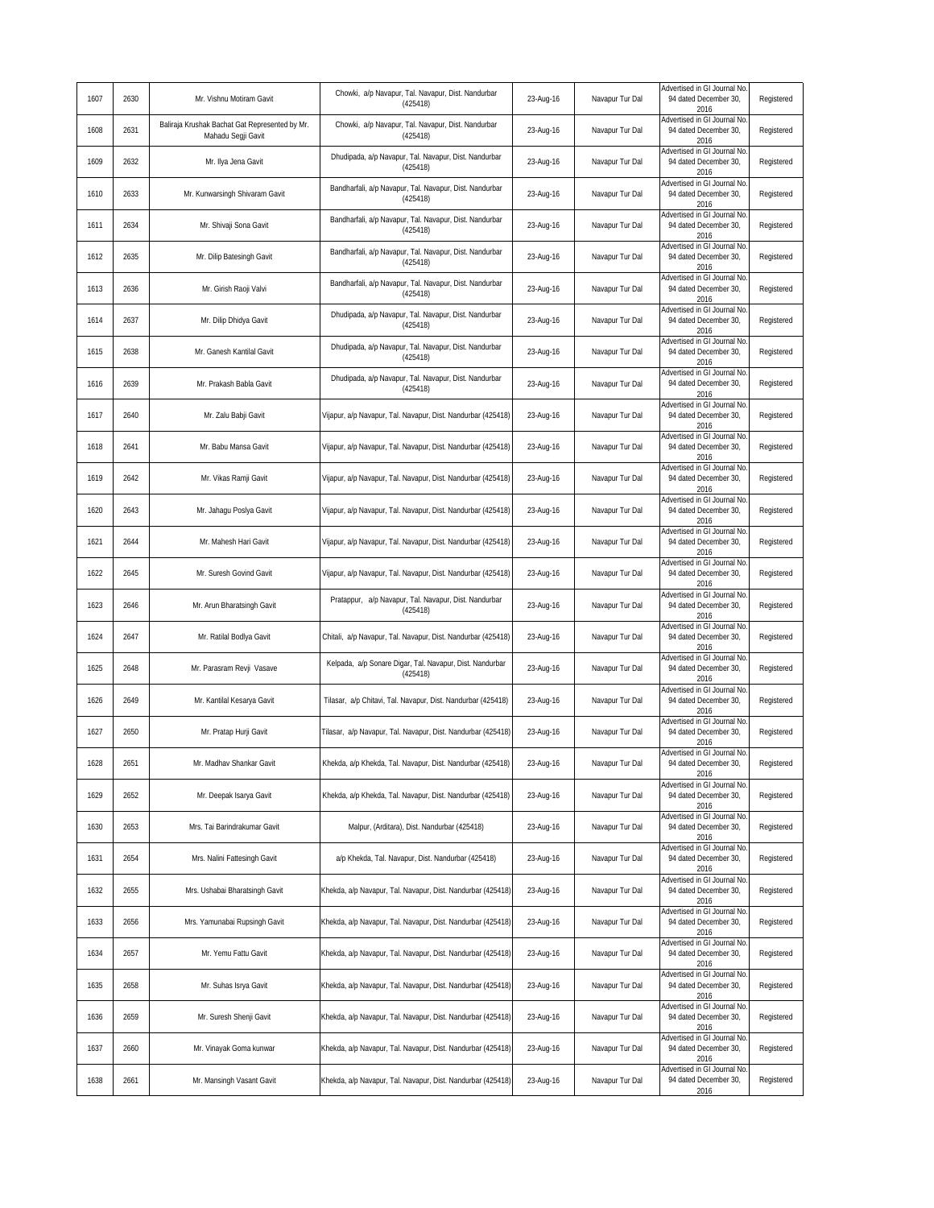| | | | | | | | |
|---|---|---|---|---|---|---|---|
| 1607 | 2630 | Mr. Vishnu Motiram Gavit | Chowki, a/p Navapur, Tal. Navapur, Dist. Nandurbar (425418) | 23-Aug-16 | Navapur Tur Dal | Advertised in GI Journal No. 94 dated December 30, 2016 | Registered |
| 1608 | 2631 | Baliraja Krushak Bachat Gat Represented by Mr. Mahadu Segji Gavit | Chowki, a/p Navapur, Tal. Navapur, Dist. Nandurbar (425418) | 23-Aug-16 | Navapur Tur Dal | Advertised in GI Journal No. 94 dated December 30, 2016 | Registered |
| 1609 | 2632 | Mr. Ilya Jena Gavit | Dhudipada, a/p Navapur, Tal. Navapur, Dist. Nandurbar (425418) | 23-Aug-16 | Navapur Tur Dal | Advertised in GI Journal No. 94 dated December 30, 2016 | Registered |
| 1610 | 2633 | Mr. Kunwarsingh Shivaram Gavit | Bandharfali, a/p Navapur, Tal. Navapur, Dist. Nandurbar (425418) | 23-Aug-16 | Navapur Tur Dal | Advertised in GI Journal No. 94 dated December 30, 2016 | Registered |
| 1611 | 2634 | Mr. Shivaji Sona Gavit | Bandharfali, a/p Navapur, Tal. Navapur, Dist. Nandurbar (425418) | 23-Aug-16 | Navapur Tur Dal | Advertised in GI Journal No. 94 dated December 30, 2016 | Registered |
| 1612 | 2635 | Mr. Dilip Batesingh Gavit | Bandharfali, a/p Navapur, Tal. Navapur, Dist. Nandurbar (425418) | 23-Aug-16 | Navapur Tur Dal | Advertised in GI Journal No. 94 dated December 30, 2016 | Registered |
| 1613 | 2636 | Mr. Girish Raoji Valvi | Bandharfali, a/p Navapur, Tal. Navapur, Dist. Nandurbar (425418) | 23-Aug-16 | Navapur Tur Dal | Advertised in GI Journal No. 94 dated December 30, 2016 | Registered |
| 1614 | 2637 | Mr. Dilip Dhidya Gavit | Dhudipada, a/p Navapur, Tal. Navapur, Dist. Nandurbar (425418) | 23-Aug-16 | Navapur Tur Dal | Advertised in GI Journal No. 94 dated December 30, 2016 | Registered |
| 1615 | 2638 | Mr. Ganesh Kantilal Gavit | Dhudipada, a/p Navapur, Tal. Navapur, Dist. Nandurbar (425418) | 23-Aug-16 | Navapur Tur Dal | Advertised in GI Journal No. 94 dated December 30, 2016 | Registered |
| 1616 | 2639 | Mr. Prakash Babla Gavit | Dhudipada, a/p Navapur, Tal. Navapur, Dist. Nandurbar (425418) | 23-Aug-16 | Navapur Tur Dal | Advertised in GI Journal No. 94 dated December 30, 2016 | Registered |
| 1617 | 2640 | Mr. Zalu Babji Gavit | Vijapur, a/p Navapur, Tal. Navapur, Dist. Nandurbar (425418) | 23-Aug-16 | Navapur Tur Dal | Advertised in GI Journal No. 94 dated December 30, 2016 | Registered |
| 1618 | 2641 | Mr. Babu Mansa Gavit | Vijapur, a/p Navapur, Tal. Navapur, Dist. Nandurbar (425418) | 23-Aug-16 | Navapur Tur Dal | Advertised in GI Journal No. 94 dated December 30, 2016 | Registered |
| 1619 | 2642 | Mr. Vikas Ramji Gavit | Vijapur, a/p Navapur, Tal. Navapur, Dist. Nandurbar (425418) | 23-Aug-16 | Navapur Tur Dal | Advertised in GI Journal No. 94 dated December 30, 2016 | Registered |
| 1620 | 2643 | Mr. Jahagu Poslya Gavit | Vijapur, a/p Navapur, Tal. Navapur, Dist. Nandurbar (425418) | 23-Aug-16 | Navapur Tur Dal | Advertised in GI Journal No. 94 dated December 30, 2016 | Registered |
| 1621 | 2644 | Mr. Mahesh Hari Gavit | Vijapur, a/p Navapur, Tal. Navapur, Dist. Nandurbar (425418) | 23-Aug-16 | Navapur Tur Dal | Advertised in GI Journal No. 94 dated December 30, 2016 | Registered |
| 1622 | 2645 | Mr. Suresh Govind Gavit | Vijapur, a/p Navapur, Tal. Navapur, Dist. Nandurbar (425418) | 23-Aug-16 | Navapur Tur Dal | Advertised in GI Journal No. 94 dated December 30, 2016 | Registered |
| 1623 | 2646 | Mr. Arun Bharatsingh Gavit | Pratappur, a/p Navapur, Tal. Navapur, Dist. Nandurbar (425418) | 23-Aug-16 | Navapur Tur Dal | Advertised in GI Journal No. 94 dated December 30, 2016 | Registered |
| 1624 | 2647 | Mr. Ratilal Bodlya Gavit | Chitali, a/p Navapur, Tal. Navapur, Dist. Nandurbar (425418) | 23-Aug-16 | Navapur Tur Dal | Advertised in GI Journal No. 94 dated December 30, 2016 | Registered |
| 1625 | 2648 | Mr. Parasram Revji Vasave | Kelpada, a/p Sonare Digar, Tal. Navapur, Dist. Nandurbar (425418) | 23-Aug-16 | Navapur Tur Dal | Advertised in GI Journal No. 94 dated December 30, 2016 | Registered |
| 1626 | 2649 | Mr. Kantilal Kesarya Gavit | Tilasar, a/p Chitavi, Tal. Navapur, Dist. Nandurbar (425418) | 23-Aug-16 | Navapur Tur Dal | Advertised in GI Journal No. 94 dated December 30, 2016 | Registered |
| 1627 | 2650 | Mr. Pratap Hurji Gavit | Tilasar, a/p Navapur, Tal. Navapur, Dist. Nandurbar (425418) | 23-Aug-16 | Navapur Tur Dal | Advertised in GI Journal No. 94 dated December 30, 2016 | Registered |
| 1628 | 2651 | Mr. Madhav Shankar Gavit | Khekda, a/p Khekda, Tal. Navapur, Dist. Nandurbar (425418) | 23-Aug-16 | Navapur Tur Dal | Advertised in GI Journal No. 94 dated December 30, 2016 | Registered |
| 1629 | 2652 | Mr. Deepak Isarya Gavit | Khekda, a/p Khekda, Tal. Navapur, Dist. Nandurbar (425418) | 23-Aug-16 | Navapur Tur Dal | Advertised in GI Journal No. 94 dated December 30, 2016 | Registered |
| 1630 | 2653 | Mrs. Tai Barindrakumar Gavit | Malpur, (Arditara), Dist. Nandurbar (425418) | 23-Aug-16 | Navapur Tur Dal | Advertised in GI Journal No. 94 dated December 30, 2016 | Registered |
| 1631 | 2654 | Mrs. Nalini Fattesingh Gavit | a/p Khekda, Tal. Navapur, Dist. Nandurbar (425418) | 23-Aug-16 | Navapur Tur Dal | Advertised in GI Journal No. 94 dated December 30, 2016 | Registered |
| 1632 | 2655 | Mrs. Ushabai Bharatsingh Gavit | Khekda, a/p Navapur, Tal. Navapur, Dist. Nandurbar (425418) | 23-Aug-16 | Navapur Tur Dal | Advertised in GI Journal No. 94 dated December 30, 2016 | Registered |
| 1633 | 2656 | Mrs. Yamunabai Rupsingh Gavit | Khekda, a/p Navapur, Tal. Navapur, Dist. Nandurbar (425418) | 23-Aug-16 | Navapur Tur Dal | Advertised in GI Journal No. 94 dated December 30, 2016 | Registered |
| 1634 | 2657 | Mr. Yemu Fattu Gavit | Khekda, a/p Navapur, Tal. Navapur, Dist. Nandurbar (425418) | 23-Aug-16 | Navapur Tur Dal | Advertised in GI Journal No. 94 dated December 30, 2016 | Registered |
| 1635 | 2658 | Mr. Suhas Isrya Gavit | Khekda, a/p Navapur, Tal. Navapur, Dist. Nandurbar (425418) | 23-Aug-16 | Navapur Tur Dal | Advertised in GI Journal No. 94 dated December 30, 2016 | Registered |
| 1636 | 2659 | Mr. Suresh Shenji Gavit | Khekda, a/p Navapur, Tal. Navapur, Dist. Nandurbar (425418) | 23-Aug-16 | Navapur Tur Dal | Advertised in GI Journal No. 94 dated December 30, 2016 | Registered |
| 1637 | 2660 | Mr. Vinayak Goma kunwar | Khekda, a/p Navapur, Tal. Navapur, Dist. Nandurbar (425418) | 23-Aug-16 | Navapur Tur Dal | Advertised in GI Journal No. 94 dated December 30, 2016 | Registered |
| 1638 | 2661 | Mr. Mansingh Vasant Gavit | Khekda, a/p Navapur, Tal. Navapur, Dist. Nandurbar (425418) | 23-Aug-16 | Navapur Tur Dal | Advertised in GI Journal No. 94 dated December 30, 2016 | Registered |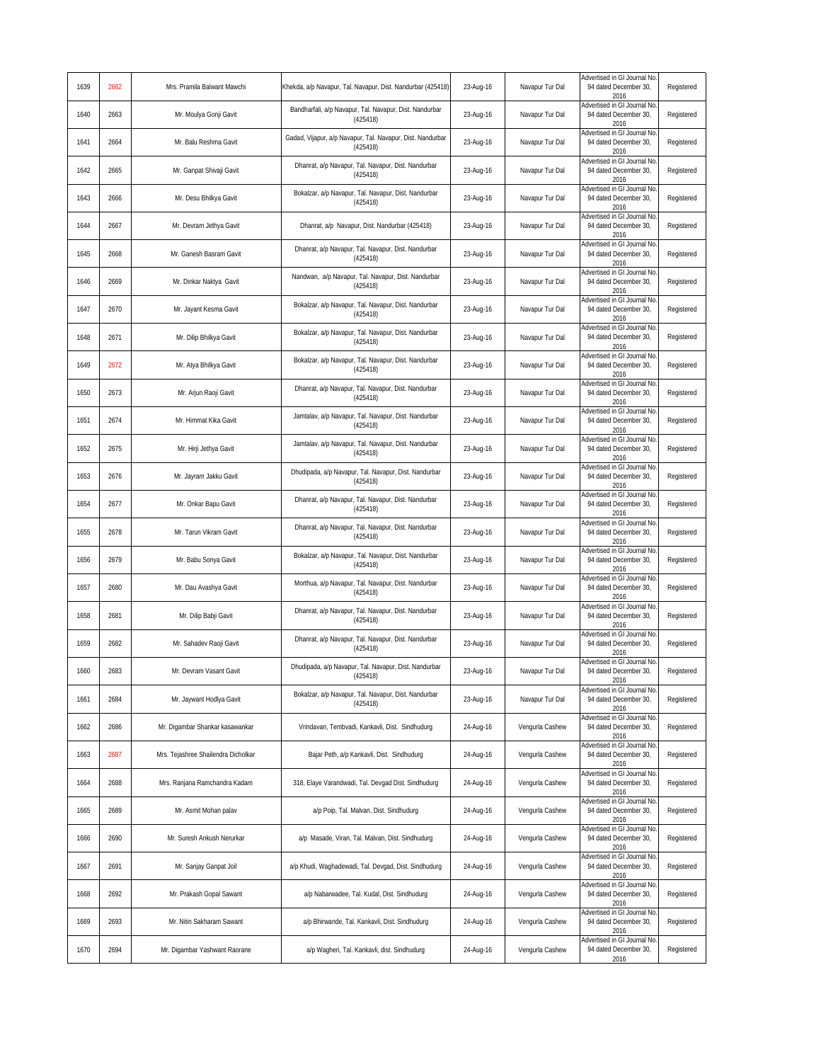| 1639 | 2662 | Mrs. Pramila Balwant Mawchi | Khekda, a/p Navapur, Tal. Navapur, Dist. Nandurbar (425418) | 23-Aug-16 | Navapur Tur Dal | Advertised in GI Journal No. 94 dated December 30, 2016 | Registered |
|---|---|---|---|---|---|---|---|
| 1640 | 2663 | Mr. Moulya Gonji Gavit | Bandharfali, a/p Navapur, Tal. Navapur, Dist. Nandurbar (425418) | 23-Aug-16 | Navapur Tur Dal | Advertised in GI Journal No. 94 dated December 30, 2016 | Registered |
| 1641 | 2664 | Mr. Balu Reshma Gavit | Gadad, Vijapur, a/p Navapur, Tal. Navapur, Dist. Nandurbar (425418) | 23-Aug-16 | Navapur Tur Dal | Advertised in GI Journal No. 94 dated December 30, 2016 | Registered |
| 1642 | 2665 | Mr. Ganpat Shivaji Gavit | Dhanrat, a/p Navapur, Tal. Navapur, Dist. Nandurbar (425418) | 23-Aug-16 | Navapur Tur Dal | Advertised in GI Journal No. 94 dated December 30, 2016 | Registered |
| 1643 | 2666 | Mr. Desu Bhilkya Gavit | Bokalzar, a/p Navapur, Tal. Navapur, Dist. Nandurbar (425418) | 23-Aug-16 | Navapur Tur Dal | Advertised in GI Journal No. 94 dated December 30, 2016 | Registered |
| 1644 | 2667 | Mr. Devram Jethya Gavit | Dhanrat, a/p Navapur, Dist. Nandurbar (425418) | 23-Aug-16 | Navapur Tur Dal | Advertised in GI Journal No. 94 dated December 30, 2016 | Registered |
| 1645 | 2668 | Mr. Ganesh Basram Gavit | Dhanrat, a/p Navapur, Tal. Navapur, Dist. Nandurbar (425418) | 23-Aug-16 | Navapur Tur Dal | Advertised in GI Journal No. 94 dated December 30, 2016 | Registered |
| 1646 | 2669 | Mr. Dinkar Naktya Gavit | Nandwan, a/p Navapur, Tal. Navapur, Dist. Nandurbar (425418) | 23-Aug-16 | Navapur Tur Dal | Advertised in GI Journal No. 94 dated December 30, 2016 | Registered |
| 1647 | 2670 | Mr. Jayant Kesma Gavit | Bokalzar, a/p Navapur, Tal. Navapur, Dist. Nandurbar (425418) | 23-Aug-16 | Navapur Tur Dal | Advertised in GI Journal No. 94 dated December 30, 2016 | Registered |
| 1648 | 2671 | Mr. Dilip Bhilkya Gavit | Bokalzar, a/p Navapur, Tal. Navapur, Dist. Nandurbar (425418) | 23-Aug-16 | Navapur Tur Dal | Advertised in GI Journal No. 94 dated December 30, 2016 | Registered |
| 1649 | 2672 | Mr. Atya Bhilkya Gavit | Bokalzar, a/p Navapur, Tal. Navapur, Dist. Nandurbar (425418) | 23-Aug-16 | Navapur Tur Dal | Advertised in GI Journal No. 94 dated December 30, 2016 | Registered |
| 1650 | 2673 | Mr. Arjun Raoji Gavit | Dhanrat, a/p Navapur, Tal. Navapur, Dist. Nandurbar (425418) | 23-Aug-16 | Navapur Tur Dal | Advertised in GI Journal No. 94 dated December 30, 2016 | Registered |
| 1651 | 2674 | Mr. Himmat Kika Gavit | Jamtalav, a/p Navapur, Tal. Navapur, Dist. Nandurbar (425418) | 23-Aug-16 | Navapur Tur Dal | Advertised in GI Journal No. 94 dated December 30, 2016 | Registered |
| 1652 | 2675 | Mr. Hirji Jethya Gavit | Jamtalav, a/p Navapur, Tal. Navapur, Dist. Nandurbar (425418) | 23-Aug-16 | Navapur Tur Dal | Advertised in GI Journal No. 94 dated December 30, 2016 | Registered |
| 1653 | 2676 | Mr. Jayram Jakku Gavit | Dhudipada, a/p Navapur, Tal. Navapur, Dist. Nandurbar (425418) | 23-Aug-16 | Navapur Tur Dal | Advertised in GI Journal No. 94 dated December 30, 2016 | Registered |
| 1654 | 2677 | Mr. Onkar Bapu Gavit | Dhanrat, a/p Navapur, Tal. Navapur, Dist. Nandurbar (425418) | 23-Aug-16 | Navapur Tur Dal | Advertised in GI Journal No. 94 dated December 30, 2016 | Registered |
| 1655 | 2678 | Mr. Tarun Vikram Gavit | Dhanrat, a/p Navapur, Tal. Navapur, Dist. Nandurbar (425418) | 23-Aug-16 | Navapur Tur Dal | Advertised in GI Journal No. 94 dated December 30, 2016 | Registered |
| 1656 | 2679 | Mr. Babu Sonya Gavit | Bokalzar, a/p Navapur, Tal. Navapur, Dist. Nandurbar (425418) | 23-Aug-16 | Navapur Tur Dal | Advertised in GI Journal No. 94 dated December 30, 2016 | Registered |
| 1657 | 2680 | Mr. Dau Avashya Gavit | Morthua, a/p Navapur, Tal. Navapur, Dist. Nandurbar (425418) | 23-Aug-16 | Navapur Tur Dal | Advertised in GI Journal No. 94 dated December 30, 2016 | Registered |
| 1658 | 2681 | Mr. Dilip Babji Gavit | Dhanrat, a/p Navapur, Tal. Navapur, Dist. Nandurbar (425418) | 23-Aug-16 | Navapur Tur Dal | Advertised in GI Journal No. 94 dated December 30, 2016 | Registered |
| 1659 | 2682 | Mr. Sahadev Raoji Gavit | Dhanrat, a/p Navapur, Tal. Navapur, Dist. Nandurbar (425418) | 23-Aug-16 | Navapur Tur Dal | Advertised in GI Journal No. 94 dated December 30, 2016 | Registered |
| 1660 | 2683 | Mr. Devram Vasant Gavit | Dhudipada, a/p Navapur, Tal. Navapur, Dist. Nandurbar (425418) | 23-Aug-16 | Navapur Tur Dal | Advertised in GI Journal No. 94 dated December 30, 2016 | Registered |
| 1661 | 2684 | Mr. Jaywant Hodlya Gavit | Bokalzar, a/p Navapur, Tal. Navapur, Dist. Nandurbar (425418) | 23-Aug-16 | Navapur Tur Dal | Advertised in GI Journal No. 94 dated December 30, 2016 | Registered |
| 1662 | 2686 | Mr. Digambar Shankar kasawankar | Vrindavan, Tembvadi, Kankavli, Dist. Sindhudurg | 24-Aug-16 | Vengurla Cashew | Advertised in GI Journal No. 94 dated December 30, 2016 | Registered |
| 1663 | 2687 | Mrs. Tejashree Shailendra Dicholkar | Bajar Peth, a/p Kankavli, Dist. Sindhudurg | 24-Aug-16 | Vengurla Cashew | Advertised in GI Journal No. 94 dated December 30, 2016 | Registered |
| 1664 | 2688 | Mrs. Ranjana Ramchandra Kadam | 318, Elaye Varandwadi, Tal. Devgad Dist. Sindhudurg | 24-Aug-16 | Vengurla Cashew | Advertised in GI Journal No. 94 dated December 30, 2016 | Registered |
| 1665 | 2689 | Mr. Asmit Mohan palav | a/p Poip, Tal. Malvan, Dist. Sindhudurg | 24-Aug-16 | Vengurla Cashew | Advertised in GI Journal No. 94 dated December 30, 2016 | Registered |
| 1666 | 2690 | Mr. Suresh Ankush Nerurkar | a/p Masade, Viran, Tal. Malvan, Dist. Sindhudurg | 24-Aug-16 | Vengurla Cashew | Advertised in GI Journal No. 94 dated December 30, 2016 | Registered |
| 1667 | 2691 | Mr. Sanjay Ganpat Joil | a/p Khudi, Waghadewadi, Tal. Devgad, Dist. Sindhudurg | 24-Aug-16 | Vengurla Cashew | Advertised in GI Journal No. 94 dated December 30, 2016 | Registered |
| 1668 | 2692 | Mr. Prakash Gopal Sawant | a/p Nabarwadee, Tal. Kudal, Dist. Sindhudurg | 24-Aug-16 | Vengurla Cashew | Advertised in GI Journal No. 94 dated December 30, 2016 | Registered |
| 1669 | 2693 | Mr. Nitin Sakharam Sawant | a/p Bhirwande, Tal. Kankavli, Dist. Sindhudurg | 24-Aug-16 | Vengurla Cashew | Advertised in GI Journal No. 94 dated December 30, 2016 | Registered |
| 1670 | 2694 | Mr. Digambar Yashwant Raorane | a/p Wagheri, Tal. Kankavli, dist. Sindhudurg | 24-Aug-16 | Vengurla Cashew | Advertised in GI Journal No. 94 dated December 30, 2016 | Registered |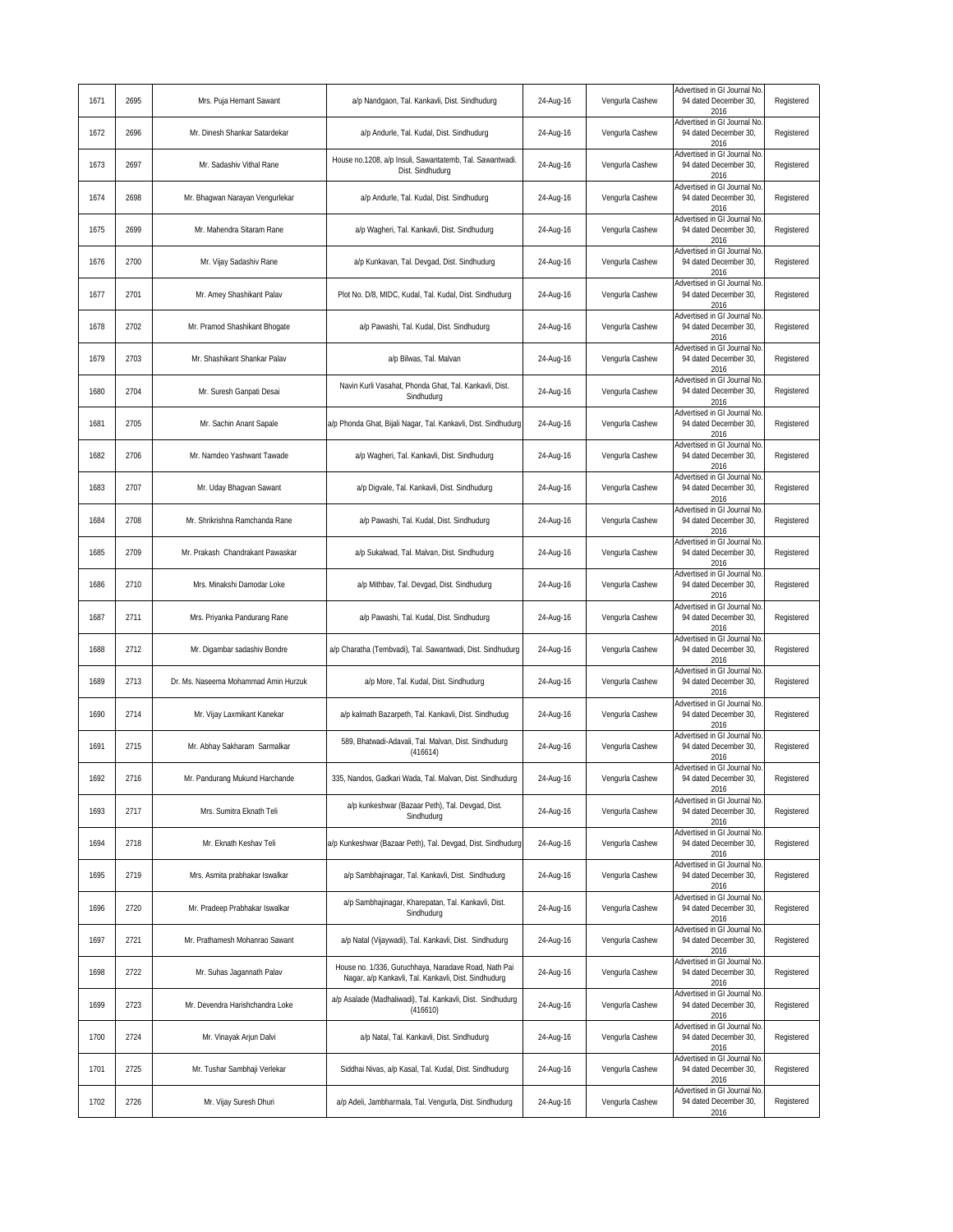| 1671 | 2695 | Mrs. Puja Hemant Sawant | a/p Nandgaon, Tal. Kankavli, Dist. Sindhudurg | 24-Aug-16 | Vengurla Cashew | Advertised in GI Journal No. 94 dated December 30, 2016 | Registered |
|---|---|---|---|---|---|---|---|
| 1672 | 2696 | Mr. Dinesh Shankar Satardekar | a/p Andurle, Tal. Kudal, Dist. Sindhudurg | 24-Aug-16 | Vengurla Cashew | Advertised in GI Journal No. 94 dated December 30, 2016 | Registered |
| 1673 | 2697 | Mr. Sadashiv Vithal Rane | House no.1208, a/p Insuli, Sawantatemb, Tal. Sawantwadi. Dist. Sindhudurg | 24-Aug-16 | Vengurla Cashew | Advertised in GI Journal No. 94 dated December 30, 2016 | Registered |
| 1674 | 2698 | Mr. Bhagwan Narayan Vengurlekar | a/p Andurle, Tal. Kudal, Dist. Sindhudurg | 24-Aug-16 | Vengurla Cashew | Advertised in GI Journal No. 94 dated December 30, 2016 | Registered |
| 1675 | 2699 | Mr. Mahendra Sitaram Rane | a/p Wagheri, Tal. Kankavli, Dist. Sindhudurg | 24-Aug-16 | Vengurla Cashew | Advertised in GI Journal No. 94 dated December 30, 2016 | Registered |
| 1676 | 2700 | Mr. Vijay Sadashiv Rane | a/p Kunkavan, Tal. Devgad, Dist. Sindhudurg | 24-Aug-16 | Vengurla Cashew | Advertised in GI Journal No. 94 dated December 30, 2016 | Registered |
| 1677 | 2701 | Mr. Amey Shashikant Palav | Plot No. D/8, MIDC, Kudal, Tal. Kudal, Dist. Sindhudurg | 24-Aug-16 | Vengurla Cashew | Advertised in GI Journal No. 94 dated December 30, 2016 | Registered |
| 1678 | 2702 | Mr. Pramod Shashikant Bhogate | a/p Pawashi, Tal. Kudal, Dist. Sindhudurg | 24-Aug-16 | Vengurla Cashew | Advertised in GI Journal No. 94 dated December 30, 2016 | Registered |
| 1679 | 2703 | Mr. Shashikant Shankar Palav | a/p Bilwas, Tal. Malvan | 24-Aug-16 | Vengurla Cashew | Advertised in GI Journal No. 94 dated December 30, 2016 | Registered |
| 1680 | 2704 | Mr. Suresh Ganpati Desai | Navin Kurli Vasahat, Phonda Ghat, Tal. Kankavli, Dist. Sindhudurg | 24-Aug-16 | Vengurla Cashew | Advertised in GI Journal No. 94 dated December 30, 2016 | Registered |
| 1681 | 2705 | Mr. Sachin Anant Sapale | a/p Phonda Ghat, Bijali Nagar, Tal. Kankavli, Dist. Sindhudurg | 24-Aug-16 | Vengurla Cashew | Advertised in GI Journal No. 94 dated December 30, 2016 | Registered |
| 1682 | 2706 | Mr. Namdeo Yashwant Tawade | a/p Wagheri, Tal. Kankavli, Dist. Sindhudurg | 24-Aug-16 | Vengurla Cashew | Advertised in GI Journal No. 94 dated December 30, 2016 | Registered |
| 1683 | 2707 | Mr. Uday Bhagvan Sawant | a/p Digvale, Tal. Kankavli, Dist. Sindhudurg | 24-Aug-16 | Vengurla Cashew | Advertised in GI Journal No. 94 dated December 30, 2016 | Registered |
| 1684 | 2708 | Mr. Shrikrishna Ramchanda Rane | a/p Pawashi, Tal. Kudal, Dist. Sindhudurg | 24-Aug-16 | Vengurla Cashew | Advertised in GI Journal No. 94 dated December 30, 2016 | Registered |
| 1685 | 2709 | Mr. Prakash Chandrakant Pawaskar | a/p Sukalwad, Tal. Malvan, Dist. Sindhudurg | 24-Aug-16 | Vengurla Cashew | Advertised in GI Journal No. 94 dated December 30, 2016 | Registered |
| 1686 | 2710 | Mrs. Minakshi Damodar Loke | a/p Mithbav, Tal. Devgad, Dist. Sindhudurg | 24-Aug-16 | Vengurla Cashew | Advertised in GI Journal No. 94 dated December 30, 2016 | Registered |
| 1687 | 2711 | Mrs. Priyanka Pandurang Rane | a/p Pawashi, Tal. Kudal, Dist. Sindhudurg | 24-Aug-16 | Vengurla Cashew | Advertised in GI Journal No. 94 dated December 30, 2016 | Registered |
| 1688 | 2712 | Mr. Digambar sadashiv Bondre | a/p Charatha (Tembvadi), Tal. Sawantwadi, Dist. Sindhudurg | 24-Aug-16 | Vengurla Cashew | Advertised in GI Journal No. 94 dated December 30, 2016 | Registered |
| 1689 | 2713 | Dr. Ms. Naseema Mohammad Amin Hurzuk | a/p More, Tal. Kudal, Dist. Sindhudurg | 24-Aug-16 | Vengurla Cashew | Advertised in GI Journal No. 94 dated December 30, 2016 | Registered |
| 1690 | 2714 | Mr. Vijay Laxmikant Kanekar | a/p kalmath Bazarpeth, Tal. Kankavli, Dist. Sindhudug | 24-Aug-16 | Vengurla Cashew | Advertised in GI Journal No. 94 dated December 30, 2016 | Registered |
| 1691 | 2715 | Mr. Abhay Sakharam Sarmalkar | 589, Bhatwadi-Adavali, Tal. Malvan, Dist. Sindhudurg (416614) | 24-Aug-16 | Vengurla Cashew | Advertised in GI Journal No. 94 dated December 30, 2016 | Registered |
| 1692 | 2716 | Mr. Pandurang Mukund Harchande | 335, Nandos, Gadkari Wada, Tal. Malvan, Dist. Sindhudurg | 24-Aug-16 | Vengurla Cashew | Advertised in GI Journal No. 94 dated December 30, 2016 | Registered |
| 1693 | 2717 | Mrs. Sumitra Eknath Teli | a/p kunkeshwar (Bazaar Peth), Tal. Devgad, Dist. Sindhudurg | 24-Aug-16 | Vengurla Cashew | Advertised in GI Journal No. 94 dated December 30, 2016 | Registered |
| 1694 | 2718 | Mr. Eknath Keshav Teli | a/p Kunkeshwar (Bazaar Peth), Tal. Devgad, Dist. Sindhudurg | 24-Aug-16 | Vengurla Cashew | Advertised in GI Journal No. 94 dated December 30, 2016 | Registered |
| 1695 | 2719 | Mrs. Asmita prabhakar Iswalkar | a/p Sambhajinagar, Tal. Kankavli, Dist. Sindhudurg | 24-Aug-16 | Vengurla Cashew | Advertised in GI Journal No. 94 dated December 30, 2016 | Registered |
| 1696 | 2720 | Mr. Pradeep Prabhakar Iswalkar | a/p Sambhajinagar, Kharepatan, Tal. Kankavli, Dist. Sindhudurg | 24-Aug-16 | Vengurla Cashew | Advertised in GI Journal No. 94 dated December 30, 2016 | Registered |
| 1697 | 2721 | Mr. Prathamesh Mohanrao Sawant | a/p Natal (Vijaywadi), Tal. Kankavli, Dist. Sindhudurg | 24-Aug-16 | Vengurla Cashew | Advertised in GI Journal No. 94 dated December 30, 2016 | Registered |
| 1698 | 2722 | Mr. Suhas Jagannath Palav | House no. 1/336, Guruchhaya, Naradave Road, Nath Pai Nagar, a/p Kankavli, Tal. Kankavli, Dist. Sindhudurg | 24-Aug-16 | Vengurla Cashew | Advertised in GI Journal No. 94 dated December 30, 2016 | Registered |
| 1699 | 2723 | Mr. Devendra Harishchandra Loke | a/p Asalade (Madhaliwadi), Tal. Kankavli, Dist. Sindhudurg (416610) | 24-Aug-16 | Vengurla Cashew | Advertised in GI Journal No. 94 dated December 30, 2016 | Registered |
| 1700 | 2724 | Mr. Vinayak Arjun Dalvi | a/p Natal, Tal. Kankavli, Dist. Sindhudurg | 24-Aug-16 | Vengurla Cashew | Advertised in GI Journal No. 94 dated December 30, 2016 | Registered |
| 1701 | 2725 | Mr. Tushar Sambhaji Verlekar | Siddhai Nivas, a/p Kasal, Tal. Kudal, Dist. Sindhudurg | 24-Aug-16 | Vengurla Cashew | Advertised in GI Journal No. 94 dated December 30, 2016 | Registered |
| 1702 | 2726 | Mr. Vijay Suresh Dhuri | a/p Adeli, Jambharmala, Tal. Vengurla, Dist. Sindhudurg | 24-Aug-16 | Vengurla Cashew | Advertised in GI Journal No. 94 dated December 30, 2016 | Registered |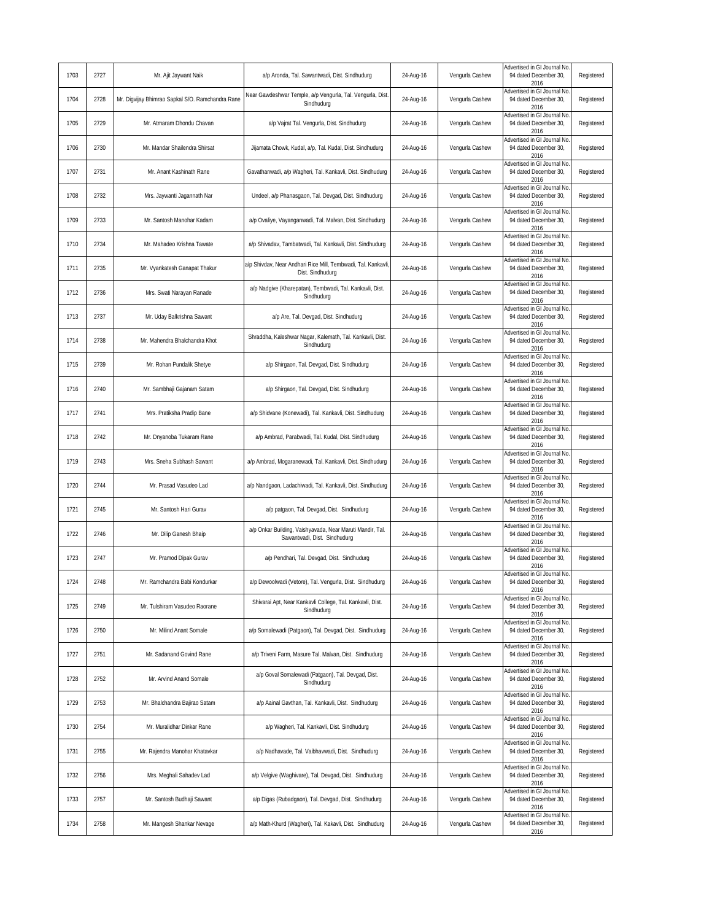| 1703 | 2727 | Mr. Ajit Jaywant Naik | a/p Aronda, Tal. Sawantwadi, Dist. Sindhudurg | 24-Aug-16 | Vengurla Cashew | Advertised in GI Journal No. 94 dated December 30, 2016 | Registered |
|---|---|---|---|---|---|---|---|
| 1704 | 2728 | Mr. Digvijay Bhimrao Sapkal S/O. Ramchandra Rane | Near Gawdeshwar Temple, a/p Vengurla, Tal. Vengurla, Dist. Sindhudurg | 24-Aug-16 | Vengurla Cashew | Advertised in GI Journal No. 94 dated December 30, 2016 | Registered |
| 1705 | 2729 | Mr. Atmaram Dhondu Chavan | a/p Vajrat Tal. Vengurla, Dist. Sindhudurg | 24-Aug-16 | Vengurla Cashew | Advertised in GI Journal No. 94 dated December 30, 2016 | Registered |
| 1706 | 2730 | Mr. Mandar Shailendra Shirsat | Jijamata Chowk, Kudal, a/p, Tal. Kudal, Dist. Sindhudurg | 24-Aug-16 | Vengurla Cashew | Advertised in GI Journal No. 94 dated December 30, 2016 | Registered |
| 1707 | 2731 | Mr. Anant Kashinath Rane | Gavathanwadi, a/p Wagheri, Tal. Kankavli, Dist. Sindhudurg | 24-Aug-16 | Vengurla Cashew | Advertised in GI Journal No. 94 dated December 30, 2016 | Registered |
| 1708 | 2732 | Mrs. Jaywanti Jagannath Nar | Undeel, a/p Phanasgaon, Tal. Devgad, Dist. Sindhudurg | 24-Aug-16 | Vengurla Cashew | Advertised in GI Journal No. 94 dated December 30, 2016 | Registered |
| 1709 | 2733 | Mr. Santosh Manohar Kadam | a/p Ovaliye, Vayanganwadi, Tal. Malvan, Dist. Sindhudurg | 24-Aug-16 | Vengurla Cashew | Advertised in GI Journal No. 94 dated December 30, 2016 | Registered |
| 1710 | 2734 | Mr. Mahadeo Krishna Tawate | a/p Shivadav, Tambatwadi, Tal. Kankavli, Dist. Sindhudurg | 24-Aug-16 | Vengurla Cashew | Advertised in GI Journal No. 94 dated December 30, 2016 | Registered |
| 1711 | 2735 | Mr. Vyankatesh Ganapat Thakur | a/p Shivdav, Near Andhari Rice Mill, Tembwadi, Tal. Kankavli, Dist. Sindhudurg | 24-Aug-16 | Vengurla Cashew | Advertised in GI Journal No. 94 dated December 30, 2016 | Registered |
| 1712 | 2736 | Mrs. Swati Narayan Ranade | a/p Nadgive (Kharepatan), Tembwadi, Tal. Kankavli, Dist. Sindhudurg | 24-Aug-16 | Vengurla Cashew | Advertised in GI Journal No. 94 dated December 30, 2016 | Registered |
| 1713 | 2737 | Mr. Uday Balkrishna Sawant | a/p Are, Tal. Devgad, Dist. Sindhudurg | 24-Aug-16 | Vengurla Cashew | Advertised in GI Journal No. 94 dated December 30, 2016 | Registered |
| 1714 | 2738 | Mr. Mahendra Bhalchandra Khot | Shraddha, Kaleshwar Nagar, Kalemath, Tal. Kankavli, Dist. Sindhudurg | 24-Aug-16 | Vengurla Cashew | Advertised in GI Journal No. 94 dated December 30, 2016 | Registered |
| 1715 | 2739 | Mr. Rohan Pundalik Shetye | a/p Shirgaon, Tal. Devgad, Dist. Sindhudurg | 24-Aug-16 | Vengurla Cashew | Advertised in GI Journal No. 94 dated December 30, 2016 | Registered |
| 1716 | 2740 | Mr. Sambhaji Gajanam Satam | a/p Shirgaon, Tal. Devgad, Dist. Sindhudurg | 24-Aug-16 | Vengurla Cashew | Advertised in GI Journal No. 94 dated December 30, 2016 | Registered |
| 1717 | 2741 | Mrs. Pratiksha Pradip Bane | a/p Shidvane (Konewadi), Tal. Kankavli, Dist. Sindhudurg | 24-Aug-16 | Vengurla Cashew | Advertised in GI Journal No. 94 dated December 30, 2016 | Registered |
| 1718 | 2742 | Mr. Dnyanoba Tukaram Rane | a/p Ambrad, Parabwadi, Tal. Kudal, Dist. Sindhudurg | 24-Aug-16 | Vengurla Cashew | Advertised in GI Journal No. 94 dated December 30, 2016 | Registered |
| 1719 | 2743 | Mrs. Sneha Subhash Sawant | a/p Ambrad, Mogaranewadi, Tal. Kankavli, Dist. Sindhudurg | 24-Aug-16 | Vengurla Cashew | Advertised in GI Journal No. 94 dated December 30, 2016 | Registered |
| 1720 | 2744 | Mr. Prasad Vasudeo Lad | a/p Nandgaon, Ladachiwadi, Tal. Kankavli, Dist. Sindhudurg | 24-Aug-16 | Vengurla Cashew | Advertised in GI Journal No. 94 dated December 30, 2016 | Registered |
| 1721 | 2745 | Mr. Santosh Hari Gurav | a/p patgaon, Tal. Devgad, Dist. Sindhudurg | 24-Aug-16 | Vengurla Cashew | Advertised in GI Journal No. 94 dated December 30, 2016 | Registered |
| 1722 | 2746 | Mr. Dilip Ganesh Bhaip | a/p Onkar Building, Vaishyavada, Near Maruti Mandir, Tal. Sawantwadi, Dist. Sindhudurg | 24-Aug-16 | Vengurla Cashew | Advertised in GI Journal No. 94 dated December 30, 2016 | Registered |
| 1723 | 2747 | Mr. Pramod Dipak Gurav | a/p Pendhari, Tal. Devgad, Dist. Sindhudurg | 24-Aug-16 | Vengurla Cashew | Advertised in GI Journal No. 94 dated December 30, 2016 | Registered |
| 1724 | 2748 | Mr. Ramchandra Babi Kondurkar | a/p Dewoolwadi (Vetore), Tal. Vengurla, Dist. Sindhudurg | 24-Aug-16 | Vengurla Cashew | Advertised in GI Journal No. 94 dated December 30, 2016 | Registered |
| 1725 | 2749 | Mr. Tulshiram Vasudeo Raorane | Shivarai Apt, Near Kankavli College, Tal. Kankavli, Dist. Sindhudurg | 24-Aug-16 | Vengurla Cashew | Advertised in GI Journal No. 94 dated December 30, 2016 | Registered |
| 1726 | 2750 | Mr. Milind Anant Somale | a/p Somalewadi (Patgaon), Tal. Devgad, Dist. Sindhudurg | 24-Aug-16 | Vengurla Cashew | Advertised in GI Journal No. 94 dated December 30, 2016 | Registered |
| 1727 | 2751 | Mr. Sadanand Govind Rane | a/p Triveni Farm, Masure Tal. Malvan, Dist. Sindhudurg | 24-Aug-16 | Vengurla Cashew | Advertised in GI Journal No. 94 dated December 30, 2016 | Registered |
| 1728 | 2752 | Mr. Arvind Anand Somale | a/p Goval Somalewadi (Patgaon), Tal. Devgad, Dist. Sindhudurg | 24-Aug-16 | Vengurla Cashew | Advertised in GI Journal No. 94 dated December 30, 2016 | Registered |
| 1729 | 2753 | Mr. Bhalchandra Bajirao Satam | a/p Aainal Gavthan, Tal. Kankavli, Dist. Sindhudurg | 24-Aug-16 | Vengurla Cashew | Advertised in GI Journal No. 94 dated December 30, 2016 | Registered |
| 1730 | 2754 | Mr. Muralidhar Dinkar Rane | a/p Wagheri, Tal. Kankavli, Dist. Sindhudurg | 24-Aug-16 | Vengurla Cashew | Advertised in GI Journal No. 94 dated December 30, 2016 | Registered |
| 1731 | 2755 | Mr. Rajendra Manohar Khatavkar | a/p Nadhavade, Tal. Vaibhavwadi, Dist. Sindhudurg | 24-Aug-16 | Vengurla Cashew | Advertised in GI Journal No. 94 dated December 30, 2016 | Registered |
| 1732 | 2756 | Mrs. Meghali Sahadev Lad | a/p Velgive (Waghivare), Tal. Devgad, Dist. Sindhudurg | 24-Aug-16 | Vengurla Cashew | Advertised in GI Journal No. 94 dated December 30, 2016 | Registered |
| 1733 | 2757 | Mr. Santosh Budhaji Sawant | a/p Digas (Rubadgaon), Tal. Devgad, Dist. Sindhudurg | 24-Aug-16 | Vengurla Cashew | Advertised in GI Journal No. 94 dated December 30, 2016 | Registered |
| 1734 | 2758 | Mr. Mangesh Shankar Nevage | a/p Math-Khurd (Wagheri), Tal. Kakavli, Dist. Sindhudurg | 24-Aug-16 | Vengurla Cashew | Advertised in GI Journal No. 94 dated December 30, 2016 | Registered |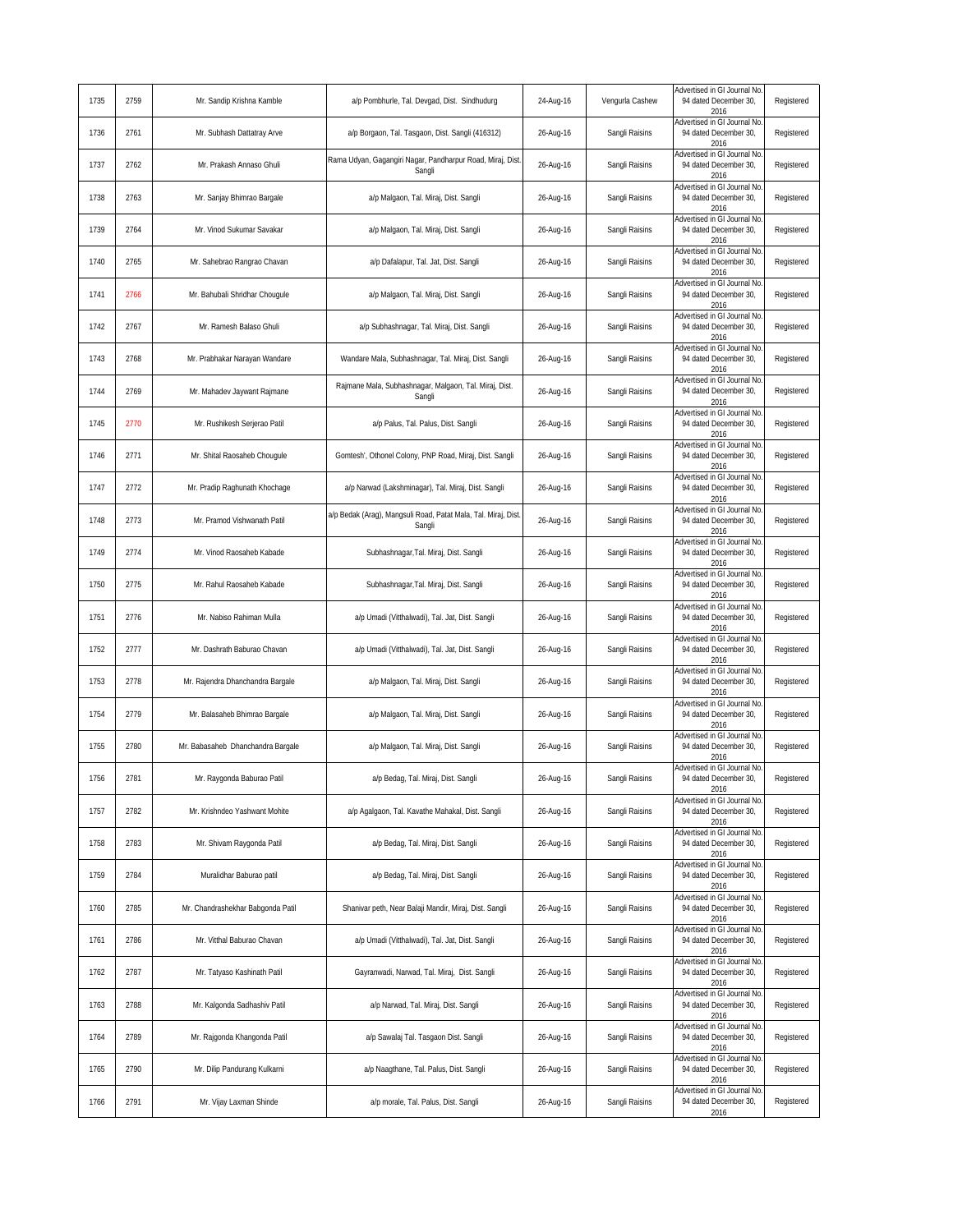| 1735 | 2759 | Mr. Sandip Krishna Kamble | a/p Pombhurle, Tal. Devgad, Dist. Sindhudurg | 24-Aug-16 | Vengurla Cashew | Advertised in GI Journal No. 94 dated December 30, 2016 | Registered |
|---|---|---|---|---|---|---|---|
| 1736 | 2761 | Mr. Subhash Dattatray Arve | a/p Borgaon, Tal. Tasgaon, Dist. Sangli (416312) | 26-Aug-16 | Sangli Raisins | Advertised in GI Journal No. 94 dated December 30, 2016 | Registered |
| 1737 | 2762 | Mr. Prakash Annaso Ghuli | Rama Udyan, Gagangiri Nagar, Pandharpur Road, Miraj, Dist. Sangli | 26-Aug-16 | Sangli Raisins | Advertised in GI Journal No. 94 dated December 30, 2016 | Registered |
| 1738 | 2763 | Mr. Sanjay Bhimrao Bargale | a/p Malgaon, Tal. Miraj, Dist. Sangli | 26-Aug-16 | Sangli Raisins | Advertised in GI Journal No. 94 dated December 30, 2016 | Registered |
| 1739 | 2764 | Mr. Vinod Sukumar Savakar | a/p Malgaon, Tal. Miraj, Dist. Sangli | 26-Aug-16 | Sangli Raisins | Advertised in GI Journal No. 94 dated December 30, 2016 | Registered |
| 1740 | 2765 | Mr. Sahebrao Rangrao Chavan | a/p Dafalapur, Tal. Jat, Dist. Sangli | 26-Aug-16 | Sangli Raisins | Advertised in GI Journal No. 94 dated December 30, 2016 | Registered |
| 1741 | 2766 | Mr. Bahubali Shridhar Chougule | a/p Malgaon, Tal. Miraj, Dist. Sangli | 26-Aug-16 | Sangli Raisins | Advertised in GI Journal No. 94 dated December 30, 2016 | Registered |
| 1742 | 2767 | Mr. Ramesh Balaso Ghuli | a/p Subhashnagar, Tal. Miraj, Dist. Sangli | 26-Aug-16 | Sangli Raisins | Advertised in GI Journal No. 94 dated December 30, 2016 | Registered |
| 1743 | 2768 | Mr. Prabhakar Narayan Wandare | Wandare Mala, Subhashnagar, Tal. Miraj, Dist. Sangli | 26-Aug-16 | Sangli Raisins | Advertised in GI Journal No. 94 dated December 30, 2016 | Registered |
| 1744 | 2769 | Mr. Mahadev Jaywant Rajmane | Rajmane Mala, Subhashnagar, Malgaon, Tal. Miraj, Dist. Sangli | 26-Aug-16 | Sangli Raisins | Advertised in GI Journal No. 94 dated December 30, 2016 | Registered |
| 1745 | 2770 | Mr. Rushikesh Serjerao Patil | a/p Palus, Tal. Palus, Dist. Sangli | 26-Aug-16 | Sangli Raisins | Advertised in GI Journal No. 94 dated December 30, 2016 | Registered |
| 1746 | 2771 | Mr. Shital Raosaheb Chougule | Gomtesh', Othonel Colony, PNP Road, Miraj, Dist. Sangli | 26-Aug-16 | Sangli Raisins | Advertised in GI Journal No. 94 dated December 30, 2016 | Registered |
| 1747 | 2772 | Mr. Pradip Raghunath Khochage | a/p Narwad (Lakshminagar), Tal. Miraj, Dist. Sangli | 26-Aug-16 | Sangli Raisins | Advertised in GI Journal No. 94 dated December 30, 2016 | Registered |
| 1748 | 2773 | Mr. Pramod Vishwanath Patil | a/p Bedak (Arag), Mangsuli Road, Patat Mala, Tal. Miraj, Dist. Sangli | 26-Aug-16 | Sangli Raisins | Advertised in GI Journal No. 94 dated December 30, 2016 | Registered |
| 1749 | 2774 | Mr. Vinod Raosaheb Kabade | Subhashnagar,Tal. Miraj, Dist. Sangli | 26-Aug-16 | Sangli Raisins | Advertised in GI Journal No. 94 dated December 30, 2016 | Registered |
| 1750 | 2775 | Mr. Rahul Raosaheb Kabade | Subhashnagar,Tal. Miraj, Dist. Sangli | 26-Aug-16 | Sangli Raisins | Advertised in GI Journal No. 94 dated December 30, 2016 | Registered |
| 1751 | 2776 | Mr. Nabiso Rahiman Mulla | a/p Umadi (Vitthalwadi), Tal. Jat, Dist. Sangli | 26-Aug-16 | Sangli Raisins | Advertised in GI Journal No. 94 dated December 30, 2016 | Registered |
| 1752 | 2777 | Mr. Dashrath Baburao Chavan | a/p Umadi (Vitthalwadi), Tal. Jat, Dist. Sangli | 26-Aug-16 | Sangli Raisins | Advertised in GI Journal No. 94 dated December 30, 2016 | Registered |
| 1753 | 2778 | Mr. Rajendra Dhanchandra Bargale | a/p Malgaon, Tal. Miraj, Dist. Sangli | 26-Aug-16 | Sangli Raisins | Advertised in GI Journal No. 94 dated December 30, 2016 | Registered |
| 1754 | 2779 | Mr. Balasaheb Bhimrao Bargale | a/p Malgaon, Tal. Miraj, Dist. Sangli | 26-Aug-16 | Sangli Raisins | Advertised in GI Journal No. 94 dated December 30, 2016 | Registered |
| 1755 | 2780 | Mr. Babasaheb Dhanchandra Bargale | a/p Malgaon, Tal. Miraj, Dist. Sangli | 26-Aug-16 | Sangli Raisins | Advertised in GI Journal No. 94 dated December 30, 2016 | Registered |
| 1756 | 2781 | Mr. Raygonda Baburao Patil | a/p Bedag, Tal. Miraj, Dist. Sangli | 26-Aug-16 | Sangli Raisins | Advertised in GI Journal No. 94 dated December 30, 2016 | Registered |
| 1757 | 2782 | Mr. Krishndeo Yashwant Mohite | a/p Agalgaon, Tal. Kavathe Mahakal, Dist. Sangli | 26-Aug-16 | Sangli Raisins | Advertised in GI Journal No. 94 dated December 30, 2016 | Registered |
| 1758 | 2783 | Mr. Shivam Raygonda Patil | a/p Bedag, Tal. Miraj, Dist. Sangli | 26-Aug-16 | Sangli Raisins | Advertised in GI Journal No. 94 dated December 30, 2016 | Registered |
| 1759 | 2784 | Muralidhar Baburao patil | a/p Bedag, Tal. Miraj, Dist. Sangli | 26-Aug-16 | Sangli Raisins | Advertised in GI Journal No. 94 dated December 30, 2016 | Registered |
| 1760 | 2785 | Mr. Chandrashekhar Babgonda Patil | Shanivar peth, Near Balaji Mandir, Miraj, Dist. Sangli | 26-Aug-16 | Sangli Raisins | Advertised in GI Journal No. 94 dated December 30, 2016 | Registered |
| 1761 | 2786 | Mr. Vitthal Baburao Chavan | a/p Umadi (Vitthalwadi), Tal. Jat, Dist. Sangli | 26-Aug-16 | Sangli Raisins | Advertised in GI Journal No. 94 dated December 30, 2016 | Registered |
| 1762 | 2787 | Mr. Tatyaso Kashinath Patil | Gayranwadi, Narwad, Tal. Miraj, Dist. Sangli | 26-Aug-16 | Sangli Raisins | Advertised in GI Journal No. 94 dated December 30, 2016 | Registered |
| 1763 | 2788 | Mr. Kalgonda Sadhashiv Patil | a/p Narwad, Tal. Miraj, Dist. Sangli | 26-Aug-16 | Sangli Raisins | Advertised in GI Journal No. 94 dated December 30, 2016 | Registered |
| 1764 | 2789 | Mr. Rajgonda Khangonda Patil | a/p Sawalaj Tal. Tasgaon Dist. Sangli | 26-Aug-16 | Sangli Raisins | Advertised in GI Journal No. 94 dated December 30, 2016 | Registered |
| 1765 | 2790 | Mr. Dilip Pandurang Kulkarni | a/p Naagthane, Tal. Palus, Dist. Sangli | 26-Aug-16 | Sangli Raisins | Advertised in GI Journal No. 94 dated December 30, 2016 | Registered |
| 1766 | 2791 | Mr. Vijay Laxman Shinde | a/p morale, Tal. Palus, Dist. Sangli | 26-Aug-16 | Sangli Raisins | Advertised in GI Journal No. 94 dated December 30, 2016 | Registered |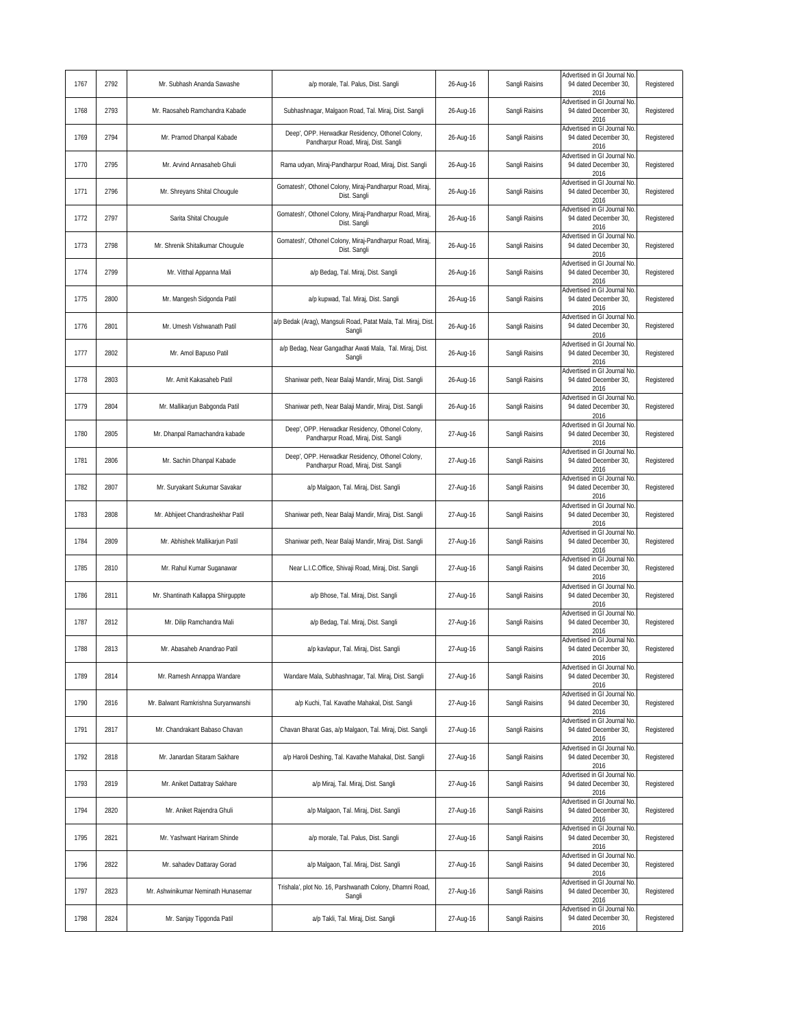| 1767 | 2792 | Mr. Subhash Ananda Sawashe | a/p morale, Tal. Palus, Dist. Sangli | 26-Aug-16 | Sangli Raisins | Advertised in GI Journal No. 94 dated December 30, 2016 | Registered |
|---|---|---|---|---|---|---|---|
| 1768 | 2793 | Mr. Raosaheb Ramchandra Kabade | Subhashnagar, Malgaon Road, Tal. Miraj, Dist. Sangli | 26-Aug-16 | Sangli Raisins | Advertised in GI Journal No. 94 dated December 30, 2016 | Registered |
| 1769 | 2794 | Mr. Pramod Dhanpal Kabade | Deep', OPP. Herwadkar Residency, Othonel Colony, Pandharpur Road, Miraj, Dist. Sangli | 26-Aug-16 | Sangli Raisins | Advertised in GI Journal No. 94 dated December 30, 2016 | Registered |
| 1770 | 2795 | Mr. Arvind Annasaheb Ghuli | Rama udyan, Miraj-Pandharpur Road, Miraj, Dist. Sangli | 26-Aug-16 | Sangli Raisins | Advertised in GI Journal No. 94 dated December 30, 2016 | Registered |
| 1771 | 2796 | Mr. Shreyans Shital Chougule | Gomatesh', Othonel Colony, Miraj-Pandharpur Road, Miraj, Dist. Sangli | 26-Aug-16 | Sangli Raisins | Advertised in GI Journal No. 94 dated December 30, 2016 | Registered |
| 1772 | 2797 | Sarita Shital Chougule | Gomatesh', Othonel Colony, Miraj-Pandharpur Road, Miraj, Dist. Sangli | 26-Aug-16 | Sangli Raisins | Advertised in GI Journal No. 94 dated December 30, 2016 | Registered |
| 1773 | 2798 | Mr. Shrenik Shitalkumar Chougule | Gomatesh', Othonel Colony, Miraj-Pandharpur Road, Miraj, Dist. Sangli | 26-Aug-16 | Sangli Raisins | Advertised in GI Journal No. 94 dated December 30, 2016 | Registered |
| 1774 | 2799 | Mr. Vitthal Appanna Mali | a/p Bedag, Tal. Miraj, Dist. Sangli | 26-Aug-16 | Sangli Raisins | Advertised in GI Journal No. 94 dated December 30, 2016 | Registered |
| 1775 | 2800 | Mr. Mangesh Sidgonda Patil | a/p kupwad, Tal. Miraj, Dist. Sangli | 26-Aug-16 | Sangli Raisins | Advertised in GI Journal No. 94 dated December 30, 2016 | Registered |
| 1776 | 2801 | Mr. Umesh Vishwanath Patil | a/p Bedak (Arag), Mangsuli Road, Patat Mala, Tal. Miraj, Dist. Sangli | 26-Aug-16 | Sangli Raisins | Advertised in GI Journal No. 94 dated December 30, 2016 | Registered |
| 1777 | 2802 | Mr. Amol Bapuso Patil | a/p Bedag, Near Gangadhar Awati Mala, Tal. Miraj, Dist. Sangli | 26-Aug-16 | Sangli Raisins | Advertised in GI Journal No. 94 dated December 30, 2016 | Registered |
| 1778 | 2803 | Mr. Amit Kakasaheb Patil | Shaniwar peth, Near Balaji Mandir, Miraj, Dist. Sangli | 26-Aug-16 | Sangli Raisins | Advertised in GI Journal No. 94 dated December 30, 2016 | Registered |
| 1779 | 2804 | Mr. Mallikarjun Babgonda Patil | Shaniwar peth, Near Balaji Mandir, Miraj, Dist. Sangli | 26-Aug-16 | Sangli Raisins | Advertised in GI Journal No. 94 dated December 30, 2016 | Registered |
| 1780 | 2805 | Mr. Dhanpal Ramachandra kabade | Deep', OPP. Herwadkar Residency, Othonel Colony, Pandharpur Road, Miraj, Dist. Sangli | 27-Aug-16 | Sangli Raisins | Advertised in GI Journal No. 94 dated December 30, 2016 | Registered |
| 1781 | 2806 | Mr. Sachin Dhanpal Kabade | Deep', OPP. Herwadkar Residency, Othonel Colony, Pandharpur Road, Miraj, Dist. Sangli | 27-Aug-16 | Sangli Raisins | Advertised in GI Journal No. 94 dated December 30, 2016 | Registered |
| 1782 | 2807 | Mr. Suryakant Sukumar Savakar | a/p Malgaon, Tal. Miraj, Dist. Sangli | 27-Aug-16 | Sangli Raisins | Advertised in GI Journal No. 94 dated December 30, 2016 | Registered |
| 1783 | 2808 | Mr. Abhijeet Chandrashekhar Patil | Shaniwar peth, Near Balaji Mandir, Miraj, Dist. Sangli | 27-Aug-16 | Sangli Raisins | Advertised in GI Journal No. 94 dated December 30, 2016 | Registered |
| 1784 | 2809 | Mr. Abhishek Mallikarjun Patil | Shaniwar peth, Near Balaji Mandir, Miraj, Dist. Sangli | 27-Aug-16 | Sangli Raisins | Advertised in GI Journal No. 94 dated December 30, 2016 | Registered |
| 1785 | 2810 | Mr. Rahul Kumar Suganawar | Near L.I.C.Office, Shivaji Road, Miraj, Dist. Sangli | 27-Aug-16 | Sangli Raisins | Advertised in GI Journal No. 94 dated December 30, 2016 | Registered |
| 1786 | 2811 | Mr. Shantinath Kallappa Shirguppte | a/p Bhose, Tal. Miraj, Dist. Sangli | 27-Aug-16 | Sangli Raisins | Advertised in GI Journal No. 94 dated December 30, 2016 | Registered |
| 1787 | 2812 | Mr. Dilip Ramchandra Mali | a/p Bedag, Tal. Miraj, Dist. Sangli | 27-Aug-16 | Sangli Raisins | Advertised in GI Journal No. 94 dated December 30, 2016 | Registered |
| 1788 | 2813 | Mr. Abasaheb Anandrao Patil | a/p kavlapur, Tal. Miraj, Dist. Sangli | 27-Aug-16 | Sangli Raisins | Advertised in GI Journal No. 94 dated December 30, 2016 | Registered |
| 1789 | 2814 | Mr. Ramesh Annappa Wandare | Wandare Mala, Subhashnagar, Tal. Miraj, Dist. Sangli | 27-Aug-16 | Sangli Raisins | Advertised in GI Journal No. 94 dated December 30, 2016 | Registered |
| 1790 | 2816 | Mr. Balwant Ramkrishna Suryanwanshi | a/p Kuchi, Tal. Kavathe Mahakal, Dist. Sangli | 27-Aug-16 | Sangli Raisins | Advertised in GI Journal No. 94 dated December 30, 2016 | Registered |
| 1791 | 2817 | Mr. Chandrakant Babaso Chavan | Chavan Bharat Gas, a/p Malgaon, Tal. Miraj, Dist. Sangli | 27-Aug-16 | Sangli Raisins | Advertised in GI Journal No. 94 dated December 30, 2016 | Registered |
| 1792 | 2818 | Mr. Janardan Sitaram Sakhare | a/p Haroli Deshing, Tal. Kavathe Mahakal, Dist. Sangli | 27-Aug-16 | Sangli Raisins | Advertised in GI Journal No. 94 dated December 30, 2016 | Registered |
| 1793 | 2819 | Mr. Aniket Dattatray Sakhare | a/p Miraj, Tal. Miraj, Dist. Sangli | 27-Aug-16 | Sangli Raisins | Advertised in GI Journal No. 94 dated December 30, 2016 | Registered |
| 1794 | 2820 | Mr. Aniket Rajendra Ghuli | a/p Malgaon, Tal. Miraj, Dist. Sangli | 27-Aug-16 | Sangli Raisins | Advertised in GI Journal No. 94 dated December 30, 2016 | Registered |
| 1795 | 2821 | Mr. Yashwant Hariram Shinde | a/p morale, Tal. Palus, Dist. Sangli | 27-Aug-16 | Sangli Raisins | Advertised in GI Journal No. 94 dated December 30, 2016 | Registered |
| 1796 | 2822 | Mr. sahadev Dattaray Gorad | a/p Malgaon, Tal. Miraj, Dist. Sangli | 27-Aug-16 | Sangli Raisins | Advertised in GI Journal No. 94 dated December 30, 2016 | Registered |
| 1797 | 2823 | Mr. Ashwinikumar Neminath Hunasemar | Trishala', plot No. 16, Parshwanath Colony, Dhamni Road, Sangli | 27-Aug-16 | Sangli Raisins | Advertised in GI Journal No. 94 dated December 30, 2016 | Registered |
| 1798 | 2824 | Mr. Sanjay Tipgonda Patil | a/p Takli, Tal. Miraj, Dist. Sangli | 27-Aug-16 | Sangli Raisins | Advertised in GI Journal No. 94 dated December 30, 2016 | Registered |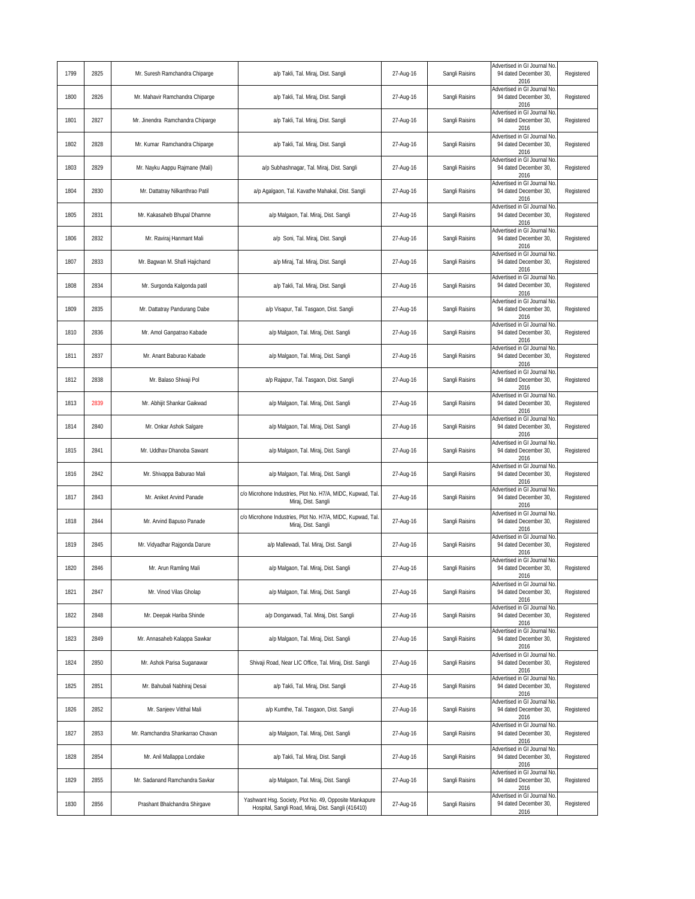| | | | | | | | |
|---|---|---|---|---|---|---|---|
| 1799 | 2825 | Mr. Suresh Ramchandra Chiparge | a/p Takli, Tal. Miraj, Dist. Sangli | 27-Aug-16 | Sangli Raisins | Advertised in GI Journal No. 94 dated December 30, 2016 | Registered |
| 1800 | 2826 | Mr. Mahavir Ramchandra Chiparge | a/p Takli, Tal. Miraj, Dist. Sangli | 27-Aug-16 | Sangli Raisins | Advertised in GI Journal No. 94 dated December 30, 2016 | Registered |
| 1801 | 2827 | Mr. Jinendra Ramchandra Chiparge | a/p Takli, Tal. Miraj, Dist. Sangli | 27-Aug-16 | Sangli Raisins | Advertised in GI Journal No. 94 dated December 30, 2016 | Registered |
| 1802 | 2828 | Mr. Kumar Ramchandra Chiparge | a/p Takli, Tal. Miraj, Dist. Sangli | 27-Aug-16 | Sangli Raisins | Advertised in GI Journal No. 94 dated December 30, 2016 | Registered |
| 1803 | 2829 | Mr. Nayku Aappu Rajmane (Mali) | a/p Subhashnagar, Tal. Miraj, Dist. Sangli | 27-Aug-16 | Sangli Raisins | Advertised in GI Journal No. 94 dated December 30, 2016 | Registered |
| 1804 | 2830 | Mr. Dattatray Nilkanthrao Patil | a/p Agalgaon, Tal. Kavathe Mahakal, Dist. Sangli | 27-Aug-16 | Sangli Raisins | Advertised in GI Journal No. 94 dated December 30, 2016 | Registered |
| 1805 | 2831 | Mr. Kakasaheb Bhupal Dhamne | a/p Malgaon, Tal. Miraj, Dist. Sangli | 27-Aug-16 | Sangli Raisins | Advertised in GI Journal No. 94 dated December 30, 2016 | Registered |
| 1806 | 2832 | Mr. Raviraj Hanmant Mali | a/p Soni, Tal. Miraj, Dist. Sangli | 27-Aug-16 | Sangli Raisins | Advertised in GI Journal No. 94 dated December 30, 2016 | Registered |
| 1807 | 2833 | Mr. Bagwan M. Shafi Hajichand | a/p Miraj, Tal. Miraj, Dist. Sangli | 27-Aug-16 | Sangli Raisins | Advertised in GI Journal No. 94 dated December 30, 2016 | Registered |
| 1808 | 2834 | Mr. Surgonda Kalgonda patil | a/p Takli, Tal. Miraj, Dist. Sangli | 27-Aug-16 | Sangli Raisins | Advertised in GI Journal No. 94 dated December 30, 2016 | Registered |
| 1809 | 2835 | Mr. Dattatray Pandurang Dabe | a/p Visapur, Tal. Tasgaon, Dist. Sangli | 27-Aug-16 | Sangli Raisins | Advertised in GI Journal No. 94 dated December 30, 2016 | Registered |
| 1810 | 2836 | Mr. Amol Ganpatrao Kabade | a/p Malgaon, Tal. Miraj, Dist. Sangli | 27-Aug-16 | Sangli Raisins | Advertised in GI Journal No. 94 dated December 30, 2016 | Registered |
| 1811 | 2837 | Mr. Anant Baburao Kabade | a/p Malgaon, Tal. Miraj, Dist. Sangli | 27-Aug-16 | Sangli Raisins | Advertised in GI Journal No. 94 dated December 30, 2016 | Registered |
| 1812 | 2838 | Mr. Balaso Shivaji Pol | a/p Rajapur, Tal. Tasgaon, Dist. Sangli | 27-Aug-16 | Sangli Raisins | Advertised in GI Journal No. 94 dated December 30, 2016 | Registered |
| 1813 | 2839 | Mr. Abhijit Shankar Gaikwad | a/p Malgaon, Tal. Miraj, Dist. Sangli | 27-Aug-16 | Sangli Raisins | Advertised in GI Journal No. 94 dated December 30, 2016 | Registered |
| 1814 | 2840 | Mr. Onkar Ashok Salgare | a/p Malgaon, Tal. Miraj, Dist. Sangli | 27-Aug-16 | Sangli Raisins | Advertised in GI Journal No. 94 dated December 30, 2016 | Registered |
| 1815 | 2841 | Mr. Uddhav Dhanoba Sawant | a/p Malgaon, Tal. Miraj, Dist. Sangli | 27-Aug-16 | Sangli Raisins | Advertised in GI Journal No. 94 dated December 30, 2016 | Registered |
| 1816 | 2842 | Mr. Shivappa Baburao Mali | a/p Malgaon, Tal. Miraj, Dist. Sangli | 27-Aug-16 | Sangli Raisins | Advertised in GI Journal No. 94 dated December 30, 2016 | Registered |
| 1817 | 2843 | Mr. Aniket Arvind Panade | c/o Microhone Industries, Plot No. H7/A, MIDC, Kupwad, Tal. Miraj, Dist. Sangli | 27-Aug-16 | Sangli Raisins | Advertised in GI Journal No. 94 dated December 30, 2016 | Registered |
| 1818 | 2844 | Mr. Arvind Bapuso Panade | c/o Microhone Industries, Plot No. H7/A, MIDC, Kupwad, Tal. Miraj, Dist. Sangli | 27-Aug-16 | Sangli Raisins | Advertised in GI Journal No. 94 dated December 30, 2016 | Registered |
| 1819 | 2845 | Mr. Vidyadhar Rajgonda Darure | a/p Mallewadi, Tal. Miraj, Dist. Sangli | 27-Aug-16 | Sangli Raisins | Advertised in GI Journal No. 94 dated December 30, 2016 | Registered |
| 1820 | 2846 | Mr. Arun Ramling Mali | a/p Malgaon, Tal. Miraj, Dist. Sangli | 27-Aug-16 | Sangli Raisins | Advertised in GI Journal No. 94 dated December 30, 2016 | Registered |
| 1821 | 2847 | Mr. Vinod Vilas Gholap | a/p Malgaon, Tal. Miraj, Dist. Sangli | 27-Aug-16 | Sangli Raisins | Advertised in GI Journal No. 94 dated December 30, 2016 | Registered |
| 1822 | 2848 | Mr. Deepak Hariba Shinde | a/p Dongarwadi, Tal. Miraj, Dist. Sangli | 27-Aug-16 | Sangli Raisins | Advertised in GI Journal No. 94 dated December 30, 2016 | Registered |
| 1823 | 2849 | Mr. Annasaheb Kalappa Sawkar | a/p Malgaon, Tal. Miraj, Dist. Sangli | 27-Aug-16 | Sangli Raisins | Advertised in GI Journal No. 94 dated December 30, 2016 | Registered |
| 1824 | 2850 | Mr. Ashok Parisa Suganawar | Shivaji Road, Near LIC Office, Tal. Miraj, Dist. Sangli | 27-Aug-16 | Sangli Raisins | Advertised in GI Journal No. 94 dated December 30, 2016 | Registered |
| 1825 | 2851 | Mr. Bahubali Nabhiraj Desai | a/p Takli, Tal. Miraj, Dist. Sangli | 27-Aug-16 | Sangli Raisins | Advertised in GI Journal No. 94 dated December 30, 2016 | Registered |
| 1826 | 2852 | Mr. Sanjeev Vitthal Mali | a/p Kumthe, Tal. Tasgaon, Dist. Sangli | 27-Aug-16 | Sangli Raisins | Advertised in GI Journal No. 94 dated December 30, 2016 | Registered |
| 1827 | 2853 | Mr. Ramchandra Shankarrao Chavan | a/p Malgaon, Tal. Miraj, Dist. Sangli | 27-Aug-16 | Sangli Raisins | Advertised in GI Journal No. 94 dated December 30, 2016 | Registered |
| 1828 | 2854 | Mr. Anil Mallappa Londake | a/p Takli, Tal. Miraj, Dist. Sangli | 27-Aug-16 | Sangli Raisins | Advertised in GI Journal No. 94 dated December 30, 2016 | Registered |
| 1829 | 2855 | Mr. Sadanand Ramchandra Savkar | a/p Malgaon, Tal. Miraj, Dist. Sangli | 27-Aug-16 | Sangli Raisins | Advertised in GI Journal No. 94 dated December 30, 2016 | Registered |
| 1830 | 2856 | Prashant Bhalchandra Shirgave | Yashwant Hsg. Society, Plot No. 49, Opposite Mankapure Hospital, Sangli Road, Miraj, Dist. Sangli (416410) | 27-Aug-16 | Sangli Raisins | Advertised in GI Journal No. 94 dated December 30, 2016 | Registered |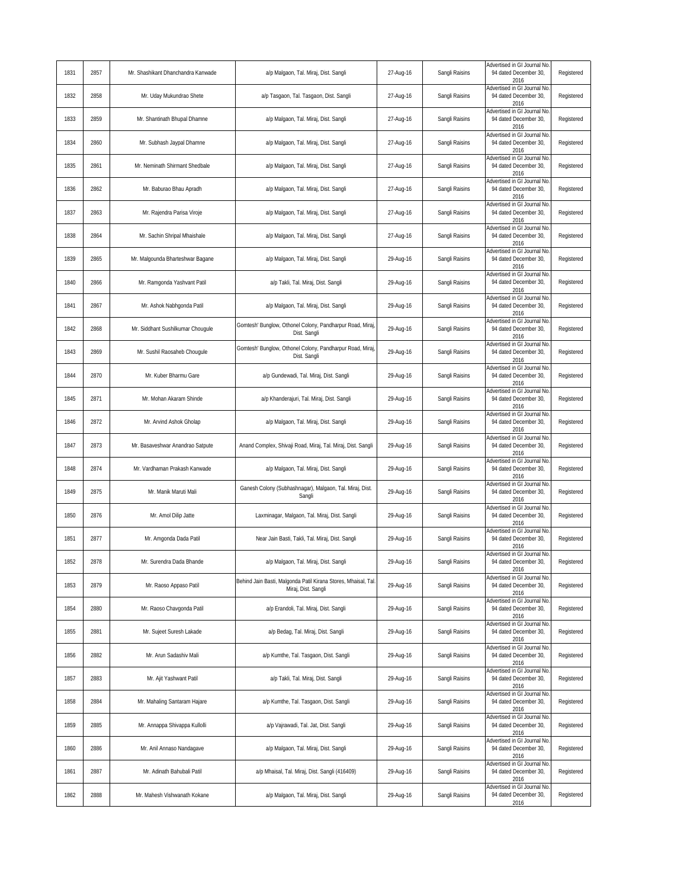| 1831 | 2857 | Mr. Shashikant Dhanchandra Kanwade | a/p Malgaon, Tal. Miraj, Dist. Sangli | 27-Aug-16 | Sangli Raisins | Advertised in GI Journal No. 94 dated December 30, 2016 | Registered |
|---|---|---|---|---|---|---|---|
| 1832 | 2858 | Mr. Uday Mukundrao Shete | a/p Tasgaon, Tal. Tasgaon, Dist. Sangli | 27-Aug-16 | Sangli Raisins | Advertised in GI Journal No. 94 dated December 30, 2016 | Registered |
| 1833 | 2859 | Mr. Shantinath Bhupal Dhamne | a/p Malgaon, Tal. Miraj, Dist. Sangli | 27-Aug-16 | Sangli Raisins | Advertised in GI Journal No. 94 dated December 30, 2016 | Registered |
| 1834 | 2860 | Mr. Subhash Jaypal Dhamne | a/p Malgaon, Tal. Miraj, Dist. Sangli | 27-Aug-16 | Sangli Raisins | Advertised in GI Journal No. 94 dated December 30, 2016 | Registered |
| 1835 | 2861 | Mr. Neminath Shirmant Shedbale | a/p Malgaon, Tal. Miraj, Dist. Sangli | 27-Aug-16 | Sangli Raisins | Advertised in GI Journal No. 94 dated December 30, 2016 | Registered |
| 1836 | 2862 | Mr. Baburao Bhau Apradh | a/p Malgaon, Tal. Miraj, Dist. Sangli | 27-Aug-16 | Sangli Raisins | Advertised in GI Journal No. 94 dated December 30, 2016 | Registered |
| 1837 | 2863 | Mr. Rajendra Parisa Viroje | a/p Malgaon, Tal. Miraj, Dist. Sangli | 27-Aug-16 | Sangli Raisins | Advertised in GI Journal No. 94 dated December 30, 2016 | Registered |
| 1838 | 2864 | Mr. Sachin Shripal Mhaishale | a/p Malgaon, Tal. Miraj, Dist. Sangli | 27-Aug-16 | Sangli Raisins | Advertised in GI Journal No. 94 dated December 30, 2016 | Registered |
| 1839 | 2865 | Mr. Malgounda Bharteshwar Bagane | a/p Malgaon, Tal. Miraj, Dist. Sangli | 29-Aug-16 | Sangli Raisins | Advertised in GI Journal No. 94 dated December 30, 2016 | Registered |
| 1840 | 2866 | Mr. Ramgonda Yashvant Patil | a/p Takli, Tal. Miraj, Dist. Sangli | 29-Aug-16 | Sangli Raisins | Advertised in GI Journal No. 94 dated December 30, 2016 | Registered |
| 1841 | 2867 | Mr. Ashok Nabhgonda Patil | a/p Malgaon, Tal. Miraj, Dist. Sangli | 29-Aug-16 | Sangli Raisins | Advertised in GI Journal No. 94 dated December 30, 2016 | Registered |
| 1842 | 2868 | Mr. Siddhant Sushilkumar Chougule | Gomtesh' Bunglow, Othonel Colony, Pandharpur Road, Miraj, Dist. Sangli | 29-Aug-16 | Sangli Raisins | Advertised in GI Journal No. 94 dated December 30, 2016 | Registered |
| 1843 | 2869 | Mr. Sushil Raosaheb Chougule | Gomtesh' Bunglow, Othonel Colony, Pandharpur Road, Miraj, Dist. Sangli | 29-Aug-16 | Sangli Raisins | Advertised in GI Journal No. 94 dated December 30, 2016 | Registered |
| 1844 | 2870 | Mr. Kuber Bharmu Gare | a/p Gundewadi, Tal. Miraj, Dist. Sangli | 29-Aug-16 | Sangli Raisins | Advertised in GI Journal No. 94 dated December 30, 2016 | Registered |
| 1845 | 2871 | Mr. Mohan Akaram Shinde | a/p Khanderajuri, Tal. Miraj, Dist. Sangli | 29-Aug-16 | Sangli Raisins | Advertised in GI Journal No. 94 dated December 30, 2016 | Registered |
| 1846 | 2872 | Mr. Arvind Ashok Gholap | a/p Malgaon, Tal. Miraj, Dist. Sangli | 29-Aug-16 | Sangli Raisins | Advertised in GI Journal No. 94 dated December 30, 2016 | Registered |
| 1847 | 2873 | Mr. Basaveshwar Anandrao Satpute | Anand Complex, Shivaji Road, Miraj, Tal. Miraj, Dist. Sangli | 29-Aug-16 | Sangli Raisins | Advertised in GI Journal No. 94 dated December 30, 2016 | Registered |
| 1848 | 2874 | Mr. Vardhaman Prakash Kanwade | a/p Malgaon, Tal. Miraj, Dist. Sangli | 29-Aug-16 | Sangli Raisins | Advertised in GI Journal No. 94 dated December 30, 2016 | Registered |
| 1849 | 2875 | Mr. Manik Maruti Mali | Ganesh Colony (Subhashnagar), Malgaon, Tal. Miraj, Dist. Sangli | 29-Aug-16 | Sangli Raisins | Advertised in GI Journal No. 94 dated December 30, 2016 | Registered |
| 1850 | 2876 | Mr. Amol Dilip Jatte | Laxminagar, Malgaon, Tal. Miraj, Dist. Sangli | 29-Aug-16 | Sangli Raisins | Advertised in GI Journal No. 94 dated December 30, 2016 | Registered |
| 1851 | 2877 | Mr. Amgonda Dada Patil | Near Jain Basti, Takli, Tal. Miraj, Dist. Sangli | 29-Aug-16 | Sangli Raisins | Advertised in GI Journal No. 94 dated December 30, 2016 | Registered |
| 1852 | 2878 | Mr. Surendra Dada Bhande | a/p Malgaon, Tal. Miraj, Dist. Sangli | 29-Aug-16 | Sangli Raisins | Advertised in GI Journal No. 94 dated December 30, 2016 | Registered |
| 1853 | 2879 | Mr. Raoso Appaso Patil | Behind Jain Basti, Malgonda Patil Kirana Stores, Mhaisal, Tal. Miraj, Dist. Sangli | 29-Aug-16 | Sangli Raisins | Advertised in GI Journal No. 94 dated December 30, 2016 | Registered |
| 1854 | 2880 | Mr. Raoso Chavgonda Patil | a/p Erandoli, Tal. Miraj, Dist. Sangli | 29-Aug-16 | Sangli Raisins | Advertised in GI Journal No. 94 dated December 30, 2016 | Registered |
| 1855 | 2881 | Mr. Sujeet Suresh Lakade | a/p Bedag, Tal. Miraj, Dist. Sangli | 29-Aug-16 | Sangli Raisins | Advertised in GI Journal No. 94 dated December 30, 2016 | Registered |
| 1856 | 2882 | Mr. Arun Sadashiv Mali | a/p Kumthe, Tal. Tasgaon, Dist. Sangli | 29-Aug-16 | Sangli Raisins | Advertised in GI Journal No. 94 dated December 30, 2016 | Registered |
| 1857 | 2883 | Mr. Ajit Yashwant Patil | a/p Takli, Tal. Miraj, Dist. Sangli | 29-Aug-16 | Sangli Raisins | Advertised in GI Journal No. 94 dated December 30, 2016 | Registered |
| 1858 | 2884 | Mr. Mahaling Santaram Hajare | a/p Kumthe, Tal. Tasgaon, Dist. Sangli | 29-Aug-16 | Sangli Raisins | Advertised in GI Journal No. 94 dated December 30, 2016 | Registered |
| 1859 | 2885 | Mr. Annappa Shivappa Kullolli | a/p Vajrawadi, Tal. Jat, Dist. Sangli | 29-Aug-16 | Sangli Raisins | Advertised in GI Journal No. 94 dated December 30, 2016 | Registered |
| 1860 | 2886 | Mr. Anil Annaso Nandagave | a/p Malgaon, Tal. Miraj, Dist. Sangli | 29-Aug-16 | Sangli Raisins | Advertised in GI Journal No. 94 dated December 30, 2016 | Registered |
| 1861 | 2887 | Mr. Adinath Bahubali Patil | a/p Mhaisal, Tal. Miraj, Dist. Sangli (416409) | 29-Aug-16 | Sangli Raisins | Advertised in GI Journal No. 94 dated December 30, 2016 | Registered |
| 1862 | 2888 | Mr. Mahesh Vishwanath Kokane | a/p Malgaon, Tal. Miraj, Dist. Sangli | 29-Aug-16 | Sangli Raisins | Advertised in GI Journal No. 94 dated December 30, 2016 | Registered |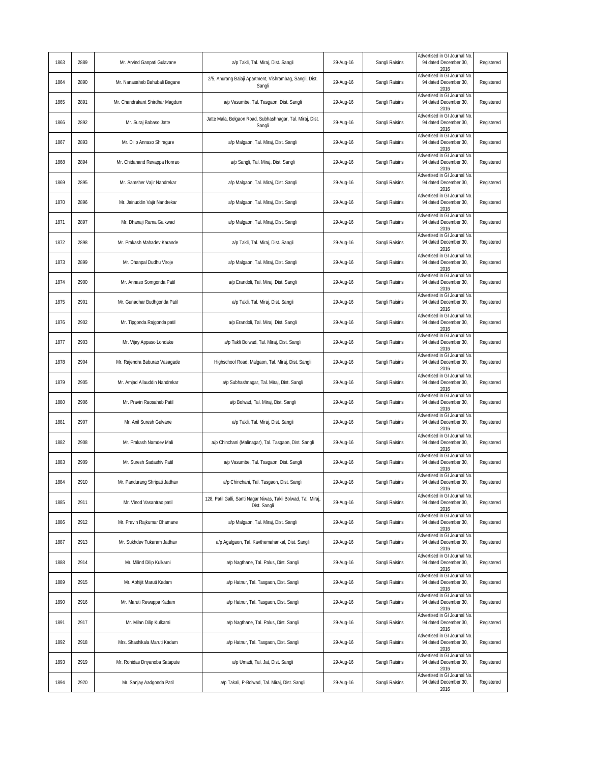| 1863 | 2889 | Mr. Arvind Ganpati Gulavane | a/p Takli, Tal. Miraj, Dist. Sangli | 29-Aug-16 | Sangli Raisins | Advertised in GI Journal No. 94 dated December 30, 2016 | Registered |
|---|---|---|---|---|---|---|---|
| 1864 | 2890 | Mr. Nanasaheb Bahubali Bagane | 2/5, Anurang Balaji Apartment, Vishrambag, Sangli, Dist. Sangli | 29-Aug-16 | Sangli Raisins | Advertised in GI Journal No. 94 dated December 30, 2016 | Registered |
| 1865 | 2891 | Mr. Chandrakant Shirdhar Magdum | a/p Vasumbe, Tal. Tasgaon, Dist. Sangli | 29-Aug-16 | Sangli Raisins | Advertised in GI Journal No. 94 dated December 30, 2016 | Registered |
| 1866 | 2892 | Mr. Suraj Babaso Jatte | Jatte Mala, Belgaon Road, Subhashnagar, Tal. Miraj, Dist. Sangli | 29-Aug-16 | Sangli Raisins | Advertised in GI Journal No. 94 dated December 30, 2016 | Registered |
| 1867 | 2893 | Mr. Dilip Annaso Shiragure | a/p Malgaon, Tal. Miraj, Dist. Sangli | 29-Aug-16 | Sangli Raisins | Advertised in GI Journal No. 94 dated December 30, 2016 | Registered |
| 1868 | 2894 | Mr. Chidanand Revappa Honrao | a/p Sangli, Tal. Miraj, Dist. Sangli | 29-Aug-16 | Sangli Raisins | Advertised in GI Journal No. 94 dated December 30, 2016 | Registered |
| 1869 | 2895 | Mr. Samsher Vajir Nandrekar | a/p Malgaon, Tal. Miraj, Dist. Sangli | 29-Aug-16 | Sangli Raisins | Advertised in GI Journal No. 94 dated December 30, 2016 | Registered |
| 1870 | 2896 | Mr. Jainuddin Vajir Nandrekar | a/p Malgaon, Tal. Miraj, Dist. Sangli | 29-Aug-16 | Sangli Raisins | Advertised in GI Journal No. 94 dated December 30, 2016 | Registered |
| 1871 | 2897 | Mr. Dhanaji Rama Gaikwad | a/p Malgaon, Tal. Miraj, Dist. Sangli | 29-Aug-16 | Sangli Raisins | Advertised in GI Journal No. 94 dated December 30, 2016 | Registered |
| 1872 | 2898 | Mr. Prakash Mahadev Karande | a/p Takli, Tal. Miraj, Dist. Sangli | 29-Aug-16 | Sangli Raisins | Advertised in GI Journal No. 94 dated December 30, 2016 | Registered |
| 1873 | 2899 | Mr. Dhanpal Dudhu Viroje | a/p Malgaon, Tal. Miraj, Dist. Sangli | 29-Aug-16 | Sangli Raisins | Advertised in GI Journal No. 94 dated December 30, 2016 | Registered |
| 1874 | 2900 | Mr. Annaso Somgonda Patil | a/p Erandoli, Tal. Miraj, Dist. Sangli | 29-Aug-16 | Sangli Raisins | Advertised in GI Journal No. 94 dated December 30, 2016 | Registered |
| 1875 | 2901 | Mr. Gunadhar Budhgonda Patil | a/p Takli, Tal. Miraj, Dist. Sangli | 29-Aug-16 | Sangli Raisins | Advertised in GI Journal No. 94 dated December 30, 2016 | Registered |
| 1876 | 2902 | Mr. Tipgonda Rajgonda patil | a/p Erandoli, Tal. Miraj, Dist. Sangli | 29-Aug-16 | Sangli Raisins | Advertised in GI Journal No. 94 dated December 30, 2016 | Registered |
| 1877 | 2903 | Mr. Vijay Appaso Londake | a/p Takli Bolwad, Tal. Miraj, Dist. Sangli | 29-Aug-16 | Sangli Raisins | Advertised in GI Journal No. 94 dated December 30, 2016 | Registered |
| 1878 | 2904 | Mr. Rajendra Baburao Vasagade | Highschool Road, Malgaon, Tal. Miraj, Dist. Sangli | 29-Aug-16 | Sangli Raisins | Advertised in GI Journal No. 94 dated December 30, 2016 | Registered |
| 1879 | 2905 | Mr. Amjad Allauddin Nandrekar | a/p Subhashnagar, Tal. Miraj, Dist. Sangli | 29-Aug-16 | Sangli Raisins | Advertised in GI Journal No. 94 dated December 30, 2016 | Registered |
| 1880 | 2906 | Mr. Pravin Raosaheb Patil | a/p Bolwad, Tal. Miraj, Dist. Sangli | 29-Aug-16 | Sangli Raisins | Advertised in GI Journal No. 94 dated December 30, 2016 | Registered |
| 1881 | 2907 | Mr. Anil Suresh Gulvane | a/p Takli, Tal. Miraj, Dist. Sangli | 29-Aug-16 | Sangli Raisins | Advertised in GI Journal No. 94 dated December 30, 2016 | Registered |
| 1882 | 2908 | Mr. Prakash Namdev Mali | a/p Chinchani (Malinagar), Tal. Tasgaon, Dist. Sangli | 29-Aug-16 | Sangli Raisins | Advertised in GI Journal No. 94 dated December 30, 2016 | Registered |
| 1883 | 2909 | Mr. Suresh Sadashiv Patil | a/p Vasumbe, Tal. Tasgaon, Dist. Sangli | 29-Aug-16 | Sangli Raisins | Advertised in GI Journal No. 94 dated December 30, 2016 | Registered |
| 1884 | 2910 | Mr. Pandurang Shripati Jadhav | a/p Chinchani, Tal. Tasgaon, Dist. Sangli | 29-Aug-16 | Sangli Raisins | Advertised in GI Journal No. 94 dated December 30, 2016 | Registered |
| 1885 | 2911 | Mr. Vinod Vasantrao patil | 128, Patil Galli, Santi Nagar Niwas, Takli Bolwad, Tal. Miraj, Dist. Sangli | 29-Aug-16 | Sangli Raisins | Advertised in GI Journal No. 94 dated December 30, 2016 | Registered |
| 1886 | 2912 | Mr. Pravin Rajkumar Dhamane | a/p Malgaon, Tal. Miraj, Dist. Sangli | 29-Aug-16 | Sangli Raisins | Advertised in GI Journal No. 94 dated December 30, 2016 | Registered |
| 1887 | 2913 | Mr. Sukhdev Tukaram Jadhav | a/p Agalgaon, Tal. Kavthemahankal, Dist. Sangli | 29-Aug-16 | Sangli Raisins | Advertised in GI Journal No. 94 dated December 30, 2016 | Registered |
| 1888 | 2914 | Mr. Milind Dilip Kulkarni | a/p Nagthane, Tal. Palus, Dist. Sangli | 29-Aug-16 | Sangli Raisins | Advertised in GI Journal No. 94 dated December 30, 2016 | Registered |
| 1889 | 2915 | Mr. Abhijit Maruti Kadam | a/p Hatnur, Tal. Tasgaon, Dist. Sangli | 29-Aug-16 | Sangli Raisins | Advertised in GI Journal No. 94 dated December 30, 2016 | Registered |
| 1890 | 2916 | Mr. Maruti Rewappa Kadam | a/p Hatnur, Tal. Tasgaon, Dist. Sangli | 29-Aug-16 | Sangli Raisins | Advertised in GI Journal No. 94 dated December 30, 2016 | Registered |
| 1891 | 2917 | Mr. Milan Dilip Kulkarni | a/p Nagthane, Tal. Palus, Dist. Sangli | 29-Aug-16 | Sangli Raisins | Advertised in GI Journal No. 94 dated December 30, 2016 | Registered |
| 1892 | 2918 | Mrs. Shashikala Maruti Kadam | a/p Hatnur, Tal. Tasgaon, Dist. Sangli | 29-Aug-16 | Sangli Raisins | Advertised in GI Journal No. 94 dated December 30, 2016 | Registered |
| 1893 | 2919 | Mr. Rohidas Dnyanoba Satapute | a/p Umadi, Tal. Jat, Dist. Sangli | 29-Aug-16 | Sangli Raisins | Advertised in GI Journal No. 94 dated December 30, 2016 | Registered |
| 1894 | 2920 | Mr. Sanjay Aadgonda Patil | a/p Takali, P-Bolwad, Tal. Miraj, Dist. Sangli | 29-Aug-16 | Sangli Raisins | Advertised in GI Journal No. 94 dated December 30, 2016 | Registered |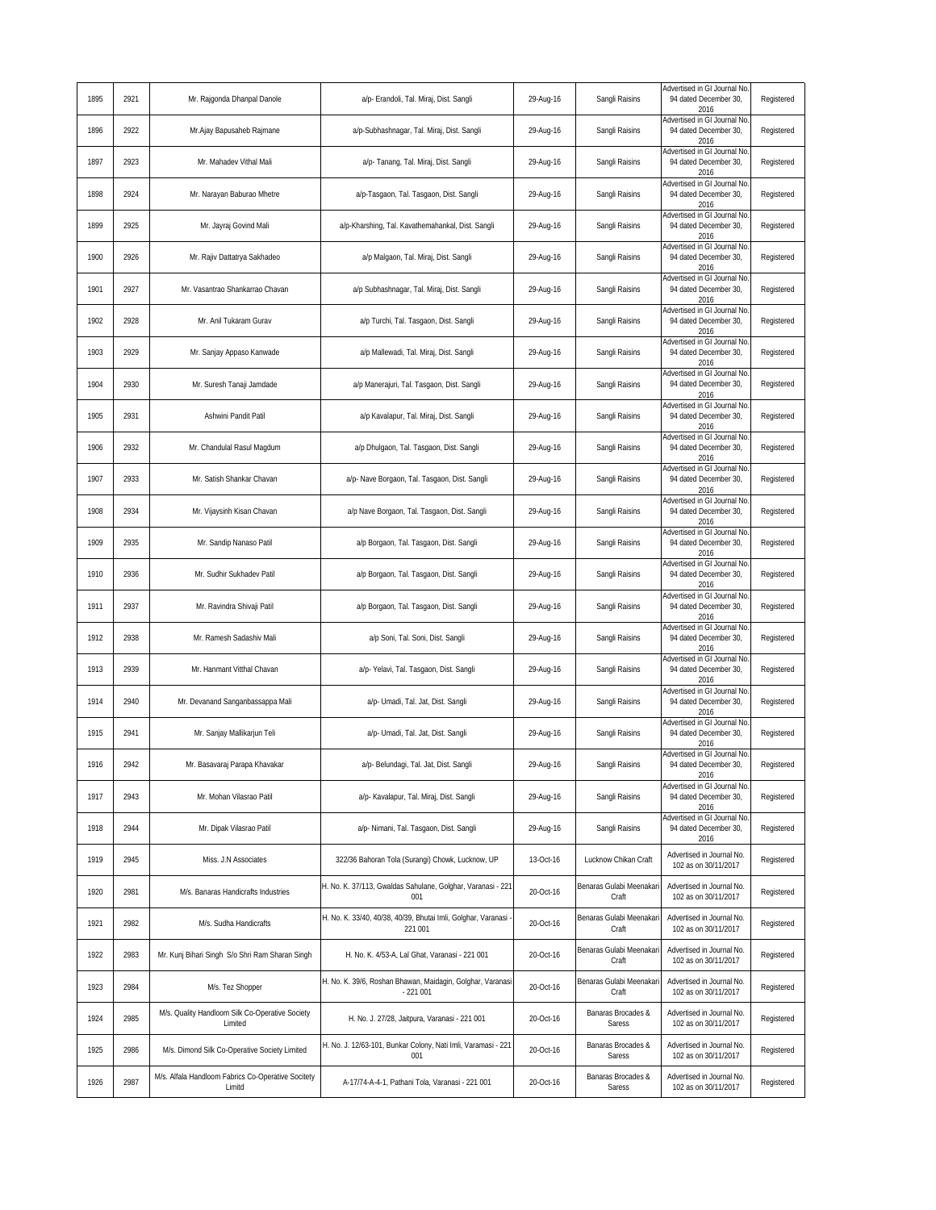| 1895 | 2921 | Mr. Rajgonda Dhanpal Danole | a/p- Erandoli, Tal. Miraj, Dist. Sangli | 29-Aug-16 | Sangli Raisins | Advertised in GI Journal No. 94 dated December 30, 2016 | Registered |
|---|---|---|---|---|---|---|---|
| 1896 | 2922 | Mr.Ajay Bapusaheb Rajmane | a/p-Subhashnagar, Tal. Miraj, Dist. Sangli | 29-Aug-16 | Sangli Raisins | Advertised in GI Journal No. 94 dated December 30, 2016 | Registered |
| 1897 | 2923 | Mr. Mahadev Vithal Mali | a/p- Tanang, Tal. Miraj, Dist. Sangli | 29-Aug-16 | Sangli Raisins | Advertised in GI Journal No. 94 dated December 30, 2016 | Registered |
| 1898 | 2924 | Mr. Narayan Baburao Mhetre | a/p-Tasgaon, Tal. Tasgaon, Dist. Sangli | 29-Aug-16 | Sangli Raisins | Advertised in GI Journal No. 94 dated December 30, 2016 | Registered |
| 1899 | 2925 | Mr. Jayraj Govind Mali | a/p-Kharshing, Tal. Kavathemahankal, Dist. Sangli | 29-Aug-16 | Sangli Raisins | Advertised in GI Journal No. 94 dated December 30, 2016 | Registered |
| 1900 | 2926 | Mr. Rajiv Dattatrya Sakhadeo | a/p Malgaon, Tal. Miraj, Dist. Sangli | 29-Aug-16 | Sangli Raisins | Advertised in GI Journal No. 94 dated December 30, 2016 | Registered |
| 1901 | 2927 | Mr. Vasantrao Shankarrao Chavan | a/p Subhashnagar, Tal. Miraj, Dist. Sangli | 29-Aug-16 | Sangli Raisins | Advertised in GI Journal No. 94 dated December 30, 2016 | Registered |
| 1902 | 2928 | Mr. Anil Tukaram Gurav | a/p Turchi, Tal. Tasgaon, Dist. Sangli | 29-Aug-16 | Sangli Raisins | Advertised in GI Journal No. 94 dated December 30, 2016 | Registered |
| 1903 | 2929 | Mr. Sanjay Appaso Kanwade | a/p Mallewadi, Tal. Miraj, Dist. Sangli | 29-Aug-16 | Sangli Raisins | Advertised in GI Journal No. 94 dated December 30, 2016 | Registered |
| 1904 | 2930 | Mr. Suresh Tanaji Jamdade | a/p Manerajuri, Tal. Tasgaon, Dist. Sangli | 29-Aug-16 | Sangli Raisins | Advertised in GI Journal No. 94 dated December 30, 2016 | Registered |
| 1905 | 2931 | Ashwini Pandit Patil | a/p Kavalapur, Tal. Miraj, Dist. Sangli | 29-Aug-16 | Sangli Raisins | Advertised in GI Journal No. 94 dated December 30, 2016 | Registered |
| 1906 | 2932 | Mr. Chandulal Rasul Magdum | a/p Dhulgaon, Tal. Tasgaon, Dist. Sangli | 29-Aug-16 | Sangli Raisins | Advertised in GI Journal No. 94 dated December 30, 2016 | Registered |
| 1907 | 2933 | Mr. Satish Shankar Chavan | a/p- Nave Borgaon, Tal. Tasgaon, Dist. Sangli | 29-Aug-16 | Sangli Raisins | Advertised in GI Journal No. 94 dated December 30, 2016 | Registered |
| 1908 | 2934 | Mr. Vijaysinh Kisan Chavan | a/p Nave Borgaon, Tal. Tasgaon, Dist. Sangli | 29-Aug-16 | Sangli Raisins | Advertised in GI Journal No. 94 dated December 30, 2016 | Registered |
| 1909 | 2935 | Mr. Sandip Nanaso Patil | a/p Borgaon, Tal. Tasgaon, Dist. Sangli | 29-Aug-16 | Sangli Raisins | Advertised in GI Journal No. 94 dated December 30, 2016 | Registered |
| 1910 | 2936 | Mr. Sudhir Sukhadev Patil | a/p Borgaon, Tal. Tasgaon, Dist. Sangli | 29-Aug-16 | Sangli Raisins | Advertised in GI Journal No. 94 dated December 30, 2016 | Registered |
| 1911 | 2937 | Mr. Ravindra Shivaji Patil | a/p Borgaon, Tal. Tasgaon, Dist. Sangli | 29-Aug-16 | Sangli Raisins | Advertised in GI Journal No. 94 dated December 30, 2016 | Registered |
| 1912 | 2938 | Mr. Ramesh Sadashiv Mali | a/p Soni, Tal. Soni, Dist. Sangli | 29-Aug-16 | Sangli Raisins | Advertised in GI Journal No. 94 dated December 30, 2016 | Registered |
| 1913 | 2939 | Mr. Hanmant Vitthal Chavan | a/p- Yelavi, Tal. Tasgaon, Dist. Sangli | 29-Aug-16 | Sangli Raisins | Advertised in GI Journal No. 94 dated December 30, 2016 | Registered |
| 1914 | 2940 | Mr. Devanand Sanganbassappa Mali | a/p- Umadi, Tal. Jat, Dist. Sangli | 29-Aug-16 | Sangli Raisins | Advertised in GI Journal No. 94 dated December 30, 2016 | Registered |
| 1915 | 2941 | Mr. Sanjay Mallikarjun Teli | a/p- Umadi, Tal. Jat, Dist. Sangli | 29-Aug-16 | Sangli Raisins | Advertised in GI Journal No. 94 dated December 30, 2016 | Registered |
| 1916 | 2942 | Mr. Basavaraj Parapa Khavakar | a/p- Belundagi, Tal. Jat, Dist. Sangli | 29-Aug-16 | Sangli Raisins | Advertised in GI Journal No. 94 dated December 30, 2016 | Registered |
| 1917 | 2943 | Mr. Mohan Vilasrao Patil | a/p- Kavalapur, Tal. Miraj, Dist. Sangli | 29-Aug-16 | Sangli Raisins | Advertised in GI Journal No. 94 dated December 30, 2016 | Registered |
| 1918 | 2944 | Mr. Dipak Vilasrao Patil | a/p- Nimani, Tal. Tasgaon, Dist. Sangli | 29-Aug-16 | Sangli Raisins | Advertised in GI Journal No. 94 dated December 30, 2016 | Registered |
| 1919 | 2945 | Miss. J.N Associates | 322/36 Bahoran Tola (Surangi) Chowk, Lucknow, UP | 13-Oct-16 | Lucknow Chikan Craft | Advertised in Journal No. 102 as on 30/11/2017 | Registered |
| 1920 | 2981 | M/s. Banaras Handicrafts Industries | H. No. K. 37/113, Gwaldas Sahulane, Golghar, Varanasi - 221 001 | 20-Oct-16 | Benaras Gulabi Meenakari Craft | Advertised in Journal No. 102 as on 30/11/2017 | Registered |
| 1921 | 2982 | M/s. Sudha Handicrafts | H. No. K. 33/40, 40/38, 40/39, Bhutai Imli, Golghar, Varanasi - 221 001 | 20-Oct-16 | Benaras Gulabi Meenakari Craft | Advertised in Journal No. 102 as on 30/11/2017 | Registered |
| 1922 | 2983 | Mr. Kunj Bihari Singh S/o Shri Ram Sharan Singh | H. No. K. 4/53-A, Lal Ghat, Varanasi - 221 001 | 20-Oct-16 | Benaras Gulabi Meenakari Craft | Advertised in Journal No. 102 as on 30/11/2017 | Registered |
| 1923 | 2984 | M/s. Tez Shopper | H. No. K. 39/6, Roshan Bhawan, Maidagin, Golghar, Varanasi - 221 001 | 20-Oct-16 | Benaras Gulabi Meenakari Craft | Advertised in Journal No. 102 as on 30/11/2017 | Registered |
| 1924 | 2985 | M/s. Quality Handloom Silk Co-Operative Society Limited | H. No. J. 27/28, Jaitpura, Varanasi - 221 001 | 20-Oct-16 | Banaras Brocades & Saress | Advertised in Journal No. 102 as on 30/11/2017 | Registered |
| 1925 | 2986 | M/s. Dimond Silk Co-Operative Society Limited | H. No. J. 12/63-101, Bunkar Colony, Nati Imli, Varamasi - 221 001 | 20-Oct-16 | Banaras Brocades & Saress | Advertised in Journal No. 102 as on 30/11/2017 | Registered |
| 1926 | 2987 | M/s. Alfala Handloom Fabrics Co-Operative Socitety Limitd | A-17/74-A-4-1, Pathani Tola, Varanasi - 221 001 | 20-Oct-16 | Banaras Brocades & Saress | Advertised in Journal No. 102 as on 30/11/2017 | Registered |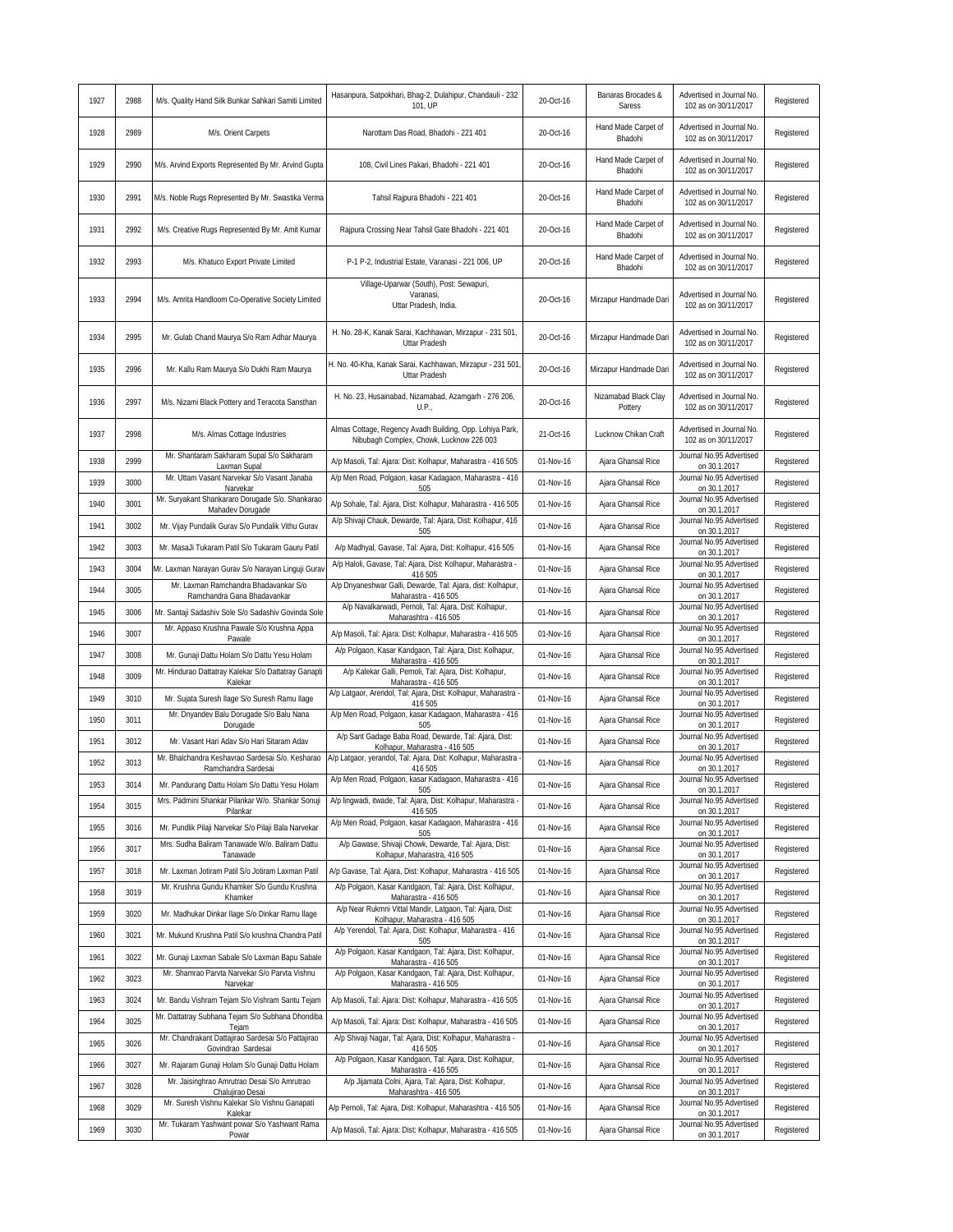| | | | | | | | |
|---|---|---|---|---|---|---|---|
| 1927 | 2988 | M/s. Quality Hand Silk Bunkar Sahkari Samiti Limited | Hasanpura, Satpokhari, Bhag-2, Dulahipur, Chandauli - 232 101, UP | 20-Oct-16 | Banaras Brocades & Saress | Advertised in Journal No. 102 as on 30/11/2017 | Registered |
| 1928 | 2989 | M/s. Orient Carpets | Narottam Das Road, Bhadohi - 221 401 | 20-Oct-16 | Hand Made Carpet of Bhadohi | Advertised in Journal No. 102 as on 30/11/2017 | Registered |
| 1929 | 2990 | M/s. Arvind Exports Represented By Mr. Arvind Gupta | 108, Civil Lines Pakari, Bhadohi - 221 401 | 20-Oct-16 | Hand Made Carpet of Bhadohi | Advertised in Journal No. 102 as on 30/11/2017 | Registered |
| 1930 | 2991 | M/s. Noble Rugs Represented By Mr. Swastika Verma | Tahsil Rajpura Bhadohi - 221 401 | 20-Oct-16 | Hand Made Carpet of Bhadohi | Advertised in Journal No. 102 as on 30/11/2017 | Registered |
| 1931 | 2992 | M/s. Creative Rugs Represented By Mr. Amit Kumar | Rajpura Crossing Near Tahsil Gate Bhadohi - 221 401 | 20-Oct-16 | Hand Made Carpet of Bhadohi | Advertised in Journal No. 102 as on 30/11/2017 | Registered |
| 1932 | 2993 | M/s. Khatuco Export Private Limited | P-1 P-2, Industrial Estate, Varanasi - 221 006, UP | 20-Oct-16 | Hand Made Carpet of Bhadohi | Advertised in Journal No. 102 as on 30/11/2017 | Registered |
| 1933 | 2994 | M/s. Amrita Handloom Co-Operative Society Limited | Village-Uparwar (South), Post: Sewapuri, Varanasi, Uttar Pradesh, India. | 20-Oct-16 | Mirzapur Handmade Dari | Advertised in Journal No. 102 as on 30/11/2017 | Registered |
| 1934 | 2995 | Mr. Gulab Chand Maurya S/o Ram Adhar Maurya | H. No. 28-K, Kanak Sarai, Kachhawan, Mirzapur - 231 501, Uttar Pradesh | 20-Oct-16 | Mirzapur Handmade Dari | Advertised in Journal No. 102 as on 30/11/2017 | Registered |
| 1935 | 2996 | Mr. Kallu Ram Maurya S/o Dukhi Ram Maurya | H. No. 40-Kha, Kanak Sarai, Kachhawan, Mirzapur - 231 501, Uttar Pradesh | 20-Oct-16 | Mirzapur Handmade Dari | Advertised in Journal No. 102 as on 30/11/2017 | Registered |
| 1936 | 2997 | M/s. Nizami Black Pottery and Teracota Sansthan | H. No. 23, Husainabad, Nizamabad, Azamgarh - 276 206, U.P., | 20-Oct-16 | Nizamabad Black Clay Pottery | Advertised in Journal No. 102 as on 30/11/2017 | Registered |
| 1937 | 2998 | M/s. Almas Cottage Industries | Almas Cottage, Regency Avadh Building, Opp. Lohiya Park, Nibubagh Complex, Chowk, Lucknow 226 003 | 21-Oct-16 | Lucknow Chikan Craft | Advertised in Journal No. 102 as on 30/11/2017 | Registered |
| 1938 | 2999 | Mr. Shantaram Sakharam Supal S/o Sakharam Laxman Supal | A/p Masoli, Tal: Ajara: Dist: Kolhapur, Maharastra - 416 505 | 01-Nov-16 | Ajara Ghansal Rice | Journal No.95 Advertised on 30.1.2017 | Registered |
| 1939 | 3000 | Mr. Uttam Vasant Narvekar S/o Vasant Janaba Narvekar | A/p Men Road, Polgaon, kasar Kadagaon, Maharastra - 416 505 | 01-Nov-16 | Ajara Ghansal Rice | Journal No.95 Advertised on 30.1.2017 | Registered |
| 1940 | 3001 | Mr. Suryakant Shankararo Dorugade S/o. Shankarao Mahadev Dorugade | A/p Sohale, Tal: Ajara, Dist: Kolhapur, Maharastra - 416 505 | 01-Nov-16 | Ajara Ghansal Rice | Journal No.95 Advertised on 30.1.2017 | Registered |
| 1941 | 3002 | Mr. Vijay Pundalik Gurav S/o Pundalik Vithu Gurav | A/p Shivaji Chauk, Dewarde, Tal: Ajara, Dist: Kolhapur, 416 505 | 01-Nov-16 | Ajara Ghansal Rice | Journal No.95 Advertised on 30.1.2017 | Registered |
| 1942 | 3003 | Mr. MasaJi Tukaram Patil S/o Tukaram Gauru Patil | A/p Madhyal, Gavase, Tal: Ajara, Dist: Kolhapur, 416 505 | 01-Nov-16 | Ajara Ghansal Rice | Journal No.95 Advertised on 30.1.2017 | Registered |
| 1943 | 3004 | Mr. Laxman Narayan Gurav S/o Narayan Linguji Gurav | A/p Haloli, Gavase, Tal: Ajara, Dist: Kolhapur, Maharastra - 416 505 | 01-Nov-16 | Ajara Ghansal Rice | Journal No.95 Advertised on 30.1.2017 | Registered |
| 1944 | 3005 | Mr. Laxman Ramchandra Bhadavankar S/o Ramchandra Gana Bhadavankar | A/p Dnyaneshwar Galli, Dewarde, Tal: Ajara, dist: Kolhapur, Maharastra - 416 505 | 01-Nov-16 | Ajara Ghansal Rice | Journal No.95 Advertised on 30.1.2017 | Registered |
| 1945 | 3006 | Mr. Santaji Sadashiv Sole S/o Sadashiv Govinda Sole | A/p Navalkarwadi, Pernoli, Tal: Ajara, Dist: Kolhapur, Maharashtra - 416 505 | 01-Nov-16 | Ajara Ghansal Rice | Journal No.95 Advertised on 30.1.2017 | Registered |
| 1946 | 3007 | Mr. Appaso Krushna Pawale S/o Krushna Appa Pawale | A/p Masoli, Tal: Ajara: Dist: Kolhapur, Maharastra - 416 505 | 01-Nov-16 | Ajara Ghansal Rice | Journal No.95 Advertised on 30.1.2017 | Registered |
| 1947 | 3008 | Mr. Gunaji Dattu Holam S/o Dattu Yesu Holam | A/p Polgaon, Kasar Kandgaon, Tal: Ajara, Dist: Kolhapur, Maharastra - 416 505 | 01-Nov-16 | Ajara Ghansal Rice | Journal No.95 Advertised on 30.1.2017 | Registered |
| 1948 | 3009 | Mr. Hindurao Dattatray Kalekar S/o Dattatray Ganapti Kalekar | A/p Kalekar Galli, Pernoli, Tal: Ajara, Dist: Kolhapur, Maharastra - 416 505 | 01-Nov-16 | Ajara Ghansal Rice | Journal No.95 Advertised on 30.1.2017 | Registered |
| 1949 | 3010 | Mr. Sujata Suresh Ilage S/o Suresh Ramu Ilage | A/p Latgaor, Arendol, Tal: Ajara, Dist: Kolhapur, Maharastra - 416 505 | 01-Nov-16 | Ajara Ghansal Rice | Journal No.95 Advertised on 30.1.2017 | Registered |
| 1950 | 3011 | Mr. Dnyandev Balu Dorugade S/o Balu Nana Dorugade | A/p Men Road, Polgaon, kasar Kadagaon, Maharastra - 416 505 | 01-Nov-16 | Ajara Ghansal Rice | Journal No.95 Advertised on 30.1.2017 | Registered |
| 1951 | 3012 | Mr. Vasant Hari Adav S/o Hari Sitaram Adav | A/p Sant Gadage Baba Road, Dewarde, Tal: Ajara, Dist: Kolhapur, Maharastra - 416 505 | 01-Nov-16 | Ajara Ghansal Rice | Journal No.95 Advertised on 30.1.2017 | Registered |
| 1952 | 3013 | Mr. Bhalchandra Keshavrao Sardesai S/o. Kesharao Ramchandra Sardesai | A/p Latgaor, yerandol, Tal: Ajara, Dist: Kolhapur, Maharastra - 416 505 | 01-Nov-16 | Ajara Ghansal Rice | Journal No.95 Advertised on 30.1.2017 | Registered |
| 1953 | 3014 | Mr. Pandurang Dattu Holam S/o Dattu Yesu Holam | A/p Men Road, Polgaon, kasar Kadagaon, Maharastra - 416 505 | 01-Nov-16 | Ajara Ghansal Rice | Journal No.95 Advertised on 30.1.2017 | Registered |
| 1954 | 3015 | Mrs. Padmini Shankar Pilankar W/o. Shankar Sonuji Pilankar | A/p lingwadi, itwade, Tal: Ajara, Dist: Kolhapur, Maharastra - 416 505 | 01-Nov-16 | Ajara Ghansal Rice | Journal No.95 Advertised on 30.1.2017 | Registered |
| 1955 | 3016 | Mr. Pundlik Pilaji Narvekar S/o Pilaji Bala Narvekar | A/p Men Road, Polgaon, kasar Kadagaon, Maharastra - 416 505 | 01-Nov-16 | Ajara Ghansal Rice | Journal No.95 Advertised on 30.1.2017 | Registered |
| 1956 | 3017 | Mrs. Sudha Baliram Tanawade W/o. Baliram Dattu Tanawade | A/p Gawase, Shivaji Chowk, Dewarde, Tal: Ajara, Dist: Kolhapur, Maharastra, 416 505 | 01-Nov-16 | Ajara Ghansal Rice | Journal No.95 Advertised on 30.1.2017 | Registered |
| 1957 | 3018 | Mr. Laxman Jotiram Patil S/o Jotiram Laxman Patil | A/p Gavase, Tal: Ajara, Dist: Kolhapur, Maharastra - 416 505 | 01-Nov-16 | Ajara Ghansal Rice | Journal No.95 Advertised on 30.1.2017 | Registered |
| 1958 | 3019 | Mr. Krushna Gundu Khamker S/o Gundu Krushna Khamker | A/p Polgaon, Kasar Kandgaon, Tal: Ajara, Dist: Kolhapur, Maharastra - 416 505 | 01-Nov-16 | Ajara Ghansal Rice | Journal No.95 Advertised on 30.1.2017 | Registered |
| 1959 | 3020 | Mr. Madhukar Dinkar Ilage S/o Dinkar Ramu Ilage | A/p Near Rukmni Vittal Mandir, Latgaon, Tal: Ajara, Dist: Kolhapur, Maharastra - 416 505 | 01-Nov-16 | Ajara Ghansal Rice | Journal No.95 Advertised on 30.1.2017 | Registered |
| 1960 | 3021 | Mr. Mukund Krushna Patil S/o krushna Chandra Patil | A/p Yerendol, Tal: Ajara, Dist: Kolhapur, Maharastra - 416 505 | 01-Nov-16 | Ajara Ghansal Rice | Journal No.95 Advertised on 30.1.2017 | Registered |
| 1961 | 3022 | Mr. Gunaji Laxman Sabale S/o Laxman Bapu Sabale | A/p Polgaon, Kasar Kandgaon, Tal: Ajara, Dist: Kolhapur, Maharastra - 416 505 | 01-Nov-16 | Ajara Ghansal Rice | Journal No.95 Advertised on 30.1.2017 | Registered |
| 1962 | 3023 | Mr. Shamrao Parvta Narvekar S/o Parvta Vishnu Narvekar | A/p Polgaon, Kasar Kandgaon, Tal: Ajara, Dist: Kolhapur, Maharastra - 416 505 | 01-Nov-16 | Ajara Ghansal Rice | Journal No.95 Advertised on 30.1.2017 | Registered |
| 1963 | 3024 | Mr. Bandu Vishram Tejam S/o Vishram Santu Tejam | A/p Masoli, Tal: Ajara: Dist: Kolhapur, Maharastra - 416 505 | 01-Nov-16 | Ajara Ghansal Rice | Journal No.95 Advertised on 30.1.2017 | Registered |
| 1964 | 3025 | Mr. Dattatray Subhana Tejam S/o Subhana Dhondiba Tejam | A/p Masoli, Tal: Ajara: Dist: Kolhapur, Maharastra - 416 505 | 01-Nov-16 | Ajara Ghansal Rice | Journal No.95 Advertised on 30.1.2017 | Registered |
| 1965 | 3026 | Mr. Chandrakant Dattajirao Sardesai S/o Pattajirao Govindrao Sardesai | A/p Shivaji Nagar, Tal: Ajara, Dist: Kolhapur, Maharastra - 416 505 | 01-Nov-16 | Ajara Ghansal Rice | Journal No.95 Advertised on 30.1.2017 | Registered |
| 1966 | 3027 | Mr. Rajaram Gunaji Holam S/o Gunaji Dattu Holam | A/p Polgaon, Kasar Kandgaon, Tal: Ajara, Dist: Kolhapur, Maharastra - 416 505 | 01-Nov-16 | Ajara Ghansal Rice | Journal No.95 Advertised on 30.1.2017 | Registered |
| 1967 | 3028 | Mr. Jaisinghrao Amrutrao Desai S/o Amrutrao Chalujirao Desai | A/p Jijamata Colni, Ajara, Tal: Ajara, Dist: Kolhapur, Maharashtra - 416 505 | 01-Nov-16 | Ajara Ghansal Rice | Journal No.95 Advertised on 30.1.2017 | Registered |
| 1968 | 3029 | Mr. Suresh Vishnu Kalekar S/o Vishnu Ganapati Kalekar | A/p Pernoli, Tal: Ajara, Dist: Kolhapur, Maharashtra - 416 505 | 01-Nov-16 | Ajara Ghansal Rice | Journal No.95 Advertised on 30.1.2017 | Registered |
| 1969 | 3030 | Mr. Tukaram Yashwant powar S/o Yashwant Rama Powar | A/p Masoli, Tal: Ajara: Dist: Kolhapur, Maharastra - 416 505 | 01-Nov-16 | Ajara Ghansal Rice | Journal No.95 Advertised on 30.1.2017 | Registered |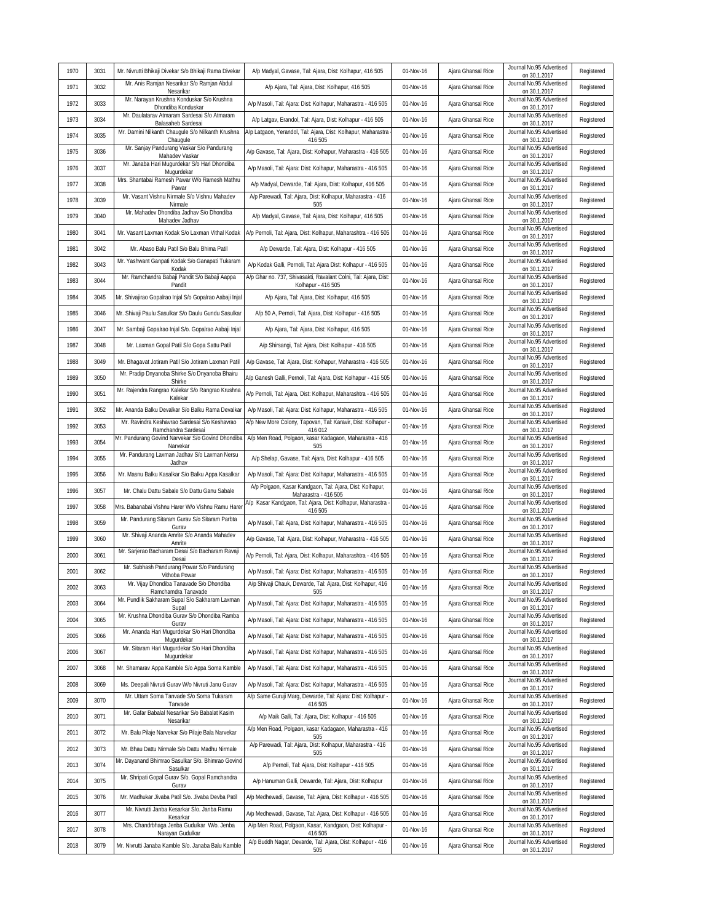| | | | | | | | |
|---|---|---|---|---|---|---|---|
| 1970 | 3031 | Mr. Nivrutti Bhikaji Divekar S/o Bhikaji Rama Divekar | A/p Madyal, Gavase, Tal: Ajara, Dist: Kolhapur, 416 505 | 01-Nov-16 | Ajara Ghansal Rice | Journal No.95 Advertised on 30.1.2017 | Registered |
| 1971 | 3032 | Mr. Anis Ramjan Nesarikar S/o Ramjan Abdul Nesarikar | A/p Ajara, Tal: Ajara, Dist: Kolhapur, 416 505 | 01-Nov-16 | Ajara Ghansal Rice | Journal No.95 Advertised on 30.1.2017 | Registered |
| 1972 | 3033 | Mr. Narayan Krushna Konduskar S/o Krushna Dhondiba Konduskar | A/p Masoli, Tal: Ajara: Dist: Kolhapur, Maharastra - 416 505 | 01-Nov-16 | Ajara Ghansal Rice | Journal No.95 Advertised on 30.1.2017 | Registered |
| 1973 | 3034 | Mr. Daulatarav Atmaram Sardesai S/o Atmaram Balasaheb Sardesai | A/p Latgav, Erandol, Tal: Ajara, Dist: Kolhapur - 416 505 | 01-Nov-16 | Ajara Ghansal Rice | Journal No.95 Advertised on 30.1.2017 | Registered |
| 1974 | 3035 | Mr. Damini Nilkanth Chaugule S/o Nilkanth Krushna Chaugule | A/p Latgaon, Yerandol, Tal: Ajara, Dist: Kolhapur, Maharastra - 416 505 | 01-Nov-16 | Ajara Ghansal Rice | Journal No.95 Advertised on 30.1.2017 | Registered |
| 1975 | 3036 | Mr. Sanjay Pandurang Vaskar S/o Pandurang Mahadev Vaskar | A/p Gavase, Tal: Ajara, Dist: Kolhapur, Maharastra - 416 505 | 01-Nov-16 | Ajara Ghansal Rice | Journal No.95 Advertised on 30.1.2017 | Registered |
| 1976 | 3037 | Mr. Janaba Hari Mugurdekar S/o Hari Dhondiba Mugurdekar | A/p Masoli, Tal: Ajara: Dist: Kolhapur, Maharastra - 416 505 | 01-Nov-16 | Ajara Ghansal Rice | Journal No.95 Advertised on 30.1.2017 | Registered |
| 1977 | 3038 | Mrs. Shantabai Ramesh Pawar W/o Ramesh Mathru Pawar | A/p Madyal, Dewarde, Tal: Ajara, Dist: Kolhapur, 416 505 | 01-Nov-16 | Ajara Ghansal Rice | Journal No.95 Advertised on 30.1.2017 | Registered |
| 1978 | 3039 | Mr. Vasant Vishnu Nirmale S/o Vishnu Mahadev Nirmale | A/p Parewadi, Tal: Ajara, Dist: Kolhapur, Maharastra - 416 505 | 01-Nov-16 | Ajara Ghansal Rice | Journal No.95 Advertised on 30.1.2017 | Registered |
| 1979 | 3040 | Mr. Mahadev Dhondiba Jadhav S/o Dhondiba Mahadev Jadhav | A/p Madyal, Gavase, Tal: Ajara, Dist: Kolhapur, 416 505 | 01-Nov-16 | Ajara Ghansal Rice | Journal No.95 Advertised on 30.1.2017 | Registered |
| 1980 | 3041 | Mr. Vasant Laxman Kodak S/o Laxman Vithal Kodak | A/p Pernoli, Tal: Ajara, Dist: Kolhapur, Maharashtra - 416 505 | 01-Nov-16 | Ajara Ghansal Rice | Journal No.95 Advertised on 30.1.2017 | Registered |
| 1981 | 3042 | Mr. Abaso Balu Patil S/o Balu Bhima Patil | A/p Dewarde, Tal: Ajara, Dist: Kolhapur - 416 505 | 01-Nov-16 | Ajara Ghansal Rice | Journal No.95 Advertised on 30.1.2017 | Registered |
| 1982 | 3043 | Mr. Yashwant Ganpati Kodak S/o Ganapati Tukaram Kodak | A/p Kodak Galli, Pernoli, Tal: Ajara Dist: Kolhapur - 416 505 | 01-Nov-16 | Ajara Ghansal Rice | Journal No.95 Advertised on 30.1.2017 | Registered |
| 1983 | 3044 | Mr. Ramchandra Babaji Pandit S/o Babaji Aappa Pandit | A/p Ghar no. 737, Shivasakti, Ravalant Colni, Tal: Ajara, Dist: Kolhapur - 416 505 | 01-Nov-16 | Ajara Ghansal Rice | Journal No.95 Advertised on 30.1.2017 | Registered |
| 1984 | 3045 | Mr. Shivajirao Gopalrao Injal S/o Gopalrao Aabaji Injal | A/p Ajara, Tal: Ajara, Dist: Kolhapur, 416 505 | 01-Nov-16 | Ajara Ghansal Rice | Journal No.95 Advertised on 30.1.2017 | Registered |
| 1985 | 3046 | Mr. Shivaji Paulu Sasulkar S/o Daulu Gundu Sasulkar | A/p 50 A, Pernoli, Tal: Ajara, Dist: Kolhapur - 416 505 | 01-Nov-16 | Ajara Ghansal Rice | Journal No.95 Advertised on 30.1.2017 | Registered |
| 1986 | 3047 | Mr. Sambaji Gopalrao Injal S/o. Gopalrao Aabaji Injal | A/p Ajara, Tal: Ajara, Dist: Kolhapur, 416 505 | 01-Nov-16 | Ajara Ghansal Rice | Journal No.95 Advertised on 30.1.2017 | Registered |
| 1987 | 3048 | Mr. Laxman Gopal Patil S/o Gopa Sattu Patil | A/p Shirsangi, Tal: Ajara, Dist: Kolhapur - 416 505 | 01-Nov-16 | Ajara Ghansal Rice | Journal No.95 Advertised on 30.1.2017 | Registered |
| 1988 | 3049 | Mr. Bhagavat Jotiram Patil S/o Jotiram Laxman Patil | A/p Gavase, Tal: Ajara, Dist: Kolhapur, Maharastra - 416 505 | 01-Nov-16 | Ajara Ghansal Rice | Journal No.95 Advertised on 30.1.2017 | Registered |
| 1989 | 3050 | Mr. Pradip Dnyanoba Shirke S/o Dnyanoba Bhairu Shirke | A/p Ganesh Galli, Pernoli, Tal: Ajara, Dist: Kolhapur - 416 505 | 01-Nov-16 | Ajara Ghansal Rice | Journal No.95 Advertised on 30.1.2017 | Registered |
| 1990 | 3051 | Mr. Rajendra Rangrao Kalekar S/o Rangrao Krushna Kalekar | A/p Pernoli, Tal: Ajara, Dist: Kolhapur, Maharashtra - 416 505 | 01-Nov-16 | Ajara Ghansal Rice | Journal No.95 Advertised on 30.1.2017 | Registered |
| 1991 | 3052 | Mr. Ananda Balku Devalkar S/o Balku Rama Devalkar | A/p Masoli, Tal: Ajara: Dist: Kolhapur, Maharastra - 416 505 | 01-Nov-16 | Ajara Ghansal Rice | Journal No.95 Advertised on 30.1.2017 | Registered |
| 1992 | 3053 | Mr. Ravindra Keshavrao Sardesai S/o Keshavrao Ramchandra Sardesai | A/p New More Colony, Tapovan, Tal: Karavir, Dist: Kolhapur - 416 012 | 01-Nov-16 | Ajara Ghansal Rice | Journal No.95 Advertised on 30.1.2017 | Registered |
| 1993 | 3054 | Mr. Pandurang Govind Narvekar S/o Govind Dhondiba Narvekar | A/p Men Road, Polgaon, kasar Kadagaon, Maharastra - 416 505 | 01-Nov-16 | Ajara Ghansal Rice | Journal No.95 Advertised on 30.1.2017 | Registered |
| 1994 | 3055 | Mr. Pandurang Laxman Jadhav S/o Laxman Nersu Jadhav | A/p Shelap, Gavase, Tal: Ajara, Dist: Kolhapur - 416 505 | 01-Nov-16 | Ajara Ghansal Rice | Journal No.95 Advertised on 30.1.2017 | Registered |
| 1995 | 3056 | Mr. Masnu Balku Kasalkar S/o Balku Appa Kasalkar | A/p Masoli, Tal: Ajara: Dist: Kolhapur, Maharastra - 416 505 | 01-Nov-16 | Ajara Ghansal Rice | Journal No.95 Advertised on 30.1.2017 | Registered |
| 1996 | 3057 | Mr. Chalu Dattu Sabale S/o Dattu Ganu Sabale | A/p Polgaon, Kasar Kandgaon, Tal: Ajara, Dist: Kolhapur, Maharastra - 416 505 | 01-Nov-16 | Ajara Ghansal Rice | Journal No.95 Advertised on 30.1.2017 | Registered |
| 1997 | 3058 | Mrs. Babanabai Vishnu Harer W/o Vishnu Ramu Harer | A/p Kasar Kandgaon, Tal: Ajara, Dist: Kolhapur, Maharastra - 416 505 | 01-Nov-16 | Ajara Ghansal Rice | Journal No.95 Advertised on 30.1.2017 | Registered |
| 1998 | 3059 | Mr. Pandurang Sitaram Gurav S/o Sitaram Parbta Gurav | A/p Masoli, Tal: Ajara, Dist: Kolhapur, Maharastra - 416 505 | 01-Nov-16 | Ajara Ghansal Rice | Journal No.95 Advertised on 30.1.2017 | Registered |
| 1999 | 3060 | Mr. Shivaji Ananda Amrite S/o Ananda Mahadev Amrite | A/p Gavase, Tal: Ajara, Dist: Kolhapur, Maharastra - 416 505 | 01-Nov-16 | Ajara Ghansal Rice | Journal No.95 Advertised on 30.1.2017 | Registered |
| 2000 | 3061 | Mr. Sarjerao Bacharam Desai S/o Bacharam Ravaji Desai | A/p Pernoli, Tal: Ajara, Dist: Kolhapur, Maharashtra - 416 505 | 01-Nov-16 | Ajara Ghansal Rice | Journal No.95 Advertised on 30.1.2017 | Registered |
| 2001 | 3062 | Mr. Subhash Pandurang Powar S/o Pandurang Vithoba Powar | A/p Masoli, Tal: Ajara, Dist: Kolhapur, Maharastra - 416 505 | 01-Nov-16 | Ajara Ghansal Rice | Journal No.95 Advertised on 30.1.2017 | Registered |
| 2002 | 3063 | Mr. Vijay Dhondiba Tanavade S/o Dhondiba Ramchamdra Tanavade | A/p Shivaji Chauk, Dewarde, Tal: Ajara, Dist: Kolhapur, 416 505 | 01-Nov-16 | Ajara Ghansal Rice | Journal No.95 Advertised on 30.1.2017 | Registered |
| 2003 | 3064 | Mr. Pundlik Sakharam Supal S/o Sakharam Laxman Supal | A/p Masoli, Tal: Ajara: Dist: Kolhapur, Maharastra - 416 505 | 01-Nov-16 | Ajara Ghansal Rice | Journal No.95 Advertised on 30.1.2017 | Registered |
| 2004 | 3065 | Mr. Krushna Dhondiba Gurav S/o Dhondiba Ramba Gurav | A/p Masoli, Tal: Ajara: Dist: Kolhapur, Maharastra - 416 505 | 01-Nov-16 | Ajara Ghansal Rice | Journal No.95 Advertised on 30.1.2017 | Registered |
| 2005 | 3066 | Mr. Ananda Hari Mugurdekar S/o Hari Dhondiba Mugurdekar | A/p Masoli, Tal: Ajara: Dist: Kolhapur, Maharastra - 416 505 | 01-Nov-16 | Ajara Ghansal Rice | Journal No.95 Advertised on 30.1.2017 | Registered |
| 2006 | 3067 | Mr. Sitaram Hari Mugurdekar S/o Hari Dhondiba Mugurdekar | A/p Masoli, Tal: Ajara: Dist: Kolhapur, Maharastra - 416 505 | 01-Nov-16 | Ajara Ghansal Rice | Journal No.95 Advertised on 30.1.2017 | Registered |
| 2007 | 3068 | Mr. Shamarav Appa Kamble S/o Appa Soma Kamble | A/p Masoli, Tal: Ajara: Dist: Kolhapur, Maharastra - 416 505 | 01-Nov-16 | Ajara Ghansal Rice | Journal No.95 Advertised on 30.1.2017 | Registered |
| 2008 | 3069 | Ms. Deepali Nivruti Gurav W/o Nivruti Janu Gurav | A/p Masoli, Tal: Ajara: Dist: Kolhapur, Maharastra - 416 505 | 01-Nov-16 | Ajara Ghansal Rice | Journal No.95 Advertised on 30.1.2017 | Registered |
| 2009 | 3070 | Mr. Uttam Soma Tanvade S/o Soma Tukaram Tanvade | A/p Same Guruji Marg, Dewarde, Tal: Ajara: Dist: Kolhapur - 416 505 | 01-Nov-16 | Ajara Ghansal Rice | Journal No.95 Advertised on 30.1.2017 | Registered |
| 2010 | 3071 | Mr. Gafar Babalal Nesarikar S/o Babalat Kasim Nesarikar | A/p Maik Galli, Tal: Ajara, Dist: Kolhapur - 416 505 | 01-Nov-16 | Ajara Ghansal Rice | Journal No.95 Advertised on 30.1.2017 | Registered |
| 2011 | 3072 | Mr. Balu Pilaje Narvekar S/o Pilaje Bala Narvekar | A/p Men Road, Polgaon, kasar Kadagaon, Maharastra - 416 505 | 01-Nov-16 | Ajara Ghansal Rice | Journal No.95 Advertised on 30.1.2017 | Registered |
| 2012 | 3073 | Mr. Bhau Dattu Nirmale S/o Dattu Madhu Nirmale | A/p Parewadi, Tal: Ajara, Dist: Kolhapur, Maharastra - 416 505 | 01-Nov-16 | Ajara Ghansal Rice | Journal No.95 Advertised on 30.1.2017 | Registered |
| 2013 | 3074 | Mr. Dayanand Bhimrao Sasulkar S/o. Bhimrao Govind Sasulkar | A/p Pernoli, Tal: Ajara, Dist: Kolhapur - 416 505 | 01-Nov-16 | Ajara Ghansal Rice | Journal No.95 Advertised on 30.1.2017 | Registered |
| 2014 | 3075 | Mr. Shripati Gopal Gurav S/o. Gopal Ramchandra Gurav | A/p Hanuman Galli, Dewarde, Tal: Ajara, Dist: Kolhapur | 01-Nov-16 | Ajara Ghansal Rice | Journal No.95 Advertised on 30.1.2017 | Registered |
| 2015 | 3076 | Mr. Madhukar Jivaba Patil S/o. Jivaba Devba Patil | A/p Medhewadi, Gavase, Tal: Ajara, Dist: Kolhapur - 416 505 | 01-Nov-16 | Ajara Ghansal Rice | Journal No.95 Advertised on 30.1.2017 | Registered |
| 2016 | 3077 | Mr. Nivrutti Janba Kesarkar S/o. Janba Ramu Kesarkar | A/p Medhewadi, Gavase, Tal: Ajara, Dist: Kolhapur - 416 505 | 01-Nov-16 | Ajara Ghansal Rice | Journal No.95 Advertised on 30.1.2017 | Registered |
| 2017 | 3078 | Mrs. Chandrbhaga Jenba Gudulkar W/o. Jenba Narayan Gudulkar | A/p Men Road, Polgaon, Kasar, Kandgaon, Dist: Kolhapur - 416 505 | 01-Nov-16 | Ajara Ghansal Rice | Journal No.95 Advertised on 30.1.2017 | Registered |
| 2018 | 3079 | Mr. Nivrutti Janaba Kamble S/o. Janaba Balu Kamble | A/p Buddh Nagar, Devarde, Tal: Ajara, Dist: Kolhapur - 416 505 | 01-Nov-16 | Ajara Ghansal Rice | Journal No.95 Advertised on 30.1.2017 | Registered |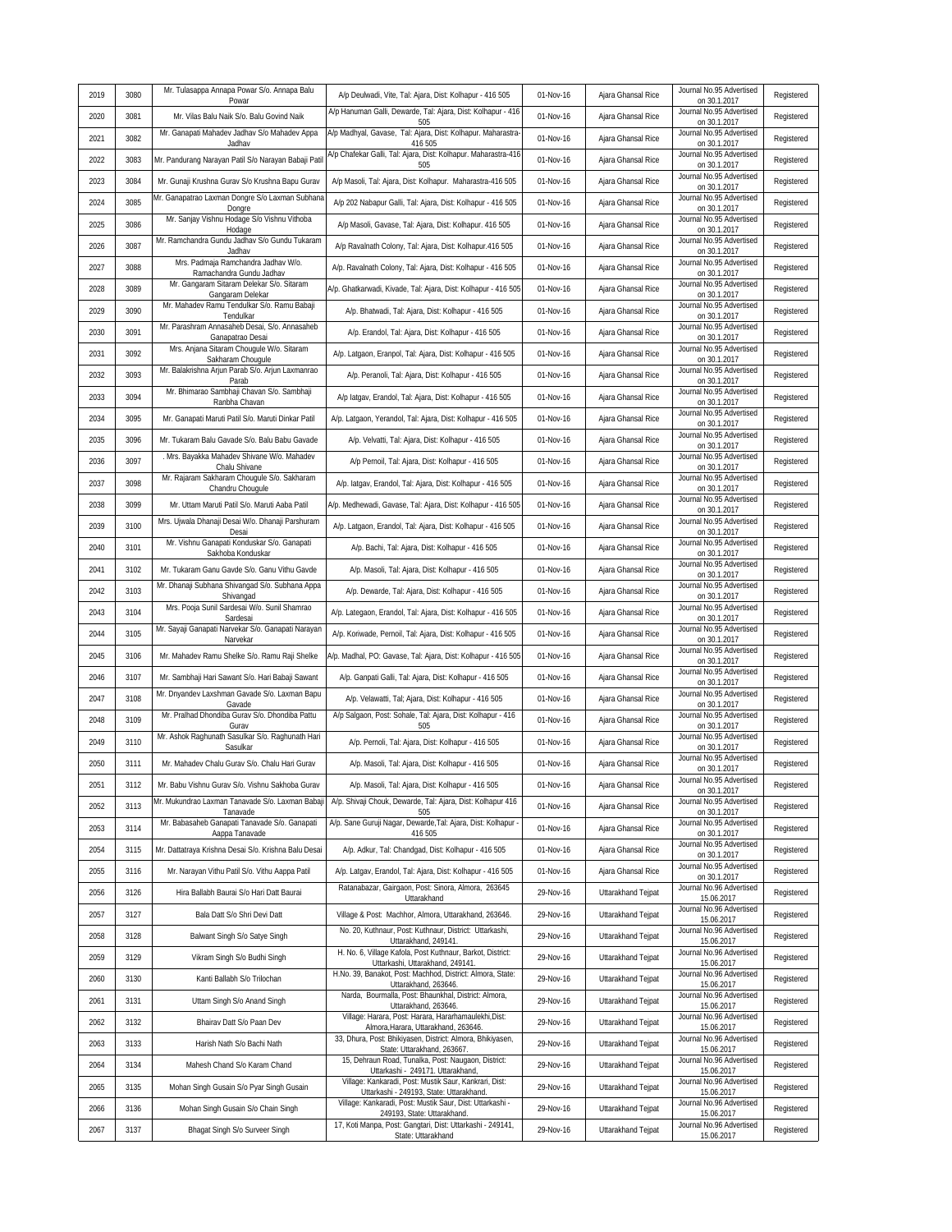| 2019 | 3080 | Mr. Tulasappa Annapa Powar S/o. Annapa Balu Powar | A/p Deulwadi, Vite, Tal: Ajara, Dist: Kolhapur - 416 505 | 01-Nov-16 | Ajara Ghansal Rice | Journal No.95 Advertised on 30.1.2017 | Registered |
|---|---|---|---|---|---|---|---|
| 2020 | 3081 | Mr. Vilas Balu Naik S/o. Balu Govind Naik | A/p Hanuman Galli, Dewarde, Tal: Ajara, Dist: Kolhapur - 416 505 | 01-Nov-16 | Ajara Ghansal Rice | Journal No.95 Advertised on 30.1.2017 | Registered |
| 2021 | 3082 | Mr. Ganapati Mahadev Jadhav S/o Mahadev Appa Jadhav | A/p Madhyal, Gavase, Tal: Ajara, Dist: Kolhapur. Maharastra-416 505 | 01-Nov-16 | Ajara Ghansal Rice | Journal No.95 Advertised on 30.1.2017 | Registered |
| 2022 | 3083 | Mr. Pandurang Narayan Patil S/o Narayan Babaji Patil | A/p Chafekar Galli, Tal: Ajara, Dist: Kolhapur. Maharastra-416 505 | 01-Nov-16 | Ajara Ghansal Rice | Journal No.95 Advertised on 30.1.2017 | Registered |
| 2023 | 3084 | Mr. Gunaji Krushna Gurav S/o Krushna Bapu Gurav | A/p Masoli, Tal: Ajara, Dist: Kolhapur. Maharastra-416 505 | 01-Nov-16 | Ajara Ghansal Rice | Journal No.95 Advertised on 30.1.2017 | Registered |
| 2024 | 3085 | Mr. Ganapatrao Laxman Dongre S/o Laxman Subhana Dongre | A/p 202 Nabapur Galli, Tal: Ajara, Dist: Kolhapur - 416 505 | 01-Nov-16 | Ajara Ghansal Rice | Journal No.95 Advertised on 30.1.2017 | Registered |
| 2025 | 3086 | Mr. Sanjay Vishnu Hodage S/o Vishnu Vithoba Hodage | A/p Masoli, Gavase, Tal: Ajara, Dist: Kolhapur. 416 505 | 01-Nov-16 | Ajara Ghansal Rice | Journal No.95 Advertised on 30.1.2017 | Registered |
| 2026 | 3087 | Mr. Ramchandra Gundu Jadhav S/o Gundu Tukaram Jadhav | A/p Ravalnath Colony, Tal: Ajara, Dist: Kolhapur.416 505 | 01-Nov-16 | Ajara Ghansal Rice | Journal No.95 Advertised on 30.1.2017 | Registered |
| 2027 | 3088 | Mrs. Padmaja Ramchandra Jadhav W/o. Ramachandra Gundu Jadhav | A/p. Ravalnath Colony, Tal: Ajara, Dist: Kolhapur - 416 505 | 01-Nov-16 | Ajara Ghansal Rice | Journal No.95 Advertised on 30.1.2017 | Registered |
| 2028 | 3089 | Mr. Gangaram Sitaram Delekar S/o. Sitaram Gangaram Delekar | A/p. Ghatkarwadi, Kivade, Tal: Ajara, Dist: Kolhapur - 416 505 | 01-Nov-16 | Ajara Ghansal Rice | Journal No.95 Advertised on 30.1.2017 | Registered |
| 2029 | 3090 | Mr. Mahadev Ramu Tendulkar S/o. Ramu Babaji Tendulkar | A/p. Bhatwadi, Tal: Ajara, Dist: Kolhapur - 416 505 | 01-Nov-16 | Ajara Ghansal Rice | Journal No.95 Advertised on 30.1.2017 | Registered |
| 2030 | 3091 | Mr. Parashram Annasaheb Desai, S/o. Annasaheb Ganapatrao Desai | A/p. Erandol, Tal: Ajara, Dist: Kolhapur - 416 505 | 01-Nov-16 | Ajara Ghansal Rice | Journal No.95 Advertised on 30.1.2017 | Registered |
| 2031 | 3092 | Mrs. Anjana Sitaram Chougule W/o. Sitaram Sakharam Chougule | A/p. Latgaon, Eranpol, Tal: Ajara, Dist: Kolhapur - 416 505 | 01-Nov-16 | Ajara Ghansal Rice | Journal No.95 Advertised on 30.1.2017 | Registered |
| 2032 | 3093 | Mr. Balakrishna Arjun Parab S/o. Arjun Laxmanrao Parab | A/p. Peranoli, Tal: Ajara, Dist: Kolhapur - 416 505 | 01-Nov-16 | Ajara Ghansal Rice | Journal No.95 Advertised on 30.1.2017 | Registered |
| 2033 | 3094 | Mr. Bhimarao Sambhaji Chavan S/o. Sambhaji Ranbha Chavan | A/p latgav, Erandol, Tal: Ajara, Dist: Kolhapur - 416 505 | 01-Nov-16 | Ajara Ghansal Rice | Journal No.95 Advertised on 30.1.2017 | Registered |
| 2034 | 3095 | Mr. Ganapati Maruti Patil S/o. Maruti Dinkar Patil | A/p. Latgaon, Yerandol, Tal: Ajara, Dist: Kolhapur - 416 505 | 01-Nov-16 | Ajara Ghansal Rice | Journal No.95 Advertised on 30.1.2017 | Registered |
| 2035 | 3096 | Mr. Tukaram Balu Gavade S/o. Balu Babu Gavade | A/p. Velvatti, Tal: Ajara, Dist: Kolhapur - 416 505 | 01-Nov-16 | Ajara Ghansal Rice | Journal No.95 Advertised on 30.1.2017 | Registered |
| 2036 | 3097 | . Mrs. Bayakka Mahadev Shivane W/o. Mahadev Chalu Shivane | A/p Pernoil, Tal: Ajara, Dist: Kolhapur - 416 505 | 01-Nov-16 | Ajara Ghansal Rice | Journal No.95 Advertised on 30.1.2017 | Registered |
| 2037 | 3098 | Mr. Rajaram Sakharam Chougule S/o. Sakharam Chandru Chougule | A/p. latgav, Erandol, Tal: Ajara, Dist: Kolhapur - 416 505 | 01-Nov-16 | Ajara Ghansal Rice | Journal No.95 Advertised on 30.1.2017 | Registered |
| 2038 | 3099 | Mr. Uttam Maruti Patil S/o. Maruti Aaba Patil | A/p. Medhewadi, Gavase, Tal: Ajara, Dist: Kolhapur - 416 505 | 01-Nov-16 | Ajara Ghansal Rice | Journal No.95 Advertised on 30.1.2017 | Registered |
| 2039 | 3100 | Mrs. Ujwala Dhanaji Desai W/o. Dhanaji Parshuram Desai | A/p. Latgaon, Erandol, Tal: Ajara, Dist: Kolhapur - 416 505 | 01-Nov-16 | Ajara Ghansal Rice | Journal No.95 Advertised on 30.1.2017 | Registered |
| 2040 | 3101 | Mr. Vishnu Ganapati Konduskar S/o. Ganapati Sakhoba Konduskar | A/p. Bachi, Tal: Ajara, Dist: Kolhapur - 416 505 | 01-Nov-16 | Ajara Ghansal Rice | Journal No.95 Advertised on 30.1.2017 | Registered |
| 2041 | 3102 | Mr. Tukaram Ganu Gavde S/o. Ganu Vithu Gavde | A/p. Masoli, Tal: Ajara, Dist: Kolhapur - 416 505 | 01-Nov-16 | Ajara Ghansal Rice | Journal No.95 Advertised on 30.1.2017 | Registered |
| 2042 | 3103 | Mr. Dhanaji Subhana Shivangad S/o. Subhana Appa Shivangad | A/p. Dewarde, Tal: Ajara, Dist: Kolhapur - 416 505 | 01-Nov-16 | Ajara Ghansal Rice | Journal No.95 Advertised on 30.1.2017 | Registered |
| 2043 | 3104 | Mrs. Pooja Sunil Sardesai W/o. Sunil Shamrao Sardesai | A/p. Lategaon, Erandol, Tal: Ajara, Dist: Kolhapur - 416 505 | 01-Nov-16 | Ajara Ghansal Rice | Journal No.95 Advertised on 30.1.2017 | Registered |
| 2044 | 3105 | Mr. Sayaji Ganapati Narvekar S/o. Ganapati Narayan Narvekar | A/p. Koriwade, Pernoil, Tal: Ajara, Dist: Kolhapur - 416 505 | 01-Nov-16 | Ajara Ghansal Rice | Journal No.95 Advertised on 30.1.2017 | Registered |
| 2045 | 3106 | Mr. Mahadev Ramu Shelke S/o. Ramu Raji Shelke | A/p. Madhal, PO: Gavase, Tal: Ajara, Dist: Kolhapur - 416 505 | 01-Nov-16 | Ajara Ghansal Rice | Journal No.95 Advertised on 30.1.2017 | Registered |
| 2046 | 3107 | Mr. Sambhaji Hari Sawant S/o. Hari Babaji Sawant | A/p. Ganpati Galli, Tal: Ajara, Dist: Kolhapur - 416 505 | 01-Nov-16 | Ajara Ghansal Rice | Journal No.95 Advertised on 30.1.2017 | Registered |
| 2047 | 3108 | Mr. Dnyandev Laxshman Gavade S/o. Laxman Bapu Gavade | A/p. Velawatti, Tal; Ajara, Dist: Kolhapur - 416 505 | 01-Nov-16 | Ajara Ghansal Rice | Journal No.95 Advertised on 30.1.2017 | Registered |
| 2048 | 3109 | Mr. Pralhad Dhondiba Gurav S/o. Dhondiba Pattu Gurav | A/p Salgaon, Post: Sohale, Tal: Ajara, Dist: Kolhapur - 416 505 | 01-Nov-16 | Ajara Ghansal Rice | Journal No.95 Advertised on 30.1.2017 | Registered |
| 2049 | 3110 | Mr. Ashok Raghunath Sasulkar S/o. Raghunath Hari Sasulkar | A/p. Pernoli, Tal: Ajara, Dist: Kolhapur - 416 505 | 01-Nov-16 | Ajara Ghansal Rice | Journal No.95 Advertised on 30.1.2017 | Registered |
| 2050 | 3111 | Mr. Mahadev Chalu Gurav S/o. Chalu Hari Gurav | A/p. Masoli, Tal: Ajara, Dist: Kolhapur - 416 505 | 01-Nov-16 | Ajara Ghansal Rice | Journal No.95 Advertised on 30.1.2017 | Registered |
| 2051 | 3112 | Mr. Babu Vishnu Gurav S/o. Vishnu Sakhoba Gurav | A/p. Masoli, Tal: Ajara, Dist: Kolhapur - 416 505 | 01-Nov-16 | Ajara Ghansal Rice | Journal No.95 Advertised on 30.1.2017 | Registered |
| 2052 | 3113 | Mr. Mukundrao Laxman Tanavade S/o. Laxman Babaji Tanavade | A/p. Shivaji Chouk, Dewarde, Tal: Ajara, Dist: Kolhapur 416 505 | 01-Nov-16 | Ajara Ghansal Rice | Journal No.95 Advertised on 30.1.2017 | Registered |
| 2053 | 3114 | Mr. Babasaheb Ganapati Tanavade S/o. Ganapati Aappa Tanavade | A/p. Sane Guruji Nagar, Dewarde,Tal: Ajara, Dist: Kolhapur - 416 505 | 01-Nov-16 | Ajara Ghansal Rice | Journal No.95 Advertised on 30.1.2017 | Registered |
| 2054 | 3115 | Mr. Dattatraya Krishna Desai S/o. Krishna Balu Desai | A/p. Adkur, Tal: Chandgad, Dist: Kolhapur - 416 505 | 01-Nov-16 | Ajara Ghansal Rice | Journal No.95 Advertised on 30.1.2017 | Registered |
| 2055 | 3116 | Mr. Narayan Vithu Patil S/o. Vithu Aappa Patil | A/p. Latgav, Erandol, Tal: Ajara, Dist: Kolhapur - 416 505 | 01-Nov-16 | Ajara Ghansal Rice | Journal No.95 Advertised on 30.1.2017 | Registered |
| 2056 | 3126 | Hira Ballabh Baurai S/o Hari Datt Baurai | Ratanabazar, Gairgaon, Post: Sinora, Almora, 263645 Uttarakhand | 29-Nov-16 | Uttarakhand Tejpat | Journal No.96 Advertised 15.06.2017 | Registered |
| 2057 | 3127 | Bala Datt S/o Shri Devi Datt | Village & Post: Machhor, Almora, Uttarakhand, 263646. | 29-Nov-16 | Uttarakhand Tejpat | Journal No.96 Advertised 15.06.2017 | Registered |
| 2058 | 3128 | Balwant Singh S/o Satye Singh | No. 20, Kuthnaur, Post: Kuthnaur, District: Uttarkashi, Uttarakhand, 249141. | 29-Nov-16 | Uttarakhand Tejpat | Journal No.96 Advertised 15.06.2017 | Registered |
| 2059 | 3129 | Vikram Singh S/o Budhi Singh | H. No. 6, Village Kafola, Post Kuthnaur, Barkot, District: Uttarkashi, Uttarakhand, 249141. | 29-Nov-16 | Uttarakhand Tejpat | Journal No.96 Advertised 15.06.2017 | Registered |
| 2060 | 3130 | Kanti Ballabh S/o Trilochan | H.No. 39, Banakot, Post: Machhod, District: Almora, State: Uttarakhand, 263646. | 29-Nov-16 | Uttarakhand Tejpat | Journal No.96 Advertised 15.06.2017 | Registered |
| 2061 | 3131 | Uttam Singh S/o Anand Singh | Narda, Bourmalla, Post: Bhaunkhal, District: Almora, Uttarakhand, 263646. | 29-Nov-16 | Uttarakhand Tejpat | Journal No.96 Advertised 15.06.2017 | Registered |
| 2062 | 3132 | Bhairav Datt S/o Paan Dev | Village: Harara, Post: Harara, Hararhamaulekhi,Dist: Almora,Harara, Uttarakhand, 263646. | 29-Nov-16 | Uttarakhand Tejpat | Journal No.96 Advertised 15.06.2017 | Registered |
| 2063 | 3133 | Harish Nath S/o Bachi Nath | 33, Dhura, Post: Bhikiyasen, District: Almora, Bhikiyasen, State: Uttarakhand, 263667. | 29-Nov-16 | Uttarakhand Tejpat | Journal No.96 Advertised 15.06.2017 | Registered |
| 2064 | 3134 | Mahesh Chand S/o Karam Chand | 15, Dehraun Road, Tunalka, Post: Naugaon, District: Uttarkashi - 249171. Uttarakhand, | 29-Nov-16 | Uttarakhand Tejpat | Journal No.96 Advertised 15.06.2017 | Registered |
| 2065 | 3135 | Mohan Singh Gusain S/o Pyar Singh Gusain | Village: Kankaradi, Post: Mustik Saur, Kankrari, Dist: Uttarkashi - 249193, State: Uttarakhand. | 29-Nov-16 | Uttarakhand Tejpat | Journal No.96 Advertised 15.06.2017 | Registered |
| 2066 | 3136 | Mohan Singh Gusain S/o Chain Singh | Village: Kankaradi, Post: Mustik Saur, Dist: Uttarkashi - 249193, State: Uttarakhand. | 29-Nov-16 | Uttarakhand Tejpat | Journal No.96 Advertised 15.06.2017 | Registered |
| 2067 | 3137 | Bhagat Singh S/o Surveer Singh | 17, Koti Manpa, Post: Gangtari, Dist: Uttarkashi - 249141, State: Uttarakhand | 29-Nov-16 | Uttarakhand Tejpat | Journal No.96 Advertised 15.06.2017 | Registered |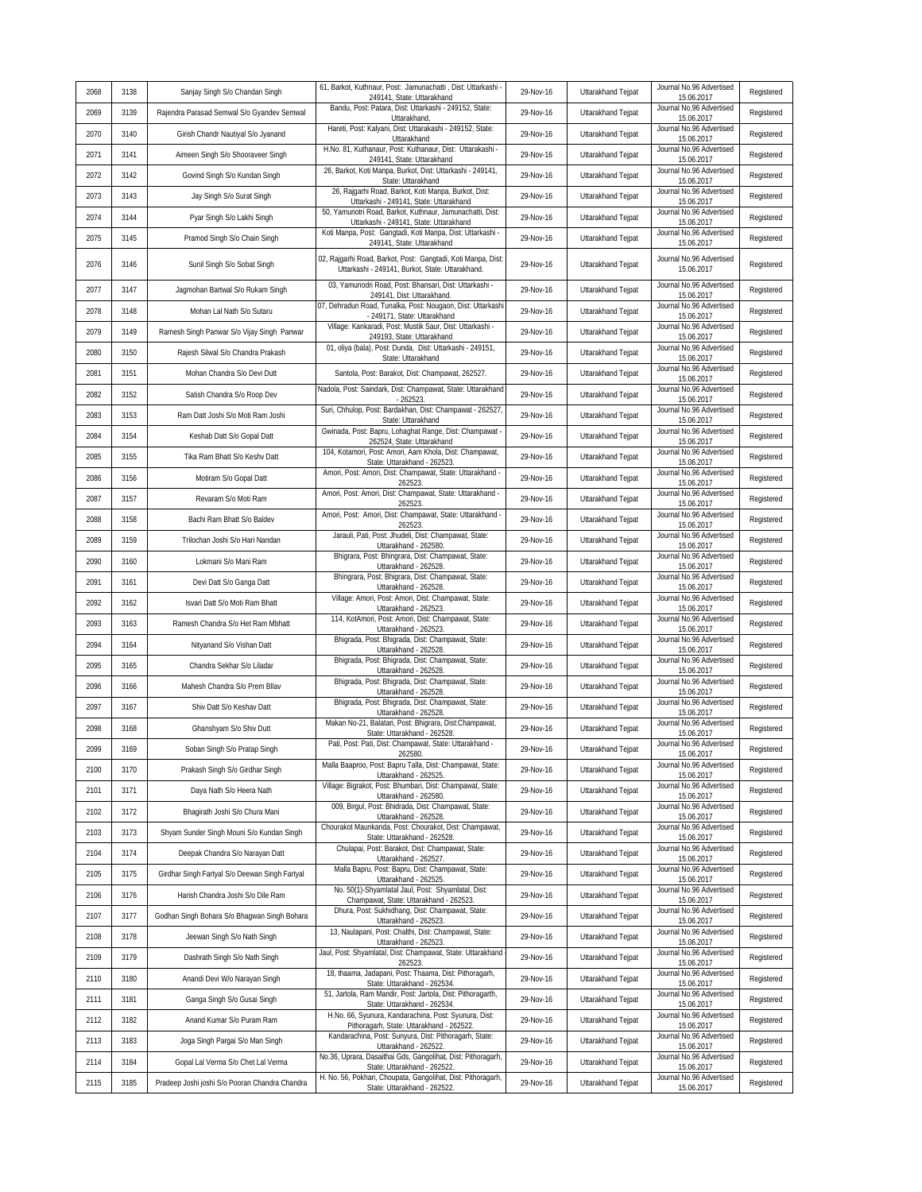| 2068 | 3138 | Sanjay Singh S/o Chandan Singh | 61, Barkot, Kuthnaur, Post: Jamunachatti , Dist: Uttarkashi - 249141, State: Uttarakhand | 29-Nov-16 | Uttarakhand Tejpat | Journal No.96 Advertised 15.06.2017 | Registered |
|---|---|---|---|---|---|---|---|
| 2069 | 3139 | Rajendra Parasad Semwal S/o Gyandev Semwal | Bandu, Post: Patara, Dist: Uttarkashi - 249152, State: Uttarakhand, | 29-Nov-16 | Uttarakhand Tejpat | Journal No.96 Advertised 15.06.2017 | Registered |
| 2070 | 3140 | Girish Chandr Nautiyal S/o Jyanand | Hareti, Post: Kalyani, Dist: Uttarakashi - 249152, State: Uttarakhand | 29-Nov-16 | Uttarakhand Tejpat | Journal No.96 Advertised 15.06.2017 | Registered |
| 2071 | 3141 | Aimeen Singh S/o Shooraveer Singh | H.No. 81, Kuthanaur, Post: Kuthanaur, Dist: Uttarakashi - 249141, State: Uttarakhand | 29-Nov-16 | Uttarakhand Tejpat | Journal No.96 Advertised 15.06.2017 | Registered |
| 2072 | 3142 | Govind Singh S/o Kundan Singh | 26, Barkot, Koti Manpa, Burkot, Dist: Uttarkashi - 249141, State: Uttarakhand | 29-Nov-16 | Uttarakhand Tejpat | Journal No.96 Advertised 15.06.2017 | Registered |
| 2073 | 3143 | Jay Singh S/o Surat Singh | 26, Rajgarhi Road, Barkot, Koti Manpa, Burkot, Dist: Uttarkashi - 249141, State: Uttarakhand | 29-Nov-16 | Uttarakhand Tejpat | Journal No.96 Advertised 15.06.2017 | Registered |
| 2074 | 3144 | Pyar Singh S/o Lakhi Singh | 50, Yamunotri Road, Barkot, Kuthnaur, Jamunachatti, Dist: Uttarkashi - 249141, State: Uttarakhand | 29-Nov-16 | Uttarakhand Tejpat | Journal No.96 Advertised 15.06.2017 | Registered |
| 2075 | 3145 | Pramod Singh S/o Chain Singh | Koti Manpa, Post: Gangtadi, Koti Manpa, Dist: Uttarkashi - 249141, State: Uttarakhand | 29-Nov-16 | Uttarakhand Tejpat | Journal No.96 Advertised 15.06.2017 | Registered |
| 2076 | 3146 | Sunil Singh S/o Sobat Singh | 02, Rajgarhi Road, Barkot, Post: Gangtadi, Koti Manpa, Dist: Uttarkashi - 249141, Burkot, State: Uttarakhand. | 29-Nov-16 | Uttarakhand Tejpat | Journal No.96 Advertised 15.06.2017 | Registered |
| 2077 | 3147 | Jagmohan Bartwal S/o Rukam Singh | 03, Yamunodri Road, Post: Bhansari, Dist: Uttarkashi - 249141, Dist: Uttarakhand. | 29-Nov-16 | Uttarakhand Tejpat | Journal No.96 Advertised 15.06.2017 | Registered |
| 2078 | 3148 | Mohan Lal Nath S/o Sutaru | 07, Dehradun Road, Tunalka, Post: Nougaon, Dist: Uttarkashi - 249171, State: Uttarakhand | 29-Nov-16 | Uttarakhand Tejpat | Journal No.96 Advertised 15.06.2017 | Registered |
| 2079 | 3149 | Ramesh Singh Panwar S/o Vijay Singh Panwar | Village: Kankaradi, Post: Mustik Saur, Dist: Uttarkashi - 249193, State: Uttarakhand | 29-Nov-16 | Uttarakhand Tejpat | Journal No.96 Advertised 15.06.2017 | Registered |
| 2080 | 3150 | Rajesh Silwal S/o Chandra Prakash | 01, oliya (bala), Post: Dunda, Dist: Uttarkashi - 249151, State: Uttarakhand | 29-Nov-16 | Uttarakhand Tejpat | Journal No.96 Advertised 15.06.2017 | Registered |
| 2081 | 3151 | Mohan Chandra S/o Devi Dutt | Santola, Post: Barakot, Dist: Champawat, 262527. | 29-Nov-16 | Uttarakhand Tejpat | Journal No.96 Advertised 15.06.2017 | Registered |
| 2082 | 3152 | Satish Chandra S/o Roop Dev | Nadola, Post: Saindark, Dist: Champawat, State: Uttarakhand - 262523. | 29-Nov-16 | Uttarakhand Tejpat | Journal No.96 Advertised 15.06.2017 | Registered |
| 2083 | 3153 | Ram Datt Joshi S/o Moti Ram Joshi | Suri, Chhulop, Post: Bardakhan, Dist: Champawat - 262527, State: Uttarakhand | 29-Nov-16 | Uttarakhand Tejpat | Journal No.96 Advertised 15.06.2017 | Registered |
| 2084 | 3154 | Keshab Datt S/o Gopal Datt | Gwinada, Post: Bapru, Lohaghat Range, Dist: Champawat - 262524, State: Uttarakhand | 29-Nov-16 | Uttarakhand Tejpat | Journal No.96 Advertised 15.06.2017 | Registered |
| 2085 | 3155 | Tika Ram Bhatt S/o Keshv Datt | 104, Kotamori, Post: Amori, Aam Khola, Dist: Champawat, State: Uttarakhand - 262523. | 29-Nov-16 | Uttarakhand Tejpat | Journal No.96 Advertised 15.06.2017 | Registered |
| 2086 | 3156 | Motiram S/o Gopal Datt | Amori, Post: Amori, Dist: Champawat, State: Uttarakhand - 262523. | 29-Nov-16 | Uttarakhand Tejpat | Journal No.96 Advertised 15.06.2017 | Registered |
| 2087 | 3157 | Revaram S/o Moti Ram | Amori, Post: Amori, Dist: Champawat, State: Uttarakhand - 262523. | 29-Nov-16 | Uttarakhand Tejpat | Journal No.96 Advertised 15.06.2017 | Registered |
| 2088 | 3158 | Bachi Ram Bhatt S/o Baldev | Amori, Post: Amori, Dist: Champawat, State: Uttarakhand - 262523. | 29-Nov-16 | Uttarakhand Tejpat | Journal No.96 Advertised 15.06.2017 | Registered |
| 2089 | 3159 | Trilochan Joshi S/o Hari Nandan | Jarauli, Pati, Post: Jhudeli, Dist: Champawat, State: Uttarakhand - 262580. | 29-Nov-16 | Uttarakhand Tejpat | Journal No.96 Advertised 15.06.2017 | Registered |
| 2090 | 3160 | Lokmani S/o Mani Ram | Bhigrara, Post: Bhingrara, Dist: Champawat, State: Uttarakhand - 262528. | 29-Nov-16 | Uttarakhand Tejpat | Journal No.96 Advertised 15.06.2017 | Registered |
| 2091 | 3161 | Devi Datt S/o Ganga Datt | Bhingrara, Post: Bhigrara, Dist: Champawat, State: Uttarakhand - 262528. | 29-Nov-16 | Uttarakhand Tejpat | Journal No.96 Advertised 15.06.2017 | Registered |
| 2092 | 3162 | Isvari Datt S/o Moti Ram Bhatt | Village: Amori, Post: Amori, Dist: Champawat, State: Uttarakhand - 262523. | 29-Nov-16 | Uttarakhand Tejpat | Journal No.96 Advertised 15.06.2017 | Registered |
| 2093 | 3163 | Ramesh Chandra S/o Het Ram Mbhatt | 114, KotAmori, Post: Amori, Dist: Champawat, State: Uttarakhand - 262523. | 29-Nov-16 | Uttarakhand Tejpat | Journal No.96 Advertised 15.06.2017 | Registered |
| 2094 | 3164 | Nityanand S/o Vishan Datt | Bhigrada, Post: Bhigrada, Dist: Champawat, State: Uttarakhand - 262528. | 29-Nov-16 | Uttarakhand Tejpat | Journal No.96 Advertised 15.06.2017 | Registered |
| 2095 | 3165 | Chandra Sekhar S/o Liladar | Bhigrada, Post: Bhigrada, Dist: Champawat, State: Uttarakhand - 262528. | 29-Nov-16 | Uttarakhand Tejpat | Journal No.96 Advertised 15.06.2017 | Registered |
| 2096 | 3166 | Mahesh Chandra S/o Prem Bllav | Bhigrada, Post: Bhigrada, Dist: Champawat, State: Uttarakhand - 262528. | 29-Nov-16 | Uttarakhand Tejpat | Journal No.96 Advertised 15.06.2017 | Registered |
| 2097 | 3167 | Shiv Datt S/o Keshav Datt | Bhigrada, Post: Bhigrada, Dist: Champawat, State: Uttarakhand - 262528. | 29-Nov-16 | Uttarakhand Tejpat | Journal No.96 Advertised 15.06.2017 | Registered |
| 2098 | 3168 | Ghanshyam S/o Shiv Dutt | Makan No-21, Balatari, Post: Bhigrara, Dist:Champawat, State: Uttarakhand - 262528. | 29-Nov-16 | Uttarakhand Tejpat | Journal No.96 Advertised 15.06.2017 | Registered |
| 2099 | 3169 | Soban Singh S/o Pratap Singh | Pati, Post: Pati, Dist: Champawat, State: Uttarakhand - 262580. | 29-Nov-16 | Uttarakhand Tejpat | Journal No.96 Advertised 15.06.2017 | Registered |
| 2100 | 3170 | Prakash Singh S/o Girdhar Singh | Malla Baaproo, Post: Bapru Talla, Dist: Champawat, State: Uttarakhand - 262525. | 29-Nov-16 | Uttarakhand Tejpat | Journal No.96 Advertised 15.06.2017 | Registered |
| 2101 | 3171 | Daya Nath S/o Heera Nath | Village: Bigrakot, Post: Bhumbari, Dist: Champawat, State: Uttarakhand - 262580. | 29-Nov-16 | Uttarakhand Tejpat | Journal No.96 Advertised 15.06.2017 | Registered |
| 2102 | 3172 | Bhagirath Joshi S/o Chura Mani | 009, Birgul, Post: Bhidrada, Dist: Champawat, State: Uttarakhand - 262528. | 29-Nov-16 | Uttarakhand Tejpat | Journal No.96 Advertised 15.06.2017 | Registered |
| 2103 | 3173 | Shyam Sunder Singh Mouni S/o Kundan Singh | Chourakot Maunkanda, Post: Chourakot, Dist: Champawat, State: Uttarakhand - 262528. | 29-Nov-16 | Uttarakhand Tejpat | Journal No.96 Advertised 15.06.2017 | Registered |
| 2104 | 3174 | Deepak Chandra S/o Narayan Datt | Chulapai, Post: Barakot, Dist: Champawat, State: Uttarakhand - 262527. | 29-Nov-16 | Uttarakhand Tejpat | Journal No.96 Advertised 15.06.2017 | Registered |
| 2105 | 3175 | Girdhar Singh Fartyal S/o Deewan Singh Fartyal | Malla Bapru, Post: Bapru, Dist: Champawat, State: Uttarakhand - 262525. | 29-Nov-16 | Uttarakhand Tejpat | Journal No.96 Advertised 15.06.2017 | Registered |
| 2106 | 3176 | Harish Chandra Joshi S/o Dile Ram | No. 50(1)-Shyamlatal Jaul, Post: Shyamlatal, Dist: Champawat, State: Uttarakhand - 262523. | 29-Nov-16 | Uttarakhand Tejpat | Journal No.96 Advertised 15.06.2017 | Registered |
| 2107 | 3177 | Godhan Singh Bohara S/o Bhagwan Singh Bohara | Dhura, Post: Sukhidhang, Dist: Champawat, State: Uttarakhand - 262523. | 29-Nov-16 | Uttarakhand Tejpat | Journal No.96 Advertised 15.06.2017 | Registered |
| 2108 | 3178 | Jeewan Singh S/o Nath Singh | 13, Naulapani, Post: Chalthi, Dist: Champawat, State: Uttarakhand - 262523. | 29-Nov-16 | Uttarakhand Tejpat | Journal No.96 Advertised 15.06.2017 | Registered |
| 2109 | 3179 | Dashrath Singh S/o Nath Singh | Jaul, Post: Shyamlatal, Dist: Champawat, State: Uttarakhand - 262523. | 29-Nov-16 | Uttarakhand Tejpat | Journal No.96 Advertised 15.06.2017 | Registered |
| 2110 | 3180 | Anandi Devi W/o Narayan Singh | 18, thaama, Jadapani, Post: Thaama, Dist: Pithoragarh, State: Uttarakhand - 262534. | 29-Nov-16 | Uttarakhand Tejpat | Journal No.96 Advertised 15.06.2017 | Registered |
| 2111 | 3181 | Ganga Singh S/o Gusai Singh | 51, Jartola, Ram Mandir, Post: Jartola, Dist: Pithoragarth, State: Uttarakhand - 262534. | 29-Nov-16 | Uttarakhand Tejpat | Journal No.96 Advertised 15.06.2017 | Registered |
| 2112 | 3182 | Anand Kumar S/o Puram Ram | H.No. 66, Syunura, Kandarachina, Post: Syunura, Dist: Pithoragarh, State: Uttarakhand - 262522. | 29-Nov-16 | Uttarakhand Tejpat | Journal No.96 Advertised 15.06.2017 | Registered |
| 2113 | 3183 | Joga Singh Pargai S/o Man Singh | Kandarachina, Post: Sunyura, Dist: Pithoragarh, State: Uttarakhand - 262522. | 29-Nov-16 | Uttarakhand Tejpat | Journal No.96 Advertised 15.06.2017 | Registered |
| 2114 | 3184 | Gopal Lal Verma S/o Chet Lal Verma | No.36, Uprara, Dasaithai Gds, Gangolihat, Dist: Pithoragarh, State: Uttarakhand - 262522. | 29-Nov-16 | Uttarakhand Tejpat | Journal No.96 Advertised 15.06.2017 | Registered |
| 2115 | 3185 | Pradeep Joshi joshi S/o Pooran Chandra Chandra | H. No. 56, Pokhari, Choupata, Gangolihat, Dist: Pithoragarh, State: Uttarakhand - 262522. | 29-Nov-16 | Uttarakhand Tejpat | Journal No.96 Advertised 15.06.2017 | Registered |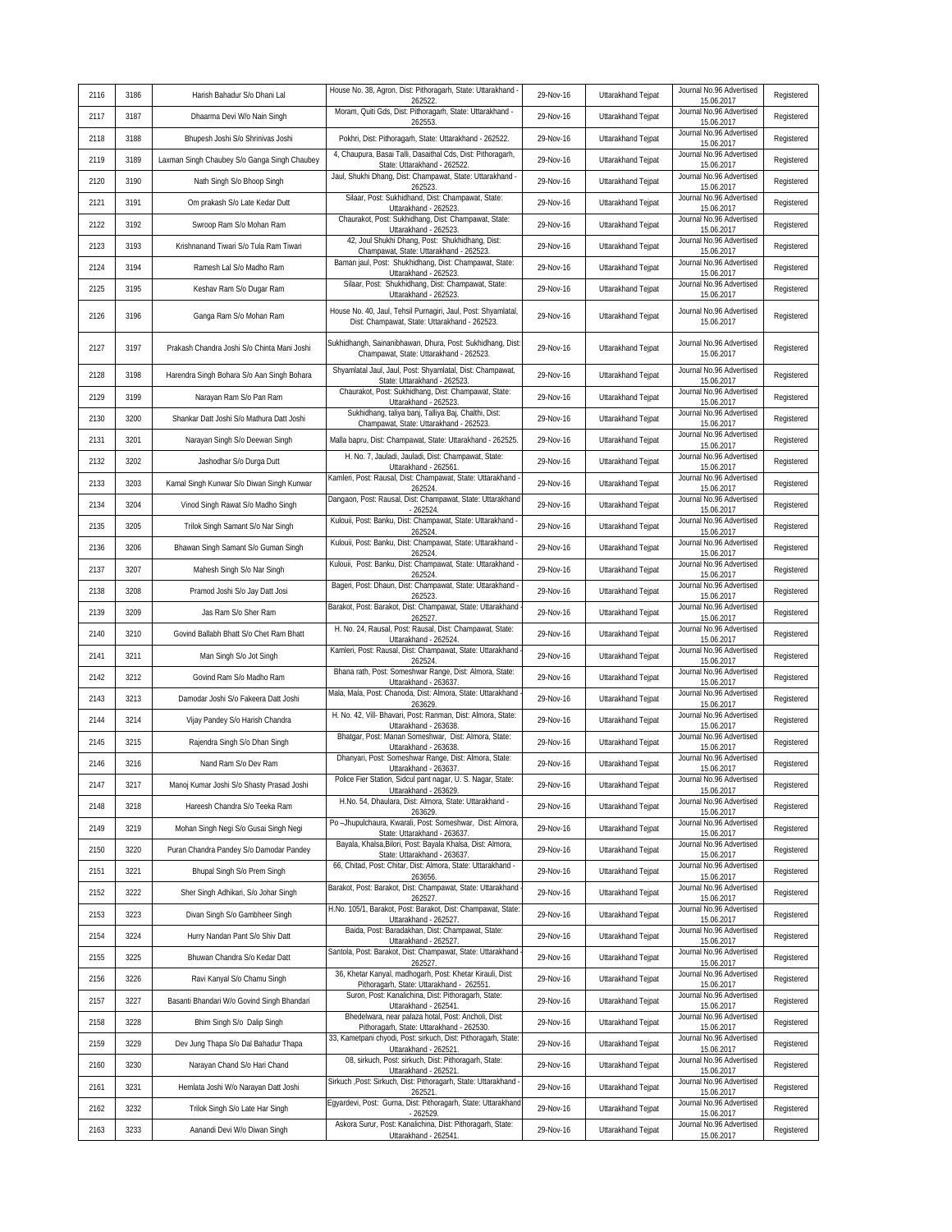| 2116 | 3186 | Harish Bahadur S/o Dhani Lal | House No. 38, Agron, Dist: Pithoragarh, State: Uttarakhand - 262522. | 29-Nov-16 | Uttarakhand Tejpat | Journal No.96 Advertised 15.06.2017 | Registered |
|---|---|---|---|---|---|---|---|
| 2117 | 3187 | Dhaarma Devi W/o Nain Singh | Moram, Quiti Gds, Dist: Pithoragarh, State: Uttarakhand - 262553. | 29-Nov-16 | Uttarakhand Tejpat | Journal No.96 Advertised 15.06.2017 | Registered |
| 2118 | 3188 | Bhupesh Joshi S/o Shrinivas Joshi | Pokhri, Dist: Pithoragarh, State: Uttarakhand - 262522. | 29-Nov-16 | Uttarakhand Tejpat | Journal No.96 Advertised 15.06.2017 | Registered |
| 2119 | 3189 | Laxman Singh Chaubey S/o Ganga Singh Chaubey | 4, Chaupura, Basai Talli, Dasaithal Cds, Dist: Pithoragarh, State: Uttarakhand - 262522. | 29-Nov-16 | Uttarakhand Tejpat | Journal No.96 Advertised 15.06.2017 | Registered |
| 2120 | 3190 | Nath Singh S/o Bhoop Singh | Jaul, Shukhi Dhang, Dist: Champawat, State: Uttarakhand - 262523. | 29-Nov-16 | Uttarakhand Tejpat | Journal No.96 Advertised 15.06.2017 | Registered |
| 2121 | 3191 | Om prakash S/o Late Kedar Dutt | Silaar, Post: Sukhidhand, Dist: Champawat, State: Uttarakhand - 262523. | 29-Nov-16 | Uttarakhand Tejpat | Journal No.96 Advertised 15.06.2017 | Registered |
| 2122 | 3192 | Swroop Ram S/o Mohan Ram | Chaurakot, Post: Sukhidhang, Dist: Champawat, State: Uttarakhand - 262523. | 29-Nov-16 | Uttarakhand Tejpat | Journal No.96 Advertised 15.06.2017 | Registered |
| 2123 | 3193 | Krishnanand Tiwari S/o Tula Ram Tiwari | 42, Joul Shukhi Dhang, Post: Shukhidhang, Dist: Champawat, State: Uttarakhand - 262523. | 29-Nov-16 | Uttarakhand Tejpat | Journal No.96 Advertised 15.06.2017 | Registered |
| 2124 | 3194 | Ramesh Lal S/o Madho Ram | Baman jaul, Post: Shukhidhang, Dist: Champawat, State: Uttarakhand - 262523. | 29-Nov-16 | Uttarakhand Tejpat | Journal No.96 Advertised 15.06.2017 | Registered |
| 2125 | 3195 | Keshav Ram S/o Dugar Ram | Silaar, Post: Shukhidhang, Dist: Champawat, State: Uttarakhand - 262523. | 29-Nov-16 | Uttarakhand Tejpat | Journal No.96 Advertised 15.06.2017 | Registered |
| 2126 | 3196 | Ganga Ram S/o Mohan Ram | House No. 40, Jaul, Tehsil Purnagiri, Jaul, Post: Shyamlatal, Dist: Champawat, State: Uttarakhand - 262523. | 29-Nov-16 | Uttarakhand Tejpat | Journal No.96 Advertised 15.06.2017 | Registered |
| 2127 | 3197 | Prakash Chandra Joshi S/o Chinta Mani Joshi | Sukhidhangh, Sainanibhawan, Dhura, Post: Sukhidhang, Dist: Champawat, State: Uttarakhand - 262523. | 29-Nov-16 | Uttarakhand Tejpat | Journal No.96 Advertised 15.06.2017 | Registered |
| 2128 | 3198 | Harendra Singh Bohara S/o Aan Singh Bohara | Shyamlatal Jaul, Jaul, Post: Shyamlatal, Dist: Champawat, State: Uttarakhand - 262523. | 29-Nov-16 | Uttarakhand Tejpat | Journal No.96 Advertised 15.06.2017 | Registered |
| 2129 | 3199 | Narayan Ram S/o Pan Ram | Chaurakot, Post: Sukhidhang, Dist: Champawat, State: Uttarakhand - 262523. | 29-Nov-16 | Uttarakhand Tejpat | Journal No.96 Advertised 15.06.2017 | Registered |
| 2130 | 3200 | Shankar Datt Joshi S/o Mathura Datt Joshi | Sukhidhang, taliya banj, Talliya Baj, Chalthi, Dist: Champawat, State: Uttarakhand - 262523. | 29-Nov-16 | Uttarakhand Tejpat | Journal No.96 Advertised 15.06.2017 | Registered |
| 2131 | 3201 | Narayan Singh S/o Deewan Singh | Malla bapru, Dist: Champawat, State: Uttarakhand - 262525. | 29-Nov-16 | Uttarakhand Tejpat | Journal No.96 Advertised 15.06.2017 | Registered |
| 2132 | 3202 | Jashodhar S/o Durga Dutt | H. No. 7, Jauladi, Jauladi, Dist: Champawat, State: Uttarakhand - 262561. | 29-Nov-16 | Uttarakhand Tejpat | Journal No.96 Advertised 15.06.2017 | Registered |
| 2133 | 3203 | Kamal Singh Kunwar S/o Diwan Singh Kunwar | Kamleri, Post: Rausal, Dist: Champawat, State: Uttarakhand - 262524. | 29-Nov-16 | Uttarakhand Tejpat | Journal No.96 Advertised 15.06.2017 | Registered |
| 2134 | 3204 | Vinod Singh Rawat S/o Madho Singh | Dangaon, Post: Rausal, Dist: Champawat, State: Uttarakhand - 262524. | 29-Nov-16 | Uttarakhand Tejpat | Journal No.96 Advertised 15.06.2017 | Registered |
| 2135 | 3205 | Trilok Singh Samant S/o Nar Singh | Kulouii, Post: Banku, Dist: Champawat, State: Uttarakhand - 262524. | 29-Nov-16 | Uttarakhand Tejpat | Journal No.96 Advertised 15.06.2017 | Registered |
| 2136 | 3206 | Bhawan Singh Samant S/o Guman Singh | Kulouii, Post: Banku, Dist: Champawat, State: Uttarakhand - 262524. | 29-Nov-16 | Uttarakhand Tejpat | Journal No.96 Advertised 15.06.2017 | Registered |
| 2137 | 3207 | Mahesh Singh S/o Nar Singh | Kulouii, Post: Banku, Dist: Champawat, State: Uttarakhand - 262524. | 29-Nov-16 | Uttarakhand Tejpat | Journal No.96 Advertised 15.06.2017 | Registered |
| 2138 | 3208 | Pramod Joshi S/o Jay Datt Josi | Bageri, Post: Dhaun, Dist: Champawat, State: Uttarakhand - 262523. | 29-Nov-16 | Uttarakhand Tejpat | Journal No.96 Advertised 15.06.2017 | Registered |
| 2139 | 3209 | Jas Ram S/o Sher Ram | Barakot, Post: Barakot, Dist: Champawat, State: Uttarakhand - 262527. | 29-Nov-16 | Uttarakhand Tejpat | Journal No.96 Advertised 15.06.2017 | Registered |
| 2140 | 3210 | Govind Ballabh Bhatt S/o Chet Ram Bhatt | H. No. 24, Rausal, Post: Rausal, Dist: Champawat, State: Uttarakhand - 262524. | 29-Nov-16 | Uttarakhand Tejpat | Journal No.96 Advertised 15.06.2017 | Registered |
| 2141 | 3211 | Man Singh S/o Jot Singh | Kamleri, Post: Rausal, Dist: Champawat, State: Uttarakhand - 262524. | 29-Nov-16 | Uttarakhand Tejpat | Journal No.96 Advertised 15.06.2017 | Registered |
| 2142 | 3212 | Govind Ram S/o Madho Ram | Bhana rath, Post: Someshwar Range, Dist: Almora, State: Uttarakhand - 263637. | 29-Nov-16 | Uttarakhand Tejpat | Journal No.96 Advertised 15.06.2017 | Registered |
| 2143 | 3213 | Damodar Joshi S/o Fakeera Datt Joshi | Mala, Mala, Post: Chanoda, Dist: Almora, State: Uttarakhand - 263629. | 29-Nov-16 | Uttarakhand Tejpat | Journal No.96 Advertised 15.06.2017 | Registered |
| 2144 | 3214 | Vijay Pandey S/o Harish Chandra | H. No. 42, Vill- Bhavari, Post: Ranman, Dist: Almora, State: Uttarakhand - 263638. | 29-Nov-16 | Uttarakhand Tejpat | Journal No.96 Advertised 15.06.2017 | Registered |
| 2145 | 3215 | Rajendra Singh S/o Dhan Singh | Bhatgar, Post: Manan Someshwar, Dist: Almora, State: Uttarakhand - 263638. | 29-Nov-16 | Uttarakhand Tejpat | Journal No.96 Advertised 15.06.2017 | Registered |
| 2146 | 3216 | Nand Ram S/o Dev Ram | Dhanyari, Post: Someshwar Range, Dist: Almora, State: Uttarakhand - 263637. | 29-Nov-16 | Uttarakhand Tejpat | Journal No.96 Advertised 15.06.2017 | Registered |
| 2147 | 3217 | Manoj Kumar Joshi S/o Shasty Prasad Joshi | Police Fier Station, Sidcul pant nagar, U. S. Nagar, State: Uttarakhand - 263629. | 29-Nov-16 | Uttarakhand Tejpat | Journal No.96 Advertised 15.06.2017 | Registered |
| 2148 | 3218 | Hareesh Chandra S/o Teeka Ram | H.No. 54, Dhaulara, Dist: Almora, State: Uttarakhand - 263629. | 29-Nov-16 | Uttarakhand Tejpat | Journal No.96 Advertised 15.06.2017 | Registered |
| 2149 | 3219 | Mohan Singh Negi S/o Gusai Singh Negi | Po –Jhupulchaura, Kwarali, Post: Someshwar, Dist: Almora, State: Uttarakhand - 263637. | 29-Nov-16 | Uttarakhand Tejpat | Journal No.96 Advertised 15.06.2017 | Registered |
| 2150 | 3220 | Puran Chandra Pandey S/o Damodar Pandey | Bayala, Khalsa,Bilori, Post: Bayala Khalsa, Dist: Almora, State: Uttarakhand - 263637. | 29-Nov-16 | Uttarakhand Tejpat | Journal No.96 Advertised 15.06.2017 | Registered |
| 2151 | 3221 | Bhupal Singh S/o Prem Singh | 66, Chitad, Post: Chitar, Dist: Almora, State: Uttarakhand - 263656. | 29-Nov-16 | Uttarakhand Tejpat | Journal No.96 Advertised 15.06.2017 | Registered |
| 2152 | 3222 | Sher Singh Adhikari, S/o Johar Singh | Barakot, Post: Barakot, Dist: Champawat, State: Uttarakhand - 262527. | 29-Nov-16 | Uttarakhand Tejpat | Journal No.96 Advertised 15.06.2017 | Registered |
| 2153 | 3223 | Divan Singh S/o Gambheer Singh | H.No. 105/1, Barakot, Post: Barakot, Dist: Champawat, State: Uttarakhand - 262527. | 29-Nov-16 | Uttarakhand Tejpat | Journal No.96 Advertised 15.06.2017 | Registered |
| 2154 | 3224 | Hurry Nandan Pant S/o Shiv Datt | Baida, Post: Baradakhan, Dist: Champawat, State: Uttarakhand - 262527. | 29-Nov-16 | Uttarakhand Tejpat | Journal No.96 Advertised 15.06.2017 | Registered |
| 2155 | 3225 | Bhuwan Chandra S/o Kedar Datt | Santola, Post: Barakot, Dist: Champawat, State: Uttarakhand - 262527. | 29-Nov-16 | Uttarakhand Tejpat | Journal No.96 Advertised 15.06.2017 | Registered |
| 2156 | 3226 | Ravi Kanyal S/o Chamu Singh | 36, Khetar Kanyal, madhogarh, Post: Khetar Kirauli, Dist: Pithoragarh, State: Uttarakhand - 262551. | 29-Nov-16 | Uttarakhand Tejpat | Journal No.96 Advertised 15.06.2017 | Registered |
| 2157 | 3227 | Basanti Bhandari W/o Govind Singh Bhandari | Suron, Post: Kanalichina, Dist: Pithoragarh, State: Uttarakhand - 262541. | 29-Nov-16 | Uttarakhand Tejpat | Journal No.96 Advertised 15.06.2017 | Registered |
| 2158 | 3228 | Bhim Singh S/o Dalip Singh | Bhedelwara, near palaza hotal, Post: Ancholi, Dist: Pithoragarh, State: Uttarakhand - 262530. | 29-Nov-16 | Uttarakhand Tejpat | Journal No.96 Advertised 15.06.2017 | Registered |
| 2159 | 3229 | Dev Jung Thapa S/o Dal Bahadur Thapa | 33, Kametpani chyodi, Post: sirkuch, Dist: Pithoragarh, State: Uttarakhand - 262521. | 29-Nov-16 | Uttarakhand Tejpat | Journal No.96 Advertised 15.06.2017 | Registered |
| 2160 | 3230 | Narayan Chand S/o Hari Chand | 08, sirkuch, Post: sirkuch, Dist: Pithoragarh, State: Uttarakhand - 262521. | 29-Nov-16 | Uttarakhand Tejpat | Journal No.96 Advertised 15.06.2017 | Registered |
| 2161 | 3231 | Hemlata Joshi W/o Narayan Datt Joshi | Sirkuch ,Post: Sirkuch, Dist: Pithoragarh, State: Uttarakhand - 262521. | 29-Nov-16 | Uttarakhand Tejpat | Journal No.96 Advertised 15.06.2017 | Registered |
| 2162 | 3232 | Trilok Singh S/o Late Har Singh | Egyardevi, Post: Gurna, Dist: Pithoragarh, State: Uttarakhand - 262529. | 29-Nov-16 | Uttarakhand Tejpat | Journal No.96 Advertised 15.06.2017 | Registered |
| 2163 | 3233 | Aanandi Devi W/o Diwan Singh | Askora Surur, Post: Kanalichina, Dist: Pithoragarh, State: Uttarakhand - 262541. | 29-Nov-16 | Uttarakhand Tejpat | Journal No.96 Advertised 15.06.2017 | Registered |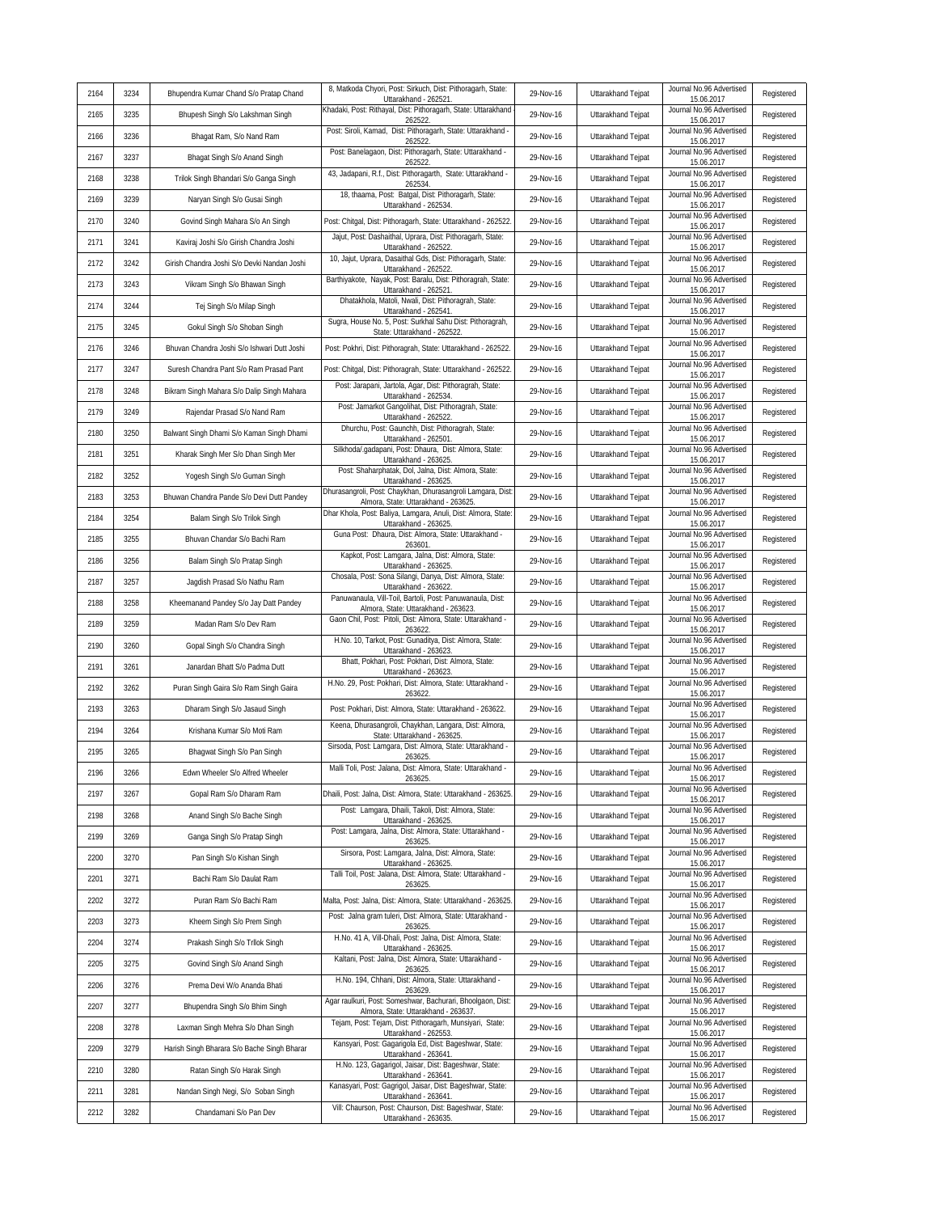| 2164 | 3234 | Bhupendra Kumar Chand S/o Pratap Chand | 8, Matkoda Chyori, Post: Sirkuch, Dist: Pithoragarh, State: Uttarakhand - 262521. | 29-Nov-16 | Uttarakhand Tejpat | Journal No.96 Advertised 15.06.2017 | Registered |
|---|---|---|---|---|---|---|---|
| 2165 | 3235 | Bhupesh Singh S/o Lakshman Singh | Khadaki, Post: Rithayal, Dist: Pithoragarh, State: Uttarakhand - 262522. | 29-Nov-16 | Uttarakhand Tejpat | Journal No.96 Advertised 15.06.2017 | Registered |
| 2166 | 3236 | Bhagat Ram, S/o Nand Ram | Post: Siroli, Kamad, Dist: Pithoragarh, State: Uttarakhand - 262522. | 29-Nov-16 | Uttarakhand Tejpat | Journal No.96 Advertised 15.06.2017 | Registered |
| 2167 | 3237 | Bhagat Singh S/o Anand Singh | Post: Banelagaon, Dist: Pithoragarh, State: Uttarakhand - 262522. | 29-Nov-16 | Uttarakhand Tejpat | Journal No.96 Advertised 15.06.2017 | Registered |
| 2168 | 3238 | Trilok Singh Bhandari S/o Ganga Singh | 43, Jadapani, R.f., Dist: Pithoragarth, State: Uttarakhand - 262534. | 29-Nov-16 | Uttarakhand Tejpat | Journal No.96 Advertised 15.06.2017 | Registered |
| 2169 | 3239 | Naryan Singh S/o Gusai Singh | 18, thaama, Post: Batgal, Dist: Pithoragarh, State: Uttarakhand - 262534. | 29-Nov-16 | Uttarakhand Tejpat | Journal No.96 Advertised 15.06.2017 | Registered |
| 2170 | 3240 | Govind Singh Mahara S/o An Singh | Post: Chitgal, Dist: Pithoragarh, State: Uttarakhand - 262522. | 29-Nov-16 | Uttarakhand Tejpat | Journal No.96 Advertised 15.06.2017 | Registered |
| 2171 | 3241 | Kaviraj Joshi S/o Girish Chandra Joshi | Jajut, Post: Dashaithal, Uprara, Dist: Pithoragarh, State: Uttarakhand - 262522. | 29-Nov-16 | Uttarakhand Tejpat | Journal No.96 Advertised 15.06.2017 | Registered |
| 2172 | 3242 | Girish Chandra Joshi S/o Devki Nandan Joshi | 10, Jajut, Uprara, Dasaithal Gds, Dist: Pithoragarh, State: Uttarakhand - 262522. | 29-Nov-16 | Uttarakhand Tejpat | Journal No.96 Advertised 15.06.2017 | Registered |
| 2173 | 3243 | Vikram Singh S/o Bhawan Singh | Barthiyakote, Nayak, Post: Baralu, Dist: Pithoragrah, State: Uttarakhand - 262521. | 29-Nov-16 | Uttarakhand Tejpat | Journal No.96 Advertised 15.06.2017 | Registered |
| 2174 | 3244 | Tej Singh S/o Milap Singh | Dhatakhola, Matoli, Nwali, Dist: Pithoragrah, State: Uttarakhand - 262541. | 29-Nov-16 | Uttarakhand Tejpat | Journal No.96 Advertised 15.06.2017 | Registered |
| 2175 | 3245 | Gokul Singh S/o Shoban Singh | Sugra, House No. 5, Post: Surkhal Sahu Dist: Pithoragrah, State: Uttarakhand - 262522. | 29-Nov-16 | Uttarakhand Tejpat | Journal No.96 Advertised 15.06.2017 | Registered |
| 2176 | 3246 | Bhuvan Chandra Joshi S/o Ishwari Dutt Joshi | Post: Pokhri, Dist: Pithoragrah, State: Uttarakhand - 262522. | 29-Nov-16 | Uttarakhand Tejpat | Journal No.96 Advertised 15.06.2017 | Registered |
| 2177 | 3247 | Suresh Chandra Pant S/o Ram Prasad Pant | Post: Chitgal, Dist: Pithoragrah, State: Uttarakhand - 262522. | 29-Nov-16 | Uttarakhand Tejpat | Journal No.96 Advertised 15.06.2017 | Registered |
| 2178 | 3248 | Bikram Singh Mahara S/o Dalip Singh Mahara | Post: Jarapani, Jartola, Agar, Dist: Pithoragrah, State: Uttarakhand - 262534. | 29-Nov-16 | Uttarakhand Tejpat | Journal No.96 Advertised 15.06.2017 | Registered |
| 2179 | 3249 | Rajendar Prasad S/o Nand Ram | Post: Jamarkot Gangolihat, Dist: Pithoragrah, State: Uttarakhand - 262522. | 29-Nov-16 | Uttarakhand Tejpat | Journal No.96 Advertised 15.06.2017 | Registered |
| 2180 | 3250 | Balwant Singh Dhami S/o Kaman Singh Dhami | Dhurchu, Post: Gaunchh, Dist: Pithoragrah, State: Uttarakhand - 262501. | 29-Nov-16 | Uttarakhand Tejpat | Journal No.96 Advertised 15.06.2017 | Registered |
| 2181 | 3251 | Kharak Singh Mer S/o Dhan Singh Mer | Silkhoda/.gadapani, Post: Dhaura, Dist: Almora, State: Uttarakhand - 263625. | 29-Nov-16 | Uttarakhand Tejpat | Journal No.96 Advertised 15.06.2017 | Registered |
| 2182 | 3252 | Yogesh Singh S/o Guman Singh | Post: Shaharphatak, Dol, Jalna, Dist: Almora, State: Uttarakhand - 263625. | 29-Nov-16 | Uttarakhand Tejpat | Journal No.96 Advertised 15.06.2017 | Registered |
| 2183 | 3253 | Bhuwan Chandra Pande S/o Devi Dutt Pandey | Dhurasangroli, Post: Chaykhan, Dhurasangroli Lamgara, Dist: Almora, State: Uttarakhand - 263625. | 29-Nov-16 | Uttarakhand Tejpat | Journal No.96 Advertised 15.06.2017 | Registered |
| 2184 | 3254 | Balam Singh S/o Trilok Singh | Dhar Khola, Post: Baliya, Lamgara, Anuli, Dist: Almora, State: Uttarakhand - 263625. | 29-Nov-16 | Uttarakhand Tejpat | Journal No.96 Advertised 15.06.2017 | Registered |
| 2185 | 3255 | Bhuvan Chandar S/o Bachi Ram | Guna Post: Dhaura, Dist: Almora, State: Uttarakhand - 263601. | 29-Nov-16 | Uttarakhand Tejpat | Journal No.96 Advertised 15.06.2017 | Registered |
| 2186 | 3256 | Balam Singh S/o Pratap Singh | Kapkot, Post: Lamgara, Jalna, Dist: Almora, State: Uttarakhand - 263625. | 29-Nov-16 | Uttarakhand Tejpat | Journal No.96 Advertised 15.06.2017 | Registered |
| 2187 | 3257 | Jagdish Prasad S/o Nathu Ram | Chosala, Post: Sona Silangi, Danya, Dist: Almora, State: Uttarakhand - 263622. | 29-Nov-16 | Uttarakhand Tejpat | Journal No.96 Advertised 15.06.2017 | Registered |
| 2188 | 3258 | Kheemanand Pandey S/o Jay Datt Pandey | Panuwanaula, Vill-Toil, Bartoli, Post: Panuwanaula, Dist: Almora, State: Uttarakhand - 263623. | 29-Nov-16 | Uttarakhand Tejpat | Journal No.96 Advertised 15.06.2017 | Registered |
| 2189 | 3259 | Madan Ram S/o Dev Ram | Gaon Chil, Post: Pitoli, Dist: Almora, State: Uttarakhand - 263622. | 29-Nov-16 | Uttarakhand Tejpat | Journal No.96 Advertised 15.06.2017 | Registered |
| 2190 | 3260 | Gopal Singh S/o Chandra Singh | H.No. 10, Tarkot, Post: Gunaditya, Dist: Almora, State: Uttarakhand - 263623. | 29-Nov-16 | Uttarakhand Tejpat | Journal No.96 Advertised 15.06.2017 | Registered |
| 2191 | 3261 | Janardan Bhatt S/o Padma Dutt | Bhatt, Pokhari, Post: Pokhari, Dist: Almora, State: Uttarakhand - 263623. | 29-Nov-16 | Uttarakhand Tejpat | Journal No.96 Advertised 15.06.2017 | Registered |
| 2192 | 3262 | Puran Singh Gaira S/o Ram Singh Gaira | H.No. 29, Post: Pokhari, Dist: Almora, State: Uttarakhand - 263622. | 29-Nov-16 | Uttarakhand Tejpat | Journal No.96 Advertised 15.06.2017 | Registered |
| 2193 | 3263 | Dharam Singh S/o Jasaud Singh | Post: Pokhari, Dist: Almora, State: Uttarakhand - 263622. | 29-Nov-16 | Uttarakhand Tejpat | Journal No.96 Advertised 15.06.2017 | Registered |
| 2194 | 3264 | Krishana Kumar S/o Moti Ram | Keena, Dhurasangroli, Chaykhan, Langara, Dist: Almora, State: Uttarakhand - 263625. | 29-Nov-16 | Uttarakhand Tejpat | Journal No.96 Advertised 15.06.2017 | Registered |
| 2195 | 3265 | Bhagwat Singh S/o Pan Singh | Sirsoda, Post: Lamgara, Dist: Almora, State: Uttarakhand - 263625. | 29-Nov-16 | Uttarakhand Tejpat | Journal No.96 Advertised 15.06.2017 | Registered |
| 2196 | 3266 | Edwn Wheeler S/o Alfred Wheeler | Malli Toli, Post: Jalana, Dist: Almora, State: Uttarakhand - 263625. | 29-Nov-16 | Uttarakhand Tejpat | Journal No.96 Advertised 15.06.2017 | Registered |
| 2197 | 3267 | Gopal Ram S/o Dharam Ram | Dhaili, Post: Jalna, Dist: Almora, State: Uttarakhand - 263625. | 29-Nov-16 | Uttarakhand Tejpat | Journal No.96 Advertised 15.06.2017 | Registered |
| 2198 | 3268 | Anand Singh S/o Bache Singh | Post: Lamgara, Dhaili, Takoli, Dist: Almora, State: Uttarakhand - 263625. | 29-Nov-16 | Uttarakhand Tejpat | Journal No.96 Advertised 15.06.2017 | Registered |
| 2199 | 3269 | Ganga Singh S/o Pratap Singh | Post: Lamgara, Jalna, Dist: Almora, State: Uttarakhand - 263625. | 29-Nov-16 | Uttarakhand Tejpat | Journal No.96 Advertised 15.06.2017 | Registered |
| 2200 | 3270 | Pan Singh S/o Kishan Singh | Sirsora, Post: Lamgara, Jalna, Dist: Almora, State: Uttarakhand - 263625. | 29-Nov-16 | Uttarakhand Tejpat | Journal No.96 Advertised 15.06.2017 | Registered |
| 2201 | 3271 | Bachi Ram S/o Daulat Ram | Talli Toil, Post: Jalana, Dist: Almora, State: Uttarakhand - 263625. | 29-Nov-16 | Uttarakhand Tejpat | Journal No.96 Advertised 15.06.2017 | Registered |
| 2202 | 3272 | Puran Ram S/o Bachi Ram | Malta, Post: Jalna, Dist: Almora, State: Uttarakhand - 263625. | 29-Nov-16 | Uttarakhand Tejpat | Journal No.96 Advertised 15.06.2017 | Registered |
| 2203 | 3273 | Kheem Singh S/o Prem Singh | Post: Jalna gram tuleri, Dist: Almora, State: Uttarakhand - 263625. | 29-Nov-16 | Uttarakhand Tejpat | Journal No.96 Advertised 15.06.2017 | Registered |
| 2204 | 3274 | Prakash Singh S/o Trilok Singh | H.No. 41 A, Vill-Dhali, Post: Jalna, Dist: Almora, State: Uttarakhand - 263625. | 29-Nov-16 | Uttarakhand Tejpat | Journal No.96 Advertised 15.06.2017 | Registered |
| 2205 | 3275 | Govind Singh S/o Anand Singh | Kaltani, Post: Jalna, Dist: Almora, State: Uttarakhand - 263625. | 29-Nov-16 | Uttarakhand Tejpat | Journal No.96 Advertised 15.06.2017 | Registered |
| 2206 | 3276 | Prema Devi W/o Ananda Bhati | H.No. 194, Chhani, Dist: Almora, State: Uttarakhand - 263629. | 29-Nov-16 | Uttarakhand Tejpat | Journal No.96 Advertised 15.06.2017 | Registered |
| 2207 | 3277 | Bhupendra Singh S/o Bhim Singh | Agar raulkuri, Post: Someshwar, Bachurari, Bhoolgaon, Dist: Almora, State: Uttarakhand - 263637. | 29-Nov-16 | Uttarakhand Tejpat | Journal No.96 Advertised 15.06.2017 | Registered |
| 2208 | 3278 | Laxman Singh Mehra S/o Dhan Singh | Tejam, Post: Tejam, Dist: Pithoragarh, Munsiyari, State: Uttarakhand - 262553. | 29-Nov-16 | Uttarakhand Tejpat | Journal No.96 Advertised 15.06.2017 | Registered |
| 2209 | 3279 | Harish Singh Bharara S/o Bache Singh Bharar | Kansyari, Post: Gagarigola Ed, Dist: Bageshwar, State: Uttarakhand - 263641. | 29-Nov-16 | Uttarakhand Tejpat | Journal No.96 Advertised 15.06.2017 | Registered |
| 2210 | 3280 | Ratan Singh S/o Harak Singh | H.No. 123, Gagarigol, Jaisar, Dist: Bageshwar, State: Uttarakhand - 263641. | 29-Nov-16 | Uttarakhand Tejpat | Journal No.96 Advertised 15.06.2017 | Registered |
| 2211 | 3281 | Nandan Singh Negi, S/o Soban Singh | Kanasyari, Post: Gagrigol, Jaisar, Dist: Bageshwar, State: Uttarakhand - 263641. | 29-Nov-16 | Uttarakhand Tejpat | Journal No.96 Advertised 15.06.2017 | Registered |
| 2212 | 3282 | Chandamani S/o Pan Dev | Vill: Chaurson, Post: Chaurson, Dist: Bageshwar, State: Uttarakhand - 263635. | 29-Nov-16 | Uttarakhand Tejpat | Journal No.96 Advertised 15.06.2017 | Registered |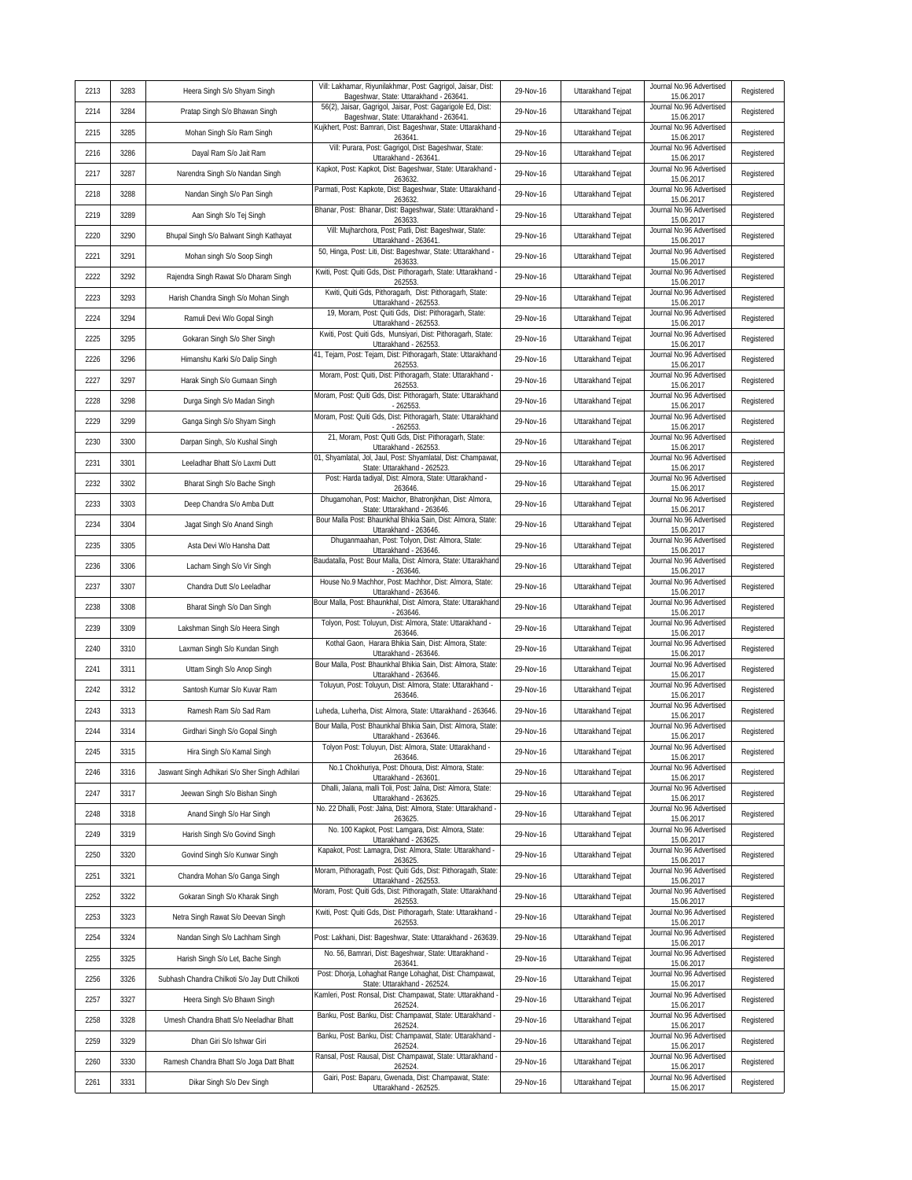| 2213 | 3283 | Heera Singh S/o Shyam Singh | Vill: Lakhamar, Riyunilakhmar, Post: Gagrigol, Jaisar, Dist: Bageshwar, State: Uttarakhand - 263641. | 29-Nov-16 | Uttarakhand Tejpat | Journal No.96 Advertised 15.06.2017 | Registered |
|---|---|---|---|---|---|---|---|
| 2214 | 3284 | Pratap Singh S/o Bhawan Singh | 56(2), Jaisar, Gagrigol, Jaisar, Post: Gagarigole Ed, Dist: Bageshwar, State: Uttarakhand - 263641. | 29-Nov-16 | Uttarakhand Tejpat | Journal No.96 Advertised 15.06.2017 | Registered |
| 2215 | 3285 | Mohan Singh S/o Ram Singh | Kujkhert, Post: Bamrari, Dist: Bageshwar, State: Uttarakhand - 263641. | 29-Nov-16 | Uttarakhand Tejpat | Journal No.96 Advertised 15.06.2017 | Registered |
| 2216 | 3286 | Dayal Ram S/o Jait Ram | Vill: Purara, Post: Gagrigol, Dist: Bageshwar, State: Uttarakhand - 263641. | 29-Nov-16 | Uttarakhand Tejpat | Journal No.96 Advertised 15.06.2017 | Registered |
| 2217 | 3287 | Narendra Singh S/o Nandan Singh | Kapkot, Post: Kapkot, Dist: Bageshwar, State: Uttarakhand - 263632. | 29-Nov-16 | Uttarakhand Tejpat | Journal No.96 Advertised 15.06.2017 | Registered |
| 2218 | 3288 | Nandan Singh S/o Pan Singh | Parmati, Post: Kapkote, Dist: Bageshwar, State: Uttarakhand - 263632. | 29-Nov-16 | Uttarakhand Tejpat | Journal No.96 Advertised 15.06.2017 | Registered |
| 2219 | 3289 | Aan Singh S/o Tej Singh | Bhanar, Post: Bhanar, Dist: Bageshwar, State: Uttarakhand - 263633. | 29-Nov-16 | Uttarakhand Tejpat | Journal No.96 Advertised 15.06.2017 | Registered |
| 2220 | 3290 | Bhupal Singh S/o Balwant Singh Kathayat | Vill: Mujharchora, Post: Patli, Dist: Bageshwar, State: Uttarakhand - 263641. | 29-Nov-16 | Uttarakhand Tejpat | Journal No.96 Advertised 15.06.2017 | Registered |
| 2221 | 3291 | Mohan singh S/o Soop Singh | 50, Hinga, Post: Liti, Dist: Bageshwar, State: Uttarakhand - 263633. | 29-Nov-16 | Uttarakhand Tejpat | Journal No.96 Advertised 15.06.2017 | Registered |
| 2222 | 3292 | Rajendra Singh Rawat S/o Dharam Singh | Kwiti, Post: Quiti Gds, Dist: Pithoragarh, State: Uttarakhand - 262553. | 29-Nov-16 | Uttarakhand Tejpat | Journal No.96 Advertised 15.06.2017 | Registered |
| 2223 | 3293 | Harish Chandra Singh S/o Mohan Singh | Kwiti, Quiti Gds, Pithoragarh, Dist: Pithoragarh, State: Uttarakhand - 262553. | 29-Nov-16 | Uttarakhand Tejpat | Journal No.96 Advertised 15.06.2017 | Registered |
| 2224 | 3294 | Ramuli Devi W/o Gopal Singh | 19, Moram, Post: Quiti Gds, Dist: Pithoragarh, State: Uttarakhand - 262553. | 29-Nov-16 | Uttarakhand Tejpat | Journal No.96 Advertised 15.06.2017 | Registered |
| 2225 | 3295 | Gokaran Singh S/o Sher Singh | Kwiti, Post: Quiti Gds, Munsiyari, Dist: Pithoragarh, State: Uttarakhand - 262553. | 29-Nov-16 | Uttarakhand Tejpat | Journal No.96 Advertised 15.06.2017 | Registered |
| 2226 | 3296 | Himanshu Karki S/o Dalip Singh | 41, Tejam, Post: Tejam, Dist: Pithoragarh, State: Uttarakhand - 262553. | 29-Nov-16 | Uttarakhand Tejpat | Journal No.96 Advertised 15.06.2017 | Registered |
| 2227 | 3297 | Harak Singh S/o Gumaan Singh | Moram, Post: Quiti, Dist: Pithoragarh, State: Uttarakhand - 262553. | 29-Nov-16 | Uttarakhand Tejpat | Journal No.96 Advertised 15.06.2017 | Registered |
| 2228 | 3298 | Durga Singh S/o Madan Singh | Moram, Post: Quiti Gds, Dist: Pithoragarh, State: Uttarakhand - 262553. | 29-Nov-16 | Uttarakhand Tejpat | Journal No.96 Advertised 15.06.2017 | Registered |
| 2229 | 3299 | Ganga Singh S/o Shyam Singh | Moram, Post: Quiti Gds, Dist: Pithoragarh, State: Uttarakhand - 262553. | 29-Nov-16 | Uttarakhand Tejpat | Journal No.96 Advertised 15.06.2017 | Registered |
| 2230 | 3300 | Darpan Singh, S/o Kushal Singh | 21, Moram, Post: Quiti Gds, Dist: Pithoragarh, State: Uttarakhand - 262553. | 29-Nov-16 | Uttarakhand Tejpat | Journal No.96 Advertised 15.06.2017 | Registered |
| 2231 | 3301 | Leeladhar Bhatt S/o Laxmi Dutt | 01, Shyamlatal, Jol, Jaul, Post: Shyamlatal, Dist: Champawat, State: Uttarakhand - 262523. | 29-Nov-16 | Uttarakhand Tejpat | Journal No.96 Advertised 15.06.2017 | Registered |
| 2232 | 3302 | Bharat Singh S/o Bache Singh | Post: Harda tadiyal, Dist: Almora, State: Uttarakhand - 263646. | 29-Nov-16 | Uttarakhand Tejpat | Journal No.96 Advertised 15.06.2017 | Registered |
| 2233 | 3303 | Deep Chandra S/o Amba Dutt | Dhugamohan, Post: Maichor, Bhatronjkhan, Dist: Almora, State: Uttarakhand - 263646. | 29-Nov-16 | Uttarakhand Tejpat | Journal No.96 Advertised 15.06.2017 | Registered |
| 2234 | 3304 | Jagat Singh S/o Anand Singh | Bour Malla Post: Bhaunkhal Bhikia Sain, Dist: Almora, State: Uttarakhand - 263646. | 29-Nov-16 | Uttarakhand Tejpat | Journal No.96 Advertised 15.06.2017 | Registered |
| 2235 | 3305 | Asta Devi W/o Hansha Datt | Dhuganmaahan, Post: Tolyon, Dist: Almora, State: Uttarakhand - 263646. | 29-Nov-16 | Uttarakhand Tejpat | Journal No.96 Advertised 15.06.2017 | Registered |
| 2236 | 3306 | Lacham Singh S/o Vir Singh | Baudatalla, Post: Bour Malla, Dist: Almora, State: Uttarakhand - 263646. | 29-Nov-16 | Uttarakhand Tejpat | Journal No.96 Advertised 15.06.2017 | Registered |
| 2237 | 3307 | Chandra Dutt S/o Leeladhar | House No.9 Machhor, Post: Machhor, Dist: Almora, State: Uttarakhand - 263646. | 29-Nov-16 | Uttarakhand Tejpat | Journal No.96 Advertised 15.06.2017 | Registered |
| 2238 | 3308 | Bharat Singh S/o Dan Singh | Bour Malla, Post: Bhaunkhal, Dist: Almora, State: Uttarakhand - 263646. | 29-Nov-16 | Uttarakhand Tejpat | Journal No.96 Advertised 15.06.2017 | Registered |
| 2239 | 3309 | Lakshman Singh S/o Heera Singh | Tolyon, Post: Toluyun, Dist: Almora, State: Uttarakhand - 263646. | 29-Nov-16 | Uttarakhand Tejpat | Journal No.96 Advertised 15.06.2017 | Registered |
| 2240 | 3310 | Laxman Singh S/o Kundan Singh | Kothal Gaon, Harara Bhikia Sain, Dist: Almora, State: Uttarakhand - 263646. | 29-Nov-16 | Uttarakhand Tejpat | Journal No.96 Advertised 15.06.2017 | Registered |
| 2241 | 3311 | Uttam Singh S/o Anop Singh | Bour Malla, Post: Bhaunkhal Bhikia Sain, Dist: Almora, State: Uttarakhand - 263646. | 29-Nov-16 | Uttarakhand Tejpat | Journal No.96 Advertised 15.06.2017 | Registered |
| 2242 | 3312 | Santosh Kumar S/o Kuvar Ram | Toluyun, Post: Toluyun, Dist: Almora, State: Uttarakhand - 263646. | 29-Nov-16 | Uttarakhand Tejpat | Journal No.96 Advertised 15.06.2017 | Registered |
| 2243 | 3313 | Ramesh Ram S/o Sad Ram | Luheda, Luherha, Dist: Almora, State: Uttarakhand - 263646. | 29-Nov-16 | Uttarakhand Tejpat | Journal No.96 Advertised 15.06.2017 | Registered |
| 2244 | 3314 | Girdhari Singh S/o Gopal Singh | Bour Malla, Post: Bhaunkhal Bhikia Sain, Dist: Almora, State: Uttarakhand - 263646. | 29-Nov-16 | Uttarakhand Tejpat | Journal No.96 Advertised 15.06.2017 | Registered |
| 2245 | 3315 | Hira Singh S/o Kamal Singh | Tolyon Post: Toluyun, Dist: Almora, State: Uttarakhand - 263646. | 29-Nov-16 | Uttarakhand Tejpat | Journal No.96 Advertised 15.06.2017 | Registered |
| 2246 | 3316 | Jaswant Singh Adhikari S/o Sher Singh Adhilari | No.1 Chokhuriya, Post: Dhoura, Dist: Almora, State: Uttarakhand - 263601. | 29-Nov-16 | Uttarakhand Tejpat | Journal No.96 Advertised 15.06.2017 | Registered |
| 2247 | 3317 | Jeewan Singh S/o Bishan Singh | Dhalli, Jalana, malli Toli, Post: Jalna, Dist: Almora, State: Uttarakhand - 263625. | 29-Nov-16 | Uttarakhand Tejpat | Journal No.96 Advertised 15.06.2017 | Registered |
| 2248 | 3318 | Anand Singh S/o Har Singh | No. 22 Dhalli, Post: Jalna, Dist: Almora, State: Uttarakhand - 263625. | 29-Nov-16 | Uttarakhand Tejpat | Journal No.96 Advertised 15.06.2017 | Registered |
| 2249 | 3319 | Harish Singh S/o Govind Singh | No. 100 Kapkot, Post: Lamgara, Dist: Almora, State: Uttarakhand - 263625. | 29-Nov-16 | Uttarakhand Tejpat | Journal No.96 Advertised 15.06.2017 | Registered |
| 2250 | 3320 | Govind Singh S/o Kunwar Singh | Kapakot, Post: Lamagra, Dist: Almora, State: Uttarakhand - 263625. | 29-Nov-16 | Uttarakhand Tejpat | Journal No.96 Advertised 15.06.2017 | Registered |
| 2251 | 3321 | Chandra Mohan S/o Ganga Singh | Moram, Pithoragath, Post: Quiti Gds, Dist: Pithoragath, State: Uttarakhand - 262553. | 29-Nov-16 | Uttarakhand Tejpat | Journal No.96 Advertised 15.06.2017 | Registered |
| 2252 | 3322 | Gokaran Singh S/o Kharak Singh | Moram, Post: Quiti Gds, Dist: Pithoragath, State: Uttarakhand - 262553. | 29-Nov-16 | Uttarakhand Tejpat | Journal No.96 Advertised 15.06.2017 | Registered |
| 2253 | 3323 | Netra Singh Rawat S/o Deevan Singh | Kwiti, Post: Quiti Gds, Dist: Pithoragarh, State: Uttarakhand - 262553. | 29-Nov-16 | Uttarakhand Tejpat | Journal No.96 Advertised 15.06.2017 | Registered |
| 2254 | 3324 | Nandan Singh S/o Lachham Singh | Post: Lakhani, Dist: Bageshwar, State: Uttarakhand - 263639. | 29-Nov-16 | Uttarakhand Tejpat | Journal No.96 Advertised 15.06.2017 | Registered |
| 2255 | 3325 | Harish Singh S/o Let, Bache Singh | No. 56, Bamrari, Dist: Bageshwar, State: Uttarakhand - 263641. | 29-Nov-16 | Uttarakhand Tejpat | Journal No.96 Advertised 15.06.2017 | Registered |
| 2256 | 3326 | Subhash Chandra Chilkoti S/o Jay Dutt Chilkoti | Post: Dhorja, Lohaghat Range Lohaghat, Dist: Champawat, State: Uttarakhand - 262524. | 29-Nov-16 | Uttarakhand Tejpat | Journal No.96 Advertised 15.06.2017 | Registered |
| 2257 | 3327 | Heera Singh S/o Bhawn Singh | Kamleri, Post: Ronsal, Dist: Champawat, State: Uttarakhand - 262524. | 29-Nov-16 | Uttarakhand Tejpat | Journal No.96 Advertised 15.06.2017 | Registered |
| 2258 | 3328 | Umesh Chandra Bhatt S/o Neeladhar Bhatt | Banku, Post: Banku, Dist: Champawat, State: Uttarakhand - 262524. | 29-Nov-16 | Uttarakhand Tejpat | Journal No.96 Advertised 15.06.2017 | Registered |
| 2259 | 3329 | Dhan Giri S/o Ishwar Giri | Banku, Post: Banku, Dist: Champawat, State: Uttarakhand - 262524. | 29-Nov-16 | Uttarakhand Tejpat | Journal No.96 Advertised 15.06.2017 | Registered |
| 2260 | 3330 | Ramesh Chandra Bhatt S/o Joga Datt Bhatt | Ransal, Post: Rausal, Dist: Champawat, State: Uttarakhand - 262524. | 29-Nov-16 | Uttarakhand Tejpat | Journal No.96 Advertised 15.06.2017 | Registered |
| 2261 | 3331 | Dikar Singh S/o Dev Singh | Gairi, Post: Baparu, Gwenada, Dist: Champawat, State: Uttarakhand - 262525. | 29-Nov-16 | Uttarakhand Tejpat | Journal No.96 Advertised 15.06.2017 | Registered |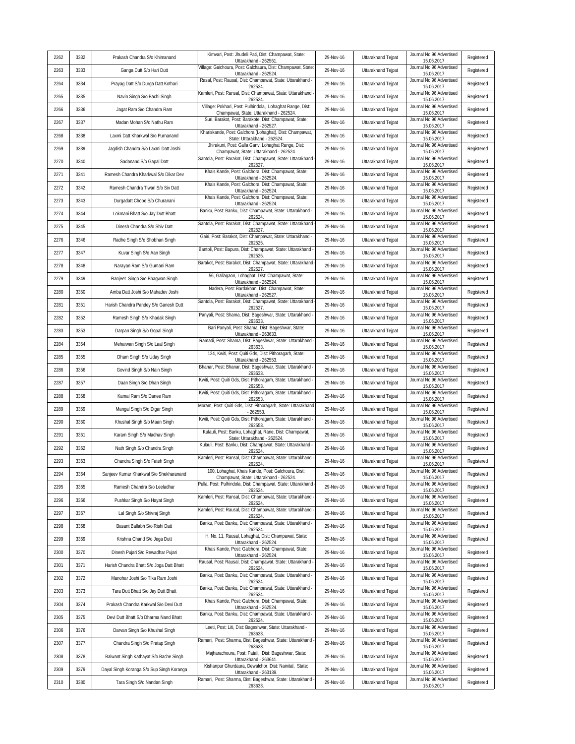| 2262 | 3332 | Prakash Chandra S/o Khimanand | Kimvari, Post: Jhudeli Pati, Dist: Champawat, State: Uttarakhand - 262561. | 29-Nov-16 | Uttarakhand Tejpat | Journal No.96 Advertised 15.06.2017 | Registered |
|---|---|---|---|---|---|---|---|
| 2263 | 3333 | Ganga Dutt S/o Hari Dutt | Village: Gaichoura, Post: Galchaura, Dist: Champawat, State: Uttarakhand - 262524. | 29-Nov-16 | Uttarakhand Tejpat | Journal No.96 Advertised 15.06.2017 | Registered |
| 2264 | 3334 | Prayag Datt S/o Durga Datt Kothari | Rasal, Post: Rausal, Dist: Champawat, State: Uttarakhand - 262524. | 29-Nov-16 | Uttarakhand Tejpat | Journal No.96 Advertised 15.06.2017 | Registered |
| 2265 | 3335 | Navin Singh S/o Bachi Singh | Kamleri, Post: Ransal, Dist: Champawat, State: Uttarakhand - 262524. | 29-Nov-16 | Uttarakhand Tejpat | Journal No.96 Advertised 15.06.2017 | Registered |
| 2266 | 3336 | Jagat Ram S/o Chandra Ram | Village: Pokhari, Post: Pulhindola, Lohaghat Range, Dist: Champawat, State: Uttarakhand - 262524. | 29-Nov-16 | Uttarakhand Tejpat | Journal No.96 Advertised 15.06.2017 | Registered |
| 2267 | 3337 | Madan Mohan S/o Nathu Ram | Suri, Barakot, Post: Barakote, Dist: Champawat, State: Uttarakhand - 262527. | 29-Nov-16 | Uttarakhand Tejpat | Journal No.96 Advertised 15.06.2017 | Registered |
| 2268 | 3338 | Laxmi Datt Kharkwal S/o Purnanand | Khariskande, Post: Galchora (Lohaghat), Dist: Champawat, State: Uttarakhand - 262524. | 29-Nov-16 | Uttarakhand Tejpat | Journal No.96 Advertised 15.06.2017 | Registered |
| 2269 | 3339 | Jagdish Chandra S/o Laxmi Datt Joshi | Jhirakuni, Post: Galla Ganv, Lohaghat Range, Dist: Champawat, State: Uttarakhand - 262524. | 29-Nov-16 | Uttarakhand Tejpat | Journal No.96 Advertised 15.06.2017 | Registered |
| 2270 | 3340 | Sadanand S/o Gapal Datt | Santola, Post: Barakot, Dist: Champawat, State: Uttarakhand - 262527. | 29-Nov-16 | Uttarakhand Tejpat | Journal No.96 Advertised 15.06.2017 | Registered |
| 2271 | 3341 | Ramesh Chandra Kharkwal S/o Dikar Dev | Khais Kande, Post: Galchora, Dist: Champawat, State: Uttarakhand - 262524. | 29-Nov-16 | Uttarakhand Tejpat | Journal No.96 Advertised 15.06.2017 | Registered |
| 2272 | 3342 | Ramesh Chandra Tiwari S/o Siv Datt | Khais Kande, Post: Galchora, Dist: Champawat, State: Uttarakhand - 262524. | 29-Nov-16 | Uttarakhand Tejpat | Journal No.96 Advertised 15.06.2017 | Registered |
| 2273 | 3343 | Durgadatt Chobe S/o Churanani | Khais Kande, Post: Galchora, Dist: Champawat, State: Uttarakhand - 262524. | 29-Nov-16 | Uttarakhand Tejpat | Journal No.96 Advertised 15.06.2017 | Registered |
| 2274 | 3344 | Lokmani Bhatt S/o Jay Dutt Bhatt | Banku, Post: Banku, Dist: Champawat, State: Uttarakhand - 262524. | 29-Nov-16 | Uttarakhand Tejpat | Journal No.96 Advertised 15.06.2017 | Registered |
| 2275 | 3345 | Dinesh Chandra S/o Shiv Datt | Santola, Post: Barakot, Dist: Champawat, State: Uttarakhand - 262527. | 29-Nov-16 | Uttarakhand Tejpat | Journal No.96 Advertised 15.06.2017 | Registered |
| 2276 | 3346 | Radhe Singh S/o Shobhan Singh | Gairi, Post: Barakot, Dist: Champawat, State: Uttarakhand - 262525. | 29-Nov-16 | Uttarakhand Tejpat | Journal No.96 Advertised 15.06.2017 | Registered |
| 2277 | 3347 | Kuvar Singh S/o Aan Singh | Bantoli, Post: Bapura, Dist: Champawat, State: Uttarakhand - 262525. | 29-Nov-16 | Uttarakhand Tejpat | Journal No.96 Advertised 15.06.2017 | Registered |
| 2278 | 3348 | Narayan Ram S/o Gumani Ram | Barakot, Post: Barakot, Dist: Champawat, State: Uttarakhand - 262527. | 29-Nov-16 | Uttarakhand Tejpat | Journal No.96 Advertised 15.06.2017 | Registered |
| 2279 | 3349 | Ranjeet Singh S/o Bhagwan Singh | 56, Gallagaon, Lohaghat, Dist: Champawat, State: Uttarakhand - 262524. | 29-Nov-16 | Uttarakhand Tejpat | Journal No.96 Advertised 15.06.2017 | Registered |
| 2280 | 3350 | Amba Datt Joshi S/o Mahadev Joshi | Nadera, Post: Bardakhan, Dist: Champawat, State: Uttarakhand - 262527. | 29-Nov-16 | Uttarakhand Tejpat | Journal No.96 Advertised 15.06.2017 | Registered |
| 2281 | 3351 | Harish Chandra Pandey S/o Ganesh Dutt | Santola, Post: Barakot, Dist: Champawat, State: Uttarakhand - 262527. | 29-Nov-16 | Uttarakhand Tejpat | Journal No.96 Advertised 15.06.2017 | Registered |
| 2282 | 3352 | Ramesh Singh S/o Khadak Singh | Panyali, Post: Shama, Dist: Bageshwar, State: Uttarakhand - 263633. | 29-Nov-16 | Uttarakhand Tejpat | Journal No.96 Advertised 15.06.2017 | Registered |
| 2283 | 3353 | Darpan Singh S/o Gopal Singh | Bari Panyali, Post: Shama, Dist: Bageshwar, State: Uttarakhand - 263633. | 29-Nov-16 | Uttarakhand Tejpat | Journal No.96 Advertised 15.06.2017 | Registered |
| 2284 | 3354 | Meharwan Singh S/o Laal Singh | Ramadi, Post: Shama, Dist: Bageshwar, State: Uttarakhand - 263633. | 29-Nov-16 | Uttarakhand Tejpat | Journal No.96 Advertised 15.06.2017 | Registered |
| 2285 | 3355 | Dham Singh S/o Uday Singh | 124, Kwiti, Post: Quiti Gds, Dist: Pithoragarh, State: Uttarakhand - 262553. | 29-Nov-16 | Uttarakhand Tejpat | Journal No.96 Advertised 15.06.2017 | Registered |
| 2286 | 3356 | Govind Singh S/o Nain Singh | Bhanar, Post: Bhanar, Dist: Bageshwar, State: Uttarakhand - 263633. | 29-Nov-16 | Uttarakhand Tejpat | Journal No.96 Advertised 15.06.2017 | Registered |
| 2287 | 3357 | Daan Singh S/o Dhan Singh | Kwiti, Post: Quiti Gds, Dist: Pithoragarh, State: Uttarakhand - 262553. | 29-Nov-16 | Uttarakhand Tejpat | Journal No.96 Advertised 15.06.2017 | Registered |
| 2288 | 3358 | Kamal Ram S/o Danee Ram | Kwiti, Post: Quiti Gds, Dist: Pithoragarh, State: Uttarakhand - 262553. | 29-Nov-16 | Uttarakhand Tejpat | Journal No.96 Advertised 15.06.2017 | Registered |
| 2289 | 3359 | Mangal Singh S/o Digar Singh | Moram, Post: Quiti Gds, Dist: Pithoragarh, State: Uttarakhand - 262553. | 29-Nov-16 | Uttarakhand Tejpat | Journal No.96 Advertised 15.06.2017 | Registered |
| 2290 | 3360 | Khushal Singh S/o Maan Singh | Kwiti, Post: Quiti Gds, Dist: Pithoragarh, State: Uttarakhand - 262553. | 29-Nov-16 | Uttarakhand Tejpat | Journal No.96 Advertised 15.06.2017 | Registered |
| 2291 | 3361 | Karam Singh S/o Madhav Singh | Kulauli, Post: Banku, Lohaghat, Rane, Dist: Champawat, State: Uttarakhand - 262524. | 29-Nov-16 | Uttarakhand Tejpat | Journal No.96 Advertised 15.06.2017 | Registered |
| 2292 | 3362 | Nath Singh S/o Chandra Singh | Kulauli, Post: Banku, Dist: Champawat, State: Uttarakhand - 262524. | 29-Nov-16 | Uttarakhand Tejpat | Journal No.96 Advertised 15.06.2017 | Registered |
| 2293 | 3363 | Chandra Singh S/o Fateh Singh | Kamleri, Post: Ransal, Dist: Champawat, State: Uttarakhand - 262524. | 29-Nov-16 | Uttarakhand Tejpat | Journal No.96 Advertised 15.06.2017 | Registered |
| 2294 | 3364 | Sanjeev Kumar Kharkwal S/o Shekharanand | 100, Lohaghat, Khais Kande, Post: Galchoura, Dist: Champawat, State: Uttarakhand - 262524. | 29-Nov-16 | Uttarakhand Tejpat | Journal No.96 Advertised 15.06.2017 | Registered |
| 2295 | 3365 | Ramesh Chandra S/o Leeladhar | Pulla, Post: Pulhindola, Dist: Champawat, State: Uttarakhand - 262524. | 29-Nov-16 | Uttarakhand Tejpat | Journal No.96 Advertised 15.06.2017 | Registered |
| 2296 | 3366 | Pushkar Singh S/o Hayat Singh | Kamleri, Post: Ransal, Dist: Champawat, State: Uttarakhand - 262524. | 29-Nov-16 | Uttarakhand Tejpat | Journal No.96 Advertised 15.06.2017 | Registered |
| 2297 | 3367 | Lal Singh S/o Shivraj Singh | Kamleri, Post: Rausal, Dist: Champawat, State: Uttarakhand - 262524. | 29-Nov-16 | Uttarakhand Tejpat | Journal No.96 Advertised 15.06.2017 | Registered |
| 2298 | 3368 | Basant Ballabh S/o Rishi Datt | Banku, Post: Banku, Dist: Champawat, State: Uttarakhand - 262524. | 29-Nov-16 | Uttarakhand Tejpat | Journal No.96 Advertised 15.06.2017 | Registered |
| 2299 | 3369 | Krishna Chand S/o Jega Dutt | H. No. 11, Rausal, Lohaghat, Dist: Champawat, State: Uttarakhand - 262524. | 29-Nov-16 | Uttarakhand Tejpat | Journal No.96 Advertised 15.06.2017 | Registered |
| 2300 | 3370 | Dinesh Pujari S/o Rewadhar Pujari | Khais Kande, Post: Galchora, Dist: Champawat, State: Uttarakhand - 262524. | 29-Nov-16 | Uttarakhand Tejpat | Journal No.96 Advertised 15.06.2017 | Registered |
| 2301 | 3371 | Harish Chandra Bhatt S/o Joga Datt Bhatt | Rausal, Post: Rausal, Dist: Champawat, State: Uttarakhand - 262524. | 29-Nov-16 | Uttarakhand Tejpat | Journal No.96 Advertised 15.06.2017 | Registered |
| 2302 | 3372 | Manohar Joshi S/o Tika Ram Joshi | Banku, Post: Banku, Dist: Champawat, State: Uttarakhand - 262524. | 29-Nov-16 | Uttarakhand Tejpat | Journal No.96 Advertised 15.06.2017 | Registered |
| 2303 | 3373 | Tara Dutt Bhatt S/o Jay Dutt Bhatt | Banku, Post: Banku, Dist: Champawat, State: Uttarakhand - 262524. | 29-Nov-16 | Uttarakhand Tejpat | Journal No.96 Advertised 15.06.2017 | Registered |
| 2304 | 3374 | Prakash Chandra Karkwal S/o Devi Dutt | Khais Kande, Post: Galchora, Dist: Champawat, State: Uttarakhand - 262524. | 29-Nov-16 | Uttarakhand Tejpat | Journal No.96 Advertised 15.06.2017 | Registered |
| 2305 | 3375 | Devi Dutt Bhatt S/o Dharma Nand Bhatt | Banku, Post: Banku, Dist: Champawat, State: Uttarakhand - 262524. | 29-Nov-16 | Uttarakhand Tejpat | Journal No.96 Advertised 15.06.2017 | Registered |
| 2306 | 3376 | Darvan Singh S/o Khushal Singh | Leeti, Post: Liti, Dist: Bageshwar, State: Uttarakhand - 263633. | 29-Nov-16 | Uttarakhand Tejpat | Journal No.96 Advertised 15.06.2017 | Registered |
| 2307 | 3377 | Chandra Singh S/o Pratap Singh | Ramari, Post: Sharma, Dist: Bageshwar, State: Uttarakhand - 263633. | 29-Nov-16 | Uttarakhand Tejpat | Journal No.96 Advertised 15.06.2017 | Registered |
| 2308 | 3378 | Balwant Singh Kathayat S/o Bache Singh | Majharachoura, Post: Patali, Dist: Bageshwar, State: Uttarakhand - 263641. | 29-Nov-16 | Uttarakhand Tejpat | Journal No.96 Advertised 15.06.2017 | Registered |
| 2309 | 3379 | Dayal Singh Koranga S/o Sup Singh Koranga | Kishanpur Ghurdaura, Dewalchor, Dist: Nainital, State: Uttarakhand - 263139. | 29-Nov-16 | Uttarakhand Tejpat | Journal No.96 Advertised 15.06.2017 | Registered |
| 2310 | 3380 | Tara Singh S/o Nandan Singh | Ramari, Post: Sharma, Dist: Bageshwar, State: Uttarakhand - 263633. | 29-Nov-16 | Uttarakhand Tejpat | Journal No.96 Advertised 15.06.2017 | Registered |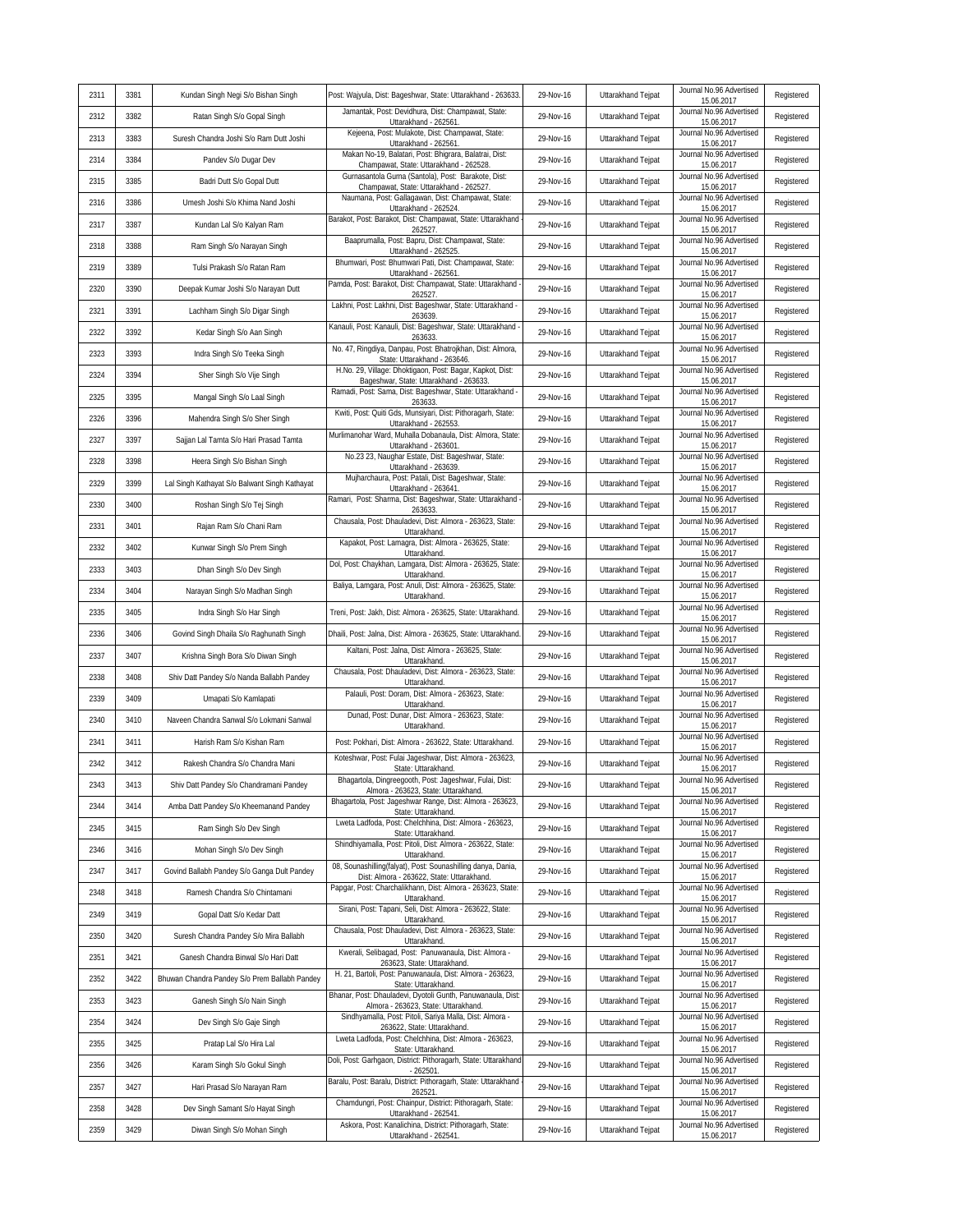| 2311 | 3381 | Kundan Singh Negi S/o Bishan Singh | Post: Wajyula, Dist: Bageshwar, State: Uttarakhand - 263633. | 29-Nov-16 | Uttarakhand Tejpat | Journal No.96 Advertised 15.06.2017 | Registered |
|---|---|---|---|---|---|---|---|
| 2312 | 3382 | Ratan Singh S/o Gopal Singh | Jamantak, Post: Devidhura, Dist: Champawat, State: Uttarakhand - 262561. | 29-Nov-16 | Uttarakhand Tejpat | Journal No.96 Advertised 15.06.2017 | Registered |
| 2313 | 3383 | Suresh Chandra Joshi S/o Ram Dutt Joshi | Kejeena, Post: Mulakote, Dist: Champawat, State: Uttarakhand - 262561. | 29-Nov-16 | Uttarakhand Tejpat | Journal No.96 Advertised 15.06.2017 | Registered |
| 2314 | 3384 | Pandev S/o Dugar Dev | Makan No-19, Balatari, Post: Bhigrara, Balatrai, Dist: Champawat, State: Uttarakhand - 262528. | 29-Nov-16 | Uttarakhand Tejpat | Journal No.96 Advertised 15.06.2017 | Registered |
| 2315 | 3385 | Badri Dutt S/o Gopal Dutt | Gurnasantola Gurna (Santola), Post: Barakote, Dist: Champawat, State: Uttarakhand - 262527. | 29-Nov-16 | Uttarakhand Tejpat | Journal No.96 Advertised 15.06.2017 | Registered |
| 2316 | 3386 | Umesh Joshi S/o Khima Nand Joshi | Naumana, Post: Gallagawan, Dist: Champawat, State: Uttarakhand - 262524. | 29-Nov-16 | Uttarakhand Tejpat | Journal No.96 Advertised 15.06.2017 | Registered |
| 2317 | 3387 | Kundan Lal S/o Kalyan Ram | Barakot, Post: Barakot, Dist: Champawat, State: Uttarakhand - 262527. | 29-Nov-16 | Uttarakhand Tejpat | Journal No.96 Advertised 15.06.2017 | Registered |
| 2318 | 3388 | Ram Singh S/o Narayan Singh | Baaprumalla, Post: Bapru, Dist: Champawat, State: Uttarakhand - 262525. | 29-Nov-16 | Uttarakhand Tejpat | Journal No.96 Advertised 15.06.2017 | Registered |
| 2319 | 3389 | Tulsi Prakash S/o Ratan Ram | Bhumwari, Post: Bhumwari Pati, Dist: Champawat, State: Uttarakhand - 262561. | 29-Nov-16 | Uttarakhand Tejpat | Journal No.96 Advertised 15.06.2017 | Registered |
| 2320 | 3390 | Deepak Kumar Joshi S/o Narayan Dutt | Pamda, Post: Barakot, Dist: Champawat, State: Uttarakhand - 262527. | 29-Nov-16 | Uttarakhand Tejpat | Journal No.96 Advertised 15.06.2017 | Registered |
| 2321 | 3391 | Lachham Singh S/o Digar Singh | Lakhni, Post: Lakhni, Dist: Bageshwar, State: Uttarakhand - 263639. | 29-Nov-16 | Uttarakhand Tejpat | Journal No.96 Advertised 15.06.2017 | Registered |
| 2322 | 3392 | Kedar Singh S/o Aan Singh | Kanauli, Post: Kanauli, Dist: Bageshwar, State: Uttarakhand - 263633. | 29-Nov-16 | Uttarakhand Tejpat | Journal No.96 Advertised 15.06.2017 | Registered |
| 2323 | 3393 | Indra Singh S/o Teeka Singh | No. 47, Ringdiya, Danpau, Post: Bhatrojkhan, Dist: Almora, State: Uttarakhand - 263646. | 29-Nov-16 | Uttarakhand Tejpat | Journal No.96 Advertised 15.06.2017 | Registered |
| 2324 | 3394 | Sher Singh S/o Vije Singh | H.No. 29, Village: Dhoktigaon, Post: Bagar, Kapkot, Dist: Bageshwar, State: Uttarakhand - 263633. | 29-Nov-16 | Uttarakhand Tejpat | Journal No.96 Advertised 15.06.2017 | Registered |
| 2325 | 3395 | Mangal Singh S/o Laal Singh | Ramadi, Post: Sama, Dist: Bageshwar, State: Uttarakhand - 263633. | 29-Nov-16 | Uttarakhand Tejpat | Journal No.96 Advertised 15.06.2017 | Registered |
| 2326 | 3396 | Mahendra Singh S/o Sher Singh | Kwiti, Post: Quiti Gds, Munsiyari, Dist: Pithoragarh, State: Uttarakhand - 262553. | 29-Nov-16 | Uttarakhand Tejpat | Journal No.96 Advertised 15.06.2017 | Registered |
| 2327 | 3397 | Sajjan Lal Tamta S/o Hari Prasad Tamta | Murlimanohar Ward, Muhalla Dobanaula, Dist: Almora, State: Uttarakhand - 263601. | 29-Nov-16 | Uttarakhand Tejpat | Journal No.96 Advertised 15.06.2017 | Registered |
| 2328 | 3398 | Heera Singh S/o Bishan Singh | No.23 23, Naughar Estate, Dist: Bageshwar, State: Uttarakhand - 263639. | 29-Nov-16 | Uttarakhand Tejpat | Journal No.96 Advertised 15.06.2017 | Registered |
| 2329 | 3399 | Lal Singh Kathayat S/o Balwant Singh Kathayat | Mujharchaura, Post: Patali, Dist: Bageshwar, State: Uttarakhand - 263641. | 29-Nov-16 | Uttarakhand Tejpat | Journal No.96 Advertised 15.06.2017 | Registered |
| 2330 | 3400 | Roshan Singh S/o Tej Singh | Ramari, Post: Sharma, Dist: Bageshwar, State: Uttarakhand - 263633. | 29-Nov-16 | Uttarakhand Tejpat | Journal No.96 Advertised 15.06.2017 | Registered |
| 2331 | 3401 | Rajan Ram S/o Chani Ram | Chausala, Post: Dhauladevi, Dist: Almora - 263623, State: Uttarakhand. | 29-Nov-16 | Uttarakhand Tejpat | Journal No.96 Advertised 15.06.2017 | Registered |
| 2332 | 3402 | Kunwar Singh S/o Prem Singh | Kapakot, Post: Lamagra, Dist: Almora - 263625, State: Uttarakhand. | 29-Nov-16 | Uttarakhand Tejpat | Journal No.96 Advertised 15.06.2017 | Registered |
| 2333 | 3403 | Dhan Singh S/o Dev Singh | Dol, Post: Chaykhan, Lamgara, Dist: Almora - 263625, State: Uttarakhand. | 29-Nov-16 | Uttarakhand Tejpat | Journal No.96 Advertised 15.06.2017 | Registered |
| 2334 | 3404 | Narayan Singh S/o Madhan Singh | Baliya, Lamgara, Post: Anuli, Dist: Almora - 263625, State: Uttarakhand. | 29-Nov-16 | Uttarakhand Tejpat | Journal No.96 Advertised 15.06.2017 | Registered |
| 2335 | 3405 | Indra Singh S/o Har Singh | Treni, Post: Jakh, Dist: Almora - 263625, State: Uttarakhand. | 29-Nov-16 | Uttarakhand Tejpat | Journal No.96 Advertised 15.06.2017 | Registered |
| 2336 | 3406 | Govind Singh Dhaila S/o Raghunath Singh | Dhaili, Post: Jalna, Dist: Almora - 263625, State: Uttarakhand. | 29-Nov-16 | Uttarakhand Tejpat | Journal No.96 Advertised 15.06.2017 | Registered |
| 2337 | 3407 | Krishna Singh Bora S/o Diwan Singh | Kaltani, Post: Jalna, Dist: Almora - 263625, State: Uttarakhand. | 29-Nov-16 | Uttarakhand Tejpat | Journal No.96 Advertised 15.06.2017 | Registered |
| 2338 | 3408 | Shiv Datt Pandey S/o Nanda Ballabh Pandey | Chausala, Post: Dhauladevi, Dist: Almora - 263623, State: Uttarakhand. | 29-Nov-16 | Uttarakhand Tejpat | Journal No.96 Advertised 15.06.2017 | Registered |
| 2339 | 3409 | Umapati S/o Kamlapati | Palauli, Post: Doram, Dist: Almora - 263623, State: Uttarakhand. | 29-Nov-16 | Uttarakhand Tejpat | Journal No.96 Advertised 15.06.2017 | Registered |
| 2340 | 3410 | Naveen Chandra Sanwal S/o Lokmani Sanwal | Dunad, Post: Dunar, Dist: Almora - 263623, State: Uttarakhand. | 29-Nov-16 | Uttarakhand Tejpat | Journal No.96 Advertised 15.06.2017 | Registered |
| 2341 | 3411 | Harish Ram S/o Kishan Ram | Post: Pokhari, Dist: Almora - 263622, State: Uttarakhand. | 29-Nov-16 | Uttarakhand Tejpat | Journal No.96 Advertised 15.06.2017 | Registered |
| 2342 | 3412 | Rakesh Chandra S/o Chandra Mani | Koteshwar, Post: Fulai Jageshwar, Dist: Almora - 263623, State: Uttarakhand. | 29-Nov-16 | Uttarakhand Tejpat | Journal No.96 Advertised 15.06.2017 | Registered |
| 2343 | 3413 | Shiv Datt Pandey S/o Chandramani Pandey | Bhagartola, Dingreegooth, Post: Jageshwar, Fulai, Dist: Almora - 263623, State: Uttarakhand. | 29-Nov-16 | Uttarakhand Tejpat | Journal No.96 Advertised 15.06.2017 | Registered |
| 2344 | 3414 | Amba Datt Pandey S/o Kheemanand Pandey | Bhagartola, Post: Jageshwar Range, Dist: Almora - 263623, State: Uttarakhand. | 29-Nov-16 | Uttarakhand Tejpat | Journal No.96 Advertised 15.06.2017 | Registered |
| 2345 | 3415 | Ram Singh S/o Dev Singh | Lweta Ladfoda, Post: Chelchhina, Dist: Almora - 263623, State: Uttarakhand. | 29-Nov-16 | Uttarakhand Tejpat | Journal No.96 Advertised 15.06.2017 | Registered |
| 2346 | 3416 | Mohan Singh S/o Dev Singh | Shindhiyamalla, Post: Pitoli, Dist: Almora - 263622, State: Uttarakhand. | 29-Nov-16 | Uttarakhand Tejpat | Journal No.96 Advertised 15.06.2017 | Registered |
| 2347 | 3417 | Govind Ballabh Pandey S/o Ganga Dult Pandey | 08, Sounashilling(falyat), Post: Sounashilling danya, Dania, Dist: Almora - 263622, State: Uttarakhand. | 29-Nov-16 | Uttarakhand Tejpat | Journal No.96 Advertised 15.06.2017 | Registered |
| 2348 | 3418 | Ramesh Chandra S/o Chintamani | Papgar, Post: Charchalikhann, Dist: Almora - 263623, State: Uttarakhand. | 29-Nov-16 | Uttarakhand Tejpat | Journal No.96 Advertised 15.06.2017 | Registered |
| 2349 | 3419 | Gopal Datt S/o Kedar Datt | Sirani, Post: Tapani, Seli, Dist: Almora - 263622, State: Uttarakhand. | 29-Nov-16 | Uttarakhand Tejpat | Journal No.96 Advertised 15.06.2017 | Registered |
| 2350 | 3420 | Suresh Chandra Pandey S/o Mira Ballabh | Chausala, Post: Dhauladevi, Dist: Almora - 263623, State: Uttarakhand. | 29-Nov-16 | Uttarakhand Tejpat | Journal No.96 Advertised 15.06.2017 | Registered |
| 2351 | 3421 | Ganesh Chandra Binwal S/o Hari Datt | Kwerali, Selibagad, Post: Panuwanaula, Dist: Almora - 263623, State: Uttarakhand. | 29-Nov-16 | Uttarakhand Tejpat | Journal No.96 Advertised 15.06.2017 | Registered |
| 2352 | 3422 | Bhuwan Chandra Pandey S/o Prem Ballabh Pandey | H. 21, Bartoli, Post: Panuwanaula, Dist: Almora - 263623, State: Uttarakhand. | 29-Nov-16 | Uttarakhand Tejpat | Journal No.96 Advertised 15.06.2017 | Registered |
| 2353 | 3423 | Ganesh Singh S/o Nain Singh | Bhanar, Post: Dhauladevi, Dyotoli Gunth, Panuwanaula, Dist: Almora - 263623, State: Uttarakhand. | 29-Nov-16 | Uttarakhand Tejpat | Journal No.96 Advertised 15.06.2017 | Registered |
| 2354 | 3424 | Dev Singh S/o Gaje Singh | Sindhyamalla, Post: Pitoli, Sariya Malla, Dist: Almora - 263622, State: Uttarakhand. | 29-Nov-16 | Uttarakhand Tejpat | Journal No.96 Advertised 15.06.2017 | Registered |
| 2355 | 3425 | Pratap Lal S/o Hira Lal | Lweta Ladfoda, Post: Chelchhina, Dist: Almora - 263623, State: Uttarakhand. | 29-Nov-16 | Uttarakhand Tejpat | Journal No.96 Advertised 15.06.2017 | Registered |
| 2356 | 3426 | Karam Singh S/o Gokul Singh | Doli, Post: Garhgaon, District: Pithoragarh, State: Uttarakhand - 262501. | 29-Nov-16 | Uttarakhand Tejpat | Journal No.96 Advertised 15.06.2017 | Registered |
| 2357 | 3427 | Hari Prasad S/o Narayan Ram | Baralu, Post: Baralu, District: Pithoragarh, State: Uttarakhand - 262521. | 29-Nov-16 | Uttarakhand Tejpat | Journal No.96 Advertised 15.06.2017 | Registered |
| 2358 | 3428 | Dev Singh Samant S/o Hayat Singh | Chamdungri, Post: Chainpur, District: Pithoragarh, State: Uttarakhand - 262541. | 29-Nov-16 | Uttarakhand Tejpat | Journal No.96 Advertised 15.06.2017 | Registered |
| 2359 | 3429 | Diwan Singh S/o Mohan Singh | Askora, Post: Kanalichina, District: Pithoragarh, State: Uttarakhand - 262541. | 29-Nov-16 | Uttarakhand Tejpat | Journal No.96 Advertised 15.06.2017 | Registered |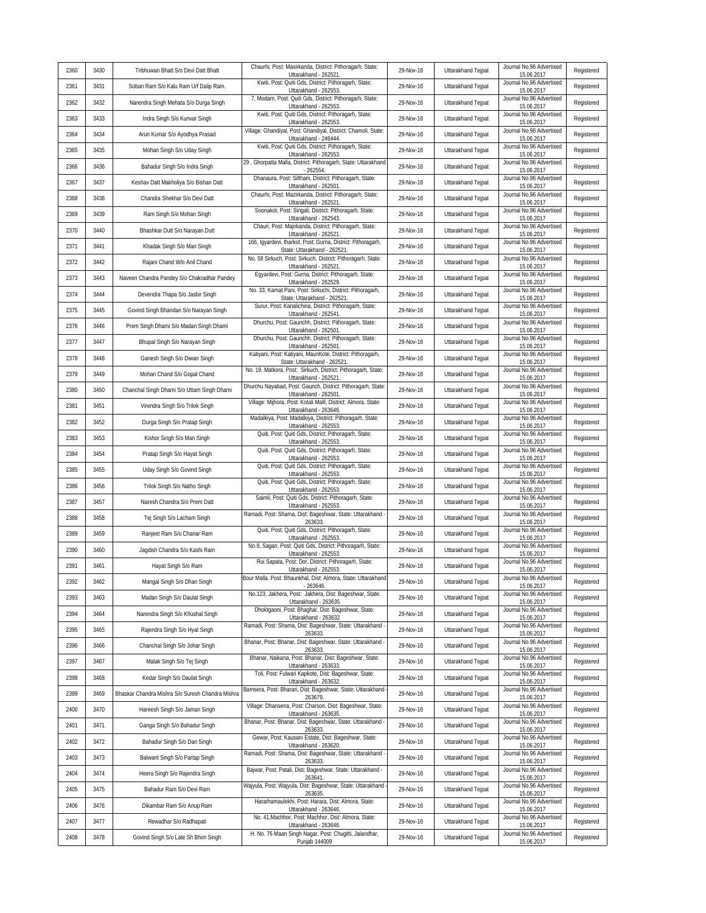| 2360 | 3430 | Tribhuwan Bhatt S/o Devi Datt Bhatt | Chaurhi, Post: Maxirkanda, District: Pithoragarh, State: Uttarakhand - 262521. | 29-Nov-16 | Uttarakhand Tejpat | Journal No.96 Advertised 15.06.2017 | Registered |
|---|---|---|---|---|---|---|---|
| 2361 | 3431 | Soban Ram S/o Kalu Ram Urf Dalip Ram. | Kwiti, Post: Quiti Gds, District: Pithoragarh, State: Uttarakhand - 262553. | 29-Nov-16 | Uttarakhand Tejpat | Journal No.96 Advertised 15.06.2017 | Registered |
| 2362 | 3432 | Narendra Singh Mehata S/o Durga Singh | 7, Modam, Post: Quiti Gds, District: Pithoragarh, State: Uttarakhand - 262553. | 29-Nov-16 | Uttarakhand Tejpat | Journal No.96 Advertised 15.06.2017 | Registered |
| 2363 | 3433 | Indra Singh S/o Kunvar Singh | Kwiti, Post: Quiti Gds, District: Pithoragarh, State: Uttarakhand - 262553. | 29-Nov-16 | Uttarakhand Tejpat | Journal No.96 Advertised 15.06.2017 | Registered |
| 2364 | 3434 | Arun Kumar S/o Ayodhya Prasad | Village: Ghandiyal, Post: Ghandiyal, District: Chamoli, State: Uttarakhand - 246444. | 29-Nov-16 | Uttarakhand Tejpat | Journal No.96 Advertised 15.06.2017 | Registered |
| 2365 | 3435 | Mohan Singh S/o Uday Singh | Kwiti, Post: Quiti Gds, District: Pithoragarh, State: Uttarakhand - 262553. | 29-Nov-16 | Uttarakhand Tejpat | Journal No.96 Advertised 15.06.2017 | Registered |
| 2366 | 3436 | Bahadur Singh S/o Indra Singh | 29 , Ghorpatta Malla, District: Pithoragarh, State: Uttarakhand - 262554. | 29-Nov-16 | Uttarakhand Tejpat | Journal No.96 Advertised 15.06.2017 | Registered |
| 2367 | 3437 | Keshav Datt Makholiya S/o Bishan Datt | Dhanaura, Post: Siltham, District: Pithoragarh, State: Uttarakhand - 262501. | 29-Nov-16 | Uttarakhand Tejpat | Journal No.96 Advertised 15.06.2017 | Registered |
| 2368 | 3438 | Chandra Shekhar S/o Devi Datt | Chaurhi, Post: Mazirkanda, District: Pithoragarh, State: Uttarakhand - 262521. | 29-Nov-16 | Uttarakhand Tejpat | Journal No.96 Advertised 15.06.2017 | Registered |
| 2369 | 3439 | Ram Singh S/o Mohan Singh | Soonakot, Post: Singali, District: Pithoragarh, State: Uttarakhand - 262543. | 29-Nov-16 | Uttarakhand Tejpat | Journal No.96 Advertised 15.06.2017 | Registered |
| 2370 | 3440 | Bhashkar Dutt S/o Narayan Dutt | Chauri, Post: Majirkanda, District: Pithoragarh, State: Uttarakhand - 262521. | 29-Nov-16 | Uttarakhand Tejpat | Journal No.96 Advertised 15.06.2017 | Registered |
| 2371 | 3441 | Khadak Singh S/o Man Singh | 166, Igyardevi, tharkot, Post: Gurna, District: Pithoragarh, State: Uttarakhand - 262521. | 29-Nov-16 | Uttarakhand Tejpat | Journal No.96 Advertised 15.06.2017 | Registered |
| 2372 | 3442 | Rajani Chand W/o Anil Chand | No. 58 Sirkuch, Post: Sirkuch, District: Pithoragarh, State: Uttarakhand - 262521. | 29-Nov-16 | Uttarakhand Tejpat | Journal No.96 Advertised 15.06.2017 | Registered |
| 2373 | 3443 | Naveen Chandra Pandey S/o Chakradhar Pandey | Egyardevi, Post: Gurna, District: Pithoragarh, State: Uttarakhand - 262529. | 29-Nov-16 | Uttarakhand Tejpat | Journal No.96 Advertised 15.06.2017 | Registered |
| 2374 | 3444 | Devendra Thapa S/o Jasbir Singh | No. 33, Kamat Pani, Post: Sirkuchi, District: Pithoragarh, State: Uttarakhand - 262521. | 29-Nov-16 | Uttarakhand Tejpat | Journal No.96 Advertised 15.06.2017 | Registered |
| 2375 | 3445 | Govind Singh Bhandari S/o Narayan Singh | Surur, Post: Kanalichina, District: Pithoragarh, State: Uttarakhand - 262541. | 29-Nov-16 | Uttarakhand Tejpat | Journal No.96 Advertised 15.06.2017 | Registered |
| 2376 | 3446 | Prem Singh Dhami S/o Madan Singh Dhami | Dhurchu, Post: Gaunchh, District: Pithoragarh, State: Uttarakhand - 262501. | 29-Nov-16 | Uttarakhand Tejpat | Journal No.96 Advertised 15.06.2017 | Registered |
| 2377 | 3447 | Bhupal Singh S/o Narayan Singh | Dhurchu, Post: Gaunchh, District: Pithoragarh, State: Uttarakhand - 262501. | 29-Nov-16 | Uttarakhand Tejpat | Journal No.96 Advertised 15.06.2017 | Registered |
| 2378 | 3448 | Ganesh Singh S/o Diwan Singh | Katiyani, Post: Katiyani, MaunKote, District: Pithoragarh, State: Uttarakhand - 262521. | 29-Nov-16 | Uttarakhand Tejpat | Journal No.96 Advertised 15.06.2017 | Registered |
| 2379 | 3449 | Mohan Chand S/o Gopal Chand | No. 19, Matkora, Post: Sirkuch, District: Pithoragarh, State: Uttarakhand - 262521. | 29-Nov-16 | Uttarakhand Tejpat | Journal No.96 Advertised 15.06.2017 | Registered |
| 2380 | 3450 | Chanchal Singh Dhami S/o Uttam Singh Dhami | Dhurchu Nayabad, Post: Gaunch, District: Pithoragarh, State: Uttarakhand - 262501. | 29-Nov-16 | Uttarakhand Tejpat | Journal No.96 Advertised 15.06.2017 | Registered |
| 2381 | 3451 | Virendra Singh S/o Trilok Singh | Village: Mijhora, Post: Kotali Malli, District: Almora, State: Uttarakhand - 263646. | 29-Nov-16 | Uttarakhand Tejpat | Journal No.96 Advertised 15.06.2017 | Registered |
| 2382 | 3452 | Durga Singh S/o Pratap Singh | Madalkiya, Post: Madalkiya, District: Pithoragarh, State: Uttarakhand - 262553. | 29-Nov-16 | Uttarakhand Tejpat | Journal No.96 Advertised 15.06.2017 | Registered |
| 2383 | 3453 | Kishor Singh S/o Man Singh | Quiti, Post: Quiti Gds, District: Pithoragarh, State: Uttarakhand - 262553. | 29-Nov-16 | Uttarakhand Tejpat | Journal No.96 Advertised 15.06.2017 | Registered |
| 2384 | 3454 | Pratap Singh S/o Hayat Singh | Quiti, Post: Quiti Gds, District: Pithoragarh, State: Uttarakhand - 262553. | 29-Nov-16 | Uttarakhand Tejpat | Journal No.96 Advertised 15.06.2017 | Registered |
| 2385 | 3455 | Uday Singh S/o Govind Singh | Quiti, Post: Quiti Gds, District: Pithoragarh, State: Uttarakhand - 262553. | 29-Nov-16 | Uttarakhand Tejpat | Journal No.96 Advertised 15.06.2017 | Registered |
| 2386 | 3456 | Trilok Singh S/o Natho Singh | Quiti, Post: Quiti Gds, District: Pithoragarh, State: Uttarakhand - 262553. | 29-Nov-16 | Uttarakhand Tejpat | Journal No.96 Advertised 15.06.2017 | Registered |
| 2387 | 3457 | Naresh Chandra S/o Prem Datt | Saimli, Post: Quiti Gds, District: Pithoragarh, State: Uttarakhand - 262553. | 29-Nov-16 | Uttarakhand Tejpat | Journal No.96 Advertised 15.06.2017 | Registered |
| 2388 | 3458 | Tej Singh S/o Lacham Singh | Ramadi, Post: Shama, Dist: Bageshwar, State: Uttarakhand - 263633. | 29-Nov-16 | Uttarakhand Tejpat | Journal No.96 Advertised 15.06.2017 | Registered |
| 2389 | 3459 | Ranjeet Ram S/o Chanar Ram | Quiti, Post: Quiti Gds, District: Pithoragarh, State: Uttarakhand - 262553. | 29-Nov-16 | Uttarakhand Tejpat | Journal No.96 Advertised 15.06.2017 | Registered |
| 2390 | 3460 | Jagdish Chandra S/o Kashi Ram | No.9, Sagari, Post: Quiti Gds, District: Pithoragarh, State: Uttarakhand - 262553. | 29-Nov-16 | Uttarakhand Tejpat | Journal No.96 Advertised 15.06.2017 | Registered |
| 2391 | 3461 | Hayat Singh S/o Ram | Rui Sapata, Post: Dor, District: Pithoragarh, State: Uttarakhand - 262553. | 29-Nov-16 | Uttarakhand Tejpat | Journal No.96 Advertised 15.06.2017 | Registered |
| 2392 | 3462 | Mangal Singh S/o Dhan Singh | Bour Malla, Post: Bhaunkhal, Dist: Almora, State: Uttarakhand - 263646. | 29-Nov-16 | Uttarakhand Tejpat | Journal No.96 Advertised 15.06.2017 | Registered |
| 2393 | 3463 | Madan Singh S/o Daulat Singh | No.123, Jakhera, Post: Jakhera, Dist: Bageshwar, State: Uttarakhand - 263635 | 29-Nov-16 | Uttarakhand Tejpat | Journal No.96 Advertised 15.06.2017 | Registered |
| 2394 | 3464 | Narendra Singh S/o Khushal Singh | Dhoktgaoni, Post: Bhaghar, Dist: Bageshwar, State: Uttarakhand - 263632 | 29-Nov-16 | Uttarakhand Tejpat | Journal No.96 Advertised 15.06.2017 | Registered |
| 2395 | 3465 | Rajendra Singh S/o Hyat Singh | Ramadi, Post: Shama, Dist: Bageshwar, State: Uttarakhand - 263633. | 29-Nov-16 | Uttarakhand Tejpat | Journal No.96 Advertised 15.06.2017 | Registered |
| 2396 | 3466 | Chanchal Singh S/o Johar Singh | Bhanar, Post: Bhanar, Dist: Bageshwar, State: Uttarakhand - 263633. | 29-Nov-16 | Uttarakhand Tejpat | Journal No.96 Advertised 15.06.2017 | Registered |
| 2397 | 3467 | Malak Singh S/o Tej Singh | Bhanar, Naikana, Post: Bhanar, Dist: Bageshwar, State: Uttarakhand - 263633. | 29-Nov-16 | Uttarakhand Tejpat | Journal No.96 Advertised 15.06.2017 | Registered |
| 2398 | 3468 | Kedar Singh S/o Daulat Singh | Toli, Post: Fulwari Kapkote, Dist: Bageshwar, State: Uttarakhand - 263632. | 29-Nov-16 | Uttarakhand Tejpat | Journal No.96 Advertised 15.06.2017 | Registered |
| 2399 | 3469 | Bhaskar Chandra Mishra S/o Suresh Chandra Mishra | Bamsera, Post: Bharari, Dist: Bageshwar, State: Uttarakhand - 263679. | 29-Nov-16 | Uttarakhand Tejpat | Journal No.96 Advertised 15.06.2017 | Registered |
| 2400 | 3470 | Hareesh Singh S/o Jaman Singh | Village: Dhansena, Post: Charson, Dist: Bageshwar, State: Uttarakhand - 263635. | 29-Nov-16 | Uttarakhand Tejpat | Journal No.96 Advertised 15.06.2017 | Registered |
| 2401 | 3471 | Ganga Singh S/o Bahadur Singh | Bhanar, Post: Bhanar, Dist: Bageshwar, State: Uttarakhand - 263633. | 29-Nov-16 | Uttarakhand Tejpat | Journal No.96 Advertised 15.06.2017 | Registered |
| 2402 | 3472 | Bahadur Singh S/o Dan Singh | Gewar, Post: Kausani Estate, Dist: Bageshwar, State: Uttarakhand - 263620. | 29-Nov-16 | Uttarakhand Tejpat | Journal No.96 Advertised 15.06.2017 | Registered |
| 2403 | 3473 | Balwant Singh S/o Partap Singh | Ramadi, Post: Shama, Dist: Bageshwar, State: Uttarakhand - 263633. | 29-Nov-16 | Uttarakhand Tejpat | Journal No.96 Advertised 15.06.2017 | Registered |
| 2404 | 3474 | Heera Singh S/o Rajendra Singh | Bajwar, Post: Patali, Dist: Bageshwar, State: Uttarakhand - 263641. | 29-Nov-16 | Uttarakhand Tejpat | Journal No.96 Advertised 15.06.2017 | Registered |
| 2405 | 3475 | Bahadur Ram S/o Devi Ram | Wajyula, Post: Wajyula, Dist: Bageshwar, State: Uttarakhand - 263635. | 29-Nov-16 | Uttarakhand Tejpat | Journal No.96 Advertised 15.06.2017 | Registered |
| 2406 | 3476 | Dikambar Ram S/o Anup Ram | Hararhamaulekhi, Post: Harara, Dist: Almora, State: Uttarakhand - 263646. | 29-Nov-16 | Uttarakhand Tejpat | Journal No.96 Advertised 15.06.2017 | Registered |
| 2407 | 3477 | Rewadhar S/o Radhapati | No. 41,Machhor, Post: Machhor, Dist: Almora, State: Uttarakhand - 263646. | 29-Nov-16 | Uttarakhand Tejpat | Journal No.96 Advertised 15.06.2017 | Registered |
| 2408 | 3478 | Govind Singh S/o Late Sh Bhim Singh | H. No. 76 Maan Singh Nagar, Post: Chugitti, Jalandhar, Punjab 144009 | 29-Nov-16 | Uttarakhand Tejpat | Journal No.96 Advertised 15.06.2017 | Registered |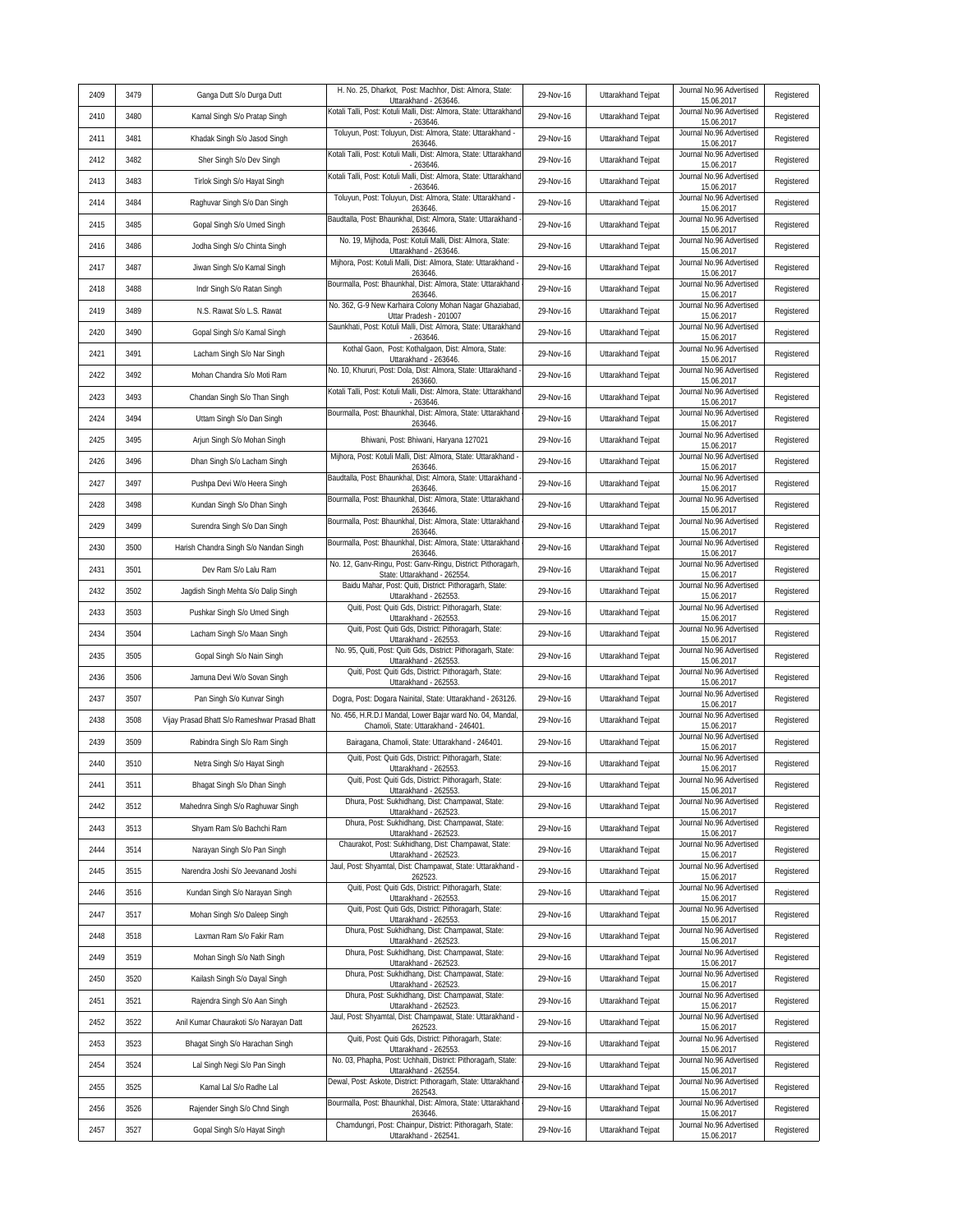| 2409 | 3479 | Ganga Dutt S/o Durga Dutt | H. No. 25, Dharkot, Post: Machhor, Dist: Almora, State: Uttarakhand - 263646. | 29-Nov-16 | Uttarakhand Tejpat | Journal No.96 Advertised 15.06.2017 | Registered |
|---|---|---|---|---|---|---|---|
| 2410 | 3480 | Kamal Singh S/o Pratap Singh | Kotali Talli, Post: Kotuli Malli, Dist: Almora, State: Uttarakhand - 263646. | 29-Nov-16 | Uttarakhand Tejpat | Journal No.96 Advertised 15.06.2017 | Registered |
| 2411 | 3481 | Khadak Singh S/o Jasod Singh | Toluyun, Post: Toluyun, Dist: Almora, State: Uttarakhand - 263646. | 29-Nov-16 | Uttarakhand Tejpat | Journal No.96 Advertised 15.06.2017 | Registered |
| 2412 | 3482 | Sher Singh S/o Dev Singh | Kotali Talli, Post: Kotuli Malli, Dist: Almora, State: Uttarakhand - 263646. | 29-Nov-16 | Uttarakhand Tejpat | Journal No.96 Advertised 15.06.2017 | Registered |
| 2413 | 3483 | Tirlok Singh S/o Hayat Singh | Kotali Talli, Post: Kotuli Malli, Dist: Almora, State: Uttarakhand - 263646. | 29-Nov-16 | Uttarakhand Tejpat | Journal No.96 Advertised 15.06.2017 | Registered |
| 2414 | 3484 | Raghuvar Singh S/o Dan Singh | Toluyun, Post: Toluyun, Dist: Almora, State: Uttarakhand - 263646. | 29-Nov-16 | Uttarakhand Tejpat | Journal No.96 Advertised 15.06.2017 | Registered |
| 2415 | 3485 | Gopal Singh S/o Umed Singh | Baudtalla, Post: Bhaunkhal, Dist: Almora, State: Uttarakhand - 263646. | 29-Nov-16 | Uttarakhand Tejpat | Journal No.96 Advertised 15.06.2017 | Registered |
| 2416 | 3486 | Jodha Singh S/o Chinta Singh | No. 19, Mijhoda, Post: Kotuli Malli, Dist: Almora, State: Uttarakhand - 263646. | 29-Nov-16 | Uttarakhand Tejpat | Journal No.96 Advertised 15.06.2017 | Registered |
| 2417 | 3487 | Jiwan Singh S/o Kamal Singh | Mijhora, Post: Kotuli Malli, Dist: Almora, State: Uttarakhand - 263646. | 29-Nov-16 | Uttarakhand Tejpat | Journal No.96 Advertised 15.06.2017 | Registered |
| 2418 | 3488 | Indr Singh S/o Ratan Singh | Bourmalla, Post: Bhaunkhal, Dist: Almora, State: Uttarakhand - 263646. | 29-Nov-16 | Uttarakhand Tejpat | Journal No.96 Advertised 15.06.2017 | Registered |
| 2419 | 3489 | N.S. Rawat S/o L.S. Rawat | No. 362, G-9 New Karhaira Colony Mohan Nagar Ghaziabad, Uttar Pradesh - 201007 | 29-Nov-16 | Uttarakhand Tejpat | Journal No.96 Advertised 15.06.2017 | Registered |
| 2420 | 3490 | Gopal Singh S/o Kamal Singh | Saunkhati, Post: Kotuli Malli, Dist: Almora, State: Uttarakhand - 263646. | 29-Nov-16 | Uttarakhand Tejpat | Journal No.96 Advertised 15.06.2017 | Registered |
| 2421 | 3491 | Lacham Singh S/o Nar Singh | Kothal Gaon, Post: Kothalgaon, Dist: Almora, State: Uttarakhand - 263646. | 29-Nov-16 | Uttarakhand Tejpat | Journal No.96 Advertised 15.06.2017 | Registered |
| 2422 | 3492 | Mohan Chandra S/o Moti Ram | No. 10, Khururi, Post: Dola, Dist: Almora, State: Uttarakhand - 263660. | 29-Nov-16 | Uttarakhand Tejpat | Journal No.96 Advertised 15.06.2017 | Registered |
| 2423 | 3493 | Chandan Singh S/o Than Singh | Kotali Talli, Post: Kotuli Malli, Dist: Almora, State: Uttarakhand - 263646. | 29-Nov-16 | Uttarakhand Tejpat | Journal No.96 Advertised 15.06.2017 | Registered |
| 2424 | 3494 | Uttam Singh S/o Dan Singh | Bourmalla, Post: Bhaunkhal, Dist: Almora, State: Uttarakhand - 263646. | 29-Nov-16 | Uttarakhand Tejpat | Journal No.96 Advertised 15.06.2017 | Registered |
| 2425 | 3495 | Arjun Singh S/o Mohan Singh | Bhiwani, Post: Bhiwani, Haryana 127021 | 29-Nov-16 | Uttarakhand Tejpat | Journal No.96 Advertised 15.06.2017 | Registered |
| 2426 | 3496 | Dhan Singh S/o Lacham Singh | Mijhora, Post: Kotuli Malli, Dist: Almora, State: Uttarakhand - 263646. | 29-Nov-16 | Uttarakhand Tejpat | Journal No.96 Advertised 15.06.2017 | Registered |
| 2427 | 3497 | Pushpa Devi W/o Heera Singh | Baudtalla, Post: Bhaunkhal, Dist: Almora, State: Uttarakhand - 263646. | 29-Nov-16 | Uttarakhand Tejpat | Journal No.96 Advertised 15.06.2017 | Registered |
| 2428 | 3498 | Kundan Singh S/o Dhan Singh | Bourmalla, Post: Bhaunkhal, Dist: Almora, State: Uttarakhand - 263646. | 29-Nov-16 | Uttarakhand Tejpat | Journal No.96 Advertised 15.06.2017 | Registered |
| 2429 | 3499 | Surendra Singh S/o Dan Singh | Bourmalla, Post: Bhaunkhal, Dist: Almora, State: Uttarakhand - 263646. | 29-Nov-16 | Uttarakhand Tejpat | Journal No.96 Advertised 15.06.2017 | Registered |
| 2430 | 3500 | Harish Chandra Singh S/o Nandan Singh | Bourmalla, Post: Bhaunkhal, Dist: Almora, State: Uttarakhand - 263646. | 29-Nov-16 | Uttarakhand Tejpat | Journal No.96 Advertised 15.06.2017 | Registered |
| 2431 | 3501 | Dev Ram S/o Lalu Ram | No. 12, Ganv-Ringu, Post: Ganv-Ringu, District: Pithoragarh, State: Uttarakhand - 262554. | 29-Nov-16 | Uttarakhand Tejpat | Journal No.96 Advertised 15.06.2017 | Registered |
| 2432 | 3502 | Jagdish Singh Mehta S/o Dalip Singh | Baidu Mahar, Post: Quiti, District: Pithoragarh, State: Uttarakhand - 262553. | 29-Nov-16 | Uttarakhand Tejpat | Journal No.96 Advertised 15.06.2017 | Registered |
| 2433 | 3503 | Pushkar Singh S/o Umed Singh | Quiti, Post: Quiti Gds, District: Pithoragarh, State: Uttarakhand - 262553. | 29-Nov-16 | Uttarakhand Tejpat | Journal No.96 Advertised 15.06.2017 | Registered |
| 2434 | 3504 | Lacham Singh S/o Maan Singh | Quiti, Post: Quiti Gds, District: Pithoragarh, State: Uttarakhand - 262553. | 29-Nov-16 | Uttarakhand Tejpat | Journal No.96 Advertised 15.06.2017 | Registered |
| 2435 | 3505 | Gopal Singh S/o Nain Singh | No. 95, Quiti, Post: Quiti Gds, District: Pithoragarh, State: Uttarakhand - 262553. | 29-Nov-16 | Uttarakhand Tejpat | Journal No.96 Advertised 15.06.2017 | Registered |
| 2436 | 3506 | Jamuna Devi W/o Sovan Singh | Quiti, Post: Quiti Gds, District: Pithoragarh, State: Uttarakhand - 262553. | 29-Nov-16 | Uttarakhand Tejpat | Journal No.96 Advertised 15.06.2017 | Registered |
| 2437 | 3507 | Pan Singh S/o Kunvar Singh | Dogra, Post: Dogara Nainital, State: Uttarakhand - 263126. | 29-Nov-16 | Uttarakhand Tejpat | Journal No.96 Advertised 15.06.2017 | Registered |
| 2438 | 3508 | Vijay Prasad Bhatt S/o Rameshwar Prasad Bhatt | No. 456, H.R.D.I Mandal, Lower Bajar ward No. 04, Mandal, Chamoli, State: Uttarakhand - 246401. | 29-Nov-16 | Uttarakhand Tejpat | Journal No.96 Advertised 15.06.2017 | Registered |
| 2439 | 3509 | Rabindra Singh S/o Ram Singh | Bairagana, Chamoli, State: Uttarakhand - 246401. | 29-Nov-16 | Uttarakhand Tejpat | Journal No.96 Advertised 15.06.2017 | Registered |
| 2440 | 3510 | Netra Singh S/o Hayat Singh | Quiti, Post: Quiti Gds, District: Pithoragarh, State: Uttarakhand - 262553. | 29-Nov-16 | Uttarakhand Tejpat | Journal No.96 Advertised 15.06.2017 | Registered |
| 2441 | 3511 | Bhagat Singh S/o Dhan Singh | Quiti, Post: Quiti Gds, District: Pithoragarh, State: Uttarakhand - 262553. | 29-Nov-16 | Uttarakhand Tejpat | Journal No.96 Advertised 15.06.2017 | Registered |
| 2442 | 3512 | Mahednra Singh S/o Raghuwar Singh | Dhura, Post: Sukhidhang, Dist: Champawat, State: Uttarakhand - 262523. | 29-Nov-16 | Uttarakhand Tejpat | Journal No.96 Advertised 15.06.2017 | Registered |
| 2443 | 3513 | Shyam Ram S/o Bachchi Ram | Dhura, Post: Sukhidhang, Dist: Champawat, State: Uttarakhand - 262523. | 29-Nov-16 | Uttarakhand Tejpat | Journal No.96 Advertised 15.06.2017 | Registered |
| 2444 | 3514 | Narayan Singh S/o Pan Singh | Chaurakot, Post: Sukhidhang, Dist: Champawat, State: Uttarakhand - 262523. | 29-Nov-16 | Uttarakhand Tejpat | Journal No.96 Advertised 15.06.2017 | Registered |
| 2445 | 3515 | Narendra Joshi S/o Jeevanand Joshi | Jaul, Post: Shyamtal, Dist: Champawat, State: Uttarakhand - 262523. | 29-Nov-16 | Uttarakhand Tejpat | Journal No.96 Advertised 15.06.2017 | Registered |
| 2446 | 3516 | Kundan Singh S/o Narayan Singh | Quiti, Post: Quiti Gds, District: Pithoragarh, State: Uttarakhand - 262553. | 29-Nov-16 | Uttarakhand Tejpat | Journal No.96 Advertised 15.06.2017 | Registered |
| 2447 | 3517 | Mohan Singh S/o Daleep Singh | Quiti, Post: Quiti Gds, District: Pithoragarh, State: Uttarakhand - 262553. | 29-Nov-16 | Uttarakhand Tejpat | Journal No.96 Advertised 15.06.2017 | Registered |
| 2448 | 3518 | Laxman Ram S/o Fakir Ram | Dhura, Post: Sukhidhang, Dist: Champawat, State: Uttarakhand - 262523. | 29-Nov-16 | Uttarakhand Tejpat | Journal No.96 Advertised 15.06.2017 | Registered |
| 2449 | 3519 | Mohan Singh S/o Nath Singh | Dhura, Post: Sukhidhang, Dist: Champawat, State: Uttarakhand - 262523. | 29-Nov-16 | Uttarakhand Tejpat | Journal No.96 Advertised 15.06.2017 | Registered |
| 2450 | 3520 | Kailash Singh S/o Dayal Singh | Dhura, Post: Sukhidhang, Dist: Champawat, State: Uttarakhand - 262523. | 29-Nov-16 | Uttarakhand Tejpat | Journal No.96 Advertised 15.06.2017 | Registered |
| 2451 | 3521 | Rajendra Singh S/o Aan Singh | Dhura, Post: Sukhidhang, Dist: Champawat, State: Uttarakhand - 262523. | 29-Nov-16 | Uttarakhand Tejpat | Journal No.96 Advertised 15.06.2017 | Registered |
| 2452 | 3522 | Anil Kumar Chaurakoti S/o Narayan Datt | Jaul, Post: Shyamtal, Dist: Champawat, State: Uttarakhand - 262523. | 29-Nov-16 | Uttarakhand Tejpat | Journal No.96 Advertised 15.06.2017 | Registered |
| 2453 | 3523 | Bhagat Singh S/o Harachan Singh | Quiti, Post: Quiti Gds, District: Pithoragarh, State: Uttarakhand - 262553. | 29-Nov-16 | Uttarakhand Tejpat | Journal No.96 Advertised 15.06.2017 | Registered |
| 2454 | 3524 | Lal Singh Negi S/o Pan Singh | No. 03, Phapha, Post: Uchhaiti, District: Pithoragarh, State: Uttarakhand - 262554. | 29-Nov-16 | Uttarakhand Tejpat | Journal No.96 Advertised 15.06.2017 | Registered |
| 2455 | 3525 | Kamal Lal S/o Radhe Lal | Dewal, Post: Askote, District: Pithoragarh, State: Uttarakhand - 262543. | 29-Nov-16 | Uttarakhand Tejpat | Journal No.96 Advertised 15.06.2017 | Registered |
| 2456 | 3526 | Rajender Singh S/o Chnd Singh | Bourmalla, Post: Bhaunkhal, Dist: Almora, State: Uttarakhand - 263646. | 29-Nov-16 | Uttarakhand Tejpat | Journal No.96 Advertised 15.06.2017 | Registered |
| 2457 | 3527 | Gopal Singh S/o Hayat Singh | Chamdungri, Post: Chainpur, District: Pithoragarh, State: Uttarakhand - 262541. | 29-Nov-16 | Uttarakhand Tejpat | Journal No.96 Advertised 15.06.2017 | Registered |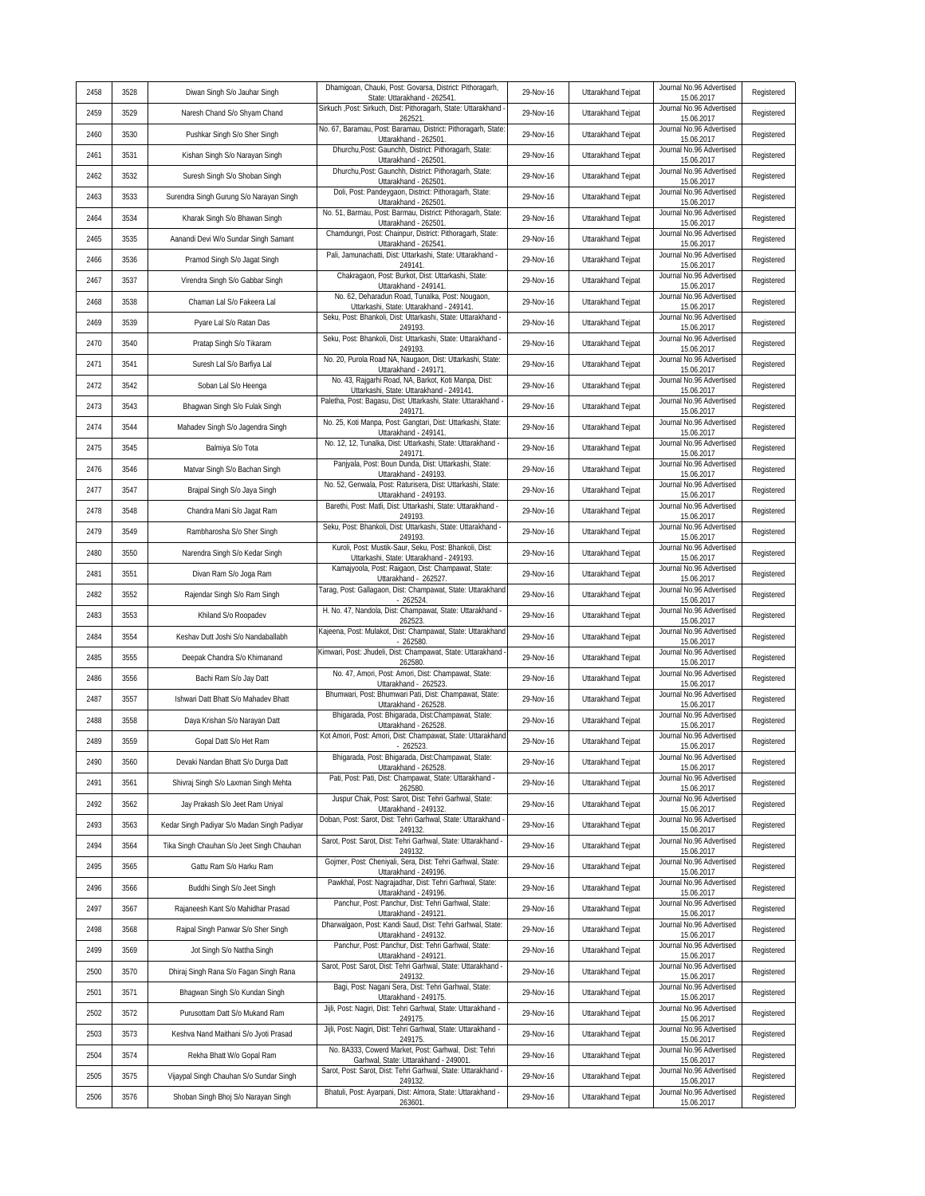| 2458 | 3528 | Diwan Singh S/o Jauhar Singh | Dhamigoan, Chauki, Post: Govarsa, District: Pithoragarh, State: Uttarakhand - 262541. | 29-Nov-16 | Uttarakhand Tejpat | Journal No.96 Advertised 15.06.2017 | Registered |
|---|---|---|---|---|---|---|---|
| 2459 | 3529 | Naresh Chand S/o Shyam Chand | Sirkuch ,Post: Sirkuch, Dist: Pithoragarh, State: Uttarakhand - 262521. | 29-Nov-16 | Uttarakhand Tejpat | Journal No.96 Advertised 15.06.2017 | Registered |
| 2460 | 3530 | Pushkar Singh S/o Sher Singh | No. 67, Baramau, Post: Baramau, District: Pithoragarh, State: Uttarakhand - 262501. | 29-Nov-16 | Uttarakhand Tejpat | Journal No.96 Advertised 15.06.2017 | Registered |
| 2461 | 3531 | Kishan Singh S/o Narayan Singh | Dhurchu,Post: Gaunchh, District: Pithoragarh, State: Uttarakhand - 262501. | 29-Nov-16 | Uttarakhand Tejpat | Journal No.96 Advertised 15.06.2017 | Registered |
| 2462 | 3532 | Suresh Singh S/o Shoban Singh | Dhurchu,Post: Gaunchh, District: Pithoragarh, State: Uttarakhand - 262501. | 29-Nov-16 | Uttarakhand Tejpat | Journal No.96 Advertised 15.06.2017 | Registered |
| 2463 | 3533 | Surendra Singh Gurung S/o Narayan Singh | Doli, Post: Pandeygaon, District: Pithoragarh, State: Uttarakhand - 262501. | 29-Nov-16 | Uttarakhand Tejpat | Journal No.96 Advertised 15.06.2017 | Registered |
| 2464 | 3534 | Kharak Singh S/o Bhawan Singh | No. 51, Barmau, Post: Barmau, District: Pithoragarh, State: Uttarakhand - 262501. | 29-Nov-16 | Uttarakhand Tejpat | Journal No.96 Advertised 15.06.2017 | Registered |
| 2465 | 3535 | Aanandi Devi W/o Sundar Singh Samant | Chamdungri, Post: Chainpur, District: Pithoragarh, State: Uttarakhand - 262541. | 29-Nov-16 | Uttarakhand Tejpat | Journal No.96 Advertised 15.06.2017 | Registered |
| 2466 | 3536 | Pramod Singh S/o Jagat Singh | Pali, Jamunachatti, Dist: Uttarkashi, State: Uttarakhand - 249141. | 29-Nov-16 | Uttarakhand Tejpat | Journal No.96 Advertised 15.06.2017 | Registered |
| 2467 | 3537 | Virendra Singh S/o Gabbar Singh | Chakragaon, Post: Burkot, Dist: Uttarkashi, State: Uttarakhand - 249141. | 29-Nov-16 | Uttarakhand Tejpat | Journal No.96 Advertised 15.06.2017 | Registered |
| 2468 | 3538 | Chaman Lal S/o Fakeera Lal | No. 62, Deharadun Road, Tunalka, Post: Nougaon, Uttarkashi, State: Uttarakhand - 249141. | 29-Nov-16 | Uttarakhand Tejpat | Journal No.96 Advertised 15.06.2017 | Registered |
| 2469 | 3539 | Pyare Lal S/o Ratan Das | Seku, Post: Bhankoli, Dist: Uttarkashi, State: Uttarakhand - 249193. | 29-Nov-16 | Uttarakhand Tejpat | Journal No.96 Advertised 15.06.2017 | Registered |
| 2470 | 3540 | Pratap Singh S/o Tikaram | Seku, Post: Bhankoli, Dist: Uttarkashi, State: Uttarakhand - 249193. | 29-Nov-16 | Uttarakhand Tejpat | Journal No.96 Advertised 15.06.2017 | Registered |
| 2471 | 3541 | Suresh Lal S/o Barfiya Lal | No. 20, Purola Road NA, Naugaon, Dist: Uttarkashi, State: Uttarakhand - 249171. | 29-Nov-16 | Uttarakhand Tejpat | Journal No.96 Advertised 15.06.2017 | Registered |
| 2472 | 3542 | Soban Lal S/o Heenga | No. 43, Rajgarhi Road, NA, Barkot, Koti Manpa, Dist: Uttarkashi, State: Uttarakhand - 249141. | 29-Nov-16 | Uttarakhand Tejpat | Journal No.96 Advertised 15.06.2017 | Registered |
| 2473 | 3543 | Bhagwan Singh S/o Fulak Singh | Paletha, Post: Bagasu, Dist: Uttarkashi, State: Uttarakhand - 249171. | 29-Nov-16 | Uttarakhand Tejpat | Journal No.96 Advertised 15.06.2017 | Registered |
| 2474 | 3544 | Mahadev Singh S/o Jagendra Singh | No. 25, Koti Manpa, Post: Gangtari, Dist: Uttarkashi, State: Uttarakhand - 249141. | 29-Nov-16 | Uttarakhand Tejpat | Journal No.96 Advertised 15.06.2017 | Registered |
| 2475 | 3545 | Balmiya S/o Tota | No. 12, 12, Tunalka, Dist: Uttarkashi, State: Uttarakhand - 249171. | 29-Nov-16 | Uttarakhand Tejpat | Journal No.96 Advertised 15.06.2017 | Registered |
| 2476 | 3546 | Matvar Singh S/o Bachan Singh | Panjyala, Post: Boun Dunda, Dist: Uttarkashi, State: Uttarakhand - 249193. | 29-Nov-16 | Uttarakhand Tejpat | Journal No.96 Advertised 15.06.2017 | Registered |
| 2477 | 3547 | Brajpal Singh S/o Jaya Singh | No. 52, Genwala, Post: Raturisera, Dist: Uttarkashi, State: Uttarakhand - 249193. | 29-Nov-16 | Uttarakhand Tejpat | Journal No.96 Advertised 15.06.2017 | Registered |
| 2478 | 3548 | Chandra Mani S/o Jagat Ram | Barethi, Post: Matli, Dist: Uttarkashi, State: Uttarakhand - 249193. | 29-Nov-16 | Uttarakhand Tejpat | Journal No.96 Advertised 15.06.2017 | Registered |
| 2479 | 3549 | Rambharosha S/o Sher Singh | Seku, Post: Bhankoli, Dist: Uttarkashi, State: Uttarakhand - 249193. | 29-Nov-16 | Uttarakhand Tejpat | Journal No.96 Advertised 15.06.2017 | Registered |
| 2480 | 3550 | Narendra Singh S/o Kedar Singh | Kuroli, Post: Mustik-Saur, Seku, Post: Bhankoli, Dist: Uttarkashi, State: Uttarakhand - 249193. | 29-Nov-16 | Uttarakhand Tejpat | Journal No.96 Advertised 15.06.2017 | Registered |
| 2481 | 3551 | Divan Ram S/o Joga Ram | Kamajyoola, Post: Raigaon, Dist: Champawat, State: Uttarakhand - 262527. | 29-Nov-16 | Uttarakhand Tejpat | Journal No.96 Advertised 15.06.2017 | Registered |
| 2482 | 3552 | Rajendar Singh S/o Ram Singh | Tarag, Post: Gallagaon, Dist: Champawat, State: Uttarakhand - 262524. | 29-Nov-16 | Uttarakhand Tejpat | Journal No.96 Advertised 15.06.2017 | Registered |
| 2483 | 3553 | Khiland S/o Roopadev | H. No. 47, Nandola, Dist: Champawat, State: Uttarakhand - 262523. | 29-Nov-16 | Uttarakhand Tejpat | Journal No.96 Advertised 15.06.2017 | Registered |
| 2484 | 3554 | Keshav Dutt Joshi S/o Nandaballabh | Kajeena, Post: Mulakot, Dist: Champawat, State: Uttarakhand - 262580. | 29-Nov-16 | Uttarakhand Tejpat | Journal No.96 Advertised 15.06.2017 | Registered |
| 2485 | 3555 | Deepak Chandra S/o Khimanand | Kimwari, Post: Jhudeli, Dist: Champawat, State: Uttarakhand - 262580. | 29-Nov-16 | Uttarakhand Tejpat | Journal No.96 Advertised 15.06.2017 | Registered |
| 2486 | 3556 | Bachi Ram S/o Jay Datt | No. 47, Amori, Post: Amori, Dist: Champawat, State: Uttarakhand - 262523. | 29-Nov-16 | Uttarakhand Tejpat | Journal No.96 Advertised 15.06.2017 | Registered |
| 2487 | 3557 | Ishwari Datt Bhatt S/o Mahadev Bhatt | Bhumwari, Post: Bhumwari Pati, Dist: Champawat, State: Uttarakhand - 262528. | 29-Nov-16 | Uttarakhand Tejpat | Journal No.96 Advertised 15.06.2017 | Registered |
| 2488 | 3558 | Daya Krishan S/o Narayan Datt | Bhigarada, Post: Bhigarada, Dist:Champawat, State: Uttarakhand - 262528. | 29-Nov-16 | Uttarakhand Tejpat | Journal No.96 Advertised 15.06.2017 | Registered |
| 2489 | 3559 | Gopal Datt S/o Het Ram | Kot Amori, Post: Amori, Dist: Champawat, State: Uttarakhand - 262523. | 29-Nov-16 | Uttarakhand Tejpat | Journal No.96 Advertised 15.06.2017 | Registered |
| 2490 | 3560 | Devaki Nandan Bhatt S/o Durga Datt | Bhigarada, Post: Bhigarada, Dist:Champawat, State: Uttarakhand - 262528. | 29-Nov-16 | Uttarakhand Tejpat | Journal No.96 Advertised 15.06.2017 | Registered |
| 2491 | 3561 | Shivraj Singh S/o Laxman Singh Mehta | Pati, Post: Pati, Dist: Champawat, State: Uttarakhand - 262580. | 29-Nov-16 | Uttarakhand Tejpat | Journal No.96 Advertised 15.06.2017 | Registered |
| 2492 | 3562 | Jay Prakash S/o Jeet Ram Uniyal | Juspur Chak, Post: Sarot, Dist: Tehri Garhwal, State: Uttarakhand - 249132. | 29-Nov-16 | Uttarakhand Tejpat | Journal No.96 Advertised 15.06.2017 | Registered |
| 2493 | 3563 | Kedar Singh Padiyar S/o Madan Singh Padiyar | Doban, Post: Sarot, Dist: Tehri Garhwal, State: Uttarakhand - 249132. | 29-Nov-16 | Uttarakhand Tejpat | Journal No.96 Advertised 15.06.2017 | Registered |
| 2494 | 3564 | Tika Singh Chauhan S/o Jeet Singh Chauhan | Sarot, Post: Sarot, Dist: Tehri Garhwal, State: Uttarakhand - 249132. | 29-Nov-16 | Uttarakhand Tejpat | Journal No.96 Advertised 15.06.2017 | Registered |
| 2495 | 3565 | Gattu Ram S/o Harku Ram | Gojmer, Post: Cheniyali, Sera, Dist: Tehri Garhwal, State: Uttarakhand - 249196. | 29-Nov-16 | Uttarakhand Tejpat | Journal No.96 Advertised 15.06.2017 | Registered |
| 2496 | 3566 | Buddhi Singh S/o Jeet Singh | Pawkhal, Post: Nagrajadhar, Dist: Tehri Garhwal, State: Uttarakhand - 249196. | 29-Nov-16 | Uttarakhand Tejpat | Journal No.96 Advertised 15.06.2017 | Registered |
| 2497 | 3567 | Rajaneesh Kant S/o Mahidhar Prasad | Panchur, Post: Panchur, Dist: Tehri Garhwal, State: Uttarakhand - 249121. | 29-Nov-16 | Uttarakhand Tejpat | Journal No.96 Advertised 15.06.2017 | Registered |
| 2498 | 3568 | Rajpal Singh Panwar S/o Sher Singh | Dharwalgaon, Post: Kandi Saud, Dist: Tehri Garhwal, State: Uttarakhand - 249132. | 29-Nov-16 | Uttarakhand Tejpat | Journal No.96 Advertised 15.06.2017 | Registered |
| 2499 | 3569 | Jot Singh S/o Nattha Singh | Panchur, Post: Panchur, Dist: Tehri Garhwal, State: Uttarakhand - 249121. | 29-Nov-16 | Uttarakhand Tejpat | Journal No.96 Advertised 15.06.2017 | Registered |
| 2500 | 3570 | Dhiraj Singh Rana S/o Fagan Singh Rana | Sarot, Post: Sarot, Dist: Tehri Garhwal, State: Uttarakhand - 249132. | 29-Nov-16 | Uttarakhand Tejpat | Journal No.96 Advertised 15.06.2017 | Registered |
| 2501 | 3571 | Bhagwan Singh S/o Kundan Singh | Bagi, Post: Nagani Sera, Dist: Tehri Garhwal, State: Uttarakhand - 249175. | 29-Nov-16 | Uttarakhand Tejpat | Journal No.96 Advertised 15.06.2017 | Registered |
| 2502 | 3572 | Purusottam Datt S/o Mukand Ram | Jijli, Post: Nagiri, Dist: Tehri Garhwal, State: Uttarakhand - 249175. | 29-Nov-16 | Uttarakhand Tejpat | Journal No.96 Advertised 15.06.2017 | Registered |
| 2503 | 3573 | Keshva Nand Maithani S/o Jyoti Prasad | Jijli, Post: Nagiri, Dist: Tehri Garhwal, State: Uttarakhand - 249175. | 29-Nov-16 | Uttarakhand Tejpat | Journal No.96 Advertised 15.06.2017 | Registered |
| 2504 | 3574 | Rekha Bhatt W/o Gopal Ram | No. 8A333, Cowerd Market, Post: Garhwal, Dist: Tehri Garhwal, State: Uttarakhand - 249001. | 29-Nov-16 | Uttarakhand Tejpat | Journal No.96 Advertised 15.06.2017 | Registered |
| 2505 | 3575 | Vijaypal Singh Chauhan S/o Sundar Singh | Sarot, Post: Sarot, Dist: Tehri Garhwal, State: Uttarakhand - 249132. | 29-Nov-16 | Uttarakhand Tejpat | Journal No.96 Advertised 15.06.2017 | Registered |
| 2506 | 3576 | Shoban Singh Bhoj S/o Narayan Singh | Bhatuli, Post: Ayarpani, Dist: Almora, State: Uttarakhand - 263601. | 29-Nov-16 | Uttarakhand Tejpat | Journal No.96 Advertised 15.06.2017 | Registered |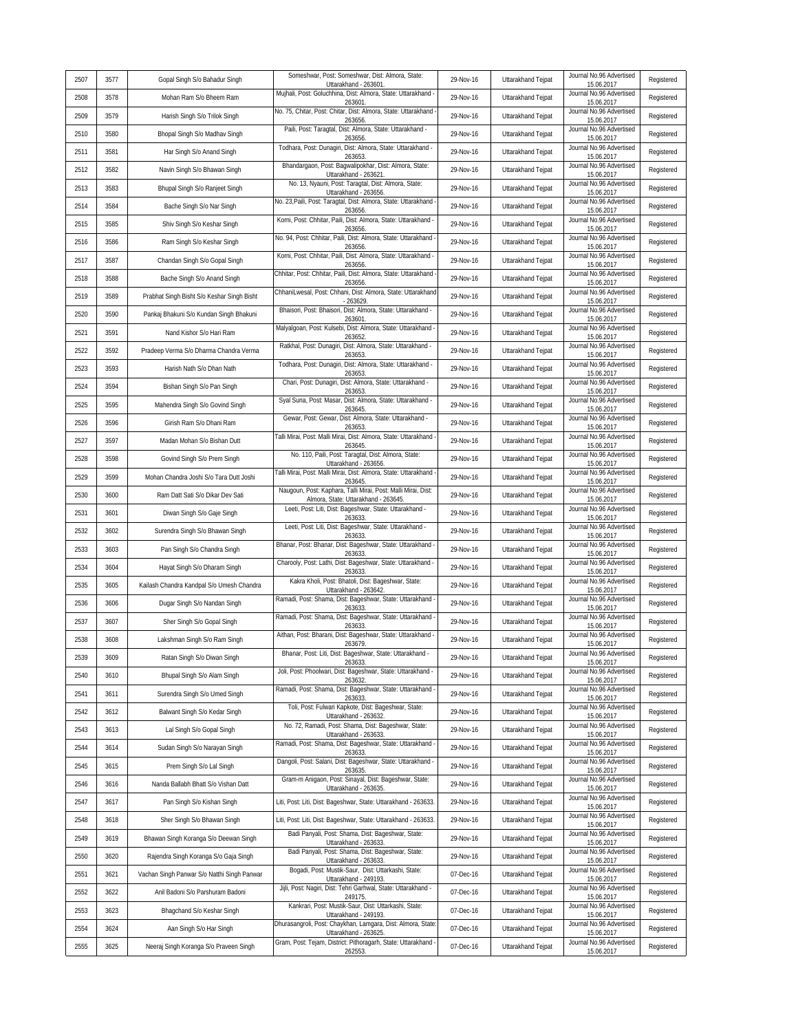| 2507 | 3577 | Gopal Singh S/o Bahadur Singh | Someshwar, Post: Someshwar, Dist: Almora, State: Uttarakhand - 263601. | 29-Nov-16 | Uttarakhand Tejpat | Journal No.96 Advertised 15.06.2017 | Registered |
|---|---|---|---|---|---|---|---|
| 2508 | 3578 | Mohan Ram S/o Bheem Ram | Mujhali, Post: Goluchhina, Dist: Almora, State: Uttarakhand - 263601. | 29-Nov-16 | Uttarakhand Tejpat | Journal No.96 Advertised 15.06.2017 | Registered |
| 2509 | 3579 | Harish Singh S/o Trilok Singh | No. 75, Chitar, Post: Chitar, Dist: Almora, State: Uttarakhand - 263656. | 29-Nov-16 | Uttarakhand Tejpat | Journal No.96 Advertised 15.06.2017 | Registered |
| 2510 | 3580 | Bhopal Singh S/o Madhav Singh | Paili, Post: Taragtal, Dist: Almora, State: Uttarakhand - 263656. | 29-Nov-16 | Uttarakhand Tejpat | Journal No.96 Advertised 15.06.2017 | Registered |
| 2511 | 3581 | Har Singh S/o Anand Singh | Todhara, Post: Dunagiri, Dist: Almora, State: Uttarakhand - 263653. | 29-Nov-16 | Uttarakhand Tejpat | Journal No.96 Advertised 15.06.2017 | Registered |
| 2512 | 3582 | Navin Singh S/o Bhawan Singh | Bhandargaon, Post: Bagwalipokhar, Dist: Almora, State: Uttarakhand - 263621. | 29-Nov-16 | Uttarakhand Tejpat | Journal No.96 Advertised 15.06.2017 | Registered |
| 2513 | 3583 | Bhupal Singh S/o Ranjeet Singh | No. 13, Nyauni, Post: Taragtal, Dist: Almora, State: Uttarakhand - 263656. | 29-Nov-16 | Uttarakhand Tejpat | Journal No.96 Advertised 15.06.2017 | Registered |
| 2514 | 3584 | Bache Singh S/o Nar Singh | No. 23,Paili, Post: Taragtal, Dist: Almora, State: Uttarakhand - 263656. | 29-Nov-16 | Uttarakhand Tejpat | Journal No.96 Advertised 15.06.2017 | Registered |
| 2515 | 3585 | Shiv Singh S/o Keshar Singh | Korni, Post: Chhitar, Paili, Dist: Almora, State: Uttarakhand - 263656. | 29-Nov-16 | Uttarakhand Tejpat | Journal No.96 Advertised 15.06.2017 | Registered |
| 2516 | 3586 | Ram Singh S/o Keshar Singh | No. 94, Post: Chhitar, Paili, Dist: Almora, State: Uttarakhand - 263656. | 29-Nov-16 | Uttarakhand Tejpat | Journal No.96 Advertised 15.06.2017 | Registered |
| 2517 | 3587 | Chandan Singh S/o Gopal Singh | Korni, Post: Chhitar, Paili, Dist: Almora, State: Uttarakhand - 263656. | 29-Nov-16 | Uttarakhand Tejpat | Journal No.96 Advertised 15.06.2017 | Registered |
| 2518 | 3588 | Bache Singh S/o Anand Singh | Chhitar, Post: Chhitar, Paili, Dist: Almora, State: Uttarakhand - 263656. | 29-Nov-16 | Uttarakhand Tejpat | Journal No.96 Advertised 15.06.2017 | Registered |
| 2519 | 3589 | Prabhat Singh Bisht S/o Keshar Singh Bisht | ChhaniLwesal, Post: Chhani, Dist: Almora, State: Uttarakhand - 263629. | 29-Nov-16 | Uttarakhand Tejpat | Journal No.96 Advertised 15.06.2017 | Registered |
| 2520 | 3590 | Pankaj Bhakuni S/o Kundan Singh Bhakuni | Bhaisori, Post: Bhaisori, Dist: Almora, State: Uttarakhand - 263601. | 29-Nov-16 | Uttarakhand Tejpat | Journal No.96 Advertised 15.06.2017 | Registered |
| 2521 | 3591 | Nand Kishor S/o Hari Ram | Malyalgoan, Post: Kulsebi, Dist: Almora, State: Uttarakhand - 263652. | 29-Nov-16 | Uttarakhand Tejpat | Journal No.96 Advertised 15.06.2017 | Registered |
| 2522 | 3592 | Pradeep Verma S/o Dharma Chandra Verma | Ratkhal, Post: Dunagiri, Dist: Almora, State: Uttarakhand - 263653. | 29-Nov-16 | Uttarakhand Tejpat | Journal No.96 Advertised 15.06.2017 | Registered |
| 2523 | 3593 | Harish Nath S/o Dhan Nath | Todhara, Post: Dunagiri, Dist: Almora, State: Uttarakhand - 263653. | 29-Nov-16 | Uttarakhand Tejpat | Journal No.96 Advertised 15.06.2017 | Registered |
| 2524 | 3594 | Bishan Singh S/o Pan Singh | Chari, Post: Dunagiri, Dist: Almora, State: Uttarakhand - 263653. | 29-Nov-16 | Uttarakhand Tejpat | Journal No.96 Advertised 15.06.2017 | Registered |
| 2525 | 3595 | Mahendra Singh S/o Govind Singh | Syal Suna, Post: Masar, Dist: Almora, State: Uttarakhand - 263645. | 29-Nov-16 | Uttarakhand Tejpat | Journal No.96 Advertised 15.06.2017 | Registered |
| 2526 | 3596 | Girish Ram S/o Dhani Ram | Gewar, Post: Gewar, Dist: Almora, State: Uttarakhand - 263653. | 29-Nov-16 | Uttarakhand Tejpat | Journal No.96 Advertised 15.06.2017 | Registered |
| 2527 | 3597 | Madan Mohan S/o Bishan Dutt | Talli Mirai, Post: Malli Mirai, Dist: Almora, State: Uttarakhand - 263645. | 29-Nov-16 | Uttarakhand Tejpat | Journal No.96 Advertised 15.06.2017 | Registered |
| 2528 | 3598 | Govind Singh S/o Prem Singh | No. 110, Paili, Post: Taragtal, Dist: Almora, State: Uttarakhand - 263656. | 29-Nov-16 | Uttarakhand Tejpat | Journal No.96 Advertised 15.06.2017 | Registered |
| 2529 | 3599 | Mohan Chandra Joshi S/o Tara Dutt Joshi | Talli Mirai, Post: Malli Mirai, Dist: Almora, State: Uttarakhand - 263645. | 29-Nov-16 | Uttarakhand Tejpat | Journal No.96 Advertised 15.06.2017 | Registered |
| 2530 | 3600 | Ram Datt Sati S/o Dikar Dev Sati | Naugoun, Post: Kaphara, Talli Mirai, Post: Malli Mirai, Dist: Almora, State: Uttarakhand - 263645. | 29-Nov-16 | Uttarakhand Tejpat | Journal No.96 Advertised 15.06.2017 | Registered |
| 2531 | 3601 | Diwan Singh S/o Gaje Singh | Leeti, Post: Liti, Dist: Bageshwar, State: Uttarakhand - 263633. | 29-Nov-16 | Uttarakhand Tejpat | Journal No.96 Advertised 15.06.2017 | Registered |
| 2532 | 3602 | Surendra Singh S/o Bhawan Singh | Leeti, Post: Liti, Dist: Bageshwar, State: Uttarakhand - 263633. | 29-Nov-16 | Uttarakhand Tejpat | Journal No.96 Advertised 15.06.2017 | Registered |
| 2533 | 3603 | Pan Singh S/o Chandra Singh | Bhanar, Post: Bhanar, Dist: Bageshwar, State: Uttarakhand - 263633. | 29-Nov-16 | Uttarakhand Tejpat | Journal No.96 Advertised 15.06.2017 | Registered |
| 2534 | 3604 | Hayat Singh S/o Dharam Singh | Charooly, Post: Lathi, Dist: Bageshwar, State: Uttarakhand - 263633. | 29-Nov-16 | Uttarakhand Tejpat | Journal No.96 Advertised 15.06.2017 | Registered |
| 2535 | 3605 | Kailash Chandra Kandpal S/o Umesh Chandra | Kakra Kholi, Post: Bhatoli, Dist: Bageshwar, State: Uttarakhand - 263642. | 29-Nov-16 | Uttarakhand Tejpat | Journal No.96 Advertised 15.06.2017 | Registered |
| 2536 | 3606 | Dugar Singh S/o Nandan Singh | Ramadi, Post: Shama, Dist: Bageshwar, State: Uttarakhand - 263633. | 29-Nov-16 | Uttarakhand Tejpat | Journal No.96 Advertised 15.06.2017 | Registered |
| 2537 | 3607 | Sher Singh S/o Gopal Singh | Ramadi, Post: Shama, Dist: Bageshwar, State: Uttarakhand - 263633. | 29-Nov-16 | Uttarakhand Tejpat | Journal No.96 Advertised 15.06.2017 | Registered |
| 2538 | 3608 | Lakshman Singh S/o Ram Singh | Aithan, Post: Bharani, Dist: Bageshwar, State: Uttarakhand - 263679. | 29-Nov-16 | Uttarakhand Tejpat | Journal No.96 Advertised 15.06.2017 | Registered |
| 2539 | 3609 | Ratan Singh S/o Diwan Singh | Bhanar, Post: Liti, Dist: Bageshwar, State: Uttarakhand - 263633. | 29-Nov-16 | Uttarakhand Tejpat | Journal No.96 Advertised 15.06.2017 | Registered |
| 2540 | 3610 | Bhupal Singh S/o Alam Singh | Joli, Post: Phoolwari, Dist: Bageshwar, State: Uttarakhand - 263632. | 29-Nov-16 | Uttarakhand Tejpat | Journal No.96 Advertised 15.06.2017 | Registered |
| 2541 | 3611 | Surendra Singh S/o Umed Singh | Ramadi, Post: Shama, Dist: Bageshwar, State: Uttarakhand - 263633. | 29-Nov-16 | Uttarakhand Tejpat | Journal No.96 Advertised 15.06.2017 | Registered |
| 2542 | 3612 | Balwant Singh S/o Kedar Singh | Toli, Post: Fulwari Kapkote, Dist: Bageshwar, State: Uttarakhand - 263632. | 29-Nov-16 | Uttarakhand Tejpat | Journal No.96 Advertised 15.06.2017 | Registered |
| 2543 | 3613 | Lal Singh S/o Gopal Singh | No. 72, Ramadi, Post: Shama, Dist: Bageshwar, State: Uttarakhand - 263633. | 29-Nov-16 | Uttarakhand Tejpat | Journal No.96 Advertised 15.06.2017 | Registered |
| 2544 | 3614 | Sudan Singh S/o Narayan Singh | Ramadi, Post: Shama, Dist: Bageshwar, State: Uttarakhand - 263633. | 29-Nov-16 | Uttarakhand Tejpat | Journal No.96 Advertised 15.06.2017 | Registered |
| 2545 | 3615 | Prem Singh S/o Lal Singh | Dangoli, Post: Salani, Dist: Bageshwar, State: Uttarakhand - 263635. | 29-Nov-16 | Uttarakhand Tejpat | Journal No.96 Advertised 15.06.2017 | Registered |
| 2546 | 3616 | Nanda Ballabh Bhatt S/o Vishan Datt | Gram-m Anigaon, Post: Sinayal, Dist: Bageshwar, State: Uttarakhand - 263635. | 29-Nov-16 | Uttarakhand Tejpat | Journal No.96 Advertised 15.06.2017 | Registered |
| 2547 | 3617 | Pan Singh S/o Kishan Singh | Liti, Post: Liti, Dist: Bageshwar, State: Uttarakhand - 263633. | 29-Nov-16 | Uttarakhand Tejpat | Journal No.96 Advertised 15.06.2017 | Registered |
| 2548 | 3618 | Sher Singh S/o Bhawan Singh | Liti, Post: Liti, Dist: Bageshwar, State: Uttarakhand - 263633. | 29-Nov-16 | Uttarakhand Tejpat | Journal No.96 Advertised 15.06.2017 | Registered |
| 2549 | 3619 | Bhawan Singh Koranga S/o Deewan Singh | Badi Panyali, Post: Shama, Dist: Bageshwar, State: Uttarakhand - 263633. | 29-Nov-16 | Uttarakhand Tejpat | Journal No.96 Advertised 15.06.2017 | Registered |
| 2550 | 3620 | Rajendra Singh Koranga S/o Gaja Singh | Badi Panyali, Post: Shama, Dist: Bageshwar, State: Uttarakhand - 263633. | 29-Nov-16 | Uttarakhand Tejpat | Journal No.96 Advertised 15.06.2017 | Registered |
| 2551 | 3621 | Vachan Singh Panwar S/o Natthi Singh Panwar | Bogadi, Post: Mustik-Saur, Dist: Uttarkashi, State: Uttarakhand - 249193. | 07-Dec-16 | Uttarakhand Tejpat | Journal No.96 Advertised 15.06.2017 | Registered |
| 2552 | 3622 | Anil Badoni S/o Parshuram Badoni | Jijli, Post: Nagiri, Dist: Tehri Garhwal, State: Uttarakhand - 249175. | 07-Dec-16 | Uttarakhand Tejpat | Journal No.96 Advertised 15.06.2017 | Registered |
| 2553 | 3623 | Bhagchand S/o Keshar Singh | Kankrari, Post: Mustik-Saur, Dist: Uttarkashi, State: Uttarakhand - 249193. | 07-Dec-16 | Uttarakhand Tejpat | Journal No.96 Advertised 15.06.2017 | Registered |
| 2554 | 3624 | Aan Singh S/o Har Singh | Dhurasangroli, Post: Chaykhan, Lamgara, Dist: Almora, State: Uttarakhand - 263625. | 07-Dec-16 | Uttarakhand Tejpat | Journal No.96 Advertised 15.06.2017 | Registered |
| 2555 | 3625 | Neeraj Singh Koranga S/o Praveen Singh | Gram, Post: Tejam, District: Pithoragarh, State: Uttarakhand - 262553. | 07-Dec-16 | Uttarakhand Tejpat | Journal No.96 Advertised 15.06.2017 | Registered |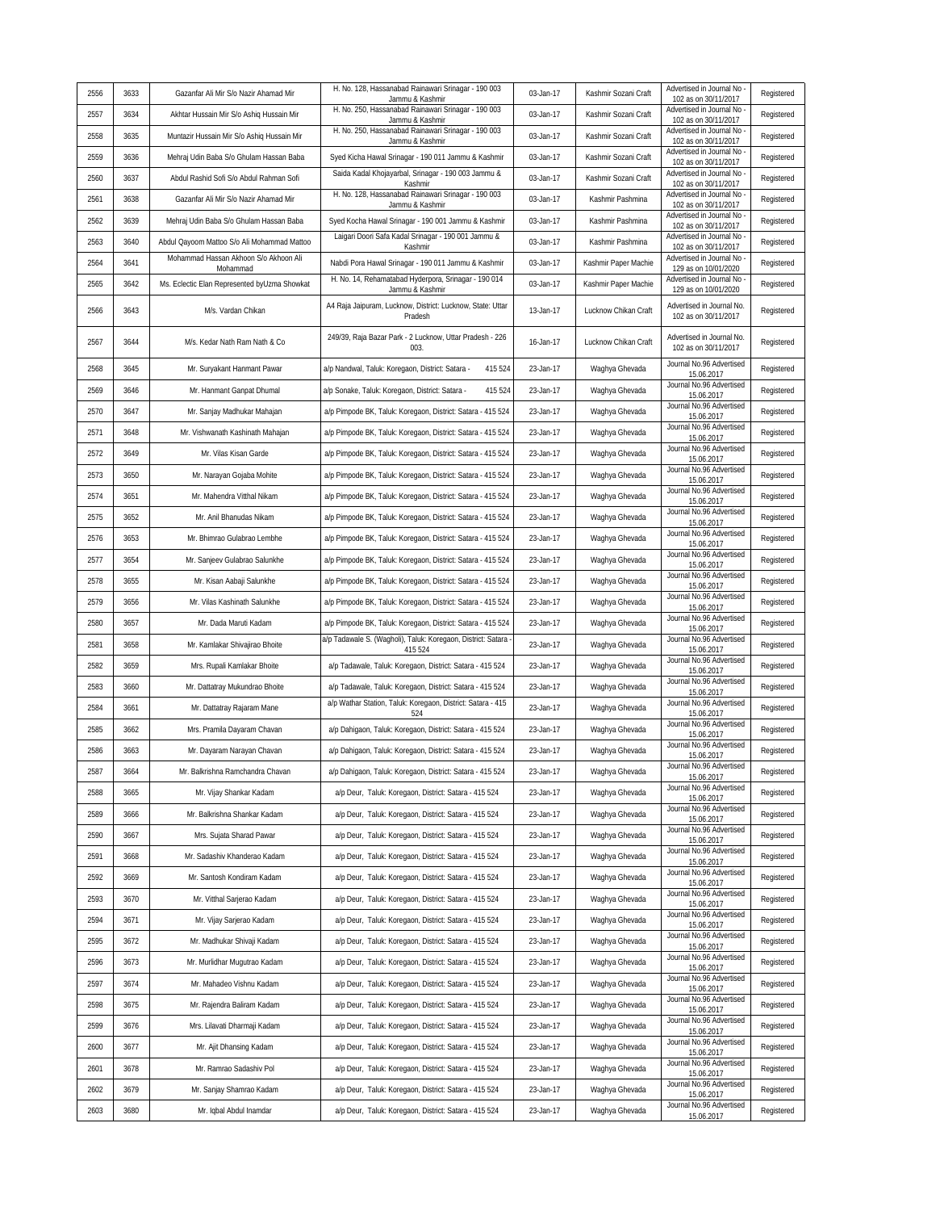| 2556 | 3633 | Gazanfar Ali Mir S/o Nazir Ahamad Mir | H. No. 128, Hassanabad Rainawari Srinagar - 190 003 Jammu & Kashmir | 03-Jan-17 | Kashmir Sozani Craft | Advertised in Journal No - 102 as on 30/11/2017 | Registered |
|---|---|---|---|---|---|---|---|
| 2557 | 3634 | Akhtar Hussain Mir S/o Ashiq Hussain Mir | H. No. 250, Hassanabad Rainawari Srinagar - 190 003 Jammu & Kashmir | 03-Jan-17 | Kashmir Sozani Craft | Advertised in Journal No - 102 as on 30/11/2017 | Registered |
| 2558 | 3635 | Muntazir Hussain Mir S/o Ashiq Hussain Mir | H. No. 250, Hassanabad Rainawari Srinagar - 190 003 Jammu & Kashmir | 03-Jan-17 | Kashmir Sozani Craft | Advertised in Journal No - 102 as on 30/11/2017 | Registered |
| 2559 | 3636 | Mehraj Udin Baba S/o Ghulam Hassan Baba | Syed Kicha Hawal Srinagar - 190 011 Jammu & Kashmir | 03-Jan-17 | Kashmir Sozani Craft | Advertised in Journal No - 102 as on 30/11/2017 | Registered |
| 2560 | 3637 | Abdul Rashid Sofi S/o Abdul Rahman Sofi | Saida Kadal Khojayarbal, Srinagar - 190 003 Jammu & Kashmir | 03-Jan-17 | Kashmir Sozani Craft | Advertised in Journal No - 102 as on 30/11/2017 | Registered |
| 2561 | 3638 | Gazanfar Ali Mir S/o Nazir Ahamad Mir | H. No. 128, Hassanabad Rainawari Srinagar - 190 003 Jammu & Kashmir | 03-Jan-17 | Kashmir Pashmina | Advertised in Journal No - 102 as on 30/11/2017 | Registered |
| 2562 | 3639 | Mehraj Udin Baba S/o Ghulam Hassan Baba | Syed Kocha Hawal Srinagar - 190 001 Jammu & Kashmir | 03-Jan-17 | Kashmir Pashmina | Advertised in Journal No - 102 as on 30/11/2017 | Registered |
| 2563 | 3640 | Abdul Qayoom Mattoo S/o Ali Mohammad Mattoo | Laigari Doori Safa Kadal Srinagar - 190 001 Jammu & Kashmir | 03-Jan-17 | Kashmir Pashmina | Advertised in Journal No - 102 as on 30/11/2017 | Registered |
| 2564 | 3641 | Mohammad Hassan Akhoon S/o Akhoon Ali Mohammad | Nabdi Pora Hawal Srinagar - 190 011 Jammu & Kashmir | 03-Jan-17 | Kashmir Paper Machie | Advertised in Journal No - 129 as on 10/01/2020 | Registered |
| 2565 | 3642 | Ms. Eclectic Elan Represented byUzma Showkat | H. No. 14, Rehamatabad Hyderpora, Srinagar - 190 014 Jammu & Kashmir | 03-Jan-17 | Kashmir Paper Machie | Advertised in Journal No - 129 as on 10/01/2020 | Registered |
| 2566 | 3643 | M/s. Vardan Chikan | A4 Raja Jaipuram, Lucknow, District: Lucknow, State: Uttar Pradesh | 13-Jan-17 | Lucknow Chikan Craft | Advertised in Journal No. 102 as on 30/11/2017 | Registered |
| 2567 | 3644 | M/s. Kedar Nath Ram Nath & Co | 249/39, Raja Bazar Park - 2 Lucknow, Uttar Pradesh - 226 003. | 16-Jan-17 | Lucknow Chikan Craft | Advertised in Journal No. 102 as on 30/11/2017 | Registered |
| 2568 | 3645 | Mr. Suryakant Hanmant Pawar | a/p Nandwal, Taluk: Koregaon, District: Satara - 415 524 | 23-Jan-17 | Waghya Ghevada | Journal No.96 Advertised 15.06.2017 | Registered |
| 2569 | 3646 | Mr. Hanmant Ganpat Dhumal | a/p Sonake, Taluk: Koregaon, District: Satara - 415 524 | 23-Jan-17 | Waghya Ghevada | Journal No.96 Advertised 15.06.2017 | Registered |
| 2570 | 3647 | Mr. Sanjay Madhukar Mahajan | a/p Pimpode BK, Taluk: Koregaon, District: Satara - 415 524 | 23-Jan-17 | Waghya Ghevada | Journal No.96 Advertised 15.06.2017 | Registered |
| 2571 | 3648 | Mr. Vishwanath Kashinath Mahajan | a/p Pimpode BK, Taluk: Koregaon, District: Satara - 415 524 | 23-Jan-17 | Waghya Ghevada | Journal No.96 Advertised 15.06.2017 | Registered |
| 2572 | 3649 | Mr. Vilas Kisan Garde | a/p Pimpode BK, Taluk: Koregaon, District: Satara - 415 524 | 23-Jan-17 | Waghya Ghevada | Journal No.96 Advertised 15.06.2017 | Registered |
| 2573 | 3650 | Mr. Narayan Gojaba Mohite | a/p Pimpode BK, Taluk: Koregaon, District: Satara - 415 524 | 23-Jan-17 | Waghya Ghevada | Journal No.96 Advertised 15.06.2017 | Registered |
| 2574 | 3651 | Mr. Mahendra Vitthal Nikam | a/p Pimpode BK, Taluk: Koregaon, District: Satara - 415 524 | 23-Jan-17 | Waghya Ghevada | Journal No.96 Advertised 15.06.2017 | Registered |
| 2575 | 3652 | Mr. Anil Bhanudas Nikam | a/p Pimpode BK, Taluk: Koregaon, District: Satara - 415 524 | 23-Jan-17 | Waghya Ghevada | Journal No.96 Advertised 15.06.2017 | Registered |
| 2576 | 3653 | Mr. Bhimrao Gulabrao Lembhe | a/p Pimpode BK, Taluk: Koregaon, District: Satara - 415 524 | 23-Jan-17 | Waghya Ghevada | Journal No.96 Advertised 15.06.2017 | Registered |
| 2577 | 3654 | Mr. Sanjeev Gulabrao Salunkhe | a/p Pimpode BK, Taluk: Koregaon, District: Satara - 415 524 | 23-Jan-17 | Waghya Ghevada | Journal No.96 Advertised 15.06.2017 | Registered |
| 2578 | 3655 | Mr. Kisan Aabaji Salunkhe | a/p Pimpode BK, Taluk: Koregaon, District: Satara - 415 524 | 23-Jan-17 | Waghya Ghevada | Journal No.96 Advertised 15.06.2017 | Registered |
| 2579 | 3656 | Mr. Vilas Kashinath Salunkhe | a/p Pimpode BK, Taluk: Koregaon, District: Satara - 415 524 | 23-Jan-17 | Waghya Ghevada | Journal No.96 Advertised 15.06.2017 | Registered |
| 2580 | 3657 | Mr. Dada Maruti Kadam | a/p Pimpode BK, Taluk: Koregaon, District: Satara - 415 524 | 23-Jan-17 | Waghya Ghevada | Journal No.96 Advertised 15.06.2017 | Registered |
| 2581 | 3658 | Mr. Kamlakar Shivajirao Bhoite | a/p Tadawale S. (Wagholi), Taluk: Koregaon, District: Satara - 415 524 | 23-Jan-17 | Waghya Ghevada | Journal No.96 Advertised 15.06.2017 | Registered |
| 2582 | 3659 | Mrs. Rupali Kamlakar Bhoite | a/p Tadawale, Taluk: Koregaon, District: Satara - 415 524 | 23-Jan-17 | Waghya Ghevada | Journal No.96 Advertised 15.06.2017 | Registered |
| 2583 | 3660 | Mr. Dattatray Mukundrao Bhoite | a/p Tadawale, Taluk: Koregaon, District: Satara - 415 524 | 23-Jan-17 | Waghya Ghevada | Journal No.96 Advertised 15.06.2017 | Registered |
| 2584 | 3661 | Mr. Dattatray Rajaram Mane | a/p Wathar Station, Taluk: Koregaon, District: Satara - 415 524 | 23-Jan-17 | Waghya Ghevada | Journal No.96 Advertised 15.06.2017 | Registered |
| 2585 | 3662 | Mrs. Pramila Dayaram Chavan | a/p Dahigaon, Taluk: Koregaon, District: Satara - 415 524 | 23-Jan-17 | Waghya Ghevada | Journal No.96 Advertised 15.06.2017 | Registered |
| 2586 | 3663 | Mr. Dayaram Narayan Chavan | a/p Dahigaon, Taluk: Koregaon, District: Satara - 415 524 | 23-Jan-17 | Waghya Ghevada | Journal No.96 Advertised 15.06.2017 | Registered |
| 2587 | 3664 | Mr. Balkrishna Ramchandra Chavan | a/p Dahigaon, Taluk: Koregaon, District: Satara - 415 524 | 23-Jan-17 | Waghya Ghevada | Journal No.96 Advertised 15.06.2017 | Registered |
| 2588 | 3665 | Mr. Vijay Shankar Kadam | a/p Deur, Taluk: Koregaon, District: Satara - 415 524 | 23-Jan-17 | Waghya Ghevada | Journal No.96 Advertised 15.06.2017 | Registered |
| 2589 | 3666 | Mr. Balkrishna Shankar Kadam | a/p Deur, Taluk: Koregaon, District: Satara - 415 524 | 23-Jan-17 | Waghya Ghevada | Journal No.96 Advertised 15.06.2017 | Registered |
| 2590 | 3667 | Mrs. Sujata Sharad Pawar | a/p Deur, Taluk: Koregaon, District: Satara - 415 524 | 23-Jan-17 | Waghya Ghevada | Journal No.96 Advertised 15.06.2017 | Registered |
| 2591 | 3668 | Mr. Sadashiv Khanderao Kadam | a/p Deur, Taluk: Koregaon, District: Satara - 415 524 | 23-Jan-17 | Waghya Ghevada | Journal No.96 Advertised 15.06.2017 | Registered |
| 2592 | 3669 | Mr. Santosh Kondiram Kadam | a/p Deur, Taluk: Koregaon, District: Satara - 415 524 | 23-Jan-17 | Waghya Ghevada | Journal No.96 Advertised 15.06.2017 | Registered |
| 2593 | 3670 | Mr. Vitthal Sarjerao Kadam | a/p Deur, Taluk: Koregaon, District: Satara - 415 524 | 23-Jan-17 | Waghya Ghevada | Journal No.96 Advertised 15.06.2017 | Registered |
| 2594 | 3671 | Mr. Vijay Sarjerao Kadam | a/p Deur, Taluk: Koregaon, District: Satara - 415 524 | 23-Jan-17 | Waghya Ghevada | Journal No.96 Advertised 15.06.2017 | Registered |
| 2595 | 3672 | Mr. Madhukar Shivaji Kadam | a/p Deur, Taluk: Koregaon, District: Satara - 415 524 | 23-Jan-17 | Waghya Ghevada | Journal No.96 Advertised 15.06.2017 | Registered |
| 2596 | 3673 | Mr. Murlidhar Mugutrao Kadam | a/p Deur, Taluk: Koregaon, District: Satara - 415 524 | 23-Jan-17 | Waghya Ghevada | Journal No.96 Advertised 15.06.2017 | Registered |
| 2597 | 3674 | Mr. Mahadeo Vishnu Kadam | a/p Deur, Taluk: Koregaon, District: Satara - 415 524 | 23-Jan-17 | Waghya Ghevada | Journal No.96 Advertised 15.06.2017 | Registered |
| 2598 | 3675 | Mr. Rajendra Baliram Kadam | a/p Deur, Taluk: Koregaon, District: Satara - 415 524 | 23-Jan-17 | Waghya Ghevada | Journal No.96 Advertised 15.06.2017 | Registered |
| 2599 | 3676 | Mrs. Lilavati Dharmaji Kadam | a/p Deur, Taluk: Koregaon, District: Satara - 415 524 | 23-Jan-17 | Waghya Ghevada | Journal No.96 Advertised 15.06.2017 | Registered |
| 2600 | 3677 | Mr. Ajit Dhansing Kadam | a/p Deur, Taluk: Koregaon, District: Satara - 415 524 | 23-Jan-17 | Waghya Ghevada | Journal No.96 Advertised 15.06.2017 | Registered |
| 2601 | 3678 | Mr. Ramrao Sadashiv Pol | a/p Deur, Taluk: Koregaon, District: Satara - 415 524 | 23-Jan-17 | Waghya Ghevada | Journal No.96 Advertised 15.06.2017 | Registered |
| 2602 | 3679 | Mr. Sanjay Shamrao Kadam | a/p Deur, Taluk: Koregaon, District: Satara - 415 524 | 23-Jan-17 | Waghya Ghevada | Journal No.96 Advertised 15.06.2017 | Registered |
| 2603 | 3680 | Mr. Iqbal Abdul Inamdar | a/p Deur, Taluk: Koregaon, District: Satara - 415 524 | 23-Jan-17 | Waghya Ghevada | Journal No.96 Advertised 15.06.2017 | Registered |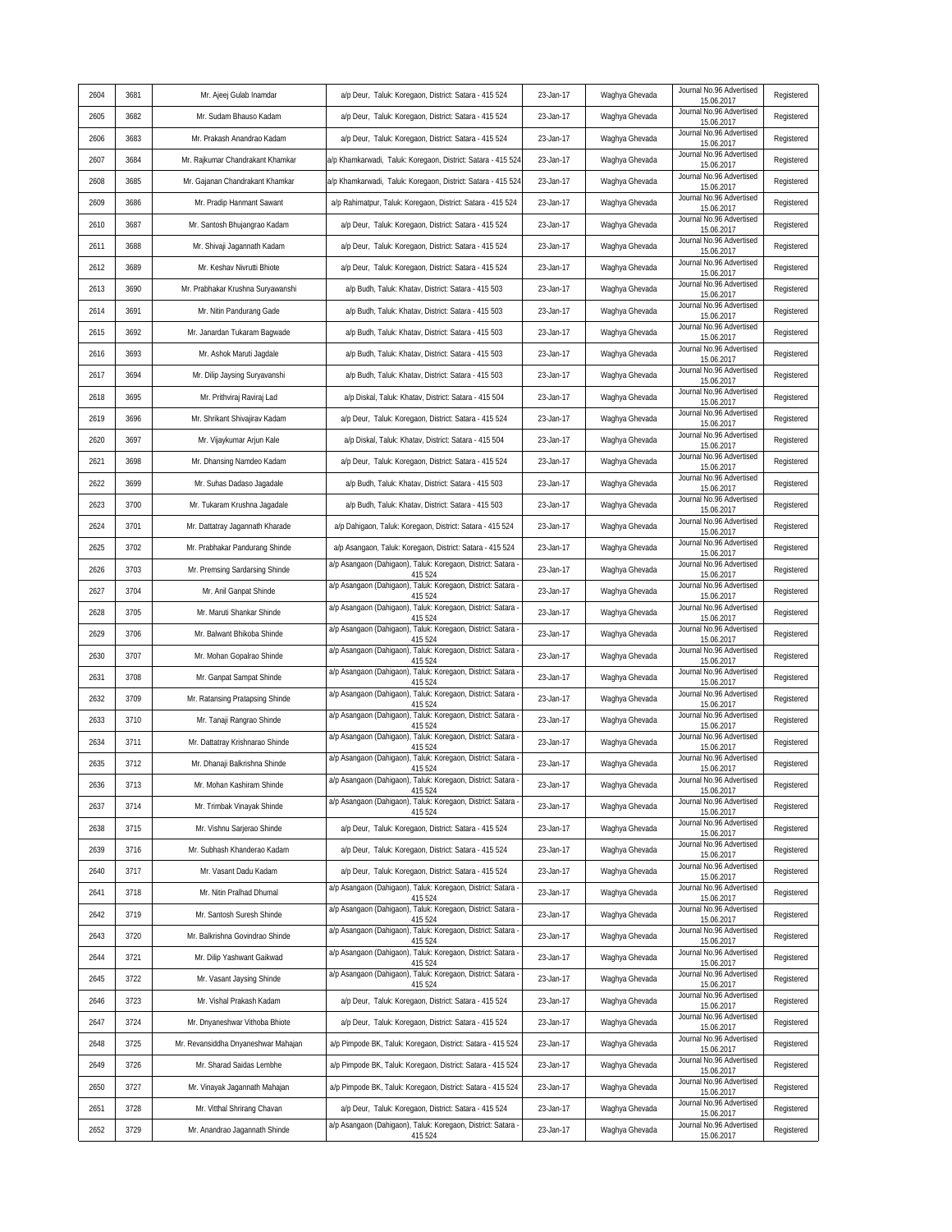| | | | | | | | |
|---|---|---|---|---|---|---|---|
| 2604 | 3681 | Mr. Ajeej Gulab Inamdar | a/p Deur, Taluk: Koregaon, District: Satara - 415 524 | 23-Jan-17 | Waghya Ghevada | Journal No.96 Advertised 15.06.2017 | Registered |
| 2605 | 3682 | Mr. Sudam Bhauso Kadam | a/p Deur, Taluk: Koregaon, District: Satara - 415 524 | 23-Jan-17 | Waghya Ghevada | Journal No.96 Advertised 15.06.2017 | Registered |
| 2606 | 3683 | Mr. Prakash Anandrao Kadam | a/p Deur, Taluk: Koregaon, District: Satara - 415 524 | 23-Jan-17 | Waghya Ghevada | Journal No.96 Advertised 15.06.2017 | Registered |
| 2607 | 3684 | Mr. Rajkumar Chandrakant Khamkar | a/p Khamkarwadi, Taluk: Koregaon, District: Satara - 415 524 | 23-Jan-17 | Waghya Ghevada | Journal No.96 Advertised 15.06.2017 | Registered |
| 2608 | 3685 | Mr. Gajanan Chandrakant Khamkar | a/p Khamkarwadi, Taluk: Koregaon, District: Satara - 415 524 | 23-Jan-17 | Waghya Ghevada | Journal No.96 Advertised 15.06.2017 | Registered |
| 2609 | 3686 | Mr. Pradip Hanmant Sawant | a/p Rahimatpur, Taluk: Koregaon, District: Satara - 415 524 | 23-Jan-17 | Waghya Ghevada | Journal No.96 Advertised 15.06.2017 | Registered |
| 2610 | 3687 | Mr. Santosh Bhujangrao Kadam | a/p Deur, Taluk: Koregaon, District: Satara - 415 524 | 23-Jan-17 | Waghya Ghevada | Journal No.96 Advertised 15.06.2017 | Registered |
| 2611 | 3688 | Mr. Shivaji Jagannath Kadam | a/p Deur, Taluk: Koregaon, District: Satara - 415 524 | 23-Jan-17 | Waghya Ghevada | Journal No.96 Advertised 15.06.2017 | Registered |
| 2612 | 3689 | Mr. Keshav Nivrutti Bhiote | a/p Deur, Taluk: Koregaon, District: Satara - 415 524 | 23-Jan-17 | Waghya Ghevada | Journal No.96 Advertised 15.06.2017 | Registered |
| 2613 | 3690 | Mr. Prabhakar Krushna Suryawanshi | a/p Budh, Taluk: Khatav, District: Satara - 415 503 | 23-Jan-17 | Waghya Ghevada | Journal No.96 Advertised 15.06.2017 | Registered |
| 2614 | 3691 | Mr. Nitin Pandurang Gade | a/p Budh, Taluk: Khatav, District: Satara - 415 503 | 23-Jan-17 | Waghya Ghevada | Journal No.96 Advertised 15.06.2017 | Registered |
| 2615 | 3692 | Mr. Janardan Tukaram Bagwade | a/p Budh, Taluk: Khatav, District: Satara - 415 503 | 23-Jan-17 | Waghya Ghevada | Journal No.96 Advertised 15.06.2017 | Registered |
| 2616 | 3693 | Mr. Ashok Maruti Jagdale | a/p Budh, Taluk: Khatav, District: Satara - 415 503 | 23-Jan-17 | Waghya Ghevada | Journal No.96 Advertised 15.06.2017 | Registered |
| 2617 | 3694 | Mr. Dilip Jaysing Suryavanshi | a/p Budh, Taluk: Khatav, District: Satara - 415 503 | 23-Jan-17 | Waghya Ghevada | Journal No.96 Advertised 15.06.2017 | Registered |
| 2618 | 3695 | Mr. Prithviraj Raviraj Lad | a/p Diskal, Taluk: Khatav, District: Satara - 415 504 | 23-Jan-17 | Waghya Ghevada | Journal No.96 Advertised 15.06.2017 | Registered |
| 2619 | 3696 | Mr. Shrikant Shivajirav Kadam | a/p Deur, Taluk: Koregaon, District: Satara - 415 524 | 23-Jan-17 | Waghya Ghevada | Journal No.96 Advertised 15.06.2017 | Registered |
| 2620 | 3697 | Mr. Vijaykumar Arjun Kale | a/p Diskal, Taluk: Khatav, District: Satara - 415 504 | 23-Jan-17 | Waghya Ghevada | Journal No.96 Advertised 15.06.2017 | Registered |
| 2621 | 3698 | Mr. Dhansing Namdeo Kadam | a/p Deur, Taluk: Koregaon, District: Satara - 415 524 | 23-Jan-17 | Waghya Ghevada | Journal No.96 Advertised 15.06.2017 | Registered |
| 2622 | 3699 | Mr. Suhas Dadaso Jagadale | a/p Budh, Taluk: Khatav, District: Satara - 415 503 | 23-Jan-17 | Waghya Ghevada | Journal No.96 Advertised 15.06.2017 | Registered |
| 2623 | 3700 | Mr. Tukaram Krushna Jagadale | a/p Budh, Taluk: Khatav, District: Satara - 415 503 | 23-Jan-17 | Waghya Ghevada | Journal No.96 Advertised 15.06.2017 | Registered |
| 2624 | 3701 | Mr. Dattatray Jagannath Kharade | a/p Dahigaon, Taluk: Koregaon, District: Satara - 415 524 | 23-Jan-17 | Waghya Ghevada | Journal No.96 Advertised 15.06.2017 | Registered |
| 2625 | 3702 | Mr. Prabhakar Pandurang Shinde | a/p Asangaon, Taluk: Koregaon, District: Satara - 415 524 | 23-Jan-17 | Waghya Ghevada | Journal No.96 Advertised 15.06.2017 | Registered |
| 2626 | 3703 | Mr. Premsing Sardarsing Shinde | a/p Asangaon (Dahigaon), Taluk: Koregaon, District: Satara - 415 524 | 23-Jan-17 | Waghya Ghevada | Journal No.96 Advertised 15.06.2017 | Registered |
| 2627 | 3704 | Mr. Anil Ganpat Shinde | a/p Asangaon (Dahigaon), Taluk: Koregaon, District: Satara - 415 524 | 23-Jan-17 | Waghya Ghevada | Journal No.96 Advertised 15.06.2017 | Registered |
| 2628 | 3705 | Mr. Maruti Shankar Shinde | a/p Asangaon (Dahigaon), Taluk: Koregaon, District: Satara - 415 524 | 23-Jan-17 | Waghya Ghevada | Journal No.96 Advertised 15.06.2017 | Registered |
| 2629 | 3706 | Mr. Balwant Bhikoba Shinde | a/p Asangaon (Dahigaon), Taluk: Koregaon, District: Satara - 415 524 | 23-Jan-17 | Waghya Ghevada | Journal No.96 Advertised 15.06.2017 | Registered |
| 2630 | 3707 | Mr. Mohan Gopalrao Shinde | a/p Asangaon (Dahigaon), Taluk: Koregaon, District: Satara - 415 524 | 23-Jan-17 | Waghya Ghevada | Journal No.96 Advertised 15.06.2017 | Registered |
| 2631 | 3708 | Mr. Ganpat Sampat Shinde | a/p Asangaon (Dahigaon), Taluk: Koregaon, District: Satara - 415 524 | 23-Jan-17 | Waghya Ghevada | Journal No.96 Advertised 15.06.2017 | Registered |
| 2632 | 3709 | Mr. Ratansing Pratapsing Shinde | a/p Asangaon (Dahigaon), Taluk: Koregaon, District: Satara - 415 524 | 23-Jan-17 | Waghya Ghevada | Journal No.96 Advertised 15.06.2017 | Registered |
| 2633 | 3710 | Mr. Tanaji Rangrao Shinde | a/p Asangaon (Dahigaon), Taluk: Koregaon, District: Satara - 415 524 | 23-Jan-17 | Waghya Ghevada | Journal No.96 Advertised 15.06.2017 | Registered |
| 2634 | 3711 | Mr. Dattatray Krishnarao Shinde | a/p Asangaon (Dahigaon), Taluk: Koregaon, District: Satara - 415 524 | 23-Jan-17 | Waghya Ghevada | Journal No.96 Advertised 15.06.2017 | Registered |
| 2635 | 3712 | Mr. Dhanaji Balkrishna Shinde | a/p Asangaon (Dahigaon), Taluk: Koregaon, District: Satara - 415 524 | 23-Jan-17 | Waghya Ghevada | Journal No.96 Advertised 15.06.2017 | Registered |
| 2636 | 3713 | Mr. Mohan Kashiram Shinde | a/p Asangaon (Dahigaon), Taluk: Koregaon, District: Satara - 415 524 | 23-Jan-17 | Waghya Ghevada | Journal No.96 Advertised 15.06.2017 | Registered |
| 2637 | 3714 | Mr. Trimbak Vinayak Shinde | a/p Asangaon (Dahigaon), Taluk: Koregaon, District: Satara - 415 524 | 23-Jan-17 | Waghya Ghevada | Journal No.96 Advertised 15.06.2017 | Registered |
| 2638 | 3715 | Mr. Vishnu Sarjerao Shinde | a/p Deur, Taluk: Koregaon, District: Satara - 415 524 | 23-Jan-17 | Waghya Ghevada | Journal No.96 Advertised 15.06.2017 | Registered |
| 2639 | 3716 | Mr. Subhash Khanderao Kadam | a/p Deur, Taluk: Koregaon, District: Satara - 415 524 | 23-Jan-17 | Waghya Ghevada | Journal No.96 Advertised 15.06.2017 | Registered |
| 2640 | 3717 | Mr. Vasant Dadu Kadam | a/p Deur, Taluk: Koregaon, District: Satara - 415 524 | 23-Jan-17 | Waghya Ghevada | Journal No.96 Advertised 15.06.2017 | Registered |
| 2641 | 3718 | Mr. Nitin Pralhad Dhumal | a/p Asangaon (Dahigaon), Taluk: Koregaon, District: Satara - 415 524 | 23-Jan-17 | Waghya Ghevada | Journal No.96 Advertised 15.06.2017 | Registered |
| 2642 | 3719 | Mr. Santosh Suresh Shinde | a/p Asangaon (Dahigaon), Taluk: Koregaon, District: Satara - 415 524 | 23-Jan-17 | Waghya Ghevada | Journal No.96 Advertised 15.06.2017 | Registered |
| 2643 | 3720 | Mr. Balkrishna Govindrao Shinde | a/p Asangaon (Dahigaon), Taluk: Koregaon, District: Satara - 415 524 | 23-Jan-17 | Waghya Ghevada | Journal No.96 Advertised 15.06.2017 | Registered |
| 2644 | 3721 | Mr. Dilip Yashwant Gaikwad | a/p Asangaon (Dahigaon), Taluk: Koregaon, District: Satara - 415 524 | 23-Jan-17 | Waghya Ghevada | Journal No.96 Advertised 15.06.2017 | Registered |
| 2645 | 3722 | Mr. Vasant Jaysing Shinde | a/p Asangaon (Dahigaon), Taluk: Koregaon, District: Satara - 415 524 | 23-Jan-17 | Waghya Ghevada | Journal No.96 Advertised 15.06.2017 | Registered |
| 2646 | 3723 | Mr. Vishal Prakash Kadam | a/p Deur, Taluk: Koregaon, District: Satara - 415 524 | 23-Jan-17 | Waghya Ghevada | Journal No.96 Advertised 15.06.2017 | Registered |
| 2647 | 3724 | Mr. Dnyaneshwar Vithoba Bhiote | a/p Deur, Taluk: Koregaon, District: Satara - 415 524 | 23-Jan-17 | Waghya Ghevada | Journal No.96 Advertised 15.06.2017 | Registered |
| 2648 | 3725 | Mr. Revansiddha Dnyaneshwar Mahajan | a/p Pimpode BK, Taluk: Koregaon, District: Satara - 415 524 | 23-Jan-17 | Waghya Ghevada | Journal No.96 Advertised 15.06.2017 | Registered |
| 2649 | 3726 | Mr. Sharad Saidas Lembhe | a/p Pimpode BK, Taluk: Koregaon, District: Satara - 415 524 | 23-Jan-17 | Waghya Ghevada | Journal No.96 Advertised 15.06.2017 | Registered |
| 2650 | 3727 | Mr. Vinayak Jagannath Mahajan | a/p Pimpode BK, Taluk: Koregaon, District: Satara - 415 524 | 23-Jan-17 | Waghya Ghevada | Journal No.96 Advertised 15.06.2017 | Registered |
| 2651 | 3728 | Mr. Vitthal Shrirang Chavan | a/p Deur, Taluk: Koregaon, District: Satara - 415 524 | 23-Jan-17 | Waghya Ghevada | Journal No.96 Advertised 15.06.2017 | Registered |
| 2652 | 3729 | Mr. Anandrao Jagannath Shinde | a/p Asangaon (Dahigaon), Taluk: Koregaon, District: Satara - 415 524 | 23-Jan-17 | Waghya Ghevada | Journal No.96 Advertised 15.06.2017 | Registered |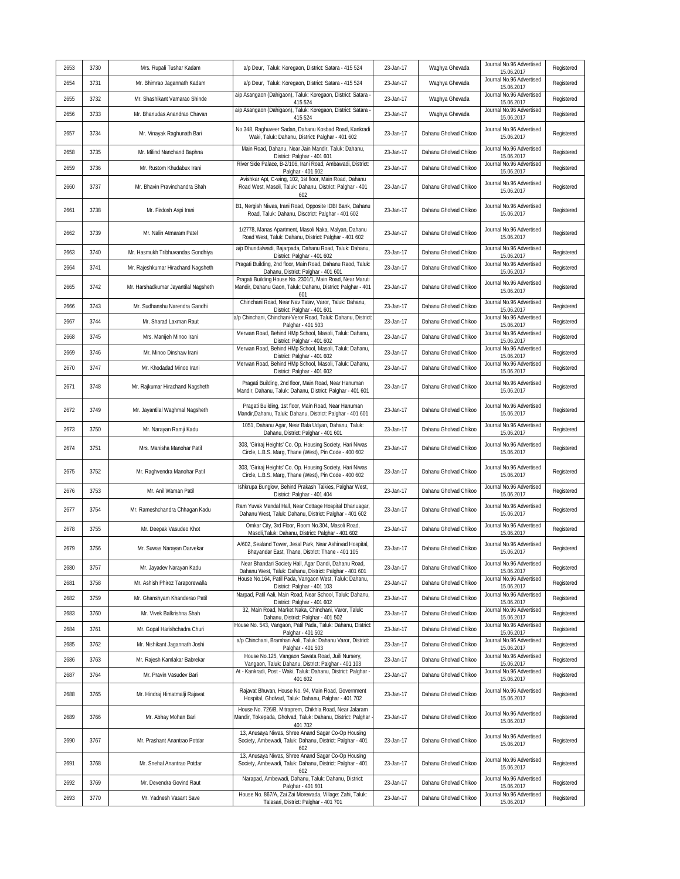| 2653 | 3730 | Mrs. Rupali Tushar Kadam | a/p Deur, Taluk: Koregaon, District: Satara - 415 524 | 23-Jan-17 | Waghya Ghevada | Journal No.96 Advertised 15.06.2017 | Registered |
|---|---|---|---|---|---|---|---|
| 2654 | 3731 | Mr. Bhimrao Jagannath Kadam | a/p Deur, Taluk: Koregaon, District: Satara - 415 524 | 23-Jan-17 | Waghya Ghevada | Journal No.96 Advertised 15.06.2017 | Registered |
| 2655 | 3732 | Mr. Shashikant Vamarao Shinde | a/p Asangaon (Dahigaon), Taluk: Koregaon, District: Satara - 415 524 | 23-Jan-17 | Waghya Ghevada | Journal No.96 Advertised 15.06.2017 | Registered |
| 2656 | 3733 | Mr. Bhanudas Anandrao Chavan | a/p Asangaon (Dahigaon), Taluk: Koregaon, District: Satara - 415 524 | 23-Jan-17 | Waghya Ghevada | Journal No.96 Advertised 15.06.2017 | Registered |
| 2657 | 3734 | Mr. Vinayak Raghunath Bari | No.348, Raghuveer Sadan, Dahanu Kosbad Road, Kankradi Waki, Taluk: Dahanu, District: Palghar - 401 602 | 23-Jan-17 | Dahanu Gholvad Chikoo | Journal No.96 Advertised 15.06.2017 | Registered |
| 2658 | 3735 | Mr. Milind Nanchand Baphna | Main Road, Dahanu, Near Jain Mandir, Taluk: Dahanu, District: Palghar - 401 601 | 23-Jan-17 | Dahanu Gholvad Chikoo | Journal No.96 Advertised 15.06.2017 | Registered |
| 2659 | 3736 | Mr. Rustom Khudabux Irani | River Side Palace, B-2/106, Irani Road, Ambawadi, District: Palghar - 401 602 | 23-Jan-17 | Dahanu Gholvad Chikoo | Journal No.96 Advertised 15.06.2017 | Registered |
| 2660 | 3737 | Mr. Bhavin Pravinchandra Shah | Avishkar Apt, C-wing, 102, 1st floor, Main Road, Dahanu Road West, Masoli, Taluk: Dahanu, District: Palghar - 401 602 | 23-Jan-17 | Dahanu Gholvad Chikoo | Journal No.96 Advertised 15.06.2017 | Registered |
| 2661 | 3738 | Mr. Firdosh Aspi Irani | B1, Nergish Niwas, Irani Road, Opposite IDBI Bank, Dahanu Road, Taluk: Dahanu, Disctrict: Palghar - 401 602 | 23-Jan-17 | Dahanu Gholvad Chikoo | Journal No.96 Advertised 15.06.2017 | Registered |
| 2662 | 3739 | Mr. Nalin Atmaram Patel | 1/2778, Manas Apartment, Masoli Naka, Malyan, Dahanu Road West, Taluk: Dahanu, District: Palghar - 401 602 | 23-Jan-17 | Dahanu Gholvad Chikoo | Journal No.96 Advertised 15.06.2017 | Registered |
| 2663 | 3740 | Mr. Hasmukh Tribhuvandas Gondhiya | a/p Dhundalwadi, Bajarpada, Dahanu Road, Taluk: Dahanu, District: Palghar - 401 602 | 23-Jan-17 | Dahanu Gholvad Chikoo | Journal No.96 Advertised 15.06.2017 | Registered |
| 2664 | 3741 | Mr. Rajeshkumar Hirachand Nagsheth | Pragati Building, 2nd floor, Main Road, Dahanu Raod, Taluk: Dahanu, District: Palghar - 401 601 | 23-Jan-17 | Dahanu Gholvad Chikoo | Journal No.96 Advertised 15.06.2017 | Registered |
| 2665 | 3742 | Mr. Harshadkumar Jayantilal Nagsheth | Pragati Building House No. 2301/1, Main Road, Near Maruti Mandir, Dahanu Gaon, Taluk: Dahanu, District: Palghar - 401 601 | 23-Jan-17 | Dahanu Gholvad Chikoo | Journal No.96 Advertised 15.06.2017 | Registered |
| 2666 | 3743 | Mr. Sudhanshu Narendra Gandhi | Chinchani Road, Near Nav Talav, Varor, Taluk: Dahanu, District: Palghar - 401 601 | 23-Jan-17 | Dahanu Gholvad Chikoo | Journal No.96 Advertised 15.06.2017 | Registered |
| 2667 | 3744 | Mr. Sharad Laxman Raut | a/p Chinchani, Chinchani-Veror Road, Taluk: Dahanu, District: Palghar - 401 503 | 23-Jan-17 | Dahanu Gholvad Chikoo | Journal No.96 Advertised 15.06.2017 | Registered |
| 2668 | 3745 | Mrs. Manijeh Minoo Irani | Merwan Road, Behind HMp School, Masoli, Taluk: Dahanu, District: Palghar - 401 602 | 23-Jan-17 | Dahanu Gholvad Chikoo | Journal No.96 Advertised 15.06.2017 | Registered |
| 2669 | 3746 | Mr. Minoo Dinshaw Irani | Merwan Road, Behind HMp School, Masoli, Taluk: Dahanu, District: Palghar - 401 602 | 23-Jan-17 | Dahanu Gholvad Chikoo | Journal No.96 Advertised 15.06.2017 | Registered |
| 2670 | 3747 | Mr. Khodadad Minoo Irani | Merwan Road, Behind HMp School, Masoli, Taluk: Dahanu, District: Palghar - 401 602 | 23-Jan-17 | Dahanu Gholvad Chikoo | Journal No.96 Advertised 15.06.2017 | Registered |
| 2671 | 3748 | Mr. Rajkumar Hirachand Nagsheth | Pragati Building, 2nd floor, Main Road, Near Hanuman Mandir, Dahanu, Taluk: Dahanu, District: Palghar - 401 601 | 23-Jan-17 | Dahanu Gholvad Chikoo | Journal No.96 Advertised 15.06.2017 | Registered |
| 2672 | 3749 | Mr. Jayantilal Waghmal Nagsheth | Pragati Building, 1st floor, Main Road, Near Hanuman Mandir,Dahanu, Taluk: Dahanu, District: Palghar - 401 601 | 23-Jan-17 | Dahanu Gholvad Chikoo | Journal No.96 Advertised 15.06.2017 | Registered |
| 2673 | 3750 | Mr. Narayan Ramji Kadu | 1051, Dahanu Agar, Near Bala Udyan, Dahanu, Taluk: Dahanu, District: Palghar - 401 601 | 23-Jan-17 | Dahanu Gholvad Chikoo | Journal No.96 Advertised 15.06.2017 | Registered |
| 2674 | 3751 | Mrs. Manisha Manohar Patil | 303, 'Giriraj Heights' Co. Op. Housing Society, Hari Niwas Circle, L.B.S. Marg, Thane (West), Pin Code - 400 602 | 23-Jan-17 | Dahanu Gholvad Chikoo | Journal No.96 Advertised 15.06.2017 | Registered |
| 2675 | 3752 | Mr. Raghvendra Manohar Patil | 303, 'Giriraj Heights' Co. Op. Housing Society, Hari Niwas Circle, L.B.S. Marg, Thane (West), Pin Code - 400 602 | 23-Jan-17 | Dahanu Gholvad Chikoo | Journal No.96 Advertised 15.06.2017 | Registered |
| 2676 | 3753 | Mr. Anil Waman Patil | Ishkrupa Bunglow, Behind Prakash Talkies, Palghar West, District: Palghar - 401 404 | 23-Jan-17 | Dahanu Gholvad Chikoo | Journal No.96 Advertised 15.06.2017 | Registered |
| 2677 | 3754 | Mr. Rameshchandra Chhagan Kadu | Ram Yuvak Mandal Hall, Near Cottage Hospital Dhanuagar, Dahanu West, Taluk: Dahanu, District: Palghar - 401 602 | 23-Jan-17 | Dahanu Gholvad Chikoo | Journal No.96 Advertised 15.06.2017 | Registered |
| 2678 | 3755 | Mr. Deepak Vasudeo Khot | Omkar City, 3rd Floor, Room No.304, Masoli Road, Masoli,Taluk: Dahanu, District: Palghar - 401 602 | 23-Jan-17 | Dahanu Gholvad Chikoo | Journal No.96 Advertised 15.06.2017 | Registered |
| 2679 | 3756 | Mr. Suwas Narayan Darvekar | A/602, Sealand Tower, Jesal Park, Near Ashirvad Hospital, Bhayandar East, Thane, District: Thane - 401 105 | 23-Jan-17 | Dahanu Gholvad Chikoo | Journal No.96 Advertised 15.06.2017 | Registered |
| 2680 | 3757 | Mr. Jayadev Narayan Kadu | Near Bhandari Society Hall, Agar Dandi, Dahanu Road, Dahanu West, Taluk: Dahanu, District: Palghar - 401 601 | 23-Jan-17 | Dahanu Gholvad Chikoo | Journal No.96 Advertised 15.06.2017 | Registered |
| 2681 | 3758 | Mr. Ashish Phiroz Taraporewalla | House No.164, Patil Pada, Vangaon West, Taluk: Dahanu, District: Palghar - 401 103 | 23-Jan-17 | Dahanu Gholvad Chikoo | Journal No.96 Advertised 15.06.2017 | Registered |
| 2682 | 3759 | Mr. Ghanshyam Khanderao Patil | Narpad, Patil Aali, Main Road, Near School, Taluk: Dahanu, District: Palghar - 401 602 | 23-Jan-17 | Dahanu Gholvad Chikoo | Journal No.96 Advertised 15.06.2017 | Registered |
| 2683 | 3760 | Mr. Vivek Balkrishna Shah | 32, Main Road, Market Naka, Chinchani, Varor, Taluk: Dahanu, District: Palghar - 401 502 | 23-Jan-17 | Dahanu Gholvad Chikoo | Journal No.96 Advertised 15.06.2017 | Registered |
| 2684 | 3761 | Mr. Gopal Harishchadra Churi | House No. 543, Vangaon, Patil Pada, Taluk: Dahanu, District: Palghar - 401 502 | 23-Jan-17 | Dahanu Gholvad Chikoo | Journal No.96 Advertised 15.06.2017 | Registered |
| 2685 | 3762 | Mr. Nishikant Jagannath Joshi | a/p Chinchani, Bramhan Aali, Taluk: Dahanu Varor, District: Palghar - 401 503 | 23-Jan-17 | Dahanu Gholvad Chikoo | Journal No.96 Advertised 15.06.2017 | Registered |
| 2686 | 3763 | Mr. Rajesh Kamlakar Babrekar | House No.125, Vangaon Savata Road, Juili Nursery, Vangaon, Taluk: Dahanu, District: Palghar - 401 103 | 23-Jan-17 | Dahanu Gholvad Chikoo | Journal No.96 Advertised 15.06.2017 | Registered |
| 2687 | 3764 | Mr. Pravin Vasudev Bari | At - Kankradi, Post - Waki, Taluk: Dahanu, District: Palghar - 401 602 | 23-Jan-17 | Dahanu Gholvad Chikoo | Journal No.96 Advertised 15.06.2017 | Registered |
| 2688 | 3765 | Mr. Hindraj Himatmalji Rajavat | Rajavat Bhuvan, House No. 94, Main Road, Government Hospital, Gholvad, Taluk: Dahanu, Palghar - 401 702 | 23-Jan-17 | Dahanu Gholvad Chikoo | Journal No.96 Advertised 15.06.2017 | Registered |
| 2689 | 3766 | Mr. Abhay Mohan Bari | House No. 726/B, Mitraprem, Chikhla Road, Near Jalaram Mandir, Tokepada, Gholvad, Taluk: Dahanu, District: Palghar - 401 702 | 23-Jan-17 | Dahanu Gholvad Chikoo | Journal No.96 Advertised 15.06.2017 | Registered |
| 2690 | 3767 | Mr. Prashant Anantrao Potdar | 13, Anusaya Niwas, Shree Anand Sagar Co-Op Housing Society, Ambewadi, Taluk: Dahanu, District: Palghar - 401 602 | 23-Jan-17 | Dahanu Gholvad Chikoo | Journal No.96 Advertised 15.06.2017 | Registered |
| 2691 | 3768 | Mr. Snehal Anantrao Potdar | 13, Anusaya Niwas, Shree Anand Sagar Co-Op Housing Society, Ambewadi, Taluk: Dahanu, District: Palghar - 401 602 | 23-Jan-17 | Dahanu Gholvad Chikoo | Journal No.96 Advertised 15.06.2017 | Registered |
| 2692 | 3769 | Mr. Devendra Govind Raut | Narapad, Ambewadi, Dahanu, Taluk: Dahanu, District: Palghar - 401 601 | 23-Jan-17 | Dahanu Gholvad Chikoo | Journal No.96 Advertised 15.06.2017 | Registered |
| 2693 | 3770 | Mr. Yadnesh Vasant Save | House No. 867/A, Zai Zai Morewada, Village: Zahi, Taluk: Talasari, District: Palghar - 401 701 | 23-Jan-17 | Dahanu Gholvad Chikoo | Journal No.96 Advertised 15.06.2017 | Registered |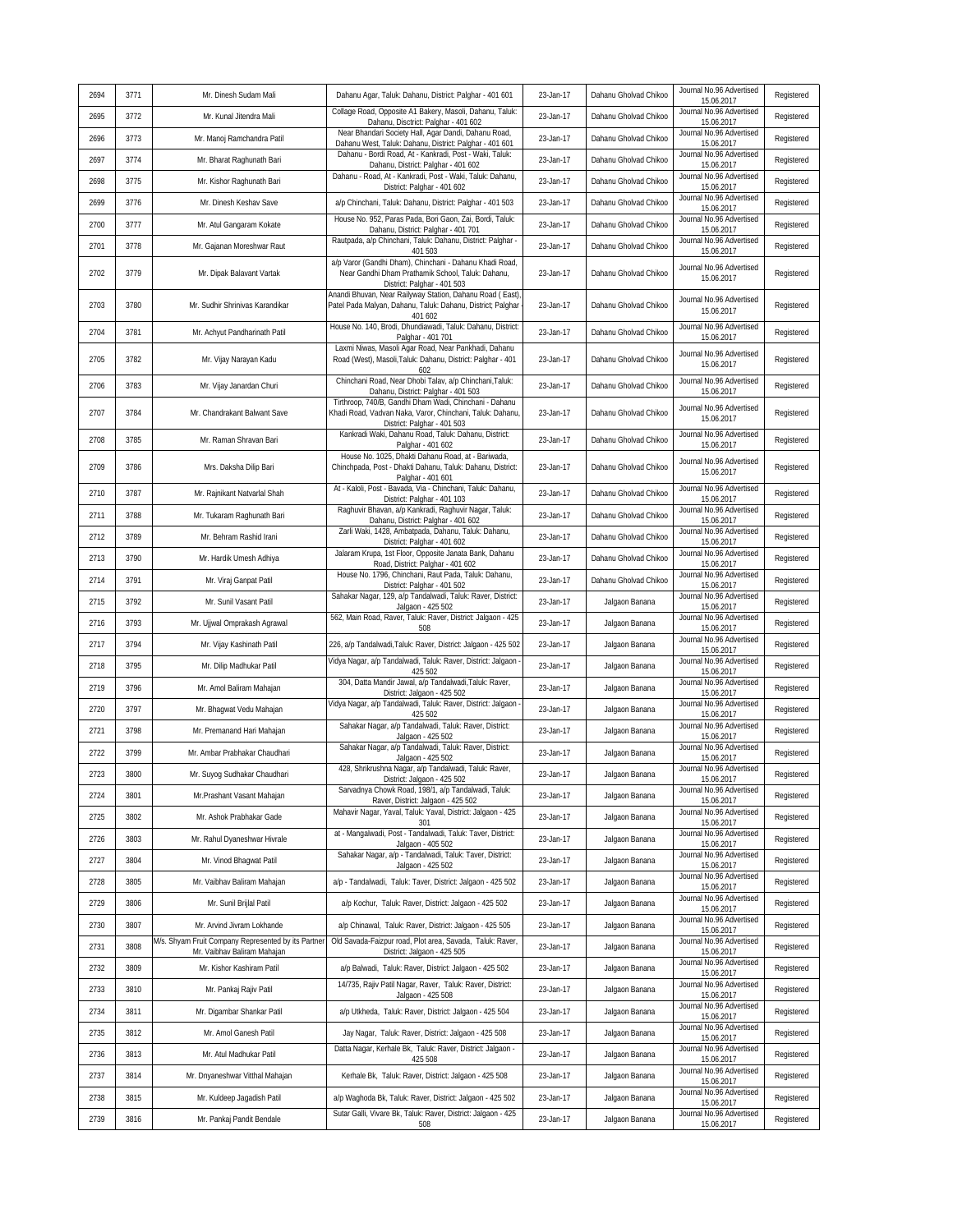| 2694 | 3771 | Mr. Dinesh Sudam Mali | Dahanu Agar, Taluk: Dahanu, District: Palghar - 401 601 | 23-Jan-17 | Dahanu Gholvad Chikoo | Journal No.96 Advertised 15.06.2017 | Registered |
|---|---|---|---|---|---|---|---|
| 2695 | 3772 | Mr. Kunal Jitendra Mali | Collage Road, Opposite A1 Bakery, Masoli, Dahanu, Taluk: Dahanu, Disctrict: Palghar - 401 602 | 23-Jan-17 | Dahanu Gholvad Chikoo | Journal No.96 Advertised 15.06.2017 | Registered |
| 2696 | 3773 | Mr. Manoj Ramchandra Patil | Near Bhandari Society Hall, Agar Dandi, Dahanu Road, Dahanu West, Taluk: Dahanu, District: Palghar - 401 601 | 23-Jan-17 | Dahanu Gholvad Chikoo | Journal No.96 Advertised 15.06.2017 | Registered |
| 2697 | 3774 | Mr. Bharat Raghunath Bari | Dahanu - Bordi Road, At - Kankradi, Post - Waki, Taluk: Dahanu, District: Palghar - 401 602 | 23-Jan-17 | Dahanu Gholvad Chikoo | Journal No.96 Advertised 15.06.2017 | Registered |
| 2698 | 3775 | Mr. Kishor Raghunath Bari | Dahanu - Road, At - Kankradi, Post - Waki, Taluk: Dahanu, District: Palghar - 401 602 | 23-Jan-17 | Dahanu Gholvad Chikoo | Journal No.96 Advertised 15.06.2017 | Registered |
| 2699 | 3776 | Mr. Dinesh Keshav Save | a/p Chinchani, Taluk: Dahanu, District: Palghar - 401 503 | 23-Jan-17 | Dahanu Gholvad Chikoo | Journal No.96 Advertised 15.06.2017 | Registered |
| 2700 | 3777 | Mr. Atul Gangaram Kokate | House No. 952, Paras Pada, Bori Gaon, Zai, Bordi, Taluk: Dahanu, District: Palghar - 401 701 | 23-Jan-17 | Dahanu Gholvad Chikoo | Journal No.96 Advertised 15.06.2017 | Registered |
| 2701 | 3778 | Mr. Gajanan Moreshwar Raut | Rautpada, a/p Chinchani, Taluk: Dahanu, District: Palghar - 401 503 | 23-Jan-17 | Dahanu Gholvad Chikoo | Journal No.96 Advertised 15.06.2017 | Registered |
| 2702 | 3779 | Mr. Dipak Balavant Vartak | a/p Varor (Gandhi Dham), Chinchani - Dahanu Khadi Road, Near Gandhi Dham Prathamik School, Taluk: Dahanu, District: Palghar - 401 503 | 23-Jan-17 | Dahanu Gholvad Chikoo | Journal No.96 Advertised 15.06.2017 | Registered |
| 2703 | 3780 | Mr. Sudhir Shrinivas Karandikar | Anandi Bhuvan, Near Railyway Station, Dahanu Road ( East), Patel Pada Malyan, Dahanu, Taluk: Dahanu, District; Palghar - 401 602 | 23-Jan-17 | Dahanu Gholvad Chikoo | Journal No.96 Advertised 15.06.2017 | Registered |
| 2704 | 3781 | Mr. Achyut Pandharinath Patil | House No. 140, Brodi, Dhundiawadi, Taluk: Dahanu, District: Palghar - 401 701 | 23-Jan-17 | Dahanu Gholvad Chikoo | Journal No.96 Advertised 15.06.2017 | Registered |
| 2705 | 3782 | Mr. Vijay Narayan Kadu | Laxmi Niwas, Masoli Agar Road, Near Pankhadi, Dahanu Road (West), Masoli,Taluk: Dahanu, District: Palghar - 401 602 | 23-Jan-17 | Dahanu Gholvad Chikoo | Journal No.96 Advertised 15.06.2017 | Registered |
| 2706 | 3783 | Mr. Vijay Janardan Churi | Chinchani Road, Near Dhobi Talav, a/p Chinchani,Taluk: Dahanu, District: Palghar - 401 503 | 23-Jan-17 | Dahanu Gholvad Chikoo | Journal No.96 Advertised 15.06.2017 | Registered |
| 2707 | 3784 | Mr. Chandrakant Balwant Save | Tirthroop, 740/B, Gandhi Dham Wadi, Chinchani - Dahanu Khadi Road, Vadvan Naka, Varor, Chinchani, Taluk: Dahanu, District: Palghar - 401 503 | 23-Jan-17 | Dahanu Gholvad Chikoo | Journal No.96 Advertised 15.06.2017 | Registered |
| 2708 | 3785 | Mr. Raman Shravan Bari | Kankradi Waki, Dahanu Road, Taluk: Dahanu, District: Palghar - 401 602 | 23-Jan-17 | Dahanu Gholvad Chikoo | Journal No.96 Advertised 15.06.2017 | Registered |
| 2709 | 3786 | Mrs. Daksha Dilip Bari | House No. 1025, Dhakti Dahanu Road, at - Bariwada, Chinchpada, Post - Dhakti Dahanu, Taluk: Dahanu, District: Palghar - 401 601 | 23-Jan-17 | Dahanu Gholvad Chikoo | Journal No.96 Advertised 15.06.2017 | Registered |
| 2710 | 3787 | Mr. Rajnikant Natvarlal Shah | At - Kaloli, Post - Bavada, Via - Chinchani, Taluk: Dahanu, District: Palghar - 401 103 | 23-Jan-17 | Dahanu Gholvad Chikoo | Journal No.96 Advertised 15.06.2017 | Registered |
| 2711 | 3788 | Mr. Tukaram Raghunath Bari | Raghuvir Bhavan, a/p Kankradi, Raghuvir Nagar, Taluk: Dahanu, District: Palghar - 401 602 | 23-Jan-17 | Dahanu Gholvad Chikoo | Journal No.96 Advertised 15.06.2017 | Registered |
| 2712 | 3789 | Mr. Behram Rashid Irani | Zarli Waki, 1428, Ambatpada, Dahanu, Taluk: Dahanu, District: Palghar - 401 602 | 23-Jan-17 | Dahanu Gholvad Chikoo | Journal No.96 Advertised 15.06.2017 | Registered |
| 2713 | 3790 | Mr. Hardik Umesh Adhiya | Jalaram Krupa, 1st Floor, Opposite Janata Bank, Dahanu Road, District: Palghar - 401 602 | 23-Jan-17 | Dahanu Gholvad Chikoo | Journal No.96 Advertised 15.06.2017 | Registered |
| 2714 | 3791 | Mr. Viraj Ganpat Patil | House No. 1796, Chinchani, Raut Pada, Taluk: Dahanu, District: Palghar - 401 502 | 23-Jan-17 | Dahanu Gholvad Chikoo | Journal No.96 Advertised 15.06.2017 | Registered |
| 2715 | 3792 | Mr. Sunil Vasant Patil | Sahakar Nagar, 129, a/p Tandalwadi, Taluk: Raver, District: Jalgaon - 425 502 | 23-Jan-17 | Jalgaon Banana | Journal No.96 Advertised 15.06.2017 | Registered |
| 2716 | 3793 | Mr. Ujjwal Omprakash Agrawal | 562, Main Road, Raver, Taluk: Raver, District: Jalgaon - 425 508 | 23-Jan-17 | Jalgaon Banana | Journal No.96 Advertised 15.06.2017 | Registered |
| 2717 | 3794 | Mr. Vijay Kashinath Patil | 226, a/p Tandalwadi,Taluk: Raver, District: Jalgaon - 425 502 | 23-Jan-17 | Jalgaon Banana | Journal No.96 Advertised 15.06.2017 | Registered |
| 2718 | 3795 | Mr. Dilip Madhukar Patil | Vidya Nagar, a/p Tandalwadi, Taluk: Raver, District: Jalgaon - 425 502 | 23-Jan-17 | Jalgaon Banana | Journal No.96 Advertised 15.06.2017 | Registered |
| 2719 | 3796 | Mr. Amol Baliram Mahajan | 304, Datta Mandir Jawal, a/p Tandalwadi,Taluk: Raver, District: Jalgaon - 425 502 | 23-Jan-17 | Jalgaon Banana | Journal No.96 Advertised 15.06.2017 | Registered |
| 2720 | 3797 | Mr. Bhagwat Vedu Mahajan | Vidya Nagar, a/p Tandalwadi, Taluk: Raver, District: Jalgaon - 425 502 | 23-Jan-17 | Jalgaon Banana | Journal No.96 Advertised 15.06.2017 | Registered |
| 2721 | 3798 | Mr. Premanand Hari Mahajan | Sahakar Nagar, a/p Tandalwadi, Taluk: Raver, District: Jalgaon - 425 502 | 23-Jan-17 | Jalgaon Banana | Journal No.96 Advertised 15.06.2017 | Registered |
| 2722 | 3799 | Mr. Ambar Prabhakar Chaudhari | Sahakar Nagar, a/p Tandalwadi, Taluk: Raver, District: Jalgaon - 425 502 | 23-Jan-17 | Jalgaon Banana | Journal No.96 Advertised 15.06.2017 | Registered |
| 2723 | 3800 | Mr. Suyog Sudhakar Chaudhari | 428, Shrikrushna Nagar, a/p Tandalwadi, Taluk: Raver, District: Jalgaon - 425 502 | 23-Jan-17 | Jalgaon Banana | Journal No.96 Advertised 15.06.2017 | Registered |
| 2724 | 3801 | Mr.Prashant Vasant Mahajan | Sarvadnya Chowk Road, 198/1, a/p Tandalwadi, Taluk: Raver, District: Jalgaon - 425 502 | 23-Jan-17 | Jalgaon Banana | Journal No.96 Advertised 15.06.2017 | Registered |
| 2725 | 3802 | Mr. Ashok Prabhakar Gade | Mahavir Nagar, Yaval, Taluk: Yaval, District: Jalgaon - 425 301 | 23-Jan-17 | Jalgaon Banana | Journal No.96 Advertised 15.06.2017 | Registered |
| 2726 | 3803 | Mr. Rahul Dyaneshwar Hivrale | at - Mangalwadi, Post - Tandalwadi, Taluk: Taver, District: Jalgaon - 405 502 | 23-Jan-17 | Jalgaon Banana | Journal No.96 Advertised 15.06.2017 | Registered |
| 2727 | 3804 | Mr. Vinod Bhagwat Patil | Sahakar Nagar, a/p - Tandalwadi, Taluk: Taver, District: Jalgaon - 425 502 | 23-Jan-17 | Jalgaon Banana | Journal No.96 Advertised 15.06.2017 | Registered |
| 2728 | 3805 | Mr. Vaibhav Baliram Mahajan | a/p - Tandalwadi, Taluk: Taver, District: Jalgaon - 425 502 | 23-Jan-17 | Jalgaon Banana | Journal No.96 Advertised 15.06.2017 | Registered |
| 2729 | 3806 | Mr. Sunil Brijlal Patil | a/p Kochur, Taluk: Raver, District: Jalgaon - 425 502 | 23-Jan-17 | Jalgaon Banana | Journal No.96 Advertised 15.06.2017 | Registered |
| 2730 | 3807 | Mr. Arvind Jivram Lokhande | a/p Chinawal, Taluk: Raver, District: Jalgaon - 425 505 | 23-Jan-17 | Jalgaon Banana | Journal No.96 Advertised 15.06.2017 | Registered |
| 2731 | 3808 | M/s. Shyam Fruit Company Represented by its Partner Mr. Vaibhav Baliram Mahajan | Old Savada-Faizpur road, Plot area, Savada, Taluk: Raver, District: Jalgaon - 425 505 | 23-Jan-17 | Jalgaon Banana | Journal No.96 Advertised 15.06.2017 | Registered |
| 2732 | 3809 | Mr. Kishor Kashiram Patil | a/p Balwadi, Taluk: Raver, District: Jalgaon - 425 502 | 23-Jan-17 | Jalgaon Banana | Journal No.96 Advertised 15.06.2017 | Registered |
| 2733 | 3810 | Mr. Pankaj Rajiv Patil | 14/735, Rajiv Patil Nagar, Raver, Taluk: Raver, District: Jalgaon - 425 508 | 23-Jan-17 | Jalgaon Banana | Journal No.96 Advertised 15.06.2017 | Registered |
| 2734 | 3811 | Mr. Digambar Shankar Patil | a/p Utkheda, Taluk: Raver, District: Jalgaon - 425 504 | 23-Jan-17 | Jalgaon Banana | Journal No.96 Advertised 15.06.2017 | Registered |
| 2735 | 3812 | Mr. Amol Ganesh Patil | Jay Nagar, Taluk: Raver, District: Jalgaon - 425 508 | 23-Jan-17 | Jalgaon Banana | Journal No.96 Advertised 15.06.2017 | Registered |
| 2736 | 3813 | Mr. Atul Madhukar Patil | Datta Nagar, Kerhale Bk, Taluk: Raver, District: Jalgaon - 425 508 | 23-Jan-17 | Jalgaon Banana | Journal No.96 Advertised 15.06.2017 | Registered |
| 2737 | 3814 | Mr. Dnyaneshwar Vitthal Mahajan | Kerhale Bk, Taluk: Raver, District: Jalgaon - 425 508 | 23-Jan-17 | Jalgaon Banana | Journal No.96 Advertised 15.06.2017 | Registered |
| 2738 | 3815 | Mr. Kuldeep Jagadish Patil | a/p Waghoda Bk, Taluk: Raver, District: Jalgaon - 425 502 | 23-Jan-17 | Jalgaon Banana | Journal No.96 Advertised 15.06.2017 | Registered |
| 2739 | 3816 | Mr. Pankaj Pandit Bendale | Sutar Galli, Vivare Bk, Taluk: Raver, District: Jalgaon - 425 508 | 23-Jan-17 | Jalgaon Banana | Journal No.96 Advertised 15.06.2017 | Registered |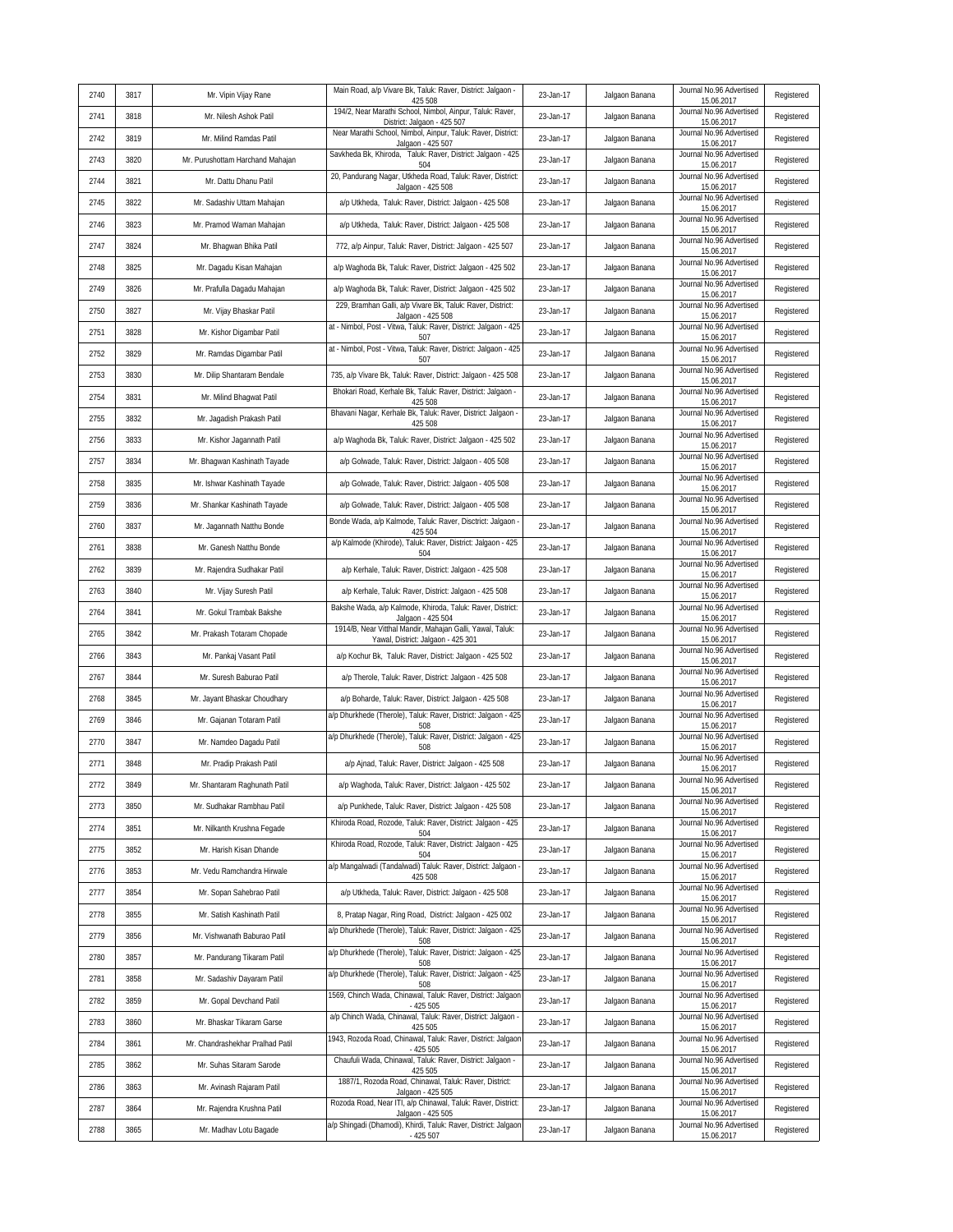| 2740 | 3817 | Mr. Vipin Vijay Rane | Main Road, a/p Vivare Bk, Taluk: Raver, District: Jalgaon - 425 508 | 23-Jan-17 | Jalgaon Banana | Journal No.96 Advertised 15.06.2017 | Registered |
|---|---|---|---|---|---|---|---|
| 2741 | 3818 | Mr. Nilesh Ashok Patil | 194/2, Near Marathi School, Nimbol, Ainpur, Taluk: Raver, District: Jalgaon - 425 507 | 23-Jan-17 | Jalgaon Banana | Journal No.96 Advertised 15.06.2017 | Registered |
| 2742 | 3819 | Mr. Milind Ramdas Patil | Near Marathi School, Nimbol, Ainpur, Taluk: Raver, District: Jalgaon - 425 507 | 23-Jan-17 | Jalgaon Banana | Journal No.96 Advertised 15.06.2017 | Registered |
| 2743 | 3820 | Mr. Purushottam Harchand Mahajan | Savkheda Bk, Khiroda, Taluk: Raver, District: Jalgaon - 425 504 | 23-Jan-17 | Jalgaon Banana | Journal No.96 Advertised 15.06.2017 | Registered |
| 2744 | 3821 | Mr. Dattu Dhanu Patil | 20, Pandurang Nagar, Utkheda Road, Taluk: Raver, District: Jalgaon - 425 508 | 23-Jan-17 | Jalgaon Banana | Journal No.96 Advertised 15.06.2017 | Registered |
| 2745 | 3822 | Mr. Sadashiv Uttam Mahajan | a/p Utkheda, Taluk: Raver, District: Jalgaon - 425 508 | 23-Jan-17 | Jalgaon Banana | Journal No.96 Advertised 15.06.2017 | Registered |
| 2746 | 3823 | Mr. Pramod Waman Mahajan | a/p Utkheda, Taluk: Raver, District: Jalgaon - 425 508 | 23-Jan-17 | Jalgaon Banana | Journal No.96 Advertised 15.06.2017 | Registered |
| 2747 | 3824 | Mr. Bhagwan Bhika Patil | 772, a/p Ainpur, Taluk: Raver, District: Jalgaon - 425 507 | 23-Jan-17 | Jalgaon Banana | Journal No.96 Advertised 15.06.2017 | Registered |
| 2748 | 3825 | Mr. Dagadu Kisan Mahajan | a/p Waghoda Bk, Taluk: Raver, District: Jalgaon - 425 502 | 23-Jan-17 | Jalgaon Banana | Journal No.96 Advertised 15.06.2017 | Registered |
| 2749 | 3826 | Mr. Prafulla Dagadu Mahajan | a/p Waghoda Bk, Taluk: Raver, District: Jalgaon - 425 502 | 23-Jan-17 | Jalgaon Banana | Journal No.96 Advertised 15.06.2017 | Registered |
| 2750 | 3827 | Mr. Vijay Bhaskar Patil | 229, Bramhan Galli, a/p Vivare Bk, Taluk: Raver, District: Jalgaon - 425 508 | 23-Jan-17 | Jalgaon Banana | Journal No.96 Advertised 15.06.2017 | Registered |
| 2751 | 3828 | Mr. Kishor Digambar Patil | at - Nimbol, Post - Vitwa, Taluk: Raver, District: Jalgaon - 425 507 | 23-Jan-17 | Jalgaon Banana | Journal No.96 Advertised 15.06.2017 | Registered |
| 2752 | 3829 | Mr. Ramdas Digambar Patil | at - Nimbol, Post - Vitwa, Taluk: Raver, District: Jalgaon - 425 507 | 23-Jan-17 | Jalgaon Banana | Journal No.96 Advertised 15.06.2017 | Registered |
| 2753 | 3830 | Mr. Dilip Shantaram Bendale | 735, a/p Vivare Bk, Taluk: Raver, District: Jalgaon - 425 508 | 23-Jan-17 | Jalgaon Banana | Journal No.96 Advertised 15.06.2017 | Registered |
| 2754 | 3831 | Mr. Milind Bhagwat Patil | Bhokari Road, Kerhale Bk, Taluk: Raver, District: Jalgaon - 425 508 | 23-Jan-17 | Jalgaon Banana | Journal No.96 Advertised 15.06.2017 | Registered |
| 2755 | 3832 | Mr. Jagadish Prakash Patil | Bhavani Nagar, Kerhale Bk, Taluk: Raver, District: Jalgaon - 425 508 | 23-Jan-17 | Jalgaon Banana | Journal No.96 Advertised 15.06.2017 | Registered |
| 2756 | 3833 | Mr. Kishor Jagannath Patil | a/p Waghoda Bk, Taluk: Raver, District: Jalgaon - 425 502 | 23-Jan-17 | Jalgaon Banana | Journal No.96 Advertised 15.06.2017 | Registered |
| 2757 | 3834 | Mr. Bhagwan Kashinath Tayade | a/p Golwade, Taluk: Raver, District: Jalgaon - 405 508 | 23-Jan-17 | Jalgaon Banana | Journal No.96 Advertised 15.06.2017 | Registered |
| 2758 | 3835 | Mr. Ishwar Kashinath Tayade | a/p Golwade, Taluk: Raver, District: Jalgaon - 405 508 | 23-Jan-17 | Jalgaon Banana | Journal No.96 Advertised 15.06.2017 | Registered |
| 2759 | 3836 | Mr. Shankar Kashinath Tayade | a/p Golwade, Taluk: Raver, District: Jalgaon - 405 508 | 23-Jan-17 | Jalgaon Banana | Journal No.96 Advertised 15.06.2017 | Registered |
| 2760 | 3837 | Mr. Jagannath Natthu Bonde | Bonde Wada, a/p Kalmode, Taluk: Raver, Disctrict: Jalgaon - 425 504 | 23-Jan-17 | Jalgaon Banana | Journal No.96 Advertised 15.06.2017 | Registered |
| 2761 | 3838 | Mr. Ganesh Natthu Bonde | a/p Kalmode (Khirode), Taluk: Raver, District: Jalgaon - 425 504 | 23-Jan-17 | Jalgaon Banana | Journal No.96 Advertised 15.06.2017 | Registered |
| 2762 | 3839 | Mr. Rajendra Sudhakar Patil | a/p Kerhale, Taluk: Raver, District: Jalgaon - 425 508 | 23-Jan-17 | Jalgaon Banana | Journal No.96 Advertised 15.06.2017 | Registered |
| 2763 | 3840 | Mr. Vijay Suresh Patil | a/p Kerhale, Taluk: Raver, District: Jalgaon - 425 508 | 23-Jan-17 | Jalgaon Banana | Journal No.96 Advertised 15.06.2017 | Registered |
| 2764 | 3841 | Mr. Gokul Trambak Bakshe | Bakshe Wada, a/p Kalmode, Khiroda, Taluk: Raver, District: Jalgaon - 425 504 | 23-Jan-17 | Jalgaon Banana | Journal No.96 Advertised 15.06.2017 | Registered |
| 2765 | 3842 | Mr. Prakash Totaram Chopade | 1914/B, Near Vitthal Mandir, Mahajan Galli, Yawal, Taluk: Yawal, District: Jalgaon - 425 301 | 23-Jan-17 | Jalgaon Banana | Journal No.96 Advertised 15.06.2017 | Registered |
| 2766 | 3843 | Mr. Pankaj Vasant Patil | a/p Kochur Bk, Taluk: Raver, District: Jalgaon - 425 502 | 23-Jan-17 | Jalgaon Banana | Journal No.96 Advertised 15.06.2017 | Registered |
| 2767 | 3844 | Mr. Suresh Baburao Patil | a/p Therole, Taluk: Raver, District: Jalgaon - 425 508 | 23-Jan-17 | Jalgaon Banana | Journal No.96 Advertised 15.06.2017 | Registered |
| 2768 | 3845 | Mr. Jayant Bhaskar Choudhary | a/p Boharde, Taluk: Raver, District: Jalgaon - 425 508 | 23-Jan-17 | Jalgaon Banana | Journal No.96 Advertised 15.06.2017 | Registered |
| 2769 | 3846 | Mr. Gajanan Totaram Patil | a/p Dhurkhede (Therole), Taluk: Raver, District: Jalgaon - 425 508 | 23-Jan-17 | Jalgaon Banana | Journal No.96 Advertised 15.06.2017 | Registered |
| 2770 | 3847 | Mr. Namdeo Dagadu Patil | a/p Dhurkhede (Therole), Taluk: Raver, District: Jalgaon - 425 508 | 23-Jan-17 | Jalgaon Banana | Journal No.96 Advertised 15.06.2017 | Registered |
| 2771 | 3848 | Mr. Pradip Prakash Patil | a/p Ajnad, Taluk: Raver, District: Jalgaon - 425 508 | 23-Jan-17 | Jalgaon Banana | Journal No.96 Advertised 15.06.2017 | Registered |
| 2772 | 3849 | Mr. Shantaram Raghunath Patil | a/p Waghoda, Taluk: Raver, District: Jalgaon - 425 502 | 23-Jan-17 | Jalgaon Banana | Journal No.96 Advertised 15.06.2017 | Registered |
| 2773 | 3850 | Mr. Sudhakar Rambhau Patil | a/p Punkhede, Taluk: Raver, District: Jalgaon - 425 508 | 23-Jan-17 | Jalgaon Banana | Journal No.96 Advertised 15.06.2017 | Registered |
| 2774 | 3851 | Mr. Nilkanth Krushna Fegade | Khiroda Road, Rozode, Taluk: Raver, District: Jalgaon - 425 504 | 23-Jan-17 | Jalgaon Banana | Journal No.96 Advertised 15.06.2017 | Registered |
| 2775 | 3852 | Mr. Harish Kisan Dhande | Khiroda Road, Rozode, Taluk: Raver, District: Jalgaon - 425 504 | 23-Jan-17 | Jalgaon Banana | Journal No.96 Advertised 15.06.2017 | Registered |
| 2776 | 3853 | Mr. Vedu Ramchandra Hirwale | a/p Mangalwadi (Tandalwadi) Taluk: Raver, District: Jalgaon - 425 508 | 23-Jan-17 | Jalgaon Banana | Journal No.96 Advertised 15.06.2017 | Registered |
| 2777 | 3854 | Mr. Sopan Sahebrao Patil | a/p Utkheda, Taluk: Raver, District: Jalgaon - 425 508 | 23-Jan-17 | Jalgaon Banana | Journal No.96 Advertised 15.06.2017 | Registered |
| 2778 | 3855 | Mr. Satish Kashinath Patil | 8, Pratap Nagar, Ring Road, District: Jalgaon - 425 002 | 23-Jan-17 | Jalgaon Banana | Journal No.96 Advertised 15.06.2017 | Registered |
| 2779 | 3856 | Mr. Vishwanath Baburao Patil | a/p Dhurkhede (Therole), Taluk: Raver, District: Jalgaon - 425 508 | 23-Jan-17 | Jalgaon Banana | Journal No.96 Advertised 15.06.2017 | Registered |
| 2780 | 3857 | Mr. Pandurang Tikaram Patil | a/p Dhurkhede (Therole), Taluk: Raver, District: Jalgaon - 425 508 | 23-Jan-17 | Jalgaon Banana | Journal No.96 Advertised 15.06.2017 | Registered |
| 2781 | 3858 | Mr. Sadashiv Dayaram Patil | a/p Dhurkhede (Therole), Taluk: Raver, District: Jalgaon - 425 508 | 23-Jan-17 | Jalgaon Banana | Journal No.96 Advertised 15.06.2017 | Registered |
| 2782 | 3859 | Mr. Gopal Devchand Patil | 1569, Chinch Wada, Chinawal, Taluk: Raver, District: Jalgaon - 425 505 | 23-Jan-17 | Jalgaon Banana | Journal No.96 Advertised 15.06.2017 | Registered |
| 2783 | 3860 | Mr. Bhaskar Tikaram Garse | a/p Chinch Wada, Chinawal, Taluk: Raver, District: Jalgaon - 425 505 | 23-Jan-17 | Jalgaon Banana | Journal No.96 Advertised 15.06.2017 | Registered |
| 2784 | 3861 | Mr. Chandrashekhar Pralhad Patil | 1943, Rozoda Road, Chinawal, Taluk: Raver, District: Jalgaon - 425 505 | 23-Jan-17 | Jalgaon Banana | Journal No.96 Advertised 15.06.2017 | Registered |
| 2785 | 3862 | Mr. Suhas Sitaram Sarode | Chaufuli Wada, Chinawal, Taluk: Raver, District: Jalgaon - 425 505 | 23-Jan-17 | Jalgaon Banana | Journal No.96 Advertised 15.06.2017 | Registered |
| 2786 | 3863 | Mr. Avinash Rajaram Patil | 1887/1, Rozoda Road, Chinawal, Taluk: Raver, District: Jalgaon - 425 505 | 23-Jan-17 | Jalgaon Banana | Journal No.96 Advertised 15.06.2017 | Registered |
| 2787 | 3864 | Mr. Rajendra Krushna Patil | Rozoda Road, Near ITI, a/p Chinawal, Taluk: Raver, District: Jalgaon - 425 505 | 23-Jan-17 | Jalgaon Banana | Journal No.96 Advertised 15.06.2017 | Registered |
| 2788 | 3865 | Mr. Madhav Lotu Bagade | a/p Shingadi (Dhamodi), Khirdi, Taluk: Raver, District: Jalgaon - 425 507 | 23-Jan-17 | Jalgaon Banana | Journal No.96 Advertised 15.06.2017 | Registered |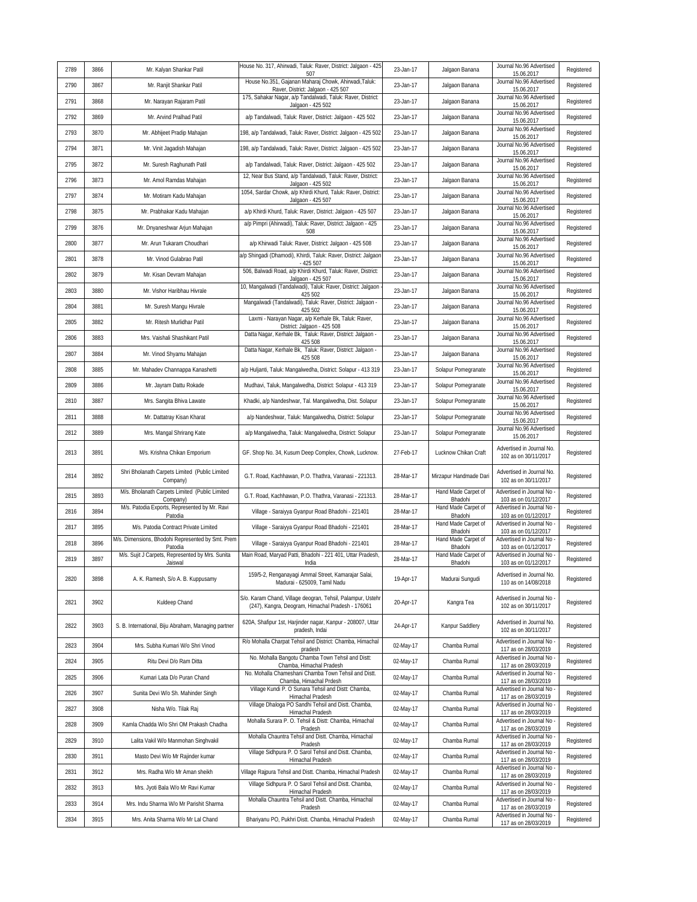| 2789 | 3866 | Mr. Kalyan Shankar Patil | House No. 317, Ahirwadi, Taluk: Raver, District: Jalgaon - 425 507 | 23-Jan-17 | Jalgaon Banana | Journal No.96 Advertised 15.06.2017 | Registered |
|---|---|---|---|---|---|---|---|
| 2790 | 3867 | Mr. Ranjit Shankar Patil | House No.351, Gajanan Maharaj Chowk, Ahirwadi,Taluk: Raver, District: Jalgaon - 425 507 | 23-Jan-17 | Jalgaon Banana | Journal No.96 Advertised 15.06.2017 | Registered |
| 2791 | 3868 | Mr. Narayan Rajaram Patil | 175, Sahakar Nagar, a/p Tandalwadi, Taluk: Raver, District: Jalgaon - 425 502 | 23-Jan-17 | Jalgaon Banana | Journal No.96 Advertised 15.06.2017 | Registered |
| 2792 | 3869 | Mr. Arvind Pralhad Patil | a/p Tandalwadi, Taluk: Raver, District: Jalgaon - 425 502 | 23-Jan-17 | Jalgaon Banana | Journal No.96 Advertised 15.06.2017 | Registered |
| 2793 | 3870 | Mr. Abhijeet Pradip Mahajan | 198, a/p Tandalwadi, Taluk: Raver, District: Jalgaon - 425 502 | 23-Jan-17 | Jalgaon Banana | Journal No.96 Advertised 15.06.2017 | Registered |
| 2794 | 3871 | Mr. Vinit Jagadish Mahajan | 198, a/p Tandalwadi, Taluk: Raver, District: Jalgaon - 425 502 | 23-Jan-17 | Jalgaon Banana | Journal No.96 Advertised 15.06.2017 | Registered |
| 2795 | 3872 | Mr. Suresh Raghunath Patil | a/p Tandalwadi, Taluk: Raver, District: Jalgaon - 425 502 | 23-Jan-17 | Jalgaon Banana | Journal No.96 Advertised 15.06.2017 | Registered |
| 2796 | 3873 | Mr. Amol Ramdas Mahajan | 12, Near Bus Stand, a/p Tandalwadi, Taluk: Raver, District: Jalgaon - 425 502 | 23-Jan-17 | Jalgaon Banana | Journal No.96 Advertised 15.06.2017 | Registered |
| 2797 | 3874 | Mr. Motiram Kadu Mahajan | 1054, Sardar Chowk, a/p Khirdi Khurd, Taluk: Raver, District: Jalgaon - 425 507 | 23-Jan-17 | Jalgaon Banana | Journal No.96 Advertised 15.06.2017 | Registered |
| 2798 | 3875 | Mr. Prabhakar Kadu Mahajan | a/p Khirdi Khurd, Taluk: Raver, District: Jalgaon - 425 507 | 23-Jan-17 | Jalgaon Banana | Journal No.96 Advertised 15.06.2017 | Registered |
| 2799 | 3876 | Mr. Dnyaneshwar Arjun Mahajan | a/p Pimpri (Ahirwadi), Taluk: Raver, District: Jalgaon - 425 508 | 23-Jan-17 | Jalgaon Banana | Journal No.96 Advertised 15.06.2017 | Registered |
| 2800 | 3877 | Mr. Arun Tukaram Choudhari | a/p Khirwadi Taluk: Raver, District: Jalgaon - 425 508 | 23-Jan-17 | Jalgaon Banana | Journal No.96 Advertised 15.06.2017 | Registered |
| 2801 | 3878 | Mr. Vinod Gulabrao Patil | a/p Shingadi (Dhamodi), Khirdi, Taluk: Raver, District: Jalgaon - 425 507 | 23-Jan-17 | Jalgaon Banana | Journal No.96 Advertised 15.06.2017 | Registered |
| 2802 | 3879 | Mr. Kisan Devram Mahajan | 506, Balwadi Road, a/p Khirdi Khurd, Taluk: Raver, District: Jalgaon - 425 507 | 23-Jan-17 | Jalgaon Banana | Journal No.96 Advertised 15.06.2017 | Registered |
| 2803 | 3880 | Mr. Vishor Haribhau Hivrale | 10, Mangalwadi (Tandalwadi), Taluk: Raver, District: Jalgaon - 425 502 | 23-Jan-17 | Jalgaon Banana | Journal No.96 Advertised 15.06.2017 | Registered |
| 2804 | 3881 | Mr. Suresh Mangu Hivrale | Mangalwadi (Tandalwadi), Taluk: Raver, District: Jalgaon - 425 502 | 23-Jan-17 | Jalgaon Banana | Journal No.96 Advertised 15.06.2017 | Registered |
| 2805 | 3882 | Mr. Ritesh Murlidhar Patil | Laxmi - Narayan Nagar, a/p Kerhale Bk, Taluk: Raver, District: Jalgaon - 425 508 | 23-Jan-17 | Jalgaon Banana | Journal No.96 Advertised 15.06.2017 | Registered |
| 2806 | 3883 | Mrs. Vaishali Shashikant Patil | Datta Nagar, Kerhale Bk, Taluk: Raver, District: Jalgaon - 425 508 | 23-Jan-17 | Jalgaon Banana | Journal No.96 Advertised 15.06.2017 | Registered |
| 2807 | 3884 | Mr. Vinod Shyamu Mahajan | Datta Nagar, Kerhale Bk, Taluk: Raver, District: Jalgaon - 425 508 | 23-Jan-17 | Jalgaon Banana | Journal No.96 Advertised 15.06.2017 | Registered |
| 2808 | 3885 | Mr. Mahadev Channappa Kanashetti | a/p Huljanti, Taluk: Mangalwedha, District: Solapur - 413 319 | 23-Jan-17 | Solapur Pomegranate | Journal No.96 Advertised 15.06.2017 | Registered |
| 2809 | 3886 | Mr. Jayram Dattu Rokade | Mudhavi, Taluk, Mangalwedha, District: Solapur - 413 319 | 23-Jan-17 | Solapur Pomegranate | Journal No.96 Advertised 15.06.2017 | Registered |
| 2810 | 3887 | Mrs. Sangita Bhiva Lawate | Khadki, a/p Nandeshwar, Tal. Mangalwedha, Dist. Solapur | 23-Jan-17 | Solapur Pomegranate | Journal No.96 Advertised 15.06.2017 | Registered |
| 2811 | 3888 | Mr. Dattatray Kisan Kharat | a/p Nandeshwar, Taluk: Mangalwedha, District: Solapur | 23-Jan-17 | Solapur Pomegranate | Journal No.96 Advertised 15.06.2017 | Registered |
| 2812 | 3889 | Mrs. Mangal Shrirang Kate | a/p Mangalwedha, Taluk: Mangalwedha, District: Solapur | 23-Jan-17 | Solapur Pomegranate | Journal No.96 Advertised 15.06.2017 | Registered |
| 2813 | 3891 | M/s. Krishna Chikan Emporium | GF. Shop No. 34, Kusum Deep Complex, Chowk, Lucknow. | 27-Feb-17 | Lucknow Chikan Craft | Advertised in Journal No. 102 as on 30/11/2017 | Registered |
| 2814 | 3892 | Shri Bholanath Carpets Limited (Public Limited Company) | G.T. Road, Kachhawan, P.O. Thathra, Varanasi - 221313. | 28-Mar-17 | Mirzapur Handmade Dari | Advertised in Journal No. 102 as on 30/11/2017 | Registered |
| 2815 | 3893 | M/s. Bholanath Carpets Limited (Public Limited Company) | G.T. Road, Kachhawan, P.O. Thathra, Varanasi - 221313. | 28-Mar-17 | Hand Made Carpet of Bhadohi | Advertised in Journal No - 103 as on 01/12/2017 | Registered |
| 2816 | 3894 | M/s. Patodia Exports, Represented by Mr. Ravi Patodia | Village - Saraiyya Gyanpur Road Bhadohi - 221401 | 28-Mar-17 | Hand Made Carpet of Bhadohi | Advertised in Journal No - 103 as on 01/12/2017 | Registered |
| 2817 | 3895 | M/s. Patodia Contract Private Limited | Village - Saraiyya Gyanpur Road Bhadohi - 221401 | 28-Mar-17 | Hand Made Carpet of Bhadohi | Advertised in Journal No - 103 as on 01/12/2017 | Registered |
| 2818 | 3896 | M/s. Dimensions, Bhodohi Represented by Smt. Prem Patodia | Village - Saraiyya Gyanpur Road Bhadohi - 221401 | 28-Mar-17 | Hand Made Carpet of Bhadohi | Advertised in Journal No - 103 as on 01/12/2017 | Registered |
| 2819 | 3897 | M/s. Sujit J Carpets, Represented by Mrs. Sunita Jaiswal | Main Road, Maryad Patti, Bhadohi - 221 401, Uttar Pradesh, India | 28-Mar-17 | Hand Made Carpet of Bhadohi | Advertised in Journal No - 103 as on 01/12/2017 | Registered |
| 2820 | 3898 | A. K. Ramesh, S/o A. B. Kuppusamy | 159/5-2, Renganayagi Ammal Street, Kamarajar Salai, Madurai - 625009, Tamil Nadu | 19-Apr-17 | Madurai Sungudi | Advertised in Journal No. 110 as on 14/08/2018 | Registered |
| 2821 | 3902 | Kuldeep Chand | S/o. Karam Chand, Village deogran, Tehsil, Palampur, Ustehr (247), Kangra, Deogram, Himachal Pradesh - 176061 | 20-Apr-17 | Kangra Tea | Advertised in Journal No - 102 as on 30/11/2017 | Registered |
| 2822 | 3903 | S. B. International, Biju Abraham, Managing partner | 620A, Shafipur 1st, Harjinder nagar, Kanpur - 208007, Uttar pradesh, Indai | 24-Apr-17 | Kanpur Saddlery | Advertised in Journal No. 102 as on 30/11/2017 | Registered |
| 2823 | 3904 | Mrs. Subha Kumari W/o Shri Vinod | R/o Mohalla Charpat Tehsil and District: Chamba, Himachal pradesh | 02-May-17 | Chamba Rumal | Advertised in Journal No - 117 as on 28/03/2019 | Registered |
| 2824 | 3905 | Ritu Devi D/o Ram Ditta | No. Mohalla Bangotu Chamba Town Tehsil and Distt: Chamba, Himachal Pradesh | 02-May-17 | Chamba Rumal | Advertised in Journal No - 117 as on 28/03/2019 | Registered |
| 2825 | 3906 | Kumari Lata D/o Puran Chand | No. Mohalla Chameshani Chamba Town Tehsil and Distt. Chamba, Himachal Prdesh | 02-May-17 | Chamba Rumal | Advertised in Journal No - 117 as on 28/03/2019 | Registered |
| 2826 | 3907 | Sunita Devi W/o Sh. Mahinder Singh | Village Kundi P. O Sunara Tehsil and Distt: Chamba, Himachal Pradesh | 02-May-17 | Chamba Rumal | Advertised in Journal No - 117 as on 28/03/2019 | Registered |
| 2827 | 3908 | Nisha W/o. Tilak Raj | Village Dhaloga PO Sandhi Tehsil and Distt. Chamba, Himachal Pradesh | 02-May-17 | Chamba Rumal | Advertised in Journal No - 117 as on 28/03/2019 | Registered |
| 2828 | 3909 | Kamla Chadda W/o Shri OM Prakash Chadha | Mohalla Surara P. O. Tehsil & Distt: Chamba, Himachal Pradesh | 02-May-17 | Chamba Rumal | Advertised in Journal No - 117 as on 28/03/2019 | Registered |
| 2829 | 3910 | Lalita Vakil W/o Manmohan Singhvakil | Mohalla Chauntra Tehsil and Distt. Chamba, Himachal Pradesh | 02-May-17 | Chamba Rumal | Advertised in Journal No - 117 as on 28/03/2019 | Registered |
| 2830 | 3911 | Masto Devi W/o Mr Rajinder kumar | Village Sidhpura P. O Sarol Tehsil and Distt. Chamba, Himachal Pradesh | 02-May-17 | Chamba Rumal | Advertised in Journal No - 117 as on 28/03/2019 | Registered |
| 2831 | 3912 | Mrs. Radha W/o Mr Aman sheikh | Village Rajpura Tehsil and Distt. Chamba, Himachal Pradesh | 02-May-17 | Chamba Rumal | Advertised in Journal No - 117 as on 28/03/2019 | Registered |
| 2832 | 3913 | Mrs. Jyoti Bala W/o Mr Ravi Kumar | Village Sidhpura P. O Sarol Tehsil and Distt. Chamba, Himachal Pradesh | 02-May-17 | Chamba Rumal | Advertised in Journal No - 117 as on 28/03/2019 | Registered |
| 2833 | 3914 | Mrs. Indu Sharma W/o Mr Parishit Sharma | Mohalla Chauntra Tehsil and Distt. Chamba, Himachal Pradesh | 02-May-17 | Chamba Rumal | Advertised in Journal No - 117 as on 28/03/2019 | Registered |
| 2834 | 3915 | Mrs. Anita Sharma W/o Mr Lal Chand | Bhariyanu PO, Pukhri Distt. Chamba, Himachal Pradesh | 02-May-17 | Chamba Rumal | Advertised in Journal No - 117 as on 28/03/2019 | Registered |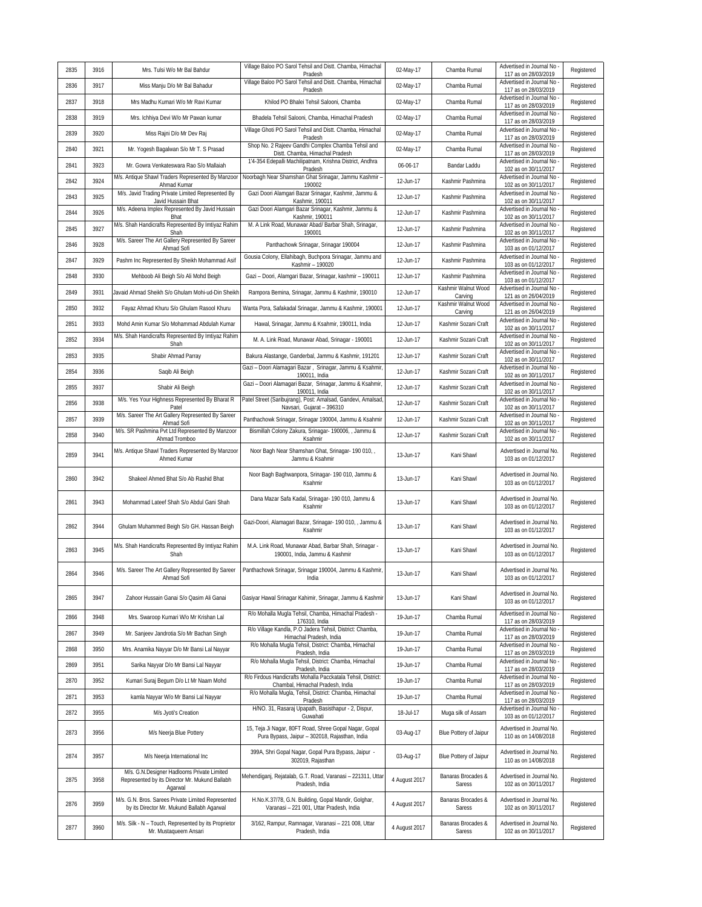| 2835 | 3916 | Mrs. Tulsi W/o Mr Bal Bahdur | Village Baloo PO Sarol Tehsil and Distt. Chamba, Himachal Pradesh | 02-May-17 | Chamba Rumal | Advertised in Journal No - 117 as on 28/03/2019 | Registered |
|---|---|---|---|---|---|---|---|
| 2836 | 3917 | Miss Manju D/o Mr Bal Bahadur | Village Baloo PO Sarol Tehsil and Distt. Chamba, Himachal Pradesh | 02-May-17 | Chamba Rumal | Advertised in Journal No - 117 as on 28/03/2019 | Registered |
| 2837 | 3918 | Mrs Madhu Kumari W/o Mr Ravi Kumar | Khilod PO Bhalei Tehsil Salooni, Chamba | 02-May-17 | Chamba Rumal | Advertised in Journal No - 117 as on 28/03/2019 | Registered |
| 2838 | 3919 | Mrs. Ichhiya Devi W/o Mr Pawan kumar | Bhadela Tehsil Salooni, Chamba, Himachal Pradesh | 02-May-17 | Chamba Rumal | Advertised in Journal No - 117 as on 28/03/2019 | Registered |
| 2839 | 3920 | Miss Rajni D/o Mr Dev Raj | Village Ghoti PO Sarol Tehsil and Distt. Chamba, Himachal Pradesh | 02-May-17 | Chamba Rumal | Advertised in Journal No - 117 as on 28/03/2019 | Registered |
| 2840 | 3921 | Mr. Yogesh Bagalwan S/o Mr T. S Prasad | Shop No. 2 Rajeev Gandhi Complex Chamba Tehsil and Distt. Chamba, Himachal Pradesh | 02-May-17 | Chamba Rumal | Advertised in Journal No - 117 as on 28/03/2019 | Registered |
| 2841 | 3923 | Mr. Gowra Venkateswara Rao S/o Mallaiah | 1'4-354 Edepalli Machilipatnam, Krishna District, Andhra Pradesh | 06-06-17 | Bandar Laddu | Advertised in Journal No - 102 as on 30/11/2017 | Registered |
| 2842 | 3924 | M/s. Antique Shawl Traders Represented By Manzoor Ahmad Kumar | Noorbagh Near Shamshan Ghat Srinagar, Jammu Kashmir – 190002 | 12-Jun-17 | Kashmir Pashmina | Advertised in Journal No - 102 as on 30/11/2017 | Registered |
| 2843 | 3925 | M/s. Javid Trading Private Limited Represented By Javid Hussain Bhat | Gazi Doori Alamgari Bazar Srinagar, Kashmir, Jammu & Kashmir, 190011 | 12-Jun-17 | Kashmir Pashmina | Advertised in Journal No - 102 as on 30/11/2017 | Registered |
| 2844 | 3926 | M/s. Adeena Implex Represented By Javid Hussain Bhat | Gazi Doori Alamgari Bazar Srinagar, Kashmir, Jammu & Kashmir, 190011 | 12-Jun-17 | Kashmir Pashmina | Advertised in Journal No - 102 as on 30/11/2017 | Registered |
| 2845 | 3927 | M/s. Shah Handicrafts Represented By Imtiyaz Rahim Shah | M. A Link Road, Munawar Abad/ Barbar Shah, Srinagar, 190001 | 12-Jun-17 | Kashmir Pashmina | Advertised in Journal No - 102 as on 30/11/2017 | Registered |
| 2846 | 3928 | M/s. Sareer The Art Gallery Represented By Sareer Ahmad Sofi | Panthachowk Srinagar, Srinagar 190004 | 12-Jun-17 | Kashmir Pashmina | Advertised in Journal No - 103 as on 01/12/2017 | Registered |
| 2847 | 3929 | Pashm Inc Represented By Sheikh Mohammad Asif | Gousia Colony, Ellahibagh, Buchpora Srinagar, Jammu and Kashmir – 190020 | 12-Jun-17 | Kashmir Pashmina | Advertised in Journal No - 103 as on 01/12/2017 | Registered |
| 2848 | 3930 | Mehboob Ali Beigh S/o Ali Mohd Beigh | Gazi – Doori, Alamgari Bazar, Srinagar, kashmir – 190011 | 12-Jun-17 | Kashmir Pashmina | Advertised in Journal No - 103 as on 01/12/2017 | Registered |
| 2849 | 3931 | Javaid Ahmad Sheikh S/o Ghulam Mohi-ud-Din Sheikh | Rampora Bemina, Srinagar, Jammu & Kashmir, 190010 | 12-Jun-17 | Kashmir Walnut Wood Carving | Advertised in Journal No - 121 as on 26/04/2019 | Registered |
| 2850 | 3932 | Fayaz Ahmad Khuru S/o Ghulam Rasool Khuru | Wanta Pora, Safakadal Srinagar, Jammu & Kashmir, 190001 | 12-Jun-17 | Kashmir Walnut Wood Carving | Advertised in Journal No - 121 as on 26/04/2019 | Registered |
| 2851 | 3933 | Mohd Amin Kumar S/o Mohammad Abdulah Kumar | Hawal, Srinagar, Jammu & Ksahmir, 190011, India | 12-Jun-17 | Kashmir Sozani Craft | Advertised in Journal No - 102 as on 30/11/2017 | Registered |
| 2852 | 3934 | M/s. Shah Handicrafts Represented By Imtiyaz Rahim Shah | M. A. Link Road, Munawar Abad, Srinagar - 190001 | 12-Jun-17 | Kashmir Sozani Craft | Advertised in Journal No - 102 as on 30/11/2017 | Registered |
| 2853 | 3935 | Shabir Ahmad Parray | Bakura Alastange, Ganderbal, Jammu & Kashmir, 191201 | 12-Jun-17 | Kashmir Sozani Craft | Advertised in Journal No - 102 as on 30/11/2017 | Registered |
| 2854 | 3936 | Saqib Ali Beigh | Gazi – Doori Alamagari Bazar , Srinagar, Jammu & Ksahmir, 190011, India | 12-Jun-17 | Kashmir Sozani Craft | Advertised in Journal No - 102 as on 30/11/2017 | Registered |
| 2855 | 3937 | Shabir Ali Beigh | Gazi – Doori Alamagari Bazar, Srinagar, Jammu & Ksahmir, 190011, India | 12-Jun-17 | Kashmir Sozani Craft | Advertised in Journal No - 102 as on 30/11/2017 | Registered |
| 2856 | 3938 | M/s. Yes Your Highness Represented By Bharat R Patel | Patel Street (Saribujrang), Post: Amalsad, Gandevi, Amalsad, Navsari, Gujarat – 396310 | 12-Jun-17 | Kashmir Sozani Craft | Advertised in Journal No - 102 as on 30/11/2017 | Registered |
| 2857 | 3939 | M/s. Sareer The Art Gallery Represented By Sareer Ahmad Sofi | Panthachowk Srinagar, Srinagar 190004, Jammu & Ksahmir | 12-Jun-17 | Kashmir Sozani Craft | Advertised in Journal No - 102 as on 30/11/2017 | Registered |
| 2858 | 3940 | M/s. SR Pashmina Pvt Ltd Represented By Manzoor Ahmad Tromboo | Bismillah Colony Zakura, Srinagar- 190006, , Jammu & Ksahmir | 12-Jun-17 | Kashmir Sozani Craft | Advertised in Journal No - 102 as on 30/11/2017 | Registered |
| 2859 | 3941 | M/s. Antique Shawl Traders Represented By Manzoor Ahmed Kumar | Noor Bagh Near Shamshan Ghat, Srinagar- 190 010, , Jammu & Ksahmir | 13-Jun-17 | Kani Shawl | Advertised in Journal No. 103 as on 01/12/2017 | Registered |
| 2860 | 3942 | Shakeel Ahmed Bhat S/o Ab Rashid Bhat | Noor Bagh Baghwanpora, Srinagar- 190 010, Jammu & Ksahmir | 13-Jun-17 | Kani Shawl | Advertised in Journal No. 103 as on 01/12/2017 | Registered |
| 2861 | 3943 | Mohammad Lateef Shah S/o Abdul Gani Shah | Dana Mazar Safa Kadal, Srinagar- 190 010, Jammu & Ksahmir | 13-Jun-17 | Kani Shawl | Advertised in Journal No. 103 as on 01/12/2017 | Registered |
| 2862 | 3944 | Ghulam Muhammed Beigh S/o GH. Hassan Beigh | Gazi-Doori, Alamagari Bazar, Srinagar- 190 010, , Jammu & Ksahmir | 13-Jun-17 | Kani Shawl | Advertised in Journal No. 103 as on 01/12/2017 | Registered |
| 2863 | 3945 | M/s. Shah Handicrafts Represented By Imtiyaz Rahim Shah | M.A. Link Road, Munawar Abad, Barbar Shah, Srinagar - 190001, India, Jammu & Kashmir | 13-Jun-17 | Kani Shawl | Advertised in Journal No. 103 as on 01/12/2017 | Registered |
| 2864 | 3946 | M/s. Sareer The Art Gallery Represented By Sareer Ahmad Sofi | Panthachowk Srinagar, Srinagar 190004, Jammu & Kashmir, India | 13-Jun-17 | Kani Shawl | Advertised in Journal No. 103 as on 01/12/2017 | Registered |
| 2865 | 3947 | Zahoor Hussain Ganai S/o Qasim Ali Ganai | Gasiyar Hawal Srinagar Kahimir, Srinagar, Jammu & Kashmir | 13-Jun-17 | Kani Shawl | Advertised in Journal No. 103 as on 01/12/2017 | Registered |
| 2866 | 3948 | Mrs. Swaroop Kumari W/o Mr Krishan Lal | R/o Mohalla Mugla Tehsil, Chamba, Himachal Pradesh - 176310, India | 19-Jun-17 | Chamba Rumal | Advertised in Journal No - 117 as on 28/03/2019 | Registered |
| 2867 | 3949 | Mr. Sanjeev Jandrotia S/o Mr Bachan Singh | R/o Village Kandla, P.O Jadera Tehsil, District: Chamba, Himachal Pradesh, India | 19-Jun-17 | Chamba Rumal | Advertised in Journal No - 117 as on 28/03/2019 | Registered |
| 2868 | 3950 | Mrs. Anamika Nayyar D/o Mr Bansi Lal Nayyar | R/o Mohalla Mugla Tehsil, District: Chamba, Himachal Pradesh, India | 19-Jun-17 | Chamba Rumal | Advertised in Journal No - 117 as on 28/03/2019 | Registered |
| 2869 | 3951 | Sarika Nayyar D/o Mr Bansi Lal Nayyar | R/o Mohalla Mugla Tehsil, District: Chamba, Himachal Pradesh, India | 19-Jun-17 | Chamba Rumal | Advertised in Journal No - 117 as on 28/03/2019 | Registered |
| 2870 | 3952 | Kumari Suraj Begum D/o Lt Mr Naam Mohd | R/o Firdous Handicrafts Mohalla Pacckatala Tehsil, District: Chambal, Himachal Pradesh, India | 19-Jun-17 | Chamba Rumal | Advertised in Journal No - 117 as on 28/03/2019 | Registered |
| 2871 | 3953 | kamla Nayyar W/o Mr Bansi Lal Nayyar | R/o Mohalla Mugla, Tehsil, District: Chamba, Himachal Pradesh | 19-Jun-17 | Chamba Rumal | Advertised in Journal No - 117 as on 28/03/2019 | Registered |
| 2872 | 3955 | M/s Jyoti's Creation | H/NO. 31, Rasaraj Upapath, Basisthapur - 2, Dispur, Guwahati | 18-Jul-17 | Muga silk of Assam | Advertised in Journal No - 103 as on 01/12/2017 | Registered |
| 2873 | 3956 | M/s Neerja Blue Pottery | 15, Teja Ji Nagar, 80FT Road, Shree Gopal Nagar, Gopal Pura Bypass, Jaipur – 302018, Rajasthan, India | 03-Aug-17 | Blue Pottery of Jaipur | Advertised in Journal No. 110 as on 14/08/2018 | Registered |
| 2874 | 3957 | M/s Neerja International Inc | 399A, Shri Gopal Nagar, Gopal Pura Bypass, Jaipur - 302019, Rajasthan | 03-Aug-17 | Blue Pottery of Jaipur | Advertised in Journal No. 110 as on 14/08/2018 | Registered |
| 2875 | 3958 | M/s. G.N.Designer Hadlooms Private Limited Represented by its Director Mr. Mukund Ballabh Agarwal | Mehendiganj, Rejatalab, G.T. Road, Varanasi – 221311, Uttar Pradesh, India | 4 August 2017 | Banaras Brocades & Sarees | Advertised in Journal No. 102 as on 30/11/2017 | Registered |
| 2876 | 3959 | M/s. G.N. Bros. Sarees Private Limited Represented by its Director Mr. Mukund Ballabh Agarwal | H.No.K.37/78, G.N. Building, Gopal Mandir, Golghar, Varanasi – 221 001, Uttar Pradesh, India | 4 August 2017 | Banaras Brocades & Sarees | Advertised in Journal No. 102 as on 30/11/2017 | Registered |
| 2877 | 3960 | M/s. Silk - N – Touch, Represented by its Proprietor Mr. Mustaqueem Ansari | 3/162, Rampur, Ramnagar, Varanasi – 221 008, Uttar Pradesh, India | 4 August 2017 | Banaras Brocades & Sarees | Advertised in Journal No. 102 as on 30/11/2017 | Registered |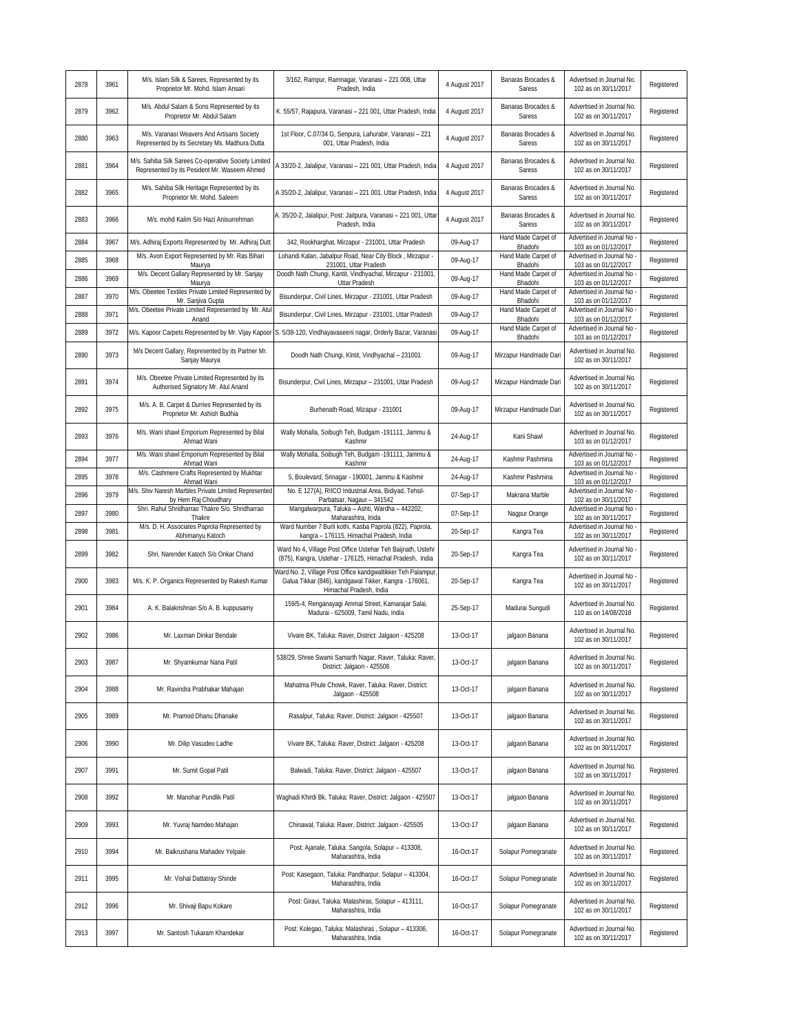| 2878 | 3961 | M/s. Islam Silk & Sarees, Represented by its Proprietor Mr. Mohd. Islam Ansari | 3/162, Rampur, Ramnagar, Varanasi – 221 008, Uttar Pradesh, India | 4 August 2017 | Banaras Brocades & Saress | Advertised in Journal No. 102 as on 30/11/2017 | Registered |
|---|---|---|---|---|---|---|---|
| 2879 | 3962 | M/s. Abdul Salam & Sons Represented by its Proprietor Mr. Abdul Salam | K. 55/57, Rajapura, Varanasi – 221 001, Uttar Pradesh, India | 4 August 2017 | Banaras Brocades & Saress | Advertised in Journal No. 102 as on 30/11/2017 | Registered |
| 2880 | 3963 | M/s. Varanasi Weavers And Artisans Society Represented by its Secretary Ms. Madhura Dutta | 1st Floor, C.07/34 G, Senpura, Lahurabir, Varanasi – 221 001, Uttar Pradesh, India | 4 August 2017 | Banaras Brocades & Saress | Advertised in Journal No. 102 as on 30/11/2017 | Registered |
| 2881 | 3964 | M/s. Sahiba Silk Sarees Co-operative Society Limited Represented by its Pesident Mr. Waseem Ahmed | A 33/20-2, Jalalipur, Varanasi – 221 001, Uttar Pradesh, India | 4 August 2017 | Banaras Brocades & Saress | Advertised in Journal No. 102 as on 30/11/2017 | Registered |
| 2882 | 3965 | M/s. Sahiba Silk Heritage Represented by its Proprietor Mr. Mohd. Saleem | A 35/20-2, Jalalipur, Varanasi – 221 001, Uttar Pradesh, India | 4 August 2017 | Banaras Brocades & Saress | Advertised in Journal No. 102 as on 30/11/2017 | Registered |
| 2883 | 3966 | M/s. mohd Kalim S/o Hazi Anisurrehman | A. 35/20-2, Jalalipur, Post: Jaitpura, Varanasi – 221 001, Uttar Pradesh, India | 4 August 2017 | Banaras Brocades & Saress | Advertised in Journal No. 102 as on 30/11/2017 | Registered |
| 2884 | 3967 | M/s. Adhiraj Exports Represented by Mr. Adhiraj Dutt | 342, Rookharghat, Mirzapur - 231001, Uttar Pradesh | 09-Aug-17 | Hand Made Carpet of Bhadohi | Advertised in Journal No - 103 as on 01/12/2017 | Registered |
| 2885 | 3968 | M/s. Avon Export Represented by Mr. Ras Bihari Maurya | Lohandi Kalan, Jabalpur Road, Near City Block , Mirzapur - 231001, Uttar Pradesh | 09-Aug-17 | Hand Made Carpet of Bhadohi | Advertised in Journal No - 103 as on 01/12/2017 | Registered |
| 2886 | 3969 | M/s. Decent Gallary Represented by Mr. Sanjay Maurya | Doodh Nath Chungi, Kantit, Vindhyachal, Mirzapur - 231001, Uttar Pradesh | 09-Aug-17 | Hand Made Carpet of Bhadohi | Advertised in Journal No - 103 as on 01/12/2017 | Registered |
| 2887 | 3970 | M/s. Obeetee Textiles Private Limited Represented by Mr. Sanjiva Gupta | Bisunderpur, Civil Lines, Mirzapur - 231001, Uttar Pradesh | 09-Aug-17 | Hand Made Carpet of Bhadohi | Advertised in Journal No - 103 as on 01/12/2017 | Registered |
| 2888 | 3971 | M/s. Obeetee Private Limited Represented by Mr. Atul Anand | Bisunderpur, Civil Lines, Mirzapur - 231001, Uttar Pradesh | 09-Aug-17 | Hand Made Carpet of Bhadohi | Advertised in Journal No - 103 as on 01/12/2017 | Registered |
| 2889 | 3972 | M/s. Kapoor Carpets Represented by Mr. Vijay Kapoor | S. 5/38-120, Vindhayavaseeni nagar, Orderly Bazar, Varanasi | 09-Aug-17 | Hand Made Carpet of Bhadohi | Advertised in Journal No - 103 as on 01/12/2017 | Registered |
| 2890 | 3973 | M/s Decent Gallary, Represented by its Partner Mr. Sanjay Maurya | Doodh Nath Chungi, Klntit, Vindhyachal – 231001 | 09-Aug-17 | Mirzapur Handmade Dari | Advertised in Journal No. 102 as on 30/11/2017 | Registered |
| 2891 | 3974 | M/s. Obeetee Private Limited Represented by its Authorised Signatory Mr. Atul Anand | Bisunderpur, Civil Lines, Mirzapur – 231001, Uttar Pradesh | 09-Aug-17 | Mirzapur Handmade Dari | Advertised in Journal No. 102 as on 30/11/2017 | Registered |
| 2892 | 3975 | M/s. A. B. Carpet & Durries Represented by its Proprietor Mr. Ashish Budhia | Burhenath Road, Mizapur - 231001 | 09-Aug-17 | Mirzapur Handmade Dari | Advertised in Journal No. 102 as on 30/11/2017 | Registered |
| 2893 | 3976 | M/s. Wani shawl Emporium Represented by Bilal Ahmad Wani | Wally Mohalla, Soibugh Teh, Budgam -191111, Jammu & Kashmir | 24-Aug-17 | Kani Shawl | Advertised in Journal No. 103 as on 01/12/2017 | Registered |
| 2894 | 3977 | M/s. Wani shawl Emporium Represented by Bilal Ahmad Wani | Wally Mohalla, Soibugh Teh, Budgam -191111, Jammu & Kashmir | 24-Aug-17 | Kashmir Pashmina | Advertised in Journal No - 103 as on 01/12/2017 | Registered |
| 2895 | 3978 | M/s. Cashmere Crafts Represented by Mukhtar Ahmad Wani | 5, Boulevard, Srinagar - 190001, Jammu & Kashmir | 24-Aug-17 | Kashmir Pashmina | Advertised in Journal No - 103 as on 01/12/2017 | Registered |
| 2896 | 3979 | M/s. Shiv Naresh Marbles Private Limited Represented by Hem Raj Choudhary | No. E 127(A), RIICO Industrial Area, Bidiyad, Tehsil-Parbatsar, Nagaur – 341542 | 07-Sep-17 | Makrana Marble | Advertised in Journal No - 102 as on 30/11/2017 | Registered |
| 2897 | 3980 | Shri. Rahul Shridharrao Thakre S/o. Shridharrao Thakre | Mangalwarpura, Taluka – Ashti, Wardha – 442202, Maharashtra, Inida | 07-Sep-17 | Nagpur Orange | Advertised in Journal No - 102 as on 30/11/2017 | Registered |
| 2898 | 3981 | M/s. D. H. Associates Paprola Represented by Abhimanyu Katoch | Ward Number 7 Burli kothi, Kasba Paprola (822), Paprola, kangra – 176115, Himachal Pradesh, India | 20-Sep-17 | Kangra Tea | Advertised in Journal No - 102 as on 30/11/2017 | Registered |
| 2899 | 3982 | Shri. Narender Katoch S/o Onkar Chand | Ward No 4, Village Post Office Ustehar Teh Baijnath, Ustehr (875), Kangra, Ustehar - 176125, Himachal Pradesh, India | 20-Sep-17 | Kangra Tea | Advertised in Journal No - 102 as on 30/11/2017 | Registered |
| 2900 | 3983 | M/s. K. P. Organics Represented by Rakesh Kumar | Ward No. 2, Village Post Office kandgwaltikker Teh Palampur, Galua Tikkar (846), kandgawal Tikker, Kangra - 176061, Himachal Pradesh, India | 20-Sep-17 | Kangra Tea | Advertised in Journal No - 102 as on 30/11/2017 | Registered |
| 2901 | 3984 | A. K. Balakrishnan S/o A. B. kuppusamy | 159/5-4, Renganayagi Ammal Street, Kamarajar Salai, Madurai - 625009, Tamil Nadu, India | 25-Sep-17 | Madurai Sungudi | Advertised in Journal No. 110 as on 14/08/2018 | Registered |
| 2902 | 3986 | Mr. Laxman Dinkar Bendale | Vivare BK, Taluka: Raver, District: Jalgaon - 425208 | 13-Oct-17 | jalgaon Banana | Advertised in Journal No. 102 as on 30/11/2017 | Registered |
| 2903 | 3987 | Mr. Shyamkumar Nana Patil | 538/29, Shree Swami Samarth Nagar, Raver, Taluka: Raver, District: Jalgaon - 425508 | 13-Oct-17 | jalgaon Banana | Advertised in Journal No. 102 as on 30/11/2017 | Registered |
| 2904 | 3988 | Mr. Ravindra Prabhakar Mahajan | Mahatma Phule Chowk, Raver, Taluka: Raver, District: Jalgaon - 425508 | 13-Oct-17 | jalgaon Banana | Advertised in Journal No. 102 as on 30/11/2017 | Registered |
| 2905 | 3989 | Mr. Pramod Dhanu Dhanake | Rasalpur, Taluka: Raver, District: Jalgaon - 425507 | 13-Oct-17 | jalgaon Banana | Advertised in Journal No. 102 as on 30/11/2017 | Registered |
| 2906 | 3990 | Mr. Dilip Vasudeo Ladhe | Vivare BK, Taluka: Raver, District: Jalgaon - 425208 | 13-Oct-17 | jalgaon Banana | Advertised in Journal No. 102 as on 30/11/2017 | Registered |
| 2907 | 3991 | Mr. Sumit Gopal Patil | Balwadi, Taluka: Raver, District: Jalgaon - 425507 | 13-Oct-17 | jalgaon Banana | Advertised in Journal No. 102 as on 30/11/2017 | Registered |
| 2908 | 3992 | Mr. Manohar Pundlik Patil | Waghadi Khirdi Bk, Taluka: Raver, District: Jalgaon - 425507 | 13-Oct-17 | jalgaon Banana | Advertised in Journal No. 102 as on 30/11/2017 | Registered |
| 2909 | 3993 | Mr. Yuvraj Namdeo Mahajan | Chinawal, Taluka: Raver, District: Jalgaon - 425505 | 13-Oct-17 | jalgaon Banana | Advertised in Journal No. 102 as on 30/11/2017 | Registered |
| 2910 | 3994 | Mr. Balkrushana Mahadev Yelpale | Post: Ajanale, Taluka: Sangola, Solapur – 413308, Maharashtra, India | 16-Oct-17 | Solapur Pomegranate | Advertised in Journal No. 102 as on 30/11/2017 | Registered |
| 2911 | 3995 | Mr. Vishal Dattatray Shinde | Post: Kasegaon, Taluka: Pandharpur, Solapur – 413304, Maharashtra, India | 16-Oct-17 | Solapur Pomegranate | Advertised in Journal No. 102 as on 30/11/2017 | Registered |
| 2912 | 3996 | Mr. Shivaji Bapu Kokare | Post: Giravi, Taluka: Malashiras, Solapur – 413111, Maharashtra, India | 16-Oct-17 | Solapur Pomegranate | Advertised in Journal No. 102 as on 30/11/2017 | Registered |
| 2913 | 3997 | Mr. Santosh Tukaram Khandekar | Post: Kolegao, Taluka: Malashiras , Solapur – 413306, Maharashtra, India | 16-Oct-17 | Solapur Pomegranate | Advertised in Journal No. 102 as on 30/11/2017 | Registered |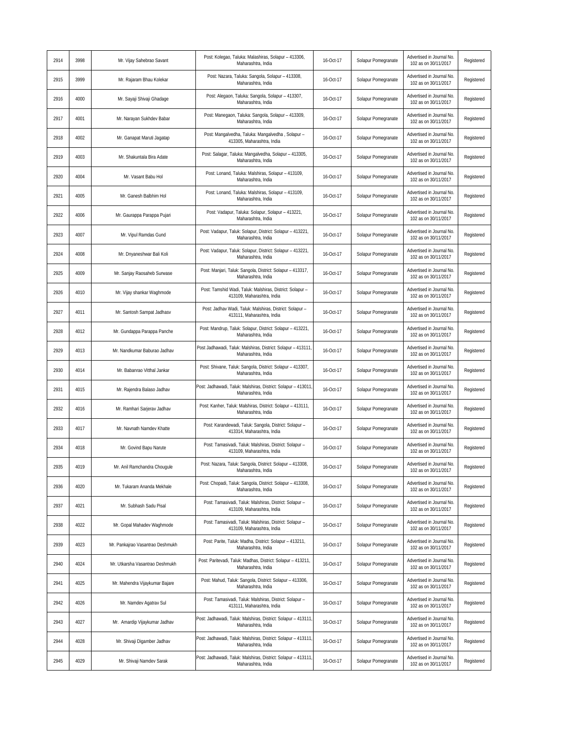| 2914 | 3998 | Mr. Vijay Sahebrao Savant | Post: Kolegao, Taluka: Malashiras, Solapur – 413306, Maharashtra, India | 16-Oct-17 | Solapur Pomegranate | Advertised in Journal No. 102 as on 30/11/2017 | Registered |
|---|---|---|---|---|---|---|---|
| 2915 | 3999 | Mr. Rajaram Bhau Kolekar | Post: Nazara, Taluka: Sangola, Solapur – 413308, Maharashtra, India | 16-Oct-17 | Solapur Pomegranate | Advertised in Journal No. 102 as on 30/11/2017 | Registered |
| 2916 | 4000 | Mr. Sayaji Shivaji Ghadage | Post: Alegaon, Taluka: Sangola, Solapur – 413307, Maharashtra, India | 16-Oct-17 | Solapur Pomegranate | Advertised in Journal No. 102 as on 30/11/2017 | Registered |
| 2917 | 4001 | Mr. Narayan Sukhdev Babar | Post: Manegaon, Taluka: Sangola, Solapur – 413309, Maharashtra, India | 16-Oct-17 | Solapur Pomegranate | Advertised in Journal No. 102 as on 30/11/2017 | Registered |
| 2918 | 4002 | Mr. Ganapat Maruti Jagatap | Post: Mangalvedha, Taluka: Mangalvedha , Solapur – 413305, Maharashtra, India | 16-Oct-17 | Solapur Pomegranate | Advertised in Journal No. 102 as on 30/11/2017 | Registered |
| 2919 | 4003 | Mr. Shakuntala Bira Adate | Post: Salagar, Taluka: Mangalvedha, Solapur – 413305, Maharashtra, India | 16-Oct-17 | Solapur Pomegranate | Advertised in Journal No. 102 as on 30/11/2017 | Registered |
| 2920 | 4004 | Mr. Vasant Babu Hol | Post: Lonand, Taluka: Malshiras, Solapur – 413109, Maharashtra, India | 16-Oct-17 | Solapur Pomegranate | Advertised in Journal No. 102 as on 30/11/2017 | Registered |
| 2921 | 4005 | Mr. Ganesh Balbhim Hol | Post: Lonand, Taluka: Malshiras, Solapur – 413109, Maharashtra, India | 16-Oct-17 | Solapur Pomegranate | Advertised in Journal No. 102 as on 30/11/2017 | Registered |
| 2922 | 4006 | Mr. Gaurappa Parappa Pujari | Post: Vadapur, Taluka: Solapur, Solapur – 413221, Maharashtra, India | 16-Oct-17 | Solapur Pomegranate | Advertised in Journal No. 102 as on 30/11/2017 | Registered |
| 2923 | 4007 | Mr. Vipul Ramdas Gund | Post: Vadapur, Taluk: Solapur, District: Solapur – 413221, Maharashtra, India | 16-Oct-17 | Solapur Pomegranate | Advertised in Journal No. 102 as on 30/11/2017 | Registered |
| 2924 | 4008 | Mr. Dnyaneshwar Bali Koli | Post: Vadapur, Taluk: Solapur, District: Solapur – 413221, Maharashtra, India | 16-Oct-17 | Solapur Pomegranate | Advertised in Journal No. 102 as on 30/11/2017 | Registered |
| 2925 | 4009 | Mr. Sanjay Raosaheb Surwase | Post: Manjari, Taluk: Sangola, District: Solapur – 413317, Maharashtra, India | 16-Oct-17 | Solapur Pomegranate | Advertised in Journal No. 102 as on 30/11/2017 | Registered |
| 2926 | 4010 | Mr. Vijay shankar Waghmode | Post: Tamshid Wadi, Taluk: Malshiras, District: Solapur – 413109, Maharashtra, India | 16-Oct-17 | Solapur Pomegranate | Advertised in Journal No. 102 as on 30/11/2017 | Registered |
| 2927 | 4011 | Mr. Santosh Sampat Jadhasv | Post: Jadhav Wadi, Taluk: Malshiras, District: Solapur – 413111, Maharashtra, India | 16-Oct-17 | Solapur Pomegranate | Advertised in Journal No. 102 as on 30/11/2017 | Registered |
| 2928 | 4012 | Mr. Gundappa Parappa Panche | Post: Mandrup, Taluk: Solapur, District: Solapur – 413221, Maharashtra, India | 16-Oct-17 | Solapur Pomegranate | Advertised in Journal No. 102 as on 30/11/2017 | Registered |
| 2929 | 4013 | Mr. Nandkumar Baburao Jadhav | Post Jadhawadi, Taluk: Malshiras, District: Solapur – 413111, Maharashtra, India | 16-Oct-17 | Solapur Pomegranate | Advertised in Journal No. 102 as on 30/11/2017 | Registered |
| 2930 | 4014 | Mr. Babanrao Vitthal Jankar | Post: Shivane, Taluk: Sangola, District: Solapur – 413307, Maharashtra, India | 16-Oct-17 | Solapur Pomegranate | Advertised in Journal No. 102 as on 30/11/2017 | Registered |
| 2931 | 4015 | Mr. Rajendra Balaso Jadhav | Post: Jadhawadi, Taluk: Malshiras, District: Solapur – 413011, Maharashtra, India | 16-Oct-17 | Solapur Pomegranate | Advertised in Journal No. 102 as on 30/11/2017 | Registered |
| 2932 | 4016 | Mr. Ramhari Sarjerav Jadhav | Post: Kanher, Taluk: Malshiras, District: Solapur – 413111, Maharashtra, India | 16-Oct-17 | Solapur Pomegranate | Advertised in Journal No. 102 as on 30/11/2017 | Registered |
| 2933 | 4017 | Mr. Navnath Namdev Khatte | Post: Karandewadi, Taluk: Sangola, District: Solapur – 413314, Maharashtra, India | 16-Oct-17 | Solapur Pomegranate | Advertised in Journal No. 102 as on 30/11/2017 | Registered |
| 2934 | 4018 | Mr. Govind Bapu Narute | Post: Tamasivadi, Taluk: Malshiras, District: Solapur – 413109, Maharashtra, India | 16-Oct-17 | Solapur Pomegranate | Advertised in Journal No. 102 as on 30/11/2017 | Registered |
| 2935 | 4019 | Mr. Anil Ramchandra Chougule | Post: Nazara, Taluk: Sangola, District: Solapur – 413308, Maharashtra, India | 16-Oct-17 | Solapur Pomegranate | Advertised in Journal No. 102 as on 30/11/2017 | Registered |
| 2936 | 4020 | Mr. Tukaram Ananda Mekhale | Post: Chopadi, Taluk: Sangola, District: Solapur – 413308, Maharashtra, India | 16-Oct-17 | Solapur Pomegranate | Advertised in Journal No. 102 as on 30/11/2017 | Registered |
| 2937 | 4021 | Mr. Subhash Sadu Pisal | Post: Tamasivadi, Taluk: Malshiras, District: Solapur – 413109, Maharashtra, India | 16-Oct-17 | Solapur Pomegranate | Advertised in Journal No. 102 as on 30/11/2017 | Registered |
| 2938 | 4022 | Mr. Gopal Mahadev Waghmode | Post: Tamasivadi, Taluk: Malshiras, District: Solapur – 413109, Maharashtra, India | 16-Oct-17 | Solapur Pomegranate | Advertised in Journal No. 102 as on 30/11/2017 | Registered |
| 2939 | 4023 | Mr. Pankajrao Vasantrao Deshmukh | Post: Parite, Taluk: Madha, District: Solapur – 413211, Maharashtra, India | 16-Oct-17 | Solapur Pomegranate | Advertised in Journal No. 102 as on 30/11/2017 | Registered |
| 2940 | 4024 | Mr. Utkarsha Vasantrao Deshmukh | Post: Paritevadi, Taluk: Madhas, District: Solapur – 413211, Maharashtra, India | 16-Oct-17 | Solapur Pomegranate | Advertised in Journal No. 102 as on 30/11/2017 | Registered |
| 2941 | 4025 | Mr. Mahendra Vijaykumar Bajare | Post: Mahud, Taluk: Sangola, District: Solapur – 413306, Maharashtra, India | 16-Oct-17 | Solapur Pomegranate | Advertised in Journal No. 102 as on 30/11/2017 | Registered |
| 2942 | 4026 | Mr. Namdev Agatrav Sul | Post: Tamasivadi, Taluk: Malshiras, District: Solapur – 413111, Maharashtra, India | 16-Oct-17 | Solapur Pomegranate | Advertised in Journal No. 102 as on 30/11/2017 | Registered |
| 2943 | 4027 | Mr. Amardip Vijaykumar Jadhav | Post: Jadhawadi, Taluk: Malshiras, District: Solapur – 413111, Maharashtra, India | 16-Oct-17 | Solapur Pomegranate | Advertised in Journal No. 102 as on 30/11/2017 | Registered |
| 2944 | 4028 | Mr. Shivaji Digamber Jadhav | Post: Jadhawadi, Taluk: Malshiras, District: Solapur – 413111, Maharashtra, India | 16-Oct-17 | Solapur Pomegranate | Advertised in Journal No. 102 as on 30/11/2017 | Registered |
| 2945 | 4029 | Mr. Shivaji Namdev Sarak | Post: Jadhawadi, Taluk: Malshiras, District: Solapur – 413111, Maharashtra, India | 16-Oct-17 | Solapur Pomegranate | Advertised in Journal No. 102 as on 30/11/2017 | Registered |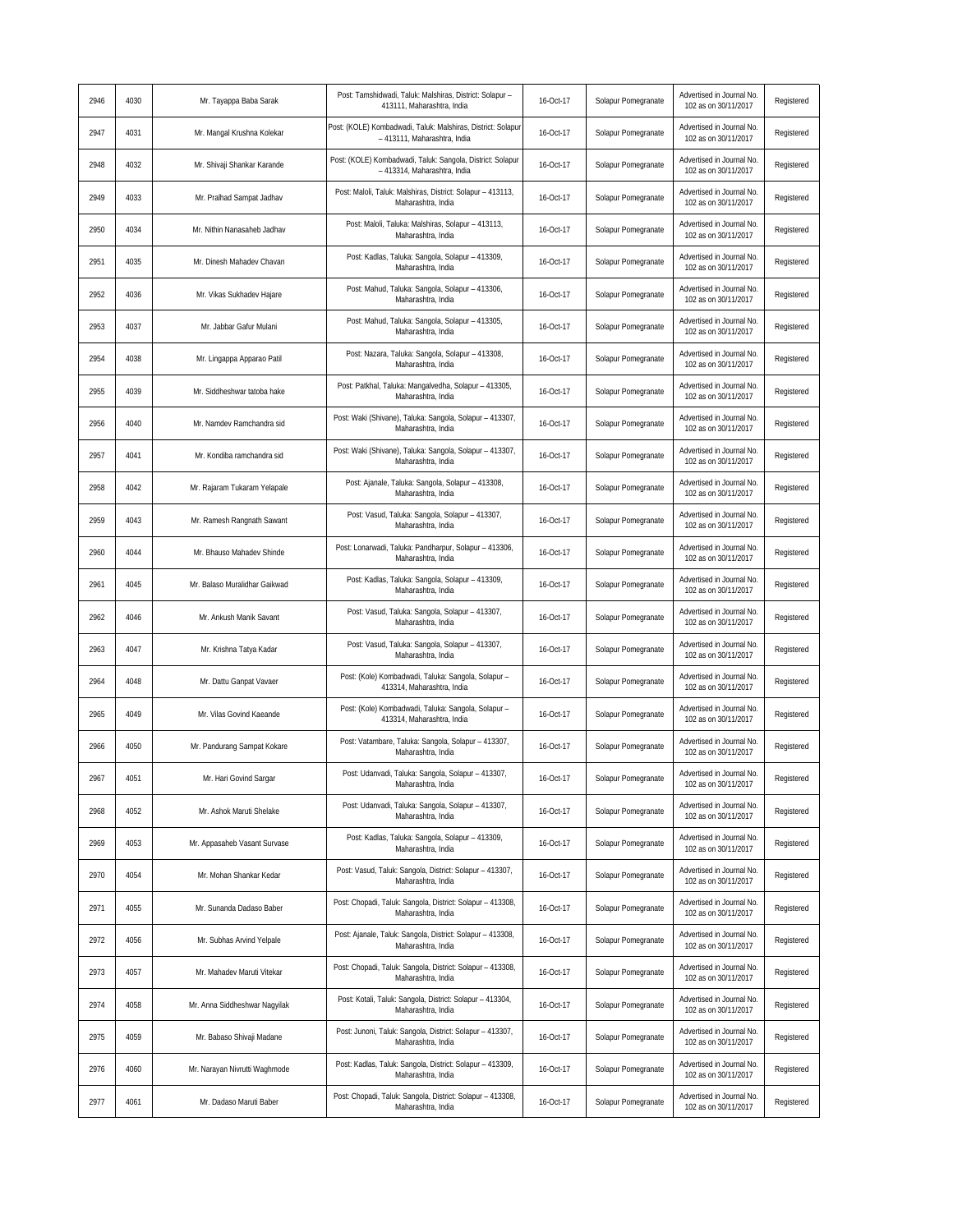| 2946 | 4030 | Mr. Tayappa Baba Sarak | Post: Tamshidwadi, Taluk: Malshiras, District: Solapur – 413111, Maharashtra, India | 16-Oct-17 | Solapur Pomegranate | Advertised in Journal No. 102 as on 30/11/2017 | Registered |
|---|---|---|---|---|---|---|---|
| 2947 | 4031 | Mr. Mangal Krushna Kolekar | Post: (KOLE) Kombadwadi, Taluk: Malshiras, District: Solapur – 413111, Maharashtra, India | 16-Oct-17 | Solapur Pomegranate | Advertised in Journal No. 102 as on 30/11/2017 | Registered |
| 2948 | 4032 | Mr. Shivaji Shankar Karande | Post: (KOLE) Kombadwadi, Taluk: Sangola, District: Solapur – 413314, Maharashtra, India | 16-Oct-17 | Solapur Pomegranate | Advertised in Journal No. 102 as on 30/11/2017 | Registered |
| 2949 | 4033 | Mr. Pralhad Sampat Jadhav | Post: Maloli, Taluk: Malshiras, District: Solapur – 413113, Maharashtra, India | 16-Oct-17 | Solapur Pomegranate | Advertised in Journal No. 102 as on 30/11/2017 | Registered |
| 2950 | 4034 | Mr. Nithin Nanasaheb Jadhav | Post: Maloli, Taluka: Malshiras, Solapur – 413113, Maharashtra, India | 16-Oct-17 | Solapur Pomegranate | Advertised in Journal No. 102 as on 30/11/2017 | Registered |
| 2951 | 4035 | Mr. Dinesh Mahadev Chavan | Post: Kadlas, Taluka: Sangola, Solapur – 413309, Maharashtra, India | 16-Oct-17 | Solapur Pomegranate | Advertised in Journal No. 102 as on 30/11/2017 | Registered |
| 2952 | 4036 | Mr. Vikas Sukhadev Hajare | Post: Mahud, Taluka: Sangola, Solapur – 413306, Maharashtra, India | 16-Oct-17 | Solapur Pomegranate | Advertised in Journal No. 102 as on 30/11/2017 | Registered |
| 2953 | 4037 | Mr. Jabbar Gafur Mulani | Post: Mahud, Taluka: Sangola, Solapur – 413305, Maharashtra, India | 16-Oct-17 | Solapur Pomegranate | Advertised in Journal No. 102 as on 30/11/2017 | Registered |
| 2954 | 4038 | Mr. Lingappa Apparao Patil | Post: Nazara, Taluka: Sangola, Solapur – 413308, Maharashtra, India | 16-Oct-17 | Solapur Pomegranate | Advertised in Journal No. 102 as on 30/11/2017 | Registered |
| 2955 | 4039 | Mr. Siddheshwar tatoba hake | Post: Patkhal, Taluka: Mangalvedha, Solapur – 413305, Maharashtra, India | 16-Oct-17 | Solapur Pomegranate | Advertised in Journal No. 102 as on 30/11/2017 | Registered |
| 2956 | 4040 | Mr. Namdev Ramchandra sid | Post: Waki (Shivane), Taluka: Sangola, Solapur – 413307, Maharashtra, India | 16-Oct-17 | Solapur Pomegranate | Advertised in Journal No. 102 as on 30/11/2017 | Registered |
| 2957 | 4041 | Mr. Kondiba ramchandra sid | Post: Waki (Shivane), Taluka: Sangola, Solapur – 413307, Maharashtra, India | 16-Oct-17 | Solapur Pomegranate | Advertised in Journal No. 102 as on 30/11/2017 | Registered |
| 2958 | 4042 | Mr. Rajaram Tukaram Yelapale | Post: Ajanale, Taluka: Sangola, Solapur – 413308, Maharashtra, India | 16-Oct-17 | Solapur Pomegranate | Advertised in Journal No. 102 as on 30/11/2017 | Registered |
| 2959 | 4043 | Mr. Ramesh Rangnath Sawant | Post: Vasud, Taluka: Sangola, Solapur – 413307, Maharashtra, India | 16-Oct-17 | Solapur Pomegranate | Advertised in Journal No. 102 as on 30/11/2017 | Registered |
| 2960 | 4044 | Mr. Bhauso Mahadev Shinde | Post: Lonarwadi, Taluka: Pandharpur, Solapur – 413306, Maharashtra, India | 16-Oct-17 | Solapur Pomegranate | Advertised in Journal No. 102 as on 30/11/2017 | Registered |
| 2961 | 4045 | Mr. Balaso Muralidhar Gaikwad | Post: Kadlas, Taluka: Sangola, Solapur – 413309, Maharashtra, India | 16-Oct-17 | Solapur Pomegranate | Advertised in Journal No. 102 as on 30/11/2017 | Registered |
| 2962 | 4046 | Mr. Ankush Manik Savant | Post: Vasud, Taluka: Sangola, Solapur – 413307, Maharashtra, India | 16-Oct-17 | Solapur Pomegranate | Advertised in Journal No. 102 as on 30/11/2017 | Registered |
| 2963 | 4047 | Mr. Krishna Tatya Kadar | Post: Vasud, Taluka: Sangola, Solapur – 413307, Maharashtra, India | 16-Oct-17 | Solapur Pomegranate | Advertised in Journal No. 102 as on 30/11/2017 | Registered |
| 2964 | 4048 | Mr. Dattu Ganpat Vavaer | Post: (Kole) Kombadwadi, Taluka: Sangola, Solapur – 413314, Maharashtra, India | 16-Oct-17 | Solapur Pomegranate | Advertised in Journal No. 102 as on 30/11/2017 | Registered |
| 2965 | 4049 | Mr. Vilas Govind Kaeande | Post: (Kole) Kombadwadi, Taluka: Sangola, Solapur – 413314, Maharashtra, India | 16-Oct-17 | Solapur Pomegranate | Advertised in Journal No. 102 as on 30/11/2017 | Registered |
| 2966 | 4050 | Mr. Pandurang Sampat Kokare | Post: Vatambare, Taluka: Sangola, Solapur – 413307, Maharashtra, India | 16-Oct-17 | Solapur Pomegranate | Advertised in Journal No. 102 as on 30/11/2017 | Registered |
| 2967 | 4051 | Mr. Hari Govind Sargar | Post: Udanvadi, Taluka: Sangola, Solapur – 413307, Maharashtra, India | 16-Oct-17 | Solapur Pomegranate | Advertised in Journal No. 102 as on 30/11/2017 | Registered |
| 2968 | 4052 | Mr. Ashok Maruti Shelake | Post: Udanvadi, Taluka: Sangola, Solapur – 413307, Maharashtra, India | 16-Oct-17 | Solapur Pomegranate | Advertised in Journal No. 102 as on 30/11/2017 | Registered |
| 2969 | 4053 | Mr. Appasaheb Vasant Survase | Post: Kadlas, Taluka: Sangola, Solapur – 413309, Maharashtra, India | 16-Oct-17 | Solapur Pomegranate | Advertised in Journal No. 102 as on 30/11/2017 | Registered |
| 2970 | 4054 | Mr. Mohan Shankar Kedar | Post: Vasud, Taluk: Sangola, District: Solapur – 413307, Maharashtra, India | 16-Oct-17 | Solapur Pomegranate | Advertised in Journal No. 102 as on 30/11/2017 | Registered |
| 2971 | 4055 | Mr. Sunanda Dadaso Baber | Post: Chopadi, Taluk: Sangola, District: Solapur – 413308, Maharashtra, India | 16-Oct-17 | Solapur Pomegranate | Advertised in Journal No. 102 as on 30/11/2017 | Registered |
| 2972 | 4056 | Mr. Subhas Arvind Yelpale | Post: Ajanale, Taluk: Sangola, District: Solapur – 413308, Maharashtra, India | 16-Oct-17 | Solapur Pomegranate | Advertised in Journal No. 102 as on 30/11/2017 | Registered |
| 2973 | 4057 | Mr. Mahadev Maruti Vitekar | Post: Chopadi, Taluk: Sangola, District: Solapur – 413308, Maharashtra, India | 16-Oct-17 | Solapur Pomegranate | Advertised in Journal No. 102 as on 30/11/2017 | Registered |
| 2974 | 4058 | Mr. Anna Siddheshwar Nagyilak | Post: Kotali, Taluk: Sangola, District: Solapur – 413304, Maharashtra, India | 16-Oct-17 | Solapur Pomegranate | Advertised in Journal No. 102 as on 30/11/2017 | Registered |
| 2975 | 4059 | Mr. Babaso Shivaji Madane | Post: Junoni, Taluk: Sangola, District: Solapur – 413307, Maharashtra, India | 16-Oct-17 | Solapur Pomegranate | Advertised in Journal No. 102 as on 30/11/2017 | Registered |
| 2976 | 4060 | Mr. Narayan Nivrutti Waghmode | Post: Kadlas, Taluk: Sangola, District: Solapur – 413309, Maharashtra, India | 16-Oct-17 | Solapur Pomegranate | Advertised in Journal No. 102 as on 30/11/2017 | Registered |
| 2977 | 4061 | Mr. Dadaso Maruti Baber | Post: Chopadi, Taluk: Sangola, District: Solapur – 413308, Maharashtra, India | 16-Oct-17 | Solapur Pomegranate | Advertised in Journal No. 102 as on 30/11/2017 | Registered |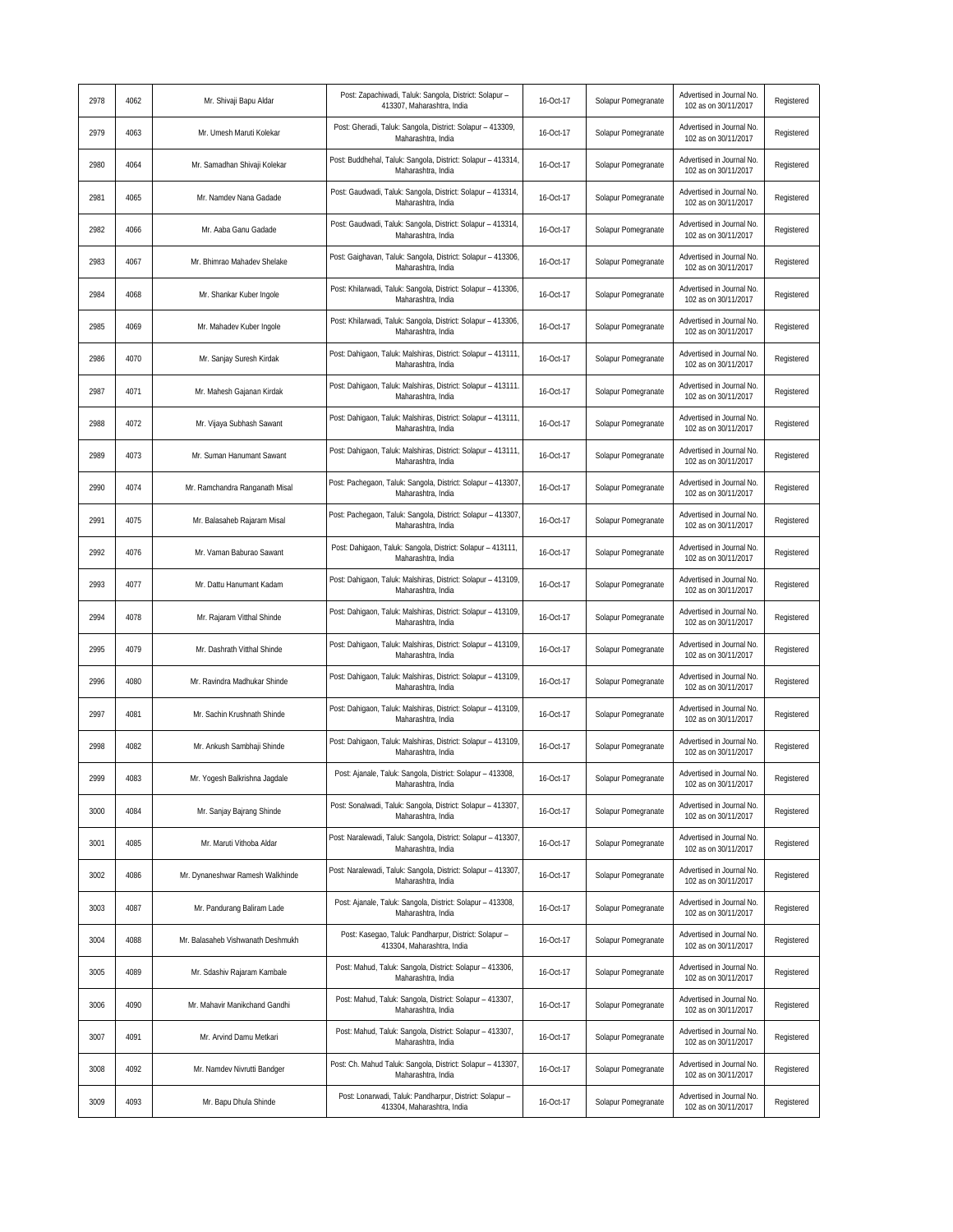| 2978 | 4062 | Mr. Shivaji Bapu Aldar | Post: Zapachiwadi, Taluk: Sangola, District: Solapur – 413307, Maharashtra, India | 16-Oct-17 | Solapur Pomegranate | Advertised in Journal No. 102 as on 30/11/2017 | Registered |
|---|---|---|---|---|---|---|---|
| 2979 | 4063 | Mr. Umesh Maruti Kolekar | Post: Gheradi, Taluk: Sangola, District: Solapur – 413309, Maharashtra, India | 16-Oct-17 | Solapur Pomegranate | Advertised in Journal No. 102 as on 30/11/2017 | Registered |
| 2980 | 4064 | Mr. Samadhan Shivaji Kolekar | Post: Buddhehal, Taluk: Sangola, District: Solapur – 413314, Maharashtra, India | 16-Oct-17 | Solapur Pomegranate | Advertised in Journal No. 102 as on 30/11/2017 | Registered |
| 2981 | 4065 | Mr. Namdev Nana Gadade | Post: Gaudwadi, Taluk: Sangola, District: Solapur – 413314, Maharashtra, India | 16-Oct-17 | Solapur Pomegranate | Advertised in Journal No. 102 as on 30/11/2017 | Registered |
| 2982 | 4066 | Mr. Aaba Ganu Gadade | Post: Gaudwadi, Taluk: Sangola, District: Solapur – 413314, Maharashtra, India | 16-Oct-17 | Solapur Pomegranate | Advertised in Journal No. 102 as on 30/11/2017 | Registered |
| 2983 | 4067 | Mr. Bhimrao Mahadev Shelake | Post: Gaighavan, Taluk: Sangola, District: Solapur – 413306, Maharashtra, India | 16-Oct-17 | Solapur Pomegranate | Advertised in Journal No. 102 as on 30/11/2017 | Registered |
| 2984 | 4068 | Mr. Shankar Kuber Ingole | Post: Khilarwadi, Taluk: Sangola, District: Solapur – 413306, Maharashtra, India | 16-Oct-17 | Solapur Pomegranate | Advertised in Journal No. 102 as on 30/11/2017 | Registered |
| 2985 | 4069 | Mr. Mahadev Kuber Ingole | Post: Khilarwadi, Taluk: Sangola, District: Solapur – 413306, Maharashtra, India | 16-Oct-17 | Solapur Pomegranate | Advertised in Journal No. 102 as on 30/11/2017 | Registered |
| 2986 | 4070 | Mr. Sanjay Suresh Kirdak | Post: Dahigaon, Taluk: Malshiras, District: Solapur – 413111, Maharashtra, India | 16-Oct-17 | Solapur Pomegranate | Advertised in Journal No. 102 as on 30/11/2017 | Registered |
| 2987 | 4071 | Mr. Mahesh Gajanan Kirdak | Post: Dahigaon, Taluk: Malshiras, District: Solapur – 413111. Maharashtra, India | 16-Oct-17 | Solapur Pomegranate | Advertised in Journal No. 102 as on 30/11/2017 | Registered |
| 2988 | 4072 | Mr. Vijaya Subhash Sawant | Post: Dahigaon, Taluk: Malshiras, District: Solapur – 413111, Maharashtra, India | 16-Oct-17 | Solapur Pomegranate | Advertised in Journal No. 102 as on 30/11/2017 | Registered |
| 2989 | 4073 | Mr. Suman Hanumant Sawant | Post: Dahigaon, Taluk: Malshiras, District: Solapur – 413111, Maharashtra, India | 16-Oct-17 | Solapur Pomegranate | Advertised in Journal No. 102 as on 30/11/2017 | Registered |
| 2990 | 4074 | Mr. Ramchandra Ranganath Misal | Post: Pachegaon, Taluk: Sangola, District: Solapur – 413307, Maharashtra, India | 16-Oct-17 | Solapur Pomegranate | Advertised in Journal No. 102 as on 30/11/2017 | Registered |
| 2991 | 4075 | Mr. Balasaheb Rajaram Misal | Post: Pachegaon, Taluk: Sangola, District: Solapur – 413307, Maharashtra, India | 16-Oct-17 | Solapur Pomegranate | Advertised in Journal No. 102 as on 30/11/2017 | Registered |
| 2992 | 4076 | Mr. Vaman Baburao Sawant | Post: Dahigaon, Taluk: Sangola, District: Solapur – 413111, Maharashtra, India | 16-Oct-17 | Solapur Pomegranate | Advertised in Journal No. 102 as on 30/11/2017 | Registered |
| 2993 | 4077 | Mr. Dattu Hanumant Kadam | Post: Dahigaon, Taluk: Malshiras, District: Solapur – 413109, Maharashtra, India | 16-Oct-17 | Solapur Pomegranate | Advertised in Journal No. 102 as on 30/11/2017 | Registered |
| 2994 | 4078 | Mr. Rajaram Vitthal Shinde | Post: Dahigaon, Taluk: Malshiras, District: Solapur – 413109, Maharashtra, India | 16-Oct-17 | Solapur Pomegranate | Advertised in Journal No. 102 as on 30/11/2017 | Registered |
| 2995 | 4079 | Mr. Dashrath Vitthal Shinde | Post: Dahigaon, Taluk: Malshiras, District: Solapur – 413109, Maharashtra, India | 16-Oct-17 | Solapur Pomegranate | Advertised in Journal No. 102 as on 30/11/2017 | Registered |
| 2996 | 4080 | Mr. Ravindra Madhukar Shinde | Post: Dahigaon, Taluk: Malshiras, District: Solapur – 413109, Maharashtra, India | 16-Oct-17 | Solapur Pomegranate | Advertised in Journal No. 102 as on 30/11/2017 | Registered |
| 2997 | 4081 | Mr. Sachin Krushnath Shinde | Post: Dahigaon, Taluk: Malshiras, District: Solapur – 413109, Maharashtra, India | 16-Oct-17 | Solapur Pomegranate | Advertised in Journal No. 102 as on 30/11/2017 | Registered |
| 2998 | 4082 | Mr. Ankush Sambhaji Shinde | Post: Dahigaon, Taluk: Malshiras, District: Solapur – 413109, Maharashtra, India | 16-Oct-17 | Solapur Pomegranate | Advertised in Journal No. 102 as on 30/11/2017 | Registered |
| 2999 | 4083 | Mr. Yogesh Balkrishna Jagdale | Post: Ajanale, Taluk: Sangola, District: Solapur – 413308, Maharashtra, India | 16-Oct-17 | Solapur Pomegranate | Advertised in Journal No. 102 as on 30/11/2017 | Registered |
| 3000 | 4084 | Mr. Sanjay Bajrang Shinde | Post: Sonalwadi, Taluk: Sangola, District: Solapur – 413307, Maharashtra, India | 16-Oct-17 | Solapur Pomegranate | Advertised in Journal No. 102 as on 30/11/2017 | Registered |
| 3001 | 4085 | Mr. Maruti Vithoba Aldar | Post: Naralewadi, Taluk: Sangola, District: Solapur – 413307, Maharashtra, India | 16-Oct-17 | Solapur Pomegranate | Advertised in Journal No. 102 as on 30/11/2017 | Registered |
| 3002 | 4086 | Mr. Dynaneshwar Ramesh Walkhinde | Post: Naralewadi, Taluk: Sangola, District: Solapur – 413307, Maharashtra, India | 16-Oct-17 | Solapur Pomegranate | Advertised in Journal No. 102 as on 30/11/2017 | Registered |
| 3003 | 4087 | Mr. Pandurang Baliram Lade | Post: Ajanale, Taluk: Sangola, District: Solapur – 413308, Maharashtra, India | 16-Oct-17 | Solapur Pomegranate | Advertised in Journal No. 102 as on 30/11/2017 | Registered |
| 3004 | 4088 | Mr. Balasaheb Vishwanath Deshmukh | Post: Kasegao, Taluk: Pandharpur, District: Solapur – 413304, Maharashtra, India | 16-Oct-17 | Solapur Pomegranate | Advertised in Journal No. 102 as on 30/11/2017 | Registered |
| 3005 | 4089 | Mr. Sdashiv Rajaram Kambale | Post: Mahud, Taluk: Sangola, District: Solapur – 413306, Maharashtra, India | 16-Oct-17 | Solapur Pomegranate | Advertised in Journal No. 102 as on 30/11/2017 | Registered |
| 3006 | 4090 | Mr. Mahavir Manikchand Gandhi | Post: Mahud, Taluk: Sangola, District: Solapur – 413307, Maharashtra, India | 16-Oct-17 | Solapur Pomegranate | Advertised in Journal No. 102 as on 30/11/2017 | Registered |
| 3007 | 4091 | Mr. Arvind Damu Metkari | Post: Mahud, Taluk: Sangola, District: Solapur – 413307, Maharashtra, India | 16-Oct-17 | Solapur Pomegranate | Advertised in Journal No. 102 as on 30/11/2017 | Registered |
| 3008 | 4092 | Mr. Namdev Nivrutti Bandger | Post: Ch. Mahud Taluk: Sangola, District: Solapur – 413307, Maharashtra, India | 16-Oct-17 | Solapur Pomegranate | Advertised in Journal No. 102 as on 30/11/2017 | Registered |
| 3009 | 4093 | Mr. Bapu Dhula Shinde | Post: Lonarwadi, Taluk: Pandharpur, District: Solapur – 413304, Maharashtra, India | 16-Oct-17 | Solapur Pomegranate | Advertised in Journal No. 102 as on 30/11/2017 | Registered |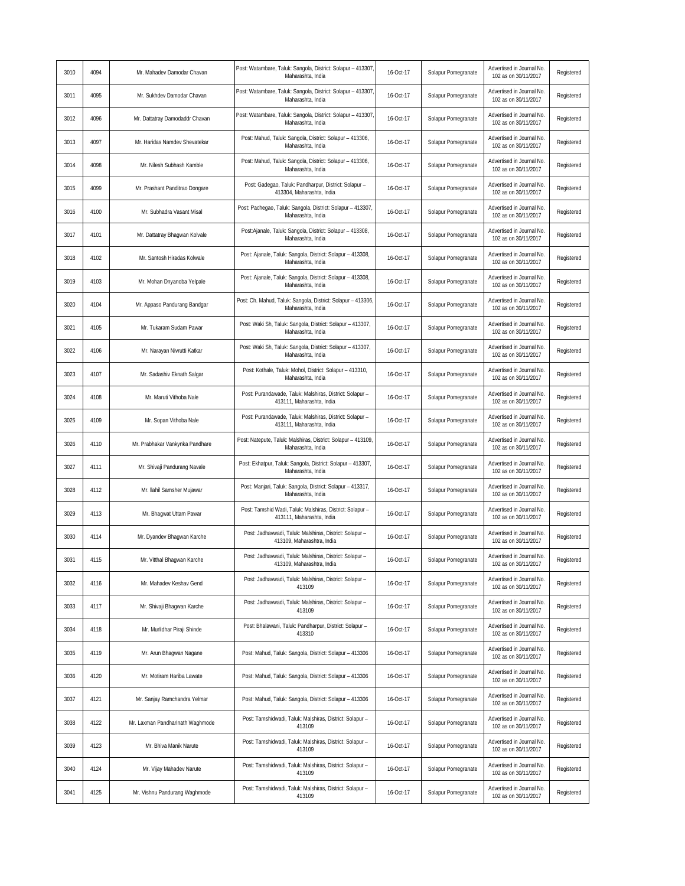| 3010 | 4094 | Mr. Mahadev Damodar Chavan | Post: Watambare, Taluk: Sangola, District: Solapur – 413307, Maharashta, India | 16-Oct-17 | Solapur Pomegranate | Advertised in Journal No. 102 as on 30/11/2017 | Registered |
|---|---|---|---|---|---|---|---|
| 3011 | 4095 | Mr. Sukhdev Damodar Chavan | Post: Watambare, Taluk: Sangola, District: Solapur – 413307, Maharashta, India | 16-Oct-17 | Solapur Pomegranate | Advertised in Journal No. 102 as on 30/11/2017 | Registered |
| 3012 | 4096 | Mr. Dattatray Damodaddr Chavan | Post: Watambare, Taluk: Sangola, District: Solapur – 413307, Maharashta, India | 16-Oct-17 | Solapur Pomegranate | Advertised in Journal No. 102 as on 30/11/2017 | Registered |
| 3013 | 4097 | Mr. Haridas Namdev Shevatekar | Post: Mahud, Taluk: Sangola, District: Solapur – 413306, Maharashta, India | 16-Oct-17 | Solapur Pomegranate | Advertised in Journal No. 102 as on 30/11/2017 | Registered |
| 3014 | 4098 | Mr. Nilesh Subhash Kamble | Post: Mahud, Taluk: Sangola, District: Solapur – 413306, Maharashta, India | 16-Oct-17 | Solapur Pomegranate | Advertised in Journal No. 102 as on 30/11/2017 | Registered |
| 3015 | 4099 | Mr. Prashant Panditrao Dongare | Post: Gadegao, Taluk: Pandharpur, District: Solapur – 413304, Maharashta, India | 16-Oct-17 | Solapur Pomegranate | Advertised in Journal No. 102 as on 30/11/2017 | Registered |
| 3016 | 4100 | Mr. Subhadra Vasant Misal | Post: Pachegao, Taluk: Sangola, District: Solapur – 413307, Maharashta, India | 16-Oct-17 | Solapur Pomegranate | Advertised in Journal No. 102 as on 30/11/2017 | Registered |
| 3017 | 4101 | Mr. Dattatray Bhagwan Kolvale | Post:Ajanale, Taluk: Sangola, District: Solapur – 413308, Maharashta, India | 16-Oct-17 | Solapur Pomegranate | Advertised in Journal No. 102 as on 30/11/2017 | Registered |
| 3018 | 4102 | Mr. Santosh Hiradas Kolwale | Post: Ajanale, Taluk: Sangola, District: Solapur – 413308, Maharashta, India | 16-Oct-17 | Solapur Pomegranate | Advertised in Journal No. 102 as on 30/11/2017 | Registered |
| 3019 | 4103 | Mr. Mohan Dnyanoba Yelpale | Post: Ajanale, Taluk: Sangola, District: Solapur – 413308, Maharashta, India | 16-Oct-17 | Solapur Pomegranate | Advertised in Journal No. 102 as on 30/11/2017 | Registered |
| 3020 | 4104 | Mr. Appaso Pandurang Bandgar | Post: Ch. Mahud, Taluk: Sangola, District: Solapur – 413306, Maharashta, India | 16-Oct-17 | Solapur Pomegranate | Advertised in Journal No. 102 as on 30/11/2017 | Registered |
| 3021 | 4105 | Mr. Tukaram Sudam Pawar | Post: Waki Sh, Taluk: Sangola, District: Solapur – 413307, Maharashta, India | 16-Oct-17 | Solapur Pomegranate | Advertised in Journal No. 102 as on 30/11/2017 | Registered |
| 3022 | 4106 | Mr. Narayan Nivrutti Katkar | Post: Waki Sh, Taluk: Sangola, District: Solapur – 413307, Maharashta, India | 16-Oct-17 | Solapur Pomegranate | Advertised in Journal No. 102 as on 30/11/2017 | Registered |
| 3023 | 4107 | Mr. Sadashiv Eknath Salgar | Post: Kothale, Taluk: Mohol, District: Solapur – 413310, Maharashta, India | 16-Oct-17 | Solapur Pomegranate | Advertised in Journal No. 102 as on 30/11/2017 | Registered |
| 3024 | 4108 | Mr. Maruti Vithoba Nale | Post: Purandawade, Taluk: Malshiras, District: Solapur – 413111, Maharashta, India | 16-Oct-17 | Solapur Pomegranate | Advertised in Journal No. 102 as on 30/11/2017 | Registered |
| 3025 | 4109 | Mr. Sopan Vithoba Nale | Post: Purandawade, Taluk: Malshiras, District: Solapur – 413111, Maharashta, India | 16-Oct-17 | Solapur Pomegranate | Advertised in Journal No. 102 as on 30/11/2017 | Registered |
| 3026 | 4110 | Mr. Prabhakar Vankynka Pandhare | Post: Natepute, Taluk: Malshiras, District: Solapur – 413109, Maharashta, India | 16-Oct-17 | Solapur Pomegranate | Advertised in Journal No. 102 as on 30/11/2017 | Registered |
| 3027 | 4111 | Mr. Shivaji Pandurang Navale | Post: Ekhatpur, Taluk: Sangola, District: Solapur – 413307, Maharashta, India | 16-Oct-17 | Solapur Pomegranate | Advertised in Journal No. 102 as on 30/11/2017 | Registered |
| 3028 | 4112 | Mr. Ilahil Samsher Mujawar | Post: Manjari, Taluk: Sangola, District: Solapur – 413317, Maharashta, India | 16-Oct-17 | Solapur Pomegranate | Advertised in Journal No. 102 as on 30/11/2017 | Registered |
| 3029 | 4113 | Mr. Bhagwat Uttam Pawar | Post: Tamshid Wadi, Taluk: Malshiras, District: Solapur – 413111, Maharashta, India | 16-Oct-17 | Solapur Pomegranate | Advertised in Journal No. 102 as on 30/11/2017 | Registered |
| 3030 | 4114 | Mr. Dyandev Bhagwan Karche | Post: Jadhavwadi, Taluk: Malshiras, District: Solapur – 413109, Maharashtra, India | 16-Oct-17 | Solapur Pomegranate | Advertised in Journal No. 102 as on 30/11/2017 | Registered |
| 3031 | 4115 | Mr. Vitthal Bhagwan Karche | Post: Jadhavwadi, Taluk: Malshiras, District: Solapur – 413109, Maharashtra, India | 16-Oct-17 | Solapur Pomegranate | Advertised in Journal No. 102 as on 30/11/2017 | Registered |
| 3032 | 4116 | Mr. Mahadev Keshav Gend | Post: Jadhavwadi, Taluk: Malshiras, District: Solapur – 413109 | 16-Oct-17 | Solapur Pomegranate | Advertised in Journal No. 102 as on 30/11/2017 | Registered |
| 3033 | 4117 | Mr. Shivaji Bhagwan Karche | Post: Jadhavwadi, Taluk: Malshiras, District: Solapur – 413109 | 16-Oct-17 | Solapur Pomegranate | Advertised in Journal No. 102 as on 30/11/2017 | Registered |
| 3034 | 4118 | Mr. Murlidhar Piraji Shinde | Post: Bhalawani, Taluk: Pandharpur, District: Solapur – 413310 | 16-Oct-17 | Solapur Pomegranate | Advertised in Journal No. 102 as on 30/11/2017 | Registered |
| 3035 | 4119 | Mr. Arun Bhagwan Nagane | Post: Mahud, Taluk: Sangola, District: Solapur – 413306 | 16-Oct-17 | Solapur Pomegranate | Advertised in Journal No. 102 as on 30/11/2017 | Registered |
| 3036 | 4120 | Mr. Motiram Hariba Lawate | Post: Mahud, Taluk: Sangola, District: Solapur – 413306 | 16-Oct-17 | Solapur Pomegranate | Advertised in Journal No. 102 as on 30/11/2017 | Registered |
| 3037 | 4121 | Mr. Sanjay Ramchandra Yelmar | Post: Mahud, Taluk: Sangola, District: Solapur – 413306 | 16-Oct-17 | Solapur Pomegranate | Advertised in Journal No. 102 as on 30/11/2017 | Registered |
| 3038 | 4122 | Mr. Laxman Pandharinath Waghmode | Post: Tamshidwadi, Taluk: Malshiras, District: Solapur – 413109 | 16-Oct-17 | Solapur Pomegranate | Advertised in Journal No. 102 as on 30/11/2017 | Registered |
| 3039 | 4123 | Mr. Bhiva Manik Narute | Post: Tamshidwadi, Taluk: Malshiras, District: Solapur – 413109 | 16-Oct-17 | Solapur Pomegranate | Advertised in Journal No. 102 as on 30/11/2017 | Registered |
| 3040 | 4124 | Mr. Vijay Mahadev Narute | Post: Tamshidwadi, Taluk: Malshiras, District: Solapur – 413109 | 16-Oct-17 | Solapur Pomegranate | Advertised in Journal No. 102 as on 30/11/2017 | Registered |
| 3041 | 4125 | Mr. Vishnu Pandurang Waghmode | Post: Tamshidwadi, Taluk: Malshiras, District: Solapur – 413109 | 16-Oct-17 | Solapur Pomegranate | Advertised in Journal No. 102 as on 30/11/2017 | Registered |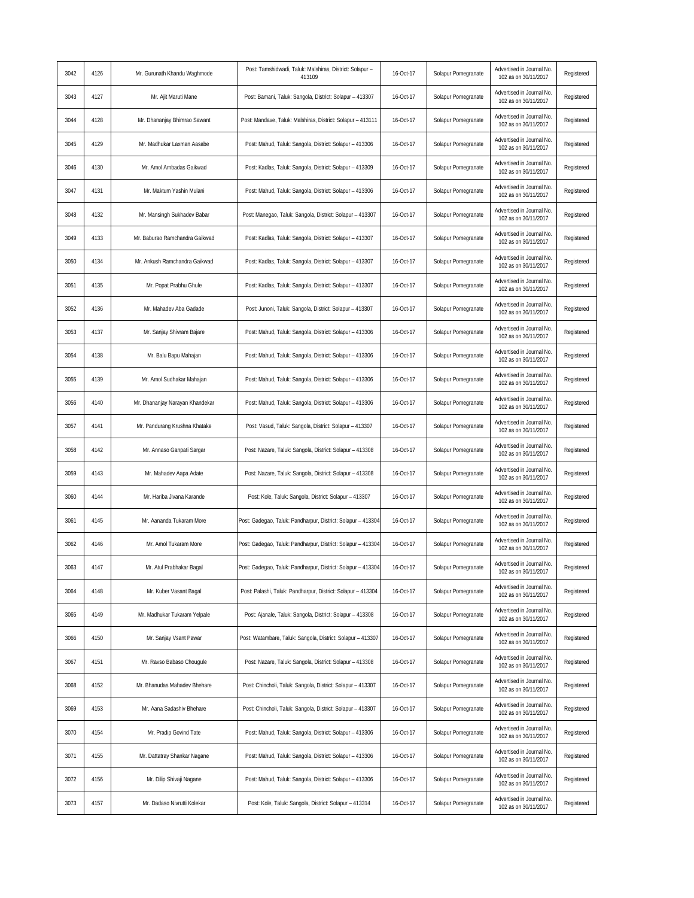| 3042 | 4126 | Mr. Gurunath Khandu Waghmode | Post: Tamshidwadi, Taluk: Malshiras, District: Solapur – 413109 | 16-Oct-17 | Solapur Pomegranate | Advertised in Journal No. 102 as on 30/11/2017 | Registered |
|---|---|---|---|---|---|---|---|
| 3043 | 4127 | Mr. Ajit Maruti Mane | Post: Bamani, Taluk: Sangola, District: Solapur – 413307 | 16-Oct-17 | Solapur Pomegranate | Advertised in Journal No. 102 as on 30/11/2017 | Registered |
| 3044 | 4128 | Mr. Dhananjay Bhimrao Sawant | Post: Mandave, Taluk: Malshiras, District: Solapur – 413111 | 16-Oct-17 | Solapur Pomegranate | Advertised in Journal No. 102 as on 30/11/2017 | Registered |
| 3045 | 4129 | Mr. Madhukar Laxman Aasabe | Post: Mahud, Taluk: Sangola, District: Solapur – 413306 | 16-Oct-17 | Solapur Pomegranate | Advertised in Journal No. 102 as on 30/11/2017 | Registered |
| 3046 | 4130 | Mr. Amol Ambadas Gaikwad | Post: Kadlas, Taluk: Sangola, District: Solapur – 413309 | 16-Oct-17 | Solapur Pomegranate | Advertised in Journal No. 102 as on 30/11/2017 | Registered |
| 3047 | 4131 | Mr. Maktum Yashin Mulani | Post: Mahud, Taluk: Sangola, District: Solapur – 413306 | 16-Oct-17 | Solapur Pomegranate | Advertised in Journal No. 102 as on 30/11/2017 | Registered |
| 3048 | 4132 | Mr. Mansingh Sukhadev Babar | Post: Manegao, Taluk: Sangola, District: Solapur – 413307 | 16-Oct-17 | Solapur Pomegranate | Advertised in Journal No. 102 as on 30/11/2017 | Registered |
| 3049 | 4133 | Mr. Baburao Ramchandra Gaikwad | Post: Kadlas, Taluk: Sangola, District: Solapur – 413307 | 16-Oct-17 | Solapur Pomegranate | Advertised in Journal No. 102 as on 30/11/2017 | Registered |
| 3050 | 4134 | Mr. Ankush Ramchandra Gaikwad | Post: Kadlas, Taluk: Sangola, District: Solapur – 413307 | 16-Oct-17 | Solapur Pomegranate | Advertised in Journal No. 102 as on 30/11/2017 | Registered |
| 3051 | 4135 | Mr. Popat Prabhu Ghule | Post: Kadlas, Taluk: Sangola, District: Solapur – 413307 | 16-Oct-17 | Solapur Pomegranate | Advertised in Journal No. 102 as on 30/11/2017 | Registered |
| 3052 | 4136 | Mr. Mahadev Aba Gadade | Post: Junoni, Taluk: Sangola, District: Solapur – 413307 | 16-Oct-17 | Solapur Pomegranate | Advertised in Journal No. 102 as on 30/11/2017 | Registered |
| 3053 | 4137 | Mr. Sanjay Shivram Bajare | Post: Mahud, Taluk: Sangola, District: Solapur – 413306 | 16-Oct-17 | Solapur Pomegranate | Advertised in Journal No. 102 as on 30/11/2017 | Registered |
| 3054 | 4138 | Mr. Balu Bapu Mahajan | Post: Mahud, Taluk: Sangola, District: Solapur – 413306 | 16-Oct-17 | Solapur Pomegranate | Advertised in Journal No. 102 as on 30/11/2017 | Registered |
| 3055 | 4139 | Mr. Amol Sudhakar Mahajan | Post: Mahud, Taluk: Sangola, District: Solapur – 413306 | 16-Oct-17 | Solapur Pomegranate | Advertised in Journal No. 102 as on 30/11/2017 | Registered |
| 3056 | 4140 | Mr. Dhananjay Narayan Khandekar | Post: Mahud, Taluk: Sangola, District: Solapur – 413306 | 16-Oct-17 | Solapur Pomegranate | Advertised in Journal No. 102 as on 30/11/2017 | Registered |
| 3057 | 4141 | Mr. Pandurang Krushna Khatake | Post: Vasud, Taluk: Sangola, District: Solapur – 413307 | 16-Oct-17 | Solapur Pomegranate | Advertised in Journal No. 102 as on 30/11/2017 | Registered |
| 3058 | 4142 | Mr. Annaso Ganpati Sargar | Post: Nazare, Taluk: Sangola, District: Solapur – 413308 | 16-Oct-17 | Solapur Pomegranate | Advertised in Journal No. 102 as on 30/11/2017 | Registered |
| 3059 | 4143 | Mr. Mahadev Aapa Adate | Post: Nazare, Taluk: Sangola, District: Solapur – 413308 | 16-Oct-17 | Solapur Pomegranate | Advertised in Journal No. 102 as on 30/11/2017 | Registered |
| 3060 | 4144 | Mr. Hariba Jivana Karande | Post: Kole, Taluk: Sangola, District: Solapur – 413307 | 16-Oct-17 | Solapur Pomegranate | Advertised in Journal No. 102 as on 30/11/2017 | Registered |
| 3061 | 4145 | Mr. Aananda Tukaram More | Post: Gadegao, Taluk: Pandharpur, District: Solapur – 413304 | 16-Oct-17 | Solapur Pomegranate | Advertised in Journal No. 102 as on 30/11/2017 | Registered |
| 3062 | 4146 | Mr. Amol Tukaram More | Post: Gadegao, Taluk: Pandharpur, District: Solapur – 413304 | 16-Oct-17 | Solapur Pomegranate | Advertised in Journal No. 102 as on 30/11/2017 | Registered |
| 3063 | 4147 | Mr. Atul Prabhakar Bagal | Post: Gadegao, Taluk: Pandharpur, District: Solapur – 413304 | 16-Oct-17 | Solapur Pomegranate | Advertised in Journal No. 102 as on 30/11/2017 | Registered |
| 3064 | 4148 | Mr. Kuber Vasant Bagal | Post: Palashi, Taluk: Pandharpur, District: Solapur – 413304 | 16-Oct-17 | Solapur Pomegranate | Advertised in Journal No. 102 as on 30/11/2017 | Registered |
| 3065 | 4149 | Mr. Madhukar Tukaram Yelpale | Post: Ajanale, Taluk: Sangola, District: Solapur – 413308 | 16-Oct-17 | Solapur Pomegranate | Advertised in Journal No. 102 as on 30/11/2017 | Registered |
| 3066 | 4150 | Mr. Sanjay Vsant Pawar | Post: Watambare, Taluk: Sangola, District: Solapur – 413307 | 16-Oct-17 | Solapur Pomegranate | Advertised in Journal No. 102 as on 30/11/2017 | Registered |
| 3067 | 4151 | Mr. Ravso Babaso Chougule | Post: Nazare, Taluk: Sangola, District: Solapur – 413308 | 16-Oct-17 | Solapur Pomegranate | Advertised in Journal No. 102 as on 30/11/2017 | Registered |
| 3068 | 4152 | Mr. Bhanudas Mahadev Bhehare | Post: Chincholi, Taluk: Sangola, District: Solapur – 413307 | 16-Oct-17 | Solapur Pomegranate | Advertised in Journal No. 102 as on 30/11/2017 | Registered |
| 3069 | 4153 | Mr. Aana Sadashiv Bhehare | Post: Chincholi, Taluk: Sangola, District: Solapur – 413307 | 16-Oct-17 | Solapur Pomegranate | Advertised in Journal No. 102 as on 30/11/2017 | Registered |
| 3070 | 4154 | Mr. Pradip Govind Tate | Post: Mahud, Taluk: Sangola, District: Solapur – 413306 | 16-Oct-17 | Solapur Pomegranate | Advertised in Journal No. 102 as on 30/11/2017 | Registered |
| 3071 | 4155 | Mr. Dattatray Shankar Nagane | Post: Mahud, Taluk: Sangola, District: Solapur – 413306 | 16-Oct-17 | Solapur Pomegranate | Advertised in Journal No. 102 as on 30/11/2017 | Registered |
| 3072 | 4156 | Mr. Dilip Shivaji Nagane | Post: Mahud, Taluk: Sangola, District: Solapur – 413306 | 16-Oct-17 | Solapur Pomegranate | Advertised in Journal No. 102 as on 30/11/2017 | Registered |
| 3073 | 4157 | Mr. Dadaso Nivrutti Kolekar | Post: Kole, Taluk: Sangola, District: Solapur – 413314 | 16-Oct-17 | Solapur Pomegranate | Advertised in Journal No. 102 as on 30/11/2017 | Registered |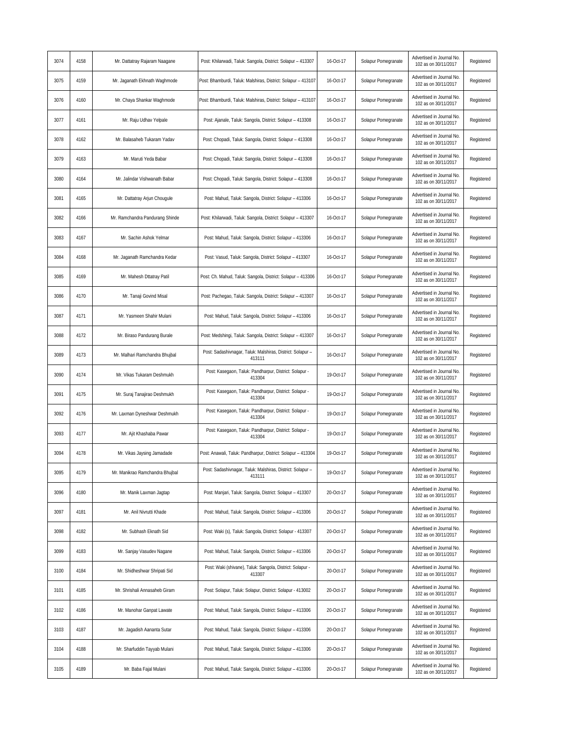| 3074 | 4158 | Mr. Dattatray Rajaram Naagane | Post: Khilarwadi, Taluk: Sangola, District: Solapur – 413307 | 16-Oct-17 | Solapur Pomegranate | Advertised in Journal No. 102 as on 30/11/2017 | Registered |
|---|---|---|---|---|---|---|---|
| 3075 | 4159 | Mr. Jaganath Ekhnath Waghmode | Post: Bhamburdi, Taluk: Malshiras, District: Solapur – 413107 | 16-Oct-17 | Solapur Pomegranate | Advertised in Journal No. 102 as on 30/11/2017 | Registered |
| 3076 | 4160 | Mr. Chaya Shankar Waghmode | Post: Bhamburdi, Taluk: Malshiras, District: Solapur – 413107 | 16-Oct-17 | Solapur Pomegranate | Advertised in Journal No. 102 as on 30/11/2017 | Registered |
| 3077 | 4161 | Mr. Raju Udhav Yelpale | Post: Ajanale, Taluk: Sangola, District: Solapur – 413308 | 16-Oct-17 | Solapur Pomegranate | Advertised in Journal No. 102 as on 30/11/2017 | Registered |
| 3078 | 4162 | Mr. Balasaheb Tukaram Yadav | Post: Chopadi, Taluk: Sangola, District: Solapur – 413308 | 16-Oct-17 | Solapur Pomegranate | Advertised in Journal No. 102 as on 30/11/2017 | Registered |
| 3079 | 4163 | Mr. Maruti Yeda Babar | Post: Chopadi, Taluk: Sangola, District: Solapur – 413308 | 16-Oct-17 | Solapur Pomegranate | Advertised in Journal No. 102 as on 30/11/2017 | Registered |
| 3080 | 4164 | Mr. Jalindar Vishwanath Babar | Post: Chopadi, Taluk: Sangola, District: Solapur – 413308 | 16-Oct-17 | Solapur Pomegranate | Advertised in Journal No. 102 as on 30/11/2017 | Registered |
| 3081 | 4165 | Mr. Dattatray Arjun Chougule | Post: Mahud, Taluk: Sangola, District: Solapur – 413306 | 16-Oct-17 | Solapur Pomegranate | Advertised in Journal No. 102 as on 30/11/2017 | Registered |
| 3082 | 4166 | Mr. Ramchandra Pandurang Shinde | Post: Khilarwadi, Taluk: Sangola, District: Solapur – 413307 | 16-Oct-17 | Solapur Pomegranate | Advertised in Journal No. 102 as on 30/11/2017 | Registered |
| 3083 | 4167 | Mr. Sachin Ashok Yelmar | Post: Mahud, Taluk: Sangola, District: Solapur – 413306 | 16-Oct-17 | Solapur Pomegranate | Advertised in Journal No. 102 as on 30/11/2017 | Registered |
| 3084 | 4168 | Mr. Jaganath Ramchandra Kedar | Post: Vasud, Taluk: Sangola, District: Solapur – 413307 | 16-Oct-17 | Solapur Pomegranate | Advertised in Journal No. 102 as on 30/11/2017 | Registered |
| 3085 | 4169 | Mr. Mahesh Dttatray Patil | Post: Ch. Mahud, Taluk: Sangola, District: Solapur – 413306 | 16-Oct-17 | Solapur Pomegranate | Advertised in Journal No. 102 as on 30/11/2017 | Registered |
| 3086 | 4170 | Mr. Tanaji Govind Misal | Post: Pachegao, Taluk: Sangola, District: Solapur – 413307 | 16-Oct-17 | Solapur Pomegranate | Advertised in Journal No. 102 as on 30/11/2017 | Registered |
| 3087 | 4171 | Mr. Yasmeen Shahir Mulani | Post: Mahud, Taluk: Sangola, District: Solapur – 413306 | 16-Oct-17 | Solapur Pomegranate | Advertised in Journal No. 102 as on 30/11/2017 | Registered |
| 3088 | 4172 | Mr. Biraso Pandurang Burale | Post: Medshingi, Taluk: Sangola, District: Solapur – 413307 | 16-Oct-17 | Solapur Pomegranate | Advertised in Journal No. 102 as on 30/11/2017 | Registered |
| 3089 | 4173 | Mr. Malhari Ramchandra Bhujbal | Post: Sadashivnagar, Taluk: Malshiras, District: Solapur – 413111 | 16-Oct-17 | Solapur Pomegranate | Advertised in Journal No. 102 as on 30/11/2017 | Registered |
| 3090 | 4174 | Mr. Vikas Tukaram Deshmukh | Post: Kasegaon, Taluk: Pandharpur, District: Solapur - 413304 | 19-Oct-17 | Solapur Pomegranate | Advertised in Journal No. 102 as on 30/11/2017 | Registered |
| 3091 | 4175 | Mr. Suraj Tanajirao Deshmukh | Post: Kasegaon, Taluk: Pandharpur, District: Solapur - 413304 | 19-Oct-17 | Solapur Pomegranate | Advertised in Journal No. 102 as on 30/11/2017 | Registered |
| 3092 | 4176 | Mr. Laxman Dyneshwar Deshmukh | Post: Kasegaon, Taluk: Pandharpur, District: Solapur - 413304 | 19-Oct-17 | Solapur Pomegranate | Advertised in Journal No. 102 as on 30/11/2017 | Registered |
| 3093 | 4177 | Mr. Ajit Khashaba Pawar | Post: Kasegaon, Taluk: Pandharpur, District: Solapur - 413304 | 19-Oct-17 | Solapur Pomegranate | Advertised in Journal No. 102 as on 30/11/2017 | Registered |
| 3094 | 4178 | Mr. Vikas Jaysing Jamadade | Post: Anawali, Taluk: Pandharpur, District: Solapur – 413304 | 19-Oct-17 | Solapur Pomegranate | Advertised in Journal No. 102 as on 30/11/2017 | Registered |
| 3095 | 4179 | Mr. Manikrao Ramchandra Bhujbal | Post: Sadashivnagar, Taluk: Malshiras, District: Solapur – 413111 | 19-Oct-17 | Solapur Pomegranate | Advertised in Journal No. 102 as on 30/11/2017 | Registered |
| 3096 | 4180 | Mr. Manik Laxman Jagtap | Post: Manjari, Taluk: Sangola, District: Solapur – 413307 | 20-Oct-17 | Solapur Pomegranate | Advertised in Journal No. 102 as on 30/11/2017 | Registered |
| 3097 | 4181 | Mr. Anil Nivrutti Khade | Post: Mahud, Taluk: Sangola, District: Solapur – 413306 | 20-Oct-17 | Solapur Pomegranate | Advertised in Journal No. 102 as on 30/11/2017 | Registered |
| 3098 | 4182 | Mr. Subhash Eknath Sid | Post: Waki (s), Taluk: Sangola, District: Solapur - 413307 | 20-Oct-17 | Solapur Pomegranate | Advertised in Journal No. 102 as on 30/11/2017 | Registered |
| 3099 | 4183 | Mr. Sanjay Vasudev Nagane | Post: Mahud, Taluk: Sangola, District: Solapur – 413306 | 20-Oct-17 | Solapur Pomegranate | Advertised in Journal No. 102 as on 30/11/2017 | Registered |
| 3100 | 4184 | Mr. Shidheshwar Shripati Sid | Post: Waki (shivane), Taluk: Sangola, District: Solapur - 413307 | 20-Oct-17 | Solapur Pomegranate | Advertised in Journal No. 102 as on 30/11/2017 | Registered |
| 3101 | 4185 | Mr. Shrishali Annasaheb Giram | Post: Solapur, Taluk: Solapur, District: Solapur - 413002 | 20-Oct-17 | Solapur Pomegranate | Advertised in Journal No. 102 as on 30/11/2017 | Registered |
| 3102 | 4186 | Mr. Manohar Ganpat Lawate | Post: Mahud, Taluk: Sangola, District: Solapur – 413306 | 20-Oct-17 | Solapur Pomegranate | Advertised in Journal No. 102 as on 30/11/2017 | Registered |
| 3103 | 4187 | Mr. Jagadish Aananta Sutar | Post: Mahud, Taluk: Sangola, District: Solapur – 413306 | 20-Oct-17 | Solapur Pomegranate | Advertised in Journal No. 102 as on 30/11/2017 | Registered |
| 3104 | 4188 | Mr. Sharfuddin Tayyab Mulani | Post: Mahud, Taluk: Sangola, District: Solapur – 413306 | 20-Oct-17 | Solapur Pomegranate | Advertised in Journal No. 102 as on 30/11/2017 | Registered |
| 3105 | 4189 | Mr. Baba Fajal Mulani | Post: Mahud, Taluk: Sangola, District: Solapur – 413306 | 20-Oct-17 | Solapur Pomegranate | Advertised in Journal No. 102 as on 30/11/2017 | Registered |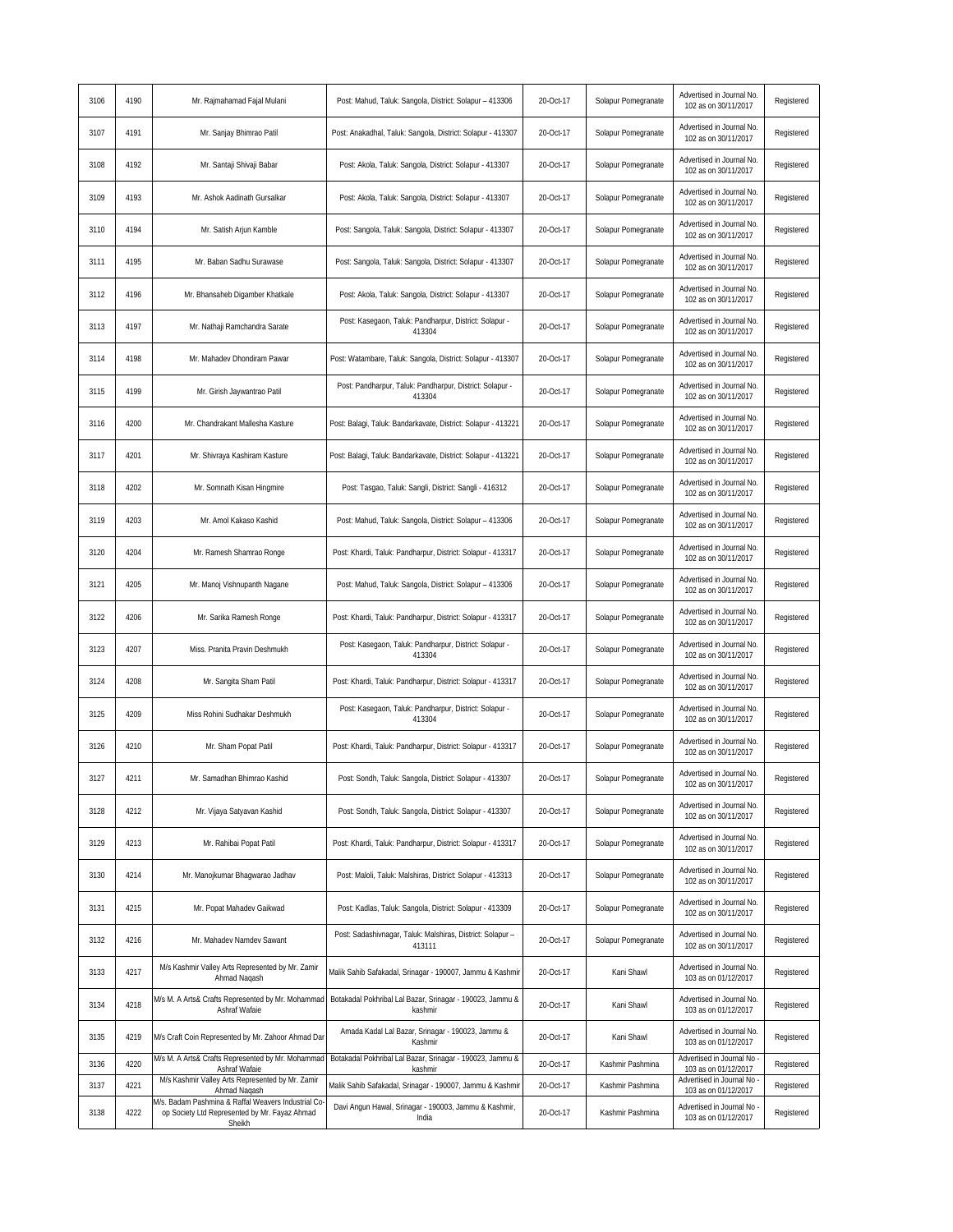| | | | | | | | |
|---|---|---|---|---|---|---|---|
| 3106 | 4190 | Mr. Rajmahamad Fajal Mulani | Post: Mahud, Taluk: Sangola, District: Solapur – 413306 | 20-Oct-17 | Solapur Pomegranate | Advertised in Journal No. 102 as on 30/11/2017 | Registered |
| 3107 | 4191 | Mr. Sanjay Bhimrao Patil | Post: Anakadhal, Taluk: Sangola, District: Solapur - 413307 | 20-Oct-17 | Solapur Pomegranate | Advertised in Journal No. 102 as on 30/11/2017 | Registered |
| 3108 | 4192 | Mr. Santaji Shivaji Babar | Post: Akola, Taluk: Sangola, District: Solapur - 413307 | 20-Oct-17 | Solapur Pomegranate | Advertised in Journal No. 102 as on 30/11/2017 | Registered |
| 3109 | 4193 | Mr. Ashok Aadinath Gursalkar | Post: Akola, Taluk: Sangola, District: Solapur - 413307 | 20-Oct-17 | Solapur Pomegranate | Advertised in Journal No. 102 as on 30/11/2017 | Registered |
| 3110 | 4194 | Mr. Satish Arjun Kamble | Post: Sangola, Taluk: Sangola, District: Solapur - 413307 | 20-Oct-17 | Solapur Pomegranate | Advertised in Journal No. 102 as on 30/11/2017 | Registered |
| 3111 | 4195 | Mr. Baban Sadhu Surawase | Post: Sangola, Taluk: Sangola, District: Solapur - 413307 | 20-Oct-17 | Solapur Pomegranate | Advertised in Journal No. 102 as on 30/11/2017 | Registered |
| 3112 | 4196 | Mr. Bhansaheb Digamber Khatkale | Post: Akola, Taluk: Sangola, District: Solapur - 413307 | 20-Oct-17 | Solapur Pomegranate | Advertised in Journal No. 102 as on 30/11/2017 | Registered |
| 3113 | 4197 | Mr. Nathaji Ramchandra Sarate | Post: Kasegaon, Taluk: Pandharpur, District: Solapur - 413304 | 20-Oct-17 | Solapur Pomegranate | Advertised in Journal No. 102 as on 30/11/2017 | Registered |
| 3114 | 4198 | Mr. Mahadev Dhondiram Pawar | Post: Watambare, Taluk: Sangola, District: Solapur - 413307 | 20-Oct-17 | Solapur Pomegranate | Advertised in Journal No. 102 as on 30/11/2017 | Registered |
| 3115 | 4199 | Mr. Girish Jaywantrao Patil | Post: Pandharpur, Taluk: Pandharpur, District: Solapur - 413304 | 20-Oct-17 | Solapur Pomegranate | Advertised in Journal No. 102 as on 30/11/2017 | Registered |
| 3116 | 4200 | Mr. Chandrakant Mallesha Kasture | Post: Balagi, Taluk: Bandarkavate, District: Solapur - 413221 | 20-Oct-17 | Solapur Pomegranate | Advertised in Journal No. 102 as on 30/11/2017 | Registered |
| 3117 | 4201 | Mr. Shivraya Kashiram Kasture | Post: Balagi, Taluk: Bandarkavate, District: Solapur - 413221 | 20-Oct-17 | Solapur Pomegranate | Advertised in Journal No. 102 as on 30/11/2017 | Registered |
| 3118 | 4202 | Mr. Somnath Kisan Hingmire | Post: Tasgao, Taluk: Sangli, District: Sangli - 416312 | 20-Oct-17 | Solapur Pomegranate | Advertised in Journal No. 102 as on 30/11/2017 | Registered |
| 3119 | 4203 | Mr. Amol Kakaso Kashid | Post: Mahud, Taluk: Sangola, District: Solapur – 413306 | 20-Oct-17 | Solapur Pomegranate | Advertised in Journal No. 102 as on 30/11/2017 | Registered |
| 3120 | 4204 | Mr. Ramesh Shamrao Ronge | Post: Khardi, Taluk: Pandharpur, District: Solapur - 413317 | 20-Oct-17 | Solapur Pomegranate | Advertised in Journal No. 102 as on 30/11/2017 | Registered |
| 3121 | 4205 | Mr. Manoj Vishnupanth Nagane | Post: Mahud, Taluk: Sangola, District: Solapur – 413306 | 20-Oct-17 | Solapur Pomegranate | Advertised in Journal No. 102 as on 30/11/2017 | Registered |
| 3122 | 4206 | Mr. Sarika Ramesh Ronge | Post: Khardi, Taluk: Pandharpur, District: Solapur - 413317 | 20-Oct-17 | Solapur Pomegranate | Advertised in Journal No. 102 as on 30/11/2017 | Registered |
| 3123 | 4207 | Miss. Pranita Pravin Deshmukh | Post: Kasegaon, Taluk: Pandharpur, District: Solapur - 413304 | 20-Oct-17 | Solapur Pomegranate | Advertised in Journal No. 102 as on 30/11/2017 | Registered |
| 3124 | 4208 | Mr. Sangita Sham Patil | Post: Khardi, Taluk: Pandharpur, District: Solapur - 413317 | 20-Oct-17 | Solapur Pomegranate | Advertised in Journal No. 102 as on 30/11/2017 | Registered |
| 3125 | 4209 | Miss Rohini Sudhakar Deshmukh | Post: Kasegaon, Taluk: Pandharpur, District: Solapur - 413304 | 20-Oct-17 | Solapur Pomegranate | Advertised in Journal No. 102 as on 30/11/2017 | Registered |
| 3126 | 4210 | Mr. Sham Popat Patil | Post: Khardi, Taluk: Pandharpur, District: Solapur - 413317 | 20-Oct-17 | Solapur Pomegranate | Advertised in Journal No. 102 as on 30/11/2017 | Registered |
| 3127 | 4211 | Mr. Samadhan Bhimrao Kashid | Post: Sondh, Taluk: Sangola, District: Solapur - 413307 | 20-Oct-17 | Solapur Pomegranate | Advertised in Journal No. 102 as on 30/11/2017 | Registered |
| 3128 | 4212 | Mr. Vijaya Satyavan Kashid | Post: Sondh, Taluk: Sangola, District: Solapur - 413307 | 20-Oct-17 | Solapur Pomegranate | Advertised in Journal No. 102 as on 30/11/2017 | Registered |
| 3129 | 4213 | Mr. Rahibai Popat Patil | Post: Khardi, Taluk: Pandharpur, District: Solapur - 413317 | 20-Oct-17 | Solapur Pomegranate | Advertised in Journal No. 102 as on 30/11/2017 | Registered |
| 3130 | 4214 | Mr. Manojkumar Bhagwarao Jadhav | Post: Maloli, Taluk: Malshiras, District: Solapur - 413313 | 20-Oct-17 | Solapur Pomegranate | Advertised in Journal No. 102 as on 30/11/2017 | Registered |
| 3131 | 4215 | Mr. Popat Mahadev Gaikwad | Post: Kadlas, Taluk: Sangola, District: Solapur - 413309 | 20-Oct-17 | Solapur Pomegranate | Advertised in Journal No. 102 as on 30/11/2017 | Registered |
| 3132 | 4216 | Mr. Mahadev Namdev Sawant | Post: Sadashivnagar, Taluk: Malshiras, District: Solapur – 413111 | 20-Oct-17 | Solapur Pomegranate | Advertised in Journal No. 102 as on 30/11/2017 | Registered |
| 3133 | 4217 | M/s Kashmir Valley Arts Represented by Mr. Zamir Ahmad Naqash | Malik Sahib Safakadal, Srinagar - 190007, Jammu & Kashmir | 20-Oct-17 | Kani Shawl | Advertised in Journal No. 103 as on 01/12/2017 | Registered |
| 3134 | 4218 | M/s M. A Arts& Crafts Represented by Mr. Mohammad Ashraf Wafaie | Botakadal Pokhribal Lal Bazar, Srinagar - 190023, Jammu & kashmir | 20-Oct-17 | Kani Shawl | Advertised in Journal No. 103 as on 01/12/2017 | Registered |
| 3135 | 4219 | M/s Craft Coin Represented by Mr. Zahoor Ahmad Dar | Amada Kadal Lal Bazar, Srinagar - 190023, Jammu & Kashmir | 20-Oct-17 | Kani Shawl | Advertised in Journal No. 103 as on 01/12/2017 | Registered |
| 3136 | 4220 | M/s M. A Arts& Crafts Represented by Mr. Mohammad Ashraf Wafaie | Botakadal Pokhribal Lal Bazar, Srinagar - 190023, Jammu & kashmir | 20-Oct-17 | Kashmir Pashmina | Advertised in Journal No - 103 as on 01/12/2017 | Registered |
| 3137 | 4221 | M/s Kashmir Valley Arts Represented by Mr. Zamir Ahmad Naqash | Malik Sahib Safakadal, Srinagar - 190007, Jammu & Kashmir | 20-Oct-17 | Kashmir Pashmina | Advertised in Journal No - 103 as on 01/12/2017 | Registered |
| 3138 | 4222 | M/s. Badam Pashmina & Raffal Weavers Industrial Co-op Society Ltd Represented by Mr. Fayaz Ahmad Sheikh | Davi Angun Hawal, Srinagar - 190003, Jammu & Kashmir, India | 20-Oct-17 | Kashmir Pashmina | Advertised in Journal No - 103 as on 01/12/2017 | Registered |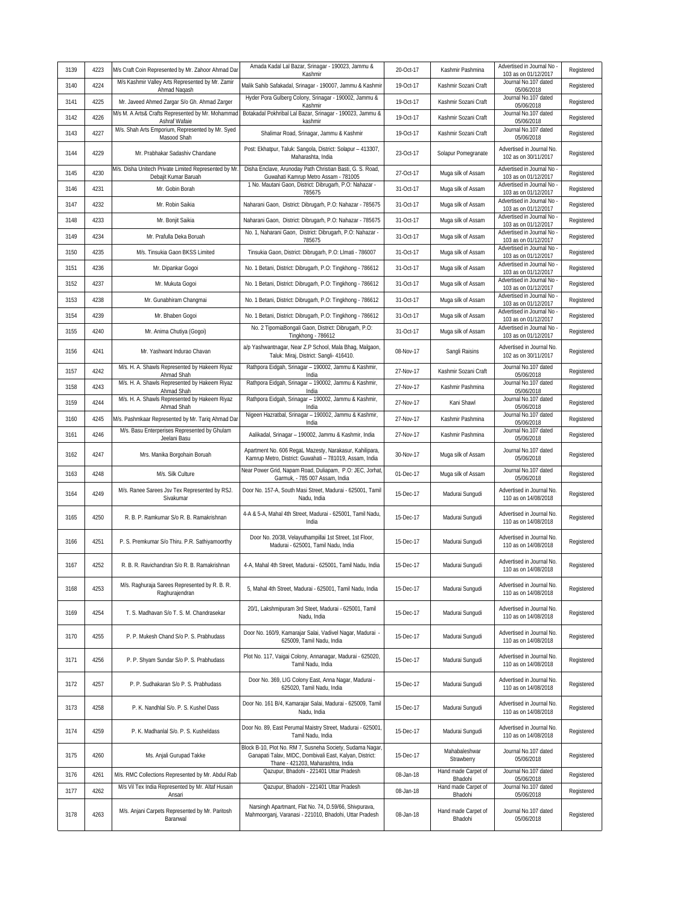| 3139 | 4223 | M/s Craft Coin Represented by Mr. Zahoor Ahmad Dar | Amada Kadal Lal Bazar, Srinagar - 190023, Jammu & Kashmir | 20-Oct-17 | Kashmir Pashmina | Advertised in Journal No - 103 as on 01/12/2017 | Registered |
|---|---|---|---|---|---|---|---|
| 3140 | 4224 | M/s Kashmir Valley Arts Represented by Mr. Zamir Ahmad Naqash | Malik Sahib Safakadal, Srinagar - 190007, Jammu & Kashmir | 19-Oct-17 | Kashmir Sozani Craft | Journal No.107 dated 05/06/2018 | Registered |
| 3141 | 4225 | Mr. Javeed Ahmed Zargar S/o Gh. Ahmad Zarger | Hyder Pora Gulberg Colony, Srinagar - 190002, Jammu & Kashmir | 19-Oct-17 | Kashmir Sozani Craft | Journal No.107 dated 05/06/2018 | Registered |
| 3142 | 4226 | M/s M. A Arts& Crafts Represented by Mr. Mohammad Ashraf Wafaie | Botakadal Pokhribal Lal Bazar, Srinagar - 190023, Jammu & kashmir | 19-Oct-17 | Kashmir Sozani Craft | Journal No.107 dated 05/06/2018 | Registered |
| 3143 | 4227 | M/s. Shah Arts Emporium, Represented by Mr. Syed Masood Shah | Shalimar Road, Srinagar, Jammu & Kashmir | 19-Oct-17 | Kashmir Sozani Craft | Journal No.107 dated 05/06/2018 | Registered |
| 3144 | 4229 | Mr. Prabhakar Sadashiv Chandane | Post: Ekhatpur, Taluk: Sangola, District: Solapur – 413307, Maharashta, India | 23-Oct-17 | Solapur Pomegranate | Advertised in Journal No. 102 as on 30/11/2017 | Registered |
| 3145 | 4230 | M/s. Disha Unitech Private Limited Represented by Mr. Debajit Kumar Baruah | Disha Enclave, Arunoday Path Christian Basti, G. S. Road, Guwahati Kamrup Metro Assam - 781005 | 27-Oct-17 | Muga silk of Assam | Advertised in Journal No - 103 as on 01/12/2017 | Registered |
| 3146 | 4231 | Mr. Gobin Borah | 1 No. Mautani Gaon, District: Dibrugarh, P.O: Nahazar - 785675 | 31-Oct-17 | Muga silk of Assam | Advertised in Journal No - 103 as on 01/12/2017 | Registered |
| 3147 | 4232 | Mr. Robin Saikia | Naharani Gaon, District: Dibrugarh, P.O: Nahazar - 785675 | 31-Oct-17 | Muga silk of Assam | Advertised in Journal No - 103 as on 01/12/2017 | Registered |
| 3148 | 4233 | Mr. Bonjit Saikia | Naharani Gaon, District: Dibrugarh, P.O: Nahazar - 785675 | 31-Oct-17 | Muga silk of Assam | Advertised in Journal No - 103 as on 01/12/2017 | Registered |
| 3149 | 4234 | Mr. Prafulla Deka Boruah | No. 1, Naharani Gaon, District: Dibrugarh, P.O: Nahazar - 785675 | 31-Oct-17 | Muga silk of Assam | Advertised in Journal No - 103 as on 01/12/2017 | Registered |
| 3150 | 4235 | M/s. Tinsukia Gaon BKSS Limited | Tinsukia Gaon, District: Dibrugarh, P.O: Llmati - 786007 | 31-Oct-17 | Muga silk of Assam | Advertised in Journal No - 103 as on 01/12/2017 | Registered |
| 3151 | 4236 | Mr. Dipankar Gogoi | No. 1 Betani, District: Dibrugarh, P.O: Tingkhong - 786612 | 31-Oct-17 | Muga silk of Assam | Advertised in Journal No - 103 as on 01/12/2017 | Registered |
| 3152 | 4237 | Mr. Mukuta Gogoi | No. 1 Betani, District: Dibrugarh, P.O: Tingkhong - 786612 | 31-Oct-17 | Muga silk of Assam | Advertised in Journal No - 103 as on 01/12/2017 | Registered |
| 3153 | 4238 | Mr. Gunabhiram Changmai | No. 1 Betani, District: Dibrugarh, P.O: Tingkhong - 786612 | 31-Oct-17 | Muga silk of Assam | Advertised in Journal No - 103 as on 01/12/2017 | Registered |
| 3154 | 4239 | Mr. Bhaben Gogoi | No. 1 Betani, District: Dibrugarh, P.O: Tingkhong - 786612 | 31-Oct-17 | Muga silk of Assam | Advertised in Journal No - 103 as on 01/12/2017 | Registered |
| 3155 | 4240 | Mr. Anima Chutiya (Gogoi) | No. 2 TipomiaBongali Gaon, District: Dibrugarh, P.O: Tingkhong - 786612 | 31-Oct-17 | Muga silk of Assam | Advertised in Journal No - 103 as on 01/12/2017 | Registered |
| 3156 | 4241 | Mr. Yashwant Indurao Chavan | a/p Yashwantnagar, Near Z.P School, Mala Bhag, Malgaon, Taluk: Miraj, District: Sangli- 416410. | 08-Nov-17 | Sangli Raisins | Advertised in Journal No. 102 as on 30/11/2017 | Registered |
| 3157 | 4242 | M/s. H. A. Shawls Represented by Hakeem Riyaz Ahmad Shah | Rathpora Eidgah, Srinagar – 190002, Jammu & Kashmir, India | 27-Nov-17 | Kashmir Sozani Craft | Journal No.107 dated 05/06/2018 | Registered |
| 3158 | 4243 | M/s. H. A. Shawls Represented by Hakeem Riyaz Ahmad Shah | Rathpora Eidgah, Srinagar – 190002, Jammu & Kashmir, India | 27-Nov-17 | Kashmir Pashmina | Journal No.107 dated 05/06/2018 | Registered |
| 3159 | 4244 | M/s. H. A. Shawls Represented by Hakeem Riyaz Ahmad Shah | Rathpora Eidgah, Srinagar – 190002, Jammu & Kashmir, India | 27-Nov-17 | Kani Shawl | Journal No.107 dated 05/06/2018 | Registered |
| 3160 | 4245 | M/s. Pashmkaar Represented by Mr. Tariq Ahmad Dar | Nigeen Hazratbal, Srinagar – 190002, Jammu & Kashmir, India | 27-Nov-17 | Kashmir Pashmina | Journal No.107 dated 05/06/2018 | Registered |
| 3161 | 4246 | M/s. Basu Enterperises Represented by Ghulam Jeelani Basu | Aalikadal, Srinagar – 190002, Jammu & Kashmir, India | 27-Nov-17 | Kashmir Pashmina | Journal No.107 dated 05/06/2018 | Registered |
| 3162 | 4247 | Mrs. Manika Borgohain Boruah | Apartment No. 606 RegaL Mazesty, Narakasur, Kahilipara, Kamrup Metro, District: Guwahati – 781019, Assam, India | 30-Nov-17 | Muga silk of Assam | Journal No.107 dated 05/06/2018 | Registered |
| 3163 | 4248 | M/s. Silk Culture | Near Power Grid, Napam Road, Duliapam, P.O: JEC, Jorhat, Garmuk, - 785 007 Assam, India | 01-Dec-17 | Muga silk of Assam | Journal No.107 dated 05/06/2018 | Registered |
| 3164 | 4249 | M/s. Ranee Sarees Jsv Tex Represented by RSJ. Sivakumar | Door No. 157-A, South Masi Street, Madurai - 625001, Tamil Nadu, India | 15-Dec-17 | Madurai Sungudi | Advertised in Journal No. 110 as on 14/08/2018 | Registered |
| 3165 | 4250 | R. B. P. Ramkumar S/o R. B. Ramakrishnan | 4-A & 5-A, Mahal 4th Street, Madurai - 625001, Tamil Nadu, India | 15-Dec-17 | Madurai Sungudi | Advertised in Journal No. 110 as on 14/08/2018 | Registered |
| 3166 | 4251 | P. S. Premkumar S/o Thiru. P.R. Sathiyamoorthy | Door No. 20/38, Velayuthampillai 1st Street, 1st Floor, Madurai - 625001, Tamil Nadu, India | 15-Dec-17 | Madurai Sungudi | Advertised in Journal No. 110 as on 14/08/2018 | Registered |
| 3167 | 4252 | R. B. R. Ravichandran S/o R. B. Ramakrishnan | 4-A, Mahal 4th Street, Madurai - 625001, Tamil Nadu, India | 15-Dec-17 | Madurai Sungudi | Advertised in Journal No. 110 as on 14/08/2018 | Registered |
| 3168 | 4253 | M/s. Raghuraja Sarees Represented by R. B. R. Raghurajendran | 5, Mahal 4th Street, Madurai - 625001, Tamil Nadu, India | 15-Dec-17 | Madurai Sungudi | Advertised in Journal No. 110 as on 14/08/2018 | Registered |
| 3169 | 4254 | T. S. Madhavan S/o T. S. M. Chandrasekar | 20/1, Lakshmipuram 3rd Steet, Madurai - 625001, Tamil Nadu, India | 15-Dec-17 | Madurai Sungudi | Advertised in Journal No. 110 as on 14/08/2018 | Registered |
| 3170 | 4255 | P. P. Mukesh Chand S/o P. S. Prabhudass | Door No. 160/9, Kamarajar Salai, Vadivel Nagar, Madurai - 625009, Tamil Nadu, India | 15-Dec-17 | Madurai Sungudi | Advertised in Journal No. 110 as on 14/08/2018 | Registered |
| 3171 | 4256 | P. P. Shyam Sundar S/o P. S. Prabhudass | Plot No. 117, Vaigai Colony, Annanagar, Madurai - 625020, Tamil Nadu, India | 15-Dec-17 | Madurai Sungudi | Advertised in Journal No. 110 as on 14/08/2018 | Registered |
| 3172 | 4257 | P. P. Sudhakaran S/o P. S. Prabhudass | Door No. 369, LIG Colony East, Anna Nagar, Madurai - 625020, Tamil Nadu, India | 15-Dec-17 | Madurai Sungudi | Advertised in Journal No. 110 as on 14/08/2018 | Registered |
| 3173 | 4258 | P. K. Nandhlal S/o. P. S. Kushel Dass | Door No. 161 B/4, Kamarajar Salai, Madurai - 625009, Tamil Nadu, India | 15-Dec-17 | Madurai Sungudi | Advertised in Journal No. 110 as on 14/08/2018 | Registered |
| 3174 | 4259 | P. K. Madhanlal S/o. P. S. Kusheldass | Door No. 89, East Perumal Maistry Street, Madurai - 625001, Tamil Nadu, India | 15-Dec-17 | Madurai Sungudi | Advertised in Journal No. 110 as on 14/08/2018 | Registered |
| 3175 | 4260 | Ms. Anjali Gurupad Takke | Block B-10, Plot No. RM 7, Susneha Society, Sudama Nagar, Ganapati Talav, MIDC, Dombivali East, Kalyan, District: Thane - 421203, Maharashtra, India | 15-Dec-17 | Mahabaleshwar Strawberry | Journal No.107 dated 05/06/2018 | Registered |
| 3176 | 4261 | M/s. RMC Collections Represented by Mr. Abdul Rab | Qazupur, Bhadohi - 221401 Uttar Pradesh | 08-Jan-18 | Hand made Carpet of Bhadohi | Journal No.107 dated 05/06/2018 | Registered |
| 3177 | 4262 | M/s Vil Tex India Represented by Mr. Altaf Husain Ansari | Qazupur, Bhadohi - 221401 Uttar Pradesh | 08-Jan-18 | Hand made Carpet of Bhadohi | Journal No.107 dated 05/06/2018 | Registered |
| 3178 | 4263 | M/s. Anjani Carpets Represented by Mr. Paritosh Baranwal | Narsingh Apartmant, Flat No. 74, D.59/66, Shivpurava, Mahmoorganj, Varanasi - 221010, Bhadohi, Uttar Pradesh | 08-Jan-18 | Hand made Carpet of Bhadohi | Journal No.107 dated 05/06/2018 | Registered |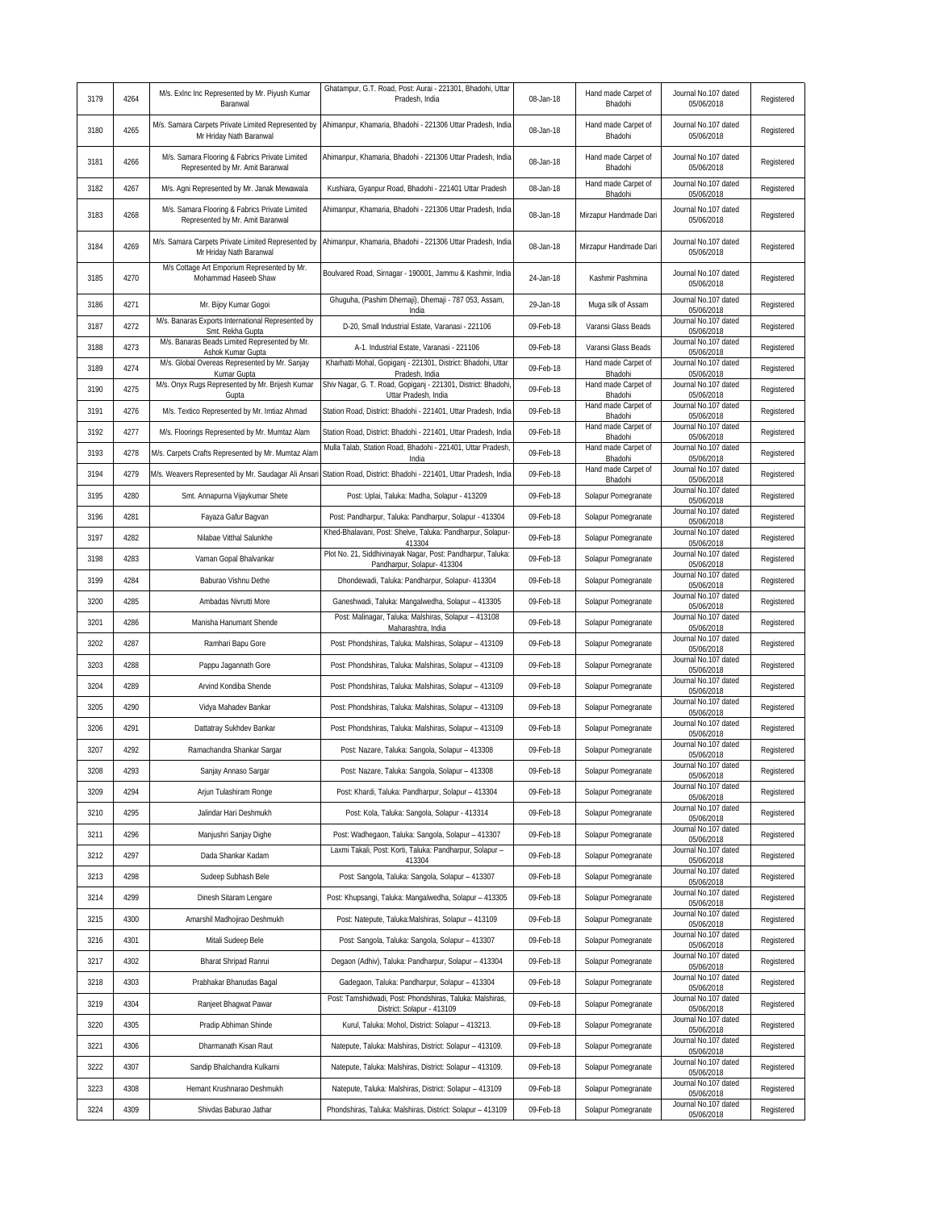| 3179 | 4264 | M/s. Exlnc Inc Represented by Mr. Piyush Kumar Baranwal | Ghatampur, G.T. Road, Post: Aurai - 221301, Bhadohi, Uttar Pradesh, India | 08-Jan-18 | Hand made Carpet of Bhadohi | Journal No.107 dated 05/06/2018 | Registered |
|---|---|---|---|---|---|---|---|
| 3180 | 4265 | M/s. Samara Carpets Private Limited Represented by Mr Hriday Nath Baranwal | Ahimanpur, Khamaria, Bhadohi - 221306 Uttar Pradesh, India | 08-Jan-18 | Hand made Carpet of Bhadohi | Journal No.107 dated 05/06/2018 | Registered |
| 3181 | 4266 | M/s. Samara Flooring & Fabrics Private Limited Represented by Mr. Amit Baranwal | Ahimanpur, Khamaria, Bhadohi - 221306 Uttar Pradesh, India | 08-Jan-18 | Hand made Carpet of Bhadohi | Journal No.107 dated 05/06/2018 | Registered |
| 3182 | 4267 | M/s. Agni Represented by Mr. Janak Mewawala | Kushiara, Gyanpur Road, Bhadohi - 221401 Uttar Pradesh | 08-Jan-18 | Hand made Carpet of Bhadohi | Journal No.107 dated 05/06/2018 | Registered |
| 3183 | 4268 | M/s. Samara Flooring & Fabrics Private Limited Represented by Mr. Amit Baranwal | Ahimanpur, Khamaria, Bhadohi - 221306 Uttar Pradesh, India | 08-Jan-18 | Mirzapur Handmade Dari | Journal No.107 dated 05/06/2018 | Registered |
| 3184 | 4269 | M/s. Samara Carpets Private Limited Represented by Mr Hriday Nath Baranwal | Ahimanpur, Khamaria, Bhadohi - 221306 Uttar Pradesh, India | 08-Jan-18 | Mirzapur Handmade Dari | Journal No.107 dated 05/06/2018 | Registered |
| 3185 | 4270 | M/s Cottage Art Emporium Represented by Mr. Mohammad Haseeb Shaw | Boulvared Road, Sirnagar - 190001, Jammu & Kashmir, India | 24-Jan-18 | Kashmir Pashmina | Journal No.107 dated 05/06/2018 | Registered |
| 3186 | 4271 | Mr. Bijoy Kumar Gogoi | Ghuguha, (Pashim Dhemaji), Dhemaji - 787 053, Assam, India | 29-Jan-18 | Muga silk of Assam | Journal No.107 dated 05/06/2018 | Registered |
| 3187 | 4272 | M/s. Banaras Exports International Represented by Smt. Rekha Gupta | D-20, Small Industrial Estate, Varanasi - 221106 | 09-Feb-18 | Varansi Glass Beads | Journal No.107 dated 05/06/2018 | Registered |
| 3188 | 4273 | M/s. Banaras Beads Limited Represented by Mr. Ashok Kumar Gupta | A-1. Industrial Estate, Varanasi - 221106 | 09-Feb-18 | Varansi Glass Beads | Journal No.107 dated 05/06/2018 | Registered |
| 3189 | 4274 | M/s. Global Overeas Represented by Mr. Sanjay Kumar Gupta | Kharhatti Mohal, Gopiganj - 221301, District: Bhadohi, Uttar Pradesh, India | 09-Feb-18 | Hand made Carpet of Bhadohi | Journal No.107 dated 05/06/2018 | Registered |
| 3190 | 4275 | M/s. Onyx Rugs Represented by Mr. Brijesh Kumar Gupta | Shiv Nagar, G. T. Road, Gopiganj - 221301, District: Bhadohi, Uttar Pradesh, India | 09-Feb-18 | Hand made Carpet of Bhadohi | Journal No.107 dated 05/06/2018 | Registered |
| 3191 | 4276 | M/s. Textico Represented by Mr. Imtiaz Ahmad | Station Road, District: Bhadohi - 221401, Uttar Pradesh, India | 09-Feb-18 | Hand made Carpet of Bhadohi | Journal No.107 dated 05/06/2018 | Registered |
| 3192 | 4277 | M/s. Floorings Represented by Mr. Mumtaz Alam | Station Road, District: Bhadohi - 221401, Uttar Pradesh, India | 09-Feb-18 | Hand made Carpet of Bhadohi | Journal No.107 dated 05/06/2018 | Registered |
| 3193 | 4278 | M/s. Carpets Crafts Represented by Mr. Mumtaz Alam | Mulla Talab, Station Road, Bhadohi - 221401, Uttar Pradesh, India | 09-Feb-18 | Hand made Carpet of Bhadohi | Journal No.107 dated 05/06/2018 | Registered |
| 3194 | 4279 | M/s. Weavers Represented by Mr. Saudagar Ali Ansari | Station Road, District: Bhadohi - 221401, Uttar Pradesh, India | 09-Feb-18 | Hand made Carpet of Bhadohi | Journal No.107 dated 05/06/2018 | Registered |
| 3195 | 4280 | Smt. Annapurna Vijaykumar Shete | Post: Uplai, Taluka: Madha, Solapur - 413209 | 09-Feb-18 | Solapur Pomegranate | Journal No.107 dated 05/06/2018 | Registered |
| 3196 | 4281 | Fayaza Gafur Bagvan | Post: Pandharpur, Taluka: Pandharpur, Solapur - 413304 | 09-Feb-18 | Solapur Pomegranate | Journal No.107 dated 05/06/2018 | Registered |
| 3197 | 4282 | Nilabae Vitthal Salunkhe | Khed-Bhalavani, Post: Shelve, Taluka: Pandharpur, Solapur-413304 | 09-Feb-18 | Solapur Pomegranate | Journal No.107 dated 05/06/2018 | Registered |
| 3198 | 4283 | Vaman Gopal Bhalvankar | Plot No. 21, Siddhivinayak Nagar, Post: Pandharpur, Taluka: Pandharpur, Solapur- 413304 | 09-Feb-18 | Solapur Pomegranate | Journal No.107 dated 05/06/2018 | Registered |
| 3199 | 4284 | Baburao Vishnu Dethe | Dhondewadi, Taluka: Pandharpur, Solapur- 413304 | 09-Feb-18 | Solapur Pomegranate | Journal No.107 dated 05/06/2018 | Registered |
| 3200 | 4285 | Ambadas Nivrutti More | Ganeshwadi, Taluka: Mangalwedha, Solapur – 413305 | 09-Feb-18 | Solapur Pomegranate | Journal No.107 dated 05/06/2018 | Registered |
| 3201 | 4286 | Manisha Hanumant Shende | Post: Malinagar, Taluka: Malshiras, Solapur – 413108 Maharashtra, India | 09-Feb-18 | Solapur Pomegranate | Journal No.107 dated 05/06/2018 | Registered |
| 3202 | 4287 | Ramhari Bapu Gore | Post: Phondshiras, Taluka: Malshiras, Solapur – 413109 | 09-Feb-18 | Solapur Pomegranate | Journal No.107 dated 05/06/2018 | Registered |
| 3203 | 4288 | Pappu Jagannath Gore | Post: Phondshiras, Taluka: Malshiras, Solapur – 413109 | 09-Feb-18 | Solapur Pomegranate | Journal No.107 dated 05/06/2018 | Registered |
| 3204 | 4289 | Arvind Kondiba Shende | Post: Phondshiras, Taluka: Malshiras, Solapur – 413109 | 09-Feb-18 | Solapur Pomegranate | Journal No.107 dated 05/06/2018 | Registered |
| 3205 | 4290 | Vidya Mahadev Bankar | Post: Phondshiras, Taluka: Malshiras, Solapur – 413109 | 09-Feb-18 | Solapur Pomegranate | Journal No.107 dated 05/06/2018 | Registered |
| 3206 | 4291 | Dattatray Sukhdev Bankar | Post: Phondshiras, Taluka: Malshiras, Solapur – 413109 | 09-Feb-18 | Solapur Pomegranate | Journal No.107 dated 05/06/2018 | Registered |
| 3207 | 4292 | Ramachandra Shankar Sargar | Post: Nazare, Taluka: Sangola, Solapur – 413308 | 09-Feb-18 | Solapur Pomegranate | Journal No.107 dated 05/06/2018 | Registered |
| 3208 | 4293 | Sanjay Annaso Sargar | Post: Nazare, Taluka: Sangola, Solapur – 413308 | 09-Feb-18 | Solapur Pomegranate | Journal No.107 dated 05/06/2018 | Registered |
| 3209 | 4294 | Arjun Tulashiram Ronge | Post: Khardi, Taluka: Pandharpur, Solapur – 413304 | 09-Feb-18 | Solapur Pomegranate | Journal No.107 dated 05/06/2018 | Registered |
| 3210 | 4295 | Jalindar Hari Deshmukh | Post: Kola, Taluka: Sangola, Solapur - 413314 | 09-Feb-18 | Solapur Pomegranate | Journal No.107 dated 05/06/2018 | Registered |
| 3211 | 4296 | Manjushri Sanjay Dighe | Post: Wadhegaon, Taluka: Sangola, Solapur – 413307 | 09-Feb-18 | Solapur Pomegranate | Journal No.107 dated 05/06/2018 | Registered |
| 3212 | 4297 | Dada Shankar Kadam | Laxmi Takali, Post: Korti, Taluka: Pandharpur, Solapur – 413304 | 09-Feb-18 | Solapur Pomegranate | Journal No.107 dated 05/06/2018 | Registered |
| 3213 | 4298 | Sudeep Subhash Bele | Post: Sangola, Taluka: Sangola, Solapur – 413307 | 09-Feb-18 | Solapur Pomegranate | Journal No.107 dated 05/06/2018 | Registered |
| 3214 | 4299 | Dinesh Sitaram Lengare | Post: Khupsangi, Taluka: Mangalwedha, Solapur – 413305 | 09-Feb-18 | Solapur Pomegranate | Journal No.107 dated 05/06/2018 | Registered |
| 3215 | 4300 | Amarshil Madhojirao Deshmukh | Post: Natepute, Taluka:Malshiras, Solapur – 413109 | 09-Feb-18 | Solapur Pomegranate | Journal No.107 dated 05/06/2018 | Registered |
| 3216 | 4301 | Mitali Sudeep Bele | Post: Sangola, Taluka: Sangola, Solapur – 413307 | 09-Feb-18 | Solapur Pomegranate | Journal No.107 dated 05/06/2018 | Registered |
| 3217 | 4302 | Bharat Shripad Ranrui | Degaon (Adhiv), Taluka: Pandharpur, Solapur – 413304 | 09-Feb-18 | Solapur Pomegranate | Journal No.107 dated 05/06/2018 | Registered |
| 3218 | 4303 | Prabhakar Bhanudas Bagal | Gadegaon, Taluka: Pandharpur, Solapur – 413304 | 09-Feb-18 | Solapur Pomegranate | Journal No.107 dated 05/06/2018 | Registered |
| 3219 | 4304 | Ranjeet Bhagwat Pawar | Post: Tamshidwadi, Post: Phondshiras, Taluka: Malshiras, District: Solapur - 413109 | 09-Feb-18 | Solapur Pomegranate | Journal No.107 dated 05/06/2018 | Registered |
| 3220 | 4305 | Pradip Abhiman Shinde | Kurul, Taluka: Mohol, District: Solapur – 413213. | 09-Feb-18 | Solapur Pomegranate | Journal No.107 dated 05/06/2018 | Registered |
| 3221 | 4306 | Dharmanath Kisan Raut | Natepute, Taluka: Malshiras, District: Solapur – 413109. | 09-Feb-18 | Solapur Pomegranate | Journal No.107 dated 05/06/2018 | Registered |
| 3222 | 4307 | Sandip Bhalchandra Kulkarni | Natepute, Taluka: Malshiras, District: Solapur – 413109. | 09-Feb-18 | Solapur Pomegranate | Journal No.107 dated 05/06/2018 | Registered |
| 3223 | 4308 | Hemant Krushnarao Deshmukh | Natepute, Taluka: Malshiras, District: Solapur – 413109 | 09-Feb-18 | Solapur Pomegranate | Journal No.107 dated 05/06/2018 | Registered |
| 3224 | 4309 | Shivdas Baburao Jathar | Phondshiras, Taluka: Malshiras, District: Solapur – 413109 | 09-Feb-18 | Solapur Pomegranate | Journal No.107 dated 05/06/2018 | Registered |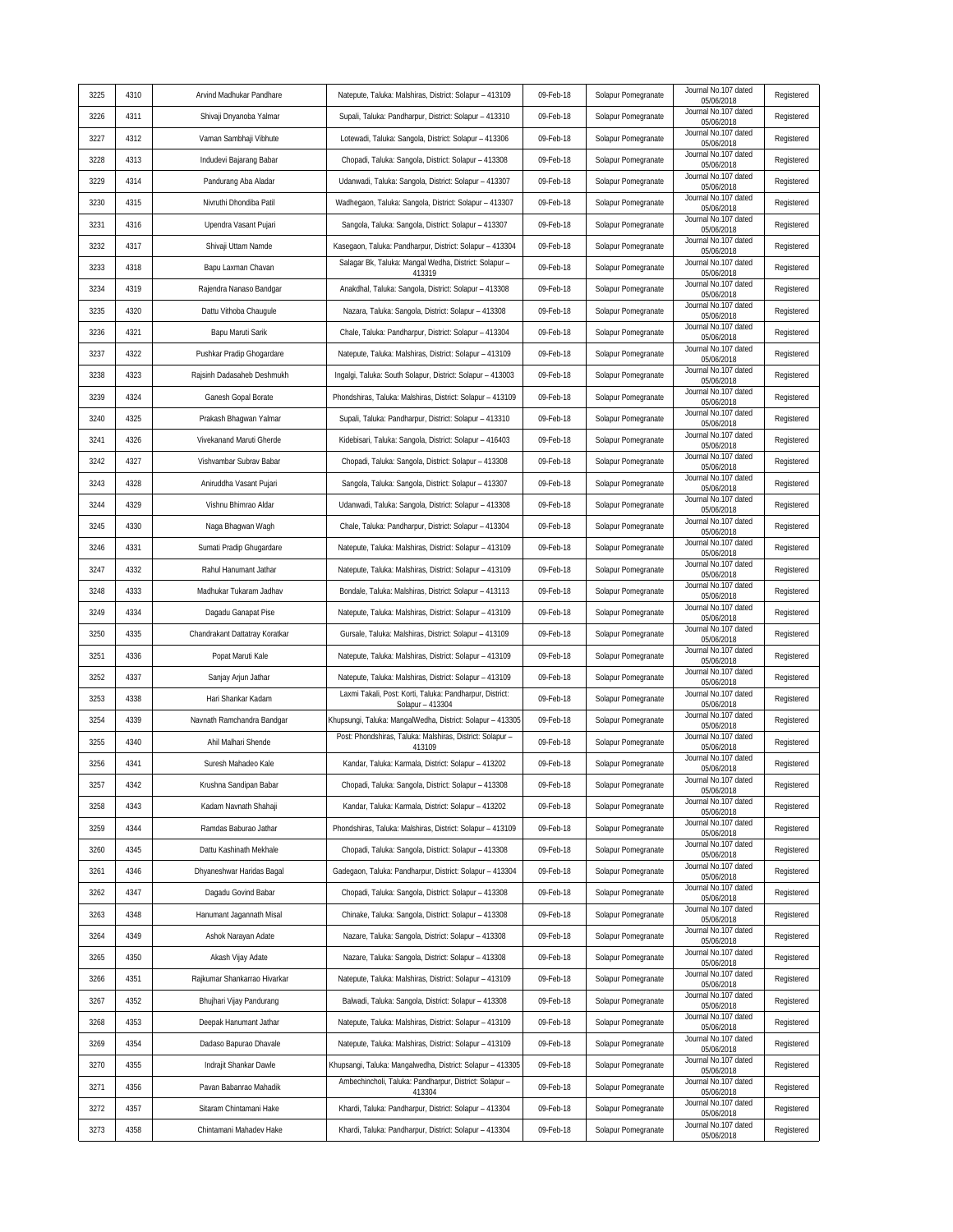| 3225 | 4310 | Arvind Madhukar Pandhare | Natepute, Taluka: Malshiras, District: Solapur – 413109 | 09-Feb-18 | Solapur Pomegranate | Journal No.107 dated 05/06/2018 | Registered |
|---|---|---|---|---|---|---|---|
| 3226 | 4311 | Shivaji Dnyanoba Yalmar | Supali, Taluka: Pandharpur, District: Solapur – 413310 | 09-Feb-18 | Solapur Pomegranate | Journal No.107 dated 05/06/2018 | Registered |
| 3227 | 4312 | Vaman Sambhaji Vibhute | Lotewadi, Taluka: Sangola, District: Solapur – 413306 | 09-Feb-18 | Solapur Pomegranate | Journal No.107 dated 05/06/2018 | Registered |
| 3228 | 4313 | Indudevi Bajarang Babar | Chopadi, Taluka: Sangola, District: Solapur – 413308 | 09-Feb-18 | Solapur Pomegranate | Journal No.107 dated 05/06/2018 | Registered |
| 3229 | 4314 | Pandurang Aba Aladar | Udanwadi, Taluka: Sangola, District: Solapur – 413307 | 09-Feb-18 | Solapur Pomegranate | Journal No.107 dated 05/06/2018 | Registered |
| 3230 | 4315 | Nivruthi Dhondiba Patil | Wadhegaon, Taluka: Sangola, District: Solapur – 413307 | 09-Feb-18 | Solapur Pomegranate | Journal No.107 dated 05/06/2018 | Registered |
| 3231 | 4316 | Upendra Vasant Pujari | Sangola, Taluka: Sangola, District: Solapur – 413307 | 09-Feb-18 | Solapur Pomegranate | Journal No.107 dated 05/06/2018 | Registered |
| 3232 | 4317 | Shivaji Uttam Namde | Kasegaon, Taluka: Pandharpur, District: Solapur – 413304 | 09-Feb-18 | Solapur Pomegranate | Journal No.107 dated 05/06/2018 | Registered |
| 3233 | 4318 | Bapu Laxman Chavan | Salagar Bk, Taluka: Mangal Wedha, District: Solapur – 413319 | 09-Feb-18 | Solapur Pomegranate | Journal No.107 dated 05/06/2018 | Registered |
| 3234 | 4319 | Rajendra Nanaso Bandgar | Anakdhal, Taluka: Sangola, District: Solapur – 413308 | 09-Feb-18 | Solapur Pomegranate | Journal No.107 dated 05/06/2018 | Registered |
| 3235 | 4320 | Dattu Vithoba Chaugule | Nazara, Taluka: Sangola, District: Solapur – 413308 | 09-Feb-18 | Solapur Pomegranate | Journal No.107 dated 05/06/2018 | Registered |
| 3236 | 4321 | Bapu Maruti Sarik | Chale, Taluka: Pandharpur, District: Solapur – 413304 | 09-Feb-18 | Solapur Pomegranate | Journal No.107 dated 05/06/2018 | Registered |
| 3237 | 4322 | Pushkar Pradip Ghogardare | Natepute, Taluka: Malshiras, District: Solapur – 413109 | 09-Feb-18 | Solapur Pomegranate | Journal No.107 dated 05/06/2018 | Registered |
| 3238 | 4323 | Rajsinh Dadasaheb Deshmukh | Ingalgi, Taluka: South Solapur, District: Solapur – 413003 | 09-Feb-18 | Solapur Pomegranate | Journal No.107 dated 05/06/2018 | Registered |
| 3239 | 4324 | Ganesh Gopal Borate | Phondshiras, Taluka: Malshiras, District: Solapur – 413109 | 09-Feb-18 | Solapur Pomegranate | Journal No.107 dated 05/06/2018 | Registered |
| 3240 | 4325 | Prakash Bhagwan Yalmar | Supali, Taluka: Pandharpur, District: Solapur – 413310 | 09-Feb-18 | Solapur Pomegranate | Journal No.107 dated 05/06/2018 | Registered |
| 3241 | 4326 | Vivekanand Maruti Gherde | Kidebisari, Taluka: Sangola, District: Solapur – 416403 | 09-Feb-18 | Solapur Pomegranate | Journal No.107 dated 05/06/2018 | Registered |
| 3242 | 4327 | Vishvambar Subrav Babar | Chopadi, Taluka: Sangola, District: Solapur – 413308 | 09-Feb-18 | Solapur Pomegranate | Journal No.107 dated 05/06/2018 | Registered |
| 3243 | 4328 | Aniruddha Vasant Pujari | Sangola, Taluka: Sangola, District: Solapur – 413307 | 09-Feb-18 | Solapur Pomegranate | Journal No.107 dated 05/06/2018 | Registered |
| 3244 | 4329 | Vishnu Bhimrao Aldar | Udanwadi, Taluka: Sangola, District: Solapur – 413308 | 09-Feb-18 | Solapur Pomegranate | Journal No.107 dated 05/06/2018 | Registered |
| 3245 | 4330 | Naga Bhagwan Wagh | Chale, Taluka: Pandharpur, District: Solapur – 413304 | 09-Feb-18 | Solapur Pomegranate | Journal No.107 dated 05/06/2018 | Registered |
| 3246 | 4331 | Sumati Pradip Ghugardare | Natepute, Taluka: Malshiras, District: Solapur – 413109 | 09-Feb-18 | Solapur Pomegranate | Journal No.107 dated 05/06/2018 | Registered |
| 3247 | 4332 | Rahul Hanumant Jathar | Natepute, Taluka: Malshiras, District: Solapur – 413109 | 09-Feb-18 | Solapur Pomegranate | Journal No.107 dated 05/06/2018 | Registered |
| 3248 | 4333 | Madhukar Tukaram Jadhav | Bondale, Taluka: Malshiras, District: Solapur – 413113 | 09-Feb-18 | Solapur Pomegranate | Journal No.107 dated 05/06/2018 | Registered |
| 3249 | 4334 | Dagadu Ganapat Pise | Natepute, Taluka: Malshiras, District: Solapur – 413109 | 09-Feb-18 | Solapur Pomegranate | Journal No.107 dated 05/06/2018 | Registered |
| 3250 | 4335 | Chandrakant Dattatray Koratkar | Gursale, Taluka: Malshiras, District: Solapur – 413109 | 09-Feb-18 | Solapur Pomegranate | Journal No.107 dated 05/06/2018 | Registered |
| 3251 | 4336 | Popat Maruti Kale | Natepute, Taluka: Malshiras, District: Solapur – 413109 | 09-Feb-18 | Solapur Pomegranate | Journal No.107 dated 05/06/2018 | Registered |
| 3252 | 4337 | Sanjay Arjun Jathar | Natepute, Taluka: Malshiras, District: Solapur – 413109 | 09-Feb-18 | Solapur Pomegranate | Journal No.107 dated 05/06/2018 | Registered |
| 3253 | 4338 | Hari Shankar Kadam | Laxmi Takali, Post: Korti, Taluka: Pandharpur, District: Solapur – 413304 | 09-Feb-18 | Solapur Pomegranate | Journal No.107 dated 05/06/2018 | Registered |
| 3254 | 4339 | Navnath Ramchandra Bandgar | Khupsungi, Taluka: MangalWedha, District: Solapur – 413305 | 09-Feb-18 | Solapur Pomegranate | Journal No.107 dated 05/06/2018 | Registered |
| 3255 | 4340 | Ahil Malhari Shende | Post: Phondshiras, Taluka: Malshiras, District: Solapur – 413109 | 09-Feb-18 | Solapur Pomegranate | Journal No.107 dated 05/06/2018 | Registered |
| 3256 | 4341 | Suresh Mahadeo Kale | Kandar, Taluka: Karmala, District: Solapur – 413202 | 09-Feb-18 | Solapur Pomegranate | Journal No.107 dated 05/06/2018 | Registered |
| 3257 | 4342 | Krushna Sandipan Babar | Chopadi, Taluka: Sangola, District: Solapur – 413308 | 09-Feb-18 | Solapur Pomegranate | Journal No.107 dated 05/06/2018 | Registered |
| 3258 | 4343 | Kadam Navnath Shahaji | Kandar, Taluka: Karmala, District: Solapur – 413202 | 09-Feb-18 | Solapur Pomegranate | Journal No.107 dated 05/06/2018 | Registered |
| 3259 | 4344 | Ramdas Baburao Jathar | Phondshiras, Taluka: Malshiras, District: Solapur – 413109 | 09-Feb-18 | Solapur Pomegranate | Journal No.107 dated 05/06/2018 | Registered |
| 3260 | 4345 | Dattu Kashinath Mekhale | Chopadi, Taluka: Sangola, District: Solapur – 413308 | 09-Feb-18 | Solapur Pomegranate | Journal No.107 dated 05/06/2018 | Registered |
| 3261 | 4346 | Dhyaneshwar Haridas Bagal | Gadegaon, Taluka: Pandharpur, District: Solapur – 413304 | 09-Feb-18 | Solapur Pomegranate | Journal No.107 dated 05/06/2018 | Registered |
| 3262 | 4347 | Dagadu Govind Babar | Chopadi, Taluka: Sangola, District: Solapur – 413308 | 09-Feb-18 | Solapur Pomegranate | Journal No.107 dated 05/06/2018 | Registered |
| 3263 | 4348 | Hanumant Jagannath Misal | Chinake, Taluka: Sangola, District: Solapur – 413308 | 09-Feb-18 | Solapur Pomegranate | Journal No.107 dated 05/06/2018 | Registered |
| 3264 | 4349 | Ashok Narayan Adate | Nazare, Taluka: Sangola, District: Solapur – 413308 | 09-Feb-18 | Solapur Pomegranate | Journal No.107 dated 05/06/2018 | Registered |
| 3265 | 4350 | Akash Vijay Adate | Nazare, Taluka: Sangola, District: Solapur – 413308 | 09-Feb-18 | Solapur Pomegranate | Journal No.107 dated 05/06/2018 | Registered |
| 3266 | 4351 | Rajkumar Shankarrao Hivarkar | Natepute, Taluka: Malshiras, District: Solapur – 413109 | 09-Feb-18 | Solapur Pomegranate | Journal No.107 dated 05/06/2018 | Registered |
| 3267 | 4352 | Bhujhari Vijay Pandurang | Balwadi, Taluka: Sangola, District: Solapur – 413308 | 09-Feb-18 | Solapur Pomegranate | Journal No.107 dated 05/06/2018 | Registered |
| 3268 | 4353 | Deepak Hanumant Jathar | Natepute, Taluka: Malshiras, District: Solapur – 413109 | 09-Feb-18 | Solapur Pomegranate | Journal No.107 dated 05/06/2018 | Registered |
| 3269 | 4354 | Dadaso Bapurao Dhavale | Natepute, Taluka: Malshiras, District: Solapur – 413109 | 09-Feb-18 | Solapur Pomegranate | Journal No.107 dated 05/06/2018 | Registered |
| 3270 | 4355 | Indrajit Shankar Dawle | Khupsangi, Taluka: Mangalwedha, District: Solapur – 413305 | 09-Feb-18 | Solapur Pomegranate | Journal No.107 dated 05/06/2018 | Registered |
| 3271 | 4356 | Pavan Babanrao Mahadik | Ambechincholi, Taluka: Pandharpur, District: Solapur – 413304 | 09-Feb-18 | Solapur Pomegranate | Journal No.107 dated 05/06/2018 | Registered |
| 3272 | 4357 | Sitaram Chintamani Hake | Khardi, Taluka: Pandharpur, District: Solapur – 413304 | 09-Feb-18 | Solapur Pomegranate | Journal No.107 dated 05/06/2018 | Registered |
| 3273 | 4358 | Chintamani Mahadev Hake | Khardi, Taluka: Pandharpur, District: Solapur – 413304 | 09-Feb-18 | Solapur Pomegranate | Journal No.107 dated 05/06/2018 | Registered |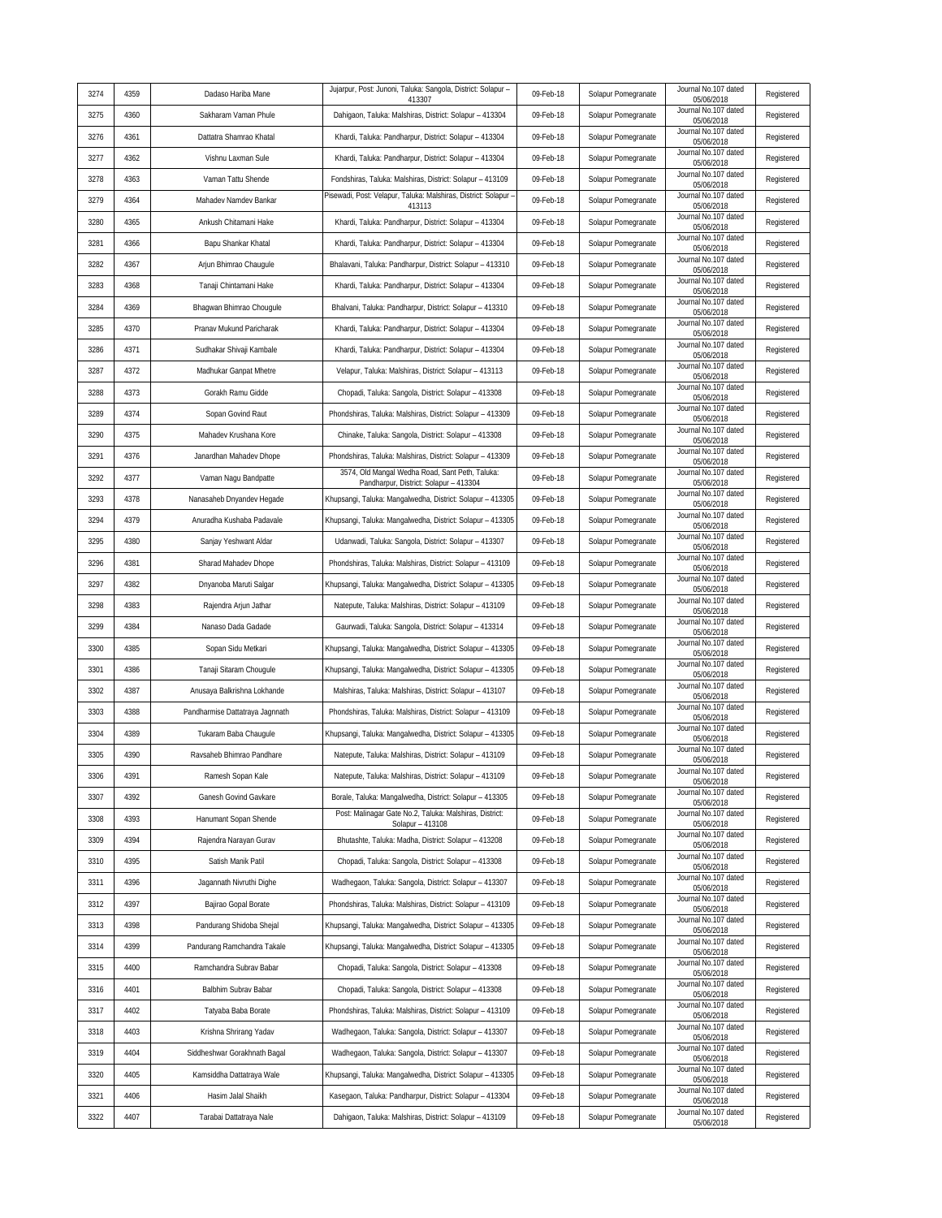| 3274 | 4359 | Dadaso Hariba Mane | Jujarpur, Post: Junoni, Taluka: Sangola, District: Solapur – 413307 | 09-Feb-18 | Solapur Pomegranate | Journal No.107 dated 05/06/2018 | Registered |
|---|---|---|---|---|---|---|---|
| 3275 | 4360 | Sakharam Vaman Phule | Dahigaon, Taluka: Malshiras, District: Solapur – 413304 | 09-Feb-18 | Solapur Pomegranate | Journal No.107 dated 05/06/2018 | Registered |
| 3276 | 4361 | Dattatra Shamrao Khatal | Khardi, Taluka: Pandharpur, District: Solapur – 413304 | 09-Feb-18 | Solapur Pomegranate | Journal No.107 dated 05/06/2018 | Registered |
| 3277 | 4362 | Vishnu Laxman Sule | Khardi, Taluka: Pandharpur, District: Solapur – 413304 | 09-Feb-18 | Solapur Pomegranate | Journal No.107 dated 05/06/2018 | Registered |
| 3278 | 4363 | Vaman Tattu Shende | Fondshiras, Taluka: Malshiras, District: Solapur – 413109 | 09-Feb-18 | Solapur Pomegranate | Journal No.107 dated 05/06/2018 | Registered |
| 3279 | 4364 | Mahadev Namdev Bankar | Pisewadi, Post: Velapur, Taluka: Malshiras, District: Solapur – 413113 | 09-Feb-18 | Solapur Pomegranate | Journal No.107 dated 05/06/2018 | Registered |
| 3280 | 4365 | Ankush Chitamani Hake | Khardi, Taluka: Pandharpur, District: Solapur – 413304 | 09-Feb-18 | Solapur Pomegranate | Journal No.107 dated 05/06/2018 | Registered |
| 3281 | 4366 | Bapu Shankar Khatal | Khardi, Taluka: Pandharpur, District: Solapur – 413304 | 09-Feb-18 | Solapur Pomegranate | Journal No.107 dated 05/06/2018 | Registered |
| 3282 | 4367 | Arjun Bhimrao Chaugule | Bhalavani, Taluka: Pandharpur, District: Solapur – 413310 | 09-Feb-18 | Solapur Pomegranate | Journal No.107 dated 05/06/2018 | Registered |
| 3283 | 4368 | Tanaji Chintamani Hake | Khardi, Taluka: Pandharpur, District: Solapur – 413304 | 09-Feb-18 | Solapur Pomegranate | Journal No.107 dated 05/06/2018 | Registered |
| 3284 | 4369 | Bhagwan Bhimrao Chougule | Bhalvani, Taluka: Pandharpur, District: Solapur – 413310 | 09-Feb-18 | Solapur Pomegranate | Journal No.107 dated 05/06/2018 | Registered |
| 3285 | 4370 | Pranav Mukund Paricharak | Khardi, Taluka: Pandharpur, District: Solapur – 413304 | 09-Feb-18 | Solapur Pomegranate | Journal No.107 dated 05/06/2018 | Registered |
| 3286 | 4371 | Sudhakar Shivaji Kambale | Khardi, Taluka: Pandharpur, District: Solapur – 413304 | 09-Feb-18 | Solapur Pomegranate | Journal No.107 dated 05/06/2018 | Registered |
| 3287 | 4372 | Madhukar Ganpat Mhetre | Velapur, Taluka: Malshiras, District: Solapur – 413113 | 09-Feb-18 | Solapur Pomegranate | Journal No.107 dated 05/06/2018 | Registered |
| 3288 | 4373 | Gorakh Ramu Gidde | Chopadi, Taluka: Sangola, District: Solapur – 413308 | 09-Feb-18 | Solapur Pomegranate | Journal No.107 dated 05/06/2018 | Registered |
| 3289 | 4374 | Sopan Govind Raut | Phondshiras, Taluka: Malshiras, District: Solapur – 413309 | 09-Feb-18 | Solapur Pomegranate | Journal No.107 dated 05/06/2018 | Registered |
| 3290 | 4375 | Mahadev Krushana Kore | Chinake, Taluka: Sangola, District: Solapur – 413308 | 09-Feb-18 | Solapur Pomegranate | Journal No.107 dated 05/06/2018 | Registered |
| 3291 | 4376 | Janardhan Mahadev Dhope | Phondshiras, Taluka: Malshiras, District: Solapur – 413309 | 09-Feb-18 | Solapur Pomegranate | Journal No.107 dated 05/06/2018 | Registered |
| 3292 | 4377 | Vaman Nagu Bandpatte | 3574, Old Mangal Wedha Road, Sant Peth, Taluka: Pandharpur, District: Solapur – 413304 | 09-Feb-18 | Solapur Pomegranate | Journal No.107 dated 05/06/2018 | Registered |
| 3293 | 4378 | Nanasaheb Dnyandev Hegade | Khupsangi, Taluka: Mangalwedha, District: Solapur – 413305 | 09-Feb-18 | Solapur Pomegranate | Journal No.107 dated 05/06/2018 | Registered |
| 3294 | 4379 | Anuradha Kushaba Padavale | Khupsangi, Taluka: Mangalwedha, District: Solapur – 413305 | 09-Feb-18 | Solapur Pomegranate | Journal No.107 dated 05/06/2018 | Registered |
| 3295 | 4380 | Sanjay Yeshwant Aldar | Udanwadi, Taluka: Sangola, District: Solapur – 413307 | 09-Feb-18 | Solapur Pomegranate | Journal No.107 dated 05/06/2018 | Registered |
| 3296 | 4381 | Sharad Mahadev Dhope | Phondshiras, Taluka: Malshiras, District: Solapur – 413109 | 09-Feb-18 | Solapur Pomegranate | Journal No.107 dated 05/06/2018 | Registered |
| 3297 | 4382 | Dnyanoba Maruti Salgar | Khupsangi, Taluka: Mangalwedha, District: Solapur – 413305 | 09-Feb-18 | Solapur Pomegranate | Journal No.107 dated 05/06/2018 | Registered |
| 3298 | 4383 | Rajendra Arjun Jathar | Natepute, Taluka: Malshiras, District: Solapur – 413109 | 09-Feb-18 | Solapur Pomegranate | Journal No.107 dated 05/06/2018 | Registered |
| 3299 | 4384 | Nanaso Dada Gadade | Gaurwadi, Taluka: Sangola, District: Solapur – 413314 | 09-Feb-18 | Solapur Pomegranate | Journal No.107 dated 05/06/2018 | Registered |
| 3300 | 4385 | Sopan Sidu Metkari | Khupsangi, Taluka: Mangalwedha, District: Solapur – 413305 | 09-Feb-18 | Solapur Pomegranate | Journal No.107 dated 05/06/2018 | Registered |
| 3301 | 4386 | Tanaji Sitaram Chougule | Khupsangi, Taluka: Mangalwedha, District: Solapur – 413305 | 09-Feb-18 | Solapur Pomegranate | Journal No.107 dated 05/06/2018 | Registered |
| 3302 | 4387 | Anusaya Balkrishna Lokhande | Malshiras, Taluka: Malshiras, District: Solapur – 413107 | 09-Feb-18 | Solapur Pomegranate | Journal No.107 dated 05/06/2018 | Registered |
| 3303 | 4388 | Pandharmise Dattatraya Jagnnath | Phondshiras, Taluka: Malshiras, District: Solapur – 413109 | 09-Feb-18 | Solapur Pomegranate | Journal No.107 dated 05/06/2018 | Registered |
| 3304 | 4389 | Tukaram Baba Chaugule | Khupsangi, Taluka: Mangalwedha, District: Solapur – 413305 | 09-Feb-18 | Solapur Pomegranate | Journal No.107 dated 05/06/2018 | Registered |
| 3305 | 4390 | Ravsaheb Bhimrao Pandhare | Natepute, Taluka: Malshiras, District: Solapur – 413109 | 09-Feb-18 | Solapur Pomegranate | Journal No.107 dated 05/06/2018 | Registered |
| 3306 | 4391 | Ramesh Sopan Kale | Natepute, Taluka: Malshiras, District: Solapur – 413109 | 09-Feb-18 | Solapur Pomegranate | Journal No.107 dated 05/06/2018 | Registered |
| 3307 | 4392 | Ganesh Govind Gavkare | Borale, Taluka: Mangalwedha, District: Solapur – 413305 | 09-Feb-18 | Solapur Pomegranate | Journal No.107 dated 05/06/2018 | Registered |
| 3308 | 4393 | Hanumant Sopan Shende | Post: Malinagar Gate No.2, Taluka: Malshiras, District: Solapur – 413108 | 09-Feb-18 | Solapur Pomegranate | Journal No.107 dated 05/06/2018 | Registered |
| 3309 | 4394 | Rajendra Narayan Gurav | Bhutashte, Taluka: Madha, District: Solapur – 413208 | 09-Feb-18 | Solapur Pomegranate | Journal No.107 dated 05/06/2018 | Registered |
| 3310 | 4395 | Satish Manik Patil | Chopadi, Taluka: Sangola, District: Solapur – 413308 | 09-Feb-18 | Solapur Pomegranate | Journal No.107 dated 05/06/2018 | Registered |
| 3311 | 4396 | Jagannath Nivruthi Dighe | Wadhegaon, Taluka: Sangola, District: Solapur – 413307 | 09-Feb-18 | Solapur Pomegranate | Journal No.107 dated 05/06/2018 | Registered |
| 3312 | 4397 | Bajirao Gopal Borate | Phondshiras, Taluka: Malshiras, District: Solapur – 413109 | 09-Feb-18 | Solapur Pomegranate | Journal No.107 dated 05/06/2018 | Registered |
| 3313 | 4398 | Pandurang Shidoba Shejal | Khupsangi, Taluka: Mangalwedha, District: Solapur – 413305 | 09-Feb-18 | Solapur Pomegranate | Journal No.107 dated 05/06/2018 | Registered |
| 3314 | 4399 | Pandurang Ramchandra Takale | Khupsangi, Taluka: Mangalwedha, District: Solapur – 413305 | 09-Feb-18 | Solapur Pomegranate | Journal No.107 dated 05/06/2018 | Registered |
| 3315 | 4400 | Ramchandra Subrav Babar | Chopadi, Taluka: Sangola, District: Solapur – 413308 | 09-Feb-18 | Solapur Pomegranate | Journal No.107 dated 05/06/2018 | Registered |
| 3316 | 4401 | Balbhim Subrav Babar | Chopadi, Taluka: Sangola, District: Solapur – 413308 | 09-Feb-18 | Solapur Pomegranate | Journal No.107 dated 05/06/2018 | Registered |
| 3317 | 4402 | Tatyaba Baba Borate | Phondshiras, Taluka: Malshiras, District: Solapur – 413109 | 09-Feb-18 | Solapur Pomegranate | Journal No.107 dated 05/06/2018 | Registered |
| 3318 | 4403 | Krishna Shrirang Yadav | Wadhegaon, Taluka: Sangola, District: Solapur – 413307 | 09-Feb-18 | Solapur Pomegranate | Journal No.107 dated 05/06/2018 | Registered |
| 3319 | 4404 | Siddheshwar Gorakhnath Bagal | Wadhegaon, Taluka: Sangola, District: Solapur – 413307 | 09-Feb-18 | Solapur Pomegranate | Journal No.107 dated 05/06/2018 | Registered |
| 3320 | 4405 | Kamsiddha Dattatraya Wale | Khupsangi, Taluka: Mangalwedha, District: Solapur – 413305 | 09-Feb-18 | Solapur Pomegranate | Journal No.107 dated 05/06/2018 | Registered |
| 3321 | 4406 | Hasim Jalal Shaikh | Kasegaon, Taluka: Pandharpur, District: Solapur – 413304 | 09-Feb-18 | Solapur Pomegranate | Journal No.107 dated 05/06/2018 | Registered |
| 3322 | 4407 | Tarabai Dattatraya Nale | Dahigaon, Taluka: Malshiras, District: Solapur – 413109 | 09-Feb-18 | Solapur Pomegranate | Journal No.107 dated 05/06/2018 | Registered |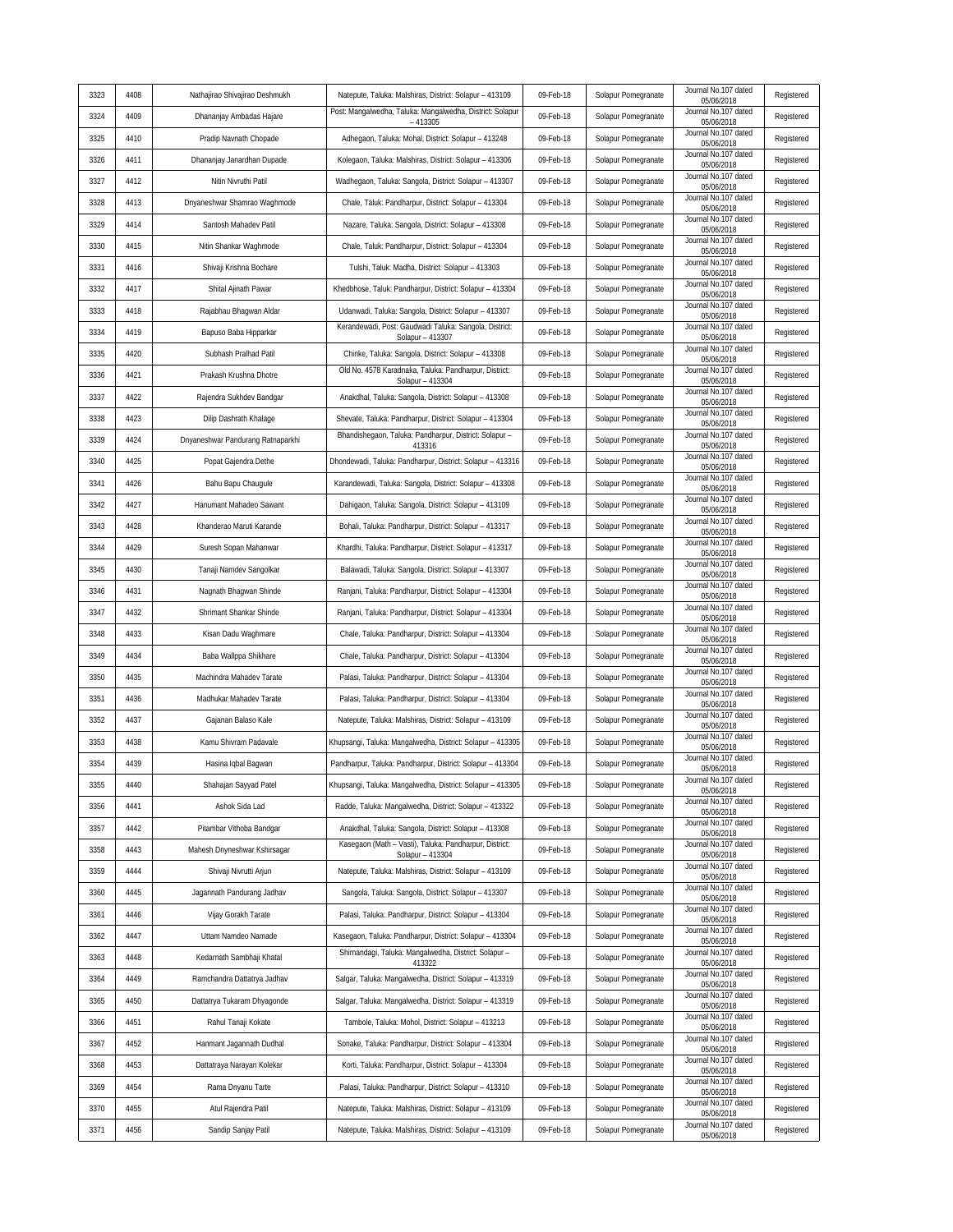| 3323 | 4408 | Nathajirao Shivajirao Deshmukh | Natepute, Taluka: Malshiras, District: Solapur – 413109 | 09-Feb-18 | Solapur Pomegranate | Journal No.107 dated 05/06/2018 | Registered |
|---|---|---|---|---|---|---|---|
| 3324 | 4409 | Dhananjay Ambadas Hajare | Post: Mangalwedha, Taluka: Mangalwedha, District: Solapur – 413305 | 09-Feb-18 | Solapur Pomegranate | Journal No.107 dated 05/06/2018 | Registered |
| 3325 | 4410 | Pradip Navnath Chopade | Adhegaon, Taluka: Mohal, District: Solapur – 413248 | 09-Feb-18 | Solapur Pomegranate | Journal No.107 dated 05/06/2018 | Registered |
| 3326 | 4411 | Dhananjay Janardhan Dupade | Kolegaon, Taluka: Malshiras, District: Solapur – 413306 | 09-Feb-18 | Solapur Pomegranate | Journal No.107 dated 05/06/2018 | Registered |
| 3327 | 4412 | Nitin Nivruthi Patil | Wadhegaon, Taluka: Sangola, District: Solapur – 413307 | 09-Feb-18 | Solapur Pomegranate | Journal No.107 dated 05/06/2018 | Registered |
| 3328 | 4413 | Dnyaneshwar Shamrao Waghmode | Chale, Taluk: Pandharpur, District: Solapur – 413304 | 09-Feb-18 | Solapur Pomegranate | Journal No.107 dated 05/06/2018 | Registered |
| 3329 | 4414 | Santosh Mahadev Patil | Nazare, Taluka: Sangola, District: Solapur – 413308 | 09-Feb-18 | Solapur Pomegranate | Journal No.107 dated 05/06/2018 | Registered |
| 3330 | 4415 | Nitin Shankar Waghmode | Chale, Taluk: Pandharpur, District: Solapur – 413304 | 09-Feb-18 | Solapur Pomegranate | Journal No.107 dated 05/06/2018 | Registered |
| 3331 | 4416 | Shivaji Krishna Bochare | Tulshi, Taluk: Madha, District: Solapur – 413303 | 09-Feb-18 | Solapur Pomegranate | Journal No.107 dated 05/06/2018 | Registered |
| 3332 | 4417 | Shital Ajinath Pawar | Khedbhose, Taluk: Pandharpur, District: Solapur – 413304 | 09-Feb-18 | Solapur Pomegranate | Journal No.107 dated 05/06/2018 | Registered |
| 3333 | 4418 | Rajabhau Bhagwan Aldar | Udanwadi, Taluka: Sangola, District: Solapur – 413307 | 09-Feb-18 | Solapur Pomegranate | Journal No.107 dated 05/06/2018 | Registered |
| 3334 | 4419 | Bapuso Baba Hipparkar | Kerandewadi, Post: Gaudwadi Taluka: Sangola, District: Solapur – 413307 | 09-Feb-18 | Solapur Pomegranate | Journal No.107 dated 05/06/2018 | Registered |
| 3335 | 4420 | Subhash Pralhad Patil | Chinke, Taluka: Sangola, District: Solapur – 413308 | 09-Feb-18 | Solapur Pomegranate | Journal No.107 dated 05/06/2018 | Registered |
| 3336 | 4421 | Prakash Krushna Dhotre | Old No. 4578 Karadnaka, Taluka: Pandharpur, District: Solapur – 413304 | 09-Feb-18 | Solapur Pomegranate | Journal No.107 dated 05/06/2018 | Registered |
| 3337 | 4422 | Rajendra Sukhdev Bandgar | Anakdhal, Taluka: Sangola, District: Solapur – 413308 | 09-Feb-18 | Solapur Pomegranate | Journal No.107 dated 05/06/2018 | Registered |
| 3338 | 4423 | Dilip Dashrath Khalage | Shevate, Taluka: Pandharpur, District: Solapur – 413304 | 09-Feb-18 | Solapur Pomegranate | Journal No.107 dated 05/06/2018 | Registered |
| 3339 | 4424 | Dnyaneshwar Pandurang Ratnaparkhi | Bhandishegaon, Taluka: Pandharpur, District: Solapur – 413316 | 09-Feb-18 | Solapur Pomegranate | Journal No.107 dated 05/06/2018 | Registered |
| 3340 | 4425 | Popat Gajendra Dethe | Dhondewadi, Taluka: Pandharpur, District: Solapur – 413316 | 09-Feb-18 | Solapur Pomegranate | Journal No.107 dated 05/06/2018 | Registered |
| 3341 | 4426 | Bahu Bapu Chaugule | Karandewadi, Taluka: Sangola, District: Solapur – 413308 | 09-Feb-18 | Solapur Pomegranate | Journal No.107 dated 05/06/2018 | Registered |
| 3342 | 4427 | Hanumant Mahadeo Sawant | Dahigaon, Taluka: Sangola, District: Solapur – 413109 | 09-Feb-18 | Solapur Pomegranate | Journal No.107 dated 05/06/2018 | Registered |
| 3343 | 4428 | Khanderao Maruti Karande | Bohali, Taluka: Pandharpur, District: Solapur – 413317 | 09-Feb-18 | Solapur Pomegranate | Journal No.107 dated 05/06/2018 | Registered |
| 3344 | 4429 | Suresh Sopan Mahanwar | Khardhi, Taluka: Pandharpur, District: Solapur – 413317 | 09-Feb-18 | Solapur Pomegranate | Journal No.107 dated 05/06/2018 | Registered |
| 3345 | 4430 | Tanaji Namdev Sangolkar | Balawadi, Taluka: Sangola, District: Solapur – 413307 | 09-Feb-18 | Solapur Pomegranate | Journal No.107 dated 05/06/2018 | Registered |
| 3346 | 4431 | Nagnath Bhagwan Shinde | Ranjani, Taluka: Pandharpur, District: Solapur – 413304 | 09-Feb-18 | Solapur Pomegranate | Journal No.107 dated 05/06/2018 | Registered |
| 3347 | 4432 | Shrimant Shankar Shinde | Ranjani, Taluka: Pandharpur, District: Solapur – 413304 | 09-Feb-18 | Solapur Pomegranate | Journal No.107 dated 05/06/2018 | Registered |
| 3348 | 4433 | Kisan Dadu Waghmare | Chale, Taluka: Pandharpur, District: Solapur – 413304 | 09-Feb-18 | Solapur Pomegranate | Journal No.107 dated 05/06/2018 | Registered |
| 3349 | 4434 | Baba Wallppa Shikhare | Chale, Taluka: Pandharpur, District: Solapur – 413304 | 09-Feb-18 | Solapur Pomegranate | Journal No.107 dated 05/06/2018 | Registered |
| 3350 | 4435 | Machindra Mahadev Tarate | Palasi, Taluka: Pandharpur, District: Solapur – 413304 | 09-Feb-18 | Solapur Pomegranate | Journal No.107 dated 05/06/2018 | Registered |
| 3351 | 4436 | Madhukar Mahadev Tarate | Palasi, Taluka: Pandharpur, District: Solapur – 413304 | 09-Feb-18 | Solapur Pomegranate | Journal No.107 dated 05/06/2018 | Registered |
| 3352 | 4437 | Gajanan Balaso Kale | Natepute, Taluka: Malshiras, District: Solapur – 413109 | 09-Feb-18 | Solapur Pomegranate | Journal No.107 dated 05/06/2018 | Registered |
| 3353 | 4438 | Kamu Shivram Padavale | Khupsangi, Taluka: Mangalwedha, District: Solapur – 413305 | 09-Feb-18 | Solapur Pomegranate | Journal No.107 dated 05/06/2018 | Registered |
| 3354 | 4439 | Hasina Iqbal Bagwan | Pandharpur, Taluka: Pandharpur, District: Solapur – 413304 | 09-Feb-18 | Solapur Pomegranate | Journal No.107 dated 05/06/2018 | Registered |
| 3355 | 4440 | Shahajan Sayyad Patel | Khupsangi, Taluka: Mangalwedha, District: Solapur – 413305 | 09-Feb-18 | Solapur Pomegranate | Journal No.107 dated 05/06/2018 | Registered |
| 3356 | 4441 | Ashok Sida Lad | Radde, Taluka: Mangalwedha, District: Solapur – 413322 | 09-Feb-18 | Solapur Pomegranate | Journal No.107 dated 05/06/2018 | Registered |
| 3357 | 4442 | Pitambar Vithoba Bandgar | Anakdhal, Taluka: Sangola, District: Solapur – 413308 | 09-Feb-18 | Solapur Pomegranate | Journal No.107 dated 05/06/2018 | Registered |
| 3358 | 4443 | Mahesh Dnyneshwar Kshirsagar | Kasegaon (Math – Vasti), Taluka: Pandharpur, District: Solapur – 413304 | 09-Feb-18 | Solapur Pomegranate | Journal No.107 dated 05/06/2018 | Registered |
| 3359 | 4444 | Shivaji Nivrutti Arjun | Natepute, Taluka: Malshiras, District: Solapur – 413109 | 09-Feb-18 | Solapur Pomegranate | Journal No.107 dated 05/06/2018 | Registered |
| 3360 | 4445 | Jagannath Pandurang Jadhav | Sangola, Taluka: Sangola, District: Solapur – 413307 | 09-Feb-18 | Solapur Pomegranate | Journal No.107 dated 05/06/2018 | Registered |
| 3361 | 4446 | Vijay Gorakh Tarate | Palasi, Taluka: Pandharpur, District: Solapur – 413304 | 09-Feb-18 | Solapur Pomegranate | Journal No.107 dated 05/06/2018 | Registered |
| 3362 | 4447 | Uttam Namdeo Namade | Kasegaon, Taluka: Pandharpur, District: Solapur – 413304 | 09-Feb-18 | Solapur Pomegranate | Journal No.107 dated 05/06/2018 | Registered |
| 3363 | 4448 | Kedarnath Sambhaji Khatal | Shirnandagi, Taluka: Mangalwedha, District: Solapur – 413322 | 09-Feb-18 | Solapur Pomegranate | Journal No.107 dated 05/06/2018 | Registered |
| 3364 | 4449 | Ramchandra Dattatrya Jadhav | Salgar, Taluka: Mangalwedha, District: Solapur – 413319 | 09-Feb-18 | Solapur Pomegranate | Journal No.107 dated 05/06/2018 | Registered |
| 3365 | 4450 | Dattatrya Tukaram Dhyagonde | Salgar, Taluka: Mangalwedha, District: Solapur – 413319 | 09-Feb-18 | Solapur Pomegranate | Journal No.107 dated 05/06/2018 | Registered |
| 3366 | 4451 | Rahul Tanaji Kokate | Tambole, Taluka: Mohol, District: Solapur – 413213 | 09-Feb-18 | Solapur Pomegranate | Journal No.107 dated 05/06/2018 | Registered |
| 3367 | 4452 | Hanmant Jagannath Dudhal | Sonake, Taluka: Pandharpur, District: Solapur – 413304 | 09-Feb-18 | Solapur Pomegranate | Journal No.107 dated 05/06/2018 | Registered |
| 3368 | 4453 | Dattatraya Narayan Kolekar | Korti, Taluka: Pandharpur, District: Solapur – 413304 | 09-Feb-18 | Solapur Pomegranate | Journal No.107 dated 05/06/2018 | Registered |
| 3369 | 4454 | Rama Dnyanu Tarte | Palasi, Taluka: Pandharpur, District: Solapur – 413310 | 09-Feb-18 | Solapur Pomegranate | Journal No.107 dated 05/06/2018 | Registered |
| 3370 | 4455 | Atul Rajendra Patil | Natepute, Taluka: Malshiras, District: Solapur – 413109 | 09-Feb-18 | Solapur Pomegranate | Journal No.107 dated 05/06/2018 | Registered |
| 3371 | 4456 | Sandip Sanjay Patil | Natepute, Taluka: Malshiras, District: Solapur – 413109 | 09-Feb-18 | Solapur Pomegranate | Journal No.107 dated 05/06/2018 | Registered |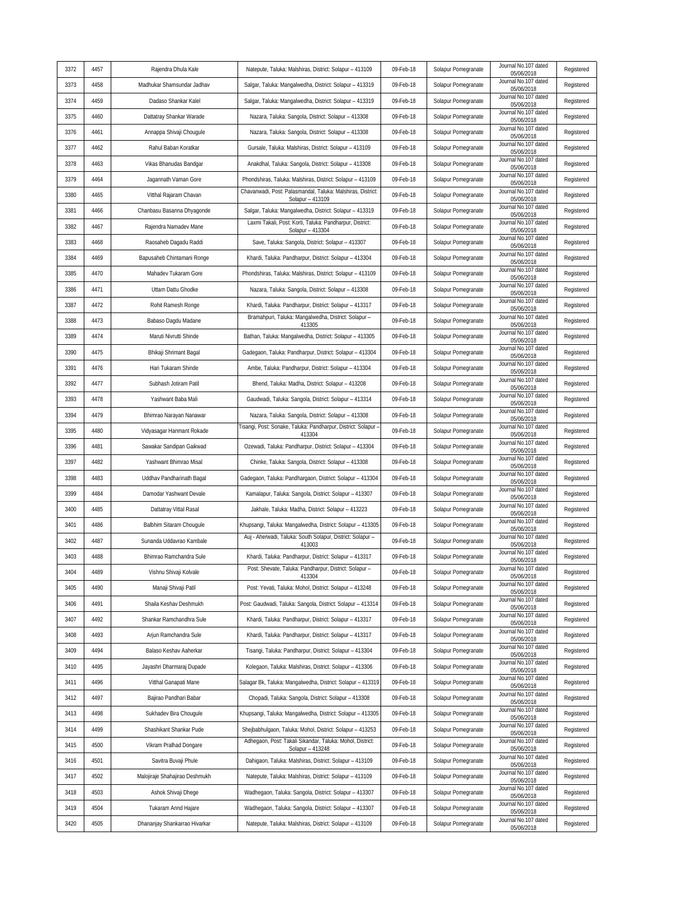| 3372 | 4457 | Rajendra Dhula Kale | Natepute, Taluka: Malshiras, District: Solapur – 413109 | 09-Feb-18 | Solapur Pomegranate | Journal No.107 dated 05/06/2018 | Registered |
|---|---|---|---|---|---|---|---|
| 3373 | 4458 | Madhukar Shamsundar Jadhav | Salgar, Taluka: Mangalwedha, District: Solapur – 413319 | 09-Feb-18 | Solapur Pomegranate | Journal No.107 dated 05/06/2018 | Registered |
| 3374 | 4459 | Dadaso Shankar Kalel | Salgar, Taluka: Mangalwedha, District: Solapur – 413319 | 09-Feb-18 | Solapur Pomegranate | Journal No.107 dated 05/06/2018 | Registered |
| 3375 | 4460 | Dattatray Shankar Warade | Nazara, Taluka: Sangola, District: Solapur – 413308 | 09-Feb-18 | Solapur Pomegranate | Journal No.107 dated 05/06/2018 | Registered |
| 3376 | 4461 | Annappa Shivaji Chougule | Nazara, Taluka: Sangola, District: Solapur – 413308 | 09-Feb-18 | Solapur Pomegranate | Journal No.107 dated 05/06/2018 | Registered |
| 3377 | 4462 | Rahul Baban Koratkar | Gursale, Taluka: Malshiras, District: Solapur – 413109 | 09-Feb-18 | Solapur Pomegranate | Journal No.107 dated 05/06/2018 | Registered |
| 3378 | 4463 | Vikas Bhanudas Bandgar | Anakdhal, Taluka: Sangola, District: Solapur – 413308 | 09-Feb-18 | Solapur Pomegranate | Journal No.107 dated 05/06/2018 | Registered |
| 3379 | 4464 | Jagannath Vaman Gore | Phondshiras, Taluka: Malshiras, District: Solapur – 413109 | 09-Feb-18 | Solapur Pomegranate | Journal No.107 dated 05/06/2018 | Registered |
| 3380 | 4465 | Vitthal Rajaram Chavan | Chavanwadi, Post: Palasmandal, Taluka: Malshiras, District: Solapur – 413109 | 09-Feb-18 | Solapur Pomegranate | Journal No.107 dated 05/06/2018 | Registered |
| 3381 | 4466 | Chanbasu Basanna Dhyagonde | Salgar, Taluka: Mangalwedha, District: Solapur – 413319 | 09-Feb-18 | Solapur Pomegranate | Journal No.107 dated 05/06/2018 | Registered |
| 3382 | 4467 | Rajendra Namadev Mane | Laxmi Takali, Post: Korti, Taluka: Pandharpur, District: Solapur – 413304 | 09-Feb-18 | Solapur Pomegranate | Journal No.107 dated 05/06/2018 | Registered |
| 3383 | 4468 | Raosaheb Dagadu Raddi | Save, Taluka: Sangola, District: Solapur – 413307 | 09-Feb-18 | Solapur Pomegranate | Journal No.107 dated 05/06/2018 | Registered |
| 3384 | 4469 | Bapusaheb Chintamani Ronge | Khardi, Taluka: Pandharpur, District: Solapur – 413304 | 09-Feb-18 | Solapur Pomegranate | Journal No.107 dated 05/06/2018 | Registered |
| 3385 | 4470 | Mahadev Tukaram Gore | Phondshiras, Taluka: Malshiras, District: Solapur – 413109 | 09-Feb-18 | Solapur Pomegranate | Journal No.107 dated 05/06/2018 | Registered |
| 3386 | 4471 | Uttam Dattu Ghodke | Nazara, Taluka: Sangola, District: Solapur – 413308 | 09-Feb-18 | Solapur Pomegranate | Journal No.107 dated 05/06/2018 | Registered |
| 3387 | 4472 | Rohit Ramesh Ronge | Khardi, Taluka: Pandharpur, District: Solapur – 413317 | 09-Feb-18 | Solapur Pomegranate | Journal No.107 dated 05/06/2018 | Registered |
| 3388 | 4473 | Babaso Dagdu Madane | Bramahpuri, Taluka: Mangalwedha, District: Solapur – 413305 | 09-Feb-18 | Solapur Pomegranate | Journal No.107 dated 05/06/2018 | Registered |
| 3389 | 4474 | Maruti Nivrutti Shinde | Bathan, Taluka: Mangalwedha, District: Solapur – 413305 | 09-Feb-18 | Solapur Pomegranate | Journal No.107 dated 05/06/2018 | Registered |
| 3390 | 4475 | Bhikaji Shrimant Bagal | Gadegaon, Taluka: Pandharpur, District: Solapur – 413304 | 09-Feb-18 | Solapur Pomegranate | Journal No.107 dated 05/06/2018 | Registered |
| 3391 | 4476 | Hari Tukaram Shinde | Ambe, Taluka: Pandharpur, District: Solapur – 413304 | 09-Feb-18 | Solapur Pomegranate | Journal No.107 dated 05/06/2018 | Registered |
| 3392 | 4477 | Subhash Jotiram Patil | Bhend, Taluka: Madha, District: Solapur – 413208 | 09-Feb-18 | Solapur Pomegranate | Journal No.107 dated 05/06/2018 | Registered |
| 3393 | 4478 | Yashwant Baba Mali | Gaudwadi, Taluka: Sangola, District: Solapur – 413314 | 09-Feb-18 | Solapur Pomegranate | Journal No.107 dated 05/06/2018 | Registered |
| 3394 | 4479 | Bhimrao Narayan Nanawar | Nazara, Taluka: Sangola, District: Solapur – 413308 | 09-Feb-18 | Solapur Pomegranate | Journal No.107 dated 05/06/2018 | Registered |
| 3395 | 4480 | Vidyasagar Hanmant Rokade | Tisangi, Post: Sonake, Taluka: Pandharpur, District: Solapur – 413304 | 09-Feb-18 | Solapur Pomegranate | Journal No.107 dated 05/06/2018 | Registered |
| 3396 | 4481 | Sawakar Sandipan Gaikwad | Ozewadi, Taluka: Pandharpur, District: Solapur – 413304 | 09-Feb-18 | Solapur Pomegranate | Journal No.107 dated 05/06/2018 | Registered |
| 3397 | 4482 | Yashwant Bhimrao Misal | Chinke, Taluka: Sangola, District: Solapur – 413308 | 09-Feb-18 | Solapur Pomegranate | Journal No.107 dated 05/06/2018 | Registered |
| 3398 | 4483 | Uddhav Pandharinath Bagal | Gadegaon, Taluka: Pandhargaon, District: Solapur – 413304 | 09-Feb-18 | Solapur Pomegranate | Journal No.107 dated 05/06/2018 | Registered |
| 3399 | 4484 | Damodar Yashwant Devale | Kamalapur, Taluka: Sangola, District: Solapur – 413307 | 09-Feb-18 | Solapur Pomegranate | Journal No.107 dated 05/06/2018 | Registered |
| 3400 | 4485 | Dattatray Vittal Rasal | Jakhale, Taluka: Madha, District: Solapur – 413223 | 09-Feb-18 | Solapur Pomegranate | Journal No.107 dated 05/06/2018 | Registered |
| 3401 | 4486 | Balbhim Sitaram Chougule | Khupsangi, Taluka: Mangalwedha, District: Solapur – 413305 | 09-Feb-18 | Solapur Pomegranate | Journal No.107 dated 05/06/2018 | Registered |
| 3402 | 4487 | Sunanda Uddavrao Kambale | Auj - Aherwadi, Taluka: South Solapur, District: Solapur – 413003 | 09-Feb-18 | Solapur Pomegranate | Journal No.107 dated 05/06/2018 | Registered |
| 3403 | 4488 | Bhimrao Ramchandra Sule | Khardi, Taluka: Pandharpur, District: Solapur – 413317 | 09-Feb-18 | Solapur Pomegranate | Journal No.107 dated 05/06/2018 | Registered |
| 3404 | 4489 | Vishnu Shivaji Kolvale | Post: Shevate, Taluka: Pandharpur, District: Solapur – 413304 | 09-Feb-18 | Solapur Pomegranate | Journal No.107 dated 05/06/2018 | Registered |
| 3405 | 4490 | Manaji Shivaji Patil | Post: Yevati, Taluka: Mohol, District: Solapur – 413248 | 09-Feb-18 | Solapur Pomegranate | Journal No.107 dated 05/06/2018 | Registered |
| 3406 | 4491 | Shaila Keshav Deshmukh | Post: Gaudwadi, Taluka: Sangola, District: Solapur – 413314 | 09-Feb-18 | Solapur Pomegranate | Journal No.107 dated 05/06/2018 | Registered |
| 3407 | 4492 | Shankar Ramchandhra Sule | Khardi, Taluka: Pandharpur, District: Solapur – 413317 | 09-Feb-18 | Solapur Pomegranate | Journal No.107 dated 05/06/2018 | Registered |
| 3408 | 4493 | Arjun Ramchandra Sule | Khardi, Taluka: Pandharpur, District: Solapur – 413317 | 09-Feb-18 | Solapur Pomegranate | Journal No.107 dated 05/06/2018 | Registered |
| 3409 | 4494 | Balaso Keshav Aaherkar | Tisangi, Taluka: Pandharpur, District: Solapur – 413304 | 09-Feb-18 | Solapur Pomegranate | Journal No.107 dated 05/06/2018 | Registered |
| 3410 | 4495 | Jayashri Dharmaraj Dupade | Kolegaon, Taluka: Malshiras, District: Solapur – 413306 | 09-Feb-18 | Solapur Pomegranate | Journal No.107 dated 05/06/2018 | Registered |
| 3411 | 4496 | Vitthal Ganapati Mane | Salagar Bk, Taluka: Mangalwedha, District: Solapur – 413319 | 09-Feb-18 | Solapur Pomegranate | Journal No.107 dated 05/06/2018 | Registered |
| 3412 | 4497 | Bajirao Pandhari Babar | Chopadi, Taluka: Sangola, District: Solapur – 413308 | 09-Feb-18 | Solapur Pomegranate | Journal No.107 dated 05/06/2018 | Registered |
| 3413 | 4498 | Sukhadev Bira Chougule | Khupsangi, Taluka: Mangalwedha, District: Solapur – 413305 | 09-Feb-18 | Solapur Pomegranate | Journal No.107 dated 05/06/2018 | Registered |
| 3414 | 4499 | Shashikant Shankar Pude | Shejbabhulgaon, Taluka: Mohol, District: Solapur – 413253 | 09-Feb-18 | Solapur Pomegranate | Journal No.107 dated 05/06/2018 | Registered |
| 3415 | 4500 | Vikram Pralhad Dongare | Adhegaon, Post: Takali Sikandar, Taluka: Mohol, District: Solapur – 413248 | 09-Feb-18 | Solapur Pomegranate | Journal No.107 dated 05/06/2018 | Registered |
| 3416 | 4501 | Savitra Buvaji Phule | Dahigaon, Taluka: Malshiras, District: Solapur – 413109 | 09-Feb-18 | Solapur Pomegranate | Journal No.107 dated 05/06/2018 | Registered |
| 3417 | 4502 | Malojiraje Shahajirao Deshmukh | Natepute, Taluka: Malshiras, District: Solapur – 413109 | 09-Feb-18 | Solapur Pomegranate | Journal No.107 dated 05/06/2018 | Registered |
| 3418 | 4503 | Ashok Shivaji Dhege | Wadhegaon, Taluka: Sangola, District: Solapur – 413307 | 09-Feb-18 | Solapur Pomegranate | Journal No.107 dated 05/06/2018 | Registered |
| 3419 | 4504 | Tukaram Annd Hajare | Wadhegaon, Taluka: Sangola, District: Solapur – 413307 | 09-Feb-18 | Solapur Pomegranate | Journal No.107 dated 05/06/2018 | Registered |
| 3420 | 4505 | Dhananjay Shankarrao Hivarkar | Natepute, Taluka: Malshiras, District: Solapur – 413109 | 09-Feb-18 | Solapur Pomegranate | Journal No.107 dated 05/06/2018 | Registered |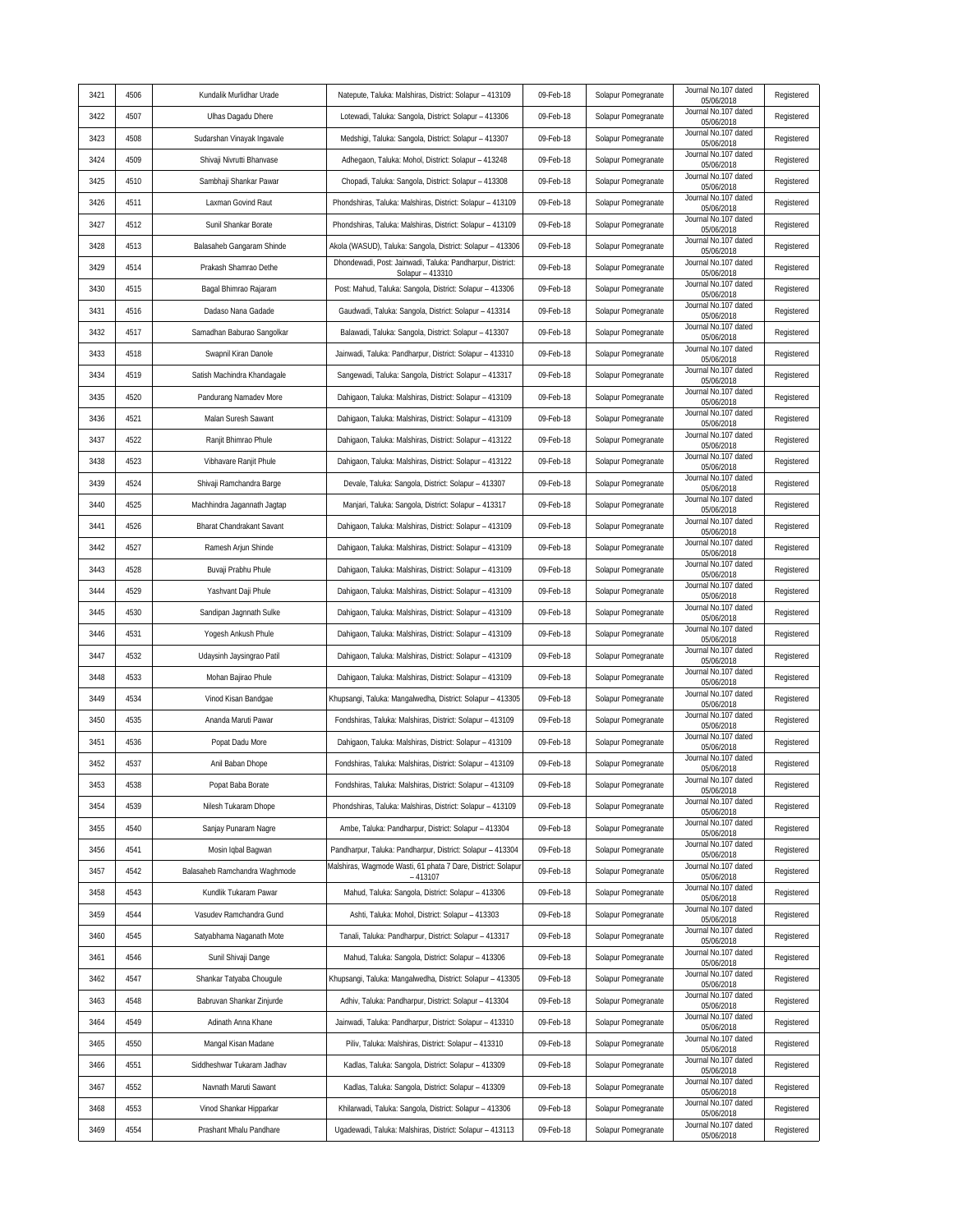| 3421 | 4506 | Kundalik Murlidhar Urade | Natepute, Taluka: Malshiras, District: Solapur – 413109 | 09-Feb-18 | Solapur Pomegranate | Journal No.107 dated 05/06/2018 | Registered |
|---|---|---|---|---|---|---|---|
| 3422 | 4507 | Ulhas Dagadu Dhere | Lotewadi, Taluka: Sangola, District: Solapur – 413306 | 09-Feb-18 | Solapur Pomegranate | Journal No.107 dated 05/06/2018 | Registered |
| 3423 | 4508 | Sudarshan Vinayak Ingavale | Medshigi, Taluka: Sangola, District: Solapur – 413307 | 09-Feb-18 | Solapur Pomegranate | Journal No.107 dated 05/06/2018 | Registered |
| 3424 | 4509 | Shivaji Nivrutti Bhanvase | Adhegaon, Taluka: Mohol, District: Solapur – 413248 | 09-Feb-18 | Solapur Pomegranate | Journal No.107 dated 05/06/2018 | Registered |
| 3425 | 4510 | Sambhaji Shankar Pawar | Chopadi, Taluka: Sangola, District: Solapur – 413308 | 09-Feb-18 | Solapur Pomegranate | Journal No.107 dated 05/06/2018 | Registered |
| 3426 | 4511 | Laxman Govind Raut | Phondshiras, Taluka: Malshiras, District: Solapur – 413109 | 09-Feb-18 | Solapur Pomegranate | Journal No.107 dated 05/06/2018 | Registered |
| 3427 | 4512 | Sunil Shankar Borate | Phondshiras, Taluka: Malshiras, District: Solapur – 413109 | 09-Feb-18 | Solapur Pomegranate | Journal No.107 dated 05/06/2018 | Registered |
| 3428 | 4513 | Balasaheb Gangaram Shinde | Akola (WASUD), Taluka: Sangola, District: Solapur – 413306 | 09-Feb-18 | Solapur Pomegranate | Journal No.107 dated 05/06/2018 | Registered |
| 3429 | 4514 | Prakash Shamrao Dethe | Dhondewadi, Post: Jainwadi, Taluka: Pandharpur, District: Solapur – 413310 | 09-Feb-18 | Solapur Pomegranate | Journal No.107 dated 05/06/2018 | Registered |
| 3430 | 4515 | Bagal Bhimrao Rajaram | Post: Mahud, Taluka: Sangola, District: Solapur – 413306 | 09-Feb-18 | Solapur Pomegranate | Journal No.107 dated 05/06/2018 | Registered |
| 3431 | 4516 | Dadaso Nana Gadade | Gaudwadi, Taluka: Sangola, District: Solapur – 413314 | 09-Feb-18 | Solapur Pomegranate | Journal No.107 dated 05/06/2018 | Registered |
| 3432 | 4517 | Samadhan Baburao Sangolkar | Balawadi, Taluka: Sangola, District: Solapur – 413307 | 09-Feb-18 | Solapur Pomegranate | Journal No.107 dated 05/06/2018 | Registered |
| 3433 | 4518 | Swapnil Kiran Danole | Jainwadi, Taluka: Pandharpur, District: Solapur – 413310 | 09-Feb-18 | Solapur Pomegranate | Journal No.107 dated 05/06/2018 | Registered |
| 3434 | 4519 | Satish Machindra Khandagale | Sangewadi, Taluka: Sangola, District: Solapur – 413317 | 09-Feb-18 | Solapur Pomegranate | Journal No.107 dated 05/06/2018 | Registered |
| 3435 | 4520 | Pandurang Namadev More | Dahigaon, Taluka: Malshiras, District: Solapur – 413109 | 09-Feb-18 | Solapur Pomegranate | Journal No.107 dated 05/06/2018 | Registered |
| 3436 | 4521 | Malan Suresh Sawant | Dahigaon, Taluka: Malshiras, District: Solapur – 413109 | 09-Feb-18 | Solapur Pomegranate | Journal No.107 dated 05/06/2018 | Registered |
| 3437 | 4522 | Ranjit Bhimrao Phule | Dahigaon, Taluka: Malshiras, District: Solapur – 413122 | 09-Feb-18 | Solapur Pomegranate | Journal No.107 dated 05/06/2018 | Registered |
| 3438 | 4523 | Vibhavare Ranjit Phule | Dahigaon, Taluka: Malshiras, District: Solapur – 413122 | 09-Feb-18 | Solapur Pomegranate | Journal No.107 dated 05/06/2018 | Registered |
| 3439 | 4524 | Shivaji Ramchandra Barge | Devale, Taluka: Sangola, District: Solapur – 413307 | 09-Feb-18 | Solapur Pomegranate | Journal No.107 dated 05/06/2018 | Registered |
| 3440 | 4525 | Machhindra Jagannath Jagtap | Manjari, Taluka: Sangola, District: Solapur – 413317 | 09-Feb-18 | Solapur Pomegranate | Journal No.107 dated 05/06/2018 | Registered |
| 3441 | 4526 | Bharat Chandrakant Savant | Dahigaon, Taluka: Malshiras, District: Solapur – 413109 | 09-Feb-18 | Solapur Pomegranate | Journal No.107 dated 05/06/2018 | Registered |
| 3442 | 4527 | Ramesh Arjun Shinde | Dahigaon, Taluka: Malshiras, District: Solapur – 413109 | 09-Feb-18 | Solapur Pomegranate | Journal No.107 dated 05/06/2018 | Registered |
| 3443 | 4528 | Buvaji Prabhu Phule | Dahigaon, Taluka: Malshiras, District: Solapur – 413109 | 09-Feb-18 | Solapur Pomegranate | Journal No.107 dated 05/06/2018 | Registered |
| 3444 | 4529 | Yashvant Daji Phule | Dahigaon, Taluka: Malshiras, District: Solapur – 413109 | 09-Feb-18 | Solapur Pomegranate | Journal No.107 dated 05/06/2018 | Registered |
| 3445 | 4530 | Sandipan Jagnnath Sulke | Dahigaon, Taluka: Malshiras, District: Solapur – 413109 | 09-Feb-18 | Solapur Pomegranate | Journal No.107 dated 05/06/2018 | Registered |
| 3446 | 4531 | Yogesh Ankush Phule | Dahigaon, Taluka: Malshiras, District: Solapur – 413109 | 09-Feb-18 | Solapur Pomegranate | Journal No.107 dated 05/06/2018 | Registered |
| 3447 | 4532 | Udaysinh Jaysingrao Patil | Dahigaon, Taluka: Malshiras, District: Solapur – 413109 | 09-Feb-18 | Solapur Pomegranate | Journal No.107 dated 05/06/2018 | Registered |
| 3448 | 4533 | Mohan Bajirao Phule | Dahigaon, Taluka: Malshiras, District: Solapur – 413109 | 09-Feb-18 | Solapur Pomegranate | Journal No.107 dated 05/06/2018 | Registered |
| 3449 | 4534 | Vinod Kisan Bandgae | Khupsangi, Taluka: Mangalwedha, District: Solapur – 413305 | 09-Feb-18 | Solapur Pomegranate | Journal No.107 dated 05/06/2018 | Registered |
| 3450 | 4535 | Ananda Maruti Pawar | Fondshiras, Taluka: Malshiras, District: Solapur – 413109 | 09-Feb-18 | Solapur Pomegranate | Journal No.107 dated 05/06/2018 | Registered |
| 3451 | 4536 | Popat Dadu More | Dahigaon, Taluka: Malshiras, District: Solapur – 413109 | 09-Feb-18 | Solapur Pomegranate | Journal No.107 dated 05/06/2018 | Registered |
| 3452 | 4537 | Anil Baban Dhope | Fondshiras, Taluka: Malshiras, District: Solapur – 413109 | 09-Feb-18 | Solapur Pomegranate | Journal No.107 dated 05/06/2018 | Registered |
| 3453 | 4538 | Popat Baba Borate | Fondshiras, Taluka: Malshiras, District: Solapur – 413109 | 09-Feb-18 | Solapur Pomegranate | Journal No.107 dated 05/06/2018 | Registered |
| 3454 | 4539 | Nilesh Tukaram Dhope | Phondshiras, Taluka: Malshiras, District: Solapur – 413109 | 09-Feb-18 | Solapur Pomegranate | Journal No.107 dated 05/06/2018 | Registered |
| 3455 | 4540 | Sanjay Punaram Nagre | Ambe, Taluka: Pandharpur, District: Solapur – 413304 | 09-Feb-18 | Solapur Pomegranate | Journal No.107 dated 05/06/2018 | Registered |
| 3456 | 4541 | Mosin Iqbal Bagwan | Pandharpur, Taluka: Pandharpur, District: Solapur – 413304 | 09-Feb-18 | Solapur Pomegranate | Journal No.107 dated 05/06/2018 | Registered |
| 3457 | 4542 | Balasaheb Ramchandra Waghmode | Malshiras, Wagmode Wasti, 61 phata 7 Dare, District: Solapur – 413107 | 09-Feb-18 | Solapur Pomegranate | Journal No.107 dated 05/06/2018 | Registered |
| 3458 | 4543 | Kundlik Tukaram Pawar | Mahud, Taluka: Sangola, District: Solapur – 413306 | 09-Feb-18 | Solapur Pomegranate | Journal No.107 dated 05/06/2018 | Registered |
| 3459 | 4544 | Vasudev Ramchandra Gund | Ashti, Taluka: Mohol, District: Solapur – 413303 | 09-Feb-18 | Solapur Pomegranate | Journal No.107 dated 05/06/2018 | Registered |
| 3460 | 4545 | Satyabhama Naganath Mote | Tanali, Taluka: Pandharpur, District: Solapur – 413317 | 09-Feb-18 | Solapur Pomegranate | Journal No.107 dated 05/06/2018 | Registered |
| 3461 | 4546 | Sunil Shivaji Dange | Mahud, Taluka: Sangola, District: Solapur – 413306 | 09-Feb-18 | Solapur Pomegranate | Journal No.107 dated 05/06/2018 | Registered |
| 3462 | 4547 | Shankar Tatyaba Chougule | Khupsangi, Taluka: Mangalwedha, District: Solapur – 413305 | 09-Feb-18 | Solapur Pomegranate | Journal No.107 dated 05/06/2018 | Registered |
| 3463 | 4548 | Babruvan Shankar Zinjurde | Adhiv, Taluka: Pandharpur, District: Solapur – 413304 | 09-Feb-18 | Solapur Pomegranate | Journal No.107 dated 05/06/2018 | Registered |
| 3464 | 4549 | Adinath Anna Khane | Jainwadi, Taluka: Pandharpur, District: Solapur – 413310 | 09-Feb-18 | Solapur Pomegranate | Journal No.107 dated 05/06/2018 | Registered |
| 3465 | 4550 | Mangal Kisan Madane | Piliv, Taluka: Malshiras, District: Solapur – 413310 | 09-Feb-18 | Solapur Pomegranate | Journal No.107 dated 05/06/2018 | Registered |
| 3466 | 4551 | Siddheshwar Tukaram Jadhav | Kadlas, Taluka: Sangola, District: Solapur – 413309 | 09-Feb-18 | Solapur Pomegranate | Journal No.107 dated 05/06/2018 | Registered |
| 3467 | 4552 | Navnath Maruti Sawant | Kadlas, Taluka: Sangola, District: Solapur – 413309 | 09-Feb-18 | Solapur Pomegranate | Journal No.107 dated 05/06/2018 | Registered |
| 3468 | 4553 | Vinod Shankar Hipparkar | Khilarwadi, Taluka: Sangola, District: Solapur – 413306 | 09-Feb-18 | Solapur Pomegranate | Journal No.107 dated 05/06/2018 | Registered |
| 3469 | 4554 | Prashant Mhalu Pandhare | Ugadewadi, Taluka: Malshiras, District: Solapur – 413113 | 09-Feb-18 | Solapur Pomegranate | Journal No.107 dated 05/06/2018 | Registered |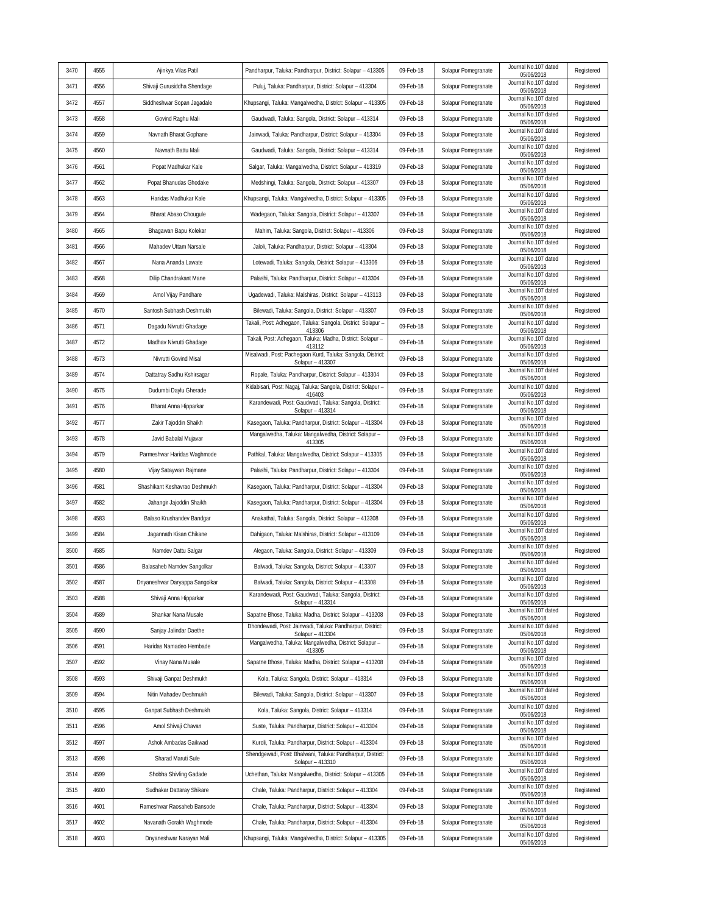| 3470 | 4555 | Ajinkya Vilas Patil | Pandharpur, Taluka: Pandharpur, District: Solapur – 413305 | 09-Feb-18 | Solapur Pomegranate | Journal No.107 dated 05/06/2018 | Registered |
|---|---|---|---|---|---|---|---|
| 3471 | 4556 | Shivaji Gurusiddha Shendage | Puluj, Taluka: Pandharpur, District: Solapur – 413304 | 09-Feb-18 | Solapur Pomegranate | Journal No.107 dated 05/06/2018 | Registered |
| 3472 | 4557 | Siddheshwar Sopan Jagadale | Khupsangi, Taluka: Mangalwedha, District: Solapur – 413305 | 09-Feb-18 | Solapur Pomegranate | Journal No.107 dated 05/06/2018 | Registered |
| 3473 | 4558 | Govind Raghu Mali | Gaudwadi, Taluka: Sangola, District: Solapur – 413314 | 09-Feb-18 | Solapur Pomegranate | Journal No.107 dated 05/06/2018 | Registered |
| 3474 | 4559 | Navnath Bharat Gophane | Jainwadi, Taluka: Pandharpur, District: Solapur – 413304 | 09-Feb-18 | Solapur Pomegranate | Journal No.107 dated 05/06/2018 | Registered |
| 3475 | 4560 | Navnath Battu Mali | Gaudwadi, Taluka: Sangola, District: Solapur – 413314 | 09-Feb-18 | Solapur Pomegranate | Journal No.107 dated 05/06/2018 | Registered |
| 3476 | 4561 | Popat Madhukar Kale | Salgar, Taluka: Mangalwedha, District: Solapur – 413319 | 09-Feb-18 | Solapur Pomegranate | Journal No.107 dated 05/06/2018 | Registered |
| 3477 | 4562 | Popat Bhanudas Ghodake | Medshingi, Taluka: Sangola, District: Solapur – 413307 | 09-Feb-18 | Solapur Pomegranate | Journal No.107 dated 05/06/2018 | Registered |
| 3478 | 4563 | Haridas Madhukar Kale | Khupsangi, Taluka: Mangalwedha, District: Solapur – 413305 | 09-Feb-18 | Solapur Pomegranate | Journal No.107 dated 05/06/2018 | Registered |
| 3479 | 4564 | Bharat Abaso Chougule | Wadegaon, Taluka: Sangola, District: Solapur – 413307 | 09-Feb-18 | Solapur Pomegranate | Journal No.107 dated 05/06/2018 | Registered |
| 3480 | 4565 | Bhagawan Bapu Kolekar | Mahim, Taluka: Sangola, District: Solapur – 413306 | 09-Feb-18 | Solapur Pomegranate | Journal No.107 dated 05/06/2018 | Registered |
| 3481 | 4566 | Mahadev Uttam Narsale | Jaloli, Taluka: Pandharpur, District: Solapur – 413304 | 09-Feb-18 | Solapur Pomegranate | Journal No.107 dated 05/06/2018 | Registered |
| 3482 | 4567 | Nana Ananda Lawate | Lotewadi, Taluka: Sangola, District: Solapur – 413306 | 09-Feb-18 | Solapur Pomegranate | Journal No.107 dated 05/06/2018 | Registered |
| 3483 | 4568 | Dilip Chandrakant Mane | Palashi, Taluka: Pandharpur, District: Solapur – 413304 | 09-Feb-18 | Solapur Pomegranate | Journal No.107 dated 05/06/2018 | Registered |
| 3484 | 4569 | Amol Vijay Pandhare | Ugadewadi, Taluka: Malshiras, District: Solapur – 413113 | 09-Feb-18 | Solapur Pomegranate | Journal No.107 dated 05/06/2018 | Registered |
| 3485 | 4570 | Santosh Subhash Deshmukh | Bilewadi, Taluka: Sangola, District: Solapur – 413307 | 09-Feb-18 | Solapur Pomegranate | Journal No.107 dated 05/06/2018 | Registered |
| 3486 | 4571 | Dagadu Nivrutti Ghadage | Takali, Post: Adhegaon, Taluka: Sangola, District: Solapur – 413306 | 09-Feb-18 | Solapur Pomegranate | Journal No.107 dated 05/06/2018 | Registered |
| 3487 | 4572 | Madhav Nivrutti Ghadage | Takali, Post: Adhegaon, Taluka: Madha, District: Solapur – 413112 | 09-Feb-18 | Solapur Pomegranate | Journal No.107 dated 05/06/2018 | Registered |
| 3488 | 4573 | Nivrutti Govind Misal | Misalwadi, Post: Pachegaon Kurd, Taluka: Sangola, District: Solapur – 413307 | 09-Feb-18 | Solapur Pomegranate | Journal No.107 dated 05/06/2018 | Registered |
| 3489 | 4574 | Dattatray Sadhu Kshirsagar | Ropale, Taluka: Pandharpur, District: Solapur – 413304 | 09-Feb-18 | Solapur Pomegranate | Journal No.107 dated 05/06/2018 | Registered |
| 3490 | 4575 | Dudumbi Daylu Gherade | Kidabisari, Post: Nagaj, Taluka: Sangola, District: Solapur – 416403 | 09-Feb-18 | Solapur Pomegranate | Journal No.107 dated 05/06/2018 | Registered |
| 3491 | 4576 | Bharat Anna Hipparkar | Karandewadi, Post: Gaudwadi, Taluka: Sangola, District: Solapur – 413314 | 09-Feb-18 | Solapur Pomegranate | Journal No.107 dated 05/06/2018 | Registered |
| 3492 | 4577 | Zakir Tajoddin Shaikh | Kasegaon, Taluka: Pandharpur, District: Solapur – 413304 | 09-Feb-18 | Solapur Pomegranate | Journal No.107 dated 05/06/2018 | Registered |
| 3493 | 4578 | Javid Babalal Mujavar | Mangalwedha, Taluka: Mangalwedha, District: Solapur – 413305 | 09-Feb-18 | Solapur Pomegranate | Journal No.107 dated 05/06/2018 | Registered |
| 3494 | 4579 | Parmeshwar Haridas Waghmode | Pathkal, Taluka: Mangalwedha, District: Solapur – 413305 | 09-Feb-18 | Solapur Pomegranate | Journal No.107 dated 05/06/2018 | Registered |
| 3495 | 4580 | Vijay Sataywan Rajmane | Palashi, Taluka: Pandharpur, District: Solapur – 413304 | 09-Feb-18 | Solapur Pomegranate | Journal No.107 dated 05/06/2018 | Registered |
| 3496 | 4581 | Shashikant Keshavrao Deshmukh | Kasegaon, Taluka: Pandharpur, District: Solapur – 413304 | 09-Feb-18 | Solapur Pomegranate | Journal No.107 dated 05/06/2018 | Registered |
| 3497 | 4582 | Jahangir Jajoddin Shaikh | Kasegaon, Taluka: Pandharpur, District: Solapur – 413304 | 09-Feb-18 | Solapur Pomegranate | Journal No.107 dated 05/06/2018 | Registered |
| 3498 | 4583 | Balaso Krushandev Bandgar | Anakathal, Taluka: Sangola, District: Solapur – 413308 | 09-Feb-18 | Solapur Pomegranate | Journal No.107 dated 05/06/2018 | Registered |
| 3499 | 4584 | Jagannath Kisan Chikane | Dahigaon, Taluka: Malshiras, District: Solapur – 413109 | 09-Feb-18 | Solapur Pomegranate | Journal No.107 dated 05/06/2018 | Registered |
| 3500 | 4585 | Namdev Dattu Salgar | Alegaon, Taluka: Sangola, District: Solapur – 413309 | 09-Feb-18 | Solapur Pomegranate | Journal No.107 dated 05/06/2018 | Registered |
| 3501 | 4586 | Balasaheb Namdev Sangolkar | Balwadi, Taluka: Sangola, District: Solapur – 413307 | 09-Feb-18 | Solapur Pomegranate | Journal No.107 dated 05/06/2018 | Registered |
| 3502 | 4587 | Dnyaneshwar Daryappa Sangolkar | Balwadi, Taluka: Sangola, District: Solapur – 413308 | 09-Feb-18 | Solapur Pomegranate | Journal No.107 dated 05/06/2018 | Registered |
| 3503 | 4588 | Shivaji Anna Hipparkar | Karandewadi, Post: Gaudwadi, Taluka: Sangola, District: Solapur – 413314 | 09-Feb-18 | Solapur Pomegranate | Journal No.107 dated 05/06/2018 | Registered |
| 3504 | 4589 | Shankar Nana Musale | Sapatne Bhose, Taluka: Madha, District: Solapur – 413208 | 09-Feb-18 | Solapur Pomegranate | Journal No.107 dated 05/06/2018 | Registered |
| 3505 | 4590 | Sanjay Jalindar Daethe | Dhondewadi, Post: Jainwadi, Taluka: Pandharpur, District: Solapur – 413304 | 09-Feb-18 | Solapur Pomegranate | Journal No.107 dated 05/06/2018 | Registered |
| 3506 | 4591 | Haridas Namadeo Hembade | Mangalwedha, Taluka: Mangalwedha, District: Solapur – 413305 | 09-Feb-18 | Solapur Pomegranate | Journal No.107 dated 05/06/2018 | Registered |
| 3507 | 4592 | Vinay Nana Musale | Sapatne Bhose, Taluka: Madha, District: Solapur – 413208 | 09-Feb-18 | Solapur Pomegranate | Journal No.107 dated 05/06/2018 | Registered |
| 3508 | 4593 | Shivaji Ganpat Deshmukh | Kola, Taluka: Sangola, District: Solapur – 413314 | 09-Feb-18 | Solapur Pomegranate | Journal No.107 dated 05/06/2018 | Registered |
| 3509 | 4594 | Nitin Mahadev Deshmukh | Bilewadi, Taluka: Sangola, District: Solapur – 413307 | 09-Feb-18 | Solapur Pomegranate | Journal No.107 dated 05/06/2018 | Registered |
| 3510 | 4595 | Ganpat Subhash Deshmukh | Kola, Taluka: Sangola, District: Solapur – 413314 | 09-Feb-18 | Solapur Pomegranate | Journal No.107 dated 05/06/2018 | Registered |
| 3511 | 4596 | Amol Shivaji Chavan | Suste, Taluka: Pandharpur, District: Solapur – 413304 | 09-Feb-18 | Solapur Pomegranate | Journal No.107 dated 05/06/2018 | Registered |
| 3512 | 4597 | Ashok Ambadas Gaikwad | Kuroli, Taluka: Pandharpur, District: Solapur – 413304 | 09-Feb-18 | Solapur Pomegranate | Journal No.107 dated 05/06/2018 | Registered |
| 3513 | 4598 | Sharad Maruti Sule | Shendgewadi, Post: Bhalwani, Taluka: Pandharpur, District: Solapur – 413310 | 09-Feb-18 | Solapur Pomegranate | Journal No.107 dated 05/06/2018 | Registered |
| 3514 | 4599 | Shobha Shivling Gadade | Uchethan, Taluka: Mangalwedha, District: Solapur – 413305 | 09-Feb-18 | Solapur Pomegranate | Journal No.107 dated 05/06/2018 | Registered |
| 3515 | 4600 | Sudhakar Dattaray Shikare | Chale, Taluka: Pandharpur, District: Solapur – 413304 | 09-Feb-18 | Solapur Pomegranate | Journal No.107 dated 05/06/2018 | Registered |
| 3516 | 4601 | Rameshwar Raosaheb Bansode | Chale, Taluka: Pandharpur, District: Solapur – 413304 | 09-Feb-18 | Solapur Pomegranate | Journal No.107 dated 05/06/2018 | Registered |
| 3517 | 4602 | Navanath Gorakh Waghmode | Chale, Taluka: Pandharpur, District: Solapur – 413304 | 09-Feb-18 | Solapur Pomegranate | Journal No.107 dated 05/06/2018 | Registered |
| 3518 | 4603 | Dnyaneshwar Narayan Mali | Khupsangi, Taluka: Mangalwedha, District: Solapur – 413305 | 09-Feb-18 | Solapur Pomegranate | Journal No.107 dated 05/06/2018 | Registered |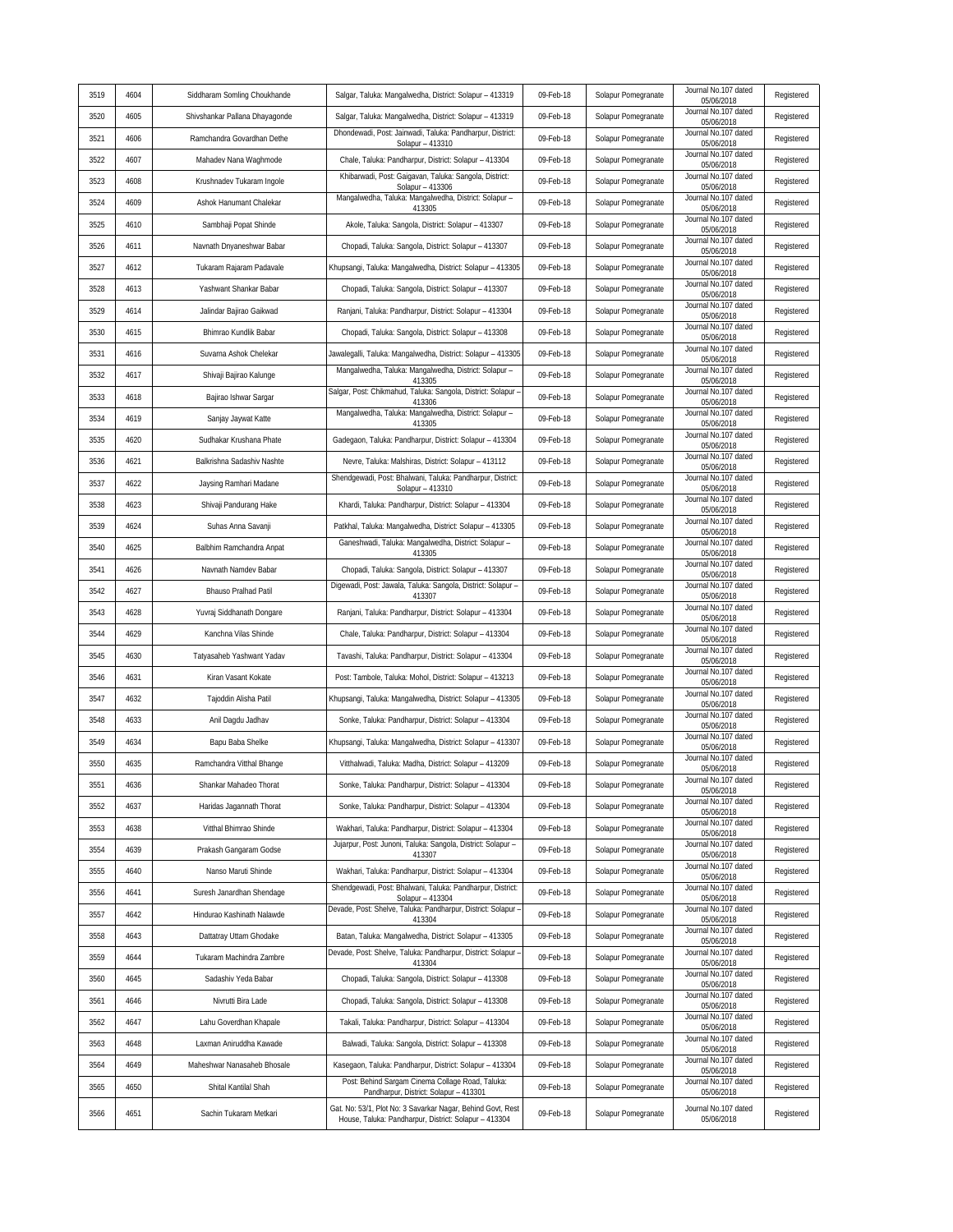| 3519 | 4604 | Siddharam Somling Choukhande | Salgar, Taluka: Mangalwedha, District: Solapur – 413319 | 09-Feb-18 | Solapur Pomegranate | Journal No.107 dated 05/06/2018 | Registered |
|---|---|---|---|---|---|---|---|
| 3520 | 4605 | Shivshankar Pallana Dhayagonde | Salgar, Taluka: Mangalwedha, District: Solapur – 413319 | 09-Feb-18 | Solapur Pomegranate | Journal No.107 dated 05/06/2018 | Registered |
| 3521 | 4606 | Ramchandra Govardhan Dethe | Dhondewadi, Post: Jainwadi, Taluka: Pandharpur, District: Solapur – 413310 | 09-Feb-18 | Solapur Pomegranate | Journal No.107 dated 05/06/2018 | Registered |
| 3522 | 4607 | Mahadev Nana Waghmode | Chale, Taluka: Pandharpur, District: Solapur – 413304 | 09-Feb-18 | Solapur Pomegranate | Journal No.107 dated 05/06/2018 | Registered |
| 3523 | 4608 | Krushnadev Tukaram Ingole | Khibarwadi, Post: Gaigavan, Taluka: Sangola, District: Solapur – 413306 | 09-Feb-18 | Solapur Pomegranate | Journal No.107 dated 05/06/2018 | Registered |
| 3524 | 4609 | Ashok Hanumant Chalekar | Mangalwedha, Taluka: Mangalwedha, District: Solapur – 413305 | 09-Feb-18 | Solapur Pomegranate | Journal No.107 dated 05/06/2018 | Registered |
| 3525 | 4610 | Sambhaji Popat Shinde | Akole, Taluka: Sangola, District: Solapur – 413307 | 09-Feb-18 | Solapur Pomegranate | Journal No.107 dated 05/06/2018 | Registered |
| 3526 | 4611 | Navnath Dnyaneshwar Babar | Chopadi, Taluka: Sangola, District: Solapur – 413307 | 09-Feb-18 | Solapur Pomegranate | Journal No.107 dated 05/06/2018 | Registered |
| 3527 | 4612 | Tukaram Rajaram Padavale | Khupsangi, Taluka: Mangalwedha, District: Solapur – 413305 | 09-Feb-18 | Solapur Pomegranate | Journal No.107 dated 05/06/2018 | Registered |
| 3528 | 4613 | Yashwant Shankar Babar | Chopadi, Taluka: Sangola, District: Solapur – 413307 | 09-Feb-18 | Solapur Pomegranate | Journal No.107 dated 05/06/2018 | Registered |
| 3529 | 4614 | Jalindar Bajirao Gaikwad | Ranjani, Taluka: Pandharpur, District: Solapur – 413304 | 09-Feb-18 | Solapur Pomegranate | Journal No.107 dated 05/06/2018 | Registered |
| 3530 | 4615 | Bhimrao Kundlik Babar | Chopadi, Taluka: Sangola, District: Solapur – 413308 | 09-Feb-18 | Solapur Pomegranate | Journal No.107 dated 05/06/2018 | Registered |
| 3531 | 4616 | Suvarna Ashok Chelekar | Jawalegalli, Taluka: Mangalwedha, District: Solapur – 413305 | 09-Feb-18 | Solapur Pomegranate | Journal No.107 dated 05/06/2018 | Registered |
| 3532 | 4617 | Shivaji Bajirao Kalunge | Mangalwedha, Taluka: Mangalwedha, District: Solapur – 413305 | 09-Feb-18 | Solapur Pomegranate | Journal No.107 dated 05/06/2018 | Registered |
| 3533 | 4618 | Bajirao Ishwar Sargar | Salgar, Post: Chikmahud, Taluka: Sangola, District: Solapur – 413306 | 09-Feb-18 | Solapur Pomegranate | Journal No.107 dated 05/06/2018 | Registered |
| 3534 | 4619 | Sanjay Jaywat Katte | Mangalwedha, Taluka: Mangalwedha, District: Solapur – 413305 | 09-Feb-18 | Solapur Pomegranate | Journal No.107 dated 05/06/2018 | Registered |
| 3535 | 4620 | Sudhakar Krushana Phate | Gadegaon, Taluka: Pandharpur, District: Solapur – 413304 | 09-Feb-18 | Solapur Pomegranate | Journal No.107 dated 05/06/2018 | Registered |
| 3536 | 4621 | Balkrishna Sadashiv Nashte | Nevre, Taluka: Malshiras, District: Solapur – 413112 | 09-Feb-18 | Solapur Pomegranate | Journal No.107 dated 05/06/2018 | Registered |
| 3537 | 4622 | Jaysing Ramhari Madane | Shendgewadi, Post: Bhalwani, Taluka: Pandharpur, District: Solapur – 413310 | 09-Feb-18 | Solapur Pomegranate | Journal No.107 dated 05/06/2018 | Registered |
| 3538 | 4623 | Shivaji Pandurang Hake | Khardi, Taluka: Pandharpur, District: Solapur – 413304 | 09-Feb-18 | Solapur Pomegranate | Journal No.107 dated 05/06/2018 | Registered |
| 3539 | 4624 | Suhas Anna Savanji | Patkhal, Taluka: Mangalwedha, District: Solapur – 413305 | 09-Feb-18 | Solapur Pomegranate | Journal No.107 dated 05/06/2018 | Registered |
| 3540 | 4625 | Balbhim Ramchandra Anpat | Ganeshwadi, Taluka: Mangalwedha, District: Solapur – 413305 | 09-Feb-18 | Solapur Pomegranate | Journal No.107 dated 05/06/2018 | Registered |
| 3541 | 4626 | Navnath Namdev Babar | Chopadi, Taluka: Sangola, District: Solapur – 413307 | 09-Feb-18 | Solapur Pomegranate | Journal No.107 dated 05/06/2018 | Registered |
| 3542 | 4627 | Bhauso Pralhad Patil | Digewadi, Post: Jawala, Taluka: Sangola, District: Solapur – 413307 | 09-Feb-18 | Solapur Pomegranate | Journal No.107 dated 05/06/2018 | Registered |
| 3543 | 4628 | Yuvraj Siddhanath Dongare | Ranjani, Taluka: Pandharpur, District: Solapur – 413304 | 09-Feb-18 | Solapur Pomegranate | Journal No.107 dated 05/06/2018 | Registered |
| 3544 | 4629 | Kanchna Vilas Shinde | Chale, Taluka: Pandharpur, District: Solapur – 413304 | 09-Feb-18 | Solapur Pomegranate | Journal No.107 dated 05/06/2018 | Registered |
| 3545 | 4630 | Tatyasaheb Yashwant Yadav | Tavashi, Taluka: Pandharpur, District: Solapur – 413304 | 09-Feb-18 | Solapur Pomegranate | Journal No.107 dated 05/06/2018 | Registered |
| 3546 | 4631 | Kiran Vasant Kokate | Post: Tambole, Taluka: Mohol, District: Solapur – 413213 | 09-Feb-18 | Solapur Pomegranate | Journal No.107 dated 05/06/2018 | Registered |
| 3547 | 4632 | Tajoddin Alisha Patil | Khupsangi, Taluka: Mangalwedha, District: Solapur – 413305 | 09-Feb-18 | Solapur Pomegranate | Journal No.107 dated 05/06/2018 | Registered |
| 3548 | 4633 | Anil Dagdu Jadhav | Sonke, Taluka: Pandharpur, District: Solapur – 413304 | 09-Feb-18 | Solapur Pomegranate | Journal No.107 dated 05/06/2018 | Registered |
| 3549 | 4634 | Bapu Baba Shelke | Khupsangi, Taluka: Mangalwedha, District: Solapur – 413307 | 09-Feb-18 | Solapur Pomegranate | Journal No.107 dated 05/06/2018 | Registered |
| 3550 | 4635 | Ramchandra Vitthal Bhange | Vitthalwadi, Taluka: Madha, District: Solapur – 413209 | 09-Feb-18 | Solapur Pomegranate | Journal No.107 dated 05/06/2018 | Registered |
| 3551 | 4636 | Shankar Mahadeo Thorat | Sonke, Taluka: Pandharpur, District: Solapur – 413304 | 09-Feb-18 | Solapur Pomegranate | Journal No.107 dated 05/06/2018 | Registered |
| 3552 | 4637 | Haridas Jagannath Thorat | Sonke, Taluka: Pandharpur, District: Solapur – 413304 | 09-Feb-18 | Solapur Pomegranate | Journal No.107 dated 05/06/2018 | Registered |
| 3553 | 4638 | Vitthal Bhimrao Shinde | Wakhari, Taluka: Pandharpur, District: Solapur – 413304 | 09-Feb-18 | Solapur Pomegranate | Journal No.107 dated 05/06/2018 | Registered |
| 3554 | 4639 | Prakash Gangaram Godse | Jujarpur, Post: Junoni, Taluka: Sangola, District: Solapur – 413307 | 09-Feb-18 | Solapur Pomegranate | Journal No.107 dated 05/06/2018 | Registered |
| 3555 | 4640 | Nanso Maruti Shinde | Wakhari, Taluka: Pandharpur, District: Solapur – 413304 | 09-Feb-18 | Solapur Pomegranate | Journal No.107 dated 05/06/2018 | Registered |
| 3556 | 4641 | Suresh Janardhan Shendage | Shendgewadi, Post: Bhalwani, Taluka: Pandharpur, District: Solapur – 413304 | 09-Feb-18 | Solapur Pomegranate | Journal No.107 dated 05/06/2018 | Registered |
| 3557 | 4642 | Hindurao Kashinath Nalawde | Devade, Post: Shelve, Taluka: Pandharpur, District: Solapur – 413304 | 09-Feb-18 | Solapur Pomegranate | Journal No.107 dated 05/06/2018 | Registered |
| 3558 | 4643 | Dattatray Uttam Ghodake | Batan, Taluka: Mangalwedha, District: Solapur – 413305 | 09-Feb-18 | Solapur Pomegranate | Journal No.107 dated 05/06/2018 | Registered |
| 3559 | 4644 | Tukaram Machindra Zambre | Devade, Post: Shelve, Taluka: Pandharpur, District: Solapur – 413304 | 09-Feb-18 | Solapur Pomegranate | Journal No.107 dated 05/06/2018 | Registered |
| 3560 | 4645 | Sadashiv Yeda Babar | Chopadi, Taluka: Sangola, District: Solapur – 413308 | 09-Feb-18 | Solapur Pomegranate | Journal No.107 dated 05/06/2018 | Registered |
| 3561 | 4646 | Nivrutti Bira Lade | Chopadi, Taluka: Sangola, District: Solapur – 413308 | 09-Feb-18 | Solapur Pomegranate | Journal No.107 dated 05/06/2018 | Registered |
| 3562 | 4647 | Lahu Goverdhan Khapale | Takali, Taluka: Pandharpur, District: Solapur – 413304 | 09-Feb-18 | Solapur Pomegranate | Journal No.107 dated 05/06/2018 | Registered |
| 3563 | 4648 | Laxman Aniruddha Kawade | Balwadi, Taluka: Sangola, District: Solapur – 413308 | 09-Feb-18 | Solapur Pomegranate | Journal No.107 dated 05/06/2018 | Registered |
| 3564 | 4649 | Maheshwar Nanasaheb Bhosale | Kasegaon, Taluka: Pandharpur, District: Solapur – 413304 | 09-Feb-18 | Solapur Pomegranate | Journal No.107 dated 05/06/2018 | Registered |
| 3565 | 4650 | Shital Kantilal Shah | Post: Behind Sargam Cinema Collage Road, Taluka: Pandharpur, District: Solapur – 413301 | 09-Feb-18 | Solapur Pomegranate | Journal No.107 dated 05/06/2018 | Registered |
| 3566 | 4651 | Sachin Tukaram Metkari | Gat. No: 53/1, Plot No: 3 Savarkar Nagar, Behind Govt, Rest House, Taluka: Pandharpur, District: Solapur – 413304 | 09-Feb-18 | Solapur Pomegranate | Journal No.107 dated 05/06/2018 | Registered |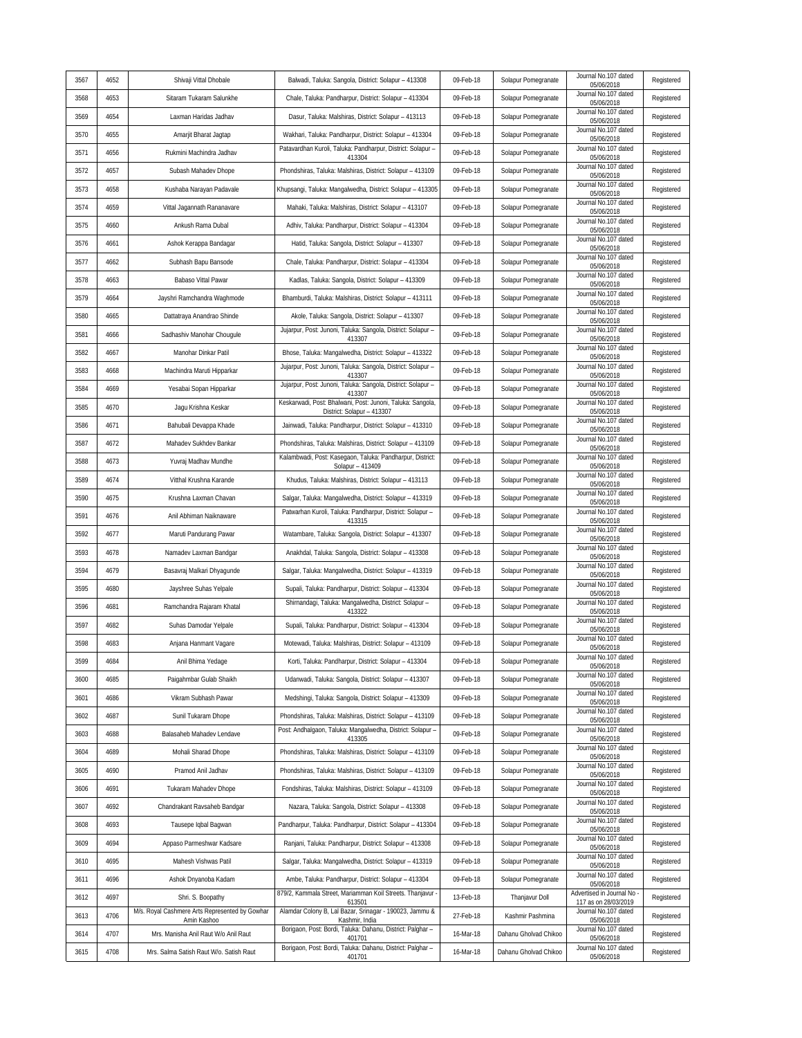| 3567 | 4652 | Shivaji Vittal Dhobale | Balwadi, Taluka: Sangola, District: Solapur – 413308 | 09-Feb-18 | Solapur Pomegranate | Journal No.107 dated 05/06/2018 | Registered |
|---|---|---|---|---|---|---|---|
| 3568 | 4653 | Sitaram Tukaram Salunkhe | Chale, Taluka: Pandharpur, District: Solapur – 413304 | 09-Feb-18 | Solapur Pomegranate | Journal No.107 dated 05/06/2018 | Registered |
| 3569 | 4654 | Laxman Haridas Jadhav | Dasur, Taluka: Malshiras, District: Solapur – 413113 | 09-Feb-18 | Solapur Pomegranate | Journal No.107 dated 05/06/2018 | Registered |
| 3570 | 4655 | Amarjit Bharat Jagtap | Wakhari, Taluka: Pandharpur, District: Solapur – 413304 | 09-Feb-18 | Solapur Pomegranate | Journal No.107 dated 05/06/2018 | Registered |
| 3571 | 4656 | Rukmini Machindra Jadhav | Patavardhan Kuroli, Taluka: Pandharpur, District: Solapur – 413304 | 09-Feb-18 | Solapur Pomegranate | Journal No.107 dated 05/06/2018 | Registered |
| 3572 | 4657 | Subash Mahadev Dhope | Phondshiras, Taluka: Malshiras, District: Solapur – 413109 | 09-Feb-18 | Solapur Pomegranate | Journal No.107 dated 05/06/2018 | Registered |
| 3573 | 4658 | Kushaba Narayan Padavale | Khupsangi, Taluka: Mangalwedha, District: Solapur – 413305 | 09-Feb-18 | Solapur Pomegranate | Journal No.107 dated 05/06/2018 | Registered |
| 3574 | 4659 | Vittal Jagannath Rananavare | Mahaki, Taluka: Malshiras, District: Solapur – 413107 | 09-Feb-18 | Solapur Pomegranate | Journal No.107 dated 05/06/2018 | Registered |
| 3575 | 4660 | Ankush Rama Dubal | Adhiv, Taluka: Pandharpur, District: Solapur – 413304 | 09-Feb-18 | Solapur Pomegranate | Journal No.107 dated 05/06/2018 | Registered |
| 3576 | 4661 | Ashok Kerappa Bandagar | Hatid, Taluka: Sangola, District: Solapur – 413307 | 09-Feb-18 | Solapur Pomegranate | Journal No.107 dated 05/06/2018 | Registered |
| 3577 | 4662 | Subhash Bapu Bansode | Chale, Taluka: Pandharpur, District: Solapur – 413304 | 09-Feb-18 | Solapur Pomegranate | Journal No.107 dated 05/06/2018 | Registered |
| 3578 | 4663 | Babaso Vittal Pawar | Kadlas, Taluka: Sangola, District: Solapur – 413309 | 09-Feb-18 | Solapur Pomegranate | Journal No.107 dated 05/06/2018 | Registered |
| 3579 | 4664 | Jayshri Ramchandra Waghmode | Bhamburdi, Taluka: Malshiras, District: Solapur – 413111 | 09-Feb-18 | Solapur Pomegranate | Journal No.107 dated 05/06/2018 | Registered |
| 3580 | 4665 | Dattatraya Anandrao Shinde | Akole, Taluka: Sangola, District: Solapur – 413307 | 09-Feb-18 | Solapur Pomegranate | Journal No.107 dated 05/06/2018 | Registered |
| 3581 | 4666 | Sadhashiv Manohar Chougule | Jujarpur, Post: Junoni, Taluka: Sangola, District: Solapur – 413307 | 09-Feb-18 | Solapur Pomegranate | Journal No.107 dated 05/06/2018 | Registered |
| 3582 | 4667 | Manohar Dinkar Patil | Bhose, Taluka: Mangalwedha, District: Solapur – 413322 | 09-Feb-18 | Solapur Pomegranate | Journal No.107 dated 05/06/2018 | Registered |
| 3583 | 4668 | Machindra Maruti Hipparkar | Jujarpur, Post: Junoni, Taluka: Sangola, District: Solapur – 413307 | 09-Feb-18 | Solapur Pomegranate | Journal No.107 dated 05/06/2018 | Registered |
| 3584 | 4669 | Yesabai Sopan Hipparkar | Jujarpur, Post: Junoni, Taluka: Sangola, District: Solapur – 413307 | 09-Feb-18 | Solapur Pomegranate | Journal No.107 dated 05/06/2018 | Registered |
| 3585 | 4670 | Jagu Krishna Keskar | Keskarwadi, Post: Bhalwani, Post: Junoni, Taluka: Sangola, District: Solapur – 413307 | 09-Feb-18 | Solapur Pomegranate | Journal No.107 dated 05/06/2018 | Registered |
| 3586 | 4671 | Bahubali Devappa Khade | Jainwadi, Taluka: Pandharpur, District: Solapur – 413310 | 09-Feb-18 | Solapur Pomegranate | Journal No.107 dated 05/06/2018 | Registered |
| 3587 | 4672 | Mahadev Sukhdev Bankar | Phondshiras, Taluka: Malshiras, District: Solapur – 413109 | 09-Feb-18 | Solapur Pomegranate | Journal No.107 dated 05/06/2018 | Registered |
| 3588 | 4673 | Yuvraj Madhav Mundhe | Kalambwadi, Post: Kasegaon, Taluka: Pandharpur, District: Solapur – 413409 | 09-Feb-18 | Solapur Pomegranate | Journal No.107 dated 05/06/2018 | Registered |
| 3589 | 4674 | Vitthal Krushna Karande | Khudus, Taluka: Malshiras, District: Solapur – 413113 | 09-Feb-18 | Solapur Pomegranate | Journal No.107 dated 05/06/2018 | Registered |
| 3590 | 4675 | Krushna Laxman Chavan | Salgar, Taluka: Mangalwedha, District: Solapur – 413319 | 09-Feb-18 | Solapur Pomegranate | Journal No.107 dated 05/06/2018 | Registered |
| 3591 | 4676 | Anil Abhiman Naiknaware | Patwarhan Kuroli, Taluka: Pandharpur, District: Solapur – 413315 | 09-Feb-18 | Solapur Pomegranate | Journal No.107 dated 05/06/2018 | Registered |
| 3592 | 4677 | Maruti Pandurang Pawar | Watambare, Taluka: Sangola, District: Solapur – 413307 | 09-Feb-18 | Solapur Pomegranate | Journal No.107 dated 05/06/2018 | Registered |
| 3593 | 4678 | Namadev Laxman Bandgar | Anakhdal, Taluka: Sangola, District: Solapur – 413308 | 09-Feb-18 | Solapur Pomegranate | Journal No.107 dated 05/06/2018 | Registered |
| 3594 | 4679 | Basavraj Malkari Dhyagunde | Salgar, Taluka: Mangalwedha, District: Solapur – 413319 | 09-Feb-18 | Solapur Pomegranate | Journal No.107 dated 05/06/2018 | Registered |
| 3595 | 4680 | Jayshree Suhas Yelpale | Supali, Taluka: Pandharpur, District: Solapur – 413304 | 09-Feb-18 | Solapur Pomegranate | Journal No.107 dated 05/06/2018 | Registered |
| 3596 | 4681 | Ramchandra Rajaram Khatal | Shirnandagi, Taluka: Mangalwedha, District: Solapur – 413322 | 09-Feb-18 | Solapur Pomegranate | Journal No.107 dated 05/06/2018 | Registered |
| 3597 | 4682 | Suhas Damodar Yelpale | Supali, Taluka: Pandharpur, District: Solapur – 413304 | 09-Feb-18 | Solapur Pomegranate | Journal No.107 dated 05/06/2018 | Registered |
| 3598 | 4683 | Anjana Hanmant Vagare | Motewadi, Taluka: Malshiras, District: Solapur – 413109 | 09-Feb-18 | Solapur Pomegranate | Journal No.107 dated 05/06/2018 | Registered |
| 3599 | 4684 | Anil Bhima Yedage | Korti, Taluka: Pandharpur, District: Solapur – 413304 | 09-Feb-18 | Solapur Pomegranate | Journal No.107 dated 05/06/2018 | Registered |
| 3600 | 4685 | Paigahmbar Gulab Shaikh | Udanwadi, Taluka: Sangola, District: Solapur – 413307 | 09-Feb-18 | Solapur Pomegranate | Journal No.107 dated 05/06/2018 | Registered |
| 3601 | 4686 | Vikram Subhash Pawar | Medshingi, Taluka: Sangola, District: Solapur – 413309 | 09-Feb-18 | Solapur Pomegranate | Journal No.107 dated 05/06/2018 | Registered |
| 3602 | 4687 | Sunil Tukaram Dhope | Phondshiras, Taluka: Malshiras, District: Solapur – 413109 | 09-Feb-18 | Solapur Pomegranate | Journal No.107 dated 05/06/2018 | Registered |
| 3603 | 4688 | Balasaheb Mahadev Lendave | Post: Andhalgaon, Taluka: Mangalwedha, District: Solapur – 413305 | 09-Feb-18 | Solapur Pomegranate | Journal No.107 dated 05/06/2018 | Registered |
| 3604 | 4689 | Mohali Sharad Dhope | Phondshiras, Taluka: Malshiras, District: Solapur – 413109 | 09-Feb-18 | Solapur Pomegranate | Journal No.107 dated 05/06/2018 | Registered |
| 3605 | 4690 | Pramod Anil Jadhav | Phondshiras, Taluka: Malshiras, District: Solapur – 413109 | 09-Feb-18 | Solapur Pomegranate | Journal No.107 dated 05/06/2018 | Registered |
| 3606 | 4691 | Tukaram Mahadev Dhope | Fondshiras, Taluka: Malshiras, District: Solapur – 413109 | 09-Feb-18 | Solapur Pomegranate | Journal No.107 dated 05/06/2018 | Registered |
| 3607 | 4692 | Chandrakant Ravsaheb Bandgar | Nazara, Taluka: Sangola, District: Solapur – 413308 | 09-Feb-18 | Solapur Pomegranate | Journal No.107 dated 05/06/2018 | Registered |
| 3608 | 4693 | Tausepe Iqbal Bagwan | Pandharpur, Taluka: Pandharpur, District: Solapur – 413304 | 09-Feb-18 | Solapur Pomegranate | Journal No.107 dated 05/06/2018 | Registered |
| 3609 | 4694 | Appaso Parmeshwar Kadsare | Ranjani, Taluka: Pandharpur, District: Solapur – 413308 | 09-Feb-18 | Solapur Pomegranate | Journal No.107 dated 05/06/2018 | Registered |
| 3610 | 4695 | Mahesh Vishwas Patil | Salgar, Taluka: Mangalwedha, District: Solapur – 413319 | 09-Feb-18 | Solapur Pomegranate | Journal No.107 dated 05/06/2018 | Registered |
| 3611 | 4696 | Ashok Dnyanoba Kadam | Ambe, Taluka: Pandharpur, District: Solapur – 413304 | 09-Feb-18 | Solapur Pomegranate | Journal No.107 dated 05/06/2018 | Registered |
| 3612 | 4697 | Shri. S. Boopathy | 879/2, Kammala Street, Mariamman Koil Streets. Thanjavur - 613501 | 13-Feb-18 | Thanjavur Doll | Advertised in Journal No - 117 as on 28/03/2019 | Registered |
| 3613 | 4706 | M/s. Royal Cashmere Arts Represented by Gowhar Amin Kashoo | Alamdar Colony B, Lal Bazar, Srinagar - 190023, Jammu & Kashmir, India | 27-Feb-18 | Kashmir Pashmina | Journal No.107 dated 05/06/2018 | Registered |
| 3614 | 4707 | Mrs. Manisha Anil Raut W/o Anil Raut | Borigaon, Post: Bordi, Taluka: Dahanu, District: Palghar – 401701 | 16-Mar-18 | Dahanu Gholvad Chikoo | Journal No.107 dated 05/06/2018 | Registered |
| 3615 | 4708 | Mrs. Salma Satish Raut W/o. Satish Raut | Borigaon, Post: Bordi, Taluka: Dahanu, District: Palghar – 401701 | 16-Mar-18 | Dahanu Gholvad Chikoo | Journal No.107 dated 05/06/2018 | Registered |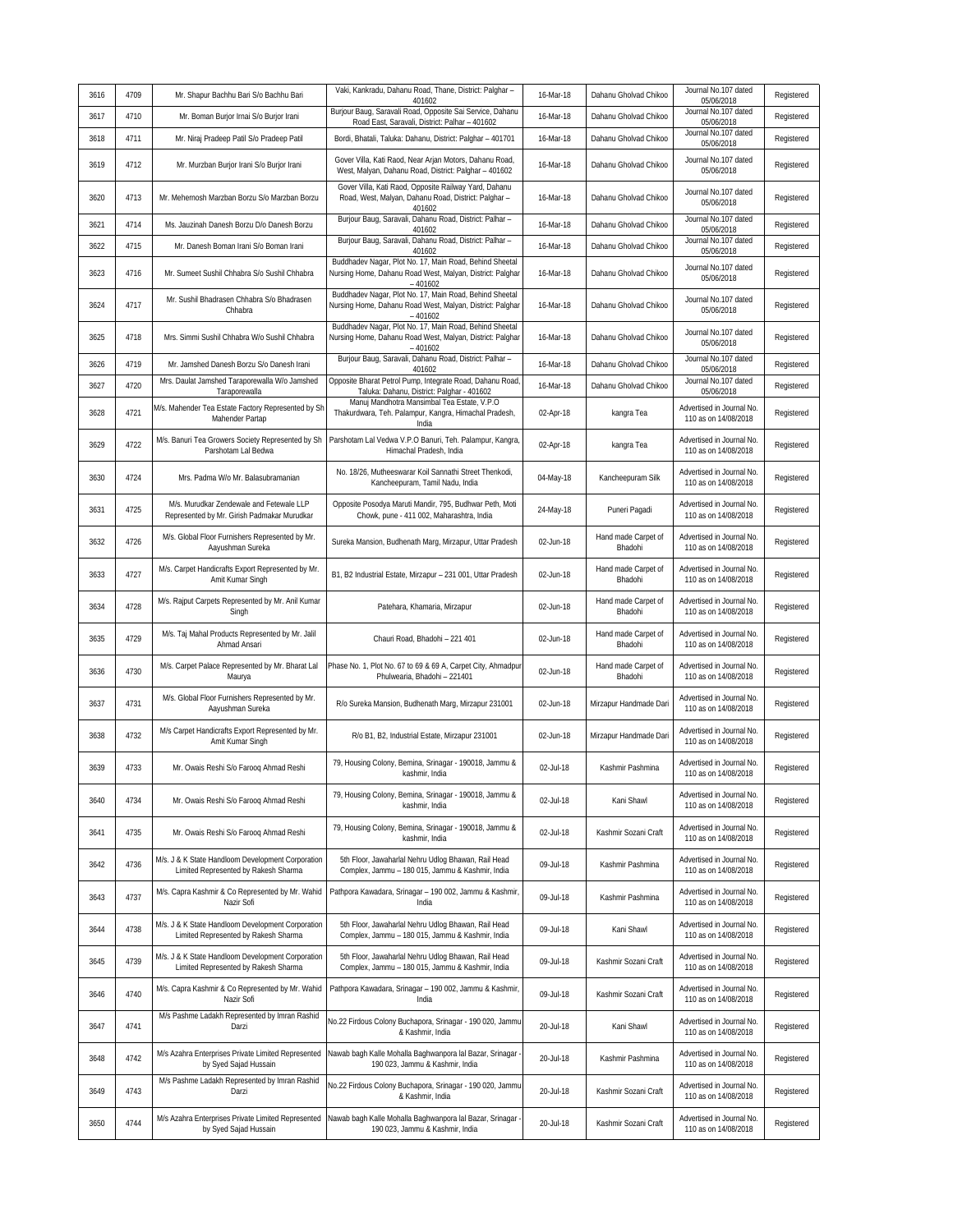| 3616 | 4709 | Mr. Shapur Bachhu Bari S/o Bachhu Bari | Vaki, Kankradu, Dahanu Road, Thane, District: Palghar – 401602 | 16-Mar-18 | Dahanu Gholvad Chikoo | Journal No.107 dated 05/06/2018 | Registered |
|---|---|---|---|---|---|---|---|
| 3617 | 4710 | Mr. Boman Burjor Irnai S/o Burjor Irani | Burjour Baug, Saravali Road, Opposite Sai Service, Dahanu Road East, Saravali, District: Palhar – 401602 | 16-Mar-18 | Dahanu Gholvad Chikoo | Journal No.107 dated 05/06/2018 | Registered |
| 3618 | 4711 | Mr. Niraj Pradeep Patil S/o Pradeep Patil | Bordi, Bhatali, Taluka: Dahanu, District: Palghar – 401701 | 16-Mar-18 | Dahanu Gholvad Chikoo | Journal No.107 dated 05/06/2018 | Registered |
| 3619 | 4712 | Mr. Murzban Burjor Irani S/o Burjor Irani | Gover Villa, Kati Raod, Near Arjan Motors, Dahanu Road, West, Malyan, Dahanu Road, District: Palghar – 401602 | 16-Mar-18 | Dahanu Gholvad Chikoo | Journal No.107 dated 05/06/2018 | Registered |
| 3620 | 4713 | Mr. Mehernosh Marzban Borzu S/o Marzban Borzu | Gover Villa, Kati Raod, Opposite Railway Yard, Dahanu Road, West, Malyan, Dahanu Road, District: Palghar – 401602 | 16-Mar-18 | Dahanu Gholvad Chikoo | Journal No.107 dated 05/06/2018 | Registered |
| 3621 | 4714 | Ms. Jauzinah Danesh Borzu D/o Danesh Borzu | Burjour Baug, Saravali, Dahanu Road, District: Palhar – 401602 | 16-Mar-18 | Dahanu Gholvad Chikoo | Journal No.107 dated 05/06/2018 | Registered |
| 3622 | 4715 | Mr. Danesh Boman Irani S/o Boman Irani | Burjour Baug, Saravali, Dahanu Road, District: Palhar – 401602 | 16-Mar-18 | Dahanu Gholvad Chikoo | Journal No.107 dated 05/06/2018 | Registered |
| 3623 | 4716 | Mr. Sumeet Sushil Chhabra S/o Sushil Chhabra | Buddhadev Nagar, Plot No. 17, Main Road, Behind Sheetal Nursing Home, Dahanu Road West, Malyan, District: Palghar – 401602 | 16-Mar-18 | Dahanu Gholvad Chikoo | Journal No.107 dated 05/06/2018 | Registered |
| 3624 | 4717 | Mr. Sushil Bhadrasen Chhabra S/o Bhadrasen Chhabra | Buddhadev Nagar, Plot No. 17, Main Road, Behind Sheetal Nursing Home, Dahanu Road West, Malyan, District: Palghar – 401602 | 16-Mar-18 | Dahanu Gholvad Chikoo | Journal No.107 dated 05/06/2018 | Registered |
| 3625 | 4718 | Mrs. Simmi Sushil Chhabra W/o Sushil Chhabra | Buddhadev Nagar, Plot No. 17, Main Road, Behind Sheetal Nursing Home, Dahanu Road West, Malyan, District: Palghar – 401602 | 16-Mar-18 | Dahanu Gholvad Chikoo | Journal No.107 dated 05/06/2018 | Registered |
| 3626 | 4719 | Mr. Jamshed Danesh Borzu S/o Danesh Irani | Burjour Baug, Saravali, Dahanu Road, District: Palhar – 401602 | 16-Mar-18 | Dahanu Gholvad Chikoo | Journal No.107 dated 05/06/2018 | Registered |
| 3627 | 4720 | Mrs. Daulat Jamshed Taraporewalla W/o Jamshed Taraporewalla | Opposite Bharat Petrol Pump, Integrate Road, Dahanu Road, Taluka: Dahanu, District: Palghar - 401602 | 16-Mar-18 | Dahanu Gholvad Chikoo | Journal No.107 dated 05/06/2018 | Registered |
| 3628 | 4721 | M/s. Mahender Tea Estate Factory Represented by Sh Mahender Partap | Manuj Mandhotra Mansimbal Tea Estate, V.P.O Thakurdwara, Teh. Palampur, Kangra, Himachal Pradesh, India | 02-Apr-18 | kangra Tea | Advertised in Journal No. 110 as on 14/08/2018 | Registered |
| 3629 | 4722 | M/s. Banuri Tea Growers Society Represented by Sh Parshotam Lal Bedwa | Parshotam Lal Vedwa V.P.O Banuri, Teh. Palampur, Kangra, Himachal Pradesh, India | 02-Apr-18 | kangra Tea | Advertised in Journal No. 110 as on 14/08/2018 | Registered |
| 3630 | 4724 | Mrs. Padma W/o Mr. Balasubramanian | No. 18/26, Mutheeswarar Koil Sannathi Street Thenkodi, Kancheepuram, Tamil Nadu, India | 04-May-18 | Kancheepuram Silk | Advertised in Journal No. 110 as on 14/08/2018 | Registered |
| 3631 | 4725 | M/s. Murudkar Zendewale and Fetewale LLP Represented by Mr. Girish Padmakar Murudkar | Opposite Posodya Maruti Mandir, 795, Budhwar Peth, Moti Chowk, pune - 411 002, Maharashtra, India | 24-May-18 | Puneri Pagadi | Advertised in Journal No. 110 as on 14/08/2018 | Registered |
| 3632 | 4726 | M/s. Global Floor Furnishers Represented by Mr. Aayushman Sureka | Sureka Mansion, Budhenath Marg, Mirzapur, Uttar Pradesh | 02-Jun-18 | Hand made Carpet of Bhadohi | Advertised in Journal No. 110 as on 14/08/2018 | Registered |
| 3633 | 4727 | M/s. Carpet Handicrafts Export Represented by Mr. Amit Kumar Singh | B1, B2 Industrial Estate, Mirzapur – 231 001, Uttar Pradesh | 02-Jun-18 | Hand made Carpet of Bhadohi | Advertised in Journal No. 110 as on 14/08/2018 | Registered |
| 3634 | 4728 | M/s. Rajput Carpets Represented by Mr. Anil Kumar Singh | Patehara, Khamaria, Mirzapur | 02-Jun-18 | Hand made Carpet of Bhadohi | Advertised in Journal No. 110 as on 14/08/2018 | Registered |
| 3635 | 4729 | M/s. Taj Mahal Products Represented by Mr. Jalil Ahmad Ansari | Chauri Road, Bhadohi – 221 401 | 02-Jun-18 | Hand made Carpet of Bhadohi | Advertised in Journal No. 110 as on 14/08/2018 | Registered |
| 3636 | 4730 | M/s. Carpet Palace Represented by Mr. Bharat Lal Maurya | Phase No. 1, Plot No. 67 to 69 & 69 A, Carpet City, Ahmadpur Phulwearia, Bhadohi – 221401 | 02-Jun-18 | Hand made Carpet of Bhadohi | Advertised in Journal No. 110 as on 14/08/2018 | Registered |
| 3637 | 4731 | M/s. Global Floor Furnishers Represented by Mr. Aayushman Sureka | R/o Sureka Mansion, Budhenath Marg, Mirzapur 231001 | 02-Jun-18 | Mirzapur Handmade Dari | Advertised in Journal No. 110 as on 14/08/2018 | Registered |
| 3638 | 4732 | M/s Carpet Handicrafts Export Represented by Mr. Amit Kumar Singh | R/o B1, B2, Industrial Estate, Mirzapur 231001 | 02-Jun-18 | Mirzapur Handmade Dari | Advertised in Journal No. 110 as on 14/08/2018 | Registered |
| 3639 | 4733 | Mr. Owais Reshi S/o Farooq Ahmad Reshi | 79, Housing Colony, Bemina, Srinagar - 190018, Jammu & kashmir, India | 02-Jul-18 | Kashmir Pashmina | Advertised in Journal No. 110 as on 14/08/2018 | Registered |
| 3640 | 4734 | Mr. Owais Reshi S/o Farooq Ahmad Reshi | 79, Housing Colony, Bemina, Srinagar - 190018, Jammu & kashmir, India | 02-Jul-18 | Kani Shawl | Advertised in Journal No. 110 as on 14/08/2018 | Registered |
| 3641 | 4735 | Mr. Owais Reshi S/o Farooq Ahmad Reshi | 79, Housing Colony, Bemina, Srinagar - 190018, Jammu & kashmir, India | 02-Jul-18 | Kashmir Sozani Craft | Advertised in Journal No. 110 as on 14/08/2018 | Registered |
| 3642 | 4736 | M/s. J & K State Handloom Development Corporation Limited Represented by Rakesh Sharma | 5th Floor, Jawaharlal Nehru Udlog Bhawan, Rail Head Complex, Jammu – 180 015, Jammu & Kashmir, India | 09-Jul-18 | Kashmir Pashmina | Advertised in Journal No. 110 as on 14/08/2018 | Registered |
| 3643 | 4737 | M/s. Capra Kashmir & Co Represented by Mr. Wahid Nazir Sofi | Pathpora Kawadara, Srinagar – 190 002, Jammu & Kashmir, India | 09-Jul-18 | Kashmir Pashmina | Advertised in Journal No. 110 as on 14/08/2018 | Registered |
| 3644 | 4738 | M/s. J & K State Handloom Development Corporation Limited Represented by Rakesh Sharma | 5th Floor, Jawaharlal Nehru Udlog Bhawan, Rail Head Complex, Jammu – 180 015, Jammu & Kashmir, India | 09-Jul-18 | Kani Shawl | Advertised in Journal No. 110 as on 14/08/2018 | Registered |
| 3645 | 4739 | M/s. J & K State Handloom Development Corporation Limited Represented by Rakesh Sharma | 5th Floor, Jawaharlal Nehru Udlog Bhawan, Rail Head Complex, Jammu – 180 015, Jammu & Kashmir, India | 09-Jul-18 | Kashmir Sozani Craft | Advertised in Journal No. 110 as on 14/08/2018 | Registered |
| 3646 | 4740 | M/s. Capra Kashmir & Co Represented by Mr. Wahid Nazir Sofi | Pathpora Kawadara, Srinagar – 190 002, Jammu & Kashmir, India | 09-Jul-18 | Kashmir Sozani Craft | Advertised in Journal No. 110 as on 14/08/2018 | Registered |
| 3647 | 4741 | M/s Pashme Ladakh Represented by Imran Rashid Darzi | No.22 Firdous Colony Buchapora, Srinagar - 190 020, Jammu & Kashmir, India | 20-Jul-18 | Kani Shawl | Advertised in Journal No. 110 as on 14/08/2018 | Registered |
| 3648 | 4742 | M/s Azahra Enterprises Private Limited Represented by Syed Sajad Hussain | Nawab bagh Kalle Mohalla Baghwanpora lal Bazar, Srinagar - 190 023, Jammu & Kashmir, India | 20-Jul-18 | Kashmir Pashmina | Advertised in Journal No. 110 as on 14/08/2018 | Registered |
| 3649 | 4743 | M/s Pashme Ladakh Represented by Imran Rashid Darzi | No.22 Firdous Colony Buchapora, Srinagar - 190 020, Jammu & Kashmir, India | 20-Jul-18 | Kashmir Sozani Craft | Advertised in Journal No. 110 as on 14/08/2018 | Registered |
| 3650 | 4744 | M/s Azahra Enterprises Private Limited Represented by Syed Sajad Hussain | Nawab bagh Kalle Mohalla Baghwanpora lal Bazar, Srinagar - 190 023, Jammu & Kashmir, India | 20-Jul-18 | Kashmir Sozani Craft | Advertised in Journal No. 110 as on 14/08/2018 | Registered |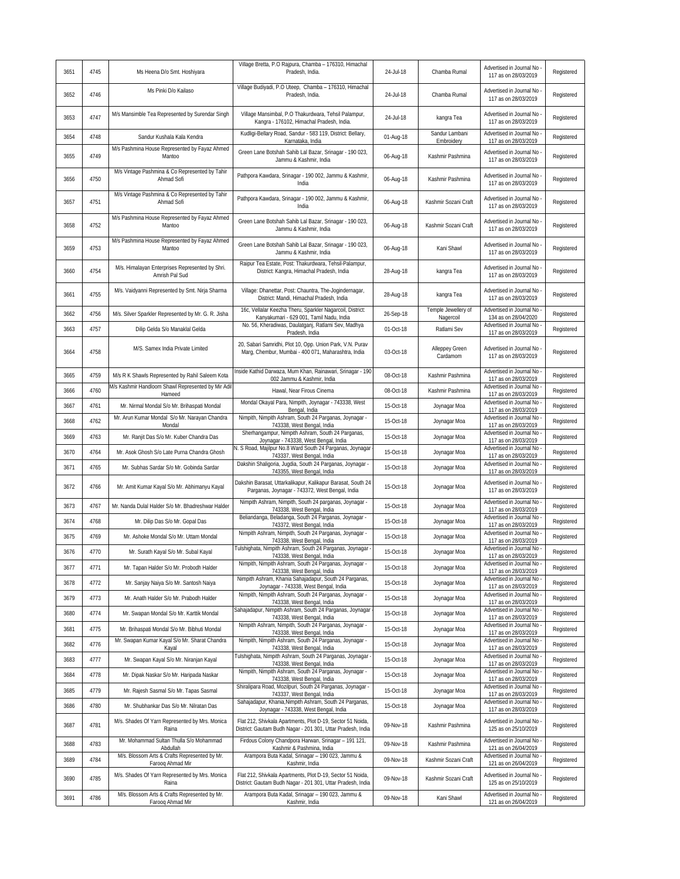| 3651 | 4745 | Ms Heena D/o Smt. Hoshiyara | Village Bretta, P.O Rajpura, Chamba – 176310, Himachal Pradesh, India. | 24-Jul-18 | Chamba Rumal | Advertised in Journal No - 117 as on 28/03/2019 | Registered |
|---|---|---|---|---|---|---|---|
| 3652 | 4746 | Ms Pinki D/o Kailaso | Village Budiyadi, P.O Uteep, Chamba – 176310, Himachal Pradesh, India. | 24-Jul-18 | Chamba Rumal | Advertised in Journal No - 117 as on 28/03/2019 | Registered |
| 3653 | 4747 | M/s Mansimble Tea Represented by Surendar Singh | Village Mansimbal, P.O Thakurdwara, Tehsil Palampur, Kangra - 176102, Himachal Pradesh, India. | 24-Jul-18 | kangra Tea | Advertised in Journal No - 117 as on 28/03/2019 | Registered |
| 3654 | 4748 | Sandur Kushala Kala Kendra | Kudligi-Bellary Road, Sandur - 583 119, District: Bellary, Karnataka, India | 01-Aug-18 | Sandur Lambani Embroidery | Advertised in Journal No - 117 as on 28/03/2019 | Registered |
| 3655 | 4749 | M/s Pashmina House Represented by Fayaz Ahmed Mantoo | Green Lane Botshah Sahib Lal Bazar, Srinagar - 190 023, Jammu & Kashmir, India | 06-Aug-18 | Kashmir Pashmina | Advertised in Journal No - 117 as on 28/03/2019 | Registered |
| 3656 | 4750 | M/s Vintage Pashmina & Co Represented by Tahir Ahmad Sofi | Pathpora Kawdara, Srinagar - 190 002, Jammu & Kashmir, India | 06-Aug-18 | Kashmir Pashmina | Advertised in Journal No - 117 as on 28/03/2019 | Registered |
| 3657 | 4751 | M/s Vintage Pashmina & Co Represented by Tahir Ahmad Sofi | Pathpora Kawdara, Srinagar - 190 002, Jammu & Kashmir, India | 06-Aug-18 | Kashmir Sozani Craft | Advertised in Journal No - 117 as on 28/03/2019 | Registered |
| 3658 | 4752 | M/s Pashmina House Represented by Fayaz Ahmed Mantoo | Green Lane Botshah Sahib Lal Bazar, Srinagar - 190 023, Jammu & Kashmir, India | 06-Aug-18 | Kashmir Sozani Craft | Advertised in Journal No - 117 as on 28/03/2019 | Registered |
| 3659 | 4753 | M/s Pashmina House Represented by Fayaz Ahmed Mantoo | Green Lane Botshah Sahib Lal Bazar, Srinagar - 190 023, Jammu & Kashmir, India | 06-Aug-18 | Kani Shawl | Advertised in Journal No - 117 as on 28/03/2019 | Registered |
| 3660 | 4754 | M/s. Himalayan Enterprises Represented by Shri. Amrish Pal Sud | Raipur Tea Estate, Post: Thakurdwara, Tehsil-Palampur, District: Kangra, Himachal Pradesh, India | 28-Aug-18 | kangra Tea | Advertised in Journal No - 117 as on 28/03/2019 | Registered |
| 3661 | 4755 | M/s. Vaidyanni Represented by Smt. Nirja Sharma | Village: Dhanettar, Post: Chauntra, The-Jogindernagar, District: Mandi, Himachal Pradesh, India | 28-Aug-18 | kangra Tea | Advertised in Journal No - 117 as on 28/03/2019 | Registered |
| 3662 | 4756 | M/s. Silver Sparkler Represented by Mr. G. R. Jisha | 16c, Vellalar Keezha Theru, Sparkler Nagarcoil, District: Kanyakumari - 629 001, Tamil Nadu, India | 26-Sep-18 | Temple Jewellery of Nagercoil | Advertised in Journal No - 134 as on 28/04/2020 | Registered |
| 3663 | 4757 | Dilip Gelda S/o Manaklal Gelda | No. 56, Kheradiwas, Daulatganj, Ratlami Sev, Madhya Pradesh, India | 01-Oct-18 | Ratlami Sev | Advertised in Journal No - 117 as on 28/03/2019 | Registered |
| 3664 | 4758 | M/S. Samex India Private Limited | 20, Sabari Samridhi, Plot 10, Opp. Union Park, V.N. Purav Marg, Chembur, Mumbai - 400 071, Maharashtra, India | 03-Oct-18 | Alleppey Green Cardamom | Advertised in Journal No - 117 as on 28/03/2019 | Registered |
| 3665 | 4759 | M/s R K Shawls Represented by Rahil Saleem Kota | Inside Kathid Darwaza, Mum Khan, Rainawari, Srinagar - 190 002 Jammu & Kashmir, India | 08-Oct-18 | Kashmir Pashmina | Advertised in Journal No - 117 as on 28/03/2019 | Registered |
| 3666 | 4760 | M/s Kashmir Handloom Shawl Represented by Mir Adil Hameed | Hawal, Near Firous Cinema | 08-Oct-18 | Kashmir Pashmina | Advertised in Journal No - 117 as on 28/03/2019 | Registered |
| 3667 | 4761 | Mr. Nirmal Mondal S/o Mr. Brihaspati Mondal | Mondal Okayal Para, Nimpith, Joynagar - 743338, West Bengal, India | 15-Oct-18 | Joynagar Moa | Advertised in Journal No - 117 as on 28/03/2019 | Registered |
| 3668 | 4762 | Mr. Arun Kumar Mondal S/o Mr. Narayan Chandra Mondal | Nimpith, Nimpith Ashram, South 24 Parganas, Joynagar - 743338, West Bengal, India | 15-Oct-18 | Joynagar Moa | Advertised in Journal No - 117 as on 28/03/2019 | Registered |
| 3669 | 4763 | Mr. Ranjit Das S/o Mr. Kuber Chandra Das | Sherhangampur, Nimpith Ashram, South 24 Parganas, Joynagar - 743338, West Bengal, India | 15-Oct-18 | Joynagar Moa | Advertised in Journal No - 117 as on 28/03/2019 | Registered |
| 3670 | 4764 | Mr. Asok Ghosh S/o Late Purna Chandra Ghosh | N. S Road, Majilpur No.8 Ward South 24 Parganas, Joynagar - 743337, West Bengal, India | 15-Oct-18 | Joynagar Moa | Advertised in Journal No - 117 as on 28/03/2019 | Registered |
| 3671 | 4765 | Mr. Subhas Sardar S/o Mr. Gobinda Sardar | Dakshin Shaligoria, Jugdia, South 24 Parganas, Joynagar - 743355, West Bengal, India | 15-Oct-18 | Joynagar Moa | Advertised in Journal No - 117 as on 28/03/2019 | Registered |
| 3672 | 4766 | Mr. Amit Kumar Kayal S/o Mr. Abhimanyu Kayal | Dakshin Barasat, Uttarkalikapur, Kalikapur Barasat, South 24 Parganas, Joynagar - 743372, West Bengal, India | 15-Oct-18 | Joynagar Moa | Advertised in Journal No - 117 as on 28/03/2019 | Registered |
| 3673 | 4767 | Mr. Nanda Dulal Halder S/o Mr. Bhadreshwar Halder | Nimpith Ashram, Nimpith, South 24 parganas, Joynagar - 743338, West Bengal, India | 15-Oct-18 | Joynagar Moa | Advertised in Journal No - 117 as on 28/03/2019 | Registered |
| 3674 | 4768 | Mr. Dilip Das S/o Mr. Gopal Das | Beliandanga, Beladanga, South 24 Parganas, Joynagar - 743372, West Bengal, India | 15-Oct-18 | Joynagar Moa | Advertised in Journal No - 117 as on 28/03/2019 | Registered |
| 3675 | 4769 | Mr. Ashoke Mondal S/o Mr. Uttam Mondal | Nimpith Ashram, Nimpith, South 24 Parganas, Joynagar - 743338, West Bengal, India | 15-Oct-18 | Joynagar Moa | Advertised in Journal No - 117 as on 28/03/2019 | Registered |
| 3676 | 4770 | Mr. Surath Kayal S/o Mr. Subal Kayal | Tulshighata, Nimpith Ashram, South 24 Parganas, Joynagar - 743338, West Bengal, India | 15-Oct-18 | Joynagar Moa | Advertised in Journal No - 117 as on 28/03/2019 | Registered |
| 3677 | 4771 | Mr. Tapan Halder S/o Mr. Probodh Halder | Nimpith, Nimpith Ashram, South 24 Parganas, Joynagar - 743338, West Bengal, India | 15-Oct-18 | Joynagar Moa | Advertised in Journal No - 117 as on 28/03/2019 | Registered |
| 3678 | 4772 | Mr. Sanjay Naiya S/o Mr. Santosh Naiya | Nimpith Ashram, Khania Sahajadapur, South 24 Parganas, Joynagar - 743338, West Bengal, India | 15-Oct-18 | Joynagar Moa | Advertised in Journal No - 117 as on 28/03/2019 | Registered |
| 3679 | 4773 | Mr. Anath Halder S/o Mr. Prabodh Halder | Nimpith, Nimpith Ashram, South 24 Parganas, Joynagar - 743338, West Bengal, India | 15-Oct-18 | Joynagar Moa | Advertised in Journal No - 117 as on 28/03/2019 | Registered |
| 3680 | 4774 | Mr. Swapan Mondal S/o Mr. Karttik Mondal | Sahajadapur, Nimpith Ashram, South 24 Parganas, Joynagar - 743338, West Bengal, India | 15-Oct-18 | Joynagar Moa | Advertised in Journal No - 117 as on 28/03/2019 | Registered |
| 3681 | 4775 | Mr. Brihaspati Mondal S/o Mr. Bibhuti Mondal | Nimpith Ashram, Nimpith, South 24 Parganas, Joynagar - 743338, West Bengal, India | 15-Oct-18 | Joynagar Moa | Advertised in Journal No - 117 as on 28/03/2019 | Registered |
| 3682 | 4776 | Mr. Swapan Kumar Kayal S/o Mr. Sharat Chandra Kayal | Nimpith, Nimpith Ashram, South 24 Parganas, Joynagar - 743338, West Bengal, India | 15-Oct-18 | Joynagar Moa | Advertised in Journal No - 117 as on 28/03/2019 | Registered |
| 3683 | 4777 | Mr. Swapan Kayal S/o Mr. Niranjan Kayal | Tulshighata, Nimpith Ashram, South 24 Parganas, Joynagar - 743338, West Bengal, India | 15-Oct-18 | Joynagar Moa | Advertised in Journal No - 117 as on 28/03/2019 | Registered |
| 3684 | 4778 | Mr. Dipak Naskar S/o Mr. Haripada Naskar | Nimpith, Nimpith Ashram, South 24 Parganas, Joynagar - 743338, West Bengal, India | 15-Oct-18 | Joynagar Moa | Advertised in Journal No - 117 as on 28/03/2019 | Registered |
| 3685 | 4779 | Mr. Rajesh Sasmal S/o Mr. Tapas Sasmal | Shiralipara Road, Mozilpuri, South 24 Parganas, Joynagar - 743337, West Bengal, India | 15-Oct-18 | Joynagar Moa | Advertised in Journal No - 117 as on 28/03/2019 | Registered |
| 3686 | 4780 | Mr. Shubhankar Das S/o Mr. Nilratan Das | Sahajadapur, Khania,Nimpith Ashram, South 24 Parganas, Joynagar - 743338, West Bengal, India | 15-Oct-18 | Joynagar Moa | Advertised in Journal No - 117 as on 28/03/2019 | Registered |
| 3687 | 4781 | M/s. Shades Of Yarn Represented by Mrs. Monica Raina | Flat 212, Shivkala Apartments, Plot D-19, Sector 51 Noida, District: Gautam Budh Nagar - 201 301, Uttar Pradesh, India | 09-Nov-18 | Kashmir Pashmina | Advertised in Journal No - 125 as on 25/10/2019 | Registered |
| 3688 | 4783 | Mr. Mohammad Sultan Thulla S/o Mohammad Abdullah | Firdous Colony Chandpora Harwan, Srinagar – 191 121, Kashmir & Pashmina, India | 09-Nov-18 | Kashmir Pashmina | Advertised in Journal No - 121 as on 26/04/2019 | Registered |
| 3689 | 4784 | M/s. Blossom Arts & Crafts Represented by Mr. Farooq Ahmad Mir | Arampora Buta Kadal, Srinagar – 190 023, Jammu & Kashmir, India | 09-Nov-18 | Kashmir Sozani Craft | Advertised in Journal No - 121 as on 26/04/2019 | Registered |
| 3690 | 4785 | M/s. Shades Of Yarn Represented by Mrs. Monica Raina | Flat 212, Shivkala Apartments, Plot D-19, Sector 51 Noida, District: Gautam Budh Nagar - 201 301, Uttar Pradesh, India | 09-Nov-18 | Kashmir Sozani Craft | Advertised in Journal No - 125 as on 25/10/2019 | Registered |
| 3691 | 4786 | M/s. Blossom Arts & Crafts Represented by Mr. Farooq Ahmad Mir | Arampora Buta Kadal, Srinagar – 190 023, Jammu & Kashmir, India | 09-Nov-18 | Kani Shawl | Advertised in Journal No - 121 as on 26/04/2019 | Registered |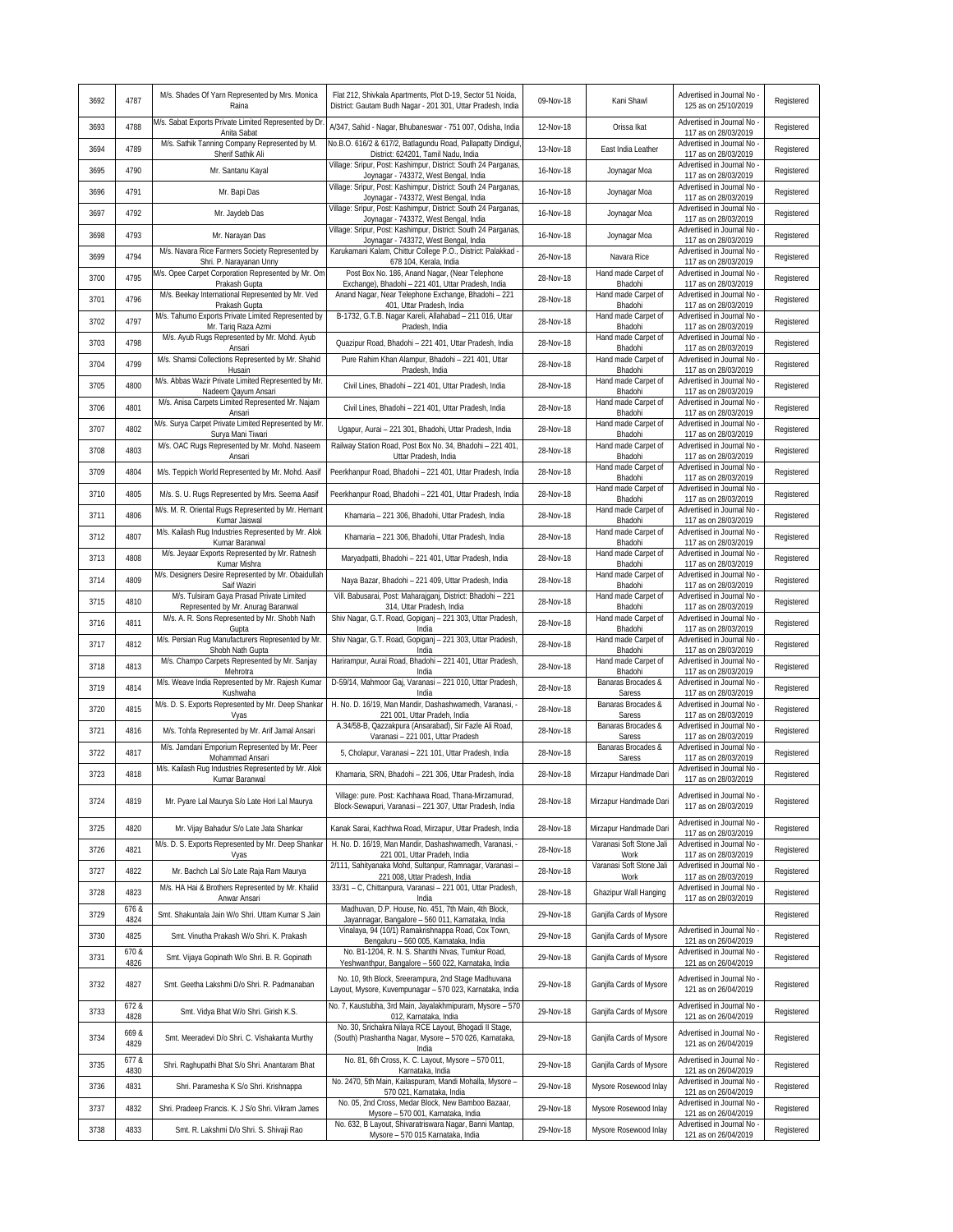| | | | | | | | |
|---|---|---|---|---|---|---|---|
| 3692 | 4787 | M/s. Shades Of Yarn Represented by Mrs. Monica Raina | Flat 212, Shivkala Apartments, Plot D-19, Sector 51 Noida, District: Gautam Budh Nagar - 201 301, Uttar Pradesh, India | 09-Nov-18 | Kani Shawl | Advertised in Journal No - 125 as on 25/10/2019 | Registered |
| 3693 | 4788 | M/s. Sabat Exports Private Limited Represented by Dr. Anita Sabat | A/347, Sahid - Nagar, Bhubaneswar - 751 007, Odisha, India | 12-Nov-18 | Orissa Ikat | Advertised in Journal No - 117 as on 28/03/2019 | Registered |
| 3694 | 4789 | M/s. Sathik Tanning Company Represented by M. Sherif Sathik Ali | No.B.O. 616/2 & 617/2, Batlagundu Road, Pallapatty Dindigul, District: 624201, Tamil Nadu, India | 13-Nov-18 | East India Leather | Advertised in Journal No - 117 as on 28/03/2019 | Registered |
| 3695 | 4790 | Mr. Santanu Kayal | Village: Sripur, Post: Kashimpur, District: South 24 Parganas, Joynagar - 743372, West Bengal, India | 16-Nov-18 | Joynagar Moa | Advertised in Journal No - 117 as on 28/03/2019 | Registered |
| 3696 | 4791 | Mr. Bapi Das | Village: Sripur, Post: Kashimpur, District: South 24 Parganas, Joynagar - 743372, West Bengal, India | 16-Nov-18 | Joynagar Moa | Advertised in Journal No - 117 as on 28/03/2019 | Registered |
| 3697 | 4792 | Mr. Jaydeb Das | Village: Sripur, Post: Kashimpur, District: South 24 Parganas, Joynagar - 743372, West Bengal, India | 16-Nov-18 | Joynagar Moa | Advertised in Journal No - 117 as on 28/03/2019 | Registered |
| 3698 | 4793 | Mr. Narayan Das | Village: Sripur, Post: Kashimpur, District: South 24 Parganas, Joynagar - 743372, West Bengal, India | 16-Nov-18 | Joynagar Moa | Advertised in Journal No - 117 as on 28/03/2019 | Registered |
| 3699 | 4794 | M/s. Navara Rice Farmers Society Represented by Shri. P. Narayanan Unny | Karukamani Kalam, Chittur College P.O., District: Palakkad - 678 104, Kerala, India | 26-Nov-18 | Navara Rice | Advertised in Journal No - 117 as on 28/03/2019 | Registered |
| 3700 | 4795 | M/s. Opee Carpet Corporation Represented by Mr. Om Prakash Gupta | Post Box No. 186, Anand Nagar, (Near Telephone Exchange), Bhadohi – 221 401, Uttar Pradesh, India | 28-Nov-18 | Hand made Carpet of Bhadohi | Advertised in Journal No - 117 as on 28/03/2019 | Registered |
| 3701 | 4796 | M/s. Beekay International Represented by Mr. Ved Prakash Gupta | Anand Nagar, Near Telephone Exchange, Bhadohi – 221 401, Uttar Pradesh, India | 28-Nov-18 | Hand made Carpet of Bhadohi | Advertised in Journal No - 117 as on 28/03/2019 | Registered |
| 3702 | 4797 | M/s. Tahumo Exports Private Limited Represented by Mr. Tariq Raza Azmi | B-1732, G.T.B. Nagar Kareli, Allahabad – 211 016, Uttar Pradesh, India | 28-Nov-18 | Hand made Carpet of Bhadohi | Advertised in Journal No - 117 as on 28/03/2019 | Registered |
| 3703 | 4798 | M/s. Ayub Rugs Represented by Mr. Mohd. Ayub Ansari | Quazipur Road, Bhadohi – 221 401, Uttar Pradesh, India | 28-Nov-18 | Hand made Carpet of Bhadohi | Advertised in Journal No - 117 as on 28/03/2019 | Registered |
| 3704 | 4799 | M/s. Shamsi Collections Represented by Mr. Shahid Husain | Pure Rahim Khan Alampur, Bhadohi – 221 401, Uttar Pradesh, India | 28-Nov-18 | Hand made Carpet of Bhadohi | Advertised in Journal No - 117 as on 28/03/2019 | Registered |
| 3705 | 4800 | M/s. Abbas Wazir Private Limited Represented by Mr. Nadeem Qayum Ansari | Civil Lines, Bhadohi – 221 401, Uttar Pradesh, India | 28-Nov-18 | Hand made Carpet of Bhadohi | Advertised in Journal No - 117 as on 28/03/2019 | Registered |
| 3706 | 4801 | M/s. Anisa Carpets Limited Represented Mr. Najam Ansari | Civil Lines, Bhadohi – 221 401, Uttar Pradesh, India | 28-Nov-18 | Hand made Carpet of Bhadohi | Advertised in Journal No - 117 as on 28/03/2019 | Registered |
| 3707 | 4802 | M/s. Surya Carpet Private Limited Represented by Mr. Surya Mani Tiwari | Ugapur, Aurai – 221 301, Bhadohi, Uttar Pradesh, India | 28-Nov-18 | Hand made Carpet of Bhadohi | Advertised in Journal No - 117 as on 28/03/2019 | Registered |
| 3708 | 4803 | M/s. OAC Rugs Represented by Mr. Mohd. Naseem Ansari | Railway Station Road, Post Box No. 34, Bhadohi – 221 401, Uttar Pradesh, India | 28-Nov-18 | Hand made Carpet of Bhadohi | Advertised in Journal No - 117 as on 28/03/2019 | Registered |
| 3709 | 4804 | M/s. Teppich World Represented by Mr. Mohd. Aasif | Peerkhanpur Road, Bhadohi – 221 401, Uttar Pradesh, India | 28-Nov-18 | Hand made Carpet of Bhadohi | Advertised in Journal No - 117 as on 28/03/2019 | Registered |
| 3710 | 4805 | M/s. S. U. Rugs Represented by Mrs. Seema Aasif | Peerkhanpur Road, Bhadohi – 221 401, Uttar Pradesh, India | 28-Nov-18 | Hand made Carpet of Bhadohi | Advertised in Journal No - 117 as on 28/03/2019 | Registered |
| 3711 | 4806 | M/s. M. R. Oriental Rugs Represented by Mr. Hemant Kumar Jaiswal | Khamaria – 221 306, Bhadohi, Uttar Pradesh, India | 28-Nov-18 | Hand made Carpet of Bhadohi | Advertised in Journal No - 117 as on 28/03/2019 | Registered |
| 3712 | 4807 | M/s. Kailash Rug Industries Represented by Mr. Alok Kumar Baranwal | Khamaria – 221 306, Bhadohi, Uttar Pradesh, India | 28-Nov-18 | Hand made Carpet of Bhadohi | Advertised in Journal No - 117 as on 28/03/2019 | Registered |
| 3713 | 4808 | M/s. Jeyaar Exports Represented by Mr. Ratnesh Kumar Mishra | Maryadpatti, Bhadohi – 221 401, Uttar Pradesh, India | 28-Nov-18 | Hand made Carpet of Bhadohi | Advertised in Journal No - 117 as on 28/03/2019 | Registered |
| 3714 | 4809 | M/s. Designers Desire Represented by Mr. Obaidullah Saif Waziri | Naya Bazar, Bhadohi – 221 409, Uttar Pradesh, India | 28-Nov-18 | Hand made Carpet of Bhadohi | Advertised in Journal No - 117 as on 28/03/2019 | Registered |
| 3715 | 4810 | M/s. Tulsiram Gaya Prasad Private Limited Represented by Mr. Anurag Baranwal | Vill. Babusarai, Post: Maharajganj, District: Bhadohi – 221 314, Uttar Pradesh, India | 28-Nov-18 | Hand made Carpet of Bhadohi | Advertised in Journal No - 117 as on 28/03/2019 | Registered |
| 3716 | 4811 | M/s. A. R. Sons Represented by Mr. Shobh Nath Gupta | Shiv Nagar, G.T. Road, Gopiganj – 221 303, Uttar Pradesh, India | 28-Nov-18 | Hand made Carpet of Bhadohi | Advertised in Journal No - 117 as on 28/03/2019 | Registered |
| 3717 | 4812 | M/s. Persian Rug Manufacturers Represented by Mr. Shobh Nath Gupta | Shiv Nagar, G.T. Road, Gopiganj – 221 303, Uttar Pradesh, India | 28-Nov-18 | Hand made Carpet of Bhadohi | Advertised in Journal No - 117 as on 28/03/2019 | Registered |
| 3718 | 4813 | M/s. Champo Carpets Represented by Mr. Sanjay Mehrotra | Harirampur, Aurai Road, Bhadohi – 221 401, Uttar Pradesh, India | 28-Nov-18 | Hand made Carpet of Bhadohi | Advertised in Journal No - 117 as on 28/03/2019 | Registered |
| 3719 | 4814 | M/s. Weave India Represented by Mr. Rajesh Kumar Kushwaha | D-59/14, Mahmoor Gaj, Varanasi – 221 010, Uttar Pradesh, India | 28-Nov-18 | Banaras Brocades & Saress | Advertised in Journal No - 117 as on 28/03/2019 | Registered |
| 3720 | 4815 | M/s. D. S. Exports Represented by Mr. Deep Shankar Vyas | H. No. D. 16/19, Man Mandir, Dashashwamedh, Varanasi, - 221 001, Uttar Pradeh, India | 28-Nov-18 | Banaras Brocades & Saress | Advertised in Journal No - 117 as on 28/03/2019 | Registered |
| 3721 | 4816 | M/s. Tohfa Represented by Mr. Arif Jamal Ansari | A.34/58-B, Qazzakpura (Ansarabad), Sir Fazle Ali Road, Varanasi – 221 001, Uttar Pradesh | 28-Nov-18 | Banaras Brocades & Saress | Advertised in Journal No - 117 as on 28/03/2019 | Registered |
| 3722 | 4817 | M/s. Jamdani Emporium Represented by Mr. Peer Mohammad Ansari | 5, Cholapur, Varanasi – 221 101, Uttar Pradesh, India | 28-Nov-18 | Banaras Brocades & Saress | Advertised in Journal No - 117 as on 28/03/2019 | Registered |
| 3723 | 4818 | M/s. Kailash Rug Industries Represented by Mr. Alok Kumar Baranwal | Khamaria, SRN, Bhadohi – 221 306, Uttar Pradesh, India | 28-Nov-18 | Mirzapur Handmade Dari | Advertised in Journal No - 117 as on 28/03/2019 | Registered |
| 3724 | 4819 | Mr. Pyare Lal Maurya S/o Late Hori Lal Maurya | Village: pure. Post: Kachhawa Road, Thana-Mirzamurad, Block-Sewapuri, Varanasi – 221 307, Uttar Pradesh, India | 28-Nov-18 | Mirzapur Handmade Dari | Advertised in Journal No - 117 as on 28/03/2019 | Registered |
| 3725 | 4820 | Mr. Vijay Bahadur S/o Late Jata Shankar | Kanak Sarai, Kachhwa Road, Mirzapur, Uttar Pradesh, India | 28-Nov-18 | Mirzapur Handmade Dari | Advertised in Journal No - 117 as on 28/03/2019 | Registered |
| 3726 | 4821 | M/s. D. S. Exports Represented by Mr. Deep Shankar Vyas | H. No. D. 16/19, Man Mandir, Dashashwamedh, Varanasi, - 221 001, Uttar Pradeh, India | 28-Nov-18 | Varanasi Soft Stone Jali Work | Advertised in Journal No - 117 as on 28/03/2019 | Registered |
| 3727 | 4822 | Mr. Bachch Lal S/o Late Raja Ram Maurya | 2/111, Sahityanaka Mohd, Sultanpur, Ramnagar, Varanasi – 221 008, Uttar Pradesh, India | 28-Nov-18 | Varanasi Soft Stone Jali Work | Advertised in Journal No - 117 as on 28/03/2019 | Registered |
| 3728 | 4823 | M/s. HA Hai & Brothers Represented by Mr. Khalid Anwar Ansari | 33/31 – C, Chittanpura, Varanasi – 221 001, Uttar Pradesh, India | 28-Nov-18 | Ghazipur Wall Hanging | Advertised in Journal No - 117 as on 28/03/2019 | Registered |
| 3729 | 676 & 4824 | Smt. Shakuntala Jain W/o Shri. Uttam Kumar S Jain | Madhuvan, D.P. House, No. 451, 7th Main, 4th Block, Jayannagar, Bangalore – 560 011, Karnataka, India | 29-Nov-18 | Ganjifa Cards of Mysore | | Registered |
| 3730 | 4825 | Smt. Vinutha Prakash W/o Shri. K. Prakash | Vinalaya, 94 (10/1) Ramakrishnappa Road, Cox Town, Bengaluru – 560 005, Karnataka, India | 29-Nov-18 | Ganjifa Cards of Mysore | Advertised in Journal No - 121 as on 26/04/2019 | Registered |
| 3731 | 670 & 4826 | Smt. Vijaya Gopinath W/o Shri. B. R. Gopinath | No. B1-1204, R. N. S. Shanthi Nivas, Tumkur Road, Yeshwanthpur, Bangalore – 560 022, Karnataka, India | 29-Nov-18 | Ganjifa Cards of Mysore | Advertised in Journal No - 121 as on 26/04/2019 | Registered |
| 3732 | 4827 | Smt. Geetha Lakshmi D/o Shri. R. Padmanaban | No. 10, 9th Block, Sreerampura, 2nd Stage Madhuvana Layout, Mysore, Kuvempunagar – 570 023, Karnataka, India | 29-Nov-18 | Ganjifa Cards of Mysore | Advertised in Journal No - 121 as on 26/04/2019 | Registered |
| 3733 | 672 & 4828 | Smt. Vidya Bhat W/o Shri. Girish K.S. | No. 7, Kaustubha, 3rd Main, Jayalakhmipuram, Mysore – 570 012, Karnataka, India | 29-Nov-18 | Ganjifa Cards of Mysore | Advertised in Journal No - 121 as on 26/04/2019 | Registered |
| 3734 | 669 & 4829 | Smt. Meeradevi D/o Shri. C. Vishakanta Murthy | No. 30, Srichakra Nilaya RCE Layout, Bhogadi II Stage, (South) Prashantha Nagar, Mysore – 570 026, Karnataka, India | 29-Nov-18 | Ganjifa Cards of Mysore | Advertised in Journal No - 121 as on 26/04/2019 | Registered |
| 3735 | 677 & 4830 | Shri. Raghupathi Bhat S/o Shri. Anantaram Bhat | No. 81, 6th Cross, K. C. Layout, Mysore – 570 011, Karnataka, India | 29-Nov-18 | Ganjifa Cards of Mysore | Advertised in Journal No - 121 as on 26/04/2019 | Registered |
| 3736 | 4831 | Shri. Paramesha K S/o Shri. Krishnappa | No. 2470, 5th Main, Kailaspuram, Mandi Mohalla, Mysore – 570 021, Karnataka, India | 29-Nov-18 | Mysore Rosewood Inlay | Advertised in Journal No - 121 as on 26/04/2019 | Registered |
| 3737 | 4832 | Shri. Pradeep Francis. K. J S/o Shri. Vikram James | No. 05, 2nd Cross, Medar Block, New Bamboo Bazaar, Mysore – 570 001, Karnataka, India | 29-Nov-18 | Mysore Rosewood Inlay | Advertised in Journal No - 121 as on 26/04/2019 | Registered |
| 3738 | 4833 | Smt. R. Lakshmi D/o Shri. S. Shivaji Rao | No. 632, B Layout, Shivaratriswara Nagar, Banni Mantap, Mysore – 570 015 Karnataka, India | 29-Nov-18 | Mysore Rosewood Inlay | Advertised in Journal No - 121 as on 26/04/2019 | Registered |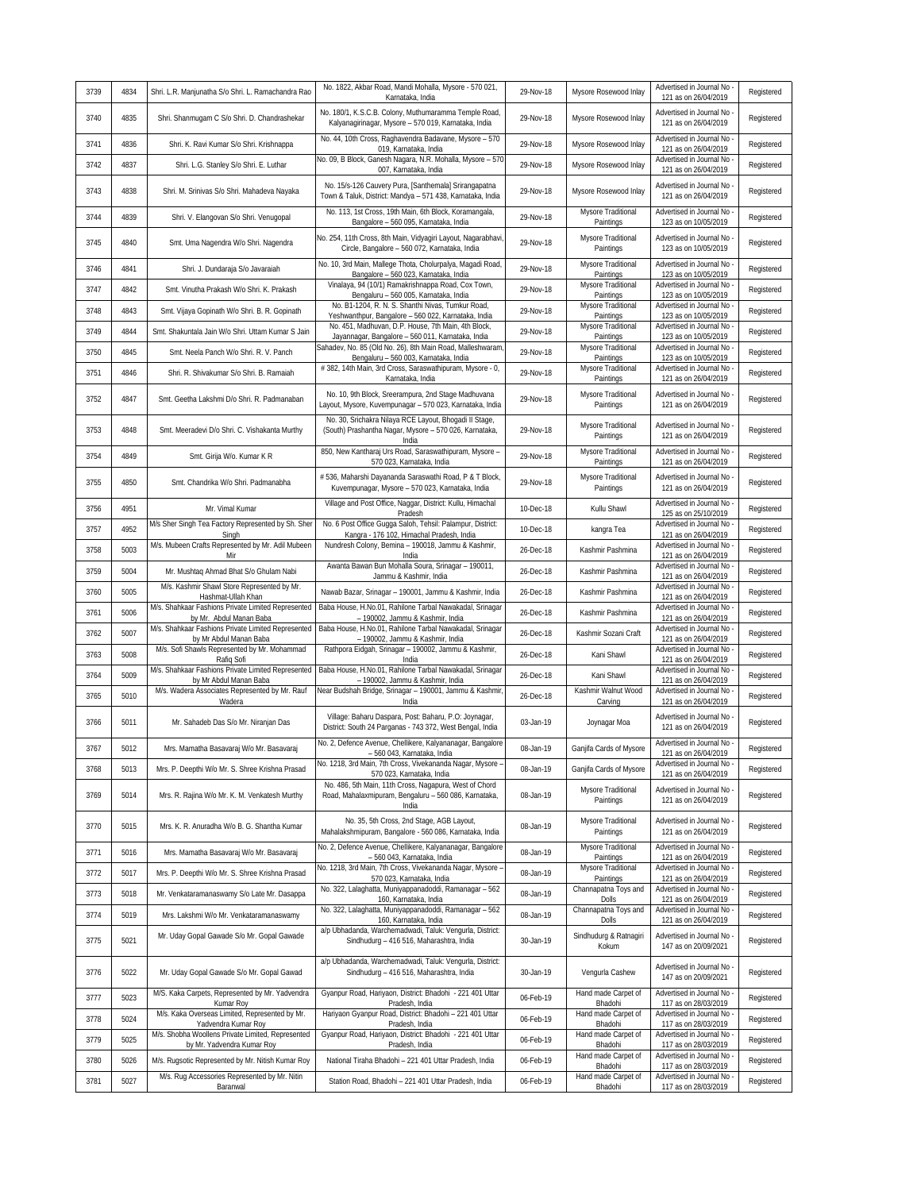| 3739 | 4834 | Shri. L.R. Manjunatha S/o Shri. L. Ramachandra Rao | No. 1822, Akbar Road, Mandi Mohalla, Mysore - 570 021, Karnataka, India | 29-Nov-18 | Mysore Rosewood Inlay | Advertised in Journal No - 121 as on 26/04/2019 | Registered |
|---|---|---|---|---|---|---|---|
| 3740 | 4835 | Shri. Shanmugam C S/o Shri. D. Chandrashekar | No. 180/1, K.S.C.B. Colony, Muthumaramma Temple Road, Kalyanagirinagar, Mysore – 570 019, Karnataka, India | 29-Nov-18 | Mysore Rosewood Inlay | Advertised in Journal No - 121 as on 26/04/2019 | Registered |
| 3741 | 4836 | Shri. K. Ravi Kumar S/o Shri. Krishnappa | No. 44, 10th Cross, Raghavendra Badavane, Mysore – 570 019, Karnataka, India | 29-Nov-18 | Mysore Rosewood Inlay | Advertised in Journal No - 121 as on 26/04/2019 | Registered |
| 3742 | 4837 | Shri. L.G. Stanley S/o Shri. E. Luthar | No. 09, B Block, Ganesh Nagara, N.R. Mohalla, Mysore – 570 007, Karnataka, India | 29-Nov-18 | Mysore Rosewood Inlay | Advertised in Journal No - 121 as on 26/04/2019 | Registered |
| 3743 | 4838 | Shri. M. Srinivas S/o Shri. Mahadeva Nayaka | No. 15/s-126 Cauvery Pura, [Santhemala] Srirangapatna Town & Taluk, District: Mandya – 571 438, Karnataka, India | 29-Nov-18 | Mysore Rosewood Inlay | Advertised in Journal No - 121 as on 26/04/2019 | Registered |
| 3744 | 4839 | Shri. V. Elangovan S/o Shri. Venugopal | No. 113, 1st Cross, 19th Main, 6th Block, Koramangala, Bangalore – 560 095, Karnataka, India | 29-Nov-18 | Mysore Traditional Paintings | Advertised in Journal No - 123 as on 10/05/2019 | Registered |
| 3745 | 4840 | Smt. Uma Nagendra W/o Shri. Nagendra | No. 254, 11th Cross, 8th Main, Vidyagiri Layout, Nagarabhavi, Circle, Bangalore – 560 072, Karnataka, India | 29-Nov-18 | Mysore Traditional Paintings | Advertised in Journal No - 123 as on 10/05/2019 | Registered |
| 3746 | 4841 | Shri. J. Dundaraja S/o Javaraiah | No. 10, 3rd Main, Mallege Thota, Cholurpalya, Magadi Road, Bangalore – 560 023, Karnataka, India | 29-Nov-18 | Mysore Traditional Paintings | Advertised in Journal No - 123 as on 10/05/2019 | Registered |
| 3747 | 4842 | Smt. Vinutha Prakash W/o Shri. K. Prakash | Vinalaya, 94 (10/1) Ramakrishnappa Road, Cox Town, Bengaluru – 560 005, Karnataka, India | 29-Nov-18 | Mysore Traditional Paintings | Advertised in Journal No - 123 as on 10/05/2019 | Registered |
| 3748 | 4843 | Smt. Vijaya Gopinath W/o Shri. B. R. Gopinath | No. B1-1204, R. N. S. Shanthi Nivas, Tumkur Road, Yeshwanthpur, Bangalore – 560 022, Karnataka, India | 29-Nov-18 | Mysore Traditional Paintings | Advertised in Journal No - 123 as on 10/05/2019 | Registered |
| 3749 | 4844 | Smt. Shakuntala Jain W/o Shri. Uttam Kumar S Jain | No. 451, Madhuvan, D.P. House, 7th Main, 4th Block, Jayannagar, Bangalore – 560 011, Karnataka, India | 29-Nov-18 | Mysore Traditional Paintings | Advertised in Journal No - 123 as on 10/05/2019 | Registered |
| 3750 | 4845 | Smt. Neela Panch W/o Shri. R. V. Panch | Sahadev, No. 85 (Old No. 26), 8th Main Road, Malleshwaram, Bengaluru – 560 003, Karnataka, India | 29-Nov-18 | Mysore Traditional Paintings | Advertised in Journal No - 123 as on 10/05/2019 | Registered |
| 3751 | 4846 | Shri. R. Shivakumar S/o Shri. B. Ramaiah | # 382, 14th Main, 3rd Cross, Saraswathipuram, Mysore - 0, Karnataka, India | 29-Nov-18 | Mysore Traditional Paintings | Advertised in Journal No - 121 as on 26/04/2019 | Registered |
| 3752 | 4847 | Smt. Geetha Lakshmi D/o Shri. R. Padmanaban | No. 10, 9th Block, Sreerampura, 2nd Stage Madhuvana Layout, Mysore, Kuvempunagar – 570 023, Karnataka, India | 29-Nov-18 | Mysore Traditional Paintings | Advertised in Journal No - 121 as on 26/04/2019 | Registered |
| 3753 | 4848 | Smt. Meeradevi D/o Shri. C. Vishakanta Murthy | No. 30, Srichakra Nilaya RCE Layout, Bhogadi II Stage, (South) Prashantha Nagar, Mysore – 570 026, Karnataka, India | 29-Nov-18 | Mysore Traditional Paintings | Advertised in Journal No - 121 as on 26/04/2019 | Registered |
| 3754 | 4849 | Smt. Girija W/o. Kumar K R | 850, New Kantharaj Urs Road, Saraswathipuram, Mysore – 570 023, Karnataka, India | 29-Nov-18 | Mysore Traditional Paintings | Advertised in Journal No - 121 as on 26/04/2019 | Registered |
| 3755 | 4850 | Smt. Chandrika W/o Shri. Padmanabha | # 536, Maharshi Dayananda Saraswathi Road, P & T Block, Kuvempunagar, Mysore – 570 023, Karnataka, India | 29-Nov-18 | Mysore Traditional Paintings | Advertised in Journal No - 121 as on 26/04/2019 | Registered |
| 3756 | 4951 | Mr. Vimal Kumar | Village and Post Office, Naggar, District: Kullu, Himachal Pradesh | 10-Dec-18 | Kullu Shawl | Advertised in Journal No - 125 as on 25/10/2019 | Registered |
| 3757 | 4952 | M/s Sher Singh Tea Factory Represented by Sh. Sher Singh | No. 6 Post Office Gugga Saloh, Tehsil: Palampur, District: Kangra - 176 102, Himachal Pradesh, India | 10-Dec-18 | kangra Tea | Advertised in Journal No - 121 as on 26/04/2019 | Registered |
| 3758 | 5003 | M/s. Mubeen Crafts Represented by Mr. Adil Mubeen Mir | Nundresh Colony, Bemina – 190018, Jammu & Kashmir, India | 26-Dec-18 | Kashmir Pashmina | Advertised in Journal No - 121 as on 26/04/2019 | Registered |
| 3759 | 5004 | Mr. Mushtaq Ahmad Bhat S/o Ghulam Nabi | Awanta Bawan Bun Mohalla Soura, Srinagar – 190011, Jammu & Kashmir, India | 26-Dec-18 | Kashmir Pashmina | Advertised in Journal No - 121 as on 26/04/2019 | Registered |
| 3760 | 5005 | M/s. Kashmir Shawl Store Represented by Mr. Hashmat-Ullah Khan | Nawab Bazar, Srinagar – 190001, Jammu & Kashmir, India | 26-Dec-18 | Kashmir Pashmina | Advertised in Journal No - 121 as on 26/04/2019 | Registered |
| 3761 | 5006 | M/s. Shahkaar Fashions Private Limited Represented by Mr. Abdul Manan Baba | Baba House, H.No.01, Rahilone Tarbal Nawakadal, Srinagar – 190002, Jammu & Kashmir, India | 26-Dec-18 | Kashmir Pashmina | Advertised in Journal No - 121 as on 26/04/2019 | Registered |
| 3762 | 5007 | M/s. Shahkaar Fashions Private Limited Represented by Mr Abdul Manan Baba | Baba House, H.No.01, Rahilone Tarbal Nawakadal, Srinagar – 190002, Jammu & Kashmir, India | 26-Dec-18 | Kashmir Sozani Craft | Advertised in Journal No - 121 as on 26/04/2019 | Registered |
| 3763 | 5008 | M/s. Sofi Shawls Represented by Mr. Mohammad Rafiq Sofi | Rathpora Eidgah, Srinagar – 190002, Jammu & Kashmir, India | 26-Dec-18 | Kani Shawl | Advertised in Journal No - 121 as on 26/04/2019 | Registered |
| 3764 | 5009 | M/s. Shahkaar Fashions Private Limited Represented by Mr Abdul Manan Baba | Baba House, H.No.01, Rahilone Tarbal Nawakadal, Srinagar – 190002, Jammu & Kashmir, India | 26-Dec-18 | Kani Shawl | Advertised in Journal No - 121 as on 26/04/2019 | Registered |
| 3765 | 5010 | M/s. Wadera Associates Represented by Mr. Rauf Wadera | Near Budshah Bridge, Srinagar – 190001, Jammu & Kashmir, India | 26-Dec-18 | Kashmir Walnut Wood Carving | Advertised in Journal No - 121 as on 26/04/2019 | Registered |
| 3766 | 5011 | Mr. Sahadeb Das S/o Mr. Niranjan Das | Village: Baharu Daspara, Post: Baharu, P.O: Joynagar, District: South 24 Parganas - 743 372, West Bengal, India | 03-Jan-19 | Joynagar Moa | Advertised in Journal No - 121 as on 26/04/2019 | Registered |
| 3767 | 5012 | Mrs. Mamatha Basavaraj W/o Mr. Basavaraj | No. 2, Defence Avenue, Chellikere, Kalyananagar, Bangalore – 560 043, Karnataka, India | 08-Jan-19 | Ganjifa Cards of Mysore | Advertised in Journal No - 121 as on 26/04/2019 | Registered |
| 3768 | 5013 | Mrs. P. Deepthi W/o Mr. S. Shree Krishna Prasad | No. 1218, 3rd Main, 7th Cross, Vivekananda Nagar, Mysore – 570 023, Karnataka, India | 08-Jan-19 | Ganjifa Cards of Mysore | Advertised in Journal No - 121 as on 26/04/2019 | Registered |
| 3769 | 5014 | Mrs. R. Rajina W/o Mr. K. M. Venkatesh Murthy | No. 486, 5th Main, 11th Cross, Nagapura, West of Chord Road, Mahalaxmipuram, Bengaluru – 560 086, Karnataka, India | 08-Jan-19 | Mysore Traditional Paintings | Advertised in Journal No - 121 as on 26/04/2019 | Registered |
| 3770 | 5015 | Mrs. K. R. Anuradha W/o B. G. Shantha Kumar | No. 35, 5th Cross, 2nd Stage, AGB Layout, Mahalakshmipuram, Bangalore - 560 086, Karnataka, India | 08-Jan-19 | Mysore Traditional Paintings | Advertised in Journal No - 121 as on 26/04/2019 | Registered |
| 3771 | 5016 | Mrs. Mamatha Basavaraj W/o Mr. Basavaraj | No. 2, Defence Avenue, Chellikere, Kalyananagar, Bangalore – 560 043, Karnataka, India | 08-Jan-19 | Mysore Traditional Paintings | Advertised in Journal No - 121 as on 26/04/2019 | Registered |
| 3772 | 5017 | Mrs. P. Deepthi W/o Mr. S. Shree Krishna Prasad | No. 1218, 3rd Main, 7th Cross, Vivekananda Nagar, Mysore – 570 023, Karnataka, India | 08-Jan-19 | Mysore Traditional Paintings | Advertised in Journal No - 121 as on 26/04/2019 | Registered |
| 3773 | 5018 | Mr. Venkataramanaswamy S/o Late Mr. Dasappa | No. 322, Lalaghatta, Muniyappanadoddi, Ramanagar – 562 160, Karnataka, India | 08-Jan-19 | Channapatna Toys and Dolls | Advertised in Journal No - 121 as on 26/04/2019 | Registered |
| 3774 | 5019 | Mrs. Lakshmi W/o Mr. Venkataramanaswamy | No. 322, Lalaghatta, Muniyappanadoddi, Ramanagar – 562 160, Karnataka, India | 08-Jan-19 | Channapatna Toys and Dolls | Advertised in Journal No - 121 as on 26/04/2019 | Registered |
| 3775 | 5021 | Mr. Uday Gopal Gawade S/o Mr. Gopal Gawade | a/p Ubhadanda, Warchemadwadi, Taluk: Vengurla, District: Sindhudurg – 416 516, Maharashtra, India | 30-Jan-19 | Sindhudurg & Ratnagiri Kokum | Advertised in Journal No - 147 as on 20/09/2021 | Registered |
| 3776 | 5022 | Mr. Uday Gopal Gawade S/o Mr. Gopal Gawad | a/p Ubhadanda, Warchemadwadi, Taluk: Vengurla, District: Sindhudurg – 416 516, Maharashtra, India | 30-Jan-19 | Vengurla Cashew | Advertised in Journal No - 147 as on 20/09/2021 | Registered |
| 3777 | 5023 | M/S. Kaka Carpets, Represented by Mr. Yadvendra Kumar Roy | Gyanpur Road, Hariyaon, District: Bhadohi - 221 401 Uttar Pradesh, India | 06-Feb-19 | Hand made Carpet of Bhadohi | Advertised in Journal No - 117 as on 28/03/2019 | Registered |
| 3778 | 5024 | M/s. Kaka Overseas Limited, Represented by Mr. Yadvendra Kumar Roy | Hariyaon Gyanpur Road, District: Bhadohi – 221 401 Uttar Pradesh, India | 06-Feb-19 | Hand made Carpet of Bhadohi | Advertised in Journal No - 117 as on 28/03/2019 | Registered |
| 3779 | 5025 | M/s. Shobha Woollens Private Limited, Represented by Mr. Yadvendra Kumar Roy | Gyanpur Road, Hariyaon, District: Bhadohi - 221 401 Uttar Pradesh, India | 06-Feb-19 | Hand made Carpet of Bhadohi | Advertised in Journal No - 117 as on 28/03/2019 | Registered |
| 3780 | 5026 | M/s. Rugsotic Represented by Mr. Nitish Kumar Roy | National Tiraha Bhadohi – 221 401 Uttar Pradesh, India | 06-Feb-19 | Hand made Carpet of Bhadohi | Advertised in Journal No - 117 as on 28/03/2019 | Registered |
| 3781 | 5027 | M/s. Rug Accessories Represented by Mr. Nitin Baranwal | Station Road, Bhadohi – 221 401 Uttar Pradesh, India | 06-Feb-19 | Hand made Carpet of Bhadohi | Advertised in Journal No - 117 as on 28/03/2019 | Registered |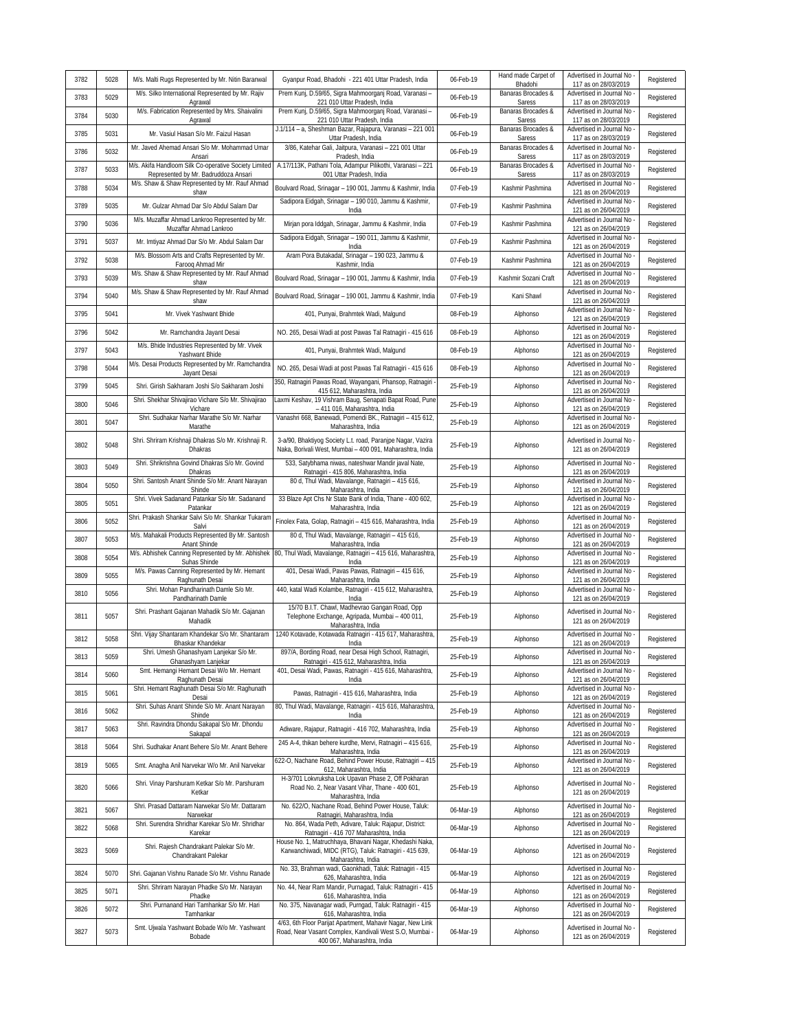| 3782 | 5028 | M/s. Malti Rugs Represented by Mr. Nitin Baranwal | Gyanpur Road, Bhadohi - 221 401 Uttar Pradesh, India | 06-Feb-19 | Hand made Carpet of Bhadohi | Advertised in Journal No - 117 as on 28/03/2019 | Registered |
|---|---|---|---|---|---|---|---|
| 3783 | 5029 | M/s. Silko International Represented by Mr. Rajiv Agrawal | Prem Kunj, D.59/65, Sigra Mahmoorganj Road, Varanasi – 221 010 Uttar Pradesh, India | 06-Feb-19 | Banaras Brocades & Sarees | Advertised in Journal No - 117 as on 28/03/2019 | Registered |
| 3784 | 5030 | M/s. Fabrication Represented by Mrs. Shaivalini Agrawal | Prem Kunj, D.59/65, Sigra Mahmoorganj Road, Varanasi – 221 010 Uttar Pradesh, India | 06-Feb-19 | Banaras Brocades & Sarees | Advertised in Journal No - 117 as on 28/03/2019 | Registered |
| 3785 | 5031 | Mr. Vasiul Hasan S/o Mr. Faizul Hasan | J.1/114 – a, Sheshman Bazar, Rajapura, Varanasi – 221 001 Uttar Pradesh, India | 06-Feb-19 | Banaras Brocades & Sarees | Advertised in Journal No - 117 as on 28/03/2019 | Registered |
| 3786 | 5032 | Mr. Javed Ahmad Ansari S/o Mr. Mohammad Umar Ansari | 3/86, Katehar Gali, Jaitpura, Varanasi – 221 001 Uttar Pradesh, India | 06-Feb-19 | Banaras Brocades & Sarees | Advertised in Journal No - 117 as on 28/03/2019 | Registered |
| 3787 | 5033 | M/s. Akifa Handloom Silk Co-operative Society Limited Represented by Mr. Badruddoza Ansari | A.17/113K, Pathani Tola, Adampur Pilikothi, Varanasi – 221 001 Uttar Pradesh, India | 06-Feb-19 | Banaras Brocades & Sarees | Advertised in Journal No - 117 as on 28/03/2019 | Registered |
| 3788 | 5034 | M/s. Shaw & Shaw Represented by Mr. Rauf Ahmad shaw | Boulvard Road, Srinagar – 190 001, Jammu & Kashmir, India | 07-Feb-19 | Kashmir Pashmina | Advertised in Journal No - 121 as on 26/04/2019 | Registered |
| 3789 | 5035 | Mr. Gulzar Ahmad Dar S/o Abdul Salam Dar | Sadipora Eidgah, Srinagar – 190 010, Jammu & Kashmir, India | 07-Feb-19 | Kashmir Pashmina | Advertised in Journal No - 121 as on 26/04/2019 | Registered |
| 3790 | 5036 | M/s. Muzaffar Ahmad Lankroo Represented by Mr. Muzaffar Ahmad Lankroo | Mirjan pora Iddgah, Srinagar, Jammu & Kashmir, India | 07-Feb-19 | Kashmir Pashmina | Advertised in Journal No - 121 as on 26/04/2019 | Registered |
| 3791 | 5037 | Mr. Imtiyaz Ahmad Dar S/o Mr. Abdul Salam Dar | Sadipora Eidgah, Srinagar – 190 011, Jammu & Kashmir, India | 07-Feb-19 | Kashmir Pashmina | Advertised in Journal No - 121 as on 26/04/2019 | Registered |
| 3792 | 5038 | M/s. Blossom Arts and Crafts Represented by Mr. Farooq Ahmad Mir | Aram Pora Butakadal, Srinagar – 190 023, Jammu & Kashmir, India | 07-Feb-19 | Kashmir Pashmina | Advertised in Journal No - 121 as on 26/04/2019 | Registered |
| 3793 | 5039 | M/s. Shaw & Shaw Represented by Mr. Rauf Ahmad shaw | Boulvard Road, Srinagar – 190 001, Jammu & Kashmir, India | 07-Feb-19 | Kashmir Sozani Craft | Advertised in Journal No - 121 as on 26/04/2019 | Registered |
| 3794 | 5040 | M/s. Shaw & Shaw Represented by Mr. Rauf Ahmad shaw | Boulvard Road, Srinagar – 190 001, Jammu & Kashmir, India | 07-Feb-19 | Kani Shawl | Advertised in Journal No - 121 as on 26/04/2019 | Registered |
| 3795 | 5041 | Mr. Vivek Yashwant Bhide | 401, Punyai, Brahmtek Wadi, Malgund | 08-Feb-19 | Alphonso | Advertised in Journal No - 121 as on 26/04/2019 | Registered |
| 3796 | 5042 | Mr. Ramchandra Jayant Desai | NO. 265, Desai Wadi at post Pawas Tal Ratnagiri - 415 616 | 08-Feb-19 | Alphonso | Advertised in Journal No - 121 as on 26/04/2019 | Registered |
| 3797 | 5043 | M/s. Bhide Industries Represented by Mr. Vivek Yashwant Bhide | 401, Punyai, Brahmtek Wadi, Malgund | 08-Feb-19 | Alphonso | Advertised in Journal No - 121 as on 26/04/2019 | Registered |
| 3798 | 5044 | M/s. Desai Products Represented by Mr. Ramchandra Jayant Desai | NO. 265, Desai Wadi at post Pawas Tal Ratnagiri - 415 616 | 08-Feb-19 | Alphonso | Advertised in Journal No - 121 as on 26/04/2019 | Registered |
| 3799 | 5045 | Shri. Girish Sakharam Joshi S/o Sakharam Joshi | 350, Ratnagiri Pawas Road, Wayangani, Phansop, Ratnagiri - 415 612, Maharashtra, India | 25-Feb-19 | Alphonso | Advertised in Journal No - 121 as on 26/04/2019 | Registered |
| 3800 | 5046 | Shri. Shekhar Shivajirao Vichare S/o Mr. Shivajirao Vichare | Laxmi Keshav, 19 Vishram Baug, Senapati Bapat Road, Pune – 411 016, Maharashtra, India | 25-Feb-19 | Alphonso | Advertised in Journal No - 121 as on 26/04/2019 | Registered |
| 3801 | 5047 | Shri. Sudhakar Narhar Marathe S/o Mr. Narhar Marathe | Vanashri 668, Banewadi, Pomendi BK., Ratnagiri – 415 612, Maharashtra, India | 25-Feb-19 | Alphonso | Advertised in Journal No - 121 as on 26/04/2019 | Registered |
| 3802 | 5048 | Shri. Shriram Krishnaji Dhakras S/o Mr. Krishnaji R. Dhakras | 3-a/90, Bhaktiyog Society L.t. road, Paranjpe Nagar, Vazira Naka, Borivali West, Mumbai – 400 091, Maharashtra, India | 25-Feb-19 | Alphonso | Advertised in Journal No - 121 as on 26/04/2019 | Registered |
| 3803 | 5049 | Shri. Shrikrishna Govind Dhakras S/o Mr. Govind Dhakras | 533, Satybhama niwas, nateshwar Mandir javal Nate, Ratnagiri - 415 806, Maharashtra, India | 25-Feb-19 | Alphonso | Advertised in Journal No - 121 as on 26/04/2019 | Registered |
| 3804 | 5050 | Shri. Santosh Anant Shinde S/o Mr. Anant Narayan Shinde | 80 d, Thul Wadi, Mavalange, Ratnagiri – 415 616, Maharashtra, India | 25-Feb-19 | Alphonso | Advertised in Journal No - 121 as on 26/04/2019 | Registered |
| 3805 | 5051 | Shri. Vivek Sadanand Patankar S/o Mr. Sadanand Patankar | 33 Blaze Apt Chs Nr State Bank of India, Thane - 400 602, Maharashtra, India | 25-Feb-19 | Alphonso | Advertised in Journal No - 121 as on 26/04/2019 | Registered |
| 3806 | 5052 | Shri. Prakash Shankar Salvi S/o Mr. Shankar Tukaram Salvi | Finolex Fata, Golap, Ratnagiri – 415 616, Maharashtra, India | 25-Feb-19 | Alphonso | Advertised in Journal No - 121 as on 26/04/2019 | Registered |
| 3807 | 5053 | M/s. Mahakali Products Represented By Mr. Santosh Anant Shinde | 80 d, Thul Wadi, Mavalange, Ratnagiri – 415 616, Maharashtra, India | 25-Feb-19 | Alphonso | Advertised in Journal No - 121 as on 26/04/2019 | Registered |
| 3808 | 5054 | M/s. Abhishek Canning Represented by Mr. Abhishek Suhas Shinde | 80, Thul Wadi, Mavalange, Ratnagiri – 415 616, Maharashtra, India | 25-Feb-19 | Alphonso | Advertised in Journal No - 121 as on 26/04/2019 | Registered |
| 3809 | 5055 | M/s. Pawas Canning Represented by Mr. Hemant Raghunath Desai | 401, Desai Wadi, Pavas Pawas, Ratnagiri – 415 616, Maharashtra, India | 25-Feb-19 | Alphonso | Advertised in Journal No - 121 as on 26/04/2019 | Registered |
| 3810 | 5056 | Shri. Mohan Pandharinath Damle S/o Mr. Pandharinath Damle | 440, katal Wadi Kolambe, Ratnagiri - 415 612, Maharashtra, India | 25-Feb-19 | Alphonso | Advertised in Journal No - 121 as on 26/04/2019 | Registered |
| 3811 | 5057 | Shri. Prashant Gajanan Mahadik S/o Mr. Gajanan Mahadik | 15/70 B.I.T. Chawl, Madhevrao Gangan Road, Opp Telephone Exchange, Agripada, Mumbai – 400 011, Maharashtra, India | 25-Feb-19 | Alphonso | Advertised in Journal No - 121 as on 26/04/2019 | Registered |
| 3812 | 5058 | Shri. Vijay Shantaram Khandekar S/o Mr. Shantaram Bhaskar Khandekar | 1240 Kotavade, Kotawada Ratnagiri - 415 617, Maharashtra, India | 25-Feb-19 | Alphonso | Advertised in Journal No - 121 as on 26/04/2019 | Registered |
| 3813 | 5059 | Shri. Umesh Ghanashyam Lanjekar S/o Mr. Ghanashyam Lanjekar | 897/A, Bording Road, near Desai High School, Ratnagiri, Ratnagiri - 415 612, Maharashtra, India | 25-Feb-19 | Alphonso | Advertised in Journal No - 121 as on 26/04/2019 | Registered |
| 3814 | 5060 | Smt. Hemangi Hemant Desai W/o Mr. Hemant Raghunath Desai | 401, Desai Wadi, Pawas, Ratnagiri - 415 616, Maharashtra, India | 25-Feb-19 | Alphonso | Advertised in Journal No - 121 as on 26/04/2019 | Registered |
| 3815 | 5061 | Shri. Hemant Raghunath Desai S/o Mr. Raghunath Desai | Pawas, Ratnagiri - 415 616, Maharashtra, India | 25-Feb-19 | Alphonso | Advertised in Journal No - 121 as on 26/04/2019 | Registered |
| 3816 | 5062 | Shri. Suhas Anant Shinde S/o Mr. Anant Narayan Shinde | 80, Thul Wadi, Mavalange, Ratnagiri - 415 616, Maharashtra, India | 25-Feb-19 | Alphonso | Advertised in Journal No - 121 as on 26/04/2019 | Registered |
| 3817 | 5063 | Shri. Ravindra Dhondu Sakapal S/o Mr. Dhondu Sakapal | Adiware, Rajapur, Ratnagiri - 416 702, Maharashtra, India | 25-Feb-19 | Alphonso | Advertised in Journal No - 121 as on 26/04/2019 | Registered |
| 3818 | 5064 | Shri. Sudhakar Anant Behere S/o Mr. Anant Behere | 245 A-4, thikan behere kurdhe, Mervi, Ratnagiri – 415 616, Maharashtra, India | 25-Feb-19 | Alphonso | Advertised in Journal No - 121 as on 26/04/2019 | Registered |
| 3819 | 5065 | Smt. Anagha Anil Narvekar W/o Mr. Anil Narvekar | 622-O, Nachane Road, Behind Power House, Ratnagiri – 415 612, Maharashtra, India | 25-Feb-19 | Alphonso | Advertised in Journal No - 121 as on 26/04/2019 | Registered |
| 3820 | 5066 | Shri. Vinay Parshuram Ketkar S/o Mr. Parshuram Ketkar | H-3/701 Lokvruksha Lok Upavan Phase 2, Off Pokharan Road No. 2, Near Vasant Vihar, Thane - 400 601, Maharashtra, India | 25-Feb-19 | Alphonso | Advertised in Journal No - 121 as on 26/04/2019 | Registered |
| 3821 | 5067 | Shri. Prasad Dattaram Narwekar S/o Mr. Dattaram Narwekar | No. 622/O, Nachane Road, Behind Power House, Taluk: Ratnagiri, Maharashtra, India | 06-Mar-19 | Alphonso | Advertised in Journal No - 121 as on 26/04/2019 | Registered |
| 3822 | 5068 | Shri. Surendra Shridhar Karekar S/o Mr. Shridhar Karekar | No. 864, Wada Peth, Adivare, Taluk: Rajapur, District: Ratnagiri - 416 707 Maharashtra, India | 06-Mar-19 | Alphonso | Advertised in Journal No - 121 as on 26/04/2019 | Registered |
| 3823 | 5069 | Shri. Rajesh Chandrakant Palekar S/o Mr. Chandrakant Palekar | House No. 1, Matruchhaya, Bhavani Nagar, Khedashi Naka, Karwanchiwadi, MIDC (RTG), Taluk: Ratnagiri - 415 639, Maharashtra, India | 06-Mar-19 | Alphonso | Advertised in Journal No - 121 as on 26/04/2019 | Registered |
| 3824 | 5070 | Shri. Gajanan Vishnu Ranade S/o Mr. Vishnu Ranade | No. 33, Brahman wadi, Gaonkhadi, Taluk: Ratnagiri - 415 626, Maharashtra, India | 06-Mar-19 | Alphonso | Advertised in Journal No - 121 as on 26/04/2019 | Registered |
| 3825 | 5071 | Shri. Shriram Narayan Phadke S/o Mr. Narayan Phadke | No. 44, Near Ram Mandir, Purnagad, Taluk: Ratnagiri - 415 616, Maharashtra, India | 06-Mar-19 | Alphonso | Advertised in Journal No - 121 as on 26/04/2019 | Registered |
| 3826 | 5072 | Shri. Purnanand Hari Tamhankar S/o Mr. Hari Tamhankar | No. 375, Navanagar wadi, Purngad, Taluk: Ratnagiri - 415 616, Maharashtra, India | 06-Mar-19 | Alphonso | Advertised in Journal No - 121 as on 26/04/2019 | Registered |
| 3827 | 5073 | Smt. Ujwala Yashwant Bobade W/o Mr. Yashwant Bobade | 4/63, 6th Floor Parijat Apartment, Mahavir Nagar, New Link Road, Near Vasant Complex, Kandivali West S.O, Mumbai - 400 067, Maharashtra, India | 06-Mar-19 | Alphonso | Advertised in Journal No - 121 as on 26/04/2019 | Registered |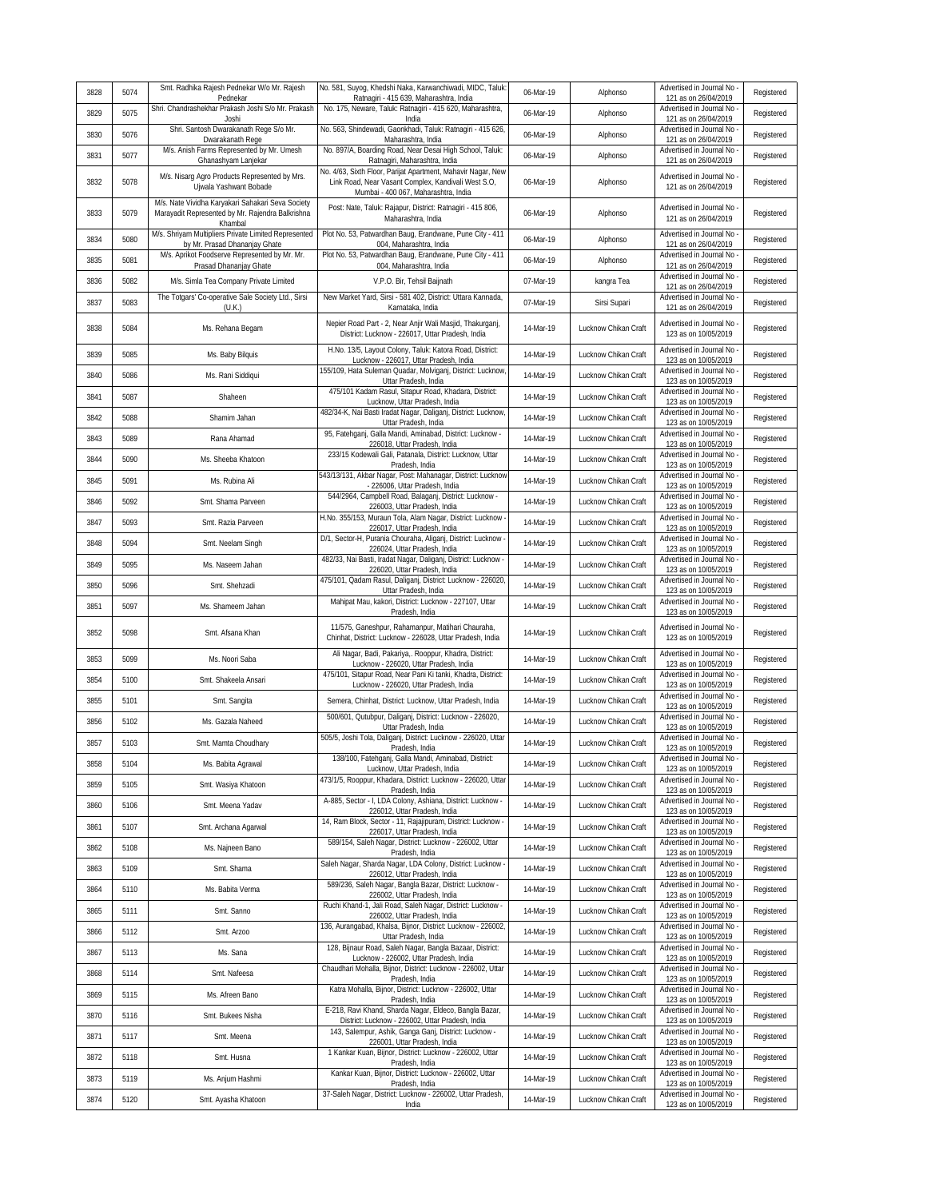| 3828 | 5074 | Smt. Radhika Rajesh Pednekar W/o Mr. Rajesh Pednekar | No. 581, Suyog, Khedshi Naka, Karwanchiwadi, MIDC, Taluk: Ratnagiri - 415 639, Maharashtra, India | 06-Mar-19 | Alphonso | Advertised in Journal No - 121 as on 26/04/2019 | Registered |
|---|---|---|---|---|---|---|---|
| 3829 | 5075 | Shri. Chandrashekhar Prakash Joshi S/o Mr. Prakash Joshi | No. 175, Neware, Taluk: Ratnagiri - 415 620, Maharashtra, India | 06-Mar-19 | Alphonso | Advertised in Journal No - 121 as on 26/04/2019 | Registered |
| 3830 | 5076 | Shri. Santosh Dwarakanath Rege S/o Mr. Dwarakanath Rege | No. 563, Shindewadi, Gaonkhadi, Taluk: Ratnagiri - 415 626, Maharashtra, India | 06-Mar-19 | Alphonso | Advertised in Journal No - 121 as on 26/04/2019 | Registered |
| 3831 | 5077 | M/s. Anish Farms Represented by Mr. Umesh Ghanashyam Lanjekar | No. 897/A, Boarding Road, Near Desai High School, Taluk: Ratnagiri, Maharashtra, India | 06-Mar-19 | Alphonso | Advertised in Journal No - 121 as on 26/04/2019 | Registered |
| 3832 | 5078 | M/s. Nisarg Agro Products Represented by Mrs. Ujwala Yashwant Bobade | No. 4/63, Sixth Floor, Parijat Apartment, Mahavir Nagar, New Link Road, Near Vasant Complex, Kandivali West S.O, Mumbai - 400 067, Maharashtra, India | 06-Mar-19 | Alphonso | Advertised in Journal No - 121 as on 26/04/2019 | Registered |
| 3833 | 5079 | M/s. Nate Vividha Karyakari Sahakari Seva Society Marayadit Represented by Mr. Rajendra Balkrishna Khambal | Post: Nate, Taluk: Rajapur, District: Ratnagiri - 415 806, Maharashtra, India | 06-Mar-19 | Alphonso | Advertised in Journal No - 121 as on 26/04/2019 | Registered |
| 3834 | 5080 | M/s. Shriyam Multipliers Private Limited Represented by Mr. Prasad Dhananjay Ghate | Plot No. 53, Patwardhan Baug, Erandwane, Pune City - 411 004, Maharashtra, India | 06-Mar-19 | Alphonso | Advertised in Journal No - 121 as on 26/04/2019 | Registered |
| 3835 | 5081 | M/s. Aprikot Foodserve Represented by Mr. Mr. Prasad Dhananjay Ghate | Plot No. 53, Patwardhan Baug, Erandwane, Pune City - 411 004, Maharashtra, India | 06-Mar-19 | Alphonso | Advertised in Journal No - 121 as on 26/04/2019 | Registered |
| 3836 | 5082 | M/s. Simla Tea Company Private Limited | V.P.O. Bir, Tehsil Baijnath | 07-Mar-19 | kangra Tea | Advertised in Journal No - 121 as on 26/04/2019 | Registered |
| 3837 | 5083 | The Totgars' Co-operative Sale Society Ltd., Sirsi (U.K.) | New Market Yard, Sirsi - 581 402, District: Uttara Kannada, Karnataka, India | 07-Mar-19 | Sirsi Supari | Advertised in Journal No - 121 as on 26/04/2019 | Registered |
| 3838 | 5084 | Ms. Rehana Begam | Nepier Road Part - 2, Near Anjir Wali Masjid, Thakurganj, District: Lucknow - 226017, Uttar Pradesh, India | 14-Mar-19 | Lucknow Chikan Craft | Advertised in Journal No - 123 as on 10/05/2019 | Registered |
| 3839 | 5085 | Ms. Baby Bilquis | H.No. 13/5, Layout Colony, Taluk: Katora Road, District: Lucknow - 226017, Uttar Pradesh, India | 14-Mar-19 | Lucknow Chikan Craft | Advertised in Journal No - 123 as on 10/05/2019 | Registered |
| 3840 | 5086 | Ms. Rani Siddiqui | 155/109, Hata Suleman Quadar, Molviganj, District: Lucknow, Uttar Pradesh, India | 14-Mar-19 | Lucknow Chikan Craft | Advertised in Journal No - 123 as on 10/05/2019 | Registered |
| 3841 | 5087 | Shaheen | 475/101 Kadam Rasul, Sitapur Road, Khadara, District: Lucknow, Uttar Pradesh, India | 14-Mar-19 | Lucknow Chikan Craft | Advertised in Journal No - 123 as on 10/05/2019 | Registered |
| 3842 | 5088 | Shamim Jahan | 482/34-K, Nai Basti Iradat Nagar, Daliganj, District: Lucknow, Uttar Pradesh, India | 14-Mar-19 | Lucknow Chikan Craft | Advertised in Journal No - 123 as on 10/05/2019 | Registered |
| 3843 | 5089 | Rana Ahamad | 95, Fatehganj, Galla Mandi, Aminabad, District: Lucknow - 226018, Uttar Pradesh, India | 14-Mar-19 | Lucknow Chikan Craft | Advertised in Journal No - 123 as on 10/05/2019 | Registered |
| 3844 | 5090 | Ms. Sheeba Khatoon | 233/15 Kodewali Gali, Patanala, District: Lucknow, Uttar Pradesh, India | 14-Mar-19 | Lucknow Chikan Craft | Advertised in Journal No - 123 as on 10/05/2019 | Registered |
| 3845 | 5091 | Ms. Rubina Ali | 543/13/131, Akbar Nagar, Post: Mahanagar, District: Lucknow - 226006, Uttar Pradesh, India | 14-Mar-19 | Lucknow Chikan Craft | Advertised in Journal No - 123 as on 10/05/2019 | Registered |
| 3846 | 5092 | Smt. Shama Parveen | 544/2964, Campbell Road, Balaganj, District: Lucknow - 226003, Uttar Pradesh, India | 14-Mar-19 | Lucknow Chikan Craft | Advertised in Journal No - 123 as on 10/05/2019 | Registered |
| 3847 | 5093 | Smt. Razia Parveen | H.No. 355/153, Muraun Tola, Alam Nagar, District: Lucknow - 226017, Uttar Pradesh, India | 14-Mar-19 | Lucknow Chikan Craft | Advertised in Journal No - 123 as on 10/05/2019 | Registered |
| 3848 | 5094 | Smt. Neelam Singh | D/1, Sector-H, Purania Chouraha, Aliganj, District: Lucknow - 226024, Uttar Pradesh, India | 14-Mar-19 | Lucknow Chikan Craft | Advertised in Journal No - 123 as on 10/05/2019 | Registered |
| 3849 | 5095 | Ms. Naseem Jahan | 482/33, Nai Basti, Iradat Nagar, Daliganj, District: Lucknow - 226020, Uttar Pradesh, India | 14-Mar-19 | Lucknow Chikan Craft | Advertised in Journal No - 123 as on 10/05/2019 | Registered |
| 3850 | 5096 | Smt. Shehzadi | 475/101, Qadam Rasul, Daliganj, District: Lucknow - 226020, Uttar Pradesh, India | 14-Mar-19 | Lucknow Chikan Craft | Advertised in Journal No - 123 as on 10/05/2019 | Registered |
| 3851 | 5097 | Ms. Shameem Jahan | Mahipat Mau, kakori, District: Lucknow - 227107, Uttar Pradesh, India | 14-Mar-19 | Lucknow Chikan Craft | Advertised in Journal No - 123 as on 10/05/2019 | Registered |
| 3852 | 5098 | Smt. Afsana Khan | 11/575, Ganeshpur, Rahamanpur, Matihari Chauraha, Chinhat, District: Lucknow - 226028, Uttar Pradesh, India | 14-Mar-19 | Lucknow Chikan Craft | Advertised in Journal No - 123 as on 10/05/2019 | Registered |
| 3853 | 5099 | Ms. Noori Saba | Ali Nagar, Badi, Pakariya,. Rooppur, Khadra, District: Lucknow - 226020, Uttar Pradesh, India | 14-Mar-19 | Lucknow Chikan Craft | Advertised in Journal No - 123 as on 10/05/2019 | Registered |
| 3854 | 5100 | Smt. Shakeela Ansari | 475/101, Sitapur Road, Near Pani Ki tanki, Khadra, District: Lucknow - 226020, Uttar Pradesh, India | 14-Mar-19 | Lucknow Chikan Craft | Advertised in Journal No - 123 as on 10/05/2019 | Registered |
| 3855 | 5101 | Smt. Sangita | Semera, Chinhat, District: Lucknow, Uttar Pradesh, India | 14-Mar-19 | Lucknow Chikan Craft | Advertised in Journal No - 123 as on 10/05/2019 | Registered |
| 3856 | 5102 | Ms. Gazala Naheed | 500/601, Qutubpur, Daliganj, District: Lucknow - 226020, Uttar Pradesh, India | 14-Mar-19 | Lucknow Chikan Craft | Advertised in Journal No - 123 as on 10/05/2019 | Registered |
| 3857 | 5103 | Smt. Mamta Choudhary | 505/5, Joshi Tola, Daliganj, District: Lucknow - 226020, Uttar Pradesh, India | 14-Mar-19 | Lucknow Chikan Craft | Advertised in Journal No - 123 as on 10/05/2019 | Registered |
| 3858 | 5104 | Ms. Babita Agrawal | 138/100, Fatehganj, Galla Mandi, Aminabad, District: Lucknow, Uttar Pradesh, India | 14-Mar-19 | Lucknow Chikan Craft | Advertised in Journal No - 123 as on 10/05/2019 | Registered |
| 3859 | 5105 | Smt. Wasiya Khatoon | 473/1/5, Rooppur, Khadara, District: Lucknow - 226020, Uttar Pradesh, India | 14-Mar-19 | Lucknow Chikan Craft | Advertised in Journal No - 123 as on 10/05/2019 | Registered |
| 3860 | 5106 | Smt. Meena Yadav | A-885, Sector - I, LDA Colony, Ashiana, District: Lucknow - 226012, Uttar Pradesh, India | 14-Mar-19 | Lucknow Chikan Craft | Advertised in Journal No - 123 as on 10/05/2019 | Registered |
| 3861 | 5107 | Smt. Archana Agarwal | 14, Ram Block, Sector - 11, Rajajipuram, District: Lucknow - 226017, Uttar Pradesh, India | 14-Mar-19 | Lucknow Chikan Craft | Advertised in Journal No - 123 as on 10/05/2019 | Registered |
| 3862 | 5108 | Ms. Najneen Bano | 589/154, Saleh Nagar, District: Lucknow - 226002, Uttar Pradesh, India | 14-Mar-19 | Lucknow Chikan Craft | Advertised in Journal No - 123 as on 10/05/2019 | Registered |
| 3863 | 5109 | Smt. Shama | Saleh Nagar, Sharda Nagar, LDA Colony, District: Lucknow - 226012, Uttar Pradesh, India | 14-Mar-19 | Lucknow Chikan Craft | Advertised in Journal No - 123 as on 10/05/2019 | Registered |
| 3864 | 5110 | Ms. Babita Verma | 589/236, Saleh Nagar, Bangla Bazar, District: Lucknow - 226002, Uttar Pradesh, India | 14-Mar-19 | Lucknow Chikan Craft | Advertised in Journal No - 123 as on 10/05/2019 | Registered |
| 3865 | 5111 | Smt. Sanno | Ruchi Khand-1, Jali Road, Saleh Nagar, District: Lucknow - 226002, Uttar Pradesh, India | 14-Mar-19 | Lucknow Chikan Craft | Advertised in Journal No - 123 as on 10/05/2019 | Registered |
| 3866 | 5112 | Smt. Arzoo | 136, Aurangabad, Khalsa, Bijnor, District: Lucknow - 226002, Uttar Pradesh, India | 14-Mar-19 | Lucknow Chikan Craft | Advertised in Journal No - 123 as on 10/05/2019 | Registered |
| 3867 | 5113 | Ms. Sana | 128, Bijnaur Road, Saleh Nagar, Bangla Bazaar, District: Lucknow - 226002, Uttar Pradesh, India | 14-Mar-19 | Lucknow Chikan Craft | Advertised in Journal No - 123 as on 10/05/2019 | Registered |
| 3868 | 5114 | Smt. Nafeesa | Chaudhari Mohalla, Bijnor, District: Lucknow - 226002, Uttar Pradesh, India | 14-Mar-19 | Lucknow Chikan Craft | Advertised in Journal No - 123 as on 10/05/2019 | Registered |
| 3869 | 5115 | Ms. Afreen Bano | Katra Mohalla, Bijnor, District: Lucknow - 226002, Uttar Pradesh, India | 14-Mar-19 | Lucknow Chikan Craft | Advertised in Journal No - 123 as on 10/05/2019 | Registered |
| 3870 | 5116 | Smt. Bukees Nisha | E-218, Ravi Khand, Sharda Nagar, Eldeco, Bangla Bazar, District: Lucknow - 226002, Uttar Pradesh, India | 14-Mar-19 | Lucknow Chikan Craft | Advertised in Journal No - 123 as on 10/05/2019 | Registered |
| 3871 | 5117 | Smt. Meena | 143, Salempur, Ashik, Ganga Ganj, District: Lucknow - 226001, Uttar Pradesh, India | 14-Mar-19 | Lucknow Chikan Craft | Advertised in Journal No - 123 as on 10/05/2019 | Registered |
| 3872 | 5118 | Smt. Husna | 1 Kankar Kuan, Bijnor, District: Lucknow - 226002, Uttar Pradesh, India | 14-Mar-19 | Lucknow Chikan Craft | Advertised in Journal No - 123 as on 10/05/2019 | Registered |
| 3873 | 5119 | Ms. Anjum Hashmi | Kankar Kuan, Bijnor, District: Lucknow - 226002, Uttar Pradesh, India | 14-Mar-19 | Lucknow Chikan Craft | Advertised in Journal No - 123 as on 10/05/2019 | Registered |
| 3874 | 5120 | Smt. Ayasha Khatoon | 37-Saleh Nagar, District: Lucknow - 226002, Uttar Pradesh, India | 14-Mar-19 | Lucknow Chikan Craft | Advertised in Journal No - 123 as on 10/05/2019 | Registered |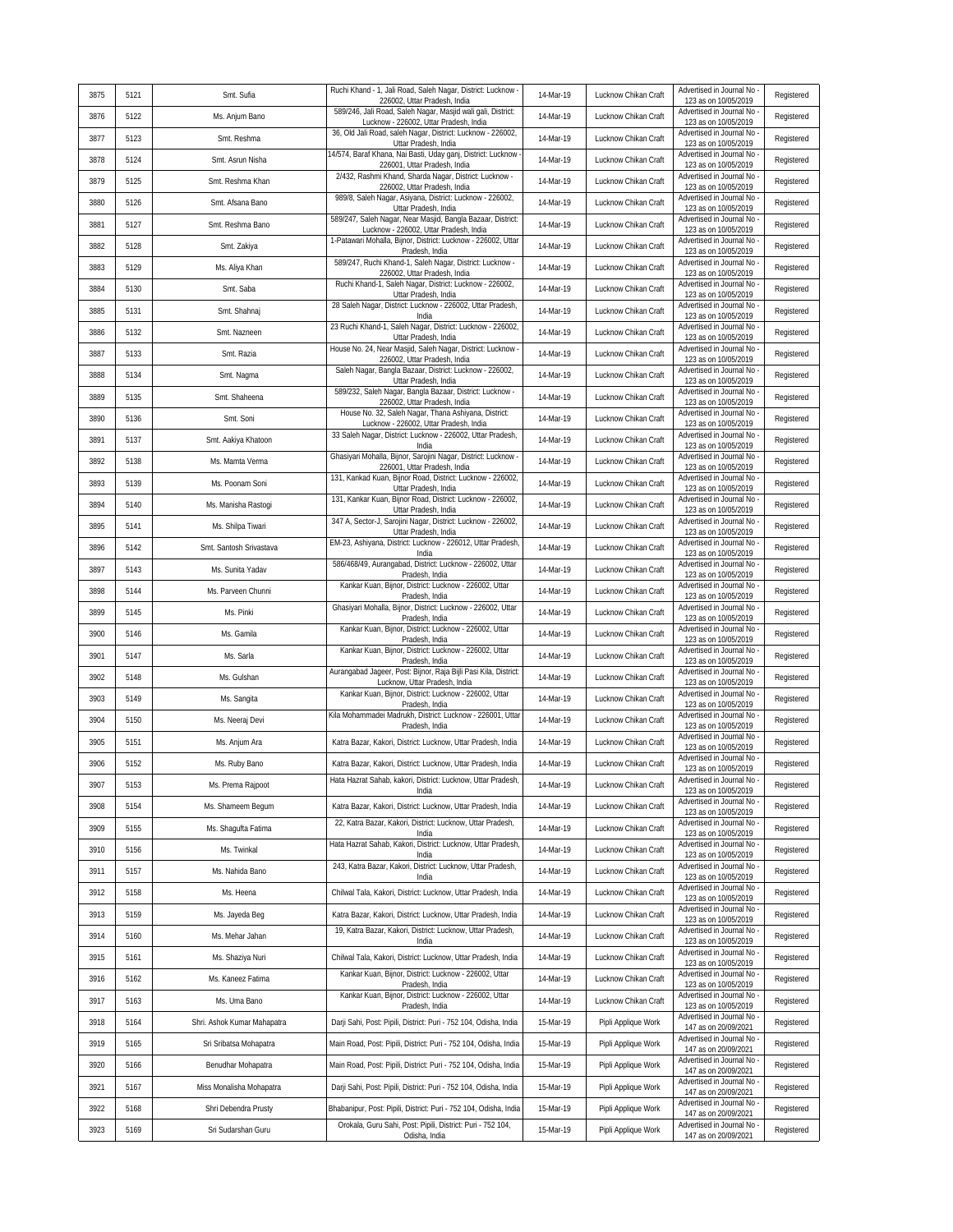| 3875 | 5121 | Smt. Sufia | Ruchi Khand - 1, Jali Road, Saleh Nagar, District: Lucknow - 226002, Uttar Pradesh, India | 14-Mar-19 | Lucknow Chikan Craft | Advertised in Journal No - 123 as on 10/05/2019 | Registered |
|---|---|---|---|---|---|---|---|
| 3876 | 5122 | Ms. Anjum Bano | 589/246, Jali Road, Saleh Nagar, Masjid wali gali, District: Lucknow - 226002, Uttar Pradesh, India | 14-Mar-19 | Lucknow Chikan Craft | Advertised in Journal No - 123 as on 10/05/2019 | Registered |
| 3877 | 5123 | Smt. Reshma | 36, Old Jali Road, saleh Nagar, District: Lucknow - 226002, Uttar Pradesh, India | 14-Mar-19 | Lucknow Chikan Craft | Advertised in Journal No - 123 as on 10/05/2019 | Registered |
| 3878 | 5124 | Smt. Asrun Nisha | 14/574, Baraf Khana, Nai Basti, Uday ganj, District: Lucknow - 226001, Uttar Pradesh, India | 14-Mar-19 | Lucknow Chikan Craft | Advertised in Journal No - 123 as on 10/05/2019 | Registered |
| 3879 | 5125 | Smt. Reshma Khan | 2/432, Rashmi Khand, Sharda Nagar, District: Lucknow - 226002, Uttar Pradesh, India | 14-Mar-19 | Lucknow Chikan Craft | Advertised in Journal No - 123 as on 10/05/2019 | Registered |
| 3880 | 5126 | Smt. Afsana Bano | 989/8, Saleh Nagar, Asiyana, District: Lucknow - 226002, Uttar Pradesh, India | 14-Mar-19 | Lucknow Chikan Craft | Advertised in Journal No - 123 as on 10/05/2019 | Registered |
| 3881 | 5127 | Smt. Reshma Bano | 589/247, Saleh Nagar, Near Masjid, Bangla Bazaar, District: Lucknow - 226002, Uttar Pradesh, India | 14-Mar-19 | Lucknow Chikan Craft | Advertised in Journal No - 123 as on 10/05/2019 | Registered |
| 3882 | 5128 | Smt. Zakiya | 1-Patawari Mohalla, Bijnor, District: Lucknow - 226002, Uttar Pradesh, India | 14-Mar-19 | Lucknow Chikan Craft | Advertised in Journal No - 123 as on 10/05/2019 | Registered |
| 3883 | 5129 | Ms. Aliya Khan | 589/247, Ruchi Khand-1, Saleh Nagar, District: Lucknow - 226002, Uttar Pradesh, India | 14-Mar-19 | Lucknow Chikan Craft | Advertised in Journal No - 123 as on 10/05/2019 | Registered |
| 3884 | 5130 | Smt. Saba | Ruchi Khand-1, Saleh Nagar, District: Lucknow - 226002, Uttar Pradesh, India | 14-Mar-19 | Lucknow Chikan Craft | Advertised in Journal No - 123 as on 10/05/2019 | Registered |
| 3885 | 5131 | Smt. Shahnaj | 28 Saleh Nagar, District: Lucknow - 226002, Uttar Pradesh, India | 14-Mar-19 | Lucknow Chikan Craft | Advertised in Journal No - 123 as on 10/05/2019 | Registered |
| 3886 | 5132 | Smt. Nazneen | 23 Ruchi Khand-1, Saleh Nagar, District: Lucknow - 226002, Uttar Pradesh, India | 14-Mar-19 | Lucknow Chikan Craft | Advertised in Journal No - 123 as on 10/05/2019 | Registered |
| 3887 | 5133 | Smt. Razia | House No. 24, Near Masjid, Saleh Nagar, District: Lucknow - 226002, Uttar Pradesh, India | 14-Mar-19 | Lucknow Chikan Craft | Advertised in Journal No - 123 as on 10/05/2019 | Registered |
| 3888 | 5134 | Smt. Nagma | Saleh Nagar, Bangla Bazaar, District: Lucknow - 226002, Uttar Pradesh, India | 14-Mar-19 | Lucknow Chikan Craft | Advertised in Journal No - 123 as on 10/05/2019 | Registered |
| 3889 | 5135 | Smt. Shaheena | 589/232, Saleh Nagar, Bangla Bazaar, District: Lucknow - 226002, Uttar Pradesh, India | 14-Mar-19 | Lucknow Chikan Craft | Advertised in Journal No - 123 as on 10/05/2019 | Registered |
| 3890 | 5136 | Smt. Soni | House No. 32, Saleh Nagar, Thana Ashiyana, District: Lucknow - 226002, Uttar Pradesh, India | 14-Mar-19 | Lucknow Chikan Craft | Advertised in Journal No - 123 as on 10/05/2019 | Registered |
| 3891 | 5137 | Smt. Aakiya Khatoon | 33 Saleh Nagar, District: Lucknow - 226002, Uttar Pradesh, India | 14-Mar-19 | Lucknow Chikan Craft | Advertised in Journal No - 123 as on 10/05/2019 | Registered |
| 3892 | 5138 | Ms. Mamta Verma | Ghasiyari Mohalla, Bijnor, Sarojini Nagar, District: Lucknow - 226001, Uttar Pradesh, India | 14-Mar-19 | Lucknow Chikan Craft | Advertised in Journal No - 123 as on 10/05/2019 | Registered |
| 3893 | 5139 | Ms. Poonam Soni | 131, Kankad Kuan, Bijnor Road, District: Lucknow - 226002, Uttar Pradesh, India | 14-Mar-19 | Lucknow Chikan Craft | Advertised in Journal No - 123 as on 10/05/2019 | Registered |
| 3894 | 5140 | Ms. Manisha Rastogi | 131, Kankar Kuan, Bijnor Road, District: Lucknow - 226002, Uttar Pradesh, India | 14-Mar-19 | Lucknow Chikan Craft | Advertised in Journal No - 123 as on 10/05/2019 | Registered |
| 3895 | 5141 | Ms. Shilpa Tiwari | 347 A, Sector-J, Sarojini Nagar, District: Lucknow - 226002, Uttar Pradesh, India | 14-Mar-19 | Lucknow Chikan Craft | Advertised in Journal No - 123 as on 10/05/2019 | Registered |
| 3896 | 5142 | Smt. Santosh Srivastava | EM-23, Ashiyana, District: Lucknow - 226012, Uttar Pradesh, India | 14-Mar-19 | Lucknow Chikan Craft | Advertised in Journal No - 123 as on 10/05/2019 | Registered |
| 3897 | 5143 | Ms. Sunita Yadav | 586/468/49, Aurangabad, District: Lucknow - 226002, Uttar Pradesh, India | 14-Mar-19 | Lucknow Chikan Craft | Advertised in Journal No - 123 as on 10/05/2019 | Registered |
| 3898 | 5144 | Ms. Parveen Chunni | Kankar Kuan, Bijnor, District: Lucknow - 226002, Uttar Pradesh, India | 14-Mar-19 | Lucknow Chikan Craft | Advertised in Journal No - 123 as on 10/05/2019 | Registered |
| 3899 | 5145 | Ms. Pinki | Ghasiyari Mohalla, Bijnor, District: Lucknow - 226002, Uttar Pradesh, India | 14-Mar-19 | Lucknow Chikan Craft | Advertised in Journal No - 123 as on 10/05/2019 | Registered |
| 3900 | 5146 | Ms. Gamila | Kankar Kuan, Bijnor, District: Lucknow - 226002, Uttar Pradesh, India | 14-Mar-19 | Lucknow Chikan Craft | Advertised in Journal No - 123 as on 10/05/2019 | Registered |
| 3901 | 5147 | Ms. Sarla | Kankar Kuan, Bijnor, District: Lucknow - 226002, Uttar Pradesh, India | 14-Mar-19 | Lucknow Chikan Craft | Advertised in Journal No - 123 as on 10/05/2019 | Registered |
| 3902 | 5148 | Ms. Gulshan | Aurangabad Jageer, Post: Bijnor, Raja Bijli Pasi Kila, District: Lucknow, Uttar Pradesh, India | 14-Mar-19 | Lucknow Chikan Craft | Advertised in Journal No - 123 as on 10/05/2019 | Registered |
| 3903 | 5149 | Ms. Sangita | Kankar Kuan, Bijnor, District: Lucknow - 226002, Uttar Pradesh, India | 14-Mar-19 | Lucknow Chikan Craft | Advertised in Journal No - 123 as on 10/05/2019 | Registered |
| 3904 | 5150 | Ms. Neeraj Devi | Kila Mohammadei Madrukh, District: Lucknow - 226001, Uttar Pradesh, India | 14-Mar-19 | Lucknow Chikan Craft | Advertised in Journal No - 123 as on 10/05/2019 | Registered |
| 3905 | 5151 | Ms. Anjum Ara | Katra Bazar, Kakori, District: Lucknow, Uttar Pradesh, India | 14-Mar-19 | Lucknow Chikan Craft | Advertised in Journal No - 123 as on 10/05/2019 | Registered |
| 3906 | 5152 | Ms. Ruby Bano | Katra Bazar, Kakori, District: Lucknow, Uttar Pradesh, India | 14-Mar-19 | Lucknow Chikan Craft | Advertised in Journal No - 123 as on 10/05/2019 | Registered |
| 3907 | 5153 | Ms. Prema Rajpoot | Hata Hazrat Sahab, kakori, District: Lucknow, Uttar Pradesh, India | 14-Mar-19 | Lucknow Chikan Craft | Advertised in Journal No - 123 as on 10/05/2019 | Registered |
| 3908 | 5154 | Ms. Shameem Begum | Katra Bazar, Kakori, District: Lucknow, Uttar Pradesh, India | 14-Mar-19 | Lucknow Chikan Craft | Advertised in Journal No - 123 as on 10/05/2019 | Registered |
| 3909 | 5155 | Ms. Shagufta Fatima | 22, Katra Bazar, Kakori, District: Lucknow, Uttar Pradesh, India | 14-Mar-19 | Lucknow Chikan Craft | Advertised in Journal No - 123 as on 10/05/2019 | Registered |
| 3910 | 5156 | Ms. Twinkal | Hata Hazrat Sahab, Kakori, District: Lucknow, Uttar Pradesh, India | 14-Mar-19 | Lucknow Chikan Craft | Advertised in Journal No - 123 as on 10/05/2019 | Registered |
| 3911 | 5157 | Ms. Nahida Bano | 243, Katra Bazar, Kakori, District: Lucknow, Uttar Pradesh, India | 14-Mar-19 | Lucknow Chikan Craft | Advertised in Journal No - 123 as on 10/05/2019 | Registered |
| 3912 | 5158 | Ms. Heena | Chilwal Tala, Kakori, District: Lucknow, Uttar Pradesh, India | 14-Mar-19 | Lucknow Chikan Craft | Advertised in Journal No - 123 as on 10/05/2019 | Registered |
| 3913 | 5159 | Ms. Jayeda Beg | Katra Bazar, Kakori, District: Lucknow, Uttar Pradesh, India | 14-Mar-19 | Lucknow Chikan Craft | Advertised in Journal No - 123 as on 10/05/2019 | Registered |
| 3914 | 5160 | Ms. Mehar Jahan | 19, Katra Bazar, Kakori, District: Lucknow, Uttar Pradesh, India | 14-Mar-19 | Lucknow Chikan Craft | Advertised in Journal No - 123 as on 10/05/2019 | Registered |
| 3915 | 5161 | Ms. Shaziya Nuri | Chilwal Tala, Kakori, District: Lucknow, Uttar Pradesh, India | 14-Mar-19 | Lucknow Chikan Craft | Advertised in Journal No - 123 as on 10/05/2019 | Registered |
| 3916 | 5162 | Ms. Kaneez Fatima | Kankar Kuan, Bijnor, District: Lucknow - 226002, Uttar Pradesh, India | 14-Mar-19 | Lucknow Chikan Craft | Advertised in Journal No - 123 as on 10/05/2019 | Registered |
| 3917 | 5163 | Ms. Uma Bano | Kankar Kuan, Bijnor, District: Lucknow - 226002, Uttar Pradesh, India | 14-Mar-19 | Lucknow Chikan Craft | Advertised in Journal No - 123 as on 10/05/2019 | Registered |
| 3918 | 5164 | Shri. Ashok Kumar Mahapatra | Darji Sahi, Post: Pipili, District: Puri - 752 104, Odisha, India | 15-Mar-19 | Pipli Applique Work | Advertised in Journal No - 147 as on 20/09/2021 | Registered |
| 3919 | 5165 | Sri Sribatsa Mohapatra | Main Road, Post: Pipili, District: Puri - 752 104, Odisha, India | 15-Mar-19 | Pipli Applique Work | Advertised in Journal No - 147 as on 20/09/2021 | Registered |
| 3920 | 5166 | Benudhar Mohapatra | Main Road, Post: Pipili, District: Puri - 752 104, Odisha, India | 15-Mar-19 | Pipli Applique Work | Advertised in Journal No - 147 as on 20/09/2021 | Registered |
| 3921 | 5167 | Miss Monalisha Mohapatra | Darji Sahi, Post: Pipili, District: Puri - 752 104, Odisha, India | 15-Mar-19 | Pipli Applique Work | Advertised in Journal No - 147 as on 20/09/2021 | Registered |
| 3922 | 5168 | Shri Debendra Prusty | Bhabanipur, Post: Pipili, District: Puri - 752 104, Odisha, India | 15-Mar-19 | Pipli Applique Work | Advertised in Journal No - 147 as on 20/09/2021 | Registered |
| 3923 | 5169 | Sri Sudarshan Guru | Orokala, Guru Sahi, Post: Pipili, District: Puri - 752 104, Odisha, India | 15-Mar-19 | Pipli Applique Work | Advertised in Journal No - 147 as on 20/09/2021 | Registered |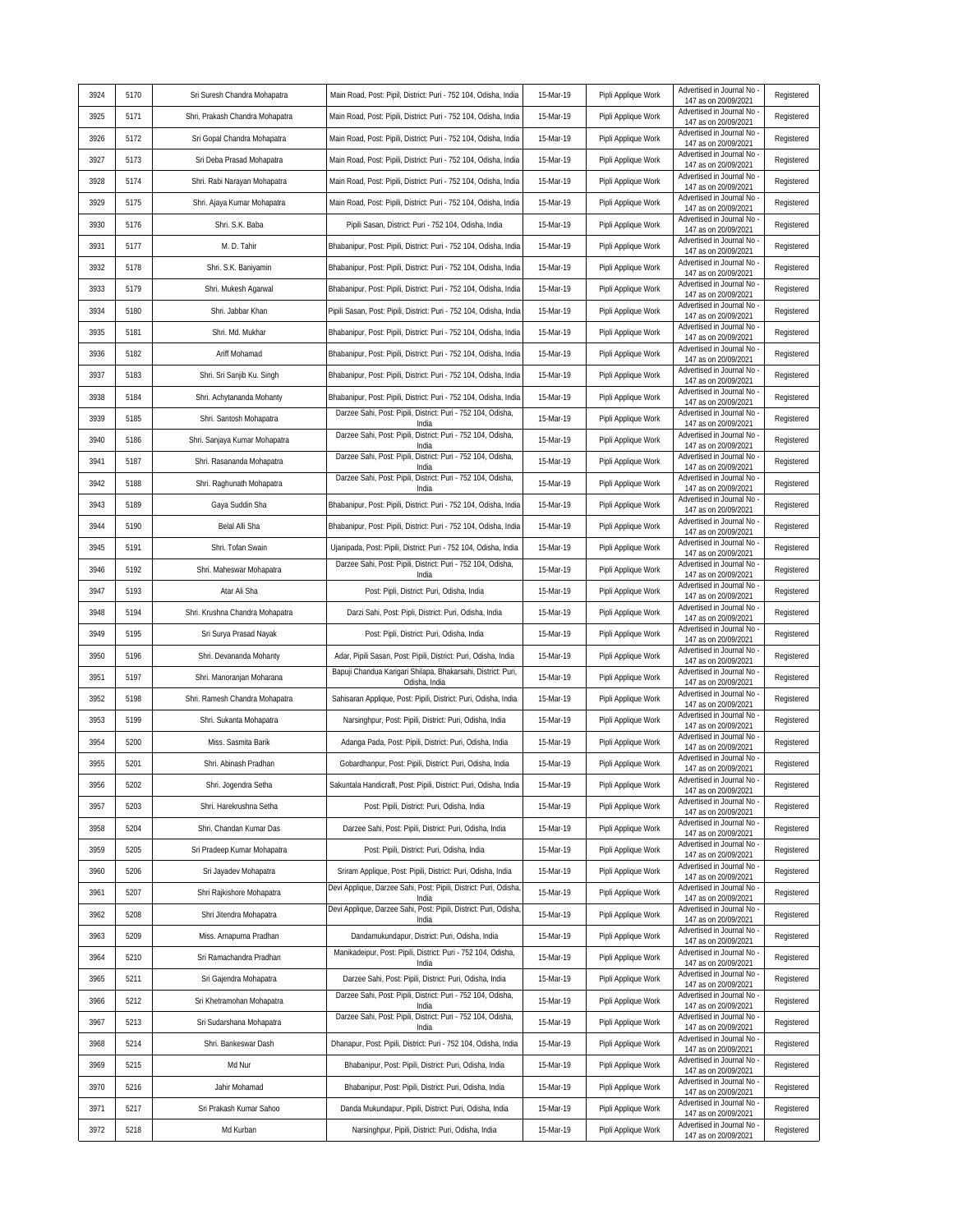| 3924 | 5170 | Sri Suresh Chandra Mohapatra | Main Road, Post: Pipil, District: Puri - 752 104, Odisha, India | 15-Mar-19 | Pipli Applique Work | Advertised in Journal No - 147 as on 20/09/2021 | Registered |
|---|---|---|---|---|---|---|---|
| 3925 | 5171 | Shri. Prakash Chandra Mohapatra | Main Road, Post: Pipili, District: Puri - 752 104, Odisha, India | 15-Mar-19 | Pipli Applique Work | Advertised in Journal No - 147 as on 20/09/2021 | Registered |
| 3926 | 5172 | Sri Gopal Chandra Mohapatra | Main Road, Post: Pipili, District: Puri - 752 104, Odisha, India | 15-Mar-19 | Pipli Applique Work | Advertised in Journal No - 147 as on 20/09/2021 | Registered |
| 3927 | 5173 | Sri Deba Prasad Mohapatra | Main Road, Post: Pipili, District: Puri - 752 104, Odisha, India | 15-Mar-19 | Pipli Applique Work | Advertised in Journal No - 147 as on 20/09/2021 | Registered |
| 3928 | 5174 | Shri. Rabi Narayan Mohapatra | Main Road, Post: Pipili, District: Puri - 752 104, Odisha, India | 15-Mar-19 | Pipli Applique Work | Advertised in Journal No - 147 as on 20/09/2021 | Registered |
| 3929 | 5175 | Shri. Ajaya Kumar Mohapatra | Main Road, Post: Pipili, District: Puri - 752 104, Odisha, India | 15-Mar-19 | Pipli Applique Work | Advertised in Journal No - 147 as on 20/09/2021 | Registered |
| 3930 | 5176 | Shri. S.K. Baba | Pipili Sasan, District: Puri - 752 104, Odisha, India | 15-Mar-19 | Pipli Applique Work | Advertised in Journal No - 147 as on 20/09/2021 | Registered |
| 3931 | 5177 | M. D. Tahir | Bhabanipur, Post: Pipili, District: Puri - 752 104, Odisha, India | 15-Mar-19 | Pipli Applique Work | Advertised in Journal No - 147 as on 20/09/2021 | Registered |
| 3932 | 5178 | Shri. S.K. Baniyamin | Bhabanipur, Post: Pipili, District: Puri - 752 104, Odisha, India | 15-Mar-19 | Pipli Applique Work | Advertised in Journal No - 147 as on 20/09/2021 | Registered |
| 3933 | 5179 | Shri. Mukesh Agarwal | Bhabanipur, Post: Pipili, District: Puri - 752 104, Odisha, India | 15-Mar-19 | Pipli Applique Work | Advertised in Journal No - 147 as on 20/09/2021 | Registered |
| 3934 | 5180 | Shri. Jabbar Khan | Pipili Sasan, Post: Pipili, District: Puri - 752 104, Odisha, India | 15-Mar-19 | Pipli Applique Work | Advertised in Journal No - 147 as on 20/09/2021 | Registered |
| 3935 | 5181 | Shri. Md. Mukhar | Bhabanipur, Post: Pipili, District: Puri - 752 104, Odisha, India | 15-Mar-19 | Pipli Applique Work | Advertised in Journal No - 147 as on 20/09/2021 | Registered |
| 3936 | 5182 | Ariff Mohamad | Bhabanipur, Post: Pipili, District: Puri - 752 104, Odisha, India | 15-Mar-19 | Pipli Applique Work | Advertised in Journal No - 147 as on 20/09/2021 | Registered |
| 3937 | 5183 | Shri. Sri Sanjib Ku. Singh | Bhabanipur, Post: Pipili, District: Puri - 752 104, Odisha, India | 15-Mar-19 | Pipli Applique Work | Advertised in Journal No - 147 as on 20/09/2021 | Registered |
| 3938 | 5184 | Shri. Achytananda Mohanty | Bhabanipur, Post: Pipili, District: Puri - 752 104, Odisha, India | 15-Mar-19 | Pipli Applique Work | Advertised in Journal No - 147 as on 20/09/2021 | Registered |
| 3939 | 5185 | Shri. Santosh Mohapatra | Darzee Sahi, Post: Pipili, District: Puri - 752 104, Odisha, India | 15-Mar-19 | Pipli Applique Work | Advertised in Journal No - 147 as on 20/09/2021 | Registered |
| 3940 | 5186 | Shri. Sanjaya Kumar Mohapatra | Darzee Sahi, Post: Pipili, District: Puri - 752 104, Odisha, India | 15-Mar-19 | Pipli Applique Work | Advertised in Journal No - 147 as on 20/09/2021 | Registered |
| 3941 | 5187 | Shri. Rasananda Mohapatra | Darzee Sahi, Post: Pipili, District: Puri - 752 104, Odisha, India | 15-Mar-19 | Pipli Applique Work | Advertised in Journal No - 147 as on 20/09/2021 | Registered |
| 3942 | 5188 | Shri. Raghunath Mohapatra | Darzee Sahi, Post: Pipili, District: Puri - 752 104, Odisha, India | 15-Mar-19 | Pipli Applique Work | Advertised in Journal No - 147 as on 20/09/2021 | Registered |
| 3943 | 5189 | Gaya Suddin Sha | Bhabanipur, Post: Pipili, District: Puri - 752 104, Odisha, India | 15-Mar-19 | Pipli Applique Work | Advertised in Journal No - 147 as on 20/09/2021 | Registered |
| 3944 | 5190 | Belal Alli Sha | Bhabanipur, Post: Pipili, District: Puri - 752 104, Odisha, India | 15-Mar-19 | Pipli Applique Work | Advertised in Journal No - 147 as on 20/09/2021 | Registered |
| 3945 | 5191 | Shri. Tofan Swain | Ujanipada, Post: Pipili, District: Puri - 752 104, Odisha, India | 15-Mar-19 | Pipli Applique Work | Advertised in Journal No - 147 as on 20/09/2021 | Registered |
| 3946 | 5192 | Shri. Maheswar Mohapatra | Darzee Sahi, Post: Pipili, District: Puri - 752 104, Odisha, India | 15-Mar-19 | Pipli Applique Work | Advertised in Journal No - 147 as on 20/09/2021 | Registered |
| 3947 | 5193 | Atar Ali Sha | Post: Pipli, District: Puri, Odisha, India | 15-Mar-19 | Pipli Applique Work | Advertised in Journal No - 147 as on 20/09/2021 | Registered |
| 3948 | 5194 | Shri. Krushna Chandra Mohapatra | Darzi Sahi, Post: Pipli, District: Puri, Odisha, India | 15-Mar-19 | Pipli Applique Work | Advertised in Journal No - 147 as on 20/09/2021 | Registered |
| 3949 | 5195 | Sri Surya Prasad Nayak | Post: Pipli, District: Puri, Odisha, India | 15-Mar-19 | Pipli Applique Work | Advertised in Journal No - 147 as on 20/09/2021 | Registered |
| 3950 | 5196 | Shri. Devananda Mohanty | Adar, Pipili Sasan, Post: Pipili, District: Puri, Odisha, India | 15-Mar-19 | Pipli Applique Work | Advertised in Journal No - 147 as on 20/09/2021 | Registered |
| 3951 | 5197 | Shri. Manoranjan Moharana | Bapuji Chandua Karigari Shilapa, Bhakarsahi, District: Puri, Odisha, India | 15-Mar-19 | Pipli Applique Work | Advertised in Journal No - 147 as on 20/09/2021 | Registered |
| 3952 | 5198 | Shri. Ramesh Chandra Mohapatra | Sahisaran Applique, Post: Pipili, District: Puri, Odisha, India | 15-Mar-19 | Pipli Applique Work | Advertised in Journal No - 147 as on 20/09/2021 | Registered |
| 3953 | 5199 | Shri. Sukanta Mohapatra | Narsinghpur, Post: Pipili, District: Puri, Odisha, India | 15-Mar-19 | Pipli Applique Work | Advertised in Journal No - 147 as on 20/09/2021 | Registered |
| 3954 | 5200 | Miss. Sasmita Barik | Adanga Pada, Post: Pipili, District: Puri, Odisha, India | 15-Mar-19 | Pipli Applique Work | Advertised in Journal No - 147 as on 20/09/2021 | Registered |
| 3955 | 5201 | Shri. Abinash Pradhan | Gobardhanpur, Post: Pipili, District: Puri, Odisha, India | 15-Mar-19 | Pipli Applique Work | Advertised in Journal No - 147 as on 20/09/2021 | Registered |
| 3956 | 5202 | Shri. Jogendra Setha | Sakuntala Handicraft, Post: Pipili, District: Puri, Odisha, India | 15-Mar-19 | Pipli Applique Work | Advertised in Journal No - 147 as on 20/09/2021 | Registered |
| 3957 | 5203 | Shri. Harekrushna Setha | Post: Pipili, District: Puri, Odisha, India | 15-Mar-19 | Pipli Applique Work | Advertised in Journal No - 147 as on 20/09/2021 | Registered |
| 3958 | 5204 | Shri. Chandan Kumar Das | Darzee Sahi, Post: Pipili, District: Puri, Odisha, India | 15-Mar-19 | Pipli Applique Work | Advertised in Journal No - 147 as on 20/09/2021 | Registered |
| 3959 | 5205 | Sri Pradeep Kumar Mohapatra | Post: Pipili, District: Puri, Odisha, India | 15-Mar-19 | Pipli Applique Work | Advertised in Journal No - 147 as on 20/09/2021 | Registered |
| 3960 | 5206 | Sri Jayadev Mohapatra | Sriram Applique, Post: Pipili, District: Puri, Odisha, India | 15-Mar-19 | Pipli Applique Work | Advertised in Journal No - 147 as on 20/09/2021 | Registered |
| 3961 | 5207 | Shri Rajkishore Mohapatra | Devi Applique, Darzee Sahi, Post: Pipili, District: Puri, Odisha, India | 15-Mar-19 | Pipli Applique Work | Advertised in Journal No - 147 as on 20/09/2021 | Registered |
| 3962 | 5208 | Shri Jitendra Mohapatra | Devi Applique, Darzee Sahi, Post: Pipili, District: Puri, Odisha, India | 15-Mar-19 | Pipli Applique Work | Advertised in Journal No - 147 as on 20/09/2021 | Registered |
| 3963 | 5209 | Miss. Arnapurna Pradhan | Dandamukundapur, District: Puri, Odisha, India | 15-Mar-19 | Pipli Applique Work | Advertised in Journal No - 147 as on 20/09/2021 | Registered |
| 3964 | 5210 | Sri Ramachandra Pradhan | Manikadeipur, Post: Pipili, District: Puri - 752 104, Odisha, India | 15-Mar-19 | Pipli Applique Work | Advertised in Journal No - 147 as on 20/09/2021 | Registered |
| 3965 | 5211 | Sri Gajendra Mohapatra | Darzee Sahi, Post: Pipili, District: Puri, Odisha, India | 15-Mar-19 | Pipli Applique Work | Advertised in Journal No - 147 as on 20/09/2021 | Registered |
| 3966 | 5212 | Sri Khetramohan Mohapatra | Darzee Sahi, Post: Pipili, District: Puri - 752 104, Odisha, India | 15-Mar-19 | Pipli Applique Work | Advertised in Journal No - 147 as on 20/09/2021 | Registered |
| 3967 | 5213 | Sri Sudarshana Mohapatra | Darzee Sahi, Post: Pipili, District: Puri - 752 104, Odisha, India | 15-Mar-19 | Pipli Applique Work | Advertised in Journal No - 147 as on 20/09/2021 | Registered |
| 3968 | 5214 | Shri. Bankeswar Dash | Dhanapur, Post: Pipili, District: Puri - 752 104, Odisha, India | 15-Mar-19 | Pipli Applique Work | Advertised in Journal No - 147 as on 20/09/2021 | Registered |
| 3969 | 5215 | Md Nur | Bhabanipur, Post: Pipili, District: Puri, Odisha, India | 15-Mar-19 | Pipli Applique Work | Advertised in Journal No - 147 as on 20/09/2021 | Registered |
| 3970 | 5216 | Jahir Mohamad | Bhabanipur, Post: Pipili, District: Puri, Odisha, India | 15-Mar-19 | Pipli Applique Work | Advertised in Journal No - 147 as on 20/09/2021 | Registered |
| 3971 | 5217 | Sri Prakash Kumar Sahoo | Danda Mukundapur, Pipili, District: Puri, Odisha, India | 15-Mar-19 | Pipli Applique Work | Advertised in Journal No - 147 as on 20/09/2021 | Registered |
| 3972 | 5218 | Md Kurban | Narsinghpur, Pipili, District: Puri, Odisha, India | 15-Mar-19 | Pipli Applique Work | Advertised in Journal No - 147 as on 20/09/2021 | Registered |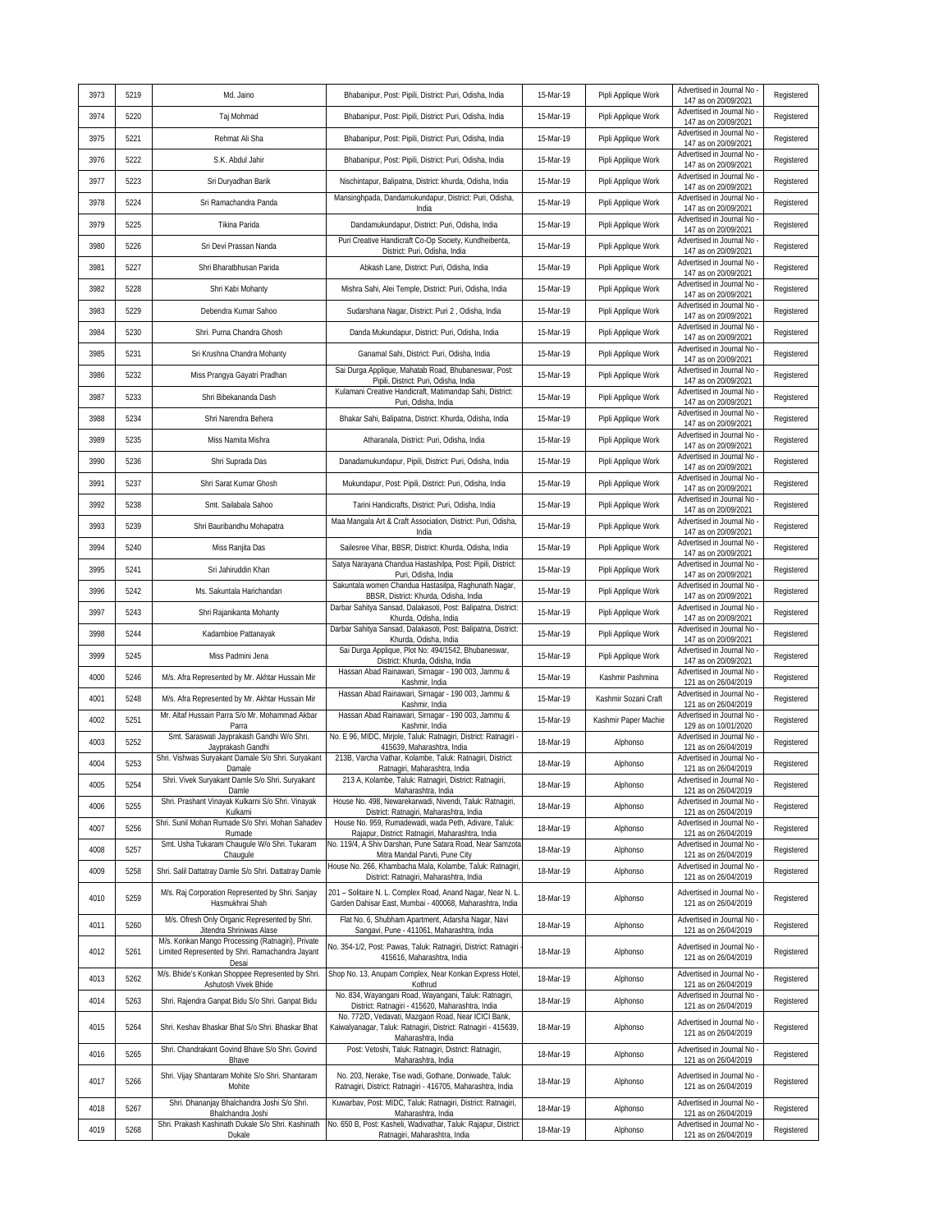| | | | | | | | |
|---|---|---|---|---|---|---|---|
| 3973 | 5219 | Md. Jaino | Bhabanipur, Post: Pipili, District: Puri, Odisha, India | 15-Mar-19 | Pipli Applique Work | Advertised in Journal No - 147 as on 20/09/2021 | Registered |
| 3974 | 5220 | Taj Mohmad | Bhabanipur, Post: Pipili, District: Puri, Odisha, India | 15-Mar-19 | Pipli Applique Work | Advertised in Journal No - 147 as on 20/09/2021 | Registered |
| 3975 | 5221 | Rehmat Ali Sha | Bhabanipur, Post: Pipili, District: Puri, Odisha, India | 15-Mar-19 | Pipli Applique Work | Advertised in Journal No - 147 as on 20/09/2021 | Registered |
| 3976 | 5222 | S.K. Abdul Jahir | Bhabanipur, Post: Pipili, District: Puri, Odisha, India | 15-Mar-19 | Pipli Applique Work | Advertised in Journal No - 147 as on 20/09/2021 | Registered |
| 3977 | 5223 | Sri Duryadhan Barik | Nischintapur, Balipatna, District: khurda, Odisha, India | 15-Mar-19 | Pipli Applique Work | Advertised in Journal No - 147 as on 20/09/2021 | Registered |
| 3978 | 5224 | Sri Ramachandra Panda | Mansinghpada, Dandamukundapur, District: Puri, Odisha, India | 15-Mar-19 | Pipli Applique Work | Advertised in Journal No - 147 as on 20/09/2021 | Registered |
| 3979 | 5225 | Tikina Parida | Dandamukundapur, District: Puri, Odisha, India | 15-Mar-19 | Pipli Applique Work | Advertised in Journal No - 147 as on 20/09/2021 | Registered |
| 3980 | 5226 | Sri Devi Prassan Nanda | Puri Creative Handicraft Co-Op Society, Kundheibenta, District: Puri, Odisha, India | 15-Mar-19 | Pipli Applique Work | Advertised in Journal No - 147 as on 20/09/2021 | Registered |
| 3981 | 5227 | Shri Bharatbhusan Parida | Abkash Lane, District: Puri, Odisha, India | 15-Mar-19 | Pipli Applique Work | Advertised in Journal No - 147 as on 20/09/2021 | Registered |
| 3982 | 5228 | Shri Kabi Mohanty | Mishra Sahi, Alei Temple, District: Puri, Odisha, India | 15-Mar-19 | Pipli Applique Work | Advertised in Journal No - 147 as on 20/09/2021 | Registered |
| 3983 | 5229 | Debendra Kumar Sahoo | Sudarshana Nagar, District: Puri 2 , Odisha, India | 15-Mar-19 | Pipli Applique Work | Advertised in Journal No - 147 as on 20/09/2021 | Registered |
| 3984 | 5230 | Shri. Purna Chandra Ghosh | Danda Mukundapur, District: Puri, Odisha, India | 15-Mar-19 | Pipli Applique Work | Advertised in Journal No - 147 as on 20/09/2021 | Registered |
| 3985 | 5231 | Sri Krushna Chandra Mohanty | Ganamal Sahi, District: Puri, Odisha, India | 15-Mar-19 | Pipli Applique Work | Advertised in Journal No - 147 as on 20/09/2021 | Registered |
| 3986 | 5232 | Miss Prangya Gayatri Pradhan | Sai Durga Applique, Mahatab Road, Bhubaneswar, Post: Pipili, District: Puri, Odisha, India | 15-Mar-19 | Pipli Applique Work | Advertised in Journal No - 147 as on 20/09/2021 | Registered |
| 3987 | 5233 | Shri Bibekananda Dash | Kulamani Creative Handicraft, Matimandap Sahi, District: Puri, Odisha, India | 15-Mar-19 | Pipli Applique Work | Advertised in Journal No - 147 as on 20/09/2021 | Registered |
| 3988 | 5234 | Shri Narendra Behera | Bhakar Sahi, Balipatna, District: Khurda, Odisha, India | 15-Mar-19 | Pipli Applique Work | Advertised in Journal No - 147 as on 20/09/2021 | Registered |
| 3989 | 5235 | Miss Namita Mishra | Atharanala, District: Puri, Odisha, India | 15-Mar-19 | Pipli Applique Work | Advertised in Journal No - 147 as on 20/09/2021 | Registered |
| 3990 | 5236 | Shri Suprada Das | Danadamukundapur, Pipili, District: Puri, Odisha, India | 15-Mar-19 | Pipli Applique Work | Advertised in Journal No - 147 as on 20/09/2021 | Registered |
| 3991 | 5237 | Shri Sarat Kumar Ghosh | Mukundapur, Post: Pipili, District: Puri, Odisha, India | 15-Mar-19 | Pipli Applique Work | Advertised in Journal No - 147 as on 20/09/2021 | Registered |
| 3992 | 5238 | Smt. Sailabala Sahoo | Tarini Handicrafts, District: Puri, Odisha, India | 15-Mar-19 | Pipli Applique Work | Advertised in Journal No - 147 as on 20/09/2021 | Registered |
| 3993 | 5239 | Shri Bauribandhu Mohapatra | Maa Mangala Art & Craft Association, District: Puri, Odisha, India | 15-Mar-19 | Pipli Applique Work | Advertised in Journal No - 147 as on 20/09/2021 | Registered |
| 3994 | 5240 | Miss Ranjita Das | Sailesree Vihar, BBSR, District: Khurda, Odisha, India | 15-Mar-19 | Pipli Applique Work | Advertised in Journal No - 147 as on 20/09/2021 | Registered |
| 3995 | 5241 | Sri Jahiruddin Khan | Satya Narayana Chandua Hastashilpa, Post: Pipili, District: Puri, Odisha, India | 15-Mar-19 | Pipli Applique Work | Advertised in Journal No - 147 as on 20/09/2021 | Registered |
| 3996 | 5242 | Ms. Sakuntala Harichandan | Sakuntala women Chandua Hastasilpa, Raghunath Nagar, BBSR, District: Khurda, Odisha, India | 15-Mar-19 | Pipli Applique Work | Advertised in Journal No - 147 as on 20/09/2021 | Registered |
| 3997 | 5243 | Shri Rajanikanta Mohanty | Darbar Sahitya Sansad, Dalakasoti, Post: Balipatna, District: Khurda, Odisha, India | 15-Mar-19 | Pipli Applique Work | Advertised in Journal No - 147 as on 20/09/2021 | Registered |
| 3998 | 5244 | Kadambioe Pattanayak | Darbar Sahitya Sansad, Dalakasoti, Post: Balipatna, District: Khurda, Odisha, India | 15-Mar-19 | Pipli Applique Work | Advertised in Journal No - 147 as on 20/09/2021 | Registered |
| 3999 | 5245 | Miss Padmini Jena | Sai Durga Applique, Plot No: 494/1542, Bhubaneswar, District: Khurda, Odisha, India | 15-Mar-19 | Pipli Applique Work | Advertised in Journal No - 147 as on 20/09/2021 | Registered |
| 4000 | 5246 | M/s. Afra Represented by Mr. Akhtar Hussain Mir | Hassan Abad Rainawari, Srinagar - 190 003, Jammu & Kashmir, India | 15-Mar-19 | Kashmir Pashmina | Advertised in Journal No - 121 as on 26/04/2019 | Registered |
| 4001 | 5248 | M/s. Afra Represented by Mr. Akhtar Hussain Mir | Hassan Abad Rainawari, Srinagar - 190 003, Jammu & Kashmir, India | 15-Mar-19 | Kashmir Sozani Craft | Advertised in Journal No - 121 as on 26/04/2019 | Registered |
| 4002 | 5251 | Mr. Altaf Hussain Parra S/o Mr. Mohammad Akbar Parra | Hassan Abad Rainawari, Srinagar - 190 003, Jammu & Kashmir, India | 15-Mar-19 | Kashmir Paper Machie | Advertised in Journal No - 129 as on 10/01/2020 | Registered |
| 4003 | 5252 | Smt. Saraswati Jayprakash Gandhi W/o Shri. Jayprakash Gandhi | No. E 96, MIDC, Mirjole, Taluk: Ratnagiri, District: Ratnagiri - 415639, Maharashtra, India | 18-Mar-19 | Alphonso | Advertised in Journal No - 121 as on 26/04/2019 | Registered |
| 4004 | 5253 | Shri. Vishwas Suryakant Damale S/o Shri. Suryakant Damale | 213B, Varcha Vathar, Kolambe, Taluk: Ratnagiri, District: Ratnagiri, Maharashtra, India | 18-Mar-19 | Alphonso | Advertised in Journal No - 121 as on 26/04/2019 | Registered |
| 4005 | 5254 | Shri. Vivek Suryakant Damle S/o Shri. Suryakant Damle | 213 A, Kolambe, Taluk: Ratnagiri, District: Ratnagiri, Maharashtra, India | 18-Mar-19 | Alphonso | Advertised in Journal No - 121 as on 26/04/2019 | Registered |
| 4006 | 5255 | Shri. Prashant Vinayak Kulkarni S/o Shri. Vinayak Kulkarni | House No. 498, Newarekarwadi, Nivendi, Taluk: Ratnagiri, District: Ratnagiri, Maharashtra, India | 18-Mar-19 | Alphonso | Advertised in Journal No - 121 as on 26/04/2019 | Registered |
| 4007 | 5256 | Shri. Sunil Mohan Rumade S/o Shri. Mohan Sahadev Rumade | House No. 959, Rumadewadi, wada Peth, Adivare, Taluk: Rajapur, District: Ratnagiri, Maharashtra, India | 18-Mar-19 | Alphonso | Advertised in Journal No - 121 as on 26/04/2019 | Registered |
| 4008 | 5257 | Smt. Usha Tukaram Chaugule W/o Shri. Tukaram Chaugule | No. 119/4, A Shiv Darshan, Pune Satara Road, Near Samzota Mitra Mandal Parvti, Pune City | 18-Mar-19 | Alphonso | Advertised in Journal No - 121 as on 26/04/2019 | Registered |
| 4009 | 5258 | Shri. Salil Dattatray Damle S/o Shri. Dattatray Damle | House No. 266, Khambacha Mala, Kolambe, Taluk: Ratnagiri, District: Ratnagiri, Maharashtra, India | 18-Mar-19 | Alphonso | Advertised in Journal No - 121 as on 26/04/2019 | Registered |
| 4010 | 5259 | M/s. Raj Corporation Represented by Shri. Sanjay Hasmukhrai Shah | 201 – Solitaire N. L. Complex Road, Anand Nagar, Near N. L. Garden Dahisar East, Mumbai - 400068, Maharashtra, India | 18-Mar-19 | Alphonso | Advertised in Journal No - 121 as on 26/04/2019 | Registered |
| 4011 | 5260 | M/s. Ofresh Only Organic Represented by Shri. Jitendra Shriniwas Alase | Flat No. 6, Shubham Apartment, Adarsha Nagar, Navi Sangavi, Pune - 411061, Maharashtra, India | 18-Mar-19 | Alphonso | Advertised in Journal No - 121 as on 26/04/2019 | Registered |
| 4012 | 5261 | M/s. Konkan Mango Processing (Ratnagiri), Private Limited Represented by Shri. Ramachandra Jayant Desai | No. 354-1/2, Post: Pawas, Taluk: Ratnagiri, District: Ratnagiri - 415616, Maharashtra, India | 18-Mar-19 | Alphonso | Advertised in Journal No - 121 as on 26/04/2019 | Registered |
| 4013 | 5262 | M/s. Bhide's Konkan Shoppee Represented by Shri. Ashutosh Vivek Bhide | Shop No. 13, Anupam Complex, Near Konkan Express Hotel, Kothrud | 18-Mar-19 | Alphonso | Advertised in Journal No - 121 as on 26/04/2019 | Registered |
| 4014 | 5263 | Shri. Rajendra Ganpat Bidu S/o Shri. Ganpat Bidu | No. 834, Wayangani Road, Wayangani, Taluk: Ratnagiri, District: Ratnagiri - 415620, Maharashtra, India | 18-Mar-19 | Alphonso | Advertised in Journal No - 121 as on 26/04/2019 | Registered |
| 4015 | 5264 | Shri. Keshav Bhaskar Bhat S/o Shri. Bhaskar Bhat | No. 772/D, Vedavati, Mazgaon Road, Near ICICI Bank, Kaiwalyanagar, Taluk: Ratnagiri, District: Ratnagiri - 415639, Maharashtra, India | 18-Mar-19 | Alphonso | Advertised in Journal No - 121 as on 26/04/2019 | Registered |
| 4016 | 5265 | Shri. Chandrakant Govind Bhave S/o Shri. Govind Bhave | Post: Vetoshi, Taluk: Ratnagiri, District: Ratnagiri, Maharashtra, India | 18-Mar-19 | Alphonso | Advertised in Journal No - 121 as on 26/04/2019 | Registered |
| 4017 | 5266 | Shri. Vijay Shantaram Mohite S/o Shri. Shantaram Mohite | No. 203, Nerake, Tise wadi, Gothane, Doniwade, Taluk: Rajapur, District: Ratnagiri - 416705, Maharashtra, India | 18-Mar-19 | Alphonso | Advertised in Journal No - 121 as on 26/04/2019 | Registered |
| 4018 | 5267 | Shri. Dhananjay Bhalchandra Joshi S/o Shri. Bhalchandra Joshi | Kuwarbav, Post: MIDC, Taluk: Ratnagiri, District: Ratnagiri, Maharashtra, India | 18-Mar-19 | Alphonso | Advertised in Journal No - 121 as on 26/04/2019 | Registered |
| 4019 | 5268 | Shri. Prakash Kashinath Dukale S/o Shri. Kashinath Dukale | No. 650 B, Post: Kasheli, Wadivathar, Taluk: Rajapur, District: Ratnagiri, Maharashtra, India | 18-Mar-19 | Alphonso | Advertised in Journal No - 121 as on 26/04/2019 | Registered |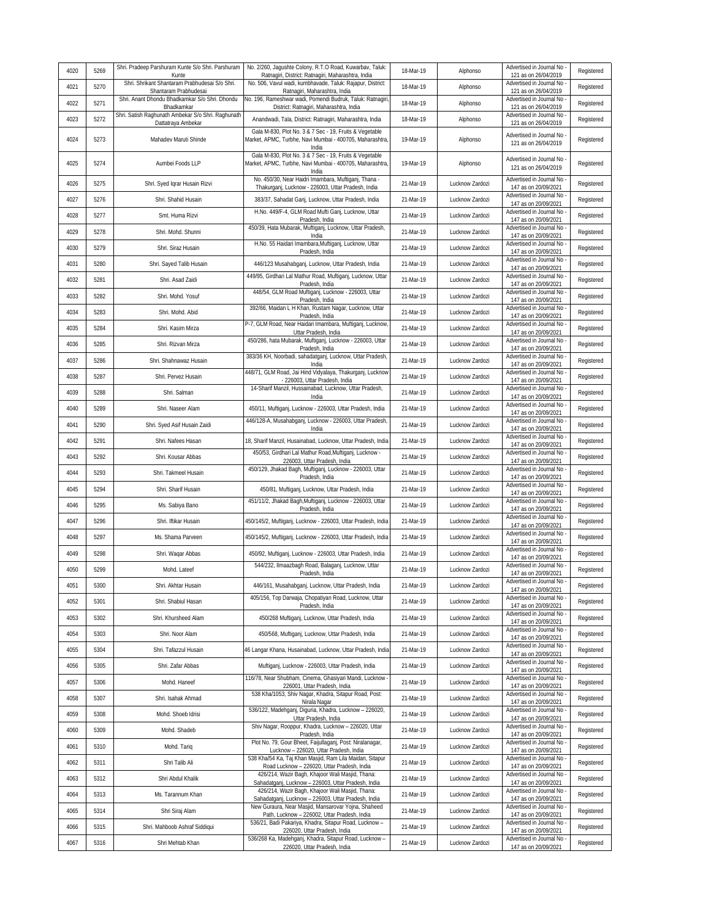| 4020 | 5269 | Shri. Pradeep Parshuram Kunte S/o Shri. Parshuram Kunte | No. 2/260, Jagushte Colony, R.T.O Road, Kuwarbav, Taluk: Ratnagiri, District: Ratnagiri, Maharashtra, India | 18-Mar-19 | Alphonso | Advertised in Journal No - 121 as on 26/04/2019 | Registered |
|---|---|---|---|---|---|---|---|
| 4021 | 5270 | Shri. Shrikant Shantaram Prabhudesai S/o Shri. Shantaram Prabhudesai | No. 506, Vavul wadi, kumbhavade, Taluk: Rajapur, District: Ratnagiri, Maharashtra, India | 18-Mar-19 | Alphonso | Advertised in Journal No - 121 as on 26/04/2019 | Registered |
| 4022 | 5271 | Shri. Anant Dhondu Bhadkamkar S/o Shri. Dhondu Bhadkamkar | No. 196, Rameshwar wadi, Pomendi Budruk, Taluk: Ratnagiri, District: Ratnagiri, Maharashtra, India | 18-Mar-19 | Alphonso | Advertised in Journal No - 121 as on 26/04/2019 | Registered |
| 4023 | 5272 | Shri. Satish Raghunath Ambekar S/o Shri. Raghunath Dattatraya Ambekar | Anandwadi, Tala, District: Ratnagiri, Maharashtra, India | 18-Mar-19 | Alphonso | Advertised in Journal No - 121 as on 26/04/2019 | Registered |
| 4024 | 5273 | Mahadev Maruti Shinde | Gala M-830, Plot No. 3 & 7 Sec - 19, Fruits & Vegetable Market, APMC, Turbhe, Navi Mumbai - 400705, Maharashtra, India | 19-Mar-19 | Alphonso | Advertised in Journal No - 121 as on 26/04/2019 | Registered |
| 4025 | 5274 | Aumbei Foods LLP | Gala M-830, Plot No. 3 & 7 Sec - 19, Fruits & Vegetable Market, APMC, Turbhe, Navi Mumbai - 400705, Maharashtra, India | 19-Mar-19 | Alphonso | Advertised in Journal No - 121 as on 26/04/2019 | Registered |
| 4026 | 5275 | Shri. Syed Iqrar Husain Rizvi | No. 450/30, Near Haidri Imambara, Muftiganj, Thana - Thakurganj, Lucknow - 226003, Uttar Pradesh, India | 21-Mar-19 | Lucknow Zardozi | Advertised in Journal No - 147 as on 20/09/2021 | Registered |
| 4027 | 5276 | Shri. Shahid Husain | 383/37, Sahadat Ganj, Lucknow, Uttar Pradesh, India | 21-Mar-19 | Lucknow Zardozi | Advertised in Journal No - 147 as on 20/09/2021 | Registered |
| 4028 | 5277 | Smt. Huma Rizvi | H.No. 449/F-4, GLM Road Mufti Ganj, Lucknow, Uttar Pradesh, India | 21-Mar-19 | Lucknow Zardozi | Advertised in Journal No - 147 as on 20/09/2021 | Registered |
| 4029 | 5278 | Shri. Mohd. Shunni | 450/39, Hata Mubarak, Muftiganj, Lucknow, Uttar Pradesh, India | 21-Mar-19 | Lucknow Zardozi | Advertised in Journal No - 147 as on 20/09/2021 | Registered |
| 4030 | 5279 | Shri. Siraz Husain | H.No. 55 Haidari Imambara,Muftiganj, Lucknow, Uttar Pradesh, India | 21-Mar-19 | Lucknow Zardozi | Advertised in Journal No - 147 as on 20/09/2021 | Registered |
| 4031 | 5280 | Shri. Sayed Talib Husain | 446/123 Musahabganj, Lucknow, Uttar Pradesh, India | 21-Mar-19 | Lucknow Zardozi | Advertised in Journal No - 147 as on 20/09/2021 | Registered |
| 4032 | 5281 | Shri. Asad Zaidi | 449/95, Girdhari Lal Mathur Road, Muftiganj, Lucknow, Uttar Pradesh, India | 21-Mar-19 | Lucknow Zardozi | Advertised in Journal No - 147 as on 20/09/2021 | Registered |
| 4033 | 5282 | Shri. Mohd. Yosuf | 448/54, GLM Road Muftiganj, Lucknow - 226003, Uttar Pradesh, India | 21-Mar-19 | Lucknow Zardozi | Advertised in Journal No - 147 as on 20/09/2021 | Registered |
| 4034 | 5283 | Shri. Mohd. Abid | 392/66, Maidan L H Khan, Rustam Nagar, Lucknow, Uttar Pradesh, India | 21-Mar-19 | Lucknow Zardozi | Advertised in Journal No - 147 as on 20/09/2021 | Registered |
| 4035 | 5284 | Shri. Kasim Mirza | P-7, GLM Road, Near Haidari Imambara, Muftiganj, Lucknow, Uttar Pradesh, India | 21-Mar-19 | Lucknow Zardozi | Advertised in Journal No - 147 as on 20/09/2021 | Registered |
| 4036 | 5285 | Shri. Rizvan Mirza | 450/286, hata Mubarak, Muftiganj, Lucknow - 226003, Uttar Pradesh, India | 21-Mar-19 | Lucknow Zardozi | Advertised in Journal No - 147 as on 20/09/2021 | Registered |
| 4037 | 5286 | Shri. Shahnawaz Husain | 383/36 KH, Noorbadi, sahadatganj, Lucknow, Uttar Pradesh, India | 21-Mar-19 | Lucknow Zardozi | Advertised in Journal No - 147 as on 20/09/2021 | Registered |
| 4038 | 5287 | Shri. Pervez Husain | 448/71, GLM Road, Jai Hind Vidyalaya, Thakurganj, Lucknow - 226003, Uttar Pradesh, India | 21-Mar-19 | Lucknow Zardozi | Advertised in Journal No - 147 as on 20/09/2021 | Registered |
| 4039 | 5288 | Shri. Salman | 14-Sharif Manzil, Hussainabad, Lucknow, Uttar Pradesh, India | 21-Mar-19 | Lucknow Zardozi | Advertised in Journal No - 147 as on 20/09/2021 | Registered |
| 4040 | 5289 | Shri. Naseer Alam | 450/11, Muftiganj, Lucknow - 226003, Uttar Pradesh, India | 21-Mar-19 | Lucknow Zardozi | Advertised in Journal No - 147 as on 20/09/2021 | Registered |
| 4041 | 5290 | Shri. Syed Asif Husain Zaidi | 446/128-A, Musahabganj, Lucknow - 226003, Uttar Pradesh, India | 21-Mar-19 | Lucknow Zardozi | Advertised in Journal No - 147 as on 20/09/2021 | Registered |
| 4042 | 5291 | Shri. Nafees Hasan | 18, Sharif Manzil, Husainabad, Lucknow, Uttar Pradesh, India | 21-Mar-19 | Lucknow Zardozi | Advertised in Journal No - 147 as on 20/09/2021 | Registered |
| 4043 | 5292 | Shri. Kousar Abbas | 450/53, Girdhari Lal Mathur Road,Muftiganj, Lucknow - 226003, Uttar Pradesh, India | 21-Mar-19 | Lucknow Zardozi | Advertised in Journal No - 147 as on 20/09/2021 | Registered |
| 4044 | 5293 | Shri. Takmeel Husain | 450/129, Jhakad Bagh, Muftiganj, Lucknow - 226003, Uttar Pradesh, India | 21-Mar-19 | Lucknow Zardozi | Advertised in Journal No - 147 as on 20/09/2021 | Registered |
| 4045 | 5294 | Shri. Sharif Husain | 450/81, Muftiganj, Lucknow, Uttar Pradesh, India | 21-Mar-19 | Lucknow Zardozi | Advertised in Journal No - 147 as on 20/09/2021 | Registered |
| 4046 | 5295 | Ms. Sabiya Bano | 451/11/2, Jhakad Bagh,Muftiganj, Lucknow - 226003, Uttar Pradesh, India | 21-Mar-19 | Lucknow Zardozi | Advertised in Journal No - 147 as on 20/09/2021 | Registered |
| 4047 | 5296 | Shri. Iftikar Husain | 450/145/2, Muftiganj, Lucknow - 226003, Uttar Pradesh, India | 21-Mar-19 | Lucknow Zardozi | Advertised in Journal No - 147 as on 20/09/2021 | Registered |
| 4048 | 5297 | Ms. Shama Parveen | 450/145/2, Muftiganj, Lucknow - 226003, Uttar Pradesh, India | 21-Mar-19 | Lucknow Zardozi | Advertised in Journal No - 147 as on 20/09/2021 | Registered |
| 4049 | 5298 | Shri. Waqar Abbas | 450/92, Muftiganj, Lucknow - 226003, Uttar Pradesh, India | 21-Mar-19 | Lucknow Zardozi | Advertised in Journal No - 147 as on 20/09/2021 | Registered |
| 4050 | 5299 | Mohd. Lateef | 544/232, Ilmaazbagh Road, Balaganj, Lucknow, Uttar Pradesh, India | 21-Mar-19 | Lucknow Zardozi | Advertised in Journal No - 147 as on 20/09/2021 | Registered |
| 4051 | 5300 | Shri. Akhtar Husain | 446/161, Musahabganj, Lucknow, Uttar Pradesh, India | 21-Mar-19 | Lucknow Zardozi | Advertised in Journal No - 147 as on 20/09/2021 | Registered |
| 4052 | 5301 | Shri. Shabiul Hasan | 405/156, Top Darwaja, Chopatiyan Road, Lucknow, Uttar Pradesh, India | 21-Mar-19 | Lucknow Zardozi | Advertised in Journal No - 147 as on 20/09/2021 | Registered |
| 4053 | 5302 | Shri. Khursheed Alam | 450/268 Muftiganj, Lucknow, Uttar Pradesh, India | 21-Mar-19 | Lucknow Zardozi | Advertised in Journal No - 147 as on 20/09/2021 | Registered |
| 4054 | 5303 | Shri. Noor Alam | 450/568, Muftiganj, Lucknow, Uttar Pradesh, India | 21-Mar-19 | Lucknow Zardozi | Advertised in Journal No - 147 as on 20/09/2021 | Registered |
| 4055 | 5304 | Shri. Tafazzul Husain | 46 Langar Khana, Husainabad, Lucknow, Uttar Pradesh, India | 21-Mar-19 | Lucknow Zardozi | Advertised in Journal No - 147 as on 20/09/2021 | Registered |
| 4056 | 5305 | Shri. Zafar Abbas | Muftiganj, Lucknow - 226003, Uttar Pradesh, India | 21-Mar-19 | Lucknow Zardozi | Advertised in Journal No - 147 as on 20/09/2021 | Registered |
| 4057 | 5306 | Mohd. Haneef | 116/78, Near Shubham, Cinema, Ghasiyari Mandi, Lucknow - 226001, Uttar Pradesh, India | 21-Mar-19 | Lucknow Zardozi | Advertised in Journal No - 147 as on 20/09/2021 | Registered |
| 4058 | 5307 | Shri. Isahak Ahmad | 538 Kha/1053, Shiv Nagar, Khadra, Sitapur Road, Post: Nirala Nagar | 21-Mar-19 | Lucknow Zardozi | Advertised in Journal No - 147 as on 20/09/2021 | Registered |
| 4059 | 5308 | Mohd. Shoeb Idrisi | 536/122, Madehganj, Diguria, Khadra, Lucknow – 226020, Uttar Pradesh, India | 21-Mar-19 | Lucknow Zardozi | Advertised in Journal No - 147 as on 20/09/2021 | Registered |
| 4060 | 5309 | Mohd. Shadeb | Shiv Nagar, Rooppur, Khadra, Lucknow – 226020, Uttar Pradesh, India | 21-Mar-19 | Lucknow Zardozi | Advertised in Journal No - 147 as on 20/09/2021 | Registered |
| 4061 | 5310 | Mohd. Tariq | Plot No. 79, Gour Bheet, Faijullaganj, Post: Niralanagar, Lucknow – 226020, Uttar Pradesh, India | 21-Mar-19 | Lucknow Zardozi | Advertised in Journal No - 147 as on 20/09/2021 | Registered |
| 4062 | 5311 | Shri Talib Ali | 538 Kha/54 Ka, Taj Khan Masjid, Ram Lila Maidan, Sitapur Road Lucknow – 226020, Uttar Pradesh, India | 21-Mar-19 | Lucknow Zardozi | Advertised in Journal No - 147 as on 20/09/2021 | Registered |
| 4063 | 5312 | Shri Abdul Khalik | 426/214, Wazir Bagh, Khajoor Wali Masjid, Thana: Sahadatganj, Lucknow – 226003, Uttar Pradesh, India | 21-Mar-19 | Lucknow Zardozi | Advertised in Journal No - 147 as on 20/09/2021 | Registered |
| 4064 | 5313 | Ms. Tarannum Khan | 426/214, Wazir Bagh, Khajoor Wali Masjid, Thana: Sahadatganj, Lucknow – 226003, Uttar Pradesh, India | 21-Mar-19 | Lucknow Zardozi | Advertised in Journal No - 147 as on 20/09/2021 | Registered |
| 4065 | 5314 | Shri Siraj Alam | New Guraura, Near Masjid, Mansarovar Yojna, Shaheed Path, Lucknow – 226002, Uttar Pradesh, India | 21-Mar-19 | Lucknow Zardozi | Advertised in Journal No - 147 as on 20/09/2021 | Registered |
| 4066 | 5315 | Shri. Mahboob Ashraf Siddiqui | 536/21, Badi Pakariya, Khadra, Sitapur Road, Lucknow – 226020, Uttar Pradesh, India | 21-Mar-19 | Lucknow Zardozi | Advertised in Journal No - 147 as on 20/09/2021 | Registered |
| 4067 | 5316 | Shri Mehtab Khan | 536/268 Ka, Madehganj, Khadra, Sitapur Road, Lucknow – 226020, Uttar Pradesh, India | 21-Mar-19 | Lucknow Zardozi | Advertised in Journal No - 147 as on 20/09/2021 | Registered |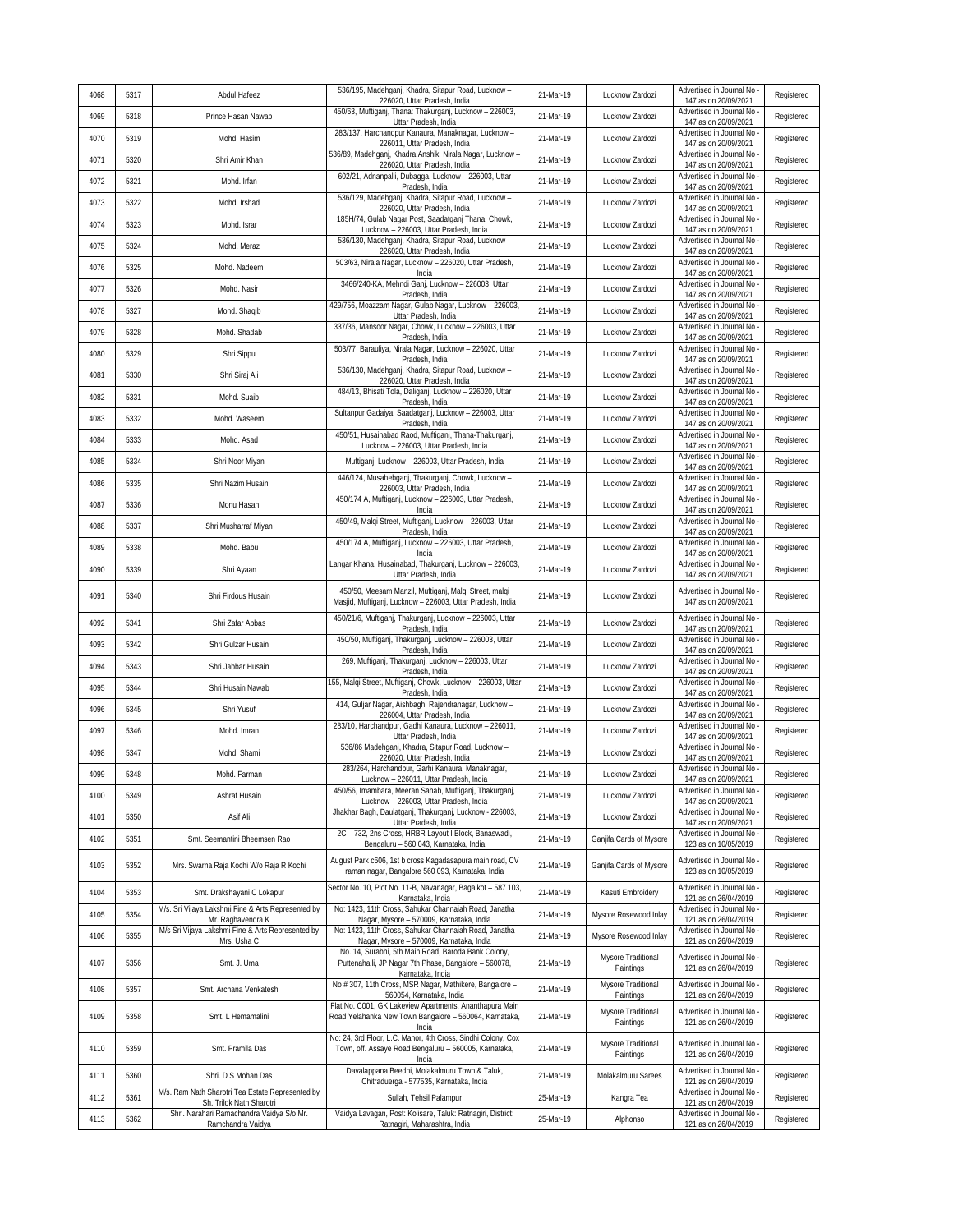| 4068 | 5317 | Abdul Hafeez | 536/195, Madehganj, Khadra, Sitapur Road, Lucknow – 226020, Uttar Pradesh, India | 21-Mar-19 | Lucknow Zardozi | Advertised in Journal No - 147 as on 20/09/2021 | Registered |
|---|---|---|---|---|---|---|---|
| 4069 | 5318 | Prince Hasan Nawab | 450/63, Muftiganj, Thana: Thakurganj, Lucknow – 226003, Uttar Pradesh, India | 21-Mar-19 | Lucknow Zardozi | Advertised in Journal No - 147 as on 20/09/2021 | Registered |
| 4070 | 5319 | Mohd. Hasim | 283/137, Harchandpur Kanaura, Manaknagar, Lucknow – 226011, Uttar Pradesh, India | 21-Mar-19 | Lucknow Zardozi | Advertised in Journal No - 147 as on 20/09/2021 | Registered |
| 4071 | 5320 | Shri Amir Khan | 536/89, Madehganj, Khadra Anshik, Nirala Nagar, Lucknow – 226020, Uttar Pradesh, India | 21-Mar-19 | Lucknow Zardozi | Advertised in Journal No - 147 as on 20/09/2021 | Registered |
| 4072 | 5321 | Mohd. Irfan | 602/21, Adnanpalli, Dubagga, Lucknow – 226003, Uttar Pradesh, India | 21-Mar-19 | Lucknow Zardozi | Advertised in Journal No - 147 as on 20/09/2021 | Registered |
| 4073 | 5322 | Mohd. Irshad | 536/129, Madehganj, Khadra, Sitapur Road, Lucknow – 226020, Uttar Pradesh, India | 21-Mar-19 | Lucknow Zardozi | Advertised in Journal No - 147 as on 20/09/2021 | Registered |
| 4074 | 5323 | Mohd. Israr | 185H/74, Gulab Nagar Post, Saadatganj Thana, Chowk, Lucknow – 226003, Uttar Pradesh, India | 21-Mar-19 | Lucknow Zardozi | Advertised in Journal No - 147 as on 20/09/2021 | Registered |
| 4075 | 5324 | Mohd. Meraz | 536/130, Madehganj, Khadra, Sitapur Road, Lucknow – 226020, Uttar Pradesh, India | 21-Mar-19 | Lucknow Zardozi | Advertised in Journal No - 147 as on 20/09/2021 | Registered |
| 4076 | 5325 | Mohd. Nadeem | 503/63, Nirala Nagar, Lucknow – 226020, Uttar Pradesh, India | 21-Mar-19 | Lucknow Zardozi | Advertised in Journal No - 147 as on 20/09/2021 | Registered |
| 4077 | 5326 | Mohd. Nasir | 3466/240-KA, Mehndi Ganj, Lucknow – 226003, Uttar Pradesh, India | 21-Mar-19 | Lucknow Zardozi | Advertised in Journal No - 147 as on 20/09/2021 | Registered |
| 4078 | 5327 | Mohd. Shaqib | 429/756, Moazzam Nagar, Gulab Nagar, Lucknow – 226003, Uttar Pradesh, India | 21-Mar-19 | Lucknow Zardozi | Advertised in Journal No - 147 as on 20/09/2021 | Registered |
| 4079 | 5328 | Mohd. Shadab | 337/36, Mansoor Nagar, Chowk, Lucknow – 226003, Uttar Pradesh, India | 21-Mar-19 | Lucknow Zardozi | Advertised in Journal No - 147 as on 20/09/2021 | Registered |
| 4080 | 5329 | Shri Sippu | 503/77, Barauliya, Nirala Nagar, Lucknow – 226020, Uttar Pradesh, India | 21-Mar-19 | Lucknow Zardozi | Advertised in Journal No - 147 as on 20/09/2021 | Registered |
| 4081 | 5330 | Shri Siraj Ali | 536/130, Madehganj, Khadra, Sitapur Road, Lucknow – 226020, Uttar Pradesh, India | 21-Mar-19 | Lucknow Zardozi | Advertised in Journal No - 147 as on 20/09/2021 | Registered |
| 4082 | 5331 | Mohd. Suaib | 484/13, Bhisati Tola, Daliganj, Lucknow – 226020, Uttar Pradesh, India | 21-Mar-19 | Lucknow Zardozi | Advertised in Journal No - 147 as on 20/09/2021 | Registered |
| 4083 | 5332 | Mohd. Waseem | Sultanpur Gadaiya, Saadatganj, Lucknow – 226003, Uttar Pradesh, India | 21-Mar-19 | Lucknow Zardozi | Advertised in Journal No - 147 as on 20/09/2021 | Registered |
| 4084 | 5333 | Mohd. Asad | 450/51, Husainabad Raod, Muftiganj, Thana-Thakurganj, Lucknow – 226003, Uttar Pradesh, India | 21-Mar-19 | Lucknow Zardozi | Advertised in Journal No - 147 as on 20/09/2021 | Registered |
| 4085 | 5334 | Shri Noor Miyan | Muftiganj, Lucknow – 226003, Uttar Pradesh, India | 21-Mar-19 | Lucknow Zardozi | Advertised in Journal No - 147 as on 20/09/2021 | Registered |
| 4086 | 5335 | Shri Nazim Husain | 446/124, Musahebganj, Thakurganj, Chowk, Lucknow – 226003, Uttar Pradesh, India | 21-Mar-19 | Lucknow Zardozi | Advertised in Journal No - 147 as on 20/09/2021 | Registered |
| 4087 | 5336 | Monu Hasan | 450/174 A, Muftiganj, Lucknow – 226003, Uttar Pradesh, India | 21-Mar-19 | Lucknow Zardozi | Advertised in Journal No - 147 as on 20/09/2021 | Registered |
| 4088 | 5337 | Shri Musharraf Miyan | 450/49, Malqi Street, Muftiganj, Lucknow – 226003, Uttar Pradesh, India | 21-Mar-19 | Lucknow Zardozi | Advertised in Journal No - 147 as on 20/09/2021 | Registered |
| 4089 | 5338 | Mohd. Babu | 450/174 A, Muftiganj, Lucknow – 226003, Uttar Pradesh, India | 21-Mar-19 | Lucknow Zardozi | Advertised in Journal No - 147 as on 20/09/2021 | Registered |
| 4090 | 5339 | Shri Ayaan | Langar Khana, Husainabad, Thakurganj, Lucknow – 226003, Uttar Pradesh, India | 21-Mar-19 | Lucknow Zardozi | Advertised in Journal No - 147 as on 20/09/2021 | Registered |
| 4091 | 5340 | Shri Firdous Husain | 450/50, Meesam Manzil, Muftiganj, Malqi Street, malqi Masjid, Muftiganj, Lucknow – 226003, Uttar Pradesh, India | 21-Mar-19 | Lucknow Zardozi | Advertised in Journal No - 147 as on 20/09/2021 | Registered |
| 4092 | 5341 | Shri Zafar Abbas | 450/21/6, Muftiganj, Thakurganj, Lucknow – 226003, Uttar Pradesh, India | 21-Mar-19 | Lucknow Zardozi | Advertised in Journal No - 147 as on 20/09/2021 | Registered |
| 4093 | 5342 | Shri Gulzar Husain | 450/50, Muftiganj, Thakurganj, Lucknow – 226003, Uttar Pradesh, India | 21-Mar-19 | Lucknow Zardozi | Advertised in Journal No - 147 as on 20/09/2021 | Registered |
| 4094 | 5343 | Shri Jabbar Husain | 269, Muftiganj, Thakurganj, Lucknow – 226003, Uttar Pradesh, India | 21-Mar-19 | Lucknow Zardozi | Advertised in Journal No - 147 as on 20/09/2021 | Registered |
| 4095 | 5344 | Shri Husain Nawab | 155, Malqi Street, Muftiganj, Chowk, Lucknow – 226003, Uttar Pradesh, India | 21-Mar-19 | Lucknow Zardozi | Advertised in Journal No - 147 as on 20/09/2021 | Registered |
| 4096 | 5345 | Shri Yusuf | 414, Guljar Nagar, Aishbagh, Rajendranagar, Lucknow – 226004, Uttar Pradesh, India | 21-Mar-19 | Lucknow Zardozi | Advertised in Journal No - 147 as on 20/09/2021 | Registered |
| 4097 | 5346 | Mohd. Imran | 283/10, Harchandpur, Gadhi Kanaura, Lucknow – 226011, Uttar Pradesh, India | 21-Mar-19 | Lucknow Zardozi | Advertised in Journal No - 147 as on 20/09/2021 | Registered |
| 4098 | 5347 | Mohd. Shami | 536/86 Madehganj, Khadra, Sitapur Road, Lucknow – 226020, Uttar Pradesh, India | 21-Mar-19 | Lucknow Zardozi | Advertised in Journal No - 147 as on 20/09/2021 | Registered |
| 4099 | 5348 | Mohd. Farman | 283/264, Harchandpur, Garhi Kanaura, Manaknagar, Lucknow – 226011, Uttar Pradesh, India | 21-Mar-19 | Lucknow Zardozi | Advertised in Journal No - 147 as on 20/09/2021 | Registered |
| 4100 | 5349 | Ashraf Husain | 450/56, Imambara, Meeran Sahab, Muftiganj, Thakurganj, Lucknow – 226003, Uttar Pradesh, India | 21-Mar-19 | Lucknow Zardozi | Advertised in Journal No - 147 as on 20/09/2021 | Registered |
| 4101 | 5350 | Asif Ali | Jhakhar Bagh, Daulatganj, Thakurganj, Lucknow - 226003, Uttar Pradesh, India | 21-Mar-19 | Lucknow Zardozi | Advertised in Journal No - 147 as on 20/09/2021 | Registered |
| 4102 | 5351 | Smt. Seemantini Bheemsen Rao | 2C – 732, 2ns Cross, HRBR Layout I Block, Banaswadi, Bengaluru – 560 043, Karnataka, India | 21-Mar-19 | Ganjifa Cards of Mysore | Advertised in Journal No - 123 as on 10/05/2019 | Registered |
| 4103 | 5352 | Mrs. Swarna Raja Kochi W/o Raja R Kochi | August Park c606, 1st b cross Kagadasapura main road, CV raman nagar, Bangalore 560 093, Karnataka, India | 21-Mar-19 | Ganjifa Cards of Mysore | Advertised in Journal No - 123 as on 10/05/2019 | Registered |
| 4104 | 5353 | Smt. Drakshayani C Lokapur | Sector No. 10, Plot No. 11-B, Navanagar, Bagalkot – 587 103, Karnataka, India | 21-Mar-19 | Kasuti Embroidery | Advertised in Journal No - 121 as on 26/04/2019 | Registered |
| 4105 | 5354 | M/s. Sri Vijaya Lakshmi Fine & Arts Represented by Mr. Raghavendra K | No: 1423, 11th Cross, Sahukar Channaiah Road, Janatha Nagar, Mysore – 570009, Karnataka, India | 21-Mar-19 | Mysore Rosewood Inlay | Advertised in Journal No - 121 as on 26/04/2019 | Registered |
| 4106 | 5355 | M/s Sri Vijaya Lakshmi Fine & Arts Represented by Mrs. Usha C | No: 1423, 11th Cross, Sahukar Channaiah Road, Janatha Nagar, Mysore – 570009, Karnataka, India | 21-Mar-19 | Mysore Rosewood Inlay | Advertised in Journal No - 121 as on 26/04/2019 | Registered |
| 4107 | 5356 | Smt. J. Uma | No. 14, Surabhi, 5th Main Road, Baroda Bank Colony, Puttenahalli, JP Nagar 7th Phase, Bangalore – 560078, Karnataka, India | 21-Mar-19 | Mysore Traditional Paintings | Advertised in Journal No - 121 as on 26/04/2019 | Registered |
| 4108 | 5357 | Smt. Archana Venkatesh | No # 307, 11th Cross, MSR Nagar, Mathikere, Bangalore – 560054, Karnataka, India | 21-Mar-19 | Mysore Traditional Paintings | Advertised in Journal No - 121 as on 26/04/2019 | Registered |
| 4109 | 5358 | Smt. L Hemamalini | Flat No. C001, GK Lakeview Apartments, Ananthapura Main Road Yelahanka New Town Bangalore – 560064, Karnataka, India | 21-Mar-19 | Mysore Traditional Paintings | Advertised in Journal No - 121 as on 26/04/2019 | Registered |
| 4110 | 5359 | Smt. Pramila Das | No: 24, 3rd Floor, L.C. Manor, 4th Cross, Sindhi Colony, Cox Town, off. Assaye Road Bengaluru – 560005, Karnataka, India | 21-Mar-19 | Mysore Traditional Paintings | Advertised in Journal No - 121 as on 26/04/2019 | Registered |
| 4111 | 5360 | Shri. D S Mohan Das | Davalappana Beedhi, Molakalmuru Town & Taluk, Chitraduerga - 577535, Karnataka, India | 21-Mar-19 | Molakalmuru Sarees | Advertised in Journal No - 121 as on 26/04/2019 | Registered |
| 4112 | 5361 | M/s. Ram Nath Sharotri Tea Estate Represented by Sh. Trilok Nath Sharotri | Sullah, Tehsil Palampur | 25-Mar-19 | Kangra Tea | Advertised in Journal No - 121 as on 26/04/2019 | Registered |
| 4113 | 5362 | Shri. Narahari Ramachandra Vaidya S/o Mr. Ramchandra Vaidya | Vaidya Lavagan, Post: Kolisare, Taluk: Ratnagiri, District: Ratnagiri, Maharashtra, India | 25-Mar-19 | Alphonso | Advertised in Journal No - 121 as on 26/04/2019 | Registered |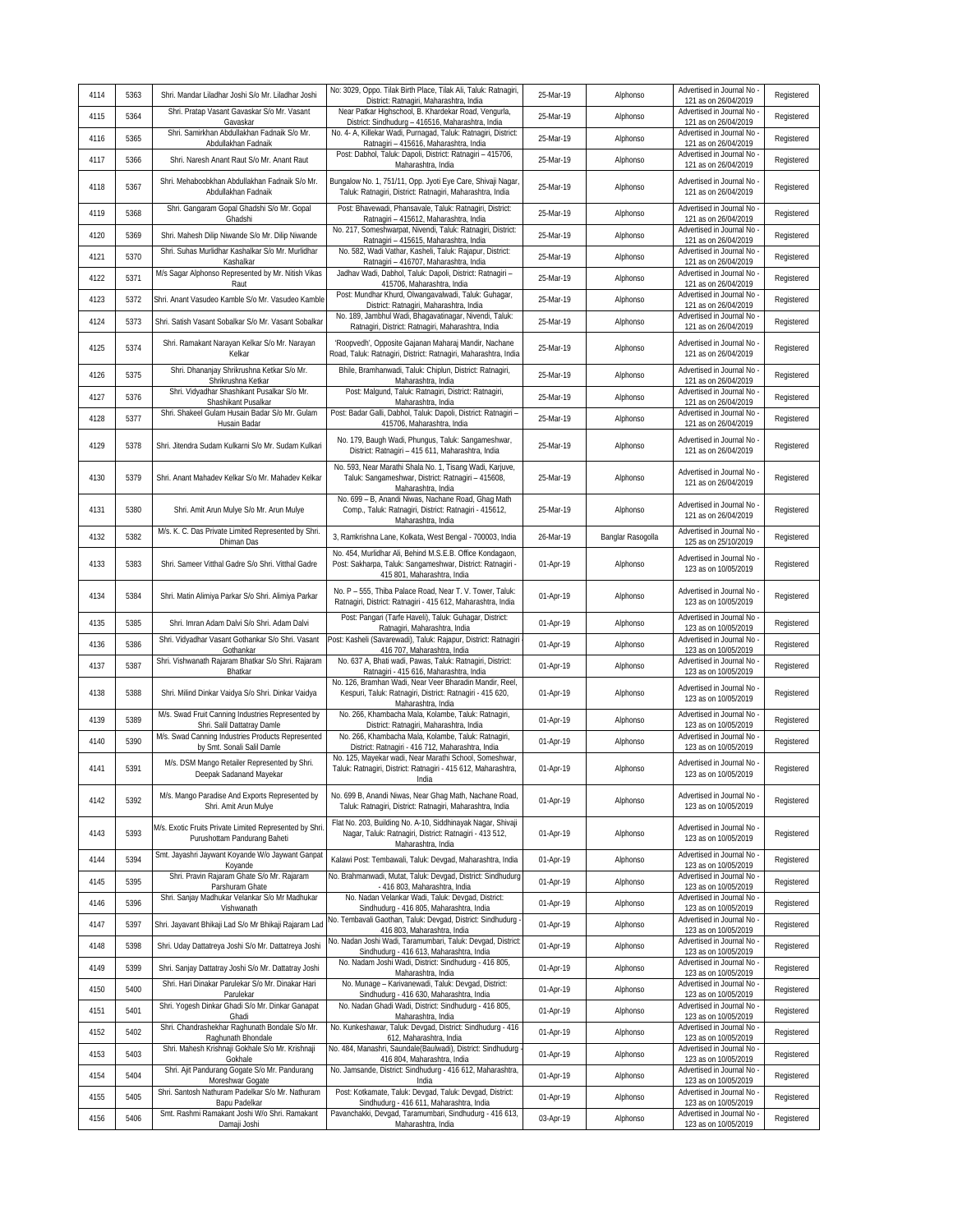| 4114 | 5363 | Shri. Mandar Liladhar Joshi S/o Mr. Liladhar Joshi | No: 3029, Oppo. Tilak Birth Place, Tilak Ali, Taluk: Ratnagiri, District: Ratnagiri, Maharashtra, India | 25-Mar-19 | Alphonso | Advertised in Journal No - 121 as on 26/04/2019 | Registered |
|---|---|---|---|---|---|---|---|
| 4115 | 5364 | Shri. Pratap Vasant Gavaskar S/o Mr. Vasant Gavaskar | Near Patkar Highschool, B. Khardekar Road, Vengurla, District: Sindhudurg – 416516, Maharashtra, India | 25-Mar-19 | Alphonso | Advertised in Journal No - 121 as on 26/04/2019 | Registered |
| 4116 | 5365 | Shri. Samirkhan Abdullakhan Fadnaik S/o Mr. Abdullakhan Fadnaik | No. 4- A, Killekar Wadi, Purnagad, Taluk: Ratnagiri, District: Ratnagiri – 415616, Maharashtra, India | 25-Mar-19 | Alphonso | Advertised in Journal No - 121 as on 26/04/2019 | Registered |
| 4117 | 5366 | Shri. Naresh Anant Raut S/o Mr. Anant Raut | Post: Dabhol, Taluk: Dapoli, District: Ratnagiri – 415706, Maharashtra, India | 25-Mar-19 | Alphonso | Advertised in Journal No - 121 as on 26/04/2019 | Registered |
| 4118 | 5367 | Shri. Mehaboobkhan Abdullakhan Fadnaik S/o Mr. Abdullakhan Fadnaik | Bungalow No. 1, 751/11, Opp. Jyoti Eye Care, Shivaji Nagar, Taluk: Ratnagiri, District: Ratnagiri, Maharashtra, India | 25-Mar-19 | Alphonso | Advertised in Journal No - 121 as on 26/04/2019 | Registered |
| 4119 | 5368 | Shri. Gangaram Gopal Ghadshi S/o Mr. Gopal Ghadshi | Post: Bhavewadi, Phansavale, Taluk: Ratnagiri, District: Ratnagiri – 415612, Maharashtra, India | 25-Mar-19 | Alphonso | Advertised in Journal No - 121 as on 26/04/2019 | Registered |
| 4120 | 5369 | Shri. Mahesh Dilip Niwande S/o Mr. Dilip Niwande | No. 217, Someshwarpat, Nivendi, Taluk: Ratnagiri, District: Ratnagiri – 415615, Maharashtra, India | 25-Mar-19 | Alphonso | Advertised in Journal No - 121 as on 26/04/2019 | Registered |
| 4121 | 5370 | Shri. Suhas Murlidhar Kashalkar S/o Mr. Murlidhar Kashalkar | No. 582, Wadi Vathar, Kasheli, Taluk: Rajapur, District: Ratnagiri – 416707, Maharashtra, India | 25-Mar-19 | Alphonso | Advertised in Journal No - 121 as on 26/04/2019 | Registered |
| 4122 | 5371 | M/s Sagar Alphonso Represented by Mr. Nitish Vikas Raut | Jadhav Wadi, Dabhol, Taluk: Dapoli, District: Ratnagiri – 415706, Maharashtra, India | 25-Mar-19 | Alphonso | Advertised in Journal No - 121 as on 26/04/2019 | Registered |
| 4123 | 5372 | Shri. Anant Vasudeo Kamble S/o Mr. Vasudeo Kamble | Post: Mundhar Khurd, Olwangavalwadi, Taluk: Guhagar, District: Ratnagiri, Maharashtra, India | 25-Mar-19 | Alphonso | Advertised in Journal No - 121 as on 26/04/2019 | Registered |
| 4124 | 5373 | Shri. Satish Vasant Sobalkar S/o Mr. Vasant Sobalkar | No. 189, Jambhul Wadi, Bhagavatinagar, Nivendi, Taluk: Ratnagiri, District: Ratnagiri, Maharashtra, India | 25-Mar-19 | Alphonso | Advertised in Journal No - 121 as on 26/04/2019 | Registered |
| 4125 | 5374 | Shri. Ramakant Narayan Kelkar S/o Mr. Narayan Kelkar | 'Roopvedh', Opposite Gajanan Maharaj Mandir, Nachane Road, Taluk: Ratnagiri, District: Ratnagiri, Maharashtra, India | 25-Mar-19 | Alphonso | Advertised in Journal No - 121 as on 26/04/2019 | Registered |
| 4126 | 5375 | Shri. Dhananjay Shrikrushna Ketkar S/o Mr. Shrikrushna Ketkar | Bhile, Bramhanwadi, Taluk: Chiplun, District: Ratnagiri, Maharashtra, India | 25-Mar-19 | Alphonso | Advertised in Journal No - 121 as on 26/04/2019 | Registered |
| 4127 | 5376 | Shri. Vidyadhar Shashikant Pusalkar S/o Mr. Shashikant Pusalkar | Post: Malgund, Taluk: Ratnagiri, District: Ratnagiri, Maharashtra, India | 25-Mar-19 | Alphonso | Advertised in Journal No - 121 as on 26/04/2019 | Registered |
| 4128 | 5377 | Shri. Shakeel Gulam Husain Badar S/o Mr. Gulam Husain Badar | Post: Badar Galli, Dabhol, Taluk: Dapoli, District: Ratnagiri – 415706, Maharashtra, India | 25-Mar-19 | Alphonso | Advertised in Journal No - 121 as on 26/04/2019 | Registered |
| 4129 | 5378 | Shri. Jitendra Sudam Kulkarni S/o Mr. Sudam Kulkari | No. 179, Baugh Wadi, Phungus, Taluk: Sangameshwar, District: Ratnagiri – 415 611, Maharashtra, India | 25-Mar-19 | Alphonso | Advertised in Journal No - 121 as on 26/04/2019 | Registered |
| 4130 | 5379 | Shri. Anant Mahadev Kelkar S/o Mr. Mahadev Kelkar | No. 593, Near Marathi Shala No. 1, Tisang Wadi, Karjuve, Taluk: Sangameshwar, District: Ratnagiri – 415608, Maharashtra, India | 25-Mar-19 | Alphonso | Advertised in Journal No - 121 as on 26/04/2019 | Registered |
| 4131 | 5380 | Shri. Amit Arun Mulye S/o Mr. Arun Mulye | No. 699 – B, Anandi Niwas, Nachane Road, Ghag Math Comp., Taluk: Ratnagiri, District: Ratnagiri - 415612, Maharashtra, India | 25-Mar-19 | Alphonso | Advertised in Journal No - 121 as on 26/04/2019 | Registered |
| 4132 | 5382 | M/s. K. C. Das Private Limited Represented by Shri. Dhiman Das | 3, Ramkrishna Lane, Kolkata, West Bengal - 700003, India | 26-Mar-19 | Banglar Rasogolla | Advertised in Journal No - 125 as on 25/10/2019 | Registered |
| 4133 | 5383 | Shri. Sameer Vitthal Gadre S/o Shri. Vitthal Gadre | No. 454, Murlidhar Ali, Behind M.S.E.B. Office Kondagaon, Post: Sakharpa, Taluk: Sangameshwar, District: Ratnagiri - 415 801, Maharashtra, India | 01-Apr-19 | Alphonso | Advertised in Journal No - 123 as on 10/05/2019 | Registered |
| 4134 | 5384 | Shri. Matin Alimiya Parkar S/o Shri. Alimiya Parkar | No. P – 555, Thiba Palace Road, Near T. V. Tower, Taluk: Ratnagiri, District: Ratnagiri - 415 612, Maharashtra, India | 01-Apr-19 | Alphonso | Advertised in Journal No - 123 as on 10/05/2019 | Registered |
| 4135 | 5385 | Shri. Imran Adam Dalvi S/o Shri. Adam Dalvi | Post: Pangari (Tarfe Haveli), Taluk: Guhagar, District: Ratnagiri, Maharashtra, India | 01-Apr-19 | Alphonso | Advertised in Journal No - 123 as on 10/05/2019 | Registered |
| 4136 | 5386 | Shri. Vidyadhar Vasant Gothankar S/o Shri. Vasant Gothankar | Post: Kasheli (Savarewadi), Taluk: Rajapur, District: Ratnagiri - 416 707, Maharashtra, India | 01-Apr-19 | Alphonso | Advertised in Journal No - 123 as on 10/05/2019 | Registered |
| 4137 | 5387 | Shri. Vishwanath Rajaram Bhatkar S/o Shri. Rajaram Bhatkar | No. 637 A, Bhati wadi, Pawas, Taluk: Ratnagiri, District: Ratnagiri - 415 616, Maharashtra, India | 01-Apr-19 | Alphonso | Advertised in Journal No - 123 as on 10/05/2019 | Registered |
| 4138 | 5388 | Shri. Milind Dinkar Vaidya S/o Shri. Dinkar Vaidya | No. 126, Bramhan Wadi, Near Veer Bharadin Mandir, Reel, Kespuri, Taluk: Ratnagiri, District: Ratnagiri - 415 620, Maharashtra, India | 01-Apr-19 | Alphonso | Advertised in Journal No - 123 as on 10/05/2019 | Registered |
| 4139 | 5389 | M/s. Swad Fruit Canning Industries Represented by Shri. Salil Dattatray Damle | No. 266, Khambacha Mala, Kolambe, Taluk: Ratnagiri, District: Ratnagiri, Maharashtra, India | 01-Apr-19 | Alphonso | Advertised in Journal No - 123 as on 10/05/2019 | Registered |
| 4140 | 5390 | M/s. Swad Canning Industries Products Represented by Smt. Sonali Salil Damle | No. 266, Khambacha Mala, Kolambe, Taluk: Ratnagiri, District: Ratnagiri - 416 712, Maharashtra, India | 01-Apr-19 | Alphonso | Advertised in Journal No - 123 as on 10/05/2019 | Registered |
| 4141 | 5391 | M/s. DSM Mango Retailer Represented by Shri. Deepak Sadanand Mayekar | No. 125, Mayekar wadi, Near Marathi School, Someshwar, Taluk: Ratnagiri, District: Ratnagiri - 415 612, Maharashtra, India | 01-Apr-19 | Alphonso | Advertised in Journal No - 123 as on 10/05/2019 | Registered |
| 4142 | 5392 | M/s. Mango Paradise And Exports Represented by Shri. Amit Arun Mulye | No. 699 B, Anandi Niwas, Near Ghag Math, Nachane Road, Taluk: Ratnagiri, District: Ratnagiri, Maharashtra, India | 01-Apr-19 | Alphonso | Advertised in Journal No - 123 as on 10/05/2019 | Registered |
| 4143 | 5393 | M/s. Exotic Fruits Private Limited Represented by Shri. Purushottam Pandurang Baheti | Flat No. 203, Building No. A-10, Siddhinayak Nagar, Shivaji Nagar, Taluk: Ratnagiri, District: Ratnagiri - 413 512, Maharashtra, India | 01-Apr-19 | Alphonso | Advertised in Journal No - 123 as on 10/05/2019 | Registered |
| 4144 | 5394 | Smt. Jayashri Jaywant Koyande W/o Jaywant Ganpat Koyande | Kalawi Post: Tembawali, Taluk: Devgad, Maharashtra, India | 01-Apr-19 | Alphonso | Advertised in Journal No - 123 as on 10/05/2019 | Registered |
| 4145 | 5395 | Shri. Pravin Rajaram Ghate S/o Mr. Rajaram Parshuram Ghate | No. Brahmanwadi, Mutat, Taluk: Devgad, District: Sindhudurg - 416 803, Maharashtra, India | 01-Apr-19 | Alphonso | Advertised in Journal No - 123 as on 10/05/2019 | Registered |
| 4146 | 5396 | Shri. Sanjay Madhukar Velankar S/o Mr Madhukar Vishwanath | No. Nadan Velankar Wadi, Taluk: Devgad, District: Sindhudurg - 416 805, Maharashtra, India | 01-Apr-19 | Alphonso | Advertised in Journal No - 123 as on 10/05/2019 | Registered |
| 4147 | 5397 | Shri. Jayavant Bhikaji Lad S/o Mr Bhikaji Rajaram Lad | No. Tembavali Gaothan, Taluk: Devgad, District: Sindhudurg - 416 803, Maharashtra, India | 01-Apr-19 | Alphonso | Advertised in Journal No - 123 as on 10/05/2019 | Registered |
| 4148 | 5398 | Shri. Uday Dattatreya Joshi S/o Mr. Dattatreya Joshi | No. Nadan Joshi Wadi, Taramumbari, Taluk: Devgad, District: Sindhudurg - 416 613, Maharashtra, India | 01-Apr-19 | Alphonso | Advertised in Journal No - 123 as on 10/05/2019 | Registered |
| 4149 | 5399 | Shri. Sanjay Dattatray Joshi S/o Mr. Dattatray Joshi | No. Nadam Joshi Wadi, District: Sindhudurg - 416 805, Maharashtra, India | 01-Apr-19 | Alphonso | Advertised in Journal No - 123 as on 10/05/2019 | Registered |
| 4150 | 5400 | Shri. Hari Dinakar Parulekar S/o Mr. Dinakar Hari Parulekar | No. Munage – Karivanewadi, Taluk: Devgad, District: Sindhudurg - 416 630, Maharashtra, India | 01-Apr-19 | Alphonso | Advertised in Journal No - 123 as on 10/05/2019 | Registered |
| 4151 | 5401 | Shri. Yogesh Dinkar Ghadi S/o Mr. Dinkar Ganapat Ghadi | No. Nadan Ghadi Wadi, District: Sindhudurg - 416 805, Maharashtra, India | 01-Apr-19 | Alphonso | Advertised in Journal No - 123 as on 10/05/2019 | Registered |
| 4152 | 5402 | Shri. Chandrashekhar Raghunath Bondale S/o Mr. Raghunath Bhondale | No. Kunkeshawar, Taluk: Devgad, District: Sindhudurg - 416 612, Maharashtra, India | 01-Apr-19 | Alphonso | Advertised in Journal No - 123 as on 10/05/2019 | Registered |
| 4153 | 5403 | Shri. Mahesh Krishnaji Gokhale S/o Mr. Krishnaji Gokhale | No. 484, Manashri, Saundale(Baulwadi), District: Sindhudurg - 416 804, Maharashtra, India | 01-Apr-19 | Alphonso | Advertised in Journal No - 123 as on 10/05/2019 | Registered |
| 4154 | 5404 | Shri. Ajit Pandurang Gogate S/o Mr. Pandurang Moreshwar Gogate | No. Jamsande, District: Sindhudurg - 416 612, Maharashtra, India | 01-Apr-19 | Alphonso | Advertised in Journal No - 123 as on 10/05/2019 | Registered |
| 4155 | 5405 | Shri. Santosh Nathuram Padelkar S/o Mr. Nathuram Bapu Padelkar | Post: Kotkamate, Taluk: Devgad, Taluk: Devgad, District: Sindhudurg - 416 611, Maharashtra, India | 01-Apr-19 | Alphonso | Advertised in Journal No - 123 as on 10/05/2019 | Registered |
| 4156 | 5406 | Smt. Rashmi Ramakant Joshi W/o Shri. Ramakant Damaji Joshi | Pavanchakki, Devgad, Taramumbari, Sindhudurg - 416 613, Maharashtra, India | 03-Apr-19 | Alphonso | Advertised in Journal No - 123 as on 10/05/2019 | Registered |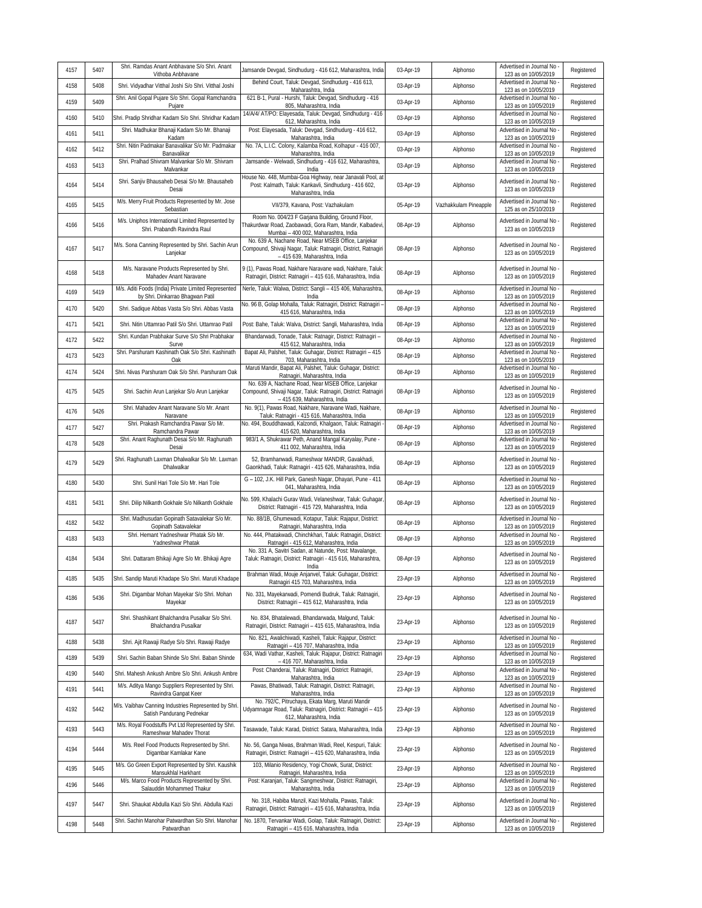| 4157 | 5407 | Shri. Ramdas Anant Anbhavane S/o Shri. Anant Vithoba Anbhavane | Jamsande Devgad, Sindhudurg - 416 612, Maharashtra, India | 03-Apr-19 | Alphonso | Advertised in Journal No - 123 as on 10/05/2019 | Registered |
|---|---|---|---|---|---|---|---|
| 4158 | 5408 | Shri. Vidyadhar Vitthal Joshi S/o Shri. Vitthal Joshi | Behind Court, Taluk: Devgad, Sindhudurg - 416 613, Maharashtra, India | 03-Apr-19 | Alphonso | Advertised in Journal No - 123 as on 10/05/2019 | Registered |
| 4159 | 5409 | Shri. Anil Gopal Pujare S/o Shri. Gopal Ramchandra Pujare | 621 B-1, Pural - Hurshi, Taluk: Devgad, Sindhudurg - 416 805, Maharashtra, India | 03-Apr-19 | Alphonso | Advertised in Journal No - 123 as on 10/05/2019 | Registered |
| 4160 | 5410 | Shri. Pradip Shridhar Kadam S/o Shri. Shridhar Kadam | 14/A/4/ AT/PO: Elayesada, Taluk: Devgad, Sindhudurg - 416 612, Maharashtra, India | 03-Apr-19 | Alphonso | Advertised in Journal No - 123 as on 10/05/2019 | Registered |
| 4161 | 5411 | Shri. Madhukar Bhanaji Kadam S/o Mr. Bhanaji Kadam | Post: Elayesada, Taluk: Devgad, Sindhudurg - 416 612, Maharashtra, India | 03-Apr-19 | Alphonso | Advertised in Journal No - 123 as on 10/05/2019 | Registered |
| 4162 | 5412 | Shri. Nitin Padmakar Banavalikar S/o Mr. Padmakar Banavalikar | No. 7A, L.I.C. Colony, Kalamba Road, Kolhapur - 416 007, Maharashtra, India | 03-Apr-19 | Alphonso | Advertised in Journal No - 123 as on 10/05/2019 | Registered |
| 4163 | 5413 | Shri. Pralhad Shivram Malvankar S/o Mr. Shivram Malvankar | Jamsande - Welwadi, Sindhudurg - 416 612, Maharashtra, India | 03-Apr-19 | Alphonso | Advertised in Journal No - 123 as on 10/05/2019 | Registered |
| 4164 | 5414 | Shri. Sanjiv Bhausaheb Desai S/o Mr. Bhausaheb Desai | House No. 448, Mumbai-Goa Highway, near Janavali Pool, at Post: Kalmath, Taluk: Kankavli, Sindhudurg - 416 602, Maharashtra, India | 03-Apr-19 | Alphonso | Advertised in Journal No - 123 as on 10/05/2019 | Registered |
| 4165 | 5415 | M/s. Merry Fruit Products Represented by Mr. Jose Sebastian | VII/379, Kavana, Post: Vazhakulam | 05-Apr-19 | Vazhakkulam Pineapple | Advertised in Journal No - 125 as on 25/10/2019 | Registered |
| 4166 | 5416 | M/s. Uniphos International Limited Represented by Shri. Prabandh Ravindra Raul | Room No. 004/23 F Garjana Building, Ground Floor, Thakurdwar Road, Zaobawadi, Gora Ram, Mandir, Kalbadevi, Mumbai – 400 002, Maharashtra, India | 08-Apr-19 | Alphonso | Advertised in Journal No - 123 as on 10/05/2019 | Registered |
| 4167 | 5417 | M/s. Sona Canning Represented by Shri. Sachin Arun Lanjekar | No. 639 A, Nachane Road, Near MSEB Office, Lanjekar Compound, Shivaji Nagar, Taluk: Ratnagiri, District: Ratnagiri – 415 639, Maharashtra, India | 08-Apr-19 | Alphonso | Advertised in Journal No - 123 as on 10/05/2019 | Registered |
| 4168 | 5418 | M/s. Naravane Products Represented by Shri. Mahadev Anant Naravane | 9 (1), Pawas Road, Nakhare Naravane wadi, Nakhare, Taluk: Ratnagiri, District: Ratnagiri – 415 616, Maharashtra, India | 08-Apr-19 | Alphonso | Advertised in Journal No - 123 as on 10/05/2019 | Registered |
| 4169 | 5419 | M/s. Aditi Foods (India) Private Limited Represented by Shri. Dinkarrao Bhagwan Patil | Nerle, Taluk: Walwa, District: Sangli – 415 406, Maharashtra, India | 08-Apr-19 | Alphonso | Advertised in Journal No - 123 as on 10/05/2019 | Registered |
| 4170 | 5420 | Shri. Sadique Abbas Vasta S/o Shri. Abbas Vasta | No. 96 B, Golap Mohalla, Taluk: Ratnagiri, District: Ratnagiri – 415 616, Maharashtra, India | 08-Apr-19 | Alphonso | Advertised in Journal No - 123 as on 10/05/2019 | Registered |
| 4171 | 5421 | Shri. Nitin Uttamrao Patil S/o Shri. Uttamrao Patil | Post: Bahe, Taluk: Walva, District: Sangli, Maharashtra, India | 08-Apr-19 | Alphonso | Advertised in Journal No - 123 as on 10/05/2019 | Registered |
| 4172 | 5422 | Shri. Kundan Prabhakar Surve S/o Shri Prabhakar Surve | Bhandarwadi, Tonade, Taluk: Ratnagir, District: Ratnagiri – 415 612, Maharashtra, India | 08-Apr-19 | Alphonso | Advertised in Journal No - 123 as on 10/05/2019 | Registered |
| 4173 | 5423 | Shri. Parshuram Kashinath Oak S/o Shri. Kashinath Oak | Bapat Ali, Palshet, Taluk: Guhagar, District: Ratnagiri – 415 703, Maharashtra, India | 08-Apr-19 | Alphonso | Advertised in Journal No - 123 as on 10/05/2019 | Registered |
| 4174 | 5424 | Shri. Nivas Parshuram Oak S/o Shri. Parshuram Oak | Maruti Mandir, Bapat Ali, Palshet, Taluk: Guhagar, District: Ratnagiri, Maharashtra, India | 08-Apr-19 | Alphonso | Advertised in Journal No - 123 as on 10/05/2019 | Registered |
| 4175 | 5425 | Shri. Sachin Arun Lanjekar S/o Arun Lanjekar | No. 639 A, Nachane Road, Near MSEB Office, Lanjekar Compound, Shivaji Nagar, Taluk: Ratnagiri, District: Ratnagiri – 415 639, Maharashtra, India | 08-Apr-19 | Alphonso | Advertised in Journal No - 123 as on 10/05/2019 | Registered |
| 4176 | 5426 | Shri. Mahadev Anant Naravane S/o Mr. Anant Naravane | No. 9(1), Pawas Road, Nakhare, Naravane Wadi, Nakhare, Taluk: Ratnagiri - 415 616, Maharashtra, India | 08-Apr-19 | Alphonso | Advertised in Journal No - 123 as on 10/05/2019 | Registered |
| 4177 | 5427 | Shri. Prakash Ramchandra Pawar S/o Mr. Ramchandra Pawar | No. 494, Bouddhawadi, Kalzondi, Khalgaon, Taluk: Ratnagiri - 415 620, Maharashtra, India | 08-Apr-19 | Alphonso | Advertised in Journal No - 123 as on 10/05/2019 | Registered |
| 4178 | 5428 | Shri. Anant Raghunath Desai S/o Mr. Raghunath Desai | 983/1 A, Shukrawar Peth, Anand Mangal Karyalay, Pune - 411 002, Maharashtra, India | 08-Apr-19 | Alphonso | Advertised in Journal No - 123 as on 10/05/2019 | Registered |
| 4179 | 5429 | Shri. Raghunath Laxman Dhalwalkar S/o Mr. Laxman Dhalwalkar | 52, Bramhanwadi, Rameshwar MANDIR, Gavakhadi, Gaonkhadi, Taluk: Ratnagiri - 415 626, Maharashtra, India | 08-Apr-19 | Alphonso | Advertised in Journal No - 123 as on 10/05/2019 | Registered |
| 4180 | 5430 | Shri. Sunil Hari Tole S/o Mr. Hari Tole | G – 102, J.K. Hill Park, Ganesh Nagar, Dhayari, Pune - 411 041, Maharashtra, India | 08-Apr-19 | Alphonso | Advertised in Journal No - 123 as on 10/05/2019 | Registered |
| 4181 | 5431 | Shri. Dilip Nilkanth Gokhale S/o Nilkanth Gokhale | No. 599, Khalachi Gurav Wadi, Velaneshwar, Taluk: Guhagar, District: Ratnagiri - 415 729, Maharashtra, India | 08-Apr-19 | Alphonso | Advertised in Journal No - 123 as on 10/05/2019 | Registered |
| 4182 | 5432 | Shri. Madhusudan Gopinath Satavalekar S/o Mr. Gopinath Satavalekar | No. 88/1B, Ghumewadi, Kotapur, Taluk: Rajapur, District: Ratnagiri, Maharashtra, India | 08-Apr-19 | Alphonso | Advertised in Journal No - 123 as on 10/05/2019 | Registered |
| 4183 | 5433 | Shri. Hemant Yadneshwar Phatak S/o Mr. Yadneshwar Phatak | No. 444, Phatakwadi, Chinchkhari, Taluk: Ratnagiri, District: Ratnagiri - 415 612, Maharashtra, India | 08-Apr-19 | Alphonso | Advertised in Journal No - 123 as on 10/05/2019 | Registered |
| 4184 | 5434 | Shri. Dattaram Bhikaji Agre S/o Mr. Bhikaji Agre | No. 331 A, Savitri Sadan, at Natunde, Post: Mavalange, Taluk: Ratnagiri, District: Ratnagiri - 415 616, Maharashtra, India | 08-Apr-19 | Alphonso | Advertised in Journal No - 123 as on 10/05/2019 | Registered |
| 4185 | 5435 | Shri. Sandip Maruti Khadape S/o Shri. Maruti Khadape | Brahman Wadi, Mouje Anjanvel, Taluk: Guhagar, District: Ratnagiri 415 703, Maharashtra, India | 23-Apr-19 | Alphonso | Advertised in Journal No - 123 as on 10/05/2019 | Registered |
| 4186 | 5436 | Shri. Digambar Mohan Mayekar S/o Shri. Mohan Mayekar | No. 331, Mayekarwadi, Pomendi Budruk, Taluk: Ratnagiri, District: Ratnagiri – 415 612, Maharashtra, India | 23-Apr-19 | Alphonso | Advertised in Journal No - 123 as on 10/05/2019 | Registered |
| 4187 | 5437 | Shri. Shashikant Bhalchandra Pusalkar S/o Shri. Bhalchandra Pusalkar | No. 834, Bhatalewadi, Bhandarwada, Malgund, Taluk: Ratnagiri, District: Ratnagiri – 415 615, Maharashtra, India | 23-Apr-19 | Alphonso | Advertised in Journal No - 123 as on 10/05/2019 | Registered |
| 4188 | 5438 | Shri. Ajit Rawaji Radye S/o Shri. Rawaji Radye | No. 821, Awalichiwadi, Kasheli, Taluk: Rajapur, District: Ratnagiri – 416 707, Maharashtra, India | 23-Apr-19 | Alphonso | Advertised in Journal No - 123 as on 10/05/2019 | Registered |
| 4189 | 5439 | Shri. Sachin Baban Shinde S/o Shri. Baban Shinde | 634, Wadi Vathar, Kasheli, Taluk: Rajapur, District: Ratnagiri – 416 707, Maharashtra, India | 23-Apr-19 | Alphonso | Advertised in Journal No - 123 as on 10/05/2019 | Registered |
| 4190 | 5440 | Shri. Mahesh Ankush Ambre S/o Shri. Ankush Ambre | Post: Chanderai, Taluk: Ratnagiri, District: Ratnagiri, Maharashtra, India | 23-Apr-19 | Alphonso | Advertised in Journal No - 123 as on 10/05/2019 | Registered |
| 4191 | 5441 | M/s. Aditya Mango Suppliers Represented by Shri. Ravindra Ganpat Keer | Pawas, Bhatiwadi, Taluk: Ratnagiri, District: Ratnagiri, Maharashtra, India | 23-Apr-19 | Alphonso | Advertised in Journal No - 123 as on 10/05/2019 | Registered |
| 4192 | 5442 | M/s. Vaibhav Canning Industries Represented by Shri. Satish Pandurang Pednekar | No. 792/C, Pitruchaya, Ekata Marg, Maruti Mandir Udyamnagar Road, Taluk: Ratnagiri, District: Ratnagiri – 415 612, Maharashtra, India | 23-Apr-19 | Alphonso | Advertised in Journal No - 123 as on 10/05/2019 | Registered |
| 4193 | 5443 | M/s. Royal Foodstuffs Pvt Ltd Represented by Shri. Rameshwar Mahadev Thorat | Tasawade, Taluk: Karad, District: Satara, Maharashtra, India | 23-Apr-19 | Alphonso | Advertised in Journal No - 123 as on 10/05/2019 | Registered |
| 4194 | 5444 | M/s. Reel Food Products Represented by Shri. Digambar Kamlakar Kane | No. 56, Ganga Niwas, Brahman Wadi, Reel, Kespuri, Taluk: Ratnagiri, District: Ratnagiri – 415 620, Maharashtra, India | 23-Apr-19 | Alphonso | Advertised in Journal No - 123 as on 10/05/2019 | Registered |
| 4195 | 5445 | M/s. Go Green Export Represented by Shri. Kaushik Mansukhlal Harkhant | 103, Milanio Residency, Yogi Chowk, Surat, District: Ratnagiri, Maharashtra, India | 23-Apr-19 | Alphonso | Advertised in Journal No - 123 as on 10/05/2019 | Registered |
| 4196 | 5446 | M/s. Marco Food Products Represented by Shri. Salauddin Mohammed Thakur | Post: Karanjari, Taluk: Sangmeshwar, District: Ratnagiri, Maharashtra, India | 23-Apr-19 | Alphonso | Advertised in Journal No - 123 as on 10/05/2019 | Registered |
| 4197 | 5447 | Shri. Shaukat Abdulla Kazi S/o Shri. Abdulla Kazi | No. 318, Habiba Manzil, Kazi Mohalla, Pawas, Taluk: Ratnagiri, District: Ratnagiri – 415 616, Maharashtra, India | 23-Apr-19 | Alphonso | Advertised in Journal No - 123 as on 10/05/2019 | Registered |
| 4198 | 5448 | Shri. Sachin Manohar Patwardhan S/o Shri. Manohar Patwardhan | No. 1870, Tervankar Wadi, Golap, Taluk: Ratnagiri, District: Ratnagiri – 415 616, Maharashtra, India | 23-Apr-19 | Alphonso | Advertised in Journal No - 123 as on 10/05/2019 | Registered |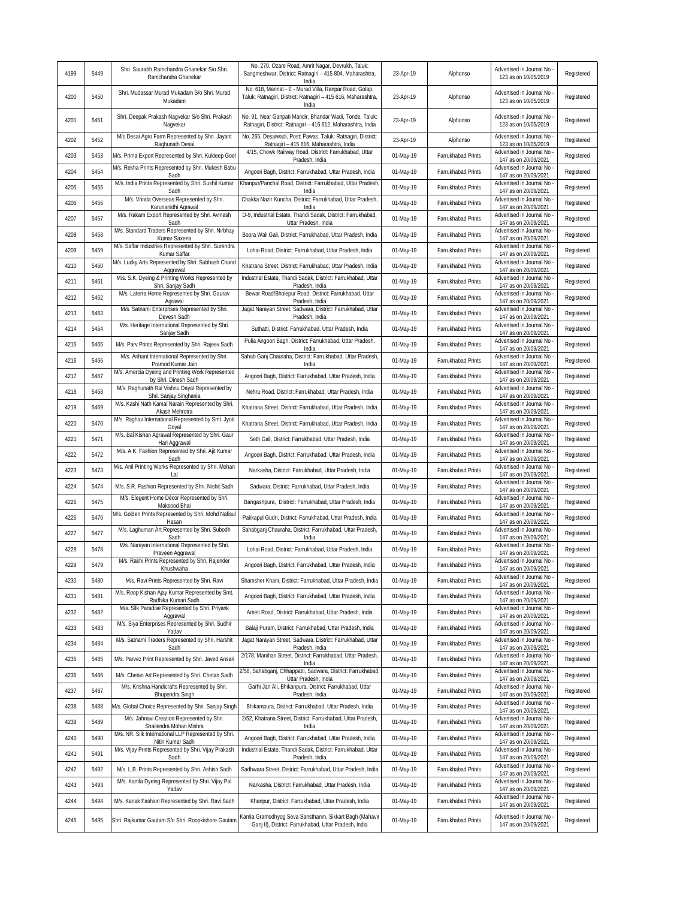| 4199 | 5449 | Shri. Saurabh Ramchandra Ghanekar S/o Shri. Ramchandra Ghanekar | No. 270, Ozare Road, Amrit Nagar, Devrukh, Taluk: Sangmeshwar, District: Ratnagiri – 415 804, Maharashtra, India | 23-Apr-19 | Alphonso | Advertised in Journal No - 123 as on 10/05/2019 | Registered |
|---|---|---|---|---|---|---|---|
| 4200 | 5450 | Shri. Mudassar Murad Mukadam S/o Shri. Murad Mukadam | No. 618, Mannat - E - Murad Villa, Ranpar Road, Golap, Taluk: Ratnagiri, District: Ratnagiri – 415 616, Maharashtra, India | 23-Apr-19 | Alphonso | Advertised in Journal No - 123 as on 10/05/2019 | Registered |
| 4201 | 5451 | Shri. Deepak Prakash Nagvekar S/o Shri. Prakash Nagvekar | No. 91, Near Ganpati Mandir, Bhandar Wadi, Tonde, Taluk: Ratnagiri, District: Ratnagiri – 415 612, Maharashtra, India | 23-Apr-19 | Alphonso | Advertised in Journal No - 123 as on 10/05/2019 | Registered |
| 4202 | 5452 | M/s Desai Agro Farm Represented by Shri. Jayant Raghunath Desai | No. 265, Desaiwadi, Post: Pawas, Taluk: Ratnagiri, District: Ratnagiri – 415 616, Maharashtra, India | 23-Apr-19 | Alphonso | Advertised in Journal No - 123 as on 10/05/2019 | Registered |
| 4203 | 5453 | M/s. Prima Export Represented by Shri. Kuldeep Goel | 4/15, Chowk Railway Road, District: Farrukhabad, Uttar Pradesh, India | 01-May-19 | Farrukhabad Prints | Advertised in Journal No - 147 as on 20/09/2021 | Registered |
| 4204 | 5454 | M/s. Rekha Prints Represented by Shri. Mukesh Babu Sadh | Angoori Bagh, District: Farrukhabad, Uttar Pradesh, India | 01-May-19 | Farrukhabad Prints | Advertised in Journal No - 147 as on 20/09/2021 | Registered |
| 4205 | 5455 | M/s. India Prints Represented by Shri. Sushil Kumar Sadh | Khanpur/Panchal Road, District: Farrukhabad, Uttar Pradesh, India | 01-May-19 | Farrukhabad Prints | Advertised in Journal No - 147 as on 20/09/2021 | Registered |
| 4206 | 5456 | M/s. Vrinda Overseas Represented by Shri. Karunanidhi Agrawal | Chakka Nazir Kuncha, District: Farrukhabad, Uttar Pradesh, India | 01-May-19 | Farrukhabad Prints | Advertised in Journal No - 147 as on 20/09/2021 | Registered |
| 4207 | 5457 | M/s. Rakam Export Represented by Shri. Avinash Sadh | D-9, Industrial Estate, Thandi Sadak, District: Farrukhabad, Uttar Pradesh, India | 01-May-19 | Farrukhabad Prints | Advertised in Journal No - 147 as on 20/09/2021 | Registered |
| 4208 | 5458 | M/s. Standard Traders Represented by Shri. Nirbhay Kumar Saxena | Boora Wali Gali, District: Farrukhabad, Uttar Pradesh, India | 01-May-19 | Farrukhabad Prints | Advertised in Journal No - 147 as on 20/09/2021 | Registered |
| 4209 | 5459 | M/s. Saffar Industries Represented by Shri. Surendra Kumar Saffar | Lohai Road, District: Farrukhabad, Uttar Pradesh, India | 01-May-19 | Farrukhabad Prints | Advertised in Journal No - 147 as on 20/09/2021 | Registered |
| 4210 | 5460 | M/s. Lucky Arts Represented by Shri. Subhash Chand Aggrawal | Khatrana Street, District: Farrukhabad, Uttar Pradesh, India | 01-May-19 | Farrukhabad Prints | Advertised in Journal No - 147 as on 20/09/2021 | Registered |
| 4211 | 5461 | M/s. S.K. Dyeing & Printing Works Represented by Shri. Sanjay Sadh | Industrial Estate, Thandi Sadak, District: Farrukhabad, Uttar Pradesh, India | 01-May-19 | Farrukhabad Prints | Advertised in Journal No - 147 as on 20/09/2021 | Registered |
| 4212 | 5462 | M/s. Laterra Home Represented by Shri. Gaurav Agrawal | Bewar Road/Bholepur Road, District: Farrukhabad, Uttar Pradesh, India | 01-May-19 | Farrukhabad Prints | Advertised in Journal No - 147 as on 20/09/2021 | Registered |
| 4213 | 5463 | M/s. Satnami Enterprises Represented by Shri. Devesh Sadh | Jagat Narayan Street, Sadwara, District: Farrukhabad, Uttar Pradesh, India | 01-May-19 | Farrukhabad Prints | Advertised in Journal No - 147 as on 20/09/2021 | Registered |
| 4214 | 5464 | M/s. Heritage International Represented by Shri. Sanjay Sadh | Suthatti, District: Farrukhabad, Uttar Pradesh, India | 01-May-19 | Farrukhabad Prints | Advertised in Journal No - 147 as on 20/09/2021 | Registered |
| 4215 | 5465 | M/s. Parv Prints Represented by Shri. Rajeev Sadh | Pulia Angoori Bagh, District: Farrukhabad, Uttar Pradesh, India | 01-May-19 | Farrukhabad Prints | Advertised in Journal No - 147 as on 20/09/2021 | Registered |
| 4216 | 5466 | M/s. Arihant International Represented by Shri. Pramod Kumar Jain | Sahab Ganj Chauraha, District: Farrukhabad, Uttar Pradesh, India | 01-May-19 | Farrukhabad Prints | Advertised in Journal No - 147 as on 20/09/2021 | Registered |
| 4217 | 5467 | M/s. Amercia Dyeing and Printing Work Represented by Shri. Dinesh Sadh | Angoori Bagh, District: Farrukhabad, Uttar Pradesh, India | 01-May-19 | Farrukhabad Prints | Advertised in Journal No - 147 as on 20/09/2021 | Registered |
| 4218 | 5468 | M/s. Raghunath Rai Vishnu Dayal Represented by Shri. Sanjay Singhania | Nehru Road, District: Farrukhabad, Uttar Pradesh, India | 01-May-19 | Farrukhabad Prints | Advertised in Journal No - 147 as on 20/09/2021 | Registered |
| 4219 | 5469 | M/s. Kashi Nath Kamal Narain Represented by Shri. Akash Mehrotra | Khatrana Street, District: Farrukhabad, Uttar Pradesh, India | 01-May-19 | Farrukhabad Prints | Advertised in Journal No - 147 as on 20/09/2021 | Registered |
| 4220 | 5470 | M/s. Raghav International Represented by Smt. Jyoti Goyal | Khatrana Street, District: Farrukhabad, Uttar Pradesh, India | 01-May-19 | Farrukhabad Prints | Advertised in Journal No - 147 as on 20/09/2021 | Registered |
| 4221 | 5471 | M/s. Bal Kishan Agrawal Represented by Shri. Gaur Hari Aggrawal | Seth Gali, District: Farrukhabad, Uttar Pradesh, India | 01-May-19 | Farrukhabad Prints | Advertised in Journal No - 147 as on 20/09/2021 | Registered |
| 4222 | 5472 | M/s. A.K. Fashion Represented by Shri. Ajit Kumar Sadh | Angoori Bagh, District: Farrukhabad, Uttar Pradesh, India | 01-May-19 | Farrukhabad Prints | Advertised in Journal No - 147 as on 20/09/2021 | Registered |
| 4223 | 5473 | M/s. Anil Printing Works Represented by Shri. Mohan Lal | Narkasha, District: Farrukhabad, Uttar Pradesh, India | 01-May-19 | Farrukhabad Prints | Advertised in Journal No - 147 as on 20/09/2021 | Registered |
| 4224 | 5474 | M/s. S.R. Fashion Represented by Shri. Nishit Sadh | Sadwara, District: Farrukhabad, Uttar Pradesh, India | 01-May-19 | Farrukhabad Prints | Advertised in Journal No - 147 as on 20/09/2021 | Registered |
| 4225 | 5475 | M/s. Elegent Home Décor Represented by Shri. Maksood Bhai | Bangashpura, District: Farrukhabad, Uttar Pradesh, India | 01-May-19 | Farrukhabad Prints | Advertised in Journal No - 147 as on 20/09/2021 | Registered |
| 4226 | 5476 | M/s. Golden Prints Represented by Shri. Mohd Nafisul Hasan | Pakkapul Gudri, District: Farrukhabad, Uttar Pradesh, India | 01-May-19 | Farrukhabad Prints | Advertised in Journal No - 147 as on 20/09/2021 | Registered |
| 4227 | 5477 | M/s. Laghuman Art Represented by Shri. Subodh Sadh | Sahabganj Chauraha, District: Farrukhabad, Uttar Pradesh, India | 01-May-19 | Farrukhabad Prints | Advertised in Journal No - 147 as on 20/09/2021 | Registered |
| 4228 | 5478 | M/s. Narayan International Represented by Shri. Praveen Aggrawal | Lohai Road, District: Farrukhabad, Uttar Pradesh, India | 01-May-19 | Farrukhabad Prints | Advertised in Journal No - 147 as on 20/09/2021 | Registered |
| 4229 | 5479 | M/s. Rakhi Prints Represented by Shri. Rajender Khushwaha | Angoori Bagh, District: Farrukhabad, Uttar Pradesh, India | 01-May-19 | Farrukhabad Prints | Advertised in Journal No - 147 as on 20/09/2021 | Registered |
| 4230 | 5480 | M/s. Ravi Prints Represented by Shri. Ravi | Shamsher Khani, District: Farrukhabad, Uttar Pradesh, India | 01-May-19 | Farrukhabad Prints | Advertised in Journal No - 147 as on 20/09/2021 | Registered |
| 4231 | 5481 | M/s. Roop Kishan Ajay Kumar Represented by Smt. Radhika Kumari Sadh | Angoori Bagh, District: Farrukhabad, Uttar Pradesh, India | 01-May-19 | Farrukhabad Prints | Advertised in Journal No - 147 as on 20/09/2021 | Registered |
| 4232 | 5482 | M/s. Silk Paradise Represented by Shri. Priyank Aggrawal | Ameti Road, District: Farrukhabad, Uttar Pradesh, India | 01-May-19 | Farrukhabad Prints | Advertised in Journal No - 147 as on 20/09/2021 | Registered |
| 4233 | 5483 | M/s. Siya Enterprises Represented by Shri. Sudhir Yadav | Balaji Puram, District: Farrukhabad, Uttar Pradesh, India | 01-May-19 | Farrukhabad Prints | Advertised in Journal No - 147 as on 20/09/2021 | Registered |
| 4234 | 5484 | M/s. Satnami Traders Represented by Shri. Harshit Sadh | Jagat Narayan Street, Sadwara, District: Farrukhabad, Uttar Pradesh, India | 01-May-19 | Farrukhabad Prints | Advertised in Journal No - 147 as on 20/09/2021 | Registered |
| 4235 | 5485 | M/s. Parvez Print Represented by Shri. Javed Ansari | 2/178, Manihari Street, District: Farrukhabad, Uttar Pradesh, India | 01-May-19 | Farrukhabad Prints | Advertised in Journal No - 147 as on 20/09/2021 | Registered |
| 4236 | 5486 | M/s. Chetan Art Represented by Shri. Chetan Sadh | 2/58, Sahabganj, Chhappatti, Sadwara, District: Farrukhabad, Uttar Pradesh, India | 01-May-19 | Farrukhabad Prints | Advertised in Journal No - 147 as on 20/09/2021 | Registered |
| 4237 | 5487 | M/s. Krishna Handicrafts Represented by Shri. Bhupendra Singh | Garhi Jan Ali, Bhikanpura, District: Farrukhabad, Uttar Pradesh, India | 01-May-19 | Farrukhabad Prints | Advertised in Journal No - 147 as on 20/09/2021 | Registered |
| 4238 | 5488 | M/s. Global Choice Represented by Shri. Sanjay Singh | Bhikampura, District: Farrukhabad, Uttar Pradesh, India | 01-May-19 | Farrukhabad Prints | Advertised in Journal No - 147 as on 20/09/2021 | Registered |
| 4239 | 5489 | M/s. Jahnavi Creation Represented by Shri. Shailendra Mohan Mishra | 2/52, Khatrana Street, District: Farrukhabad, Uttar Pradesh, India | 01-May-19 | Farrukhabad Prints | Advertised in Journal No - 147 as on 20/09/2021 | Registered |
| 4240 | 5490 | M/s. NR. Silk International LLP Represented by Shri. Nitin Kumar Sadh | Angoori Bagh, District: Farrukhabad, Uttar Pradesh, India | 01-May-19 | Farrukhabad Prints | Advertised in Journal No - 147 as on 20/09/2021 | Registered |
| 4241 | 5491 | M/s. Vijay Prints Represented by Shri. Vijay Prakash Sadh | Industrial Estate, Thandi Sadak, District: Farrukhabad, Uttar Pradesh, India | 01-May-19 | Farrukhabad Prints | Advertised in Journal No - 147 as on 20/09/2021 | Registered |
| 4242 | 5492 | M/s. L.B. Prints Represented by Shri. Ashish Sadh | Sadhwara Street, District: Farrukhabad, Uttar Pradesh, India | 01-May-19 | Farrukhabad Prints | Advertised in Journal No - 147 as on 20/09/2021 | Registered |
| 4243 | 5493 | M/s. Kamla Dyeing Represented by Shri. Vijay Pal Yadav | Narkasha, District: Farrukhabad, Uttar Pradesh, India | 01-May-19 | Farrukhabad Prints | Advertised in Journal No - 147 as on 20/09/2021 | Registered |
| 4244 | 5494 | M/s. Kanak Fashion Represented by Shri. Ravi Sadh | Khanpur, District: Farrukhabad, Uttar Pradesh, India | 01-May-19 | Farrukhabad Prints | Advertised in Journal No - 147 as on 20/09/2021 | Registered |
| 4245 | 5495 | Shri. Rajkumar Gautam S/o Shri. Roopkishore Gautam | Kamla Gramodhyog Seva Sansthanm, Sikkart Bagh (Mahavir Ganj II), District: Farrukhabad, Uttar Pradesh, India | 01-May-19 | Farrukhabad Prints | Advertised in Journal No - 147 as on 20/09/2021 | Registered |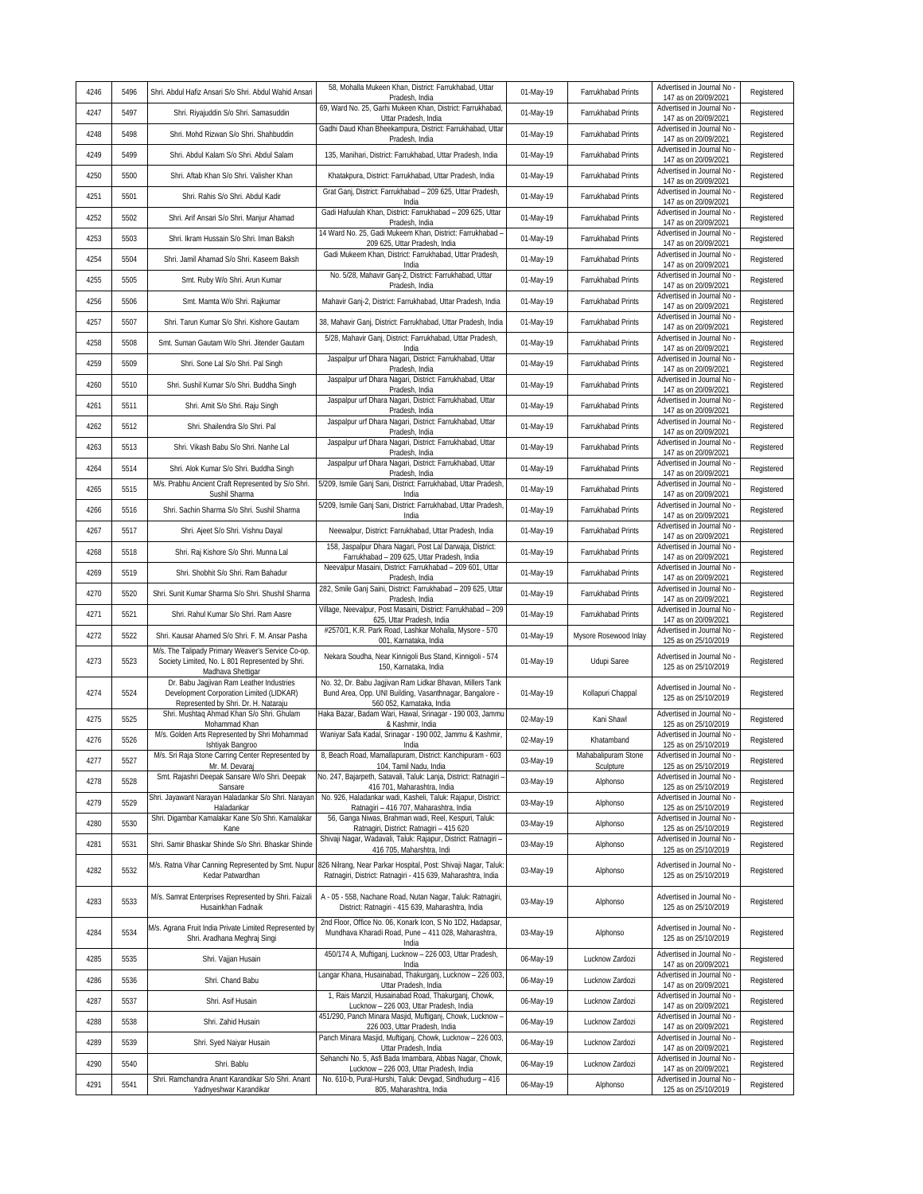| 4246 | 5496 | Shri. Abdul Hafiz Ansari S/o Shri. Abdul Wahid Ansari | 58, Mohalla Mukeen Khan, District: Farrukhabad, Uttar Pradesh, India | 01-May-19 | Farrukhabad Prints | Advertised in Journal No - 147 as on 20/09/2021 | Registered |
|---|---|---|---|---|---|---|---|
| 4247 | 5497 | Shri. Riyajuddin S/o Shri. Samasuddin | 69, Ward No. 25, Garhi Mukeen Khan, District: Farrukhabad, Uttar Pradesh, India | 01-May-19 | Farrukhabad Prints | Advertised in Journal No - 147 as on 20/09/2021 | Registered |
| 4248 | 5498 | Shri. Mohd Rizwan S/o Shri. Shahbuddin | Gadhi Daud Khan Bheekampura, District: Farrukhabad, Uttar Pradesh, India | 01-May-19 | Farrukhabad Prints | Advertised in Journal No - 147 as on 20/09/2021 | Registered |
| 4249 | 5499 | Shri. Abdul Kalam S/o Shri. Abdul Salam | 135, Manihari, District: Farrukhabad, Uttar Pradesh, India | 01-May-19 | Farrukhabad Prints | Advertised in Journal No - 147 as on 20/09/2021 | Registered |
| 4250 | 5500 | Shri. Aftab Khan S/o Shri. Valisher Khan | Khatakpura, District: Farrukhabad, Uttar Pradesh, India | 01-May-19 | Farrukhabad Prints | Advertised in Journal No - 147 as on 20/09/2021 | Registered |
| 4251 | 5501 | Shri. Rahis S/o Shri. Abdul Kadir | Grat Ganj, District: Farrukhabad – 209 625, Uttar Pradesh, India | 01-May-19 | Farrukhabad Prints | Advertised in Journal No - 147 as on 20/09/2021 | Registered |
| 4252 | 5502 | Shri. Arif Ansari S/o Shri. Manjur Ahamad | Gadi Hafuulah Khan, District: Farrukhabad – 209 625, Uttar Pradesh, India | 01-May-19 | Farrukhabad Prints | Advertised in Journal No - 147 as on 20/09/2021 | Registered |
| 4253 | 5503 | Shri. Ikram Hussain S/o Shri. Iman Baksh | 14 Ward No. 25, Gadi Mukeem Khan, District: Farrukhabad – 209 625, Uttar Pradesh, India | 01-May-19 | Farrukhabad Prints | Advertised in Journal No - 147 as on 20/09/2021 | Registered |
| 4254 | 5504 | Shri. Jamil Ahamad S/o Shri. Kaseem Baksh | Gadi Mukeem Khan, District: Farrukhabad, Uttar Pradesh, India | 01-May-19 | Farrukhabad Prints | Advertised in Journal No - 147 as on 20/09/2021 | Registered |
| 4255 | 5505 | Smt. Ruby W/o Shri. Arun Kumar | No. 5/28, Mahavir Ganj-2, District: Farrukhabad, Uttar Pradesh, India | 01-May-19 | Farrukhabad Prints | Advertised in Journal No - 147 as on 20/09/2021 | Registered |
| 4256 | 5506 | Smt. Mamta W/o Shri. Rajkumar | Mahavir Ganj-2, District: Farrukhabad, Uttar Pradesh, India | 01-May-19 | Farrukhabad Prints | Advertised in Journal No - 147 as on 20/09/2021 | Registered |
| 4257 | 5507 | Shri. Tarun Kumar S/o Shri. Kishore Gautam | 38, Mahavir Ganj, District: Farrukhabad, Uttar Pradesh, India | 01-May-19 | Farrukhabad Prints | Advertised in Journal No - 147 as on 20/09/2021 | Registered |
| 4258 | 5508 | Smt. Suman Gautam W/o Shri. Jitender Gautam | 5/28, Mahavir Ganj, District: Farrukhabad, Uttar Pradesh, India | 01-May-19 | Farrukhabad Prints | Advertised in Journal No - 147 as on 20/09/2021 | Registered |
| 4259 | 5509 | Shri. Sone Lal S/o Shri. Pal Singh | Jaspalpur urf Dhara Nagari, District: Farrukhabad, Uttar Pradesh, India | 01-May-19 | Farrukhabad Prints | Advertised in Journal No - 147 as on 20/09/2021 | Registered |
| 4260 | 5510 | Shri. Sushil Kumar S/o Shri. Buddha Singh | Jaspalpur urf Dhara Nagari, District: Farrukhabad, Uttar Pradesh, India | 01-May-19 | Farrukhabad Prints | Advertised in Journal No - 147 as on 20/09/2021 | Registered |
| 4261 | 5511 | Shri. Amit S/o Shri. Raju Singh | Jaspalpur urf Dhara Nagari, District: Farrukhabad, Uttar Pradesh, India | 01-May-19 | Farrukhabad Prints | Advertised in Journal No - 147 as on 20/09/2021 | Registered |
| 4262 | 5512 | Shri. Shailendra S/o Shri. Pal | Jaspalpur urf Dhara Nagari, District: Farrukhabad, Uttar Pradesh, India | 01-May-19 | Farrukhabad Prints | Advertised in Journal No - 147 as on 20/09/2021 | Registered |
| 4263 | 5513 | Shri. Vikash Babu S/o Shri. Nanhe Lal | Jaspalpur urf Dhara Nagari, District: Farrukhabad, Uttar Pradesh, India | 01-May-19 | Farrukhabad Prints | Advertised in Journal No - 147 as on 20/09/2021 | Registered |
| 4264 | 5514 | Shri. Alok Kumar S/o Shri. Buddha Singh | Jaspalpur urf Dhara Nagari, District: Farrukhabad, Uttar Pradesh, India | 01-May-19 | Farrukhabad Prints | Advertised in Journal No - 147 as on 20/09/2021 | Registered |
| 4265 | 5515 | M/s. Prabhu Ancient Craft Represented by S/o Shri. Sushil Sharma | 5/209, Ismile Ganj Sani, District: Farrukhabad, Uttar Pradesh, India | 01-May-19 | Farrukhabad Prints | Advertised in Journal No - 147 as on 20/09/2021 | Registered |
| 4266 | 5516 | Shri. Sachin Sharma S/o Shri. Sushil Sharma | 5/209, Ismile Ganj Sani, District: Farrukhabad, Uttar Pradesh, India | 01-May-19 | Farrukhabad Prints | Advertised in Journal No - 147 as on 20/09/2021 | Registered |
| 4267 | 5517 | Shri. Ajeet S/o Shri. Vishnu Dayal | Neewalpur, District: Farrukhabad, Uttar Pradesh, India | 01-May-19 | Farrukhabad Prints | Advertised in Journal No - 147 as on 20/09/2021 | Registered |
| 4268 | 5518 | Shri. Raj Kishore S/o Shri. Munna Lal | 158, Jaspalpur Dhara Nagari, Post Lal Darwaja, District: Farrukhabad – 209 625, Uttar Pradesh, India | 01-May-19 | Farrukhabad Prints | Advertised in Journal No - 147 as on 20/09/2021 | Registered |
| 4269 | 5519 | Shri. Shobhit S/o Shri. Ram Bahadur | Neevalpur Masaini, District: Farrukhabad – 209 601, Uttar Pradesh, India | 01-May-19 | Farrukhabad Prints | Advertised in Journal No - 147 as on 20/09/2021 | Registered |
| 4270 | 5520 | Shri. Sunit Kumar Sharma S/o Shri. Shushil Sharma | 282, Smile Ganj Saini, District: Farrukhabad – 209 625, Uttar Pradesh, India | 01-May-19 | Farrukhabad Prints | Advertised in Journal No - 147 as on 20/09/2021 | Registered |
| 4271 | 5521 | Shri. Rahul Kumar S/o Shri. Ram Aasre | Village, Neevalpur, Post Masaini, District: Farrukhabad – 209 625, Uttar Pradesh, India | 01-May-19 | Farrukhabad Prints | Advertised in Journal No - 147 as on 20/09/2021 | Registered |
| 4272 | 5522 | Shri. Kausar Ahamed S/o Shri. F. M. Ansar Pasha | #2570/1, K.R. Park Road, Lashkar Mohalla, Mysore - 570 001, Karnataka, India | 01-May-19 | Mysore Rosewood Inlay | Advertised in Journal No - 125 as on 25/10/2019 | Registered |
| 4273 | 5523 | M/s. The Talipady Primary Weaver's Service Co-op. Society Limited, No. L 801 Represented by Shri. Madhava Shettigar | Nekara Soudha, Near Kinnigoli Bus Stand, Kinnigoli - 574 150, Karnataka, India | 01-May-19 | Udupi Saree | Advertised in Journal No - 125 as on 25/10/2019 | Registered |
| 4274 | 5524 | Dr. Babu Jagjivan Ram Leather Industries Development Corporation Limited (LIDKAR) Represented by Shri. Dr. H. Nataraju | No. 32, Dr. Babu Jagjivan Ram Lidkar Bhavan, Millers Tank Bund Area, Opp. UNI Building, Vasanthnagar, Bangalore - 560 052, Karnataka, India | 01-May-19 | Kollapuri Chappal | Advertised in Journal No - 125 as on 25/10/2019 | Registered |
| 4275 | 5525 | Shri. Mushtaq Ahmad Khan S/o Shri. Ghulam Mohammad Khan | Haka Bazar, Badam Wari, Hawal, Srinagar - 190 003, Jammu & Kashmir, India | 02-May-19 | Kani Shawl | Advertised in Journal No - 125 as on 25/10/2019 | Registered |
| 4276 | 5526 | M/s. Golden Arts Represented by Shri Mohammad Ishtiyak Bangroo | Waniyar Safa Kadal, Srinagar - 190 002, Jammu & Kashmir, India | 02-May-19 | Khatamband | Advertised in Journal No - 125 as on 25/10/2019 | Registered |
| 4277 | 5527 | M/s. Sri Raja Stone Carring Center Represented by Mr. M. Devaraj | 8, Beach Road, Mamallapuram, District: Kanchipuram - 603 104, Tamil Nadu, India | 03-May-19 | Mahabalipuram Stone Sculpture | Advertised in Journal No - 125 as on 25/10/2019 | Registered |
| 4278 | 5528 | Smt. Rajashri Deepak Sansare W/o Shri. Deepak Sansare | No. 247, Bajarpeth, Satavali, Taluk: Lanja, District: Ratnagiri – 416 701, Maharashtra, India | 03-May-19 | Alphonso | Advertised in Journal No - 125 as on 25/10/2019 | Registered |
| 4279 | 5529 | Shri. Jayawant Narayan Haladankar S/o Shri. Narayan Haladankar | No. 926, Haladankar wadi, Kasheli, Taluk: Rajapur, District: Ratnagiri – 416 707, Maharashtra, India | 03-May-19 | Alphonso | Advertised in Journal No - 125 as on 25/10/2019 | Registered |
| 4280 | 5530 | Shri. Digambar Kamalakar Kane S/o Shri. Kamalakar Kane | 56, Ganga Niwas, Brahman wadi, Reel, Kespuri, Taluk: Ratnagiri, District: Ratnagiri – 415 620 | 03-May-19 | Alphonso | Advertised in Journal No - 125 as on 25/10/2019 | Registered |
| 4281 | 5531 | Shri. Samir Bhaskar Shinde S/o Shri. Bhaskar Shinde | Shivaji Nagar, Wadavali, Taluk: Rajapur, District: Ratnagiri – 416 705, Maharshtra, Indi | 03-May-19 | Alphonso | Advertised in Journal No - 125 as on 25/10/2019 | Registered |
| 4282 | 5532 | M/s. Ratna Vihar Canning Represented by Smt. Nupur Kedar Patwardhan | 826 Nilrang, Near Parkar Hospital, Post: Shivaji Nagar, Taluk: Ratnagiri, District: Ratnagiri - 415 639, Maharashtra, India | 03-May-19 | Alphonso | Advertised in Journal No - 125 as on 25/10/2019 | Registered |
| 4283 | 5533 | M/s. Samrat Enterprises Represented by Shri. Faizali Husainkhan Fadnaik | A - 05 - 558, Nachane Road, Nutan Nagar, Taluk: Ratnagiri, District: Ratnagiri - 415 639, Maharashtra, India | 03-May-19 | Alphonso | Advertised in Journal No - 125 as on 25/10/2019 | Registered |
| 4284 | 5534 | M/s. Agrana Fruit India Private Limited Represented by Shri. Aradhana Meghraj Singi | 2nd Floor, Office No. 06, Konark Icon, S No 1D2, Hadapsar, Mundhava Kharadi Road, Pune – 411 028, Maharashtra, India | 03-May-19 | Alphonso | Advertised in Journal No - 125 as on 25/10/2019 | Registered |
| 4285 | 5535 | Shri. Vajjan Husain | 450/174 A, Muftiganj, Lucknow – 226 003, Uttar Pradesh, India | 06-May-19 | Lucknow Zardozi | Advertised in Journal No - 147 as on 20/09/2021 | Registered |
| 4286 | 5536 | Shri. Chand Babu | Langar Khana, Husainabad, Thakurganj, Lucknow – 226 003, Uttar Pradesh, India | 06-May-19 | Lucknow Zardozi | Advertised in Journal No - 147 as on 20/09/2021 | Registered |
| 4287 | 5537 | Shri. Asif Husain | 1, Rais Manzil, Husainabad Road, Thakurganj, Chowk, Lucknow – 226 003, Uttar Pradesh, India | 06-May-19 | Lucknow Zardozi | Advertised in Journal No - 147 as on 20/09/2021 | Registered |
| 4288 | 5538 | Shri. Zahid Husain | 451/290, Panch Minara Masjid, Muftiganj, Chowk, Lucknow – 226 003, Uttar Pradesh, India | 06-May-19 | Lucknow Zardozi | Advertised in Journal No - 147 as on 20/09/2021 | Registered |
| 4289 | 5539 | Shri. Syed Naiyar Husain | Panch Minara Masjid, Muftiganj, Chowk, Lucknow – 226 003, Uttar Pradesh, India | 06-May-19 | Lucknow Zardozi | Advertised in Journal No - 147 as on 20/09/2021 | Registered |
| 4290 | 5540 | Shri. Bablu | Sehanchi No. 5, Asfi Bada Imambara, Abbas Nagar, Chowk, Lucknow – 226 003, Uttar Pradesh, India | 06-May-19 | Lucknow Zardozi | Advertised in Journal No - 147 as on 20/09/2021 | Registered |
| 4291 | 5541 | Shri. Ramchandra Anant Karandikar S/o Shri. Anant Yadnyeshwar Karandikar | No. 610-b, Pural-Hurshi, Taluk: Devgad, Sindhudurg – 416 805, Maharashtra, India | 06-May-19 | Alphonso | Advertised in Journal No - 125 as on 25/10/2019 | Registered |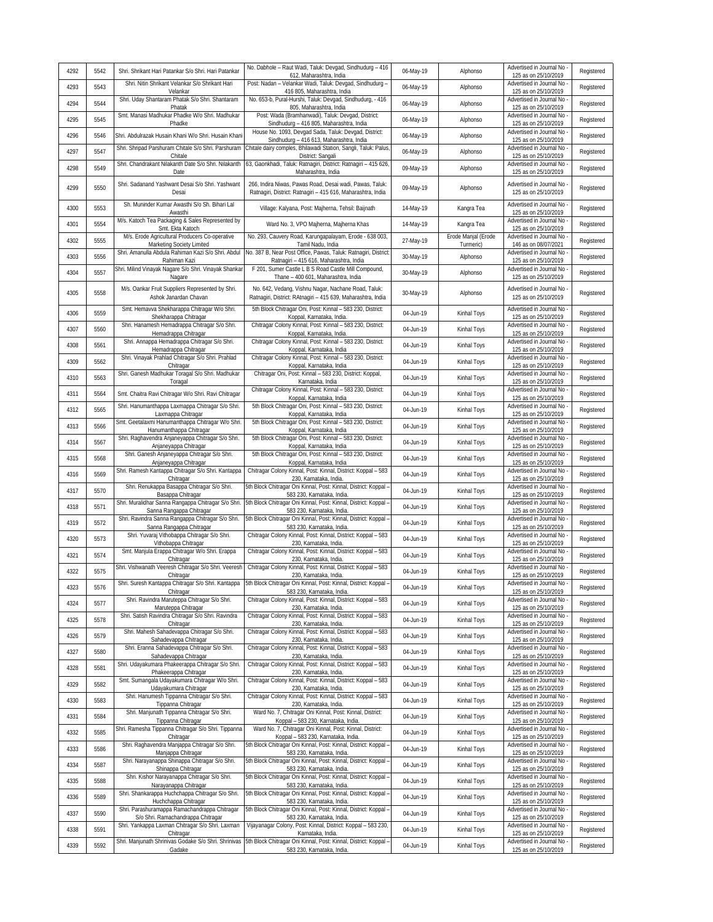| 4292 | 5542 | Shri. Shrikant Hari Patankar S/o Shri. Hari Patankar | No. Dabhole – Raut Wadi, Taluk: Devgad, Sindhudurg – 416 612, Maharashtra, India | 06-May-19 | Alphonso | Advertised in Journal No - 125 as on 25/10/2019 | Registered |
|---|---|---|---|---|---|---|---|
| 4293 | 5543 | Shri. Nitin Shrikant Velankar S/o Shrikant Hari Velankar | Post: Nadan – Velankar Wadi, Taluk: Devgad, Sindhudurg – 416 805, Maharashtra, India | 06-May-19 | Alphonso | Advertised in Journal No - 125 as on 25/10/2019 | Registered |
| 4294 | 5544 | Shri. Uday Shantaram Phatak S/o Shri. Shantaram Phatak | No. 653-b, Pural-Hurshi, Taluk: Devgad, Sindhudurg, - 416 805, Maharashtra, India | 06-May-19 | Alphonso | Advertised in Journal No - 125 as on 25/10/2019 | Registered |
| 4295 | 5545 | Smt. Manasi Madhukar Phadke W/o Shri. Madhukar Phadke | Post: Wada (Bramhanwadi), Taluk: Devgad, District: Sindhudurg – 416 805, Maharashtra, India | 06-May-19 | Alphonso | Advertised in Journal No - 125 as on 25/10/2019 | Registered |
| 4296 | 5546 | Shri. Abdulrazak Husain Khani W/o Shri. Husain Khani | House No. 1093, Devgad Sada, Taluk: Devgad, District: Sindhudurg – 416 613, Maharashtra, India | 06-May-19 | Alphonso | Advertised in Journal No - 125 as on 25/10/2019 | Registered |
| 4297 | 5547 | Shri. Shripad Parshuram Chitale S/o Shri. Parshuram Chitale | Chitale dairy comples, Bhilawadi Station, Sangli, Taluk: Palus, District: Sangali | 06-May-19 | Alphonso | Advertised in Journal No - 125 as on 25/10/2019 | Registered |
| 4298 | 5549 | Shri. Chandrakant Nilakanth Date S/o Shri. Nilakanth Date | 63, Gaonkhadi, Taluk: Ratnagiri, District: Ratnagiri – 415 626, Maharashtra, India | 09-May-19 | Alphonso | Advertised in Journal No - 125 as on 25/10/2019 | Registered |
| 4299 | 5550 | Shri. Sadanand Yashwant Desai S/o Shri. Yashwant Desai | 266, Indira Niwas, Pawas Road, Desai wadi, Pawas, Taluk: Ratnagiri, District: Ratnagiri – 415 616, Maharashtra, India | 09-May-19 | Alphonso | Advertised in Journal No - 125 as on 25/10/2019 | Registered |
| 4300 | 5553 | Sh. Muninder Kumar Awasthi S/o Sh. Bihari Lal Awasthi | Village: Kalyana, Post: Majherna, Tehsil: Baijnath | 14-May-19 | Kangra Tea | Advertised in Journal No - 125 as on 25/10/2019 | Registered |
| 4301 | 5554 | M/s. Katoch Tea Packaging & Sales Represented by Smt. Ekta Katoch | Ward No. 3, VPO Majherna, Majherna Khas | 14-May-19 | Kangra Tea | Advertised in Journal No - 125 as on 25/10/2019 | Registered |
| 4302 | 5555 | M/s. Erode Agricultural Producers Co-operative Marketing Society Limited | No. 293, Cauvery Road, Karungapalayam, Erode - 638 003, Tamil Nadu, India | 27-May-19 | Erode Manjal (Erode Turmeric) | Advertised in Journal No - 146 as on 08/07/2021 | Registered |
| 4303 | 5556 | Shri. Amanulla Abdula Rahiman Kazi S/o Shri. Abdul Rahiman Kazi | No. 387 B, Near Post Office, Pawas, Taluk: Ratnagiri, District: Ratnagiri – 415 616, Maharashtra, India | 30-May-19 | Alphonso | Advertised in Journal No - 125 as on 25/10/2019 | Registered |
| 4304 | 5557 | Shri. Milind Vinayak Nagare S/o Shri. Vinayak Shankar Nagare | F 201, Sumer Castle L B S Road Castle Mill Compound, Thane – 400 601, Maharashtra, India | 30-May-19 | Alphonso | Advertised in Journal No - 125 as on 25/10/2019 | Registered |
| 4305 | 5558 | M/s. Oankar Fruit Suppliers Represented by Shri. Ashok Janardan Chavan | No. 642, Vedang, Vishnu Nagar, Nachane Road, Taluk: Ratnagiri, District: RAtnagiri – 415 639, Maharashtra, India | 30-May-19 | Alphonso | Advertised in Journal No - 125 as on 25/10/2019 | Registered |
| 4306 | 5559 | Smt. Hemavva Shekharappa Chitragar W/o Shri. Shekharappa Chitragar | 5th Block Chitragar Oni, Post: Kinnal – 583 230, District: Koppal, Karnataka, India. | 04-Jun-19 | Kinhal Toys | Advertised in Journal No - 125 as on 25/10/2019 | Registered |
| 4307 | 5560 | Shri. Hanamesh Hemadrappa Chitragar S/o Shri. Hemadrappa Chitragar | Chitragar Colony Kinnal, Post: Kinnal – 583 230, District: Koppal, Karnataka, India. | 04-Jun-19 | Kinhal Toys | Advertised in Journal No - 125 as on 25/10/2019 | Registered |
| 4308 | 5561 | Shri. Annappa Hemadrappa Chitragar S/o Shri. Hemadrappa Chitragar | Chitragar Colony Kinnal, Post: Kinnal – 583 230, District: Koppal, Karnataka, India | 04-Jun-19 | Kinhal Toys | Advertised in Journal No - 125 as on 25/10/2019 | Registered |
| 4309 | 5562 | Shri. Vinayak Prahlad Chitragar S/o Shri. Prahlad Chitragar | Chitragar Colony Kinnal, Post: Kinnal – 583 230, District: Koppal, Karnataka, India | 04-Jun-19 | Kinhal Toys | Advertised in Journal No - 125 as on 25/10/2019 | Registered |
| 4310 | 5563 | Shri. Ganesh Madhukar Toragal S/o Shri. Madhukar Toragal | Chitragar Oni, Post: Kinnal – 583 230, District: Koppal, Karnataka, India | 04-Jun-19 | Kinhal Toys | Advertised in Journal No - 125 as on 25/10/2019 | Registered |
| 4311 | 5564 | Smt. Chaitra Ravi Chitragar W/o Shri. Ravi Chitragar | Chitragar Colony Kinnal, Post: Kinnal – 583 230, District: Koppal, Karnataka, India | 04-Jun-19 | Kinhal Toys | Advertised in Journal No - 125 as on 25/10/2019 | Registered |
| 4312 | 5565 | Shri. Hanumanthappa Laxmappa Chitragar S/o Shri. Laxmappa Chitragar | 5th Block Chitragar Oni, Post: Kinnal – 583 230, District: Koppal, Karnataka, India | 04-Jun-19 | Kinhal Toys | Advertised in Journal No - 125 as on 25/10/2019 | Registered |
| 4313 | 5566 | Smt. Geetalaxmi Hanumanthappa Chitragar W/o Shri. Hanumanthappa Chitragar | 5th Block Chitragar Oni, Post: Kinnal – 583 230, District: Koppal, Karnataka, India | 04-Jun-19 | Kinhal Toys | Advertised in Journal No - 125 as on 25/10/2019 | Registered |
| 4314 | 5567 | Shri. Raghavendra Anjaneyappa Chitragar S/o Shri. Anjaneyappa Chitragar | 5th Block Chitragar Oni, Post: Kinnal – 583 230, District: Koppal, Karnataka, India | 04-Jun-19 | Kinhal Toys | Advertised in Journal No - 125 as on 25/10/2019 | Registered |
| 4315 | 5568 | Shri. Ganesh Anjaneyappa Chitragar S/o Shri. Anjaneyappa Chitragar | 5th Block Chitragar Oni, Post: Kinnal – 583 230, District: Koppal, Karnataka, India | 04-Jun-19 | Kinhal Toys | Advertised in Journal No - 125 as on 25/10/2019 | Registered |
| 4316 | 5569 | Shri. Ramesh Kantappa Chitragar S/o Shri. Kantappa Chitragar | Chitragar Colony Kinnal, Post: Kinnal, District: Koppal – 583 230, Karnataka, India. | 04-Jun-19 | Kinhal Toys | Advertised in Journal No - 125 as on 25/10/2019 | Registered |
| 4317 | 5570 | Shri. Renukappa Basappa Chitragar S/o Shri. Basappa Chitragar | 5th Block Chitragar Oni Kinnal, Post: Kinnal, District: Koppal – 583 230, Karnataka, India. | 04-Jun-19 | Kinhal Toys | Advertised in Journal No - 125 as on 25/10/2019 | Registered |
| 4318 | 5571 | Shri. Muralidhar Sanna Rangappa Chitragar S/o Shri. Sanna Rangappa Chitragar | 5th Block Chitragar Oni Kinnal, Post: Kinnal, District: Koppal – 583 230, Karnataka, India. | 04-Jun-19 | Kinhal Toys | Advertised in Journal No - 125 as on 25/10/2019 | Registered |
| 4319 | 5572 | Shri. Ravindra Sanna Rangappa Chitragar S/o Shri. Sanna Rangappa Chitragar | 5th Block Chitragar Oni Kinnal, Post: Kinnal, District: Koppal – 583 230, Karnataka, India. | 04-Jun-19 | Kinhal Toys | Advertised in Journal No - 125 as on 25/10/2019 | Registered |
| 4320 | 5573 | Shri. Yuvaraj Vithobappa Chitragar S/o Shri. Vithobappa Chitragar | Chitragar Colony Kinnal, Post: Kinnal, District: Koppal – 583 230, Karnataka, India. | 04-Jun-19 | Kinhal Toys | Advertised in Journal No - 125 as on 25/10/2019 | Registered |
| 4321 | 5574 | Smt. Manjula Erappa Chitragar W/o Shri. Erappa Chitragar | Chitragar Colony Kinnal, Post: Kinnal, District: Koppal – 583 230, Karnataka, India. | 04-Jun-19 | Kinhal Toys | Advertised in Journal No - 125 as on 25/10/2019 | Registered |
| 4322 | 5575 | Shri. Vishwanath Veeresh Chitragar S/o Shri. Veeresh Chitragar | Chitragar Colony Kinnal, Post: Kinnal, District: Koppal – 583 230, Karnataka, India. | 04-Jun-19 | Kinhal Toys | Advertised in Journal No - 125 as on 25/10/2019 | Registered |
| 4323 | 5576 | Shri. Suresh Kantappa Chitragar S/o Shri. Kantappa Chitragar | 5th Block Chitragar Oni Kinnal, Post: Kinnal, District: Koppal – 583 230, Karnataka, India. | 04-Jun-19 | Kinhal Toys | Advertised in Journal No - 125 as on 25/10/2019 | Registered |
| 4324 | 5577 | Shri. Ravindra Maruteppa Chitragar S/o Shri. Maruteppa Chitragar | Chitragar Colony Kinnal, Post: Kinnal, District: Koppal – 583 230, Karnataka, India. | 04-Jun-19 | Kinhal Toys | Advertised in Journal No - 125 as on 25/10/2019 | Registered |
| 4325 | 5578 | Shri. Satish Ravindra Chitragar S/o Shri. Ravindra Chitragar | Chitragar Colony Kinnal, Post: Kinnal, District: Koppal – 583 230, Karnataka, India. | 04-Jun-19 | Kinhal Toys | Advertised in Journal No - 125 as on 25/10/2019 | Registered |
| 4326 | 5579 | Shri. Mahesh Sahadevappa Chitragar S/o Shri. Sahadevappa Chitragar | Chitragar Colony Kinnal, Post: Kinnal, District: Koppal – 583 230, Karnataka, India. | 04-Jun-19 | Kinhal Toys | Advertised in Journal No - 125 as on 25/10/2019 | Registered |
| 4327 | 5580 | Shri. Eranna Sahadevappa Chitragar S/o Shri. Sahadevappa Chitragar | Chitragar Colony Kinnal, Post: Kinnal, District: Koppal – 583 230, Karnataka, India. | 04-Jun-19 | Kinhal Toys | Advertised in Journal No - 125 as on 25/10/2019 | Registered |
| 4328 | 5581 | Shri. Udayakumara Phakeerappa Chitragar S/o Shri. Phakeerappa Chitragar | Chitragar Colony Kinnal, Post: Kinnal, District: Koppal – 583 230, Karnataka, India. | 04-Jun-19 | Kinhal Toys | Advertised in Journal No - 125 as on 25/10/2019 | Registered |
| 4329 | 5582 | Smt. Sumangala Udayakumara Chitragar W/o Shri. Udayakumara Chitragar | Chitragar Colony Kinnal, Post: Kinnal, District: Koppal – 583 230, Karnataka, India. | 04-Jun-19 | Kinhal Toys | Advertised in Journal No - 125 as on 25/10/2019 | Registered |
| 4330 | 5583 | Shri. Hanumesh Tippanna Chitragar S/o Shri. Tippanna Chitragar | Chitragar Colony Kinnal, Post: Kinnal, District: Koppal – 583 230, Karnataka, India. | 04-Jun-19 | Kinhal Toys | Advertised in Journal No - 125 as on 25/10/2019 | Registered |
| 4331 | 5584 | Shri. Manjunath Tippanna Chitragar S/o Shri. Tippanna Chitragar | Ward No. 7, Chitragar Oni Kinnal, Post: Kinnal, District: Koppal – 583 230, Karnataka, India. | 04-Jun-19 | Kinhal Toys | Advertised in Journal No - 125 as on 25/10/2019 | Registered |
| 4332 | 5585 | Shri. Ramesha Tippanna Chitragar S/o Shri. Tippanna Chitragar | Ward No. 7, Chitragar Oni Kinnal, Post: Kinnal, District: Koppal – 583 230, Karnataka, India. | 04-Jun-19 | Kinhal Toys | Advertised in Journal No - 125 as on 25/10/2019 | Registered |
| 4333 | 5586 | Shri. Raghavendra Manjappa Chitragar S/o Shri. Manjappa Chitragar | 5th Block Chitragar Oni Kinnal, Post: Kinnal, District: Koppal – 583 230, Karnataka, India. | 04-Jun-19 | Kinhal Toys | Advertised in Journal No - 125 as on 25/10/2019 | Registered |
| 4334 | 5587 | Shri. Narayanappa Shinappa Chitragar S/o Shri. Shinappa Chitragar | 5th Block Chitragar Oni Kinnal, Post: Kinnal, District: Koppal – 583 230, Karnataka, India. | 04-Jun-19 | Kinhal Toys | Advertised in Journal No - 125 as on 25/10/2019 | Registered |
| 4335 | 5588 | Shri. Kishor Narayanappa Chitragar S/o Shri. Narayanappa Chitragar | 5th Block Chitragar Oni Kinnal, Post: Kinnal, District: Koppal – 583 230, Karnataka, India. | 04-Jun-19 | Kinhal Toys | Advertised in Journal No - 125 as on 25/10/2019 | Registered |
| 4336 | 5589 | Shri. Shankarappa Huchchappa Chitragar S/o Shri. Huchchappa Chitragar | 5th Block Chitragar Oni Kinnal, Post: Kinnal, District: Koppal – 583 230, Karnataka, India. | 04-Jun-19 | Kinhal Toys | Advertised in Journal No - 125 as on 25/10/2019 | Registered |
| 4337 | 5590 | Shri. Parashuramappa Ramachandrappa Chitragar S/o Shri. Ramachandrappa Chitragar | 5th Block Chitragar Oni Kinnal, Post: Kinnal, District: Koppal – 583 230, Karnataka, India. | 04-Jun-19 | Kinhal Toys | Advertised in Journal No - 125 as on 25/10/2019 | Registered |
| 4338 | 5591 | Shri. Yankappa Laxman Chitragar S/o Shri. Laxman Chitragar | Vijayanagar Colony, Post: Kinnal, District: Koppal – 583 230, Karnataka, India. | 04-Jun-19 | Kinhal Toys | Advertised in Journal No - 125 as on 25/10/2019 | Registered |
| 4339 | 5592 | Shri. Manjunath Shrinivas Godake S/o Shri. Shrinivas Gadake | 5th Block Chitragar Oni Kinnal, Post: Kinnal, District: Koppal – 583 230, Karnataka, India. | 04-Jun-19 | Kinhal Toys | Advertised in Journal No - 125 as on 25/10/2019 | Registered |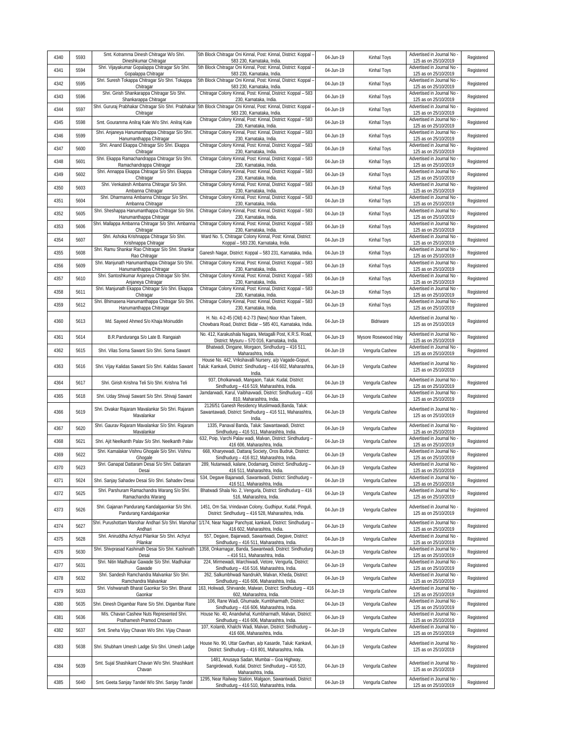| | | | | | | | |
|---|---|---|---|---|---|---|---|
| 4340 | 5593 | Smt. Kotramma Dinesh Chitragar W/o Shri. Dineshkumar Chitragar | 5th Block Chitragar Oni Kinnal, Post: Kinnal, District: Koppal – 583 230, Karnataka, India. | 04-Jun-19 | Kinhal Toys | Advertised in Journal No - 125 as on 25/10/2019 | Registered |
| 4341 | 5594 | Shri. Vijayakumar Gopalappa Chitragar S/o Shri. Gopalappa Chitragar | 5th Block Chitragar Oni Kinnal, Post: Kinnal, District: Koppal – 583 230, Karnataka, India. | 04-Jun-19 | Kinhal Toys | Advertised in Journal No - 125 as on 25/10/2019 | Registered |
| 4342 | 5595 | Shri. Suresh Tokappa Chitragar S/o Shri. Tokappa Chitragar | 5th Block Chitragar Oni Kinnal, Post: Kinnal, District: Koppal – 583 230, Karnataka, India. | 04-Jun-19 | Kinhal Toys | Advertised in Journal No - 125 as on 25/10/2019 | Registered |
| 4343 | 5596 | Shri. Girish Shankarappa Chitragar S/o Shri. Shankarappa Chitragar | Chitragar Colony Kinnal, Post: Kinnal, District: Koppal – 583 230, Karnataka, India. | 04-Jun-19 | Kinhal Toys | Advertised in Journal No - 125 as on 25/10/2019 | Registered |
| 4344 | 5597 | Shri. Gururaj Prabhakar Chitragar S/o Shri. Prabhakar Chitragar | 5th Block Chitragar Oni Kinnal, Post: Kinnal, District: Koppal – 583 230, Karnataka, India. | 04-Jun-19 | Kinhal Toys | Advertised in Journal No - 125 as on 25/10/2019 | Registered |
| 4345 | 5598 | Smt. Gouramma Anilraj Kale W/o Shri. Anilraj Kale | Chitragar Colony Kinnal, Post: Kinnal, District: Koppal – 583 230, Karnataka, India. | 04-Jun-19 | Kinhal Toys | Advertised in Journal No - 125 as on 25/10/2019 | Registered |
| 4346 | 5599 | Shri. Anjaneya Hanumanthappa Chitragar S/o Shri. Hanumanthappa Chitragar | Chitragar Colony Kinnal, Post: Kinnal, District: Koppal – 583 230, Karnataka, India. | 04-Jun-19 | Kinhal Toys | Advertised in Journal No - 125 as on 25/10/2019 | Registered |
| 4347 | 5600 | Shri. Anand Ekappa Chitragar S/o Shri. Ekappa Chitragar | Chitragar Colony Kinnal, Post: Kinnal, District: Koppal – 583 230, Karnataka, India. | 04-Jun-19 | Kinhal Toys | Advertised in Journal No - 125 as on 25/10/2019 | Registered |
| 4348 | 5601 | Shri. Ekappa Ramachandrappa Chitragar S/o Shri. Ramachandrappa Chitragar | Chitragar Colony Kinnal, Post: Kinnal, District: Koppal – 583 230, Karnataka, India. | 04-Jun-19 | Kinhal Toys | Advertised in Journal No - 125 as on 25/10/2019 | Registered |
| 4349 | 5602 | Shri. Annappa Ekappa Chitragar S/o Shri. Ekappa Chitragar | Chitragar Colony Kinnal, Post: Kinnal, District: Koppal – 583 230, Karnataka, India. | 04-Jun-19 | Kinhal Toys | Advertised in Journal No - 125 as on 25/10/2019 | Registered |
| 4350 | 5603 | Shri. Venkatesh Ambanna Chitragar S/o Shri. Ambanna Chitragar | Chitragar Colony Kinnal, Post: Kinnal, District: Koppal – 583 230, Karnataka, India. | 04-Jun-19 | Kinhal Toys | Advertised in Journal No - 125 as on 25/10/2019 | Registered |
| 4351 | 5604 | Shri. Dharmanna Ambanna Chitragar S/o Shri. Ambanna Chitragar | Chitragar Colony Kinnal, Post: Kinnal, District: Koppal – 583 230, Karnataka, India. | 04-Jun-19 | Kinhal Toys | Advertised in Journal No - 125 as on 25/10/2019 | Registered |
| 4352 | 5605 | Shri. Sheshappa Hanumanthappa Chitragar S/o Shri. Hanumanthappa Chitragar | Chitragar Colony Kinnal, Post: Kinnal, District: Koppal – 583 230, Karnataka, India. | 04-Jun-19 | Kinhal Toys | Advertised in Journal No - 125 as on 25/10/2019 | Registered |
| 4353 | 5606 | Shri. Mallappa Ambanna Chitragar S/o Shri. Ambanna Chitragar | Chitragar Colony Kinnal, Post: Kinnal, District: Koppal – 583 230, Karnataka, India. | 04-Jun-19 | Kinhal Toys | Advertised in Journal No - 125 as on 25/10/2019 | Registered |
| 4354 | 5607 | Shri. Ashoka Krishnappa Chitragar S/o Shri. Krishnappa Chitragar | Ward No. 5, Chitragar Colony Kinnal, Post: Kinnal, District: Koppal – 583 230, Karnataka, India. | 04-Jun-19 | Kinhal Toys | Advertised in Journal No - 125 as on 25/10/2019 | Registered |
| 4355 | 5608 | Shri. Ramu Shankar Rao Chitragar S/o Shri. Shankar Rao Chitragar | Ganesh Nagar, District: Koppal – 583 231, Karnataka, India. | 04-Jun-19 | Kinhal Toys | Advertised in Journal No - 125 as on 25/10/2019 | Registered |
| 4356 | 5609 | Shri. Manjunath Hanumanthappa Chitragar S/o Shri. Hanumanthappa Chitragar | Chitragar Colony Kinnal, Post: Kinnal, District: Koppal – 583 230, Karnataka, India. | 04-Jun-19 | Kinhal Toys | Advertised in Journal No - 125 as on 25/10/2019 | Registered |
| 4357 | 5610 | Shri. Santoshkumar Anjaneya Chitragar S/o Shri. Anjaneya Chitragar | Chitragar Colony Kinnal, Post: Kinnal, District: Koppal – 583 230, Karnataka, India. | 04-Jun-19 | Kinhal Toys | Advertised in Journal No - 125 as on 25/10/2019 | Registered |
| 4358 | 5611 | Shri. Manjunath Ekappa Chitragar S/o Shri. Ekappa Chitragar | Chitragar Colony Kinnal, Post: Kinnal, District: Koppal – 583 230, Karnataka, India. | 04-Jun-19 | Kinhal Toys | Advertised in Journal No - 125 as on 25/10/2019 | Registered |
| 4359 | 5612 | Shri. Bhimasena Hanumanthappa Chitragar S/o Shri. Hanumanthappa Chitragar | Chitragar Colony Kinnal, Post: Kinnal, District: Koppal – 583 230, Karnataka, India. | 04-Jun-19 | Kinhal Toys | Advertised in Journal No - 125 as on 25/10/2019 | Registered |
| 4360 | 5613 | Md. Sayeed Ahmed S/o Khaja Moinuddin | H. No. 4-2-45 (Old) 4-2-73 (New) Noor Khan Taleem, Chowbara Road, District: Bidar – 585 401, Karnataka, India. | 04-Jun-19 | Bidriware | Advertised in Journal No - 125 as on 25/10/2019 | Registered |
| 4361 | 5614 | B.R.Panduranga S/o Late B. Rangaiah | No. 412, Karakushala Nagara, Metagalli Post, K.R.S. Road, District: Mysuru – 570 016, Karnataka, India. | 04-Jun-19 | Mysore Rosewood Inlay | Advertised in Journal No - 125 as on 25/10/2019 | Registered |
| 4362 | 5615 | Shri. Vilas Soma Sawant S/o Shri. Soma Sawant | Bhatwadi, Dingane, Morgaon, Sindhudurg – 416 511, Maharashtra, India. | 04-Jun-19 | Vengurla Cashew | Advertised in Journal No - 125 as on 25/10/2019 | Registered |
| 4363 | 5616 | Shri. Vijay Kalidas Sawant S/o Shri. Kalidas Sawant | House No. 442, Vrikshavalli Nursery, a/p Vagade-Gopuri, Taluk: Kankavli, District: Sindhudurg – 416 602, Maharashtra, India. | 04-Jun-19 | Vengurla Cashew | Advertised in Journal No - 125 as on 25/10/2019 | Registered |
| 4364 | 5617 | Shri. Girish Krishna Teli S/o Shri. Krishna Teli | 937, Dholkarwadi, Mangaon, Taluk: Kudal, District: Sindhudurg – 416 519, Maharashtra, India. | 04-Jun-19 | Vengurla Cashew | Advertised in Journal No - 125 as on 25/10/2019 | Registered |
| 4365 | 5618 | Shri. Uday Shivaji Sawant S/o Shri. Shivaji Sawant | Jamdarwadi, Karul, Vaibhavwadi, District: Sindhudurg – 416 810, Maharashtra, India. | 04-Jun-19 | Vengurla Cashew | Advertised in Journal No - 125 as on 25/10/2019 | Registered |
| 4366 | 5619 | Shri. Divakar Rajaram Mavalankar S/o Shri. Rajaram Mavalankar | 2126/51 Ganesh Residency Muslimwadi,Banda, Taluk: Sawantawadi, District: Sindhudurg – 416 511, Maharashtra, India. | 04-Jun-19 | Vengurla Cashew | Advertised in Journal No - 125 as on 25/10/2019 | Registered |
| 4367 | 5620 | Shri. Gaurav Rajaram Mavalankar S/o Shri. Rajaram Mavalankar | 1335, Panaval Banda, Taluk: Sawantawadi, District: Sindhudurg – 416 511, Maharashtra, India. | 04-Jun-19 | Vengurla Cashew | Advertised in Journal No - 125 as on 25/10/2019 | Registered |
| 4368 | 5621 | Shri. Ajit Neelkanth Palav S/o Shri. Neelkanth Palav | 632, Poip, Varchi Palav wadi, Malvan, District: Sindhudurg – 416 606, Maharashtra, India. | 04-Jun-19 | Vengurla Cashew | Advertised in Journal No - 125 as on 25/10/2019 | Registered |
| 4369 | 5622 | Shri. Kamalakar Vishnu Ghogale S/o Shri. Vishnu Ghogale | 668, Kharyewadi, Dattaraj Society, Oros Budruk, District: Sindhudurg – 416 812, Maharashtra, India. | 04-Jun-19 | Vengurla Cashew | Advertised in Journal No - 125 as on 25/10/2019 | Registered |
| 4370 | 5623 | Shri. Ganapat Dattaram Desai S/o Shri. Dattaram Desai | 289, Nutanwadi, kalane, Dodamarg, District: Sindhudurg – 416 511, Maharashtra, India. | 04-Jun-19 | Vengurla Cashew | Advertised in Journal No - 125 as on 25/10/2019 | Registered |
| 4371 | 5624 | Shri. Sanjay Sahadev Desai S/o Shri. Sahadev Desai | 534, Degave Bajarwadi, Sawantwadi, District: Sindhudurg – 416 511, Maharashtra, India. | 04-Jun-19 | Vengurla Cashew | Advertised in Journal No - 125 as on 25/10/2019 | Registered |
| 4372 | 5625 | Shri. Parshuram Ramachandra Warang S/o Shri. Ramachandra Warang | Bhatwadi Shala No. 2, Vengurla, District: Sindhudurg – 416 516, Maharashtra, India. | 04-Jun-19 | Vengurla Cashew | Advertised in Journal No - 125 as on 25/10/2019 | Registered |
| 4373 | 5626 | Shri. Gajanan Pandurang Kandalgaonkar S/o Shri. Pandurang Kandalgaonkar | 1451, Om Sai, Vrindavan Colony, Gudhipur, Kudal, Pinguli, District: Sindhudurg – 416 528, Maharashtra, India. | 04-Jun-19 | Vengurla Cashew | Advertised in Journal No - 125 as on 25/10/2019 | Registered |
| 4374 | 5627 | Shri. Purushottam Manohar Andhari S/o Shri. Manohar Andhari | 1/174, Near Nagar Panchyat, kankavli, District: Sindhudurg – 416 602, Maharashtra, India. | 04-Jun-19 | Vengurla Cashew | Advertised in Journal No - 125 as on 25/10/2019 | Registered |
| 4375 | 5628 | Shri. Aniruddha Achyut Pilankar S/o Shri. Achyut Pilankar | 557, Degave, Bajarwadi, Sawantwadi, Degave, District: Sindhudurg – 416 511, Maharashtra, India. | 04-Jun-19 | Vengurla Cashew | Advertised in Journal No - 125 as on 25/10/2019 | Registered |
| 4376 | 5630 | Shri. Shivprasad Kashinath Desai S/o Shri. Kashinath Desai | 1358, Onkarnagar, Banda, Sawantwadi, District: Sindhudurg – 416 511, Maharashtra, India. | 04-Jun-19 | Vengurla Cashew | Advertised in Journal No - 125 as on 25/10/2019 | Registered |
| 4377 | 5631 | Shri. Nitin Madhukar Gawade S/o Shri. Madhukar Gawade | 224, Mirmewadi, Warchiwadi, Vetore, Vengurla, District: Sindhudurg – 416 516, Maharashtra, India. | 04-Jun-19 | Vengurla Cashew | Advertised in Journal No - 125 as on 25/10/2019 | Registered |
| 4378 | 5632 | Shri. Sandesh Ramchandra Malvankar S/o Shri. Ramchandra Malvankar | 262, Salkumbhwadi Nandrukh, Malvan, Kheda, District: Sindhudurg – 416 606, Maharashtra, India. | 04-Jun-19 | Vengurla Cashew | Advertised in Journal No - 125 as on 25/10/2019 | Registered |
| 4379 | 5633 | Shri. Vishwanath Bharat Gaonkar S/o Shri. Bharat Gaonkar | 163, Holiwadi, Shirvande, Malwan, District: Sindhudurg – 416 602, Maharashtra, India. | 04-Jun-19 | Vengurla Cashew | Advertised in Journal No - 125 as on 25/10/2019 | Registered |
| 4380 | 5635 | Shri. Dinesh Digambar Rane S/o Shri. Digambar Rane | 106, Rane Wadi, Ghumade, Kumbharmath, District: Sindhudurg – 416 606, Maharashtra, India. | 04-Jun-19 | Vengurla Cashew | Advertised in Journal No - 125 as on 25/10/2019 | Registered |
| 4381 | 5636 | M/s. Chavan Cashew Nuts Represented Shri. Prathamesh Pramod Chavan | House No. 40, Anandwhal, Kumbharmath, Malvan, District: Sindhudurg – 416 606, Maharashtra, India. | 04-Jun-19 | Vengurla Cashew | Advertised in Journal No - 125 as on 25/10/2019 | Registered |
| 4382 | 5637 | Smt. Sneha Vijay Chavan W/o Shri. Vijay Chavan | 107, Kolamb, Khalchi Wadi, Malvan, District: Sindhudurg – 416 606, Maharashtra, India. | 04-Jun-19 | Vengurla Cashew | Advertised in Journal No - 125 as on 25/10/2019 | Registered |
| 4383 | 5638 | Shri. Shubham Umesh Ladge S/o Shri. Umesh Ladge | House No. 90, Uttar Gavthan, a/p Kasarde, Taluk: Kankavli, District: Sindhudurg – 416 801, Maharashtra, India. | 04-Jun-19 | Vengurla Cashew | Advertised in Journal No - 125 as on 25/10/2019 | Registered |
| 4384 | 5639 | Smt. Sujal Shashikant Chavan W/o Shri. Shashikant Chavan | 1481, Anusaya Sadan, Mumbai – Goa Highway, Sangirdewadi, Kudal, District: Sindhudurg – 416 520, Maharashtra, India. | 04-Jun-19 | Vengurla Cashew | Advertised in Journal No - 125 as on 25/10/2019 | Registered |
| 4385 | 5640 | Smt. Geeta Sanjay Tandel W/o Shri. Sanjay Tandel | 1295, Near Railway Station, Malgaon, Sawantwadi, District: Sindhudurg – 416 510, Maharashtra, India. | 04-Jun-19 | Vengurla Cashew | Advertised in Journal No - 125 as on 25/10/2019 | Registered |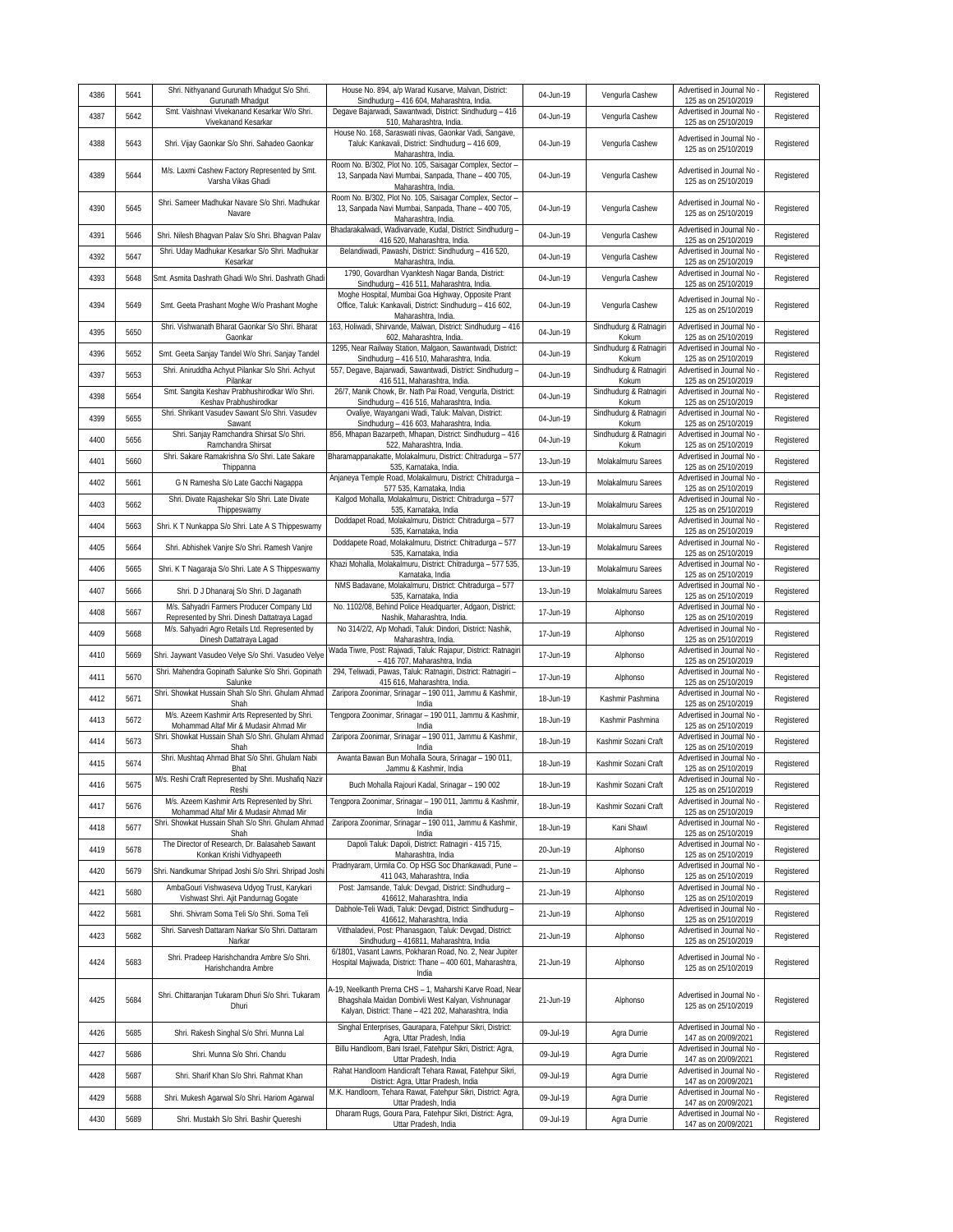| 4386 | 5641 | Shri. Nithyanand Gurunath Mhadgut S/o Shri. Gurunath Mhadgut | House No. 894, a/p Warad Kusarve, Malvan, District: Sindhudurg – 416 604, Maharashtra, India. | 04-Jun-19 | Vengurla Cashew | Advertised in Journal No - 125 as on 25/10/2019 | Registered |
|---|---|---|---|---|---|---|---|
| 4387 | 5642 | Smt. Vaishnavi Vivekanand Kesarkar W/o Shri. Vivekanand Kesarkar | Degave Bajarwadi, Sawantwadi, District: Sindhudurg – 416 510, Maharashtra, India. | 04-Jun-19 | Vengurla Cashew | Advertised in Journal No - 125 as on 25/10/2019 | Registered |
| 4388 | 5643 | Shri. Vijay Gaonkar S/o Shri. Sahadeo Gaonkar | House No. 168, Saraswati nivas, Gaonkar Vadi, Sangave, Taluk: Kankavali, District: Sindhudurg – 416 609, Maharashtra, India. | 04-Jun-19 | Vengurla Cashew | Advertised in Journal No - 125 as on 25/10/2019 | Registered |
| 4389 | 5644 | M/s. Laxmi Cashew Factory Represented by Smt. Varsha Vikas Ghadi | Room No. B/302, Plot No. 105, Saisagar Complex, Sector – 13, Sanpada Navi Mumbai, Sanpada, Thane – 400 705, Maharashtra, India. | 04-Jun-19 | Vengurla Cashew | Advertised in Journal No - 125 as on 25/10/2019 | Registered |
| 4390 | 5645 | Shri. Sameer Madhukar Navare S/o Shri. Madhukar Navare | Room No. B/302, Plot No. 105, Saisagar Complex, Sector – 13, Sanpada Navi Mumbai, Sanpada, Thane – 400 705, Maharashtra, India. | 04-Jun-19 | Vengurla Cashew | Advertised in Journal No - 125 as on 25/10/2019 | Registered |
| 4391 | 5646 | Shri. Nilesh Bhagvan Palav S/o Shri. Bhagvan Palav | Bhadarakalwadi, Wadivarvade, Kudal, District: Sindhudurg – 416 520, Maharashtra, India. | 04-Jun-19 | Vengurla Cashew | Advertised in Journal No - 125 as on 25/10/2019 | Registered |
| 4392 | 5647 | Shri. Uday Madhukar Kesarkar S/o Shri. Madhukar Kesarkar | Belandiwadi, Pawashi, District: Sindhudurg – 416 520, Maharashtra, India. | 04-Jun-19 | Vengurla Cashew | Advertised in Journal No - 125 as on 25/10/2019 | Registered |
| 4393 | 5648 | Smt. Asmita Dashrath Ghadi W/o Shri. Dashrath Ghadi | 1790, Govardhan Vyanktesh Nagar Banda, District: Sindhudurg – 416 511, Maharashtra, India. | 04-Jun-19 | Vengurla Cashew | Advertised in Journal No - 125 as on 25/10/2019 | Registered |
| 4394 | 5649 | Smt. Geeta Prashant Moghe W/o Prashant Moghe | Moghe Hospital, Mumbai Goa Highway, Opposite Prant Office, Taluk: Kankavali, District: Sindhudurg – 416 602, Maharashtra, India. | 04-Jun-19 | Vengurla Cashew | Advertised in Journal No - 125 as on 25/10/2019 | Registered |
| 4395 | 5650 | Shri. Vishwanath Bharat Gaonkar S/o Shri. Bharat Gaonkar | 163, Holiwadi, Shirvande, Malwan, District: Sindhudurg – 416 602, Maharashtra, India. | 04-Jun-19 | Sindhudurg & Ratnagiri Kokum | Advertised in Journal No - 125 as on 25/10/2019 | Registered |
| 4396 | 5652 | Smt. Geeta Sanjay Tandel W/o Shri. Sanjay Tandel | 1295, Near Railway Station, Malgaon, Sawantwadi, District: Sindhudurg – 416 510, Maharashtra, India. | 04-Jun-19 | Sindhudurg & Ratnagiri Kokum | Advertised in Journal No - 125 as on 25/10/2019 | Registered |
| 4397 | 5653 | Shri. Aniruddha Achyut Pilankar S/o Shri. Achyut Pilankar | 557, Degave, Bajarwadi, Sawantwadi, District: Sindhudurg – 416 511, Maharashtra, India. | 04-Jun-19 | Sindhudurg & Ratnagiri Kokum | Advertised in Journal No - 125 as on 25/10/2019 | Registered |
| 4398 | 5654 | Smt. Sangita Keshav Prabhushirodkar W/o Shri. Keshav Prabhushirodkar | 26/7, Manik Chowk, Br. Nath Pai Road, Vengurla, District: Sindhudurg – 416 516, Maharashtra, India. | 04-Jun-19 | Sindhudurg & Ratnagiri Kokum | Advertised in Journal No - 125 as on 25/10/2019 | Registered |
| 4399 | 5655 | Shri. Shrikant Vasudev Sawant S/o Shri. Vasudev Sawant | Ovaliye, Wayangani Wadi, Taluk: Malvan, District: Sindhudurg – 416 603, Maharashtra, India. | 04-Jun-19 | Sindhudurg & Ratnagiri Kokum | Advertised in Journal No - 125 as on 25/10/2019 | Registered |
| 4400 | 5656 | Shri. Sanjay Ramchandra Shirsat S/o Shri. Ramchandra Shirsat | 856, Mhapan Bazarpeth, Mhapan, District: Sindhudurg – 416 522, Maharashtra, India. | 04-Jun-19 | Sindhudurg & Ratnagiri Kokum | Advertised in Journal No - 125 as on 25/10/2019 | Registered |
| 4401 | 5660 | Shri. Sakare Ramakrishna S/o Shri. Late Sakare Thippanna | Bharamappanakatte, Molakalmuru, District: Chitradurga – 577 535, Karnataka, India. | 13-Jun-19 | Molakalmuru Sarees | Advertised in Journal No - 125 as on 25/10/2019 | Registered |
| 4402 | 5661 | G N Ramesha S/o Late Gacchi Nagappa | Anjaneya Temple Road, Molakalmuru, District: Chitradurga – 577 535, Karnataka, India | 13-Jun-19 | Molakalmuru Sarees | Advertised in Journal No - 125 as on 25/10/2019 | Registered |
| 4403 | 5662 | Shri. Divate Rajashekar S/o Shri. Late Divate Thippeswamy | Kalgod Mohalla, Molakalmuru, District: Chitradurga – 577 535, Karnataka, India | 13-Jun-19 | Molakalmuru Sarees | Advertised in Journal No - 125 as on 25/10/2019 | Registered |
| 4404 | 5663 | Shri. K T Nunkappa S/o Shri. Late A S Thippeswamy | Doddapet Road, Molakalmuru, District: Chitradurga – 577 535, Karnataka, India | 13-Jun-19 | Molakalmuru Sarees | Advertised in Journal No - 125 as on 25/10/2019 | Registered |
| 4405 | 5664 | Shri. Abhishek Vanjre S/o Shri. Ramesh Vanjre | Doddapete Road, Molakalmuru, District: Chitradurga – 577 535, Karnataka, India | 13-Jun-19 | Molakalmuru Sarees | Advertised in Journal No - 125 as on 25/10/2019 | Registered |
| 4406 | 5665 | Shri. K T Nagaraja S/o Shri. Late A S Thippeswamy | Khazi Mohalla, Molakalmuru, District: Chitradurga – 577 535, Karnataka, India | 13-Jun-19 | Molakalmuru Sarees | Advertised in Journal No - 125 as on 25/10/2019 | Registered |
| 4407 | 5666 | Shri. D J Dhanaraj S/o Shri. D Jaganath | NMS Badavane, Molakalmuru, District: Chitradurga – 577 535, Karnataka, India | 13-Jun-19 | Molakalmuru Sarees | Advertised in Journal No - 125 as on 25/10/2019 | Registered |
| 4408 | 5667 | M/s. Sahyadri Farmers Producer Company Ltd Represented by Shri. Dinesh Dattatraya Lagad | No. 1102/08, Behind Police Headquarter, Adgaon, District: Nashik, Maharashtra, India. | 17-Jun-19 | Alphonso | Advertised in Journal No - 125 as on 25/10/2019 | Registered |
| 4409 | 5668 | M/s. Sahyadri Agro Retails Ltd. Represented by Dinesh Dattatraya Lagad | No 314/2/2, A/p Mohadi, Taluk: Dindori, District: Nashik, Maharashtra, India. | 17-Jun-19 | Alphonso | Advertised in Journal No - 125 as on 25/10/2019 | Registered |
| 4410 | 5669 | Shri. Jaywant Vasudeo Velye S/o Shri. Vasudeo Velye | Wada Tiwre, Post: Rajwadi, Taluk: Rajapur, District: Ratnagiri – 416 707, Maharashtra, India | 17-Jun-19 | Alphonso | Advertised in Journal No - 125 as on 25/10/2019 | Registered |
| 4411 | 5670 | Shri. Mahendra Gopinath Salunke S/o Shri. Gopinath Salunke | 294, Teliwadi, Pawas, Taluk: Ratnagiri, District: Ratnagiri – 415 616, Maharashtra, India. | 17-Jun-19 | Alphonso | Advertised in Journal No - 125 as on 25/10/2019 | Registered |
| 4412 | 5671 | Shri. Showkat Hussain Shah S/o Shri. Ghulam Ahmad Shah | Zaripora Zoonimar, Srinagar – 190 011, Jammu & Kashmir, India | 18-Jun-19 | Kashmir Pashmina | Advertised in Journal No - 125 as on 25/10/2019 | Registered |
| 4413 | 5672 | M/s. Azeem Kashmir Arts Represented by Shri. Mohammad Altaf Mir & Mudasir Ahmad Mir | Tengpora Zoonimar, Srinagar – 190 011, Jammu & Kashmir, India | 18-Jun-19 | Kashmir Pashmina | Advertised in Journal No - 125 as on 25/10/2019 | Registered |
| 4414 | 5673 | Shri. Showkat Hussain Shah S/o Shri. Ghulam Ahmad Shah | Zaripora Zoonimar, Srinagar – 190 011, Jammu & Kashmir, India | 18-Jun-19 | Kashmir Sozani Craft | Advertised in Journal No - 125 as on 25/10/2019 | Registered |
| 4415 | 5674 | Shri. Mushtaq Ahmad Bhat S/o Shri. Ghulam Nabi Bhat | Awanta Bawan Bun Mohalla Soura, Srinagar – 190 011, Jammu & Kashmir, India | 18-Jun-19 | Kashmir Sozani Craft | Advertised in Journal No - 125 as on 25/10/2019 | Registered |
| 4416 | 5675 | M/s. Reshi Craft Represented by Shri. Mushafiq Nazir Reshi | Buch Mohalla Rajouri Kadal, Srinagar – 190 002 | 18-Jun-19 | Kashmir Sozani Craft | Advertised in Journal No - 125 as on 25/10/2019 | Registered |
| 4417 | 5676 | M/s. Azeem Kashmir Arts Represented by Shri. Mohammad Altaf Mir & Mudasir Ahmad Mir | Tengpora Zoonimar, Srinagar – 190 011, Jammu & Kashmir, India | 18-Jun-19 | Kashmir Sozani Craft | Advertised in Journal No - 125 as on 25/10/2019 | Registered |
| 4418 | 5677 | Shri. Showkat Hussain Shah S/o Shri. Ghulam Ahmad Shah | Zaripora Zoonimar, Srinagar – 190 011, Jammu & Kashmir, India | 18-Jun-19 | Kani Shawl | Advertised in Journal No - 125 as on 25/10/2019 | Registered |
| 4419 | 5678 | The Director of Research, Dr. Balasaheb Sawant Konkan Krishi Vidhyapeeth | Dapoli Taluk: Dapoli, District: Ratnagiri - 415 715, Maharashtra, India | 20-Jun-19 | Alphonso | Advertised in Journal No - 125 as on 25/10/2019 | Registered |
| 4420 | 5679 | Shri. Nandkumar Shripad Joshi S/o Shri. Shripad Joshi | Pradnyaram, Urmila Co. Op HSG Soc Dhankawadi, Pune – 411 043, Maharashtra, India | 21-Jun-19 | Alphonso | Advertised in Journal No - 125 as on 25/10/2019 | Registered |
| 4421 | 5680 | AmbaGouri Vishwaseva Udyog Trust, Karykari Vishwast Shri. Ajit Pandurnag Gogate | Post: Jamsande, Taluk: Devgad, District: Sindhudurg – 416612, Maharashtra, India | 21-Jun-19 | Alphonso | Advertised in Journal No - 125 as on 25/10/2019 | Registered |
| 4422 | 5681 | Shri. Shivram Soma Teli S/o Shri. Soma Teli | Dabhole-Teli Wadi, Taluk: Devgad, District: Sindhudurg – 416612, Maharashtra, India | 21-Jun-19 | Alphonso | Advertised in Journal No - 125 as on 25/10/2019 | Registered |
| 4423 | 5682 | Shri. Sarvesh Dattaram Narkar S/o Shri. Dattaram Narkar | Vitthaladevi, Post: Phanasgaon, Taluk: Devgad, District: Sindhudurg – 416811, Maharashtra, India | 21-Jun-19 | Alphonso | Advertised in Journal No - 125 as on 25/10/2019 | Registered |
| 4424 | 5683 | Shri. Pradeep Harishchandra Ambre S/o Shri. Harishchandra Ambre | 6/1801, Vasant Lawns, Pokharan Road, No. 2, Near Jupiter Hospital Majiwada, District: Thane – 400 601, Maharashtra, India | 21-Jun-19 | Alphonso | Advertised in Journal No - 125 as on 25/10/2019 | Registered |
| 4425 | 5684 | Shri. Chittaranjan Tukaram Dhuri S/o Shri. Tukaram Dhuri | A-19, Neelkanth Prerna CHS – 1, Maharshi Karve Road, Near Bhagshala Maidan Dombivli West Kalyan, Vishnunagar Kalyan, District: Thane – 421 202, Maharashtra, India | 21-Jun-19 | Alphonso | Advertised in Journal No - 125 as on 25/10/2019 | Registered |
| 4426 | 5685 | Shri. Rakesh Singhal S/o Shri. Munna Lal | Singhal Enterprises, Gaurapara, Fatehpur Sikri, District: Agra, Uttar Pradesh, India | 09-Jul-19 | Agra Durrie | Advertised in Journal No - 147 as on 20/09/2021 | Registered |
| 4427 | 5686 | Shri. Munna S/o Shri. Chandu | Billu Handloom, Bani Israel, Fatehpur Sikri, District: Agra, Uttar Pradesh, India | 09-Jul-19 | Agra Durrie | Advertised in Journal No - 147 as on 20/09/2021 | Registered |
| 4428 | 5687 | Shri. Sharif Khan S/o Shri. Rahmat Khan | Rahat Handloom Handicraft Tehara Rawat, Fatehpur Sikri, District: Agra, Uttar Pradesh, India | 09-Jul-19 | Agra Durrie | Advertised in Journal No - 147 as on 20/09/2021 | Registered |
| 4429 | 5688 | Shri. Mukesh Agarwal S/o Shri. Hariom Agarwal | M.K. Handloom, Tehara Rawat, Fatehpur Sikri, District: Agra, Uttar Pradesh, India | 09-Jul-19 | Agra Durrie | Advertised in Journal No - 147 as on 20/09/2021 | Registered |
| 4430 | 5689 | Shri. Mustakh S/o Shri. Bashir Quereshi | Dharam Rugs, Goura Para, Fatehpur Sikri, District: Agra, Uttar Pradesh, India | 09-Jul-19 | Agra Durrie | Advertised in Journal No - 147 as on 20/09/2021 | Registered |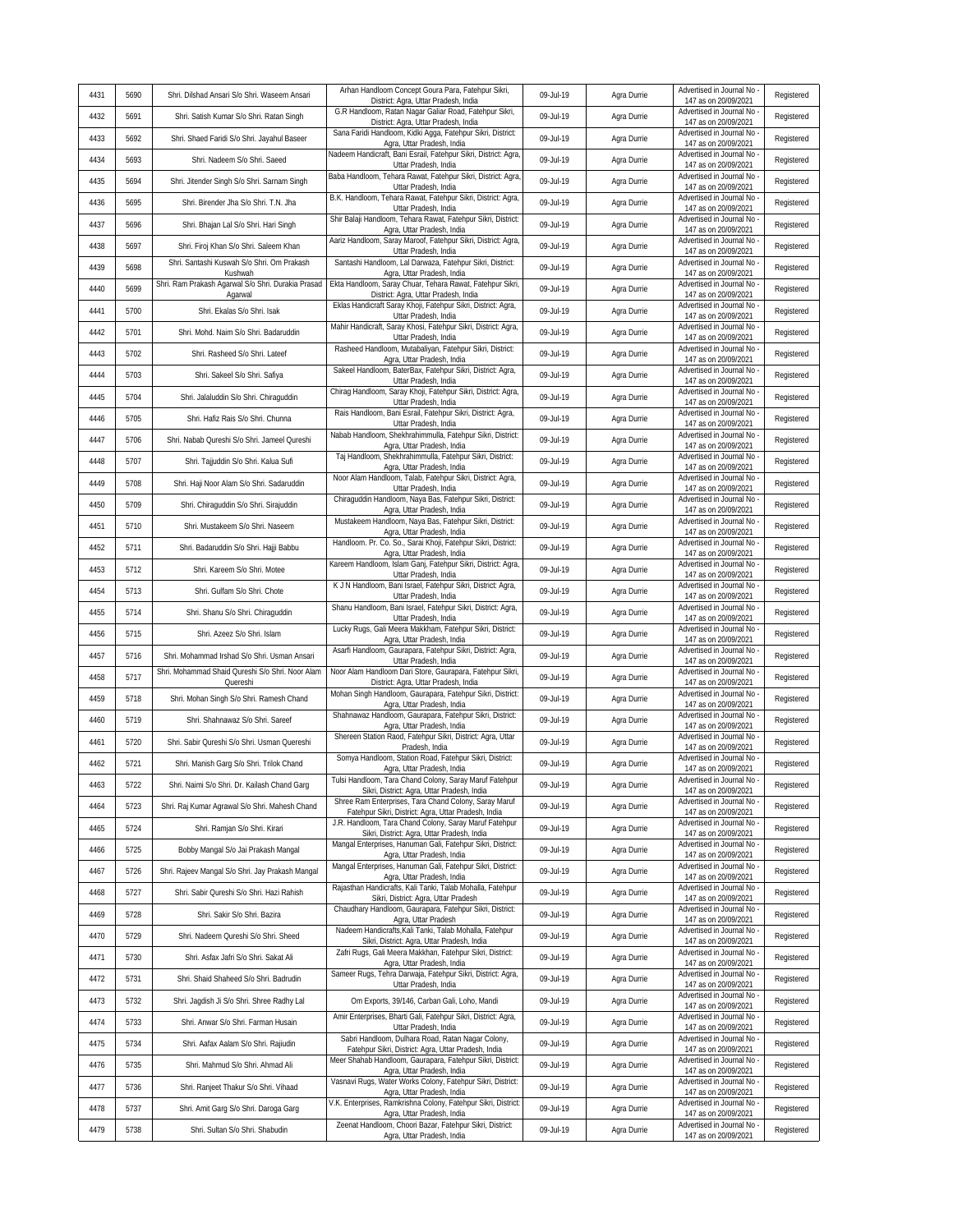| 4431 | 5690 | Shri. Dilshad Ansari S/o Shri. Waseem Ansari | Arhan Handloom Concept Goura Para, Fatehpur Sikri, District: Agra, Uttar Pradesh, India | 09-Jul-19 | Agra Durrie | Advertised in Journal No - 147 as on 20/09/2021 | Registered |
|---|---|---|---|---|---|---|---|
| 4432 | 5691 | Shri. Satish Kumar S/o Shri. Ratan Singh | G.R Handloom, Ratan Nagar Galiar Road, Fatehpur Sikri, District: Agra, Uttar Pradesh, India | 09-Jul-19 | Agra Durrie | Advertised in Journal No - 147 as on 20/09/2021 | Registered |
| 4433 | 5692 | Shri. Shaed Faridi S/o Shri. Jayahul Baseer | Sana Faridi Handloom, Kidki Agga, Fatehpur Sikri, District: Agra, Uttar Pradesh, India | 09-Jul-19 | Agra Durrie | Advertised in Journal No - 147 as on 20/09/2021 | Registered |
| 4434 | 5693 | Shri. Nadeem S/o Shri. Saeed | Nadeem Handicraft, Bani Esrail, Fatehpur Sikri, District: Agra, Uttar Pradesh, India | 09-Jul-19 | Agra Durrie | Advertised in Journal No - 147 as on 20/09/2021 | Registered |
| 4435 | 5694 | Shri. Jitender Singh S/o Shri. Sarnam Singh | Baba Handloom, Tehara Rawat, Fatehpur Sikri, District: Agra, Uttar Pradesh, India | 09-Jul-19 | Agra Durrie | Advertised in Journal No - 147 as on 20/09/2021 | Registered |
| 4436 | 5695 | Shri. Birender Jha S/o Shri. T.N. Jha | B.K. Handloom, Tehara Rawat, Fatehpur Sikri, District: Agra, Uttar Pradesh, India | 09-Jul-19 | Agra Durrie | Advertised in Journal No - 147 as on 20/09/2021 | Registered |
| 4437 | 5696 | Shri. Bhajan Lal S/o Shri. Hari Singh | Shir Balaji Handloom, Tehara Rawat, Fatehpur Sikri, District: Agra, Uttar Pradesh, India | 09-Jul-19 | Agra Durrie | Advertised in Journal No - 147 as on 20/09/2021 | Registered |
| 4438 | 5697 | Shri. Firoj Khan S/o Shri. Saleem Khan | Aariz Handloom, Saray Maroof, Fatehpur Sikri, District: Agra, Uttar Pradesh, India | 09-Jul-19 | Agra Durrie | Advertised in Journal No - 147 as on 20/09/2021 | Registered |
| 4439 | 5698 | Shri. Santashi Kuswah S/o Shri. Om Prakash Kushwah | Santashi Handloom, Lal Darwaza, Fatehpur Sikri, District: Agra, Uttar Pradesh, India | 09-Jul-19 | Agra Durrie | Advertised in Journal No - 147 as on 20/09/2021 | Registered |
| 4440 | 5699 | Shri. Ram Prakash Agarwal S/o Shri. Durakia Prasad Agarwal | Ekta Handloom, Saray Chuar, Tehara Rawat, Fatehpur Sikri, District: Agra, Uttar Pradesh, India | 09-Jul-19 | Agra Durrie | Advertised in Journal No - 147 as on 20/09/2021 | Registered |
| 4441 | 5700 | Shri. Ekalas S/o Shri. Isak | Eklas Handicraft Saray Khoji, Fatehpur Sikri, District: Agra, Uttar Pradesh, India | 09-Jul-19 | Agra Durrie | Advertised in Journal No - 147 as on 20/09/2021 | Registered |
| 4442 | 5701 | Shri. Mohd. Naim S/o Shri. Badaruddin | Mahir Handicraft, Saray Khosi, Fatehpur Sikri, District: Agra, Uttar Pradesh, India | 09-Jul-19 | Agra Durrie | Advertised in Journal No - 147 as on 20/09/2021 | Registered |
| 4443 | 5702 | Shri. Rasheed S/o Shri. Lateef | Rasheed Handloom, Mutabaliyan, Fatehpur Sikri, District: Agra, Uttar Pradesh, India | 09-Jul-19 | Agra Durrie | Advertised in Journal No - 147 as on 20/09/2021 | Registered |
| 4444 | 5703 | Shri. Sakeel S/o Shri. Safiya | Sakeel Handloom, BaterBax, Fatehpur Sikri, District: Agra, Uttar Pradesh, India | 09-Jul-19 | Agra Durrie | Advertised in Journal No - 147 as on 20/09/2021 | Registered |
| 4445 | 5704 | Shri. Jalaluddin S/o Shri. Chiraguddin | Chirag Handloom, Saray Khoji, Fatehpur Sikri, District: Agra, Uttar Pradesh, India | 09-Jul-19 | Agra Durrie | Advertised in Journal No - 147 as on 20/09/2021 | Registered |
| 4446 | 5705 | Shri. Hafiz Rais S/o Shri. Chunna | Rais Handloom, Bani Esrail, Fatehpur Sikri, District: Agra, Uttar Pradesh, India | 09-Jul-19 | Agra Durrie | Advertised in Journal No - 147 as on 20/09/2021 | Registered |
| 4447 | 5706 | Shri. Nabab Qureshi S/o Shri. Jameel Qureshi | Nabab Handloom, Shekhrahimmulla, Fatehpur Sikri, District: Agra, Uttar Pradesh, India | 09-Jul-19 | Agra Durrie | Advertised in Journal No - 147 as on 20/09/2021 | Registered |
| 4448 | 5707 | Shri. Tajjuddin S/o Shri. Kalua Sufi | Taj Handloom, Shekhrahimmulla, Fatehpur Sikri, District: Agra, Uttar Pradesh, India | 09-Jul-19 | Agra Durrie | Advertised in Journal No - 147 as on 20/09/2021 | Registered |
| 4449 | 5708 | Shri. Haji Noor Alam S/o Shri. Sadaruddin | Noor Alam Handloom, Talab, Fatehpur Sikri, District: Agra, Uttar Pradesh, India | 09-Jul-19 | Agra Durrie | Advertised in Journal No - 147 as on 20/09/2021 | Registered |
| 4450 | 5709 | Shri. Chiraguddin S/o Shri. Sirajuddin | Chiraguddin Handloom, Naya Bas, Fatehpur Sikri, District: Agra, Uttar Pradesh, India | 09-Jul-19 | Agra Durrie | Advertised in Journal No - 147 as on 20/09/2021 | Registered |
| 4451 | 5710 | Shri. Mustakeem S/o Shri. Naseem | Mustakeem Handloom, Naya Bas, Fatehpur Sikri, District: Agra, Uttar Pradesh, India | 09-Jul-19 | Agra Durrie | Advertised in Journal No - 147 as on 20/09/2021 | Registered |
| 4452 | 5711 | Shri. Badaruddin S/o Shri. Hajji Babbu | Handloom. Pr. Co. So., Sarai Khoji, Fatehpur Sikri, District: Agra, Uttar Pradesh, India | 09-Jul-19 | Agra Durrie | Advertised in Journal No - 147 as on 20/09/2021 | Registered |
| 4453 | 5712 | Shri. Kareem S/o Shri. Motee | Kareem Handloom, Islam Ganj, Fatehpur Sikri, District: Agra, Uttar Pradesh, India | 09-Jul-19 | Agra Durrie | Advertised in Journal No - 147 as on 20/09/2021 | Registered |
| 4454 | 5713 | Shri. Gulfam S/o Shri. Chote | K J N Handloom, Bani Israel, Fatehpur Sikri, District: Agra, Uttar Pradesh, India | 09-Jul-19 | Agra Durrie | Advertised in Journal No - 147 as on 20/09/2021 | Registered |
| 4455 | 5714 | Shri. Shanu S/o Shri. Chiraguddin | Shanu Handloom, Bani Israel, Fatehpur Sikri, District: Agra, Uttar Pradesh, India | 09-Jul-19 | Agra Durrie | Advertised in Journal No - 147 as on 20/09/2021 | Registered |
| 4456 | 5715 | Shri. Azeez S/o Shri. Islam | Lucky Rugs, Gali Meera Makkham, Fatehpur Sikri, District: Agra, Uttar Pradesh, India | 09-Jul-19 | Agra Durrie | Advertised in Journal No - 147 as on 20/09/2021 | Registered |
| 4457 | 5716 | Shri. Mohammad Irshad S/o Shri. Usman Ansari | Asarfi Handloom, Gaurapara, Fatehpur Sikri, District: Agra, Uttar Pradesh, India | 09-Jul-19 | Agra Durrie | Advertised in Journal No - 147 as on 20/09/2021 | Registered |
| 4458 | 5717 | Shri. Mohammad Shaid Qureshi S/o Shri. Noor Alam Quereshi | Noor Alam Handloom Dari Store, Gaurapara, Fatehpur Sikri, District: Agra, Uttar Pradesh, India | 09-Jul-19 | Agra Durrie | Advertised in Journal No - 147 as on 20/09/2021 | Registered |
| 4459 | 5718 | Shri. Mohan Singh S/o Shri. Ramesh Chand | Mohan Singh Handloom, Gaurapara, Fatehpur Sikri, District: Agra, Uttar Pradesh, India | 09-Jul-19 | Agra Durrie | Advertised in Journal No - 147 as on 20/09/2021 | Registered |
| 4460 | 5719 | Shri. Shahnawaz S/o Shri. Sareef | Shahnawaz Handloom, Gaurapara, Fatehpur Sikri, District: Agra, Uttar Pradesh, India | 09-Jul-19 | Agra Durrie | Advertised in Journal No - 147 as on 20/09/2021 | Registered |
| 4461 | 5720 | Shri. Sabir Qureshi S/o Shri. Usman Quereshi | Shereen Station Raod, Fatehpur Sikri, District: Agra, Uttar Pradesh, India | 09-Jul-19 | Agra Durrie | Advertised in Journal No - 147 as on 20/09/2021 | Registered |
| 4462 | 5721 | Shri. Manish Garg S/o Shri. Trilok Chand | Somya Handloom, Station Road, Fatehpur Sikri, District: Agra, Uttar Pradesh, India | 09-Jul-19 | Agra Durrie | Advertised in Journal No - 147 as on 20/09/2021 | Registered |
| 4463 | 5722 | Shri. Naimi S/o Shri. Dr. Kailash Chand Garg | Tulsi Handloom, Tara Chand Colony, Saray Maruf Fatehpur Sikri, District: Agra, Uttar Pradesh, India | 09-Jul-19 | Agra Durrie | Advertised in Journal No - 147 as on 20/09/2021 | Registered |
| 4464 | 5723 | Shri. Raj Kumar Agrawal S/o Shri. Mahesh Chand | Shree Ram Enterprises, Tara Chand Colony, Saray Maruf Fatehpur Sikri, District: Agra, Uttar Pradesh, India | 09-Jul-19 | Agra Durrie | Advertised in Journal No - 147 as on 20/09/2021 | Registered |
| 4465 | 5724 | Shri. Ramjan S/o Shri. Kirari | J.R. Handloom, Tara Chand Colony, Saray Maruf Fatehpur Sikri, District: Agra, Uttar Pradesh, India | 09-Jul-19 | Agra Durrie | Advertised in Journal No - 147 as on 20/09/2021 | Registered |
| 4466 | 5725 | Bobby Mangal S/o Jai Prakash Mangal | Mangal Enterprises, Hanuman Gali, Fatehpur Sikri, District: Agra, Uttar Pradesh, India | 09-Jul-19 | Agra Durrie | Advertised in Journal No - 147 as on 20/09/2021 | Registered |
| 4467 | 5726 | Shri. Rajeev Mangal S/o Shri. Jay Prakash Mangal | Mangal Enterprises, Hanuman Gali, Fatehpur Sikri, District: Agra, Uttar Pradesh, India | 09-Jul-19 | Agra Durrie | Advertised in Journal No - 147 as on 20/09/2021 | Registered |
| 4468 | 5727 | Shri. Sabir Qureshi S/o Shri. Hazi Rahish | Rajasthan Handicrafts, Kali Tanki, Talab Mohalla, Fatehpur Sikri, District: Agra, Uttar Pradesh | 09-Jul-19 | Agra Durrie | Advertised in Journal No - 147 as on 20/09/2021 | Registered |
| 4469 | 5728 | Shri. Sakir S/o Shri. Bazira | Chaudhary Handloom, Gaurapara, Fatehpur Sikri, District: Agra, Uttar Pradesh | 09-Jul-19 | Agra Durrie | Advertised in Journal No - 147 as on 20/09/2021 | Registered |
| 4470 | 5729 | Shri. Nadeem Qureshi S/o Shri. Sheed | Nadeem Handicrafts,Kali Tanki, Talab Mohalla, Fatehpur Sikri, District: Agra, Uttar Pradesh, India | 09-Jul-19 | Agra Durrie | Advertised in Journal No - 147 as on 20/09/2021 | Registered |
| 4471 | 5730 | Shri. Asfax Jafri S/o Shri. Sakat Ali | Zafri Rugs, Gali Meera Makkhan, Fatehpur Sikri, District: Agra, Uttar Pradesh, India | 09-Jul-19 | Agra Durrie | Advertised in Journal No - 147 as on 20/09/2021 | Registered |
| 4472 | 5731 | Shri. Shaid Shaheed S/o Shri. Badrudin | Sameer Rugs, Tehra Darwaja, Fatehpur Sikri, District: Agra, Uttar Pradesh, India | 09-Jul-19 | Agra Durrie | Advertised in Journal No - 147 as on 20/09/2021 | Registered |
| 4473 | 5732 | Shri. Jagdish Ji S/o Shri. Shree Radhy Lal | Om Exports, 39/146, Carban Gali, Loho, Mandi | 09-Jul-19 | Agra Durrie | Advertised in Journal No - 147 as on 20/09/2021 | Registered |
| 4474 | 5733 | Shri. Anwar S/o Shri. Farman Husain | Amir Enterprises, Bharti Gali, Fatehpur Sikri, District: Agra, Uttar Pradesh, India | 09-Jul-19 | Agra Durrie | Advertised in Journal No - 147 as on 20/09/2021 | Registered |
| 4475 | 5734 | Shri. Aafax Aalam S/o Shri. Rajiudin | Sabri Handloom, Dulhara Road, Ratan Nagar Colony, Fatehpur Sikri, District: Agra, Uttar Pradesh, India | 09-Jul-19 | Agra Durrie | Advertised in Journal No - 147 as on 20/09/2021 | Registered |
| 4476 | 5735 | Shri. Mahmud S/o Shri. Ahmad Ali | Meer Shahab Handloom, Gaurapara, Fatehpur Sikri, District: Agra, Uttar Pradesh, India | 09-Jul-19 | Agra Durrie | Advertised in Journal No - 147 as on 20/09/2021 | Registered |
| 4477 | 5736 | Shri. Ranjeet Thakur S/o Shri. Vihaad | Vasnavi Rugs, Water Works Colony, Fatehpur Sikri, District: Agra, Uttar Pradesh, India | 09-Jul-19 | Agra Durrie | Advertised in Journal No - 147 as on 20/09/2021 | Registered |
| 4478 | 5737 | Shri. Amit Garg S/o Shri. Daroga Garg | V.K. Enterprises, Ramkrishna Colony, Fatehpur Sikri, District: Agra, Uttar Pradesh, India | 09-Jul-19 | Agra Durrie | Advertised in Journal No - 147 as on 20/09/2021 | Registered |
| 4479 | 5738 | Shri. Sultan S/o Shri. Shabudin | Zeenat Handloom, Choori Bazar, Fatehpur Sikri, District: Agra, Uttar Pradesh, India | 09-Jul-19 | Agra Durrie | Advertised in Journal No - 147 as on 20/09/2021 | Registered |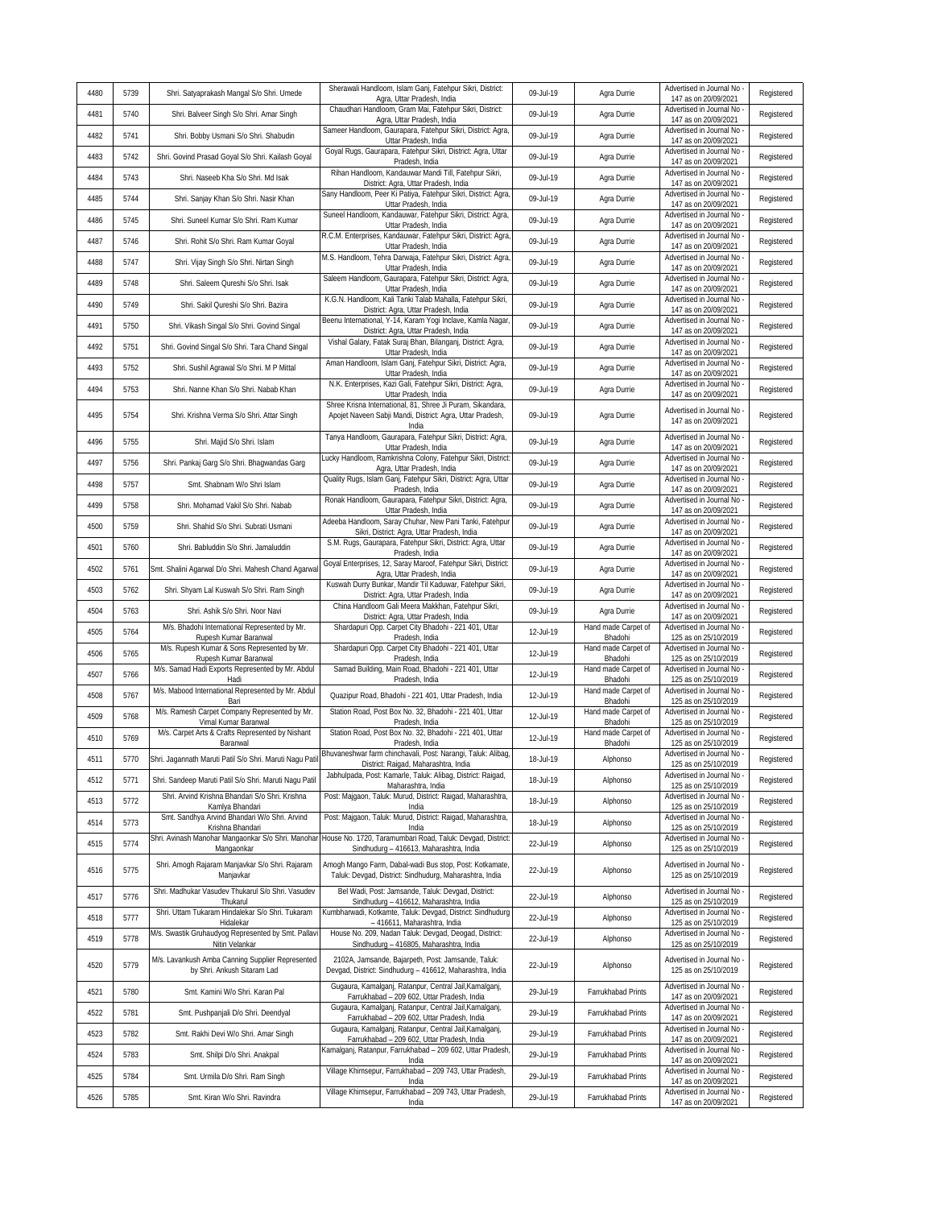| | | | | | | | |
|---|---|---|---|---|---|---|---|
| 4480 | 5739 | Shri. Satyaprakash Mangal S/o Shri. Umede | Sherawali Handloom, Islam Ganj, Fatehpur Sikri, District: Agra, Uttar Pradesh, India | 09-Jul-19 | Agra Durrie | Advertised in Journal No - 147 as on 20/09/2021 | Registered |
| 4481 | 5740 | Shri. Balveer Singh S/o Shri. Amar Singh | Chaudhari Handloom, Gram Mai, Fatehpur Sikri, District: Agra, Uttar Pradesh, India | 09-Jul-19 | Agra Durrie | Advertised in Journal No - 147 as on 20/09/2021 | Registered |
| 4482 | 5741 | Shri. Bobby Usmani S/o Shri. Shabudin | Sameer Handloom, Gaurapara, Fatehpur Sikri, District: Agra, Uttar Pradesh, India | 09-Jul-19 | Agra Durrie | Advertised in Journal No - 147 as on 20/09/2021 | Registered |
| 4483 | 5742 | Shri. Govind Prasad Goyal S/o Shri. Kailash Goyal | Goyal Rugs, Gaurapara, Fatehpur Sikri, District: Agra, Uttar Pradesh, India | 09-Jul-19 | Agra Durrie | Advertised in Journal No - 147 as on 20/09/2021 | Registered |
| 4484 | 5743 | Shri. Naseeb Kha S/o Shri. Md Isak | Rihan Handloom, Kandauwar Mandi Till, Fatehpur Sikri, District: Agra, Uttar Pradesh, India | 09-Jul-19 | Agra Durrie | Advertised in Journal No - 147 as on 20/09/2021 | Registered |
| 4485 | 5744 | Shri. Sanjay Khan S/o Shri. Nasir Khan | Sany Handloom, Peer Ki Patiya, Fatehpur Sikri, District: Agra, Uttar Pradesh, India | 09-Jul-19 | Agra Durrie | Advertised in Journal No - 147 as on 20/09/2021 | Registered |
| 4486 | 5745 | Shri. Suneel Kumar S/o Shri. Ram Kumar | Suneel Handloom, Kandauwar, Fatehpur Sikri, District: Agra, Uttar Pradesh, India | 09-Jul-19 | Agra Durrie | Advertised in Journal No - 147 as on 20/09/2021 | Registered |
| 4487 | 5746 | Shri. Rohit S/o Shri. Ram Kumar Goyal | R.C.M. Enterprises, Kandauwar, Fatehpur Sikri, District: Agra, Uttar Pradesh, India | 09-Jul-19 | Agra Durrie | Advertised in Journal No - 147 as on 20/09/2021 | Registered |
| 4488 | 5747 | Shri. Vijay Singh S/o Shri. Nirtan Singh | M.S. Handloom, Tehra Darwaja, Fatehpur Sikri, District: Agra, Uttar Pradesh, India | 09-Jul-19 | Agra Durrie | Advertised in Journal No - 147 as on 20/09/2021 | Registered |
| 4489 | 5748 | Shri. Saleem Qureshi S/o Shri. Isak | Saleem Handloom, Gaurapara, Fatehpur Sikri, District: Agra, Uttar Pradesh, India | 09-Jul-19 | Agra Durrie | Advertised in Journal No - 147 as on 20/09/2021 | Registered |
| 4490 | 5749 | Shri. Sakil Qureshi S/o Shri. Bazira | K.G.N. Handloom, Kali Tanki Talab Mahalla, Fatehpur Sikri, District: Agra, Uttar Pradesh, India | 09-Jul-19 | Agra Durrie | Advertised in Journal No - 147 as on 20/09/2021 | Registered |
| 4491 | 5750 | Shri. Vikash Singal S/o Shri. Govind Singal | Beenu International, Y-14, Karam Yogi Inclave, Kamla Nagar, District: Agra, Uttar Pradesh, India | 09-Jul-19 | Agra Durrie | Advertised in Journal No - 147 as on 20/09/2021 | Registered |
| 4492 | 5751 | Shri. Govind Singal S/o Shri. Tara Chand Singal | Vishal Galary, Fatak Suraj Bhan, Bilanganj, District: Agra, Uttar Pradesh, India | 09-Jul-19 | Agra Durrie | Advertised in Journal No - 147 as on 20/09/2021 | Registered |
| 4493 | 5752 | Shri. Sushil Agrawal S/o Shri. M P Mittal | Aman Handloom, Islam Ganj, Fatehpur Sikri, District: Agra, Uttar Pradesh, India | 09-Jul-19 | Agra Durrie | Advertised in Journal No - 147 as on 20/09/2021 | Registered |
| 4494 | 5753 | Shri. Nanne Khan S/o Shri. Nabab Khan | N.K. Enterprises, Kazi Gali, Fatehpur Sikri, District: Agra, Uttar Pradesh, India | 09-Jul-19 | Agra Durrie | Advertised in Journal No - 147 as on 20/09/2021 | Registered |
| 4495 | 5754 | Shri. Krishna Verma S/o Shri. Attar Singh | Shree Krisna International, 81, Shree Ji Puram, Sikandara, Apojet Naveen Sabji Mandi, District: Agra, Uttar Pradesh, India | 09-Jul-19 | Agra Durrie | Advertised in Journal No - 147 as on 20/09/2021 | Registered |
| 4496 | 5755 | Shri. Majid S/o Shri. Islam | Tanya Handloom, Gaurapara, Fatehpur Sikri, District: Agra, Uttar Pradesh, India | 09-Jul-19 | Agra Durrie | Advertised in Journal No - 147 as on 20/09/2021 | Registered |
| 4497 | 5756 | Shri. Pankaj Garg S/o Shri. Bhagwandas Garg | Lucky Handloom, Ramkrishna Colony, Fatehpur Sikri, District: Agra, Uttar Pradesh, India | 09-Jul-19 | Agra Durrie | Advertised in Journal No - 147 as on 20/09/2021 | Registered |
| 4498 | 5757 | Smt. Shabnam W/o Shri Islam | Quality Rugs, Islam Ganj, Fatehpur Sikri, District: Agra, Uttar Pradesh, India | 09-Jul-19 | Agra Durrie | Advertised in Journal No - 147 as on 20/09/2021 | Registered |
| 4499 | 5758 | Shri. Mohamad Vakil S/o Shri. Nabab | Ronak Handloom, Gaurapara, Fatehpur Sikri, District: Agra, Uttar Pradesh, India | 09-Jul-19 | Agra Durrie | Advertised in Journal No - 147 as on 20/09/2021 | Registered |
| 4500 | 5759 | Shri. Shahid S/o Shri. Subrati Usmani | Adeeba Handloom, Saray Chuhar, New Pani Tanki, Fatehpur Sikri, District: Agra, Uttar Pradesh, India | 09-Jul-19 | Agra Durrie | Advertised in Journal No - 147 as on 20/09/2021 | Registered |
| 4501 | 5760 | Shri. Babluddin S/o Shri. Jamaluddin | S.M. Rugs, Gaurapara, Fatehpur Sikri, District: Agra, Uttar Pradesh, India | 09-Jul-19 | Agra Durrie | Advertised in Journal No - 147 as on 20/09/2021 | Registered |
| 4502 | 5761 | Smt. Shalini Agarwal D/o Shri. Mahesh Chand Agarwal | Goyal Enterprises, 12, Saray Maroof, Fatehpur Sikri, District: Agra, Uttar Pradesh, India | 09-Jul-19 | Agra Durrie | Advertised in Journal No - 147 as on 20/09/2021 | Registered |
| 4503 | 5762 | Shri. Shyam Lal Kuswah S/o Shri. Ram Singh | Kuswah Durry Bunkar, Mandir Til Kaduwar, Fatehpur Sikri, District: Agra, Uttar Pradesh, India | 09-Jul-19 | Agra Durrie | Advertised in Journal No - 147 as on 20/09/2021 | Registered |
| 4504 | 5763 | Shri. Ashik S/o Shri. Noor Navi | China Handloom Gali Meera Makkhan, Fatehpur Sikri, District: Agra, Uttar Pradesh, India | 09-Jul-19 | Agra Durrie | Advertised in Journal No - 147 as on 20/09/2021 | Registered |
| 4505 | 5764 | M/s. Bhadohi International Represented by Mr. Rupesh Kumar Baranwal | Shardapuri Opp. Carpet City Bhadohi - 221 401, Uttar Pradesh, India | 12-Jul-19 | Hand made Carpet of Bhadohi | Advertised in Journal No - 125 as on 25/10/2019 | Registered |
| 4506 | 5765 | M/s. Rupesh Kumar & Sons Represented by Mr. Rupesh Kumar Baranwal | Shardapuri Opp. Carpet City Bhadohi - 221 401, Uttar Pradesh, India | 12-Jul-19 | Hand made Carpet of Bhadohi | Advertised in Journal No - 125 as on 25/10/2019 | Registered |
| 4507 | 5766 | M/s. Samad Hadi Exports Represented by Mr. Abdul Hadi | Samad Building, Main Road, Bhadohi - 221 401, Uttar Pradesh, India | 12-Jul-19 | Hand made Carpet of Bhadohi | Advertised in Journal No - 125 as on 25/10/2019 | Registered |
| 4508 | 5767 | M/s. Mabood International Represented by Mr. Abdul Bari | Quazipur Road, Bhadohi - 221 401, Uttar Pradesh, India | 12-Jul-19 | Hand made Carpet of Bhadohi | Advertised in Journal No - 125 as on 25/10/2019 | Registered |
| 4509 | 5768 | M/s. Ramesh Carpet Company Represented by Mr. Vimal Kumar Baranwal | Station Road, Post Box No. 32, Bhadohi - 221 401, Uttar Pradesh, India | 12-Jul-19 | Hand made Carpet of Bhadohi | Advertised in Journal No - 125 as on 25/10/2019 | Registered |
| 4510 | 5769 | M/s. Carpet Arts & Crafts Represented by Nishant Baranwal | Station Road, Post Box No. 32, Bhadohi - 221 401, Uttar Pradesh, India | 12-Jul-19 | Hand made Carpet of Bhadohi | Advertised in Journal No - 125 as on 25/10/2019 | Registered |
| 4511 | 5770 | Shri. Jagannath Maruti Patil S/o Shri. Maruti Nagu Patil | Bhuvaneshwar farm chinchavali, Post: Narangi, Taluk: Alibag, District: Raigad, Maharashtra, India | 18-Jul-19 | Alphonso | Advertised in Journal No - 125 as on 25/10/2019 | Registered |
| 4512 | 5771 | Shri. Sandeep Maruti Patil S/o Shri. Maruti Nagu Patil | Jabhulpada, Post: Kamarle, Taluk: Alibag, District: Raigad, Maharashtra, India | 18-Jul-19 | Alphonso | Advertised in Journal No - 125 as on 25/10/2019 | Registered |
| 4513 | 5772 | Shri. Arvind Krishna Bhandari S/o Shri. Krishna Kamlya Bhandari | Post: Majgaon, Taluk: Murud, District: Raigad, Maharashtra, India | 18-Jul-19 | Alphonso | Advertised in Journal No - 125 as on 25/10/2019 | Registered |
| 4514 | 5773 | Smt. Sandhya Arvind Bhandari W/o Shri. Arvind Krishna Bhandari | Post: Majgaon, Taluk: Murud, District: Raigad, Maharashtra, India | 18-Jul-19 | Alphonso | Advertised in Journal No - 125 as on 25/10/2019 | Registered |
| 4515 | 5774 | Shri. Avinash Manohar Mangaonkar S/o Shri. Manohar Mangaonkar | House No. 1720, Taramumbari Road, Taluk: Devgad, District: Sindhudurg – 416613, Maharashtra, India | 22-Jul-19 | Alphonso | Advertised in Journal No - 125 as on 25/10/2019 | Registered |
| 4516 | 5775 | Shri. Amogh Rajaram Manjavkar S/o Shri. Rajaram Manjavkar | Amogh Mango Farm, Dabal-wadi Bus stop, Post: Kotkamate, Taluk: Devgad, District: Sindhudurg, Maharashtra, India | 22-Jul-19 | Alphonso | Advertised in Journal No - 125 as on 25/10/2019 | Registered |
| 4517 | 5776 | Shri. Madhukar Vasudev Thukarul S/o Shri. Vasudev Thukarul | Bel Wadi, Post: Jamsande, Taluk: Devgad, District: Sindhudurg – 416612, Maharashtra, India | 22-Jul-19 | Alphonso | Advertised in Journal No - 125 as on 25/10/2019 | Registered |
| 4518 | 5777 | Shri. Uttam Tukaram Hindalekar S/o Shri. Tukaram Hidalekar | Kumbharwadi, Kotkamte, Taluk: Devgad, District: Sindhudurg – 416611, Maharashtra, India | 22-Jul-19 | Alphonso | Advertised in Journal No - 125 as on 25/10/2019 | Registered |
| 4519 | 5778 | M/s. Swastik Gruhaudyog Represented by Smt. Pallavi Nitin Velankar | House No. 209, Nadan Taluk: Devgad, Deogad, District: Sindhudurg – 416805, Maharashtra, India | 22-Jul-19 | Alphonso | Advertised in Journal No - 125 as on 25/10/2019 | Registered |
| 4520 | 5779 | M/s. Lavankush Amba Canning Supplier Represented by Shri. Ankush Sitaram Lad | 2102A, Jamsande, Bajarpeth, Post: Jamsande, Taluk: Devgad, District: Sindhudurg – 416612, Maharashtra, India | 22-Jul-19 | Alphonso | Advertised in Journal No - 125 as on 25/10/2019 | Registered |
| 4521 | 5780 | Smt. Kamini W/o Shri. Karan Pal | Gugaura, Kamalganj, Ratanpur, Central Jail,Kamalganj, Farrukhabad – 209 602, Uttar Pradesh, India | 29-Jul-19 | Farrukhabad Prints | Advertised in Journal No - 147 as on 20/09/2021 | Registered |
| 4522 | 5781 | Smt. Pushpanjali D/o Shri. Deendyal | Gugaura, Kamalganj, Ratanpur, Central Jail,Kamalganj, Farrukhabad – 209 602, Uttar Pradesh, India | 29-Jul-19 | Farrukhabad Prints | Advertised in Journal No - 147 as on 20/09/2021 | Registered |
| 4523 | 5782 | Smt. Rakhi Devi W/o Shri. Amar Singh | Gugaura, Kamalganj, Ratanpur, Central Jail,Kamalganj, Farrukhabad – 209 602, Uttar Pradesh, India | 29-Jul-19 | Farrukhabad Prints | Advertised in Journal No - 147 as on 20/09/2021 | Registered |
| 4524 | 5783 | Smt. Shilpi D/o Shri. Anakpal | Kamalganj, Ratanpur, Farrukhabad – 209 602, Uttar Pradesh, India | 29-Jul-19 | Farrukhabad Prints | Advertised in Journal No - 147 as on 20/09/2021 | Registered |
| 4525 | 5784 | Smt. Urmila D/o Shri. Ram Singh | Village Khimsepur, Farrukhabad – 209 743, Uttar Pradesh, India | 29-Jul-19 | Farrukhabad Prints | Advertised in Journal No - 147 as on 20/09/2021 | Registered |
| 4526 | 5785 | Smt. Kiran W/o Shri. Ravindra | Village Khimsepur, Farrukhabad – 209 743, Uttar Pradesh, India | 29-Jul-19 | Farrukhabad Prints | Advertised in Journal No - 147 as on 20/09/2021 | Registered |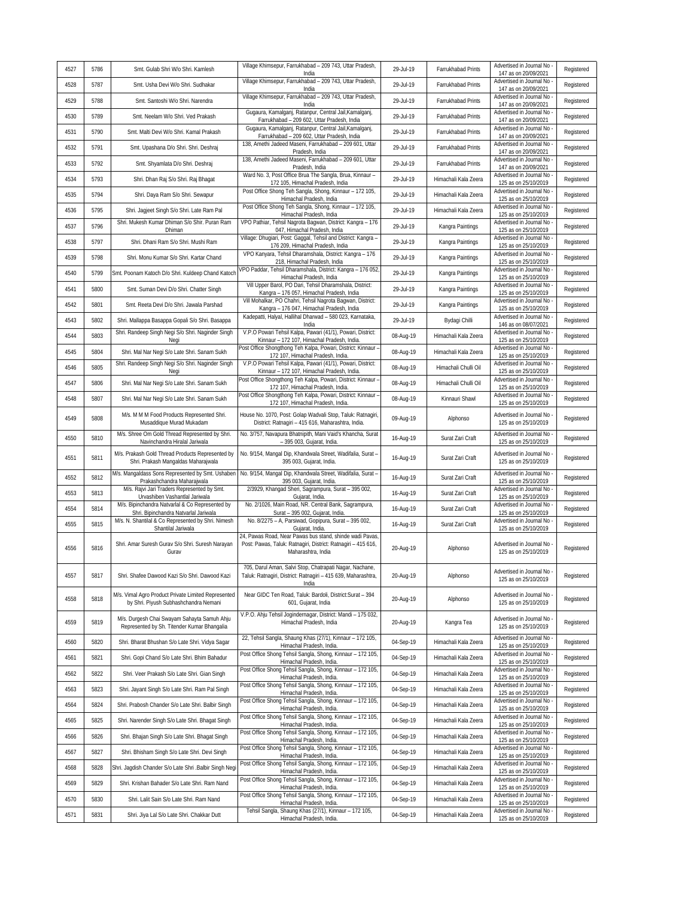| 4527 | 5786 | Smt. Gulab Shri W/o Shri. Kamlesh | Village Khimsepur, Farrukhabad – 209 743, Uttar Pradesh, India | 29-Jul-19 | Farrukhabad Prints | Advertised in Journal No - 147 as on 20/09/2021 | Registered |
|---|---|---|---|---|---|---|---|
| 4528 | 5787 | Smt. Usha Devi W/o Shri. Sudhakar | Village Khimsepur, Farrukhabad – 209 743, Uttar Pradesh, India | 29-Jul-19 | Farrukhabad Prints | Advertised in Journal No - 147 as on 20/09/2021 | Registered |
| 4529 | 5788 | Smt. Santoshi W/o Shri. Narendra | Village Khimsepur, Farrukhabad – 209 743, Uttar Pradesh, India | 29-Jul-19 | Farrukhabad Prints | Advertised in Journal No - 147 as on 20/09/2021 | Registered |
| 4530 | 5789 | Smt. Neelam W/o Shri. Ved Prakash | Gugaura, Kamalganj, Ratanpur, Central Jail,Kamalganj, Farrukhabad – 209 602, Uttar Pradesh, India | 29-Jul-19 | Farrukhabad Prints | Advertised in Journal No - 147 as on 20/09/2021 | Registered |
| 4531 | 5790 | Smt. Malti Devi W/o Shri. Kamal Prakash | Gugaura, Kamalganj, Ratanpur, Central Jail,Kamalganj, Farrukhabad – 209 602, Uttar Pradesh, India | 29-Jul-19 | Farrukhabad Prints | Advertised in Journal No - 147 as on 20/09/2021 | Registered |
| 4532 | 5791 | Smt. Upashana D/o Shri. Shri. Deshraj | 138, Amethi Jadeed Maseni, Farrukhabad – 209 601, Uttar Pradesh, India | 29-Jul-19 | Farrukhabad Prints | Advertised in Journal No - 147 as on 20/09/2021 | Registered |
| 4533 | 5792 | Smt. Shyamlata D/o Shri. Deshraj | 138, Amethi Jadeed Maseni, Farrukhabad – 209 601, Uttar Pradesh, India | 29-Jul-19 | Farrukhabad Prints | Advertised in Journal No - 147 as on 20/09/2021 | Registered |
| 4534 | 5793 | Shri. Dhan Raj S/o Shri. Raj Bhagat | Ward No. 3, Post Office Brua The Sangla, Brua, Kinnaur – 172 105, Himachal Pradesh, India | 29-Jul-19 | Himachali Kala Zeera | Advertised in Journal No - 125 as on 25/10/2019 | Registered |
| 4535 | 5794 | Shri. Daya Ram S/o Shri. Sewapur | Post Office Shong Teh Sangla, Shong, Kinnaur – 172 105, Himachal Pradesh, India | 29-Jul-19 | Himachali Kala Zeera | Advertised in Journal No - 125 as on 25/10/2019 | Registered |
| 4536 | 5795 | Shri. Jagjeet Singh S/o Shri. Late Ram Pal | Post Office Shong Teh Sangla, Shong, Kinnaur – 172 105, Himachal Pradesh, India | 29-Jul-19 | Himachali Kala Zeera | Advertised in Journal No - 125 as on 25/10/2019 | Registered |
| 4537 | 5796 | Shri. Mukesh Kumar Dhiman S/o Shir. Puran Ram Dhiman | VPO Pathiar, Tehsil Nagrota Bagwan, District: Kangra – 176 047, Himachal Pradesh, India | 29-Jul-19 | Kangra Paintings | Advertised in Journal No - 125 as on 25/10/2019 | Registered |
| 4538 | 5797 | Shri. Dhani Ram S/o Shri. Mushi Ram | Village: Dhugiari, Post: Gaggal, Tehsil and District: Kangra – 176 209, Himachal Pradesh, India | 29-Jul-19 | Kangra Paintings | Advertised in Journal No - 125 as on 25/10/2019 | Registered |
| 4539 | 5798 | Shri. Monu Kumar S/o Shri. Kartar Chand | VPO Kanyara, Tehsil Dharamshala, District: Kangra – 176 218, Himachal Pradesh, India | 29-Jul-19 | Kangra Paintings | Advertised in Journal No - 125 as on 25/10/2019 | Registered |
| 4540 | 5799 | Smt. Poonam Katoch D/o Shri. Kuldeep Chand Katoch | VPO Paddar, Tehsil Dharamshala, District: Kangra – 176 052, Himachal Pradesh, India | 29-Jul-19 | Kangra Paintings | Advertised in Journal No - 125 as on 25/10/2019 | Registered |
| 4541 | 5800 | Smt. Suman Devi D/o Shri. Chatter Singh | Vill Upper Barol, PO Dari, Tehsil Dharamshala, District: Kangra – 176 057, Himachal Pradesh, India | 29-Jul-19 | Kangra Paintings | Advertised in Journal No - 125 as on 25/10/2019 | Registered |
| 4542 | 5801 | Smt. Reeta Devi D/o Shri. Jawala Parshad | Vill Mohalkar, PO Chahri, Tehsil Nagrota Bagwan, District: Kangra – 176 047, Himachal Pradesh, India | 29-Jul-19 | Kangra Paintings | Advertised in Journal No - 125 as on 25/10/2019 | Registered |
| 4543 | 5802 | Shri. Mallappa Basappa Gopali S/o Shri. Basappa | Kadepatti, Halyal, Hallihal Dharwad – 580 023, Karnataka, India | 29-Jul-19 | Bydagi Chilli | Advertised in Journal No - 146 as on 08/07/2021 | Registered |
| 4544 | 5803 | Shri. Randeep Singh Negi S/o Shri. Naginder Singh Negi | V.P.O Powari Tehsil Kalpa, Pawari (41/1), Powari, District: Kinnaur – 172 107, Himachal Pradesh, India. | 08-Aug-19 | Himachali Kala Zeera | Advertised in Journal No - 125 as on 25/10/2019 | Registered |
| 4545 | 5804 | Shri. Mal Nar Negi S/o Late Shri. Sanam Sukh | Post Office Shongthong Teh Kalpa, Powari, District: Kinnaur – 172 107, Himachal Pradesh, India. | 08-Aug-19 | Himachali Kala Zeera | Advertised in Journal No - 125 as on 25/10/2019 | Registered |
| 4546 | 5805 | Shri. Randeep Singh Negi S/o Shri. Naginder Singh Negi | V.P.O Powari Tehsil Kalpa, Pawari (41/1), Powari, District: Kinnaur – 172 107, Himachal Pradesh, India. | 08-Aug-19 | Himachali Chulli Oil | Advertised in Journal No - 125 as on 25/10/2019 | Registered |
| 4547 | 5806 | Shri. Mal Nar Negi S/o Late Shri. Sanam Sukh | Post Office Shongthong Teh Kalpa, Powari, District: Kinnaur – 172 107, Himachal Pradesh, India. | 08-Aug-19 | Himachali Chulli Oil | Advertised in Journal No - 125 as on 25/10/2019 | Registered |
| 4548 | 5807 | Shri. Mal Nar Negi S/o Late Shri. Sanam Sukh | Post Office Shongthong Teh Kalpa, Powari, District: Kinnaur – 172 107, Himachal Pradesh, India. | 08-Aug-19 | Kinnauri Shawl | Advertised in Journal No - 125 as on 25/10/2019 | Registered |
| 4549 | 5808 | M/s. M M M Food Products Represented Shri. Musaddique Murad Mukadam | House No. 1070, Post: Golap Wadvali Stop, Taluk: Ratnagiri, District: Ratnagiri – 415 616, Maharashtra, India. | 09-Aug-19 | Alphonso | Advertised in Journal No - 125 as on 25/10/2019 | Registered |
| 4550 | 5810 | M/s. Shree Om Gold Thread Represented by Shri. Navinchandra Hiralal Jariwala | No. 3/757, Navapura Bhatnipith, Mani Vaid's Khancha, Surat – 395 003, Gujarat, India. | 16-Aug-19 | Surat Zari Craft | Advertised in Journal No - 125 as on 25/10/2019 | Registered |
| 4551 | 5811 | M/s. Prakash Gold Thread Products Represented by Shri. Prakash Mangaldas Maharajwala | No. 9/154, Mangal Dip, Khandwala Street, Wadifalia, Surat – 395 003, Gujarat, India. | 16-Aug-19 | Surat Zari Craft | Advertised in Journal No - 125 as on 25/10/2019 | Registered |
| 4552 | 5812 | M/s. Mangaldass Sons Represented by Smt. Ushaben Prakashchandra Maharajwala | No. 9/154, Mangal Dip, Khandwala Street, Wadifalia, Surat – 395 003, Gujarat, India. | 16-Aug-19 | Surat Zari Craft | Advertised in Journal No - 125 as on 25/10/2019 | Registered |
| 4553 | 5813 | M/s. Rajvi Jari Traders Represented by Smt. Urvashiben Vashantlal Jariwala | 2/3929, Khangad Sheri, Sagrampura, Surat – 395 002, Gujarat, India. | 16-Aug-19 | Surat Zari Craft | Advertised in Journal No - 125 as on 25/10/2019 | Registered |
| 4554 | 5814 | M/s. Bipinchandra Natvarlal & Co Represented by Shri. Bipinchandra Natvarlal Jariwala | No. 2/1026, Main Road, NR. Central Bank, Sagrampura, Surat – 395 002, Gujarat, India. | 16-Aug-19 | Surat Zari Craft | Advertised in Journal No - 125 as on 25/10/2019 | Registered |
| 4555 | 5815 | M/s. N. Shantilal & Co Represented by Shri. Nimesh Shantilal Jariwala | No. 8/2275 – A, Parsiwad, Gopipura, Surat – 395 002, Gujarat, India. | 16-Aug-19 | Surat Zari Craft | Advertised in Journal No - 125 as on 25/10/2019 | Registered |
| 4556 | 5816 | Shri. Amar Suresh Gurav S/o Shri. Suresh Narayan Gurav | 24, Pawas Road, Near Pawas bus stand, shinde wadi Pavas, Post: Pawas, Taluk: Ratnagiri, District: Ratnagiri – 415 616, Maharashtra, India | 20-Aug-19 | Alphonso | Advertised in Journal No - 125 as on 25/10/2019 | Registered |
| 4557 | 5817 | Shri. Shafee Dawood Kazi S/o Shri. Dawood Kazi | 705, Darul Aman, Salvi Stop, Chatrapati Nagar, Nachane, Taluk: Ratnagiri, District: Ratnagiri – 415 639, Maharashtra, India | 20-Aug-19 | Alphonso | Advertised in Journal No - 125 as on 25/10/2019 | Registered |
| 4558 | 5818 | M/s. Vimal Agro Product Private Limited Represented by Shri. Piyush Subhashchandra Nemani | Near GIDC Ten Road, Taluk: Bardoli, District:Surat – 394 601, Gujarat, India | 20-Aug-19 | Alphonso | Advertised in Journal No - 125 as on 25/10/2019 | Registered |
| 4559 | 5819 | M/s. Durgesh Chai Swayam Sahayta Samuh Ahju Represented by Sh. Titender Kumar Bhangalia | V.P.O. Ahju Tehsil Jogindernagar, District: Mandi – 175 032, Himachal Pradesh, India | 20-Aug-19 | Kangra Tea | Advertised in Journal No - 125 as on 25/10/2019 | Registered |
| 4560 | 5820 | Shri. Bharat Bhushan S/o Late Shri. Vidya Sagar | 22, Tehsil Sangla, Shaung Khas (27/1), Kinnaur – 172 105, Himachal Pradesh, India. | 04-Sep-19 | Himachali Kala Zeera | Advertised in Journal No - 125 as on 25/10/2019 | Registered |
| 4561 | 5821 | Shri. Gopi Chand S/o Late Shri. Bhim Bahadur | Post Office Shong Tehsil Sangla, Shong, Kinnaur – 172 105, Himachal Pradesh, India. | 04-Sep-19 | Himachali Kala Zeera | Advertised in Journal No - 125 as on 25/10/2019 | Registered |
| 4562 | 5822 | Shri. Veer Prakash S/o Late Shri. Gian Singh | Post Office Shong Tehsil Sangla, Shong, Kinnaur – 172 105, Himachal Pradesh, India. | 04-Sep-19 | Himachali Kala Zeera | Advertised in Journal No - 125 as on 25/10/2019 | Registered |
| 4563 | 5823 | Shri. Jayant Singh S/o Late Shri. Ram Pal Singh | Post Office Shong Tehsil Sangla, Shong, Kinnaur – 172 105, Himachal Pradesh, India. | 04-Sep-19 | Himachali Kala Zeera | Advertised in Journal No - 125 as on 25/10/2019 | Registered |
| 4564 | 5824 | Shri. Prabosh Chander S/o Late Shri. Balbir Singh | Post Office Shong Tehsil Sangla, Shong, Kinnaur – 172 105, Himachal Pradesh, India. | 04-Sep-19 | Himachali Kala Zeera | Advertised in Journal No - 125 as on 25/10/2019 | Registered |
| 4565 | 5825 | Shri. Narender Singh S/o Late Shri. Bhagat Singh | Post Office Shong Tehsil Sangla, Shong, Kinnaur – 172 105, Himachal Pradesh, India. | 04-Sep-19 | Himachali Kala Zeera | Advertised in Journal No - 125 as on 25/10/2019 | Registered |
| 4566 | 5826 | Shri. Bhajan Singh S/o Late Shri. Bhagat Singh | Post Office Shong Tehsil Sangla, Shong, Kinnaur – 172 105, Himachal Pradesh, India. | 04-Sep-19 | Himachali Kala Zeera | Advertised in Journal No - 125 as on 25/10/2019 | Registered |
| 4567 | 5827 | Shri. Bhisham Singh S/o Late Shri. Devi Singh | Post Office Shong Tehsil Sangla, Shong, Kinnaur – 172 105, Himachal Pradesh, India. | 04-Sep-19 | Himachali Kala Zeera | Advertised in Journal No - 125 as on 25/10/2019 | Registered |
| 4568 | 5828 | Shri. Jagdish Chander S/o Late Shri .Balbir Singh Negi | Post Office Shong Tehsil Sangla, Shong, Kinnaur – 172 105, Himachal Pradesh, India. | 04-Sep-19 | Himachali Kala Zeera | Advertised in Journal No - 125 as on 25/10/2019 | Registered |
| 4569 | 5829 | Shri. Krishan Bahader S/o Late Shri. Ram Nand | Post Office Shong Tehsil Sangla, Shong, Kinnaur – 172 105, Himachal Pradesh, India. | 04-Sep-19 | Himachali Kala Zeera | Advertised in Journal No - 125 as on 25/10/2019 | Registered |
| 4570 | 5830 | Shri. Lalit Sain S/o Late Shri. Ram Nand | Post Office Shong Tehsil Sangla, Shong, Kinnaur – 172 105, Himachal Pradesh, India. | 04-Sep-19 | Himachali Kala Zeera | Advertised in Journal No - 125 as on 25/10/2019 | Registered |
| 4571 | 5831 | Shri. Jiya Lal S/o Late Shri. Chakkar Dutt | Tehsil Sangla, Shaung Khas (27/1), Kinnaur – 172 105, Himachal Pradesh, India. | 04-Sep-19 | Himachali Kala Zeera | Advertised in Journal No - 125 as on 25/10/2019 | Registered |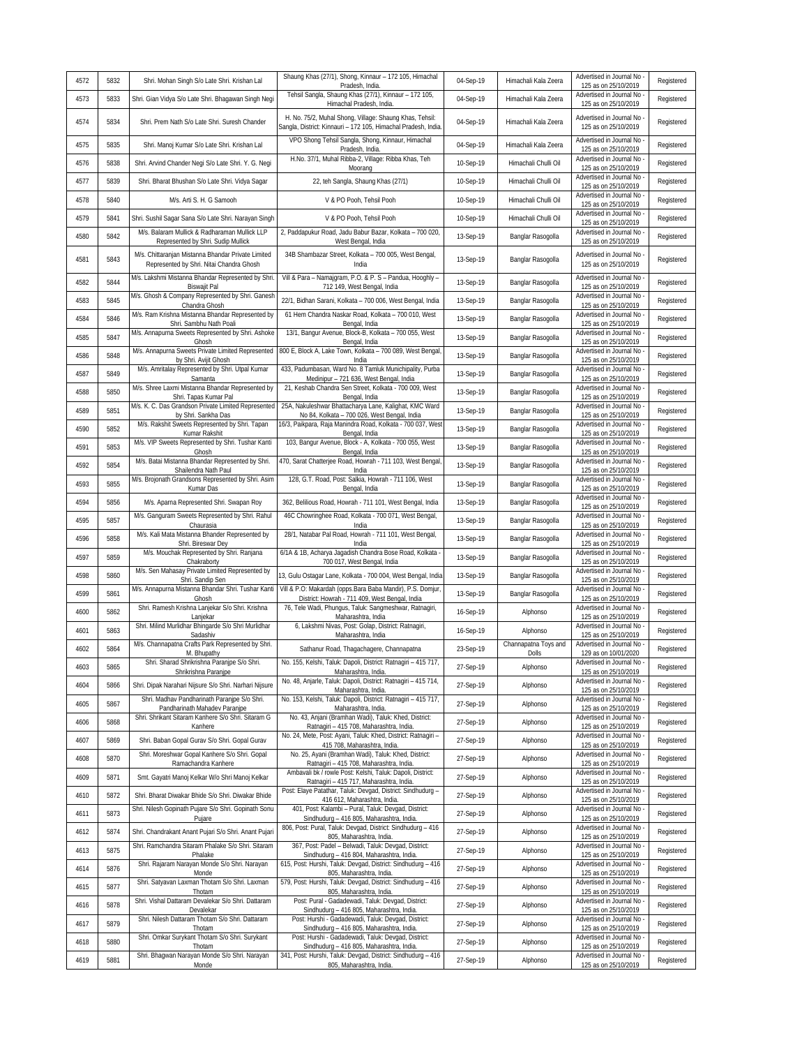| 4572 | 5832 | Shri. Mohan Singh S/o Late Shri. Krishan Lal | Shaung Khas (27/1), Shong, Kinnaur – 172 105, Himachal Pradesh, India. | 04-Sep-19 | Himachali Kala Zeera | Advertised in Journal No - 125 as on 25/10/2019 | Registered |
|---|---|---|---|---|---|---|---|
| 4573 | 5833 | Shri. Gian Vidya S/o Late Shri. Bhagawan Singh Negi | Tehsil Sangla, Shaung Khas (27/1), Kinnaur – 172 105, Himachal Pradesh, India. | 04-Sep-19 | Himachali Kala Zeera | Advertised in Journal No - 125 as on 25/10/2019 | Registered |
| 4574 | 5834 | Shri. Prem Nath S/o Late Shri. Suresh Chander | H. No. 75/2, Muhal Shong, Village: Shaung Khas, Tehsil: Sangla, District: Kinnauri – 172 105, Himachal Pradesh, India. | 04-Sep-19 | Himachali Kala Zeera | Advertised in Journal No - 125 as on 25/10/2019 | Registered |
| 4575 | 5835 | Shri. Manoj Kumar S/o Late Shri. Krishan Lal | VPO Shong Tehsil Sangla, Shong, Kinnaur, Himachal Pradesh, India. | 04-Sep-19 | Himachali Kala Zeera | Advertised in Journal No - 125 as on 25/10/2019 | Registered |
| 4576 | 5838 | Shri. Arvind Chander Negi S/o Late Shri. Y. G. Negi | H.No. 37/1, Muhal Ribba-2, Village: Ribba Khas, Teh Moorang | 10-Sep-19 | Himachali Chulli Oil | Advertised in Journal No - 125 as on 25/10/2019 | Registered |
| 4577 | 5839 | Shri. Bharat Bhushan S/o Late Shri. Vidya Sagar | 22, teh Sangla, Shaung Khas (27/1) | 10-Sep-19 | Himachali Chulli Oil | Advertised in Journal No - 125 as on 25/10/2019 | Registered |
| 4578 | 5840 | M/s. Arti S. H. G Samooh | V & PO Pooh, Tehsil Pooh | 10-Sep-19 | Himachali Chulli Oil | Advertised in Journal No - 125 as on 25/10/2019 | Registered |
| 4579 | 5841 | Shri. Sushil Sagar Sana S/o Late Shri. Narayan Singh | V & PO Pooh, Tehsil Pooh | 10-Sep-19 | Himachali Chulli Oil | Advertised in Journal No - 125 as on 25/10/2019 | Registered |
| 4580 | 5842 | M/s. Balaram Mullick & Radharaman Mullick LLP Represented by Shri. Sudip Mullick | 2, Paddapukur Road, Jadu Babur Bazar, Kolkata – 700 020, West Bengal, India | 13-Sep-19 | Banglar Rasogolla | Advertised in Journal No - 125 as on 25/10/2019 | Registered |
| 4581 | 5843 | M/s. Chittaranjan Mistanna Bhandar Private Limited Represented by Shri. Nitai Chandra Ghosh | 34B Shambazar Street, Kolkata – 700 005, West Bengal, India | 13-Sep-19 | Banglar Rasogolla | Advertised in Journal No - 125 as on 25/10/2019 | Registered |
| 4582 | 5844 | M/s. Lakshmi Mistanna Bhandar Represented by Shri. Biswajit Pal | Vill & Para – Namajgram, P.O. & P. S – Pandua, Hooghly – 712 149, West Bengal, India | 13-Sep-19 | Banglar Rasogolla | Advertised in Journal No - 125 as on 25/10/2019 | Registered |
| 4583 | 5845 | M/s. Ghosh & Company Represented by Shri. Ganesh Chandra Ghosh | 22/1, Bidhan Sarani, Kolkata – 700 006, West Bengal, India | 13-Sep-19 | Banglar Rasogolla | Advertised in Journal No - 125 as on 25/10/2019 | Registered |
| 4584 | 5846 | M/s. Ram Krishna Mistanna Bhandar Represented by Shri. Sambhu Nath Poali | 61 Hem Chandra Naskar Road, Kolkata – 700 010, West Bengal, India | 13-Sep-19 | Banglar Rasogolla | Advertised in Journal No - 125 as on 25/10/2019 | Registered |
| 4585 | 5847 | M/s. Annapurna Sweets Represented by Shri. Ashoke Ghosh | 13/1, Bangur Avenue, Block-B, Kolkata – 700 055, West Bengal, India | 13-Sep-19 | Banglar Rasogolla | Advertised in Journal No - 125 as on 25/10/2019 | Registered |
| 4586 | 5848 | M/s. Annapurna Sweets Private Limited Represented by Shri. Avijit Ghosh | 800 E, Block A, Lake Town, Kolkata – 700 089, West Bengal, India | 13-Sep-19 | Banglar Rasogolla | Advertised in Journal No - 125 as on 25/10/2019 | Registered |
| 4587 | 5849 | M/s. Amritalay Represented by Shri. Utpal Kumar Samanta | 433, Padumbasan, Ward No. 8 Tamluk Munichipality, Purba Medinipur – 721 636, West Bengal, India | 13-Sep-19 | Banglar Rasogolla | Advertised in Journal No - 125 as on 25/10/2019 | Registered |
| 4588 | 5850 | M/s. Shree Laxmi Mistanna Bhandar Represented by Shri. Tapas Kumar Pal | 21, Keshab Chandra Sen Street, Kolkata - 700 009, West Bengal, India | 13-Sep-19 | Banglar Rasogolla | Advertised in Journal No - 125 as on 25/10/2019 | Registered |
| 4589 | 5851 | M/s. K. C. Das Grandson Private Limited Represented by Shri. Sankha Das | 25A, Nakuleshwar Bhattacharya Lane, Kalighat, KMC Ward No 84, Kolkata – 700 026, West Bengal, India | 13-Sep-19 | Banglar Rasogolla | Advertised in Journal No - 125 as on 25/10/2019 | Registered |
| 4590 | 5852 | M/s. Rakshit Sweets Represented by Shri. Tapan Kumar Rakshit | 16/3, Paikpara, Raja Manindra Road, Kolkata - 700 037, West Bengal, India | 13-Sep-19 | Banglar Rasogolla | Advertised in Journal No - 125 as on 25/10/2019 | Registered |
| 4591 | 5853 | M/s. VIP Sweets Represented by Shri. Tushar Kanti Ghosh | 103, Bangur Avenue, Block - A, Kolkata - 700 055, West Bengal, India | 13-Sep-19 | Banglar Rasogolla | Advertised in Journal No - 125 as on 25/10/2019 | Registered |
| 4592 | 5854 | M/s. Batai Mistanna Bhandar Represented by Shri. Shailendra Nath Paul | 470, Sarat Chatterjee Road, Howrah - 711 103, West Bengal, India | 13-Sep-19 | Banglar Rasogolla | Advertised in Journal No - 125 as on 25/10/2019 | Registered |
| 4593 | 5855 | M/s. Brojonath Grandsons Represented by Shri. Asim Kumar Das | 128, G.T. Road, Post: Salkia, Howrah - 711 106, West Bengal, India | 13-Sep-19 | Banglar Rasogolla | Advertised in Journal No - 125 as on 25/10/2019 | Registered |
| 4594 | 5856 | M/s. Aparna Represented Shri. Swapan Roy | 362, Belilious Road, Howrah - 711 101, West Bengal, India | 13-Sep-19 | Banglar Rasogolla | Advertised in Journal No - 125 as on 25/10/2019 | Registered |
| 4595 | 5857 | M/s. Ganguram Sweets Represented by Shri. Rahul Chaurasia | 46C Chowringhee Road, Kolkata - 700 071, West Bengal, India | 13-Sep-19 | Banglar Rasogolla | Advertised in Journal No - 125 as on 25/10/2019 | Registered |
| 4596 | 5858 | M/s. Kali Mata Mistanna Bhander Represented by Shri. Bireswar Dey | 28/1, Natabar Pal Road, Howrah - 711 101, West Bengal, India | 13-Sep-19 | Banglar Rasogolla | Advertised in Journal No - 125 as on 25/10/2019 | Registered |
| 4597 | 5859 | M/s. Mouchak Represented by Shri. Ranjana Chakraborty | 6/1A & 1B, Acharya Jagadish Chandra Bose Road, Kolkata - 700 017, West Bengal, India | 13-Sep-19 | Banglar Rasogolla | Advertised in Journal No - 125 as on 25/10/2019 | Registered |
| 4598 | 5860 | M/s. Sen Mahasay Private Limited Represented by Shri. Sandip Sen | 13, Gulu Ostagar Lane, Kolkata - 700 004, West Bengal, India | 13-Sep-19 | Banglar Rasogolla | Advertised in Journal No - 125 as on 25/10/2019 | Registered |
| 4599 | 5861 | M/s. Annapurna Mistanna Bhandar Shri. Tushar Kanti Ghosh | Vill & P.O: Makardah (opps.Bara Baba Mandir), P.S. Domjur, District: Howrah - 711 409, West Bengal, India | 13-Sep-19 | Banglar Rasogolla | Advertised in Journal No - 125 as on 25/10/2019 | Registered |
| 4600 | 5862 | Shri. Ramesh Krishna Lanjekar S/o Shri. Krishna Lanjekar | 76, Tele Wadi, Phungus, Taluk: Sangmeshwar, Ratnagiri, Maharashtra, India | 16-Sep-19 | Alphonso | Advertised in Journal No - 125 as on 25/10/2019 | Registered |
| 4601 | 5863 | Shri. Milind Murlidhar Bhingarde S/o Shri Murlidhar Sadashiv | 6, Lakshmi Nivas, Post: Golap, District: Ratnagiri, Maharashtra, India | 16-Sep-19 | Alphonso | Advertised in Journal No - 125 as on 25/10/2019 | Registered |
| 4602 | 5864 | M/s. Channapatna Crafts Park Represented by Shri. M. Bhupathy | Sathanur Road, Thagachagere, Channapatna | 23-Sep-19 | Channapatna Toys and Dolls | Advertised in Journal No - 129 as on 10/01/2020 | Registered |
| 4603 | 5865 | Shri. Sharad Shrikrishna Paranjpe S/o Shri. Shrikrishna Paranjpe | No. 155, Kelshi, Taluk: Dapoli, District: Ratnagiri – 415 717, Maharashtra, India. | 27-Sep-19 | Alphonso | Advertised in Journal No - 125 as on 25/10/2019 | Registered |
| 4604 | 5866 | Shri. Dipak Narahari Nijsure S/o Shri. Narhari Nijsure | No. 48, Anjarle, Taluk: Dapoli, District: Ratnagiri – 415 714, Maharashtra, India. | 27-Sep-19 | Alphonso | Advertised in Journal No - 125 as on 25/10/2019 | Registered |
| 4605 | 5867 | Shri. Madhav Pandharinath Paranjpe S/o Shri. Pandharinath Mahadev Paranjpe | No. 153, Kelshi, Taluk: Dapoli, District: Ratnagiri – 415 717, Maharashtra, India. | 27-Sep-19 | Alphonso | Advertised in Journal No - 125 as on 25/10/2019 | Registered |
| 4606 | 5868 | Shri. Shrikant Sitaram Kanhere S/o Shri. Sitaram G Kanhere | No. 43, Anjani (Bramhan Wadi), Taluk: Khed, District: Ratnagiri – 415 708, Maharashtra, India. | 27-Sep-19 | Alphonso | Advertised in Journal No - 125 as on 25/10/2019 | Registered |
| 4607 | 5869 | Shri. Baban Gopal Gurav S/o Shri. Gopal Gurav | No. 24, Mete, Post: Ayani, Taluk: Khed, District: Ratnagiri – 415 708, Maharashtra, India. | 27-Sep-19 | Alphonso | Advertised in Journal No - 125 as on 25/10/2019 | Registered |
| 4608 | 5870 | Shri. Moreshwar Gopal Kanhere S/o Shri. Gopal Ramachandra Kanhere | No. 25, Ayani (Bramhan Wadi), Taluk: Khed, District: Ratnagiri – 415 708, Maharashtra, India. | 27-Sep-19 | Alphonso | Advertised in Journal No - 125 as on 25/10/2019 | Registered |
| 4609 | 5871 | Smt. Gayatri Manoj Kelkar W/o Shri Manoj Kelkar | Ambavali bk / rowle Post: Kelshi, Taluk: Dapoli, District: Ratnagiri – 415 717, Maharashtra, India. | 27-Sep-19 | Alphonso | Advertised in Journal No - 125 as on 25/10/2019 | Registered |
| 4610 | 5872 | Shri. Bharat Diwakar Bhide S/o Shri. Diwakar Bhide | Post: Elaye Patathar, Taluk: Devgad, District: Sindhudurg – 416 612, Maharashtra, India. | 27-Sep-19 | Alphonso | Advertised in Journal No - 125 as on 25/10/2019 | Registered |
| 4611 | 5873 | Shri. Nilesh Gopinath Pujare S/o Shri. Gopinath Sonu Pujare | 401, Post: Kalambi – Pural, Taluk: Devgad, District: Sindhudurg – 416 805, Maharashtra, India. | 27-Sep-19 | Alphonso | Advertised in Journal No - 125 as on 25/10/2019 | Registered |
| 4612 | 5874 | Shri. Chandrakant Anant Pujari S/o Shri. Anant Pujari | 806, Post: Pural, Taluk: Devgad, District: Sindhudurg – 416 805, Maharashtra, India. | 27-Sep-19 | Alphonso | Advertised in Journal No - 125 as on 25/10/2019 | Registered |
| 4613 | 5875 | Shri. Ramchandra Sitaram Phalake S/o Shri. Sitaram Phalake | 367, Post: Padel – Belwadi, Taluk: Devgad, District: Sindhudurg – 416 804, Maharashtra, India. | 27-Sep-19 | Alphonso | Advertised in Journal No - 125 as on 25/10/2019 | Registered |
| 4614 | 5876 | Shri. Rajaram Narayan Monde S/o Shri. Narayan Monde | 615, Post: Hurshi, Taluk: Devgad, District: Sindhudurg – 416 805, Maharashtra, India. | 27-Sep-19 | Alphonso | Advertised in Journal No - 125 as on 25/10/2019 | Registered |
| 4615 | 5877 | Shri. Satyavan Laxman Thotam S/o Shri. Laxman Thotam | 579, Post: Hurshi, Taluk: Devgad, District: Sindhudurg – 416 805, Maharashtra, India. | 27-Sep-19 | Alphonso | Advertised in Journal No - 125 as on 25/10/2019 | Registered |
| 4616 | 5878 | Shri. Vishal Dattaram Devalekar S/o Shri. Dattaram Devalekar | Post: Pural - Gadadewadi, Taluk: Devgad, District: Sindhudurg – 416 805, Maharashtra, India. | 27-Sep-19 | Alphonso | Advertised in Journal No - 125 as on 25/10/2019 | Registered |
| 4617 | 5879 | Shri. Nilesh Dattaram Thotam S/o Shri. Dattaram Thotam | Post: Hurshi - Gadadewadi, Taluk: Devgad, District: Sindhudurg – 416 805, Maharashtra, India. | 27-Sep-19 | Alphonso | Advertised in Journal No - 125 as on 25/10/2019 | Registered |
| 4618 | 5880 | Shri. Omkar Surykant Thotam S/o Shri. Surykant Thotam | Post: Hurshi - Gadadewadi, Taluk: Devgad, District: Sindhudurg – 416 805, Maharashtra, India. | 27-Sep-19 | Alphonso | Advertised in Journal No - 125 as on 25/10/2019 | Registered |
| 4619 | 5881 | Shri. Bhagwan Narayan Monde S/o Shri. Narayan Monde | 341, Post: Hurshi, Taluk: Devgad, District: Sindhudurg – 416 805, Maharashtra, India. | 27-Sep-19 | Alphonso | Advertised in Journal No - 125 as on 25/10/2019 | Registered |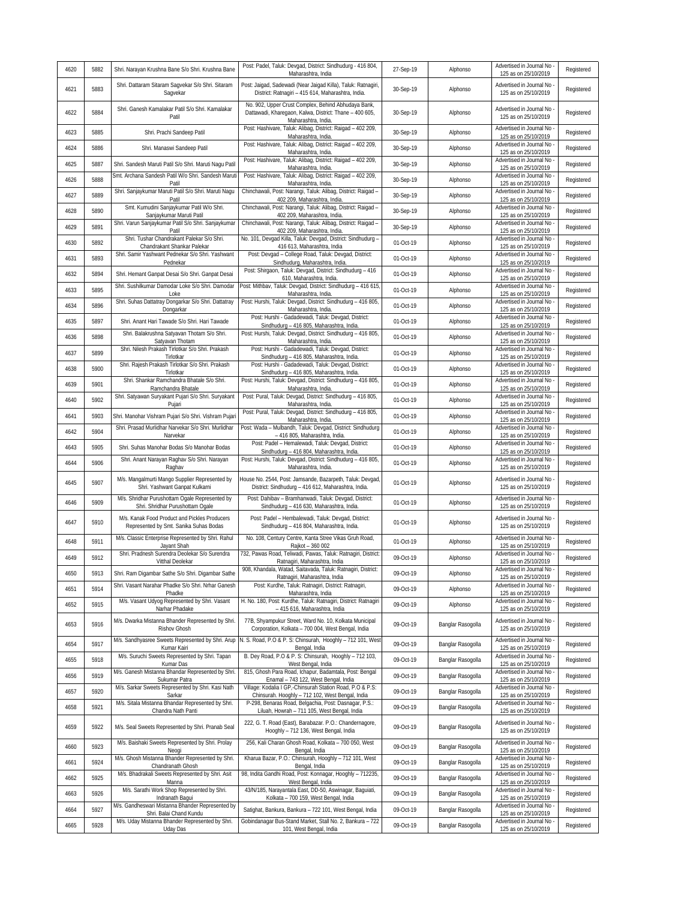| | | | | | | | |
|---|---|---|---|---|---|---|---|
| 4620 | 5882 | Shri. Narayan Krushna Bane S/o Shri. Krushna Bane | Post: Padel, Taluk: Devgad, District: Sindhudurg - 416 804, Maharashtra, India | 27-Sep-19 | Alphonso | Advertised in Journal No - 125 as on 25/10/2019 | Registered |
| 4621 | 5883 | Shri. Dattaram Sitaram Sagvekar S/o Shri. Sitaram Sagvekar | Post: Jaigad, Sadewadi (Near Jaigad Killa), Taluk: Ratnagiri, District: Ratnagiri – 415 614, Maharashtra, India. | 30-Sep-19 | Alphonso | Advertised in Journal No - 125 as on 25/10/2019 | Registered |
| 4622 | 5884 | Shri. Ganesh Kamalakar Patil S/o Shri. Kamalakar Patil | No. 902, Upper Crust Complex, Behind Abhudaya Bank, Dattawadi, Kharegaon, Kalwa, District: Thane – 400 605, Maharashtra, India. | 30-Sep-19 | Alphonso | Advertised in Journal No - 125 as on 25/10/2019 | Registered |
| 4623 | 5885 | Shri. Prachi Sandeep Patil | Post: Hashivare, Taluk: Alibag, District: Raigad – 402 209, Maharashtra, India. | 30-Sep-19 | Alphonso | Advertised in Journal No - 125 as on 25/10/2019 | Registered |
| 4624 | 5886 | Shri. Manaswi Sandeep Patil | Post: Hashivare, Taluk: Alibag, District: Raigad – 402 209, Maharashtra, India. | 30-Sep-19 | Alphonso | Advertised in Journal No - 125 as on 25/10/2019 | Registered |
| 4625 | 5887 | Shri. Sandesh Maruti Patil S/o Shri. Maruti Nagu Patil | Post: Hashivare, Taluk: Alibag, District: Raigad – 402 209, Maharashtra, India. | 30-Sep-19 | Alphonso | Advertised in Journal No - 125 as on 25/10/2019 | Registered |
| 4626 | 5888 | Smt. Archana Sandesh Patil W/o Shri. Sandesh Maruti Patil | Post: Hashivare, Taluk: Alibag, District: Raigad – 402 209, Maharashtra, India. | 30-Sep-19 | Alphonso | Advertised in Journal No - 125 as on 25/10/2019 | Registered |
| 4627 | 5889 | Shri. Sanjaykumar Maruti Patil S/o Shri. Maruti Nagu Patil | Chinchawali, Post: Narangi, Taluk: Alibag, District: Raigad – 402 209, Maharashtra, India. | 30-Sep-19 | Alphonso | Advertised in Journal No - 125 as on 25/10/2019 | Registered |
| 4628 | 5890 | Smt. Kumudini Sanjaykumar Patil W/o Shri. Sanjaykumar Maruti Patil | Chinchawali, Post: Narangi, Taluk: Alibag, District: Raigad – 402 209, Maharashtra, India. | 30-Sep-19 | Alphonso | Advertised in Journal No - 125 as on 25/10/2019 | Registered |
| 4629 | 5891 | Shri. Varun Sanjaykumar Patil S/o Shri. Sanjaykumar Patil | Chinchawali, Post: Narangi, Taluk: Alibag, District: Raigad – 402 209, Maharashtra, India. | 30-Sep-19 | Alphonso | Advertised in Journal No - 125 as on 25/10/2019 | Registered |
| 4630 | 5892 | Shri. Tushar Chandrakant Palekar S/o Shri. Chandrakant Shankar Palekar | No. 101, Devgad Killa, Taluk: Devgad, District: Sindhudurg – 416 613, Maharashtra, India | 01-Oct-19 | Alphonso | Advertised in Journal No - 125 as on 25/10/2019 | Registered |
| 4631 | 5893 | Shri. Samir Yashwant Pednekar S/o Shri. Yashwant Pednekar | Post: Devgad – College Road, Taluk: Devgad, District: Sindhudurg, Maharashtra, India. | 01-Oct-19 | Alphonso | Advertised in Journal No - 125 as on 25/10/2019 | Registered |
| 4632 | 5894 | Shri. Hemant Ganpat Desai S/o Shri. Ganpat Desai | Post: Shirgaon, Taluk: Devgad, District: Sindhudurg – 416 610, Maharashtra, India. | 01-Oct-19 | Alphonso | Advertised in Journal No - 125 as on 25/10/2019 | Registered |
| 4633 | 5895 | Shri. Sushilkumar Damodar Loke S/o Shri. Damodar Loke | Post: Mithbav, Taluk: Devgad, District: Sindhudurg – 416 615, Maharashtra, India. | 01-Oct-19 | Alphonso | Advertised in Journal No - 125 as on 25/10/2019 | Registered |
| 4634 | 5896 | Shri. Suhas Dattatray Dongarkar S/o Shri. Dattatray Dongarkar | Post: Hurshi, Taluk: Devgad, District: Sindhudurg – 416 805, Maharashtra, India. | 01-Oct-19 | Alphonso | Advertised in Journal No - 125 as on 25/10/2019 | Registered |
| 4635 | 5897 | Shri. Anant Hari Tawade S/o Shri. Hari Tawade | Post: Hurshi - Gadadewadi, Taluk: Devgad, District: Sindhudurg – 416 805, Maharashtra, India. | 01-Oct-19 | Alphonso | Advertised in Journal No - 125 as on 25/10/2019 | Registered |
| 4636 | 5898 | Shri. Balakrushna Satyavan Thotam S/o Shri. Satyavan Thotam | Post: Hurshi, Taluk: Devgad, District: Sindhudurg – 416 805, Maharashtra, India. | 01-Oct-19 | Alphonso | Advertised in Journal No - 125 as on 25/10/2019 | Registered |
| 4637 | 5899 | Shri. Nilesh Prakash Tirlotkar S/o Shri. Prakash Tirlotkar | Post: Hurshi - Gadadewadi, Taluk: Devgad, District: Sindhudurg – 416 805, Maharashtra, India. | 01-Oct-19 | Alphonso | Advertised in Journal No - 125 as on 25/10/2019 | Registered |
| 4638 | 5900 | Shri. Rajesh Prakash Tirlotkar S/o Shri. Prakash Tirlotkar | Post: Hurshi - Gadadewadi, Taluk: Devgad, District: Sindhudurg – 416 805, Maharashtra, India. | 01-Oct-19 | Alphonso | Advertised in Journal No - 125 as on 25/10/2019 | Registered |
| 4639 | 5901 | Shri. Shankar Ramchandra Bhatale S/o Shri. Ramchandra Bhatale | Post: Hurshi, Taluk: Devgad, District: Sindhudurg – 416 805, Maharashtra, India. | 01-Oct-19 | Alphonso | Advertised in Journal No - 125 as on 25/10/2019 | Registered |
| 4640 | 5902 | Shri. Satyawan Suryakant Pujari S/o Shri. Suryakant Pujari | Post: Pural, Taluk: Devgad, District: Sindhudurg – 416 805, Maharashtra, India. | 01-Oct-19 | Alphonso | Advertised in Journal No - 125 as on 25/10/2019 | Registered |
| 4641 | 5903 | Shri. Manohar Vishram Pujari S/o Shri. Vishram Pujari | Post: Pural, Taluk: Devgad, District: Sindhudurg – 416 805, Maharashtra, India. | 01-Oct-19 | Alphonso | Advertised in Journal No - 125 as on 25/10/2019 | Registered |
| 4642 | 5904 | Shri. Prasad Murlidhar Narvekar S/o Shri. Murlidhar Narvekar | Post: Wada – Mulbandh, Taluk: Devgad, District: Sindhudurg – 416 805, Maharashtra, India. | 01-Oct-19 | Alphonso | Advertised in Journal No - 125 as on 25/10/2019 | Registered |
| 4643 | 5905 | Shri. Suhas Manohar Bodas S/o Manohar Bodas | Post: Padel – Hemalewadi, Taluk: Devgad, District: Sindhudurg – 416 804, Maharashtra, India. | 01-Oct-19 | Alphonso | Advertised in Journal No - 125 as on 25/10/2019 | Registered |
| 4644 | 5906 | Shri. Anant Narayan Raghav S/o Shri. Narayan Raghav | Post: Hurshi, Taluk: Devgad, District: Sindhudurg – 416 805, Maharashtra, India. | 01-Oct-19 | Alphonso | Advertised in Journal No - 125 as on 25/10/2019 | Registered |
| 4645 | 5907 | M/s. Mangalmurti Mango Supplier Represented by Shri. Yashwant Ganpat Kulkarni | House No. 2544, Post: Jamsande, Bazarpeth, Taluk: Devgad, District: Sindhudurg – 416 612, Maharashtra, India. | 01-Oct-19 | Alphonso | Advertised in Journal No - 125 as on 25/10/2019 | Registered |
| 4646 | 5909 | M/s. Shridhar Purushottam Ogale Represented by Shri. Shridhar Purushottam Ogale | Post: Dahibav – Bramhanwadi, Taluk: Devgad, District: Sindhudurg – 416 630, Maharashtra, India. | 01-Oct-19 | Alphonso | Advertised in Journal No - 125 as on 25/10/2019 | Registered |
| 4647 | 5910 | M/s. Kanak Food Product and Pickles Producers Represented by Smt. Sanika Suhas Bodas | Post: Padel – Hembalewadi, Taluk: Devgad, District: Sindhudurg – 416 804, Maharashtra, India. | 01-Oct-19 | Alphonso | Advertised in Journal No - 125 as on 25/10/2019 | Registered |
| 4648 | 5911 | M/s. Classic Enterprise Represented by Shri. Rahul Jayant Shah | No. 108, Century Centre, Kanta Stree Vikas Gruh Road, Rajkot – 360 002 | 01-Oct-19 | Alphonso | Advertised in Journal No - 125 as on 25/10/2019 | Registered |
| 4649 | 5912 | Shri. Pradnesh Surendra Deolekar S/o Surendra Vitthal Deolekar | 732, Pawas Road, Teliwadi, Pawas, Taluk: Ratnagiri, District: Ratnagiri, Maharashtra, India | 09-Oct-19 | Alphonso | Advertised in Journal No - 125 as on 25/10/2019 | Registered |
| 4650 | 5913 | Shri. Ram Digambar Sathe S/o Shri. Digambar Sathe | 908, Khandala, Watad, Saitavada, Taluk: Ratnagiri, District: Ratnagiri, Maharashtra, India | 09-Oct-19 | Alphonso | Advertised in Journal No - 125 as on 25/10/2019 | Registered |
| 4651 | 5914 | Shri. Vasant Narahar Phadke S/o Shri. Nrhar Ganesh Phadke | Post: Kurdhe, Taluk: Ratnagiri, District: Ratnagiri, Maharashtra, India | 09-Oct-19 | Alphonso | Advertised in Journal No - 125 as on 25/10/2019 | Registered |
| 4652 | 5915 | M/s. Vasant Udyog Represented by Shri. Vasant Narhar Phadake | H. No. 180, Post: Kurdhe, Taluk: Ratnagiri, District: Ratnagiri – 415 616, Maharashtra, India | 09-Oct-19 | Alphonso | Advertised in Journal No - 125 as on 25/10/2019 | Registered |
| 4653 | 5916 | M/s. Dwarka Mistanna Bhander Represented by Shri. Rishov Ghosh | 77B, Shyampukur Street, Ward No. 10, Kolkata Municipal Corporation, Kolkata – 700 004, West Bengal, India | 09-Oct-19 | Banglar Rasogolla | Advertised in Journal No - 125 as on 25/10/2019 | Registered |
| 4654 | 5917 | M/s. Sandhyasree Sweets Represented by Shri. Arup Kumar Kairi | N. S. Road, P.O & P. S: Chinsurah, Hooghly – 712 101, West Bengal, India | 09-Oct-19 | Banglar Rasogolla | Advertised in Journal No - 125 as on 25/10/2019 | Registered |
| 4655 | 5918 | M/s. Suruchi Sweets Represented by Shri. Tapan Kumar Das | B. Dey Road, P.O & P. S: Chinsurah, Hooghly – 712 103, West Bengal, India | 09-Oct-19 | Banglar Rasogolla | Advertised in Journal No - 125 as on 25/10/2019 | Registered |
| 4656 | 5919 | M/s. Ganesh Mistanna Bhandar Represented by Shri. Sukumar Patra | 815, Ghosh Para Road, Ichapur, Badamtala, Post: Bengal Enamal – 743 122, West Bengal, India | 09-Oct-19 | Banglar Rasogolla | Advertised in Journal No - 125 as on 25/10/2019 | Registered |
| 4657 | 5920 | M/s. Sarkar Sweets Represented by Shri. Kasi Nath Sarkar | Village: Kodalia I GP,-Chinsurah Station Road, P.O & P.S: Chinsurah. Hooghly – 712 102, West Bengal, India | 09-Oct-19 | Banglar Rasogolla | Advertised in Journal No - 125 as on 25/10/2019 | Registered |
| 4658 | 5921 | M/s. Sitala Mistanna Bhandar Represented by Shri. Chandra Nath Panti | P-298, Benaras Road, Belgachia, Post: Dasnagar, P.S.: Liluah, Howrah – 711 105, West Bengal, India | 09-Oct-19 | Banglar Rasogolla | Advertised in Journal No - 125 as on 25/10/2019 | Registered |
| 4659 | 5922 | M/s. Seal Sweets Represented by Shri. Pranab Seal | 222, G. T. Road (East), Barabazar. P.O.: Chandernagore, Hooghly – 712 136, West Bengal, India | 09-Oct-19 | Banglar Rasogolla | Advertised in Journal No - 125 as on 25/10/2019 | Registered |
| 4660 | 5923 | M/s. Baishaki Sweets Represented by Shri. Prolay Neogi | 256, Kali Charan Ghosh Road, Kolkata – 700 050, West Bengal, India | 09-Oct-19 | Banglar Rasogolla | Advertised in Journal No - 125 as on 25/10/2019 | Registered |
| 4661 | 5924 | M/s. Ghosh Mistanna Bhander Represented by Shri. Chandranath Ghosh | Kharua Bazar, P.O.: Chinsurah, Hooghly – 712 101, West Bengal, India | 09-Oct-19 | Banglar Rasogolla | Advertised in Journal No - 125 as on 25/10/2019 | Registered |
| 4662 | 5925 | M/s. Bhadrakali Sweets Represented by Shri. Asit Manna | 98, Indita Gandhi Road, Post: Konnagar, Hooghly – 712235, West Bengal, India | 09-Oct-19 | Banglar Rasogolla | Advertised in Journal No - 125 as on 25/10/2019 | Registered |
| 4663 | 5926 | M/s. Sarathi Work Shop Represented by Shri. Indranath Bagui | 43/N/185, Narayantala East, DD-50, Aswinagar, Baguiati, Kolkata – 700 159, West Bengal, India | 09-Oct-19 | Banglar Rasogolla | Advertised in Journal No - 125 as on 25/10/2019 | Registered |
| 4664 | 5927 | M/s. Gandheswari Mistanna Bhander Represented by Shri. Balai Chand Kundu | Satighat, Bankura, Bankura – 722 101, West Bengal, India | 09-Oct-19 | Banglar Rasogolla | Advertised in Journal No - 125 as on 25/10/2019 | Registered |
| 4665 | 5928 | M/s. Uday Mistanna Bhander Represented by Shri. Uday Das | Gobindanagar Bus-Stand Market, Stall No. 2, Bankura – 722 101, West Bengal, India | 09-Oct-19 | Banglar Rasogolla | Advertised in Journal No - 125 as on 25/10/2019 | Registered |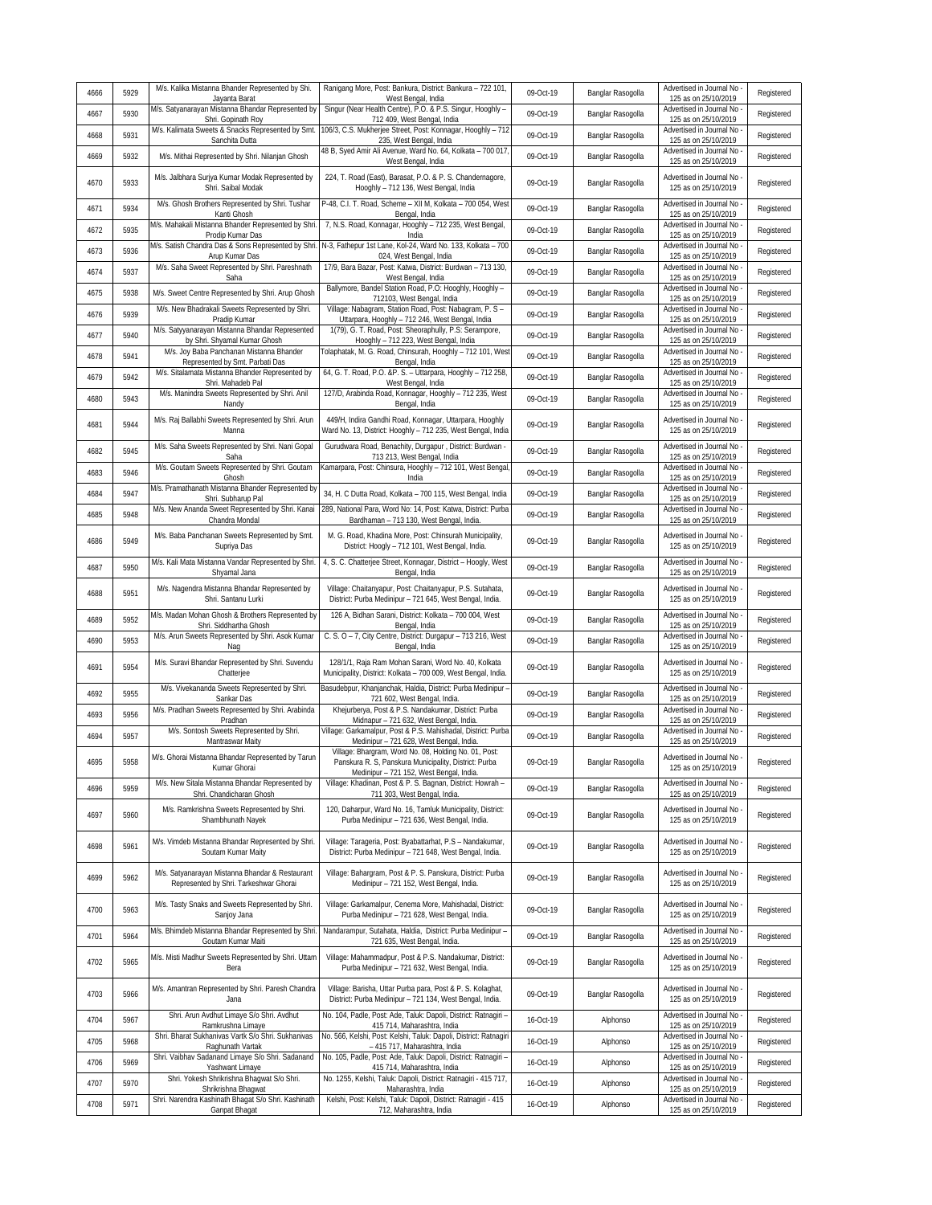| 4666 | 5929 | M/s. Kalika Mistanna Bhander Represented by Shi. Jayanta Barat | Ranigang More, Post: Bankura, District: Bankura – 722 101, West Bengal, India | 09-Oct-19 | Banglar Rasogolla | Advertised in Journal No - 125 as on 25/10/2019 | Registered |
|---|---|---|---|---|---|---|---|
| 4667 | 5930 | M/s. Satyanarayan Mistanna Bhandar Represented by Shri. Gopinath Roy | Singur (Near Health Centre), P.O. & P.S. Singur, Hooghly – 712 409, West Bengal, India | 09-Oct-19 | Banglar Rasogolla | Advertised in Journal No - 125 as on 25/10/2019 | Registered |
| 4668 | 5931 | M/s. Kalimata Sweets & Snacks Represented by Smt. Sanchita Dutta | 106/3, C.S. Mukherjee Street, Post: Konnagar, Hooghly – 712 235, West Bengal, India | 09-Oct-19 | Banglar Rasogolla | Advertised in Journal No - 125 as on 25/10/2019 | Registered |
| 4669 | 5932 | M/s. Mithai Represented by Shri. Nilanjan Ghosh | 48 B, Syed Amir Ali Avenue, Ward No. 64, Kolkata – 700 017, West Bengal, India | 09-Oct-19 | Banglar Rasogolla | Advertised in Journal No - 125 as on 25/10/2019 | Registered |
| 4670 | 5933 | M/s. Jalbhara Surjya Kumar Modak Represented by Shri. Saibal Modak | 224, T. Road (East), Barasat, P.O. & P. S. Chandernagore, Hooghly – 712 136, West Bengal, India | 09-Oct-19 | Banglar Rasogolla | Advertised in Journal No - 125 as on 25/10/2019 | Registered |
| 4671 | 5934 | M/s. Ghosh Brothers Represented by Shri. Tushar Kanti Ghosh | P-48, C.I. T. Road, Scheme – XII M, Kolkata – 700 054, West Bengal, India | 09-Oct-19 | Banglar Rasogolla | Advertised in Journal No - 125 as on 25/10/2019 | Registered |
| 4672 | 5935 | M/s. Mahakali Mistanna Bhander Represented by Shri. Prodip Kumar Das | 7, N.S. Road, Konnagar, Hooghly – 712 235, West Bengal, India | 09-Oct-19 | Banglar Rasogolla | Advertised in Journal No - 125 as on 25/10/2019 | Registered |
| 4673 | 5936 | M/s. Satish Chandra Das & Sons Represented by Shri. Arup Kumar Das | N-3, Fathepur 1st Lane, Kol-24, Ward No. 133, Kolkata – 700 024, West Bengal, India | 09-Oct-19 | Banglar Rasogolla | Advertised in Journal No - 125 as on 25/10/2019 | Registered |
| 4674 | 5937 | M/s. Saha Sweet Represented by Shri. Pareshnath Saha | 17/9, Bara Bazar, Post: Katwa, District: Burdwan – 713 130, West Bengal, India | 09-Oct-19 | Banglar Rasogolla | Advertised in Journal No - 125 as on 25/10/2019 | Registered |
| 4675 | 5938 | M/s. Sweet Centre Represented by Shri. Arup Ghosh | Ballymore, Bandel Station Road, P.O: Hooghly, Hooghly – 712103, West Bengal, India | 09-Oct-19 | Banglar Rasogolla | Advertised in Journal No - 125 as on 25/10/2019 | Registered |
| 4676 | 5939 | M/s. New Bhadrakali Sweets Represented by Shri. Pradip Kumar | Village: Nabagram, Station Road, Post: Nabagram, P. S – Uttarpara, Hooghly – 712 246, West Bengal, India | 09-Oct-19 | Banglar Rasogolla | Advertised in Journal No - 125 as on 25/10/2019 | Registered |
| 4677 | 5940 | M/s. Satyyanarayan Mistanna Bhandar Represented by Shri. Shyamal Kumar Ghosh | 1(79), G. T. Road, Post: Sheoraphully, P.S: Serampore, Hooghly – 712 223, West Bengal, India | 09-Oct-19 | Banglar Rasogolla | Advertised in Journal No - 125 as on 25/10/2019 | Registered |
| 4678 | 5941 | M/s. Joy Baba Panchanan Mistanna Bhander Represented by Smt. Parbati Das | Tolaphatak, M. G. Road, Chinsurah, Hooghly – 712 101, West Bengal, India | 09-Oct-19 | Banglar Rasogolla | Advertised in Journal No - 125 as on 25/10/2019 | Registered |
| 4679 | 5942 | M/s. Sitalamata Mistanna Bhander Represented by Shri. Mahadeb Pal | 64, G. T. Road, P.O. &P. S. – Uttarpara, Hooghly – 712 258, West Bengal, India | 09-Oct-19 | Banglar Rasogolla | Advertised in Journal No - 125 as on 25/10/2019 | Registered |
| 4680 | 5943 | M/s. Manindra Sweets Represented by Shri. Anil Nandy | 127/D, Arabinda Road, Konnagar, Hooghly – 712 235, West Bengal, India | 09-Oct-19 | Banglar Rasogolla | Advertised in Journal No - 125 as on 25/10/2019 | Registered |
| 4681 | 5944 | M/s. Raj Ballabhi Sweets Represented by Shri. Arun Manna | 449/H, Indira Gandhi Road, Konnagar, Uttarpara, Hooghly Ward No. 13, District: Hooghly – 712 235, West Bengal, India | 09-Oct-19 | Banglar Rasogolla | Advertised in Journal No - 125 as on 25/10/2019 | Registered |
| 4682 | 5945 | M/s. Saha Sweets Represented by Shri. Nani Gopal Saha | Gurudwara Road, Benachity, Durgapur , District: Burdwan - 713 213, West Bengal, India | 09-Oct-19 | Banglar Rasogolla | Advertised in Journal No - 125 as on 25/10/2019 | Registered |
| 4683 | 5946 | M/s. Goutam Sweets Represented by Shri. Goutam Ghosh | Kamarpara, Post: Chinsura, Hooghly – 712 101, West Bengal, India | 09-Oct-19 | Banglar Rasogolla | Advertised in Journal No - 125 as on 25/10/2019 | Registered |
| 4684 | 5947 | M/s. Pramathanath Mistanna Bhander Represented by Shri. Subharup Pal | 34, H. C Dutta Road, Kolkata – 700 115, West Bengal, India | 09-Oct-19 | Banglar Rasogolla | Advertised in Journal No - 125 as on 25/10/2019 | Registered |
| 4685 | 5948 | M/s. New Ananda Sweet Represented by Shri. Kanai Chandra Mondal | 289, National Para, Word No: 14, Post: Katwa, District: Purba Bardhaman – 713 130, West Bengal, India | 09-Oct-19 | Banglar Rasogolla | Advertised in Journal No - 125 as on 25/10/2019 | Registered |
| 4686 | 5949 | M/s. Baba Panchanan Sweets Represented by Smt. Supriya Das | M. G. Road, Khadina More, Post: Chinsurah Municipality, District: Hoogly – 712 101, West Bengal, India. | 09-Oct-19 | Banglar Rasogolla | Advertised in Journal No - 125 as on 25/10/2019 | Registered |
| 4687 | 5950 | M/s. Kali Mata Mistanna Vandar Represented by Shri. Shyamal Jana | 4, S. C. Chatterjee Street, Konnagar, District – Hoogly, West Bengal, India | 09-Oct-19 | Banglar Rasogolla | Advertised in Journal No - 125 as on 25/10/2019 | Registered |
| 4688 | 5951 | M/s. Nagendra Mistanna Bhandar Represented by Shri. Santanu Lurki | Village: Chaitanyapur, Post: Chaitanyapur, P.S. Sutahata, District: Purba Medinipur – 721 645, West Bengal, India. | 09-Oct-19 | Banglar Rasogolla | Advertised in Journal No - 125 as on 25/10/2019 | Registered |
| 4689 | 5952 | M/s. Madan Mohan Ghosh & Brothers Represented by Shri. Siddhartha Ghosh | 126 A, Bidhan Sarani, District: Kolkata – 700 004, West Bengal, India | 09-Oct-19 | Banglar Rasogolla | Advertised in Journal No - 125 as on 25/10/2019 | Registered |
| 4690 | 5953 | M/s. Arun Sweets Represented by Shri. Asok Kumar Nag | C. S. O – 7, City Centre, District: Durgapur – 713 216, West Bengal, India | 09-Oct-19 | Banglar Rasogolla | Advertised in Journal No - 125 as on 25/10/2019 | Registered |
| 4691 | 5954 | M/s. Suravi Bhandar Represented by Shri. Suvendu Chatterjee | 128/1/1, Raja Ram Mohan Sarani, Word No. 40, Kolkata Municipality, District: Kolkata – 700 009, West Bengal, India. | 09-Oct-19 | Banglar Rasogolla | Advertised in Journal No - 125 as on 25/10/2019 | Registered |
| 4692 | 5955 | M/s. Vivekananda Sweets Represented by Shri. Sankar Das | Basudebpur, Khanjanchak, Haldia, District: Purba Medinipur – 721 602, West Bengal, India. | 09-Oct-19 | Banglar Rasogolla | Advertised in Journal No - 125 as on 25/10/2019 | Registered |
| 4693 | 5956 | M/s. Pradhan Sweets Represented by Shri. Arabinda Pradhan | Khejurberya, Post & P.S. Nandakumar, District: Purba Midnapur – 721 632, West Bengal, India. | 09-Oct-19 | Banglar Rasogolla | Advertised in Journal No - 125 as on 25/10/2019 | Registered |
| 4694 | 5957 | M/s. Sontosh Sweets Represented by Shri. Mantraswar Maity | Village: Garkamalpur, Post & P.S. Mahishadal, District: Purba Medinipur – 721 628, West Bengal, India. | 09-Oct-19 | Banglar Rasogolla | Advertised in Journal No - 125 as on 25/10/2019 | Registered |
| 4695 | 5958 | M/s. Ghorai Mistanna Bhandar Represented by Tarun Kumar Ghorai | Village: Bhargram, Word No. 08, Holding No. 01, Post: Panskura R. S, Panskura Municipality, District: Purba Medinipur – 721 152, West Bengal, India. | 09-Oct-19 | Banglar Rasogolla | Advertised in Journal No - 125 as on 25/10/2019 | Registered |
| 4696 | 5959 | M/s. New Sitala Mistanna Bhandar Represented by Shri. Chandicharan Ghosh | Village: Khadinan, Post & P. S. Bagnan, District: Howrah – 711 303, West Bengal, India. | 09-Oct-19 | Banglar Rasogolla | Advertised in Journal No - 125 as on 25/10/2019 | Registered |
| 4697 | 5960 | M/s. Ramkrishna Sweets Represented by Shri. Shambhunath Nayek | 120, Daharpur, Ward No. 16, Tamluk Municipality, District: Purba Medinipur – 721 636, West Bengal, India. | 09-Oct-19 | Banglar Rasogolla | Advertised in Journal No - 125 as on 25/10/2019 | Registered |
| 4698 | 5961 | M/s. Vimdeb Mistanna Bhandar Represented by Shri. Soutam Kumar Maity | Village: Tarageria, Post: Byabattarhat, P.S – Nandakumar, District: Purba Medinipur – 721 648, West Bengal, India. | 09-Oct-19 | Banglar Rasogolla | Advertised in Journal No - 125 as on 25/10/2019 | Registered |
| 4699 | 5962 | M/s. Satyanarayan Mistanna Bhandar & Restaurant Represented by Shri. Tarkeshwar Ghorai | Village: Bahargram, Post & P. S. Panskura, District: Purba Medinipur – 721 152, West Bengal, India. | 09-Oct-19 | Banglar Rasogolla | Advertised in Journal No - 125 as on 25/10/2019 | Registered |
| 4700 | 5963 | M/s. Tasty Snaks and Sweets Represented by Shri. Sanjoy Jana | Village: Garkamalpur, Cenema More, Mahishadal, District: Purba Medinipur – 721 628, West Bengal, India. | 09-Oct-19 | Banglar Rasogolla | Advertised in Journal No - 125 as on 25/10/2019 | Registered |
| 4701 | 5964 | M/s. Bhimdeb Mistanna Bhandar Represented by Shri. Goutam Kumar Maiti | Nandarampur, Sutahata, Haldia, District: Purba Medinipur – 721 635, West Bengal, India. | 09-Oct-19 | Banglar Rasogolla | Advertised in Journal No - 125 as on 25/10/2019 | Registered |
| 4702 | 5965 | M/s. Misti Madhur Sweets Represented by Shri. Uttam Bera | Village: Mahammadpur, Post & P.S. Nandakumar, District: Purba Medinipur – 721 632, West Bengal, India. | 09-Oct-19 | Banglar Rasogolla | Advertised in Journal No - 125 as on 25/10/2019 | Registered |
| 4703 | 5966 | M/s. Amantran Represented by Shri. Paresh Chandra Jana | Village: Barisha, Uttar Purba para, Post & P. S. Kolaghat, District: Purba Medinipur – 721 134, West Bengal, India. | 09-Oct-19 | Banglar Rasogolla | Advertised in Journal No - 125 as on 25/10/2019 | Registered |
| 4704 | 5967 | Shri. Arun Avdhut Limaye S/o Shri. Avdhut Ramkrushna Limaye | No. 104, Padle, Post: Ade, Taluk: Dapoli, District: Ratnagiri – 415 714, Maharashtra, India | 16-Oct-19 | Alphonso | Advertised in Journal No - 125 as on 25/10/2019 | Registered |
| 4705 | 5968 | Shri. Bharat Sukhanivas Vartk S/o Shri. Sukhanivas Raghunath Vartak | No. 566, Kelshi, Post: Kelshi, Taluk: Dapoli, District: Ratnagiri – 415 717, Maharashtra, India | 16-Oct-19 | Alphonso | Advertised in Journal No - 125 as on 25/10/2019 | Registered |
| 4706 | 5969 | Shri. Vaibhav Sadanand Limaye S/o Shri. Sadanand Yashwant Limaye | No. 105, Padle, Post: Ade, Taluk: Dapoli, District: Ratnagiri – 415 714, Maharashtra, India | 16-Oct-19 | Alphonso | Advertised in Journal No - 125 as on 25/10/2019 | Registered |
| 4707 | 5970 | Shri. Yokesh Shrikrishna Bhagwat S/o Shri. Shrikrishna Bhagwat | No. 1255, Kelshi, Taluk: Dapoli, District: Ratnagiri - 415 717, Maharashtra, India | 16-Oct-19 | Alphonso | Advertised in Journal No - 125 as on 25/10/2019 | Registered |
| 4708 | 5971 | Shri. Narendra Kashinath Bhagat S/o Shri. Kashinath Ganpat Bhagat | Kelshi, Post: Kelshi, Taluk: Dapoli, District: Ratnagiri - 415 712, Maharashtra, India | 16-Oct-19 | Alphonso | Advertised in Journal No - 125 as on 25/10/2019 | Registered |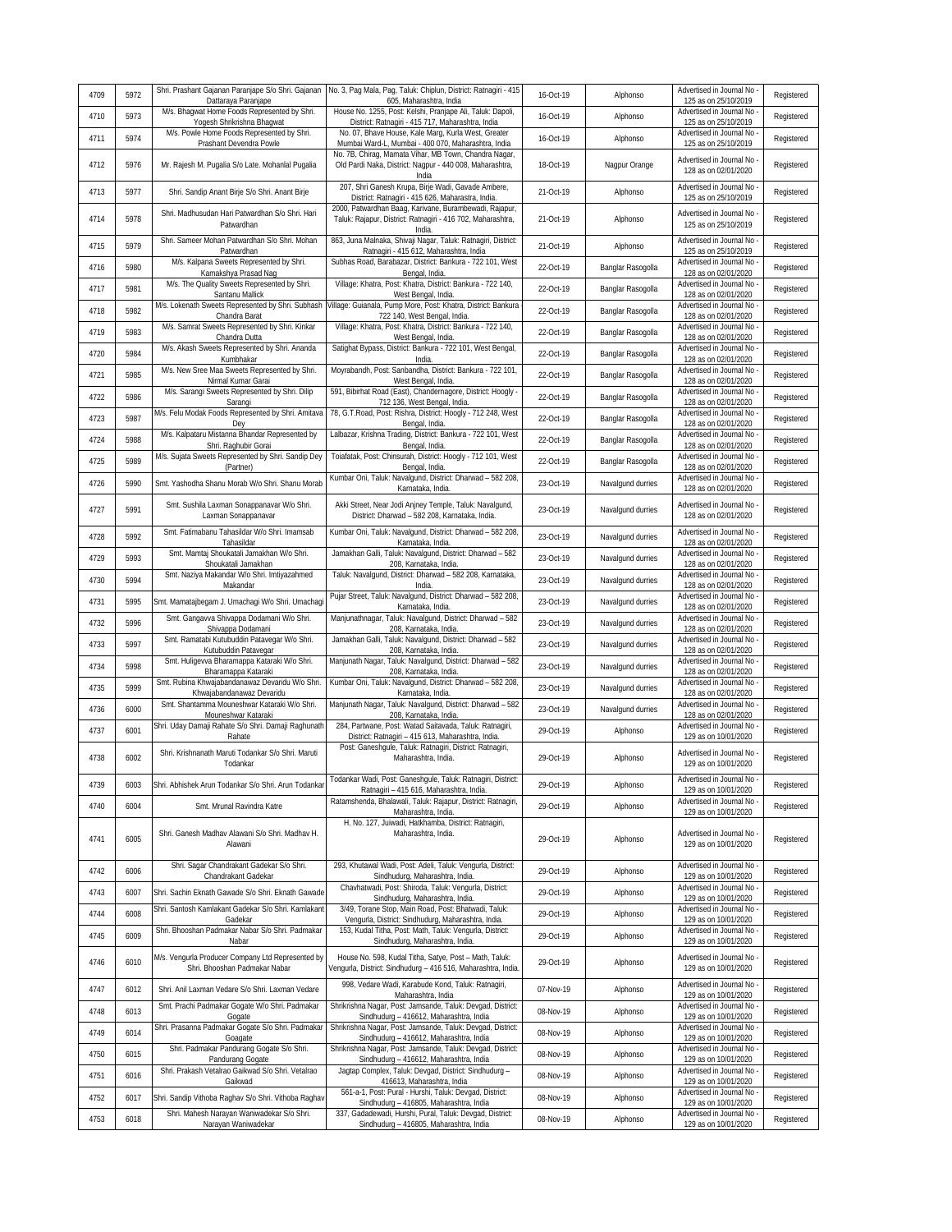| 4709 | 5972 | Shri. Prashant Gajanan Paranjape S/o Shri. Gajanan Dattaraya Paranjape | No. 3, Pag Mala, Pag, Taluk: Chiplun, District: Ratnagiri - 415 605, Maharashtra, India | 16-Oct-19 | Alphonso | Advertised in Journal No - 125 as on 25/10/2019 | Registered |
|---|---|---|---|---|---|---|---|
| 4710 | 5973 | M/s. Bhagwat Home Foods Represented by Shri. Yogesh Shrikrishna Bhagwat | House No. 1255, Post: Kelshi, Pranjape Ali, Taluk: Dapoli, District: Ratnagiri - 415 717, Maharashtra, India | 16-Oct-19 | Alphonso | Advertised in Journal No - 125 as on 25/10/2019 | Registered |
| 4711 | 5974 | M/s. Powle Home Foods Represented by Shri. Prashant Devendra Powle | No. 07, Bhave House, Kale Marg, Kurla West, Greater Mumbai Ward-L, Mumbai - 400 070, Maharashtra, India | 16-Oct-19 | Alphonso | Advertised in Journal No - 125 as on 25/10/2019 | Registered |
| 4712 | 5976 | Mr. Rajesh M. Pugalia S/o Late. Mohanlal Pugalia | No. 7B, Chirag, Mamata Vihar, MB Town, Chandra Nagar, Old Pardi Naka, District: Nagpur - 440 008, Maharashtra, India | 18-Oct-19 | Nagpur Orange | Advertised in Journal No - 128 as on 02/01/2020 | Registered |
| 4713 | 5977 | Shri. Sandip Anant Birje S/o Shri. Anant Birje | 207, Shri Ganesh Krupa, Birje Wadi, Gavade Ambere, District: Ratnagiri - 415 626, Maharastra, India. | 21-Oct-19 | Alphonso | Advertised in Journal No - 125 as on 25/10/2019 | Registered |
| 4714 | 5978 | Shri. Madhusudan Hari Patwardhan S/o Shri. Hari Patwardhan | 2000, Patwardhan Baag, Karivane, Burambewadi, Rajapur, Taluk: Rajapur, District: Ratnagiri - 416 702, Maharashtra, India. | 21-Oct-19 | Alphonso | Advertised in Journal No - 125 as on 25/10/2019 | Registered |
| 4715 | 5979 | Shri. Sameer Mohan Patwardhan S/o Shri. Mohan Patwardhan | 863, Juna Malnaka, Shivaji Nagar, Taluk: Ratnagiri, District: Ratnagiri - 415 612, Maharashtra, India | 21-Oct-19 | Alphonso | Advertised in Journal No - 125 as on 25/10/2019 | Registered |
| 4716 | 5980 | M/s. Kalpana Sweets Represented by Shri. Kamakshya Prasad Nag | Subhas Road, Barabazar, District: Bankura - 722 101, West Bengal, India. | 22-Oct-19 | Banglar Rasogolla | Advertised in Journal No - 128 as on 02/01/2020 | Registered |
| 4717 | 5981 | M/s. The Quality Sweets Represented by Shri. Santanu Mallick | Village: Khatra, Post: Khatra, District: Bankura - 722 140, West Bengal, India. | 22-Oct-19 | Banglar Rasogolla | Advertised in Journal No - 128 as on 02/01/2020 | Registered |
| 4718 | 5982 | M/s. Lokenath Sweets Represented by Shri. Subhash Chandra Barat | Village: Guianala, Pump More, Post: Khatra, District: Bankura - 722 140, West Bengal, India. | 22-Oct-19 | Banglar Rasogolla | Advertised in Journal No - 128 as on 02/01/2020 | Registered |
| 4719 | 5983 | M/s. Samrat Sweets Represented by Shri. Kinkar Chandra Dutta | Village: Khatra, Post: Khatra, District: Bankura - 722 140, West Bengal, India. | 22-Oct-19 | Banglar Rasogolla | Advertised in Journal No - 128 as on 02/01/2020 | Registered |
| 4720 | 5984 | M/s. Akash Sweets Represented by Shri. Ananda Kumbhakar | Satighat Bypass, District: Bankura - 722 101, West Bengal, India. | 22-Oct-19 | Banglar Rasogolla | Advertised in Journal No - 128 as on 02/01/2020 | Registered |
| 4721 | 5985 | M/s. New Sree Maa Sweets Represented by Shri. Nirmal Kumar Garai | Moyrabandh, Post: Sanbandha, District: Bankura - 722 101, West Bengal, India. | 22-Oct-19 | Banglar Rasogolla | Advertised in Journal No - 128 as on 02/01/2020 | Registered |
| 4722 | 5986 | M/s. Sarangi Sweets Represented by Shri. Dilip Sarangi | 591, Bibirhat Road (East), Chandernagore, District: Hoogly - 712 136, West Bengal, India. | 22-Oct-19 | Banglar Rasogolla | Advertised in Journal No - 128 as on 02/01/2020 | Registered |
| 4723 | 5987 | M/s. Felu Modak Foods Represented by Shri. Amitava Dey | 78, G.T.Road, Post: Rishra, District: Hoogly - 712 248, West Bengal, India. | 22-Oct-19 | Banglar Rasogolla | Advertised in Journal No - 128 as on 02/01/2020 | Registered |
| 4724 | 5988 | M/s. Kalpataru Mistanna Bhandar Represented by Shri. Raghubir Gorai | Lalbazar, Krishna Trading, District: Bankura - 722 101, West Bengal, India. | 22-Oct-19 | Banglar Rasogolla | Advertised in Journal No - 128 as on 02/01/2020 | Registered |
| 4725 | 5989 | M/s. Sujata Sweets Represented by Shri. Sandip Dey (Partner) | Toiafatak, Post: Chinsurah, District: Hoogly - 712 101, West Bengal, India. | 22-Oct-19 | Banglar Rasogolla | Advertised in Journal No - 128 as on 02/01/2020 | Registered |
| 4726 | 5990 | Smt. Yashodha Shanu Morab W/o Shri. Shanu Morab | Kumbar Oni, Taluk: Navalgund, District: Dharwad – 582 208, Karnataka, India. | 23-Oct-19 | Navalgund durries | Advertised in Journal No - 128 as on 02/01/2020 | Registered |
| 4727 | 5991 | Smt. Sushila Laxman Sonappanavar W/o Shri. Laxman Sonappanavar | Akki Street, Near Jodi Anjney Temple, Taluk: Navalgund, District: Dharwad – 582 208, Karnataka, India. | 23-Oct-19 | Navalgund durries | Advertised in Journal No - 128 as on 02/01/2020 | Registered |
| 4728 | 5992 | Smt. Fatimabanu Tahasildar W/o Shri. Imamsab Tahasildar | Kumbar Oni, Taluk: Navalgund, District: Dharwad – 582 208, Karnataka, India. | 23-Oct-19 | Navalgund durries | Advertised in Journal No - 128 as on 02/01/2020 | Registered |
| 4729 | 5993 | Smt. Mamtaj Shoukatali Jamakhan W/o Shri. Shoukatali Jamakhan | Jamakhan Galli, Taluk: Navalgund, District: Dharwad – 582 208, Karnataka, India. | 23-Oct-19 | Navalgund durries | Advertised in Journal No - 128 as on 02/01/2020 | Registered |
| 4730 | 5994 | Smt. Naziya Makandar W/o Shri. Imtiyazahmed Makandar | Taluk: Navalgund, District: Dharwad – 582 208, Karnataka, India. | 23-Oct-19 | Navalgund durries | Advertised in Journal No - 128 as on 02/01/2020 | Registered |
| 4731 | 5995 | Smt. Mamatajbegam J. Umachagi W/o Shri. Umachagi | Pujar Street, Taluk: Navalgund, District: Dharwad – 582 208, Karnataka, India. | 23-Oct-19 | Navalgund durries | Advertised in Journal No - 128 as on 02/01/2020 | Registered |
| 4732 | 5996 | Smt. Gangavva Shivappa Dodamani W/o Shri. Shivappa Dodamani | Manjunathnagar, Taluk: Navalgund, District: Dharwad – 582 208, Karnataka, India. | 23-Oct-19 | Navalgund durries | Advertised in Journal No - 128 as on 02/01/2020 | Registered |
| 4733 | 5997 | Smt. Ramatabi Kutubuddin Patavegar W/o Shri. Kutubuddin Patavegar | Jamakhan Galli, Taluk: Navalgund, District: Dharwad – 582 208, Karnataka, India. | 23-Oct-19 | Navalgund durries | Advertised in Journal No - 128 as on 02/01/2020 | Registered |
| 4734 | 5998 | Smt. Huligevva Bharamappa Kataraki W/o Shri. Bharamappa Kataraki | Manjunath Nagar, Taluk: Navalgund, District: Dharwad – 582 208, Karnataka, India. | 23-Oct-19 | Navalgund durries | Advertised in Journal No - 128 as on 02/01/2020 | Registered |
| 4735 | 5999 | Smt. Rubina Khwajabandanawaz Devaridu W/o Shri. Khwajabandanawaz Devaridu | Kumbar Oni, Taluk: Navalgund, District: Dharwad – 582 208, Karnataka, India. | 23-Oct-19 | Navalgund durries | Advertised in Journal No - 128 as on 02/01/2020 | Registered |
| 4736 | 6000 | Smt. Shantamma Mouneshwar Kataraki W/o Shri. Mouneshwar Kataraki | Manjunath Nagar, Taluk: Navalgund, District: Dharwad – 582 208, Karnataka, India. | 23-Oct-19 | Navalgund durries | Advertised in Journal No - 128 as on 02/01/2020 | Registered |
| 4737 | 6001 | Shri. Uday Damaji Rahate S/o Shri. Damaji Raghunath Rahate | 284, Partwane, Post: Watad Saitavada, Taluk: Ratnagiri, District: Ratnagiri – 415 613, Maharashtra, India. | 29-Oct-19 | Alphonso | Advertised in Journal No - 129 as on 10/01/2020 | Registered |
| 4738 | 6002 | Shri. Krishnanath Maruti Todankar S/o Shri. Maruti Todankar | Post: Ganeshgule, Taluk: Ratnagiri, District: Ratnagiri, Maharashtra, India. | 29-Oct-19 | Alphonso | Advertised in Journal No - 129 as on 10/01/2020 | Registered |
| 4739 | 6003 | Shri. Abhishek Arun Todankar S/o Shri. Arun Todankar | Todankar Wadi, Post: Ganeshgule, Taluk: Ratnagiri, District: Ratnagiri – 415 616, Maharashtra, India. | 29-Oct-19 | Alphonso | Advertised in Journal No - 129 as on 10/01/2020 | Registered |
| 4740 | 6004 | Smt. Mrunal Ravindra Katre | Ratamshenda, Bhalawali, Taluk: Rajapur, District: Ratnagiri, Maharashtra, India. | 29-Oct-19 | Alphonso | Advertised in Journal No - 129 as on 10/01/2020 | Registered |
| 4741 | 6005 | Shri. Ganesh Madhav Alawani S/o Shri. Madhav H. Alawani | H. No. 127, Juiwadi, Hatkhamba, District: Ratnagiri, Maharashtra, India. | 29-Oct-19 | Alphonso | Advertised in Journal No - 129 as on 10/01/2020 | Registered |
| 4742 | 6006 | Shri. Sagar Chandrakant Gadekar S/o Shri. Chandrakant Gadekar | 293, Khutawal Wadi, Post: Adeli, Taluk: Vengurla, District: Sindhudurg, Maharashtra, India. | 29-Oct-19 | Alphonso | Advertised in Journal No - 129 as on 10/01/2020 | Registered |
| 4743 | 6007 | Shri. Sachin Eknath Gawade S/o Shri. Eknath Gawade | Chavhatwadi, Post: Shiroda, Taluk: Vengurla, District: Sindhudurg, Maharashtra, India. | 29-Oct-19 | Alphonso | Advertised in Journal No - 129 as on 10/01/2020 | Registered |
| 4744 | 6008 | Shri. Santosh Kamlakant Gadekar S/o Shri. Kamlakant Gadekar | 3/49, Torane Stop, Main Road, Post: Bhatwadi, Taluk: Vengurla, District: Sindhudurg, Maharashtra, India. | 29-Oct-19 | Alphonso | Advertised in Journal No - 129 as on 10/01/2020 | Registered |
| 4745 | 6009 | Shri. Bhooshan Padmakar Nabar S/o Shri. Padmakar Nabar | 153, Kudal Titha, Post: Math, Taluk: Vengurla, District: Sindhudurg, Maharashtra, India. | 29-Oct-19 | Alphonso | Advertised in Journal No - 129 as on 10/01/2020 | Registered |
| 4746 | 6010 | M/s. Vengurla Producer Company Ltd Represented by Shri. Bhooshan Padmakar Nabar | House No. 598, Kudal Titha, Satye, Post – Math, Taluk: Vengurla, District: Sindhudurg – 416 516, Maharashtra, India. | 29-Oct-19 | Alphonso | Advertised in Journal No - 129 as on 10/01/2020 | Registered |
| 4747 | 6012 | Shri. Anil Laxman Vedare S/o Shri. Laxman Vedare | 998, Vedare Wadi, Karabude Kond, Taluk: Ratnagiri, Maharashtra, India | 07-Nov-19 | Alphonso | Advertised in Journal No - 129 as on 10/01/2020 | Registered |
| 4748 | 6013 | Smt. Prachi Padmakar Gogate W/o Shri. Padmakar Gogate | Shrikrishna Nagar, Post: Jamsande, Taluk: Devgad, District: Sindhudurg – 416612, Maharashtra, India | 08-Nov-19 | Alphonso | Advertised in Journal No - 129 as on 10/01/2020 | Registered |
| 4749 | 6014 | Shri. Prasanna Padmakar Gogate S/o Shri. Padmakar Goagate | Shrikrishna Nagar, Post: Jamsande, Taluk: Devgad, District: Sindhudurg – 416612, Maharashtra, India | 08-Nov-19 | Alphonso | Advertised in Journal No - 129 as on 10/01/2020 | Registered |
| 4750 | 6015 | Shri. Padmakar Pandurang Gogate S/o Shri. Pandurang Gogate | Shrikrishna Nagar, Post: Jamsande, Taluk: Devgad, District: Sindhudurg – 416612, Maharashtra, India | 08-Nov-19 | Alphonso | Advertised in Journal No - 129 as on 10/01/2020 | Registered |
| 4751 | 6016 | Shri. Prakash Vetalrao Gaikwad S/o Shri. Vetalrao Gaikwad | Jagtap Complex, Taluk: Devgad, District: Sindhudurg – 416613, Maharashtra, India | 08-Nov-19 | Alphonso | Advertised in Journal No - 129 as on 10/01/2020 | Registered |
| 4752 | 6017 | Shri. Sandip Vithoba Raghav S/o Shri. Vithoba Raghav | 561-a-1, Post: Pural - Hurshi, Taluk: Devgad, District: Sindhudurg – 416805, Maharashtra, India | 08-Nov-19 | Alphonso | Advertised in Journal No - 129 as on 10/01/2020 | Registered |
| 4753 | 6018 | Shri. Mahesh Narayan Waniwadekar S/o Shri. Narayan Waniwadekar | 337, Gadadewadi, Hurshi, Pural, Taluk: Devgad, District: Sindhudurg – 416805, Maharashtra, India | 08-Nov-19 | Alphonso | Advertised in Journal No - 129 as on 10/01/2020 | Registered |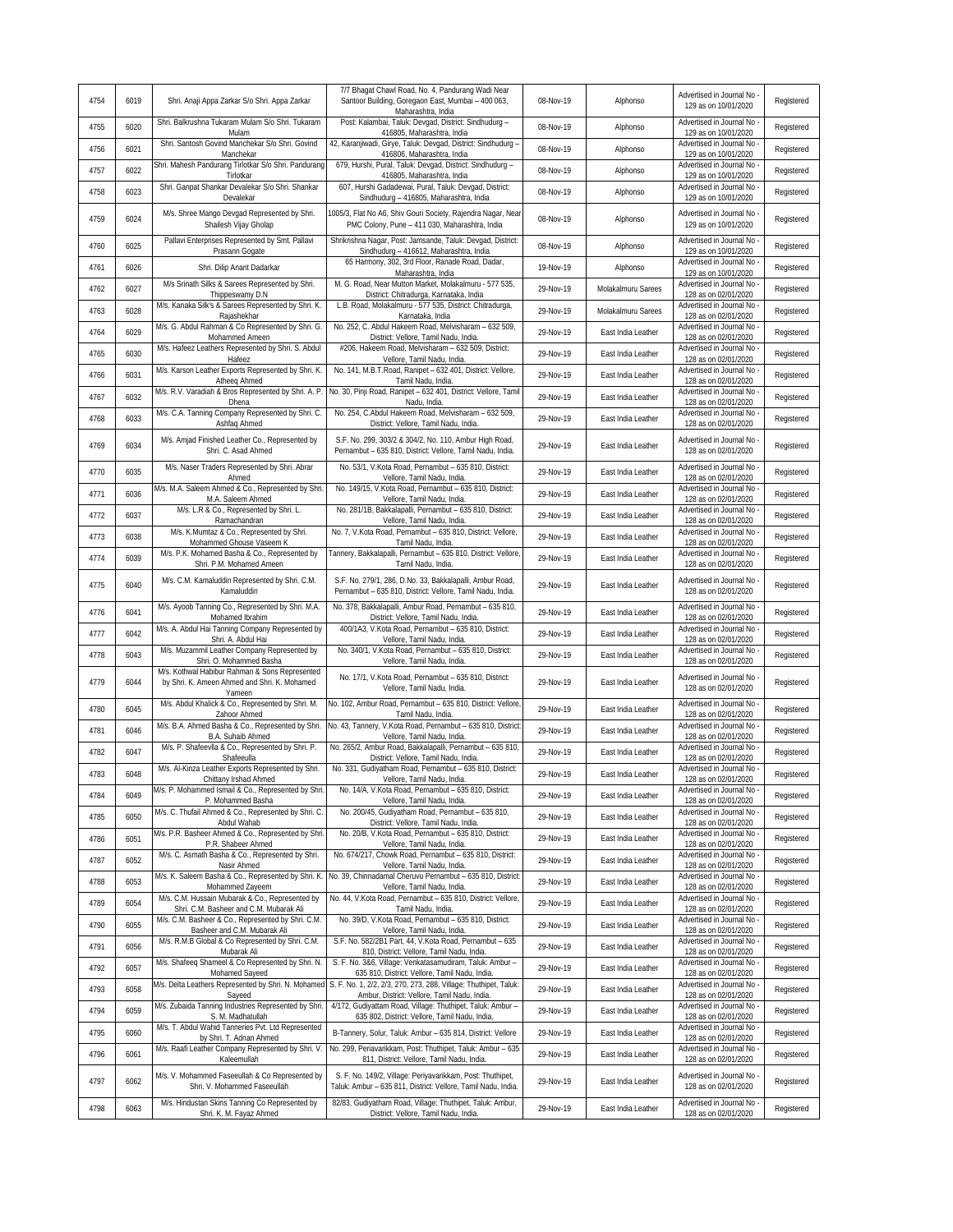| | | | | | | | |
|---|---|---|---|---|---|---|---|
| 4754 | 6019 | Shri. Anaji Appa Zarkar S/o Shri. Appa Zarkar | 7/7 Bhagat Chawl Road, No. 4, Pandurang Wadi Near Santoor Building, Goregaon East, Mumbai – 400 063, Maharashtra, India | 08-Nov-19 | Alphonso | Advertised in Journal No - 129 as on 10/01/2020 | Registered |
| 4755 | 6020 | Shri. Balkrushna Tukaram Mulam S/o Shri. Tukaram Mulam | Post: Kalambai, Taluk: Devgad, District: Sindhudurg – 416805, Maharashtra, India | 08-Nov-19 | Alphonso | Advertised in Journal No - 129 as on 10/01/2020 | Registered |
| 4756 | 6021 | Shri. Santosh Govind Manchekar S/o Shri. Govind Manchekar | 42, Karanjiwadi, Girye, Taluk: Devgad, District: Sindhudurg – 416806, Maharashtra, India | 08-Nov-19 | Alphonso | Advertised in Journal No - 129 as on 10/01/2020 | Registered |
| 4757 | 6022 | Shri. Mahesh Pandurang Tirlotkar S/o Shri. Pandurang Tirlotkar | 679, Hurshi, Pural, Taluk: Devgad, District: Sindhudurg – 416805, Maharashtra, India | 08-Nov-19 | Alphonso | Advertised in Journal No - 129 as on 10/01/2020 | Registered |
| 4758 | 6023 | Shri. Ganpat Shankar Devalekar S/o Shri. Shankar Devalekar | 607, Hurshi Gadadewai, Pural, Taluk: Devgad, District: Sindhudurg – 416805, Maharashtra, India | 08-Nov-19 | Alphonso | Advertised in Journal No - 129 as on 10/01/2020 | Registered |
| 4759 | 6024 | M/s. Shree Mango Devgad Represented by Shri. Shailesh Vijay Gholap | 1005/3, Flat No A6, Shiv Gouri Society, Rajendra Nagar, Near PMC Colony, Pune – 411 030, Maharashtra, India | 08-Nov-19 | Alphonso | Advertised in Journal No - 129 as on 10/01/2020 | Registered |
| 4760 | 6025 | Pallavi Enterprises Represented by Smt. Pallavi Prasann Gogate | Shrikrishna Nagar, Post: Jamsande, Taluk: Devgad, District: Sindhudurg – 416612, Maharashtra, India | 08-Nov-19 | Alphonso | Advertised in Journal No - 129 as on 10/01/2020 | Registered |
| 4761 | 6026 | Shri. Dilip Anant Dadarkar | 65 Harmony, 302, 3rd Floor, Ranade Road, Dadar, Maharashtra, India | 19-Nov-19 | Alphonso | Advertised in Journal No - 129 as on 10/01/2020 | Registered |
| 4762 | 6027 | M/s Srinath Silks & Sarees Represented by Shri. Thippeswamy D.N | M. G. Road, Near Mutton Market, Molakalmuru - 577 535, District: Chitradurga, Karnataka, India | 29-Nov-19 | Molakalmuru Sarees | Advertised in Journal No - 128 as on 02/01/2020 | Registered |
| 4763 | 6028 | M/s. Kanaka Silk's & Sarees Represented by Shri. K. Rajashekhar | L.B. Road, Molakalmuru - 577 535, District: Chitradurga, Karnataka, India | 29-Nov-19 | Molakalmuru Sarees | Advertised in Journal No - 128 as on 02/01/2020 | Registered |
| 4764 | 6029 | M/s. G. Abdul Rahman & Co Represented by Shri. G. Mohammed Ameen | No. 252, C. Abdul Hakeem Road, Melvisharam – 632 509, District: Vellore, Tamil Nadu, India. | 29-Nov-19 | East India Leather | Advertised in Journal No - 128 as on 02/01/2020 | Registered |
| 4765 | 6030 | M/s. Hafeez Leathers Represented by Shri. S. Abdul Hafeez | #206, Hakeem Road, Melvisharam – 632 509, District: Vellore, Tamil Nadu, India. | 29-Nov-19 | East India Leather | Advertised in Journal No - 128 as on 02/01/2020 | Registered |
| 4766 | 6031 | M/s. Karson Leather Exports Represented by Shri. K. Atheeq Ahmed | No. 141, M.B.T.Road, Ranipet – 632 401, District: Vellore, Tamil Nadu, India. | 29-Nov-19 | East India Leather | Advertised in Journal No - 128 as on 02/01/2020 | Registered |
| 4767 | 6032 | M/s. R.V. Varadiah & Bros Represented by Shri. A. P. Dhena | No. 30, Pinji Road, Ranipet – 632 401, District: Vellore, Tamil Nadu, India. | 29-Nov-19 | East India Leather | Advertised in Journal No - 128 as on 02/01/2020 | Registered |
| 4768 | 6033 | M/s. C.A. Tanning Company Represented by Shri. C. Ashfaq Ahmed | No. 254, C.Abdul Hakeem Road, Melvisharam – 632 509, District: Vellore, Tamil Nadu, India. | 29-Nov-19 | East India Leather | Advertised in Journal No - 128 as on 02/01/2020 | Registered |
| 4769 | 6034 | M/s. Amjad Finished Leather Co., Represented by Shri. C. Asad Ahmed | S.F. No. 299, 303/2 & 304/2, No. 110, Ambur High Road, Pernambut – 635 810, District: Vellore, Tamil Nadu, India. | 29-Nov-19 | East India Leather | Advertised in Journal No - 128 as on 02/01/2020 | Registered |
| 4770 | 6035 | M/s. Naser Traders Represented by Shri. Abrar Ahmed | No. 53/1, V.Kota Road, Pernambut – 635 810, District: Vellore, Tamil Nadu, India. | 29-Nov-19 | East India Leather | Advertised in Journal No - 128 as on 02/01/2020 | Registered |
| 4771 | 6036 | M/s. M.A. Saleem Ahmed & Co., Represented by Shri. M.A. Saleem Ahmed | No. 149/15, V.Kota Road, Pernambut – 635 810, District: Vellore, Tamil Nadu, India. | 29-Nov-19 | East India Leather | Advertised in Journal No - 128 as on 02/01/2020 | Registered |
| 4772 | 6037 | M/s. L.R & Co., Represented by Shri. L. Ramachandran | No. 281/1B, Bakkalapalli, Pernambut – 635 810, District: Vellore, Tamil Nadu, India. | 29-Nov-19 | East India Leather | Advertised in Journal No - 128 as on 02/01/2020 | Registered |
| 4773 | 6038 | M/s. K.Mumtaz & Co., Represented by Shri. Mohammed Ghouse Vaseem K | No. 7, V.Kota Road, Pernambut – 635 810, District: Vellore, Tamil Nadu, India. | 29-Nov-19 | East India Leather | Advertised in Journal No - 128 as on 02/01/2020 | Registered |
| 4774 | 6039 | M/s. P.K. Mohamed Basha & Co., Represented by Shri. P.M. Mohamed Ameen | Tannery, Bakkalapalli, Pernambut – 635 810, District: Vellore, Tamil Nadu, India. | 29-Nov-19 | East India Leather | Advertised in Journal No - 128 as on 02/01/2020 | Registered |
| 4775 | 6040 | M/s. C.M. Kamaluddin Represented by Shri. C.M. Kamaluddin | S.F. No. 279/1, 286, D.No. 33, Bakkalapalli, Ambur Road, Pernambut – 635 810, District: Vellore, Tamil Nadu, India. | 29-Nov-19 | East India Leather | Advertised in Journal No - 128 as on 02/01/2020 | Registered |
| 4776 | 6041 | M/s. Ayoob Tanning Co., Represented by Shri. M.A. Mohamed Ibrahim | No. 378, Bakkalapalli, Ambur Road, Pernambut – 635 810, District: Vellore, Tamil Nadu, India. | 29-Nov-19 | East India Leather | Advertised in Journal No - 128 as on 02/01/2020 | Registered |
| 4777 | 6042 | M/s. A. Abdul Hai Tanning Company Represented by Shri. A. Abdul Hai | 400/1A3, V.Kota Road, Pernambut – 635 810, District: Vellore, Tamil Nadu, India. | 29-Nov-19 | East India Leather | Advertised in Journal No - 128 as on 02/01/2020 | Registered |
| 4778 | 6043 | M/s. Muzammil Leather Company Represented by Shri. O. Mohammed Basha | No. 340/1, V.Kota Road, Pernambut – 635 810, District: Vellore, Tamil Nadu, India. | 29-Nov-19 | East India Leather | Advertised in Journal No - 128 as on 02/01/2020 | Registered |
| 4779 | 6044 | M/s. Kothwal Habibur Rahman & Sons Represented by Shri. K. Ameen Ahmed and Shri. K. Mohamed Yameen | No. 17/1, V.Kota Road, Pernambut – 635 810, District: Vellore, Tamil Nadu, India. | 29-Nov-19 | East India Leather | Advertised in Journal No - 128 as on 02/01/2020 | Registered |
| 4780 | 6045 | M/s. Abdul Khalick & Co., Represented by Shri. M. Zahoor Ahmed | No. 102, Ambur Road, Pernambut – 635 810, District: Vellore, Tamil Nadu, India. | 29-Nov-19 | East India Leather | Advertised in Journal No - 128 as on 02/01/2020 | Registered |
| 4781 | 6046 | M/s. B.A. Ahmed Basha & Co., Represented by Shri. B.A. Suhaib Ahmed | No. 43, Tannery, V.Kota Road, Pernambut – 635 810, District: Vellore, Tamil Nadu, India. | 29-Nov-19 | East India Leather | Advertised in Journal No - 128 as on 02/01/2020 | Registered |
| 4782 | 6047 | M/s. P. Shafeevlla & Co., Represented by Shri. P. Shafeeulla | No. 265/2, Ambur Road, Bakkalapalli, Pernambut – 635 810, District: Vellore, Tamil Nadu, India. | 29-Nov-19 | East India Leather | Advertised in Journal No - 128 as on 02/01/2020 | Registered |
| 4783 | 6048 | M/s. Al-Kinza Leather Exports Represented by Shri. Chittany Irshad Ahmed | No. 331, Gudiyatham Road, Pernambut – 635 810, District: Vellore, Tamil Nadu, India. | 29-Nov-19 | East India Leather | Advertised in Journal No - 128 as on 02/01/2020 | Registered |
| 4784 | 6049 | M/s. P. Mohammed Ismail & Co., Represented by Shri. P. Mohammed Basha | No. 14/A, V.Kota Road, Pernambut – 635 810, District: Vellore, Tamil Nadu, India. | 29-Nov-19 | East India Leather | Advertised in Journal No - 128 as on 02/01/2020 | Registered |
| 4785 | 6050 | M/s. C. Thufail Ahmed & Co., Represented by Shri. C. Abdul Wahab | No. 200/45, Gudiyatham Road, Pernambut – 635 810, District: Vellore, Tamil Nadu, India. | 29-Nov-19 | East India Leather | Advertised in Journal No - 128 as on 02/01/2020 | Registered |
| 4786 | 6051 | M/s. P.R. Basheer Ahmed & Co., Represented by Shri. P.R. Shabeer Ahmed | No. 20/B, V.Kota Road, Pernambut – 635 810, District: Vellore, Tamil Nadu, India. | 29-Nov-19 | East India Leather | Advertised in Journal No - 128 as on 02/01/2020 | Registered |
| 4787 | 6052 | M/s. C. Asmath Basha & Co., Represented by Shri. Nasir Ahmed | No. 674/217, Chowk Road, Pernambut – 635 810, District: Vellore, Tamil Nadu, India. | 29-Nov-19 | East India Leather | Advertised in Journal No - 128 as on 02/01/2020 | Registered |
| 4788 | 6053 | M/s. K. Saleem Basha & Co., Represented by Shri. K. Mohammed Zayeem | No. 39, Chinnadamal Cheruvu Pernambut – 635 810, District: Vellore, Tamil Nadu, India. | 29-Nov-19 | East India Leather | Advertised in Journal No - 128 as on 02/01/2020 | Registered |
| 4789 | 6054 | M/s. C.M. Hussain Mubarak & Co., Represented by Shri. C.M. Basheer and C.M. Mubarak Ali | No. 44, V.Kota Road, Pernambut – 635 810, District: Vellore, Tamil Nadu, India. | 29-Nov-19 | East India Leather | Advertised in Journal No - 128 as on 02/01/2020 | Registered |
| 4790 | 6055 | M/s. C.M. Basheer & Co., Represented by Shri. C.M. Basheer and C.M. Mubarak Ali | No. 39/D, V.Kota Road, Pernambut – 635 810, District: Vellore, Tamil Nadu, India. | 29-Nov-19 | East India Leather | Advertised in Journal No - 128 as on 02/01/2020 | Registered |
| 4791 | 6056 | M/s. R.M.B Global & Co Represented by Shri. C.M. Mubarak Ali | S.F. No. 582/2B1 Part, 44, V.Kota Road, Pernambut – 635 810, District: Vellore, Tamil Nadu, India. | 29-Nov-19 | East India Leather | Advertised in Journal No - 128 as on 02/01/2020 | Registered |
| 4792 | 6057 | M/s. Shafeeq Shameel & Co Represented by Shri. N. Mohamed Sayeed | S. F. No. 3&6, Village: Venkatasamudiram, Taluk: Ambur – 635 810, District: Vellore, Tamil Nadu, India. | 29-Nov-19 | East India Leather | Advertised in Journal No - 128 as on 02/01/2020 | Registered |
| 4793 | 6058 | M/s. Delta Leathers Represented by Shri. N. Mohamed Sayeed | S. F. No. 1, 2/2, 2/3, 270, 273, 288, Village: Thuthipet, Taluk: Ambur, District: Vellore, Tamil Nadu, India. | 29-Nov-19 | East India Leather | Advertised in Journal No - 128 as on 02/01/2020 | Registered |
| 4794 | 6059 | M/s. Zubaida Tanning Industries Represented by Shri. S. M. Madhatullah | 4/172, Gudiyattam Road, Village: Thuthipet, Taluk: Ambur – 635 802, District: Vellore, Tamil Nadu, India. | 29-Nov-19 | East India Leather | Advertised in Journal No - 128 as on 02/01/2020 | Registered |
| 4795 | 6060 | M/s. T. Abdul Wahid Tanneries Pvt. Ltd Represented by Shri. T. Adnan Ahmed | B-Tannery, Solur, Taluk: Ambur – 635 814, District: Vellore | 29-Nov-19 | East India Leather | Advertised in Journal No - 128 as on 02/01/2020 | Registered |
| 4796 | 6061 | M/s. Raafi Leather Company Represented by Shri. V. Kaleemullah | No. 299, Periavarikkam, Post: Thuthipet, Taluk: Ambur – 635 811, District: Vellore, Tamil Nadu, India. | 29-Nov-19 | East India Leather | Advertised in Journal No - 128 as on 02/01/2020 | Registered |
| 4797 | 6062 | M/s. V. Mohammed Faseeullah & Co Represented by Shri. V. Mohammed Faseeullah | S. F. No. 149/2, Village: Periyavarikkam, Post: Thuthipet, Taluk: Ambur – 635 811, District: Vellore, Tamil Nadu, India. | 29-Nov-19 | East India Leather | Advertised in Journal No - 128 as on 02/01/2020 | Registered |
| 4798 | 6063 | M/s. Hindustan Skins Tanning Co Represented by Shri. K. M. Fayaz Ahmed | 82/83, Gudiyatham Road, Village: Thuthipet, Taluk: Ambur, District: Vellore, Tamil Nadu, India. | 29-Nov-19 | East India Leather | Advertised in Journal No - 128 as on 02/01/2020 | Registered |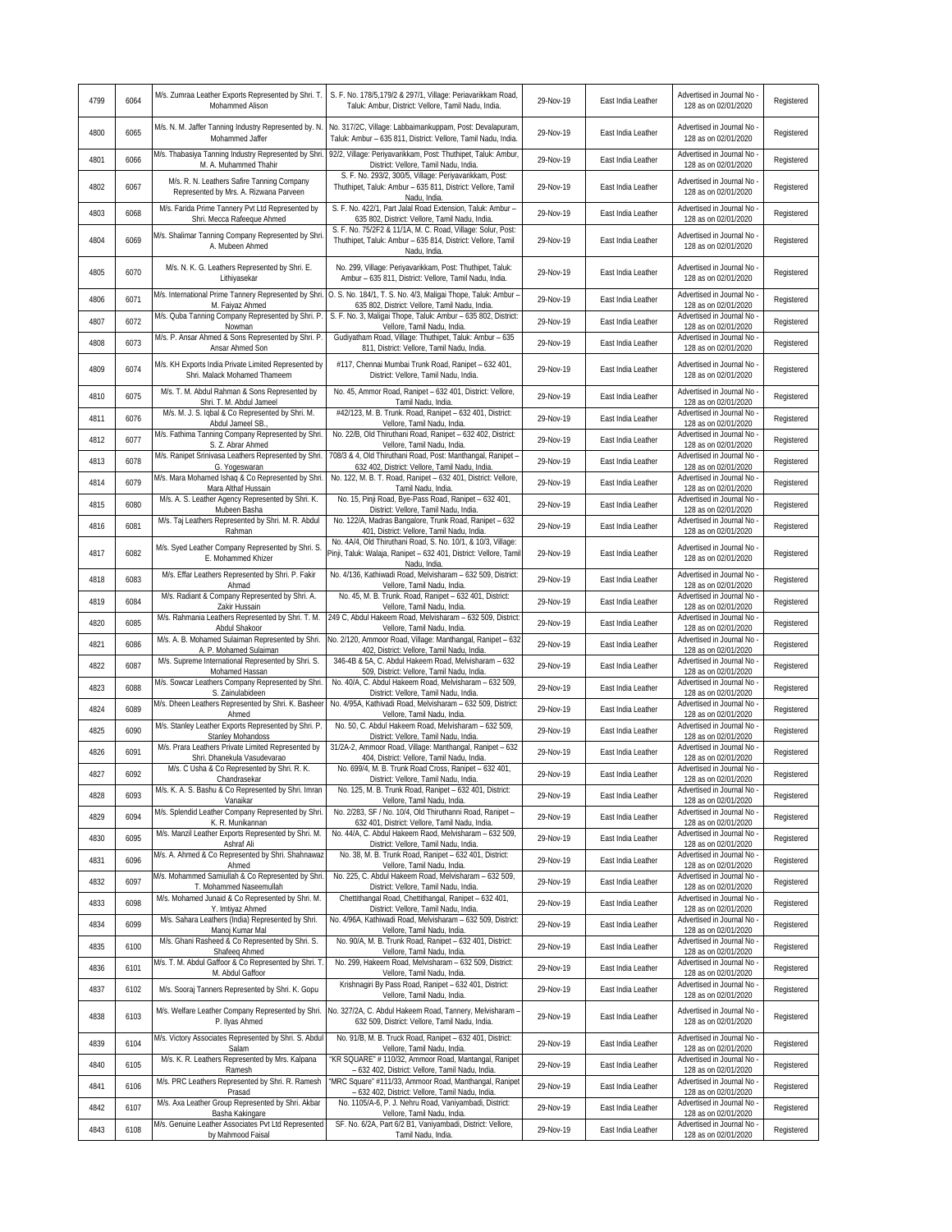| 4799 | 6064 | M/s. Zumraa Leather Exports Represented by Shri. T. Mohammed Alison | S. F. No. 178/5,179/2 & 297/1, Village: Periavarikkam Road, Taluk: Ambur, District: Vellore, Tamil Nadu, India. | 29-Nov-19 | East India Leather | Advertised in Journal No - 128 as on 02/01/2020 | Registered |
|---|---|---|---|---|---|---|---|
| 4800 | 6065 | M/s. N. M. Jaffer Tanning Industry Represented by. N. Mohammed Jaffer | No. 317/2C, Village: Labbaimankuppam, Post: Devalapuram, Taluk: Ambur – 635 811, District: Vellore, Tamil Nadu, India. | 29-Nov-19 | East India Leather | Advertised in Journal No - 128 as on 02/01/2020 | Registered |
| 4801 | 6066 | M/s. Thabasiya Tanning Industry Represented by Shri. M. A. Muhammed Thahir | 92/2, Village: Periyavarikkam, Post: Thuthipet, Taluk: Ambur, District: Vellore, Tamil Nadu, India. | 29-Nov-19 | East India Leather | Advertised in Journal No - 128 as on 02/01/2020 | Registered |
| 4802 | 6067 | M/s. R. N. Leathers Safire Tanning Company Represented by Mrs. A. Rizwana Parveen | S. F. No. 293/2, 300/5, Village: Periyavarikkam, Post: Thuthipet, Taluk: Ambur – 635 811, District: Vellore, Tamil Nadu, India. | 29-Nov-19 | East India Leather | Advertised in Journal No - 128 as on 02/01/2020 | Registered |
| 4803 | 6068 | M/s. Farida Prime Tannery Pvt Ltd Represented by Shri. Mecca Rafeeque Ahmed | S. F. No. 422/1, Part Jalal Road Extension, Taluk: Ambur – 635 802, District: Vellore, Tamil Nadu, India. | 29-Nov-19 | East India Leather | Advertised in Journal No - 128 as on 02/01/2020 | Registered |
| 4804 | 6069 | M/s. Shalimar Tanning Company Represented by Shri. A. Mubeen Ahmed | S. F. No. 75/2F2 & 11/1A, M. C. Road, Village: Solur, Post: Thuthipet, Taluk: Ambur – 635 814, District: Vellore, Tamil Nadu, India. | 29-Nov-19 | East India Leather | Advertised in Journal No - 128 as on 02/01/2020 | Registered |
| 4805 | 6070 | M/s. N. K. G. Leathers Represented by Shri. E. Lithiyasekar | No. 299, Village: Periyavarikkam, Post: Thuthipet, Taluk: Ambur – 635 811, District: Vellore, Tamil Nadu, India. | 29-Nov-19 | East India Leather | Advertised in Journal No - 128 as on 02/01/2020 | Registered |
| 4806 | 6071 | M/s. International Prime Tannery Represented by Shri. M. Faiyaz Ahmed | O. S. No. 184/1, T. S. No. 4/3, Maligai Thope, Taluk: Ambur – 635 802, District: Vellore, Tamil Nadu, India. | 29-Nov-19 | East India Leather | Advertised in Journal No - 128 as on 02/01/2020 | Registered |
| 4807 | 6072 | M/s. Quba Tanning Company Represented by Shri. P. Nowman | S. F. No. 3, Maligai Thope, Taluk: Ambur – 635 802, District: Vellore, Tamil Nadu, India. | 29-Nov-19 | East India Leather | Advertised in Journal No - 128 as on 02/01/2020 | Registered |
| 4808 | 6073 | M/s. P. Ansar Ahmed & Sons Represented by Shri. P. Ansar Ahmed Son | Gudiyatham Road, Village: Thuthipet, Taluk: Ambur – 635 811, District: Vellore, Tamil Nadu, India. | 29-Nov-19 | East India Leather | Advertised in Journal No - 128 as on 02/01/2020 | Registered |
| 4809 | 6074 | M/s. KH Exports India Private Limited Represented by Shri. Malack Mohamed Thameem | #117, Chennai Mumbai Trunk Road, Ranipet – 632 401, District: Vellore, Tamil Nadu, India. | 29-Nov-19 | East India Leather | Advertised in Journal No - 128 as on 02/01/2020 | Registered |
| 4810 | 6075 | M/s. T. M. Abdul Rahman & Sons Represented by Shri. T. M. Abdul Jameel | No. 45, Ammor Road, Ranipet – 632 401, District: Vellore, Tamil Nadu, India. | 29-Nov-19 | East India Leather | Advertised in Journal No - 128 as on 02/01/2020 | Registered |
| 4811 | 6076 | M/s. M. J. S. Iqbal & Co Represented by Shri. M. Abdul Jameel SB., | #42/123, M. B. Trunk. Road, Ranipet – 632 401, District: Vellore, Tamil Nadu, India. | 29-Nov-19 | East India Leather | Advertised in Journal No - 128 as on 02/01/2020 | Registered |
| 4812 | 6077 | M/s. Fathima Tanning Company Represented by Shri. S. Z. Abrar Ahmed | No. 22/B, Old Thiruthani Road, Ranipet – 632 402, District: Vellore, Tamil Nadu, India. | 29-Nov-19 | East India Leather | Advertised in Journal No - 128 as on 02/01/2020 | Registered |
| 4813 | 6078 | M/s. Ranipet Srinivasa Leathers Represented by Shri. G. Yogeswaran | 708/3 & 4, Old Thiruthani Road, Post: Manthangal, Ranipet – 632 402, District: Vellore, Tamil Nadu, India. | 29-Nov-19 | East India Leather | Advertised in Journal No - 128 as on 02/01/2020 | Registered |
| 4814 | 6079 | M/s. Mara Mohamed Ishaq & Co Represented by Shri. Mara Althaf Hussain | No. 122, M. B. T. Road, Ranipet – 632 401, District: Vellore, Tamil Nadu, India. | 29-Nov-19 | East India Leather | Advertised in Journal No - 128 as on 02/01/2020 | Registered |
| 4815 | 6080 | M/s. A. S. Leather Agency Represented by Shri. K. Mubeen Basha | No. 15, Pinji Road, Bye-Pass Road, Ranipet – 632 401, District: Vellore, Tamil Nadu, India. | 29-Nov-19 | East India Leather | Advertised in Journal No - 128 as on 02/01/2020 | Registered |
| 4816 | 6081 | M/s. Taj Leathers Represented by Shri. M. R. Abdul Rahman | No. 122/A, Madras Bangalore, Trunk Road, Ranipet – 632 401, District: Vellore, Tamil Nadu, India. | 29-Nov-19 | East India Leather | Advertised in Journal No - 128 as on 02/01/2020 | Registered |
| 4817 | 6082 | M/s. Syed Leather Company Represented by Shri. S. E. Mohammed Khizer | No. 4A/4, Old Thiruthani Road, S. No. 10/1, & 10/3, Village: Pinji, Taluk: Walaja, Ranipet – 632 401, District: Vellore, Tamil Nadu, India. | 29-Nov-19 | East India Leather | Advertised in Journal No - 128 as on 02/01/2020 | Registered |
| 4818 | 6083 | M/s. Effar Leathers Represented by Shri. P. Fakir Ahmad | No. 4/136, Kathiwadi Road, Melvisharam – 632 509, District: Vellore, Tamil Nadu, India. | 29-Nov-19 | East India Leather | Advertised in Journal No - 128 as on 02/01/2020 | Registered |
| 4819 | 6084 | M/s. Radiant & Company Represented by Shri. A. Zakir Hussain | No. 45, M. B. Trunk. Road, Ranipet – 632 401, District: Vellore, Tamil Nadu, India. | 29-Nov-19 | East India Leather | Advertised in Journal No - 128 as on 02/01/2020 | Registered |
| 4820 | 6085 | M/s. Rahmania Leathers Represented by Shri. T. M. Abdul Shakoor | 249 C, Abdul Hakeem Road, Melvisharam – 632 509, District: Vellore, Tamil Nadu, India. | 29-Nov-19 | East India Leather | Advertised in Journal No - 128 as on 02/01/2020 | Registered |
| 4821 | 6086 | M/s. A. B. Mohamed Sulaiman Represented by Shri. A. P. Mohamed Sulaiman | No. 2/120, Ammoor Road, Village: Manthangal, Ranipet – 632 402, District: Vellore, Tamil Nadu, India. | 29-Nov-19 | East India Leather | Advertised in Journal No - 128 as on 02/01/2020 | Registered |
| 4822 | 6087 | M/s. Supreme International Represented by Shri. S. Mohamed Hassan | 346-4B & 5A, C. Abdul Hakeem Road, Melvisharam – 632 509, District: Vellore, Tamil Nadu, India. | 29-Nov-19 | East India Leather | Advertised in Journal No - 128 as on 02/01/2020 | Registered |
| 4823 | 6088 | M/s. Sowcar Leathers Company Represented by Shri. S. Zainulabideen | No. 40/A, C. Abdul Hakeem Road, Melvisharam – 632 509, District: Vellore, Tamil Nadu, India. | 29-Nov-19 | East India Leather | Advertised in Journal No - 128 as on 02/01/2020 | Registered |
| 4824 | 6089 | M/s. Dheen Leathers Represented by Shri. K. Basheer Ahmed | No. 4/95A, Kathivadi Road, Melvisharam – 632 509, District: Vellore, Tamil Nadu, India. | 29-Nov-19 | East India Leather | Advertised in Journal No - 128 as on 02/01/2020 | Registered |
| 4825 | 6090 | M/s. Stanley Leather Exports Represented by Shri. P. Stanley Mohandoss | No. 50, C. Abdul Hakeem Road, Melvisharam – 632 509, District: Vellore, Tamil Nadu, India. | 29-Nov-19 | East India Leather | Advertised in Journal No - 128 as on 02/01/2020 | Registered |
| 4826 | 6091 | M/s. Prara Leathers Private Limited Represented by Shri. Dhanekula Vasudevarao | 31/2A-2, Ammoor Road, Village: Manthangal, Ranipet – 632 404, District: Vellore, Tamil Nadu, India. | 29-Nov-19 | East India Leather | Advertised in Journal No - 128 as on 02/01/2020 | Registered |
| 4827 | 6092 | M/s. C Usha & Co Represented by Shri. R. K. Chandrasekar | No. 699/4, M. B. Trunk Road Cross, Ranipet – 632 401, District: Vellore, Tamil Nadu, India. | 29-Nov-19 | East India Leather | Advertised in Journal No - 128 as on 02/01/2020 | Registered |
| 4828 | 6093 | M/s. K. A. S. Bashu & Co Represented by Shri. Imran Vanaikar | No. 125, M. B. Trunk Road, Ranipet – 632 401, District: Vellore, Tamil Nadu, India. | 29-Nov-19 | East India Leather | Advertised in Journal No - 128 as on 02/01/2020 | Registered |
| 4829 | 6094 | M/s. Splendid Leather Company Represented by Shri. K. R. Munikannan | No. 2/283, SF / No. 10/4, Old Thiruthanni Road, Ranipet – 632 401, District: Vellore, Tamil Nadu, India. | 29-Nov-19 | East India Leather | Advertised in Journal No - 128 as on 02/01/2020 | Registered |
| 4830 | 6095 | M/s. Manzil Leather Exports Represented by Shri. M. Ashraf Ali | No. 44/A, C. Abdul Hakeem Raod, Melvisharam – 632 509, District: Vellore, Tamil Nadu, India. | 29-Nov-19 | East India Leather | Advertised in Journal No - 128 as on 02/01/2020 | Registered |
| 4831 | 6096 | M/s. A. Ahmed & Co Represented by Shri. Shahnawaz Ahmed | No. 38, M. B. Trunk Road, Ranipet – 632 401, District: Vellore, Tamil Nadu, India. | 29-Nov-19 | East India Leather | Advertised in Journal No - 128 as on 02/01/2020 | Registered |
| 4832 | 6097 | M/s. Mohammed Samiullah & Co Represented by Shri. T. Mohammed Naseemullah | No. 225, C. Abdul Hakeem Road, Melvisharam – 632 509, District: Vellore, Tamil Nadu, India. | 29-Nov-19 | East India Leather | Advertised in Journal No - 128 as on 02/01/2020 | Registered |
| 4833 | 6098 | M/s. Mohamed Junaid & Co Represented by Shri. M. Y. Imtiyaz Ahmed | Chettithangal Road, Chettithangal, Ranipet – 632 401, District: Vellore, Tamil Nadu, India. | 29-Nov-19 | East India Leather | Advertised in Journal No - 128 as on 02/01/2020 | Registered |
| 4834 | 6099 | M/s. Sahara Leathers (India) Represented by Shri. Manoj Kumar Mal | No. 4/96A, Kathiwadi Road, Melvisharam – 632 509, District: Vellore, Tamil Nadu, India. | 29-Nov-19 | East India Leather | Advertised in Journal No - 128 as on 02/01/2020 | Registered |
| 4835 | 6100 | M/s. Ghani Rasheed & Co Represented by Shri. S. Shafeeq Ahmed | No. 90/A, M. B. Trunk Road, Ranipet – 632 401, District: Vellore, Tamil Nadu, India. | 29-Nov-19 | East India Leather | Advertised in Journal No - 128 as on 02/01/2020 | Registered |
| 4836 | 6101 | M/s. T. M. Abdul Gaffoor & Co Represented by Shri. T. M. Abdul Gaffoor | No. 299, Hakeem Road, Melvisharam – 632 509, District: Vellore, Tamil Nadu, India. | 29-Nov-19 | East India Leather | Advertised in Journal No - 128 as on 02/01/2020 | Registered |
| 4837 | 6102 | M/s. Sooraj Tanners Represented by Shri. K. Gopu | Krishnagiri By Pass Road, Ranipet – 632 401, District: Vellore, Tamil Nadu, India. | 29-Nov-19 | East India Leather | Advertised in Journal No - 128 as on 02/01/2020 | Registered |
| 4838 | 6103 | M/s. Welfare Leather Company Represented by Shri. P. Ilyas Ahmed | No. 327/2A, C. Abdul Hakeem Road, Tannery, Melvisharam – 632 509, District: Vellore, Tamil Nadu, India. | 29-Nov-19 | East India Leather | Advertised in Journal No - 128 as on 02/01/2020 | Registered |
| 4839 | 6104 | M/s. Victory Associates Represented by Shri. S. Abdul Salam | No. 91/B, M. B. Truck Road, Ranipet – 632 401, District: Vellore, Tamil Nadu, India. | 29-Nov-19 | East India Leather | Advertised in Journal No - 128 as on 02/01/2020 | Registered |
| 4840 | 6105 | M/s. K. R. Leathers Represented by Mrs. Kalpana Ramesh | "KR SQUARE" # 110/32, Ammoor Road, Mantangal, Ranipet – 632 402, District: Vellore, Tamil Nadu, India. | 29-Nov-19 | East India Leather | Advertised in Journal No - 128 as on 02/01/2020 | Registered |
| 4841 | 6106 | M/s. PRC Leathers Represented by Shri. R. Ramesh Prasad | "MRC Square" #111/33, Ammoor Road, Manthangal, Ranipet – 632 402, District: Vellore, Tamil Nadu, India. | 29-Nov-19 | East India Leather | Advertised in Journal No - 128 as on 02/01/2020 | Registered |
| 4842 | 6107 | M/s. Axa Leather Group Represented by Shri. Akbar Basha Kakingare | No. 1105/A-6, P. J. Nehru Road, Vaniyambadi, District: Vellore, Tamil Nadu, India. | 29-Nov-19 | East India Leather | Advertised in Journal No - 128 as on 02/01/2020 | Registered |
| 4843 | 6108 | M/s. Genuine Leather Associates Pvt Ltd Represented by Mahmood Faisal | SF. No. 6/2A, Part 6/2 B1, Vaniyambadi, District: Vellore, Tamil Nadu, India. | 29-Nov-19 | East India Leather | Advertised in Journal No - 128 as on 02/01/2020 | Registered |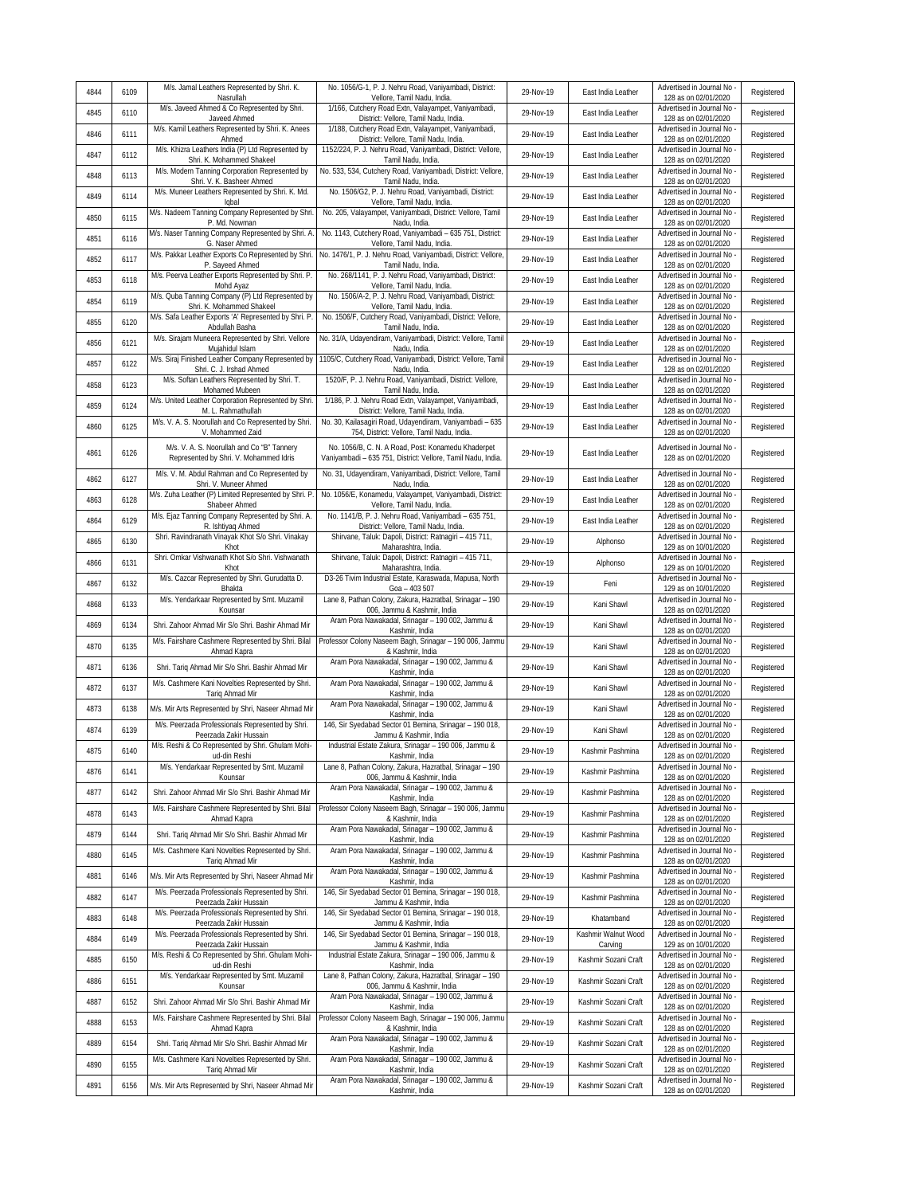| 4844 | 6109 | M/s. Jamal Leathers Represented by Shri. K. Nasrullah | No. 1056/G-1, P. J. Nehru Road, Vaniyambadi, District: Vellore, Tamil Nadu, India. | 29-Nov-19 | East India Leather | Advertised in Journal No - 128 as on 02/01/2020 | Registered |
|---|---|---|---|---|---|---|---|
| 4845 | 6110 | M/s. Javeed Ahmed & Co Represented by Shri. Javeed Ahmed | 1/166, Cutchery Road Extn, Valayampet, Vaniyambadi, District: Vellore, Tamil Nadu, India. | 29-Nov-19 | East India Leather | Advertised in Journal No - 128 as on 02/01/2020 | Registered |
| 4846 | 6111 | M/s. Kamil Leathers Represented by Shri. K. Anees Ahmed | 1/188, Cutchery Road Extn, Valayampet, Vaniyambadi, District: Vellore, Tamil Nadu, India. | 29-Nov-19 | East India Leather | Advertised in Journal No - 128 as on 02/01/2020 | Registered |
| 4847 | 6112 | M/s. Khizra Leathers India (P) Ltd Represented by Shri. K. Mohammed Shakeel | 1152/224, P. J. Nehru Road, Vaniyambadi, District: Vellore, Tamil Nadu, India. | 29-Nov-19 | East India Leather | Advertised in Journal No - 128 as on 02/01/2020 | Registered |
| 4848 | 6113 | M/s. Modern Tanning Corporation Represented by Shri. V. K. Basheer Ahmed | No. 533, 534, Cutchery Road, Vaniyambadi, District: Vellore, Tamil Nadu, India. | 29-Nov-19 | East India Leather | Advertised in Journal No - 128 as on 02/01/2020 | Registered |
| 4849 | 6114 | M/s. Muneer Leathers Represented by Shri. K. Md. Iqbal | No. 1506/G2, P. J. Nehru Road, Vaniyambadi, District: Vellore, Tamil Nadu, India. | 29-Nov-19 | East India Leather | Advertised in Journal No - 128 as on 02/01/2020 | Registered |
| 4850 | 6115 | M/s. Nadeem Tanning Company Represented by Shri. P. Md. Nowman | No. 205, Valayampet, Vaniyambadi, District: Vellore, Tamil Nadu, India. | 29-Nov-19 | East India Leather | Advertised in Journal No - 128 as on 02/01/2020 | Registered |
| 4851 | 6116 | M/s. Naser Tanning Company Represented by Shri. A. G. Naser Ahmed | No. 1143, Cutchery Road, Vaniyambadi – 635 751, District: Vellore, Tamil Nadu, India. | 29-Nov-19 | East India Leather | Advertised in Journal No - 128 as on 02/01/2020 | Registered |
| 4852 | 6117 | M/s. Pakkar Leather Exports Co Represented by Shri. P. Sayeed Ahmed | No. 1476/1, P. J. Nehru Road, Vaniyambadi, District: Vellore, Tamil Nadu, India. | 29-Nov-19 | East India Leather | Advertised in Journal No - 128 as on 02/01/2020 | Registered |
| 4853 | 6118 | M/s. Peerva Leather Exports Represented by Shri. P. Mohd Ayaz | No. 268/1141, P. J. Nehru Road, Vaniyambadi, District: Vellore, Tamil Nadu, India. | 29-Nov-19 | East India Leather | Advertised in Journal No - 128 as on 02/01/2020 | Registered |
| 4854 | 6119 | M/s. Quba Tanning Company (P) Ltd Represented by Shri. K. Mohammed Shakeel | No. 1506/A-2, P. J. Nehru Road, Vaniyambadi, District: Vellore, Tamil Nadu, India. | 29-Nov-19 | East India Leather | Advertised in Journal No - 128 as on 02/01/2020 | Registered |
| 4855 | 6120 | M/s. Safa Leather Exports 'A' Represented by Shri. P. Abdullah Basha | No. 1506/F, Cutchery Road, Vaniyambadi, District: Vellore, Tamil Nadu, India. | 29-Nov-19 | East India Leather | Advertised in Journal No - 128 as on 02/01/2020 | Registered |
| 4856 | 6121 | M/s. Sirajam Muneera Represented by Shri. Vellore Mujahidul Islam | No. 31/A, Udayendiram, Vaniyambadi, District: Vellore, Tamil Nadu, India. | 29-Nov-19 | East India Leather | Advertised in Journal No - 128 as on 02/01/2020 | Registered |
| 4857 | 6122 | M/s. Siraj Finished Leather Company Represented by Shri. C. J. Irshad Ahmed | 1105/C, Cutchery Road, Vaniyambadi, District: Vellore, Tamil Nadu, India. | 29-Nov-19 | East India Leather | Advertised in Journal No - 128 as on 02/01/2020 | Registered |
| 4858 | 6123 | M/s. Softan Leathers Represented by Shri. T. Mohamed Mubeen | 1520/F, P. J. Nehru Road, Vaniyambadi, District: Vellore, Tamil Nadu, India. | 29-Nov-19 | East India Leather | Advertised in Journal No - 128 as on 02/01/2020 | Registered |
| 4859 | 6124 | M/s. United Leather Corporation Represented by Shri. M. L. Rahmathullah | 1/186, P. J. Nehru Road Extn, Valayampet, Vaniyambadi, District: Vellore, Tamil Nadu, India. | 29-Nov-19 | East India Leather | Advertised in Journal No - 128 as on 02/01/2020 | Registered |
| 4860 | 6125 | M/s. V. A. S. Noorullah and Co Represented by Shri. V. Mohammed Zaid | No. 30, Kailasagiri Road, Udayendiram, Vaniyambadi – 635 754, District: Vellore, Tamil Nadu, India. | 29-Nov-19 | East India Leather | Advertised in Journal No - 128 as on 02/01/2020 | Registered |
| 4861 | 6126 | M/s. V. A. S. Noorullah and Co "B" Tannery Represented by Shri. V. Mohammed Idris | No. 1056/B, C. N. A Road, Post: Konamedu Khaderpet Vaniyambadi – 635 751, District: Vellore, Tamil Nadu, India. | 29-Nov-19 | East India Leather | Advertised in Journal No - 128 as on 02/01/2020 | Registered |
| 4862 | 6127 | M/s. V. M. Abdul Rahman and Co Represented by Shri. V. Muneer Ahmed | No. 31, Udayendiram, Vaniyambadi, District: Vellore, Tamil Nadu, India. | 29-Nov-19 | East India Leather | Advertised in Journal No - 128 as on 02/01/2020 | Registered |
| 4863 | 6128 | M/s. Zuha Leather (P) Limited Represented by Shri. P. Shabeer Ahmed | No. 1056/E, Konamedu, Valayampet, Vaniyambadi, District: Vellore, Tamil Nadu, India. | 29-Nov-19 | East India Leather | Advertised in Journal No - 128 as on 02/01/2020 | Registered |
| 4864 | 6129 | M/s. Ejaz Tanning Company Represented by Shri. A. R. Ishtiyaq Ahmed | No. 1141/B, P. J. Nehru Road, Vaniyambadi – 635 751, District: Vellore, Tamil Nadu, India. | 29-Nov-19 | East India Leather | Advertised in Journal No - 128 as on 02/01/2020 | Registered |
| 4865 | 6130 | Shri. Ravindranath Vinayak Khot S/o Shri. Vinakay Khot | Shirvane, Taluk: Dapoli, District: Ratnagiri – 415 711, Maharashtra, India. | 29-Nov-19 | Alphonso | Advertised in Journal No - 129 as on 10/01/2020 | Registered |
| 4866 | 6131 | Shri. Omkar Vishwanath Khot S/o Shri. Vishwanath Khot | Shirvane, Taluk: Dapoli, District: Ratnagiri – 415 711, Maharashtra, India. | 29-Nov-19 | Alphonso | Advertised in Journal No - 129 as on 10/01/2020 | Registered |
| 4867 | 6132 | M/s. Cazcar Represented by Shri. Gurudatta D. Bhakta | D3-26 Tivim Industrial Estate, Karaswada, Mapusa, North Goa – 403 507 | 29-Nov-19 | Feni | Advertised in Journal No - 129 as on 10/01/2020 | Registered |
| 4868 | 6133 | M/s. Yendarkaar Represented by Smt. Muzamil Kounsar | Lane 8, Pathan Colony, Zakura, Hazratbal, Srinagar – 190 006, Jammu & Kashmir, India | 29-Nov-19 | Kani Shawl | Advertised in Journal No - 128 as on 02/01/2020 | Registered |
| 4869 | 6134 | Shri. Zahoor Ahmad Mir S/o Shri. Bashir Ahmad Mir | Aram Pora Nawakadal, Srinagar – 190 002, Jammu & Kashmir, India | 29-Nov-19 | Kani Shawl | Advertised in Journal No - 128 as on 02/01/2020 | Registered |
| 4870 | 6135 | M/s. Fairshare Cashmere Represented by Shri. Bilal Ahmad Kapra | Professor Colony Naseem Bagh, Srinagar – 190 006, Jammu & Kashmir, India | 29-Nov-19 | Kani Shawl | Advertised in Journal No - 128 as on 02/01/2020 | Registered |
| 4871 | 6136 | Shri. Tariq Ahmad Mir S/o Shri. Bashir Ahmad Mir | Aram Pora Nawakadal, Srinagar – 190 002, Jammu & Kashmir, India | 29-Nov-19 | Kani Shawl | Advertised in Journal No - 128 as on 02/01/2020 | Registered |
| 4872 | 6137 | M/s. Cashmere Kani Novelties Represented by Shri. Tariq Ahmad Mir | Aram Pora Nawakadal, Srinagar – 190 002, Jammu & Kashmir, India | 29-Nov-19 | Kani Shawl | Advertised in Journal No - 128 as on 02/01/2020 | Registered |
| 4873 | 6138 | M/s. Mir Arts Represented by Shri, Naseer Ahmad Mir | Aram Pora Nawakadal, Srinagar – 190 002, Jammu & Kashmir, India | 29-Nov-19 | Kani Shawl | Advertised in Journal No - 128 as on 02/01/2020 | Registered |
| 4874 | 6139 | M/s. Peerzada Professionals Represented by Shri. Peerzada Zakir Hussain | 146, Sir Syedabad Sector 01 Bemina, Srinagar – 190 018, Jammu & Kashmir, India | 29-Nov-19 | Kani Shawl | Advertised in Journal No - 128 as on 02/01/2020 | Registered |
| 4875 | 6140 | M/s. Reshi & Co Represented by Shri. Ghulam Mohi-ud-din Reshi | Industrial Estate Zakura, Srinagar – 190 006, Jammu & Kashmir, India | 29-Nov-19 | Kashmir Pashmina | Advertised in Journal No - 128 as on 02/01/2020 | Registered |
| 4876 | 6141 | M/s. Yendarkaar Represented by Smt. Muzamil Kounsar | Lane 8, Pathan Colony, Zakura, Hazratbal, Srinagar – 190 006, Jammu & Kashmir, India | 29-Nov-19 | Kashmir Pashmina | Advertised in Journal No - 128 as on 02/01/2020 | Registered |
| 4877 | 6142 | Shri. Zahoor Ahmad Mir S/o Shri. Bashir Ahmad Mir | Aram Pora Nawakadal, Srinagar – 190 002, Jammu & Kashmir, India | 29-Nov-19 | Kashmir Pashmina | Advertised in Journal No - 128 as on 02/01/2020 | Registered |
| 4878 | 6143 | M/s. Fairshare Cashmere Represented by Shri. Bilal Ahmad Kapra | Professor Colony Naseem Bagh, Srinagar – 190 006, Jammu & Kashmir, India | 29-Nov-19 | Kashmir Pashmina | Advertised in Journal No - 128 as on 02/01/2020 | Registered |
| 4879 | 6144 | Shri. Tariq Ahmad Mir S/o Shri. Bashir Ahmad Mir | Aram Pora Nawakadal, Srinagar – 190 002, Jammu & Kashmir, India | 29-Nov-19 | Kashmir Pashmina | Advertised in Journal No - 128 as on 02/01/2020 | Registered |
| 4880 | 6145 | M/s. Cashmere Kani Novelties Represented by Shri. Tariq Ahmad Mir | Aram Pora Nawakadal, Srinagar – 190 002, Jammu & Kashmir, India | 29-Nov-19 | Kashmir Pashmina | Advertised in Journal No - 128 as on 02/01/2020 | Registered |
| 4881 | 6146 | M/s. Mir Arts Represented by Shri, Naseer Ahmad Mir | Aram Pora Nawakadal, Srinagar – 190 002, Jammu & Kashmir, India | 29-Nov-19 | Kashmir Pashmina | Advertised in Journal No - 128 as on 02/01/2020 | Registered |
| 4882 | 6147 | M/s. Peerzada Professionals Represented by Shri. Peerzada Zakir Hussain | 146, Sir Syedabad Sector 01 Bemina, Srinagar – 190 018, Jammu & Kashmir, India | 29-Nov-19 | Kashmir Pashmina | Advertised in Journal No - 128 as on 02/01/2020 | Registered |
| 4883 | 6148 | M/s. Peerzada Professionals Represented by Shri. Peerzada Zakir Hussain | 146, Sir Syedabad Sector 01 Bemina, Srinagar – 190 018, Jammu & Kashmir, India | 29-Nov-19 | Khatamband | Advertised in Journal No - 128 as on 02/01/2020 | Registered |
| 4884 | 6149 | M/s. Peerzada Professionals Represented by Shri. Peerzada Zakir Hussain | 146, Sir Syedabad Sector 01 Bemina, Srinagar – 190 018, Jammu & Kashmir, India | 29-Nov-19 | Kashmir Walnut Wood Carving | Advertised in Journal No - 129 as on 10/01/2020 | Registered |
| 4885 | 6150 | M/s. Reshi & Co Represented by Shri. Ghulam Mohi-ud-din Reshi | Industrial Estate Zakura, Srinagar – 190 006, Jammu & Kashmir, India | 29-Nov-19 | Kashmir Sozani Craft | Advertised in Journal No - 128 as on 02/01/2020 | Registered |
| 4886 | 6151 | M/s. Yendarkaar Represented by Smt. Muzamil Kounsar | Lane 8, Pathan Colony, Zakura, Hazratbal, Srinagar – 190 006, Jammu & Kashmir, India | 29-Nov-19 | Kashmir Sozani Craft | Advertised in Journal No - 128 as on 02/01/2020 | Registered |
| 4887 | 6152 | Shri. Zahoor Ahmad Mir S/o Shri. Bashir Ahmad Mir | Aram Pora Nawakadal, Srinagar – 190 002, Jammu & Kashmir, India | 29-Nov-19 | Kashmir Sozani Craft | Advertised in Journal No - 128 as on 02/01/2020 | Registered |
| 4888 | 6153 | M/s. Fairshare Cashmere Represented by Shri. Bilal Ahmad Kapra | Professor Colony Naseem Bagh, Srinagar – 190 006, Jammu & Kashmir, India | 29-Nov-19 | Kashmir Sozani Craft | Advertised in Journal No - 128 as on 02/01/2020 | Registered |
| 4889 | 6154 | Shri. Tariq Ahmad Mir S/o Shri. Bashir Ahmad Mir | Aram Pora Nawakadal, Srinagar – 190 002, Jammu & Kashmir, India | 29-Nov-19 | Kashmir Sozani Craft | Advertised in Journal No - 128 as on 02/01/2020 | Registered |
| 4890 | 6155 | M/s. Cashmere Kani Novelties Represented by Shri. Tariq Ahmad Mir | Aram Pora Nawakadal, Srinagar – 190 002, Jammu & Kashmir, India | 29-Nov-19 | Kashmir Sozani Craft | Advertised in Journal No - 128 as on 02/01/2020 | Registered |
| 4891 | 6156 | M/s. Mir Arts Represented by Shri, Naseer Ahmad Mir | Aram Pora Nawakadal, Srinagar – 190 002, Jammu & Kashmir, India | 29-Nov-19 | Kashmir Sozani Craft | Advertised in Journal No - 128 as on 02/01/2020 | Registered |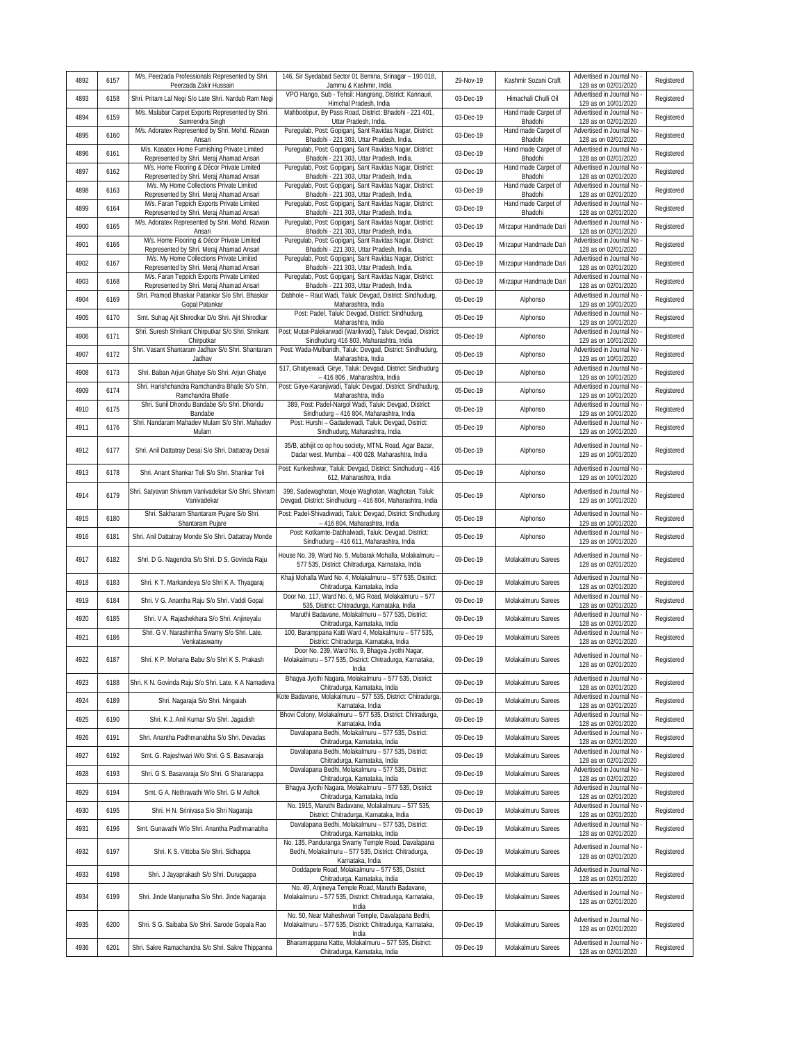| 4892 | 6157 | M/s. Peerzada Professionals Represented by Shri. Peerzada Zakir Hussain | 146, Sir Syedabad Sector 01 Bemina, Srinagar – 190 018, Jammu & Kashmir, India | 29-Nov-19 | Kashmir Sozani Craft | Advertised in Journal No - 128 as on 02/01/2020 | Registered |
|---|---|---|---|---|---|---|---|
| 4893 | 6158 | Shri. Pritam Lal Negi S/o Late Shri. Nardub Ram Negi | VPO Hango, Sub - Tehsil: Hangrang, District: Kannauri, Himchal Pradesh, India | 03-Dec-19 | Himachali Chulli Oil | Advertised in Journal No - 129 as on 10/01/2020 | Registered |
| 4894 | 6159 | M/s. Malabar Carpet Exports Represented by Shri. Samrendra Singh | Mahboobpur, By Pass Road, District: Bhadohi - 221 401, Uttar Pradesh, India. | 03-Dec-19 | Hand made Carpet of Bhadohi | Advertised in Journal No - 128 as on 02/01/2020 | Registered |
| 4895 | 6160 | M/s. Adoratex Represented by Shri. Mohd. Rizwan Ansari | Puregulab, Post: Gopiganj, Sant Ravidas Nagar, District: Bhadohi - 221 303, Uttar Pradesh, India. | 03-Dec-19 | Hand made Carpet of Bhadohi | Advertised in Journal No - 128 as on 02/01/2020 | Registered |
| 4896 | 6161 | M/s. Kasatex Home Furnishing Private Limited Represented by Shri. Meraj Ahamad Ansari | Puregulab, Post: Gopiganj, Sant Ravidas Nagar, District: Bhadohi - 221 303, Uttar Pradesh, India. | 03-Dec-19 | Hand made Carpet of Bhadohi | Advertised in Journal No - 128 as on 02/01/2020 | Registered |
| 4897 | 6162 | M/s. Home Flooring & Décor Private Limited Represented by Shri. Meraj Ahamad Ansari | Puregulab, Post: Gopiganj, Sant Ravidas Nagar, District: Bhadohi - 221 303, Uttar Pradesh, India. | 03-Dec-19 | Hand made Carpet of Bhadohi | Advertised in Journal No - 128 as on 02/01/2020 | Registered |
| 4898 | 6163 | M/s. My Home Collections Private Limited Represented by Shri. Meraj Ahamad Ansari | Puregulab, Post: Gopiganj, Sant Ravidas Nagar, District: Bhadohi - 221 303, Uttar Pradesh, India. | 03-Dec-19 | Hand made Carpet of Bhadohi | Advertised in Journal No - 128 as on 02/01/2020 | Registered |
| 4899 | 6164 | M/s. Faran Teppich Exports Private Limited Represented by Shri. Meraj Ahamad Ansari | Puregulab, Post: Gopiganj, Sant Ravidas Nagar, District: Bhadohi - 221 303, Uttar Pradesh, India. | 03-Dec-19 | Hand made Carpet of Bhadohi | Advertised in Journal No - 128 as on 02/01/2020 | Registered |
| 4900 | 6165 | M/s. Adoratex Represented by Shri. Mohd. Rizwan Ansari | Puregulab, Post: Gopiganj, Sant Ravidas Nagar, District: Bhadohi - 221 303, Uttar Pradesh, India. | 03-Dec-19 | Mirzapur Handmade Dari | Advertised in Journal No - 128 as on 02/01/2020 | Registered |
| 4901 | 6166 | M/s. Home Flooring & Décor Private Limited Represented by Shri. Meraj Ahamad Ansari | Puregulab, Post: Gopiganj, Sant Ravidas Nagar, District: Bhadohi - 221 303, Uttar Pradesh, India. | 03-Dec-19 | Mirzapur Handmade Dari | Advertised in Journal No - 128 as on 02/01/2020 | Registered |
| 4902 | 6167 | M/s. My Home Collections Private Limited Represented by Shri. Meraj Ahamad Ansari | Puregulab, Post: Gopiganj, Sant Ravidas Nagar, District: Bhadohi - 221 303, Uttar Pradesh, India. | 03-Dec-19 | Mirzapur Handmade Dari | Advertised in Journal No - 128 as on 02/01/2020 | Registered |
| 4903 | 6168 | M/s. Faran Teppich Exports Private Limited Represented by Shri. Meraj Ahamad Ansari | Puregulab, Post: Gopiganj, Sant Ravidas Nagar, District: Bhadohi - 221 303, Uttar Pradesh, India. | 03-Dec-19 | Mirzapur Handmade Dari | Advertised in Journal No - 128 as on 02/01/2020 | Registered |
| 4904 | 6169 | Shri. Pramod Bhaskar Patankar S/o Shri. Bhaskar Gopal Patankar | Dabhole – Raut Wadi, Taluk: Devgad, District: Sindhudurg, Maharashtra, India | 05-Dec-19 | Alphonso | Advertised in Journal No - 129 as on 10/01/2020 | Registered |
| 4905 | 6170 | Smt. Suhag Ajit Shirodkar D/o Shri. Ajit Shirodkar | Post: Padel, Taluk: Devgad, District: Sindhudurg, Maharashtra, India | 05-Dec-19 | Alphonso | Advertised in Journal No - 129 as on 10/01/2020 | Registered |
| 4906 | 6171 | Shri. Suresh Shrikant Chirputkar S/o Shri. Shrikant Chirputkar | Post: Mutat-Palekarwadi (Warikvadi), Taluk: Devgad, District: Sindhudurg 416 803, Maharashtra, India | 05-Dec-19 | Alphonso | Advertised in Journal No - 129 as on 10/01/2020 | Registered |
| 4907 | 6172 | Shri. Vasant Shantaram Jadhav S/o Shri. Shantaram Jadhav | Post: Wada-Mulbandh, Taluk: Devgad, District: Sindhudurg, Maharashtra, India | 05-Dec-19 | Alphonso | Advertised in Journal No - 129 as on 10/01/2020 | Registered |
| 4908 | 6173 | Shri. Baban Arjun Ghatye S/o Shri. Arjun Ghatye | 517, Ghatyewadi, Girye, Taluk: Devgad, District: Sindhudurg – 416 806 , Maharashtra, India | 05-Dec-19 | Alphonso | Advertised in Journal No - 129 as on 10/01/2020 | Registered |
| 4909 | 6174 | Shri. Harishchandra Ramchandra Bhatle S/o Shri. Ramchandra Bhatle | Post: Girye-Karanjiwadi, Taluk: Devgad, District: Sindhudurg, Maharashtra, India | 05-Dec-19 | Alphonso | Advertised in Journal No - 129 as on 10/01/2020 | Registered |
| 4910 | 6175 | Shri. Sunil Dhondu Bandabe S/o Shri. Dhondu Bandabe | 389, Post: Padel-Nargol Wadi, Taluk: Devgad, District: Sindhudurg – 416 804, Maharashtra, India | 05-Dec-19 | Alphonso | Advertised in Journal No - 129 as on 10/01/2020 | Registered |
| 4911 | 6176 | Shri. Nandaram Mahadev Mulam S/o Shri. Mahadev Mulam | Post: Hurshi – Gadadewadi, Taluk: Devgad, District: Sindhudurg, Maharashtra, India | 05-Dec-19 | Alphonso | Advertised in Journal No - 129 as on 10/01/2020 | Registered |
| 4912 | 6177 | Shri. Anil Dattatray Desai S/o Shri. Dattatray Desai | 35/B, abhijit co op hou society, MTNL Road, Agar Bazar, Dadar west. Mumbai – 400 028, Maharashtra, India | 05-Dec-19 | Alphonso | Advertised in Journal No - 129 as on 10/01/2020 | Registered |
| 4913 | 6178 | Shri. Anant Shankar Teli S/o Shri. Shankar Teli | Post: Kunkeshwar, Taluk: Devgad, District: Sindhudurg – 416 612, Maharashtra, India | 05-Dec-19 | Alphonso | Advertised in Journal No - 129 as on 10/01/2020 | Registered |
| 4914 | 6179 | Shri. Satyavan Shivram Vanivadekar S/o Shri. Shivram Vanivadekar | 398, Sadewaghotan, Mouje Waghotan, Waghotan, Taluk: Devgad, District: Sindhudurg – 416 804, Maharashtra, India | 05-Dec-19 | Alphonso | Advertised in Journal No - 129 as on 10/01/2020 | Registered |
| 4915 | 6180 | Shri. Sakharam Shantaram Pujare S/o Shri. Shantaram Pujare | Post: Padel-Shivadiwadi, Taluk: Devgad, District: Sindhudurg – 416 804, Maharashtra, India | 05-Dec-19 | Alphonso | Advertised in Journal No - 129 as on 10/01/2020 | Registered |
| 4916 | 6181 | Shri. Anil Dattatray Monde S/o Shri. Dattatray Monde | Post: Kotkamte-Dabhalwadi, Taluk: Devgad, District: Sindhudurg – 416 611, Maharashtra, India | 05-Dec-19 | Alphonso | Advertised in Journal No - 129 as on 10/01/2020 | Registered |
| 4917 | 6182 | Shri. D G. Nagendra S/o Shri. D S. Govinda Raju | House No. 39, Ward No. 5, Mubarak Mohalla, Molakalmuru – 577 535, District: Chitradurga, Karnataka, India | 09-Dec-19 | Molakalmuru Sarees | Advertised in Journal No - 128 as on 02/01/2020 | Registered |
| 4918 | 6183 | Shri. K T. Markandeya S/o Shri K A. Thyagaraj | Khaji Mohalla Ward No. 4, Molakalmuru – 577 535, District: Chitradurga, Karnataka, India | 09-Dec-19 | Molakalmuru Sarees | Advertised in Journal No - 128 as on 02/01/2020 | Registered |
| 4919 | 6184 | Shri. V G. Anantha Raju S/o Shri. Vaddi Gopal | Door No. 117, Ward No. 6, MG Road, Molakalmuru – 577 535, District: Chitradurga, Karnataka, India | 09-Dec-19 | Molakalmuru Sarees | Advertised in Journal No - 128 as on 02/01/2020 | Registered |
| 4920 | 6185 | Shri. V A. Rajashekhara S/o Shri. Anjineyalu | Maruthi Badavane, Molakalmuru – 577 535, District: Chitradurga, Karnataka, India | 09-Dec-19 | Molakalmuru Sarees | Advertised in Journal No - 128 as on 02/01/2020 | Registered |
| 4921 | 6186 | Shri. G V. Narashimha Swamy S/o Shri. Late. Venkataswamy | 100, Baramppana Katti Ward 4, Molakalmuru – 577 535, District: Chitradurga, Karnataka, India | 09-Dec-19 | Molakalmuru Sarees | Advertised in Journal No - 128 as on 02/01/2020 | Registered |
| 4922 | 6187 | Shri. K P. Mohana Babu S/o Shri K S. Prakash | Door No. 239, Ward No. 9, Bhagya Jyothi Nagar, Molakalmuru – 577 535, District: Chitradurga, Karnataka, India | 09-Dec-19 | Molakalmuru Sarees | Advertised in Journal No - 128 as on 02/01/2020 | Registered |
| 4923 | 6188 | Shri. K N. Govinda Raju S/o Shri. Late. K A Namadeva | Bhagya Jyothi Nagara, Molakalmuru – 577 535, District: Chitradurga, Karnataka, India | 09-Dec-19 | Molakalmuru Sarees | Advertised in Journal No - 128 as on 02/01/2020 | Registered |
| 4924 | 6189 | Shri. Nagaraja S/o Shri. Ningaiah | Kote Badavane, Molakalmuru – 577 535, District: Chitradurga, Karnataka, India | 09-Dec-19 | Molakalmuru Sarees | Advertised in Journal No - 128 as on 02/01/2020 | Registered |
| 4925 | 6190 | Shri. K J. Anil Kumar S/o Shri. Jagadish | Bhovi Colony, Molakalmuru – 577 535, District: Chitradurga, Karnataka, India | 09-Dec-19 | Molakalmuru Sarees | Advertised in Journal No - 128 as on 02/01/2020 | Registered |
| 4926 | 6191 | Shri. Anantha Padhmanabha S/o Shri. Devadas | Davalapana Bedhi, Molakalmuru – 577 535, District: Chitradurga, Karnataka, India | 09-Dec-19 | Molakalmuru Sarees | Advertised in Journal No - 128 as on 02/01/2020 | Registered |
| 4927 | 6192 | Smt. G. Rajeshwari W/o Shri. G S. Basavaraja | Davalapana Bedhi, Molakalmuru – 577 535, District: Chitradurga, Karnataka, India | 09-Dec-19 | Molakalmuru Sarees | Advertised in Journal No - 128 as on 02/01/2020 | Registered |
| 4928 | 6193 | Shri. G S. Basavaraja S/o Shri. G Sharanappa | Davalapana Bedhi, Molakalmuru – 577 535, District: Chitradurga, Karnataka, India | 09-Dec-19 | Molakalmuru Sarees | Advertised in Journal No - 128 as on 02/01/2020 | Registered |
| 4929 | 6194 | Smt. G A. Nethravathi W/o Shri. G M Ashok | Bhagya Jyothi Nagara, Molakalmuru – 577 535, District: Chitradurga, Karnataka, India | 09-Dec-19 | Molakalmuru Sarees | Advertised in Journal No - 128 as on 02/01/2020 | Registered |
| 4930 | 6195 | Shri. H N. Srinivasa S/o Shri Nagaraja | No. 1915, Maruthi Badavane, Molakalmuru – 577 535, District: Chitradurga, Karnataka, India | 09-Dec-19 | Molakalmuru Sarees | Advertised in Journal No - 128 as on 02/01/2020 | Registered |
| 4931 | 6196 | Smt. Gunavathi W/o Shri. Anantha Padhmanabha | Davalapana Bedhi, Molakalmuru – 577 535, District: Chitradurga, Karnataka, India | 09-Dec-19 | Molakalmuru Sarees | Advertised in Journal No - 128 as on 02/01/2020 | Registered |
| 4932 | 6197 | Shri. K S. Vittoba S/o Shri. Sidhappa | No. 135, Panduranga Swamy Temple Road, Davalapana Bedhi, Molakalmuru – 577 535, District: Chitradurga, Karnataka, India | 09-Dec-19 | Molakalmuru Sarees | Advertised in Journal No - 128 as on 02/01/2020 | Registered |
| 4933 | 6198 | Shri. J Jayaprakash S/o Shri. Durugappa | Doddapete Road, Molakalmuru – 577 535, District: Chitradurga, Karnataka, India | 09-Dec-19 | Molakalmuru Sarees | Advertised in Journal No - 128 as on 02/01/2020 | Registered |
| 4934 | 6199 | Shri. Jinde Manjunatha S/o Shri. Jinde Nagaraja | No. 49, Anjineya Temple Road, Maruthi Badavane, Molakalmuru – 577 535, District: Chitradurga, Karnataka, India | 09-Dec-19 | Molakalmuru Sarees | Advertised in Journal No - 128 as on 02/01/2020 | Registered |
| 4935 | 6200 | Shri. S G. Saibaba S/o Shri. Sarode Gopala Rao | No. 50, Near Maheshwari Temple, Davalapana Bedhi, Molakalmuru – 577 535, District: Chitradurga, Karnataka, India | 09-Dec-19 | Molakalmuru Sarees | Advertised in Journal No - 128 as on 02/01/2020 | Registered |
| 4936 | 6201 | Shri. Sakre Ramachandra S/o Shri. Sakre Thippanna | Bharamappana Katte, Molakalmuru – 577 535, District: Chitradurga, Karnataka, India | 09-Dec-19 | Molakalmuru Sarees | Advertised in Journal No - 128 as on 02/01/2020 | Registered |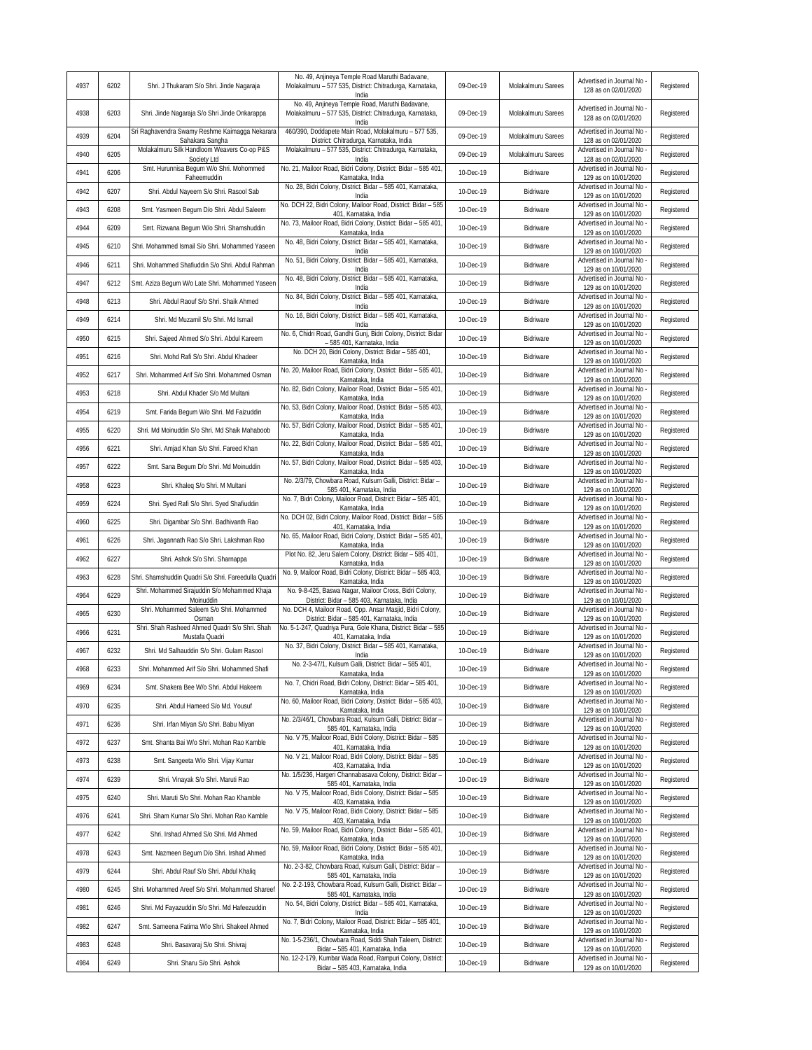| 4937 | 6202 | Shri. J Thukaram S/o Shri. Jinde Nagaraja | No. 49, Anjineya Temple Road Maruthi Badavane, Molakalmuru – 577 535, District: Chitradurga, Karnataka, India | 09-Dec-19 | Molakalmuru Sarees | Advertised in Journal No - 128 as on 02/01/2020 | Registered |
|---|---|---|---|---|---|---|---|
| 4938 | 6203 | Shri. Jinde Nagaraja S/o Shri Jinde Onkarappa | No. 49, Anjineya Temple Road, Maruthi Badavane, Molakalmuru – 577 535, District: Chitradurga, Karnataka, India | 09-Dec-19 | Molakalmuru Sarees | Advertised in Journal No - 128 as on 02/01/2020 | Registered |
| 4939 | 6204 | Sri Raghavendra Swamy Reshme Kaimagga Nekarara Sahakara Sangha | 460/390, Doddapete Main Road, Molakalmuru – 577 535, District: Chitradurga, Karnataka, India | 09-Dec-19 | Molakalmuru Sarees | Advertised in Journal No - 128 as on 02/01/2020 | Registered |
| 4940 | 6205 | Molakalmuru Silk Handloom Weavers Co-op P&S Society Ltd | Molakalmuru – 577 535, District: Chitradurga, Karnataka, India | 09-Dec-19 | Molakalmuru Sarees | Advertised in Journal No - 128 as on 02/01/2020 | Registered |
| 4941 | 6206 | Smt. Hurunnisa Begum W/o Shri. Mohommed Faheemuddin | No. 21, Mailoor Road, Bidri Colony, District: Bidar – 585 401, Karnataka, India | 10-Dec-19 | Bidriware | Advertised in Journal No - 129 as on 10/01/2020 | Registered |
| 4942 | 6207 | Shri. Abdul Nayeem S/o Shri. Rasool Sab | No. 28, Bidri Colony, District: Bidar – 585 401, Karnataka, India | 10-Dec-19 | Bidriware | Advertised in Journal No - 129 as on 10/01/2020 | Registered |
| 4943 | 6208 | Smt. Yasmeen Begum D/o Shri. Abdul Saleem | No. DCH 22, Bidri Colony, Mailoor Road, District: Bidar – 585 401, Karnataka, India | 10-Dec-19 | Bidriware | Advertised in Journal No - 129 as on 10/01/2020 | Registered |
| 4944 | 6209 | Smt. Rizwana Begum W/o Shri. Shamshuddin | No. 73, Mailoor Road, Bidri Colony, District: Bidar – 585 401, Karnataka, India | 10-Dec-19 | Bidriware | Advertised in Journal No - 129 as on 10/01/2020 | Registered |
| 4945 | 6210 | Shri. Mohammed Ismail S/o Shri. Mohammed Yaseen | No. 48, Bidri Colony, District: Bidar – 585 401, Karnataka, India | 10-Dec-19 | Bidriware | Advertised in Journal No - 129 as on 10/01/2020 | Registered |
| 4946 | 6211 | Shri. Mohammed Shafiuddin S/o Shri. Abdul Rahman | No. 51, Bidri Colony, District: Bidar – 585 401, Karnataka, India | 10-Dec-19 | Bidriware | Advertised in Journal No - 129 as on 10/01/2020 | Registered |
| 4947 | 6212 | Smt. Aziza Begum W/o Late Shri. Mohammed Yaseen | No. 48, Bidri Colony, District: Bidar – 585 401, Karnataka, India | 10-Dec-19 | Bidriware | Advertised in Journal No - 129 as on 10/01/2020 | Registered |
| 4948 | 6213 | Shri. Abdul Raouf S/o Shri. Shaik Ahmed | No. 84, Bidri Colony, District: Bidar – 585 401, Karnataka, India | 10-Dec-19 | Bidriware | Advertised in Journal No - 129 as on 10/01/2020 | Registered |
| 4949 | 6214 | Shri. Md Muzamil S/o Shri. Md Ismail | No. 16, Bidri Colony, District: Bidar – 585 401, Karnataka, India | 10-Dec-19 | Bidriware | Advertised in Journal No - 129 as on 10/01/2020 | Registered |
| 4950 | 6215 | Shri. Sajeed Ahmed S/o Shri. Abdul Kareem | No. 6, Chidri Road, Gandhi Gunj, Bidri Colony, District: Bidar – 585 401, Karnataka, India | 10-Dec-19 | Bidriware | Advertised in Journal No - 129 as on 10/01/2020 | Registered |
| 4951 | 6216 | Shri. Mohd Rafi S/o Shri. Abdul Khadeer | No. DCH 20, Bidri Colony, District: Bidar – 585 401, Karnataka, India | 10-Dec-19 | Bidriware | Advertised in Journal No - 129 as on 10/01/2020 | Registered |
| 4952 | 6217 | Shri. Mohammed Arif S/o Shri. Mohammed Osman | No. 20, Mailoor Road, Bidri Colony, District: Bidar – 585 401, Karnataka, India | 10-Dec-19 | Bidriware | Advertised in Journal No - 129 as on 10/01/2020 | Registered |
| 4953 | 6218 | Shri. Abdul Khader S/o Md Multani | No. 82, Bidri Colony, Mailoor Road, District: Bidar – 585 401, Karnataka, India | 10-Dec-19 | Bidriware | Advertised in Journal No - 129 as on 10/01/2020 | Registered |
| 4954 | 6219 | Smt. Farida Begum W/o Shri. Md Faizuddin | No. 53, Bidri Colony, Mailoor Road, District: Bidar – 585 403, Karnataka, India | 10-Dec-19 | Bidriware | Advertised in Journal No - 129 as on 10/01/2020 | Registered |
| 4955 | 6220 | Shri. Md Moinuddin S/o Shri. Md Shaik Mahaboob | No. 57, Bidri Colony, Mailoor Road, District: Bidar – 585 401, Karnataka, India | 10-Dec-19 | Bidriware | Advertised in Journal No - 129 as on 10/01/2020 | Registered |
| 4956 | 6221 | Shri. Amjad Khan S/o Shri. Fareed Khan | No. 22, Bidri Colony, Mailoor Road, District: Bidar – 585 401, Karnataka, India | 10-Dec-19 | Bidriware | Advertised in Journal No - 129 as on 10/01/2020 | Registered |
| 4957 | 6222 | Smt. Sana Begum D/o Shri. Md Moinuddin | No. 57, Bidri Colony, Mailoor Road, District: Bidar – 585 403, Karnataka, India | 10-Dec-19 | Bidriware | Advertised in Journal No - 129 as on 10/01/2020 | Registered |
| 4958 | 6223 | Shri. Khaleq S/o Shri. M Multani | No. 2/3/79, Chowbara Road, Kulsum Galli, District: Bidar – 585 401, Karnataka, India | 10-Dec-19 | Bidriware | Advertised in Journal No - 129 as on 10/01/2020 | Registered |
| 4959 | 6224 | Shri. Syed Rafi S/o Shri. Syed Shafiuddin | No. 7, Bidri Colony, Mailoor Road, District: Bidar – 585 401, Karnataka, India | 10-Dec-19 | Bidriware | Advertised in Journal No - 129 as on 10/01/2020 | Registered |
| 4960 | 6225 | Shri. Digambar S/o Shri. Badhivanth Rao | No. DCH 02, Bidri Colony, Mailoor Road, District: Bidar – 585 401, Karnataka, India | 10-Dec-19 | Bidriware | Advertised in Journal No - 129 as on 10/01/2020 | Registered |
| 4961 | 6226 | Shri. Jagannath Rao S/o Shri. Lakshman Rao | No. 65, Mailoor Road, Bidri Colony, District: Bidar – 585 401, Karnataka, India | 10-Dec-19 | Bidriware | Advertised in Journal No - 129 as on 10/01/2020 | Registered |
| 4962 | 6227 | Shri. Ashok S/o Shri. Sharnappa | Plot No. 82, Jeru Salem Colony, District: Bidar – 585 401, Karnataka, India | 10-Dec-19 | Bidriware | Advertised in Journal No - 129 as on 10/01/2020 | Registered |
| 4963 | 6228 | Shri. Shamshuddin Quadri S/o Shri. Fareedulla Quadri | No. 9, Mailoor Road, Bidri Colony, District: Bidar – 585 403, Karnataka, India | 10-Dec-19 | Bidriware | Advertised in Journal No - 129 as on 10/01/2020 | Registered |
| 4964 | 6229 | Shri. Mohammed Sirajuddin S/o Mohammed Khaja Moinuddin | No. 9-8-425, Baswa Nagar, Mailoor Cross, Bidri Colony, District: Bidar – 585 403, Karnataka, India | 10-Dec-19 | Bidriware | Advertised in Journal No - 129 as on 10/01/2020 | Registered |
| 4965 | 6230 | Shri. Mohammed Saleem S/o Shri. Mohammed Osman | No. DCH 4, Mailoor Road, Opp. Ansar Masjid, Bidri Colony, District: Bidar – 585 401, Karnataka, India | 10-Dec-19 | Bidriware | Advertised in Journal No - 129 as on 10/01/2020 | Registered |
| 4966 | 6231 | Shri. Shah Rasheed Ahmed Quadri S/o Shri. Shah Mustafa Quadri | No. 5-1-247, Quadriya Pura, Gole Khana, District: Bidar – 585 401, Karnataka, India | 10-Dec-19 | Bidriware | Advertised in Journal No - 129 as on 10/01/2020 | Registered |
| 4967 | 6232 | Shri. Md Salhauddin S/o Shri. Gulam Rasool | No. 37, Bidri Colony, District: Bidar – 585 401, Karnataka, India | 10-Dec-19 | Bidriware | Advertised in Journal No - 129 as on 10/01/2020 | Registered |
| 4968 | 6233 | Shri. Mohammed Arif S/o Shri. Mohammed Shafi | No. 2-3-47/1, Kulsum Galli, District: Bidar – 585 401, Karnataka, India | 10-Dec-19 | Bidriware | Advertised in Journal No - 129 as on 10/01/2020 | Registered |
| 4969 | 6234 | Smt. Shakera Bee W/o Shri. Abdul Hakeem | No. 7, Chidri Road, Bidri Colony, District: Bidar – 585 401, Karnataka, India | 10-Dec-19 | Bidriware | Advertised in Journal No - 129 as on 10/01/2020 | Registered |
| 4970 | 6235 | Shri. Abdul Hameed S/o Md. Yousuf | No. 60, Mailoor Road, Bidri Colony, District: Bidar – 585 403, Karnataka, India | 10-Dec-19 | Bidriware | Advertised in Journal No - 129 as on 10/01/2020 | Registered |
| 4971 | 6236 | Shri. Irfan Miyan S/o Shri. Babu Miyan | No. 2/3/46/1, Chowbara Road, Kulsum Galli, District: Bidar – 585 401, Karnataka, India | 10-Dec-19 | Bidriware | Advertised in Journal No - 129 as on 10/01/2020 | Registered |
| 4972 | 6237 | Smt. Shanta Bai W/o Shri. Mohan Rao Kamble | No. V 75, Mailoor Road, Bidri Colony, District: Bidar – 585 401, Karnataka, India | 10-Dec-19 | Bidriware | Advertised in Journal No - 129 as on 10/01/2020 | Registered |
| 4973 | 6238 | Smt. Sangeeta W/o Shri. Vijay Kumar | No. V 21, Mailoor Road, Bidri Colony, District: Bidar – 585 403, Karnataka, India | 10-Dec-19 | Bidriware | Advertised in Journal No - 129 as on 10/01/2020 | Registered |
| 4974 | 6239 | Shri. Vinayak S/o Shri. Maruti Rao | No. 1/5/236, Hargeri Channabasava Colony, District: Bidar – 585 401, Karnataka, India | 10-Dec-19 | Bidriware | Advertised in Journal No - 129 as on 10/01/2020 | Registered |
| 4975 | 6240 | Shri. Maruti S/o Shri. Mohan Rao Khamble | No. V 75, Mailoor Road, Bidri Colony, District: Bidar – 585 403, Karnataka, India | 10-Dec-19 | Bidriware | Advertised in Journal No - 129 as on 10/01/2020 | Registered |
| 4976 | 6241 | Shri. Sham Kumar S/o Shri. Mohan Rao Kamble | No. V 75, Mailoor Road, Bidri Colony, District: Bidar – 585 403, Karnataka, India | 10-Dec-19 | Bidriware | Advertised in Journal No - 129 as on 10/01/2020 | Registered |
| 4977 | 6242 | Shri. Irshad Ahmed S/o Shri. Md Ahmed | No. 59, Mailoor Road, Bidri Colony, District: Bidar – 585 401, Karnataka, India | 10-Dec-19 | Bidriware | Advertised in Journal No - 129 as on 10/01/2020 | Registered |
| 4978 | 6243 | Smt. Nazmeen Begum D/o Shri. Irshad Ahmed | No. 59, Mailoor Road, Bidri Colony, District: Bidar – 585 401, Karnataka, India | 10-Dec-19 | Bidriware | Advertised in Journal No - 129 as on 10/01/2020 | Registered |
| 4979 | 6244 | Shri. Abdul Rauf S/o Shri. Abdul Khaliq | No. 2-3-82, Chowbara Road, Kulsum Galli, District: Bidar – 585 401, Karnataka, India | 10-Dec-19 | Bidriware | Advertised in Journal No - 129 as on 10/01/2020 | Registered |
| 4980 | 6245 | Shri. Mohammed Areef S/o Shri. Mohammed Shareef | No. 2-2-193, Chowbara Road, Kulsum Galli, District: Bidar – 585 401, Karnataka, India | 10-Dec-19 | Bidriware | Advertised in Journal No - 129 as on 10/01/2020 | Registered |
| 4981 | 6246 | Shri. Md Fayazuddin S/o Shri. Md Hafeezuddin | No. 54, Bidri Colony, District: Bidar – 585 401, Karnataka, India | 10-Dec-19 | Bidriware | Advertised in Journal No - 129 as on 10/01/2020 | Registered |
| 4982 | 6247 | Smt. Sameena Fatima W/o Shri. Shakeel Ahmed | No. 7, Bidri Colony, Mailoor Road, District: Bidar – 585 401, Karnataka, India | 10-Dec-19 | Bidriware | Advertised in Journal No - 129 as on 10/01/2020 | Registered |
| 4983 | 6248 | Shri. Basavaraj S/o Shri. Shivraj | No. 1-5-236/1, Chowbara Road, Siddi Shah Taleem, District: Bidar – 585 401, Karnataka, India | 10-Dec-19 | Bidriware | Advertised in Journal No - 129 as on 10/01/2020 | Registered |
| 4984 | 6249 | Shri. Sharu S/o Shri. Ashok | No. 12-2-179, Kumbar Wada Road, Rampuri Colony, District: Bidar – 585 403, Karnataka, India | 10-Dec-19 | Bidriware | Advertised in Journal No - 129 as on 10/01/2020 | Registered |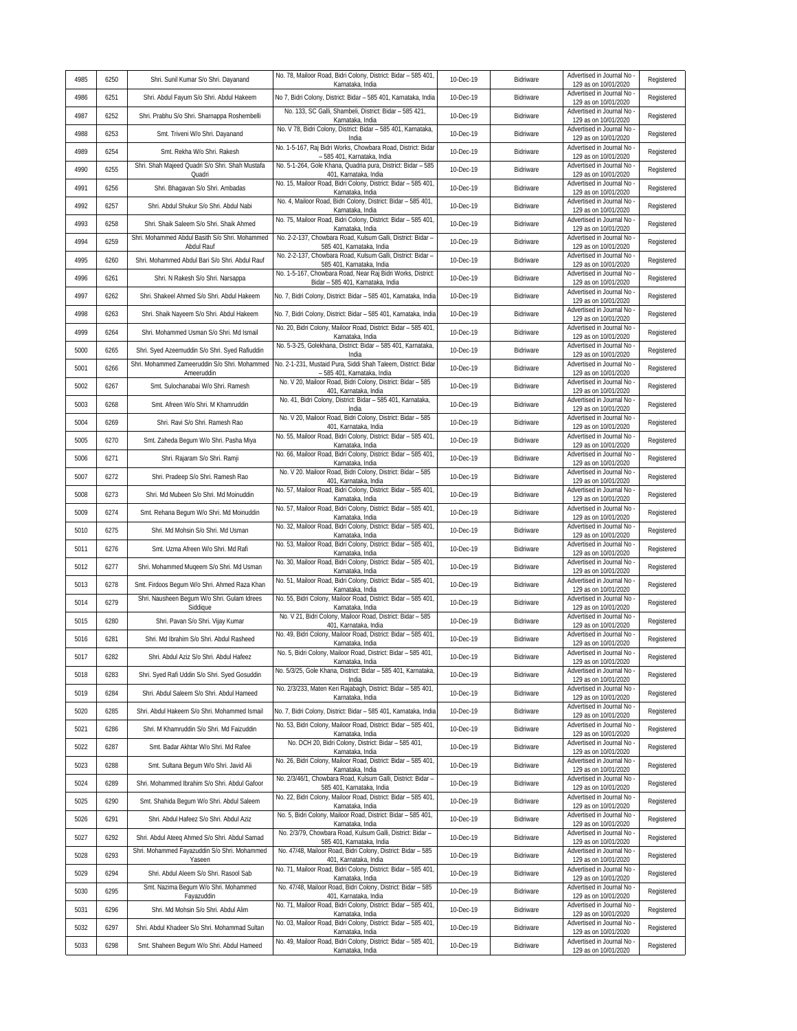| 4985 | 6250 | Shri. Sunil Kumar S/o Shri. Dayanand | No. 78, Mailoor Road, Bidri Colony, District: Bidar – 585 401, Karnataka, India | 10-Dec-19 | Bidriware | Advertised in Journal No - 129 as on 10/01/2020 | Registered |
|---|---|---|---|---|---|---|---|
| 4986 | 6251 | Shri. Abdul Fayum S/o Shri. Abdul Hakeem | No 7, Bidri Colony, District: Bidar – 585 401, Karnataka, India | 10-Dec-19 | Bidriware | Advertised in Journal No - 129 as on 10/01/2020 | Registered |
| 4987 | 6252 | Shri. Prabhu S/o Shri. Sharnappa Roshembelli | No. 133, SC Galli, Shambeli, District: Bidar – 585 421, Karnataka, India | 10-Dec-19 | Bidriware | Advertised in Journal No - 129 as on 10/01/2020 | Registered |
| 4988 | 6253 | Smt. Triveni W/o Shri. Dayanand | No. V 78, Bidri Colony, District: Bidar – 585 401, Karnataka, India | 10-Dec-19 | Bidriware | Advertised in Journal No - 129 as on 10/01/2020 | Registered |
| 4989 | 6254 | Smt. Rekha W/o Shri. Rakesh | No. 1-5-167, Raj Bidri Works, Chowbara Road, District: Bidar – 585 401, Karnataka, India | 10-Dec-19 | Bidriware | Advertised in Journal No - 129 as on 10/01/2020 | Registered |
| 4990 | 6255 | Shri. Shah Majeed Quadri S/o Shri. Shah Mustafa Quadri | No. 5-1-264, Gole Khana, Quadria pura, District: Bidar – 585 401, Karnataka, India | 10-Dec-19 | Bidriware | Advertised in Journal No - 129 as on 10/01/2020 | Registered |
| 4991 | 6256 | Shri. Bhagavan S/o Shri. Ambadas | No. 15, Mailoor Road, Bidri Colony, District: Bidar – 585 401, Karnataka, India | 10-Dec-19 | Bidriware | Advertised in Journal No - 129 as on 10/01/2020 | Registered |
| 4992 | 6257 | Shri. Abdul Shukur S/o Shri. Abdul Nabi | No. 4, Mailoor Road, Bidri Colony, District: Bidar – 585 401, Karnataka, India | 10-Dec-19 | Bidriware | Advertised in Journal No - 129 as on 10/01/2020 | Registered |
| 4993 | 6258 | Shri. Shaik Saleem S/o Shri. Shaik Ahmed | No. 75, Mailoor Road, Bidri Colony, District: Bidar – 585 401, Karnataka, India | 10-Dec-19 | Bidriware | Advertised in Journal No - 129 as on 10/01/2020 | Registered |
| 4994 | 6259 | Shri. Mohammed Abdul Basith S/o Shri. Mohammed Abdul Rauf | No. 2-2-137, Chowbara Road, Kulsum Galli, District: Bidar – 585 401, Karnataka, India | 10-Dec-19 | Bidriware | Advertised in Journal No - 129 as on 10/01/2020 | Registered |
| 4995 | 6260 | Shri. Mohammed Abdul Bari S/o Shri. Abdul Rauf | No. 2-2-137, Chowbara Road, Kulsum Galli, District: Bidar – 585 401, Karnataka, India | 10-Dec-19 | Bidriware | Advertised in Journal No - 129 as on 10/01/2020 | Registered |
| 4996 | 6261 | Shri. N Rakesh S/o Shri. Narsappa | No. 1-5-167, Chowbara Road, Near Raj Bidri Works, District: Bidar – 585 401, Karnataka, India | 10-Dec-19 | Bidriware | Advertised in Journal No - 129 as on 10/01/2020 | Registered |
| 4997 | 6262 | Shri. Shakeel Ahmed S/o Shri. Abdul Hakeem | No. 7, Bidri Colony, District: Bidar – 585 401, Karnataka, India | 10-Dec-19 | Bidriware | Advertised in Journal No - 129 as on 10/01/2020 | Registered |
| 4998 | 6263 | Shri. Shaik Nayeem S/o Shri. Abdul Hakeem | No. 7, Bidri Colony, District: Bidar – 585 401, Karnataka, India | 10-Dec-19 | Bidriware | Advertised in Journal No - 129 as on 10/01/2020 | Registered |
| 4999 | 6264 | Shri. Mohammed Usman S/o Shri. Md Ismail | No. 20, Bidri Colony, Mailoor Road, District: Bidar – 585 401, Karnataka, India | 10-Dec-19 | Bidriware | Advertised in Journal No - 129 as on 10/01/2020 | Registered |
| 5000 | 6265 | Shri. Syed Azeemuddin S/o Shri. Syed Rafiuddin | No. 5-3-25, Golekhana, District: Bidar – 585 401, Karnataka, India | 10-Dec-19 | Bidriware | Advertised in Journal No - 129 as on 10/01/2020 | Registered |
| 5001 | 6266 | Shri. Mohammed Zameeruddin S/o Shri. Mohammed Ameeruddin | No. 2-1-231, Mustaid Pura, Siddi Shah Taleem, District: Bidar – 585 401, Karnataka, India | 10-Dec-19 | Bidriware | Advertised in Journal No - 129 as on 10/01/2020 | Registered |
| 5002 | 6267 | Smt. Sulochanabai W/o Shri. Ramesh | No. V 20, Mailoor Road, Bidri Colony, District: Bidar – 585 401, Karnataka, India | 10-Dec-19 | Bidriware | Advertised in Journal No - 129 as on 10/01/2020 | Registered |
| 5003 | 6268 | Smt. Afreen W/o Shri. M Khamruddin | No. 41, Bidri Colony, District: Bidar – 585 401, Karnataka, India | 10-Dec-19 | Bidriware | Advertised in Journal No - 129 as on 10/01/2020 | Registered |
| 5004 | 6269 | Shri. Ravi S/o Shri. Ramesh Rao | No. V 20, Mailoor Road, Bidri Colony, District: Bidar – 585 401, Karnataka, India | 10-Dec-19 | Bidriware | Advertised in Journal No - 129 as on 10/01/2020 | Registered |
| 5005 | 6270 | Smt. Zaheda Begum W/o Shri. Pasha Miya | No. 55, Mailoor Road, Bidri Colony, District: Bidar – 585 401, Karnataka, India | 10-Dec-19 | Bidriware | Advertised in Journal No - 129 as on 10/01/2020 | Registered |
| 5006 | 6271 | Shri. Rajaram S/o Shri. Ramji | No. 66, Mailoor Road, Bidri Colony, District: Bidar – 585 401, Karnataka, India | 10-Dec-19 | Bidriware | Advertised in Journal No - 129 as on 10/01/2020 | Registered |
| 5007 | 6272 | Shri. Pradeep S/o Shri. Ramesh Rao | No. V 20. Mailoor Road, Bidri Colony, District: Bidar – 585 401, Karnataka, India | 10-Dec-19 | Bidriware | Advertised in Journal No - 129 as on 10/01/2020 | Registered |
| 5008 | 6273 | Shri. Md Mubeen S/o Shri. Md Moinuddin | No. 57, Mailoor Road, Bidri Colony, District: Bidar – 585 401, Karnataka, India | 10-Dec-19 | Bidriware | Advertised in Journal No - 129 as on 10/01/2020 | Registered |
| 5009 | 6274 | Smt. Rehana Begum W/o Shri. Md Moinuddin | No. 57, Mailoor Road, Bidri Colony, District: Bidar – 585 401, Karnataka, India | 10-Dec-19 | Bidriware | Advertised in Journal No - 129 as on 10/01/2020 | Registered |
| 5010 | 6275 | Shri. Md Mohsin S/o Shri. Md Usman | No. 32, Mailoor Road, Bidri Colony, District: Bidar – 585 401, Karnataka, India | 10-Dec-19 | Bidriware | Advertised in Journal No - 129 as on 10/01/2020 | Registered |
| 5011 | 6276 | Smt. Uzma Afreen W/o Shri. Md Rafi | No. 53, Mailoor Road, Bidri Colony, District: Bidar – 585 401, Karnataka, India | 10-Dec-19 | Bidriware | Advertised in Journal No - 129 as on 10/01/2020 | Registered |
| 5012 | 6277 | Shri. Mohammed Muqeem S/o Shri. Md Usman | No. 30, Mailoor Road, Bidri Colony, District: Bidar – 585 401, Karnataka, India | 10-Dec-19 | Bidriware | Advertised in Journal No - 129 as on 10/01/2020 | Registered |
| 5013 | 6278 | Smt. Firdoos Begum W/o Shri. Ahmed Raza Khan | No. 51, Mailoor Road, Bidri Colony, District: Bidar – 585 401, Karnataka, India | 10-Dec-19 | Bidriware | Advertised in Journal No - 129 as on 10/01/2020 | Registered |
| 5014 | 6279 | Shri. Nausheen Begum W/o Shri. Gulam Idrees Siddique | No. 55, Bidri Colony, Mailoor Road, District: Bidar – 585 401, Karnataka, India | 10-Dec-19 | Bidriware | Advertised in Journal No - 129 as on 10/01/2020 | Registered |
| 5015 | 6280 | Shri. Pavan S/o Shri. Vijay Kumar | No. V 21, Bidri Colony, Mailoor Road, District: Bidar – 585 401, Karnataka, India | 10-Dec-19 | Bidriware | Advertised in Journal No - 129 as on 10/01/2020 | Registered |
| 5016 | 6281 | Shri. Md Ibrahim S/o Shri. Abdul Rasheed | No. 49, Bidri Colony, Mailoor Road, District: Bidar – 585 401, Karnataka, India | 10-Dec-19 | Bidriware | Advertised in Journal No - 129 as on 10/01/2020 | Registered |
| 5017 | 6282 | Shri. Abdul Aziz S/o Shri. Abdul Hafeez | No. 5, Bidri Colony, Mailoor Road, District: Bidar – 585 401, Karnataka, India | 10-Dec-19 | Bidriware | Advertised in Journal No - 129 as on 10/01/2020 | Registered |
| 5018 | 6283 | Shri. Syed Rafi Uddin S/o Shri. Syed Gosuddin | No. 5/3/25, Gole Khana, District: Bidar – 585 401, Karnataka, India | 10-Dec-19 | Bidriware | Advertised in Journal No - 129 as on 10/01/2020 | Registered |
| 5019 | 6284 | Shri. Abdul Saleem S/o Shri. Abdul Hameed | No. 2/3/233, Maten Keri Rajabagh, District: Bidar – 585 401, Karnataka, India | 10-Dec-19 | Bidriware | Advertised in Journal No - 129 as on 10/01/2020 | Registered |
| 5020 | 6285 | Shri. Abdul Hakeem S/o Shri. Mohammed Ismail | No. 7, Bidri Colony, District: Bidar – 585 401, Karnataka, India | 10-Dec-19 | Bidriware | Advertised in Journal No - 129 as on 10/01/2020 | Registered |
| 5021 | 6286 | Shri. M Khamruddin S/o Shri. Md Faizuddin | No. 53, Bidri Colony, Mailoor Road, District: Bidar – 585 401, Karnataka, India | 10-Dec-19 | Bidriware | Advertised in Journal No - 129 as on 10/01/2020 | Registered |
| 5022 | 6287 | Smt. Badar Akhtar W/o Shri. Md Rafee | No. DCH 20, Bidri Colony, District: Bidar – 585 401, Karnataka, India | 10-Dec-19 | Bidriware | Advertised in Journal No - 129 as on 10/01/2020 | Registered |
| 5023 | 6288 | Smt. Sultana Begum W/o Shri. Javid Ali | No. 26, Bidri Colony, Mailoor Road, District: Bidar – 585 401, Karnataka, India | 10-Dec-19 | Bidriware | Advertised in Journal No - 129 as on 10/01/2020 | Registered |
| 5024 | 6289 | Shri. Mohammed Ibrahim S/o Shri. Abdul Gafoor | No. 2/3/46/1, Chowbara Road, Kulsum Galli, District: Bidar – 585 401, Karnataka, India | 10-Dec-19 | Bidriware | Advertised in Journal No - 129 as on 10/01/2020 | Registered |
| 5025 | 6290 | Smt. Shahida Begum W/o Shri. Abdul Saleem | No. 22, Bidri Colony, Mailoor Road, District: Bidar – 585 401, Karnataka, India | 10-Dec-19 | Bidriware | Advertised in Journal No - 129 as on 10/01/2020 | Registered |
| 5026 | 6291 | Shri. Abdul Hafeez S/o Shri. Abdul Aziz | No. 5, Bidri Colony, Mailoor Road, District: Bidar – 585 401, Karnataka, India | 10-Dec-19 | Bidriware | Advertised in Journal No - 129 as on 10/01/2020 | Registered |
| 5027 | 6292 | Shri. Abdul Ateeq Ahmed S/o Shri. Abdul Samad | No. 2/3/79, Chowbara Road, Kulsum Galli, District: Bidar – 585 401, Karnataka, India | 10-Dec-19 | Bidriware | Advertised in Journal No - 129 as on 10/01/2020 | Registered |
| 5028 | 6293 | Shri. Mohammed Fayazuddin S/o Shri. Mohammed Yaseen | No. 47/48, Mailoor Road, Bidri Colony, District: Bidar – 585 401, Karnataka, India | 10-Dec-19 | Bidriware | Advertised in Journal No - 129 as on 10/01/2020 | Registered |
| 5029 | 6294 | Shri. Abdul Aleem S/o Shri. Rasool Sab | No. 71, Mailoor Road, Bidri Colony, District: Bidar – 585 401, Karnataka, India | 10-Dec-19 | Bidriware | Advertised in Journal No - 129 as on 10/01/2020 | Registered |
| 5030 | 6295 | Smt. Nazima Begum W/o Shri. Mohammed Fayazuddin | No. 47/48, Mailoor Road, Bidri Colony, District: Bidar – 585 401, Karnataka, India | 10-Dec-19 | Bidriware | Advertised in Journal No - 129 as on 10/01/2020 | Registered |
| 5031 | 6296 | Shri. Md Mohsin S/o Shri. Abdul Alim | No. 71, Mailoor Road, Bidri Colony, District: Bidar – 585 401, Karnataka, India | 10-Dec-19 | Bidriware | Advertised in Journal No - 129 as on 10/01/2020 | Registered |
| 5032 | 6297 | Shri. Abdul Khadeer S/o Shri. Mohammad Sultan | No. 03, Mailoor Road, Bidri Colony, District: Bidar – 585 401, Karnataka, India | 10-Dec-19 | Bidriware | Advertised in Journal No - 129 as on 10/01/2020 | Registered |
| 5033 | 6298 | Smt. Shaheen Begum W/o Shri. Abdul Hameed | No. 49, Mailoor Road, Bidri Colony, District: Bidar – 585 401, Karnataka, India | 10-Dec-19 | Bidriware | Advertised in Journal No - 129 as on 10/01/2020 | Registered |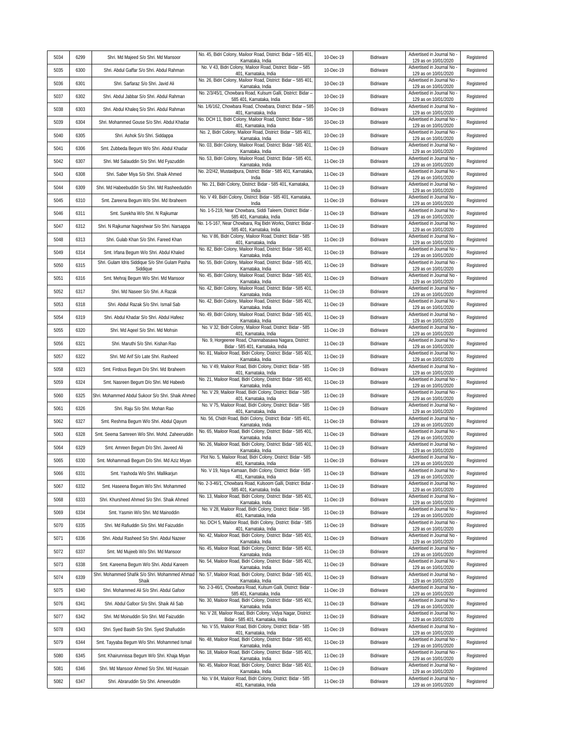| 5034 | 6299 | Shri. Md Majeed S/o Shri. Md Mansoor | No. 45, Bidri Colony, Mailoor Road, District: Bidar – 585 401, Karnataka, India | 10-Dec-19 | Bidriware | Advertised in Journal No - 129 as on 10/01/2020 | Registered |
|---|---|---|---|---|---|---|---|
| 5035 | 6300 | Shri. Abdul Gaffar S/o Shri. Abdul Rahman | No. V 43, Bidri Colony, Mailoor Road, District: Bidar – 585 401, Karnataka, India | 10-Dec-19 | Bidriware | Advertised in Journal No - 129 as on 10/01/2020 | Registered |
| 5036 | 6301 | Shri. Sarfaraz S/o Shri. Javid Ali | No. 26, Bidri Colony, Mailoor Road, District: Bidar – 585 401, Karnataka, India | 10-Dec-19 | Bidriware | Advertised in Journal No - 129 as on 10/01/2020 | Registered |
| 5037 | 6302 | Shri. Abdul Jabbar S/o Shri. Abdul Rahman | No. 2/3/45/1, Chowbara Road, Kulsum Galli, District: Bidar – 585 401, Karnataka, India | 10-Dec-19 | Bidriware | Advertised in Journal No - 129 as on 10/01/2020 | Registered |
| 5038 | 6303 | Shri. Abdul Khaleq S/o Shri. Abdul Rahman | No. 1/6/162, Chowbara Road, Chowbara, District: Bidar – 585 401, Karnataka, India | 10-Dec-19 | Bidriware | Advertised in Journal No - 129 as on 10/01/2020 | Registered |
| 5039 | 6304 | Shri. Mohammed Gouse S/o Shri. Abdul Khadar | No. DCH 11, Bidri Colony, Mailoor Road, District: Bidar – 585 401, Karnataka, India | 10-Dec-19 | Bidriware | Advertised in Journal No - 129 as on 10/01/2020 | Registered |
| 5040 | 6305 | Shri. Ashok S/o Shri. Siddappa | No. 2, Bidri Colony, Mailoor Road, District: Bidar – 585 401, Karnataka, India | 10-Dec-19 | Bidriware | Advertised in Journal No - 129 as on 10/01/2020 | Registered |
| 5041 | 6306 | Smt. Zubbeda Begum W/o Shri. Abdul Khadar | No. 03, Bidri Colony, Mailoor Road, District: Bidar - 585 401, Karnataka, India | 11-Dec-19 | Bidriware | Advertised in Journal No - 129 as on 10/01/2020 | Registered |
| 5042 | 6307 | Shri. Md Salauddin S/o Shri. Md Fyazuddin | No. 53, Bidri Colony, Mailoor Road, District: Bidar - 585 401, Karnataka, India | 11-Dec-19 | Bidriware | Advertised in Journal No - 129 as on 10/01/2020 | Registered |
| 5043 | 6308 | Shri. Saber Miya S/o Shri. Shaik Ahmed | No. 2/2/42, Mustaidpura, District: Bidar - 585 401, Karnataka, India | 11-Dec-19 | Bidriware | Advertised in Journal No - 129 as on 10/01/2020 | Registered |
| 5044 | 6309 | Shri. Md Habeebuddin S/o Shri. Md Rasheeduddin | No. 21, Bidri Colony, District: Bidar - 585 401, Karnataka, India | 11-Dec-19 | Bidriware | Advertised in Journal No - 129 as on 10/01/2020 | Registered |
| 5045 | 6310 | Smt. Zareena Begum W/o Shri. Md Ibraheem | No. V 49, Bidri Colony, District: Bidar - 585 401, Karnataka, India | 11-Dec-19 | Bidriware | Advertised in Journal No - 129 as on 10/01/2020 | Registered |
| 5046 | 6311 | Smt. Surekha W/o Shri. N Rajkumar | No. 1-5-219, Near Chowbara, Siddi Taleem, District: Bidar - 585 401, Karnataka, India | 11-Dec-19 | Bidriware | Advertised in Journal No - 129 as on 10/01/2020 | Registered |
| 5047 | 6312 | Shri. N Rajkumar Nageshwar S/o Shri. Narsappa | No. 1-5-167, Near Chowbara, Raj Bidri Works, District: Bidar - 585 401, Karnataka, India | 11-Dec-19 | Bidriware | Advertised in Journal No - 129 as on 10/01/2020 | Registered |
| 5048 | 6313 | Shri. Gulab Khan S/o Shri. Fareed Khan | No. V 86, Bidri Colony, Mailoor Road, District: Bidar - 585 401, Karnataka, India | 11-Dec-19 | Bidriware | Advertised in Journal No - 129 as on 10/01/2020 | Registered |
| 5049 | 6314 | Smt. Irfana Begum W/o Shri. Abdul Khaled | No. 82, Bidri Colony, Mailoor Road, District: Bidar - 585 401, Karnataka, India | 11-Dec-19 | Bidriware | Advertised in Journal No - 129 as on 10/01/2020 | Registered |
| 5050 | 6315 | Shri. Gulam Idris Siddique S/o Shri Gulam Pasha Siddique | No. 55, Bidri Colony, Mailoor Road, District: Bidar - 585 401, Karnataka, India | 11-Dec-19 | Bidriware | Advertised in Journal No - 129 as on 10/01/2020 | Registered |
| 5051 | 6316 | Smt. Mehraj Begum W/o Shri. Md Mansoor | No. 45, Bidri Colony, Mailoor Road, District: Bidar - 585 401, Karnataka, India | 11-Dec-19 | Bidriware | Advertised in Journal No - 129 as on 10/01/2020 | Registered |
| 5052 | 6317 | Shri. Md Naseer S/o Shri. A Razak | No. 42, Bidri Colony, Mailoor Road, District: Bidar - 585 401, Karnataka, India | 11-Dec-19 | Bidriware | Advertised in Journal No - 129 as on 10/01/2020 | Registered |
| 5053 | 6318 | Shri. Abdul Razak S/o Shri. Ismail Sab | No. 42, Bidri Colony, Mailoor Road, District: Bidar - 585 401, Karnataka, India | 11-Dec-19 | Bidriware | Advertised in Journal No - 129 as on 10/01/2020 | Registered |
| 5054 | 6319 | Shri. Abdul Khadar S/o Shri. Abdul Hafeez | No. 49, Bidri Colony, Mailoor Road, District: Bidar - 585 401, Karnataka, India | 11-Dec-19 | Bidriware | Advertised in Journal No - 129 as on 10/01/2020 | Registered |
| 5055 | 6320 | Shri. Md Aqeel S/o Shri. Md Mohsin | No. V 32, Bidri Colony, Mailoor Road, District: Bidar - 585 401, Karnataka, India | 11-Dec-19 | Bidriware | Advertised in Journal No - 129 as on 10/01/2020 | Registered |
| 5056 | 6321 | Shri. Maruthi S/o Shri. Kishan Rao | No. 9, Horgeeree Road, Channabasawa Nagara, District: Bidar - 585 401, Karnataka, India | 11-Dec-19 | Bidriware | Advertised in Journal No - 129 as on 10/01/2020 | Registered |
| 5057 | 6322 | Shri. Md Arif S/o Late Shri. Rasheed | No. 81, Mailoor Road, Bidri Colony, District: Bidar - 585 401, Karnataka, India | 11-Dec-19 | Bidriware | Advertised in Journal No - 129 as on 10/01/2020 | Registered |
| 5058 | 6323 | Smt. Firdous Begum D/o Shri. Md Ibraheem | No. V 49, Mailoor Road, Bidri Colony, District: Bidar - 585 401, Karnataka, India | 11-Dec-19 | Bidriware | Advertised in Journal No - 129 as on 10/01/2020 | Registered |
| 5059 | 6324 | Smt. Nasreen Begum D/o Shri. Md Habeeb | No. 21, Mailoor Road, Bidri Colony, District: Bidar - 585 401, Karnataka, India | 11-Dec-19 | Bidriware | Advertised in Journal No - 129 as on 10/01/2020 | Registered |
| 5060 | 6325 | Shri. Mohammed Abdul Sukoor S/o Shri. Shaik Ahmed | No. V 29, Mailoor Road, Bidri Colony, District: Bidar - 585 401, Karnataka, India | 11-Dec-19 | Bidriware | Advertised in Journal No - 129 as on 10/01/2020 | Registered |
| 5061 | 6326 | Shri. Raju S/o Shri. Mohan Rao | No. V 75, Mailoor Road, Bidri Colony, District: Bidar - 585 401, Karnataka, India | 11-Dec-19 | Bidriware | Advertised in Journal No - 129 as on 10/01/2020 | Registered |
| 5062 | 6327 | Smt. Reshma Begum W/o Shri. Abdul Qayum | No. 56, Chidri Road, Bidri Colony, District: Bidar - 585 401, Karnataka, India | 11-Dec-19 | Bidriware | Advertised in Journal No - 129 as on 10/01/2020 | Registered |
| 5063 | 6328 | Smt. Seema Samreen W/o Shri. Mohd. Zaheeruddin | No. 65, Mailoor Road, Bidri Colony, District: Bidar - 585 401, Karnataka, India | 11-Dec-19 | Bidriware | Advertised in Journal No - 129 as on 10/01/2020 | Registered |
| 5064 | 6329 | Smt. Amreen Begum D/o Shri. Javeed Ali | No. 26, Mailoor Road, Bidri Colony, District: Bidar - 585 401, Karnataka, India | 11-Dec-19 | Bidriware | Advertised in Journal No - 129 as on 10/01/2020 | Registered |
| 5065 | 6330 | Smt. Mohammadi Begum D/o Shri. Md Aziz Miyan | Plot No. 5, Mailoor Road, Bidri Colony, District: Bidar - 585 401, Karnataka, India | 11-Dec-19 | Bidriware | Advertised in Journal No - 129 as on 10/01/2020 | Registered |
| 5066 | 6331 | Smt. Yashoda W/o Shri. Mallikarjun | No. V 19, Naya Kamaan, Bidri Colony, District: Bidar - 585 401, Karnataka, India | 11-Dec-19 | Bidriware | Advertised in Journal No - 129 as on 10/01/2020 | Registered |
| 5067 | 6332 | Smt. Haseena Begum W/o Shri. Mohammed | No. 2-3-46/1, Chowbara Road, Kulsoom Galli, District: Bidar - 585 401, Karnataka, India | 11-Dec-19 | Bidriware | Advertised in Journal No - 129 as on 10/01/2020 | Registered |
| 5068 | 6333 | Shri. Khursheed Ahmed S/o Shri. Shaik Ahmed | No. 13, Mailoor Road, Bidri Colony, District: Bidar - 585 401, Karnataka, India | 11-Dec-19 | Bidriware | Advertised in Journal No - 129 as on 10/01/2020 | Registered |
| 5069 | 6334 | Smt. Yasmin W/o Shri. Md Mainoddin | No. V 28, Mailoor Road, Bidri Colony, District: Bidar - 585 401, Karnataka, India | 11-Dec-19 | Bidriware | Advertised in Journal No - 129 as on 10/01/2020 | Registered |
| 5070 | 6335 | Shri. Md Rafiuddin S/o Shri. Md Faizuddin | No. DCH 5, Mailoor Road, Bidri Colony, District: Bidar - 585 401, Karnataka, India | 11-Dec-19 | Bidriware | Advertised in Journal No - 129 as on 10/01/2020 | Registered |
| 5071 | 6336 | Shri. Abdul Rasheed S/o Shri. Abdul Nazeer | No. 42, Mailoor Road, Bidri Colony, District: Bidar - 585 401, Karnataka, India | 11-Dec-19 | Bidriware | Advertised in Journal No - 129 as on 10/01/2020 | Registered |
| 5072 | 6337 | Smt. Md Mujeeb W/o Shri. Md Mansoor | No. 45, Mailoor Road, Bidri Colony, District: Bidar - 585 401, Karnataka, India | 11-Dec-19 | Bidriware | Advertised in Journal No - 129 as on 10/01/2020 | Registered |
| 5073 | 6338 | Smt. Kareema Begum W/o Shri. Abdul Kareem | No. 54, Mailoor Road, Bidri Colony, District: Bidar - 585 401, Karnataka, India | 11-Dec-19 | Bidriware | Advertised in Journal No - 129 as on 10/01/2020 | Registered |
| 5074 | 6339 | Shri. Mohammed Shafik S/o Shri. Mohammed Ahmad Shaik | No. 57, Mailoor Road, Bidri Colony, District: Bidar - 585 401, Karnataka, India | 11-Dec-19 | Bidriware | Advertised in Journal No - 129 as on 10/01/2020 | Registered |
| 5075 | 6340 | Shri. Mohammed Ali S/o Shri. Abdul Gafoor | No. 2-3-46/1, Chowbara Road, Kulsum Galli, District: Bidar - 585 401, Karnataka, India | 11-Dec-19 | Bidriware | Advertised in Journal No - 129 as on 10/01/2020 | Registered |
| 5076 | 6341 | Shri. Abdul Gafoor S/o Shri. Shaik Ali Sab | No. 30, Mailoor Road, Bidri Colony, District: Bidar - 585 401, Karnataka, India | 11-Dec-19 | Bidriware | Advertised in Journal No - 129 as on 10/01/2020 | Registered |
| 5077 | 6342 | Shri. Md Moinuddin S/o Shri. Md Faizuddin | No. V 28, Mailoor Road, Bidri Colony, Vidya Nagar, District: Bidar - 585 401, Karnataka, India | 11-Dec-19 | Bidriware | Advertised in Journal No - 129 as on 10/01/2020 | Registered |
| 5078 | 6343 | Shri. Syed Basith S/o Shri. Syed Shafiuddin | No. V 55, Mailoor Road, Bidri Colony, District: Bidar - 585 401, Karnataka, India | 11-Dec-19 | Bidriware | Advertised in Journal No - 129 as on 10/01/2020 | Registered |
| 5079 | 6344 | Smt. Tayyaba Begum W/o Shri. Mohammed Ismail | No. 48, Mailoor Road, Bidri Colony, District: Bidar - 585 401, Karnataka, India | 11-Dec-19 | Bidriware | Advertised in Journal No - 129 as on 10/01/2020 | Registered |
| 5080 | 6345 | Smt. Khairunnissa Begum W/o Shri. Khaja Miyan | No. 18, Mailoor Road, Bidri Colony, District: Bidar - 585 401, Karnataka, India | 11-Dec-19 | Bidriware | Advertised in Journal No - 129 as on 10/01/2020 | Registered |
| 5081 | 6346 | Shri. Md Mansoor Ahmed S/o Shri. Md Hussain | No. 45, Mailoor Road, Bidri Colony, District: Bidar - 585 401, Karnataka, India | 11-Dec-19 | Bidriware | Advertised in Journal No - 129 as on 10/01/2020 | Registered |
| 5082 | 6347 | Shri. Abraruddin S/o Shri. Ameeruddin | No. V 84, Mailoor Road, Bidri Colony, District: Bidar - 585 401, Karnataka, India | 11-Dec-19 | Bidriware | Advertised in Journal No - 129 as on 10/01/2020 | Registered |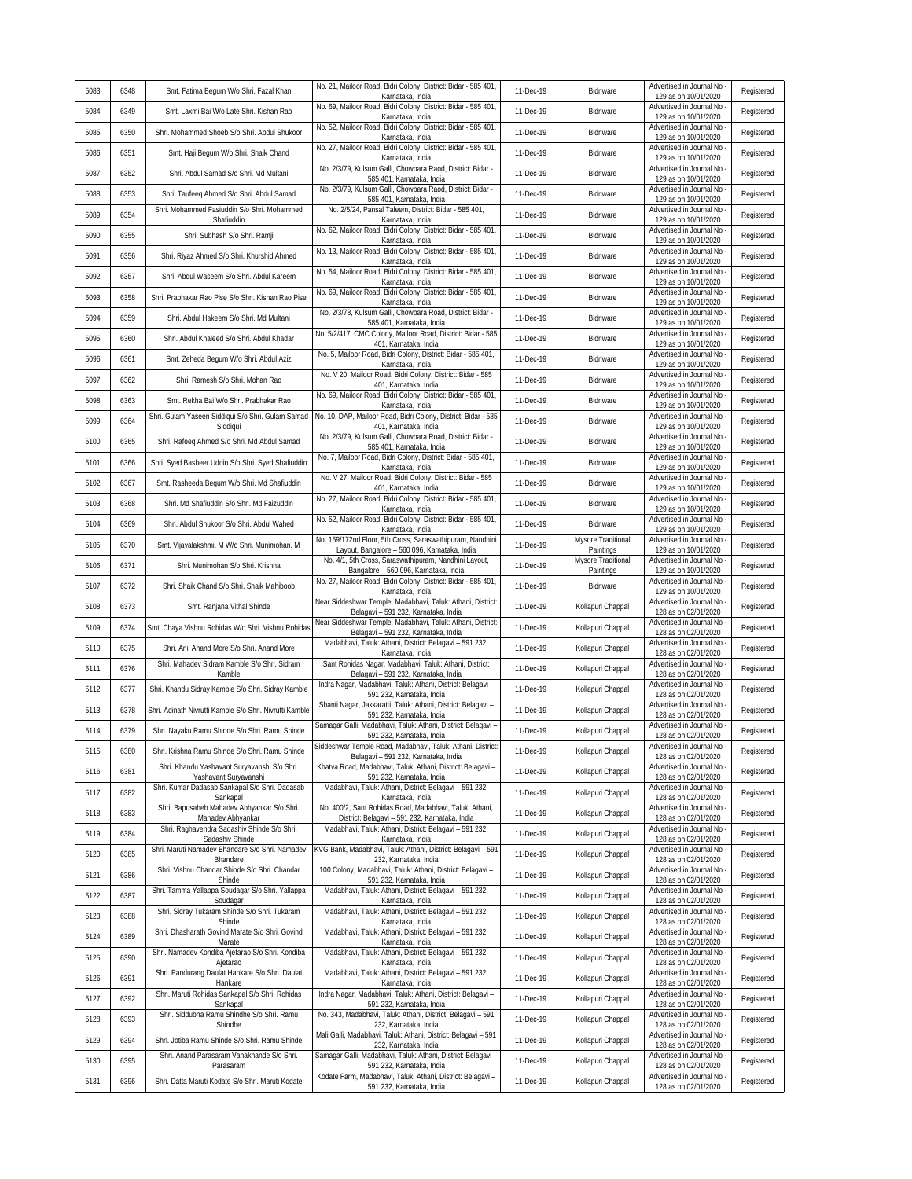| 5083 | 6348 | Smt. Fatima Begum W/o Shri. Fazal Khan | No. 21, Mailoor Road, Bidri Colony, District: Bidar - 585 401, Karnataka, India | 11-Dec-19 | Bidriware | Advertised in Journal No - 129 as on 10/01/2020 | Registered |
|---|---|---|---|---|---|---|---|
| 5084 | 6349 | Smt. Laxmi Bai W/o Late Shri. Kishan Rao | No. 69, Mailoor Road, Bidri Colony, District: Bidar - 585 401, Karnataka, India | 11-Dec-19 | Bidriware | Advertised in Journal No - 129 as on 10/01/2020 | Registered |
| 5085 | 6350 | Shri. Mohammed Shoeb S/o Shri. Abdul Shukoor | No. 52, Mailoor Road, Bidri Colony, District: Bidar - 585 401, Karnataka, India | 11-Dec-19 | Bidriware | Advertised in Journal No - 129 as on 10/01/2020 | Registered |
| 5086 | 6351 | Smt. Haji Begum W/o Shri. Shaik Chand | No. 27, Mailoor Road, Bidri Colony, District: Bidar - 585 401, Karnataka, India | 11-Dec-19 | Bidriware | Advertised in Journal No - 129 as on 10/01/2020 | Registered |
| 5087 | 6352 | Shri. Abdul Samad S/o Shri. Md Multani | No. 2/3/79, Kulsum Galli, Chowbara Raod, District: Bidar - 585 401, Karnataka, India | 11-Dec-19 | Bidriware | Advertised in Journal No - 129 as on 10/01/2020 | Registered |
| 5088 | 6353 | Shri. Taufeeq Ahmed S/o Shri. Abdul Samad | No. 2/3/79, Kulsum Galli, Chowbara Raod, District: Bidar - 585 401, Karnataka, India | 11-Dec-19 | Bidriware | Advertised in Journal No - 129 as on 10/01/2020 | Registered |
| 5089 | 6354 | Shri. Mohammed Fasiuddin S/o Shri. Mohammed Shafiuddin | No. 2/5/24, Pansal Taleem, District: Bidar - 585 401, Karnataka, India | 11-Dec-19 | Bidriware | Advertised in Journal No - 129 as on 10/01/2020 | Registered |
| 5090 | 6355 | Shri. Subhash S/o Shri. Ramji | No. 62, Mailoor Road, Bidri Colony, District: Bidar - 585 401, Karnataka, India | 11-Dec-19 | Bidriware | Advertised in Journal No - 129 as on 10/01/2020 | Registered |
| 5091 | 6356 | Shri. Riyaz Ahmed S/o Shri. Khurshid Ahmed | No. 13, Mailoor Road, Bidri Colony, District: Bidar - 585 401, Karnataka, India | 11-Dec-19 | Bidriware | Advertised in Journal No - 129 as on 10/01/2020 | Registered |
| 5092 | 6357 | Shri. Abdul Waseem S/o Shri. Abdul Kareem | No. 54, Mailoor Road, Bidri Colony, District: Bidar - 585 401, Karnataka, India | 11-Dec-19 | Bidriware | Advertised in Journal No - 129 as on 10/01/2020 | Registered |
| 5093 | 6358 | Shri. Prabhakar Rao Pise S/o Shri. Kishan Rao Pise | No. 69, Mailoor Road, Bidri Colony, District: Bidar - 585 401, Karnataka, India | 11-Dec-19 | Bidriware | Advertised in Journal No - 129 as on 10/01/2020 | Registered |
| 5094 | 6359 | Shri. Abdul Hakeem S/o Shri. Md Multani | No. 2/3/78, Kulsum Galli, Chowbara Road, District: Bidar - 585 401, Karnataka, India | 11-Dec-19 | Bidriware | Advertised in Journal No - 129 as on 10/01/2020 | Registered |
| 5095 | 6360 | Shri. Abdul Khaleed S/o Shri. Abdul Khadar | No. 5/2/417, CMC Colony, Mailoor Road, District: Bidar - 585 401, Karnataka, India | 11-Dec-19 | Bidriware | Advertised in Journal No - 129 as on 10/01/2020 | Registered |
| 5096 | 6361 | Smt. Zeheda Begum W/o Shri. Abdul Aziz | No. 5, Mailoor Road, Bidri Colony, District: Bidar - 585 401, Karnataka, India | 11-Dec-19 | Bidriware | Advertised in Journal No - 129 as on 10/01/2020 | Registered |
| 5097 | 6362 | Shri. Ramesh S/o Shri. Mohan Rao | No. V 20, Mailoor Road, Bidri Colony, District: Bidar - 585 401, Karnataka, India | 11-Dec-19 | Bidriware | Advertised in Journal No - 129 as on 10/01/2020 | Registered |
| 5098 | 6363 | Smt. Rekha Bai W/o Shri. Prabhakar Rao | No. 69, Mailoor Road, Bidri Colony, District: Bidar - 585 401, Karnataka, India | 11-Dec-19 | Bidriware | Advertised in Journal No - 129 as on 10/01/2020 | Registered |
| 5099 | 6364 | Shri. Gulam Yaseen Siddiqui S/o Shri. Gulam Samad Siddiqui | No. 10, DAP, Mailoor Road, Bidri Colony, District: Bidar - 585 401, Karnataka, India | 11-Dec-19 | Bidriware | Advertised in Journal No - 129 as on 10/01/2020 | Registered |
| 5100 | 6365 | Shri. Rafeeq Ahmed S/o Shri. Md Abdul Samad | No. 2/3/79, Kulsum Galli, Chowbara Road, District: Bidar - 585 401, Karnataka, India | 11-Dec-19 | Bidriware | Advertised in Journal No - 129 as on 10/01/2020 | Registered |
| 5101 | 6366 | Shri. Syed Basheer Uddin S/o Shri. Syed Shafiuddin | No. 7, Mailoor Road, Bidri Colony, District: Bidar - 585 401, Karnataka, India | 11-Dec-19 | Bidriware | Advertised in Journal No - 129 as on 10/01/2020 | Registered |
| 5102 | 6367 | Smt. Rasheeda Begum W/o Shri. Md Shafiuddin | No. V 27, Mailoor Road, Bidri Colony, District: Bidar - 585 401, Karnataka, India | 11-Dec-19 | Bidriware | Advertised in Journal No - 129 as on 10/01/2020 | Registered |
| 5103 | 6368 | Shri. Md Shafiuddin S/o Shri. Md Faizuddin | No. 27, Mailoor Road, Bidri Colony, District: Bidar - 585 401, Karnataka, India | 11-Dec-19 | Bidriware | Advertised in Journal No - 129 as on 10/01/2020 | Registered |
| 5104 | 6369 | Shri. Abdul Shukoor S/o Shri. Abdul Wahed | No. 52, Mailoor Road, Bidri Colony, District: Bidar - 585 401, Karnataka, India | 11-Dec-19 | Bidriware | Advertised in Journal No - 129 as on 10/01/2020 | Registered |
| 5105 | 6370 | Smt. Vijayalakshmi. M W/o Shri. Munimohan. M | No. 159/172nd Floor, 5th Cross, Saraswathipuram, Nandhini Layout, Bangalore – 560 096, Karnataka, India | 11-Dec-19 | Mysore Traditional Paintings | Advertised in Journal No - 129 as on 10/01/2020 | Registered |
| 5106 | 6371 | Shri. Munimohan S/o Shri. Krishna | No. 4/1, 5th Cross, Saraswathipuram, Nandhini Layout, Bangalore – 560 096, Karnataka, India | 11-Dec-19 | Mysore Traditional Paintings | Advertised in Journal No - 129 as on 10/01/2020 | Registered |
| 5107 | 6372 | Shri. Shaik Chand S/o Shri. Shaik Mahiboob | No. 27, Mailoor Road, Bidri Colony, District: Bidar - 585 401, Karnataka, India | 11-Dec-19 | Bidriware | Advertised in Journal No - 129 as on 10/01/2020 | Registered |
| 5108 | 6373 | Smt. Ranjana Vithal Shinde | Near Siddeshwar Temple, Madabhavi, Taluk: Athani, District: Belagavi – 591 232, Karnataka, India | 11-Dec-19 | Kollapuri Chappal | Advertised in Journal No - 128 as on 02/01/2020 | Registered |
| 5109 | 6374 | Smt. Chaya Vishnu Rohidas W/o Shri. Vishnu Rohidas | Near Siddeshwar Temple, Madabhavi, Taluk: Athani, District: Belagavi – 591 232, Karnataka, India | 11-Dec-19 | Kollapuri Chappal | Advertised in Journal No - 128 as on 02/01/2020 | Registered |
| 5110 | 6375 | Shri. Anil Anand More S/o Shri. Anand More | Madabhavi, Taluk: Athani, District: Belagavi – 591 232, Karnataka, India | 11-Dec-19 | Kollapuri Chappal | Advertised in Journal No - 128 as on 02/01/2020 | Registered |
| 5111 | 6376 | Shri. Mahadev Sidram Kamble S/o Shri. Sidram Kamble | Sant Rohidas Nagar, Madabhavi, Taluk: Athani, District: Belagavi – 591 232, Karnataka, India | 11-Dec-19 | Kollapuri Chappal | Advertised in Journal No - 128 as on 02/01/2020 | Registered |
| 5112 | 6377 | Shri. Khandu Sidray Kamble S/o Shri. Sidray Kamble | Indra Nagar, Madabhavi, Taluk: Athani, District: Belagavi – 591 232, Karnataka, India | 11-Dec-19 | Kollapuri Chappal | Advertised in Journal No - 128 as on 02/01/2020 | Registered |
| 5113 | 6378 | Shri. Adinath Nivrutti Kamble S/o Shri. Nivrutti Kamble | Shanti Nagar, Jakkaratti Taluk: Athani, District: Belagavi – 591 232, Karnataka, India | 11-Dec-19 | Kollapuri Chappal | Advertised in Journal No - 128 as on 02/01/2020 | Registered |
| 5114 | 6379 | Shri. Nayaku Ramu Shinde S/o Shri. Ramu Shinde | Samagar Galli, Madabhavi, Taluk: Athani, District: Belagavi – 591 232, Karnataka, India | 11-Dec-19 | Kollapuri Chappal | Advertised in Journal No - 128 as on 02/01/2020 | Registered |
| 5115 | 6380 | Shri. Krishna Ramu Shinde S/o Shri. Ramu Shinde | Siddeshwar Temple Road, Madabhavi, Taluk: Athani, District: Belagavi – 591 232, Karnataka, India | 11-Dec-19 | Kollapuri Chappal | Advertised in Journal No - 128 as on 02/01/2020 | Registered |
| 5116 | 6381 | Shri. Khandu Yashavant Suryavanshi S/o Shri. Yashavant Suryavanshi | Khatva Road, Madabhavi, Taluk: Athani, District: Belagavi – 591 232, Karnataka, India | 11-Dec-19 | Kollapuri Chappal | Advertised in Journal No - 128 as on 02/01/2020 | Registered |
| 5117 | 6382 | Shri. Kumar Dadasab Sankapal S/o Shri. Dadasab Sankapal | Madabhavi, Taluk: Athani, District: Belagavi – 591 232, Karnataka, India | 11-Dec-19 | Kollapuri Chappal | Advertised in Journal No - 128 as on 02/01/2020 | Registered |
| 5118 | 6383 | Shri. Bapusaheb Mahadev Abhyankar S/o Shri. Mahadev Abhyankar | No. 400/2, Sant Rohidas Road, Madabhavi, Taluk: Athani, District: Belagavi – 591 232, Karnataka, India | 11-Dec-19 | Kollapuri Chappal | Advertised in Journal No - 128 as on 02/01/2020 | Registered |
| 5119 | 6384 | Shri. Raghavendra Sadashiv Shinde S/o Shri. Sadashiv Shinde | Madabhavi, Taluk: Athani, District: Belagavi – 591 232, Karnataka, India | 11-Dec-19 | Kollapuri Chappal | Advertised in Journal No - 128 as on 02/01/2020 | Registered |
| 5120 | 6385 | Shri. Maruti Namadev Bhandare S/o Shri. Namadev Bhandare | KVG Bank, Madabhavi, Taluk: Athani, District: Belagavi – 591 232, Karnataka, India | 11-Dec-19 | Kollapuri Chappal | Advertised in Journal No - 128 as on 02/01/2020 | Registered |
| 5121 | 6386 | Shri. Vishnu Chandar Shinde S/o Shri. Chandar Shinde | 100 Colony, Madabhavi, Taluk: Athani, District: Belagavi – 591 232, Karnataka, India | 11-Dec-19 | Kollapuri Chappal | Advertised in Journal No - 128 as on 02/01/2020 | Registered |
| 5122 | 6387 | Shri. Tamma Yallappa Soudagar S/o Shri. Yallappa Soudagar | Madabhavi, Taluk: Athani, District: Belagavi – 591 232, Karnataka, India | 11-Dec-19 | Kollapuri Chappal | Advertised in Journal No - 128 as on 02/01/2020 | Registered |
| 5123 | 6388 | Shri. Sidray Tukaram Shinde S/o Shri. Tukaram Shinde | Madabhavi, Taluk: Athani, District: Belagavi – 591 232, Karnataka, India | 11-Dec-19 | Kollapuri Chappal | Advertised in Journal No - 128 as on 02/01/2020 | Registered |
| 5124 | 6389 | Shri. Dhasharath Govind Marate S/o Shri. Govind Marate | Madabhavi, Taluk: Athani, District: Belagavi – 591 232, Karnataka, India | 11-Dec-19 | Kollapuri Chappal | Advertised in Journal No - 128 as on 02/01/2020 | Registered |
| 5125 | 6390 | Shri. Namadev Kondiba Ajetarao S/o Shri. Kondiba Ajetarao | Madabhavi, Taluk: Athani, District: Belagavi – 591 232, Karnataka, India | 11-Dec-19 | Kollapuri Chappal | Advertised in Journal No - 128 as on 02/01/2020 | Registered |
| 5126 | 6391 | Shri. Pandurang Daulat Hankare S/o Shri. Daulat Hankare | Madabhavi, Taluk: Athani, District: Belagavi – 591 232, Karnataka, India | 11-Dec-19 | Kollapuri Chappal | Advertised in Journal No - 128 as on 02/01/2020 | Registered |
| 5127 | 6392 | Shri. Maruti Rohidas Sankapal S/o Shri. Rohidas Sankapal | Indra Nagar, Madabhavi, Taluk: Athani, District: Belagavi – 591 232, Karnataka, India | 11-Dec-19 | Kollapuri Chappal | Advertised in Journal No - 128 as on 02/01/2020 | Registered |
| 5128 | 6393 | Shri. Siddubha Ramu Shindhe S/o Shri. Ramu Shindhe | No. 343, Madabhavi, Taluk: Athani, District: Belagavi – 591 232, Karnataka, India | 11-Dec-19 | Kollapuri Chappal | Advertised in Journal No - 128 as on 02/01/2020 | Registered |
| 5129 | 6394 | Shri. Jotiba Ramu Shinde S/o Shri. Ramu Shinde | Mali Galli, Madabhavi, Taluk: Athani, District: Belagavi – 591 232, Karnataka, India | 11-Dec-19 | Kollapuri Chappal | Advertised in Journal No - 128 as on 02/01/2020 | Registered |
| 5130 | 6395 | Shri. Anand Parasaram Vanakhande S/o Shri. Parasaram | Samagar Galli, Madabhavi, Taluk: Athani, District: Belagavi – 591 232, Karnataka, India | 11-Dec-19 | Kollapuri Chappal | Advertised in Journal No - 128 as on 02/01/2020 | Registered |
| 5131 | 6396 | Shri. Datta Maruti Kodate S/o Shri. Maruti Kodate | Kodate Farm, Madabhavi, Taluk: Athani, District: Belagavi – 591 232, Karnataka, India | 11-Dec-19 | Kollapuri Chappal | Advertised in Journal No - 128 as on 02/01/2020 | Registered |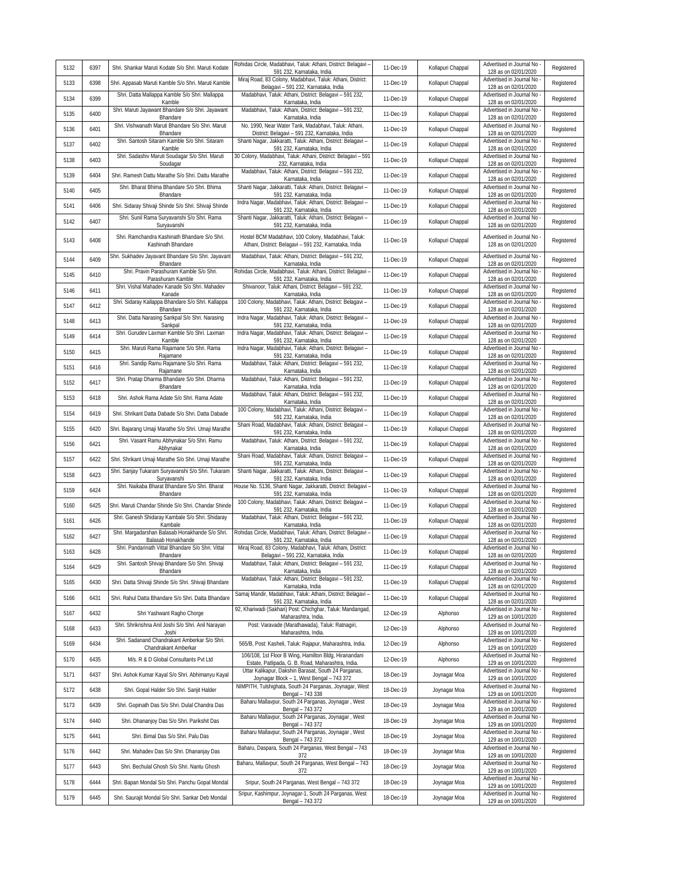| 5132 | 6397 | Shri. Shankar Maruti Kodate S/o Shri. Maruti Kodate | Rohidas Circle, Madabhavi, Taluk: Athani, District: Belagavi – 591 232, Karnataka, India | 11-Dec-19 | Kollapuri Chappal | Advertised in Journal No - 128 as on 02/01/2020 | Registered |
|---|---|---|---|---|---|---|---|
| 5133 | 6398 | Shri. Appasab Maruti Kamble S/o Shri. Maruti Kamble | Miraj Road, 83 Colony, Madabhavi, Taluk: Athani, District: Belagavi – 591 232, Karnataka, India | 11-Dec-19 | Kollapuri Chappal | Advertised in Journal No - 128 as on 02/01/2020 | Registered |
| 5134 | 6399 | Shri. Datta Mallappa Kamble S/o Shri. Mallappa Kamble | Madabhavi, Taluk: Athani, District: Belagavi – 591 232, Karnataka, India | 11-Dec-19 | Kollapuri Chappal | Advertised in Journal No - 128 as on 02/01/2020 | Registered |
| 5135 | 6400 | Shri. Maruti Jayawant Bhandare S/o Shri. Jayawant Bhandare | Madabhavi, Taluk: Athani, District: Belagavi – 591 232, Karnataka, India | 11-Dec-19 | Kollapuri Chappal | Advertised in Journal No - 128 as on 02/01/2020 | Registered |
| 5136 | 6401 | Shri. Vishwanath Maruti Bhandare S/o Shri. Maruti Bhandare | No. 1990, Near Water Tank, Madabhavi, Taluk: Athani, District: Belagavi – 591 232, Karnataka, India | 11-Dec-19 | Kollapuri Chappal | Advertised in Journal No - 128 as on 02/01/2020 | Registered |
| 5137 | 6402 | Shri. Santosh Sitaram Kamble S/o Shri. Sitaram Kamble | Shanti Nagar, Jakkaratti, Taluk: Athani, District: Belagavi – 591 232, Karnataka, India | 11-Dec-19 | Kollapuri Chappal | Advertised in Journal No - 128 as on 02/01/2020 | Registered |
| 5138 | 6403 | Shri. Sadashiv Maruti Soudagar S/o Shri. Maruti Soudagar | 30 Colony, Madabhavi, Taluk: Athani, District: Belagavi – 591 232, Karnataka, India | 11-Dec-19 | Kollapuri Chappal | Advertised in Journal No - 128 as on 02/01/2020 | Registered |
| 5139 | 6404 | Shri. Ramesh Dattu Marathe S/o Shri. Dattu Marathe | Madabhavi, Taluk: Athani, District: Belagavi – 591 232, Karnataka, India | 11-Dec-19 | Kollapuri Chappal | Advertised in Journal No - 128 as on 02/01/2020 | Registered |
| 5140 | 6405 | Shri. Bharat Bhima Bhandare S/o Shri. Bhima Bhandare | Shanti Nagar, Jakkaratti, Taluk: Athani, District: Belagavi – 591 232, Karnataka, India | 11-Dec-19 | Kollapuri Chappal | Advertised in Journal No - 128 as on 02/01/2020 | Registered |
| 5141 | 6406 | Shri. Sidaray Shivaji Shinde S/o Shri. Shivaji Shinde | Indra Nagar, Madabhavi, Taluk: Athani, District: Belagavi – 591 232, Karnataka, India | 11-Dec-19 | Kollapuri Chappal | Advertised in Journal No - 128 as on 02/01/2020 | Registered |
| 5142 | 6407 | Shri. Sunil Rama Suryavanshi S/o Shri. Rama Suryavanshi | Shanti Nagar, Jakkaratti, Taluk: Athani, District: Belagavi – 591 232, Karnataka, India | 11-Dec-19 | Kollapuri Chappal | Advertised in Journal No - 128 as on 02/01/2020 | Registered |
| 5143 | 6408 | Shri. Ramchandra Kashinath Bhandare S/o Shri. Kashinath Bhandare | Hostel BCM Madabhavi, 100 Colony, Madabhavi, Taluk: Athani, District: Belagavi – 591 232, Karnataka, India | 11-Dec-19 | Kollapuri Chappal | Advertised in Journal No - 128 as on 02/01/2020 | Registered |
| 5144 | 6409 | Shri. Sukhadev Jayavant Bhandare S/o Shri. Jayavant Bhandare | Madabhavi, Taluk: Athani, District: Belagavi – 591 232, Karnataka, India | 11-Dec-19 | Kollapuri Chappal | Advertised in Journal No - 128 as on 02/01/2020 | Registered |
| 5145 | 6410 | Shri. Pravin Parashuram Kamble S/o Shri. Parashuram Kamble | Rohidas Circle, Madabhavi, Taluk: Athani, District: Belagavi – 591 232, Karnataka, India | 11-Dec-19 | Kollapuri Chappal | Advertised in Journal No - 128 as on 02/01/2020 | Registered |
| 5146 | 6411 | Shri. Vishal Mahadev Kanade S/o Shri. Mahadev Kanade | Shivanoor, Taluk: Athani, District: Belagavi – 591 232, Karnataka, India | 11-Dec-19 | Kollapuri Chappal | Advertised in Journal No - 128 as on 02/01/2020 | Registered |
| 5147 | 6412 | Shri. Sidaray Kallappa Bhandare S/o Shri. Kallappa Bhandare | 100 Colony, Madabhavi, Taluk: Athani, District: Belagavi – 591 232, Karnataka, India | 11-Dec-19 | Kollapuri Chappal | Advertised in Journal No - 128 as on 02/01/2020 | Registered |
| 5148 | 6413 | Shri. Datta Narasing Sankpal S/o Shri. Narasing Sankpal | Indra Nagar, Madabhavi, Taluk: Athani, District: Belagavi – 591 232, Karnataka, India | 11-Dec-19 | Kollapuri Chappal | Advertised in Journal No - 128 as on 02/01/2020 | Registered |
| 5149 | 6414 | Shri. Gurudev Laxman Kamble S/o Shri. Laxman Kamble | Indra Nagar, Madabhavi, Taluk: Athani, District: Belagavi – 591 232, Karnataka, India | 11-Dec-19 | Kollapuri Chappal | Advertised in Journal No - 128 as on 02/01/2020 | Registered |
| 5150 | 6415 | Shri. Maruti Rama Rajamane S/o Shri. Rama Rajamane | Indra Nagar, Madabhavi, Taluk: Athani, District: Belagavi – 591 232, Karnataka, India | 11-Dec-19 | Kollapuri Chappal | Advertised in Journal No - 128 as on 02/01/2020 | Registered |
| 5151 | 6416 | Shri. Sandip Ramu Rajamane S/o Shri. Rama Rajamane | Madabhavi, Taluk: Athani, District: Belagavi – 591 232, Karnataka, India | 11-Dec-19 | Kollapuri Chappal | Advertised in Journal No - 128 as on 02/01/2020 | Registered |
| 5152 | 6417 | Shri. Pratap Dharma Bhandare S/o Shri. Dharma Bhandare | Madabhavi, Taluk: Athani, District: Belagavi – 591 232, Karnataka, India | 11-Dec-19 | Kollapuri Chappal | Advertised in Journal No - 128 as on 02/01/2020 | Registered |
| 5153 | 6418 | Shri. Ashok Rama Adate S/o Shri. Rama Adate | Madabhavi, Taluk: Athani, District: Belagavi – 591 232, Karnataka, India | 11-Dec-19 | Kollapuri Chappal | Advertised in Journal No - 128 as on 02/01/2020 | Registered |
| 5154 | 6419 | Shri. Shrikant Datta Dabade S/o Shri. Datta Dabade | 100 Colony, Madabhavi, Taluk: Athani, District: Belagavi – 591 232, Karnataka, India | 11-Dec-19 | Kollapuri Chappal | Advertised in Journal No - 128 as on 02/01/2020 | Registered |
| 5155 | 6420 | Shri. Bajarang Umaji Marathe S/o Shri. Umaji Marathe | Shani Road, Madabhavi, Taluk: Athani, District: Belagavi – 591 232, Karnataka, India | 11-Dec-19 | Kollapuri Chappal | Advertised in Journal No - 128 as on 02/01/2020 | Registered |
| 5156 | 6421 | Shri. Vasant Ramu Abhynakar S/o Shri. Ramu Abhynakar | Madabhavi, Taluk: Athani, District: Belagavi – 591 232, Karnataka, India | 11-Dec-19 | Kollapuri Chappal | Advertised in Journal No - 128 as on 02/01/2020 | Registered |
| 5157 | 6422 | Shri. Shrikant Umaji Marathe S/o Shri. Umaji Marathe | Shani Road, Madabhavi, Taluk: Athani, District: Belagavi – 591 232, Karnataka, India | 11-Dec-19 | Kollapuri Chappal | Advertised in Journal No - 128 as on 02/01/2020 | Registered |
| 5158 | 6423 | Shri. Sanjay Tukaram Suryavanshi S/o Shri. Tukaram Suryavanshi | Shanti Nagar, Jakkaratti, Taluk: Athani, District: Belagavi – 591 232, Karnataka, India | 11-Dec-19 | Kollapuri Chappal | Advertised in Journal No - 128 as on 02/01/2020 | Registered |
| 5159 | 6424 | Shri. Naikaba Bharat Bhandare S/o Shri. Bharat Bhandare | House No. 5136, Shanti Nagar, Jakkaratti, District: Belagavi – 591 232, Karnataka, India | 11-Dec-19 | Kollapuri Chappal | Advertised in Journal No - 128 as on 02/01/2020 | Registered |
| 5160 | 6425 | Shri. Maruti Chandar Shinde S/o Shri. Chandar Shinde | 100 Colony, Madabhavi, Taluk: Athani, District: Belagavi – 591 232, Karnataka, India | 11-Dec-19 | Kollapuri Chappal | Advertised in Journal No - 128 as on 02/01/2020 | Registered |
| 5161 | 6426 | Shri. Ganesh Shidaray Kambale S/o Shri. Shidaray Kambale | Madabhavi, Taluk: Athani, District: Belagavi – 591 232, Karnataka, India | 11-Dec-19 | Kollapuri Chappal | Advertised in Journal No - 128 as on 02/01/2020 | Registered |
| 5162 | 6427 | Shri. Margadarshan Balasab Honakhande S/o Shri. Balasab Honakhande | Rohidas Circle, Madabhavi, Taluk: Athani, District: Belagavi – 591 232, Karnataka, India | 11-Dec-19 | Kollapuri Chappal | Advertised in Journal No - 128 as on 02/01/2020 | Registered |
| 5163 | 6428 | Shri. Pandarinath Vittal Bhandare S/o Shri. Vittal Bhandare | Miraj Road, 83 Colony, Madabhavi, Taluk: Athani, District: Belagavi – 591 232, Karnataka, India | 11-Dec-19 | Kollapuri Chappal | Advertised in Journal No - 128 as on 02/01/2020 | Registered |
| 5164 | 6429 | Shri. Santosh Shivaji Bhandare S/o Shri. Shivaji Bhandare | Madabhavi, Taluk: Athani, District: Belagavi – 591 232, Karnataka, India | 11-Dec-19 | Kollapuri Chappal | Advertised in Journal No - 128 as on 02/01/2020 | Registered |
| 5165 | 6430 | Shri. Datta Shivaji Shinde S/o Shri. Shivaji Bhandare | Madabhavi, Taluk: Athani, District: Belagavi – 591 232, Karnataka, India | 11-Dec-19 | Kollapuri Chappal | Advertised in Journal No - 128 as on 02/01/2020 | Registered |
| 5166 | 6431 | Shri. Rahul Datta Bhandare S/o Shri. Datta Bhandare | Samaj Mandir, Madabhavi, Taluk: Athani, District: Belagavi – 591 232, Karnataka, India | 11-Dec-19 | Kollapuri Chappal | Advertised in Journal No - 128 as on 02/01/2020 | Registered |
| 5167 | 6432 | Shri Yashwant Ragho Chorge | 92, Khariwadi (Sakhari) Post: Chichghar, Taluk: Mandangad, Maharashtra, India. | 12-Dec-19 | Alphonso | Advertised in Journal No - 129 as on 10/01/2020 | Registered |
| 5168 | 6433 | Shri. Shrikrishna Anil Joshi S/o Shri. Anil Narayan Joshi | Post: Varavade (Marathawada), Taluk: Ratnagiri, Maharashtra, India. | 12-Dec-19 | Alphonso | Advertised in Journal No - 129 as on 10/01/2020 | Registered |
| 5169 | 6434 | Shri. Sadanand Chandrakant Amberkar S/o Shri. Chandrakant Amberkar | 565/B, Post: Kasheli, Taluk: Rajapur, Maharashtra, India. | 12-Dec-19 | Alphonso | Advertised in Journal No - 129 as on 10/01/2020 | Registered |
| 5170 | 6435 | M/s. R & D Global Consultants Pvt Ltd | 106/108, 1st Floor B Wing, Hamilton Bldg, Hiranandani Estate, Patlipada, G. B. Road, Maharashtra, India. | 12-Dec-19 | Alphonso | Advertised in Journal No - 129 as on 10/01/2020 | Registered |
| 5171 | 6437 | Shri. Ashok Kumar Kayal S/o Shri. Abhimanyu Kayal | Uttar Kalikapur, Dakshin Barasat, South 24 Parganas, Joynagar Block – 1, West Bengal – 743 372 | 18-Dec-19 | Joynagar Moa | Advertised in Journal No - 129 as on 10/01/2020 | Registered |
| 5172 | 6438 | Shri. Gopal Halder S/o Shri. Sanjit Halder | NIMPITH, Tulshighata, South 24 Parganas, Joynagar, West Bengal – 743 338 | 18-Dec-19 | Joynagar Moa | Advertised in Journal No - 129 as on 10/01/2020 | Registered |
| 5173 | 6439 | Shri. Gopinath Das S/o Shri. Dulal Chandra Das | Baharu Mallavpur, South 24 Parganas, Joynagar , West Bengal – 743 372 | 18-Dec-19 | Joynagar Moa | Advertised in Journal No - 129 as on 10/01/2020 | Registered |
| 5174 | 6440 | Shri. Dhananjoy Das S/o Shri. Parikshit Das | Baharu Mallavpur, South 24 Parganas, Joynagar , West Bengal – 743 372 | 18-Dec-19 | Joynagar Moa | Advertised in Journal No - 129 as on 10/01/2020 | Registered |
| 5175 | 6441 | Shri. Bimal Das S/o Shri. Palu Das | Baharu Mallavpur, South 24 Parganas, Joynagar , West Bengal – 743 372 | 18-Dec-19 | Joynagar Moa | Advertised in Journal No - 129 as on 10/01/2020 | Registered |
| 5176 | 6442 | Shri. Mahadev Das S/o Shri. Dhananjay Das | Baharu, Daspara, South 24 Parganas, West Bengal – 743 372 | 18-Dec-19 | Joynagar Moa | Advertised in Journal No - 129 as on 10/01/2020 | Registered |
| 5177 | 6443 | Shri. Bechulal Ghosh S/o Shri. Nantu Ghosh | Baharu, Mallavpur, South 24 Parganas, West Bengal – 743 372 | 18-Dec-19 | Joynagar Moa | Advertised in Journal No - 129 as on 10/01/2020 | Registered |
| 5178 | 6444 | Shri. Bapan Mondal S/o Shri. Panchu Gopal Mondal | Sripur, South 24 Parganas, West Bengal – 743 372 | 18-Dec-19 | Joynagar Moa | Advertised in Journal No - 129 as on 10/01/2020 | Registered |
| 5179 | 6445 | Shri. Saurajit Mondal S/o Shri. Sankar Deb Mondal | Sripur, Kashimpur, Joynagar-1, South 24 Parganas, West Bengal – 743 372 | 18-Dec-19 | Joynagar Moa | Advertised in Journal No - 129 as on 10/01/2020 | Registered |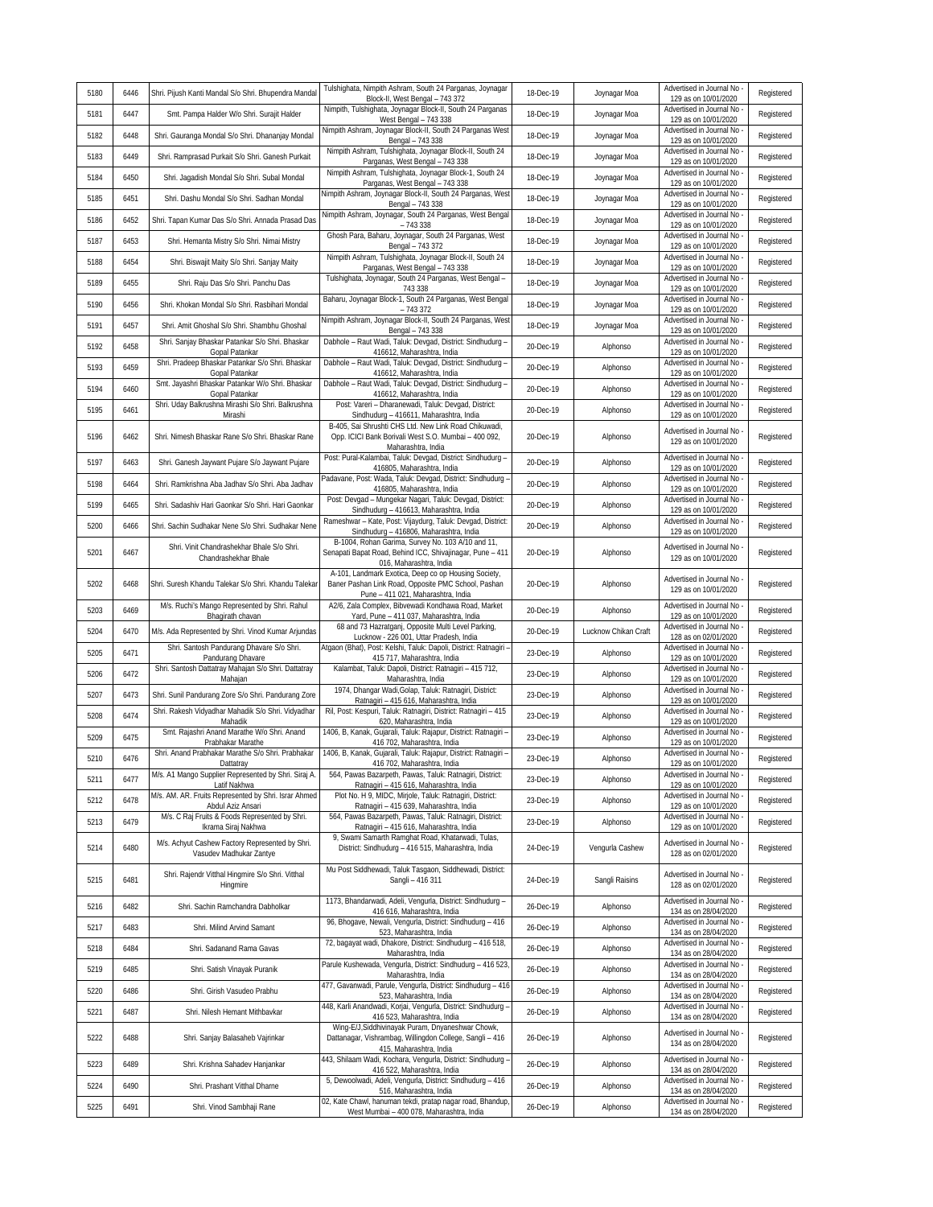| 5180 | 6446 | Shri. Pijush Kanti Mandal S/o Shri. Bhupendra Mandal | Tulshighata, Nimpith Ashram, South 24 Parganas, Joynagar Block-II, West Bengal – 743 372 | 18-Dec-19 | Joynagar Moa | Advertised in Journal No - 129 as on 10/01/2020 | Registered |
|---|---|---|---|---|---|---|---|
| 5181 | 6447 | Smt. Pampa Halder W/o Shri. Surajit Halder | Nimpith, Tulshighata, Joynagar Block-II, South 24 Parganas West Bengal – 743 338 | 18-Dec-19 | Joynagar Moa | Advertised in Journal No - 129 as on 10/01/2020 | Registered |
| 5182 | 6448 | Shri. Gauranga Mondal S/o Shri. Dhananjay Mondal | Nimpith Ashram, Joynagar Block-II, South 24 Parganas West Bengal – 743 338 | 18-Dec-19 | Joynagar Moa | Advertised in Journal No - 129 as on 10/01/2020 | Registered |
| 5183 | 6449 | Shri. Ramprasad Purkait S/o Shri. Ganesh Purkait | Nimpith Ashram, Tulshighata, Joynagar Block-II, South 24 Parganas, West Bengal – 743 338 | 18-Dec-19 | Joynagar Moa | Advertised in Journal No - 129 as on 10/01/2020 | Registered |
| 5184 | 6450 | Shri. Jagadish Mondal S/o Shri. Subal Mondal | Nimpith Ashram, Tulshighata, Joynagar Block-1, South 24 Parganas, West Bengal – 743 338 | 18-Dec-19 | Joynagar Moa | Advertised in Journal No - 129 as on 10/01/2020 | Registered |
| 5185 | 6451 | Shri. Dashu Mondal S/o Shri. Sadhan Mondal | Nimpith Ashram, Joynagar Block-II, South 24 Parganas, West Bengal – 743 338 | 18-Dec-19 | Joynagar Moa | Advertised in Journal No - 129 as on 10/01/2020 | Registered |
| 5186 | 6452 | Shri. Tapan Kumar Das S/o Shri. Annada Prasad Das | Nimpith Ashram, Joynagar, South 24 Parganas, West Bengal – 743 338 | 18-Dec-19 | Joynagar Moa | Advertised in Journal No - 129 as on 10/01/2020 | Registered |
| 5187 | 6453 | Shri. Hemanta Mistry S/o Shri. Nimai Mistry | Ghosh Para, Baharu, Joynagar, South 24 Parganas, West Bengal – 743 372 | 18-Dec-19 | Joynagar Moa | Advertised in Journal No - 129 as on 10/01/2020 | Registered |
| 5188 | 6454 | Shri. Biswajit Maity S/o Shri. Sanjay Maity | Nimpith Ashram, Tulshighata, Joynagar Block-II, South 24 Parganas, West Bengal – 743 338 | 18-Dec-19 | Joynagar Moa | Advertised in Journal No - 129 as on 10/01/2020 | Registered |
| 5189 | 6455 | Shri. Raju Das S/o Shri. Panchu Das | Tulshighata, Joynagar, South 24 Parganas, West Bengal – 743 338 | 18-Dec-19 | Joynagar Moa | Advertised in Journal No - 129 as on 10/01/2020 | Registered |
| 5190 | 6456 | Shri. Khokan Mondal S/o Shri. Rasbihari Mondal | Baharu, Joynagar Block-1, South 24 Parganas, West Bengal – 743 372 | 18-Dec-19 | Joynagar Moa | Advertised in Journal No - 129 as on 10/01/2020 | Registered |
| 5191 | 6457 | Shri. Amit Ghoshal S/o Shri. Shambhu Ghoshal | Nimpith Ashram, Joynagar Block-II, South 24 Parganas, West Bengal – 743 338 | 18-Dec-19 | Joynagar Moa | Advertised in Journal No - 129 as on 10/01/2020 | Registered |
| 5192 | 6458 | Shri. Sanjay Bhaskar Patankar S/o Shri. Bhaskar Gopal Patankar | Dabhole – Raut Wadi, Taluk: Devgad, District: Sindhudurg – 416612, Maharashtra, India | 20-Dec-19 | Alphonso | Advertised in Journal No - 129 as on 10/01/2020 | Registered |
| 5193 | 6459 | Shri. Pradeep Bhaskar Patankar S/o Shri. Bhaskar Gopal Patankar | Dabhole – Raut Wadi, Taluk: Devgad, District: Sindhudurg – 416612, Maharashtra, India | 20-Dec-19 | Alphonso | Advertised in Journal No - 129 as on 10/01/2020 | Registered |
| 5194 | 6460 | Smt. Jayashri Bhaskar Patankar W/o Shri. Bhaskar Gopal Patankar | Dabhole – Raut Wadi, Taluk: Devgad, District: Sindhudurg – 416612, Maharashtra, India | 20-Dec-19 | Alphonso | Advertised in Journal No - 129 as on 10/01/2020 | Registered |
| 5195 | 6461 | Shri. Uday Balkrushna Mirashi S/o Shri. Balkrushna Mirashi | Post: Vareri – Dharanewadi, Taluk: Devgad, District: Sindhudurg – 416611, Maharashtra, India | 20-Dec-19 | Alphonso | Advertised in Journal No - 129 as on 10/01/2020 | Registered |
| 5196 | 6462 | Shri. Nimesh Bhaskar Rane S/o Shri. Bhaskar Rane | B-405, Sai Shrushti CHS Ltd. New Link Road Chikuwadi, Opp. ICICI Bank Borivali West S.O. Mumbai – 400 092, Maharashtra, India | 20-Dec-19 | Alphonso | Advertised in Journal No - 129 as on 10/01/2020 | Registered |
| 5197 | 6463 | Shri. Ganesh Jaywant Pujare S/o Jaywant Pujare | Post: Pural-Kalambai, Taluk: Devgad, District: Sindhudurg – 416805, Maharashtra, India | 20-Dec-19 | Alphonso | Advertised in Journal No - 129 as on 10/01/2020 | Registered |
| 5198 | 6464 | Shri. Ramkrishna Aba Jadhav S/o Shri. Aba Jadhav | Padavane, Post: Wada, Taluk: Devgad, District: Sindhudurg – 416805, Maharashtra, India | 20-Dec-19 | Alphonso | Advertised in Journal No - 129 as on 10/01/2020 | Registered |
| 5199 | 6465 | Shri. Sadashiv Hari Gaonkar S/o Shri. Hari Gaonkar | Post: Devgad – Mungekar Nagari, Taluk: Devgad, District: Sindhudurg – 416613, Maharashtra, India | 20-Dec-19 | Alphonso | Advertised in Journal No - 129 as on 10/01/2020 | Registered |
| 5200 | 6466 | Shri. Sachin Sudhakar Nene S/o Shri. Sudhakar Nene | Rameshwar – Kate, Post: Vijaydurg, Taluk: Devgad, District: Sindhudurg – 416806, Maharashtra, India | 20-Dec-19 | Alphonso | Advertised in Journal No - 129 as on 10/01/2020 | Registered |
| 5201 | 6467 | Shri. Vinit Chandrashekhar Bhale S/o Shri. Chandrashekhar Bhale | B-1004, Rohan Garima, Survey No. 103 A/10 and 11, Senapati Bapat Road, Behind ICC, Shivajinagar, Pune – 411 016, Maharashtra, India | 20-Dec-19 | Alphonso | Advertised in Journal No - 129 as on 10/01/2020 | Registered |
| 5202 | 6468 | Shri. Suresh Khandu Talekar S/o Shri. Khandu Talekar | A-101, Landmark Exotica, Deep co op Housing Society, Baner Pashan Link Road, Opposite PMC School, Pashan Pune – 411 021, Maharashtra, India | 20-Dec-19 | Alphonso | Advertised in Journal No - 129 as on 10/01/2020 | Registered |
| 5203 | 6469 | M/s. Ruchi's Mango Represented by Shri. Rahul Bhagirath chavan | A2/6, Zala Complex, Bibvewadi Kondhawa Road, Market Yard, Pune – 411 037, Maharashtra, India | 20-Dec-19 | Alphonso | Advertised in Journal No - 129 as on 10/01/2020 | Registered |
| 5204 | 6470 | M/s. Ada Represented by Shri. Vinod Kumar Arjundas | 68 and 73 Hazratganj, Opposite Multi Level Parking, Lucknow - 226 001, Uttar Pradesh, India | 20-Dec-19 | Lucknow Chikan Craft | Advertised in Journal No - 128 as on 02/01/2020 | Registered |
| 5205 | 6471 | Shri. Santosh Pandurang Dhavare S/o Shri. Pandurang Dhavare | Atgaon (Bhat), Post: Kelshi, Taluk: Dapoli, District: Ratnagiri – 415 717, Maharashtra, India | 23-Dec-19 | Alphonso | Advertised in Journal No - 129 as on 10/01/2020 | Registered |
| 5206 | 6472 | Shri. Santosh Dattatray Mahajan S/o Shri. Dattatray Mahajan | Kalambat, Taluk: Dapoli, District: Ratnagiri – 415 712, Maharashtra, India | 23-Dec-19 | Alphonso | Advertised in Journal No - 129 as on 10/01/2020 | Registered |
| 5207 | 6473 | Shri. Sunil Pandurang Zore S/o Shri. Pandurang Zore | 1974, Dhangar Wadi,Golap, Taluk: Ratnagiri, District: Ratnagiri – 415 616, Maharashtra, India | 23-Dec-19 | Alphonso | Advertised in Journal No - 129 as on 10/01/2020 | Registered |
| 5208 | 6474 | Shri. Rakesh Vidyadhar Mahadik S/o Shri. Vidyadhar Mahadik | Ril, Post: Kespuri, Taluk: Ratnagiri, District: Ratnagiri – 415 620, Maharashtra, India | 23-Dec-19 | Alphonso | Advertised in Journal No - 129 as on 10/01/2020 | Registered |
| 5209 | 6475 | Smt. Rajashri Anand Marathe W/o Shri. Anand Prabhakar Marathe | 1406, B, Kanak, Gujarali, Taluk: Rajapur, District: Ratnagiri – 416 702, Maharashtra, India | 23-Dec-19 | Alphonso | Advertised in Journal No - 129 as on 10/01/2020 | Registered |
| 5210 | 6476 | Shri. Anand Prabhakar Marathe S/o Shri. Prabhakar Dattatray | 1406, B, Kanak, Gujarali, Taluk: Rajapur, District: Ratnagiri – 416 702, Maharashtra, India | 23-Dec-19 | Alphonso | Advertised in Journal No - 129 as on 10/01/2020 | Registered |
| 5211 | 6477 | M/s. A1 Mango Supplier Represented by Shri. Siraj A. Latif Nakhwa | 564, Pawas Bazarpeth, Pawas, Taluk: Ratnagiri, District: Ratnagiri – 415 616, Maharashtra, India | 23-Dec-19 | Alphonso | Advertised in Journal No - 129 as on 10/01/2020 | Registered |
| 5212 | 6478 | M/s. AM. AR. Fruits Represented by Shri. Israr Ahmed Abdul Aziz Ansari | Plot No. H 9, MIDC, Mirjole, Taluk: Ratnagiri, District: Ratnagiri – 415 639, Maharashtra, India | 23-Dec-19 | Alphonso | Advertised in Journal No - 129 as on 10/01/2020 | Registered |
| 5213 | 6479 | M/s. C Raj Fruits & Foods Represented by Shri. Ikrama Siraj Nakhwa | 564, Pawas Bazarpeth, Pawas, Taluk: Ratnagiri, District: Ratnagiri – 415 616, Maharashtra, India | 23-Dec-19 | Alphonso | Advertised in Journal No - 129 as on 10/01/2020 | Registered |
| 5214 | 6480 | M/s. Achyut Cashew Factory Represented by Shri. Vasudev Madhukar Zantye | 9, Swami Samarth Ramghat Road, Khatarwadi, Tulas, District: Sindhudurg – 416 515, Maharashtra, India | 24-Dec-19 | Vengurla Cashew | Advertised in Journal No - 128 as on 02/01/2020 | Registered |
| 5215 | 6481 | Shri. Rajendr Vitthal Hingmire S/o Shri. Vitthal Hingmire | Mu Post Siddhewadi, Taluk Tasgaon, Siddhewadi, District: Sangli – 416 311 | 24-Dec-19 | Sangli Raisins | Advertised in Journal No - 128 as on 02/01/2020 | Registered |
| 5216 | 6482 | Shri. Sachin Ramchandra Dabholkar | 1173, Bhandarwadi, Adeli, Vengurla, District: Sindhudurg – 416 616, Maharashtra, India | 26-Dec-19 | Alphonso | Advertised in Journal No - 134 as on 28/04/2020 | Registered |
| 5217 | 6483 | Shri. Milind Arvind Samant | 96, Bhogave, Newali, Vengurla, District: Sindhudurg – 416 523, Maharashtra, India | 26-Dec-19 | Alphonso | Advertised in Journal No - 134 as on 28/04/2020 | Registered |
| 5218 | 6484 | Shri. Sadanand Rama Gavas | 72, bagayat wadi, Dhakore, District: Sindhudurg – 416 518, Maharashtra, India | 26-Dec-19 | Alphonso | Advertised in Journal No - 134 as on 28/04/2020 | Registered |
| 5219 | 6485 | Shri. Satish Vinayak Puranik | Parule Kushewada, Vengurla, District: Sindhudurg – 416 523, Maharashtra, India | 26-Dec-19 | Alphonso | Advertised in Journal No - 134 as on 28/04/2020 | Registered |
| 5220 | 6486 | Shri. Girish Vasudeo Prabhu | 477, Gavanwadi, Parule, Vengurla, District: Sindhudurg – 416 523, Maharashtra, India | 26-Dec-19 | Alphonso | Advertised in Journal No - 134 as on 28/04/2020 | Registered |
| 5221 | 6487 | Shri. Nilesh Hemant Mithbavkar | 448, Karli Anandwadi, Korjai, Vengurla, District: Sindhudurg – 416 523, Maharashtra, India | 26-Dec-19 | Alphonso | Advertised in Journal No - 134 as on 28/04/2020 | Registered |
| 5222 | 6488 | Shri. Sanjay Balasaheb Vajrinkar | Wing-E/J,Siddhivinayak Puram, Dnyaneshwar Chowk, Dattanagar, Vishrambag, Willingdon College, Sangli – 416 415, Maharashtra, India | 26-Dec-19 | Alphonso | Advertised in Journal No - 134 as on 28/04/2020 | Registered |
| 5223 | 6489 | Shri. Krishna Sahadev Hanjankar | 443, Shilaam Wadi, Kochara, Vengurla, District: Sindhudurg – 416 522, Maharashtra, India | 26-Dec-19 | Alphonso | Advertised in Journal No - 134 as on 28/04/2020 | Registered |
| 5224 | 6490 | Shri. Prashant Vitthal Dharne | 5, Dewoolwadi, Adeli, Vengurla, District: Sindhudurg – 416 516, Maharashtra, India | 26-Dec-19 | Alphonso | Advertised in Journal No - 134 as on 28/04/2020 | Registered |
| 5225 | 6491 | Shri. Vinod Sambhaji Rane | 02, Kate Chawl, hanuman tekdi, pratap nagar road, Bhandup, West Mumbai – 400 078, Maharashtra, India | 26-Dec-19 | Alphonso | Advertised in Journal No - 134 as on 28/04/2020 | Registered |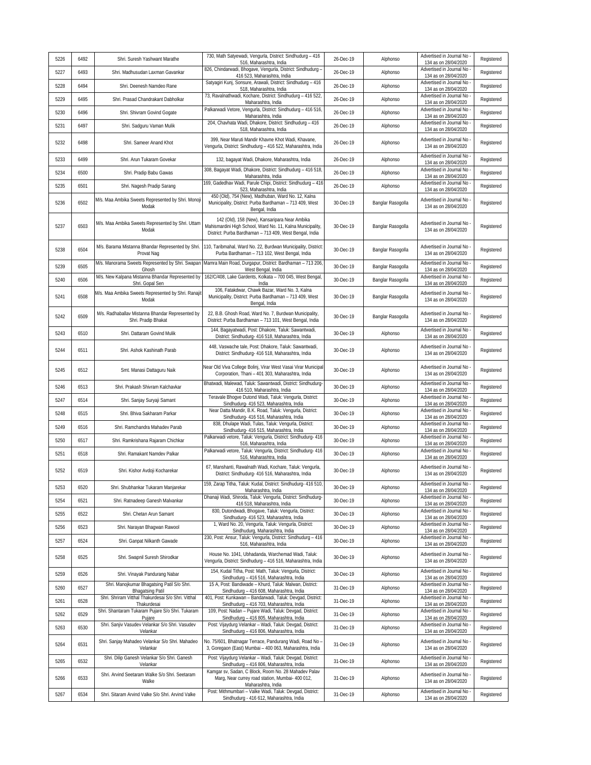| 5226 | 6492 | Shri. Suresh Yashwant Marathe | 730, Math Satyewadi, Vengurla, District: Sindhudurg – 416 516, Maharashtra, India | 26-Dec-19 | Alphonso | Advertised in Journal No - 134 as on 28/04/2020 | Registered |
|---|---|---|---|---|---|---|---|
| 5227 | 6493 | Shri. Madhusudan Laxman Gavankar | 826, Chindarwadi, Bhogave, Vengurla, District: Sindhudurg – 416 523, Maharashtra, India | 26-Dec-19 | Alphonso | Advertised in Journal No - 134 as on 28/04/2020 | Registered |
| 5228 | 6494 | Shri. Deenesh Namdeo Rane | Satyagiri Kunj, Sonsure, Arawali, District: Sindhudurg – 416 518, Maharashtra, India | 26-Dec-19 | Alphonso | Advertised in Journal No - 134 as on 28/04/2020 | Registered |
| 5229 | 6495 | Shri. Prasad Chandrakant Dabholkar | 73, Ravalnathwadi, Kochare, District: Sindhudurg – 416 522, Maharashtra, India | 26-Dec-19 | Alphonso | Advertised in Journal No - 134 as on 28/04/2020 | Registered |
| 5230 | 6496 | Shri. Shivram Govind Gogate | Palkarwadi Vetore, Vengurla, District: Sindhudurg – 416 516, Maharashtra, India | 26-Dec-19 | Alphonso | Advertised in Journal No - 134 as on 28/04/2020 | Registered |
| 5231 | 6497 | Shri. Sadguru Vaman Mulik | 204, Chavhata Wadi, Dhakore, District: Sindhudurg – 416 518, Maharashtra, India | 26-Dec-19 | Alphonso | Advertised in Journal No - 134 as on 28/04/2020 | Registered |
| 5232 | 6498 | Shri. Sameer Anand Khot | 399, Near Maruti Mandir Khavne Khot Wadi, Khavane, Vengurla, District: Sindhudurg – 416 522, Maharashtra, India | 26-Dec-19 | Alphonso | Advertised in Journal No - 134 as on 28/04/2020 | Registered |
| 5233 | 6499 | Shri. Arun Tukaram Govekar | 132, bagayat Wadi, Dhakore, Maharashtra, India | 26-Dec-19 | Alphonso | Advertised in Journal No - 134 as on 28/04/2020 | Registered |
| 5234 | 6500 | Shri. Pradip Babu Gawas | 308, Bagayat Wadi, Dhakore, District: Sindhudurg – 416 518, Maharashtra, India | 26-Dec-19 | Alphonso | Advertised in Journal No - 134 as on 28/04/2020 | Registered |
| 5235 | 6501 | Shri. Nagesh Pradip Sarang | 169, Gadedhav Wadi, Parule Chipi, District: Sindhudurg – 416 523, Maharashtra, India | 26-Dec-19 | Alphonso | Advertised in Journal No - 134 as on 28/04/2020 | Registered |
| 5236 | 6502 | M/s. Maa Ambika Sweets Represented by Shri. Monoji Modak | 450 (Old), 754 (New), Madhuban, Ward No. 12, Kalna Municipality, District: Purba Bardhaman – 713 409, West Bengal, India | 30-Dec-19 | Banglar Rasogolla | Advertised in Journal No - 134 as on 28/04/2020 | Registered |
| 5237 | 6503 | M/s. Maa Ambika Sweets Represented by Shri. Uttam Modak | 142 (Old), 158 (New), Kansaripara Near Ambika Mahismardini High School, Ward No. 11, Kalna Municipality, District: Purba Bardhaman – 713 409, West Bengal, India | 30-Dec-19 | Banglar Rasogolla | Advertised in Journal No - 134 as on 28/04/2020 | Registered |
| 5238 | 6504 | M/s. Barama Mistanna Bhandar Represented by Shri. Provat Nag | 110, Taribmahal, Ward No. 22, Burdwan Municipality, District: Purba Bardhaman – 713 102, West Bengal, India | 30-Dec-19 | Banglar Rasogolla | Advertised in Journal No - 134 as on 28/04/2020 | Registered |
| 5239 | 6505 | M/s. Manorama Sweets Represented by Shri. Swapan Ghosh | Mamra Main Road, Durgapur, District: Bardhaman – 713 206, West Bengal, India | 30-Dec-19 | Banglar Rasogolla | Advertised in Journal No - 134 as on 28/04/2020 | Registered |
| 5240 | 6506 | M/s. New Kalpana Mistanna Bhandar Represented by Shri. Gopal Sen | 162/C/408, Lake Gardents, Kolkata – 700 045, West Bengal, India | 30-Dec-19 | Banglar Rasogolla | Advertised in Journal No - 134 as on 28/04/2020 | Registered |
| 5241 | 6508 | M/s. Maa Ambika Sweets Represented by Shri. Ranajit Modak | 106, Fatakdwar, Chawk Bazar, Ward No. 3, Kalna Municipality, District: Purba Bardhaman – 713 409, West Bengal, India | 30-Dec-19 | Banglar Rasogolla | Advertised in Journal No - 134 as on 28/04/2020 | Registered |
| 5242 | 6509 | M/s. Radhaballav Mistanna Bhandar Represented by Shri. Pradip Bhakat | 22, B.B. Ghosh Road, Ward No. 7, Burdwan Municipality, District: Purba Bardhaman – 713 101, West Bengal, India | 30-Dec-19 | Banglar Rasogolla | Advertised in Journal No - 134 as on 28/04/2020 | Registered |
| 5243 | 6510 | Shri. Dattaram Govind Mulik | 144, Bagayatwadi, Post: Dhakore, Taluk: Sawantwadi, District: Sindhudurg- 416 518, Maharashtra, India | 30-Dec-19 | Alphonso | Advertised in Journal No - 134 as on 28/04/2020 | Registered |
| 5244 | 6511 | Shri. Ashok Kashinath Parab | 448, Vaswache tale, Post: Dhakore, Taluk: Sawantwadi, District: Sindhudurg- 416 518, Maharashtra, India | 30-Dec-19 | Alphonso | Advertised in Journal No - 134 as on 28/04/2020 | Registered |
| 5245 | 6512 | Smt. Manasi Dattaguru Naik | Near Old Viva College Bolinj, Virar West Vasai Virar Municipal Corporation, Thani – 401 303, Maharashtra, India | 30-Dec-19 | Alphonso | Advertised in Journal No - 134 as on 28/04/2020 | Registered |
| 5246 | 6513 | Shri. Prakash Shivram Kalchavkar | Bhatwadi, Malewad, Taluk: Sawantwadi, District: Sindhudurg- 416 510, Maharashtra, India | 30-Dec-19 | Alphonso | Advertised in Journal No - 134 as on 28/04/2020 | Registered |
| 5247 | 6514 | Shri. Sanjay Suryaji Samant | Teravale Bhogve Dutond Wadi, Taluk: Vengurla, District: Sindhudurg- 416 523, Maharashtra, India | 30-Dec-19 | Alphonso | Advertised in Journal No - 134 as on 28/04/2020 | Registered |
| 5248 | 6515 | Shri. Bhiva Sakharam Parkar | Near Datta Mandir, B.K. Road, Taluk: Vengurla, District: Sindhudurg- 416 516, Maharashtra, India | 30-Dec-19 | Alphonso | Advertised in Journal No - 134 as on 28/04/2020 | Registered |
| 5249 | 6516 | Shri. Ramchandra Mahadev Parab | 838, Dhulape Wadi, Tulas, Taluk: Vengurla, District: Sindhudurg- 416 515, Maharashtra, India | 30-Dec-19 | Alphonso | Advertised in Journal No - 134 as on 28/04/2020 | Registered |
| 5250 | 6517 | Shri. Ramkrishana Rajaram Chichkar | Palkarwadi vetore, Taluk: Vengurla, District: Sindhudurg- 416 516, Maharashtra, India | 30-Dec-19 | Alphonso | Advertised in Journal No - 134 as on 28/04/2020 | Registered |
| 5251 | 6518 | Shri. Ramakant Namdev Palkar | Palkarwadi vetore, Taluk: Vengurla, District: Sindhudurg- 416 516, Maharashtra, India | 30-Dec-19 | Alphonso | Advertised in Journal No - 134 as on 28/04/2020 | Registered |
| 5252 | 6519 | Shri. Kishor Avdoji Kocharekar | 67, Manshanti, Rawalnath Wadi, Kochare, Taluk: Vengurla, District: Sindhudurg- 416 516, Maharashtra, India | 30-Dec-19 | Alphonso | Advertised in Journal No - 134 as on 28/04/2020 | Registered |
| 5253 | 6520 | Shri. Shubhankar Tukaram Manjarekar | 159, Zarap Titha, Taluk: Kudal, District: Sindhudurg- 416 510, Maharashtra, India | 30-Dec-19 | Alphonso | Advertised in Journal No - 134 as on 28/04/2020 | Registered |
| 5254 | 6521 | Shri. Ratnadeep Ganesh Malvankar | Dhanaji Wadi, Shiroda, Taluk: Vengurla, District: Sindhudurg- 416 518, Maharashtra, India | 30-Dec-19 | Alphonso | Advertised in Journal No - 134 as on 28/04/2020 | Registered |
| 5255 | 6522 | Shri. Chetan Arun Samant | 830, Dutondwadi, Bhogave, Taluk: Vengurla, District: Sindhudurg- 416 523, Maharashtra, India | 30-Dec-19 | Alphonso | Advertised in Journal No - 134 as on 28/04/2020 | Registered |
| 5256 | 6523 | Shri. Narayan Bhagwan Rawool | 1, Ward No. 20, Vengurla, Taluk: Vengurla, District: Sindhudurg, Maharashtra, India | 30-Dec-19 | Alphonso | Advertised in Journal No - 134 as on 28/04/2020 | Registered |
| 5257 | 6524 | Shri. Ganpat Nilkanth Gawade | 230, Post: Ansur, Taluk: Vengurla, District: Sindhudurg – 416 516, Maharashtra, India | 30-Dec-19 | Alphonso | Advertised in Journal No - 134 as on 28/04/2020 | Registered |
| 5258 | 6525 | Shri. Swapnil Suresh Shirodkar | House No. 1041, Ubhadanda, Warchemad Wadi, Taluk: Vengurla, District: Sindhudurg – 416 516, Maharashtra, India | 30-Dec-19 | Alphonso | Advertised in Journal No - 134 as on 28/04/2020 | Registered |
| 5259 | 6526 | Shri. Vinayak Pandurang Nabar | 154, Kudal Titha, Post: Math, Taluk: Vengurla, District: Sindhudurg – 416 516, Maharashtra, India | 30-Dec-19 | Alphonso | Advertised in Journal No - 134 as on 28/04/2020 | Registered |
| 5260 | 6527 | Shri. Manojkumar Bhagatsing Patil S/o Shri. Bhagatsing Patil | 15 A, Post: Bandiwade – Khurd, Taluk: Malwan, District: Sindhudurg – 416 608, Maharashtra, India | 31-Dec-19 | Alphonso | Advertised in Journal No - 134 as on 28/04/2020 | Registered |
| 5261 | 6528 | Shri. Shriram Vitthal Thakurdesai S/o Shri. Vitthal Thakurdesai | 401, Post: Kunkawan – Bandarwadi, Taluk: Devgad, District: Sindhudurg – 416 703, Maharashtra, India | 31-Dec-19 | Alphonso | Advertised in Journal No - 134 as on 28/04/2020 | Registered |
| 5262 | 6529 | Shri. Shantaram Tukaram Pujare S/o Shri. Tukaram Pujare | 109, Post: Nadan – Pujare Wadi, Taluk: Devgad, District: Sindhudurg – 416 805, Maharashtra, India | 31-Dec-19 | Alphonso | Advertised in Journal No - 134 as on 28/04/2020 | Registered |
| 5263 | 6530 | Shri. Sanjiv Vasudev Velankar S/o Shri. Vasudev Velankar | Post: Vijaydurg Velankar – Wadi, Taluk: Devgad, District: Sindhudurg – 416 806, Maharashtra, India | 31-Dec-19 | Alphonso | Advertised in Journal No - 134 as on 28/04/2020 | Registered |
| 5264 | 6531 | Shri. Sanjay Mahadeo Velankar S/o Shri. Mahadeo Velankar | No. 75/601, Bhatnagar Terrace, Pandurang Wadi, Road No – 3, Goregaon (East) Mumbai – 400 063, Maharashtra, India | 31-Dec-19 | Alphonso | Advertised in Journal No - 134 as on 28/04/2020 | Registered |
| 5265 | 6532 | Shri. Dilip Ganesh Velankar S/o Shri. Ganesh Velankar | Post: Vijaydurg Velankar – Wadi, Taluk: Devgad, District: Sindhudurg – 416 806, Maharashtra, India | 31-Dec-19 | Alphonso | Advertised in Journal No - 134 as on 28/04/2020 | Registered |
| 5266 | 6533 | Shri. Arvind Seetaram Walke S/o Shri. Seetaram Walke | Kamgar sv, Sadan, C Block, Room No. 28 Mahadev Palav Marg, Near currey road station, Mumbai- 400 012, Maharashtra, India | 31-Dec-19 | Alphonso | Advertised in Journal No - 134 as on 28/04/2020 | Registered |
| 5267 | 6534 | Shri. Sitaram Arvind Valke S/o Shri. Arvind Valke | Post: Mithmumbari – Valke Wadi, Taluk: Devgad, District: Sindhudurg - 416 612, Maharashtra, India | 31-Dec-19 | Alphonso | Advertised in Journal No - 134 as on 28/04/2020 | Registered |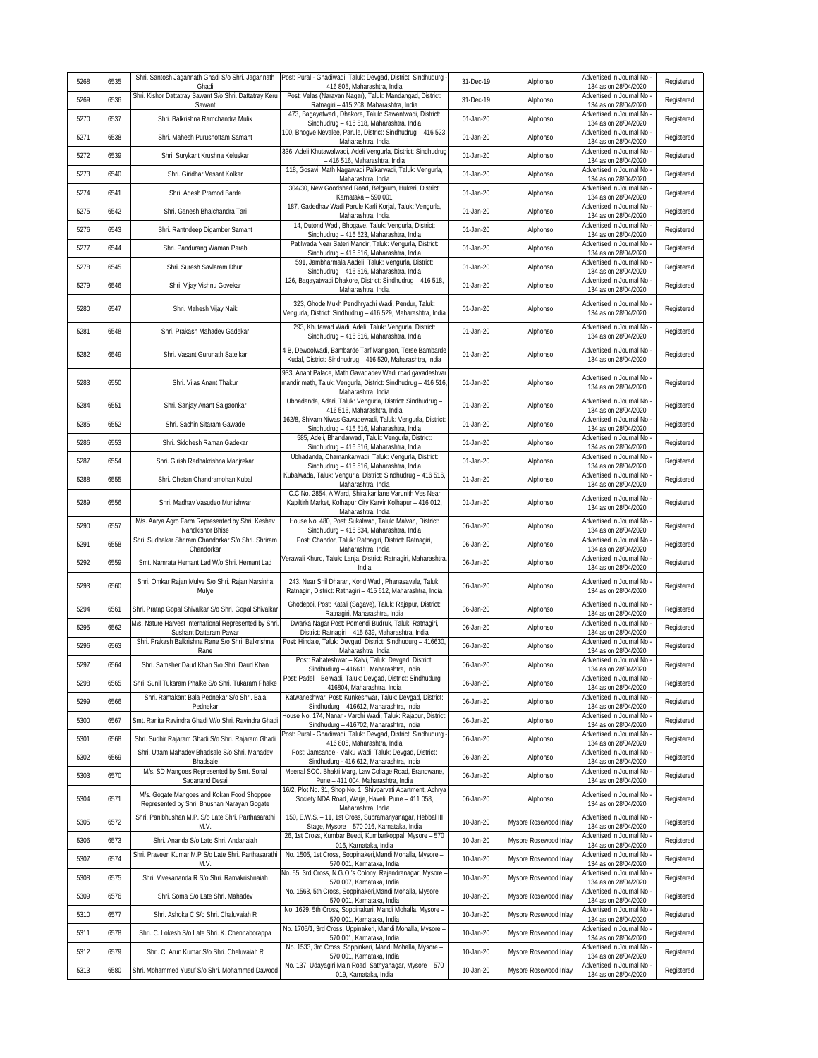| 5268 | 6535 | Shri. Santosh Jagannath Ghadi S/o Shri. Jagannath Ghadi | Post: Pural - Ghadiwadi, Taluk: Devgad, District: Sindhudurg - 416 805, Maharashtra, India | 31-Dec-19 | Alphonso | Advertised in Journal No - 134 as on 28/04/2020 | Registered |
|---|---|---|---|---|---|---|---|
| 5269 | 6536 | Shri. Kishor Dattatray Sawant S/o Shri. Dattatray Keru Sawant | Post: Velas (Narayan Nagar), Taluk: Mandangad, District: Ratnagiri – 415 208, Maharashtra, India | 31-Dec-19 | Alphonso | Advertised in Journal No - 134 as on 28/04/2020 | Registered |
| 5270 | 6537 | Shri. Balkrishna Ramchandra Mulik | 473, Bagayatwadi, Dhakore, Taluk: Sawantwadi, District: Sindhudrug – 416 518, Maharashtra, India | 01-Jan-20 | Alphonso | Advertised in Journal No - 134 as on 28/04/2020 | Registered |
| 5271 | 6538 | Shri. Mahesh Purushottam Samant | 100, Bhogve Nevalee, Parule, District: Sindhudrug – 416 523, Maharashtra, India | 01-Jan-20 | Alphonso | Advertised in Journal No - 134 as on 28/04/2020 | Registered |
| 5272 | 6539 | Shri. Surykant Krushna Keluskar | 336, Adeli Khutawalwadi, Adeli Vengurla, District: Sindhudrug – 416 516, Maharashtra, India | 01-Jan-20 | Alphonso | Advertised in Journal No - 134 as on 28/04/2020 | Registered |
| 5273 | 6540 | Shri. Giridhar Vasant Kolkar | 118, Gosavi, Math Nagarvadi Palkarwadi, Taluk: Vengurla, Maharashtra, India | 01-Jan-20 | Alphonso | Advertised in Journal No - 134 as on 28/04/2020 | Registered |
| 5274 | 6541 | Shri. Adesh Pramod Barde | 304/30, New Goodshed Road, Belgaum, Hukeri, District: Karnataka – 590 001 | 01-Jan-20 | Alphonso | Advertised in Journal No - 134 as on 28/04/2020 | Registered |
| 5275 | 6542 | Shri. Ganesh Bhalchandra Tari | 187, Gadedhav Wadi Parule Karli Korjal, Taluk: Vengurla, Maharashtra, India | 01-Jan-20 | Alphonso | Advertised in Journal No - 134 as on 28/04/2020 | Registered |
| 5276 | 6543 | Shri. Rantndeep Digamber Samant | 14, Dutond Wadi, Bhogave, Taluk: Vengurla, District: Sindhudrug – 416 523, Maharashtra, India | 01-Jan-20 | Alphonso | Advertised in Journal No - 134 as on 28/04/2020 | Registered |
| 5277 | 6544 | Shri. Pandurang Waman Parab | Patilwada Near Sateri Mandir, Taluk: Vengurla, District: Sindhudrug – 416 516, Maharashtra, India | 01-Jan-20 | Alphonso | Advertised in Journal No - 134 as on 28/04/2020 | Registered |
| 5278 | 6545 | Shri. Suresh Savlaram Dhuri | 591, Jambharmala Aadeli, Taluk: Vengurla, District: Sindhudrug – 416 516, Maharashtra, India | 01-Jan-20 | Alphonso | Advertised in Journal No - 134 as on 28/04/2020 | Registered |
| 5279 | 6546 | Shri. Vijay Vishnu Govekar | 126, Bagayatwadi Dhakore, District: Sindhudrug – 416 518, Maharashtra, India | 01-Jan-20 | Alphonso | Advertised in Journal No - 134 as on 28/04/2020 | Registered |
| 5280 | 6547 | Shri. Mahesh Vijay Naik | 323, Ghode Mukh Pendhryachi Wadi, Pendur, Taluk: Vengurla, District: Sindhudrug – 416 529, Maharashtra, India | 01-Jan-20 | Alphonso | Advertised in Journal No - 134 as on 28/04/2020 | Registered |
| 5281 | 6548 | Shri. Prakash Mahadev Gadekar | 293, Khutawad Wadi, Adeli, Taluk: Vengurla, District: Sindhudrug – 416 516, Maharashtra, India | 01-Jan-20 | Alphonso | Advertised in Journal No - 134 as on 28/04/2020 | Registered |
| 5282 | 6549 | Shri. Vasant Gurunath Satelkar | 4 B, Dewoolwadi, Bambarde Tarf Mangaon, Terse Bambarde Kudal, District: Sindhudrug – 416 520, Maharashtra, India | 01-Jan-20 | Alphonso | Advertised in Journal No - 134 as on 28/04/2020 | Registered |
| 5283 | 6550 | Shri. Vilas Anant Thakur | 933, Anant Palace, Math Gavadadev Wadi road gavadeshvar mandir math, Taluk: Vengurla, District: Sindhudrug – 416 516, Maharashtra, India | 01-Jan-20 | Alphonso | Advertised in Journal No - 134 as on 28/04/2020 | Registered |
| 5284 | 6551 | Shri. Sanjay Anant Salgaonkar | Ubhadanda, Adari, Taluk: Vengurla, District: Sindhudrug – 416 516, Maharashtra, India | 01-Jan-20 | Alphonso | Advertised in Journal No - 134 as on 28/04/2020 | Registered |
| 5285 | 6552 | Shri. Sachin Sitaram Gawade | 162/8, Shivam Niwas Gawadewadi, Taluk: Vengurla, District: Sindhudrug – 416 516, Maharashtra, India | 01-Jan-20 | Alphonso | Advertised in Journal No - 134 as on 28/04/2020 | Registered |
| 5286 | 6553 | Shri. Siddhesh Raman Gadekar | 585, Adeli, Bhandarwadi, Taluk: Vengurla, District: Sindhudrug – 416 516, Maharashtra, India | 01-Jan-20 | Alphonso | Advertised in Journal No - 134 as on 28/04/2020 | Registered |
| 5287 | 6554 | Shri. Girish Radhakrishna Manjrekar | Ubhdanda, Chamankarwadi, Taluk: Vengurla, District: Sindhudrug – 416 516, Maharashtra, India | 01-Jan-20 | Alphonso | Advertised in Journal No - 134 as on 28/04/2020 | Registered |
| 5288 | 6555 | Shri. Chetan Chandramohan Kubal | Kubalwada, Taluk: Vengurla, District: Sindhudrug – 416 516, Maharashtra, India | 01-Jan-20 | Alphonso | Advertised in Journal No - 134 as on 28/04/2020 | Registered |
| 5289 | 6556 | Shri. Madhav Vasudeo Munishwar | C.C.No. 2854, A Ward, Shiralkar lane Varunith Ves Near Kapiltirh Market, Kolhapur City Karvir Kolhapur – 416 012, Maharashtra, India | 01-Jan-20 | Alphonso | Advertised in Journal No - 134 as on 28/04/2020 | Registered |
| 5290 | 6557 | M/s. Aarya Agro Farm Represented by Shri. Keshav Nandkishor Bhise | House No. 480, Post: Sukalwad, Taluk: Malvan, District: Sindhudrug – 416 534, Maharashtra, India | 06-Jan-20 | Alphonso | Advertised in Journal No - 134 as on 28/04/2020 | Registered |
| 5291 | 6558 | Shri. Sudhakar Shriram Chandorkar S/o Shri. Shriram Chandorkar | Post: Chandor, Taluk: Ratnagiri, District: Ratnagiri, Maharashtra, India | 06-Jan-20 | Alphonso | Advertised in Journal No - 134 as on 28/04/2020 | Registered |
| 5292 | 6559 | Smt. Namrata Hemant Lad W/o Shri. Hemant Lad | Verawali Khurd, Taluk: Lanja, District: Ratnagiri, Maharashtra, India | 06-Jan-20 | Alphonso | Advertised in Journal No - 134 as on 28/04/2020 | Registered |
| 5293 | 6560 | Shri. Omkar Rajan Mulye S/o Shri. Rajan Narsinha Mulye | 243, Near Shil Dharan, Kond Wadi, Phanasavale, Taluk: Ratnagiri, District: Ratnagiri – 415 612, Maharashtra, India | 06-Jan-20 | Alphonso | Advertised in Journal No - 134 as on 28/04/2020 | Registered |
| 5294 | 6561 | Shri. Pratap Gopal Shivalkar S/o Shri. Gopal Shivalkar | Ghodepoi, Post: Katali (Sagave), Taluk: Rajapur, District: Ratnagiri, Maharashtra, India | 06-Jan-20 | Alphonso | Advertised in Journal No - 134 as on 28/04/2020 | Registered |
| 5295 | 6562 | M/s. Nature Harvest International Represented by Shri. Sushant Dattaram Pawar | Dwarka Nagar Post: Pomendi Budruk, Taluk: Ratnagiri, District: Ratnagiri – 415 639, Maharashtra, India | 06-Jan-20 | Alphonso | Advertised in Journal No - 134 as on 28/04/2020 | Registered |
| 5296 | 6563 | Shri. Prakash Balkrishna Rane S/o Shri. Balkrishna Rane | Post: Hindale, Taluk: Devgad, District: Sindhudrug – 416630, Maharashtra, India | 06-Jan-20 | Alphonso | Advertised in Journal No - 134 as on 28/04/2020 | Registered |
| 5297 | 6564 | Shri. Samsher Daud Khan S/o Shri. Daud Khan | Post: Rahateshwar – Kalvi, Taluk: Devgad, District: Sindhudrug – 416611, Maharashtra, India | 06-Jan-20 | Alphonso | Advertised in Journal No - 134 as on 28/04/2020 | Registered |
| 5298 | 6565 | Shri. Sunil Tukaram Phalke S/o Shri. Tukaram Phalke | Post: Padel – Belwadi, Taluk: Devgad, District: Sindhudrug – 416804, Maharashtra, India | 06-Jan-20 | Alphonso | Advertised in Journal No - 134 as on 28/04/2020 | Registered |
| 5299 | 6566 | Shri. Ramakant Bala Pednekar S/o Shri. Bala Pednekar | Katwaneshwar, Post: Kunkeshwar, Taluk: Devgad, District: Sindhudrug – 416612, Maharashtra, India | 06-Jan-20 | Alphonso | Advertised in Journal No - 134 as on 28/04/2020 | Registered |
| 5300 | 6567 | Smt. Ranita Ravindra Ghadi W/o Shri. Ravindra Ghadi | House No. 174, Nanar - Varchi Wadi, Taluk: Rajapur, District: Sindhudrug – 416702, Maharashtra, India | 06-Jan-20 | Alphonso | Advertised in Journal No - 134 as on 28/04/2020 | Registered |
| 5301 | 6568 | Shri. Sudhir Rajaram Ghadi S/o Shri. Rajaram Ghadi | Post: Pural - Ghadiwadi, Taluk: Devgad, District: Sindhudurg - 416 805, Maharashtra, India | 06-Jan-20 | Alphonso | Advertised in Journal No - 134 as on 28/04/2020 | Registered |
| 5302 | 6569 | Shri. Uttam Mahadev Bhadsale S/o Shri. Mahadev Bhadsale | Post: Jamsande - Valku Wadi, Taluk: Devgad, District: Sindhudrug - 416 612, Maharashtra, India | 06-Jan-20 | Alphonso | Advertised in Journal No - 134 as on 28/04/2020 | Registered |
| 5303 | 6570 | M/s. SD Mangoes Represented by Smt. Sonal Sadanand Desai | Meenal SOC. Bhakti Marg, Law Collage Road, Erandwane, Pune – 411 004, Maharashtra, India | 06-Jan-20 | Alphonso | Advertised in Journal No - 134 as on 28/04/2020 | Registered |
| 5304 | 6571 | M/s. Gogate Mangoes and Kokan Food Shoppee Represented by Shri. Bhushan Narayan Gogate | 16/2, Plot No. 31, Shop No. 1, Shivparvati Apartment, Achrya Society NDA Road, Warje, Haveli, Pune – 411 058, Maharashtra, India | 06-Jan-20 | Alphonso | Advertised in Journal No - 134 as on 28/04/2020 | Registered |
| 5305 | 6572 | Shri. Panibhushan M.P. S/o Late Shri. Parthasarathi M.V. | 150, E.W.S. – 11, 1st Cross, Subramanyanagar, Hebbal III Stage, Mysore – 570 016, Karnataka, India | 10-Jan-20 | Mysore Rosewood Inlay | Advertised in Journal No - 134 as on 28/04/2020 | Registered |
| 5306 | 6573 | Shri. Ananda S/o Late Shri. Andanaiah | 26, 1st Cross, Kumbar Beedi, Kumbarkoppal, Mysore – 570 016, Karnataka, India | 10-Jan-20 | Mysore Rosewood Inlay | Advertised in Journal No - 134 as on 28/04/2020 | Registered |
| 5307 | 6574 | Shri. Praveen Kumar M.P S/o Late Shri. Parthasarathi M.V. | No. 1505, 1st Cross, Soppinakeri,Mandi Mohalla, Mysore – 570 001, Karnataka, India | 10-Jan-20 | Mysore Rosewood Inlay | Advertised in Journal No - 134 as on 28/04/2020 | Registered |
| 5308 | 6575 | Shri. Vivekananda R S/o Shri. Ramakrishnaiah | No. 55, 3rd Cross, N.G.O.'s Colony, Rajendranagar, Mysore – 570 007, Karnataka, India | 10-Jan-20 | Mysore Rosewood Inlay | Advertised in Journal No - 134 as on 28/04/2020 | Registered |
| 5309 | 6576 | Shri. Soma S/o Late Shri. Mahadev | No. 1563, 5th Cross, Soppinakeri,Mandi Mohalla, Mysore – 570 001, Karnataka, India | 10-Jan-20 | Mysore Rosewood Inlay | Advertised in Journal No - 134 as on 28/04/2020 | Registered |
| 5310 | 6577 | Shri. Ashoka C S/o Shri. Chaluvaiah R | No. 1629, 5th Cross, Soppinakeri, Mandi Mohalla, Mysore – 570 001, Karnataka, India | 10-Jan-20 | Mysore Rosewood Inlay | Advertised in Journal No - 134 as on 28/04/2020 | Registered |
| 5311 | 6578 | Shri. C. Lokesh S/o Late Shri. K. Chennaborappa | No. 1705/1, 3rd Cross, Uppinakeri, Mandi Mohalla, Mysore – 570 001, Karnataka, India | 10-Jan-20 | Mysore Rosewood Inlay | Advertised in Journal No - 134 as on 28/04/2020 | Registered |
| 5312 | 6579 | Shri. C. Arun Kumar S/o Shri. Cheluvaiah R | No. 1533, 3rd Cross, Soppinkeri, Mandi Mohalla, Mysore – 570 001, Karnataka, India | 10-Jan-20 | Mysore Rosewood Inlay | Advertised in Journal No - 134 as on 28/04/2020 | Registered |
| 5313 | 6580 | Shri. Mohammed Yusuf S/o Shri. Mohammed Dawood | No. 137, Udayagiri Main Road, Sathyanagar, Mysore – 570 019, Karnataka, India | 10-Jan-20 | Mysore Rosewood Inlay | Advertised in Journal No - 134 as on 28/04/2020 | Registered |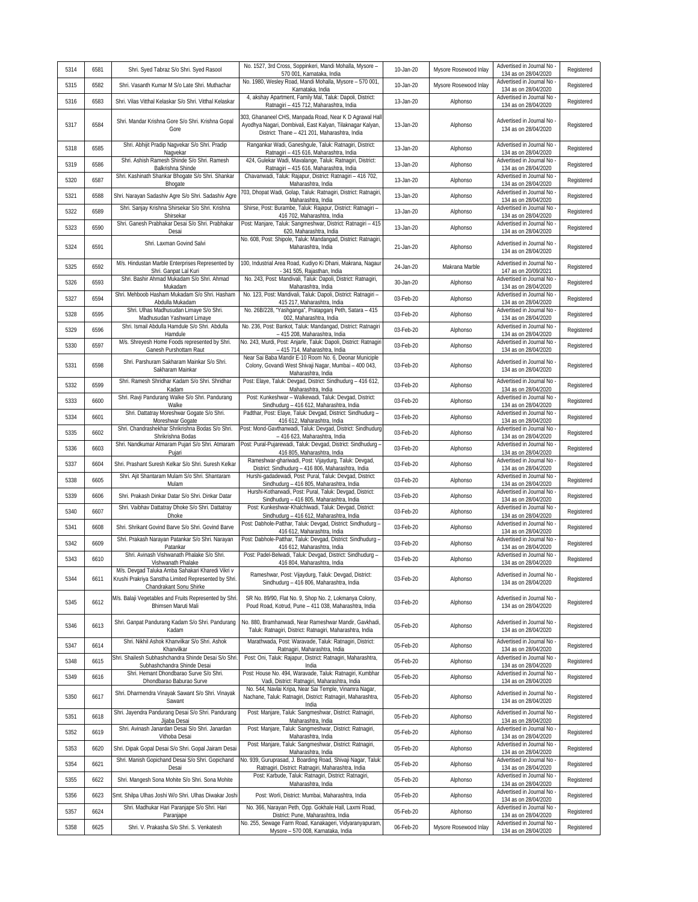| 5314 | 6581 | Shri. Syed Tabraz S/o Shri. Syed Rasool | No. 1527, 3rd Cross, Soppinkeri, Mandi Mohalla, Mysore – 570 001, Karnataka, India | 10-Jan-20 | Mysore Rosewood Inlay | Advertised in Journal No - 134 as on 28/04/2020 | Registered |
|---|---|---|---|---|---|---|---|
| 5315 | 6582 | Shri. Vasanth Kumar M S/o Late Shri. Muthachar | No. 1980, Wesley Road, Mandi Mohalla, Mysore – 570 001, Karnataka, India | 10-Jan-20 | Mysore Rosewood Inlay | Advertised in Journal No - 134 as on 28/04/2020 | Registered |
| 5316 | 6583 | Shri. Vilas Vitthal Kelaskar S/o Shri. Vitthal Kelaskar | 4, akshay Apartment, Family Mal, Taluk: Dapoli, District: Ratnagiri – 415 712, Maharashtra, India | 13-Jan-20 | Alphonso | Advertised in Journal No - 134 as on 28/04/2020 | Registered |
| 5317 | 6584 | Shri. Mandar Krishna Gore S/o Shri. Krishna Gopal Gore | 303, Ghananeel CHS, Manpada Road, Near K D Agrawal Hall Ayodhya Nagari, Dombivali, East Kalyan, Tilaknagar Kalyan, District: Thane – 421 201, Maharashtra, India | 13-Jan-20 | Alphonso | Advertised in Journal No - 134 as on 28/04/2020 | Registered |
| 5318 | 6585 | Shri. Abhijit Pradip Nagvekar S/o Shri. Pradip Nagvekar | Rangankar Wadi, Ganeshgule, Taluk: Ratnagiri, District: Ratnagiri – 415 616, Maharashtra, India | 13-Jan-20 | Alphonso | Advertised in Journal No - 134 as on 28/04/2020 | Registered |
| 5319 | 6586 | Shri. Ashish Ramesh Shinde S/o Shri. Ramesh Balkrishna Shinde | 424, Gulekar Wadi, Mavalange, Taluk: Ratnagiri, District: Ratnagiri – 415 616, Maharashtra, India | 13-Jan-20 | Alphonso | Advertised in Journal No - 134 as on 28/04/2020 | Registered |
| 5320 | 6587 | Shri. Kashinath Shankar Bhogate S/o Shri. Shankar Bhogate | Chavanwadi, Taluk: Rajapur, District: Ratnagiri – 416 702, Maharashtra, India | 13-Jan-20 | Alphonso | Advertised in Journal No - 134 as on 28/04/2020 | Registered |
| 5321 | 6588 | Shri. Narayan Sadashiv Agre S/o Shri. Sadashiv Agre | 703, Dhopat Wadi, Golap, Taluk: Ratnagiri, District: Ratnagiri, Maharashtra, India | 13-Jan-20 | Alphonso | Advertised in Journal No - 134 as on 28/04/2020 | Registered |
| 5322 | 6589 | Shri. Sanjay Krishna Shirsekar S/o Shri. Krishna Shirsekar | Shirse, Post: Burambe, Taluk: Rajapur, District: Ratnagiri – 416 702, Maharashtra, India | 13-Jan-20 | Alphonso | Advertised in Journal No - 134 as on 28/04/2020 | Registered |
| 5323 | 6590 | Shri. Ganesh Prabhakar Desai S/o Shri. Prabhakar Desai | Post: Manjare, Taluk: Sangmeshwar, District: Ratnagiri – 415 620, Maharashtra, India | 13-Jan-20 | Alphonso | Advertised in Journal No - 134 as on 28/04/2020 | Registered |
| 5324 | 6591 | Shri. Laxman Govind Salvi | No. 608, Post: Shipole, Taluk: Mandangad, District: Ratnagiri, Maharashtra, India | 21-Jan-20 | Alphonso | Advertised in Journal No - 134 as on 28/04/2020 | Registered |
| 5325 | 6592 | M/s. Hindustan Marble Enterprises Represented by Shri. Ganpat Lal Kuri | 100, Industrial Area Road, Kudiyo Ki Dhani, Makrana, Nagaur - 341 505, Rajasthan, India | 24-Jan-20 | Makrana Marble | Advertised in Journal No - 147 as on 20/09/2021 | Registered |
| 5326 | 6593 | Shri. Bashir Ahmad Mukadam S/o Shri. Ahmad Mukadam | No. 243, Post: Mandivali, Taluk: Dapoli, District: Ratnagiri, Maharashtra, India | 30-Jan-20 | Alphonso | Advertised in Journal No - 134 as on 28/04/2020 | Registered |
| 5327 | 6594 | Shri. Mehboob Hasham Mukadam S/o Shri. Hasham Abdulla Mukadam | No. 123, Post: Mandivali, Taluk: Dapoli, District: Ratnagiri – 415 217, Maharashtra, India | 03-Feb-20 | Alphonso | Advertised in Journal No - 134 as on 28/04/2020 | Registered |
| 5328 | 6595 | Shri. Ulhas Madhusudan Limaye S/o Shri. Madhusudan Yashwant Limaye | No. 26B/228, "Yashganga", Pratapganj Peth, Satara – 415 002, Maharashtra, India | 03-Feb-20 | Alphonso | Advertised in Journal No - 134 as on 28/04/2020 | Registered |
| 5329 | 6596 | Shri. Ismail Abdulla Hamdule S/o Shri. Abdulla Hamdule | No. 236, Post: Bankot, Taluk: Mandangad, District: Ratnagiri – 415 208, Maharashtra, India | 03-Feb-20 | Alphonso | Advertised in Journal No - 134 as on 28/04/2020 | Registered |
| 5330 | 6597 | M/s. Shreyesh Home Foods represented by Shri. Ganesh Purshottam Raut | No. 243, Murdi, Post: Anjarle, Taluk: Dapoli, District: Ratnagiri – 415 714, Maharashtra, India | 03-Feb-20 | Alphonso | Advertised in Journal No - 134 as on 28/04/2020 | Registered |
| 5331 | 6598 | Shri. Parshuram Sakharam Mainkar S/o Shri. Sakharam Mainkar | Near Sai Baba Mandir E-10 Room No. 6, Deonar Municiple Colony, Govandi West Shivaji Nagar, Mumbai – 400 043, Maharashtra, India | 03-Feb-20 | Alphonso | Advertised in Journal No - 134 as on 28/04/2020 | Registered |
| 5332 | 6599 | Shri. Ramesh Shridhar Kadam S/o Shri. Shridhar Kadam | Post: Elaye, Taluk: Devgad, District: Sindhudurg – 416 612, Maharashtra, India | 03-Feb-20 | Alphonso | Advertised in Journal No - 134 as on 28/04/2020 | Registered |
| 5333 | 6600 | Shri. Ravji Pandurang Walke S/o Shri. Pandurang Walke | Post: Kunkeshwar – Walkewadi, Taluk: Devgad, District: Sindhudurg – 416 612, Maharashtra, India | 03-Feb-20 | Alphonso | Advertised in Journal No - 134 as on 28/04/2020 | Registered |
| 5334 | 6601 | Shri. Dattatray Moreshwar Gogate S/o Shri. Moreshwar Gogate | Padthar, Post: Elaye, Taluk: Devgad, District: Sindhudurg – 416 612, Maharashtra, India | 03-Feb-20 | Alphonso | Advertised in Journal No - 134 as on 28/04/2020 | Registered |
| 5335 | 6602 | Shri. Chandrashekhar Shrikrishna Bodas S/o Shri. Shrikrishna Bodas | Post: Mond-Gavthanwadi, Taluk: Devgad, District: Sindhudurg – 416 623, Maharashtra, India | 03-Feb-20 | Alphonso | Advertised in Journal No - 134 as on 28/04/2020 | Registered |
| 5336 | 6603 | Shri. Nandkumar Atmaram Pujari S/o Shri. Atmaram Pujari | Post: Pural-Pujarewadi, Taluk: Devgad, District: Sindhudurg – 416 805, Maharashtra, India | 03-Feb-20 | Alphonso | Advertised in Journal No - 134 as on 28/04/2020 | Registered |
| 5337 | 6604 | Shri. Prashant Suresh Kelkar S/o Shri. Suresh Kelkar | Rameshwar-ghariwadi, Post: Vijaydurg, Taluk: Devgad, District: Sindhudurg – 416 806, Maharashtra, India | 03-Feb-20 | Alphonso | Advertised in Journal No - 134 as on 28/04/2020 | Registered |
| 5338 | 6605 | Shri. Ajit Shantaram Mulam S/o Shri. Shantaram Mulam | Hurshi-gadadewadi, Post: Pural, Taluk: Devgad, District: Sindhudurg – 416 805, Maharashtra, India | 03-Feb-20 | Alphonso | Advertised in Journal No - 134 as on 28/04/2020 | Registered |
| 5339 | 6606 | Shri. Prakash Dinkar Datar S/o Shri. Dinkar Datar | Hurshi-Kotharwadi, Post: Pural, Taluk: Devgad, District: Sindhudurg – 416 805, Maharashtra, India | 03-Feb-20 | Alphonso | Advertised in Journal No - 134 as on 28/04/2020 | Registered |
| 5340 | 6607 | Shri. Vaibhav Dattatray Dhoke S/o Shri. Dattatray Dhoke | Post: Kunkeshwar-Khalchiwadi, Taluk: Devgad, District: Sindhudurg – 416 612, Maharashtra, India | 03-Feb-20 | Alphonso | Advertised in Journal No - 134 as on 28/04/2020 | Registered |
| 5341 | 6608 | Shri. Shrikant Govind Barve S/o Shri. Govind Barve | Post: Dabhole-Patthar, Taluk: Devgad, District: Sindhudurg – 416 612, Maharashtra, India | 03-Feb-20 | Alphonso | Advertised in Journal No - 134 as on 28/04/2020 | Registered |
| 5342 | 6609 | Shri. Prakash Narayan Patankar S/o Shri. Narayan Patankar | Post: Dabhole-Patthar, Taluk: Devgad, District: Sindhudurg – 416 612, Maharashtra, India | 03-Feb-20 | Alphonso | Advertised in Journal No - 134 as on 28/04/2020 | Registered |
| 5343 | 6610 | Shri. Avinash Vishwanath Phalake S/o Shri. Vishwanath Phalake | Post: Padel-Belwadi, Taluk: Devgad, District: Sindhudurg – 416 804, Maharashtra, India | 03-Feb-20 | Alphonso | Advertised in Journal No - 134 as on 28/04/2020 | Registered |
| 5344 | 6611 | M/s. Devgad Taluka Amba Sahakari Kharedi Vikri v Krushi Prakriya Sanstha Limited Represented by Shri. Chandrakant Sonu Shirke | Rameshwar, Post: Vijaydurg, Taluk: Devgad, District: Sindhudurg – 416 806, Maharashtra, India | 03-Feb-20 | Alphonso | Advertised in Journal No - 134 as on 28/04/2020 | Registered |
| 5345 | 6612 | M/s. Balaji Vegetables and Fruits Represented by Shri. Bhimsen Maruti Mali | SR No. 89/90, Flat No. 9, Shop No. 2, Lokmanya Colony, Poud Road, Kotrud, Pune – 411 038, Maharashtra, India | 03-Feb-20 | Alphonso | Advertised in Journal No - 134 as on 28/04/2020 | Registered |
| 5346 | 6613 | Shri. Ganpat Pandurang Kadam S/o Shri. Pandurang Kadam | No. 880, Bramhanwadi, Near Rameshwar Mandir, Gavkhadi, Taluk: Ratnagiri, District: Ratnagiri, Maharashtra, India | 05-Feb-20 | Alphonso | Advertised in Journal No - 134 as on 28/04/2020 | Registered |
| 5347 | 6614 | Shri. Nikhil Ashok Khanvilkar S/o Shri. Ashok Khanvilkar | Marathwada, Post: Waravade, Taluk: Ratnagiri, District: Ratnagiri, Maharashtra, India | 05-Feb-20 | Alphonso | Advertised in Journal No - 134 as on 28/04/2020 | Registered |
| 5348 | 6615 | Shri. Shailesh Subhashchandra Shinde Desai S/o Shri. Subhashchandra Shinde Desai | Post: Oni, Taluk: Rajapur, District: Ratnagiri, Maharashtra, India | 05-Feb-20 | Alphonso | Advertised in Journal No - 134 as on 28/04/2020 | Registered |
| 5349 | 6616 | Shri. Hemant Dhondbarao Surve S/o Shri. Dhondbarao Baburao Surve | Post: House No. 494, Waravade, Taluk: Ratnagiri, Kumbhar Vadi, District: Ratnagiri, Maharashtra, India | 05-Feb-20 | Alphonso | Advertised in Journal No - 134 as on 28/04/2020 | Registered |
| 5350 | 6617 | Shri. Dharmendra Vinayak Sawant S/o Shri. Vinayak Sawant | No. 544, Navlai Kripa, Near Sai Temple, Vinamra Nagar, Nachane, Taluk: Ratnagiri, District: Ratnagiri, Maharashtra, India | 05-Feb-20 | Alphonso | Advertised in Journal No - 134 as on 28/04/2020 | Registered |
| 5351 | 6618 | Shri. Jayendra Pandurang Desai S/o Shri. Pandurang Jijaba Desai | Post: Manjare, Taluk: Sangmeshwar, District: Ratnagiri, Maharashtra, India | 05-Feb-20 | Alphonso | Advertised in Journal No - 134 as on 28/04/2020 | Registered |
| 5352 | 6619 | Shri. Avinash Janardan Desai S/o Shri. Janardan Vithoba Desai | Post: Manjare, Taluk: Sangmeshwar, District: Ratnagiri, Maharashtra, India | 05-Feb-20 | Alphonso | Advertised in Journal No - 134 as on 28/04/2020 | Registered |
| 5353 | 6620 | Shri. Dipak Gopal Desai S/o Shri. Gopal Jairam Desai | Post: Manjare, Taluk: Sangmeshwar, District: Ratnagiri, Maharashtra, India | 05-Feb-20 | Alphonso | Advertised in Journal No - 134 as on 28/04/2020 | Registered |
| 5354 | 6621 | Shri. Manish Gopichand Desai S/o Shri. Gopichand Desai | No. 939, Guruprasad, J. Boarding Road, Shivaji Nagar, Taluk: Ratnagiri, District: Ratnagiri, Maharashtra, India | 05-Feb-20 | Alphonso | Advertised in Journal No - 134 as on 28/04/2020 | Registered |
| 5355 | 6622 | Shri. Mangesh Sona Mohite S/o Shri. Sona Mohite | Post: Karbude, Taluk: Ratnagiri, District: Ratnagiri, Maharashtra, India | 05-Feb-20 | Alphonso | Advertised in Journal No - 134 as on 28/04/2020 | Registered |
| 5356 | 6623 | Smt. Shilpa Ulhas Joshi W/o Shri. Ulhas Diwakar Joshi | Post: Worli, District: Mumbai, Maharashtra, India | 05-Feb-20 | Alphonso | Advertised in Journal No - 134 as on 28/04/2020 | Registered |
| 5357 | 6624 | Shri. Madhukar Hari Paranjape S/o Shri. Hari Paranjape | No. 366, Narayan Peth, Opp. Gokhale Hall, Laxmi Road, District: Pune, Maharashtra, India | 05-Feb-20 | Alphonso | Advertised in Journal No - 134 as on 28/04/2020 | Registered |
| 5358 | 6625 | Shri. V. Prakasha S/o Shri. S. Venkatesh | No. 255, Sewage Farm Road, Kanakageri, Vidyaranyapuram, Mysore – 570 008, Karnataka, India | 06-Feb-20 | Mysore Rosewood Inlay | Advertised in Journal No - 134 as on 28/04/2020 | Registered |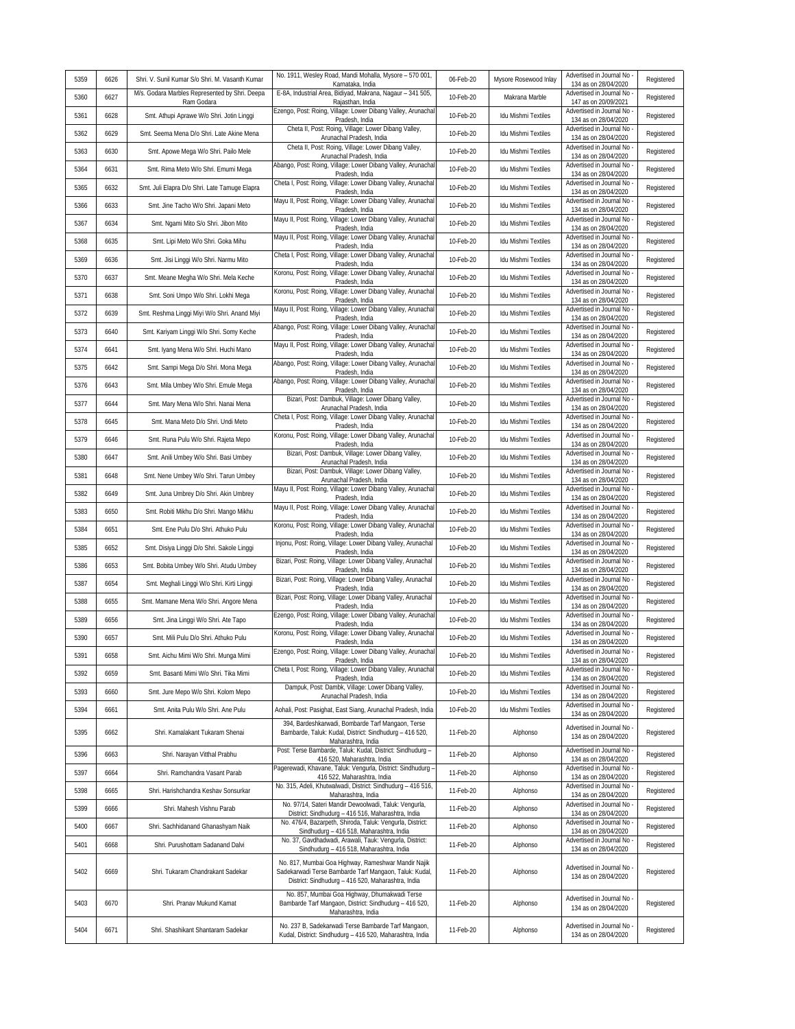| 5359 | 6626 | Shri. V. Sunil Kumar S/o Shri. M. Vasanth Kumar | No. 1911, Wesley Road, Mandi Mohalla, Mysore – 570 001, Karnataka, India | 06-Feb-20 | Mysore Rosewood Inlay | Advertised in Journal No - 134 as on 28/04/2020 | Registered |
|---|---|---|---|---|---|---|---|
| 5360 | 6627 | M/s. Godara Marbles Represented by Shri. Deepa Ram Godara | E-8A, Industrial Area, Bidiyad, Makrana, Nagaur – 341 505, Rajasthan, India | 10-Feb-20 | Makrana Marble | Advertised in Journal No - 147 as on 20/09/2021 | Registered |
| 5361 | 6628 | Smt. Athupi Aprawe W/o Shri. Jotin Linggi | Ezengo, Post: Roing, Village: Lower Dibang Valley, Arunachal Pradesh, India | 10-Feb-20 | Idu Mishmi Textiles | Advertised in Journal No - 134 as on 28/04/2020 | Registered |
| 5362 | 6629 | Smt. Seema Mena D/o Shri. Late Akine Mena | Cheta II, Post: Roing, Village: Lower Dibang Valley, Arunachal Pradesh, India | 10-Feb-20 | Idu Mishmi Textiles | Advertised in Journal No - 134 as on 28/04/2020 | Registered |
| 5363 | 6630 | Smt. Apowe Mega W/o Shri. Pailo Mele | Cheta II, Post: Roing, Village: Lower Dibang Valley, Arunachal Pradesh, India | 10-Feb-20 | Idu Mishmi Textiles | Advertised in Journal No - 134 as on 28/04/2020 | Registered |
| 5364 | 6631 | Smt. Rima Meto W/o Shri. Emumi Mega | Abango, Post: Roing, Village: Lower Dibang Valley, Arunachal Pradesh, India | 10-Feb-20 | Idu Mishmi Textiles | Advertised in Journal No - 134 as on 28/04/2020 | Registered |
| 5365 | 6632 | Smt. Juli Elapra D/o Shri. Late Tamuge Elapra | Cheta I, Post: Roing, Village: Lower Dibang Valley, Arunachal Pradesh, India | 10-Feb-20 | Idu Mishmi Textiles | Advertised in Journal No - 134 as on 28/04/2020 | Registered |
| 5366 | 6633 | Smt. Jine Tacho W/o Shri. Japani Meto | Mayu II, Post: Roing, Village: Lower Dibang Valley, Arunachal Pradesh, India | 10-Feb-20 | Idu Mishmi Textiles | Advertised in Journal No - 134 as on 28/04/2020 | Registered |
| 5367 | 6634 | Smt. Ngami Mito S/o Shri. Jibon Mito | Mayu II, Post: Roing, Village: Lower Dibang Valley, Arunachal Pradesh, India | 10-Feb-20 | Idu Mishmi Textiles | Advertised in Journal No - 134 as on 28/04/2020 | Registered |
| 5368 | 6635 | Smt. Lipi Meto W/o Shri. Goka Mihu | Mayu II, Post: Roing, Village: Lower Dibang Valley, Arunachal Pradesh, India | 10-Feb-20 | Idu Mishmi Textiles | Advertised in Journal No - 134 as on 28/04/2020 | Registered |
| 5369 | 6636 | Smt. Jisi Linggi W/o Shri. Narmu Mito | Cheta I, Post: Roing, Village: Lower Dibang Valley, Arunachal Pradesh, India | 10-Feb-20 | Idu Mishmi Textiles | Advertised in Journal No - 134 as on 28/04/2020 | Registered |
| 5370 | 6637 | Smt. Meane Megha W/o Shri. Mela Keche | Koronu, Post: Roing, Village: Lower Dibang Valley, Arunachal Pradesh, India | 10-Feb-20 | Idu Mishmi Textiles | Advertised in Journal No - 134 as on 28/04/2020 | Registered |
| 5371 | 6638 | Smt. Soni Umpo W/o Shri. Lokhi Mega | Koronu, Post: Roing, Village: Lower Dibang Valley, Arunachal Pradesh, India | 10-Feb-20 | Idu Mishmi Textiles | Advertised in Journal No - 134 as on 28/04/2020 | Registered |
| 5372 | 6639 | Smt. Reshma Linggi Miyi W/o Shri. Anand Miyi | Mayu II, Post: Roing, Village: Lower Dibang Valley, Arunachal Pradesh, India | 10-Feb-20 | Idu Mishmi Textiles | Advertised in Journal No - 134 as on 28/04/2020 | Registered |
| 5373 | 6640 | Smt. Kariyam Linggi W/o Shri. Somy Keche | Abango, Post: Roing, Village: Lower Dibang Valley, Arunachal Pradesh, India | 10-Feb-20 | Idu Mishmi Textiles | Advertised in Journal No - 134 as on 28/04/2020 | Registered |
| 5374 | 6641 | Smt. Iyang Mena W/o Shri. Huchi Mano | Mayu II, Post: Roing, Village: Lower Dibang Valley, Arunachal Pradesh, India | 10-Feb-20 | Idu Mishmi Textiles | Advertised in Journal No - 134 as on 28/04/2020 | Registered |
| 5375 | 6642 | Smt. Sampi Mega D/o Shri. Mona Mega | Abango, Post: Roing, Village: Lower Dibang Valley, Arunachal Pradesh, India | 10-Feb-20 | Idu Mishmi Textiles | Advertised in Journal No - 134 as on 28/04/2020 | Registered |
| 5376 | 6643 | Smt. Mila Umbey W/o Shri. Emule Mega | Abango, Post: Roing, Village: Lower Dibang Valley, Arunachal Pradesh, India | 10-Feb-20 | Idu Mishmi Textiles | Advertised in Journal No - 134 as on 28/04/2020 | Registered |
| 5377 | 6644 | Smt. Mary Mena W/o Shri. Nanai Mena | Bizari, Post: Dambuk, Village: Lower Dibang Valley, Arunachal Pradesh, India | 10-Feb-20 | Idu Mishmi Textiles | Advertised in Journal No - 134 as on 28/04/2020 | Registered |
| 5378 | 6645 | Smt. Mana Meto D/o Shri. Undi Meto | Cheta I, Post: Roing, Village: Lower Dibang Valley, Arunachal Pradesh, India | 10-Feb-20 | Idu Mishmi Textiles | Advertised in Journal No - 134 as on 28/04/2020 | Registered |
| 5379 | 6646 | Smt. Runa Pulu W/o Shri. Rajeta Mepo | Koronu, Post: Roing, Village: Lower Dibang Valley, Arunachal Pradesh, India | 10-Feb-20 | Idu Mishmi Textiles | Advertised in Journal No - 134 as on 28/04/2020 | Registered |
| 5380 | 6647 | Smt. Anili Umbey W/o Shri. Basi Umbey | Bizari, Post: Dambuk, Village: Lower Dibang Valley, Arunachal Pradesh, India | 10-Feb-20 | Idu Mishmi Textiles | Advertised in Journal No - 134 as on 28/04/2020 | Registered |
| 5381 | 6648 | Smt. Nene Umbey W/o Shri. Tarun Umbey | Bizari, Post: Dambuk, Village: Lower Dibang Valley, Arunachal Pradesh, India | 10-Feb-20 | Idu Mishmi Textiles | Advertised in Journal No - 134 as on 28/04/2020 | Registered |
| 5382 | 6649 | Smt. Juna Umbrey D/o Shri. Akin Umbrey | Mayu II, Post: Roing, Village: Lower Dibang Valley, Arunachal Pradesh, India | 10-Feb-20 | Idu Mishmi Textiles | Advertised in Journal No - 134 as on 28/04/2020 | Registered |
| 5383 | 6650 | Smt. Robiti Mikhu D/o Shri. Mango Mikhu | Mayu II, Post: Roing, Village: Lower Dibang Valley, Arunachal Pradesh, India | 10-Feb-20 | Idu Mishmi Textiles | Advertised in Journal No - 134 as on 28/04/2020 | Registered |
| 5384 | 6651 | Smt. Ene Pulu D/o Shri. Athuko Pulu | Koronu, Post: Roing, Village: Lower Dibang Valley, Arunachal Pradesh, India | 10-Feb-20 | Idu Mishmi Textiles | Advertised in Journal No - 134 as on 28/04/2020 | Registered |
| 5385 | 6652 | Smt. Disiya Linggi D/o Shri. Sakole Linggi | Injonu, Post: Roing, Village: Lower Dibang Valley, Arunachal Pradesh, India | 10-Feb-20 | Idu Mishmi Textiles | Advertised in Journal No - 134 as on 28/04/2020 | Registered |
| 5386 | 6653 | Smt. Bobita Umbey W/o Shri. Atudu Umbey | Bizari, Post: Roing, Village: Lower Dibang Valley, Arunachal Pradesh, India | 10-Feb-20 | Idu Mishmi Textiles | Advertised in Journal No - 134 as on 28/04/2020 | Registered |
| 5387 | 6654 | Smt. Meghali Linggi W/o Shri. Kirti Linggi | Bizari, Post: Roing, Village: Lower Dibang Valley, Arunachal Pradesh, India | 10-Feb-20 | Idu Mishmi Textiles | Advertised in Journal No - 134 as on 28/04/2020 | Registered |
| 5388 | 6655 | Smt. Mamane Mena W/o Shri. Angore Mena | Bizari, Post: Roing, Village: Lower Dibang Valley, Arunachal Pradesh, India | 10-Feb-20 | Idu Mishmi Textiles | Advertised in Journal No - 134 as on 28/04/2020 | Registered |
| 5389 | 6656 | Smt. Jina Linggi W/o Shri. Ate Tapo | Ezengo, Post: Roing, Village: Lower Dibang Valley, Arunachal Pradesh, India | 10-Feb-20 | Idu Mishmi Textiles | Advertised in Journal No - 134 as on 28/04/2020 | Registered |
| 5390 | 6657 | Smt. Mili Pulu D/o Shri. Athuko Pulu | Koronu, Post: Roing, Village: Lower Dibang Valley, Arunachal Pradesh, India | 10-Feb-20 | Idu Mishmi Textiles | Advertised in Journal No - 134 as on 28/04/2020 | Registered |
| 5391 | 6658 | Smt. Aichu Mimi W/o Shri. Munga Mimi | Ezengo, Post: Roing, Village: Lower Dibang Valley, Arunachal Pradesh, India | 10-Feb-20 | Idu Mishmi Textiles | Advertised in Journal No - 134 as on 28/04/2020 | Registered |
| 5392 | 6659 | Smt. Basanti Mimi W/o Shri. Tika Mimi | Cheta I, Post: Roing, Village: Lower Dibang Valley, Arunachal Pradesh, India | 10-Feb-20 | Idu Mishmi Textiles | Advertised in Journal No - 134 as on 28/04/2020 | Registered |
| 5393 | 6660 | Smt. Jure Mepo W/o Shri. Kolom Mepo | Dampuk, Post: Dambk, Village: Lower Dibang Valley, Arunachal Pradesh, India | 10-Feb-20 | Idu Mishmi Textiles | Advertised in Journal No - 134 as on 28/04/2020 | Registered |
| 5394 | 6661 | Smt. Anita Pulu W/o Shri. Ane Pulu | Aohali, Post: Pasighat, East Siang, Arunachal Pradesh, India | 10-Feb-20 | Idu Mishmi Textiles | Advertised in Journal No - 134 as on 28/04/2020 | Registered |
| 5395 | 6662 | Shri. Kamalakant Tukaram Shenai | 394, Bardeshkarwadi, Bombarde Tarf Mangaon, Terse Bambarde, Taluk: Kudal, District: Sindhudurg – 416 520, Maharashtra, India | 11-Feb-20 | Alphonso | Advertised in Journal No - 134 as on 28/04/2020 | Registered |
| 5396 | 6663 | Shri. Narayan Vitthal Prabhu | Post: Terse Bambarde, Taluk: Kudal, District: Sindhudurg – 416 520, Maharashtra, India | 11-Feb-20 | Alphonso | Advertised in Journal No - 134 as on 28/04/2020 | Registered |
| 5397 | 6664 | Shri. Ramchandra Vasant Parab | Pagerewadi, Khavane, Taluk: Vengurla, District: Sindhudurg – 416 522, Maharashtra, India | 11-Feb-20 | Alphonso | Advertised in Journal No - 134 as on 28/04/2020 | Registered |
| 5398 | 6665 | Shri. Harishchandra Keshav Sonsurkar | No. 315, Adeli, Khutwalwadi, District: Sindhudurg – 416 516, Maharashtra, India | 11-Feb-20 | Alphonso | Advertised in Journal No - 134 as on 28/04/2020 | Registered |
| 5399 | 6666 | Shri. Mahesh Vishnu Parab | No. 97/14, Sateri Mandir Dewoolwadi, Taluk: Vengurla, District: Sindhudurg – 416 516, Maharashtra, India | 11-Feb-20 | Alphonso | Advertised in Journal No - 134 as on 28/04/2020 | Registered |
| 5400 | 6667 | Shri. Sachhidanand Ghanashyam Naik | No. 476/4, Bazarpeth, Shiroda, Taluk: Vengurla, District: Sindhudurg – 416 518, Maharashtra, India | 11-Feb-20 | Alphonso | Advertised in Journal No - 134 as on 28/04/2020 | Registered |
| 5401 | 6668 | Shri. Purushottam Sadanand Dalvi | No. 37, Gavdhadwadi, Arawali, Tauk: Vengurla, District: Sindhudurg – 416 518, Maharashtra, India | 11-Feb-20 | Alphonso | Advertised in Journal No - 134 as on 28/04/2020 | Registered |
| 5402 | 6669 | Shri. Tukaram Chandrakant Sadekar | No. 817, Mumbai Goa Highway, Rameshwar Mandir Najik Sadekarwadi Terse Bambarde Tarf Mangaon, Taluk: Kudal, District: Sindhudurg – 416 520, Maharashtra, India | 11-Feb-20 | Alphonso | Advertised in Journal No - 134 as on 28/04/2020 | Registered |
| 5403 | 6670 | Shri. Pranav Mukund Kamat | No. 857, Mumbai Goa Highway, Dhumakwadi Terse Bambarde Tarf Mangaon, District: Sindhudurg – 416 520, Maharashtra, India | 11-Feb-20 | Alphonso | Advertised in Journal No - 134 as on 28/04/2020 | Registered |
| 5404 | 6671 | Shri. Shashikant Shantaram Sadekar | No. 237 B, Sadekarwadi Terse Bambarde Tarf Mangaon, Kudal, District: Sindhudurg – 416 520, Maharashtra, India | 11-Feb-20 | Alphonso | Advertised in Journal No - 134 as on 28/04/2020 | Registered |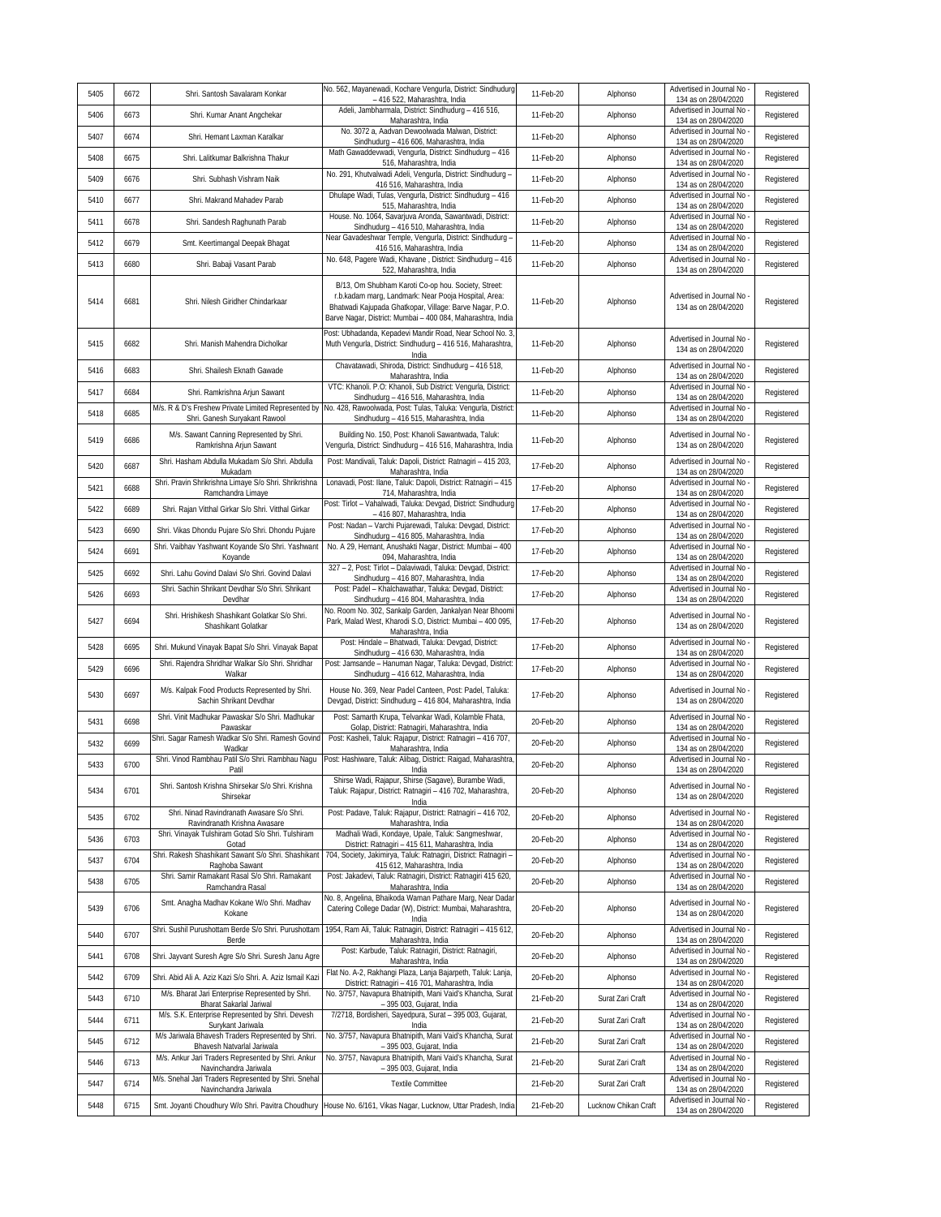| | | | | | | | |
|---|---|---|---|---|---|---|---|
| 5405 | 6672 | Shri. Santosh Savalaram Konkar | No. 562, Mayanewadi, Kochare Vengurla, District: Sindhudurg – 416 522, Maharashtra, India | 11-Feb-20 | Alphonso | Advertised in Journal No - 134 as on 28/04/2020 | Registered |
| 5406 | 6673 | Shri. Kumar Anant Angchekar | Adeli, Jambharmala, District: Sindhudurg – 416 516, Maharashtra, India | 11-Feb-20 | Alphonso | Advertised in Journal No - 134 as on 28/04/2020 | Registered |
| 5407 | 6674 | Shri. Hemant Laxman Karalkar | No. 3072 a, Aadvan Dewoolwada Malwan, District: Sindhudurg – 416 606, Maharashtra, India | 11-Feb-20 | Alphonso | Advertised in Journal No - 134 as on 28/04/2020 | Registered |
| 5408 | 6675 | Shri. Lalitkumar Balkrishna Thakur | Math Gawaddevwadi, Vengurla, District: Sindhudurg – 416 516, Maharashtra, India | 11-Feb-20 | Alphonso | Advertised in Journal No - 134 as on 28/04/2020 | Registered |
| 5409 | 6676 | Shri. Subhash Vishram Naik | No. 291, Khutvalwadi Adeli, Vengurla, District: Sindhudurg – 416 516, Maharashtra, India | 11-Feb-20 | Alphonso | Advertised in Journal No - 134 as on 28/04/2020 | Registered |
| 5410 | 6677 | Shri. Makrand Mahadev Parab | Dhulape Wadi, Tulas, Vengurla, District: Sindhudurg – 416 515, Maharashtra, India | 11-Feb-20 | Alphonso | Advertised in Journal No - 134 as on 28/04/2020 | Registered |
| 5411 | 6678 | Shri. Sandesh Raghunath Parab | House. No. 1064, Savarjuva Aronda, Sawantwadi, District: Sindhudurg – 416 510, Maharashtra, India | 11-Feb-20 | Alphonso | Advertised in Journal No - 134 as on 28/04/2020 | Registered |
| 5412 | 6679 | Smt. Keertimangal Deepak Bhagat | Near Gavadeshwar Temple, Vengurla, District: Sindhudurg – 416 516, Maharashtra, India | 11-Feb-20 | Alphonso | Advertised in Journal No - 134 as on 28/04/2020 | Registered |
| 5413 | 6680 | Shri. Babaji Vasant Parab | No. 648, Pagere Wadi, Khavane , District: Sindhudurg – 416 522, Maharashtra, India | 11-Feb-20 | Alphonso | Advertised in Journal No - 134 as on 28/04/2020 | Registered |
| 5414 | 6681 | Shri. Nilesh Giridher Chindarkaar | B/13, Om Shubham Karoti Co-op hou. Society, Street: r.b.kadam marg, Landmark: Near Pooja Hospital, Area: Bhatwadi Kajupada Ghatkopar, Village: Barve Nagar, P.O. Barve Nagar, District: Mumbai – 400 084, Maharashtra, India | 11-Feb-20 | Alphonso | Advertised in Journal No - 134 as on 28/04/2020 | Registered |
| 5415 | 6682 | Shri. Manish Mahendra Dicholkar | Post: Ubhadanda, Kepadevi Mandir Road, Near School No. 3, Muth Vengurla, District: Sindhudurg – 416 516, Maharashtra, India | 11-Feb-20 | Alphonso | Advertised in Journal No - 134 as on 28/04/2020 | Registered |
| 5416 | 6683 | Shri. Shailesh Eknath Gawade | Chavatawadi, Shiroda, District: Sindhudurg – 416 518, Maharashtra, India | 11-Feb-20 | Alphonso | Advertised in Journal No - 134 as on 28/04/2020 | Registered |
| 5417 | 6684 | Shri. Ramkrishna Arjun Sawant | VTC: Khanoli. P.O: Khanoli, Sub District: Vengurla, District: Sindhudurg – 416 516, Maharashtra, India | 11-Feb-20 | Alphonso | Advertised in Journal No - 134 as on 28/04/2020 | Registered |
| 5418 | 6685 | M/s. R & D's Freshew Private Limited Represented by Shri. Ganesh Suryakant Rawool | No. 428, Rawoolwada, Post: Tulas, Taluka: Vengurla, District: Sindhudurg – 416 515, Maharashtra, India | 11-Feb-20 | Alphonso | Advertised in Journal No - 134 as on 28/04/2020 | Registered |
| 5419 | 6686 | M/s. Sawant Canning Represented by Shri. Ramkrishna Arjun Sawant | Building No. 150, Post: Khanoli Sawantwada, Taluk: Vengurla, District: Sindhudurg – 416 516, Maharashtra, India | 11-Feb-20 | Alphonso | Advertised in Journal No - 134 as on 28/04/2020 | Registered |
| 5420 | 6687 | Shri. Hasham Abdulla Mukadam S/o Shri. Abdulla Mukadam | Post: Mandivali, Taluk: Dapoli, District: Ratnagiri – 415 203, Maharashtra, India | 17-Feb-20 | Alphonso | Advertised in Journal No - 134 as on 28/04/2020 | Registered |
| 5421 | 6688 | Shri. Pravin Shrikrishna Limaye S/o Shri. Shrikrishna Ramchandra Limaye | Lonavadi, Post: Ilane, Taluk: Dapoli, District: Ratnagiri – 415 714, Maharashtra, India | 17-Feb-20 | Alphonso | Advertised in Journal No - 134 as on 28/04/2020 | Registered |
| 5422 | 6689 | Shri. Rajan Vitthal Girkar S/o Shri. Vitthal Girkar | Post: Tirlot – Vahalwadi, Taluka: Devgad, District: Sindhudurg – 416 807, Maharashtra, India | 17-Feb-20 | Alphonso | Advertised in Journal No - 134 as on 28/04/2020 | Registered |
| 5423 | 6690 | Shri. Vikas Dhondu Pujare S/o Shri. Dhondu Pujare | Post: Nadan – Varchi Pujarewadi, Taluka: Devgad, District: Sindhudurg – 416 805, Maharashtra, India | 17-Feb-20 | Alphonso | Advertised in Journal No - 134 as on 28/04/2020 | Registered |
| 5424 | 6691 | Shri. Vaibhav Yashwant Koyande S/o Shri. Yashwant Koyande | No. A 29, Hemant, Anushakti Nagar, District: Mumbai – 400 094, Maharashtra, India | 17-Feb-20 | Alphonso | Advertised in Journal No - 134 as on 28/04/2020 | Registered |
| 5425 | 6692 | Shri. Lahu Govind Dalavi S/o Shri. Govind Dalavi | 327 – 2, Post: Tirlot – Dalaviwadi, Taluka: Devgad, District: Sindhudurg – 416 807, Maharashtra, India | 17-Feb-20 | Alphonso | Advertised in Journal No - 134 as on 28/04/2020 | Registered |
| 5426 | 6693 | Shri. Sachin Shrikant Devdhar S/o Shri. Shrikant Devdhar | Post: Padel – Khalchawathar, Taluka: Devgad, District: Sindhudurg – 416 804, Maharashtra, India | 17-Feb-20 | Alphonso | Advertised in Journal No - 134 as on 28/04/2020 | Registered |
| 5427 | 6694 | Shri. Hrishikesh Shashikant Golatkar S/o Shri. Shashikant Golatkar | No. Room No. 302, Sankalp Garden, Jankalyan Near Bhoomi Park, Malad West, Kharodi S.O, District: Mumbai – 400 095, Maharashtra, India | 17-Feb-20 | Alphonso | Advertised in Journal No - 134 as on 28/04/2020 | Registered |
| 5428 | 6695 | Shri. Mukund Vinayak Bapat S/o Shri. Vinayak Bapat | Post: Hindale – Bhatwadi, Taluka: Devgad, District: Sindhudurg – 416 630, Maharashtra, India | 17-Feb-20 | Alphonso | Advertised in Journal No - 134 as on 28/04/2020 | Registered |
| 5429 | 6696 | Shri. Rajendra Shridhar Walkar S/o Shri. Shridhar Walkar | Post: Jamsande – Hanuman Nagar, Taluka: Devgad, District: Sindhudurg – 416 612, Maharashtra, India | 17-Feb-20 | Alphonso | Advertised in Journal No - 134 as on 28/04/2020 | Registered |
| 5430 | 6697 | M/s. Kalpak Food Products Represented by Shri. Sachin Shrikant Devdhar | House No. 369, Near Padel Canteen, Post: Padel, Taluka: Devgad, District: Sindhudurg – 416 804, Maharashtra, India | 17-Feb-20 | Alphonso | Advertised in Journal No - 134 as on 28/04/2020 | Registered |
| 5431 | 6698 | Shri. Vinit Madhukar Pawaskar S/o Shri. Madhukar Pawaskar | Post: Samarth Krupa, Telvankar Wadi, Kolamble Fhata, Golap, District: Ratnagiri, Maharashtra, India | 20-Feb-20 | Alphonso | Advertised in Journal No - 134 as on 28/04/2020 | Registered |
| 5432 | 6699 | Shri. Sagar Ramesh Wadkar S/o Shri. Ramesh Govind Wadkar | Post: Kasheli, Taluk: Rajapur, District: Ratnagiri – 416 707, Maharashtra, India | 20-Feb-20 | Alphonso | Advertised in Journal No - 134 as on 28/04/2020 | Registered |
| 5433 | 6700 | Shri. Vinod Rambhau Patil S/o Shri. Rambhau Nagu Patil | Post: Hashiware, Taluk: Alibag, District: Raigad, Maharashtra, India | 20-Feb-20 | Alphonso | Advertised in Journal No - 134 as on 28/04/2020 | Registered |
| 5434 | 6701 | Shri. Santosh Krishna Shirsekar S/o Shri. Krishna Shirsekar | Shirse Wadi, Rajapur, Shirse (Sagave), Burambe Wadi, Taluk: Rajapur, District: Ratnagiri – 416 702, Maharashtra, India | 20-Feb-20 | Alphonso | Advertised in Journal No - 134 as on 28/04/2020 | Registered |
| 5435 | 6702 | Shri. Ninad Ravindranath Awasare S/o Shri. Ravindranath Krishna Awasare | Post: Padave, Taluk: Rajapur, District: Ratnagiri – 416 702, Maharashtra, India | 20-Feb-20 | Alphonso | Advertised in Journal No - 134 as on 28/04/2020 | Registered |
| 5436 | 6703 | Shri. Vinayak Tulshiram Gotad S/o Shri. Tulshiram Gotad | Madhali Wadi, Kondaye, Upale, Taluk: Sangmeshwar, District: Ratnagiri – 415 611, Maharashtra, India | 20-Feb-20 | Alphonso | Advertised in Journal No - 134 as on 28/04/2020 | Registered |
| 5437 | 6704 | Shri. Rakesh Shashikant Sawant S/o Shri. Shashikant Raghoba Sawant | 704, Society, Jakimirya, Taluk: Ratnagiri, District: Ratnagiri – 415 612, Maharashtra, India | 20-Feb-20 | Alphonso | Advertised in Journal No - 134 as on 28/04/2020 | Registered |
| 5438 | 6705 | Shri. Samir Ramakant Rasal S/o Shri. Ramakant Ramchandra Rasal | Post: Jakadevi, Taluk: Ratnagiri, District: Ratnagiri 415 620, Maharashtra, India | 20-Feb-20 | Alphonso | Advertised in Journal No - 134 as on 28/04/2020 | Registered |
| 5439 | 6706 | Smt. Anagha Madhav Kokane W/o Shri. Madhav Kokane | No. 8, Angelina, Bhaikoda Waman Pathare Marg, Near Dadar Catering College Dadar (W), District: Mumbai, Maharashtra, India | 20-Feb-20 | Alphonso | Advertised in Journal No - 134 as on 28/04/2020 | Registered |
| 5440 | 6707 | Shri. Sushil Purushottam Berde S/o Shri. Purushottam Berde | 1954, Ram Ali, Taluk: Ratnagiri, District: Ratnagiri – 415 612, Maharashtra, India | 20-Feb-20 | Alphonso | Advertised in Journal No - 134 as on 28/04/2020 | Registered |
| 5441 | 6708 | Shri. Jayvant Suresh Agre S/o Shri. Suresh Janu Agre | Post: Karbude, Taluk: Ratnagiri, District: Ratnagiri, Maharashtra, India | 20-Feb-20 | Alphonso | Advertised in Journal No - 134 as on 28/04/2020 | Registered |
| 5442 | 6709 | Shri. Abid Ali A. Aziz Kazi S/o Shri. A. Aziz Ismail Kazi | Flat No. A-2, Rakhangi Plaza, Lanja Bajarpeth, Taluk: Lanja, District: Ratnagiri – 416 701, Maharashtra, India | 20-Feb-20 | Alphonso | Advertised in Journal No - 134 as on 28/04/2020 | Registered |
| 5443 | 6710 | M/s. Bharat Jari Enterprise Represented by Shri. Bharat Sakarlal Jariwal | No. 3/757, Navapura Bhatnipith, Mani Vaid's Khancha, Surat – 395 003, Gujarat, India | 21-Feb-20 | Surat Zari Craft | Advertised in Journal No - 134 as on 28/04/2020 | Registered |
| 5444 | 6711 | M/s. S.K. Enterprise Represented by Shri. Devesh Surykant Jariwala | 7/2718, Bordisheri, Sayedpura, Surat – 395 003, Gujarat, India | 21-Feb-20 | Surat Zari Craft | Advertised in Journal No - 134 as on 28/04/2020 | Registered |
| 5445 | 6712 | M/s Jariwala Bhavesh Traders Represented by Shri. Bhavesh Natvarlal Jariwala | No. 3/757, Navapura Bhatnipith, Mani Vaid's Khancha, Surat – 395 003, Gujarat, India | 21-Feb-20 | Surat Zari Craft | Advertised in Journal No - 134 as on 28/04/2020 | Registered |
| 5446 | 6713 | M/s. Ankur Jari Traders Represented by Shri. Ankur Navinchandra Jariwala | No. 3/757, Navapura Bhatnipith, Mani Vaid's Khancha, Surat – 395 003, Gujarat, India | 21-Feb-20 | Surat Zari Craft | Advertised in Journal No - 134 as on 28/04/2020 | Registered |
| 5447 | 6714 | M/s. Snehal Jari Traders Represented by Shri. Snehal Navinchandra Jariwala | Textile Committee | 21-Feb-20 | Surat Zari Craft | Advertised in Journal No - 134 as on 28/04/2020 | Registered |
| 5448 | 6715 | Smt. Joyanti Choudhury W/o Shri. Pavitra Choudhury | House No. 6/161, Vikas Nagar, Lucknow, Uttar Pradesh, India | 21-Feb-20 | Lucknow Chikan Craft | Advertised in Journal No - 134 as on 28/04/2020 | Registered |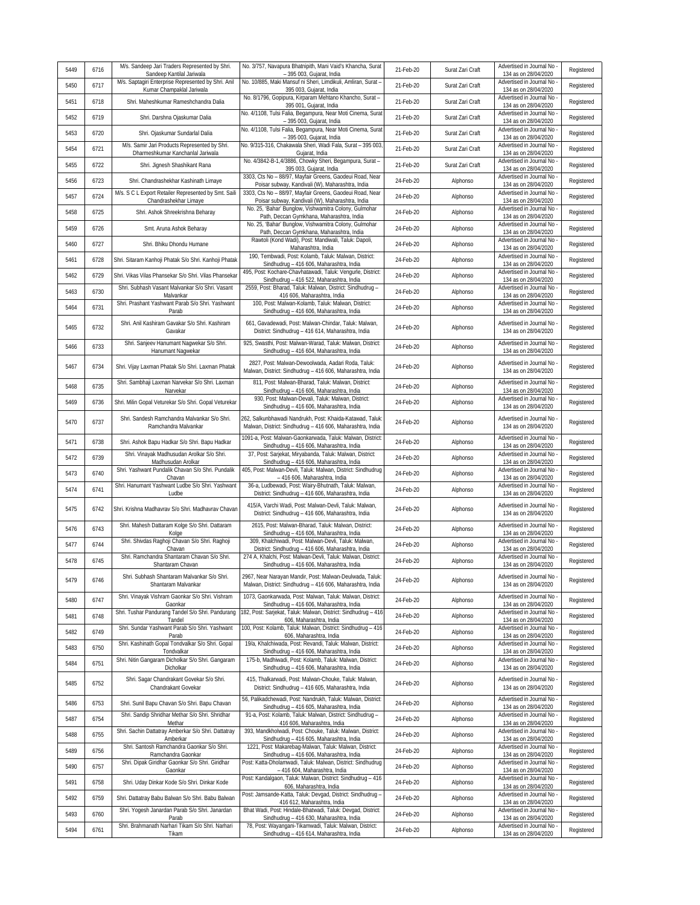| 5449 | 6716 | M/s. Sandeep Jari Traders Represented by Shri. Sandeep Kantilal Jariwala | No. 3/757, Navapura Bhatnipith, Mani Vaid's Khancha, Surat – 395 003, Gujarat, India | 21-Feb-20 | Surat Zari Craft | Advertised in Journal No - 134 as on 28/04/2020 | Registered |
|---|---|---|---|---|---|---|---|
| 5450 | 6717 | M/s. Saptagiri Enterprise Represented by Shri. Anil Kumar Champaklal Jariwala | No. 10/885, Maki Mansuf ni Sheri, Limdikuli, Amliran, Surat – 395 003, Gujarat, India | 21-Feb-20 | Surat Zari Craft | Advertised in Journal No - 134 as on 28/04/2020 | Registered |
| 5451 | 6718 | Shri. Maheshkumar Rameshchandra Dalia | No. 8/1796, Gopipura, Kirparam Mehtano Khancho, Surat – 395 001, Gujarat, India | 21-Feb-20 | Surat Zari Craft | Advertised in Journal No - 134 as on 28/04/2020 | Registered |
| 5452 | 6719 | Shri. Darshna Ojaskumar Dalia | No. 4/1108, Tulsi Falia, Begampura, Near Moti Cinema, Surat – 395 003, Gujarat, India | 21-Feb-20 | Surat Zari Craft | Advertised in Journal No - 134 as on 28/04/2020 | Registered |
| 5453 | 6720 | Shri. Ojaskumar Sundarlal Dalia | No. 4/1108, Tulsi Falia, Begampura, Near Moti Cinema, Surat – 395 003, Gujarat, India | 21-Feb-20 | Surat Zari Craft | Advertised in Journal No - 134 as on 28/04/2020 | Registered |
| 5454 | 6721 | M/s. Samir Jari Products Represented by Shri. Dharmeshkumar Kanchanlal Jariwala | No. 9/315-316, Chakawala Sheri, Wadi Fala, Surat – 395 003, Gujarat, India | 21-Feb-20 | Surat Zari Craft | Advertised in Journal No - 134 as on 28/04/2020 | Registered |
| 5455 | 6722 | Shri. Jignesh Shashikant Rana | No. 4/3842-B-1,4/3886, Chowky Sheri, Begampura, Surat – 395 003, Gujarat, India | 21-Feb-20 | Surat Zari Craft | Advertised in Journal No - 134 as on 28/04/2020 | Registered |
| 5456 | 6723 | Shri. Chandrashekhar Kashinath Limaye | 3303, Cts No – 88/97, Mayfair Greens, Gaodeui Road, Near Poisar subway, Kandivali (W), Maharashtra, India | 24-Feb-20 | Alphonso | Advertised in Journal No - 134 as on 28/04/2020 | Registered |
| 5457 | 6724 | M/s. S C L Export Retailer Represented by Smt. Saili Chandrashekhar Limaye | 3303, Cts No – 88/97, Mayfair Greens, Gaodeui Road, Near Poisar subway, Kandivali (W), Maharashtra, India | 24-Feb-20 | Alphonso | Advertised in Journal No - 134 as on 28/04/2020 | Registered |
| 5458 | 6725 | Shri. Ashok Shreekrishna Beharay | No. 25, 'Bahar' Bunglow, Vishwamitra Colony, Gulmohar Path, Deccan Gymkhana, Maharashtra, India | 24-Feb-20 | Alphonso | Advertised in Journal No - 134 as on 28/04/2020 | Registered |
| 5459 | 6726 | Smt. Aruna Ashok Beharay | No. 25, 'Bahar' Bunglow, Vishwamitra Colony, Gulmohar Path, Deccan Gymkhana, Maharashtra, India | 24-Feb-20 | Alphonso | Advertised in Journal No - 134 as on 28/04/2020 | Registered |
| 5460 | 6727 | Shri. Bhiku Dhondu Humane | Rawtoli (Kond Wadi), Post: Mandiwali, Taluk: Dapoli, Maharashtra, India | 24-Feb-20 | Alphonso | Advertised in Journal No - 134 as on 28/04/2020 | Registered |
| 5461 | 6728 | Shri. Sitaram Kanhoji Phatak S/o Shri. Kanhoji Phatak | 190, Tembwadi, Post: Kolamb, Taluk: Malwan, District: Sindhudrug – 416 606, Maharashtra, India | 24-Feb-20 | Alphonso | Advertised in Journal No - 134 as on 28/04/2020 | Registered |
| 5462 | 6729 | Shri. Vikas Vilas Phansekar S/o Shri. Vilas Phansekar | 495, Post: Kochare-Chavhatawadi, Taluk: Vengurle, District: Sindhudrug – 416 522, Maharashtra, India | 24-Feb-20 | Alphonso | Advertised in Journal No - 134 as on 28/04/2020 | Registered |
| 5463 | 6730 | Shri. Subhash Vasant Malvankar S/o Shri. Vasant Malvankar | 2559, Post: Bharad, Taluk: Malwan, District: Sindhudrug – 416 606, Maharashtra, India | 24-Feb-20 | Alphonso | Advertised in Journal No - 134 as on 28/04/2020 | Registered |
| 5464 | 6731 | Shri. Prashant Yashwant Parab S/o Shri. Yashwant Parab | 100, Post: Malwan-Kolamb, Taluk: Malwan, District: Sindhudrug – 416 606, Maharashtra, India | 24-Feb-20 | Alphonso | Advertised in Journal No - 134 as on 28/04/2020 | Registered |
| 5465 | 6732 | Shri. Anil Kashiram Gavakar S/o Shri. Kashiram Gavakar | 661, Gavadewadi, Post: Malwan-Chindar, Taluk: Malwan, District: Sindhudrug – 416 614, Maharashtra, India | 24-Feb-20 | Alphonso | Advertised in Journal No - 134 as on 28/04/2020 | Registered |
| 5466 | 6733 | Shri. Sanjeev Hanumant Nagwekar S/o Shri. Hanumant Nagwekar | 925, Swasthi, Post: Malwan-Warad, Taluk: Malwan, District: Sindhudrug – 416 604, Maharashtra, India | 24-Feb-20 | Alphonso | Advertised in Journal No - 134 as on 28/04/2020 | Registered |
| 5467 | 6734 | Shri. Vijay Laxman Phatak S/o Shri. Laxman Phatak | 2827, Post: Malwan-Dewoolwada, Aadari Roda, Taluk: Malwan, District: Sindhudrug – 416 606, Maharashtra, India | 24-Feb-20 | Alphonso | Advertised in Journal No - 134 as on 28/04/2020 | Registered |
| 5468 | 6735 | Shri. Sambhaji Laxman Narvekar S/o Shri. Laxman Narvekar | 811, Post: Malwan-Bharad, Taluk: Malwan, District: Sindhudrug – 416 606, Maharashtra, India | 24-Feb-20 | Alphonso | Advertised in Journal No - 134 as on 28/04/2020 | Registered |
| 5469 | 6736 | Shri. Milin Gopal Veturekar S/o Shri. Gopal Veturekar | 930, Post: Malwan-Devali, Taluk: Malwan, District: Sindhudrug – 416 606, Maharashtra, India | 24-Feb-20 | Alphonso | Advertised in Journal No - 134 as on 28/04/2020 | Registered |
| 5470 | 6737 | Shri. Sandesh Ramchandra Malvankar S/o Shri. Ramchandra Malvankar | 262, Salkunbhawadi Nandrukh, Post: Khaida-Katawad, Taluk: Malwan, District: Sindhudrug – 416 606, Maharashtra, India | 24-Feb-20 | Alphonso | Advertised in Journal No - 134 as on 28/04/2020 | Registered |
| 5471 | 6738 | Shri. Ashok Bapu Hadkar S/o Shri. Bapu Hadkar | 1091-a, Post: Malwan-Gaonkarwada, Taluk: Malwan, District: Sindhudrug – 416 606, Maharashtra, India | 24-Feb-20 | Alphonso | Advertised in Journal No - 134 as on 28/04/2020 | Registered |
| 5472 | 6739 | Shri. Vinayak Madhusudan Arolkar S/o Shri. Madhusudan Arolkar | 37, Post: Sarjekat, Miryabanda, Taluk: Malwan, District: Sindhudrug – 416 606, Maharashtra, India | 24-Feb-20 | Alphonso | Advertised in Journal No - 134 as on 28/04/2020 | Registered |
| 5473 | 6740 | Shri. Yashwant Pundalik Chavan S/o Shri. Pundalik Chavan | 405, Post: Malwan-Devli, Taluk: Malwan, District: Sindhudrug – 416 606, Maharashtra, India | 24-Feb-20 | Alphonso | Advertised in Journal No - 134 as on 28/04/2020 | Registered |
| 5474 | 6741 | Shri. Hanumant Yashwant Ludbe S/o Shri. Yashwant Ludbe | 36-a, Ludbewadi, Post: Wairy-Bhutnath, Taluk: Malwan, District: Sindhudrug – 416 606, Maharashtra, India | 24-Feb-20 | Alphonso | Advertised in Journal No - 134 as on 28/04/2020 | Registered |
| 5475 | 6742 | Shri. Krishna Madhavrav S/o Shri. Madhavrav Chavan | 415/A, Varchi Wadi, Post: Malwan-Devli, Taluk: Malwan, District: Sindhudrug – 416 606, Maharashtra, India | 24-Feb-20 | Alphonso | Advertised in Journal No - 134 as on 28/04/2020 | Registered |
| 5476 | 6743 | Shri. Mahesh Dattaram Kolge S/o Shri. Dattaram Kolge | 2615, Post: Malwan-Bharad, Taluk: Malwan, District: Sindhudrug – 416 606, Maharashtra, India | 24-Feb-20 | Alphonso | Advertised in Journal No - 134 as on 28/04/2020 | Registered |
| 5477 | 6744 | Shri. Shivdas Raghoji Chavan S/o Shri. Raghoji Chavan | 309, Khalchiwadi, Post: Malwan-Devli, Taluk: Malwan, District: Sindhudrug – 416 606, Maharashtra, India | 24-Feb-20 | Alphonso | Advertised in Journal No - 134 as on 28/04/2020 | Registered |
| 5478 | 6745 | Shri. Ramchandra Shantaram Chavan S/o Shri. Shantaram Chavan | 274 A, Khalchi, Post: Malwan-Devli, Taluk: Malwan, District: Sindhudrug – 416 606, Maharashtra, India | 24-Feb-20 | Alphonso | Advertised in Journal No - 134 as on 28/04/2020 | Registered |
| 5479 | 6746 | Shri. Subhash Shantaram Malvankar S/o Shri. Shantaram Malvankar | 2967, Near Narayan Mandir, Post: Malwan-Deulwada, Taluk: Malwan, District: Sindhudrug – 416 606, Maharashtra, India | 24-Feb-20 | Alphonso | Advertised in Journal No - 134 as on 28/04/2020 | Registered |
| 5480 | 6747 | Shri. Vinayak Vishram Gaonkar S/o Shri. Vishram Gaonkar | 1073, Gaonkarwada, Post: Malwan, Taluk: Malwan, District: Sindhudrug – 416 606, Maharashtra, India | 24-Feb-20 | Alphonso | Advertised in Journal No - 134 as on 28/04/2020 | Registered |
| 5481 | 6748 | Shri. Tushar Pandurang Tandel S/o Shri. Pandurang Tandel | 182, Post: Sarjekat, Taluk: Malwan, District: Sindhudrug – 416 606, Maharashtra, India | 24-Feb-20 | Alphonso | Advertised in Journal No - 134 as on 28/04/2020 | Registered |
| 5482 | 6749 | Shri. Sundar Yashwant Parab S/o Shri. Yashwant Parab | 100, Post: Kolamb, Taluk: Malwan, District: Sindhudrug – 416 606, Maharashtra, India | 24-Feb-20 | Alphonso | Advertised in Journal No - 134 as on 28/04/2020 | Registered |
| 5483 | 6750 | Shri. Kashinath Gopal Tondvalkar S/o Shri. Gopal Tondvalkar | 19/a, Khalchiwada, Post: Revandi, Taluk: Malwan, District: Sindhudrug – 416 606, Maharashtra, India | 24-Feb-20 | Alphonso | Advertised in Journal No - 134 as on 28/04/2020 | Registered |
| 5484 | 6751 | Shri. Nitin Gangaram Dicholkar S/o Shri. Gangaram Dicholkar | 175-b, Madhiwadi, Post: Kolamb, Taluk: Malwan, District: Sindhudrug – 416 606, Maharashtra, India | 24-Feb-20 | Alphonso | Advertised in Journal No - 134 as on 28/04/2020 | Registered |
| 5485 | 6752 | Shri. Sagar Chandrakant Govekar S/o Shri. Chandrakant Govekar | 415, Thalkarwadi, Post: Malwan-Chouke, Taluk: Malwan, District: Sindhudrug – 416 605, Maharashtra, India | 24-Feb-20 | Alphonso | Advertised in Journal No - 134 as on 28/04/2020 | Registered |
| 5486 | 6753 | Shri. Sunil Bapu Chavan S/o Shri. Bapu Chavan | 56, Palikadchewadi, Post: Nandrukh, Taluk: Malwan, District: Sindhudrug – 416 605, Maharashtra, India | 24-Feb-20 | Alphonso | Advertised in Journal No - 134 as on 28/04/2020 | Registered |
| 5487 | 6754 | Shri. Sandip Shridhar Methar S/o Shri. Shridhar Methar | 91-a, Post: Kolamb, Taluk: Malwan, District: Sindhudrug – 416 606, Maharashtra, India | 24-Feb-20 | Alphonso | Advertised in Journal No - 134 as on 28/04/2020 | Registered |
| 5488 | 6755 | Shri. Sachin Dattatray Amberkar S/o Shri. Dattatray Amberkar | 393, Mandkholwadi, Post: Chouke, Taluk: Malwan, District: Sindhudrug – 416 605, Maharashtra, India | 24-Feb-20 | Alphonso | Advertised in Journal No - 134 as on 28/04/2020 | Registered |
| 5489 | 6756 | Shri. Santosh Ramchandra Gaonkar S/o Shri. Ramchandra Gaonkar | 1221, Post: Makarebag-Malwan, Taluk: Malwan, District: Sindhudrug – 416 606, Maharashtra, India | 24-Feb-20 | Alphonso | Advertised in Journal No - 134 as on 28/04/2020 | Registered |
| 5490 | 6757 | Shri. Dipak Giridhar Gaonkar S/o Shri. Giridhar Gaonkar | Post: Katta-Dholamwadi, Taluk: Malwan, District: Sindhudrug – 416 604, Maharashtra, India | 24-Feb-20 | Alphonso | Advertised in Journal No - 134 as on 28/04/2020 | Registered |
| 5491 | 6758 | Shri. Uday Dinkar Kode S/o Shri. Dinkar Kode | Post: Kandalgaon, Taluk: Malwan, District: Sindhudrug – 416 606, Maharashtra, India | 24-Feb-20 | Alphonso | Advertised in Journal No - 134 as on 28/04/2020 | Registered |
| 5492 | 6759 | Shri. Dattatray Babu Balwan S/o Shri. Babu Balwan | Post: Jamsande-Katta, Taluk: Devgad, District: Sindhudrug – 416 612, Maharashtra, India | 24-Feb-20 | Alphonso | Advertised in Journal No - 134 as on 28/04/2020 | Registered |
| 5493 | 6760 | Shri. Yogesh Janardan Parab S/o Shri. Janardan Parab | Bhat Wadi, Post: Hindale-Bhatwadi, Taluk: Devgad, District: Sindhudrug – 416 630, Maharashtra, India | 24-Feb-20 | Alphonso | Advertised in Journal No - 134 as on 28/04/2020 | Registered |
| 5494 | 6761 | Shri. Brahmanath Narhari Tikam S/o Shri. Narhari Tikam | 78, Post: Wayangani-Tikamwadi, Taluk: Malwan, District: Sindhudrug – 416 614, Maharashtra, India | 24-Feb-20 | Alphonso | Advertised in Journal No - 134 as on 28/04/2020 | Registered |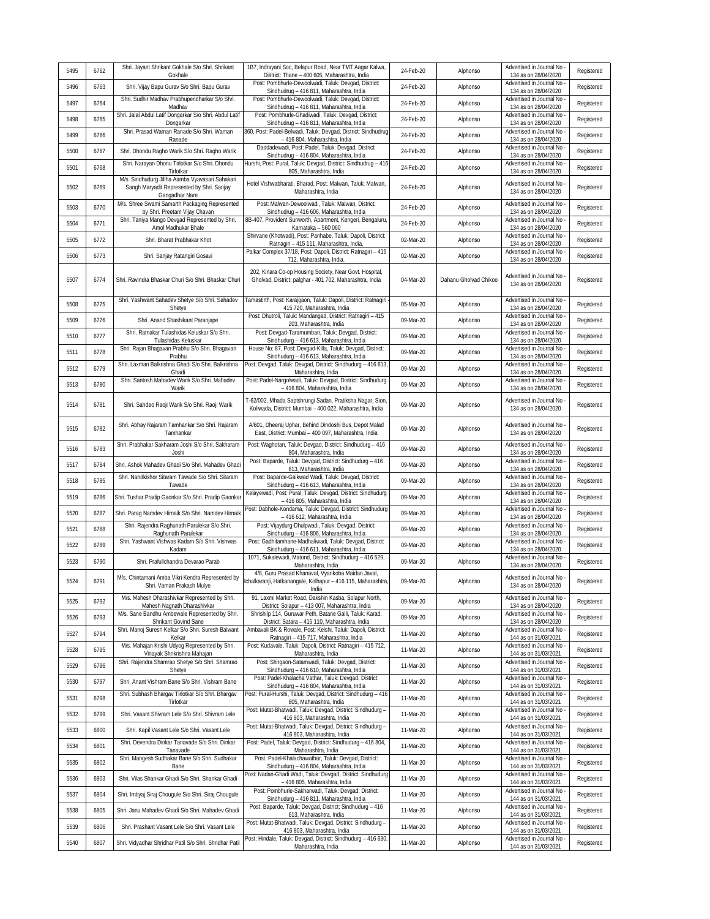| 5495 | 6762 | Shri. Jayant Shrikant Gokhale S/o Shri. Shrikant Gokhale | 1B7, Indrayani Soc, Belapur Road, Near TMT Aagar Kalwa, District: Thane – 400 605, Maharashtra, India | 24-Feb-20 | Alphonso | Advertised in Journal No - 134 as on 28/04/2020 | Registered |
|---|---|---|---|---|---|---|---|
| 5496 | 6763 | Shri. Vijay Bapu Gurav S/o Shri. Bapu Gurav | Post: Pombhurle-Dewoolwadi, Taluk: Devgad, District: Sindhudurg – 416 811, Maharashtra, India | 24-Feb-20 | Alphonso | Advertised in Journal No - 134 as on 28/04/2020 | Registered |
| 5497 | 6764 | Shri. Sudhir Madhav Prabhupendharkar S/o Shri. Madhav | Post: Pombhurle-Dewoolwadi, Taluk: Devgad, District: Sindhudurg – 416 811, Maharashtra, India | 24-Feb-20 | Alphonso | Advertised in Journal No - 134 as on 28/04/2020 | Registered |
| 5498 | 6765 | Shri. Jalal Abdul Latif Dongarkar S/o Shri. Abdul Latif Dongarkar | Post: Pombhurle-Ghadiwadi, Taluk: Devgad, District: Sindhudurg – 416 811, Maharashtra, India | 24-Feb-20 | Alphonso | Advertised in Journal No - 134 as on 28/04/2020 | Registered |
| 5499 | 6766 | Shri. Prasad Waman Ranade S/o Shri. Waman Ranade | 360, Post: Padel-Belwadi, Taluk: Devgad, District: Sindhudrug – 416 804, Maharashtra, India | 24-Feb-20 | Alphonso | Advertised in Journal No - 134 as on 28/04/2020 | Registered |
| 5500 | 6767 | Shri. Dhondu Ragho Warik S/o Shri. Ragho Warik | Daddadewadi, Post: Padel, Taluk: Devgad, District: Sindhudurg – 416 804, Maharashtra, India | 24-Feb-20 | Alphonso | Advertised in Journal No - 134 as on 28/04/2020 | Registered |
| 5501 | 6768 | Shri. Narayan Dhonu Tirlotkar S/o Shri. Dhondu Tirlotkar | Hurshi, Post: Pural, Taluk: Devgad, District: Sindhudrug – 416 805, Maharashtra, India | 24-Feb-20 | Alphonso | Advertised in Journal No - 134 as on 28/04/2020 | Registered |
| 5502 | 6769 | M/s. Sindhudurg Jillha Aamba Vyavasari Sahakari Sangh Maryadit Represented by Shri. Sanjay Gangadhar Nare | Hotel Vishwabharati, Bharad, Post: Malwan, Taluk: Malwan, Maharashtra, India | 24-Feb-20 | Alphonso | Advertised in Journal No - 134 as on 28/04/2020 | Registered |
| 5503 | 6770 | M/s. Shree Swami Samarth Packaging Represented by Shri. Preetam Vijay Chavan | Post: Malwan-Dewoolwadi, Taluk: Malwan, District: Sindhudurg – 416 606, Maharashtra, India | 24-Feb-20 | Alphonso | Advertised in Journal No - 134 as on 28/04/2020 | Registered |
| 5504 | 6771 | Shri. Taniya Mango Devgad Represented by Shri. Amol Madhukar Bhale | 8B-407, Provident Sunworth, Apartment, Kengeri, Bengaluru, Karnataka – 560 060 | 24-Feb-20 | Alphonso | Advertised in Journal No - 134 as on 28/04/2020 | Registered |
| 5505 | 6772 | Shri. Bharat Prabhakar Khot | Shirvane (Khotwadi), Post: Panhabe, Taluk: Dapoli, District: Ratnagiri – 415 111, Maharashtra, India. | 02-Mar-20 | Alphonso | Advertised in Journal No - 134 as on 28/04/2020 | Registered |
| 5506 | 6773 | Shri. Sanjay Ratangiri Gosavi | Palkar Complex 37/18, Post: Dapoli, District: Ratnagiri – 415 712, Maharashtra, India. | 02-Mar-20 | Alphonso | Advertised in Journal No - 134 as on 28/04/2020 | Registered |
| 5507 | 6774 | Shri. Ravindra Bhaskar Churi S/o Shri. Bhaskar Churi | 202, Kinara Co-op Housing Society, Near Govt. Hospital, Gholvad, District: palghar - 401 702, Maharashtra, India | 04-Mar-20 | Dahanu Gholvad Chikoo | Advertised in Journal No - 134 as on 28/04/2020 | Registered |
| 5508 | 6775 | Shri. Yashwant Sahadev Shetye S/o Shri. Sahadev Shetye | Tamastirth, Post: Karajgaon, Taluk: Dapoli, District: Ratnagiri - 415 720, Maharashtra, India | 05-Mar-20 | Alphonso | Advertised in Journal No - 134 as on 28/04/2020 | Registered |
| 5509 | 6776 | Shri. Anand Shashikant Paranjape | Post: Dhutroli, Taluk: Mandangad, District: Ratnagiri – 415 203, Maharashtra, India | 09-Mar-20 | Alphonso | Advertised in Journal No - 134 as on 28/04/2020 | Registered |
| 5510 | 6777 | Shri. Ratnakar Tulashidas Keluskar S/o Shri. Tulashidas Keluskar | Post: Devgad-Taramumbari, Taluk: Devgad, District: Sindhudurg – 416 613, Maharashtra, India | 09-Mar-20 | Alphonso | Advertised in Journal No - 134 as on 28/04/2020 | Registered |
| 5511 | 6778 | Shri. Rajan Bhagavan Prabhu S/o Shri. Bhagavan Prabhu | House No: 87, Post: Devgad-Killa, Taluk: Devgad, District: Sindhudurg – 416 613, Maharashtra, India | 09-Mar-20 | Alphonso | Advertised in Journal No - 134 as on 28/04/2020 | Registered |
| 5512 | 6779 | Shri. Laxman Balkrishna Ghadi S/o Shri. Balkrishna Ghadi | Post: Devgad, Taluk: Devgad, District: Sindhudurg – 416 613, Maharashtra, India | 09-Mar-20 | Alphonso | Advertised in Journal No - 134 as on 28/04/2020 | Registered |
| 5513 | 6780 | Shri. Santosh Mahadev Warik S/o Shri. Mahadev Warik | Post: Padel-Nargolwadi, Taluk: Devgad, District: Sindhudurg – 416 804, Maharashtra, India | 09-Mar-20 | Alphonso | Advertised in Journal No - 134 as on 28/04/2020 | Registered |
| 5514 | 6781 | Shri. Sahdeo Raoji Warik S/o Shri. Raoji Warik | T-62/002, Mhada Saptshrungi Sadan, Pratiksha Nagar, Sion, Koliwada, District: Mumbai – 400 022, Maharashtra, India | 09-Mar-20 | Alphonso | Advertised in Journal No - 134 as on 28/04/2020 | Registered |
| 5515 | 6782 | Shri. Abhay Rajaram Tamhankar S/o Shri. Rajaram Tamhankar | A/601, Dheeraj Uphar, Behind Dindoshi Bus, Depot Malad East, District: Mumbai – 400 097, Maharashtra, India | 09-Mar-20 | Alphonso | Advertised in Journal No - 134 as on 28/04/2020 | Registered |
| 5516 | 6783 | Shri. Prabhakar Sakharam Joshi S/o Shri. Sakharam Joshi | Post: Waghotan, Taluk: Devgad, District: Sindhudurg – 416 804, Maharashtra, India | 09-Mar-20 | Alphonso | Advertised in Journal No - 134 as on 28/04/2020 | Registered |
| 5517 | 6784 | Shri. Ashok Mahadev Ghadi S/o Shri. Mahadev Ghadi | Post: Baparde, Taluk: Devgad, District: Sindhudurg – 416 613, Maharashtra, India | 09-Mar-20 | Alphonso | Advertised in Journal No - 134 as on 28/04/2020 | Registered |
| 5518 | 6785 | Shri. Nandkishor Sitaram Tawade S/o Shri. Sitaram Tawade | Post: Baparde-Gaikwad Wadi, Taluk: Devgad, District: Sindhudurg – 416 613, Maharashtra, India | 09-Mar-20 | Alphonso | Advertised in Journal No - 134 as on 28/04/2020 | Registered |
| 5519 | 6786 | Shri. Tushar Pradip Gaonkar S/o Shri. Pradip Gaonkar | Kelayewadi, Post: Pural, Taluk: Devgad, District: Sindhudurg – 416 805, Maharashtra, India | 09-Mar-20 | Alphonso | Advertised in Journal No - 134 as on 28/04/2020 | Registered |
| 5520 | 6787 | Shri. Parag Namdev Hirnaik S/o Shri. Namdev Himaik | Post: Dabhole-Kondama, Taluk: Devgad, District: Sindhudurg – 416 612, Maharashtra, India | 09-Mar-20 | Alphonso | Advertised in Journal No - 134 as on 28/04/2020 | Registered |
| 5521 | 6788 | Shri. Rajendra Raghunath Parulekar S/o Shri. Raghunath Parulekar | Post: Vijaydurg-Dhulpwadi, Taluk: Devgad, District: Sindhudurg – 416 806, Maharashtra, India | 09-Mar-20 | Alphonso | Advertised in Journal No - 134 as on 28/04/2020 | Registered |
| 5522 | 6789 | Shri. Yashwant Vishwas Kadam S/o Shri. Vishwas Kadam | Post: Gadhitamhane-Madhaliwadi, Taluk: Devgad, District: Sindhudurg – 416 611, Maharashtra, India | 09-Mar-20 | Alphonso | Advertised in Journal No - 134 as on 28/04/2020 | Registered |
| 5523 | 6790 | Shri. Prafullchandra Devarao Parab | 1071, Sukalewadi, Matond, District: Sindhudurg – 416 529, Maharashtra, India | 09-Mar-20 | Alphonso | Advertised in Journal No - 134 as on 28/04/2020 | Registered |
| 5524 | 6791 | M/s. Chintamani Amba Vikri Kendra Represented by Shri. Vaman Prakash Mulye | 4/8, Guru Prasad Khanaval, Vyankoba Maidan Javal, Ichalkaranji, Hatkanangale, Kolhapur – 416 115, Maharashtra, India | 09-Mar-20 | Alphonso | Advertised in Journal No - 134 as on 28/04/2020 | Registered |
| 5525 | 6792 | M/s. Mahesh Dharashivkar Represented by Shri. Mahesh Nagnath Dharashivkar | 91, Laxmi Market Road, Dakshin Kasba, Solapur North, District: Solapur – 413 007, Maharashtra, India | 09-Mar-20 | Alphonso | Advertised in Journal No - 134 as on 28/04/2020 | Registered |
| 5526 | 6793 | M/s. Sane Bandhu Ambewale Represented by Shri. Shrikant Govind Sane | Shrishilp 114, Guruwar Peth, Batane Galli, Taluk: Karad, District: Satara – 415 110, Maharashtra, India | 09-Mar-20 | Alphonso | Advertised in Journal No - 134 as on 28/04/2020 | Registered |
| 5527 | 6794 | Shri. Manoj Suresh Kelkar S/o Shri. Suresh Balwant Kelkar | Ambavali BK & Rowale, Post: Kelshi, Taluk: Dapoli, District: Ratnagiri – 415 717, Maharashtra, India | 11-Mar-20 | Alphonso | Advertised in Journal No - 144 as on 31/03/2021 | Registered |
| 5528 | 6795 | M/s. Mahajan Krishi Udyog Represented by Shri. Vinayak Shrikrishna Mahajan | Post: Kudavale, Taluk: Dapoli, District: Ratnagiri – 415 712, Maharashtra, India | 11-Mar-20 | Alphonso | Advertised in Journal No - 144 as on 31/03/2021 | Registered |
| 5529 | 6796 | Shri. Rajendra Shamrao Shetye S/o Shri. Shamrao Shetye | Post: Shirgaon-Satamwadi, Taluk: Devgad, District: Sindhudurg – 416 610, Maharashtra, India | 11-Mar-20 | Alphonso | Advertised in Journal No - 144 as on 31/03/2021 | Registered |
| 5530 | 6797 | Shri. Anant Vishram Bane S/o Shri. Vishram Bane | Post: Padel-Khalacha Vathar, Taluk: Devgad, District: Sindhudurg – 416 804, Maharashtra, India | 11-Mar-20 | Alphonso | Advertised in Journal No - 144 as on 31/03/2021 | Registered |
| 5531 | 6798 | Shri. Subhash Bhargav Tirlotkar S/o Shri. Bhargav Tirlotkar | Post: Pural-Hurshi, Taluk: Devgad, District: Sindhudurg – 416 805, Maharashtra, India | 11-Mar-20 | Alphonso | Advertised in Journal No - 144 as on 31/03/2021 | Registered |
| 5532 | 6799 | Shri. Vasant Shivram Lele S/o Shri. Shivram Lele | Post: Mutat-Bhatwadi, Taluk: Devgad, District: Sindhudurg – 416 803, Maharashtra, India | 11-Mar-20 | Alphonso | Advertised in Journal No - 144 as on 31/03/2021 | Registered |
| 5533 | 6800 | Shri. Kapil Vasant Lele S/o Shri. Vasant Lele | Post: Mutat-Bhatwadi, Taluk: Devgad, District: Sindhudurg – 416 803, Maharashtra, India | 11-Mar-20 | Alphonso | Advertised in Journal No - 144 as on 31/03/2021 | Registered |
| 5534 | 6801 | Shri. Devendra Dinkar Tanavade S/o Shri. Dinkar Tanavade | Post: Padel, Taluk: Devgad, District: Sindhudurg – 416 804, Maharashtra, India | 11-Mar-20 | Alphonso | Advertised in Journal No - 144 as on 31/03/2021 | Registered |
| 5535 | 6802 | Shri. Mangesh Sudhakar Bane S/o Shri. Sudhakar Bane | Post: Padel-Khalachawathar, Taluk: Devgad, District: Sindhudurg – 416 804, Maharashtra, India | 11-Mar-20 | Alphonso | Advertised in Journal No - 144 as on 31/03/2021 | Registered |
| 5536 | 6803 | Shri. Vilas Shankar Ghadi S/o Shri. Shankar Ghadi | Post: Nadan-Ghadi Wadi, Taluk: Devgad, District: Sindhudurg – 416 805, Maharashtra, India | 11-Mar-20 | Alphonso | Advertised in Journal No - 144 as on 31/03/2021 | Registered |
| 5537 | 6804 | Shri. Imtiyaj Siraj Chougule S/o Shri. Siraj Chougule | Post: Pombhurle-Sakharwadi, Taluk: Devgad, District: Sindhudurg – 416 811, Maharashtra, India | 11-Mar-20 | Alphonso | Advertised in Journal No - 144 as on 31/03/2021 | Registered |
| 5538 | 6805 | Shri. Janu Mahadev Ghadi S/o Shri. Mahadev Ghadi | Post: Baparde, Taluk: Devgad, District: Sindhudurg – 416 613, Maharashtra, India | 11-Mar-20 | Alphonso | Advertised in Journal No - 144 as on 31/03/2021 | Registered |
| 5539 | 6806 | Shri. Prashant Vasant Lele S/o Shri. Vasant Lele | Post: Mutat-Bhatwadi, Taluk: Devgad, District: Sindhudurg – 416 803, Maharashtra, India | 11-Mar-20 | Alphonso | Advertised in Journal No - 144 as on 31/03/2021 | Registered |
| 5540 | 6807 | Shri. Vidyadhar Shridhar Patil S/o Shri. Shridhar Patil | Post: Hindale, Taluk: Devgad, District: Sindhudurg – 416 630, Maharashtra, India | 11-Mar-20 | Alphonso | Advertised in Journal No - 144 as on 31/03/2021 | Registered |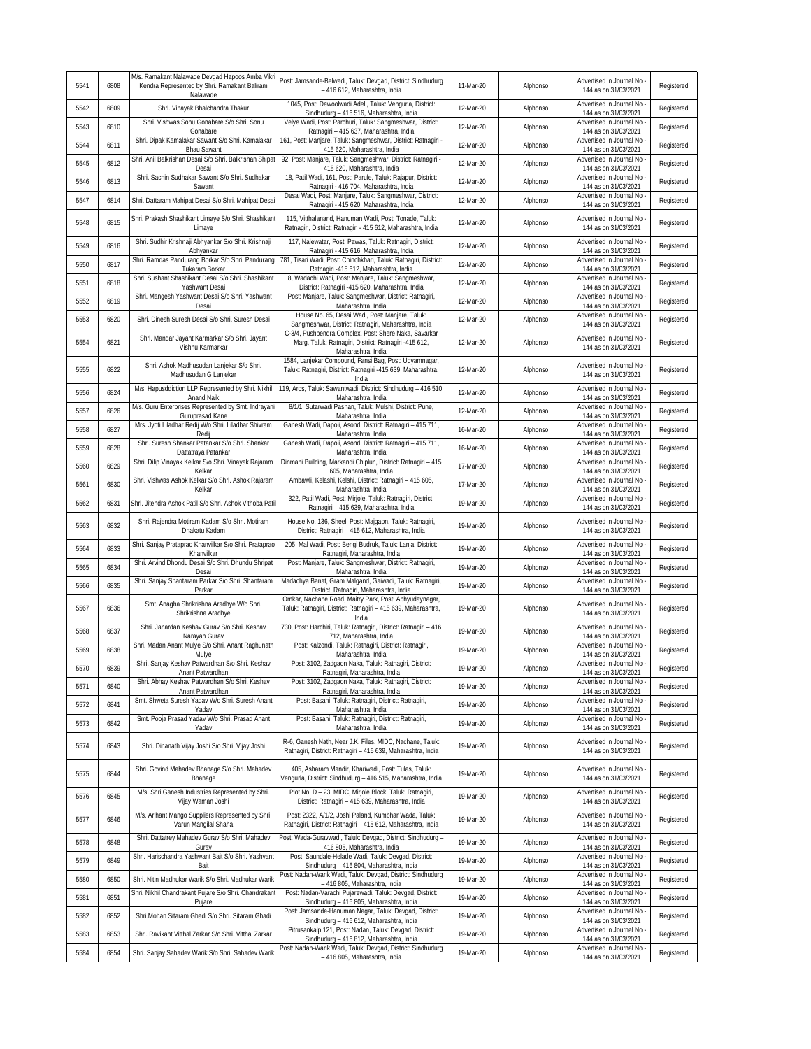| 5541 | 6808 | M/s. Ramakant Nalawade Devgad Hapoos Amba Vikri Kendra Represented by Shri. Ramakant Baliram Nalawade | Post: Jamsande-Belwadi, Taluk: Devgad, District: Sindhudurg – 416 612, Maharashtra, India | 11-Mar-20 | Alphonso | Advertised in Journal No - 144 as on 31/03/2021 | Registered |
|---|---|---|---|---|---|---|---|
| 5542 | 6809 | Shri. Vinayak Bhalchandra Thakur | 1045, Post: Dewoolwadi Adeli, Taluk: Vengurla, District: Sindhudurg – 416 516, Maharashtra, India | 12-Mar-20 | Alphonso | Advertised in Journal No - 144 as on 31/03/2021 | Registered |
| 5543 | 6810 | Shri. Vishwas Sonu Gonabare S/o Shri. Sonu Gonabare | Velye Wadi, Post: Parchuri, Taluk: Sangmeshwar, District: Ratnagiri – 415 637, Maharashtra, India | 12-Mar-20 | Alphonso | Advertised in Journal No - 144 as on 31/03/2021 | Registered |
| 5544 | 6811 | Shri. Dipak Kamalakar Sawant S/o Shri. Kamalakar Bhau Sawant | 161, Post: Manjare, Taluk: Sangmeshwar, District: Ratnagiri - 415 620, Maharashtra, India | 12-Mar-20 | Alphonso | Advertised in Journal No - 144 as on 31/03/2021 | Registered |
| 5545 | 6812 | Shri. Anil Balkrishan Desai S/o Shri. Balkrishan Shipat Desai | 92, Post: Manjare, Taluk: Sangmeshwar, District: Ratnagiri - 415 620, Maharashtra, India | 12-Mar-20 | Alphonso | Advertised in Journal No - 144 as on 31/03/2021 | Registered |
| 5546 | 6813 | Shri. Sachin Sudhakar Sawant S/o Shri. Sudhakar Sawant | 18, Patil Wadi, 161, Post: Parule, Taluk: Rajapur, District: Ratnagiri - 416 704, Maharashtra, India | 12-Mar-20 | Alphonso | Advertised in Journal No - 144 as on 31/03/2021 | Registered |
| 5547 | 6814 | Shri. Dattaram Mahipat Desai S/o Shri. Mahipat Desai | Desai Wadi, Post: Manjare, Taluk: Sangmeshwar, District: Ratnagiri - 415 620, Maharashtra, India | 12-Mar-20 | Alphonso | Advertised in Journal No - 144 as on 31/03/2021 | Registered |
| 5548 | 6815 | Shri. Prakash Shashikant Limaye S/o Shri. Shashikant Limaye | 115, Vitthalanand, Hanuman Wadi, Post: Tonade, Taluk: Ratnagiri, District: Ratnagiri - 415 612, Maharashtra, India | 12-Mar-20 | Alphonso | Advertised in Journal No - 144 as on 31/03/2021 | Registered |
| 5549 | 6816 | Shri. Sudhir Krishnaji Abhyankar S/o Shri. Krishnaji Abhyankar | 117, Nalewatar, Post: Pawas, Taluk: Ratnagiri, District: Ratnagiri - 415 616, Maharashtra, India | 12-Mar-20 | Alphonso | Advertised in Journal No - 144 as on 31/03/2021 | Registered |
| 5550 | 6817 | Shri. Ramdas Pandurang Borkar S/o Shri. Pandurang Tukaram Borkar | 781, Tisari Wadi, Post: Chinchkhari, Taluk: Ratnagiri, District: Ratnagiri -415 612, Maharashtra, India | 12-Mar-20 | Alphonso | Advertised in Journal No - 144 as on 31/03/2021 | Registered |
| 5551 | 6818 | Shri. Sushant Shashikant Desai S/o Shri. Shashikant Yashwant Desai | 8, Wadachi Wadi, Post: Manjare, Taluk: Sangmeshwar, District: Ratnagiri -415 620, Maharashtra, India | 12-Mar-20 | Alphonso | Advertised in Journal No - 144 as on 31/03/2021 | Registered |
| 5552 | 6819 | Shri. Mangesh Yashwant Desai S/o Shri. Yashwant Desai | Post: Manjare, Taluk: Sangmeshwar, District: Ratnagiri, Maharashtra, India | 12-Mar-20 | Alphonso | Advertised in Journal No - 144 as on 31/03/2021 | Registered |
| 5553 | 6820 | Shri. Dinesh Suresh Desai S/o Shri. Suresh Desai | House No. 65, Desai Wadi, Post: Manjare, Taluk: Sangmeshwar, District: Ratnagiri, Maharashtra, India | 12-Mar-20 | Alphonso | Advertised in Journal No - 144 as on 31/03/2021 | Registered |
| 5554 | 6821 | Shri. Mandar Jayant Karmarkar S/o Shri. Jayant Vishnu Karmarkar | C-3/4, Pushpendra Complex, Post: Shere Naka, Savarkar Marg, Taluk: Ratnagiri, District: Ratnagiri -415 612, Maharashtra, India | 12-Mar-20 | Alphonso | Advertised in Journal No - 144 as on 31/03/2021 | Registered |
| 5555 | 6822 | Shri. Ashok Madhusudan Lanjekar S/o Shri. Madhusudan G Lanjekar | 1584, Lanjekar Compound, Fansi Bag, Post: Udyamnagar, Taluk: Ratnagiri, District: Ratnagiri -415 639, Maharashtra, India | 12-Mar-20 | Alphonso | Advertised in Journal No - 144 as on 31/03/2021 | Registered |
| 5556 | 6824 | M/s. Hapusddiction LLP Represented by Shri. Nikhil Anand Naik | 119, Aros, Taluk: Sawantwadi, District: Sindhudurg – 416 510, Maharashtra, India | 12-Mar-20 | Alphonso | Advertised in Journal No - 144 as on 31/03/2021 | Registered |
| 5557 | 6826 | M/s. Guru Enterprises Represented by Smt. Indrayani Guruprasad Kane | 8/1/1, Sutarwadi Pashan, Taluk: Mulshi, District: Pune, Maharashtra, India | 12-Mar-20 | Alphonso | Advertised in Journal No - 144 as on 31/03/2021 | Registered |
| 5558 | 6827 | Mrs. Jyoti Liladhar Redij W/o Shri. Liladhar Shivram Redij | Ganesh Wadi, Dapoli, Asond, District: Ratnagiri – 415 711, Maharashtra, India | 16-Mar-20 | Alphonso | Advertised in Journal No - 144 as on 31/03/2021 | Registered |
| 5559 | 6828 | Shri. Suresh Shankar Patankar S/o Shri. Shankar Dattatraya Patankar | Ganesh Wadi, Dapoli, Asond, District: Ratnagiri – 415 711, Maharashtra, India | 16-Mar-20 | Alphonso | Advertised in Journal No - 144 as on 31/03/2021 | Registered |
| 5560 | 6829 | Shri. Dilip Vinayak Kelkar S/o Shri. Vinayak Rajaram Kelkar | Dinmani Building, Markandi Chiplun, District: Ratnagiri – 415 605, Maharashtra, India | 17-Mar-20 | Alphonso | Advertised in Journal No - 144 as on 31/03/2021 | Registered |
| 5561 | 6830 | Shri. Vishwas Ashok Kelkar S/o Shri. Ashok Rajaram Kelkar | Ambawli, Kelashi, Kelshi, District: Ratnagiri – 415 605, Maharashtra, India | 17-Mar-20 | Alphonso | Advertised in Journal No - 144 as on 31/03/2021 | Registered |
| 5562 | 6831 | Shri. Jitendra Ashok Patil S/o Shri. Ashok Vithoba Patil | 322, Patil Wadi, Post: Mirjole, Taluk: Ratnagiri, District: Ratnagiri – 415 639, Maharashtra, India | 19-Mar-20 | Alphonso | Advertised in Journal No - 144 as on 31/03/2021 | Registered |
| 5563 | 6832 | Shri. Rajendra Motiram Kadam S/o Shri. Motiram Dhakatu Kadam | House No. 136, Sheel, Post: Majgaon, Taluk: Ratnagiri, District: Ratnagiri – 415 612, Maharashtra, India | 19-Mar-20 | Alphonso | Advertised in Journal No - 144 as on 31/03/2021 | Registered |
| 5564 | 6833 | Shri. Sanjay Prataprao Khanvilkar S/o Shri. Prataprao Khanvilkar | 205, Mal Wadi, Post: Bengi Budruk, Taluk: Lanja, District: Ratnagiri, Maharashtra, India | 19-Mar-20 | Alphonso | Advertised in Journal No - 144 as on 31/03/2021 | Registered |
| 5565 | 6834 | Shri. Arvind Dhondu Desai S/o Shri. Dhundu Shripat Desai | Post: Manjare, Taluk: Sangmeshwar, District: Ratnagiri, Maharashtra, India | 19-Mar-20 | Alphonso | Advertised in Journal No - 144 as on 31/03/2021 | Registered |
| 5566 | 6835 | Shri. Sanjay Shantaram Parkar S/o Shri. Shantaram Parkar | Madachya Banat, Gram Malgand, Gaiwadi, Taluk: Ratnagiri, District: Ratnagiri, Maharashtra, India | 19-Mar-20 | Alphonso | Advertised in Journal No - 144 as on 31/03/2021 | Registered |
| 5567 | 6836 | Smt. Anagha Shrikrishna Aradhye W/o Shri. Shrikrishna Aradhye | Omkar, Nachane Road, Maitry Park, Post: Abhyudaynagar, Taluk: Ratnagiri, District: Ratnagiri – 415 639, Maharashtra, India | 19-Mar-20 | Alphonso | Advertised in Journal No - 144 as on 31/03/2021 | Registered |
| 5568 | 6837 | Shri. Janardan Keshav Gurav S/o Shri. Keshav Narayan Gurav | 730, Post: Harchiri, Taluk: Ratnagiri, District: Ratnagiri – 416 712, Maharashtra, India | 19-Mar-20 | Alphonso | Advertised in Journal No - 144 as on 31/03/2021 | Registered |
| 5569 | 6838 | Shri. Madan Anant Mulye S/o Shri. Anant Raghunath Mulye | Post: Kalzondi, Taluk: Ratnagiri, District: Ratnagiri, Maharashtra, India | 19-Mar-20 | Alphonso | Advertised in Journal No - 144 as on 31/03/2021 | Registered |
| 5570 | 6839 | Shri. Sanjay Keshav Patwardhan S/o Shri. Keshav Anant Patwardhan | Post: 3102, Zadgaon Naka, Taluk: Ratnagiri, District: Ratnagiri, Maharashtra, India | 19-Mar-20 | Alphonso | Advertised in Journal No - 144 as on 31/03/2021 | Registered |
| 5571 | 6840 | Shri. Abhay Keshav Patwardhan S/o Shri. Keshav Anant Patwardhan | Post: 3102, Zadgaon Naka, Taluk: Ratnagiri, District: Ratnagiri, Maharashtra, India | 19-Mar-20 | Alphonso | Advertised in Journal No - 144 as on 31/03/2021 | Registered |
| 5572 | 6841 | Smt. Shweta Suresh Yadav W/o Shri. Suresh Anant Yadav | Post: Basani, Taluk: Ratnagiri, District: Ratnagiri, Maharashtra, India | 19-Mar-20 | Alphonso | Advertised in Journal No - 144 as on 31/03/2021 | Registered |
| 5573 | 6842 | Smt. Pooja Prasad Yadav W/o Shri. Prasad Anant Yadav | Post: Basani, Taluk: Ratnagiri, District: Ratnagiri, Maharashtra, India | 19-Mar-20 | Alphonso | Advertised in Journal No - 144 as on 31/03/2021 | Registered |
| 5574 | 6843 | Shri. Dinanath Vijay Joshi S/o Shri. Vijay Joshi | R-6, Ganesh Nath, Near J.K. Files, MIDC, Nachane, Taluk: Ratnagiri, District: Ratnagiri – 415 639, Maharashtra, India | 19-Mar-20 | Alphonso | Advertised in Journal No - 144 as on 31/03/2021 | Registered |
| 5575 | 6844 | Shri. Govind Mahadev Bhanage S/o Shri. Mahadev Bhanage | 405, Asharam Mandir, Khariwadi, Post: Tulas, Taluk: Vengurla, District: Sindhudurg – 416 515, Maharashtra, India | 19-Mar-20 | Alphonso | Advertised in Journal No - 144 as on 31/03/2021 | Registered |
| 5576 | 6845 | M/s. Shri Ganesh Industries Represented by Shri. Vijay Waman Joshi | Plot No. D – 23, MIDC, Mirjole Block, Taluk: Ratnagiri, District: Ratnagiri – 415 639, Maharashtra, India | 19-Mar-20 | Alphonso | Advertised in Journal No - 144 as on 31/03/2021 | Registered |
| 5577 | 6846 | M/s. Arihant Mango Suppliers Represented by Shri. Varun Mangilal Shaha | Post: 2322, A/1/2, Joshi Paland, Kumbhar Wada, Taluk: Ratnagiri, District: Ratnagiri – 415 612, Maharashtra, India | 19-Mar-20 | Alphonso | Advertised in Journal No - 144 as on 31/03/2021 | Registered |
| 5578 | 6848 | Shri. Dattatrey Mahadev Gurav S/o Shri. Mahadev Gurav | Post: Wada-Guravwadi, Taluk: Devgad, District: Sindhudurg – 416 805, Maharashtra, India | 19-Mar-20 | Alphonso | Advertised in Journal No - 144 as on 31/03/2021 | Registered |
| 5579 | 6849 | Shri. Harischandra Yashwant Bait S/o Shri. Yashwant Bait | Post: Saundale-Helade Wadi, Taluk: Devgad, District: Sindhudurg – 416 804, Maharashtra, India | 19-Mar-20 | Alphonso | Advertised in Journal No - 144 as on 31/03/2021 | Registered |
| 5580 | 6850 | Shri. Nitin Madhukar Warik S/o Shri. Madhukar Warik | Post: Nadan-Warik Wadi, Taluk: Devgad, District: Sindhudurg – 416 805, Maharashtra, India | 19-Mar-20 | Alphonso | Advertised in Journal No - 144 as on 31/03/2021 | Registered |
| 5581 | 6851 | Shri. Nikhil Chandrakant Pujare S/o Shri. Chandrakant Pujare | Post: Nadan-Varachi Pujarewadi, Taluk: Devgad, District: Sindhudurg – 416 805, Maharashtra, India | 19-Mar-20 | Alphonso | Advertised in Journal No - 144 as on 31/03/2021 | Registered |
| 5582 | 6852 | Shri.Mohan Sitaram Ghadi S/o Shri. Sitaram Ghadi | Post: Jamsande-Hanuman Nagar, Taluk: Devgad, District: Sindhudurg – 416 612, Maharashtra, India | 19-Mar-20 | Alphonso | Advertised in Journal No - 144 as on 31/03/2021 | Registered |
| 5583 | 6853 | Shri. Ravikant Vitthal Zarkar S/o Shri. Vitthal Zarkar | Pitrusankalp 121, Post: Nadan, Taluk: Devgad, District: Sindhudurg – 416 812, Maharashtra, India | 19-Mar-20 | Alphonso | Advertised in Journal No - 144 as on 31/03/2021 | Registered |
| 5584 | 6854 | Shri. Sanjay Sahadev Warik S/o Shri. Sahadev Warik | Post: Nadan-Warik Wadi, Taluk: Devgad, District: Sindhudurg – 416 805, Maharashtra, India | 19-Mar-20 | Alphonso | Advertised in Journal No - 144 as on 31/03/2021 | Registered |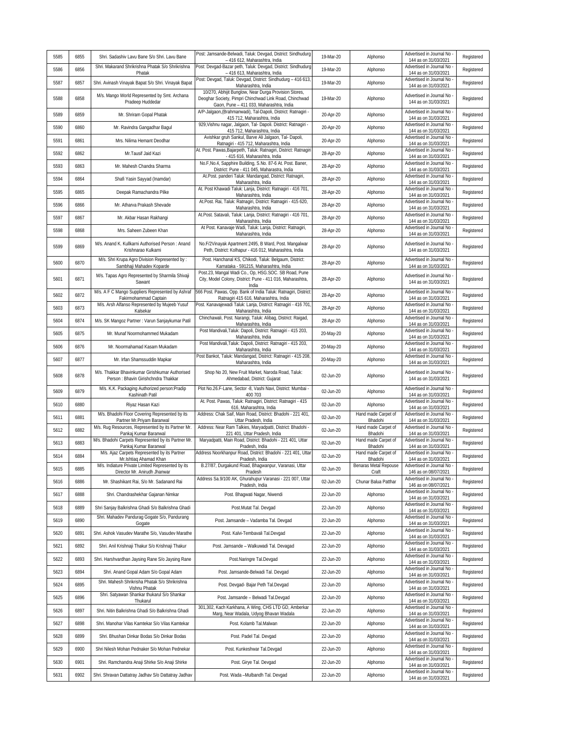| 5585 | 6855 | Shri. Sadashiv Lavu Bane S/o Shri. Lavu Bane | Post: Jamsande-Belwadi, Taluk: Devgad, District: Sindhudurg – 416 612, Maharashtra, India | 19-Mar-20 | Alphonso | Advertised in Journal No - 144 as on 31/03/2021 | Registered |
|---|---|---|---|---|---|---|---|
| 5586 | 6856 | Shri. Makarand Shrikrishna Phatak S/o Shrikrishna Phatak | Post: Devgad-Bazar peth, Taluk: Devgad, District: Sindhudurg – 416 613, Maharashtra, India | 19-Mar-20 | Alphonso | Advertised in Journal No - 144 as on 31/03/2021 | Registered |
| 5587 | 6857 | Shri. Avinash Vinayak Bapat S/o Shri. Vinayak Bapat | Post: Devgad, Taluk: Devgad, District: Sindhudurg – 416 613, Maharashtra, India | 19-Mar-20 | Alphonso | Advertised in Journal No - 144 as on 31/03/2021 | Registered |
| 5588 | 6858 | M/s. Mango World Represented by Smt. Archana Pradeep Huddedar | 10/270, Abhijit Bunglow, Near Durga Provision Stores, Deoghar Society, Pimpri Chinchwad Link Road, Chinchwad Gaon, Pune – 411 033, Maharashtra, India | 19-Mar-20 | Alphonso | Advertised in Journal No - 144 as on 31/03/2021 | Registered |
| 5589 | 6859 | Mr. Shriram Gopal Phatak | A/P-Jalgaon,(Brahmanwadi), Tal-Dapoli, District: Ratnagiri - 415 712, Maharashtra, India | 20-Apr-20 | Alphonso | Advertised in Journal No - 144 as on 31/03/2021 | Registered |
| 5590 | 6860 | Mr. Ravindra Gangadhar Bagul | 929,Vishnu nagar, Jalgaon, Tal- Dapoli. District: Ratnagiri - 415 712, Maharashtra, India | 20-Apr-20 | Alphonso | Advertised in Journal No - 144 as on 31/03/2021 | Registered |
| 5591 | 6861 | Mrs. Nilima Hemant Deodhar | Avishkar gruh Sankul, Barve Ali Jalgaon, Tal- Dapoli, Ratnagiri - 415 712, Maharashtra, India | 20-Apr-20 | Alphonso | Advertised in Journal No - 144 as on 31/03/2021 | Registered |
| 5592 | 6862 | Mr.Tausif Jaid Kazi | At. Post. Pawas,Bajarpeth, Taluk: Ratnagiri, District: Ratnagiri - 415 616, Maharashtra, India | 28-Apr-20 | Alphonso | Advertised in Journal No - 144 as on 31/03/2021 | Registered |
| 5593 | 6863 | Mr. Mahesh Chandra Sharma | No.F,No.4, Sapphire Building, S.No. 87-6 At. Post. Baner, District: Pune - 411 045, Maharastra, India | 28-Apr-20 | Alphonso | Advertised in Journal No - 144 as on 31/03/2021 | Registered |
| 5594 | 6864 | Shafi Yasin Sayyad (Inamdar) | At.Post. panderi Taluk: Mandangad, District: Ratnagiri, Maharashtra, India | 28-Apr-20 | Alphonso | Advertised in Journal No - 144 as on 31/03/2021 | Registered |
| 5595 | 6865 | Deepak Ramachandra Pilke | At. Post Khawadi Taluk: Lanja, District: Ratnagiri - 416 701, Maharashtra, India | 28-Apr-20 | Alphonso | Advertised in Journal No - 144 as on 31/03/2021 | Registered |
| 5596 | 6866 | Mr. Atharva Prakash Shevade | At.Post. Rai, Taluk: Ratnagiri, District: Ratnagiri - 415 620, Maharashtra, India | 28-Apr-20 | Alphonso | Advertised in Journal No - 144 as on 31/03/2021 | Registered |
| 5597 | 6867 | Mr. Akbar Hasan Rakhangi | At.Post. Satavali, Taluk: Lanja, District: Ratnagiri - 416 701, Maharashtra, India | 28-Apr-20 | Alphonso | Advertised in Journal No - 144 as on 31/03/2021 | Registered |
| 5598 | 6868 | Mrs. Saheen Zubeen Khan | At Post. Kanavaje Wadi, Taluk: Lanja, District: Ratnagiri, Maharashtra, India | 28-Apr-20 | Alphonso | Advertised in Journal No - 144 as on 31/03/2021 | Registered |
| 5599 | 6869 | M/s. Anand K. Kullkarni Authorised Person : Anand Krishnarao Kulkarni | No.F/2Vinayak Apartment 2495, B Ward, Post. Mangalwar Peth, District: Kolhapur - 416 012, Maharashtra, India | 28-Apr-20 | Alphonso | Advertised in Journal No - 144 as on 31/03/2021 | Registered |
| 5600 | 6870 | M/s. Shri Krupa Agro Division Represented by : Sambhaji Mahadev Koparde | Post. Hanchanal KS, Chikodi, Taluk: Belgaum, District: Karnataka - 591215, Maharashtra, India | 28-Apr-20 | Alphonso | Advertised in Journal No - 144 as on 31/03/2021 | Registered |
| 5601 | 6871 | M/s. Tapas Agro Represented by Sharmila Shivaji Sawant | Post.23, Mangal Wadi Co., Op, HSG.SOC. SB Road, Pune City, Model Colony, District: Pune - 411 016, Maharashtra, India | 28-Apr-20 | Alphonso | Advertised in Journal No - 144 as on 31/03/2021 | Registered |
| 5602 | 6872 | M/s. A F C Mango Suppliers Represented by Ashraf Fakirmohammad Captain | 566 Post. Pawas, Opp. Bank of India Taluk: Ratnagiri, District: Ratnagiri 415 616, Maharashtra, India | 28-Apr-20 | Alphonso | Advertised in Journal No - 144 as on 31/03/2021 | Registered |
| 5603 | 6873 | M/s. Arsh Alfanso Represented by Mujeeb Yusuf Kalsekar | Post. Kanavajewadi Taluk: Lanja, District: Ratnagiri - 416 701, Maharashtra, India | 28-Apr-20 | Alphonso | Advertised in Journal No - 144 as on 31/03/2021 | Registered |
| 5604 | 6874 | M/s. SK Mangoz Partner : Varun Sanjaykumar Patil | Chinchawali, Post. Narangi, Taluk: Alibag, District: Raigad, Maharashtra, India | 28-Apr-20 | Alphonso | Advertised in Journal No - 144 as on 31/03/2021 | Registered |
| 5605 | 6875 | Mr. Munaf Noormohammed Mukadam | Post Mandivali,Taluk: Dapoli, District: Ratnagiri - 415 203, Maharashtra, India | 20-May-20 | Alphonso | Advertised in Journal No - 144 as on 31/03/2021 | Registered |
| 5606 | 6876 | Mr. Noormahamad Kasam Mukadam | Post Mandivali,Taluk: Dapoli, District: Ratnagiri - 415 203, Maharashtra, India | 20-May-20 | Alphonso | Advertised in Journal No - 144 as on 31/03/2021 | Registered |
| 5607 | 6877 | Mr. Irfan Shamssuddin Mapkar | Post Bankot, Taluk: Mandangad, District: Ratnagiri - 415 208, Maharashtra, India | 20-May-20 | Alphonso | Advertised in Journal No - 144 as on 31/03/2021 | Registered |
| 5608 | 6878 | M/s. Thakkar Bhavinkumar Girishkumar Authorised Person : Bhavin Girishchndra Thakkar | Shop No 20, New Fruit Market, Naroda Road, Taluk: Ahmedabad, District: Gujarat | 02-Jun-20 | Alphonso | Advertised in Journal No - 144 as on 31/03/2021 | Registered |
| 5609 | 6879 | M/s. K.K. Packaging Authorized person:Pradip Kashinath Patil | Plot No.26.F-Lane, Sector -8, Vashi Navi, District: Mumbai - 400 703 | 02-Jun-20 | Alphonso | Advertised in Journal No - 144 as on 31/03/2021 | Registered |
| 5610 | 6880 | Riyaz Hasan Kazi | At. Post. Pawas, Taluk: Ratnagiri, District: Ratnagiri - 415 616, Maharashtra, India | 02-Jun-20 | Alphonso | Advertised in Journal No - 144 as on 31/03/2021 | Registered |
| 5611 | 6881 | M/s. Bhadohi Floor Covering Represented by its Partner Mr.Priyam Baranwal | Address: Chak Saif, Main Road, District: Bhadohi - 221 401, Uttar Pradesh, India | 02-Jun-20 | Hand made Carpet of Bhadohi | Advertised in Journal No - 144 as on 31/03/2021 | Registered |
| 5612 | 6882 | M/s. Rug Resources, Represented by its Partner Mr. Pankaj Kumar Baranwal | Address: Near Ram Talkies, Maryadpatti, District: Bhadohi - 221 401, Uttar Pradesh, India | 02-Jun-20 | Hand made Carpet of Bhadohi | Advertised in Journal No - 144 as on 31/03/2021 | Registered |
| 5613 | 6883 | M/s. Bhadohi Carpets Represented by its Partner Mr. Pankaj Kumar Baranwal | Maryadpatti, Main Road, District: Bhadohi - 221 401, Uttar Pradesh, India | 02-Jun-20 | Hand made Carpet of Bhadohi | Advertised in Journal No - 144 as on 31/03/2021 | Registered |
| 5614 | 6884 | M/s. Ajaz Carpets Represented by its Partner Mr.Ishtiaq Ahamad Khan | Address Noorkhanpur Road, District: Bhadohi - 221 401, Uttar Pradesh, India | 02-Jun-20 | Hand made Carpet of Bhadohi | Advertised in Journal No - 144 as on 31/03/2021 | Registered |
| 5615 | 6885 | M/s. Indiature Private Limited Represented by its Director Mr. Anirudh Jhanwar | B.27/87, Durgakund Road, Bhagwanpur, Varanasi, Uttar Pradesh | 02-Jun-20 | Benaras Metal Repouse Craft | Advertised in Journal No - 146 as on 08/07/2021 | Registered |
| 5616 | 6886 | Mr. Shashikant Rai, S/o Mr. Sadanand Rai | Address Sa.9/100 AK, Ghurahupur Varanasi - 221 007, Uttar Pradesh, India | 02-Jun-20 | Chunar Balua Patthar | Advertised in Journal No - 146 as on 08/07/2021 | Registered |
| 5617 | 6888 | Shri. Chandrashekhar Gajanan Nimkar | Post. Bhagwati Nagar, Niwendi | 22-Jun-20 | Alphonso | Advertised in Journal No - 144 as on 31/03/2021 | Registered |
| 5618 | 6889 | Shri Sanjay Balkrishna Ghadi S/o Balkrishna Ghadi | Post.Mutat Tal. Devgad | 22-Jun-20 | Alphonso | Advertised in Journal No - 144 as on 31/03/2021 | Registered |
| 5619 | 6890 | Shri. Mahadev Pandurag Gogate S/o, Pandurang Gogate | Post. Jamsande – Vadamba Tal. Devgad | 22-Jun-20 | Alphonso | Advertised in Journal No - 144 as on 31/03/2021 | Registered |
| 5620 | 6891 | Shri. Ashok Vasudev Marathe S/o, Vasudev Marathe | Post. Kalvi-Tembavali Tal.Devgad | 22-Jun-20 | Alphonso | Advertised in Journal No - 144 as on 31/03/2021 | Registered |
| 5621 | 6892 | Shri. Anil Krishnaji Thakur S/o Krishnaji Thakur | Post. Jamsande – Walkuwadi Tal. Devagad | 22-Jun-20 | Alphonso | Advertised in Journal No - 144 as on 31/03/2021 | Registered |
| 5622 | 6893 | Shri. Harshvardhan Jaysing Rane S/o Jaysing Rane | Post.Naringre Tal.Devgad | 22-Jun-20 | Alphonso | Advertised in Journal No - 144 as on 31/03/2021 | Registered |
| 5623 | 6894 | Shri. Anand Gopal Adam S/o Gopal Adam | Post. Jamsande-Belwadi Tal. Devgad | 22-Jun-20 | Alphonso | Advertised in Journal No - 144 as on 31/03/2021 | Registered |
| 5624 | 6895 | Shri. Mahesh Shrikrisha Phatak S/o Shrikrishna Vishnu Phatak | Post. Devgad- Bajar Peth Tal.Devgad | 22-Jun-20 | Alphonso | Advertised in Journal No - 144 as on 31/03/2021 | Registered |
| 5625 | 6896 | Shri. Satyawan Shankar thukarul S/o Shankar Thukarul | Post. Jamsande – Belwadi Tal.Devgad | 22-Jun-20 | Alphonso | Advertised in Journal No - 144 as on 31/03/2021 | Registered |
| 5626 | 6897 | Shri. Nitin Balkrishna Ghadi S/o Balkrishna Ghadi | 301,302, Kach Karkhana, A Wing, CHS LTD GD, Amberkar Marg, Near Wadala, Udyog Bhavan Wadala | 22-Jun-20 | Alphonso | Advertised in Journal No - 144 as on 31/03/2021 | Registered |
| 5627 | 6898 | Shri. Manohar Vilas Kamtekar S/o Vilas Kamtekar | Post. Kolamb Tal.Malwan | 22-Jun-20 | Alphonso | Advertised in Journal No - 144 as on 31/03/2021 | Registered |
| 5628 | 6899 | Shri. Bhushan Dinkar Bodas S/o Dinkar Bodas | Post. Padel Tal. Devgad | 22-Jun-20 | Alphonso | Advertised in Journal No - 144 as on 31/03/2021 | Registered |
| 5629 | 6900 | Shri Nilesh Mohan Pednaker S/o Mohan Pednekar | Post. Kunkeshwar Tal.Devgad | 22-Jun-20 | Alphonso | Advertised in Journal No - 144 as on 31/03/2021 | Registered |
| 5630 | 6901 | Shri. Ramchandra Anaji Shirke S/o Anaji Shirke | Post. Girye Tal. Devgad | 22-Jun-20 | Alphonso | Advertised in Journal No - 144 as on 31/03/2021 | Registered |
| 5631 | 6902 | Shri. Shravan Dattatray Jadhav S/o Dattatray Jadhav | Post. Wada –Mulbandh Tal. Devgad | 22-Jun-20 | Alphonso | Advertised in Journal No - 144 as on 31/03/2021 | Registered |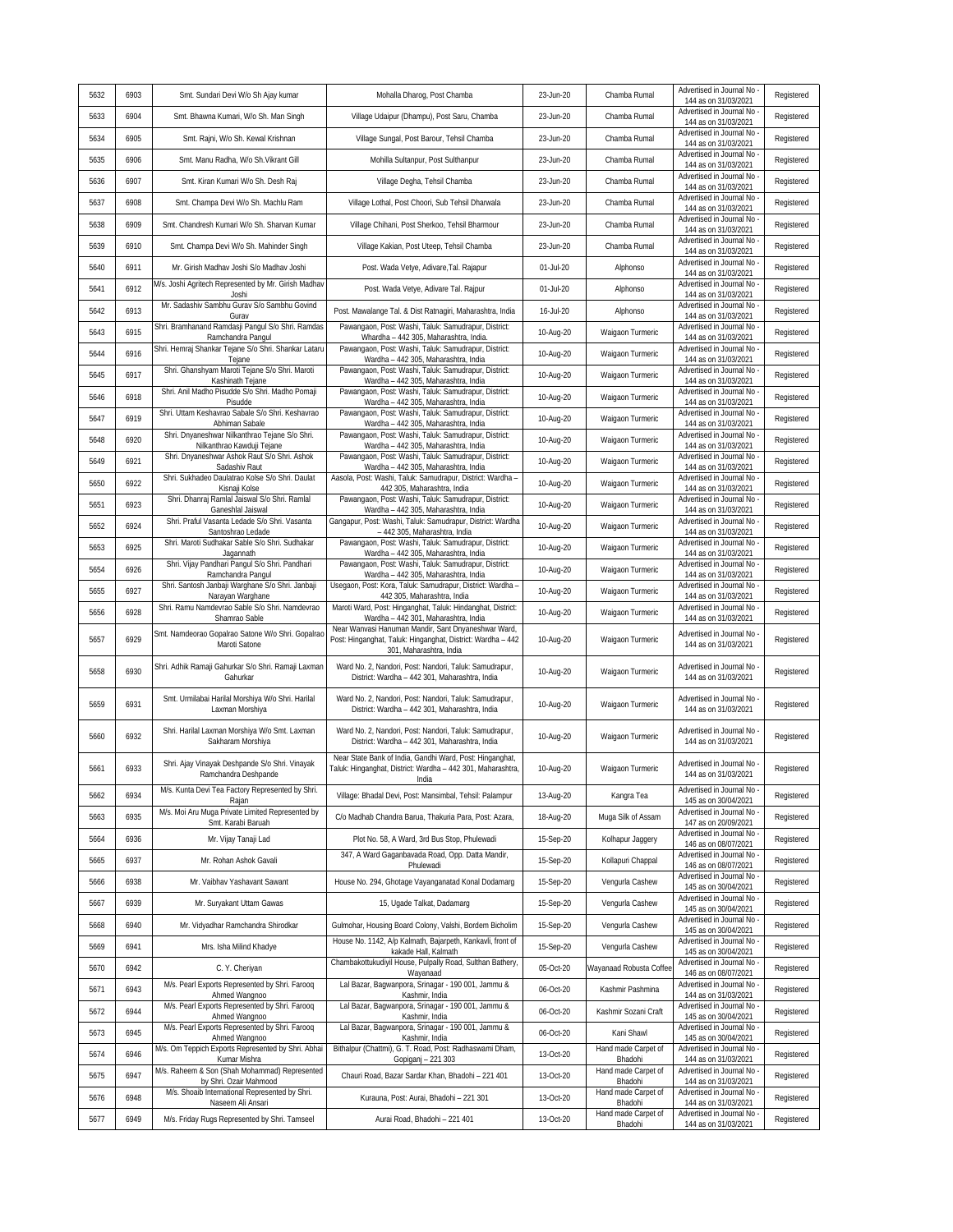| 5632 | 6903 | Smt. Sundari Devi W/o Sh Ajay kumar | Mohalla Dharog, Post Chamba | 23-Jun-20 | Chamba Rumal | Advertised in Journal No - 144 as on 31/03/2021 | Registered |
|---|---|---|---|---|---|---|---|
| 5633 | 6904 | Smt. Bhawna Kumari, W/o Sh. Man Singh | Village Udaipur (Dhampu), Post Saru, Chamba | 23-Jun-20 | Chamba Rumal | Advertised in Journal No - 144 as on 31/03/2021 | Registered |
| 5634 | 6905 | Smt. Rajni, W/o Sh. Kewal Krishnan | Village Sungal, Post Barour, Tehsil Chamba | 23-Jun-20 | Chamba Rumal | Advertised in Journal No - 144 as on 31/03/2021 | Registered |
| 5635 | 6906 | Smt. Manu Radha, W/o Sh.Vikrant Gill | Mohilla Sultanpur, Post Sulthanpur | 23-Jun-20 | Chamba Rumal | Advertised in Journal No - 144 as on 31/03/2021 | Registered |
| 5636 | 6907 | Smt. Kiran Kumari W/o Sh. Desh Raj | Village Degha, Tehsil Chamba | 23-Jun-20 | Chamba Rumal | Advertised in Journal No - 144 as on 31/03/2021 | Registered |
| 5637 | 6908 | Smt. Champa Devi W/o Sh. Machlu Ram | Village Lothal, Post Choori, Sub Tehsil Dharwala | 23-Jun-20 | Chamba Rumal | Advertised in Journal No - 144 as on 31/03/2021 | Registered |
| 5638 | 6909 | Smt. Chandresh Kumari W/o Sh. Sharvan Kumar | Village Chihani, Post Sherkoo, Tehsil Bharmour | 23-Jun-20 | Chamba Rumal | Advertised in Journal No - 144 as on 31/03/2021 | Registered |
| 5639 | 6910 | Smt. Champa Devi W/o Sh. Mahinder Singh | Village Kakian, Post Uteep, Tehsil Chamba | 23-Jun-20 | Chamba Rumal | Advertised in Journal No - 144 as on 31/03/2021 | Registered |
| 5640 | 6911 | Mr. Girish Madhav Joshi S/o Madhav Joshi | Post. Wada Vetye, Adivare,Tal. Rajapur | 01-Jul-20 | Alphonso | Advertised in Journal No - 144 as on 31/03/2021 | Registered |
| 5641 | 6912 | M/s. Joshi Agritech Represented by Mr. Girish Madhav Joshi | Post. Wada Vetye, Adivare Tal. Rajpur | 01-Jul-20 | Alphonso | Advertised in Journal No - 144 as on 31/03/2021 | Registered |
| 5642 | 6913 | Mr. Sadashiv Sambhu Gurav S/o Sambhu Govind Gurav | Post. Mawalange Tal. & Dist Ratnagiri, Maharashtra, India | 16-Jul-20 | Alphonso | Advertised in Journal No - 144 as on 31/03/2021 | Registered |
| 5643 | 6915 | Shri. Bramhanand Ramdasji Pangul S/o Shri. Ramdas Ramchandra Pangul | Pawangaon, Post: Washi, Taluk: Samudrapur, District: Whardha – 442 305, Maharashtra, India. | 10-Aug-20 | Waigaon Turmeric | Advertised in Journal No - 144 as on 31/03/2021 | Registered |
| 5644 | 6916 | Shri. Hemraj Shankar Tejane S/o Shri. Shankar Lataru Tejane | Pawangaon, Post: Washi, Taluk: Samudrapur, District: Wardha – 442 305, Maharashtra, India | 10-Aug-20 | Waigaon Turmeric | Advertised in Journal No - 144 as on 31/03/2021 | Registered |
| 5645 | 6917 | Shri. Ghanshyam Maroti Tejane S/o Shri. Maroti Kashinath Tejane | Pawangaon, Post: Washi, Taluk: Samudrapur, District: Wardha – 442 305, Maharashtra, India | 10-Aug-20 | Waigaon Turmeric | Advertised in Journal No - 144 as on 31/03/2021 | Registered |
| 5646 | 6918 | Shri. Anil Madho Pisudde S/o Shri. Madho Pomaji Pisudde | Pawangaon, Post: Washi, Taluk: Samudrapur, District: Wardha – 442 305, Maharashtra, India | 10-Aug-20 | Waigaon Turmeric | Advertised in Journal No - 144 as on 31/03/2021 | Registered |
| 5647 | 6919 | Shri. Uttam Keshavrao Sabale S/o Shri. Keshavrao Abhiman Sabale | Pawangaon, Post: Washi, Taluk: Samudrapur, District: Wardha – 442 305, Maharashtra, India | 10-Aug-20 | Waigaon Turmeric | Advertised in Journal No - 144 as on 31/03/2021 | Registered |
| 5648 | 6920 | Shri. Dnyaneshwar Nilkanthrao Tejane S/o Shri. Nilkanthrao Kawduji Tejane | Pawangaon, Post: Washi, Taluk: Samudrapur, District: Wardha – 442 305, Maharashtra, India | 10-Aug-20 | Waigaon Turmeric | Advertised in Journal No - 144 as on 31/03/2021 | Registered |
| 5649 | 6921 | Shri. Dnyaneshwar Ashok Raut S/o Shri. Ashok Sadashiv Raut | Pawangaon, Post: Washi, Taluk: Samudrapur, District: Wardha – 442 305, Maharashtra, India | 10-Aug-20 | Waigaon Turmeric | Advertised in Journal No - 144 as on 31/03/2021 | Registered |
| 5650 | 6922 | Shri. Sukhadeo Daulatrao Kolse S/o Shri. Daulat Kisnaji Kolse | Aasola, Post: Washi, Taluk: Samudrapur, District: Wardha – 442 305, Maharashtra, India | 10-Aug-20 | Waigaon Turmeric | Advertised in Journal No - 144 as on 31/03/2021 | Registered |
| 5651 | 6923 | Shri. Dhanraj Ramlal Jaiswal S/o Shri. Ramlal Ganeshlal Jaiswal | Pawangaon, Post: Washi, Taluk: Samudrapur, District: Wardha – 442 305, Maharashtra, India | 10-Aug-20 | Waigaon Turmeric | Advertised in Journal No - 144 as on 31/03/2021 | Registered |
| 5652 | 6924 | Shri. Praful Vasanta Ledade S/o Shri. Vasanta Santoshrao Ledade | Gangapur, Post: Washi, Taluk: Samudrapur, District: Wardha – 442 305, Maharashtra, India | 10-Aug-20 | Waigaon Turmeric | Advertised in Journal No - 144 as on 31/03/2021 | Registered |
| 5653 | 6925 | Shri. Maroti Sudhakar Sable S/o Shri. Sudhakar Jagannath | Pawangaon, Post: Washi, Taluk: Samudrapur, District: Wardha – 442 305, Maharashtra, India | 10-Aug-20 | Waigaon Turmeric | Advertised in Journal No - 144 as on 31/03/2021 | Registered |
| 5654 | 6926 | Shri. Vijay Pandhari Pangul S/o Shri. Pandhari Ramchandra Pangul | Pawangaon, Post: Washi, Taluk: Samudrapur, District: Wardha – 442 305, Maharashtra, India | 10-Aug-20 | Waigaon Turmeric | Advertised in Journal No - 144 as on 31/03/2021 | Registered |
| 5655 | 6927 | Shri. Santosh Janbaji Warghane S/o Shri. Janbaji Narayan Warghane | Usegaon, Post: Kora, Taluk: Samudrapur, District: Wardha – 442 305, Maharashtra, India | 10-Aug-20 | Waigaon Turmeric | Advertised in Journal No - 144 as on 31/03/2021 | Registered |
| 5656 | 6928 | Shri. Ramu Namdevrao Sable S/o Shri. Namdevrao Shamrao Sable | Maroti Ward, Post: Hinganghat, Taluk: Hindanghat, District: Wardha – 442 301, Maharashtra, India | 10-Aug-20 | Waigaon Turmeric | Advertised in Journal No - 144 as on 31/03/2021 | Registered |
| 5657 | 6929 | Smt. Namdeorao Gopalrao Satone W/o Shri. Gopalrao Maroti Satone | Near Wanvasi Hanuman Mandir, Sant Dnyaneshwar Ward, Post: Hinganghat, Taluk: Hinganghat, District: Wardha – 442 301, Maharashtra, India | 10-Aug-20 | Waigaon Turmeric | Advertised in Journal No - 144 as on 31/03/2021 | Registered |
| 5658 | 6930 | Shri. Adhik Ramaji Gahurkar S/o Shri. Ramaji Laxman Gahurkar | Ward No. 2, Nandori, Post: Nandori, Taluk: Samudrapur, District: Wardha – 442 301, Maharashtra, India | 10-Aug-20 | Waigaon Turmeric | Advertised in Journal No - 144 as on 31/03/2021 | Registered |
| 5659 | 6931 | Smt. Urmilabai Harilal Morshiya W/o Shri. Harilal Laxman Morshiya | Ward No. 2, Nandori, Post: Nandori, Taluk: Samudrapur, District: Wardha – 442 301, Maharashtra, India | 10-Aug-20 | Waigaon Turmeric | Advertised in Journal No - 144 as on 31/03/2021 | Registered |
| 5660 | 6932 | Shri. Harilal Laxman Morshiya W/o Smt. Laxman Sakharam Morshiya | Ward No. 2, Nandori, Post: Nandori, Taluk: Samudrapur, District: Wardha – 442 301, Maharashtra, India | 10-Aug-20 | Waigaon Turmeric | Advertised in Journal No - 144 as on 31/03/2021 | Registered |
| 5661 | 6933 | Shri. Ajay Vinayak Deshpande S/o Shri. Vinayak Ramchandra Deshpande | Near State Bank of India, Gandhi Ward, Post: Hinganghat, Taluk: Hinganghat, District: Wardha – 442 301, Maharashtra, India | 10-Aug-20 | Waigaon Turmeric | Advertised in Journal No - 144 as on 31/03/2021 | Registered |
| 5662 | 6934 | M/s. Kunta Devi Tea Factory Represented by Shri. Rajan | Village: Bhadal Devi, Post: Mansimbal, Tehsil: Palampur | 13-Aug-20 | Kangra Tea | Advertised in Journal No - 145 as on 30/04/2021 | Registered |
| 5663 | 6935 | M/s. Moi Aru Muga Private Limited Represented by Smt. Karabi Baruah | C/o Madhab Chandra Barua, Thakuria Para, Post: Azara, | 18-Aug-20 | Muga Silk of Assam | Advertised in Journal No - 147 as on 20/09/2021 | Registered |
| 5664 | 6936 | Mr. Vijay Tanaji Lad | Plot No. 58, A Ward, 3rd Bus Stop, Phulewadi | 15-Sep-20 | Kolhapur Jaggery | Advertised in Journal No - 146 as on 08/07/2021 | Registered |
| 5665 | 6937 | Mr. Rohan Ashok Gavali | 347, A Ward Gaganbavada Road, Opp. Datta Mandir, Phulewadi | 15-Sep-20 | Kollapuri Chappal | Advertised in Journal No - 146 as on 08/07/2021 | Registered |
| 5666 | 6938 | Mr. Vaibhav Yashavant Sawant | House No. 294, Ghotage Vayanganatad Konal Dodamarg | 15-Sep-20 | Vengurla Cashew | Advertised in Journal No - 145 as on 30/04/2021 | Registered |
| 5667 | 6939 | Mr. Suryakant Uttam Gawas | 15, Ugade Talkat, Dadamarg | 15-Sep-20 | Vengurla Cashew | Advertised in Journal No - 145 as on 30/04/2021 | Registered |
| 5668 | 6940 | Mr. Vidyadhar Ramchandra Shirodkar | Gulmohar, Housing Board Colony, Valshi, Bordem Bicholim | 15-Sep-20 | Vengurla Cashew | Advertised in Journal No - 145 as on 30/04/2021 | Registered |
| 5669 | 6941 | Mrs. Isha Milind Khadye | House No. 1142, A/p Kalmath, Bajarpeth, Kankavli, front of kakade Hall, Kalmath | 15-Sep-20 | Vengurla Cashew | Advertised in Journal No - 145 as on 30/04/2021 | Registered |
| 5670 | 6942 | C. Y. Cheriyan | Chambakottukudiyil House, Pulpally Road, Sulthan Bathery, Wayanaad | 05-Oct-20 | Wayanaad Robusta Coffee | Advertised in Journal No - 146 as on 08/07/2021 | Registered |
| 5671 | 6943 | M/s. Pearl Exports Represented by Shri. Farooq Ahmed Wangnoo | Lal Bazar, Bagwanpora, Srinagar - 190 001, Jammu & Kashmir, India | 06-Oct-20 | Kashmir Pashmina | Advertised in Journal No - 144 as on 31/03/2021 | Registered |
| 5672 | 6944 | M/s. Pearl Exports Represented by Shri. Farooq Ahmed Wangnoo | Lal Bazar, Bagwanpora, Srinagar - 190 001, Jammu & Kashmir, India | 06-Oct-20 | Kashmir Sozani Craft | Advertised in Journal No - 145 as on 30/04/2021 | Registered |
| 5673 | 6945 | M/s. Pearl Exports Represented by Shri. Farooq Ahmed Wangnoo | Lal Bazar, Bagwanpora, Srinagar - 190 001, Jammu & Kashmir, India | 06-Oct-20 | Kani Shawl | Advertised in Journal No - 145 as on 30/04/2021 | Registered |
| 5674 | 6946 | M/s. Om Teppich Exports Represented by Shri. Abhai Kumar Mishra | Bithalpur (Chattmi), G. T. Road, Post: Radhaswami Dham, Gopiganj – 221 303 | 13-Oct-20 | Hand made Carpet of Bhadohi | Advertised in Journal No - 144 as on 31/03/2021 | Registered |
| 5675 | 6947 | M/s. Raheem & Son (Shah Mohammad) Represented by Shri. Ozair Mahmood | Chauri Road, Bazar Sardar Khan, Bhadohi – 221 401 | 13-Oct-20 | Hand made Carpet of Bhadohi | Advertised in Journal No - 144 as on 31/03/2021 | Registered |
| 5676 | 6948 | M/s. Shoaib International Represented by Shri. Naseem Ali Ansari | Kurauna, Post: Aurai, Bhadohi – 221 301 | 13-Oct-20 | Hand made Carpet of Bhadohi | Advertised in Journal No - 144 as on 31/03/2021 | Registered |
| 5677 | 6949 | M/s. Friday Rugs Represented by Shri. Tamseel | Aurai Road, Bhadohi – 221 401 | 13-Oct-20 | Hand made Carpet of Bhadohi | Advertised in Journal No - 144 as on 31/03/2021 | Registered |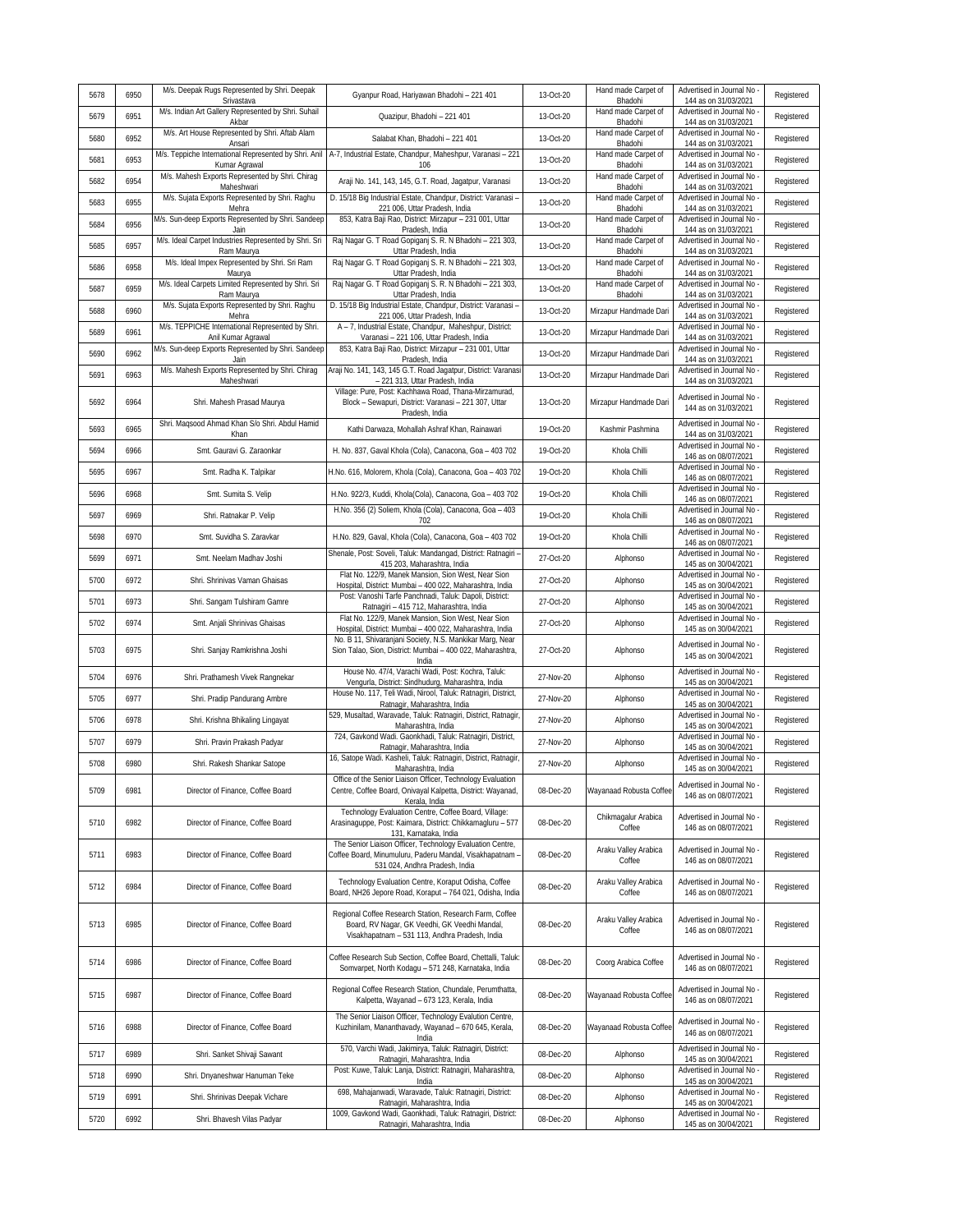| 5678 | 6950 | M/s. Deepak Rugs Represented by Shri. Deepak Srivastava | Gyanpur Road, Hariyawan Bhadohi – 221 401 | 13-Oct-20 | Hand made Carpet of Bhadohi | Advertised in Journal No - 144 as on 31/03/2021 | Registered |
|---|---|---|---|---|---|---|---|
| 5679 | 6951 | M/s. Indian Art Gallery Represented by Shri. Suhail Akbar | Quazipur, Bhadohi – 221 401 | 13-Oct-20 | Hand made Carpet of Bhadohi | Advertised in Journal No - 144 as on 31/03/2021 | Registered |
| 5680 | 6952 | M/s. Art House Represented by Shri. Aftab Alam Ansari | Salabat Khan, Bhadohi – 221 401 | 13-Oct-20 | Hand made Carpet of Bhadohi | Advertised in Journal No - 144 as on 31/03/2021 | Registered |
| 5681 | 6953 | M/s. Teppiche International Represented by Shri. Anil Kumar Agrawal | A-7, Industrial Estate, Chandpur, Maheshpur, Varanasi – 221 106 | 13-Oct-20 | Hand made Carpet of Bhadohi | Advertised in Journal No - 144 as on 31/03/2021 | Registered |
| 5682 | 6954 | M/s. Mahesh Exports Represented by Shri. Chirag Maheshwari | Araji No. 141, 143, 145, G.T. Road, Jagatpur, Varanasi | 13-Oct-20 | Hand made Carpet of Bhadohi | Advertised in Journal No - 144 as on 31/03/2021 | Registered |
| 5683 | 6955 | M/s. Sujata Exports Represented by Shri. Raghu Mehra | D. 15/18 Big Industrial Estate, Chandpur, District: Varanasi – 221 006, Uttar Pradesh, India | 13-Oct-20 | Hand made Carpet of Bhadohi | Advertised in Journal No - 144 as on 31/03/2021 | Registered |
| 5684 | 6956 | M/s. Sun-deep Exports Represented by Shri. Sandeep Jain | 853, Katra Baji Rao, District: Mirzapur – 231 001, Uttar Pradesh, India | 13-Oct-20 | Hand made Carpet of Bhadohi | Advertised in Journal No - 144 as on 31/03/2021 | Registered |
| 5685 | 6957 | M/s. Ideal Carpet Industries Represented by Shri. Sri Ram Maurya | Raj Nagar G. T Road Gopiganj S. R. N Bhadohi – 221 303, Uttar Pradesh, India | 13-Oct-20 | Hand made Carpet of Bhadohi | Advertised in Journal No - 144 as on 31/03/2021 | Registered |
| 5686 | 6958 | M/s. Ideal Impex Represented by Shri. Sri Ram Maurya | Raj Nagar G. T Road Gopiganj S. R. N Bhadohi – 221 303, Uttar Pradesh, India | 13-Oct-20 | Hand made Carpet of Bhadohi | Advertised in Journal No - 144 as on 31/03/2021 | Registered |
| 5687 | 6959 | M/s. Ideal Carpets Limited Represented by Shri. Sri Ram Maurya | Raj Nagar G. T Road Gopiganj S. R. N Bhadohi – 221 303, Uttar Pradesh, India | 13-Oct-20 | Hand made Carpet of Bhadohi | Advertised in Journal No - 144 as on 31/03/2021 | Registered |
| 5688 | 6960 | M/s. Sujata Exports Represented by Shri. Raghu Mehra | D. 15/18 Big Industrial Estate, Chandpur, District: Varanasi – 221 006, Uttar Pradesh, India | 13-Oct-20 | Mirzapur Handmade Dari | Advertised in Journal No - 144 as on 31/03/2021 | Registered |
| 5689 | 6961 | M/s. TEPPICHE International Represented by Shri. Anil Kumar Agrawal | A – 7, Industrial Estate, Chandpur, Maheshpur, District: Varanasi – 221 106, Uttar Pradesh, India | 13-Oct-20 | Mirzapur Handmade Dari | Advertised in Journal No - 144 as on 31/03/2021 | Registered |
| 5690 | 6962 | M/s. Sun-deep Exports Represented by Shri. Sandeep Jain | 853, Katra Baji Rao, District: Mirzapur – 231 001, Uttar Pradesh, India | 13-Oct-20 | Mirzapur Handmade Dari | Advertised in Journal No - 144 as on 31/03/2021 | Registered |
| 5691 | 6963 | M/s. Mahesh Exports Represented by Shri. Chirag Maheshwari | Araji No. 141, 143, 145 G.T. Road Jagatpur, District: Varanasi – 221 313, Uttar Pradesh, India | 13-Oct-20 | Mirzapur Handmade Dari | Advertised in Journal No - 144 as on 31/03/2021 | Registered |
| 5692 | 6964 | Shri. Mahesh Prasad Maurya | Village: Pure, Post: Kachhawa Road, Thana-Mirzamurad, Block – Sewapuri, District: Varanasi – 221 307, Uttar Pradesh, India | 13-Oct-20 | Mirzapur Handmade Dari | Advertised in Journal No - 144 as on 31/03/2021 | Registered |
| 5693 | 6965 | Shri. Maqsood Ahmad Khan S/o Shri. Abdul Hamid Khan | Kathi Darwaza, Mohallah Ashraf Khan, Rainawari | 19-Oct-20 | Kashmir Pashmina | Advertised in Journal No - 144 as on 31/03/2021 | Registered |
| 5694 | 6966 | Smt. Gauravi G. Zaraonkar | H. No. 837, Gaval Khola (Cola), Canacona, Goa – 403 702 | 19-Oct-20 | Khola Chilli | Advertised in Journal No - 146 as on 08/07/2021 | Registered |
| 5695 | 6967 | Smt. Radha K. Talpikar | H.No. 616, Molorem, Khola (Cola), Canacona, Goa – 403 702 | 19-Oct-20 | Khola Chilli | Advertised in Journal No - 146 as on 08/07/2021 | Registered |
| 5696 | 6968 | Smt. Sumita S. Velip | H.No. 922/3, Kuddi, Khola(Cola), Canacona, Goa – 403 702 | 19-Oct-20 | Khola Chilli | Advertised in Journal No - 146 as on 08/07/2021 | Registered |
| 5697 | 6969 | Shri. Ratnakar P. Velip | H.No. 356 (2) Soliem, Khola (Cola), Canacona, Goa – 403 702 | 19-Oct-20 | Khola Chilli | Advertised in Journal No - 146 as on 08/07/2021 | Registered |
| 5698 | 6970 | Smt. Suvidha S. Zaravkar | H.No. 829, Gaval, Khola (Cola), Canacona, Goa – 403 702 | 19-Oct-20 | Khola Chilli | Advertised in Journal No - 146 as on 08/07/2021 | Registered |
| 5699 | 6971 | Smt. Neelam Madhav Joshi | Shenale, Post: Soveli, Taluk: Mandangad, District: Ratnagiri – 415 203, Maharashtra, India | 27-Oct-20 | Alphonso | Advertised in Journal No - 145 as on 30/04/2021 | Registered |
| 5700 | 6972 | Shri. Shrinivas Vaman Ghaisas | Flat No. 122/9, Manek Mansion, Sion West, Near Sion Hospital, District: Mumbai – 400 022, Maharashtra, India | 27-Oct-20 | Alphonso | Advertised in Journal No - 145 as on 30/04/2021 | Registered |
| 5701 | 6973 | Shri. Sangam Tulshiram Gamre | Post: Vanoshi Tarfe Panchnadi, Taluk: Dapoli, District: Ratnagiri – 415 712, Maharashtra, India | 27-Oct-20 | Alphonso | Advertised in Journal No - 145 as on 30/04/2021 | Registered |
| 5702 | 6974 | Smt. Anjali Shrinivas Ghaisas | Flat No. 122/9, Manek Mansion, Sion West, Near Sion Hospital, District: Mumbai – 400 022, Maharashtra, India | 27-Oct-20 | Alphonso | Advertised in Journal No - 145 as on 30/04/2021 | Registered |
| 5703 | 6975 | Shri. Sanjay Ramkrishna Joshi | No. B 11, Shivaranjani Society, N.S. Mankikar Marg, Near Sion Talao, Sion, District: Mumbai – 400 022, Maharashtra, India | 27-Oct-20 | Alphonso | Advertised in Journal No - 145 as on 30/04/2021 | Registered |
| 5704 | 6976 | Shri. Prathamesh Vivek Rangnekar | House No. 47/4, Varachi Wadi, Post: Kochra, Taluk: Vengurla, District: Sindhudurg, Maharashtra, India | 27-Nov-20 | Alphonso | Advertised in Journal No - 145 as on 30/04/2021 | Registered |
| 5705 | 6977 | Shri. Pradip Pandurang Ambre | House No. 117, Teli Wadi, Nirool, Taluk: Ratnagiri, District, Ratnagir, Maharashtra, India | 27-Nov-20 | Alphonso | Advertised in Journal No - 145 as on 30/04/2021 | Registered |
| 5706 | 6978 | Shri. Krishna Bhikaling Lingayat | 529, Musaltad, Waravade, Taluk: Ratnagiri, District, Ratnagir, Maharashtra, India | 27-Nov-20 | Alphonso | Advertised in Journal No - 145 as on 30/04/2021 | Registered |
| 5707 | 6979 | Shri. Pravin Prakash Padyar | 724, Gavkond Wadi. Gaonkhadi, Taluk: Ratnagiri, District, Ratnagir, Maharashtra, India | 27-Nov-20 | Alphonso | Advertised in Journal No - 145 as on 30/04/2021 | Registered |
| 5708 | 6980 | Shri. Rakesh Shankar Satope | 16, Satope Wadi. Kasheli, Taluk: Ratnagiri, District, Ratnagir, Maharashtra, India | 27-Nov-20 | Alphonso | Advertised in Journal No - 145 as on 30/04/2021 | Registered |
| 5709 | 6981 | Director of Finance, Coffee Board | Office of the Senior Liaison Officer, Technology Evaluation Centre, Coffee Board, Onivayal Kalpetta, District: Wayanad, Kerala, India | 08-Dec-20 | Wayanaad Robusta Coffee | Advertised in Journal No - 146 as on 08/07/2021 | Registered |
| 5710 | 6982 | Director of Finance, Coffee Board | Technology Evaluation Centre, Coffee Board, Village: Arasinaguppe, Post: Kaimara, District: Chikkamagluru – 577 131, Karnataka, India | 08-Dec-20 | Chikmagalur Arabica Coffee | Advertised in Journal No - 146 as on 08/07/2021 | Registered |
| 5711 | 6983 | Director of Finance, Coffee Board | The Senior Liaison Officer, Technology Evaluation Centre, Coffee Board, Minumuluru, Paderu Mandal, Visakhapatnam – 531 024, Andhra Pradesh, India | 08-Dec-20 | Araku Valley Arabica Coffee | Advertised in Journal No - 146 as on 08/07/2021 | Registered |
| 5712 | 6984 | Director of Finance, Coffee Board | Technology Evaluation Centre, Koraput Odisha, Coffee Board, NH26 Jepore Road, Koraput – 764 021, Odisha, India | 08-Dec-20 | Araku Valley Arabica Coffee | Advertised in Journal No - 146 as on 08/07/2021 | Registered |
| 5713 | 6985 | Director of Finance, Coffee Board | Regional Coffee Research Station, Research Farm, Coffee Board, RV Nagar, GK Veedhi, GK Veedhi Mandal, Visakhapatnam – 531 113, Andhra Pradesh, India | 08-Dec-20 | Araku Valley Arabica Coffee | Advertised in Journal No - 146 as on 08/07/2021 | Registered |
| 5714 | 6986 | Director of Finance, Coffee Board | Coffee Research Sub Section, Coffee Board, Chettalli, Taluk: Somvarpet, North Kodagu – 571 248, Karnataka, India | 08-Dec-20 | Coorg Arabica Coffee | Advertised in Journal No - 146 as on 08/07/2021 | Registered |
| 5715 | 6987 | Director of Finance, Coffee Board | Regional Coffee Research Station, Chundale, Perumthatta, Kalpetta, Wayanad – 673 123, Kerala, India | 08-Dec-20 | Wayanaad Robusta Coffee | Advertised in Journal No - 146 as on 08/07/2021 | Registered |
| 5716 | 6988 | Director of Finance, Coffee Board | The Senior Liaison Officer, Technology Evalution Centre, Kuzhinilam, Mananthavady, Wayanad – 670 645, Kerala, India | 08-Dec-20 | Wayanaad Robusta Coffee | Advertised in Journal No - 146 as on 08/07/2021 | Registered |
| 5717 | 6989 | Shri. Sanket Shivaji Sawant | 570, Varchi Wadi, Jakimirya, Taluk: Ratnagiri, District: Ratnagiri, Maharashtra, India | 08-Dec-20 | Alphonso | Advertised in Journal No - 145 as on 30/04/2021 | Registered |
| 5718 | 6990 | Shri. Dnyaneshwar Hanuman Teke | Post: Kuwe, Taluk: Lanja, District: Ratnagiri, Maharashtra, India | 08-Dec-20 | Alphonso | Advertised in Journal No - 145 as on 30/04/2021 | Registered |
| 5719 | 6991 | Shri. Shrinivas Deepak Vichare | 698, Mahajanwadi, Waravade, Taluk: Ratnagiri, District: Ratnagiri, Maharashtra, India | 08-Dec-20 | Alphonso | Advertised in Journal No - 145 as on 30/04/2021 | Registered |
| 5720 | 6992 | Shri. Bhavesh Vilas Padyar | 1009, Gavkond Wadi, Gaonkhadi, Taluk: Ratnagiri, District: Ratnagiri, Maharashtra, India | 08-Dec-20 | Alphonso | Advertised in Journal No - 145 as on 30/04/2021 | Registered |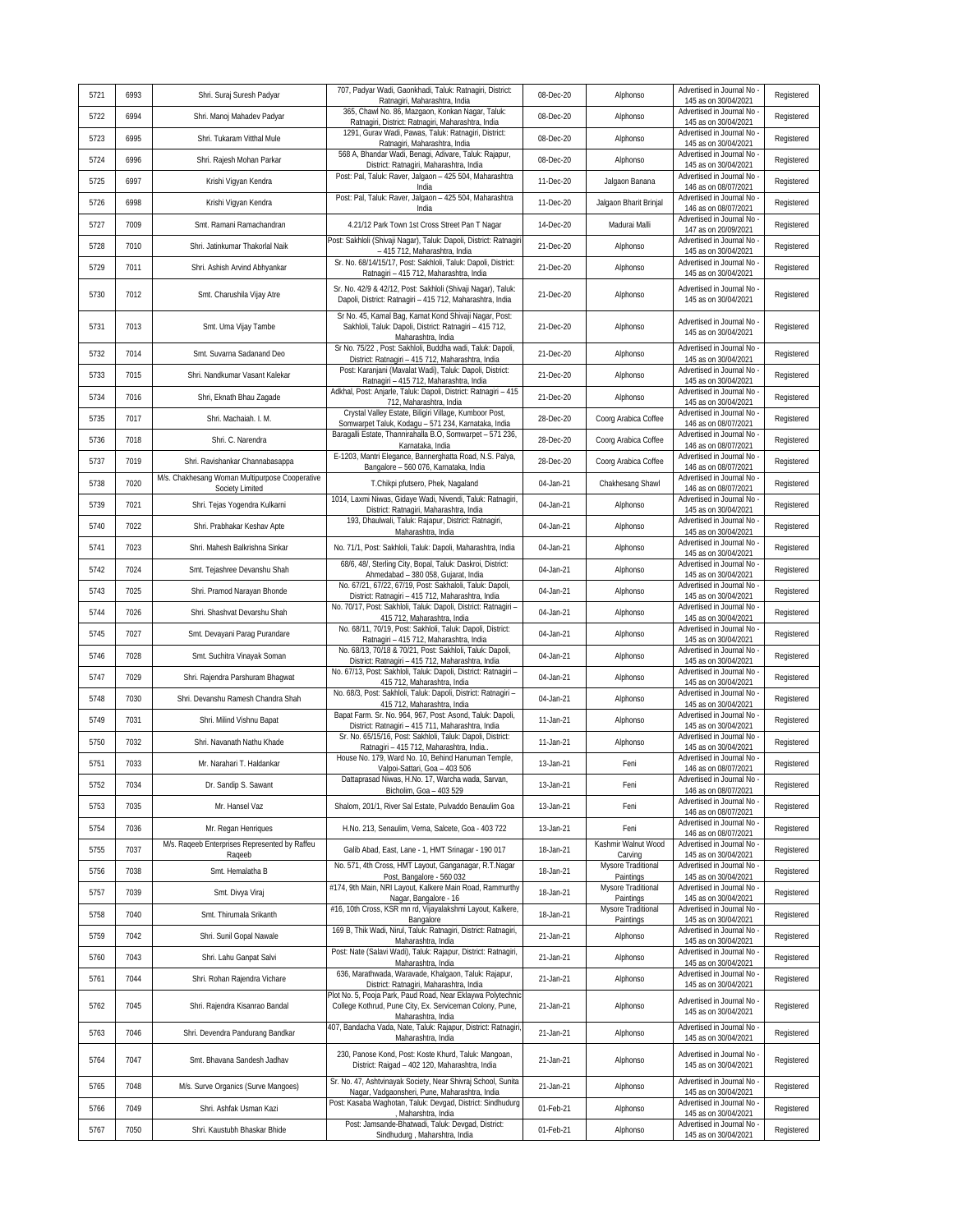| 5721 | 6993 | Shri. Suraj Suresh Padyar | 707, Padyar Wadi, Gaonkhadi, Taluk: Ratnagiri, District: Ratnagiri, Maharashtra, India | 08-Dec-20 | Alphonso | Advertised in Journal No - 145 as on 30/04/2021 | Registered |
|---|---|---|---|---|---|---|---|
| 5722 | 6994 | Shri. Manoj Mahadev Padyar | 365, Chawl No. 86, Mazgaon, Konkan Nagar, Taluk: Ratnagiri, District: Ratnagiri, Maharashtra, India | 08-Dec-20 | Alphonso | Advertised in Journal No - 145 as on 30/04/2021 | Registered |
| 5723 | 6995 | Shri. Tukaram Vitthal Mule | 1291, Gurav Wadi, Pawas, Taluk: Ratnagiri, District: Ratnagiri, Maharashtra, India | 08-Dec-20 | Alphonso | Advertised in Journal No - 145 as on 30/04/2021 | Registered |
| 5724 | 6996 | Shri. Rajesh Mohan Parkar | 568 A, Bhandar Wadi, Benagi, Adivare, Taluk: Rajapur, District: Ratnagiri, Maharashtra, India | 08-Dec-20 | Alphonso | Advertised in Journal No - 145 as on 30/04/2021 | Registered |
| 5725 | 6997 | Krishi Vigyan Kendra | Post: Pal, Taluk: Raver, Jalgaon – 425 504, Maharashtra India | 11-Dec-20 | Jalgaon Banana | Advertised in Journal No - 146 as on 08/07/2021 | Registered |
| 5726 | 6998 | Krishi Vigyan Kendra | Post: Pal, Taluk: Raver, Jalgaon – 425 504, Maharashtra India | 11-Dec-20 | Jalgaon Bharit Brinjal | Advertised in Journal No - 146 as on 08/07/2021 | Registered |
| 5727 | 7009 | Smt. Ramani Ramachandran | 4.21/12 Park Town 1st Cross Street Pan T Nagar | 14-Dec-20 | Madurai Malli | Advertised in Journal No - 147 as on 20/09/2021 | Registered |
| 5728 | 7010 | Shri. Jatinkumar Thakorlal Naik | Post: Sakhloli (Shivaji Nagar), Taluk: Dapoli, District: Ratnagiri – 415 712, Maharashtra, India | 21-Dec-20 | Alphonso | Advertised in Journal No - 145 as on 30/04/2021 | Registered |
| 5729 | 7011 | Shri. Ashish Arvind Abhyankar | Sr. No. 68/14/15/17, Post: Sakhloli, Taluk: Dapoli, District: Ratnagiri – 415 712, Maharashtra, India | 21-Dec-20 | Alphonso | Advertised in Journal No - 145 as on 30/04/2021 | Registered |
| 5730 | 7012 | Smt. Charushila Vijay Atre | Sr. No. 42/9 & 42/12, Post: Sakhloli (Shivaji Nagar), Taluk: Dapoli, District: Ratnagiri – 415 712, Maharashtra, India | 21-Dec-20 | Alphonso | Advertised in Journal No - 145 as on 30/04/2021 | Registered |
| 5731 | 7013 | Smt. Uma Vijay Tambe | Sr No. 45, Kamal Bag, Kamat Kond Shivaji Nagar, Post: Sakhloli, Taluk: Dapoli, District: Ratnagiri – 415 712, Maharashtra, India | 21-Dec-20 | Alphonso | Advertised in Journal No - 145 as on 30/04/2021 | Registered |
| 5732 | 7014 | Smt. Suvarna Sadanand Deo | Sr No. 75/22 , Post: Sakhloli, Buddha wadi, Taluk: Dapoli, District: Ratnagiri – 415 712, Maharashtra, India | 21-Dec-20 | Alphonso | Advertised in Journal No - 145 as on 30/04/2021 | Registered |
| 5733 | 7015 | Shri. Nandkumar Vasant Kalekar | Post: Karanjani (Mavalat Wadi), Taluk: Dapoli, District: Ratnagiri – 415 712, Maharashtra, India | 21-Dec-20 | Alphonso | Advertised in Journal No - 145 as on 30/04/2021 | Registered |
| 5734 | 7016 | Shri, Eknath Bhau Zagade | Adkhal, Post: Anjarle, Taluk: Dapoli, District: Ratnagiri – 415 712, Maharashtra, India | 21-Dec-20 | Alphonso | Advertised in Journal No - 145 as on 30/04/2021 | Registered |
| 5735 | 7017 | Shri. Machaiah. I. M. | Crystal Valley Estate, Biligiri Village, Kumboor Post, Somwarpet Taluk, Kodagu – 571 234, Karnataka, India | 28-Dec-20 | Coorg Arabica Coffee | Advertised in Journal No - 146 as on 08/07/2021 | Registered |
| 5736 | 7018 | Shri. C. Narendra | Baragalli Estate, Thannirahalla B.O, Somwarpet – 571 236, Karnataka, India | 28-Dec-20 | Coorg Arabica Coffee | Advertised in Journal No - 146 as on 08/07/2021 | Registered |
| 5737 | 7019 | Shri. Ravishankar Channabasappa | E-1203, Mantri Elegance, Bannerghatta Road, N.S. Palya, Bangalore – 560 076, Karnataka, India | 28-Dec-20 | Coorg Arabica Coffee | Advertised in Journal No - 146 as on 08/07/2021 | Registered |
| 5738 | 7020 | M/s. Chakhesang Woman Multipurpose Cooperative Society Limited | T.Chikpi pfutsero, Phek, Nagaland | 04-Jan-21 | Chakhesang Shawl | Advertised in Journal No - 146 as on 08/07/2021 | Registered |
| 5739 | 7021 | Shri. Tejas Yogendra Kulkarni | 1014, Laxmi Niwas, Gidaye Wadi, Nivendi, Taluk: Ratnagiri, District: Ratnagiri, Maharashtra, India | 04-Jan-21 | Alphonso | Advertised in Journal No - 145 as on 30/04/2021 | Registered |
| 5740 | 7022 | Shri. Prabhakar Keshav Apte | 193, Dhaulwali, Taluk: Rajapur, District: Ratnagiri, Maharashtra, India | 04-Jan-21 | Alphonso | Advertised in Journal No - 145 as on 30/04/2021 | Registered |
| 5741 | 7023 | Shri. Mahesh Balkrishna Sinkar | No. 71/1, Post: Sakhloli, Taluk: Dapoli, Maharashtra, India | 04-Jan-21 | Alphonso | Advertised in Journal No - 145 as on 30/04/2021 | Registered |
| 5742 | 7024 | Smt. Tejashree Devanshu Shah | 68/6, 48/, Sterling City, Bopal, Taluk: Daskroi, District: Ahmedabad – 380 058, Gujarat, India | 04-Jan-21 | Alphonso | Advertised in Journal No - 145 as on 30/04/2021 | Registered |
| 5743 | 7025 | Shri. Pramod Narayan Bhonde | No. 67/21, 67/22, 67/19, Post: Sakhaloli, Taluk: Dapoli, District: Ratnagiri – 415 712, Maharashtra, India | 04-Jan-21 | Alphonso | Advertised in Journal No - 145 as on 30/04/2021 | Registered |
| 5744 | 7026 | Shri. Shashvat Devarshu Shah | No. 70/17, Post: Sakhloli, Taluk: Dapoli, District: Ratnagiri – 415 712, Maharashtra, India | 04-Jan-21 | Alphonso | Advertised in Journal No - 145 as on 30/04/2021 | Registered |
| 5745 | 7027 | Smt. Devayani Parag Purandare | No. 68/11, 70/19, Post: Sakhloli, Taluk: Dapoli, District: Ratnagiri – 415 712, Maharashtra, India | 04-Jan-21 | Alphonso | Advertised in Journal No - 145 as on 30/04/2021 | Registered |
| 5746 | 7028 | Smt. Suchitra Vinayak Soman | No. 68/13, 70/18 & 70/21, Post: Sakhloli, Taluk: Dapoli, District: Ratnagiri – 415 712, Maharashtra, India | 04-Jan-21 | Alphonso | Advertised in Journal No - 145 as on 30/04/2021 | Registered |
| 5747 | 7029 | Shri. Rajendra Parshuram Bhagwat | No. 67/13, Post: Sakhloli, Taluk: Dapoli, District: Ratnagiri – 415 712, Maharashtra, India | 04-Jan-21 | Alphonso | Advertised in Journal No - 145 as on 30/04/2021 | Registered |
| 5748 | 7030 | Shri. Devanshu Ramesh Chandra Shah | No. 68/3, Post: Sakhloli, Taluk: Dapoli, District: Ratnagiri – 415 712, Maharashtra, India | 04-Jan-21 | Alphonso | Advertised in Journal No - 145 as on 30/04/2021 | Registered |
| 5749 | 7031 | Shri. Milind Vishnu Bapat | Bapat Farm. Sr. No. 964, 967, Post: Asond, Taluk: Dapoli, District: Ratnagiri – 415 711, Maharashtra, India | 11-Jan-21 | Alphonso | Advertised in Journal No - 145 as on 30/04/2021 | Registered |
| 5750 | 7032 | Shri. Navanath Nathu Khade | Sr. No. 65/15/16, Post: Sakhloli, Taluk: Dapoli, District: Ratnagiri – 415 712, Maharashtra, India.. | 11-Jan-21 | Alphonso | Advertised in Journal No - 145 as on 30/04/2021 | Registered |
| 5751 | 7033 | Mr. Narahari T. Haldankar | House No. 179, Ward No. 10, Behind Hanuman Temple, Valpoi-Sattari, Goa – 403 506 | 13-Jan-21 | Feni | Advertised in Journal No - 146 as on 08/07/2021 | Registered |
| 5752 | 7034 | Dr. Sandip S. Sawant | Dattaprasad Niwas, H.No. 17, Warcha wada, Sarvan, Bicholim, Goa – 403 529 | 13-Jan-21 | Feni | Advertised in Journal No - 146 as on 08/07/2021 | Registered |
| 5753 | 7035 | Mr. Hansel Vaz | Shalom, 201/1, River Sal Estate, Pulvaddo Benaulim Goa | 13-Jan-21 | Feni | Advertised in Journal No - 146 as on 08/07/2021 | Registered |
| 5754 | 7036 | Mr. Regan Henriques | H.No. 213, Senaulim, Verna, Salcete, Goa - 403 722 | 13-Jan-21 | Feni | Advertised in Journal No - 146 as on 08/07/2021 | Registered |
| 5755 | 7037 | M/s. Raqeeb Enterprises Represented by Raffeu Raqeeb | Galib Abad, East, Lane - 1, HMT Srinagar - 190 017 | 18-Jan-21 | Kashmir Walnut Wood Carving | Advertised in Journal No - 145 as on 30/04/2021 | Registered |
| 5756 | 7038 | Smt. Hemalatha B | No. 571, 4th Cross, HMT Layout, Ganganagar, R.T.Nagar Post, Bangalore - 560 032 | 18-Jan-21 | Mysore Traditional Paintings | Advertised in Journal No - 145 as on 30/04/2021 | Registered |
| 5757 | 7039 | Smt. Divya Viraj | #174, 9th Main, NRI Layout, Kalkere Main Road, Rammurthy Nagar, Bangalore - 16 | 18-Jan-21 | Mysore Traditional Paintings | Advertised in Journal No - 145 as on 30/04/2021 | Registered |
| 5758 | 7040 | Smt. Thirumala Srikanth | #16, 10th Cross, KSR mn rd, Vijayalakshmi Layout, Kalkere, Bangalore | 18-Jan-21 | Mysore Traditional Paintings | Advertised in Journal No - 145 as on 30/04/2021 | Registered |
| 5759 | 7042 | Shri. Sunil Gopal Nawale | 169 B, Thik Wadi, Nirul, Taluk: Ratnagiri, District: Ratnagiri, Maharashtra, India | 21-Jan-21 | Alphonso | Advertised in Journal No - 145 as on 30/04/2021 | Registered |
| 5760 | 7043 | Shri. Lahu Ganpat Salvi | Post: Nate (Salavi Wadi), Taluk: Rajapur, District: Ratnagiri, Maharashtra, India | 21-Jan-21 | Alphonso | Advertised in Journal No - 145 as on 30/04/2021 | Registered |
| 5761 | 7044 | Shri. Rohan Rajendra Vichare | 636, Marathwada, Waravade, Khalgaon, Taluk: Rajapur, District: Ratnagiri, Maharashtra, India | 21-Jan-21 | Alphonso | Advertised in Journal No - 145 as on 30/04/2021 | Registered |
| 5762 | 7045 | Shri. Rajendra Kisanrao Bandal | Plot No. 5, Pooja Park, Paud Road, Near Eklaywa Polytechnic College Kothrud, Pune City, Ex. Serviceman Colony, Pune, Maharashtra, India | 21-Jan-21 | Alphonso | Advertised in Journal No - 145 as on 30/04/2021 | Registered |
| 5763 | 7046 | Shri. Devendra Pandurang Bandkar | 407, Bandacha Vada, Nate, Taluk: Rajapur, District: Ratnagiri, Maharashtra, India | 21-Jan-21 | Alphonso | Advertised in Journal No - 145 as on 30/04/2021 | Registered |
| 5764 | 7047 | Smt. Bhavana Sandesh Jadhav | 230, Panose Kond, Post: Koste Khurd, Taluk: Mangoan, District: Raigad – 402 120, Maharashtra, India | 21-Jan-21 | Alphonso | Advertised in Journal No - 145 as on 30/04/2021 | Registered |
| 5765 | 7048 | M/s. Surve Organics (Surve Mangoes) | Sr. No. 47, Ashtvinayak Society, Near Shivraj School, Sunita Nagar, Vadgaonsheri, Pune, Maharashtra, India | 21-Jan-21 | Alphonso | Advertised in Journal No - 145 as on 30/04/2021 | Registered |
| 5766 | 7049 | Shri. Ashfak Usman Kazi | Post: Kasaba Waghotan, Taluk: Devgad, District: Sindhudurg , Maharshtra, India | 01-Feb-21 | Alphonso | Advertised in Journal No - 145 as on 30/04/2021 | Registered |
| 5767 | 7050 | Shri. Kaustubh Bhaskar Bhide | Post: Jamsande-Bhatwadi, Taluk: Devgad, District: Sindhudurg , Maharshtra, India | 01-Feb-21 | Alphonso | Advertised in Journal No - 145 as on 30/04/2021 | Registered |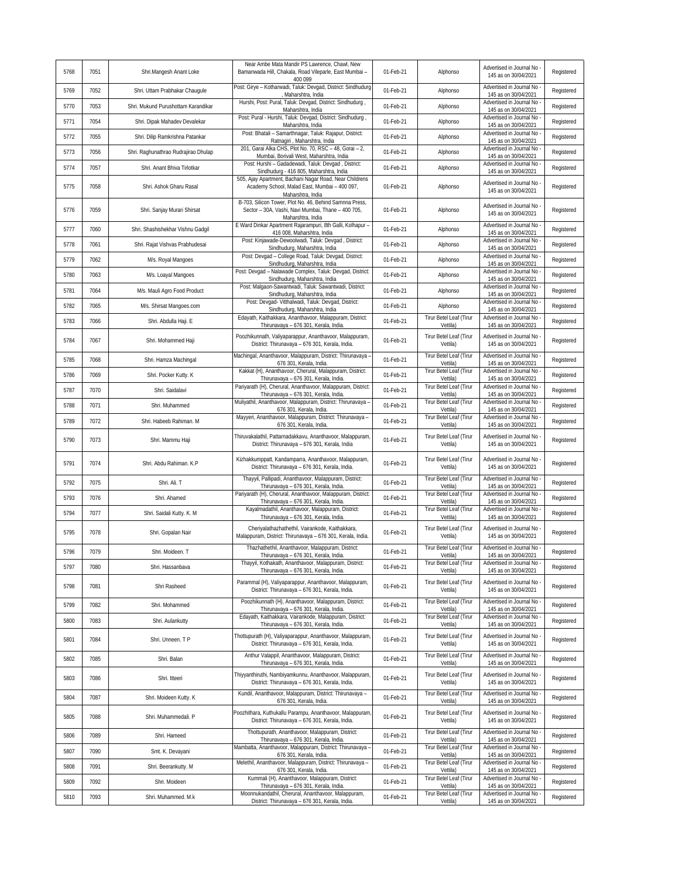| 5768 | 7051 | Shri.Mangesh Anant Loke | Near Ambe Mata Mandir PS Lawrence, Chawl, New Bamanwada Hill, Chakala, Road Vileparle, East Mumbai – 400 099 | 01-Feb-21 | Alphonso | Advertised in Journal No - 145 as on 30/04/2021 | Registered |
|---|---|---|---|---|---|---|---|
| 5769 | 7052 | Shri. Uttam Prabhakar Chaugule | Post: Girye – Kotharwadi, Taluk: Devgad, District: Sindhudurg , Maharshtra, India | 01-Feb-21 | Alphonso | Advertised in Journal No - 145 as on 30/04/2021 | Registered |
| 5770 | 7053 | Shri. Mukund Purushottam Karandikar | Hurshi, Post: Pural, Taluk: Devgad, District: Sindhudurg , Maharshtra, India | 01-Feb-21 | Alphonso | Advertised in Journal No - 145 as on 30/04/2021 | Registered |
| 5771 | 7054 | Shri. Dipak Mahadev Devalekar | Post: Pural - Hurshi, Taluk: Devgad, District: Sindhudurg , Maharshtra, India | 01-Feb-21 | Alphonso | Advertised in Journal No - 145 as on 30/04/2021 | Registered |
| 5772 | 7055 | Shri. Dilip Ramkrishna Patankar | Post: Bhatali – Samarthnagar, Taluk: Rajapur, District: Ratnagiri , Maharshtra, India | 01-Feb-21 | Alphonso | Advertised in Journal No - 145 as on 30/04/2021 | Registered |
| 5773 | 7056 | Shri. Raghunathrao Rudrajirao Dhulap | 201, Garai Alka CHS, Plot No. 70, RSC – 48, Gorai – 2, Mumbai, Borivali West, Maharshtra, India | 01-Feb-21 | Alphonso | Advertised in Journal No - 145 as on 30/04/2021 | Registered |
| 5774 | 7057 | Shri. Anant Bhiva Tirlotkar | Post: Hurshi – Gadadewadi, Taluk: Devgad , District: Sindhudurg - 416 805, Maharshtra, India | 01-Feb-21 | Alphonso | Advertised in Journal No - 145 as on 30/04/2021 | Registered |
| 5775 | 7058 | Shri. Ashok Gharu Rasal | 505, Ajay Apartment, Bachani Nagar Road, Near Childrens Academy School, Malad East, Mumbai – 400 097, Maharshtra, India | 01-Feb-21 | Alphonso | Advertised in Journal No - 145 as on 30/04/2021 | Registered |
| 5776 | 7059 | Shri. Sanjay Murari Shirsat | B-703, Silicon Tower, Plot No. 46, Behind Samnna Press, Sector – 30A, Vashi, Navi Mumbai, Thane – 400 705, Maharshtra, India | 01-Feb-21 | Alphonso | Advertised in Journal No - 145 as on 30/04/2021 | Registered |
| 5777 | 7060 | Shri. Shashishekhar Vishnu Gadgil | E Ward Dinkar Apartment Rajarampuri, 8th Galli, Kolhapur – 416 008, Maharshtra, India | 01-Feb-21 | Alphonso | Advertised in Journal No - 145 as on 30/04/2021 | Registered |
| 5778 | 7061 | Shri. Rajat Vishvas Prabhudesai | Post: Kinjawade-Dewoolwadi, Taluk: Devgad , District: Sindhudurg, Maharshtra, India | 01-Feb-21 | Alphonso | Advertised in Journal No - 145 as on 30/04/2021 | Registered |
| 5779 | 7062 | M/s. Royal Mangoes | Post: Devgad – College Road, Taluk: Devgad, District: Sindhudurg, Maharshtra, India | 01-Feb-21 | Alphonso | Advertised in Journal No - 145 as on 30/04/2021 | Registered |
| 5780 | 7063 | M/s. Loayal Mangoes | Post: Devgad – Nalawade Complex, Taluk: Devgad, District: Sindhudurg, Maharshtra, India | 01-Feb-21 | Alphonso | Advertised in Journal No - 145 as on 30/04/2021 | Registered |
| 5781 | 7064 | M/s. Mauli Agro Food Product | Post: Malgaon-Sawantwadi, Taluk: Sawantwadi, District: Sindhudurg, Maharshtra, India | 01-Feb-21 | Alphonso | Advertised in Journal No - 145 as on 30/04/2021 | Registered |
| 5782 | 7065 | M/s. Shirsat Mangoes.com | Post: Devgad- Vitthalwadi, Taluk: Devgad, District: Sindhudurg, Maharshtra, India | 01-Feb-21 | Alphonso | Advertised in Journal No - 145 as on 30/04/2021 | Registered |
| 5783 | 7066 | Shri. Abdulla Haji. E | Edayath, Kaithakkara, Ananthavoor, Malappuram, District: Thirunavaya – 676 301, Kerala, India. | 01-Feb-21 | Tirur Betel Leaf (Tirur Vettila) | Advertised in Journal No - 145 as on 30/04/2021 | Registered |
| 5784 | 7067 | Shri. Mohammed Haji | Poozhikunnath, Valiyaparappur, Ananthavoor, Malappuram, District: Thirunavaya – 676 301, Kerala, India | 01-Feb-21 | Tirur Betel Leaf (Tirur Vettila) | Advertised in Journal No - 145 as on 30/04/2021 | Registered |
| 5785 | 7068 | Shri. Hamza Machingal | Machingal, Ananthavoor, Malappuram, District: Thirunavaya – 676 301, Kerala, India. | 01-Feb-21 | Tirur Betel Leaf (Tirur Vettila) | Advertised in Journal No - 145 as on 30/04/2021 | Registered |
| 5786 | 7069 | Shri. Pocker Kutty. K | Kakkat (H), Ananthavoor, Cherural, Malappuram, District: Thirunavaya – 676 301, Kerala, India. | 01-Feb-21 | Tirur Betel Leaf (Tirur Vettila) | Advertised in Journal No - 145 as on 30/04/2021 | Registered |
| 5787 | 7070 | Shri. Saidalavi | Pariyarath (H), Cherural, Ananthavoor, Malappuram, District: Thirunavaya – 676 301, Kerala, India. | 01-Feb-21 | Tirur Betel Leaf (Tirur Vettila) | Advertised in Journal No - 145 as on 30/04/2021 | Registered |
| 5788 | 7071 | Shri. Muhammed | Muliyathil, Ananthavoor, Malappuram, District: Thirunavaya – 676 301, Kerala, India. | 01-Feb-21 | Tirur Betel Leaf (Tirur Vettila) | Advertised in Journal No - 145 as on 30/04/2021 | Registered |
| 5789 | 7072 | Shri. Habeeb Rahiman. M | Mayyeri, Ananthavoor, Malappuram, District: Thirunavaya – 676 301, Kerala, India. | 01-Feb-21 | Tirur Betel Leaf (Tirur Vettila) | Advertised in Journal No - 145 as on 30/04/2021 | Registered |
| 5790 | 7073 | Shri. Mammu Haji | Thiruvakalathil, Pattarnadakkavu, Ananthavoor, Malappuram, District: Thirunavaya – 676 301, Kerala, India | 01-Feb-21 | Tirur Betel Leaf (Tirur Vettila) | Advertised in Journal No - 145 as on 30/04/2021 | Registered |
| 5791 | 7074 | Shri. Abdu Rahiman. K.P | Kizhakkumppatt, Kandamparra, Ananthavoor, Malappuram, District: Thirunavaya – 676 301, Kerala, India. | 01-Feb-21 | Tirur Betel Leaf (Tirur Vettila) | Advertised in Journal No - 145 as on 30/04/2021 | Registered |
| 5792 | 7075 | Shri. Ali. T | Thayyil, Pallipadi, Ananthavoor, Malappuram, District: Thirunavaya – 676 301, Kerala, India. | 01-Feb-21 | Tirur Betel Leaf (Tirur Vettila) | Advertised in Journal No - 145 as on 30/04/2021 | Registered |
| 5793 | 7076 | Shri. Ahamed | Pariyarath (H), Cherural, Ananthavoor, Malappuram, District: Thirunavaya – 676 301, Kerala, India. | 01-Feb-21 | Tirur Betel Leaf (Tirur Vettila) | Advertised in Journal No - 145 as on 30/04/2021 | Registered |
| 5794 | 7077 | Shri. Saidali Kutty. K. M | Kayalmadathil, Ananthavoor, Malappuram, District: Thirunavaya – 676 301, Kerala, India. | 01-Feb-21 | Tirur Betel Leaf (Tirur Vettila) | Advertised in Journal No - 145 as on 30/04/2021 | Registered |
| 5795 | 7078 | Shri. Gopalan Nair | Cheriyalathazhathethil, Vairankode, Kaithakkara, Malappuram, District: Thirunavaya – 676 301, Kerala, India. | 01-Feb-21 | Tirur Betel Leaf (Tirur Vettila) | Advertised in Journal No - 145 as on 30/04/2021 | Registered |
| 5796 | 7079 | Shri. Moideen. T | Thazhathethil, Ananthavoor, Malappuram, District: Thirunavaya – 676 301, Kerala, India. | 01-Feb-21 | Tirur Betel Leaf (Tirur Vettila) | Advertised in Journal No - 145 as on 30/04/2021 | Registered |
| 5797 | 7080 | Shri. Hassanbava | Thayyil, Kothakath, Ananthavoor, Malappuram, District: Thirunavaya – 676 301, Kerala, India. | 01-Feb-21 | Tirur Betel Leaf (Tirur Vettila) | Advertised in Journal No - 145 as on 30/04/2021 | Registered |
| 5798 | 7081 | Shri Rasheed | Parammal (H), Valiyaparappur, Ananthavoor, Malappuram, District: Thirunavaya – 676 301, Kerala, India. | 01-Feb-21 | Tirur Betel Leaf (Tirur Vettila) | Advertised in Journal No - 145 as on 30/04/2021 | Registered |
| 5799 | 7082 | Shri. Mohammed | Poozhikunnath (H), Ananthavoor, Malappuram, District: Thirunavaya – 676 301, Kerala, India. | 01-Feb-21 | Tirur Betel Leaf (Tirur Vettila) | Advertised in Journal No - 145 as on 30/04/2021 | Registered |
| 5800 | 7083 | Shri. Aulankutty | Edayath, Kaithakkara, Vairankode, Malappuram, District: Thirunavaya – 676 301, Kerala, India. | 01-Feb-21 | Tirur Betel Leaf (Tirur Vettila) | Advertised in Journal No - 145 as on 30/04/2021 | Registered |
| 5801 | 7084 | Shri. Unneen. T P | Thottupurath (H), Valiyaparappur, Ananthavoor, Malappuram, District: Thirunavaya – 676 301, Kerala, India. | 01-Feb-21 | Tirur Betel Leaf (Tirur Vettila) | Advertised in Journal No - 145 as on 30/04/2021 | Registered |
| 5802 | 7085 | Shri. Balan | Anthur Valappil, Ananthavoor, Malappuram, District: Thirunavaya – 676 301, Kerala, India. | 01-Feb-21 | Tirur Betel Leaf (Tirur Vettila) | Advertised in Journal No - 145 as on 30/04/2021 | Registered |
| 5803 | 7086 | Shri. Itteeri | Thiyyanthiruthi, Nambiyamkunnu, Ananthavoor, Malappuram, District: Thirunavaya – 676 301, Kerala, India. | 01-Feb-21 | Tirur Betel Leaf (Tirur Vettila) | Advertised in Journal No - 145 as on 30/04/2021 | Registered |
| 5804 | 7087 | Shri. Moideen Kutty. K | Kundil, Ananthavoor, Malappuram, District: Thirunavaya – 676 301, Kerala, India. | 01-Feb-21 | Tirur Betel Leaf (Tirur Vettila) | Advertised in Journal No - 145 as on 30/04/2021 | Registered |
| 5805 | 7088 | Shri. Muhammedali. P | Poozhithara, Kuthukallu Parampu, Ananthavoor, Malappuram, District: Thirunavaya – 676 301, Kerala, India. | 01-Feb-21 | Tirur Betel Leaf (Tirur Vettila) | Advertised in Journal No - 145 as on 30/04/2021 | Registered |
| 5806 | 7089 | Shri. Hameed | Thottupurath, Ananthavoor, Malappuram, District: Thirunavaya – 676 301, Kerala, India. | 01-Feb-21 | Tirur Betel Leaf (Tirur Vettila) | Advertised in Journal No - 145 as on 30/04/2021 | Registered |
| 5807 | 7090 | Smt. K. Devayani | Mambatta, Ananthavoor, Malappuram, District: Thirunavaya – 676 301, Kerala, India. | 01-Feb-21 | Tirur Betel Leaf (Tirur Vettila) | Advertised in Journal No - 145 as on 30/04/2021 | Registered |
| 5808 | 7091 | Shri. Beerankutty. M | Melethil, Ananthavoor, Malappuram, District: Thirunavaya – 676 301, Kerala, India. | 01-Feb-21 | Tirur Betel Leaf (Tirur Vettila) | Advertised in Journal No - 145 as on 30/04/2021 | Registered |
| 5809 | 7092 | Shri. Moideen | Kummali (H), Ananthavoor, Malappuram, District: Thirunavaya – 676 301, Kerala, India. | 01-Feb-21 | Tirur Betel Leaf (Tirur Vettila) | Advertised in Journal No - 145 as on 30/04/2021 | Registered |
| 5810 | 7093 | Shri. Muhammed. M.k | Moonnukandathil, Cherural, Ananthavoor, Malappuram, District: Thirunavaya – 676 301, Kerala, India. | 01-Feb-21 | Tirur Betel Leaf (Tirur Vettila) | Advertised in Journal No - 145 as on 30/04/2021 | Registered |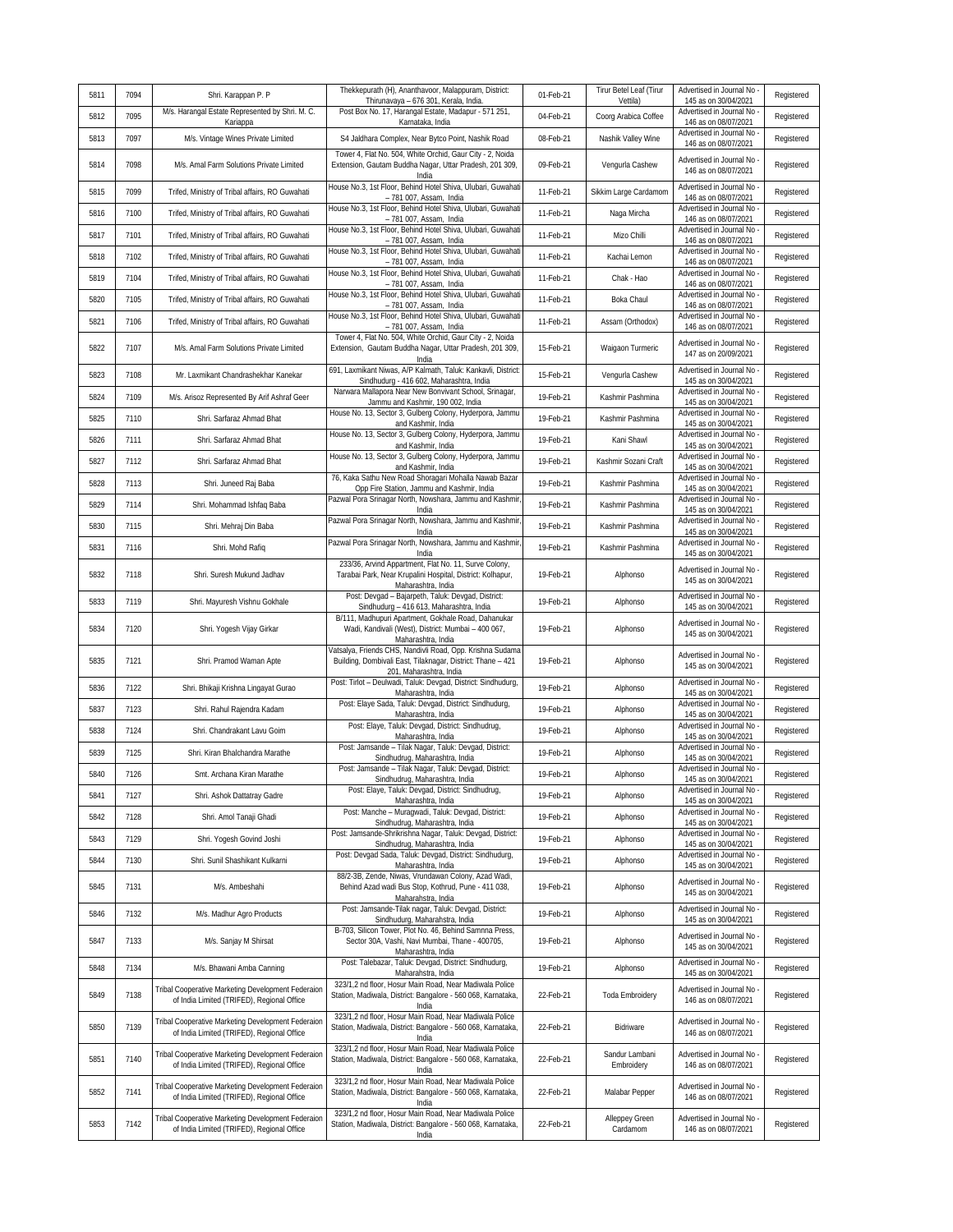| 5811 | 7094 | Shri. Karappan P. P | Thekkepurath (H), Ananthavoor, Malappuram, District: Thirunavaya – 676 301, Kerala, India. | 01-Feb-21 | Tirur Betel Leaf (Tirur Vettila) | Advertised in Journal No - 145 as on 30/04/2021 | Registered |
|---|---|---|---|---|---|---|---|
| 5812 | 7095 | M/s. Harangal Estate Represented by Shri. M. C. Kariappa | Post Box No. 17, Harangal Estate, Madapur - 571 251, Karnataka, India | 04-Feb-21 | Coorg Arabica Coffee | Advertised in Journal No - 146 as on 08/07/2021 | Registered |
| 5813 | 7097 | M/s. Vintage Wines Private Limited | S4 Jaldhara Complex, Near Bytco Point, Nashik Road | 08-Feb-21 | Nashik Valley Wine | Advertised in Journal No - 146 as on 08/07/2021 | Registered |
| 5814 | 7098 | M/s. Amal Farm Solutions Private Limited | Tower 4, Flat No. 504, White Orchid, Gaur City - 2, Noida Extension, Gautam Buddha Nagar, Uttar Pradesh, 201 309, India | 09-Feb-21 | Vengurla Cashew | Advertised in Journal No - 146 as on 08/07/2021 | Registered |
| 5815 | 7099 | Trifed, Ministry of Tribal affairs, RO Guwahati | House No.3, 1st Floor, Behind Hotel Shiva, Ulubari, Guwahati – 781 007, Assam, India | 11-Feb-21 | Sikkim Large Cardamom | Advertised in Journal No - 146 as on 08/07/2021 | Registered |
| 5816 | 7100 | Trifed, Ministry of Tribal affairs, RO Guwahati | House No.3, 1st Floor, Behind Hotel Shiva, Ulubari, Guwahati – 781 007, Assam, India | 11-Feb-21 | Naga Mircha | Advertised in Journal No - 146 as on 08/07/2021 | Registered |
| 5817 | 7101 | Trifed, Ministry of Tribal affairs, RO Guwahati | House No.3, 1st Floor, Behind Hotel Shiva, Ulubari, Guwahati – 781 007, Assam, India | 11-Feb-21 | Mizo Chilli | Advertised in Journal No - 146 as on 08/07/2021 | Registered |
| 5818 | 7102 | Trifed, Ministry of Tribal affairs, RO Guwahati | House No.3, 1st Floor, Behind Hotel Shiva, Ulubari, Guwahati – 781 007, Assam, India | 11-Feb-21 | Kachai Lemon | Advertised in Journal No - 146 as on 08/07/2021 | Registered |
| 5819 | 7104 | Trifed, Ministry of Tribal affairs, RO Guwahati | House No.3, 1st Floor, Behind Hotel Shiva, Ulubari, Guwahati – 781 007, Assam, India | 11-Feb-21 | Chak - Hao | Advertised in Journal No - 146 as on 08/07/2021 | Registered |
| 5820 | 7105 | Trifed, Ministry of Tribal affairs, RO Guwahati | House No.3, 1st Floor, Behind Hotel Shiva, Ulubari, Guwahati – 781 007, Assam, India | 11-Feb-21 | Boka Chaul | Advertised in Journal No - 146 as on 08/07/2021 | Registered |
| 5821 | 7106 | Trifed, Ministry of Tribal affairs, RO Guwahati | House No.3, 1st Floor, Behind Hotel Shiva, Ulubari, Guwahati – 781 007, Assam, India | 11-Feb-21 | Assam (Orthodox) | Advertised in Journal No - 146 as on 08/07/2021 | Registered |
| 5822 | 7107 | M/s. Amal Farm Solutions Private Limited | Tower 4, Flat No. 504, White Orchid, Gaur City - 2, Noida Extension, Gautam Buddha Nagar, Uttar Pradesh, 201 309, India | 15-Feb-21 | Waigaon Turmeric | Advertised in Journal No - 147 as on 20/09/2021 | Registered |
| 5823 | 7108 | Mr. Laxmikant Chandrashekhar Kanekar | 691, Laxmikant Niwas, A/P Kalmath, Taluk: Kankavli, District: Sindhudurg - 416 602, Maharashtra, India | 15-Feb-21 | Vengurla Cashew | Advertised in Journal No - 145 as on 30/04/2021 | Registered |
| 5824 | 7109 | M/s. Arisoz Represented By Arif Ashraf Geer | Narwara Mallapora Near New Bonvivant School, Srinagar, Jammu and Kashmir, 190 002, India | 19-Feb-21 | Kashmir Pashmina | Advertised in Journal No - 145 as on 30/04/2021 | Registered |
| 5825 | 7110 | Shri. Sarfaraz Ahmad Bhat | House No. 13, Sector 3, Gulberg Colony, Hyderpora, Jammu and Kashmir, India | 19-Feb-21 | Kashmir Pashmina | Advertised in Journal No - 145 as on 30/04/2021 | Registered |
| 5826 | 7111 | Shri. Sarfaraz Ahmad Bhat | House No. 13, Sector 3, Gulberg Colony, Hyderpora, Jammu and Kashmir, India | 19-Feb-21 | Kani Shawl | Advertised in Journal No - 145 as on 30/04/2021 | Registered |
| 5827 | 7112 | Shri. Sarfaraz Ahmad Bhat | House No. 13, Sector 3, Gulberg Colony, Hyderpora, Jammu and Kashmir, India | 19-Feb-21 | Kashmir Sozani Craft | Advertised in Journal No - 145 as on 30/04/2021 | Registered |
| 5828 | 7113 | Shri. Juneed Raj Baba | 76, Kaka Sathu New Road Shoragari Mohalla Nawab Bazar Opp Fire Station, Jammu and Kashmir, India | 19-Feb-21 | Kashmir Pashmina | Advertised in Journal No - 145 as on 30/04/2021 | Registered |
| 5829 | 7114 | Shri. Mohammad Ishfaq Baba | Pazwal Pora Srinagar North, Nowshara, Jammu and Kashmir, India | 19-Feb-21 | Kashmir Pashmina | Advertised in Journal No - 145 as on 30/04/2021 | Registered |
| 5830 | 7115 | Shri. Mehraj Din Baba | Pazwal Pora Srinagar North, Nowshara, Jammu and Kashmir, India | 19-Feb-21 | Kashmir Pashmina | Advertised in Journal No - 145 as on 30/04/2021 | Registered |
| 5831 | 7116 | Shri. Mohd Rafiq | Pazwal Pora Srinagar North, Nowshara, Jammu and Kashmir, India | 19-Feb-21 | Kashmir Pashmina | Advertised in Journal No - 145 as on 30/04/2021 | Registered |
| 5832 | 7118 | Shri. Suresh Mukund Jadhav | 233/36, Arvind Appartment, Flat No. 11, Surve Colony, Tarabai Park, Near Krupalini Hospital, District: Kolhapur, Maharashtra, India | 19-Feb-21 | Alphonso | Advertised in Journal No - 145 as on 30/04/2021 | Registered |
| 5833 | 7119 | Shri. Mayuresh Vishnu Gokhale | Post: Devgad – Bajarpeth, Taluk: Devgad, District: Sindhudurg – 416 613, Maharashtra, India | 19-Feb-21 | Alphonso | Advertised in Journal No - 145 as on 30/04/2021 | Registered |
| 5834 | 7120 | Shri. Yogesh Vijay Girkar | B/111, Madhupuri Apartment, Gokhale Road, Dahanukar Wadi, Kandivali (West), District: Mumbai – 400 067, Maharashtra, India | 19-Feb-21 | Alphonso | Advertised in Journal No - 145 as on 30/04/2021 | Registered |
| 5835 | 7121 | Shri. Pramod Waman Apte | Vatsalya, Friends CHS, Nandivli Road, Opp. Krishna Sudama Building, Dombivali East, Tilaknagar, District: Thane – 421 201, Maharashtra, India | 19-Feb-21 | Alphonso | Advertised in Journal No - 145 as on 30/04/2021 | Registered |
| 5836 | 7122 | Shri. Bhikaji Krishna Lingayat Gurao | Post: Tirlot – Deulwadi, Taluk: Devgad, District: Sindhudurg, Maharashtra, India | 19-Feb-21 | Alphonso | Advertised in Journal No - 145 as on 30/04/2021 | Registered |
| 5837 | 7123 | Shri. Rahul Rajendra Kadam | Post: Elaye Sada, Taluk: Devgad, District: Sindhudurg, Maharashtra, India | 19-Feb-21 | Alphonso | Advertised in Journal No - 145 as on 30/04/2021 | Registered |
| 5838 | 7124 | Shri. Chandrakant Lavu Goim | Post: Elaye, Taluk: Devgad, District: Sindhudrug, Maharashtra, India | 19-Feb-21 | Alphonso | Advertised in Journal No - 145 as on 30/04/2021 | Registered |
| 5839 | 7125 | Shri. Kiran Bhalchandra Marathe | Post: Jamsande – Tilak Nagar, Taluk: Devgad, District: Sindhudrug, Maharashtra, India | 19-Feb-21 | Alphonso | Advertised in Journal No - 145 as on 30/04/2021 | Registered |
| 5840 | 7126 | Smt. Archana Kiran Marathe | Post: Jamsande – Tilak Nagar, Taluk: Devgad, District: Sindhudrug, Maharashtra, India | 19-Feb-21 | Alphonso | Advertised in Journal No - 145 as on 30/04/2021 | Registered |
| 5841 | 7127 | Shri. Ashok Dattatray Gadre | Post: Elaye, Taluk: Devgad, District: Sindhudrug, Maharashtra, India | 19-Feb-21 | Alphonso | Advertised in Journal No - 145 as on 30/04/2021 | Registered |
| 5842 | 7128 | Shri. Amol Tanaji Ghadi | Post: Manche – Muragwadi, Taluk: Devgad, District: Sindhudrug, Maharashtra, India | 19-Feb-21 | Alphonso | Advertised in Journal No - 145 as on 30/04/2021 | Registered |
| 5843 | 7129 | Shri. Yogesh Govind Joshi | Post: Jamsande-Shrikrishna Nagar, Taluk: Devgad, District: Sindhudrug, Maharashtra, India | 19-Feb-21 | Alphonso | Advertised in Journal No - 145 as on 30/04/2021 | Registered |
| 5844 | 7130 | Shri. Sunil Shashikant Kulkarni | Post: Devgad Sada, Taluk: Devgad, District: Sindhudurg, Maharashtra, India | 19-Feb-21 | Alphonso | Advertised in Journal No - 145 as on 30/04/2021 | Registered |
| 5845 | 7131 | M/s. Ambeshahi | 88/2-3B, Zende, Niwas, Vrundawan Colony, Azad Wadi, Behind Azad wadi Bus Stop, Kothrud, Pune - 411 038, Maharahstra, India | 19-Feb-21 | Alphonso | Advertised in Journal No - 145 as on 30/04/2021 | Registered |
| 5846 | 7132 | M/s. Madhur Agro Products | Post: Jamsande-Tilak nagar, Taluk: Devgad, District: Sindhudurg, Maharahstra, India | 19-Feb-21 | Alphonso | Advertised in Journal No - 145 as on 30/04/2021 | Registered |
| 5847 | 7133 | M/s. Sanjay M Shirsat | B-703, Silicon Tower, Plot No. 46, Behind Samnna Press, Sector 30A, Vashi, Navi Mumbai, Thane - 400705, Maharashtra, India | 19-Feb-21 | Alphonso | Advertised in Journal No - 145 as on 30/04/2021 | Registered |
| 5848 | 7134 | M/s. Bhawani Amba Canning | Post: Talebazar, Taluk: Devgad, District: Sindhudurg, Maharahstra, India | 19-Feb-21 | Alphonso | Advertised in Journal No - 145 as on 30/04/2021 | Registered |
| 5849 | 7138 | Tribal Cooperative Marketing Development Federaion of India Limited (TRIFED), Regional Office | 323/1,2 nd floor, Hosur Main Road, Near Madiwala Police Station, Madiwala, District: Bangalore - 560 068, Karnataka, India | 22-Feb-21 | Toda Embroidery | Advertised in Journal No - 146 as on 08/07/2021 | Registered |
| 5850 | 7139 | Tribal Cooperative Marketing Development Federaion of India Limited (TRIFED), Regional Office | 323/1,2 nd floor, Hosur Main Road, Near Madiwala Police Station, Madiwala, District: Bangalore - 560 068, Karnataka, India | 22-Feb-21 | Bidriware | Advertised in Journal No - 146 as on 08/07/2021 | Registered |
| 5851 | 7140 | Tribal Cooperative Marketing Development Federaion of India Limited (TRIFED), Regional Office | 323/1,2 nd floor, Hosur Main Road, Near Madiwala Police Station, Madiwala, District: Bangalore - 560 068, Karnataka, India | 22-Feb-21 | Sandur Lambani Embroidery | Advertised in Journal No - 146 as on 08/07/2021 | Registered |
| 5852 | 7141 | Tribal Cooperative Marketing Development Federaion of India Limited (TRIFED), Regional Office | 323/1,2 nd floor, Hosur Main Road, Near Madiwala Police Station, Madiwala, District: Bangalore - 560 068, Karnataka, India | 22-Feb-21 | Malabar Pepper | Advertised in Journal No - 146 as on 08/07/2021 | Registered |
| 5853 | 7142 | Tribal Cooperative Marketing Development Federaion of India Limited (TRIFED), Regional Office | 323/1,2 nd floor, Hosur Main Road, Near Madiwala Police Station, Madiwala, District: Bangalore - 560 068, Karnataka, India | 22-Feb-21 | Alleppey Green Cardamom | Advertised in Journal No - 146 as on 08/07/2021 | Registered |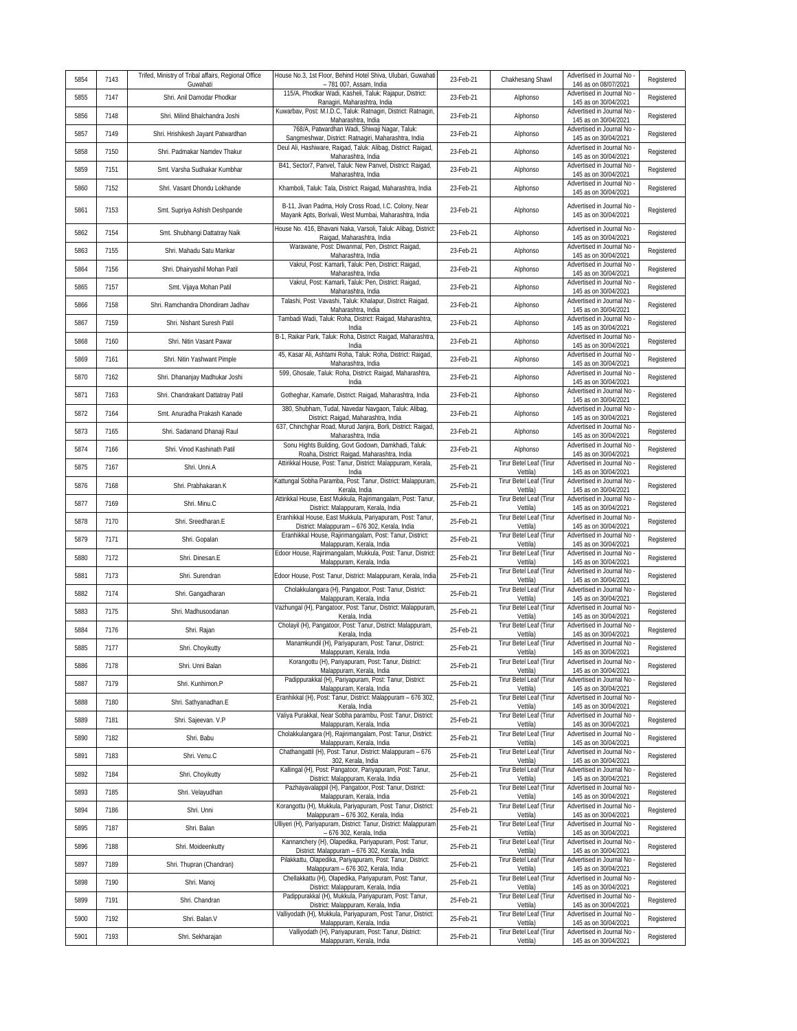| 5854 | 7143 | Trifed, Ministry of Tribal affairs, Regional Office Guwahati | House No.3, 1st Floor, Behind Hotel Shiva, Ulubari, Guwahati – 781 007, Assam, India | 23-Feb-21 | Chakhesang Shawl | Advertised in Journal No - 146 as on 08/07/2021 | Registered |
|---|---|---|---|---|---|---|---|
| 5855 | 7147 | Shri. Anil Damodar Phodkar | 115/A, Phodkar Wadi, Kasheli, Taluk: Rajapur, District: Ranagiri, Maharashtra, India | 23-Feb-21 | Alphonso | Advertised in Journal No - 145 as on 30/04/2021 | Registered |
| 5856 | 7148 | Shri. Milind Bhalchandra Joshi | Kuwarbav, Post: M.I.D.C, Taluk: Ratnagiri, District: Ratnagiri, Maharashtra, India | 23-Feb-21 | Alphonso | Advertised in Journal No - 145 as on 30/04/2021 | Registered |
| 5857 | 7149 | Shri. Hrishikesh Jayant Patwardhan | 768/A, Patwardhan Wadi, Shiwaji Nagar, Taluk: Sangmeshwar, District: Ratnagiri, Maharashtra, India | 23-Feb-21 | Alphonso | Advertised in Journal No - 145 as on 30/04/2021 | Registered |
| 5858 | 7150 | Shri. Padmakar Namdev Thakur | Deul Ali, Hashiware, Raigad, Taluk: Alibag, District: Raigad, Maharashtra, India | 23-Feb-21 | Alphonso | Advertised in Journal No - 145 as on 30/04/2021 | Registered |
| 5859 | 7151 | Smt. Varsha Sudhakar Kumbhar | B41, Sector7, Panvel, Taluk: New Panvel, District: Raigad, Maharashtra, India | 23-Feb-21 | Alphonso | Advertised in Journal No - 145 as on 30/04/2021 | Registered |
| 5860 | 7152 | Shri. Vasant Dhondu Lokhande | Khamboli, Taluk: Tala, District: Raigad, Maharashtra, India | 23-Feb-21 | Alphonso | Advertised in Journal No - 145 as on 30/04/2021 | Registered |
| 5861 | 7153 | Smt. Supriya Ashish Deshpande | B-11, Jivan Padma, Holy Cross Road, I.C. Colony, Near Mayank Apts, Borivali, West Mumbai, Maharashtra, India | 23-Feb-21 | Alphonso | Advertised in Journal No - 145 as on 30/04/2021 | Registered |
| 5862 | 7154 | Smt. Shubhangi Dattatray Naik | House No. 416, Bhavani Naka, Varsoli, Taluk: Alibag, District: Raigad, Maharashtra, India | 23-Feb-21 | Alphonso | Advertised in Journal No - 145 as on 30/04/2021 | Registered |
| 5863 | 7155 | Shri. Mahadu Satu Mankar | Warawane, Post: Diwanmal, Pen, District: Raigad, Maharashtra, India | 23-Feb-21 | Alphonso | Advertised in Journal No - 145 as on 30/04/2021 | Registered |
| 5864 | 7156 | Shri. Dhairyashil Mohan Patil | Vakrul, Post: Kamarli, Taluk: Pen, District: Raigad, Maharashtra, India | 23-Feb-21 | Alphonso | Advertised in Journal No - 145 as on 30/04/2021 | Registered |
| 5865 | 7157 | Smt. Vijaya Mohan Patil | Vakrul, Post: Kamarli, Taluk: Pen, District: Raigad, Maharashtra, India | 23-Feb-21 | Alphonso | Advertised in Journal No - 145 as on 30/04/2021 | Registered |
| 5866 | 7158 | Shri. Ramchandra Dhondiram Jadhav | Talashi, Post: Vavashi, Taluk: Khalapur, District: Raigad, Maharashtra, India | 23-Feb-21 | Alphonso | Advertised in Journal No - 145 as on 30/04/2021 | Registered |
| 5867 | 7159 | Shri. Nishant Suresh Patil | Tambadi Wadi, Taluk: Roha, District: Raigad, Maharashtra, India | 23-Feb-21 | Alphonso | Advertised in Journal No - 145 as on 30/04/2021 | Registered |
| 5868 | 7160 | Shri. Nitin Vasant Pawar | B-1, Raikar Park, Taluk: Roha, District: Raigad, Maharashtra, India | 23-Feb-21 | Alphonso | Advertised in Journal No - 145 as on 30/04/2021 | Registered |
| 5869 | 7161 | Shri. Nitin Yashwant Pimple | 45, Kasar Ali, Ashtami Roha, Taluk: Roha, District: Raigad, Maharashtra, India | 23-Feb-21 | Alphonso | Advertised in Journal No - 145 as on 30/04/2021 | Registered |
| 5870 | 7162 | Shri. Dhananjay Madhukar Joshi | 599, Ghosale, Taluk: Roha, District: Raigad, Maharashtra, India | 23-Feb-21 | Alphonso | Advertised in Journal No - 145 as on 30/04/2021 | Registered |
| 5871 | 7163 | Shri. Chandrakant Dattatray Patil | Gotheghar, Kamarle, District: Raigad, Maharashtra, India | 23-Feb-21 | Alphonso | Advertised in Journal No - 145 as on 30/04/2021 | Registered |
| 5872 | 7164 | Smt. Anuradha Prakash Kanade | 380, Shubham, Tudal, Navedar Navgaon, Taluk: Alibag, District: Raigad, Maharashtra, India | 23-Feb-21 | Alphonso | Advertised in Journal No - 145 as on 30/04/2021 | Registered |
| 5873 | 7165 | Shri. Sadanand Dhanaji Raul | 637, Chinchghar Road, Murud Janjira, Borli, District: Raigad, Maharashtra, India | 23-Feb-21 | Alphonso | Advertised in Journal No - 145 as on 30/04/2021 | Registered |
| 5874 | 7166 | Shri. Vinod Kashinath Patil | Sonu Hights Building, Govt Godown, Damkhadi, Taluk: Roaha, District: Raigad, Maharashtra, India | 23-Feb-21 | Alphonso | Advertised in Journal No - 145 as on 30/04/2021 | Registered |
| 5875 | 7167 | Shri. Unni.A | Attirikkal House, Post: Tanur, District: Malappuram, Kerala, India | 25-Feb-21 | Tirur Betel Leaf (Tirur Vettila) | Advertised in Journal No - 145 as on 30/04/2021 | Registered |
| 5876 | 7168 | Shri. Prabhakaran.K | Kattungal Sobha Paramba, Post: Tanur, District: Malappuram, Kerala, India | 25-Feb-21 | Tirur Betel Leaf (Tirur Vettila) | Advertised in Journal No - 145 as on 30/04/2021 | Registered |
| 5877 | 7169 | Shri. Minu.C | Attirikkal House, East Mukkula, Rajirimangalam, Post: Tanur, District: Malappuram, Kerala, India | 25-Feb-21 | Tirur Betel Leaf (Tirur Vettila) | Advertised in Journal No - 145 as on 30/04/2021 | Registered |
| 5878 | 7170 | Shri. Sreedharan.E | Eranhikkal House, East Mukkula, Pariyapuram, Post: Tanur, District: Malappuram – 676 302, Kerala, India | 25-Feb-21 | Tirur Betel Leaf (Tirur Vettila) | Advertised in Journal No - 145 as on 30/04/2021 | Registered |
| 5879 | 7171 | Shri. Gopalan | Eranhikkal House, Rajirimangalam, Post: Tanur, District: Malappuram, Kerala, India | 25-Feb-21 | Tirur Betel Leaf (Tirur Vettila) | Advertised in Journal No - 145 as on 30/04/2021 | Registered |
| 5880 | 7172 | Shri. Dinesan.E | Edoor House, Rajirimangalam, Mukkula, Post: Tanur, District: Malappuram, Kerala, India | 25-Feb-21 | Tirur Betel Leaf (Tirur Vettila) | Advertised in Journal No - 145 as on 30/04/2021 | Registered |
| 5881 | 7173 | Shri. Surendran | Edoor House, Post: Tanur, District: Malappuram, Kerala, India | 25-Feb-21 | Tirur Betel Leaf (Tirur Vettila) | Advertised in Journal No - 145 as on 30/04/2021 | Registered |
| 5882 | 7174 | Shri. Gangadharan | Cholakkulangara (H), Pangatoor, Post: Tanur, District: Malappuram, Kerala, India | 25-Feb-21 | Tirur Betel Leaf (Tirur Vettila) | Advertised in Journal No - 145 as on 30/04/2021 | Registered |
| 5883 | 7175 | Shri. Madhusoodanan | Vazhungal (H), Pangatoor, Post: Tanur, District: Malappuram, Kerala, India | 25-Feb-21 | Tirur Betel Leaf (Tirur Vettila) | Advertised in Journal No - 145 as on 30/04/2021 | Registered |
| 5884 | 7176 | Shri. Rajan | Cholayil (H), Pangatoor, Post: Tanur, District: Malappuram, Kerala, India | 25-Feb-21 | Tirur Betel Leaf (Tirur Vettila) | Advertised in Journal No - 145 as on 30/04/2021 | Registered |
| 5885 | 7177 | Shri. Choyikutty | Manamkundil (H), Pariyapuram, Post: Tanur, District: Malappuram, Kerala, India | 25-Feb-21 | Tirur Betel Leaf (Tirur Vettila) | Advertised in Journal No - 145 as on 30/04/2021 | Registered |
| 5886 | 7178 | Shri. Unni Balan | Korangottu (H), Pariyapuram, Post: Tanur, District: Malappuram, Kerala, India | 25-Feb-21 | Tirur Betel Leaf (Tirur Vettila) | Advertised in Journal No - 145 as on 30/04/2021 | Registered |
| 5887 | 7179 | Shri. Kunhimon.P | Padippurakkal (H), Pariyapuram, Post: Tanur, District: Malappuram, Kerala, India | 25-Feb-21 | Tirur Betel Leaf (Tirur Vettila) | Advertised in Journal No - 145 as on 30/04/2021 | Registered |
| 5888 | 7180 | Shri. Sathyanadhan.E | Eranhikkal (H), Post: Tanur, District: Malappuram – 676 302, Kerala, India | 25-Feb-21 | Tirur Betel Leaf (Tirur Vettila) | Advertised in Journal No - 145 as on 30/04/2021 | Registered |
| 5889 | 7181 | Shri. Sajeevan. V.P | Valiya Purakkal, Near Sobha parambu, Post: Tanur, District: Malappuram, Kerala, India | 25-Feb-21 | Tirur Betel Leaf (Tirur Vettila) | Advertised in Journal No - 145 as on 30/04/2021 | Registered |
| 5890 | 7182 | Shri. Babu | Cholakkulangara (H), Rajirimangalam, Post: Tanur, District: Malappuram, Kerala, India | 25-Feb-21 | Tirur Betel Leaf (Tirur Vettila) | Advertised in Journal No - 145 as on 30/04/2021 | Registered |
| 5891 | 7183 | Shri. Venu.C | Chathangattil (H), Post: Tanur, District: Malappuram – 676 302, Kerala, India | 25-Feb-21 | Tirur Betel Leaf (Tirur Vettila) | Advertised in Journal No - 145 as on 30/04/2021 | Registered |
| 5892 | 7184 | Shri. Choyikutty | Kallingal (H), Post: Pangatoor, Pariyapuram, Post: Tanur, District: Malappuram, Kerala, India | 25-Feb-21 | Tirur Betel Leaf (Tirur Vettila) | Advertised in Journal No - 145 as on 30/04/2021 | Registered |
| 5893 | 7185 | Shri. Velayudhan | Pazhayavalappil (H), Pangatoor, Post: Tanur, District: Malappuram, Kerala, India | 25-Feb-21 | Tirur Betel Leaf (Tirur Vettila) | Advertised in Journal No - 145 as on 30/04/2021 | Registered |
| 5894 | 7186 | Shri. Unni | Korangottu (H), Mukkula, Pariyapuram, Post: Tanur, District: Malappuram – 676 302, Kerala, India | 25-Feb-21 | Tirur Betel Leaf (Tirur Vettila) | Advertised in Journal No - 145 as on 30/04/2021 | Registered |
| 5895 | 7187 | Shri. Balan | Ulliyeri (H), Pariyapuram, District: Tanur, District: Malappuram – 676 302, Kerala, India | 25-Feb-21 | Tirur Betel Leaf (Tirur Vettila) | Advertised in Journal No - 145 as on 30/04/2021 | Registered |
| 5896 | 7188 | Shri. Moideenkutty | Kannanchery (H), Olapedika, Pariyapuram, Post: Tanur, District: Malappuram – 676 302, Kerala, India | 25-Feb-21 | Tirur Betel Leaf (Tirur Vettila) | Advertised in Journal No - 145 as on 30/04/2021 | Registered |
| 5897 | 7189 | Shri. Thupran (Chandran) | Pilakkattu, Olapedika, Pariyapuram, Post: Tanur, District: Malappuram – 676 302, Kerala, India | 25-Feb-21 | Tirur Betel Leaf (Tirur Vettila) | Advertised in Journal No - 145 as on 30/04/2021 | Registered |
| 5898 | 7190 | Shri. Manoj | Chellakkattu (H), Olapedika, Pariyapuram, Post: Tanur, District: Malappuram, Kerala, India | 25-Feb-21 | Tirur Betel Leaf (Tirur Vettila) | Advertised in Journal No - 145 as on 30/04/2021 | Registered |
| 5899 | 7191 | Shri. Chandran | Padippurakkal (H), Mukkula, Pariyapuram, Post: Tanur, District: Malappuram, Kerala, India | 25-Feb-21 | Tirur Betel Leaf (Tirur Vettila) | Advertised in Journal No - 145 as on 30/04/2021 | Registered |
| 5900 | 7192 | Shri. Balan.V | Valliyodath (H), Mukkula, Pariyapuram, Post: Tanur, District: Malappuram, Kerala, India | 25-Feb-21 | Tirur Betel Leaf (Tirur Vettila) | Advertised in Journal No - 145 as on 30/04/2021 | Registered |
| 5901 | 7193 | Shri. Sekharajan | Valliyodath (H), Pariyapuram, Post: Tanur, District: Malappuram, Kerala, India | 25-Feb-21 | Tirur Betel Leaf (Tirur Vettila) | Advertised in Journal No - 145 as on 30/04/2021 | Registered |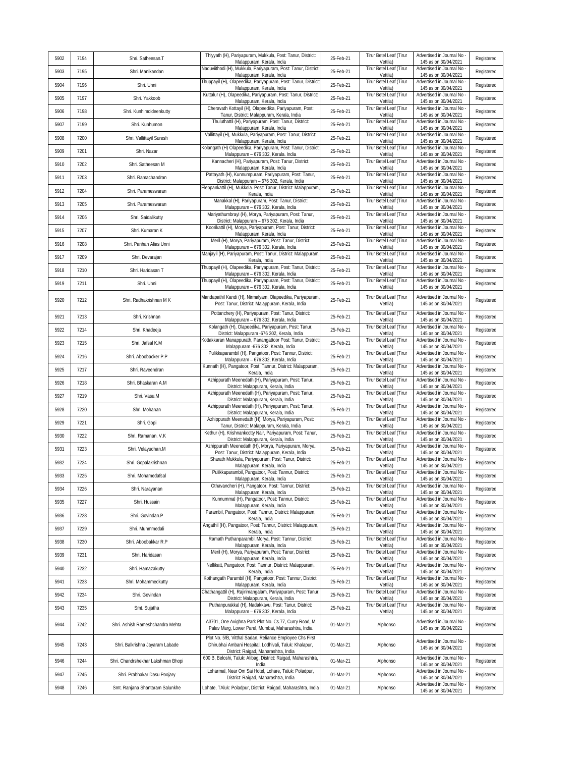| 5902 | 7194 | Shri. Satheesan.T | Thiyyath (H), Pariyapuram, Mukkula, Post: Tanur, District: Malappuram, Kerala, India | 25-Feb-21 | Tirur Betel Leaf (Tirur Vettila) | Advertised in Journal No - 145 as on 30/04/2021 | Registered |
|---|---|---|---|---|---|---|---|
| 5903 | 7195 | Shri. Manikandan | Naduviithodi (H), Mukkula, Pariyapuram, Post: Tanur, District: Malappuram, Kerala, India | 25-Feb-21 | Tirur Betel Leaf (Tirur Vettila) | Advertised in Journal No - 145 as on 30/04/2021 | Registered |
| 5904 | 7196 | Shri. Unni | Thuppayil (H), Olapeedika, Pariyapuram, Post: Tanur, District: Malappuram, Kerala, India | 25-Feb-21 | Tirur Betel Leaf (Tirur Vettila) | Advertised in Journal No - 145 as on 30/04/2021 | Registered |
| 5905 | 7197 | Shri. Yakkoob | Kuttalur (H), Olapeedika, Pariyapuram, Post: Tanur, District: Malappuram, Kerala, India | 25-Feb-21 | Tirur Betel Leaf (Tirur Vettila) | Advertised in Journal No - 145 as on 30/04/2021 | Registered |
| 5906 | 7198 | Shri. Kunhimoideenkutty | Cheravath Kottayil (H), Olapeedika, Pariyapuram, Post: Tanur, District: Malappuram, Kerala, India | 25-Feb-21 | Tirur Betel Leaf (Tirur Vettila) | Advertised in Journal No - 145 as on 30/04/2021 | Registered |
| 5907 | 7199 | Shri. Kunhumon | Thuluthattil (H), Pariyapuram, Post: Tanur, District: Malappuram, Kerala, India | 25-Feb-21 | Tirur Betel Leaf (Tirur Vettila) | Advertised in Journal No - 145 as on 30/04/2021 | Registered |
| 5908 | 7200 | Shri. Vallittayil Suresh | Vallittayil (H), Mukkula, Pariyapuram, Post: Tanur, District: Malappuram, Kerala, India | 25-Feb-21 | Tirur Betel Leaf (Tirur Vettila) | Advertised in Journal No - 145 as on 30/04/2021 | Registered |
| 5909 | 7201 | Shri. Nazar | Kolangath (H) Olapeedika, Pariyapuram, Post: Tanur, District: Malappuram – 676 302, Kerala. India | 25-Feb-21 | Tirur Betel Leaf (Tirur Vettila) | Advertised in Journal No - 145 as on 30/04/2021 | Registered |
| 5910 | 7202 | Shri. Satheesan M | Kannacheri (H), Pariyapuram, Post: Tanur, District: Malappuram, Kerala, India | 25-Feb-21 | Tirur Betel Leaf (Tirur Vettila) | Advertised in Journal No - 145 as on 30/04/2021 | Registered |
| 5911 | 7203 | Shri. Ramachandran | Pattayath (H), Kunnumpuram, Pariyapuram, Post: Tanur, District: Malappuram – 676 302, Kerala, India | 25-Feb-21 | Tirur Betel Leaf (Tirur Vettila) | Advertised in Journal No - 145 as on 30/04/2021 | Registered |
| 5912 | 7204 | Shri. Parameswaran | Eleppankattil (H), Mukkola. Post: Tanur, District: Malappuram, Kerala, India | 25-Feb-21 | Tirur Betel Leaf (Tirur Vettila) | Advertised in Journal No - 145 as on 30/04/2021 | Registered |
| 5913 | 7205 | Shri. Parameswaran | Manakkal (H), Pariyapuram, Post: Tanur, District: Malappuram – 676 302, Kerala, India | 25-Feb-21 | Tirur Betel Leaf (Tirur Vettila) | Advertised in Journal No - 145 as on 30/04/2021 | Registered |
| 5914 | 7206 | Shri. Saidalikutty | Mariyathumbrayi (H), Morya, Pariyapuram, Post: Tanur, District: Malappuram – 676 302, Kerala, India | 25-Feb-21 | Tirur Betel Leaf (Tirur Vettila) | Advertised in Journal No - 145 as on 30/04/2021 | Registered |
| 5915 | 7207 | Shri. Kumaran K | Koorikattil (H), Morya, Pariyapuram, Post: Tanur, District: Malappuram, Kerala, India | 25-Feb-21 | Tirur Betel Leaf (Tirur Vettila) | Advertised in Journal No - 145 as on 30/04/2021 | Registered |
| 5916 | 7208 | Shri. Panhan Alias Unni | Meril (H), Morya, Pariyapuram, Post: Tanur, District: Malappuram – 676 302, Kerala, India | 25-Feb-21 | Tirur Betel Leaf (Tirur Vettila) | Advertised in Journal No - 145 as on 30/04/2021 | Registered |
| 5917 | 7209 | Shri. Devarajan | Manjayil (H), Pariyapuram, Post: Tanur, District: Malappuram, Kerala, India | 25-Feb-21 | Tirur Betel Leaf (Tirur Vettila) | Advertised in Journal No - 145 as on 30/04/2021 | Registered |
| 5918 | 7210 | Shri. Haridasan T | Thuppayil (H), Olapeedika, Pariyapuram, Post: Tanur, District: Malappuram – 676 302, Kerala, India | 25-Feb-21 | Tirur Betel Leaf (Tirur Vettila) | Advertised in Journal No - 145 as on 30/04/2021 | Registered |
| 5919 | 7211 | Shri. Unni | Thuppayil (H), Olapeedika, Pariyapuram, Post: Tanur, District: Malappuram – 676 302, Kerala, India | 25-Feb-21 | Tirur Betel Leaf (Tirur Vettila) | Advertised in Journal No - 145 as on 30/04/2021 | Registered |
| 5920 | 7212 | Shri. Radhakrishnan M K | Mandapathil Kandi (H), Nirmalyam, Olapeedika, Pariyapuram, Post: Tanur, District: Malappuram, Kerala, India | 25-Feb-21 | Tirur Betel Leaf (Tirur Vettila) | Advertised in Journal No - 145 as on 30/04/2021 | Registered |
| 5921 | 7213 | Shri. Krishnan | Pottanchery (H), Pariyapuram, Post: Tanur, District: Malappuram – 676 302, Kerala, India | 25-Feb-21 | Tirur Betel Leaf (Tirur Vettila) | Advertised in Journal No - 145 as on 30/04/2021 | Registered |
| 5922 | 7214 | Shri. Khadeeja | Kolangath (H), Olapeedika, Pariyapuram, Post: Tanur, District: Malappuram -676 302, Kerala, India | 25-Feb-21 | Tirur Betel Leaf (Tirur Vettila) | Advertised in Journal No - 145 as on 30/04/2021 | Registered |
| 5923 | 7215 | Shri. Jafsal K.M | Kottakkaran Manappurath, Panangattoor Post: Tanur, District: Malappuram -676 302, Kerala, India | 25-Feb-21 | Tirur Betel Leaf (Tirur Vettila) | Advertised in Journal No - 145 as on 30/04/2021 | Registered |
| 5924 | 7216 | Shri. Aboobacker P.P | Pulikkaparambil (H), Pangatoor, Post: Tannur, District: Malappuram – 676 302, Kerala, India | 25-Feb-21 | Tirur Betel Leaf (Tirur Vettila) | Advertised in Journal No - 145 as on 30/04/2021 | Registered |
| 5925 | 7217 | Shri. Raveendran | Kunnath (H), Pangatoor, Post: Tannur, District: Malappuram, Kerala, India | 25-Feb-21 | Tirur Betel Leaf (Tirur Vettila) | Advertised in Journal No - 145 as on 30/04/2021 | Registered |
| 5926 | 7218 | Shri. Bhaskaran A.M | Azhippurath Meenedath (H), Pariyapuram, Post: Tanur, District: Malappuram, Kerala, India | 25-Feb-21 | Tirur Betel Leaf (Tirur Vettila) | Advertised in Journal No - 145 as on 30/04/2021 | Registered |
| 5927 | 7219 | Shri. Vasu.M | Azhippurath Meenedath (H), Pariyapuram, Post: Tanur, District: Malappuram, Kerala, India | 25-Feb-21 | Tirur Betel Leaf (Tirur Vettila) | Advertised in Journal No - 145 as on 30/04/2021 | Registered |
| 5928 | 7220 | Shri. Mohanan | Azhippurath Meenedath (H), Pariyapuram, Post: Tanur, District: Malappuram, Kerala, India | 25-Feb-21 | Tirur Betel Leaf (Tirur Vettila) | Advertised in Journal No - 145 as on 30/04/2021 | Registered |
| 5929 | 7221 | Shri. Gopi | Azhippurath Meenedath (H), Morya, Pariyapuram, Post: Tanur, District: Malappuram, Kerala, India | 25-Feb-21 | Tirur Betel Leaf (Tirur Vettila) | Advertised in Journal No - 145 as on 30/04/2021 | Registered |
| 5930 | 7222 | Shri. Ramanan. V.K | Kethur (H), Krishnankctty Nair, Pariyapuram, Post: Tanur, District: Malappuram, Kerala, India | 25-Feb-21 | Tirur Betel Leaf (Tirur Vettila) | Advertised in Journal No - 145 as on 30/04/2021 | Registered |
| 5931 | 7223 | Shri. Velayudhan.M | Azhippurath Meenedath (H), Morya, Pariyapuram, Morya, Post: Tanur, District: Malappuram, Kerala, India | 25-Feb-21 | Tirur Betel Leaf (Tirur Vettila) | Advertised in Journal No - 145 as on 30/04/2021 | Registered |
| 5932 | 7224 | Shri. Gopalakrishnan | Sharath Mukkula, Pariyapuram, Post: Tanur, District: Malappuram, Kerala, India | 25-Feb-21 | Tirur Betel Leaf (Tirur Vettila) | Advertised in Journal No - 145 as on 30/04/2021 | Registered |
| 5933 | 7225 | Shri. Mohamedafsal | Pulikkaparambil, Pangatoor, Post: Tannur, District: Malappuram, Kerala, India | 25-Feb-21 | Tirur Betel Leaf (Tirur Vettila) | Advertised in Journal No - 145 as on 30/04/2021 | Registered |
| 5934 | 7226 | Shri. Narayanan | Othavancheri (H), Pangatoor, Post: Tannur, District: Malappuram, Kerala, India | 25-Feb-21 | Tirur Betel Leaf (Tirur Vettila) | Advertised in Journal No - 145 as on 30/04/2021 | Registered |
| 5935 | 7227 | Shri. Hussain | Kunnummal (H), Pangatoor, Post: Tannur, District: Malappuram, Kerala, India | 25-Feb-21 | Tirur Betel Leaf (Tirur Vettila) | Advertised in Journal No - 145 as on 30/04/2021 | Registered |
| 5936 | 7228 | Shri. Govindan.P | Parambil, Pangatoor, Post: Tannur, District: Malappuram, Kerala, India | 25-Feb-21 | Tirur Betel Leaf (Tirur Vettila) | Advertised in Journal No - 145 as on 30/04/2021 | Registered |
| 5937 | 7229 | Shri. Muhmmedali | Angathil (H), Pangatoor, Post: Tannur, District: Malappuram, Kerala, India | 25-Feb-21 | Tirur Betel Leaf (Tirur Vettila) | Advertised in Journal No - 145 as on 30/04/2021 | Registered |
| 5938 | 7230 | Shri. Aboobakkar R.P | Ramath Puthanparambil,Morya, Post: Tannur, District: Malappuram, Kerala, India | 25-Feb-21 | Tirur Betel Leaf (Tirur Vettila) | Advertised in Journal No - 145 as on 30/04/2021 | Registered |
| 5939 | 7231 | Shri. Haridasan | Meril (H), Morya, Pariyapuram, Post: Tanur, District: Malappuram, Kerala, India | 25-Feb-21 | Tirur Betel Leaf (Tirur Vettila) | Advertised in Journal No - 145 as on 30/04/2021 | Registered |
| 5940 | 7232 | Shri. Hamazakutty | Nellikatt, Pangatoor, Post: Tannur, District: Malappuram, Kerala, India | 25-Feb-21 | Tirur Betel Leaf (Tirur Vettila) | Advertised in Journal No - 145 as on 30/04/2021 | Registered |
| 5941 | 7233 | Shri. Mohammedkutty | Kothangath Parambil (H), Pangatoor, Post: Tannur, District: Malappuram, Kerala, India | 25-Feb-21 | Tirur Betel Leaf (Tirur Vettila) | Advertised in Journal No - 145 as on 30/04/2021 | Registered |
| 5942 | 7234 | Shri. Govindan | Chathangattil (H), Rajirimangalam, Pariyapuram, Post: Tanur, District: Malappuram, Kerala, India | 25-Feb-21 | Tirur Betel Leaf (Tirur Vettila) | Advertised in Journal No - 145 as on 30/04/2021 | Registered |
| 5943 | 7235 | Smt. Sujatha | Puthanpurakkal (H), Nadakkavu, Post: Tanur, District: Malappuram – 676 302, Kerala, India | 25-Feb-21 | Tirur Betel Leaf (Tirur Vettila) | Advertised in Journal No - 145 as on 30/04/2021 | Registered |
| 5944 | 7242 | Shri. Ashish Rameshchandra Mehta | A3701, One Avighna Park Plot No. Cs.77, Curry Road, M Palav Marg, Lower Parel, Mumbai, Maharashtra, India | 01-Mar-21 | Alphonso | Advertised in Journal No - 145 as on 30/04/2021 | Registered |
| 5945 | 7243 | Shri. Balkrishna Jayaram Labade | Plot No. 5/B, Vitthal Sadan, Reliance Employee Chs First Dhirubhai Ambani Hospital, Lodhivali, Taluk: Khalapur, District: Raigad, Maharashtra, India | 01-Mar-21 | Alphonso | Advertised in Journal No - 145 as on 30/04/2021 | Registered |
| 5946 | 7244 | Shri. Chandrshekhar Lakshman Bhopi | 600 B, Beloshi, Taluk: Alibag, District: Raigad, Maharashtra, India | 01-Mar-21 | Alphonso | Advertised in Journal No - 145 as on 30/04/2021 | Registered |
| 5947 | 7245 | Shri. Prabhakar Dasu Poojary | Loharmal, Near Om Sai Hotel, Lohare, Taluk: Poladpur, District: Raigad, Maharashtra, India | 01-Mar-21 | Alphonso | Advertised in Journal No - 145 as on 30/04/2021 | Registered |
| 5948 | 7246 | Smt. Ranjana Shantaram Salunkhe | Lohate, TAluk: Poladpur, District: Raigad, Maharashtra, India | 01-Mar-21 | Alphonso | Advertised in Journal No - 145 as on 30/04/2021 | Registered |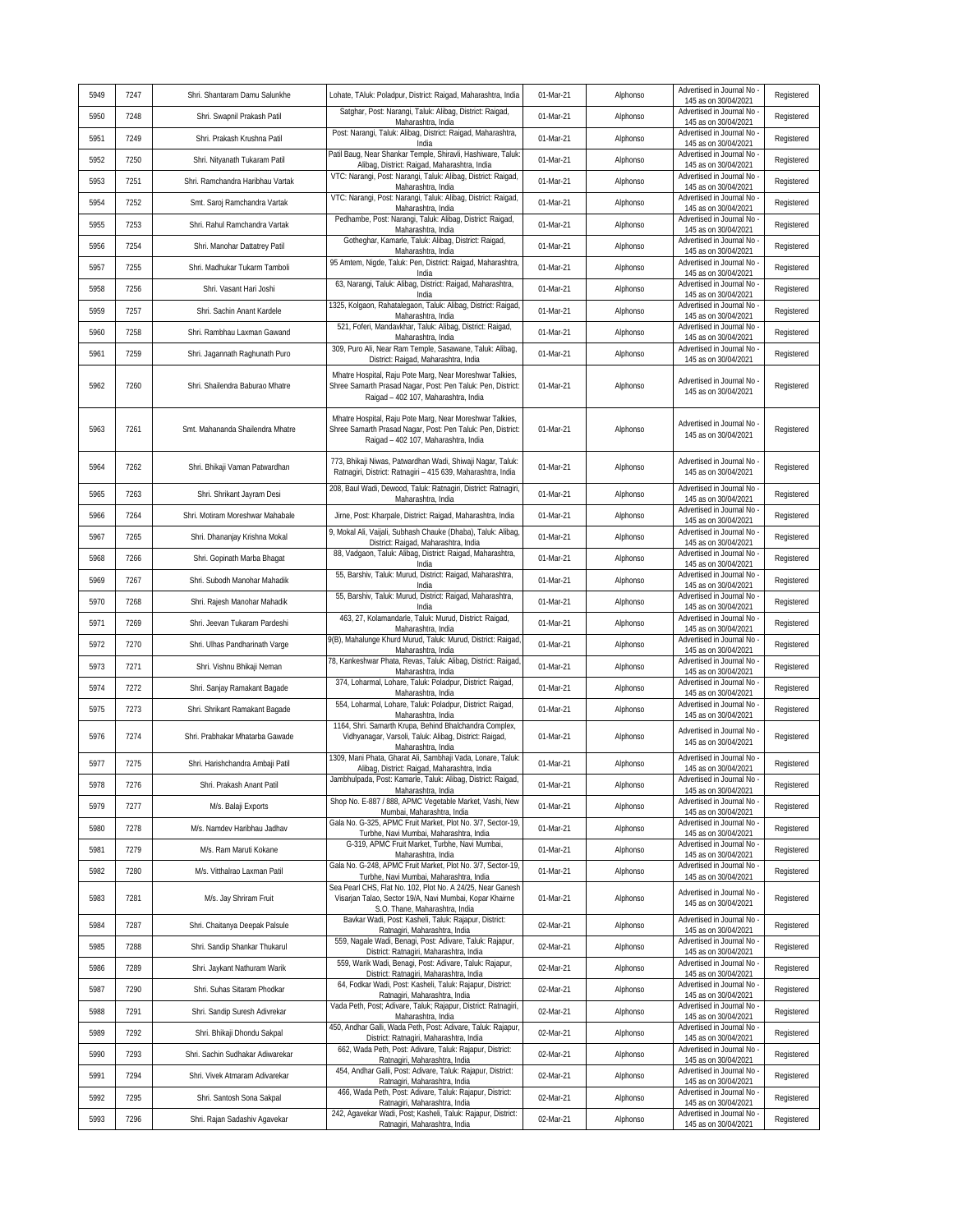| 5949 | 7247 | Shri. Shantaram Damu Salunkhe | Lohate, TAluk: Poladpur, District: Raigad, Maharashtra, India | 01-Mar-21 | Alphonso | Advertised in Journal No - 145 as on 30/04/2021 | Registered |
|---|---|---|---|---|---|---|---|
| 5950 | 7248 | Shri. Swapnil Prakash Patil | Satghar, Post: Narangi, Taluk: Alibag, District: Raigad, Maharashtra, India | 01-Mar-21 | Alphonso | Advertised in Journal No - 145 as on 30/04/2021 | Registered |
| 5951 | 7249 | Shri. Prakash Krushna Patil | Post: Narangi, Taluk: Alibag, District: Raigad, Maharashtra, India | 01-Mar-21 | Alphonso | Advertised in Journal No - 145 as on 30/04/2021 | Registered |
| 5952 | 7250 | Shri. Nityanath Tukaram Patil | Patil Baug, Near Shankar Temple, Shiravli, Hashiware, Taluk: Alibag, District: Raigad, Maharashtra, India | 01-Mar-21 | Alphonso | Advertised in Journal No - 145 as on 30/04/2021 | Registered |
| 5953 | 7251 | Shri. Ramchandra Haribhau Vartak | VTC: Narangi, Post: Narangi, Taluk: Alibag, District: Raigad, Maharashtra, India | 01-Mar-21 | Alphonso | Advertised in Journal No - 145 as on 30/04/2021 | Registered |
| 5954 | 7252 | Smt. Saroj Ramchandra Vartak | VTC: Narangi, Post: Narangi, Taluk: Alibag, District: Raigad, Maharashtra, India | 01-Mar-21 | Alphonso | Advertised in Journal No - 145 as on 30/04/2021 | Registered |
| 5955 | 7253 | Shri. Rahul Ramchandra Vartak | Pedhambe, Post: Narangi, Taluk: Alibag, District: Raigad, Maharashtra, India | 01-Mar-21 | Alphonso | Advertised in Journal No - 145 as on 30/04/2021 | Registered |
| 5956 | 7254 | Shri. Manohar Dattatrey Patil | Gotheghar, Kamarle, Taluk: Alibag, District: Raigad, Maharashtra, India | 01-Mar-21 | Alphonso | Advertised in Journal No - 145 as on 30/04/2021 | Registered |
| 5957 | 7255 | Shri. Madhukar Tukarm Tamboli | 95 Amtem, Nigde, Taluk: Pen, District: Raigad, Maharashtra, India | 01-Mar-21 | Alphonso | Advertised in Journal No - 145 as on 30/04/2021 | Registered |
| 5958 | 7256 | Shri. Vasant Hari Joshi | 63, Narangi, Taluk: Alibag, District: Raigad, Maharashtra, India | 01-Mar-21 | Alphonso | Advertised in Journal No - 145 as on 30/04/2021 | Registered |
| 5959 | 7257 | Shri. Sachin Anant Kardele | 1325, Kolgaon, Rahatalegaon, Taluk: Alibag, District: Raigad, Maharashtra, India | 01-Mar-21 | Alphonso | Advertised in Journal No - 145 as on 30/04/2021 | Registered |
| 5960 | 7258 | Shri. Rambhau Laxman Gawand | 521, Foferi, Mandavkhar, Taluk: Alibag, District: Raigad, Maharashtra, India | 01-Mar-21 | Alphonso | Advertised in Journal No - 145 as on 30/04/2021 | Registered |
| 5961 | 7259 | Shri. Jagannath Raghunath Puro | 309, Puro Ali, Near Ram Temple, Sasawane, Taluk: Alibag, District: Raigad, Maharashtra, India | 01-Mar-21 | Alphonso | Advertised in Journal No - 145 as on 30/04/2021 | Registered |
| 5962 | 7260 | Shri. Shailendra Baburao Mhatre | Mhatre Hospital, Raju Pote Marg, Near Moreshwar Talkies, Shree Samarth Prasad Nagar, Post: Pen Taluk: Pen, District: Raigad – 402 107, Maharashtra, India | 01-Mar-21 | Alphonso | Advertised in Journal No - 145 as on 30/04/2021 | Registered |
| 5963 | 7261 | Smt. Mahananda Shailendra Mhatre | Mhatre Hospital, Raju Pote Marg, Near Moreshwar Talkies, Shree Samarth Prasad Nagar, Post: Pen Taluk: Pen, District: Raigad – 402 107, Maharashtra, India | 01-Mar-21 | Alphonso | Advertised in Journal No - 145 as on 30/04/2021 | Registered |
| 5964 | 7262 | Shri. Bhikaji Vaman Patwardhan | 773, Bhikaji Niwas, Patwardhan Wadi, Shiwaji Nagar, Taluk: Ratnagiri, District: Ratnagiri – 415 639, Maharashtra, India | 01-Mar-21 | Alphonso | Advertised in Journal No - 145 as on 30/04/2021 | Registered |
| 5965 | 7263 | Shri. Shrikant Jayram Desi | 208, Baul Wadi, Dewood, Taluk: Ratnagiri, District: Ratnagiri, Maharashtra, India | 01-Mar-21 | Alphonso | Advertised in Journal No - 145 as on 30/04/2021 | Registered |
| 5966 | 7264 | Shri. Motiram Moreshwar Mahabale | Jirne, Post: Kharpale, District: Raigad, Maharashtra, India | 01-Mar-21 | Alphonso | Advertised in Journal No - 145 as on 30/04/2021 | Registered |
| 5967 | 7265 | Shri. Dhananjay Krishna Mokal | 9, Mokal Ali, Vaijali, Subhash Chauke (Dhaba), Taluk: Alibag, District: Raigad, Maharashtra, India | 01-Mar-21 | Alphonso | Advertised in Journal No - 145 as on 30/04/2021 | Registered |
| 5968 | 7266 | Shri. Gopinath Marba Bhagat | 88, Vadgaon, Taluk: Alibag, District: Raigad, Maharashtra, India | 01-Mar-21 | Alphonso | Advertised in Journal No - 145 as on 30/04/2021 | Registered |
| 5969 | 7267 | Shri. Subodh Manohar Mahadik | 55, Barshiv, Taluk: Murud, District: Raigad, Maharashtra, India | 01-Mar-21 | Alphonso | Advertised in Journal No - 145 as on 30/04/2021 | Registered |
| 5970 | 7268 | Shri. Rajesh Manohar Mahadik | 55, Barshiv, Taluk: Murud, District: Raigad, Maharashtra, India | 01-Mar-21 | Alphonso | Advertised in Journal No - 145 as on 30/04/2021 | Registered |
| 5971 | 7269 | Shri. Jeevan Tukaram Pardeshi | 463, 27, Kolamandarle, Taluk: Murud, District: Raigad, Maharashtra, India | 01-Mar-21 | Alphonso | Advertised in Journal No - 145 as on 30/04/2021 | Registered |
| 5972 | 7270 | Shri. Ulhas Pandharinath Varge | 9(B), Mahalunge Khurd Murud, Taluk: Murud, District: Raigad, Maharashtra, India | 01-Mar-21 | Alphonso | Advertised in Journal No - 145 as on 30/04/2021 | Registered |
| 5973 | 7271 | Shri. Vishnu Bhikaji Neman | 78, Kankeshwar Phata, Revas, Taluk: Alibag, District: Raigad, Maharashtra, India | 01-Mar-21 | Alphonso | Advertised in Journal No - 145 as on 30/04/2021 | Registered |
| 5974 | 7272 | Shri. Sanjay Ramakant Bagade | 374, Loharmal, Lohare, Taluk: Poladpur, District: Raigad, Maharashtra, India | 01-Mar-21 | Alphonso | Advertised in Journal No - 145 as on 30/04/2021 | Registered |
| 5975 | 7273 | Shri. Shrikant Ramakant Bagade | 554, Loharmal, Lohare, Taluk: Poladpur, District: Raigad, Maharashtra, India | 01-Mar-21 | Alphonso | Advertised in Journal No - 145 as on 30/04/2021 | Registered |
| 5976 | 7274 | Shri. Prabhakar Mhatarba Gawade | 1164, Shri. Samarth Krupa, Behind Bhalchandra Complex, Vidhyanagar, Varsoli, Taluk: Alibag, District: Raigad, Maharashtra, India | 01-Mar-21 | Alphonso | Advertised in Journal No - 145 as on 30/04/2021 | Registered |
| 5977 | 7275 | Shri. Harishchandra Ambaji Patil | 1309, Mani Phata, Gharat Ali, Sambhaji Vada, Lonare, Taluk: Alibag, District: Raigad, Maharashtra, India | 01-Mar-21 | Alphonso | Advertised in Journal No - 145 as on 30/04/2021 | Registered |
| 5978 | 7276 | Shri. Prakash Anant Patil | Jambhulpada, Post: Kamarle, Taluk: Alibag, District: Raigad, Maharashtra, India | 01-Mar-21 | Alphonso | Advertised in Journal No - 145 as on 30/04/2021 | Registered |
| 5979 | 7277 | M/s. Balaji Exports | Shop No. E-887 / 888, APMC Vegetable Market, Vashi, New Mumbai, Maharashtra, India | 01-Mar-21 | Alphonso | Advertised in Journal No - 145 as on 30/04/2021 | Registered |
| 5980 | 7278 | M/s. Namdev Haribhau Jadhav | Gala No. G-325, APMC Fruit Market, Plot No. 3/7, Sector-19, Turbhe, Navi Mumbai, Maharashtra, India | 01-Mar-21 | Alphonso | Advertised in Journal No - 145 as on 30/04/2021 | Registered |
| 5981 | 7279 | M/s. Ram Maruti Kokane | G-319, APMC Fruit Market, Turbhe, Navi Mumbai, Maharashtra, India | 01-Mar-21 | Alphonso | Advertised in Journal No - 145 as on 30/04/2021 | Registered |
| 5982 | 7280 | M/s. Vitthalrao Laxman Patil | Gala No. G-248, APMC Fruit Market, Plot No. 3/7, Sector-19, Turbhe, Navi Mumbai, Maharashtra, India | 01-Mar-21 | Alphonso | Advertised in Journal No - 145 as on 30/04/2021 | Registered |
| 5983 | 7281 | M/s. Jay Shriram Fruit | Sea Pearl CHS, Flat No. 102, Plot No. A 24/25, Near Ganesh Visarjan Talao, Sector 19/A, Navi Mumbai, Kopar Khairne S.O. Thane, Maharashtra, India | 01-Mar-21 | Alphonso | Advertised in Journal No - 145 as on 30/04/2021 | Registered |
| 5984 | 7287 | Shri. Chaitanya Deepak Palsule | Bavkar Wadi, Post: Kasheli, Taluk: Rajapur, District: Ratnagiri, Maharashtra, India | 02-Mar-21 | Alphonso | Advertised in Journal No - 145 as on 30/04/2021 | Registered |
| 5985 | 7288 | Shri. Sandip Shankar Thukarul | 559, Nagale Wadi, Benagi, Post: Adivare, Taluk: Rajapur, District: Ratnagiri, Maharashtra, India | 02-Mar-21 | Alphonso | Advertised in Journal No - 145 as on 30/04/2021 | Registered |
| 5986 | 7289 | Shri. Jaykant Nathuram Warik | 559, Warik Wadi, Benagi, Post: Adivare, Taluk: Rajapur, District: Ratnagiri, Maharashtra, India | 02-Mar-21 | Alphonso | Advertised in Journal No - 145 as on 30/04/2021 | Registered |
| 5987 | 7290 | Shri. Suhas Sitaram Phodkar | 64, Fodkar Wadi, Post: Kasheli, Taluk: Rajapur, District: Ratnagiri, Maharashtra, India | 02-Mar-21 | Alphonso | Advertised in Journal No - 145 as on 30/04/2021 | Registered |
| 5988 | 7291 | Shri. Sandip Suresh Adivrekar | Vada Peth, Post; Adivare, Taluk; Rajapur, District: Ratnagiri, Maharashtra, India | 02-Mar-21 | Alphonso | Advertised in Journal No - 145 as on 30/04/2021 | Registered |
| 5989 | 7292 | Shri. Bhikaji Dhondu Sakpal | 450, Andhar Galli, Wada Peth, Post: Adivare, Taluk: Rajapur, District: Ratnagiri, Maharashtra, India | 02-Mar-21 | Alphonso | Advertised in Journal No - 145 as on 30/04/2021 | Registered |
| 5990 | 7293 | Shri. Sachin Sudhakar Adiwarekar | 662, Wada Peth, Post: Adivare, Taluk: Rajapur, District: Ratnagiri, Maharashtra, India | 02-Mar-21 | Alphonso | Advertised in Journal No - 145 as on 30/04/2021 | Registered |
| 5991 | 7294 | Shri. Vivek Atmaram Adivarekar | 454, Andhar Galli, Post: Adivare, Taluk: Rajapur, District: Ratnagiri, Maharashtra, India | 02-Mar-21 | Alphonso | Advertised in Journal No - 145 as on 30/04/2021 | Registered |
| 5992 | 7295 | Shri. Santosh Sona Sakpal | 466, Wada Peth, Post: Adivare, Taluk: Rajapur, District: Ratnagiri, Maharashtra, India | 02-Mar-21 | Alphonso | Advertised in Journal No - 145 as on 30/04/2021 | Registered |
| 5993 | 7296 | Shri. Rajan Sadashiv Agavekar | 242, Agavekar Wadi, Post; Kasheli, Taluk: Rajapur, District: Ratnagiri, Maharashtra, India | 02-Mar-21 | Alphonso | Advertised in Journal No - 145 as on 30/04/2021 | Registered |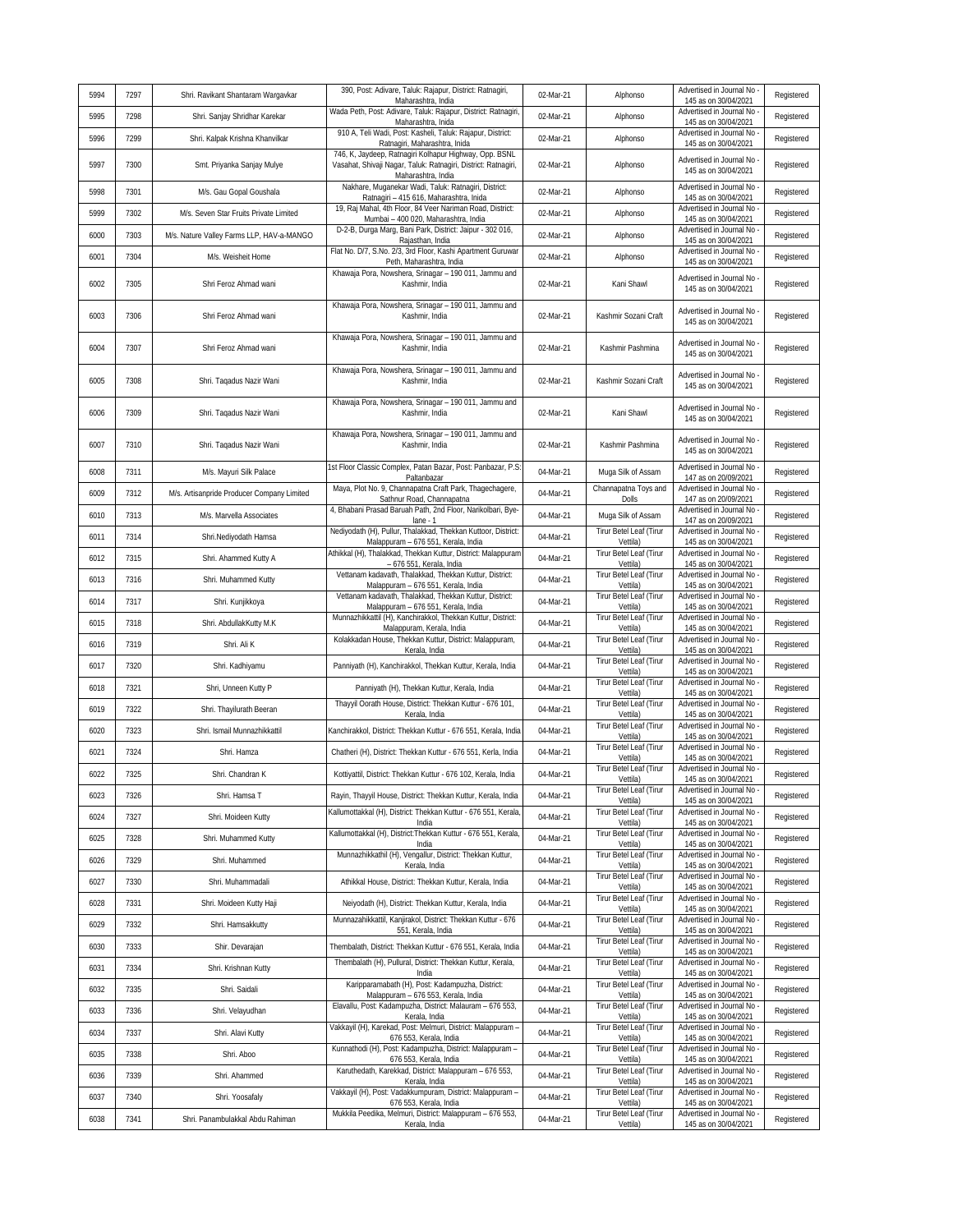| 5994 | 7297 | Shri. Ravikant Shantaram Wargavkar | 390, Post: Adivare, Taluk: Rajapur, District: Ratnagiri, Maharashtra, India | 02-Mar-21 | Alphonso | Advertised in Journal No - 145 as on 30/04/2021 | Registered |
|---|---|---|---|---|---|---|---|
| 5995 | 7298 | Shri. Sanjay Shridhar Karekar | Wada Peth, Post: Adivare, Taluk: Rajapur, District: Ratnagiri, Maharashtra, Inida | 02-Mar-21 | Alphonso | Advertised in Journal No - 145 as on 30/04/2021 | Registered |
| 5996 | 7299 | Shri. Kalpak Krishna Khanvilkar | 910 A, Teli Wadi, Post: Kasheli, Taluk: Rajapur, District: Ratnagiri, Maharashtra, Inida | 02-Mar-21 | Alphonso | Advertised in Journal No - 145 as on 30/04/2021 | Registered |
| 5997 | 7300 | Smt. Priyanka Sanjay Mulye | 746, K, Jaydeep, Ratnagiri Kolhapur Highway, Opp. BSNL Vasahat, Shivaji Nagar, Taluk: Ratnagiri, District: Ratnagiri, Maharashtra, India | 02-Mar-21 | Alphonso | Advertised in Journal No - 145 as on 30/04/2021 | Registered |
| 5998 | 7301 | M/s. Gau Gopal Goushala | Nakhare, Muganekar Wadi, Taluk: Ratnagiri, District: Ratnagiri – 415 616, Maharashtra, Inida | 02-Mar-21 | Alphonso | Advertised in Journal No - 145 as on 30/04/2021 | Registered |
| 5999 | 7302 | M/s. Seven Star Fruits Private Limited | 19, Raj Mahal, 4th Floor, 84 Veer Nariman Road, District: Mumbai – 400 020, Maharashtra, India | 02-Mar-21 | Alphonso | Advertised in Journal No - 145 as on 30/04/2021 | Registered |
| 6000 | 7303 | M/s. Nature Valley Farms LLP, HAV-a-MANGO | D-2-B, Durga Marg, Bani Park, District: Jaipur - 302 016, Rajasthan, India | 02-Mar-21 | Alphonso | Advertised in Journal No - 145 as on 30/04/2021 | Registered |
| 6001 | 7304 | M/s. Weisheit Home | Flat No. D/7, S.No. 2/3, 3rd Floor, Kashi Apartment Guruwar Peth, Maharashtra, India | 02-Mar-21 | Alphonso | Advertised in Journal No - 145 as on 30/04/2021 | Registered |
| 6002 | 7305 | Shri Feroz Ahmad wani | Khawaja Pora, Nowshera, Srinagar – 190 011, Jammu and Kashmir, India | 02-Mar-21 | Kani Shawl | Advertised in Journal No - 145 as on 30/04/2021 | Registered |
| 6003 | 7306 | Shri Feroz Ahmad wani | Khawaja Pora, Nowshera, Srinagar – 190 011, Jammu and Kashmir, India | 02-Mar-21 | Kashmir Sozani Craft | Advertised in Journal No - 145 as on 30/04/2021 | Registered |
| 6004 | 7307 | Shri Feroz Ahmad wani | Khawaja Pora, Nowshera, Srinagar – 190 011, Jammu and Kashmir, India | 02-Mar-21 | Kashmir Pashmina | Advertised in Journal No - 145 as on 30/04/2021 | Registered |
| 6005 | 7308 | Shri. Taqadus Nazir Wani | Khawaja Pora, Nowshera, Srinagar – 190 011, Jammu and Kashmir, India | 02-Mar-21 | Kashmir Sozani Craft | Advertised in Journal No - 145 as on 30/04/2021 | Registered |
| 6006 | 7309 | Shri. Taqadus Nazir Wani | Khawaja Pora, Nowshera, Srinagar – 190 011, Jammu and Kashmir, India | 02-Mar-21 | Kani Shawl | Advertised in Journal No - 145 as on 30/04/2021 | Registered |
| 6007 | 7310 | Shri. Taqadus Nazir Wani | Khawaja Pora, Nowshera, Srinagar – 190 011, Jammu and Kashmir, India | 02-Mar-21 | Kashmir Pashmina | Advertised in Journal No - 145 as on 30/04/2021 | Registered |
| 6008 | 7311 | M/s. Mayuri Silk Palace | 1st Floor Classic Complex, Patan Bazar, Post: Panbazar, P.S: Paltanbazar | 04-Mar-21 | Muga Silk of Assam | Advertised in Journal No - 147 as on 20/09/2021 | Registered |
| 6009 | 7312 | M/s. Artisanpride Producer Company Limited | Maya, Plot No. 9, Channapatna Craft Park, Thagechagere, Sathnur Road, Channapatna | 04-Mar-21 | Channapatna Toys and Dolls | Advertised in Journal No - 147 as on 20/09/2021 | Registered |
| 6010 | 7313 | M/s. Marvella Associates | 4, Bhabani Prasad Baruah Path, 2nd Floor, Narikolbari, Bye-lane - 1 | 04-Mar-21 | Muga Silk of Assam | Advertised in Journal No - 147 as on 20/09/2021 | Registered |
| 6011 | 7314 | Shri.Nediyodath Hamsa | Nediyodath (H), Pullur, Thalakkad, Thekkan Kuttoor, District: Malappuram – 676 551, Kerala, India | 04-Mar-21 | Tirur Betel Leaf (Tirur Vettila) | Advertised in Journal No - 145 as on 30/04/2021 | Registered |
| 6012 | 7315 | Shri. Ahammed Kutty A | Athikkal (H), Thalakkad, Thekkan Kuttur, District: Malappuram – 676 551, Kerala, India | 04-Mar-21 | Tirur Betel Leaf (Tirur Vettila) | Advertised in Journal No - 145 as on 30/04/2021 | Registered |
| 6013 | 7316 | Shri. Muhammed Kutty | Vettanam kadavath, Thalakkad, Thekkan Kuttur, District: Malappuram – 676 551, Kerala, India | 04-Mar-21 | Tirur Betel Leaf (Tirur Vettila) | Advertised in Journal No - 145 as on 30/04/2021 | Registered |
| 6014 | 7317 | Shri. Kunjikkoya | Vettanam kadavath, Thalakkad, Thekkan Kuttur, District: Malappuram – 676 551, Kerala, India | 04-Mar-21 | Tirur Betel Leaf (Tirur Vettila) | Advertised in Journal No - 145 as on 30/04/2021 | Registered |
| 6015 | 7318 | Shri. AbdullakKutty M.K | Munnazhikkattil (H), Kanchirakkol, Thekkan Kuttur, District: Malappuram, Kerala, India | 04-Mar-21 | Tirur Betel Leaf (Tirur Vettila) | Advertised in Journal No - 145 as on 30/04/2021 | Registered |
| 6016 | 7319 | Shri. Ali K | Kolakkadan House, Thekkan Kuttur, District: Malappuram, Kerala, India | 04-Mar-21 | Tirur Betel Leaf (Tirur Vettila) | Advertised in Journal No - 145 as on 30/04/2021 | Registered |
| 6017 | 7320 | Shri. Kadhiyamu | Panniyath (H), Kanchirakkol, Thekkan Kuttur, Kerala, India | 04-Mar-21 | Tirur Betel Leaf (Tirur Vettila) | Advertised in Journal No - 145 as on 30/04/2021 | Registered |
| 6018 | 7321 | Shri, Unneen Kutty P | Panniyath (H), Thekkan Kuttur, Kerala, India | 04-Mar-21 | Tirur Betel Leaf (Tirur Vettila) | Advertised in Journal No - 145 as on 30/04/2021 | Registered |
| 6019 | 7322 | Shri. Thayilurath Beeran | Thayyil Oorath House, District: Thekkan Kuttur - 676 101, Kerala, India | 04-Mar-21 | Tirur Betel Leaf (Tirur Vettila) | Advertised in Journal No - 145 as on 30/04/2021 | Registered |
| 6020 | 7323 | Shri. Ismail Munnazhikkattil | Kanchirakkol, District: Thekkan Kuttur - 676 551, Kerala, India | 04-Mar-21 | Tirur Betel Leaf (Tirur Vettila) | Advertised in Journal No - 145 as on 30/04/2021 | Registered |
| 6021 | 7324 | Shri. Hamza | Chatheri (H), District: Thekkan Kuttur - 676 551, Kerla, India | 04-Mar-21 | Tirur Betel Leaf (Tirur Vettila) | Advertised in Journal No - 145 as on 30/04/2021 | Registered |
| 6022 | 7325 | Shri. Chandran K | Kottiyattil, District: Thekkan Kuttur - 676 102, Kerala, India | 04-Mar-21 | Tirur Betel Leaf (Tirur Vettila) | Advertised in Journal No - 145 as on 30/04/2021 | Registered |
| 6023 | 7326 | Shri. Hamsa T | Rayin, Thayyil House, District: Thekkan Kuttur, Kerala, India | 04-Mar-21 | Tirur Betel Leaf (Tirur Vettila) | Advertised in Journal No - 145 as on 30/04/2021 | Registered |
| 6024 | 7327 | Shri. Moideen Kutty | Kallumottakkal (H), District: Thekkan Kuttur - 676 551, Kerala, India | 04-Mar-21 | Tirur Betel Leaf (Tirur Vettila) | Advertised in Journal No - 145 as on 30/04/2021 | Registered |
| 6025 | 7328 | Shri. Muhammed Kutty | Kallumottakkal (H), District:Thekkan Kuttur - 676 551, Kerala, India | 04-Mar-21 | Tirur Betel Leaf (Tirur Vettila) | Advertised in Journal No - 145 as on 30/04/2021 | Registered |
| 6026 | 7329 | Shri. Muhammed | Munnazhikkathil (H), Vengallur, District: Thekkan Kuttur, Kerala, India | 04-Mar-21 | Tirur Betel Leaf (Tirur Vettila) | Advertised in Journal No - 145 as on 30/04/2021 | Registered |
| 6027 | 7330 | Shri. Muhammadali | Athikkal House, District: Thekkan Kuttur, Kerala, India | 04-Mar-21 | Tirur Betel Leaf (Tirur Vettila) | Advertised in Journal No - 145 as on 30/04/2021 | Registered |
| 6028 | 7331 | Shri. Moideen Kutty Haji | Neiyodath (H), District: Thekkan Kuttur, Kerala, India | 04-Mar-21 | Tirur Betel Leaf (Tirur Vettila) | Advertised in Journal No - 145 as on 30/04/2021 | Registered |
| 6029 | 7332 | Shri. Hamsakkutty | Munnazahikkattil, Kanjirakol, District: Thekkan Kuttur - 676 551, Kerala, India | 04-Mar-21 | Tirur Betel Leaf (Tirur Vettila) | Advertised in Journal No - 145 as on 30/04/2021 | Registered |
| 6030 | 7333 | Shir. Devarajan | Thembalath, District: Thekkan Kuttur - 676 551, Kerala, India | 04-Mar-21 | Tirur Betel Leaf (Tirur Vettila) | Advertised in Journal No - 145 as on 30/04/2021 | Registered |
| 6031 | 7334 | Shri. Krishnan Kutty | Thembalath (H), Pullural, District: Thekkan Kuttur, Kerala, India | 04-Mar-21 | Tirur Betel Leaf (Tirur Vettila) | Advertised in Journal No - 145 as on 30/04/2021 | Registered |
| 6032 | 7335 | Shri. Saidali | Karipparamabath (H), Post: Kadampuzha, District: Malappuram – 676 553, Kerala, India | 04-Mar-21 | Tirur Betel Leaf (Tirur Vettila) | Advertised in Journal No - 145 as on 30/04/2021 | Registered |
| 6033 | 7336 | Shri. Velayudhan | Elavallu, Post: Kadampuzha, District: Malauram – 676 553, Kerala, India | 04-Mar-21 | Tirur Betel Leaf (Tirur Vettila) | Advertised in Journal No - 145 as on 30/04/2021 | Registered |
| 6034 | 7337 | Shri. Alavi Kutty | Vakkayil (H), Karekad, Post: Melmuri, District: Malappuram – 676 553, Kerala, India | 04-Mar-21 | Tirur Betel Leaf (Tirur Vettila) | Advertised in Journal No - 145 as on 30/04/2021 | Registered |
| 6035 | 7338 | Shri. Aboo | Kunnathodi (H), Post: Kadampuzha, District: Malappuram – 676 553, Kerala, India | 04-Mar-21 | Tirur Betel Leaf (Tirur Vettila) | Advertised in Journal No - 145 as on 30/04/2021 | Registered |
| 6036 | 7339 | Shri. Ahammed | Karuthedath, Karekkad, District: Malappuram – 676 553, Kerala, India | 04-Mar-21 | Tirur Betel Leaf (Tirur Vettila) | Advertised in Journal No - 145 as on 30/04/2021 | Registered |
| 6037 | 7340 | Shri. Yoosafaly | Vakkayil (H), Post: Vadakkumpuram, District: Malappuram – 676 553, Kerala, India | 04-Mar-21 | Tirur Betel Leaf (Tirur Vettila) | Advertised in Journal No - 145 as on 30/04/2021 | Registered |
| 6038 | 7341 | Shri. Panambulakkal Abdu Rahiman | Mukkila Peedika, Melmuri, District: Malappuram – 676 553, Kerala, India | 04-Mar-21 | Tirur Betel Leaf (Tirur Vettila) | Advertised in Journal No - 145 as on 30/04/2021 | Registered |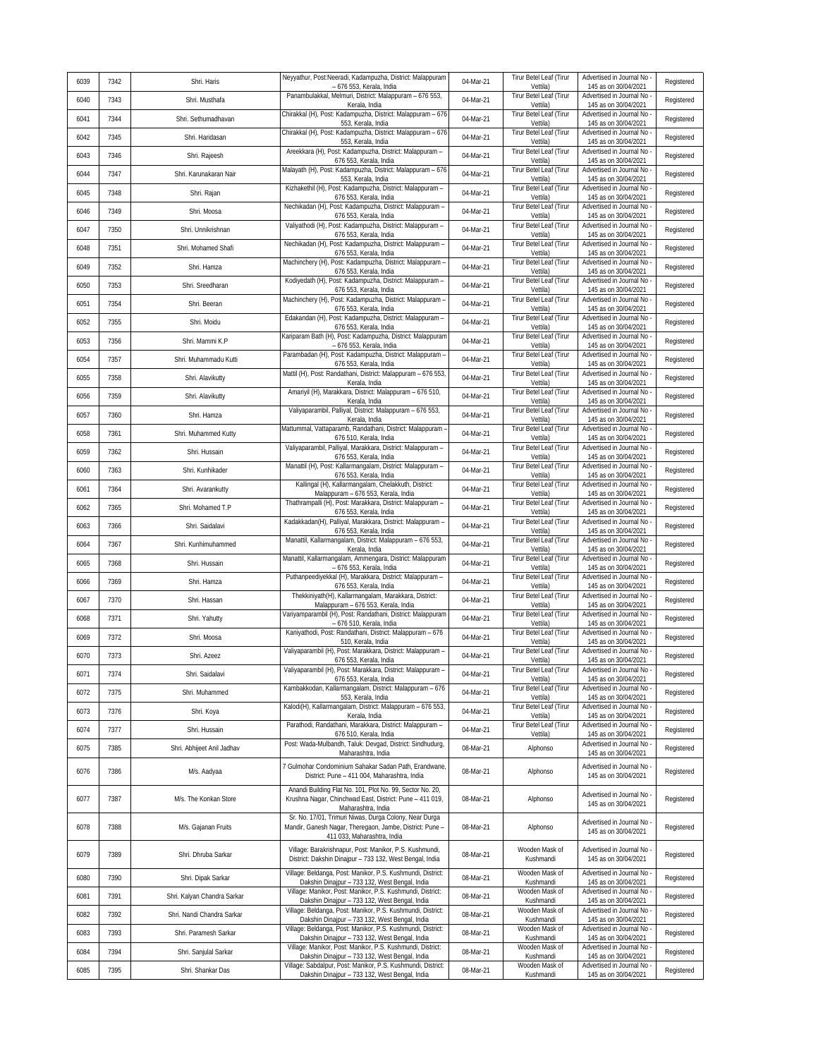| 6039 | 7342 | Shri. Haris | Neyyathur, Post:Neeradi, Kadampuzha, District: Malappuram – 676 553, Kerala, India | 04-Mar-21 | Tirur Betel Leaf (Tirur Vettila) | Advertised in Journal No - 145 as on 30/04/2021 | Registered |
|---|---|---|---|---|---|---|---|
| 6040 | 7343 | Shri. Musthafa | Panambulakkal, Melmuri, District: Malappuram – 676 553, Kerala, India | 04-Mar-21 | Tirur Betel Leaf (Tirur Vettila) | Advertised in Journal No - 145 as on 30/04/2021 | Registered |
| 6041 | 7344 | Shri. Sethumadhavan | Chirakkal (H), Post: Kadampuzha, District: Malappuram – 676 553, Kerala, India | 04-Mar-21 | Tirur Betel Leaf (Tirur Vettila) | Advertised in Journal No - 145 as on 30/04/2021 | Registered |
| 6042 | 7345 | Shri. Haridasan | Chirakkal (H), Post: Kadampuzha, District: Malappuram – 676 553, Kerala, India | 04-Mar-21 | Tirur Betel Leaf (Tirur Vettila) | Advertised in Journal No - 145 as on 30/04/2021 | Registered |
| 6043 | 7346 | Shri. Rajeesh | Areekkara (H), Post: Kadampuzha, District: Malappuram – 676 553, Kerala, India | 04-Mar-21 | Tirur Betel Leaf (Tirur Vettila) | Advertised in Journal No - 145 as on 30/04/2021 | Registered |
| 6044 | 7347 | Shri. Karunakaran Nair | Malayath (H), Post: Kadampuzha, District: Malappuram – 676 553, Kerala, India | 04-Mar-21 | Tirur Betel Leaf (Tirur Vettila) | Advertised in Journal No - 145 as on 30/04/2021 | Registered |
| 6045 | 7348 | Shri. Rajan | Kizhakethil (H), Post: Kadampuzha, District: Malappuram – 676 553, Kerala, India | 04-Mar-21 | Tirur Betel Leaf (Tirur Vettila) | Advertised in Journal No - 145 as on 30/04/2021 | Registered |
| 6046 | 7349 | Shri. Moosa | Nechikadan (H), Post: Kadampuzha, District: Malappuram – 676 553, Kerala, India | 04-Mar-21 | Tirur Betel Leaf (Tirur Vettila) | Advertised in Journal No - 145 as on 30/04/2021 | Registered |
| 6047 | 7350 | Shri. Unnikrishnan | Valiyathodi (H), Post: Kadampuzha, District: Malappuram – 676 553, Kerala, India | 04-Mar-21 | Tirur Betel Leaf (Tirur Vettila) | Advertised in Journal No - 145 as on 30/04/2021 | Registered |
| 6048 | 7351 | Shri. Mohamed Shafi | Nechikadan (H), Post: Kadampuzha, District: Malappuram – 676 553, Kerala, India | 04-Mar-21 | Tirur Betel Leaf (Tirur Vettila) | Advertised in Journal No - 145 as on 30/04/2021 | Registered |
| 6049 | 7352 | Shri. Hamza | Machinchery (H), Post: Kadampuzha, District: Malappuram – 676 553, Kerala, India | 04-Mar-21 | Tirur Betel Leaf (Tirur Vettila) | Advertised in Journal No - 145 as on 30/04/2021 | Registered |
| 6050 | 7353 | Shri. Sreedharan | Kodiyedath (H), Post: Kadampuzha, District: Malappuram – 676 553, Kerala, India | 04-Mar-21 | Tirur Betel Leaf (Tirur Vettila) | Advertised in Journal No - 145 as on 30/04/2021 | Registered |
| 6051 | 7354 | Shri. Beeran | Machinchery (H), Post: Kadampuzha, District: Malappuram – 676 553, Kerala, India | 04-Mar-21 | Tirur Betel Leaf (Tirur Vettila) | Advertised in Journal No - 145 as on 30/04/2021 | Registered |
| 6052 | 7355 | Shri. Moidu | Edakandan (H), Post: Kadampuzha, District: Malappuram – 676 553, Kerala, India | 04-Mar-21 | Tirur Betel Leaf (Tirur Vettila) | Advertised in Journal No - 145 as on 30/04/2021 | Registered |
| 6053 | 7356 | Shri. Mammi K.P | Kariparam Bath (H), Post: Kadampuzha, District: Malappuram – 676 553, Kerala, India | 04-Mar-21 | Tirur Betel Leaf (Tirur Vettila) | Advertised in Journal No - 145 as on 30/04/2021 | Registered |
| 6054 | 7357 | Shri. Muhammadu Kutti | Parambadan (H), Post: Kadampuzha, District: Malappuram – 676 553, Kerala, India | 04-Mar-21 | Tirur Betel Leaf (Tirur Vettila) | Advertised in Journal No - 145 as on 30/04/2021 | Registered |
| 6055 | 7358 | Shri. Alavikutty | Mattil (H), Post: Randathani, District: Malappuram – 676 553, Kerala, India | 04-Mar-21 | Tirur Betel Leaf (Tirur Vettila) | Advertised in Journal No - 145 as on 30/04/2021 | Registered |
| 6056 | 7359 | Shri. Alavikutty | Amariyil (H), Marakkara, District: Malappuram – 676 510, Kerala, India | 04-Mar-21 | Tirur Betel Leaf (Tirur Vettila) | Advertised in Journal No - 145 as on 30/04/2021 | Registered |
| 6057 | 7360 | Shri. Hamza | Valiyaparambil, Palliyal, District: Malappuram – 676 553, Kerala, India | 04-Mar-21 | Tirur Betel Leaf (Tirur Vettila) | Advertised in Journal No - 145 as on 30/04/2021 | Registered |
| 6058 | 7361 | Shri. Muhammed Kutty | Mattummal, Vattaparamb, Randathani, District: Malappuram – 676 510, Kerala, India | 04-Mar-21 | Tirur Betel Leaf (Tirur Vettila) | Advertised in Journal No - 145 as on 30/04/2021 | Registered |
| 6059 | 7362 | Shri. Hussain | Valiyaparambil, Palliyal, Marakkara, District: Malappuram – 676 553, Kerala, India | 04-Mar-21 | Tirur Betel Leaf (Tirur Vettila) | Advertised in Journal No - 145 as on 30/04/2021 | Registered |
| 6060 | 7363 | Shri. Kunhikader | Manattil (H), Post: Kallarmangalam, District: Malappuram – 676 553, Kerala, India | 04-Mar-21 | Tirur Betel Leaf (Tirur Vettila) | Advertised in Journal No - 145 as on 30/04/2021 | Registered |
| 6061 | 7364 | Shri. Avarankutty | Kallingal (H), Kallarmangalam, Chelakkuth, District: Malappuram – 676 553, Kerala, India | 04-Mar-21 | Tirur Betel Leaf (Tirur Vettila) | Advertised in Journal No - 145 as on 30/04/2021 | Registered |
| 6062 | 7365 | Shri. Mohamed T.P | Thathrampalli (H), Post: Marakkara, District: Malappuram – 676 553, Kerala, India | 04-Mar-21 | Tirur Betel Leaf (Tirur Vettila) | Advertised in Journal No - 145 as on 30/04/2021 | Registered |
| 6063 | 7366 | Shri. Saidalavi | Kadakkadan(H), Palliyal, Marakkara, District: Malappuram – 676 553, Kerala, India | 04-Mar-21 | Tirur Betel Leaf (Tirur Vettila) | Advertised in Journal No - 145 as on 30/04/2021 | Registered |
| 6064 | 7367 | Shri. Kunhimuhammed | Manattil, Kallarmangalam, District: Malappuram – 676 553, Kerala, India | 04-Mar-21 | Tirur Betel Leaf (Tirur Vettila) | Advertised in Journal No - 145 as on 30/04/2021 | Registered |
| 6065 | 7368 | Shri. Hussain | Manattil, Kallarmangalam, Ammengara, District: Malappuram – 676 553, Kerala, India | 04-Mar-21 | Tirur Betel Leaf (Tirur Vettila) | Advertised in Journal No - 145 as on 30/04/2021 | Registered |
| 6066 | 7369 | Shri. Hamza | Puthanpeediyekkal (H), Marakkara, District: Malappuram – 676 553, Kerala, India | 04-Mar-21 | Tirur Betel Leaf (Tirur Vettila) | Advertised in Journal No - 145 as on 30/04/2021 | Registered |
| 6067 | 7370 | Shri. Hassan | Thekkiniyath(H), Kallarmangalam, Marakkara, District: Malappuram – 676 553, Kerala, India | 04-Mar-21 | Tirur Betel Leaf (Tirur Vettila) | Advertised in Journal No - 145 as on 30/04/2021 | Registered |
| 6068 | 7371 | Shri. Yahutty | Variyamparambil (H), Post: Randathani, District: Malappuram – 676 510, Kerala, India | 04-Mar-21 | Tirur Betel Leaf (Tirur Vettila) | Advertised in Journal No - 145 as on 30/04/2021 | Registered |
| 6069 | 7372 | Shri. Moosa | Kaniyathodi, Post: Randathani, District: Malappuram – 676 510, Kerala, India | 04-Mar-21 | Tirur Betel Leaf (Tirur Vettila) | Advertised in Journal No - 145 as on 30/04/2021 | Registered |
| 6070 | 7373 | Shri. Azeez | Valiyaparambil (H), Post: Marakkara, District: Malappuram – 676 553, Kerala, India | 04-Mar-21 | Tirur Betel Leaf (Tirur Vettila) | Advertised in Journal No - 145 as on 30/04/2021 | Registered |
| 6071 | 7374 | Shri. Saidalavi | Valiyaparambil (H), Post: Marakkara, District: Malappuram – 676 553, Kerala, India | 04-Mar-21 | Tirur Betel Leaf (Tirur Vettila) | Advertised in Journal No - 145 as on 30/04/2021 | Registered |
| 6072 | 7375 | Shri. Muhammed | Kambakkodan, Kallarmangalam, District: Malappuram – 676 553, Kerala, India | 04-Mar-21 | Tirur Betel Leaf (Tirur Vettila) | Advertised in Journal No - 145 as on 30/04/2021 | Registered |
| 6073 | 7376 | Shri. Koya | Kalodi(H), Kallarmangalam, District: Malappuram – 676 553, Kerala, India | 04-Mar-21 | Tirur Betel Leaf (Tirur Vettila) | Advertised in Journal No - 145 as on 30/04/2021 | Registered |
| 6074 | 7377 | Shri. Hussain | Parathodi, Randathani, Marakkara, District: Malappuram – 676 510, Kerala, India | 04-Mar-21 | Tirur Betel Leaf (Tirur Vettila) | Advertised in Journal No - 145 as on 30/04/2021 | Registered |
| 6075 | 7385 | Shri. Abhijeet Anil Jadhav | Post: Wada-Mulbandh, Taluk: Devgad, District: Sindhudurg, Maharashtra, India | 08-Mar-21 | Alphonso | Advertised in Journal No - 145 as on 30/04/2021 | Registered |
| 6076 | 7386 | M/s. Aadyaa | 7 Gulmohar Condominium Sahakar Sadan Path, Erandwane, District: Pune – 411 004, Maharashtra, India | 08-Mar-21 | Alphonso | Advertised in Journal No - 145 as on 30/04/2021 | Registered |
| 6077 | 7387 | M/s. The Konkan Store | Anandi Building Flat No. 101, Plot No. 99, Sector No. 20, Krushna Nagar, Chinchwad East, District: Pune – 411 019, Maharashtra, India | 08-Mar-21 | Alphonso | Advertised in Journal No - 145 as on 30/04/2021 | Registered |
| 6078 | 7388 | M/s. Gajanan Fruits | Sr. No. 17/01, Trimuri Niwas, Durga Colony, Near Durga Mandir, Ganesh Nagar, Theregaon, Jambe, District: Pune – 411 033, Maharashtra, India | 08-Mar-21 | Alphonso | Advertised in Journal No - 145 as on 30/04/2021 | Registered |
| 6079 | 7389 | Shri. Dhruba Sarkar | Village: Barakrishnapur, Post: Manikor, P.S. Kushmundi, District: Dakshin Dinajpur – 733 132, West Bengal, India | 08-Mar-21 | Wooden Mask of Kushmandi | Advertised in Journal No - 145 as on 30/04/2021 | Registered |
| 6080 | 7390 | Shri. Dipak Sarkar | Village: Beldanga, Post: Manikor, P.S. Kushmundi, District: Dakshin Dinajpur – 733 132, West Bengal, India | 08-Mar-21 | Wooden Mask of Kushmandi | Advertised in Journal No - 145 as on 30/04/2021 | Registered |
| 6081 | 7391 | Shri. Kalyan Chandra Sarkar | Village: Manikor, Post: Manikor, P.S. Kushmundi, District: Dakshin Dinajpur – 733 132, West Bengal, India | 08-Mar-21 | Wooden Mask of Kushmandi | Advertised in Journal No - 145 as on 30/04/2021 | Registered |
| 6082 | 7392 | Shri. Nandi Chandra Sarkar | Village: Beldanga, Post: Manikor, P.S. Kushmundi, District: Dakshin Dinajpur – 733 132, West Bengal, India | 08-Mar-21 | Wooden Mask of Kushmandi | Advertised in Journal No - 145 as on 30/04/2021 | Registered |
| 6083 | 7393 | Shri. Paramesh Sarkar | Village: Beldanga, Post: Manikor, P.S. Kushmundi, District: Dakshin Dinajpur – 733 132, West Bengal, India | 08-Mar-21 | Wooden Mask of Kushmandi | Advertised in Journal No - 145 as on 30/04/2021 | Registered |
| 6084 | 7394 | Shri. Sanjulal Sarkar | Village: Manikor, Post: Manikor, P.S. Kushmundi, District: Dakshin Dinajpur – 733 132, West Bengal, India | 08-Mar-21 | Wooden Mask of Kushmandi | Advertised in Journal No - 145 as on 30/04/2021 | Registered |
| 6085 | 7395 | Shri. Shankar Das | Village: Sabdalpur, Post: Manikor, P.S. Kushmundi, District: Dakshin Dinajpur – 733 132, West Bengal, India | 08-Mar-21 | Wooden Mask of Kushmandi | Advertised in Journal No - 145 as on 30/04/2021 | Registered |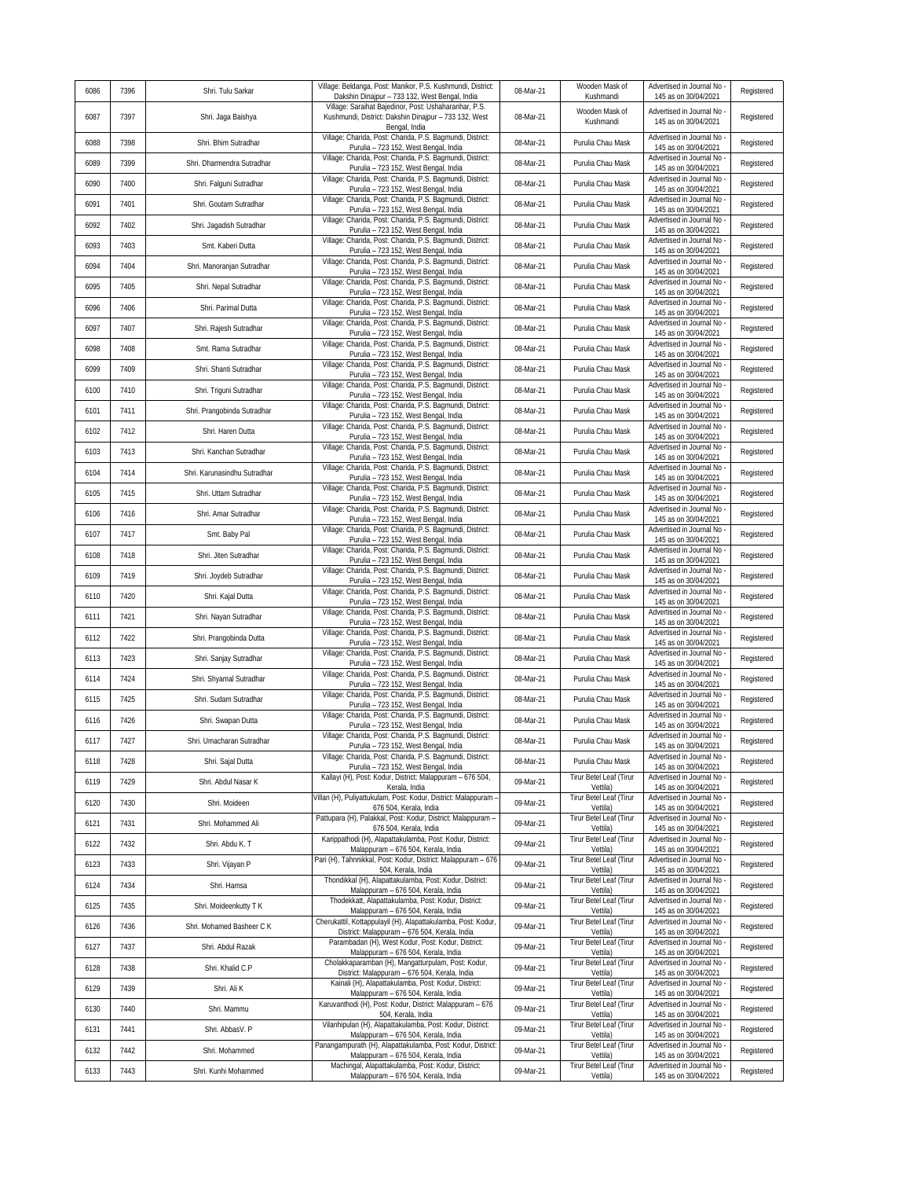| 6086 | 7396 | Shri. Tulu Sarkar | Village: Beldanga, Post: Manikor, P.S. Kushmundi, District: Dakshin Dinajpur – 733 132, West Bengal, India | 08-Mar-21 | Wooden Mask of Kushmandi | Advertised in Journal No - 145 as on 30/04/2021 | Registered |
|---|---|---|---|---|---|---|---|
| 6087 | 7397 | Shri. Jaga Baishya | Village: Saraihat Bajedinor, Post: Ushaharanhar, P.S. Kushmundi, District: Dakshin Dinajpur – 733 132, West Bengal, India | 08-Mar-21 | Wooden Mask of Kushmandi | Advertised in Journal No - 145 as on 30/04/2021 | Registered |
| 6088 | 7398 | Shri. Bhim Sutradhar | Village: Charida, Post: Charida, P.S. Bagmundi, District: Purulia – 723 152, West Bengal, India | 08-Mar-21 | Purulia Chau Mask | Advertised in Journal No - 145 as on 30/04/2021 | Registered |
| 6089 | 7399 | Shri. Dharmendra Sutradhar | Village: Charida, Post: Charida, P.S. Bagmundi, District: Purulia – 723 152, West Bengal, India | 08-Mar-21 | Purulia Chau Mask | Advertised in Journal No - 145 as on 30/04/2021 | Registered |
| 6090 | 7400 | Shri. Falguni Sutradhar | Village: Charida, Post: Charida, P.S. Bagmundi, District: Purulia – 723 152, West Bengal, India | 08-Mar-21 | Purulia Chau Mask | Advertised in Journal No - 145 as on 30/04/2021 | Registered |
| 6091 | 7401 | Shri. Goutam Sutradhar | Village: Charida, Post: Charida, P.S. Bagmundi, District: Purulia – 723 152, West Bengal, India | 08-Mar-21 | Purulia Chau Mask | Advertised in Journal No - 145 as on 30/04/2021 | Registered |
| 6092 | 7402 | Shri. Jagadish Sutradhar | Village: Charida, Post: Charida, P.S. Bagmundi, District: Purulia – 723 152, West Bengal, India | 08-Mar-21 | Purulia Chau Mask | Advertised in Journal No - 145 as on 30/04/2021 | Registered |
| 6093 | 7403 | Smt. Kaberi Dutta | Village: Charida, Post: Charida, P.S. Bagmundi, District: Purulia – 723 152, West Bengal, India | 08-Mar-21 | Purulia Chau Mask | Advertised in Journal No - 145 as on 30/04/2021 | Registered |
| 6094 | 7404 | Shri. Manoranjan Sutradhar | Village: Charida, Post: Charida, P.S. Bagmundi, District: Purulia – 723 152, West Bengal, India | 08-Mar-21 | Purulia Chau Mask | Advertised in Journal No - 145 as on 30/04/2021 | Registered |
| 6095 | 7405 | Shri. Nepal Sutradhar | Village: Charida, Post: Charida, P.S. Bagmundi, District: Purulia – 723 152, West Bengal, India | 08-Mar-21 | Purulia Chau Mask | Advertised in Journal No - 145 as on 30/04/2021 | Registered |
| 6096 | 7406 | Shri. Parimal Dutta | Village: Charida, Post: Charida, P.S. Bagmundi, District: Purulia – 723 152, West Bengal, India | 08-Mar-21 | Purulia Chau Mask | Advertised in Journal No - 145 as on 30/04/2021 | Registered |
| 6097 | 7407 | Shri. Rajesh Sutradhar | Village: Charida, Post: Charida, P.S. Bagmundi, District: Purulia – 723 152, West Bengal, India | 08-Mar-21 | Purulia Chau Mask | Advertised in Journal No - 145 as on 30/04/2021 | Registered |
| 6098 | 7408 | Smt. Rama Sutradhar | Village: Charida, Post: Charida, P.S. Bagmundi, District: Purulia – 723 152, West Bengal, India | 08-Mar-21 | Purulia Chau Mask | Advertised in Journal No - 145 as on 30/04/2021 | Registered |
| 6099 | 7409 | Shri. Shanti Sutradhar | Village: Charida, Post: Charida, P.S. Bagmundi, District: Purulia – 723 152, West Bengal, India | 08-Mar-21 | Purulia Chau Mask | Advertised in Journal No - 145 as on 30/04/2021 | Registered |
| 6100 | 7410 | Shri. Triguni Sutradhar | Village: Charida, Post: Charida, P.S. Bagmundi, District: Purulia – 723 152, West Bengal, India | 08-Mar-21 | Purulia Chau Mask | Advertised in Journal No - 145 as on 30/04/2021 | Registered |
| 6101 | 7411 | Shri. Prangobinda Sutradhar | Village: Charida, Post: Charida, P.S. Bagmundi, District: Purulia – 723 152, West Bengal, India | 08-Mar-21 | Purulia Chau Mask | Advertised in Journal No - 145 as on 30/04/2021 | Registered |
| 6102 | 7412 | Shri. Haren Dutta | Village: Charida, Post: Charida, P.S. Bagmundi, District: Purulia – 723 152, West Bengal, India | 08-Mar-21 | Purulia Chau Mask | Advertised in Journal No - 145 as on 30/04/2021 | Registered |
| 6103 | 7413 | Shri. Kanchan Sutradhar | Village: Charida, Post: Charida, P.S. Bagmundi, District: Purulia – 723 152, West Bengal, India | 08-Mar-21 | Purulia Chau Mask | Advertised in Journal No - 145 as on 30/04/2021 | Registered |
| 6104 | 7414 | Shri. Karunasindhu Sutradhar | Village: Charida, Post: Charida, P.S. Bagmundi, District: Purulia – 723 152, West Bengal, India | 08-Mar-21 | Purulia Chau Mask | Advertised in Journal No - 145 as on 30/04/2021 | Registered |
| 6105 | 7415 | Shri. Uttam Sutradhar | Village: Charida, Post: Charida, P.S. Bagmundi, District: Purulia – 723 152, West Bengal, India | 08-Mar-21 | Purulia Chau Mask | Advertised in Journal No - 145 as on 30/04/2021 | Registered |
| 6106 | 7416 | Shri. Amar Sutradhar | Village: Charida, Post: Charida, P.S. Bagmundi, District: Purulia – 723 152, West Bengal, India | 08-Mar-21 | Purulia Chau Mask | Advertised in Journal No - 145 as on 30/04/2021 | Registered |
| 6107 | 7417 | Smt. Baby Pal | Village: Charida, Post: Charida, P.S. Bagmundi, District: Purulia – 723 152, West Bengal, India | 08-Mar-21 | Purulia Chau Mask | Advertised in Journal No - 145 as on 30/04/2021 | Registered |
| 6108 | 7418 | Shri. Jiten Sutradhar | Village: Charida, Post: Charida, P.S. Bagmundi, District: Purulia – 723 152, West Bengal, India | 08-Mar-21 | Purulia Chau Mask | Advertised in Journal No - 145 as on 30/04/2021 | Registered |
| 6109 | 7419 | Shri. Joydeb Sutradhar | Village: Charida, Post: Charida, P.S. Bagmundi, District: Purulia – 723 152, West Bengal, India | 08-Mar-21 | Purulia Chau Mask | Advertised in Journal No - 145 as on 30/04/2021 | Registered |
| 6110 | 7420 | Shri. Kajal Dutta | Village: Charida, Post: Charida, P.S. Bagmundi, District: Purulia – 723 152, West Bengal, India | 08-Mar-21 | Purulia Chau Mask | Advertised in Journal No - 145 as on 30/04/2021 | Registered |
| 6111 | 7421 | Shri. Nayan Sutradhar | Village: Charida, Post: Charida, P.S. Bagmundi, District: Purulia – 723 152, West Bengal, India | 08-Mar-21 | Purulia Chau Mask | Advertised in Journal No - 145 as on 30/04/2021 | Registered |
| 6112 | 7422 | Shri. Prangobinda Dutta | Village: Charida, Post: Charida, P.S. Bagmundi, District: Purulia – 723 152, West Bengal, India | 08-Mar-21 | Purulia Chau Mask | Advertised in Journal No - 145 as on 30/04/2021 | Registered |
| 6113 | 7423 | Shri. Sanjay Sutradhar | Village: Charida, Post: Charida, P.S. Bagmundi, District: Purulia – 723 152, West Bengal, India | 08-Mar-21 | Purulia Chau Mask | Advertised in Journal No - 145 as on 30/04/2021 | Registered |
| 6114 | 7424 | Shri. Shyamal Sutradhar | Village: Charida, Post: Charida, P.S. Bagmundi, District: Purulia – 723 152, West Bengal, India | 08-Mar-21 | Purulia Chau Mask | Advertised in Journal No - 145 as on 30/04/2021 | Registered |
| 6115 | 7425 | Shri. Sudam Sutradhar | Village: Charida, Post: Charida, P.S. Bagmundi, District: Purulia – 723 152, West Bengal, India | 08-Mar-21 | Purulia Chau Mask | Advertised in Journal No - 145 as on 30/04/2021 | Registered |
| 6116 | 7426 | Shri. Swapan Dutta | Village: Charida, Post: Charida, P.S. Bagmundi, District: Purulia – 723 152, West Bengal, India | 08-Mar-21 | Purulia Chau Mask | Advertised in Journal No - 145 as on 30/04/2021 | Registered |
| 6117 | 7427 | Shri. Umacharan Sutradhar | Village: Charida, Post: Charida, P.S. Bagmundi, District: Purulia – 723 152, West Bengal, India | 08-Mar-21 | Purulia Chau Mask | Advertised in Journal No - 145 as on 30/04/2021 | Registered |
| 6118 | 7428 | Shri. Sajal Dutta | Village: Charida, Post: Charida, P.S. Bagmundi, District: Purulia – 723 152, West Bengal, India | 08-Mar-21 | Purulia Chau Mask | Advertised in Journal No - 145 as on 30/04/2021 | Registered |
| 6119 | 7429 | Shri. Abdul Nasar K | Kallayi (H), Post: Kodur, District: Malappuram – 676 504, Kerala, India | 09-Mar-21 | Tirur Betel Leaf (Tirur Vettila) | Advertised in Journal No - 145 as on 30/04/2021 | Registered |
| 6120 | 7430 | Shri. Moideen | Villan (H), Puliyattukulam, Post: Kodur, District: Malappuram – 676 504, Kerala, India | 09-Mar-21 | Tirur Betel Leaf (Tirur Vettila) | Advertised in Journal No - 145 as on 30/04/2021 | Registered |
| 6121 | 7431 | Shri. Mohammed Ali | Pattupara (H), Palakkal, Post: Kodur, District: Malappuram – 676 504, Kerala, India | 09-Mar-21 | Tirur Betel Leaf (Tirur Vettila) | Advertised in Journal No - 145 as on 30/04/2021 | Registered |
| 6122 | 7432 | Shri. Abdu K. T | Karippathodi (H), Alapattakulamba, Post: Kodur, District: Malappuram – 676 504, Kerala, India | 09-Mar-21 | Tirur Betel Leaf (Tirur Vettila) | Advertised in Journal No - 145 as on 30/04/2021 | Registered |
| 6123 | 7433 | Shri. Vijayan P | Pari (H), Tahnnikkal, Post: Kodur, District: Malappuram – 676 504, Kerala, India | 09-Mar-21 | Tirur Betel Leaf (Tirur Vettila) | Advertised in Journal No - 145 as on 30/04/2021 | Registered |
| 6124 | 7434 | Shri. Hamsa | Thondikkal (H), Alapattakulamba, Post: Kodur, District: Malappuram – 676 504, Kerala, India | 09-Mar-21 | Tirur Betel Leaf (Tirur Vettila) | Advertised in Journal No - 145 as on 30/04/2021 | Registered |
| 6125 | 7435 | Shri. Moideenkutty T K | Thodekkatt, Alapattakulamba, Post: Kodur, District: Malappuram – 676 504, Kerala, India | 09-Mar-21 | Tirur Betel Leaf (Tirur Vettila) | Advertised in Journal No - 145 as on 30/04/2021 | Registered |
| 6126 | 7436 | Shri. Mohamed Basheer C K | Cherukattil, Kottappulayil (H), Alapattakulamba, Post: Kodur, District: Malappuram – 676 504, Kerala, India | 09-Mar-21 | Tirur Betel Leaf (Tirur Vettila) | Advertised in Journal No - 145 as on 30/04/2021 | Registered |
| 6127 | 7437 | Shri. Abdul Razak | Parambadan (H), West Kodur, Post: Kodur, District: Malappuram – 676 504, Kerala, India | 09-Mar-21 | Tirur Betel Leaf (Tirur Vettila) | Advertised in Journal No - 145 as on 30/04/2021 | Registered |
| 6128 | 7438 | Shri. Khalid C.P | Cholakkaparamban (H), Mangatturpulam, Post: Kodur, District: Malappuram – 676 504, Kerala, India | 09-Mar-21 | Tirur Betel Leaf (Tirur Vettila) | Advertised in Journal No - 145 as on 30/04/2021 | Registered |
| 6129 | 7439 | Shri. Ali K | Kainali (H), Alapattakulamba, Post: Kodur, District: Malappuram – 676 504, Kerala, India | 09-Mar-21 | Tirur Betel Leaf (Tirur Vettila) | Advertised in Journal No - 145 as on 30/04/2021 | Registered |
| 6130 | 7440 | Shri. Mammu | Karuvanthodi (H), Post: Kodur, District: Malappuram – 676 504, Kerala, India | 09-Mar-21 | Tirur Betel Leaf (Tirur Vettila) | Advertised in Journal No - 145 as on 30/04/2021 | Registered |
| 6131 | 7441 | Shri. AbbasV. P | Vilanhipulan (H), Alapattakulamba, Post: Kodur, District: Malappuram – 676 504, Kerala, India | 09-Mar-21 | Tirur Betel Leaf (Tirur Vettila) | Advertised in Journal No - 145 as on 30/04/2021 | Registered |
| 6132 | 7442 | Shri. Mohammed | Panangampurath (H), Alapattakulamba, Post: Kodur, District: Malappuram – 676 504, Kerala, India | 09-Mar-21 | Tirur Betel Leaf (Tirur Vettila) | Advertised in Journal No - 145 as on 30/04/2021 | Registered |
| 6133 | 7443 | Shri. Kunhi Mohammed | Machingal, Alapattakulamba, Post: Kodur, District: Malappuram – 676 504, Kerala, India | 09-Mar-21 | Tirur Betel Leaf (Tirur Vettila) | Advertised in Journal No - 145 as on 30/04/2021 | Registered |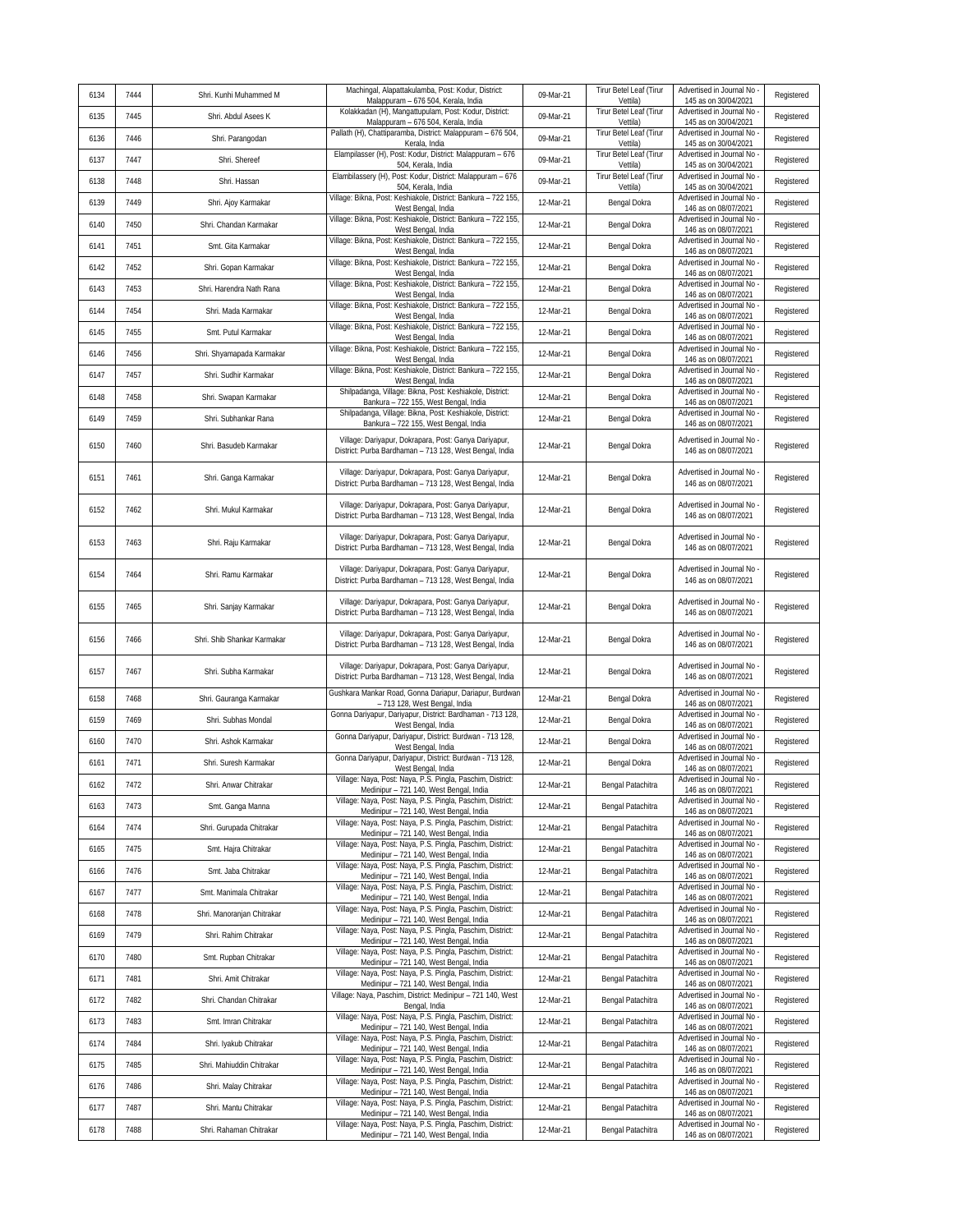| 6134 | 7444 | Shri. Kunhi Muhammed M | Machingal, Alapattakulamba, Post: Kodur, District: Malappuram – 676 504, Kerala, India | 09-Mar-21 | Tirur Betel Leaf (Tirur Vettila) | Advertised in Journal No - 145 as on 30/04/2021 | Registered |
|---|---|---|---|---|---|---|---|
| 6135 | 7445 | Shri. Abdul Asees K | Kolakkadan (H), Mangattupulam, Post: Kodur, District: Malappuram – 676 504, Kerala, India | 09-Mar-21 | Tirur Betel Leaf (Tirur Vettila) | Advertised in Journal No - 145 as on 30/04/2021 | Registered |
| 6136 | 7446 | Shri. Parangodan | Pallath (H), Chattiparamba, District: Malappuram – 676 504, Kerala, India | 09-Mar-21 | Tirur Betel Leaf (Tirur Vettila) | Advertised in Journal No - 145 as on 30/04/2021 | Registered |
| 6137 | 7447 | Shri. Shereef | Elampilasser (H), Post: Kodur, District: Malappuram – 676 504, Kerala, India | 09-Mar-21 | Tirur Betel Leaf (Tirur Vettila) | Advertised in Journal No - 145 as on 30/04/2021 | Registered |
| 6138 | 7448 | Shri. Hassan | Elambilassery (H), Post: Kodur, District: Malappuram – 676 504, Kerala, India | 09-Mar-21 | Tirur Betel Leaf (Tirur Vettila) | Advertised in Journal No - 145 as on 30/04/2021 | Registered |
| 6139 | 7449 | Shri. Ajoy Karmakar | Village: Bikna, Post: Keshiakole, District: Bankura – 722 155, West Bengal, India | 12-Mar-21 | Bengal Dokra | Advertised in Journal No - 146 as on 08/07/2021 | Registered |
| 6140 | 7450 | Shri. Chandan Karmakar | Village: Bikna, Post: Keshiakole, District: Bankura – 722 155, West Bengal, India | 12-Mar-21 | Bengal Dokra | Advertised in Journal No - 146 as on 08/07/2021 | Registered |
| 6141 | 7451 | Smt. Gita Karmakar | Village: Bikna, Post: Keshiakole, District: Bankura – 722 155, West Bengal, India | 12-Mar-21 | Bengal Dokra | Advertised in Journal No - 146 as on 08/07/2021 | Registered |
| 6142 | 7452 | Shri. Gopan Karmakar | Village: Bikna, Post: Keshiakole, District: Bankura – 722 155, West Bengal, India | 12-Mar-21 | Bengal Dokra | Advertised in Journal No - 146 as on 08/07/2021 | Registered |
| 6143 | 7453 | Shri. Harendra Nath Rana | Village: Bikna, Post: Keshiakole, District: Bankura – 722 155, West Bengal, India | 12-Mar-21 | Bengal Dokra | Advertised in Journal No - 146 as on 08/07/2021 | Registered |
| 6144 | 7454 | Shri. Mada Karmakar | Village: Bikna, Post: Keshiakole, District: Bankura – 722 155, West Bengal, India | 12-Mar-21 | Bengal Dokra | Advertised in Journal No - 146 as on 08/07/2021 | Registered |
| 6145 | 7455 | Smt. Putul Karmakar | Village: Bikna, Post: Keshiakole, District: Bankura – 722 155, West Bengal, India | 12-Mar-21 | Bengal Dokra | Advertised in Journal No - 146 as on 08/07/2021 | Registered |
| 6146 | 7456 | Shri. Shyamapada Karmakar | Village: Bikna, Post: Keshiakole, District: Bankura – 722 155, West Bengal, India | 12-Mar-21 | Bengal Dokra | Advertised in Journal No - 146 as on 08/07/2021 | Registered |
| 6147 | 7457 | Shri. Sudhir Karmakar | Village: Bikna, Post: Keshiakole, District: Bankura – 722 155, West Bengal, India | 12-Mar-21 | Bengal Dokra | Advertised in Journal No - 146 as on 08/07/2021 | Registered |
| 6148 | 7458 | Shri. Swapan Karmakar | Shilpadanga, Village: Bikna, Post: Keshiakole, District: Bankura – 722 155, West Bengal, India | 12-Mar-21 | Bengal Dokra | Advertised in Journal No - 146 as on 08/07/2021 | Registered |
| 6149 | 7459 | Shri. Subhankar Rana | Shilpadanga, Village: Bikna, Post: Keshiakole, District: Bankura – 722 155, West Bengal, India | 12-Mar-21 | Bengal Dokra | Advertised in Journal No - 146 as on 08/07/2021 | Registered |
| 6150 | 7460 | Shri. Basudeb Karmakar | Village: Dariyapur, Dokrapara, Post: Ganya Dariyapur, District: Purba Bardhaman – 713 128, West Bengal, India | 12-Mar-21 | Bengal Dokra | Advertised in Journal No - 146 as on 08/07/2021 | Registered |
| 6151 | 7461 | Shri. Ganga Karmakar | Village: Dariyapur, Dokrapara, Post: Ganya Dariyapur, District: Purba Bardhaman – 713 128, West Bengal, India | 12-Mar-21 | Bengal Dokra | Advertised in Journal No - 146 as on 08/07/2021 | Registered |
| 6152 | 7462 | Shri. Mukul Karmakar | Village: Dariyapur, Dokrapara, Post: Ganya Dariyapur, District: Purba Bardhaman – 713 128, West Bengal, India | 12-Mar-21 | Bengal Dokra | Advertised in Journal No - 146 as on 08/07/2021 | Registered |
| 6153 | 7463 | Shri. Raju Karmakar | Village: Dariyapur, Dokrapara, Post: Ganya Dariyapur, District: Purba Bardhaman – 713 128, West Bengal, India | 12-Mar-21 | Bengal Dokra | Advertised in Journal No - 146 as on 08/07/2021 | Registered |
| 6154 | 7464 | Shri. Ramu Karmakar | Village: Dariyapur, Dokrapara, Post: Ganya Dariyapur, District: Purba Bardhaman – 713 128, West Bengal, India | 12-Mar-21 | Bengal Dokra | Advertised in Journal No - 146 as on 08/07/2021 | Registered |
| 6155 | 7465 | Shri. Sanjay Karmakar | Village: Dariyapur, Dokrapara, Post: Ganya Dariyapur, District: Purba Bardhaman – 713 128, West Bengal, India | 12-Mar-21 | Bengal Dokra | Advertised in Journal No - 146 as on 08/07/2021 | Registered |
| 6156 | 7466 | Shri. Shib Shankar Karmakar | Village: Dariyapur, Dokrapara, Post: Ganya Dariyapur, District: Purba Bardhaman – 713 128, West Bengal, India | 12-Mar-21 | Bengal Dokra | Advertised in Journal No - 146 as on 08/07/2021 | Registered |
| 6157 | 7467 | Shri. Subha Karmakar | Village: Dariyapur, Dokrapara, Post: Ganya Dariyapur, District: Purba Bardhaman – 713 128, West Bengal, India | 12-Mar-21 | Bengal Dokra | Advertised in Journal No - 146 as on 08/07/2021 | Registered |
| 6158 | 7468 | Shri. Gauranga Karmakar | Gushkara Mankar Road, Gonna Dariapur, Dariapur, Burdwan – 713 128, West Bengal, India | 12-Mar-21 | Bengal Dokra | Advertised in Journal No - 146 as on 08/07/2021 | Registered |
| 6159 | 7469 | Shri. Subhas Mondal | Gonna Dariyapur, Dariyapur, District: Bardhaman - 713 128, West Bengal, India | 12-Mar-21 | Bengal Dokra | Advertised in Journal No - 146 as on 08/07/2021 | Registered |
| 6160 | 7470 | Shri. Ashok Karmakar | Gonna Dariyapur, Dariyapur, District: Burdwan - 713 128, West Bengal, India | 12-Mar-21 | Bengal Dokra | Advertised in Journal No - 146 as on 08/07/2021 | Registered |
| 6161 | 7471 | Shri. Suresh Karmakar | Gonna Dariyapur, Dariyapur, District: Burdwan - 713 128, West Bengal, India | 12-Mar-21 | Bengal Dokra | Advertised in Journal No - 146 as on 08/07/2021 | Registered |
| 6162 | 7472 | Shri. Anwar Chitrakar | Village: Naya, Post: Naya, P.S. Pingla, Paschim, District: Medinipur – 721 140, West Bengal, India | 12-Mar-21 | Bengal Patachitra | Advertised in Journal No - 146 as on 08/07/2021 | Registered |
| 6163 | 7473 | Smt. Ganga Manna | Village: Naya, Post: Naya, P.S. Pingla, Paschim, District: Medinipur – 721 140, West Bengal, India | 12-Mar-21 | Bengal Patachitra | Advertised in Journal No - 146 as on 08/07/2021 | Registered |
| 6164 | 7474 | Shri. Gurupada Chitrakar | Village: Naya, Post: Naya, P.S. Pingla, Paschim, District: Medinipur – 721 140, West Bengal, India | 12-Mar-21 | Bengal Patachitra | Advertised in Journal No - 146 as on 08/07/2021 | Registered |
| 6165 | 7475 | Smt. Hajra Chitrakar | Village: Naya, Post: Naya, P.S. Pingla, Paschim, District: Medinipur – 721 140, West Bengal, India | 12-Mar-21 | Bengal Patachitra | Advertised in Journal No - 146 as on 08/07/2021 | Registered |
| 6166 | 7476 | Smt. Jaba Chitrakar | Village: Naya, Post: Naya, P.S. Pingla, Paschim, District: Medinipur – 721 140, West Bengal, India | 12-Mar-21 | Bengal Patachitra | Advertised in Journal No - 146 as on 08/07/2021 | Registered |
| 6167 | 7477 | Smt. Manimala Chitrakar | Village: Naya, Post: Naya, P.S. Pingla, Paschim, District: Medinipur – 721 140, West Bengal, India | 12-Mar-21 | Bengal Patachitra | Advertised in Journal No - 146 as on 08/07/2021 | Registered |
| 6168 | 7478 | Shri. Manoranjan Chitrakar | Village: Naya, Post: Naya, P.S. Pingla, Paschim, District: Medinipur – 721 140, West Bengal, India | 12-Mar-21 | Bengal Patachitra | Advertised in Journal No - 146 as on 08/07/2021 | Registered |
| 6169 | 7479 | Shri. Rahim Chitrakar | Village: Naya, Post: Naya, P.S. Pingla, Paschim, District: Medinipur – 721 140, West Bengal, India | 12-Mar-21 | Bengal Patachitra | Advertised in Journal No - 146 as on 08/07/2021 | Registered |
| 6170 | 7480 | Smt. Rupban Chitrakar | Village: Naya, Post: Naya, P.S. Pingla, Paschim, District: Medinipur – 721 140, West Bengal, India | 12-Mar-21 | Bengal Patachitra | Advertised in Journal No - 146 as on 08/07/2021 | Registered |
| 6171 | 7481 | Shri. Amit Chitrakar | Village: Naya, Post: Naya, P.S. Pingla, Paschim, District: Medinipur – 721 140, West Bengal, India | 12-Mar-21 | Bengal Patachitra | Advertised in Journal No - 146 as on 08/07/2021 | Registered |
| 6172 | 7482 | Shri. Chandan Chitrakar | Village: Naya, Paschim, District: Medinipur – 721 140, West Bengal, India | 12-Mar-21 | Bengal Patachitra | Advertised in Journal No - 146 as on 08/07/2021 | Registered |
| 6173 | 7483 | Smt. Imran Chitrakar | Village: Naya, Post: Naya, P.S. Pingla, Paschim, District: Medinipur – 721 140, West Bengal, India | 12-Mar-21 | Bengal Patachitra | Advertised in Journal No - 146 as on 08/07/2021 | Registered |
| 6174 | 7484 | Shri. Iyakub Chitrakar | Village: Naya, Post: Naya, P.S. Pingla, Paschim, District: Medinipur – 721 140, West Bengal, India | 12-Mar-21 | Bengal Patachitra | Advertised in Journal No - 146 as on 08/07/2021 | Registered |
| 6175 | 7485 | Shri. Mahiuddin Chitrakar | Village: Naya, Post: Naya, P.S. Pingla, Paschim, District: Medinipur – 721 140, West Bengal, India | 12-Mar-21 | Bengal Patachitra | Advertised in Journal No - 146 as on 08/07/2021 | Registered |
| 6176 | 7486 | Shri. Malay Chitrakar | Village: Naya, Post: Naya, P.S. Pingla, Paschim, District: Medinipur – 721 140, West Bengal, India | 12-Mar-21 | Bengal Patachitra | Advertised in Journal No - 146 as on 08/07/2021 | Registered |
| 6177 | 7487 | Shri. Mantu Chitrakar | Village: Naya, Post: Naya, P.S. Pingla, Paschim, District: Medinipur – 721 140, West Bengal, India | 12-Mar-21 | Bengal Patachitra | Advertised in Journal No - 146 as on 08/07/2021 | Registered |
| 6178 | 7488 | Shri. Rahaman Chitrakar | Village: Naya, Post: Naya, P.S. Pingla, Paschim, District: Medinipur – 721 140, West Bengal, India | 12-Mar-21 | Bengal Patachitra | Advertised in Journal No - 146 as on 08/07/2021 | Registered |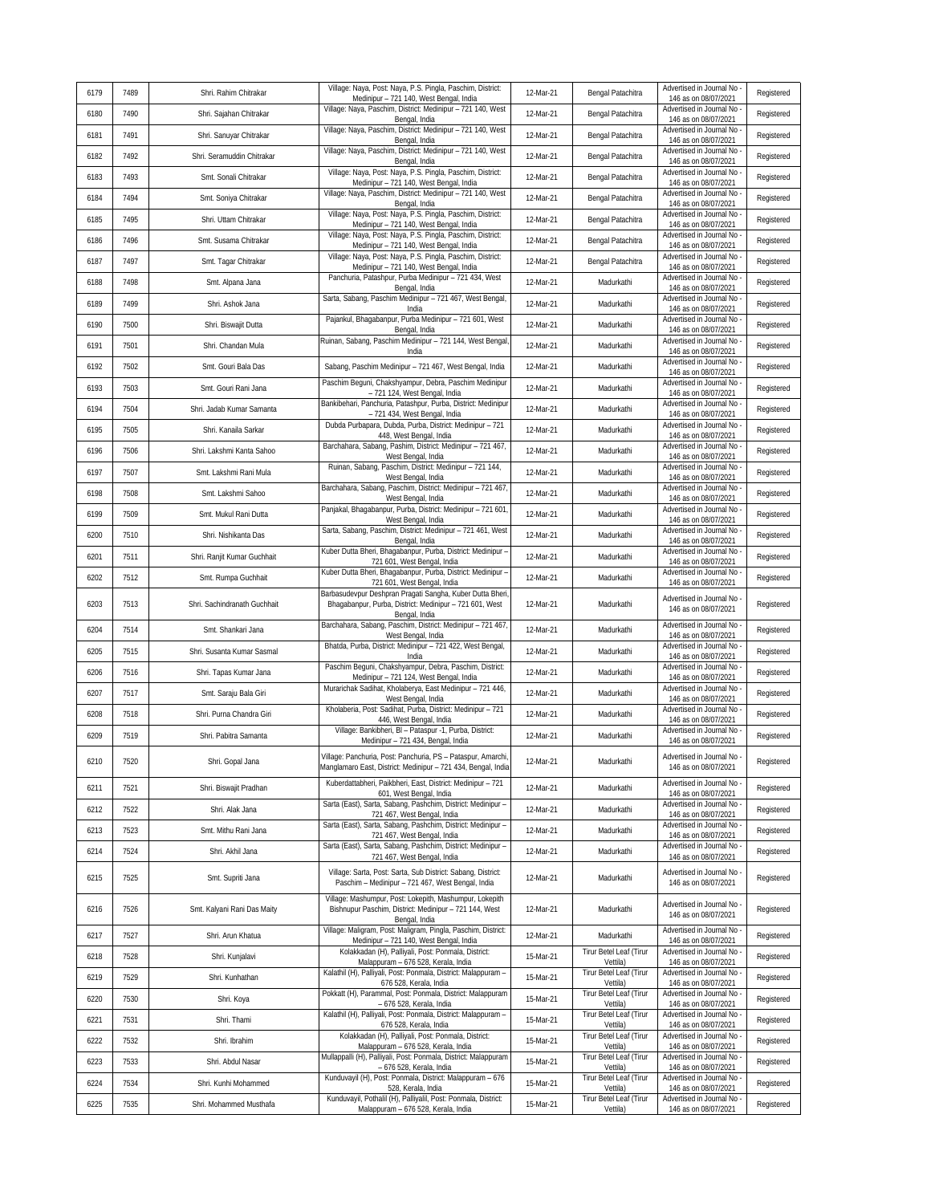| 6179 | 7489 | Shri. Rahim Chitrakar | Village: Naya, Post: Naya, P.S. Pingla, Paschim, District: Medinipur – 721 140, West Bengal, India | 12-Mar-21 | Bengal Patachitra | Advertised in Journal No - 146 as on 08/07/2021 | Registered |
|---|---|---|---|---|---|---|---|
| 6180 | 7490 | Shri. Sajahan Chitrakar | Village: Naya, Paschim, District: Medinipur – 721 140, West Bengal, India | 12-Mar-21 | Bengal Patachitra | Advertised in Journal No - 146 as on 08/07/2021 | Registered |
| 6181 | 7491 | Shri. Sanuyar Chitrakar | Village: Naya, Paschim, District: Medinipur – 721 140, West Bengal, India | 12-Mar-21 | Bengal Patachitra | Advertised in Journal No - 146 as on 08/07/2021 | Registered |
| 6182 | 7492 | Shri. Seramuddin Chitrakar | Village: Naya, Paschim, District: Medinipur – 721 140, West Bengal, India | 12-Mar-21 | Bengal Patachitra | Advertised in Journal No - 146 as on 08/07/2021 | Registered |
| 6183 | 7493 | Smt. Sonali Chitrakar | Village: Naya, Post: Naya, P.S. Pingla, Paschim, District: Medinipur – 721 140, West Bengal, India | 12-Mar-21 | Bengal Patachitra | Advertised in Journal No - 146 as on 08/07/2021 | Registered |
| 6184 | 7494 | Smt. Soniya Chitrakar | Village: Naya, Paschim, District: Medinipur – 721 140, West Bengal, India | 12-Mar-21 | Bengal Patachitra | Advertised in Journal No - 146 as on 08/07/2021 | Registered |
| 6185 | 7495 | Shri. Uttam Chitrakar | Village: Naya, Post: Naya, P.S. Pingla, Paschim, District: Medinipur – 721 140, West Bengal, India | 12-Mar-21 | Bengal Patachitra | Advertised in Journal No - 146 as on 08/07/2021 | Registered |
| 6186 | 7496 | Smt. Susama Chitrakar | Village: Naya, Post: Naya, P.S. Pingla, Paschim, District: Medinipur – 721 140, West Bengal, India | 12-Mar-21 | Bengal Patachitra | Advertised in Journal No - 146 as on 08/07/2021 | Registered |
| 6187 | 7497 | Smt. Tagar Chitrakar | Village: Naya, Post: Naya, P.S. Pingla, Paschim, District: Medinipur – 721 140, West Bengal, India | 12-Mar-21 | Bengal Patachitra | Advertised in Journal No - 146 as on 08/07/2021 | Registered |
| 6188 | 7498 | Smt. Alpana Jana | Panchuria, Patashpur, Purba Medinipur – 721 434, West Bengal, India | 12-Mar-21 | Madurkathi | Advertised in Journal No - 146 as on 08/07/2021 | Registered |
| 6189 | 7499 | Shri. Ashok Jana | Sarta, Sabang, Paschim Medinipur – 721 467, West Bengal, India | 12-Mar-21 | Madurkathi | Advertised in Journal No - 146 as on 08/07/2021 | Registered |
| 6190 | 7500 | Shri. Biswajit Dutta | Pajankul, Bhagabanpur, Purba Medinipur – 721 601, West Bengal, India | 12-Mar-21 | Madurkathi | Advertised in Journal No - 146 as on 08/07/2021 | Registered |
| 6191 | 7501 | Shri. Chandan Mula | Ruinan, Sabang, Paschim Medinipur – 721 144, West Bengal, India | 12-Mar-21 | Madurkathi | Advertised in Journal No - 146 as on 08/07/2021 | Registered |
| 6192 | 7502 | Smt. Gouri Bala Das | Sabang, Paschim Medinipur – 721 467, West Bengal, India | 12-Mar-21 | Madurkathi | Advertised in Journal No - 146 as on 08/07/2021 | Registered |
| 6193 | 7503 | Smt. Gouri Rani Jana | Paschim Beguni, Chakshyampur, Debra, Paschim Medinipur – 721 124, West Bengal, India | 12-Mar-21 | Madurkathi | Advertised in Journal No - 146 as on 08/07/2021 | Registered |
| 6194 | 7504 | Shri. Jadab Kumar Samanta | Bankibehari, Panchuria, Patashpur, Purba, District: Medinipur – 721 434, West Bengal, India | 12-Mar-21 | Madurkathi | Advertised in Journal No - 146 as on 08/07/2021 | Registered |
| 6195 | 7505 | Shri. Kanaila Sarkar | Dubda Purbapara, Dubda, Purba, District: Medinipur – 721 448, West Bengal, India | 12-Mar-21 | Madurkathi | Advertised in Journal No - 146 as on 08/07/2021 | Registered |
| 6196 | 7506 | Shri. Lakshmi Kanta Sahoo | Barchahara, Sabang, Pashim, District: Medinipur – 721 467, West Bengal, India | 12-Mar-21 | Madurkathi | Advertised in Journal No - 146 as on 08/07/2021 | Registered |
| 6197 | 7507 | Smt. Lakshmi Rani Mula | Ruinan, Sabang, Paschim, District: Medinipur – 721 144, West Bengal, India | 12-Mar-21 | Madurkathi | Advertised in Journal No - 146 as on 08/07/2021 | Registered |
| 6198 | 7508 | Smt. Lakshmi Sahoo | Barchahara, Sabang, Paschim, District: Medinipur – 721 467, West Bengal, India | 12-Mar-21 | Madurkathi | Advertised in Journal No - 146 as on 08/07/2021 | Registered |
| 6199 | 7509 | Smt. Mukul Rani Dutta | Panjakal, Bhagabanpur, Purba, District: Medinipur – 721 601, West Bengal, India | 12-Mar-21 | Madurkathi | Advertised in Journal No - 146 as on 08/07/2021 | Registered |
| 6200 | 7510 | Shri. Nishikanta Das | Sarta, Sabang, Paschim, District: Medinipur – 721 461, West Bengal, India | 12-Mar-21 | Madurkathi | Advertised in Journal No - 146 as on 08/07/2021 | Registered |
| 6201 | 7511 | Shri. Ranjit Kumar Guchhait | Kuber Dutta Bheri, Bhagabanpur, Purba, District: Medinipur – 721 601, West Bengal, India | 12-Mar-21 | Madurkathi | Advertised in Journal No - 146 as on 08/07/2021 | Registered |
| 6202 | 7512 | Smt. Rumpa Guchhait | Kuber Dutta Bheri, Bhagabanpur, Purba, District: Medinipur – 721 601, West Bengal, India | 12-Mar-21 | Madurkathi | Advertised in Journal No - 146 as on 08/07/2021 | Registered |
| 6203 | 7513 | Shri. Sachindranath Guchhait | Barbasudevpur Deshpran Pragati Sangha, Kuber Dutta Bheri, Bhagabanpur, Purba, District: Medinipur – 721 601, West Bengal, India | 12-Mar-21 | Madurkathi | Advertised in Journal No - 146 as on 08/07/2021 | Registered |
| 6204 | 7514 | Smt. Shankari Jana | Barchahara, Sabang, Paschim, District: Medinipur – 721 467, West Bengal, India | 12-Mar-21 | Madurkathi | Advertised in Journal No - 146 as on 08/07/2021 | Registered |
| 6205 | 7515 | Shri. Susanta Kumar Sasmal | Bhatda, Purba, District: Medinipur – 721 422, West Bengal, India | 12-Mar-21 | Madurkathi | Advertised in Journal No - 146 as on 08/07/2021 | Registered |
| 6206 | 7516 | Shri. Tapas Kumar Jana | Paschim Beguni, Chakshyampur, Debra, Paschim, District: Medinipur – 721 124, West Bengal, India | 12-Mar-21 | Madurkathi | Advertised in Journal No - 146 as on 08/07/2021 | Registered |
| 6207 | 7517 | Smt. Saraju Bala Giri | Murarichak Sadihat, Kholaberya, East Medinipur – 721 446, West Bengal, India | 12-Mar-21 | Madurkathi | Advertised in Journal No - 146 as on 08/07/2021 | Registered |
| 6208 | 7518 | Shri. Purna Chandra Giri | Kholaberia, Post: Sadihat, Purba, District: Medinipur – 721 446, West Bengal, India | 12-Mar-21 | Madurkathi | Advertised in Journal No - 146 as on 08/07/2021 | Registered |
| 6209 | 7519 | Shri. Pabitra Samanta | Village: Bankibheri, Bl – Pataspur -1, Purba, District: Medinipur – 721 434, Bengal, India | 12-Mar-21 | Madurkathi | Advertised in Journal No - 146 as on 08/07/2021 | Registered |
| 6210 | 7520 | Shri. Gopal Jana | Village: Panchuria, Post: Panchuria, PS – Pataspur, Amarchi, Manglamaro East, District: Medinipur – 721 434, Bengal, India | 12-Mar-21 | Madurkathi | Advertised in Journal No - 146 as on 08/07/2021 | Registered |
| 6211 | 7521 | Shri. Biswajit Pradhan | Kuberdattabheri, Paikbheri, East, District: Medinipur – 721 601, West Bengal, India | 12-Mar-21 | Madurkathi | Advertised in Journal No - 146 as on 08/07/2021 | Registered |
| 6212 | 7522 | Shri. Alak Jana | Sarta (East), Sarta, Sabang, Pashchim, District: Medinipur – 721 467, West Bengal, India | 12-Mar-21 | Madurkathi | Advertised in Journal No - 146 as on 08/07/2021 | Registered |
| 6213 | 7523 | Smt. Mithu Rani Jana | Sarta (East), Sarta, Sabang, Pashchim, District: Medinipur – 721 467, West Bengal, India | 12-Mar-21 | Madurkathi | Advertised in Journal No - 146 as on 08/07/2021 | Registered |
| 6214 | 7524 | Shri. Akhil Jana | Sarta (East), Sarta, Sabang, Pashchim, District: Medinipur – 721 467, West Bengal, India | 12-Mar-21 | Madurkathi | Advertised in Journal No - 146 as on 08/07/2021 | Registered |
| 6215 | 7525 | Smt. Supriti Jana | Village: Sarta, Post: Sarta, Sub District: Sabang, District: Paschim – Medinipur – 721 467, West Bengal, India | 12-Mar-21 | Madurkathi | Advertised in Journal No - 146 as on 08/07/2021 | Registered |
| 6216 | 7526 | Smt. Kalyani Rani Das Maity | Village: Mashumpur, Post: Lokepith, Mashumpur, Lokepith Bishnupur Paschim, District: Medinipur – 721 144, West Bengal, India | 12-Mar-21 | Madurkathi | Advertised in Journal No - 146 as on 08/07/2021 | Registered |
| 6217 | 7527 | Shri. Arun Khatua | Village: Maligram, Post: Maligram, Pingla, Paschim, District: Medinipur – 721 140, West Bengal, India | 12-Mar-21 | Madurkathi | Advertised in Journal No - 146 as on 08/07/2021 | Registered |
| 6218 | 7528 | Shri. Kunjalavi | Kolakkadan (H), Palliyali, Post: Ponmala, District: Malappuram – 676 528, Kerala, India | 15-Mar-21 | Tirur Betel Leaf (Tirur Vettila) | Advertised in Journal No - 146 as on 08/07/2021 | Registered |
| 6219 | 7529 | Shri. Kunhathan | Kalathil (H), Palliyali, Post: Ponmala, District: Malappuram – 676 528, Kerala, India | 15-Mar-21 | Tirur Betel Leaf (Tirur Vettila) | Advertised in Journal No - 146 as on 08/07/2021 | Registered |
| 6220 | 7530 | Shri. Koya | Pokkatt (H), Parammal, Post: Ponmala, District: Malappuram – 676 528, Kerala, India | 15-Mar-21 | Tirur Betel Leaf (Tirur Vettila) | Advertised in Journal No - 146 as on 08/07/2021 | Registered |
| 6221 | 7531 | Shri. Thami | Kalathil (H), Palliyali, Post: Ponmala, District: Malappuram – 676 528, Kerala, India | 15-Mar-21 | Tirur Betel Leaf (Tirur Vettila) | Advertised in Journal No - 146 as on 08/07/2021 | Registered |
| 6222 | 7532 | Shri. Ibrahim | Kolakkadan (H), Palliyali, Post: Ponmala, District: Malappuram – 676 528, Kerala, India | 15-Mar-21 | Tirur Betel Leaf (Tirur Vettila) | Advertised in Journal No - 146 as on 08/07/2021 | Registered |
| 6223 | 7533 | Shri. Abdul Nasar | Mullappalli (H), Palliyali, Post: Ponmala, District: Malappuram – 676 528, Kerala, India | 15-Mar-21 | Tirur Betel Leaf (Tirur Vettila) | Advertised in Journal No - 146 as on 08/07/2021 | Registered |
| 6224 | 7534 | Shri. Kunhi Mohammed | Kunduvayil (H), Post: Ponmala, District: Malappuram – 676 528, Kerala, India | 15-Mar-21 | Tirur Betel Leaf (Tirur Vettila) | Advertised in Journal No - 146 as on 08/07/2021 | Registered |
| 6225 | 7535 | Shri. Mohammed Musthafa | Kunduvayil, Pothalil (H), Palliyalil, Post: Ponmala, District: Malappuram – 676 528, Kerala, India | 15-Mar-21 | Tirur Betel Leaf (Tirur Vettila) | Advertised in Journal No - 146 as on 08/07/2021 | Registered |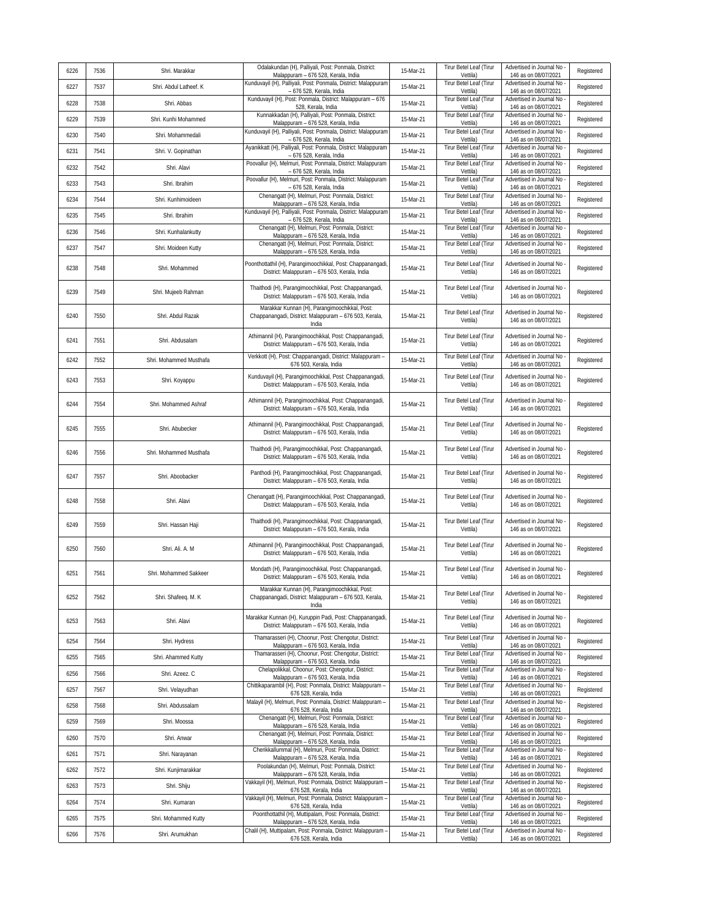| | | | | | | | |
|---|---|---|---|---|---|---|---|
| 6226 | 7536 | Shri. Marakkar | Odalakundan (H), Palliyali, Post: Ponmala, District: Malappuram – 676 528, Kerala, India | 15-Mar-21 | Tirur Betel Leaf (Tirur Vettila) | Advertised in Journal No - 146 as on 08/07/2021 | Registered |
| 6227 | 7537 | Shri. Abdul Latheef. K | Kunduvayil (H), Palliyali, Post: Ponmala, District: Malappuram – 676 528, Kerala, India | 15-Mar-21 | Tirur Betel Leaf (Tirur Vettila) | Advertised in Journal No - 146 as on 08/07/2021 | Registered |
| 6228 | 7538 | Shri. Abbas | Kunduvayil (H), Post: Ponmala, District: Malappuram – 676 528, Kerala, India | 15-Mar-21 | Tirur Betel Leaf (Tirur Vettila) | Advertised in Journal No - 146 as on 08/07/2021 | Registered |
| 6229 | 7539 | Shri. Kunhi Mohammed | Kunnakkadan (H), Palliyali, Post: Ponmala, District: Malappuram – 676 528, Kerala, India | 15-Mar-21 | Tirur Betel Leaf (Tirur Vettila) | Advertised in Journal No - 146 as on 08/07/2021 | Registered |
| 6230 | 7540 | Shri. Mohammedali | Kunduvayil (H), Palliyali, Post: Ponmala, District: Malappuram – 676 528, Kerala, India | 15-Mar-21 | Tirur Betel Leaf (Tirur Vettila) | Advertised in Journal No - 146 as on 08/07/2021 | Registered |
| 6231 | 7541 | Shri. V. Gopinathan | Ayanikkatt (H), Palliyali, Post: Ponmala, District: Malappuram – 676 528, Kerala, India | 15-Mar-21 | Tirur Betel Leaf (Tirur Vettila) | Advertised in Journal No - 146 as on 08/07/2021 | Registered |
| 6232 | 7542 | Shri. Alavi | Poovallur (H), Melmuri, Post: Ponmala, District: Malappuram – 676 528, Kerala, India | 15-Mar-21 | Tirur Betel Leaf (Tirur Vettila) | Advertised in Journal No - 146 as on 08/07/2021 | Registered |
| 6233 | 7543 | Shri. Ibrahim | Poovallur (H), Melmuri, Post: Ponmala, District: Malappuram – 676 528, Kerala, India | 15-Mar-21 | Tirur Betel Leaf (Tirur Vettila) | Advertised in Journal No - 146 as on 08/07/2021 | Registered |
| 6234 | 7544 | Shri. Kunhimoideen | Chenangatt (H), Melmuri, Post: Ponmala, District: Malappuram – 676 528, Kerala, India | 15-Mar-21 | Tirur Betel Leaf (Tirur Vettila) | Advertised in Journal No - 146 as on 08/07/2021 | Registered |
| 6235 | 7545 | Shri. Ibrahim | Kunduvayil (H), Palliyali, Post: Ponmala, District: Malappuram – 676 528, Kerala, India | 15-Mar-21 | Tirur Betel Leaf (Tirur Vettila) | Advertised in Journal No - 146 as on 08/07/2021 | Registered |
| 6236 | 7546 | Shri. Kunhalankutty | Chenangatt (H), Melmuri, Post: Ponmala, District: Malappuram – 676 528, Kerala, India | 15-Mar-21 | Tirur Betel Leaf (Tirur Vettila) | Advertised in Journal No - 146 as on 08/07/2021 | Registered |
| 6237 | 7547 | Shri. Moideen Kutty | Chenangatt (H), Melmuri, Post: Ponmala, District: Malappuram – 676 528, Kerala, India | 15-Mar-21 | Tirur Betel Leaf (Tirur Vettila) | Advertised in Journal No - 146 as on 08/07/2021 | Registered |
| 6238 | 7548 | Shri. Mohammed | Poonthottathil (H), Parangimoochikkal, Post: Chappanangadi, District: Malappuram – 676 503, Kerala, India | 15-Mar-21 | Tirur Betel Leaf (Tirur Vettila) | Advertised in Journal No - 146 as on 08/07/2021 | Registered |
| 6239 | 7549 | Shri. Mujeeb Rahman | Thaithodi (H), Parangimoochikkal, Post: Chappanangadi, District: Malappuram – 676 503, Kerala, India | 15-Mar-21 | Tirur Betel Leaf (Tirur Vettila) | Advertised in Journal No - 146 as on 08/07/2021 | Registered |
| 6240 | 7550 | Shri. Abdul Razak | Marakkar Kunnan (H), Parangimoochikkal, Post: Chappanangadi, District: Malappuram – 676 503, Kerala, India | 15-Mar-21 | Tirur Betel Leaf (Tirur Vettila) | Advertised in Journal No - 146 as on 08/07/2021 | Registered |
| 6241 | 7551 | Shri. Abdusalam | Athimannil (H), Parangimoochikkal, Post: Chappanangadi, District: Malappuram – 676 503, Kerala, India | 15-Mar-21 | Tirur Betel Leaf (Tirur Vettila) | Advertised in Journal No - 146 as on 08/07/2021 | Registered |
| 6242 | 7552 | Shri. Mohammed Musthafa | Verkkott (H), Post: Chappanangadi, District: Malappuram – 676 503, Kerala, India | 15-Mar-21 | Tirur Betel Leaf (Tirur Vettila) | Advertised in Journal No - 146 as on 08/07/2021 | Registered |
| 6243 | 7553 | Shri. Koyappu | Kunduvayil (H), Parangimoochikkal, Post: Chappanangadi, District: Malappuram – 676 503, Kerala, India | 15-Mar-21 | Tirur Betel Leaf (Tirur Vettila) | Advertised in Journal No - 146 as on 08/07/2021 | Registered |
| 6244 | 7554 | Shri. Mohammed Ashraf | Athimannil (H), Parangimoochikkal, Post: Chappanangadi, District: Malappuram – 676 503, Kerala, India | 15-Mar-21 | Tirur Betel Leaf (Tirur Vettila) | Advertised in Journal No - 146 as on 08/07/2021 | Registered |
| 6245 | 7555 | Shri. Abubecker | Athimannil (H), Parangimoochikkal, Post: Chappanangadi, District: Malappuram – 676 503, Kerala, India | 15-Mar-21 | Tirur Betel Leaf (Tirur Vettila) | Advertised in Journal No - 146 as on 08/07/2021 | Registered |
| 6246 | 7556 | Shri. Mohammed Musthafa | Thaithodi (H), Parangimoochikkal, Post: Chappanangadi, District: Malappuram – 676 503, Kerala, India | 15-Mar-21 | Tirur Betel Leaf (Tirur Vettila) | Advertised in Journal No - 146 as on 08/07/2021 | Registered |
| 6247 | 7557 | Shri. Aboobacker | Panthodi (H), Parangimoochikkal, Post: Chappanangadi, District: Malappuram – 676 503, Kerala, India | 15-Mar-21 | Tirur Betel Leaf (Tirur Vettila) | Advertised in Journal No - 146 as on 08/07/2021 | Registered |
| 6248 | 7558 | Shri. Alavi | Chenangatt (H), Parangimoochikkal, Post: Chappanangadi, District: Malappuram – 676 503, Kerala, India | 15-Mar-21 | Tirur Betel Leaf (Tirur Vettila) | Advertised in Journal No - 146 as on 08/07/2021 | Registered |
| 6249 | 7559 | Shri. Hassan Haji | Thaithodi (H), Parangimoochikkal, Post: Chappanangadi, District: Malappuram – 676 503, Kerala, India | 15-Mar-21 | Tirur Betel Leaf (Tirur Vettila) | Advertised in Journal No - 146 as on 08/07/2021 | Registered |
| 6250 | 7560 | Shri. Ali. A. M | Athimannil (H), Parangimoochikkal, Post: Chappanangadi, District: Malappuram – 676 503, Kerala, India | 15-Mar-21 | Tirur Betel Leaf (Tirur Vettila) | Advertised in Journal No - 146 as on 08/07/2021 | Registered |
| 6251 | 7561 | Shri. Mohammed Sakkeer | Mondath (H), Parangimoochikkal, Post: Chappanangadi, District: Malappuram – 676 503, Kerala, India | 15-Mar-21 | Tirur Betel Leaf (Tirur Vettila) | Advertised in Journal No - 146 as on 08/07/2021 | Registered |
| 6252 | 7562 | Shri. Shafeeq. M. K | Marakkar Kunnan (H), Parangimoochikkal, Post: Chappanangadi, District: Malappuram – 676 503, Kerala, India | 15-Mar-21 | Tirur Betel Leaf (Tirur Vettila) | Advertised in Journal No - 146 as on 08/07/2021 | Registered |
| 6253 | 7563 | Shri. Alavi | Marakkar Kunnan (H), Kuruppin Padi, Post: Chappanangadi, District: Malappuram – 676 503, Kerala, India | 15-Mar-21 | Tirur Betel Leaf (Tirur Vettila) | Advertised in Journal No - 146 as on 08/07/2021 | Registered |
| 6254 | 7564 | Shri. Hydress | Thamarasseri (H), Choonur, Post: Chengotur, District: Malappuram – 676 503, Kerala, India | 15-Mar-21 | Tirur Betel Leaf (Tirur Vettila) | Advertised in Journal No - 146 as on 08/07/2021 | Registered |
| 6255 | 7565 | Shri. Ahammed Kutty | Thamarasseri (H), Choonur, Post: Chengotur, District: Malappuram – 676 503, Kerala, India | 15-Mar-21 | Tirur Betel Leaf (Tirur Vettila) | Advertised in Journal No - 146 as on 08/07/2021 | Registered |
| 6256 | 7566 | Shri. Azeez. C | Chelapolikkal, Choonur, Post: Chengotur, District: Malappuram – 676 503, Kerala, India | 15-Mar-21 | Tirur Betel Leaf (Tirur Vettila) | Advertised in Journal No - 146 as on 08/07/2021 | Registered |
| 6257 | 7567 | Shri. Velayudhan | Chittikaparambil (H), Post: Ponmala, District: Malappuram – 676 528, Kerala, India | 15-Mar-21 | Tirur Betel Leaf (Tirur Vettila) | Advertised in Journal No - 146 as on 08/07/2021 | Registered |
| 6258 | 7568 | Shri. Abdussalam | Malayil (H), Melmuri, Post: Ponmala, District: Malappuram – 676 528, Kerala, India | 15-Mar-21 | Tirur Betel Leaf (Tirur Vettila) | Advertised in Journal No - 146 as on 08/07/2021 | Registered |
| 6259 | 7569 | Shri. Moossa | Chenangatt (H), Melmuri, Post: Ponmala, District: Malappuram – 676 528, Kerala, India | 15-Mar-21 | Tirur Betel Leaf (Tirur Vettila) | Advertised in Journal No - 146 as on 08/07/2021 | Registered |
| 6260 | 7570 | Shri. Anwar | Chenangatt (H), Melmuri, Post: Ponmala, District: Malappuram – 676 528, Kerala, India | 15-Mar-21 | Tirur Betel Leaf (Tirur Vettila) | Advertised in Journal No - 146 as on 08/07/2021 | Registered |
| 6261 | 7571 | Shri. Narayanan | Cherikkallummal (H), Melmuri, Post: Ponmala, District: Malappuram – 676 528, Kerala, India | 15-Mar-21 | Tirur Betel Leaf (Tirur Vettila) | Advertised in Journal No - 146 as on 08/07/2021 | Registered |
| 6262 | 7572 | Shri. Kunjimarakkar | Poolakundan (H), Melmuri, Post: Ponmala, District: Malappuram – 676 528, Kerala, India | 15-Mar-21 | Tirur Betel Leaf (Tirur Vettila) | Advertised in Journal No - 146 as on 08/07/2021 | Registered |
| 6263 | 7573 | Shri. Shiju | Vakkayil (H), Melmuri, Post: Ponmala, District: Malappuram – 676 528, Kerala, India | 15-Mar-21 | Tirur Betel Leaf (Tirur Vettila) | Advertised in Journal No - 146 as on 08/07/2021 | Registered |
| 6264 | 7574 | Shri. Kumaran | Vakkayil (H), Melmuri, Post: Ponmala, District: Malappuram – 676 528, Kerala, India | 15-Mar-21 | Tirur Betel Leaf (Tirur Vettila) | Advertised in Journal No - 146 as on 08/07/2021 | Registered |
| 6265 | 7575 | Shri. Mohammed Kutty | Poonthottathil (H), Muttipalam, Post: Ponmala, District: Malappuram – 676 528, Kerala, India | 15-Mar-21 | Tirur Betel Leaf (Tirur Vettila) | Advertised in Journal No - 146 as on 08/07/2021 | Registered |
| 6266 | 7576 | Shri. Arumukhan | Chalil (H), Muttipalam, Post: Ponmala, District: Malappuram – 676 528, Kerala, India | 15-Mar-21 | Tirur Betel Leaf (Tirur Vettila) | Advertised in Journal No - 146 as on 08/07/2021 | Registered |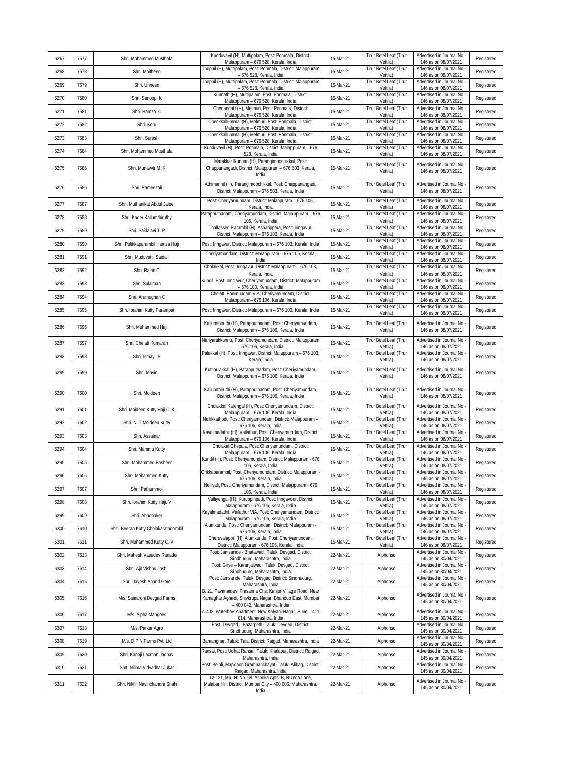| 6267 | 7577 | Shri. Mohammed Musthafa | Kunduvayil (H), Muttipalam, Post: Ponmala, District: Malappuram – 676 528, Kerala, India | 15-Mar-21 | Tirur Betel Leaf (Tirur Vettila) | Advertised in Journal No - 146 as on 08/07/2021 | Registered |
|---|---|---|---|---|---|---|---|
| 6268 | 7578 | Shri. Moitheen | Thoppil (H), Muttipalam, Post: Ponmala, District: Malappuram – 676 528, Kerala, India | 15-Mar-21 | Tirur Betel Leaf (Tirur Vettila) | Advertised in Journal No - 146 as on 08/07/2021 | Registered |
| 6269 | 7579 | Shri. Unneen | Thoppil (H), Muttipalam, Post: Ponmala, District: Malappuram – 676 528, Kerala, India | 15-Mar-21 | Tirur Betel Leaf (Tirur Vettila) | Advertised in Journal No - 146 as on 08/07/2021 | Registered |
| 6270 | 7580 | Shri. Sanoop. K | Kunnath (H), Muttipalam, Post: Ponmala, District: Malappuram – 676 528, Kerala, India | 15-Mar-21 | Tirur Betel Leaf (Tirur Vettila) | Advertised in Journal No - 146 as on 08/07/2021 | Registered |
| 6271 | 7581 | Shri. Hamza. C | Chenangatt (H), Melmuri, Post: Ponmala, District: Malappuram – 676 528, Kerala, India | 15-Mar-21 | Tirur Betel Leaf (Tirur Vettila) | Advertised in Journal No - 146 as on 08/07/2021 | Registered |
| 6272 | 7582 | Shri. Koru | Cherikkallummal (H), Melmuri, Post: Ponmala, District: Malappuram – 676 528, Kerala, India | 15-Mar-21 | Tirur Betel Leaf (Tirur Vettila) | Advertised in Journal No - 146 as on 08/07/2021 | Registered |
| 6273 | 7583 | Shri. Suresh | Cherikkallummal (H), Melmuri, Post: Ponmala, District: Malappuram – 676 528, Kerala, India | 15-Mar-21 | Tirur Betel Leaf (Tirur Vettila) | Advertised in Journal No - 146 as on 08/07/2021 | Registered |
| 6274 | 7584 | Shri. Mohammed Musthafa | Kunduvayil (H), Post: Ponmala, District: Malappuram – 676 528, Kerala, India | 15-Mar-21 | Tirur Betel Leaf (Tirur Vettila) | Advertised in Journal No - 146 as on 08/07/2021 | Registered |
| 6275 | 7585 | Shri. Munavvir M. K | Marakkar Kunnan (H), Parangimoochikkal, Post: Chappanangadi, District: Malappuram – 676 503, Kerala, India | 15-Mar-21 | Tirur Betel Leaf (Tirur Vettila) | Advertised in Journal No - 146 as on 08/07/2021 | Registered |
| 6276 | 7586 | Shri. Rameezali | Athimannil (H), Parangimoochikkal, Post: Chappanangadi, District: Malappuram – 676 503, Kerala, India | 15-Mar-21 | Tirur Betel Leaf (Tirur Vettila) | Advertised in Journal No - 146 as on 08/07/2021 | Registered |
| 6277 | 7587 | Shri. Muthanikat Abdul Jaleel | Post: Cheriyamundam, District: Malappuram – 676 106, Kerala, India | 15-Mar-21 | Tirur Betel Leaf (Tirur Vettila) | Advertised in Journal No - 146 as on 08/07/2021 | Registered |
| 6278 | 7588 | Shri. Kader Kallumthiruthy | Parapputhadam, Cheriyamundam, District: Malappuram – 676 106, Kerala, India | 15-Mar-21 | Tirur Betel Leaf (Tirur Vettila) | Advertised in Journal No - 146 as on 08/07/2021 | Registered |
| 6279 | 7589 | Shri. Saidalavi T. P | Thallasseri Parambil (H), Asharippara, Post: Iringavur, District: Malappuram – 676 103, Kerala, India | 15-Mar-21 | Tirur Betel Leaf (Tirur Vettila) | Advertised in Journal No - 146 as on 08/07/2021 | Registered |
| 6280 | 7590 | Shri. Pulikkaparambil Hamza Haji | Post: Iringavur, District: Malappuram – 676 103, Kerala, India | 15-Mar-21 | Tirur Betel Leaf (Tirur Vettila) | Advertised in Journal No - 146 as on 08/07/2021 | Registered |
| 6281 | 7591 | Shri. Muduvattil Saidali | Cheriyamundam, District: Malappuram – 676 106, Kerala, India | 15-Mar-21 | Tirur Betel Leaf (Tirur Vettila) | Advertised in Journal No - 146 as on 08/07/2021 | Registered |
| 6282 | 7592 | Shri. Rajan C | Cholakkal, Post: Iringavur, District: Malappuram – 676 103, Kerala, India | 15-Mar-21 | Tirur Betel Leaf (Tirur Vettila) | Advertised in Journal No - 146 as on 08/07/2021 | Registered |
| 6283 | 7593 | Shri. Sulaiman | Kundil, Post: Iringavur, Cheriyamundam, District: Malappuram – 676 103, Kerala, India | 15-Mar-21 | Tirur Betel Leaf (Tirur Vettila) | Advertised in Journal No - 146 as on 08/07/2021 | Registered |
| 6284 | 7594 | Shri. Arumughan C | Chelatt, Ponmundam VIA, Cheriyamundam, District: Malappuram – 676 106, Kerala, India | 15-Mar-21 | Tirur Betel Leaf (Tirur Vettila) | Advertised in Journal No - 146 as on 08/07/2021 | Registered |
| 6285 | 7595 | Shri. Ibrahim Kutty Parampat | Post: Iringavur, District: Malappuram – 676 103, Kerala, India | 15-Mar-21 | Tirur Betel Leaf (Tirur Vettila) | Advertised in Journal No - 146 as on 08/07/2021 | Registered |
| 6286 | 7596 | Shri. Muhammed Haji | Kallumthiruthi (H), Parapputhadam, Post: Cheriyamundam, District: Malappuram – 676 106, Kerala, India | 15-Mar-21 | Tirur Betel Leaf (Tirur Vettila) | Advertised in Journal No - 146 as on 08/07/2021 | Registered |
| 6287 | 7597 | Shri. Chelatt Kumaran | Nariyarakkunnu, Post: Cheriyamundam, District: Malappuram – 676 106, Kerala, India | 15-Mar-21 | Tirur Betel Leaf (Tirur Vettila) | Advertised in Journal No - 146 as on 08/07/2021 | Registered |
| 6288 | 7598 | Shri. Ismayil P | Palakkal (H), Post: Iringavur, District: Malappuram – 676 103, Kerala, India | 15-Mar-21 | Tirur Betel Leaf (Tirur Vettila) | Advertised in Journal No - 146 as on 08/07/2021 | Registered |
| 6289 | 7599 | Shri. Mayin | Kuttipulakkal (H), Parapputhadam, Post: Cheriyamundam, District: Malappuram – 676 106, Kerala, India | 15-Mar-21 | Tirur Betel Leaf (Tirur Vettila) | Advertised in Journal No - 146 as on 08/07/2021 | Registered |
| 6290 | 7600 | Shri. Moideen | Kallumthiruthi (H), Parapputhadam, Post: Cheriyamundam, District: Malappuram – 676 106, Kerala, India | 15-Mar-21 | Tirur Betel Leaf (Tirur Vettila) | Advertised in Journal No - 146 as on 08/07/2021 | Registered |
| 6291 | 7601 | Shri. Moideen Kutty Haji C. K | Cholakkal Kalengal (H), Post: Cheriyamundam, District: Malappuram – 676 106, Kerala, India | 15-Mar-21 | Tirur Betel Leaf (Tirur Vettila) | Advertised in Journal No - 146 as on 08/07/2021 | Registered |
| 6292 | 7602 | Shri. N. T Moideen Kutty | Nellikkathodi, Post: Cheriyamundam, District: Malappuram – 676 106, Kerala, India | 15-Mar-21 | Tirur Betel Leaf (Tirur Vettila) | Advertised in Journal No - 146 as on 08/07/2021 | Registered |
| 6293 | 7603 | Shri. Assainar | Kayalmadathil (H), Vailathur, Post: Cheriyamundam, District: Malappuram – 676 106, Kerala, India | 15-Mar-21 | Tirur Betel Leaf (Tirur Vettila) | Advertised in Journal No - 146 as on 08/07/2021 | Registered |
| 6294 | 7604 | Shri. Mammu Kutty | Cholakal Chepala, Post: Cheriyamundam, District: Malappuram – 676 106, Kerala, India | 15-Mar-21 | Tirur Betel Leaf (Tirur Vettila) | Advertised in Journal No - 146 as on 08/07/2021 | Registered |
| 6295 | 7605 | Shri. Mohammed Basheer | Kundil (H), Post: Cheriyamundam, District: Malappuram - 676 106, Kerala, India | 15-Mar-21 | Tirur Betel Leaf (Tirur Vettila) | Advertised in Journal No - 146 as on 08/07/2021 | Registered |
| 6296 | 7606 | Shri. Mohammed Kutty | Orikkaparambil, Post: Cheriyamundam, District: Malappuram - 676 106, Kerala, India | 15-Mar-21 | Tirur Betel Leaf (Tirur Vettila) | Advertised in Journal No - 146 as on 08/07/2021 | Registered |
| 6297 | 7607 | Shri. Pathummol | Nelliyali, Post: Cheriyamundam, District: Malappuram - 676 106, Kerala, India | 15-Mar-21 | Tirur Betel Leaf (Tirur Vettila) | Advertised in Journal No - 146 as on 08/07/2021 | Registered |
| 6298 | 7608 | Shri. Ibrahim Kutty Haji. V | Valliyengal (H), Kuruppinpadi, Post: Iringavoor, District: Malappuram - 676 106, Kerala, India | 15-Mar-21 | Tirur Betel Leaf (Tirur Vettila) | Advertised in Journal No - 146 as on 08/07/2021 | Registered |
| 6299 | 7609 | Shri. Aboobaker | Kayalmadathil, Vailathur VIA, Post: Cheriyamundam, District: Malappuram - 676 106, Kerala, India | 15-Mar-21 | Tirur Betel Leaf (Tirur Vettila) | Advertised in Journal No - 146 as on 08/07/2021 | Registered |
| 6300 | 7610 | Shri. Beeran Kutty Cholakarathoombil | Alumkundu, Post: Cheriyamundam, District: Malappuram - 676 106, Kerala, India | 15-Mar-21 | Tirur Betel Leaf (Tirur Vettila) | Advertised in Journal No - 146 as on 08/07/2021 | Registered |
| 6301 | 7611 | Shri. Muhammed Kutty C. V | Cheruvalappil (H), Alumkundu, Post: Cheriyamundam, District: Malappuram - 676 106, Kerala, India | 15-Mar-21 | Tirur Betel Leaf (Tirur Vettila) | Advertised in Journal No - 146 as on 08/07/2021 | Registered |
| 6302 | 7613 | Shri. Mahesh Vasudev Ranade | Post: Jamsande - Bhatawadi, Taluk: Devgad, District: Sindhudurg, Maharashtra, India | 22-Mar-21 | Alphonso | Advertised in Journal No - 145 as on 30/04/2021 | Registered |
| 6303 | 7614 | Shri. Ajit Vishnu Joshi | Post: Girye – Karanjaiwadi, Taluk: Devgad, District: Sindhudurg, Maharashtra, India | 22-Mar-21 | Alphonso | Advertised in Journal No - 145 as on 30/04/2021 | Registered |
| 6304 | 7615 | Shri. Jayesh Anand Gore | Post: Jamsande, Taluk: Devgad, District: Sindhudurg, Maharashtra, India | 22-Mar-21 | Alphonso | Advertised in Journal No - 145 as on 30/04/2021 | Registered |
| 6305 | 7616 | M/s. Saiaarohi Devgad Farms | B. 21, Pavanaidevi Prasanna Chs, Kanjur Village Road, Near Kamaghar Aghadi, Shivkrupa Nagar, Bhandup East, Mumbai – 400 042, Maharashtra, India | 22-Mar-21 | Alphonso | Advertised in Journal No - 145 as on 30/04/2021 | Registered |
| 6306 | 7617 | M/s. Alpha Mangoes | A-403, Waterbay Apartment, New Kalyani Nagar, Pune – 411 014, Maharashtra, India | 22-Mar-21 | Alphonso | Advertised in Journal No - 145 as on 30/04/2021 | Registered |
| 6307 | 7618 | M/s. Parkar Agro | Post: Devgad – Bazarpeth, Taluk: Devgad, District: Sindhudurg, Maharashtra, India | 22-Mar-21 | Alphonso | Advertised in Journal No - 145 as on 30/04/2021 | Registered |
| 6308 | 7619 | M/s. D P N Farms Pvt. Ltd | Bamanghar, Taluk: Tala, District: Raigad, Maharashtra, India | 22-Mar-21 | Alphonso | Advertised in Journal No - 145 as on 30/04/2021 | Registered |
| 6309 | 7620 | Shri. Kanoji Laxman Jadhav | Ransai, Post: Uchat Ransai, Taluk: Khalapur, District: Raigad, Maharashtra, India | 22-Mar-21 | Alphonso | Advertised in Journal No - 145 as on 30/04/2021 | Registered |
| 6310 | 7621 | Smt. Nilima Vidyadhar Jukar | Post: Beloli, Mapgaon Grampanchayat, Taluk: Alibag, District: Raigad, Maharashtra, India | 22-Mar-21 | Alphonso | Advertised in Journal No - 145 as on 30/04/2021 | Registered |
| 6311 | 7622 | Shri. Nikhil Navinchandra Shah | 12-121, Mu, H. No. 68, Ashoka Apts, B, RUnga Lane, Malabar Hill, District: Mumbai City – 400 006, Maharashtra, India | 22-Mar-21 | Alphonso | Advertised in Journal No - 145 as on 30/04/2021 | Registered |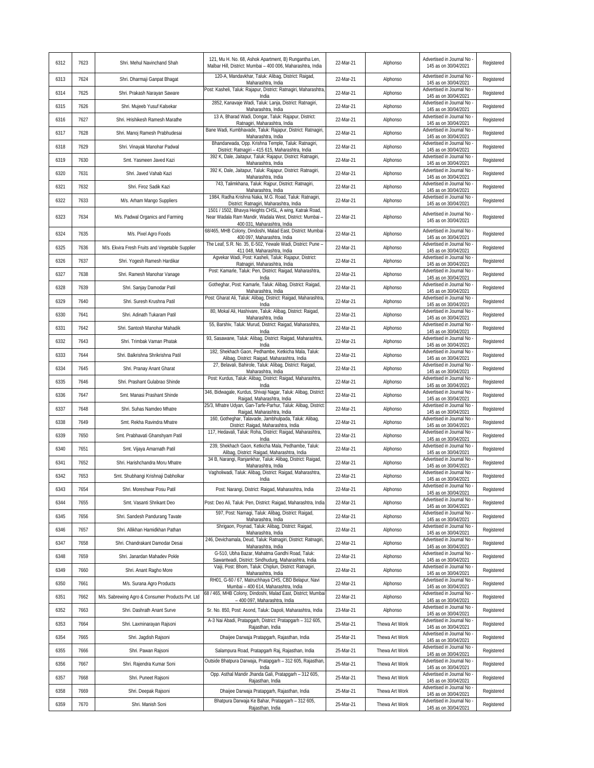| 6312 | 7623 | Shri. Mehul Navinchand Shah | 121, Mu H. No. 68, Ashok Apartment, B) Rungantha Len, Malbar Hill, District: Mumbai – 400 006, Maharashtra, India | 22-Mar-21 | Alphonso | Advertised in Journal No - 145 as on 30/04/2021 | Registered |
|---|---|---|---|---|---|---|---|
| 6313 | 7624 | Shri. Dharmaji Ganpat Bhagat | 120-A, Mandavkhar, Taluk: Alibag, District: Raigad, Maharashtra, India | 22-Mar-21 | Alphonso | Advertised in Journal No - 145 as on 30/04/2021 | Registered |
| 6314 | 7625 | Shri. Prakash Narayan Saware | Post: Kasheli, Taluk: Rajapur, District: Ratnagiri, Maharashtra, India | 22-Mar-21 | Alphonso | Advertised in Journal No - 145 as on 30/04/2021 | Registered |
| 6315 | 7626 | Shri. Mujeeb Yusuf Kalsekar | 2852, Kanavaje Wadi, Taluk: Lanja, District: Ratnagiri, Maharashtra, India | 22-Mar-21 | Alphonso | Advertised in Journal No - 145 as on 30/04/2021 | Registered |
| 6316 | 7627 | Shri. Hrishikesh Ramesh Marathe | 13 A, Bharad Wadi, Dongar, Taluk: Rajapur, District: Ratnagiri, Maharashtra, India | 22-Mar-21 | Alphonso | Advertised in Journal No - 145 as on 30/04/2021 | Registered |
| 6317 | 7628 | Shri. Manoj Ramesh Prabhudesai | Bane Wadi, Kumbhavade, Taluk: Rajapur, District: Ratnagiri, Maharashtra, India | 22-Mar-21 | Alphonso | Advertised in Journal No - 145 as on 30/04/2021 | Registered |
| 6318 | 7629 | Shri. Vinayak Manohar Padwal | Bhandarwada, Opp. Krishna Temple, Taluk: Ratnagiri, District: Ratnagiri – 415 615, Maharashtra, India | 22-Mar-21 | Alphonso | Advertised in Journal No - 145 as on 30/04/2021 | Registered |
| 6319 | 7630 | Smt. Yasmeen Javed Kazi | 392 K, Dale, Jaitapur, Taluk: Rajapur, District: Ratnagiri, Maharashtra, India | 22-Mar-21 | Alphonso | Advertised in Journal No - 145 as on 30/04/2021 | Registered |
| 6320 | 7631 | Shri. Javed Vahab Kazi | 392 K, Dale, Jaitapur, Taluk: Rajapur, District: Ratnagiri, Maharashtra, India | 22-Mar-21 | Alphonso | Advertised in Journal No - 145 as on 30/04/2021 | Registered |
| 6321 | 7632 | Shri. Firoz Sadik Kazi | 743, Talimkhana, Taluk: Rajpur, District: Ratnagiri, Maharashtra, India | 22-Mar-21 | Alphonso | Advertised in Journal No - 145 as on 30/04/2021 | Registered |
| 6322 | 7633 | M/s. Arham Mango Suppliers | 1984, Radha Krishna Naka, M.G. Road, Taluk: Ratnagiri, District: Ratnagiri, Maharashtra, India | 22-Mar-21 | Alphonso | Advertised in Journal No - 145 as on 30/04/2021 | Registered |
| 6323 | 7634 | M/s. Padwal Organics and Farming | 1501 / 1502, Bhavya Heights CHSL, A wing, Katrak Road, Near Wadala Ram Mandir, Wadala West, District: Mumbai – 400 031, Maharashtra, India | 22-Mar-21 | Alphonso | Advertised in Journal No - 145 as on 30/04/2021 | Registered |
| 6324 | 7635 | M/s. Pixel Agro Foods | 68/465, MHB Colony, Dindoshi, Malad East, District: Mumbai - 400 097, Maharashtra, India | 22-Mar-21 | Alphonso | Advertised in Journal No - 145 as on 30/04/2021 | Registered |
| 6325 | 7636 | M/s. Ekvira Fresh Fruits and Vegetable Supplier | The Leaf, S.R. No. 35, E-502, Yewale Wadi, District: Pune – 411 048, Maharashtra, India | 22-Mar-21 | Alphonso | Advertised in Journal No - 145 as on 30/04/2021 | Registered |
| 6326 | 7637 | Shri. Yogesh Ramesh Hardikar | Agvekar Wadi, Post: Kasheli, Taluk: Rajapur, District: Ratnagiri, Maharashtra, India | 22-Mar-21 | Alphonso | Advertised in Journal No - 145 as on 30/04/2021 | Registered |
| 6327 | 7638 | Shri. Ramesh Manohar Vanage | Post: Kamarle, Taluk: Pen, District: Raigad, Maharashtra, India | 22-Mar-21 | Alphonso | Advertised in Journal No - 145 as on 30/04/2021 | Registered |
| 6328 | 7639 | Shri. Sanjay Damodar Patil | Gotheghar, Post: Kamarle, Taluk: Alibag, District: Raigad, Maharashtra, India | 22-Mar-21 | Alphonso | Advertised in Journal No - 145 as on 30/04/2021 | Registered |
| 6329 | 7640 | Shri. Suresh Krushna Patil | Post: Gharat Ali, Taluk: Alibag, District: Raigad, Maharashtra, India | 22-Mar-21 | Alphonso | Advertised in Journal No - 145 as on 30/04/2021 | Registered |
| 6330 | 7641 | Shri. Adinath Tukaram Patil | 80, Mokal Ali, Hashivare, Taluk: Alibag, District: Raigad, Maharashtra, India | 22-Mar-21 | Alphonso | Advertised in Journal No - 145 as on 30/04/2021 | Registered |
| 6331 | 7642 | Shri. Santosh Manohar Mahadik | 55, Barshiv, Taluk: Murud, District: Raigad, Maharashtra, India | 22-Mar-21 | Alphonso | Advertised in Journal No - 145 as on 30/04/2021 | Registered |
| 6332 | 7643 | Shri. Trimbak Vaman Phatak | 93, Sasawane, Taluk: Alibag, District: Raigad, Maharashtra, India | 22-Mar-21 | Alphonso | Advertised in Journal No - 145 as on 30/04/2021 | Registered |
| 6333 | 7644 | Shri. Balkrishna Shrikrishna Patil | 182, Shekhach Gaon, Pedhambe, Ketkicha Mala, Taluk: Alibag, District: Raigad, Maharashtra, India | 22-Mar-21 | Alphonso | Advertised in Journal No - 145 as on 30/04/2021 | Registered |
| 6334 | 7645 | Shri. Pranay Anant Gharat | 27, Belavali, Bahirole, Taluk: Alibag, District: Raigad, Maharashtra, India | 22-Mar-21 | Alphonso | Advertised in Journal No - 145 as on 30/04/2021 | Registered |
| 6335 | 7646 | Shri. Prashant Gulabrao Shinde | Post: Kurdus, Taluk: Alibag, District: Raigad, Maharashtra, India | 22-Mar-21 | Alphonso | Advertised in Journal No - 145 as on 30/04/2021 | Registered |
| 6336 | 7647 | Smt. Manasi Prashant Shinde | 346, Bidwagale, Kurdus, Shivaji Nagar, Taluk: Alibag, District: Raigad, Maharashtra, India | 22-Mar-21 | Alphonso | Advertised in Journal No - 145 as on 30/04/2021 | Registered |
| 6337 | 7648 | Shri. Suhas Namdeo Mhatre | 25/3, Mhatre Udyan, Gan-Tarfe-Parhur, Taluk: Alibag, District: Raigad, Maharashtra, India | 22-Mar-21 | Alphonso | Advertised in Journal No - 145 as on 30/04/2021 | Registered |
| 6338 | 7649 | Smt. Rekha Ravindra Mhatre | 160, Gotheghar, Talavade, Jambhulpada, Taluk: Alibag, District: Raigad, Maharashtra, India | 22-Mar-21 | Alphonso | Advertised in Journal No - 145 as on 30/04/2021 | Registered |
| 6339 | 7650 | Smt. Prabhavati Ghanshyam Patil | 117, Hedavali, Taluk: Roha, District: Raigad, Maharashtra, India | 22-Mar-21 | Alphonso | Advertised in Journal No - 145 as on 30/04/2021 | Registered |
| 6340 | 7651 | Smt. Vijaya Amarnath Patil | 239, Shekhach Gaon, Ketkicha Mala, Pedhambe, Taluk: Alibag, District: Raigad, Maharashtra, India | 22-Mar-21 | Alphonso | Advertised in Journal No - 145 as on 30/04/2021 | Registered |
| 6341 | 7652 | Shri. Harishchandra Moru Mhatre | 34 B, Narangi, Ranjankhar, Taluk: Alibag, District: Raigad, Maharashtra, India | 22-Mar-21 | Alphonso | Advertised in Journal No - 145 as on 30/04/2021 | Registered |
| 6342 | 7653 | Smt. Shubhangi Krishnaji Dabholkar | Vagholiwadi, Taluk: Alibag, District: Raigad, Maharashtra, India | 22-Mar-21 | Alphonso | Advertised in Journal No - 145 as on 30/04/2021 | Registered |
| 6343 | 7654 | Shri. Moreshwar Posu Patil | Post: Narangi, District: Raigad, Maharashtra, India | 22-Mar-21 | Alphonso | Advertised in Journal No - 145 as on 30/04/2021 | Registered |
| 6344 | 7655 | Smt. Vasanti Shrikant Deo | Post: Deo Ali, Taluk: Pen, District: Raigad, Maharashtra, India | 22-Mar-21 | Alphonso | Advertised in Journal No - 145 as on 30/04/2021 | Registered |
| 6345 | 7656 | Shri. Sandesh Pandurang Tavate | 597, Post: Narnagi, Taluk: Alibag, District: Raigad, Maharashtra, India | 22-Mar-21 | Alphonso | Advertised in Journal No - 145 as on 30/04/2021 | Registered |
| 6346 | 7657 | Shri. Allikhan Hamidkhan Pathan | Shrigaon, Poynad, Taluk: Alibag, District: Raigad, Maharashtra, India | 22-Mar-21 | Alphonso | Advertised in Journal No - 145 as on 30/04/2021 | Registered |
| 6347 | 7658 | Shri. Chandrakant Damodar Desai | 246, Devichamala, Deud, Taluk: Ratnagiri, District: Ratnagiri, Maharashtra, India | 22-Mar-21 | Alphonso | Advertised in Journal No - 145 as on 30/04/2021 | Registered |
| 6348 | 7659 | Shri. Janardan Mahadev Pokle | G-510, Ubha Bazar, Mahatma Gandhi Road, Taluk: Sawantwadi, District: Sindhudurg, Maharashtra, India | 22-Mar-21 | Alphonso | Advertised in Journal No - 145 as on 30/04/2021 | Registered |
| 6349 | 7660 | Shri. Anant Ragho More | Vaiji, Post: Bhom, Taluk: Chiplun, District: Ratnagiri, Maharashtra, India | 22-Mar-21 | Alphonso | Advertised in Journal No - 145 as on 30/04/2021 | Registered |
| 6350 | 7661 | M/s. Surana Agro Products | RH01, G-60 / 67, Matruchhaya CHS, CBD Belapur, Navi Mumbai – 400 614, Maharashtra, India | 22-Mar-21 | Alphonso | Advertised in Journal No - 145 as on 30/04/2021 | Registered |
| 6351 | 7662 | M/s. Sabrewing Agro & Consumer Products Pvt. Ltd | 68 / 465, MHB Colony, Dindoshi, Malad East, District; Mumbai – 400 097, Maharashtra, India | 22-Mar-21 | Alphonso | Advertised in Journal No - 145 as on 30/04/2021 | Registered |
| 6352 | 7663 | Shri. Dashrath Anant Surve | Sr. No. 850, Post: Asond, Taluk: Dapoli, Maharashtra, India | 23-Mar-21 | Alphonso | Advertised in Journal No - 145 as on 30/04/2021 | Registered |
| 6353 | 7664 | Shri. Laxminarayan Rajsoni | A-3 Nai Abadi, Pratapgarh, District: Pratapgarh – 312 605, Rajasthan, India | 25-Mar-21 | Thewa Art Work | Advertised in Journal No - 145 as on 30/04/2021 | Registered |
| 6354 | 7665 | Shri. Jagdish Rajsoni | Dhaijee Darwaja Pratapgarh, Rajasthan, India | 25-Mar-21 | Thewa Art Work | Advertised in Journal No - 145 as on 30/04/2021 | Registered |
| 6355 | 7666 | Shri. Pawan Rajsoni | Salampura Road, Pratapgarh Raj, Rajasthan, India | 25-Mar-21 | Thewa Art Work | Advertised in Journal No - 145 as on 30/04/2021 | Registered |
| 6356 | 7667 | Shri. Rajendra Kumar Soni | Outside Bhatpura Darwaja, Pratapgarh – 312 605, Rajasthan, India | 25-Mar-21 | Thewa Art Work | Advertised in Journal No - 145 as on 30/04/2021 | Registered |
| 6357 | 7668 | Shri. Puneet Rajsoni | Opp. Asthal Mandir Jhanda Gali, Pratapgarh – 312 605, Rajasthan, India | 25-Mar-21 | Thewa Art Work | Advertised in Journal No - 145 as on 30/04/2021 | Registered |
| 6358 | 7669 | Shri. Deepak Rajsoni | Dhaijee Darwaja Pratapgarh, Rajasthan, India | 25-Mar-21 | Thewa Art Work | Advertised in Journal No - 145 as on 30/04/2021 | Registered |
| 6359 | 7670 | Shri. Manish Soni | Bhatpura Darwaja Ke Bahar, Pratapgarh – 312 605, Rajasthan, India | 25-Mar-21 | Thewa Art Work | Advertised in Journal No - 145 as on 30/04/2021 | Registered |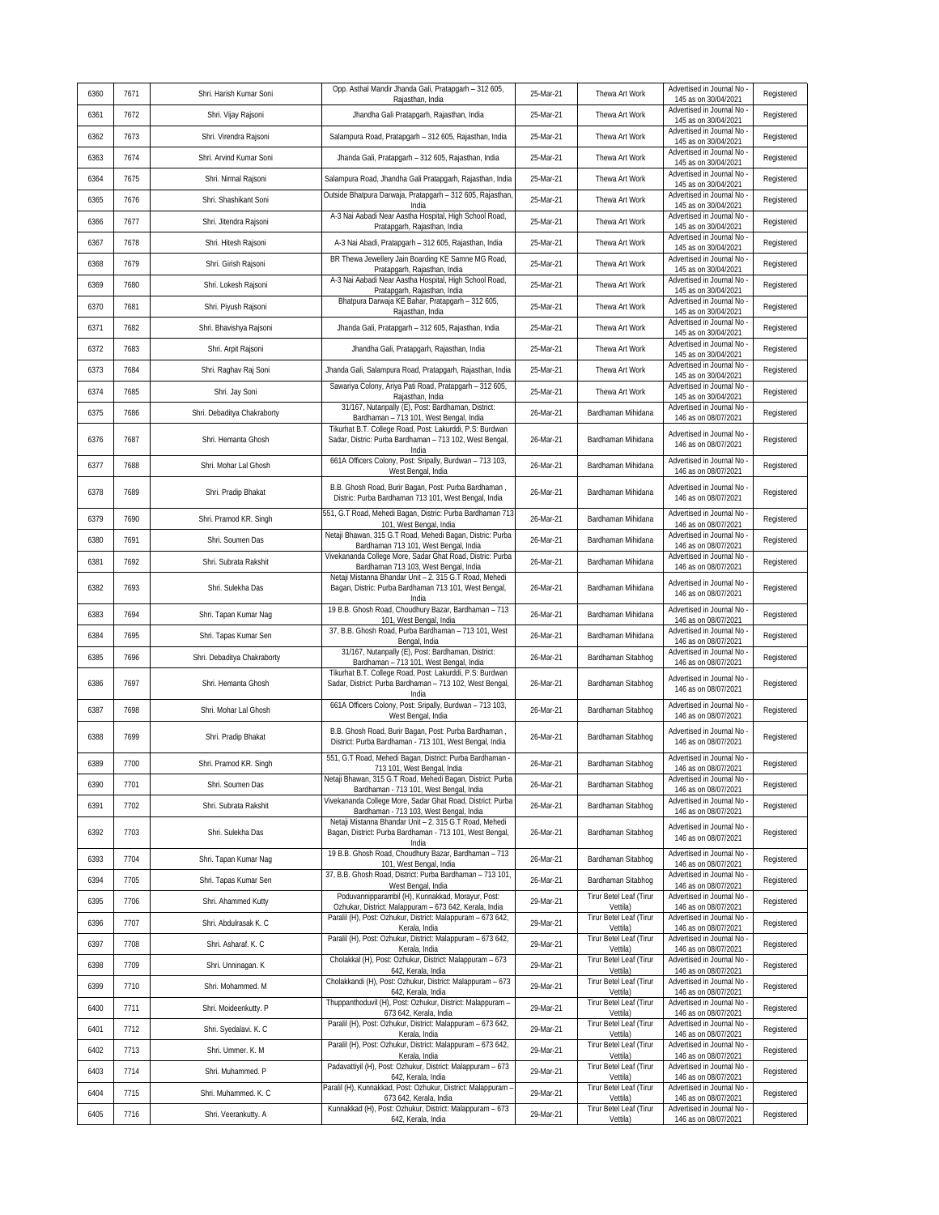| 6360 | 7671 | Shri. Harish Kumar Soni | Opp. Asthal Mandir Jhanda Gali, Pratapgarh – 312 605, Rajasthan, India | 25-Mar-21 | Thewa Art Work | Advertised in Journal No - 145 as on 30/04/2021 | Registered |
|---|---|---|---|---|---|---|---|
| 6361 | 7672 | Shri. Vijay Rajsoni | Jhandha Gali Pratapgarh, Rajasthan, India | 25-Mar-21 | Thewa Art Work | Advertised in Journal No - 145 as on 30/04/2021 | Registered |
| 6362 | 7673 | Shri. Virendra Rajsoni | Salampura Road, Pratapgarh – 312 605, Rajasthan, India | 25-Mar-21 | Thewa Art Work | Advertised in Journal No - 145 as on 30/04/2021 | Registered |
| 6363 | 7674 | Shri. Arvind Kumar Soni | Jhanda Gali, Pratapgarh – 312 605, Rajasthan, India | 25-Mar-21 | Thewa Art Work | Advertised in Journal No - 145 as on 30/04/2021 | Registered |
| 6364 | 7675 | Shri. Nirmal Rajsoni | Salampura Road, Jhandha Gali Pratapgarh, Rajasthan, India | 25-Mar-21 | Thewa Art Work | Advertised in Journal No - 145 as on 30/04/2021 | Registered |
| 6365 | 7676 | Shri. Shashikant Soni | Outside Bhatpura Darwaja, Pratapgarh – 312 605, Rajasthan, India | 25-Mar-21 | Thewa Art Work | Advertised in Journal No - 145 as on 30/04/2021 | Registered |
| 6366 | 7677 | Shri. Jitendra Rajsoni | A-3 Nai Aabadi Near Aastha Hospital, High School Road, Pratapgarh, Rajasthan, India | 25-Mar-21 | Thewa Art Work | Advertised in Journal No - 145 as on 30/04/2021 | Registered |
| 6367 | 7678 | Shri. Hitesh Rajsoni | A-3 Nai Abadi, Pratapgarh – 312 605, Rajasthan, India | 25-Mar-21 | Thewa Art Work | Advertised in Journal No - 145 as on 30/04/2021 | Registered |
| 6368 | 7679 | Shri. Girish Rajsoni | BR Thewa Jewellery Jain Boarding KE Samne MG Road, Pratapgarh, Rajasthan, India | 25-Mar-21 | Thewa Art Work | Advertised in Journal No - 145 as on 30/04/2021 | Registered |
| 6369 | 7680 | Shri. Lokesh Rajsoni | A-3 Nai Aabadi Near Aastha Hospital, High School Road, Pratapgarh, Rajasthan, India | 25-Mar-21 | Thewa Art Work | Advertised in Journal No - 145 as on 30/04/2021 | Registered |
| 6370 | 7681 | Shri. Piyush Rajsoni | Bhatpura Darwaja KE Bahar, Pratapgarh – 312 605, Rajasthan, India | 25-Mar-21 | Thewa Art Work | Advertised in Journal No - 145 as on 30/04/2021 | Registered |
| 6371 | 7682 | Shri. Bhavishya Rajsoni | Jhanda Gali, Pratapgarh – 312 605, Rajasthan, India | 25-Mar-21 | Thewa Art Work | Advertised in Journal No - 145 as on 30/04/2021 | Registered |
| 6372 | 7683 | Shri. Arpit Rajsoni | Jhandha Gali, Pratapgarh, Rajasthan, India | 25-Mar-21 | Thewa Art Work | Advertised in Journal No - 145 as on 30/04/2021 | Registered |
| 6373 | 7684 | Shri. Raghav Raj Soni | Jhanda Gali, Salampura Road, Pratapgarh, Rajasthan, India | 25-Mar-21 | Thewa Art Work | Advertised in Journal No - 145 as on 30/04/2021 | Registered |
| 6374 | 7685 | Shri. Jay Soni | Sawariya Colony, Ariya Pati Road, Pratapgarh – 312 605, Rajasthan, India | 25-Mar-21 | Thewa Art Work | Advertised in Journal No - 145 as on 30/04/2021 | Registered |
| 6375 | 7686 | Shri. Debaditya Chakraborty | 31/167, Nutanpally (E), Post: Bardhaman, District: Bardhaman – 713 101, West Bengal, India | 26-Mar-21 | Bardhaman Mihidana | Advertised in Journal No - 146 as on 08/07/2021 | Registered |
| 6376 | 7687 | Shri. Hemanta Ghosh | Tikurhat B.T. College Road, Post: Lakurddi, P.S: Burdwan Sadar, Distric: Purba Bardhaman – 713 102, West Bengal, India | 26-Mar-21 | Bardhaman Mihidana | Advertised in Journal No - 146 as on 08/07/2021 | Registered |
| 6377 | 7688 | Shri. Mohar Lal Ghosh | 661A Officers Colony, Post: Sripally, Burdwan – 713 103, West Bengal, India | 26-Mar-21 | Bardhaman Mihidana | Advertised in Journal No - 146 as on 08/07/2021 | Registered |
| 6378 | 7689 | Shri. Pradip Bhakat | B.B. Ghosh Road, Burir Bagan, Post: Purba Bardhaman , Distric: Purba Bardhaman 713 101, West Bengal, India | 26-Mar-21 | Bardhaman Mihidana | Advertised in Journal No - 146 as on 08/07/2021 | Registered |
| 6379 | 7690 | Shri. Pramod KR. Singh | 551, G.T Road, Mehedi Bagan, Distric: Purba Bardhaman 713 101, West Bengal, India | 26-Mar-21 | Bardhaman Mihidana | Advertised in Journal No - 146 as on 08/07/2021 | Registered |
| 6380 | 7691 | Shri. Soumen Das | Netaji Bhawan, 315 G.T Road, Mehedi Bagan, Distric: Purba Bardhaman 713 101, West Bengal, India | 26-Mar-21 | Bardhaman Mihidana | Advertised in Journal No - 146 as on 08/07/2021 | Registered |
| 6381 | 7692 | Shri. Subrata Rakshit | Vivekananda College More, Sadar Ghat Road, Distric: Purba Bardhaman 713 103, West Bengal, India | 26-Mar-21 | Bardhaman Mihidana | Advertised in Journal No - 146 as on 08/07/2021 | Registered |
| 6382 | 7693 | Shri. Sulekha Das | Netaji Mistanna Bhandar Unit – 2. 315 G.T Road, Mehedi Bagan, Distric: Purba Bardhaman 713 101, West Bengal, India | 26-Mar-21 | Bardhaman Mihidana | Advertised in Journal No - 146 as on 08/07/2021 | Registered |
| 6383 | 7694 | Shri. Tapan Kumar Nag | 19 B.B. Ghosh Road, Choudhury Bazar, Bardhaman – 713 101, West Bengal, India | 26-Mar-21 | Bardhaman Mihidana | Advertised in Journal No - 146 as on 08/07/2021 | Registered |
| 6384 | 7695 | Shri. Tapas Kumar Sen | 37, B.B. Ghosh Road, Purba Bardhaman – 713 101, West Bengal, India | 26-Mar-21 | Bardhaman Mihidana | Advertised in Journal No - 146 as on 08/07/2021 | Registered |
| 6385 | 7696 | Shri. Debaditya Chakraborty | 31/167, Nutanpally (E), Post: Bardhaman, District: Bardhaman – 713 101, West Bengal, India | 26-Mar-21 | Bardhaman Sitabhog | Advertised in Journal No - 146 as on 08/07/2021 | Registered |
| 6386 | 7697 | Shri. Hemanta Ghosh | Tikurhat B.T. College Road, Post: Lakurddi, P.S: Burdwan Sadar, District: Purba Bardhaman – 713 102, West Bengal, India | 26-Mar-21 | Bardhaman Sitabhog | Advertised in Journal No - 146 as on 08/07/2021 | Registered |
| 6387 | 7698 | Shri. Mohar Lal Ghosh | 661A Officers Colony, Post: Sripally, Burdwan – 713 103, West Bengal, India | 26-Mar-21 | Bardhaman Sitabhog | Advertised in Journal No - 146 as on 08/07/2021 | Registered |
| 6388 | 7699 | Shri. Pradip Bhakat | B.B. Ghosh Road, Burir Bagan, Post: Purba Bardhaman , District: Purba Bardhaman - 713 101, West Bengal, India | 26-Mar-21 | Bardhaman Sitabhog | Advertised in Journal No - 146 as on 08/07/2021 | Registered |
| 6389 | 7700 | Shri. Pramod KR. Singh | 551, G.T Road, Mehedi Bagan, District: Purba Bardhaman - 713 101, West Bengal, India | 26-Mar-21 | Bardhaman Sitabhog | Advertised in Journal No - 146 as on 08/07/2021 | Registered |
| 6390 | 7701 | Shri. Soumen Das | Netaji Bhawan, 315 G.T Road, Mehedi Bagan, District: Purba Bardhaman - 713 101, West Bengal, India | 26-Mar-21 | Bardhaman Sitabhog | Advertised in Journal No - 146 as on 08/07/2021 | Registered |
| 6391 | 7702 | Shri. Subrata Rakshit | Vivekananda College More, Sadar Ghat Road, District: Purba Bardhaman - 713 103, West Bengal, India | 26-Mar-21 | Bardhaman Sitabhog | Advertised in Journal No - 146 as on 08/07/2021 | Registered |
| 6392 | 7703 | Shri. Sulekha Das | Netaji Mistanna Bhandar Unit – 2. 315 G.T Road, Mehedi Bagan, District: Purba Bardhaman - 713 101, West Bengal, India | 26-Mar-21 | Bardhaman Sitabhog | Advertised in Journal No - 146 as on 08/07/2021 | Registered |
| 6393 | 7704 | Shri. Tapan Kumar Nag | 19 B.B. Ghosh Road, Choudhury Bazar, Bardhaman – 713 101, West Bengal, India | 26-Mar-21 | Bardhaman Sitabhog | Advertised in Journal No - 146 as on 08/07/2021 | Registered |
| 6394 | 7705 | Shri. Tapas Kumar Sen | 37, B.B. Ghosh Road, District: Purba Bardhaman – 713 101, West Bengal, India | 26-Mar-21 | Bardhaman Sitabhog | Advertised in Journal No - 146 as on 08/07/2021 | Registered |
| 6395 | 7706 | Shri. Ahammed Kutty | Poduvannipparambil (H), Kunnakkad, Morayur, Post: Ozhukur, District: Malappuram – 673 642, Kerala, India | 29-Mar-21 | Tirur Betel Leaf (Tirur Vettila) | Advertised in Journal No - 146 as on 08/07/2021 | Registered |
| 6396 | 7707 | Shri. Abdulrasak K. C | Paralil (H), Post: Ozhukur, District: Malappuram – 673 642, Kerala, India | 29-Mar-21 | Tirur Betel Leaf (Tirur Vettila) | Advertised in Journal No - 146 as on 08/07/2021 | Registered |
| 6397 | 7708 | Shri. Asharaf. K. C | Paralil (H), Post: Ozhukur, District: Malappuram – 673 642, Kerala, India | 29-Mar-21 | Tirur Betel Leaf (Tirur Vettila) | Advertised in Journal No - 146 as on 08/07/2021 | Registered |
| 6398 | 7709 | Shri. Unninagan. K | Cholakkal (H), Post: Ozhukur, District: Malappuram – 673 642, Kerala, India | 29-Mar-21 | Tirur Betel Leaf (Tirur Vettila) | Advertised in Journal No - 146 as on 08/07/2021 | Registered |
| 6399 | 7710 | Shri. Mohammed. M | Cholakkandi (H), Post: Ozhukur, District: Malappuram – 673 642, Kerala, India | 29-Mar-21 | Tirur Betel Leaf (Tirur Vettila) | Advertised in Journal No - 146 as on 08/07/2021 | Registered |
| 6400 | 7711 | Shri. Moideenkutty. P | Thuppanthoduvil (H), Post: Ozhukur, District: Malappuram – 673 642, Kerala, India | 29-Mar-21 | Tirur Betel Leaf (Tirur Vettila) | Advertised in Journal No - 146 as on 08/07/2021 | Registered |
| 6401 | 7712 | Shri. Syedalavi. K. C | Paralil (H), Post: Ozhukur, District: Malappuram – 673 642, Kerala, India | 29-Mar-21 | Tirur Betel Leaf (Tirur Vettila) | Advertised in Journal No - 146 as on 08/07/2021 | Registered |
| 6402 | 7713 | Shri. Ummer. K. M | Paralil (H), Post: Ozhukur, District: Malappuram – 673 642, Kerala, India | 29-Mar-21 | Tirur Betel Leaf (Tirur Vettila) | Advertised in Journal No - 146 as on 08/07/2021 | Registered |
| 6403 | 7714 | Shri. Muhammed. P | Padavattiyil (H), Post: Ozhukur, District: Malappuram – 673 642, Kerala, India | 29-Mar-21 | Tirur Betel Leaf (Tirur Vettila) | Advertised in Journal No - 146 as on 08/07/2021 | Registered |
| 6404 | 7715 | Shri. Muhammed. K. C | Paralil (H), Kunnakkad, Post: Ozhukur, District: Malappuram – 673 642, Kerala, India | 29-Mar-21 | Tirur Betel Leaf (Tirur Vettila) | Advertised in Journal No - 146 as on 08/07/2021 | Registered |
| 6405 | 7716 | Shri. Veerankutty. A | Kunnakkad (H), Post: Ozhukur, District: Malappuram – 673 642, Kerala, India | 29-Mar-21 | Tirur Betel Leaf (Tirur Vettila) | Advertised in Journal No - 146 as on 08/07/2021 | Registered |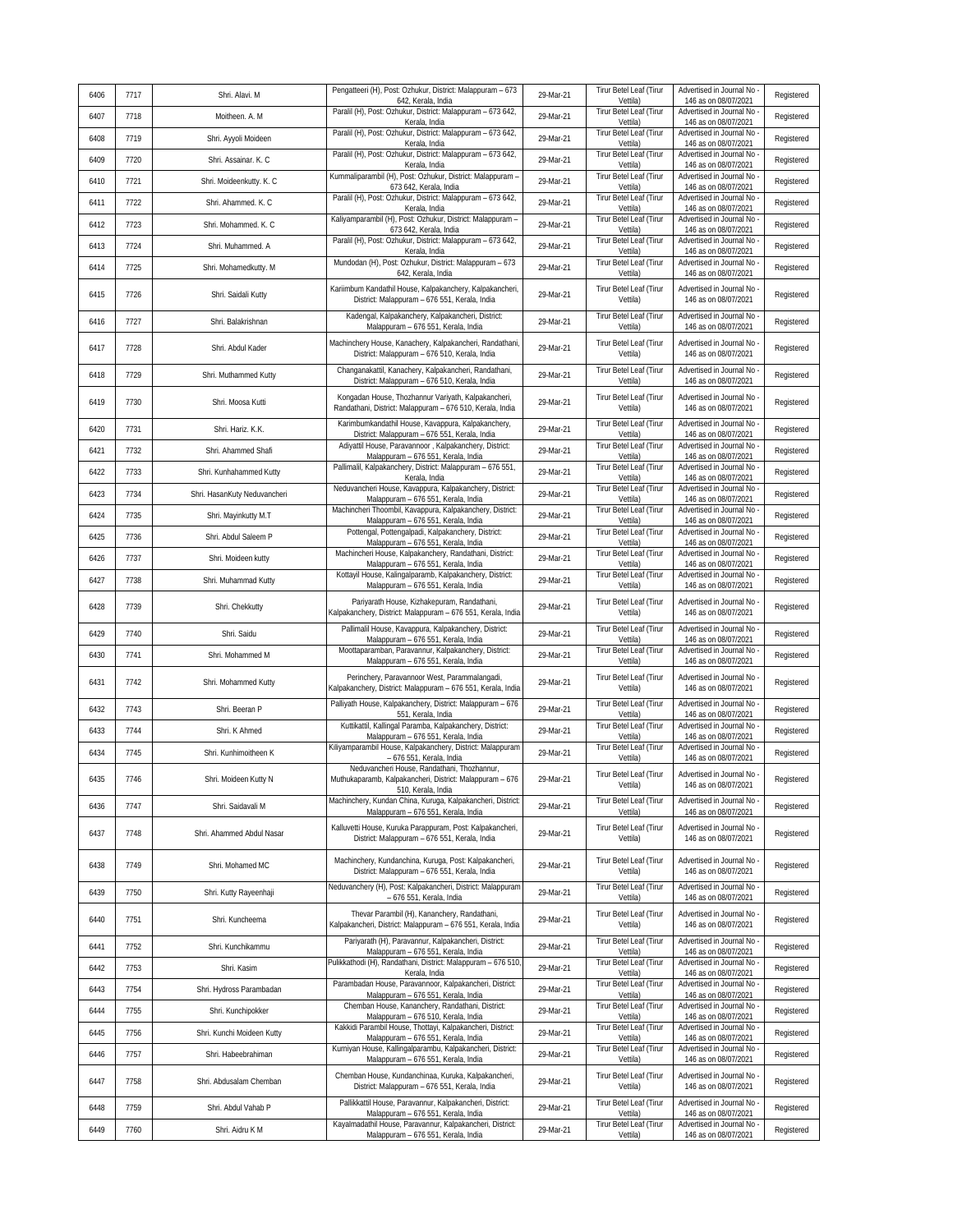| 6406 | 7717 | Shri. Alavi. M | Pengatteeri (H), Post: Ozhukur, District: Malappuram – 673 642, Kerala, India | 29-Mar-21 | Tirur Betel Leaf (Tirur Vettila) | Advertised in Journal No - 146 as on 08/07/2021 | Registered |
|---|---|---|---|---|---|---|---|
| 6407 | 7718 | Moitheen. A. M | Paralil (H), Post: Ozhukur, District: Malappuram – 673 642, Kerala, India | 29-Mar-21 | Tirur Betel Leaf (Tirur Vettila) | Advertised in Journal No - 146 as on 08/07/2021 | Registered |
| 6408 | 7719 | Shri. Ayyoli Moideen | Paralil (H), Post: Ozhukur, District: Malappuram – 673 642, Kerala, India | 29-Mar-21 | Tirur Betel Leaf (Tirur Vettila) | Advertised in Journal No - 146 as on 08/07/2021 | Registered |
| 6409 | 7720 | Shri. Assainar. K. C | Paralil (H), Post: Ozhukur, District: Malappuram – 673 642, Kerala, India | 29-Mar-21 | Tirur Betel Leaf (Tirur Vettila) | Advertised in Journal No - 146 as on 08/07/2021 | Registered |
| 6410 | 7721 | Shri. Moideenkutty. K. C | Kummaliparambil (H), Post: Ozhukur, District: Malappuram – 673 642, Kerala, India | 29-Mar-21 | Tirur Betel Leaf (Tirur Vettila) | Advertised in Journal No - 146 as on 08/07/2021 | Registered |
| 6411 | 7722 | Shri. Ahammed. K. C | Paralil (H), Post: Ozhukur, District: Malappuram – 673 642, Kerala, India | 29-Mar-21 | Tirur Betel Leaf (Tirur Vettila) | Advertised in Journal No - 146 as on 08/07/2021 | Registered |
| 6412 | 7723 | Shri. Mohammed. K. C | Kaliyamparambil (H), Post: Ozhukur, District: Malappuram – 673 642, Kerala, India | 29-Mar-21 | Tirur Betel Leaf (Tirur Vettila) | Advertised in Journal No - 146 as on 08/07/2021 | Registered |
| 6413 | 7724 | Shri. Muhammed. A | Paralil (H), Post: Ozhukur, District: Malappuram – 673 642, Kerala, India | 29-Mar-21 | Tirur Betel Leaf (Tirur Vettila) | Advertised in Journal No - 146 as on 08/07/2021 | Registered |
| 6414 | 7725 | Shri. Mohamedkutty. M | Mundodan (H), Post: Ozhukur, District: Malappuram – 673 642, Kerala, India | 29-Mar-21 | Tirur Betel Leaf (Tirur Vettila) | Advertised in Journal No - 146 as on 08/07/2021 | Registered |
| 6415 | 7726 | Shri. Saidali Kutty | Kariimbum Kandathil House, Kalpakanchery, Kalpakancheri, District: Malappuram – 676 551, Kerala, India | 29-Mar-21 | Tirur Betel Leaf (Tirur Vettila) | Advertised in Journal No - 146 as on 08/07/2021 | Registered |
| 6416 | 7727 | Shri. Balakrishnan | Kadengal, Kalpakanchery, Kalpakancheri, District: Malappuram – 676 551, Kerala, India | 29-Mar-21 | Tirur Betel Leaf (Tirur Vettila) | Advertised in Journal No - 146 as on 08/07/2021 | Registered |
| 6417 | 7728 | Shri. Abdul Kader | Machinchery House, Kanachery, Kalpakancheri, Randathani, District: Malappuram – 676 510, Kerala, India | 29-Mar-21 | Tirur Betel Leaf (Tirur Vettila) | Advertised in Journal No - 146 as on 08/07/2021 | Registered |
| 6418 | 7729 | Shri. Muthammed Kutty | Changanakattil, Kanachery, Kalpakancheri, Randathani, District: Malappuram – 676 510, Kerala, India | 29-Mar-21 | Tirur Betel Leaf (Tirur Vettila) | Advertised in Journal No - 146 as on 08/07/2021 | Registered |
| 6419 | 7730 | Shri. Moosa Kutti | Kongadan House, Thozhannur Variyath, Kalpakancheri, Randathani, District: Malappuram – 676 510, Kerala, India | 29-Mar-21 | Tirur Betel Leaf (Tirur Vettila) | Advertised in Journal No - 146 as on 08/07/2021 | Registered |
| 6420 | 7731 | Shri. Hariz. K.K. | Karimbumkandathil House, Kavappura, Kalpakanchery, District: Malappuram – 676 551, Kerala, India | 29-Mar-21 | Tirur Betel Leaf (Tirur Vettila) | Advertised in Journal No - 146 as on 08/07/2021 | Registered |
| 6421 | 7732 | Shri. Ahammed Shafi | Adiyattil House, Paravannoor , Kalpakanchery, District: Malappuram – 676 551, Kerala, India | 29-Mar-21 | Tirur Betel Leaf (Tirur Vettila) | Advertised in Journal No - 146 as on 08/07/2021 | Registered |
| 6422 | 7733 | Shri. Kunhahammed Kutty | Pallimalil, Kalpakanchery, District: Malappuram – 676 551, Kerala, India | 29-Mar-21 | Tirur Betel Leaf (Tirur Vettila) | Advertised in Journal No - 146 as on 08/07/2021 | Registered |
| 6423 | 7734 | Shri. HasanKuty Neduvancheri | Neduvancheri House, Kavappura, Kalpakanchery, District: Malappuram – 676 551, Kerala, India | 29-Mar-21 | Tirur Betel Leaf (Tirur Vettila) | Advertised in Journal No - 146 as on 08/07/2021 | Registered |
| 6424 | 7735 | Shri. Mayinkutty M.T | Machincheri Thoombil, Kavappura, Kalpakanchery, District: Malappuram – 676 551, Kerala, India | 29-Mar-21 | Tirur Betel Leaf (Tirur Vettila) | Advertised in Journal No - 146 as on 08/07/2021 | Registered |
| 6425 | 7736 | Shri. Abdul Saleem P | Pottengal, Pottengalpadi, Kalpakanchery, District: Malappuram – 676 551, Kerala, India | 29-Mar-21 | Tirur Betel Leaf (Tirur Vettila) | Advertised in Journal No - 146 as on 08/07/2021 | Registered |
| 6426 | 7737 | Shri. Moideen kutty | Machincheri House, Kalpakanchery, Randathani, District: Malappuram – 676 551, Kerala, India | 29-Mar-21 | Tirur Betel Leaf (Tirur Vettila) | Advertised in Journal No - 146 as on 08/07/2021 | Registered |
| 6427 | 7738 | Shri. Muhammad Kutty | Kottayil House, Kalingalparamb, Kalpakanchery, District: Malappuram – 676 551, Kerala, India | 29-Mar-21 | Tirur Betel Leaf (Tirur Vettila) | Advertised in Journal No - 146 as on 08/07/2021 | Registered |
| 6428 | 7739 | Shri. Chekkutty | Pariyarath House, Kizhakepuram, Randathani, Kalpakanchery, District: Malappuram – 676 551, Kerala, India | 29-Mar-21 | Tirur Betel Leaf (Tirur Vettila) | Advertised in Journal No - 146 as on 08/07/2021 | Registered |
| 6429 | 7740 | Shri. Saidu | Pallimalil House, Kavappura, Kalpakanchery, District: Malappuram – 676 551, Kerala, India | 29-Mar-21 | Tirur Betel Leaf (Tirur Vettila) | Advertised in Journal No - 146 as on 08/07/2021 | Registered |
| 6430 | 7741 | Shri. Mohammed M | Moottaparamban, Paravannur, Kalpakanchery, District: Malappuram – 676 551, Kerala, India | 29-Mar-21 | Tirur Betel Leaf (Tirur Vettila) | Advertised in Journal No - 146 as on 08/07/2021 | Registered |
| 6431 | 7742 | Shri. Mohammed Kutty | Perinchery, Paravannoor West, Parammalangadi, Kalpakanchery, District: Malappuram – 676 551, Kerala, India | 29-Mar-21 | Tirur Betel Leaf (Tirur Vettila) | Advertised in Journal No - 146 as on 08/07/2021 | Registered |
| 6432 | 7743 | Shri. Beeran P | Palliyath House, Kalpakanchery, District: Malappuram – 676 551, Kerala, India | 29-Mar-21 | Tirur Betel Leaf (Tirur Vettila) | Advertised in Journal No - 146 as on 08/07/2021 | Registered |
| 6433 | 7744 | Shri. K Ahmed | Kuttikattil, Kallingal Paramba, Kalpakanchery, District: Malappuram – 676 551, Kerala, India | 29-Mar-21 | Tirur Betel Leaf (Tirur Vettila) | Advertised in Journal No - 146 as on 08/07/2021 | Registered |
| 6434 | 7745 | Shri. Kunhimoitheen K | Kiliyamparambil House, Kalpakanchery, District: Malappuram – 676 551, Kerala, India | 29-Mar-21 | Tirur Betel Leaf (Tirur Vettila) | Advertised in Journal No - 146 as on 08/07/2021 | Registered |
| 6435 | 7746 | Shri. Moideen Kutty N | Neduvancheri House, Randathani, Thozhannur, Muthukaparamb, Kalpakancheri, District: Malappuram – 676 510, Kerala, India | 29-Mar-21 | Tirur Betel Leaf (Tirur Vettila) | Advertised in Journal No - 146 as on 08/07/2021 | Registered |
| 6436 | 7747 | Shri. Saidavali M | Machinchery, Kundan China, Kuruga, Kalpakancheri, District: Malappuram – 676 551, Kerala, India | 29-Mar-21 | Tirur Betel Leaf (Tirur Vettila) | Advertised in Journal No - 146 as on 08/07/2021 | Registered |
| 6437 | 7748 | Shri. Ahammed Abdul Nasar | Kalluvetti House, Kuruka Parappuram, Post: Kalpakancheri, District: Malappuram – 676 551, Kerala, India | 29-Mar-21 | Tirur Betel Leaf (Tirur Vettila) | Advertised in Journal No - 146 as on 08/07/2021 | Registered |
| 6438 | 7749 | Shri. Mohamed MC | Machinchery, Kundanchina, Kuruga, Post: Kalpakancheri, District: Malappuram – 676 551, Kerala, India | 29-Mar-21 | Tirur Betel Leaf (Tirur Vettila) | Advertised in Journal No - 146 as on 08/07/2021 | Registered |
| 6439 | 7750 | Shri. Kutty Rayeenhaji | Neduvanchery (H), Post: Kalpakancheri, District: Malappuram – 676 551, Kerala, India | 29-Mar-21 | Tirur Betel Leaf (Tirur Vettila) | Advertised in Journal No - 146 as on 08/07/2021 | Registered |
| 6440 | 7751 | Shri. Kuncheema | Thevar Parambil (H), Kananchery, Randathani, Kalpakancheri, District: Malappuram – 676 551, Kerala, India | 29-Mar-21 | Tirur Betel Leaf (Tirur Vettila) | Advertised in Journal No - 146 as on 08/07/2021 | Registered |
| 6441 | 7752 | Shri. Kunchikammu | Pariyarath (H), Paravannur, Kalpakancheri, District: Malappuram – 676 551, Kerala, India | 29-Mar-21 | Tirur Betel Leaf (Tirur Vettila) | Advertised in Journal No - 146 as on 08/07/2021 | Registered |
| 6442 | 7753 | Shri. Kasim | Pulikkathodi (H), Randathani, District: Malappuram – 676 510, Kerala, India | 29-Mar-21 | Tirur Betel Leaf (Tirur Vettila) | Advertised in Journal No - 146 as on 08/07/2021 | Registered |
| 6443 | 7754 | Shri. Hydross Parambadan | Parambadan House, Paravannoor, Kalpakancheri, District: Malappuram – 676 551, Kerala, India | 29-Mar-21 | Tirur Betel Leaf (Tirur Vettila) | Advertised in Journal No - 146 as on 08/07/2021 | Registered |
| 6444 | 7755 | Shri. Kunchipokker | Chemban House, Kananchery, Randathani, District: Malappuram – 676 510, Kerala, India | 29-Mar-21 | Tirur Betel Leaf (Tirur Vettila) | Advertised in Journal No - 146 as on 08/07/2021 | Registered |
| 6445 | 7756 | Shri. Kunchi Moideen Kutty | Kakkidi Parambil House, Thottayi, Kalpakancheri, District: Malappuram – 676 551, Kerala, India | 29-Mar-21 | Tirur Betel Leaf (Tirur Vettila) | Advertised in Journal No - 146 as on 08/07/2021 | Registered |
| 6446 | 7757 | Shri. Habeebrahiman | Kurniyan House, Kallingalparambu, Kalpakancheri, District: Malappuram – 676 551, Kerala, India | 29-Mar-21 | Tirur Betel Leaf (Tirur Vettila) | Advertised in Journal No - 146 as on 08/07/2021 | Registered |
| 6447 | 7758 | Shri. Abdusalam Chemban | Chemban House, Kundanchinaa, Kuruka, Kalpakancheri, District: Malappuram – 676 551, Kerala, India | 29-Mar-21 | Tirur Betel Leaf (Tirur Vettila) | Advertised in Journal No - 146 as on 08/07/2021 | Registered |
| 6448 | 7759 | Shri. Abdul Vahab P | Pallikkattil House, Paravannur, Kalpakancheri, District: Malappuram – 676 551, Kerala, India | 29-Mar-21 | Tirur Betel Leaf (Tirur Vettila) | Advertised in Journal No - 146 as on 08/07/2021 | Registered |
| 6449 | 7760 | Shri. Aidru K M | Kayalmadathil House, Paravannur, Kalpakancheri, District: Malappuram – 676 551, Kerala, India | 29-Mar-21 | Tirur Betel Leaf (Tirur Vettila) | Advertised in Journal No - 146 as on 08/07/2021 | Registered |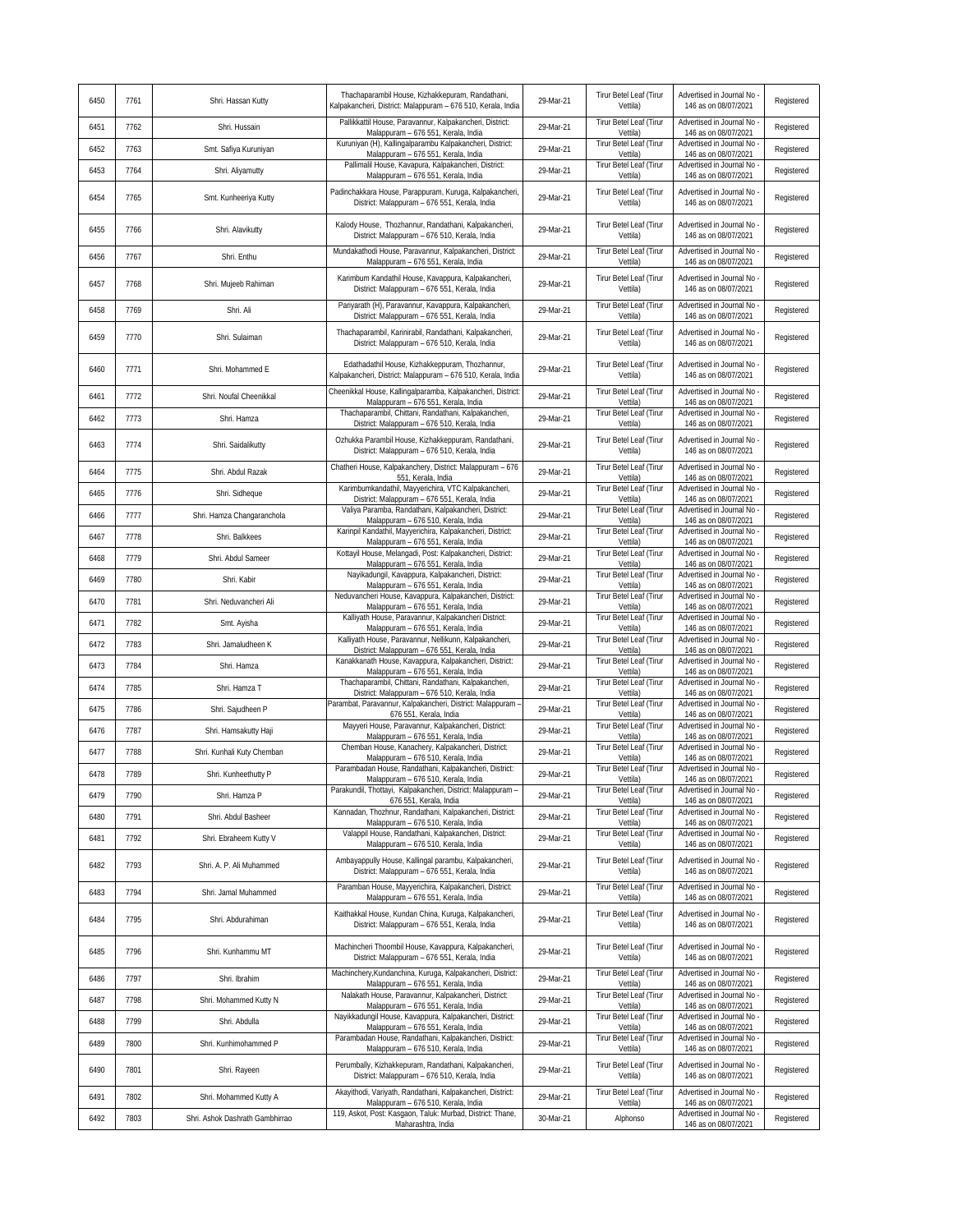| 6450 | 7761 | Shri. Hassan Kutty | Thachaparambil House, Kizhakkepuram, Randathani, Kalpakancheri, District: Malappuram – 676 510, Kerala, India | 29-Mar-21 | Tirur Betel Leaf (Tirur Vettila) | Advertised in Journal No - 146 as on 08/07/2021 | Registered |
|---|---|---|---|---|---|---|---|
| 6451 | 7762 | Shri. Hussain | Pallikkattil House, Paravannur, Kalpakancheri, District: Malappuram – 676 551, Kerala, India | 29-Mar-21 | Tirur Betel Leaf (Tirur Vettila) | Advertised in Journal No - 146 as on 08/07/2021 | Registered |
| 6452 | 7763 | Smt. Safiya Kuruniyan | Kuruniyan (H), Kallingalparambu Kalpakancheri, District: Malappuram – 676 551, Kerala, India | 29-Mar-21 | Tirur Betel Leaf (Tirur Vettila) | Advertised in Journal No - 146 as on 08/07/2021 | Registered |
| 6453 | 7764 | Shri. Aliyamutty | Pallimalil House, Kavapura, Kalpakancheri, District: Malappuram – 676 551, Kerala, India | 29-Mar-21 | Tirur Betel Leaf (Tirur Vettila) | Advertised in Journal No - 146 as on 08/07/2021 | Registered |
| 6454 | 7765 | Smt. Kunheeriya Kutty | Padinchakkara House, Parappuram, Kuruga, Kalpakancheri, District: Malappuram – 676 551, Kerala, India | 29-Mar-21 | Tirur Betel Leaf (Tirur Vettila) | Advertised in Journal No - 146 as on 08/07/2021 | Registered |
| 6455 | 7766 | Shri. Alavikutty | Kalody House, Thozhannur, Randathani, Kalpakancheri, District: Malappuram – 676 510, Kerala, India | 29-Mar-21 | Tirur Betel Leaf (Tirur Vettila) | Advertised in Journal No - 146 as on 08/07/2021 | Registered |
| 6456 | 7767 | Shri. Enthu | Mundakathodi House, Paravannur, Kalpakancheri, District: Malappuram – 676 551, Kerala, India | 29-Mar-21 | Tirur Betel Leaf (Tirur Vettila) | Advertised in Journal No - 146 as on 08/07/2021 | Registered |
| 6457 | 7768 | Shri. Mujeeb Rahiman | Karimbum Kandathil House, Kavappura, Kalpakancheri, District: Malappuram – 676 551, Kerala, India | 29-Mar-21 | Tirur Betel Leaf (Tirur Vettila) | Advertised in Journal No - 146 as on 08/07/2021 | Registered |
| 6458 | 7769 | Shri. Ali | Pariyarath (H), Paravannur, Kavappura, Kalpakancheri, District: Malappuram – 676 551, Kerala, India | 29-Mar-21 | Tirur Betel Leaf (Tirur Vettila) | Advertised in Journal No - 146 as on 08/07/2021 | Registered |
| 6459 | 7770 | Shri. Sulaiman | Thachaparambil, Karinirabil, Randathani, Kalpakancheri, District: Malappuram – 676 510, Kerala, India | 29-Mar-21 | Tirur Betel Leaf (Tirur Vettila) | Advertised in Journal No - 146 as on 08/07/2021 | Registered |
| 6460 | 7771 | Shri. Mohammed E | Edathadathil House, Kizhakkeppuram, Thozhannur, Kalpakancheri, District: Malappuram – 676 510, Kerala, India | 29-Mar-21 | Tirur Betel Leaf (Tirur Vettila) | Advertised in Journal No - 146 as on 08/07/2021 | Registered |
| 6461 | 7772 | Shri. Noufal Cheenikkal | Cheenikkal House, Kallingalparamba, Kalpakancheri, District: Malappuram – 676 551, Kerala, India | 29-Mar-21 | Tirur Betel Leaf (Tirur Vettila) | Advertised in Journal No - 146 as on 08/07/2021 | Registered |
| 6462 | 7773 | Shri. Hamza | Thachaparambil, Chittani, Randathani, Kalpakancheri, District: Malappuram – 676 510, Kerala, India | 29-Mar-21 | Tirur Betel Leaf (Tirur Vettila) | Advertised in Journal No - 146 as on 08/07/2021 | Registered |
| 6463 | 7774 | Shri. Saidalikutty | Ozhukka Parambil House, Kizhakkeppuram, Randathani, District: Malappuram – 676 510, Kerala, India | 29-Mar-21 | Tirur Betel Leaf (Tirur Vettila) | Advertised in Journal No - 146 as on 08/07/2021 | Registered |
| 6464 | 7775 | Shri. Abdul Razak | Chatheri House, Kalpakanchery, District: Malappuram – 676 551, Kerala, India | 29-Mar-21 | Tirur Betel Leaf (Tirur Vettila) | Advertised in Journal No - 146 as on 08/07/2021 | Registered |
| 6465 | 7776 | Shri. Sidheque | Karimbumkandathil, Mayyerichira, VTC Kalpakancheri, District: Malappuram – 676 551, Kerala, India | 29-Mar-21 | Tirur Betel Leaf (Tirur Vettila) | Advertised in Journal No - 146 as on 08/07/2021 | Registered |
| 6466 | 7777 | Shri. Hamza Changaranchola | Valiya Paramba, Randathani, Kalpakancheri, District: Malappuram – 676 510, Kerala, India | 29-Mar-21 | Tirur Betel Leaf (Tirur Vettila) | Advertised in Journal No - 146 as on 08/07/2021 | Registered |
| 6467 | 7778 | Shri. Balkkees | Karinpil Kandathil, Mayyerichira, Kalpakancheri, District: Malappuram – 676 551, Kerala, India | 29-Mar-21 | Tirur Betel Leaf (Tirur Vettila) | Advertised in Journal No - 146 as on 08/07/2021 | Registered |
| 6468 | 7779 | Shri. Abdul Sameer | Kottayil House, Melangadi, Post: Kalpakancheri, District: Malappuram – 676 551, Kerala, India | 29-Mar-21 | Tirur Betel Leaf (Tirur Vettila) | Advertised in Journal No - 146 as on 08/07/2021 | Registered |
| 6469 | 7780 | Shri. Kabir | Nayikadungil, Kavappura, Kalpakancheri, District: Malappuram – 676 551, Kerala, India | 29-Mar-21 | Tirur Betel Leaf (Tirur Vettila) | Advertised in Journal No - 146 as on 08/07/2021 | Registered |
| 6470 | 7781 | Shri. Neduvancheri Ali | Neduvancheri House, Kavappura, Kalpakancheri, District: Malappuram – 676 551, Kerala, India | 29-Mar-21 | Tirur Betel Leaf (Tirur Vettila) | Advertised in Journal No - 146 as on 08/07/2021 | Registered |
| 6471 | 7782 | Smt. Ayisha | Kalliyath House, Paravannur, Kalpakancheri District: Malappuram – 676 551, Kerala, India | 29-Mar-21 | Tirur Betel Leaf (Tirur Vettila) | Advertised in Journal No - 146 as on 08/07/2021 | Registered |
| 6472 | 7783 | Shri. Jamaludheen K | Kalliyath House, Paravannur, Nellikunn, Kalpakancheri, District: Malappuram – 676 551, Kerala, India | 29-Mar-21 | Tirur Betel Leaf (Tirur Vettila) | Advertised in Journal No - 146 as on 08/07/2021 | Registered |
| 6473 | 7784 | Shri. Hamza | Kanakkanath House, Kavappura, Kalpakancheri, District: Malappuram – 676 551, Kerala, India | 29-Mar-21 | Tirur Betel Leaf (Tirur Vettila) | Advertised in Journal No - 146 as on 08/07/2021 | Registered |
| 6474 | 7785 | Shri. Hamza T | Thachaparambil, Chittani, Randathani, Kalpakancheri, District: Malappuram – 676 510, Kerala, India | 29-Mar-21 | Tirur Betel Leaf (Tirur Vettila) | Advertised in Journal No - 146 as on 08/07/2021 | Registered |
| 6475 | 7786 | Shri. Sajudheen P | Parambat, Paravannur, Kalpakancheri, District: Malappuram – 676 551, Kerala, India | 29-Mar-21 | Tirur Betel Leaf (Tirur Vettila) | Advertised in Journal No - 146 as on 08/07/2021 | Registered |
| 6476 | 7787 | Shri. Hamsakutty Haji | Mayyeri House, Paravannur, Kalpakancheri, District: Malappuram – 676 551, Kerala, India | 29-Mar-21 | Tirur Betel Leaf (Tirur Vettila) | Advertised in Journal No - 146 as on 08/07/2021 | Registered |
| 6477 | 7788 | Shri. Kunhali Kuty Chemban | Chemban House, Kanachery, Kalpakancheri, District: Malappuram – 676 510, Kerala, India | 29-Mar-21 | Tirur Betel Leaf (Tirur Vettila) | Advertised in Journal No - 146 as on 08/07/2021 | Registered |
| 6478 | 7789 | Shri. Kunheethutty P | Parambadan House, Randathani, Kalpakancheri, District: Malappuram – 676 510, Kerala, India | 29-Mar-21 | Tirur Betel Leaf (Tirur Vettila) | Advertised in Journal No - 146 as on 08/07/2021 | Registered |
| 6479 | 7790 | Shri. Hamza P | Parakundil, Thottayi, Kalpakancheri, District: Malappuram – 676 551, Kerala, India | 29-Mar-21 | Tirur Betel Leaf (Tirur Vettila) | Advertised in Journal No - 146 as on 08/07/2021 | Registered |
| 6480 | 7791 | Shri. Abdul Basheer | Kannadan, Thozhnur, Randathani, Kalpakancheri, District: Malappuram – 676 510, Kerala, India | 29-Mar-21 | Tirur Betel Leaf (Tirur Vettila) | Advertised in Journal No - 146 as on 08/07/2021 | Registered |
| 6481 | 7792 | Shri. Ebraheem Kutty V | Valappil House, Randathani, Kalpakancheri, District: Malappuram – 676 510, Kerala, India | 29-Mar-21 | Tirur Betel Leaf (Tirur Vettila) | Advertised in Journal No - 146 as on 08/07/2021 | Registered |
| 6482 | 7793 | Shri. A. P. Ali Muhammed | Ambayappully House, Kallingal parambu, Kalpakancheri, District: Malappuram – 676 551, Kerala, India | 29-Mar-21 | Tirur Betel Leaf (Tirur Vettila) | Advertised in Journal No - 146 as on 08/07/2021 | Registered |
| 6483 | 7794 | Shri. Jamal Muhammed | Paramban House, Mayyerichira, Kalpakancheri, District: Malappuram – 676 551, Kerala, India | 29-Mar-21 | Tirur Betel Leaf (Tirur Vettila) | Advertised in Journal No - 146 as on 08/07/2021 | Registered |
| 6484 | 7795 | Shri. Abdurahiman | Kaithakkal House, Kundan China, Kuruga, Kalpakancheri, District: Malappuram – 676 551, Kerala, India | 29-Mar-21 | Tirur Betel Leaf (Tirur Vettila) | Advertised in Journal No - 146 as on 08/07/2021 | Registered |
| 6485 | 7796 | Shri. Kunhammu MT | Machincheri Thoombil House, Kavappura, Kalpakancheri, District: Malappuram – 676 551, Kerala, India | 29-Mar-21 | Tirur Betel Leaf (Tirur Vettila) | Advertised in Journal No - 146 as on 08/07/2021 | Registered |
| 6486 | 7797 | Shri. Ibrahim | Machinchery,Kundanchina, Kuruga, Kalpakancheri, District: Malappuram – 676 551, Kerala, India | 29-Mar-21 | Tirur Betel Leaf (Tirur Vettila) | Advertised in Journal No - 146 as on 08/07/2021 | Registered |
| 6487 | 7798 | Shri. Mohammed Kutty N | Nalakath House, Paravannur, Kalpakancheri, District: Malappuram – 676 551, Kerala, India | 29-Mar-21 | Tirur Betel Leaf (Tirur Vettila) | Advertised in Journal No - 146 as on 08/07/2021 | Registered |
| 6488 | 7799 | Shri. Abdulla | Nayikkadungil House, Kavappura, Kalpakancheri, District: Malappuram – 676 551, Kerala, India | 29-Mar-21 | Tirur Betel Leaf (Tirur Vettila) | Advertised in Journal No - 146 as on 08/07/2021 | Registered |
| 6489 | 7800 | Shri. Kunhimohammed P | Parambadan House, Randathani, Kalpakancheri, District: Malappuram – 676 510, Kerala, India | 29-Mar-21 | Tirur Betel Leaf (Tirur Vettila) | Advertised in Journal No - 146 as on 08/07/2021 | Registered |
| 6490 | 7801 | Shri. Rayeen | Perumbally, Kizhakkepuram, Randathani, Kalpakancheri, District: Malappuram – 676 510, Kerala, India | 29-Mar-21 | Tirur Betel Leaf (Tirur Vettila) | Advertised in Journal No - 146 as on 08/07/2021 | Registered |
| 6491 | 7802 | Shri. Mohammed Kutty A | Akayithodi, Variyath, Randathani, Kalpakancheri, District: Malappuram – 676 510, Kerala, India | 29-Mar-21 | Tirur Betel Leaf (Tirur Vettila) | Advertised in Journal No - 146 as on 08/07/2021 | Registered |
| 6492 | 7803 | Shri. Ashok Dashrath Gambhirrao | 119, Askot, Post: Kasgaon, Taluk: Murbad, District: Thane, Maharashtra, India | 30-Mar-21 | Alphonso | Advertised in Journal No - 146 as on 08/07/2021 | Registered |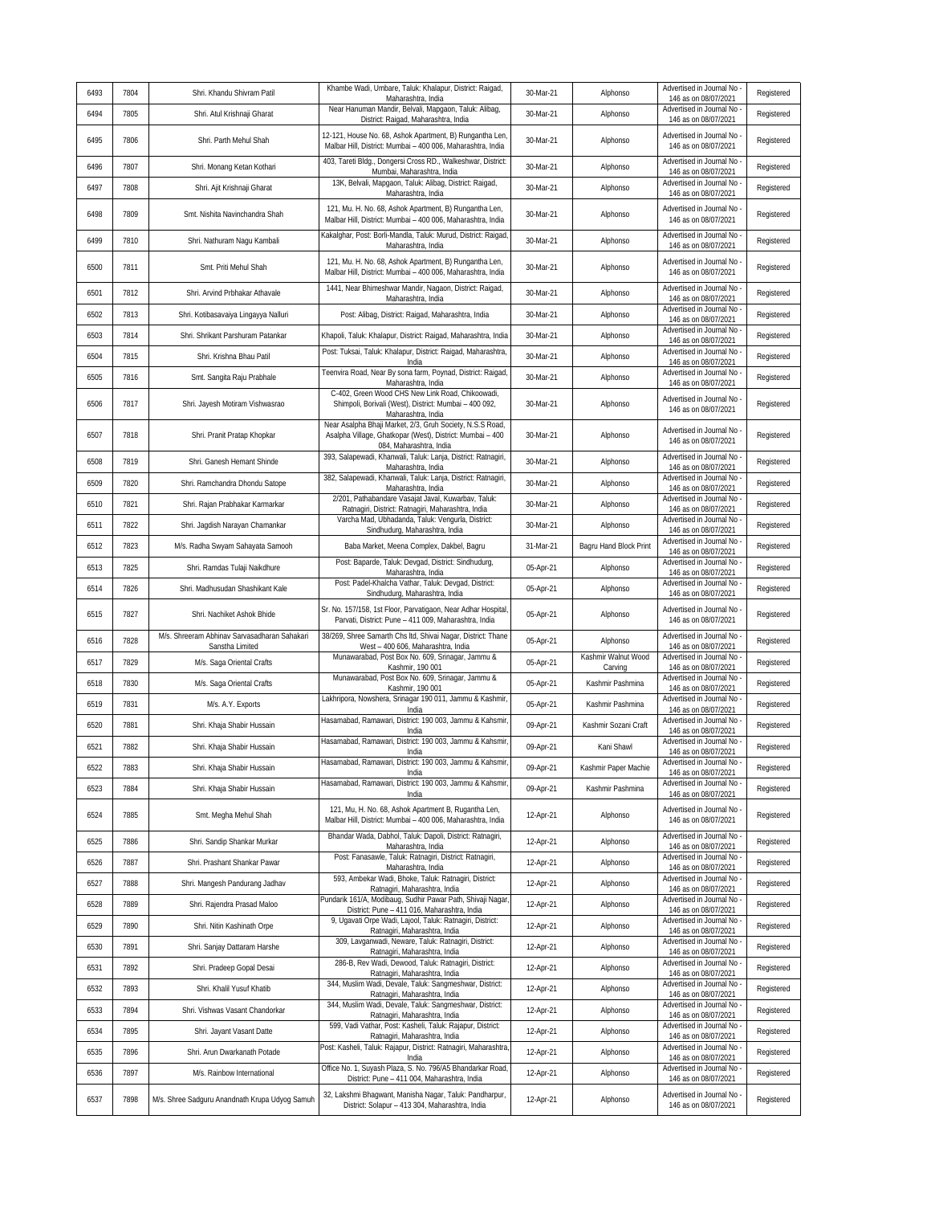| 6493 | 7804 | Shri. Khandu Shivram Patil | Khambe Wadi, Umbare, Taluk: Khalapur, District: Raigad, Maharashtra, India | 30-Mar-21 | Alphonso | Advertised in Journal No - 146 as on 08/07/2021 | Registered |
|---|---|---|---|---|---|---|---|
| 6494 | 7805 | Shri. Atul Krishnaji Gharat | Near Hanuman Mandir, Belvali, Mapgaon, Taluk: Alibag, District: Raigad, Maharashtra, India | 30-Mar-21 | Alphonso | Advertised in Journal No - 146 as on 08/07/2021 | Registered |
| 6495 | 7806 | Shri. Parth Mehul Shah | 12-121, House No. 68, Ashok Apartment, B) Rungantha Len, Malbar Hill, District: Mumbai – 400 006, Maharashtra, India | 30-Mar-21 | Alphonso | Advertised in Journal No - 146 as on 08/07/2021 | Registered |
| 6496 | 7807 | Shri. Monang Ketan Kothari | 403, Tareti Bldg., Dongersi Cross RD., Walkeshwar, District: Mumbai, Maharashtra, India | 30-Mar-21 | Alphonso | Advertised in Journal No - 146 as on 08/07/2021 | Registered |
| 6497 | 7808 | Shri. Ajit Krishnaji Gharat | 13K, Belvali, Mapgaon, Taluk: Alibag, District: Raigad, Maharashtra, India | 30-Mar-21 | Alphonso | Advertised in Journal No - 146 as on 08/07/2021 | Registered |
| 6498 | 7809 | Smt. Nishita Navinchandra Shah | 121, Mu. H. No. 68, Ashok Apartment, B) Rungantha Len, Malbar Hill, District: Mumbai – 400 006, Maharashtra, India | 30-Mar-21 | Alphonso | Advertised in Journal No - 146 as on 08/07/2021 | Registered |
| 6499 | 7810 | Shri. Nathuram Nagu Kambali | Kakalghar, Post: Borli-Mandla, Taluk: Murud, District: Raigad, Maharashtra, India | 30-Mar-21 | Alphonso | Advertised in Journal No - 146 as on 08/07/2021 | Registered |
| 6500 | 7811 | Smt. Priti Mehul Shah | 121, Mu. H. No. 68, Ashok Apartment, B) Rungantha Len, Malbar Hill, District: Mumbai – 400 006, Maharashtra, India | 30-Mar-21 | Alphonso | Advertised in Journal No - 146 as on 08/07/2021 | Registered |
| 6501 | 7812 | Shri. Arvind Prbhakar Athavale | 1441, Near Bhimeshwar Mandir, Nagaon, District: Raigad, Maharashtra, India | 30-Mar-21 | Alphonso | Advertised in Journal No - 146 as on 08/07/2021 | Registered |
| 6502 | 7813 | Shri. Kotibasavaiya Lingayya Nalluri | Post: Alibag, District: Raigad, Maharashtra, India | 30-Mar-21 | Alphonso | Advertised in Journal No - 146 as on 08/07/2021 | Registered |
| 6503 | 7814 | Shri. Shrikant Parshuram Patankar | Khapoli, Taluk: Khalapur, District: Raigad, Maharashtra, India | 30-Mar-21 | Alphonso | Advertised in Journal No - 146 as on 08/07/2021 | Registered |
| 6504 | 7815 | Shri. Krishna Bhau Patil | Post: Tuksai, Taluk: Khalapur, District: Raigad, Maharashtra, India | 30-Mar-21 | Alphonso | Advertised in Journal No - 146 as on 08/07/2021 | Registered |
| 6505 | 7816 | Smt. Sangita Raju Prabhale | Teenvira Road, Near By sona farm, Poynad, District: Raigad, Maharashtra, India | 30-Mar-21 | Alphonso | Advertised in Journal No - 146 as on 08/07/2021 | Registered |
| 6506 | 7817 | Shri. Jayesh Motiram Vishwasrao | C-402, Green Wood CHS New Link Road, Chikoowadi, Shimpoli, Borivali (West), District: Mumbai – 400 092, Maharashtra, India | 30-Mar-21 | Alphonso | Advertised in Journal No - 146 as on 08/07/2021 | Registered |
| 6507 | 7818 | Shri. Pranit Pratap Khopkar | Near Asalpha Bhaji Market, 2/3, Gruh Society, N.S.S Road, Asalpha Village, Ghatkopar (West), District: Mumbai – 400 084, Maharashtra, India | 30-Mar-21 | Alphonso | Advertised in Journal No - 146 as on 08/07/2021 | Registered |
| 6508 | 7819 | Shri. Ganesh Hemant Shinde | 393, Salapewadi, Khanwali, Taluk: Lanja, District: Ratnagiri, Maharashtra, India | 30-Mar-21 | Alphonso | Advertised in Journal No - 146 as on 08/07/2021 | Registered |
| 6509 | 7820 | Shri. Ramchandra Dhondu Satope | 382, Salapewadi, Khanwali, Taluk: Lanja, District: Ratnagiri, Maharashtra, India | 30-Mar-21 | Alphonso | Advertised in Journal No - 146 as on 08/07/2021 | Registered |
| 6510 | 7821 | Shri. Rajan Prabhakar Karmarkar | 2/201, Pathabandare Vasajat Javal, Kuwarbav, Taluk: Ratnagiri, District: Ratnagiri, Maharashtra, India | 30-Mar-21 | Alphonso | Advertised in Journal No - 146 as on 08/07/2021 | Registered |
| 6511 | 7822 | Shri. Jagdish Narayan Chamankar | Varcha Mad, Ubhadanda, Taluk: Vengurla, District: Sindhudurg, Maharashtra, India | 30-Mar-21 | Alphonso | Advertised in Journal No - 146 as on 08/07/2021 | Registered |
| 6512 | 7823 | M/s. Radha Swyam Sahayata Samooh | Baba Market, Meena Complex, Dakbel, Bagru | 31-Mar-21 | Bagru Hand Block Print | Advertised in Journal No - 146 as on 08/07/2021 | Registered |
| 6513 | 7825 | Shri. Ramdas Tulaji Naikdhure | Post: Baparde, Taluk: Devgad, District: Sindhudurg, Maharashtra, India | 05-Apr-21 | Alphonso | Advertised in Journal No - 146 as on 08/07/2021 | Registered |
| 6514 | 7826 | Shri. Madhusudan Shashikant Kale | Post: Padel-Khalcha Vathar, Taluk: Devgad, District: Sindhudurg, Maharashtra, India | 05-Apr-21 | Alphonso | Advertised in Journal No - 146 as on 08/07/2021 | Registered |
| 6515 | 7827 | Shri. Nachiket Ashok Bhide | Sr. No. 157/158, 1st Floor, Parvatigaon, Near Adhar Hospital, Parvati, District: Pune – 411 009, Maharashtra, India | 05-Apr-21 | Alphonso | Advertised in Journal No - 146 as on 08/07/2021 | Registered |
| 6516 | 7828 | M/s. Shreeram Abhinav Sarvasadharan Sahakari Sanstha Limited | 38/269, Shree Samarth Chs ltd, Shivai Nagar, District: Thane West – 400 606, Maharashtra, India | 05-Apr-21 | Alphonso | Advertised in Journal No - 146 as on 08/07/2021 | Registered |
| 6517 | 7829 | M/s. Saga Oriental Crafts | Munawarabad, Post Box No. 609, Srinagar, Jammu & Kashmir, 190 001 | 05-Apr-21 | Kashmir Walnut Wood Carving | Advertised in Journal No - 146 as on 08/07/2021 | Registered |
| 6518 | 7830 | M/s. Saga Oriental Crafts | Munawarabad, Post Box No. 609, Srinagar, Jammu & Kashmir, 190 001 | 05-Apr-21 | Kashmir Pashmina | Advertised in Journal No - 146 as on 08/07/2021 | Registered |
| 6519 | 7831 | M/s. A.Y. Exports | Lakhripora, Nowshera, Srinagar 190 011, Jammu & Kashmir, India | 05-Apr-21 | Kashmir Pashmina | Advertised in Journal No - 146 as on 08/07/2021 | Registered |
| 6520 | 7881 | Shri. Khaja Shabir Hussain | Hasamabad, Ramawari, District: 190 003, Jammu & Kahsmir, India | 09-Apr-21 | Kashmir Sozani Craft | Advertised in Journal No - 146 as on 08/07/2021 | Registered |
| 6521 | 7882 | Shri. Khaja Shabir Hussain | Hasamabad, Ramawari, District: 190 003, Jammu & Kahsmir, India | 09-Apr-21 | Kani Shawl | Advertised in Journal No - 146 as on 08/07/2021 | Registered |
| 6522 | 7883 | Shri. Khaja Shabir Hussain | Hasamabad, Ramawari, District: 190 003, Jammu & Kahsmir, India | 09-Apr-21 | Kashmir Paper Machie | Advertised in Journal No - 146 as on 08/07/2021 | Registered |
| 6523 | 7884 | Shri. Khaja Shabir Hussain | Hasamabad, Ramawari, District: 190 003, Jammu & Kahsmir, India | 09-Apr-21 | Kashmir Pashmina | Advertised in Journal No - 146 as on 08/07/2021 | Registered |
| 6524 | 7885 | Smt. Megha Mehul Shah | 121, Mu, H. No. 68, Ashok Apartment B, Rugantha Len, Malbar Hill, District: Mumbai – 400 006, Maharashtra, India | 12-Apr-21 | Alphonso | Advertised in Journal No - 146 as on 08/07/2021 | Registered |
| 6525 | 7886 | Shri. Sandip Shankar Murkar | Bhandar Wada, Dabhol, Taluk: Dapoli, District: Ratnagiri, Maharashtra, India | 12-Apr-21 | Alphonso | Advertised in Journal No - 146 as on 08/07/2021 | Registered |
| 6526 | 7887 | Shri. Prashant Shankar Pawar | Post: Fanasawle, Taluk: Ratnagiri, District: Ratnagiri, Maharashtra, India | 12-Apr-21 | Alphonso | Advertised in Journal No - 146 as on 08/07/2021 | Registered |
| 6527 | 7888 | Shri. Mangesh Pandurang Jadhav | 593, Ambekar Wadi, Bhoke, Taluk: Ratnagiri, District: Ratnagiri, Maharashtra, India | 12-Apr-21 | Alphonso | Advertised in Journal No - 146 as on 08/07/2021 | Registered |
| 6528 | 7889 | Shri. Rajendra Prasad Maloo | Pundarik 161/A, Modibaug, Sudhir Pawar Path, Shivaji Nagar, District: Pune – 411 016, Maharashtra, India | 12-Apr-21 | Alphonso | Advertised in Journal No - 146 as on 08/07/2021 | Registered |
| 6529 | 7890 | Shri. Nitin Kashinath Orpe | 9, Ugavati Orpe Wadi, Lajool, Taluk: Ratnagiri, District: Ratnagiri, Maharashtra, India | 12-Apr-21 | Alphonso | Advertised in Journal No - 146 as on 08/07/2021 | Registered |
| 6530 | 7891 | Shri. Sanjay Dattaram Harshe | 309, Lavganwadi, Neware, Taluk: Ratnagiri, District: Ratnagiri, Maharashtra, India | 12-Apr-21 | Alphonso | Advertised in Journal No - 146 as on 08/07/2021 | Registered |
| 6531 | 7892 | Shri. Pradeep Gopal Desai | 286-B, Rev Wadi, Dewood, Taluk: Ratnagiri, District: Ratnagiri, Maharashtra, India | 12-Apr-21 | Alphonso | Advertised in Journal No - 146 as on 08/07/2021 | Registered |
| 6532 | 7893 | Shri. Khalil Yusuf Khatib | 344, Muslim Wadi, Devale, Taluk: Sangmeshwar, District: Ratnagiri, Maharashtra, India | 12-Apr-21 | Alphonso | Advertised in Journal No - 146 as on 08/07/2021 | Registered |
| 6533 | 7894 | Shri. Vishwas Vasant Chandorkar | 344, Muslim Wadi, Devale, Taluk: Sangmeshwar, District: Ratnagiri, Maharashtra, India | 12-Apr-21 | Alphonso | Advertised in Journal No - 146 as on 08/07/2021 | Registered |
| 6534 | 7895 | Shri. Jayant Vasant Datte | 599, Vadi Vathar, Post: Kasheli, Taluk: Rajapur, District: Ratnagiri, Maharashtra, India | 12-Apr-21 | Alphonso | Advertised in Journal No - 146 as on 08/07/2021 | Registered |
| 6535 | 7896 | Shri. Arun Dwarkanath Potade | Post: Kasheli, Taluk: Rajapur, District: Ratnagiri, Maharashtra, India | 12-Apr-21 | Alphonso | Advertised in Journal No - 146 as on 08/07/2021 | Registered |
| 6536 | 7897 | M/s. Rainbow International | Office No. 1, Suyash Plaza, S. No. 796/A5 Bhandarkar Road, District: Pune – 411 004, Maharashtra, India | 12-Apr-21 | Alphonso | Advertised in Journal No - 146 as on 08/07/2021 | Registered |
| 6537 | 7898 | M/s. Shree Sadguru Anandnath Krupa Udyog Samuh | 32, Lakshmi Bhagwant, Manisha Nagar, Taluk: Pandharpur, District: Solapur – 413 304, Maharashtra, India | 12-Apr-21 | Alphonso | Advertised in Journal No - 146 as on 08/07/2021 | Registered |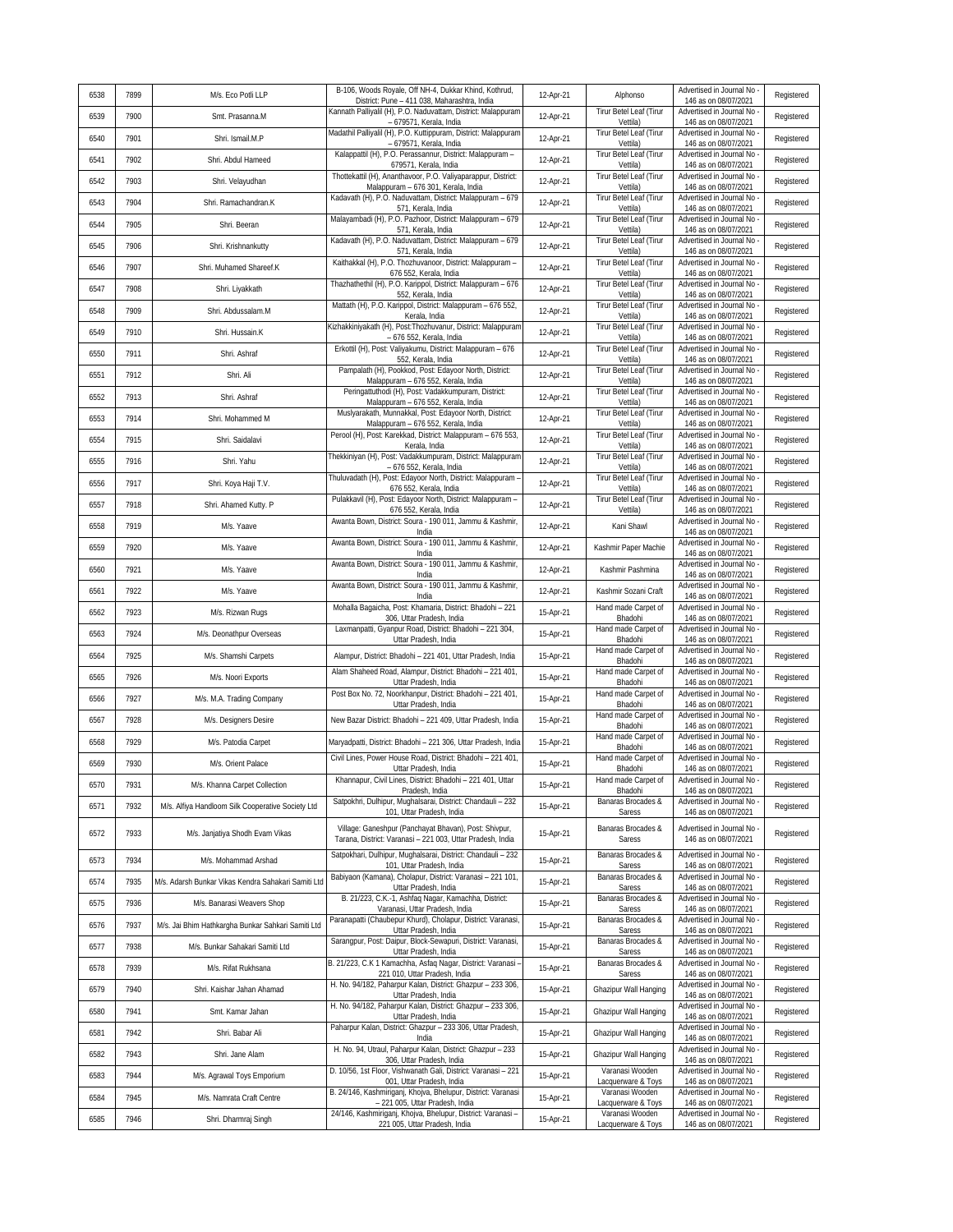| 6538 | 7899 | M/s. Eco Potli LLP | B-106, Woods Royale, Off NH-4, Dukkar Khind, Kothrud, District: Pune – 411 038, Maharashtra, India | 12-Apr-21 | Alphonso | Advertised in Journal No - 146 as on 08/07/2021 | Registered |
|---|---|---|---|---|---|---|---|
| 6539 | 7900 | Smt. Prasanna.M | Kannath Palliyalil (H), P.O. Naduvattam, District: Malappuram – 679571, Kerala, India | 12-Apr-21 | Tirur Betel Leaf (Tirur Vettila) | Advertised in Journal No - 146 as on 08/07/2021 | Registered |
| 6540 | 7901 | Shri. Ismail.M.P | Madathil Palliyalil (H), P.O. Kuttippuram, District: Malappuram – 679571, Kerala, India | 12-Apr-21 | Tirur Betel Leaf (Tirur Vettila) | Advertised in Journal No - 146 as on 08/07/2021 | Registered |
| 6541 | 7902 | Shri. Abdul Hameed | Kalappattil (H), P.O. Perassannur, District: Malappuram – 679571, Kerala, India | 12-Apr-21 | Tirur Betel Leaf (Tirur Vettila) | Advertised in Journal No - 146 as on 08/07/2021 | Registered |
| 6542 | 7903 | Shri. Velayudhan | Thottekattil (H), Ananthavoor, P.O. Valiyaparappur, District: Malappuram – 676 301, Kerala, India | 12-Apr-21 | Tirur Betel Leaf (Tirur Vettila) | Advertised in Journal No - 146 as on 08/07/2021 | Registered |
| 6543 | 7904 | Shri. Ramachandran.K | Kadavath (H), P.O. Naduvattam, District: Malappuram – 679 571, Kerala, India | 12-Apr-21 | Tirur Betel Leaf (Tirur Vettila) | Advertised in Journal No - 146 as on 08/07/2021 | Registered |
| 6544 | 7905 | Shri. Beeran | Malayambadi (H), P.O. Pazhoor, District: Malappuram – 679 571, Kerala, India | 12-Apr-21 | Tirur Betel Leaf (Tirur Vettila) | Advertised in Journal No - 146 as on 08/07/2021 | Registered |
| 6545 | 7906 | Shri. Krishnankutty | Kadavath (H), P.O. Naduvattam, District: Malappuram – 679 571, Kerala, India | 12-Apr-21 | Tirur Betel Leaf (Tirur Vettila) | Advertised in Journal No - 146 as on 08/07/2021 | Registered |
| 6546 | 7907 | Shri. Muhamed Shareef.K | Kaithakkal (H), P.O. Thozhuvanoor, District: Malappuram – 676 552, Kerala, India | 12-Apr-21 | Tirur Betel Leaf (Tirur Vettila) | Advertised in Journal No - 146 as on 08/07/2021 | Registered |
| 6547 | 7908 | Shri. Liyakkath | Thazhathethil (H), P.O. Karippol, District: Malappuram – 676 552, Kerala, India | 12-Apr-21 | Tirur Betel Leaf (Tirur Vettila) | Advertised in Journal No - 146 as on 08/07/2021 | Registered |
| 6548 | 7909 | Shri. Abdussalam.M | Mattath (H), P.O. Karippol, District: Malappuram – 676 552, Kerala, India | 12-Apr-21 | Tirur Betel Leaf (Tirur Vettila) | Advertised in Journal No - 146 as on 08/07/2021 | Registered |
| 6549 | 7910 | Shri. Hussain.K | Kizhakkiniyakath (H), Post:Thozhuvanur, District: Malappuram – 676 552, Kerala, India | 12-Apr-21 | Tirur Betel Leaf (Tirur Vettila) | Advertised in Journal No - 146 as on 08/07/2021 | Registered |
| 6550 | 7911 | Shri. Ashraf | Erkottil (H), Post: Valiyakumu, District: Malappuram – 676 552, Kerala, India | 12-Apr-21 | Tirur Betel Leaf (Tirur Vettila) | Advertised in Journal No - 146 as on 08/07/2021 | Registered |
| 6551 | 7912 | Shri. Ali | Pampalath (H), Pookkod, Post: Edayoor North, District: Malappuram – 676 552, Kerala, India | 12-Apr-21 | Tirur Betel Leaf (Tirur Vettila) | Advertised in Journal No - 146 as on 08/07/2021 | Registered |
| 6552 | 7913 | Shri. Ashraf | Peringattuthodi (H), Post: Vadakkumpuram, District: Malappuram – 676 552, Kerala, India | 12-Apr-21 | Tirur Betel Leaf (Tirur Vettila) | Advertised in Journal No - 146 as on 08/07/2021 | Registered |
| 6553 | 7914 | Shri. Mohammed M | Muslyarakath, Munnakkal, Post: Edayoor North, District: Malappuram – 676 552, Kerala, India | 12-Apr-21 | Tirur Betel Leaf (Tirur Vettila) | Advertised in Journal No - 146 as on 08/07/2021 | Registered |
| 6554 | 7915 | Shri. Saidalavi | Perool (H), Post: Karekkad, District: Malappuram – 676 553, Kerala, India | 12-Apr-21 | Tirur Betel Leaf (Tirur Vettila) | Advertised in Journal No - 146 as on 08/07/2021 | Registered |
| 6555 | 7916 | Shri. Yahu | Thekkiniyan (H), Post: Vadakkumpuram, District: Malappuram – 676 552, Kerala, India | 12-Apr-21 | Tirur Betel Leaf (Tirur Vettila) | Advertised in Journal No - 146 as on 08/07/2021 | Registered |
| 6556 | 7917 | Shri. Koya Haji T.V. | Thuluvadath (H), Post: Edayoor North, District: Malappuram – 676 552, Kerala, India | 12-Apr-21 | Tirur Betel Leaf (Tirur Vettila) | Advertised in Journal No - 146 as on 08/07/2021 | Registered |
| 6557 | 7918 | Shri. Ahamed Kutty. P | Pulakkavil (H), Post: Edayoor North, District: Malappuram – 676 552, Kerala, India | 12-Apr-21 | Tirur Betel Leaf (Tirur Vettila) | Advertised in Journal No - 146 as on 08/07/2021 | Registered |
| 6558 | 7919 | M/s. Yaave | Awanta Bown, District: Soura - 190 011, Jammu & Kashmir, India | 12-Apr-21 | Kani Shawl | Advertised in Journal No - 146 as on 08/07/2021 | Registered |
| 6559 | 7920 | M/s. Yaave | Awanta Bown, District: Soura - 190 011, Jammu & Kashmir, India | 12-Apr-21 | Kashmir Paper Machie | Advertised in Journal No - 146 as on 08/07/2021 | Registered |
| 6560 | 7921 | M/s. Yaave | Awanta Bown, District: Soura - 190 011, Jammu & Kashmir, India | 12-Apr-21 | Kashmir Pashmina | Advertised in Journal No - 146 as on 08/07/2021 | Registered |
| 6561 | 7922 | M/s. Yaave | Awanta Bown, District: Soura - 190 011, Jammu & Kashmir, India | 12-Apr-21 | Kashmir Sozani Craft | Advertised in Journal No - 146 as on 08/07/2021 | Registered |
| 6562 | 7923 | M/s. Rizwan Rugs | Mohalla Bagaicha, Post: Khamaria, District: Bhadohi – 221 306, Uttar Pradesh, India | 15-Apr-21 | Hand made Carpet of Bhadohi | Advertised in Journal No - 146 as on 08/07/2021 | Registered |
| 6563 | 7924 | M/s. Deonathpur Overseas | Laxmanpatti, Gyanpur Road, District: Bhadohi – 221 304, Uttar Pradesh, India | 15-Apr-21 | Hand made Carpet of Bhadohi | Advertised in Journal No - 146 as on 08/07/2021 | Registered |
| 6564 | 7925 | M/s. Shamshi Carpets | Alampur, District: Bhadohi – 221 401, Uttar Pradesh, India | 15-Apr-21 | Hand made Carpet of Bhadohi | Advertised in Journal No - 146 as on 08/07/2021 | Registered |
| 6565 | 7926 | M/s. Noori Exports | Alam Shaheed Road, Alampur, District: Bhadohi – 221 401, Uttar Pradesh, India | 15-Apr-21 | Hand made Carpet of Bhadohi | Advertised in Journal No - 146 as on 08/07/2021 | Registered |
| 6566 | 7927 | M/s. M.A. Trading Company | Post Box No. 72, Noorkhanpur, District: Bhadohi – 221 401, Uttar Pradesh, India | 15-Apr-21 | Hand made Carpet of Bhadohi | Advertised in Journal No - 146 as on 08/07/2021 | Registered |
| 6567 | 7928 | M/s. Designers Desire | New Bazar District: Bhadohi – 221 409, Uttar Pradesh, India | 15-Apr-21 | Hand made Carpet of Bhadohi | Advertised in Journal No - 146 as on 08/07/2021 | Registered |
| 6568 | 7929 | M/s. Patodia Carpet | Maryadpatti, District: Bhadohi – 221 306, Uttar Pradesh, India | 15-Apr-21 | Hand made Carpet of Bhadohi | Advertised in Journal No - 146 as on 08/07/2021 | Registered |
| 6569 | 7930 | M/s. Orient Palace | Civil Lines, Power House Road, District: Bhadohi – 221 401, Uttar Pradesh, India | 15-Apr-21 | Hand made Carpet of Bhadohi | Advertised in Journal No - 146 as on 08/07/2021 | Registered |
| 6570 | 7931 | M/s. Khanna Carpet Collection | Khannapur, Civil Lines, District: Bhadohi – 221 401, Uttar Pradesh, India | 15-Apr-21 | Hand made Carpet of Bhadohi | Advertised in Journal No - 146 as on 08/07/2021 | Registered |
| 6571 | 7932 | M/s. Alfiya Handloom Silk Cooperative Society Ltd | Satpokhri, Dulhipur, Mughalsarai, District: Chandauli – 232 101, Uttar Pradesh, India | 15-Apr-21 | Banaras Brocades & Saress | Advertised in Journal No - 146 as on 08/07/2021 | Registered |
| 6572 | 7933 | M/s. Janjatiya Shodh Evam Vikas | Village: Ganeshpur (Panchayat Bhavan), Post: Shivpur, Tarana, District: Varanasi – 221 003, Uttar Pradesh, India | 15-Apr-21 | Banaras Brocades & Saress | Advertised in Journal No - 146 as on 08/07/2021 | Registered |
| 6573 | 7934 | M/s. Mohammad Arshad | Satpokhari, Dulhipur, Mughalsarai, District: Chandauli – 232 101, Uttar Pradesh, India | 15-Apr-21 | Banaras Brocades & Saress | Advertised in Journal No - 146 as on 08/07/2021 | Registered |
| 6574 | 7935 | M/s. Adarsh Bunkar Vikas Kendra Sahakari Samiti Ltd | Babiyaon (Kamana), Cholapur, District: Varanasi – 221 101, Uttar Pradesh, India | 15-Apr-21 | Banaras Brocades & Saress | Advertised in Journal No - 146 as on 08/07/2021 | Registered |
| 6575 | 7936 | M/s. Banarasi Weavers Shop | B. 21/223, C.K.-1, Ashfaq Nagar, Kamachha, District: Varanasi, Uttar Pradesh, India | 15-Apr-21 | Banaras Brocades & Saress | Advertised in Journal No - 146 as on 08/07/2021 | Registered |
| 6576 | 7937 | M/s. Jai Bhim Hathkargha Bunkar Sahkari Samiti Ltd | Paranapatti (Chaubepur Khurd), Cholapur, District: Varanasi, Uttar Pradesh, India | 15-Apr-21 | Banaras Brocades & Saress | Advertised in Journal No - 146 as on 08/07/2021 | Registered |
| 6577 | 7938 | M/s. Bunkar Sahakari Samiti Ltd | Sarangpur, Post: Daipur, Block-Sewapuri, District: Varanasi, Uttar Pradesh, India | 15-Apr-21 | Banaras Brocades & Saress | Advertised in Journal No - 146 as on 08/07/2021 | Registered |
| 6578 | 7939 | M/s. Rifat Rukhsana | B. 21/223, C.K 1 Kamachha, Asfaq Nagar, District: Varanasi – 221 010, Uttar Pradesh, India | 15-Apr-21 | Banaras Brocades & Saress | Advertised in Journal No - 146 as on 08/07/2021 | Registered |
| 6579 | 7940 | Shri. Kaishar Jahan Ahamad | H. No. 94/182, Paharpur Kalan, District: Ghazpur – 233 306, Uttar Pradesh, India | 15-Apr-21 | Ghazipur Wall Hanging | Advertised in Journal No - 146 as on 08/07/2021 | Registered |
| 6580 | 7941 | Smt. Kamar Jahan | H. No. 94/182, Paharpur Kalan, District: Ghazpur – 233 306, Uttar Pradesh, India | 15-Apr-21 | Ghazipur Wall Hanging | Advertised in Journal No - 146 as on 08/07/2021 | Registered |
| 6581 | 7942 | Shri. Babar Ali | Paharpur Kalan, District: Ghazpur – 233 306, Uttar Pradesh, India | 15-Apr-21 | Ghazipur Wall Hanging | Advertised in Journal No - 146 as on 08/07/2021 | Registered |
| 6582 | 7943 | Shri. Jane Alam | H. No. 94, Utraul, Paharpur Kalan, District: Ghazpur – 233 306, Uttar Pradesh, India | 15-Apr-21 | Ghazipur Wall Hanging | Advertised in Journal No - 146 as on 08/07/2021 | Registered |
| 6583 | 7944 | M/s. Agrawal Toys Emporium | D. 10/56, 1st Floor, Vishwanath Gali, District: Varanasi – 221 001, Uttar Pradesh, India | 15-Apr-21 | Varanasi Wooden Lacquerware & Toys | Advertised in Journal No - 146 as on 08/07/2021 | Registered |
| 6584 | 7945 | M/s. Namrata Craft Centre | B. 24/146, Kashmiriganj, Khojva, Bhelupur, District: Varanasi – 221 005, Uttar Pradesh, India | 15-Apr-21 | Varanasi Wooden Lacquerware & Toys | Advertised in Journal No - 146 as on 08/07/2021 | Registered |
| 6585 | 7946 | Shri. Dharmraj Singh | 24/146, Kashmiriganj, Khojva, Bhelupur, District: Varanasi – 221 005, Uttar Pradesh, India | 15-Apr-21 | Varanasi Wooden Lacquerware & Toys | Advertised in Journal No - 146 as on 08/07/2021 | Registered |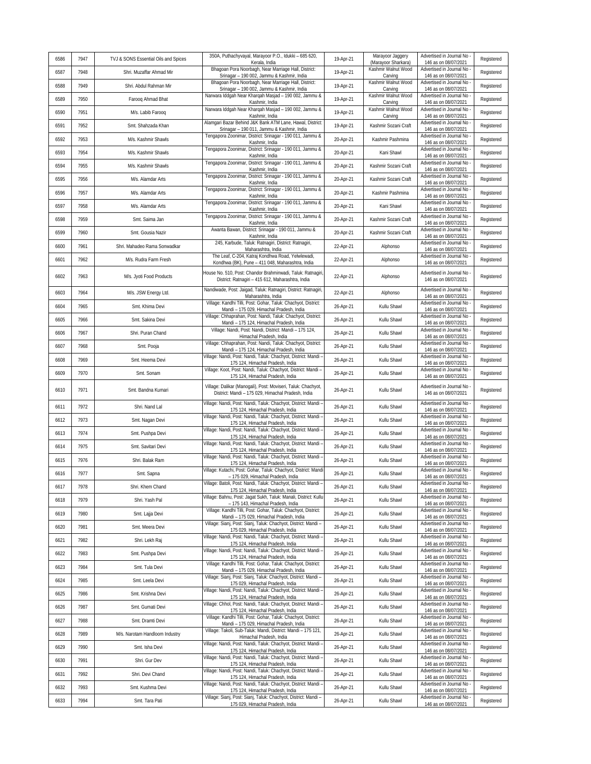| 6586 | 7947 | TVJ & SONS Essential Oils and Spices | 350A, Puthachyvayal, Marayoor P.O., Idukki – 685 620, Kerala, India | 19-Apr-21 | Marayoor Jaggery (Marayoor Sharkara) | Advertised in Journal No - 146 as on 08/07/2021 | Registered |
|---|---|---|---|---|---|---|---|
| 6587 | 7948 | Shri. Muzaffar Ahmad Mir | Bhagoan Pora Noorbagh, Near Marriage Hall, District: Srinagar – 190 002, Jammu & Kashmir, India | 19-Apr-21 | Kashmir Walnut Wood Carving | Advertised in Journal No - 146 as on 08/07/2021 | Registered |
| 6588 | 7949 | Shri. Abdul Rahman Mir | Bhagoan Pora Noorbagh, Near Marriage Hall, District: Srinagar – 190 002, Jammu & Kashmir, India | 19-Apr-21 | Kashmir Walnut Wood Carving | Advertised in Journal No - 146 as on 08/07/2021 | Registered |
| 6589 | 7950 | Farooq Ahmad Bhat | Narwara Iddgah Near Kharqah Masjad – 190 002, Jammu & Kashmir, India | 19-Apr-21 | Kashmir Walnut Wood Carving | Advertised in Journal No - 146 as on 08/07/2021 | Registered |
| 6590 | 7951 | M/s. Labib Farooq | Narwara Iddgah Near Kharqah Masjad – 190 002, Jammu & Kashmir, India | 19-Apr-21 | Kashmir Walnut Wood Carving | Advertised in Journal No - 146 as on 08/07/2021 | Registered |
| 6591 | 7952 | Smt. Shahzada Khan | Alamgari Bazar Behind J&K Bank ATM Lane, Hawal, District: Srinagar – 190 011, Jammu & Kashmir, India | 19-Apr-21 | Kashmir Sozani Craft | Advertised in Journal No - 146 as on 08/07/2021 | Registered |
| 6592 | 7953 | M/s. Kashmir Shawls | Tengapora Zoonimar, District: Srinagar - 190 011, Jammu & Kashmir, India | 20-Apr-21 | Kashmir Pashmina | Advertised in Journal No - 146 as on 08/07/2021 | Registered |
| 6593 | 7954 | M/s. Kashmir Shawls | Tengapora Zoonimar, District: Srinagar - 190 011, Jammu & Kashmir, India | 20-Apr-21 | Kani Shawl | Advertised in Journal No - 146 as on 08/07/2021 | Registered |
| 6594 | 7955 | M/s. Kashmir Shawls | Tengapora Zoonimar, District: Srinagar - 190 011, Jammu & Kashmir, India | 20-Apr-21 | Kashmir Sozani Craft | Advertised in Journal No - 146 as on 08/07/2021 | Registered |
| 6595 | 7956 | M/s. Alamdar Arts | Tengapora Zoonimar, District: Srinagar - 190 011, Jammu & Kashmir, India | 20-Apr-21 | Kashmir Sozani Craft | Advertised in Journal No - 146 as on 08/07/2021 | Registered |
| 6596 | 7957 | M/s. Alamdar Arts | Tengapora Zoonimar, District: Srinagar - 190 011, Jammu & Kashmir, India | 20-Apr-21 | Kashmir Pashmina | Advertised in Journal No - 146 as on 08/07/2021 | Registered |
| 6597 | 7958 | M/s. Alamdar Arts | Tengapora Zoonimar, District: Srinagar - 190 011, Jammu & Kashmir, India | 20-Apr-21 | Kani Shawl | Advertised in Journal No - 146 as on 08/07/2021 | Registered |
| 6598 | 7959 | Smt. Saima Jan | Tengapora Zoonimar, District: Srinagar - 190 011, Jammu & Kashmir, India | 20-Apr-21 | Kashmir Sozani Craft | Advertised in Journal No - 146 as on 08/07/2021 | Registered |
| 6599 | 7960 | Smt. Gousia Nazir | Awanta Bawan, District: Srinagar - 190 011, Jammu & Kashmir, India | 20-Apr-21 | Kashmir Sozani Craft | Advertised in Journal No - 146 as on 08/07/2021 | Registered |
| 6600 | 7961 | Shri. Mahadeo Rama Sonwadkar | 245, Karbude, Taluk: Ratnagiri, District: Ratnagiri, Maharashtra, India | 22-Apr-21 | Alphonso | Advertised in Journal No - 146 as on 08/07/2021 | Registered |
| 6601 | 7962 | M/s. Rudra Farm Fresh | The Leaf, C-204, Katraj Kondhwa Road, Yelwlewadi, Kondhwa (BK), Pune – 411 048, Maharashtra, India | 22-Apr-21 | Alphonso | Advertised in Journal No - 146 as on 08/07/2021 | Registered |
| 6602 | 7963 | M/s. Jyoti Food Products | House No. 510, Post: Chandor Brahminwadi, Taluk: Ratnagiri, District: Ratnagiri – 415 612, Maharashtra, India | 22-Apr-21 | Alphonso | Advertised in Journal No - 146 as on 08/07/2021 | Registered |
| 6603 | 7964 | M/s. JSW Energy Ltd. | Nandiwade, Post: Jaigad, Taluk: Ratnagiri, District: Ratnagiri, Maharashtra, India | 22-Apr-21 | Alphonso | Advertised in Journal No - 146 as on 08/07/2021 | Registered |
| 6604 | 7965 | Smt. Khima Devi | Village: Kandhi Tilli, Post: Gohar, Taluk: Chachyot, District: Mandi – 175 029, Himachal Pradesh, India | 26-Apr-21 | Kullu Shawl | Advertised in Journal No - 146 as on 08/07/2021 | Registered |
| 6605 | 7966 | Smt. Sakina Devi | Village: Chhaprahan, Post: Nandi, Taluk: Chachyot, District: Mandi – 175 124, Himachal Pradesh, India | 26-Apr-21 | Kullu Shawl | Advertised in Journal No - 146 as on 08/07/2021 | Registered |
| 6606 | 7967 | Shri. Puran Chand | Village: Nandi, Post: Nandi, District: Mandi – 175 124, Himachal Pradesh, India | 26-Apr-21 | Kullu Shawl | Advertised in Journal No - 146 as on 08/07/2021 | Registered |
| 6607 | 7968 | Smt. Pooja | Village: Chhaprahan, Post: Nandi, Taluk: Chachyot, District: Mandi – 175 124, Himachal Pradesh, India | 26-Apr-21 | Kullu Shawl | Advertised in Journal No - 146 as on 08/07/2021 | Registered |
| 6608 | 7969 | Smt. Heema Devi | Village: Nandi, Post: Nandi, Taluk: Chachyot, District: Mandi – 175 124, Himachal Pradesh, India | 26-Apr-21 | Kullu Shawl | Advertised in Journal No - 146 as on 08/07/2021 | Registered |
| 6609 | 7970 | Smt. Sonam | Village: Koot, Post: Nandi, Taluk: Chachyot, District: Mandi – 175 124, Himachal Pradesh, India | 26-Apr-21 | Kullu Shawl | Advertised in Journal No - 146 as on 08/07/2021 | Registered |
| 6610 | 7971 | Smt. Bandna Kumari | Village: Dalikar (Manogali), Post: Moviseri, Taluk: Chachyot, District: Mandi – 175 029, Himachal Pradesh, India | 26-Apr-21 | Kullu Shawl | Advertised in Journal No - 146 as on 08/07/2021 | Registered |
| 6611 | 7972 | Shri. Nand Lal | Village: Nandi, Post: Nandi, Taluk: Chachyot, District: Mandi – 175 124, Himachal Pradesh, India | 26-Apr-21 | Kullu Shawl | Advertised in Journal No - 146 as on 08/07/2021 | Registered |
| 6612 | 7973 | Smt. Nagan Devi | Village: Nandi, Post: Nandi, Taluk: Chachyot, District: Mandi – 175 124, Himachal Pradesh, India | 26-Apr-21 | Kullu Shawl | Advertised in Journal No - 146 as on 08/07/2021 | Registered |
| 6613 | 7974 | Smt. Pushpa Devi | Village: Nandi, Post: Nandi, Taluk: Chachyot, District: Mandi – 175 124, Himachal Pradesh, India | 26-Apr-21 | Kullu Shawl | Advertised in Journal No - 146 as on 08/07/2021 | Registered |
| 6614 | 7975 | Smt. Savitari Devi | Village: Nandi, Post: Nandi, Taluk: Chachyot, District: Mandi – 175 124, Himachal Pradesh, India | 26-Apr-21 | Kullu Shawl | Advertised in Journal No - 146 as on 08/07/2021 | Registered |
| 6615 | 7976 | Shri. Balak Ram | Village: Nandi, Post: Nandi, Taluk: Chachyot, District: Mandi – 175 124, Himachal Pradesh, India | 26-Apr-21 | Kullu Shawl | Advertised in Journal No - 146 as on 08/07/2021 | Registered |
| 6616 | 7977 | Smt. Sapna | Village: Kutachi, Post: Gohar, Taluk: Chachyot, District: Mandi – 175 029, Himachal Pradesh, India | 26-Apr-21 | Kullu Shawl | Advertised in Journal No - 146 as on 08/07/2021 | Registered |
| 6617 | 7978 | Shri. Khem Chand | Village: Batoli, Post: Nandi, Taluk: Chachyot, District: Mandi – 175 124, Himachal Pradesh, India | 26-Apr-21 | Kullu Shawl | Advertised in Journal No - 146 as on 08/07/2021 | Registered |
| 6618 | 7979 | Shri. Yash Pal | Village: Bahnu, Post: Jagat Sukh, Taluk: Manali, District: Kullu – 175 143, Himachal Pradesh, India | 26-Apr-21 | Kullu Shawl | Advertised in Journal No - 146 as on 08/07/2021 | Registered |
| 6619 | 7980 | Smt. Lajja Devi | Village: Kandhi Tilli, Post: Gohar, Taluk: Chachyot, District: Mandi – 175 029, Himachal Pradesh, India | 26-Apr-21 | Kullu Shawl | Advertised in Journal No - 146 as on 08/07/2021 | Registered |
| 6620 | 7981 | Smt. Meera Devi | Village: Sianj, Post: Sianj, Taluk: Chachyot, District: Mandi – 175 029, Himachal Pradesh, India | 26-Apr-21 | Kullu Shawl | Advertised in Journal No - 146 as on 08/07/2021 | Registered |
| 6621 | 7982 | Shri. Lekh Raj | Village: Nandi, Post: Nandi, Taluk: Chachyot, District: Mandi – 175 124, Himachal Pradesh, India | 26-Apr-21 | Kullu Shawl | Advertised in Journal No - 146 as on 08/07/2021 | Registered |
| 6622 | 7983 | Smt. Pushpa Devi | Village: Nandi, Post: Nandi, Taluk: Chachyot, District: Mandi – 175 124, Himachal Pradesh, India | 26-Apr-21 | Kullu Shawl | Advertised in Journal No - 146 as on 08/07/2021 | Registered |
| 6623 | 7984 | Smt. Tula Devi | Village: Kandhi Tilli, Post: Gohar, Taluk: Chachyot, District: Mandi – 175 029, Himachal Pradesh, India | 26-Apr-21 | Kullu Shawl | Advertised in Journal No - 146 as on 08/07/2021 | Registered |
| 6624 | 7985 | Smt. Leela Devi | Village: Sianj, Post: Sianj, Taluk: Chachyot, District: Mandi – 175 029, Himachal Pradesh, India | 26-Apr-21 | Kullu Shawl | Advertised in Journal No - 146 as on 08/07/2021 | Registered |
| 6625 | 7986 | Smt. Krishna Devi | Village: Nandi, Post: Nandi, Taluk: Chachyot, District: Mandi – 175 124, Himachal Pradesh, India | 26-Apr-21 | Kullu Shawl | Advertised in Journal No - 146 as on 08/07/2021 | Registered |
| 6626 | 7987 | Smt. Gumati Devi | Village: Chhol, Post: Nandi, Taluk: Chachyot, District: Mandi – 175 124, Himachal Pradesh, India | 26-Apr-21 | Kullu Shawl | Advertised in Journal No - 146 as on 08/07/2021 | Registered |
| 6627 | 7988 | Smt. Dramti Devi | Village: Kandhi Tilli, Post: Gohar, Taluk: Chachyot, District: Mandi – 175 029, Himachal Pradesh, India | 26-Apr-21 | Kullu Shawl | Advertised in Journal No - 146 as on 08/07/2021 | Registered |
| 6628 | 7989 | M/s. Narotam Handloom Industry | Village: Takoli, Sub-Taluk: Mandi, District: Mandi – 175 121, Himachal Pradesh, India | 26-Apr-21 | Kullu Shawl | Advertised in Journal No - 146 as on 08/07/2021 | Registered |
| 6629 | 7990 | Smt. Isha Devi | Village: Nandi, Post: Nandi, Taluk: Chachyot, District: Mandi – 175 124, Himachal Pradesh, India | 26-Apr-21 | Kullu Shawl | Advertised in Journal No - 146 as on 08/07/2021 | Registered |
| 6630 | 7991 | Shri. Gur Dev | Village: Nandi, Post: Nandi, Taluk: Chachyot, District: Mandi – 175 124, Himachal Pradesh, India | 26-Apr-21 | Kullu Shawl | Advertised in Journal No - 146 as on 08/07/2021 | Registered |
| 6631 | 7992 | Shri. Devi Chand | Village: Nandi, Post: Nandi, Taluk: Chachyot, District: Mandi – 175 124, Himachal Pradesh, India | 26-Apr-21 | Kullu Shawl | Advertised in Journal No - 146 as on 08/07/2021 | Registered |
| 6632 | 7993 | Smt. Kushma Devi | Village: Nandi, Post: Nandi, Taluk: Chachyot, District: Mandi – 175 124, Himachal Pradesh, India | 26-Apr-21 | Kullu Shawl | Advertised in Journal No - 146 as on 08/07/2021 | Registered |
| 6633 | 7994 | Smt. Tara Pati | Village: Sianj, Post: Sianj, Taluk: Chachyot, District: Mandi – 175 029, Himachal Pradesh, India | 26-Apr-21 | Kullu Shawl | Advertised in Journal No - 146 as on 08/07/2021 | Registered |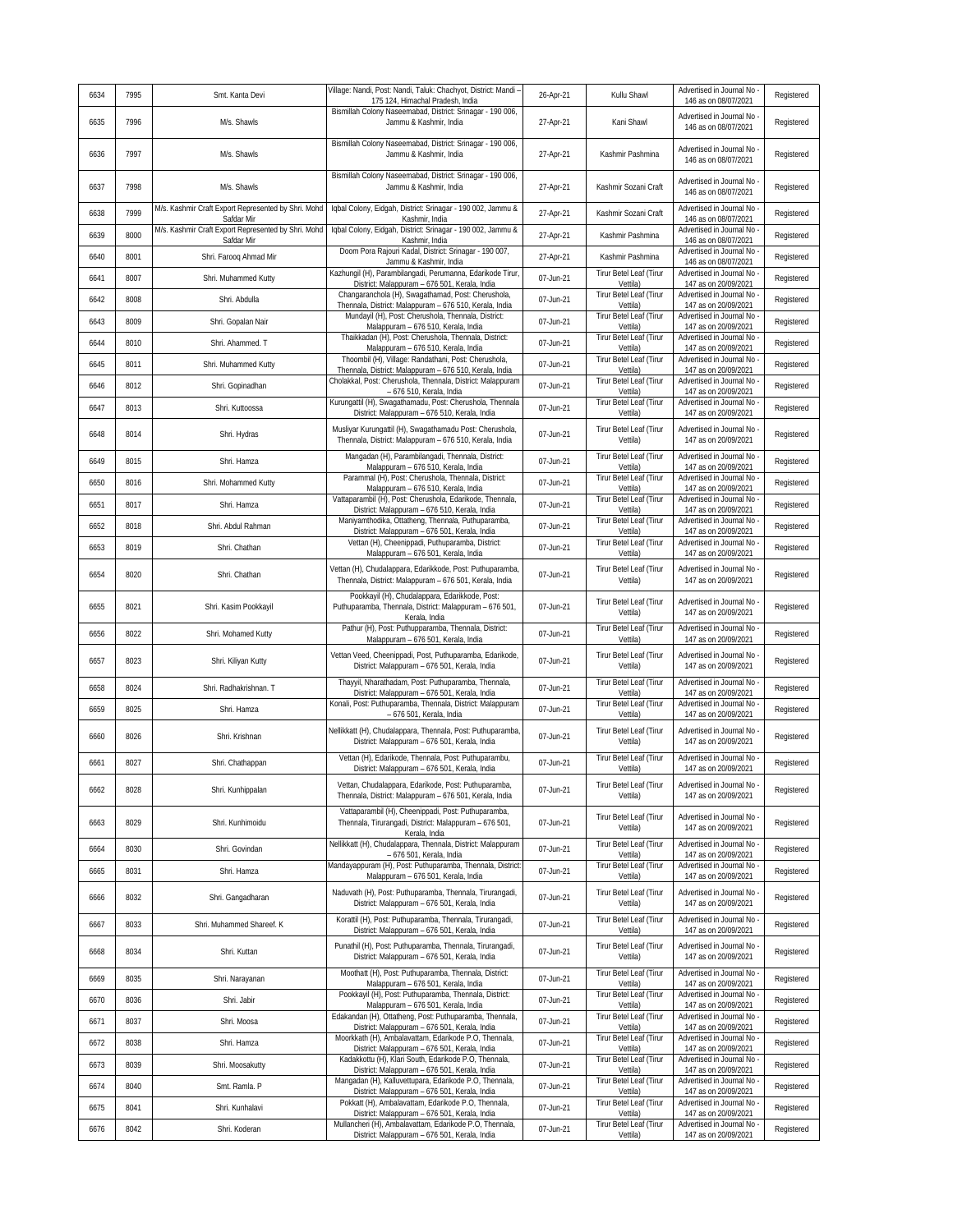| 6634 | 7995 | Smt. Kanta Devi | Village: Nandi, Post: Nandi, Taluk: Chachyot, District: Mandi – 175 124, Himachal Pradesh, India | 26-Apr-21 | Kullu Shawl | Advertised in Journal No - 146 as on 08/07/2021 | Registered |
|---|---|---|---|---|---|---|---|
| 6635 | 7996 | M/s. Shawls | Bismillah Colony Naseemabad, District: Srinagar - 190 006, Jammu & Kashmir, India | 27-Apr-21 | Kani Shawl | Advertised in Journal No - 146 as on 08/07/2021 | Registered |
| 6636 | 7997 | M/s. Shawls | Bismillah Colony Naseemabad, District: Srinagar - 190 006, Jammu & Kashmir, India | 27-Apr-21 | Kashmir Pashmina | Advertised in Journal No - 146 as on 08/07/2021 | Registered |
| 6637 | 7998 | M/s. Shawls | Bismillah Colony Naseemabad, District: Srinagar - 190 006, Jammu & Kashmir, India | 27-Apr-21 | Kashmir Sozani Craft | Advertised in Journal No - 146 as on 08/07/2021 | Registered |
| 6638 | 7999 | M/s. Kashmir Craft Export Represented by Shri. Mohd Safdar Mir | Iqbal Colony, Eidgah, District: Srinagar - 190 002, Jammu & Kashmir, India | 27-Apr-21 | Kashmir Sozani Craft | Advertised in Journal No - 146 as on 08/07/2021 | Registered |
| 6639 | 8000 | M/s. Kashmir Craft Export Represented by Shri. Mohd Safdar Mir | Iqbal Colony, Eidgah, District: Srinagar - 190 002, Jammu & Kashmir, India | 27-Apr-21 | Kashmir Pashmina | Advertised in Journal No - 146 as on 08/07/2021 | Registered |
| 6640 | 8001 | Shri. Farooq Ahmad Mir | Doom Pora Rajouri Kadal, District: Srinagar - 190 007, Jammu & Kashmir, India | 27-Apr-21 | Kashmir Pashmina | Advertised in Journal No - 146 as on 08/07/2021 | Registered |
| 6641 | 8007 | Shri. Muhammed Kutty | Kazhungil (H), Parambilangadi, Perumanna, Edarikode Tirur, District: Malappuram – 676 501, Kerala, India | 07-Jun-21 | Tirur Betel Leaf (Tirur Vettila) | Advertised in Journal No - 147 as on 20/09/2021 | Registered |
| 6642 | 8008 | Shri. Abdulla | Changaranchola (H), Swagathamad, Post: Cherushola, Thennala, District: Malappuram – 676 510, Kerala, India | 07-Jun-21 | Tirur Betel Leaf (Tirur Vettila) | Advertised in Journal No - 147 as on 20/09/2021 | Registered |
| 6643 | 8009 | Shri. Gopalan Nair | Mundayil (H), Post: Cherushola, Thennala, District: Malappuram – 676 510, Kerala, India | 07-Jun-21 | Tirur Betel Leaf (Tirur Vettila) | Advertised in Journal No - 147 as on 20/09/2021 | Registered |
| 6644 | 8010 | Shri. Ahammed. T | Thaikkadan (H), Post: Cherushola, Thennala, District: Malappuram – 676 510, Kerala, India | 07-Jun-21 | Tirur Betel Leaf (Tirur Vettila) | Advertised in Journal No - 147 as on 20/09/2021 | Registered |
| 6645 | 8011 | Shri. Muhammed Kutty | Thoombil (H), Village: Randathani, Post: Cherushola, Thennala, District: Malappuram – 676 510, Kerala, India | 07-Jun-21 | Tirur Betel Leaf (Tirur Vettila) | Advertised in Journal No - 147 as on 20/09/2021 | Registered |
| 6646 | 8012 | Shri. Gopinadhan | Cholakkal, Post: Cherushola, Thennala, District: Malappuram – 676 510, Kerala, India | 07-Jun-21 | Tirur Betel Leaf (Tirur Vettila) | Advertised in Journal No - 147 as on 20/09/2021 | Registered |
| 6647 | 8013 | Shri. Kuttoossa | Kurungattil (H), Swagathamadu, Post: Cherushola, Thennala District: Malappuram – 676 510, Kerala, India | 07-Jun-21 | Tirur Betel Leaf (Tirur Vettila) | Advertised in Journal No - 147 as on 20/09/2021 | Registered |
| 6648 | 8014 | Shri. Hydras | Musliyar Kurungattil (H), Swagathamadu Post: Cherushola, Thennala, District: Malappuram – 676 510, Kerala, India | 07-Jun-21 | Tirur Betel Leaf (Tirur Vettila) | Advertised in Journal No - 147 as on 20/09/2021 | Registered |
| 6649 | 8015 | Shri. Hamza | Mangadan (H), Parambilangadi, Thennala, District: Malappuram – 676 510, Kerala, India | 07-Jun-21 | Tirur Betel Leaf (Tirur Vettila) | Advertised in Journal No - 147 as on 20/09/2021 | Registered |
| 6650 | 8016 | Shri. Mohammed Kutty | Parammal (H), Post: Cherushola, Thennala, District: Malappuram – 676 510, Kerala, India | 07-Jun-21 | Tirur Betel Leaf (Tirur Vettila) | Advertised in Journal No - 147 as on 20/09/2021 | Registered |
| 6651 | 8017 | Shri. Hamza | Vattaparambil (H), Post: Cherushola, Edarikode, Thennala, District: Malappuram – 676 510, Kerala, India | 07-Jun-21 | Tirur Betel Leaf (Tirur Vettila) | Advertised in Journal No - 147 as on 20/09/2021 | Registered |
| 6652 | 8018 | Shri. Abdul Rahman | Maniyamthodika, Ottatheng, Thennala, Puthuparamba, District: Malappuram – 676 501, Kerala, India | 07-Jun-21 | Tirur Betel Leaf (Tirur Vettila) | Advertised in Journal No - 147 as on 20/09/2021 | Registered |
| 6653 | 8019 | Shri. Chathan | Vettan (H), Cheenippadi, Puthuparamba, District: Malappuram – 676 501, Kerala, India | 07-Jun-21 | Tirur Betel Leaf (Tirur Vettila) | Advertised in Journal No - 147 as on 20/09/2021 | Registered |
| 6654 | 8020 | Shri. Chathan | Vettan (H), Chudalappara, Edarikkode, Post: Puthuparamba, Thennala, District: Malappuram – 676 501, Kerala, India | 07-Jun-21 | Tirur Betel Leaf (Tirur Vettila) | Advertised in Journal No - 147 as on 20/09/2021 | Registered |
| 6655 | 8021 | Shri. Kasim Pookkayil | Pookkayil (H), Chudalappara, Edarikkode, Post: Puthuparamba, Thennala, District: Malappuram – 676 501, Kerala, India | 07-Jun-21 | Tirur Betel Leaf (Tirur Vettila) | Advertised in Journal No - 147 as on 20/09/2021 | Registered |
| 6656 | 8022 | Shri. Mohamed Kutty | Pathur (H), Post: Puthupparamba, Thennala, District: Malappuram – 676 501, Kerala, India | 07-Jun-21 | Tirur Betel Leaf (Tirur Vettila) | Advertised in Journal No - 147 as on 20/09/2021 | Registered |
| 6657 | 8023 | Shri. Kiliyan Kutty | Vettan Veed, Cheenippadi, Post, Puthuparamba, Edarikode, District: Malappuram – 676 501, Kerala, India | 07-Jun-21 | Tirur Betel Leaf (Tirur Vettila) | Advertised in Journal No - 147 as on 20/09/2021 | Registered |
| 6658 | 8024 | Shri. Radhakrishnan. T | Thayyil, Nharathadam, Post: Puthuparamba, Thennala, District: Malappuram – 676 501, Kerala, India | 07-Jun-21 | Tirur Betel Leaf (Tirur Vettila) | Advertised in Journal No - 147 as on 20/09/2021 | Registered |
| 6659 | 8025 | Shri. Hamza | Konali, Post: Puthuparamba, Thennala, District: Malappuram – 676 501, Kerala, India | 07-Jun-21 | Tirur Betel Leaf (Tirur Vettila) | Advertised in Journal No - 147 as on 20/09/2021 | Registered |
| 6660 | 8026 | Shri. Krishnan | Nellikkatt (H), Chudalappara, Thennala, Post: Puthuparamba, District: Malappuram – 676 501, Kerala, India | 07-Jun-21 | Tirur Betel Leaf (Tirur Vettila) | Advertised in Journal No - 147 as on 20/09/2021 | Registered |
| 6661 | 8027 | Shri. Chathappan | Vettan (H), Edarikode, Thennala, Post: Puthuparambu, District: Malappuram – 676 501, Kerala, India | 07-Jun-21 | Tirur Betel Leaf (Tirur Vettila) | Advertised in Journal No - 147 as on 20/09/2021 | Registered |
| 6662 | 8028 | Shri. Kunhippalan | Vettan, Chudalappara, Edarikode, Post: Puthuparamba, Thennala, District: Malappuram – 676 501, Kerala, India | 07-Jun-21 | Tirur Betel Leaf (Tirur Vettila) | Advertised in Journal No - 147 as on 20/09/2021 | Registered |
| 6663 | 8029 | Shri. Kunhimoidu | Vattaparambil (H), Cheenippadi, Post: Puthuparamba, Thennala, Tirurangadi, District: Malappuram – 676 501, Kerala, India | 07-Jun-21 | Tirur Betel Leaf (Tirur Vettila) | Advertised in Journal No - 147 as on 20/09/2021 | Registered |
| 6664 | 8030 | Shri. Govindan | Nellikkatt (H), Chudalappara, Thennala, District: Malappuram – 676 501, Kerala, India | 07-Jun-21 | Tirur Betel Leaf (Tirur Vettila) | Advertised in Journal No - 147 as on 20/09/2021 | Registered |
| 6665 | 8031 | Shri. Hamza | Mandayappuram (H), Post: Puthuparamba, Thennala, District: Malappuram – 676 501, Kerala, India | 07-Jun-21 | Tirur Betel Leaf (Tirur Vettila) | Advertised in Journal No - 147 as on 20/09/2021 | Registered |
| 6666 | 8032 | Shri. Gangadharan | Naduvath (H), Post: Puthuparamba, Thennala, Tirurangadi, District: Malappuram – 676 501, Kerala, India | 07-Jun-21 | Tirur Betel Leaf (Tirur Vettila) | Advertised in Journal No - 147 as on 20/09/2021 | Registered |
| 6667 | 8033 | Shri. Muhammed Shareef. K | Korattil (H), Post: Puthuparamba, Thennala, Tirurangadi, District: Malappuram – 676 501, Kerala, India | 07-Jun-21 | Tirur Betel Leaf (Tirur Vettila) | Advertised in Journal No - 147 as on 20/09/2021 | Registered |
| 6668 | 8034 | Shri. Kuttan | Punathil (H), Post: Puthuparamba, Thennala, Tirurangadi, District: Malappuram – 676 501, Kerala, India | 07-Jun-21 | Tirur Betel Leaf (Tirur Vettila) | Advertised in Journal No - 147 as on 20/09/2021 | Registered |
| 6669 | 8035 | Shri. Narayanan | Moothatt (H), Post: Puthuparamba, Thennala, District: Malappuram – 676 501, Kerala, India | 07-Jun-21 | Tirur Betel Leaf (Tirur Vettila) | Advertised in Journal No - 147 as on 20/09/2021 | Registered |
| 6670 | 8036 | Shri. Jabir | Pookkayil (H), Post: Puthuparamba, Thennala, District: Malappuram – 676 501, Kerala, India | 07-Jun-21 | Tirur Betel Leaf (Tirur Vettila) | Advertised in Journal No - 147 as on 20/09/2021 | Registered |
| 6671 | 8037 | Shri. Moosa | Edakandan (H), Ottatheng, Post: Puthuparamba, Thennala, District: Malappuram – 676 501, Kerala, India | 07-Jun-21 | Tirur Betel Leaf (Tirur Vettila) | Advertised in Journal No - 147 as on 20/09/2021 | Registered |
| 6672 | 8038 | Shri. Hamza | Moorkkath (H), Ambalavattam, Edarikode P.O, Thennala, District: Malappuram – 676 501, Kerala, India | 07-Jun-21 | Tirur Betel Leaf (Tirur Vettila) | Advertised in Journal No - 147 as on 20/09/2021 | Registered |
| 6673 | 8039 | Shri. Moosakutty | Kadakkottu (H), Klari South, Edarikode P.O, Thennala, District: Malappuram – 676 501, Kerala, India | 07-Jun-21 | Tirur Betel Leaf (Tirur Vettila) | Advertised in Journal No - 147 as on 20/09/2021 | Registered |
| 6674 | 8040 | Smt. Ramla. P | Mangadan (H), Kalluvettupara, Edarikode P.O, Thennala, District: Malappuram – 676 501, Kerala, India | 07-Jun-21 | Tirur Betel Leaf (Tirur Vettila) | Advertised in Journal No - 147 as on 20/09/2021 | Registered |
| 6675 | 8041 | Shri. Kunhalavi | Pokkatt (H), Ambalavattam, Edarikode P.O, Thennala, District: Malappuram – 676 501, Kerala, India | 07-Jun-21 | Tirur Betel Leaf (Tirur Vettila) | Advertised in Journal No - 147 as on 20/09/2021 | Registered |
| 6676 | 8042 | Shri. Koderan | Mullancheri (H), Ambalavattam, Edarikode P.O, Thennala, District: Malappuram – 676 501, Kerala, India | 07-Jun-21 | Tirur Betel Leaf (Tirur Vettila) | Advertised in Journal No - 147 as on 20/09/2021 | Registered |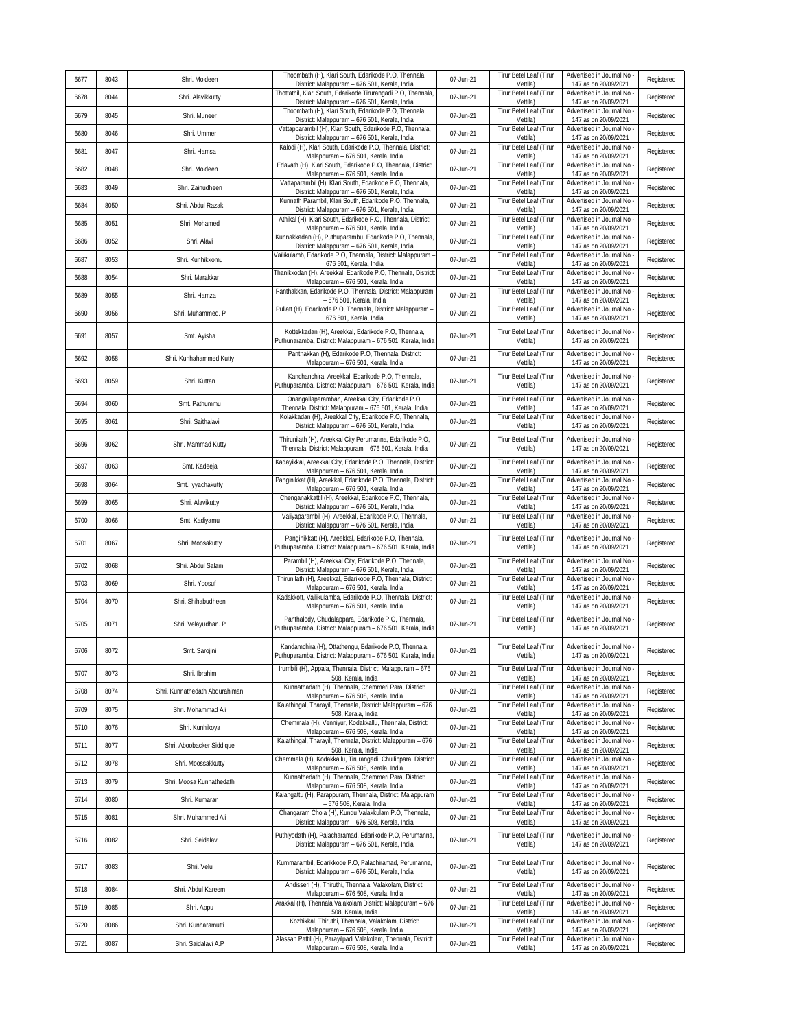| 6677 | 8043 | Shri. Moideen | Thoombath (H), Klari South, Edarikode P.O, Thennala, District: Malappuram – 676 501, Kerala, India | 07-Jun-21 | Tirur Betel Leaf (Tirur Vettila) | Advertised in Journal No - 147 as on 20/09/2021 | Registered |
|---|---|---|---|---|---|---|---|
| 6678 | 8044 | Shri. Alavikkutty | Thottathil, Klari South, Edarikode Tirurangadi P.O, Thennala, District: Malappuram – 676 501, Kerala, India | 07-Jun-21 | Tirur Betel Leaf (Tirur Vettila) | Advertised in Journal No - 147 as on 20/09/2021 | Registered |
| 6679 | 8045 | Shri. Muneer | Thoombath (H), Klari South, Edarikode P.O, Thennala, District: Malappuram – 676 501, Kerala, India | 07-Jun-21 | Tirur Betel Leaf (Tirur Vettila) | Advertised in Journal No - 147 as on 20/09/2021 | Registered |
| 6680 | 8046 | Shri. Ummer | Vattapparambil (H), Klari South, Edarikode P.O, Thennala, District: Malappuram – 676 501, Kerala, India | 07-Jun-21 | Tirur Betel Leaf (Tirur Vettila) | Advertised in Journal No - 147 as on 20/09/2021 | Registered |
| 6681 | 8047 | Shri. Hamsa | Kalodi (H), Klari South, Edarikode P.O, Thennala, District: Malappuram – 676 501, Kerala, India | 07-Jun-21 | Tirur Betel Leaf (Tirur Vettila) | Advertised in Journal No - 147 as on 20/09/2021 | Registered |
| 6682 | 8048 | Shri. Moideen | Edavath (H), Klari South, Edarikode P.O, Thennala, District: Malappuram – 676 501, Kerala, India | 07-Jun-21 | Tirur Betel Leaf (Tirur Vettila) | Advertised in Journal No - 147 as on 20/09/2021 | Registered |
| 6683 | 8049 | Shri. Zainudheen | Vattaparambil (H), Klari South, Edarikode P.O, Thennala, District: Malappuram – 676 501, Kerala, India | 07-Jun-21 | Tirur Betel Leaf (Tirur Vettila) | Advertised in Journal No - 147 as on 20/09/2021 | Registered |
| 6684 | 8050 | Shri. Abdul Razak | Kunnath Parambil, Klari South, Edarikode P.O, Thennala, District: Malappuram – 676 501, Kerala, India | 07-Jun-21 | Tirur Betel Leaf (Tirur Vettila) | Advertised in Journal No - 147 as on 20/09/2021 | Registered |
| 6685 | 8051 | Shri. Mohamed | Athikal (H), Klari South, Edarikode P.O, Thennala, District: Malappuram – 676 501, Kerala, India | 07-Jun-21 | Tirur Betel Leaf (Tirur Vettila) | Advertised in Journal No - 147 as on 20/09/2021 | Registered |
| 6686 | 8052 | Shri. Alavi | Kunnakkadan (H), Puthuparambu, Edarikode P.O, Thennala, District: Malappuram – 676 501, Kerala, India | 07-Jun-21 | Tirur Betel Leaf (Tirur Vettila) | Advertised in Journal No - 147 as on 20/09/2021 | Registered |
| 6687 | 8053 | Shri. Kunhikkomu | Vailikulamb, Edarikode P.O, Thennala, District: Malappuram – 676 501, Kerala, India | 07-Jun-21 | Tirur Betel Leaf (Tirur Vettila) | Advertised in Journal No - 147 as on 20/09/2021 | Registered |
| 6688 | 8054 | Shri. Marakkar | Thanikkodan (H), Areekkal, Edarikode P.O, Thennala, District: Malappuram – 676 501, Kerala, India | 07-Jun-21 | Tirur Betel Leaf (Tirur Vettila) | Advertised in Journal No - 147 as on 20/09/2021 | Registered |
| 6689 | 8055 | Shri. Hamza | Panthakkan, Edarikode P.O, Thennala, District: Malappuram – 676 501, Kerala, India | 07-Jun-21 | Tirur Betel Leaf (Tirur Vettila) | Advertised in Journal No - 147 as on 20/09/2021 | Registered |
| 6690 | 8056 | Shri. Muhammed. P | Pullatt (H), Edarikode P.O, Thennala, District: Malappuram – 676 501, Kerala, India | 07-Jun-21 | Tirur Betel Leaf (Tirur Vettila) | Advertised in Journal No - 147 as on 20/09/2021 | Registered |
| 6691 | 8057 | Smt. Ayisha | Kottekkadan (H), Areekkal, Edarikode P.O, Thennala, Puthunaramba, District: Malappuram – 676 501, Kerala, India | 07-Jun-21 | Tirur Betel Leaf (Tirur Vettila) | Advertised in Journal No - 147 as on 20/09/2021 | Registered |
| 6692 | 8058 | Shri. Kunhahammed Kutty | Panthakkan (H), Edarikode P.O, Thennala, District: Malappuram – 676 501, Kerala, India | 07-Jun-21 | Tirur Betel Leaf (Tirur Vettila) | Advertised in Journal No - 147 as on 20/09/2021 | Registered |
| 6693 | 8059 | Shri. Kuttan | Kanchanchira, Areekkal, Edarikode P.O, Thennala, Puthuparamba, District: Malappuram – 676 501, Kerala, India | 07-Jun-21 | Tirur Betel Leaf (Tirur Vettila) | Advertised in Journal No - 147 as on 20/09/2021 | Registered |
| 6694 | 8060 | Smt. Pathummu | Onangallaparamban, Areekkal City, Edarikode P.O, Thennala, District: Malappuram – 676 501, Kerala, India | 07-Jun-21 | Tirur Betel Leaf (Tirur Vettila) | Advertised in Journal No - 147 as on 20/09/2021 | Registered |
| 6695 | 8061 | Shri. Saithalavi | Kolakkadan (H), Areekkal City, Edarikode P.O, Thennala, District: Malappuram – 676 501, Kerala, India | 07-Jun-21 | Tirur Betel Leaf (Tirur Vettila) | Advertised in Journal No - 147 as on 20/09/2021 | Registered |
| 6696 | 8062 | Shri. Mammad Kutty | Thirunilath (H), Areekkal City Perumanna, Edarikode P.O, Thennala, District: Malappuram – 676 501, Kerala, India | 07-Jun-21 | Tirur Betel Leaf (Tirur Vettila) | Advertised in Journal No - 147 as on 20/09/2021 | Registered |
| 6697 | 8063 | Smt. Kadeeja | Kadayikkal, Areekkal City, Edarikode P.O, Thennala, District: Malappuram – 676 501, Kerala, India | 07-Jun-21 | Tirur Betel Leaf (Tirur Vettila) | Advertised in Journal No - 147 as on 20/09/2021 | Registered |
| 6698 | 8064 | Smt. Iyyachakutty | Panginikkat (H), Areekkal, Edarikode P.O, Thennala, District: Malappuram – 676 501, Kerala, India | 07-Jun-21 | Tirur Betel Leaf (Tirur Vettila) | Advertised in Journal No - 147 as on 20/09/2021 | Registered |
| 6699 | 8065 | Shri. Alavikutty | Chenganakkattil (H), Areekkal, Edarikode P.O, Thennala, District: Malappuram – 676 501, Kerala, India | 07-Jun-21 | Tirur Betel Leaf (Tirur Vettila) | Advertised in Journal No - 147 as on 20/09/2021 | Registered |
| 6700 | 8066 | Smt. Kadiyamu | Valiyaparambil (H), Areekkal, Edarikode P.O, Thennala, District: Malappuram – 676 501, Kerala, India | 07-Jun-21 | Tirur Betel Leaf (Tirur Vettila) | Advertised in Journal No - 147 as on 20/09/2021 | Registered |
| 6701 | 8067 | Shri. Moosakutty | Panginikkatt (H), Areekkal, Edarikode P.O, Thennala, Puthuparamba, District: Malappuram – 676 501, Kerala, India | 07-Jun-21 | Tirur Betel Leaf (Tirur Vettila) | Advertised in Journal No - 147 as on 20/09/2021 | Registered |
| 6702 | 8068 | Shri. Abdul Salam | Parambil (H), Areekkal City, Edarikode P.O, Thennala, District: Malappuram – 676 501, Kerala, India | 07-Jun-21 | Tirur Betel Leaf (Tirur Vettila) | Advertised in Journal No - 147 as on 20/09/2021 | Registered |
| 6703 | 8069 | Shri. Yoosuf | Thirunilath (H), Areekkal, Edarikode P.O, Thennala, District: Malappuram – 676 501, Kerala, India | 07-Jun-21 | Tirur Betel Leaf (Tirur Vettila) | Advertised in Journal No - 147 as on 20/09/2021 | Registered |
| 6704 | 8070 | Shri. Shihabudheen | Kadakkott, Vailikulamba, Edarikode P.O, Thennala, District: Malappuram – 676 501, Kerala, India | 07-Jun-21 | Tirur Betel Leaf (Tirur Vettila) | Advertised in Journal No - 147 as on 20/09/2021 | Registered |
| 6705 | 8071 | Shri. Velayudhan. P | Panthalody, Chudalappara, Edarikode P.O, Thennala, Puthuparamba, District: Malappuram – 676 501, Kerala, India | 07-Jun-21 | Tirur Betel Leaf (Tirur Vettila) | Advertised in Journal No - 147 as on 20/09/2021 | Registered |
| 6706 | 8072 | Smt. Sarojini | Kandamchira (H), Ottathengu, Edarikode P.O, Thennala, Puthuparamba, District: Malappuram – 676 501, Kerala, India | 07-Jun-21 | Tirur Betel Leaf (Tirur Vettila) | Advertised in Journal No - 147 as on 20/09/2021 | Registered |
| 6707 | 8073 | Shri. Ibrahim | Irumbili (H), Appala, Thennala, District: Malappuram – 676 508, Kerala, India | 07-Jun-21 | Tirur Betel Leaf (Tirur Vettila) | Advertised in Journal No - 147 as on 20/09/2021 | Registered |
| 6708 | 8074 | Shri. Kunnathedath Abdurahiman | Kunnathadath (H), Thennala, Chemmeri Para, District: Malappuram – 676 508, Kerala, India | 07-Jun-21 | Tirur Betel Leaf (Tirur Vettila) | Advertised in Journal No - 147 as on 20/09/2021 | Registered |
| 6709 | 8075 | Shri. Mohammad Ali | Kalathingal, Tharayil, Thennala, District: Malappuram – 676 508, Kerala, India | 07-Jun-21 | Tirur Betel Leaf (Tirur Vettila) | Advertised in Journal No - 147 as on 20/09/2021 | Registered |
| 6710 | 8076 | Shri. Kunhikoya | Chemmala (H), Venniyur, Kodakkallu, Thennala, District: Malappuram – 676 508, Kerala, India | 07-Jun-21 | Tirur Betel Leaf (Tirur Vettila) | Advertised in Journal No - 147 as on 20/09/2021 | Registered |
| 6711 | 8077 | Shri. Aboobacker Siddique | Kalathingal, Tharayil, Thennala, District: Malappuram – 676 508, Kerala, India | 07-Jun-21 | Tirur Betel Leaf (Tirur Vettila) | Advertised in Journal No - 147 as on 20/09/2021 | Registered |
| 6712 | 8078 | Shri. Moossakkutty | Chemmala (H), Kodakkallu, Tirurangadi, Chullippara, District: Malappuram – 676 508, Kerala, India | 07-Jun-21 | Tirur Betel Leaf (Tirur Vettila) | Advertised in Journal No - 147 as on 20/09/2021 | Registered |
| 6713 | 8079 | Shri. Moosa Kunnathedath | Kunnathedath (H), Thennala, Chemmeri Para, District: Malappuram – 676 508, Kerala, India | 07-Jun-21 | Tirur Betel Leaf (Tirur Vettila) | Advertised in Journal No - 147 as on 20/09/2021 | Registered |
| 6714 | 8080 | Shri. Kumaran | Kalangattu (H), Parappuram, Thennala, District: Malappuram – 676 508, Kerala, India | 07-Jun-21 | Tirur Betel Leaf (Tirur Vettila) | Advertised in Journal No - 147 as on 20/09/2021 | Registered |
| 6715 | 8081 | Shri. Muhammed Ali | Changaram Chola (H), Kundu Valakkulam P.O, Thennala, District: Malappuram – 676 508, Kerala, India | 07-Jun-21 | Tirur Betel Leaf (Tirur Vettila) | Advertised in Journal No - 147 as on 20/09/2021 | Registered |
| 6716 | 8082 | Shri. Seidalavi | Puthiyodath (H), Palacharamad, Edarikode P.O, Perumanna, District: Malappuram – 676 501, Kerala, India | 07-Jun-21 | Tirur Betel Leaf (Tirur Vettila) | Advertised in Journal No - 147 as on 20/09/2021 | Registered |
| 6717 | 8083 | Shri. Velu | Kummarambil, Edarikkode P.O, Palachiramad, Perumanna, District: Malappuram – 676 501, Kerala, India | 07-Jun-21 | Tirur Betel Leaf (Tirur Vettila) | Advertised in Journal No - 147 as on 20/09/2021 | Registered |
| 6718 | 8084 | Shri. Abdul Kareem | Andisseri (H), Thiruthi, Thennala, Valakolam, District: Malappuram – 676 508, Kerala, India | 07-Jun-21 | Tirur Betel Leaf (Tirur Vettila) | Advertised in Journal No - 147 as on 20/09/2021 | Registered |
| 6719 | 8085 | Shri. Appu | Arakkal (H), Thennala Valakolam District: Malappuram – 676 508, Kerala, India | 07-Jun-21 | Tirur Betel Leaf (Tirur Vettila) | Advertised in Journal No - 147 as on 20/09/2021 | Registered |
| 6720 | 8086 | Shri. Kunharamutti | Kozhikkal, Thiruthi, Thennala, Valakolam, District: Malappuram – 676 508, Kerala, India | 07-Jun-21 | Tirur Betel Leaf (Tirur Vettila) | Advertised in Journal No - 147 as on 20/09/2021 | Registered |
| 6721 | 8087 | Shri. Saidalavi A.P | Alassan Pattil (H), Parayilpadi Valakolam, Thennala, District: Malappuram – 676 508, Kerala, India | 07-Jun-21 | Tirur Betel Leaf (Tirur Vettila) | Advertised in Journal No - 147 as on 20/09/2021 | Registered |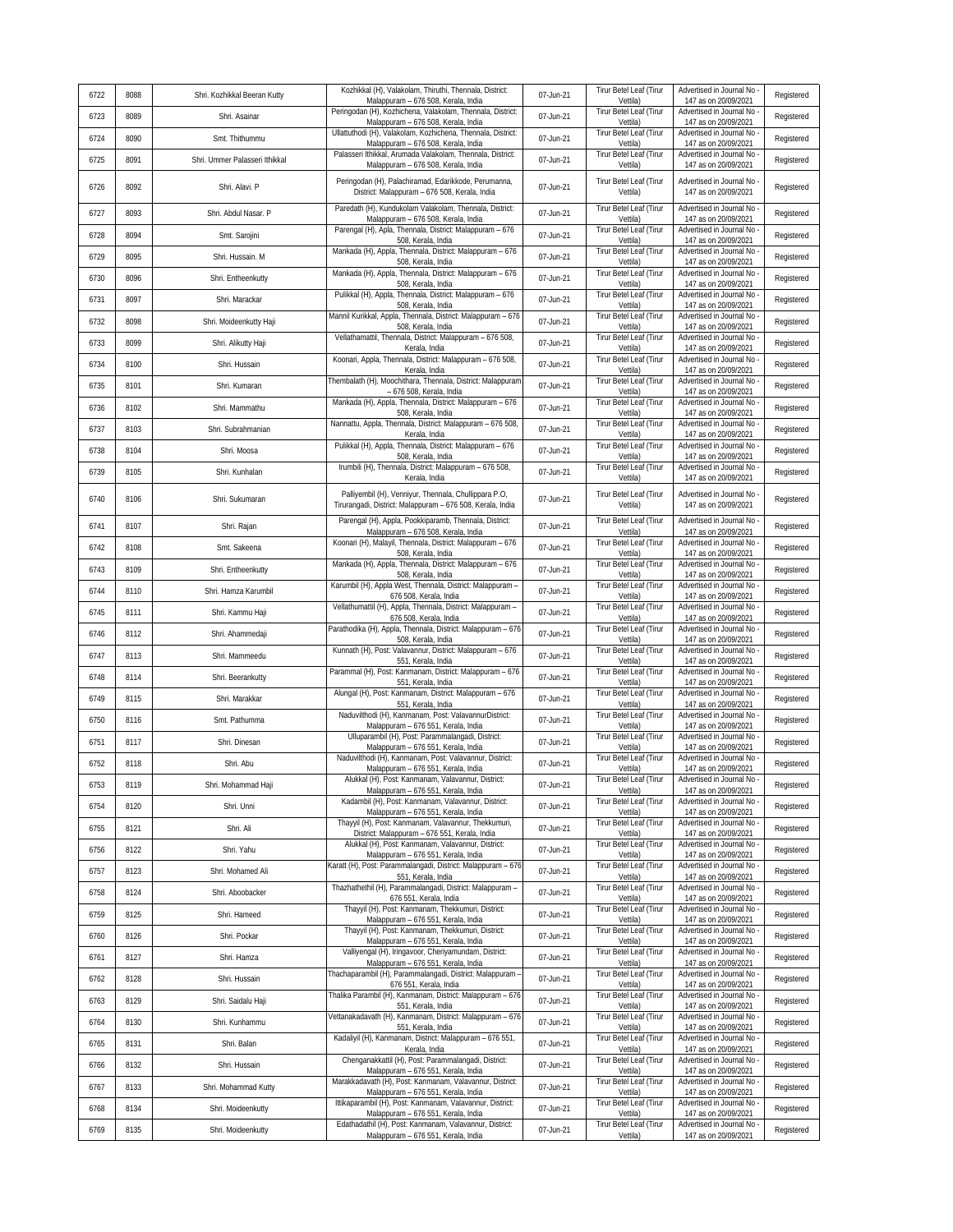| 6722 | 8088 | Shri. Kozhikkal Beeran Kutty | Kozhikkal (H), Valakolam, Thiruthi, Thennala, District: Malappuram – 676 508, Kerala, India | 07-Jun-21 | Tirur Betel Leaf (Tirur Vettila) | Advertised in Journal No - 147 as on 20/09/2021 | Registered |
|---|---|---|---|---|---|---|---|
| 6723 | 8089 | Shri. Asainar | Peringodan (H), Kozhichena, Valakolam, Thennala, District: Malappuram – 676 508, Kerala, India | 07-Jun-21 | Tirur Betel Leaf (Tirur Vettila) | Advertised in Journal No - 147 as on 20/09/2021 | Registered |
| 6724 | 8090 | Smt. Thithummu | Ullattuthodi (H), Valakolam, Kozhichena, Thennala, District: Malappuram – 676 508, Kerala, India | 07-Jun-21 | Tirur Betel Leaf (Tirur Vettila) | Advertised in Journal No - 147 as on 20/09/2021 | Registered |
| 6725 | 8091 | Shri. Ummer Palasseri Ithikkal | Palasseri Ithikkal, Arumada Valakolam, Thennala, District: Malappuram – 676 508, Kerala, India | 07-Jun-21 | Tirur Betel Leaf (Tirur Vettila) | Advertised in Journal No - 147 as on 20/09/2021 | Registered |
| 6726 | 8092 | Shri. Alavi. P | Peringodan (H), Palachiramad, Edarikkode, Perumanna, District: Malappuram – 676 508, Kerala, India | 07-Jun-21 | Tirur Betel Leaf (Tirur Vettila) | Advertised in Journal No - 147 as on 20/09/2021 | Registered |
| 6727 | 8093 | Shri. Abdul Nasar. P | Paredath (H), Kundukolam Valakolam, Thennala, District: Malappuram – 676 508, Kerala, India | 07-Jun-21 | Tirur Betel Leaf (Tirur Vettila) | Advertised in Journal No - 147 as on 20/09/2021 | Registered |
| 6728 | 8094 | Smt. Sarojini | Parengal (H), Apla, Thennala, District: Malappuram – 676 508, Kerala, India | 07-Jun-21 | Tirur Betel Leaf (Tirur Vettila) | Advertised in Journal No - 147 as on 20/09/2021 | Registered |
| 6729 | 8095 | Shri. Hussain. M | Mankada (H), Appla, Thennala, District: Malappuram – 676 508, Kerala, India | 07-Jun-21 | Tirur Betel Leaf (Tirur Vettila) | Advertised in Journal No - 147 as on 20/09/2021 | Registered |
| 6730 | 8096 | Shri. Entheenkutty | Mankada (H), Appla, Thennala, District: Malappuram – 676 508, Kerala, India | 07-Jun-21 | Tirur Betel Leaf (Tirur Vettila) | Advertised in Journal No - 147 as on 20/09/2021 | Registered |
| 6731 | 8097 | Shri. Marackar | Pulikkal (H), Appla, Thennala, District: Malappuram – 676 508, Kerala, India | 07-Jun-21 | Tirur Betel Leaf (Tirur Vettila) | Advertised in Journal No - 147 as on 20/09/2021 | Registered |
| 6732 | 8098 | Shri. Moideenkutty Haji | Mannil Kurikkal, Appla, Thennala, District: Malappuram – 676 508, Kerala, India | 07-Jun-21 | Tirur Betel Leaf (Tirur Vettila) | Advertised in Journal No - 147 as on 20/09/2021 | Registered |
| 6733 | 8099 | Shri. Alikutty Haji | Vellathamattil, Thennala, District: Malappuram – 676 508, Kerala, India | 07-Jun-21 | Tirur Betel Leaf (Tirur Vettila) | Advertised in Journal No - 147 as on 20/09/2021 | Registered |
| 6734 | 8100 | Shri. Hussain | Koonari, Appla, Thennala, District: Malappuram – 676 508, Kerala, India | 07-Jun-21 | Tirur Betel Leaf (Tirur Vettila) | Advertised in Journal No - 147 as on 20/09/2021 | Registered |
| 6735 | 8101 | Shri. Kumaran | Thembalath (H), Moochithara, Thennala, District: Malappuram – 676 508, Kerala, India | 07-Jun-21 | Tirur Betel Leaf (Tirur Vettila) | Advertised in Journal No - 147 as on 20/09/2021 | Registered |
| 6736 | 8102 | Shri. Mammathu | Mankada (H), Appla, Thennala, District: Malappuram – 676 508, Kerala, India | 07-Jun-21 | Tirur Betel Leaf (Tirur Vettila) | Advertised in Journal No - 147 as on 20/09/2021 | Registered |
| 6737 | 8103 | Shri. Subrahmanian | Nannattu, Appla, Thennala, District: Malappuram – 676 508, Kerala, India | 07-Jun-21 | Tirur Betel Leaf (Tirur Vettila) | Advertised in Journal No - 147 as on 20/09/2021 | Registered |
| 6738 | 8104 | Shri. Moosa | Pulikkal (H), Appla, Thennala, District: Malappuram – 676 508, Kerala, India | 07-Jun-21 | Tirur Betel Leaf (Tirur Vettila) | Advertised in Journal No - 147 as on 20/09/2021 | Registered |
| 6739 | 8105 | Shri. Kunhalan | Irumbili (H), Thennala, District: Malappuram – 676 508, Kerala, India | 07-Jun-21 | Tirur Betel Leaf (Tirur Vettila) | Advertised in Journal No - 147 as on 20/09/2021 | Registered |
| 6740 | 8106 | Shri. Sukumaran | Palliyembil (H), Venniyur, Thennala, Chullippara P.O, Tirurangadi, District: Malappuram – 676 508, Kerala, India | 07-Jun-21 | Tirur Betel Leaf (Tirur Vettila) | Advertised in Journal No - 147 as on 20/09/2021 | Registered |
| 6741 | 8107 | Shri. Rajan | Parengal (H), Appla, Pookkiparamb, Thennala, District: Malappuram – 676 508, Kerala, India | 07-Jun-21 | Tirur Betel Leaf (Tirur Vettila) | Advertised in Journal No - 147 as on 20/09/2021 | Registered |
| 6742 | 8108 | Smt. Sakeena | Koonari (H), Malayil, Thennala, District: Malappuram – 676 508, Kerala, India | 07-Jun-21 | Tirur Betel Leaf (Tirur Vettila) | Advertised in Journal No - 147 as on 20/09/2021 | Registered |
| 6743 | 8109 | Shri. Entheenkutty | Mankada (H), Appla, Thennala, District: Malappuram – 676 508, Kerala, India | 07-Jun-21 | Tirur Betel Leaf (Tirur Vettila) | Advertised in Journal No - 147 as on 20/09/2021 | Registered |
| 6744 | 8110 | Shri. Hamza Karumbil | Karumbil (H), Appla West, Thennala, District: Malappuram – 676 508, Kerala, India | 07-Jun-21 | Tirur Betel Leaf (Tirur Vettila) | Advertised in Journal No - 147 as on 20/09/2021 | Registered |
| 6745 | 8111 | Shri. Kammu Haji | Vellathumattil (H), Appla, Thennala, District: Malappuram – 676 508, Kerala, India | 07-Jun-21 | Tirur Betel Leaf (Tirur Vettila) | Advertised in Journal No - 147 as on 20/09/2021 | Registered |
| 6746 | 8112 | Shri. Ahammedaji | Parathodika (H), Appla, Thennala, District: Malappuram – 676 508, Kerala, India | 07-Jun-21 | Tirur Betel Leaf (Tirur Vettila) | Advertised in Journal No - 147 as on 20/09/2021 | Registered |
| 6747 | 8113 | Shri. Mammeedu | Kunnath (H), Post: Valavannur, District: Malappuram – 676 551, Kerala, India | 07-Jun-21 | Tirur Betel Leaf (Tirur Vettila) | Advertised in Journal No - 147 as on 20/09/2021 | Registered |
| 6748 | 8114 | Shri. Beerankutty | Parammal (H), Post: Kanmanam, District: Malappuram – 676 551, Kerala, India | 07-Jun-21 | Tirur Betel Leaf (Tirur Vettila) | Advertised in Journal No - 147 as on 20/09/2021 | Registered |
| 6749 | 8115 | Shri. Marakkar | Alungal (H), Post: Kanmanam, District: Malappuram – 676 551, Kerala, India | 07-Jun-21 | Tirur Betel Leaf (Tirur Vettila) | Advertised in Journal No - 147 as on 20/09/2021 | Registered |
| 6750 | 8116 | Smt. Pathumma | Naduvilthodi (H), Kanmanam, Post: ValavannurDistrict: Malappuram – 676 551, Kerala, India | 07-Jun-21 | Tirur Betel Leaf (Tirur Vettila) | Advertised in Journal No - 147 as on 20/09/2021 | Registered |
| 6751 | 8117 | Shri. Dinesan | Ulluparambil (H), Post: Parammalangadi, District: Malappuram – 676 551, Kerala, India | 07-Jun-21 | Tirur Betel Leaf (Tirur Vettila) | Advertised in Journal No - 147 as on 20/09/2021 | Registered |
| 6752 | 8118 | Shri. Abu | Naduvilthodi (H), Kanmanam, Post: Valavannur, District: Malappuram – 676 551, Kerala, India | 07-Jun-21 | Tirur Betel Leaf (Tirur Vettila) | Advertised in Journal No - 147 as on 20/09/2021 | Registered |
| 6753 | 8119 | Shri. Mohammad Haji | Alukkal (H), Post: Kanmanam, Valavannur, District: Malappuram – 676 551, Kerala, India | 07-Jun-21 | Tirur Betel Leaf (Tirur Vettila) | Advertised in Journal No - 147 as on 20/09/2021 | Registered |
| 6754 | 8120 | Shri. Unni | Kadambil (H), Post: Kanmanam, Valavannur, District: Malappuram – 676 551, Kerala, India | 07-Jun-21 | Tirur Betel Leaf (Tirur Vettila) | Advertised in Journal No - 147 as on 20/09/2021 | Registered |
| 6755 | 8121 | Shri. Ali | Thayyil (H), Post: Kanmanam, Valavannur, Thekkumuri, District: Malappuram – 676 551, Kerala, India | 07-Jun-21 | Tirur Betel Leaf (Tirur Vettila) | Advertised in Journal No - 147 as on 20/09/2021 | Registered |
| 6756 | 8122 | Shri. Yahu | Alukkal (H), Post: Kanmanam, Valavannur, District: Malappuram – 676 551, Kerala, India | 07-Jun-21 | Tirur Betel Leaf (Tirur Vettila) | Advertised in Journal No - 147 as on 20/09/2021 | Registered |
| 6757 | 8123 | Shri. Mohamed Ali | Karatt (H), Post: Parammalangadi, District: Malappuram – 676 551, Kerala, India | 07-Jun-21 | Tirur Betel Leaf (Tirur Vettila) | Advertised in Journal No - 147 as on 20/09/2021 | Registered |
| 6758 | 8124 | Shri. Aboobacker | Thazhathethil (H), Parammalangadi, District: Malappuram – 676 551, Kerala, India | 07-Jun-21 | Tirur Betel Leaf (Tirur Vettila) | Advertised in Journal No - 147 as on 20/09/2021 | Registered |
| 6759 | 8125 | Shri. Hameed | Thayyil (H), Post: Kanmanam, Thekkumuri, District: Malappuram – 676 551, Kerala, India | 07-Jun-21 | Tirur Betel Leaf (Tirur Vettila) | Advertised in Journal No - 147 as on 20/09/2021 | Registered |
| 6760 | 8126 | Shri. Pockar | Thayyil (H), Post: Kanmanam, Thekkumuri, District: Malappuram – 676 551, Kerala, India | 07-Jun-21 | Tirur Betel Leaf (Tirur Vettila) | Advertised in Journal No - 147 as on 20/09/2021 | Registered |
| 6761 | 8127 | Shri. Hamza | Valliyengal (H), Iringavoor, Cheriyamundam, District: Malappuram – 676 551, Kerala, India | 07-Jun-21 | Tirur Betel Leaf (Tirur Vettila) | Advertised in Journal No - 147 as on 20/09/2021 | Registered |
| 6762 | 8128 | Shri. Hussain | Thachaparambil (H), Parammalangadi, District: Malappuram – 676 551, Kerala, India | 07-Jun-21 | Tirur Betel Leaf (Tirur Vettila) | Advertised in Journal No - 147 as on 20/09/2021 | Registered |
| 6763 | 8129 | Shri. Saidalu Haji | Thalika Parambil (H), Kanmanam, District: Malappuram – 676 551, Kerala, India | 07-Jun-21 | Tirur Betel Leaf (Tirur Vettila) | Advertised in Journal No - 147 as on 20/09/2021 | Registered |
| 6764 | 8130 | Shri. Kunhammu | Vettanakadavath (H), Kanmanam, District: Malappuram – 676 551, Kerala, India | 07-Jun-21 | Tirur Betel Leaf (Tirur Vettila) | Advertised in Journal No - 147 as on 20/09/2021 | Registered |
| 6765 | 8131 | Shri. Balan | Kadaliyil (H), Kanmanam, District: Malappuram – 676 551, Kerala, India | 07-Jun-21 | Tirur Betel Leaf (Tirur Vettila) | Advertised in Journal No - 147 as on 20/09/2021 | Registered |
| 6766 | 8132 | Shri. Hussain | Chenganakkattil (H), Post: Parammalangadi, District: Malappuram – 676 551, Kerala, India | 07-Jun-21 | Tirur Betel Leaf (Tirur Vettila) | Advertised in Journal No - 147 as on 20/09/2021 | Registered |
| 6767 | 8133 | Shri. Mohammad Kutty | Marakkadavath (H), Post: Kanmanam, Valavannur, District: Malappuram – 676 551, Kerala, India | 07-Jun-21 | Tirur Betel Leaf (Tirur Vettila) | Advertised in Journal No - 147 as on 20/09/2021 | Registered |
| 6768 | 8134 | Shri. Moideenkutty | Ittikaparambil (H), Post: Kanmanam, Valavannur, District: Malappuram – 676 551, Kerala, India | 07-Jun-21 | Tirur Betel Leaf (Tirur Vettila) | Advertised in Journal No - 147 as on 20/09/2021 | Registered |
| 6769 | 8135 | Shri. Moideenkutty | Edathadathil (H), Post: Kanmanam, Valavannur, District: Malappuram – 676 551, Kerala, India | 07-Jun-21 | Tirur Betel Leaf (Tirur Vettila) | Advertised in Journal No - 147 as on 20/09/2021 | Registered |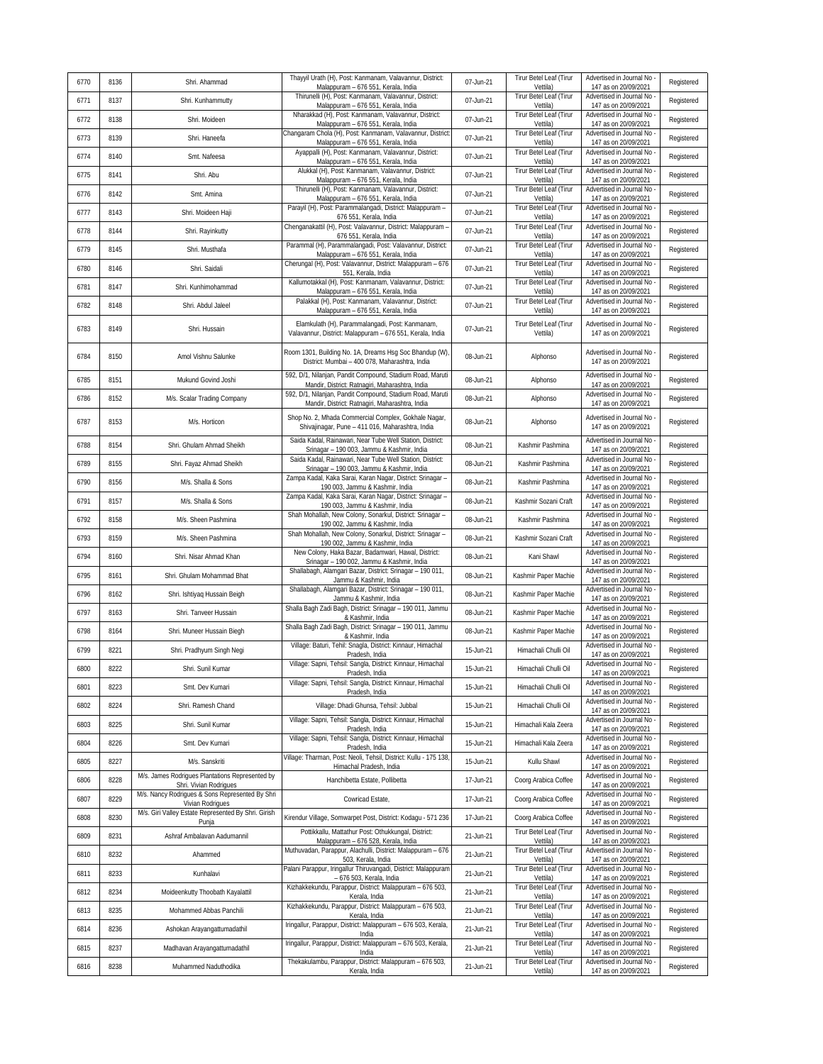| 6770 | 8136 | Shri. Ahammad | Thayyil Urath (H), Post: Kanmanam, Valavannur, District: Malappuram – 676 551, Kerala, India | 07-Jun-21 | Tirur Betel Leaf (Tirur Vettila) | Advertised in Journal No - 147 as on 20/09/2021 | Registered |
|---|---|---|---|---|---|---|---|
| 6771 | 8137 | Shri. Kunhammutty | Thirunelli (H), Post: Kanmanam, Valavannur, District: Malappuram – 676 551, Kerala, India | 07-Jun-21 | Tirur Betel Leaf (Tirur Vettila) | Advertised in Journal No - 147 as on 20/09/2021 | Registered |
| 6772 | 8138 | Shri. Moideen | Nharakkad (H), Post: Kanmanam, Valavannur, District: Malappuram – 676 551, Kerala, India | 07-Jun-21 | Tirur Betel Leaf (Tirur Vettila) | Advertised in Journal No - 147 as on 20/09/2021 | Registered |
| 6773 | 8139 | Shri. Haneefa | Changaram Chola (H), Post: Kanmanam, Valavannur, District: Malappuram – 676 551, Kerala, India | 07-Jun-21 | Tirur Betel Leaf (Tirur Vettila) | Advertised in Journal No - 147 as on 20/09/2021 | Registered |
| 6774 | 8140 | Smt. Nafeesa | Ayappalli (H), Post: Kanmanam, Valavannur, District: Malappuram – 676 551, Kerala, India | 07-Jun-21 | Tirur Betel Leaf (Tirur Vettila) | Advertised in Journal No - 147 as on 20/09/2021 | Registered |
| 6775 | 8141 | Shri. Abu | Alukkal (H), Post: Kanmanam, Valavannur, District: Malappuram – 676 551, Kerala, India | 07-Jun-21 | Tirur Betel Leaf (Tirur Vettila) | Advertised in Journal No - 147 as on 20/09/2021 | Registered |
| 6776 | 8142 | Smt. Amina | Thirunelli (H), Post: Kanmanam, Valavannur, District: Malappuram – 676 551, Kerala, India | 07-Jun-21 | Tirur Betel Leaf (Tirur Vettila) | Advertised in Journal No - 147 as on 20/09/2021 | Registered |
| 6777 | 8143 | Shri. Moideen Haji | Parayil (H), Post: Parammalangadi, District: Malappuram – 676 551, Kerala, India | 07-Jun-21 | Tirur Betel Leaf (Tirur Vettila) | Advertised in Journal No - 147 as on 20/09/2021 | Registered |
| 6778 | 8144 | Shri. Rayinkutty | Chenganakattil (H), Post: Valavannur, District: Malappuram – 676 551, Kerala, India | 07-Jun-21 | Tirur Betel Leaf (Tirur Vettila) | Advertised in Journal No - 147 as on 20/09/2021 | Registered |
| 6779 | 8145 | Shri. Musthafa | Parammal (H), Parammalangadi, Post: Valavannur, District: Malappuram – 676 551, Kerala, India | 07-Jun-21 | Tirur Betel Leaf (Tirur Vettila) | Advertised in Journal No - 147 as on 20/09/2021 | Registered |
| 6780 | 8146 | Shri. Saidali | Cherungal (H), Post: Valavannur, District: Malappuram – 676 551, Kerala, India | 07-Jun-21 | Tirur Betel Leaf (Tirur Vettila) | Advertised in Journal No - 147 as on 20/09/2021 | Registered |
| 6781 | 8147 | Shri. Kunhimohammad | Kallumotakkal (H), Post: Kanmanam, Valavannur, District: Malappuram – 676 551, Kerala, India | 07-Jun-21 | Tirur Betel Leaf (Tirur Vettila) | Advertised in Journal No - 147 as on 20/09/2021 | Registered |
| 6782 | 8148 | Shri. Abdul Jaleel | Palakkal (H), Post: Kanmanam, Valavannur, District: Malappuram – 676 551, Kerala, India | 07-Jun-21 | Tirur Betel Leaf (Tirur Vettila) | Advertised in Journal No - 147 as on 20/09/2021 | Registered |
| 6783 | 8149 | Shri. Hussain | Elamkulath (H), Parammalangadi, Post: Kanmanam, Valavannur, District: Malappuram – 676 551, Kerala, India | 07-Jun-21 | Tirur Betel Leaf (Tirur Vettila) | Advertised in Journal No - 147 as on 20/09/2021 | Registered |
| 6784 | 8150 | Amol Vishnu Salunke | Room 1301, Building No. 1A, Dreams Hsg Soc Bhandup (W), District: Mumbai – 400 078, Maharashtra, India | 08-Jun-21 | Alphonso | Advertised in Journal No - 147 as on 20/09/2021 | Registered |
| 6785 | 8151 | Mukund Govind Joshi | 592, D/1, Nilanjan, Pandit Compound, Stadium Road, Maruti Mandir, District: Ratnagiri, Maharashtra, India | 08-Jun-21 | Alphonso | Advertised in Journal No - 147 as on 20/09/2021 | Registered |
| 6786 | 8152 | M/s. Scalar Trading Company | 592, D/1, Nilanjan, Pandit Compound, Stadium Road, Maruti Mandir, District: Ratnagiri, Maharashtra, India | 08-Jun-21 | Alphonso | Advertised in Journal No - 147 as on 20/09/2021 | Registered |
| 6787 | 8153 | M/s. Horticon | Shop No. 2, Mhada Commercial Complex, Gokhale Nagar, Shivajinagar, Pune – 411 016, Maharashtra, India | 08-Jun-21 | Alphonso | Advertised in Journal No - 147 as on 20/09/2021 | Registered |
| 6788 | 8154 | Shri. Ghulam Ahmad Sheikh | Saida Kadal, Rainawari, Near Tube Well Station, District: Srinagar – 190 003, Jammu & Kashmir, India | 08-Jun-21 | Kashmir Pashmina | Advertised in Journal No - 147 as on 20/09/2021 | Registered |
| 6789 | 8155 | Shri. Fayaz Ahmad Sheikh | Saida Kadal, Rainawari, Near Tube Well Station, District: Srinagar – 190 003, Jammu & Kashmir, India | 08-Jun-21 | Kashmir Pashmina | Advertised in Journal No - 147 as on 20/09/2021 | Registered |
| 6790 | 8156 | M/s. Shalla & Sons | Zampa Kadal, Kaka Sarai, Karan Nagar, District: Srinagar – 190 003, Jammu & Kashmir, India | 08-Jun-21 | Kashmir Pashmina | Advertised in Journal No - 147 as on 20/09/2021 | Registered |
| 6791 | 8157 | M/s. Shalla & Sons | Zampa Kadal, Kaka Sarai, Karan Nagar, District: Srinagar – 190 003, Jammu & Kashmir, India | 08-Jun-21 | Kashmir Sozani Craft | Advertised in Journal No - 147 as on 20/09/2021 | Registered |
| 6792 | 8158 | M/s. Sheen Pashmina | Shah Mohallah, New Colony, Sonarkul, District: Srinagar – 190 002, Jammu & Kashmir, India | 08-Jun-21 | Kashmir Pashmina | Advertised in Journal No - 147 as on 20/09/2021 | Registered |
| 6793 | 8159 | M/s. Sheen Pashmina | Shah Mohallah, New Colony, Sonarkul, District: Srinagar – 190 002, Jammu & Kashmir, India | 08-Jun-21 | Kashmir Sozani Craft | Advertised in Journal No - 147 as on 20/09/2021 | Registered |
| 6794 | 8160 | Shri. Nisar Ahmad Khan | New Colony, Haka Bazar, Badamwari, Hawal, District: Srinagar – 190 002, Jammu & Kashmir, India | 08-Jun-21 | Kani Shawl | Advertised in Journal No - 147 as on 20/09/2021 | Registered |
| 6795 | 8161 | Shri. Ghulam Mohammad Bhat | Shallabagh, Alamgari Bazar, District: Srinagar – 190 011, Jammu & Kashmir, India | 08-Jun-21 | Kashmir Paper Machie | Advertised in Journal No - 147 as on 20/09/2021 | Registered |
| 6796 | 8162 | Shri. Ishtiyaq Hussain Beigh | Shallabagh, Alamgari Bazar, District: Srinagar – 190 011, Jammu & Kashmir, India | 08-Jun-21 | Kashmir Paper Machie | Advertised in Journal No - 147 as on 20/09/2021 | Registered |
| 6797 | 8163 | Shri. Tanveer Hussain | Shalla Bagh Zadi Bagh, District: Srinagar – 190 011, Jammu & Kashmir, India | 08-Jun-21 | Kashmir Paper Machie | Advertised in Journal No - 147 as on 20/09/2021 | Registered |
| 6798 | 8164 | Shri. Muneer Hussain Biegh | Shalla Bagh Zadi Bagh, District: Srinagar – 190 011, Jammu & Kashmir, India | 08-Jun-21 | Kashmir Paper Machie | Advertised in Journal No - 147 as on 20/09/2021 | Registered |
| 6799 | 8221 | Shri. Pradhyum Singh Negi | Village: Baturi, Tehil: Snagla, District: Kinnaur, Himachal Pradesh, India | 15-Jun-21 | Himachali Chulli Oil | Advertised in Journal No - 147 as on 20/09/2021 | Registered |
| 6800 | 8222 | Shri. Sunil Kumar | Village: Sapni, Tehsil: Sangla, District: Kinnaur, Himachal Pradesh, India | 15-Jun-21 | Himachali Chulli Oil | Advertised in Journal No - 147 as on 20/09/2021 | Registered |
| 6801 | 8223 | Smt. Dev Kumari | Village: Sapni, Tehsil: Sangla, District: Kinnaur, Himachal Pradesh, India | 15-Jun-21 | Himachali Chulli Oil | Advertised in Journal No - 147 as on 20/09/2021 | Registered |
| 6802 | 8224 | Shri. Ramesh Chand | Village: Dhadi Ghunsa, Tehsil: Jubbal | 15-Jun-21 | Himachali Chulli Oil | Advertised in Journal No - 147 as on 20/09/2021 | Registered |
| 6803 | 8225 | Shri. Sunil Kumar | Village: Sapni, Tehsil: Sangla, District: Kinnaur, Himachal Pradesh, India | 15-Jun-21 | Himachali Kala Zeera | Advertised in Journal No - 147 as on 20/09/2021 | Registered |
| 6804 | 8226 | Smt. Dev Kumari | Village: Sapni, Tehsil: Sangla, District: Kinnaur, Himachal Pradesh, India | 15-Jun-21 | Himachali Kala Zeera | Advertised in Journal No - 147 as on 20/09/2021 | Registered |
| 6805 | 8227 | M/s. Sanskriti | Village: Tharman, Post: Neoli, Tehsil, District: Kullu - 175 138, Himachal Pradesh, India | 15-Jun-21 | Kullu Shawl | Advertised in Journal No - 147 as on 20/09/2021 | Registered |
| 6806 | 8228 | M/s. James Rodrigues Plantations Represented by Shri. Vivian Rodrigues | Hanchibetta Estate, Pollibetta | 17-Jun-21 | Coorg Arabica Coffee | Advertised in Journal No - 147 as on 20/09/2021 | Registered |
| 6807 | 8229 | M/s. Nancy Rodrigues & Sons Represented By Shri Vivian Rodrigues | Cowricad Estate, | 17-Jun-21 | Coorg Arabica Coffee | Advertised in Journal No - 147 as on 20/09/2021 | Registered |
| 6808 | 8230 | M/s. Giri Valley Estate Represented By Shri. Girish Punja | Kirendur Village, Somwarpet Post, District: Kodagu - 571 236 | 17-Jun-21 | Coorg Arabica Coffee | Advertised in Journal No - 147 as on 20/09/2021 | Registered |
| 6809 | 8231 | Ashraf Ambalavan Aadumannil | Pottikkallu, Mattathur Post: Othukkungal, District: Malappuram – 676 528, Kerala, India | 21-Jun-21 | Tirur Betel Leaf (Tirur Vettila) | Advertised in Journal No - 147 as on 20/09/2021 | Registered |
| 6810 | 8232 | Ahammed | Muthuvadan, Parappur, Alachulli, District: Malappuram – 676 503, Kerala, India | 21-Jun-21 | Tirur Betel Leaf (Tirur Vettila) | Advertised in Journal No - 147 as on 20/09/2021 | Registered |
| 6811 | 8233 | Kunhalavi | Palani Parappur, Iringallur Thiruvangadi, District: Malappuram – 676 503, Kerala, India | 21-Jun-21 | Tirur Betel Leaf (Tirur Vettila) | Advertised in Journal No - 147 as on 20/09/2021 | Registered |
| 6812 | 8234 | Moideenkutty Thoobath Kayalattil | Kizhakkekundu, Parappur, District: Malappuram – 676 503, Kerala, India | 21-Jun-21 | Tirur Betel Leaf (Tirur Vettila) | Advertised in Journal No - 147 as on 20/09/2021 | Registered |
| 6813 | 8235 | Mohammed Abbas Panchili | Kizhakkekundu, Parappur, District: Malappuram – 676 503, Kerala, India | 21-Jun-21 | Tirur Betel Leaf (Tirur Vettila) | Advertised in Journal No - 147 as on 20/09/2021 | Registered |
| 6814 | 8236 | Ashokan Arayangattumadathil | Iringallur, Parappur, District: Malappuram – 676 503, Kerala, India | 21-Jun-21 | Tirur Betel Leaf (Tirur Vettila) | Advertised in Journal No - 147 as on 20/09/2021 | Registered |
| 6815 | 8237 | Madhavan Arayangattumadathil | Iringallur, Parappur, District: Malappuram – 676 503, Kerala, India | 21-Jun-21 | Tirur Betel Leaf (Tirur Vettila) | Advertised in Journal No - 147 as on 20/09/2021 | Registered |
| 6816 | 8238 | Muhammed Naduthodika | Thekakulambu, Parappur, District: Malappuram – 676 503, Kerala, India | 21-Jun-21 | Tirur Betel Leaf (Tirur Vettila) | Advertised in Journal No - 147 as on 20/09/2021 | Registered |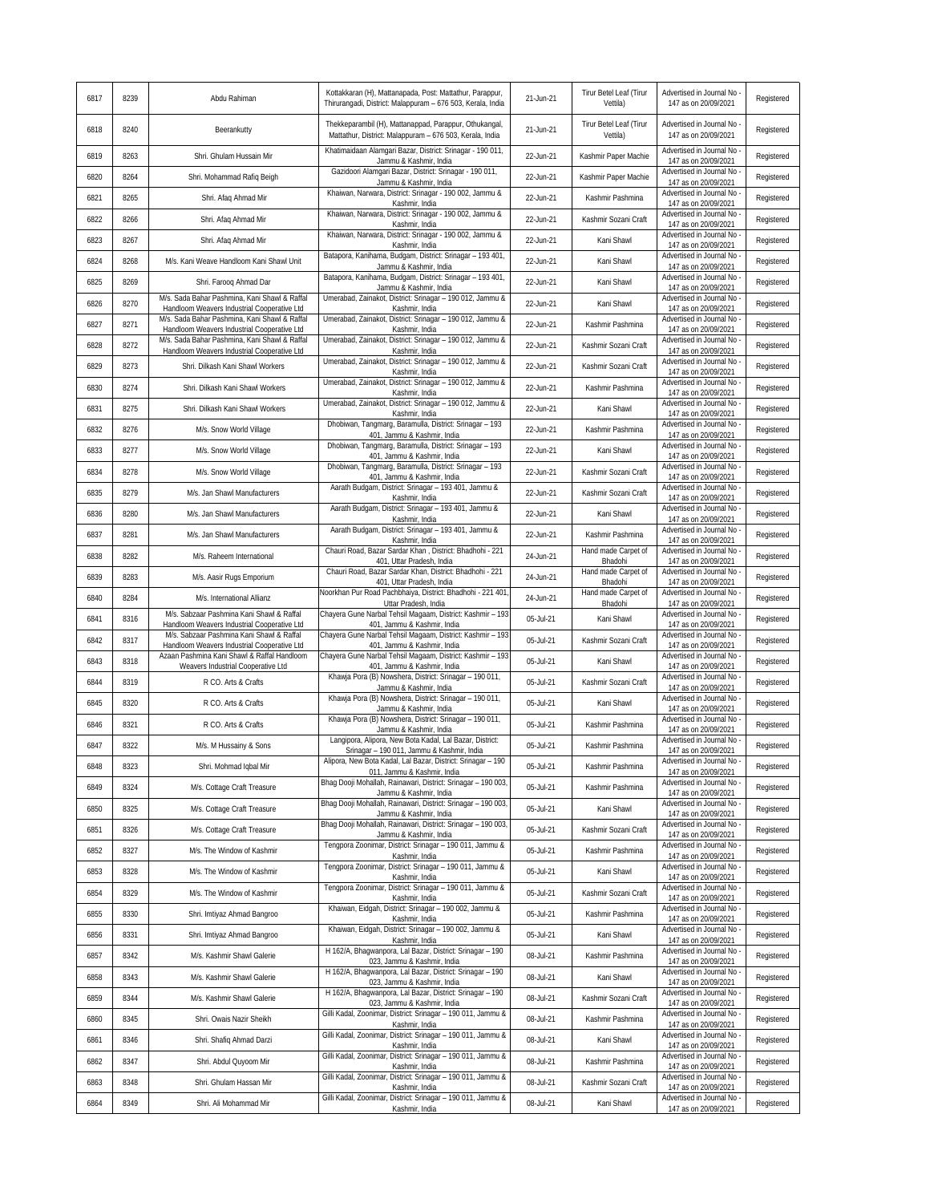| 6817 | 8239 | Abdu Rahiman | Kottakkaran (H), Mattanapada, Post: Mattathur, Parappur, Thirurangadi, District: Malappuram – 676 503, Kerala, India | 21-Jun-21 | Tirur Betel Leaf (Tirur Vettila) | Advertised in Journal No - 147 as on 20/09/2021 | Registered |
|---|---|---|---|---|---|---|---|
| 6818 | 8240 | Beerankutty | Thekkeparambil (H), Mattanappad, Parappur, Othukangal, Mattathur, District: Malappuram – 676 503, Kerala, India | 21-Jun-21 | Tirur Betel Leaf (Tirur Vettila) | Advertised in Journal No - 147 as on 20/09/2021 | Registered |
| 6819 | 8263 | Shri. Ghulam Hussain Mir | Khatimaidaan Alamgari Bazar, District: Srinagar - 190 011, Jammu & Kashmir, India | 22-Jun-21 | Kashmir Paper Machie | Advertised in Journal No - 147 as on 20/09/2021 | Registered |
| 6820 | 8264 | Shri. Mohammad Rafiq Beigh | Gazidoori Alamgari Bazar, District: Srinagar - 190 011, Jammu & Kashmir, India | 22-Jun-21 | Kashmir Paper Machie | Advertised in Journal No - 147 as on 20/09/2021 | Registered |
| 6821 | 8265 | Shri. Afaq Ahmad Mir | Khaiwan, Narwara, District: Srinagar - 190 002, Jammu & Kashmir, India | 22-Jun-21 | Kashmir Pashmina | Advertised in Journal No - 147 as on 20/09/2021 | Registered |
| 6822 | 8266 | Shri. Afaq Ahmad Mir | Khaiwan, Narwara, District: Srinagar - 190 002, Jammu & Kashmir, India | 22-Jun-21 | Kashmir Sozani Craft | Advertised in Journal No - 147 as on 20/09/2021 | Registered |
| 6823 | 8267 | Shri. Afaq Ahmad Mir | Khaiwan, Narwara, District: Srinagar - 190 002, Jammu & Kashmir, India | 22-Jun-21 | Kani Shawl | Advertised in Journal No - 147 as on 20/09/2021 | Registered |
| 6824 | 8268 | M/s. Kani Weave Handloom Kani Shawl Unit | Batapora, Kanihama, Budgam, District: Srinagar – 193 401, Jammu & Kashmir, India | 22-Jun-21 | Kani Shawl | Advertised in Journal No - 147 as on 20/09/2021 | Registered |
| 6825 | 8269 | Shri. Farooq Ahmad Dar | Batapora, Kanihama, Budgam, District: Srinagar – 193 401, Jammu & Kashmir, India | 22-Jun-21 | Kani Shawl | Advertised in Journal No - 147 as on 20/09/2021 | Registered |
| 6826 | 8270 | M/s. Sada Bahar Pashmina, Kani Shawl & Raffal Handloom Weavers Industrial Cooperative Ltd | Umerabad, Zainakot, District: Srinagar – 190 012, Jammu & Kashmir, India | 22-Jun-21 | Kani Shawl | Advertised in Journal No - 147 as on 20/09/2021 | Registered |
| 6827 | 8271 | M/s. Sada Bahar Pashmina, Kani Shawl & Raffal Handloom Weavers Industrial Cooperative Ltd | Umerabad, Zainakot, District: Srinagar – 190 012, Jammu & Kashmir, India | 22-Jun-21 | Kashmir Pashmina | Advertised in Journal No - 147 as on 20/09/2021 | Registered |
| 6828 | 8272 | M/s. Sada Bahar Pashmina, Kani Shawl & Raffal Handloom Weavers Industrial Cooperative Ltd | Umerabad, Zainakot, District: Srinagar – 190 012, Jammu & Kashmir, India | 22-Jun-21 | Kashmir Sozani Craft | Advertised in Journal No - 147 as on 20/09/2021 | Registered |
| 6829 | 8273 | Shri. Dilkash Kani Shawl Workers | Umerabad, Zainakot, District: Srinagar – 190 012, Jammu & Kashmir, India | 22-Jun-21 | Kashmir Sozani Craft | Advertised in Journal No - 147 as on 20/09/2021 | Registered |
| 6830 | 8274 | Shri. Dilkash Kani Shawl Workers | Umerabad, Zainakot, District: Srinagar – 190 012, Jammu & Kashmir, India | 22-Jun-21 | Kashmir Pashmina | Advertised in Journal No - 147 as on 20/09/2021 | Registered |
| 6831 | 8275 | Shri. Dilkash Kani Shawl Workers | Umerabad, Zainakot, District: Srinagar – 190 012, Jammu & Kashmir, India | 22-Jun-21 | Kani Shawl | Advertised in Journal No - 147 as on 20/09/2021 | Registered |
| 6832 | 8276 | M/s. Snow World Village | Dhobiwan, Tangmarg, Baramulla, District: Srinagar – 193 401, Jammu & Kashmir, India | 22-Jun-21 | Kashmir Pashmina | Advertised in Journal No - 147 as on 20/09/2021 | Registered |
| 6833 | 8277 | M/s. Snow World Village | Dhobiwan, Tangmarg, Baramulla, District: Srinagar – 193 401, Jammu & Kashmir, India | 22-Jun-21 | Kani Shawl | Advertised in Journal No - 147 as on 20/09/2021 | Registered |
| 6834 | 8278 | M/s. Snow World Village | Dhobiwan, Tangmarg, Baramulla, District: Srinagar – 193 401, Jammu & Kashmir, India | 22-Jun-21 | Kashmir Sozani Craft | Advertised in Journal No - 147 as on 20/09/2021 | Registered |
| 6835 | 8279 | M/s. Jan Shawl Manufacturers | Aarath Budgam, District: Srinagar – 193 401, Jammu & Kashmir, India | 22-Jun-21 | Kashmir Sozani Craft | Advertised in Journal No - 147 as on 20/09/2021 | Registered |
| 6836 | 8280 | M/s. Jan Shawl Manufacturers | Aarath Budgam, District: Srinagar – 193 401, Jammu & Kashmir, India | 22-Jun-21 | Kani Shawl | Advertised in Journal No - 147 as on 20/09/2021 | Registered |
| 6837 | 8281 | M/s. Jan Shawl Manufacturers | Aarath Budgam, District: Srinagar – 193 401, Jammu & Kashmir, India | 22-Jun-21 | Kashmir Pashmina | Advertised in Journal No - 147 as on 20/09/2021 | Registered |
| 6838 | 8282 | M/s. Raheem International | Chauri Road, Bazar Sardar Khan , District: Bhadhohi - 221 401, Uttar Pradesh, India | 24-Jun-21 | Hand made Carpet of Bhadohi | Advertised in Journal No - 147 as on 20/09/2021 | Registered |
| 6839 | 8283 | M/s. Aasir Rugs Emporium | Chauri Road, Bazar Sardar Khan, District: Bhadhohi - 221 401, Uttar Pradesh, India | 24-Jun-21 | Hand made Carpet of Bhadohi | Advertised in Journal No - 147 as on 20/09/2021 | Registered |
| 6840 | 8284 | M/s. International Allianz | Noorkhan Pur Road Pachbhaiya, District: Bhadhohi - 221 401, Uttar Pradesh, India | 24-Jun-21 | Hand made Carpet of Bhadohi | Advertised in Journal No - 147 as on 20/09/2021 | Registered |
| 6841 | 8316 | M/s. Sabzaar Pashmina Kani Shawl & Raffal Handloom Weavers Industrial Cooperative Ltd | Chayera Gune Narbal Tehsil Magaam, District: Kashmir – 193 401, Jammu & Kashmir, India | 05-Jul-21 | Kani Shawl | Advertised in Journal No - 147 as on 20/09/2021 | Registered |
| 6842 | 8317 | M/s. Sabzaar Pashmina Kani Shawl & Raffal Handloom Weavers Industrial Cooperative Ltd | Chayera Gune Narbal Tehsil Magaam, District: Kashmir – 193 401, Jammu & Kashmir, India | 05-Jul-21 | Kashmir Sozani Craft | Advertised in Journal No - 147 as on 20/09/2021 | Registered |
| 6843 | 8318 | Azaan Pashmina Kani Shawl & Raffal Handloom Weavers Industrial Cooperative Ltd | Chayera Gune Narbal Tehsil Magaam, District: Kashmir – 193 401, Jammu & Kashmir, India | 05-Jul-21 | Kani Shawl | Advertised in Journal No - 147 as on 20/09/2021 | Registered |
| 6844 | 8319 | R CO. Arts & Crafts | Khawja Pora (B) Nowshera, District: Srinagar – 190 011, Jammu & Kashmir, India | 05-Jul-21 | Kashmir Sozani Craft | Advertised in Journal No - 147 as on 20/09/2021 | Registered |
| 6845 | 8320 | R CO. Arts & Crafts | Khawja Pora (B) Nowshera, District: Srinagar – 190 011, Jammu & Kashmir, India | 05-Jul-21 | Kani Shawl | Advertised in Journal No - 147 as on 20/09/2021 | Registered |
| 6846 | 8321 | R CO. Arts & Crafts | Khawja Pora (B) Nowshera, District: Srinagar – 190 011, Jammu & Kashmir, India | 05-Jul-21 | Kashmir Pashmina | Advertised in Journal No - 147 as on 20/09/2021 | Registered |
| 6847 | 8322 | M/s. M Hussainy & Sons | Langipora, Alipora, New Bota Kadal, Lal Bazar, District: Srinagar – 190 011, Jammu & Kashmir, India | 05-Jul-21 | Kashmir Pashmina | Advertised in Journal No - 147 as on 20/09/2021 | Registered |
| 6848 | 8323 | Shri. Mohmad Iqbal Mir | Alipora, New Bota Kadal, Lal Bazar, District: Srinagar – 190 011, Jammu & Kashmir, India | 05-Jul-21 | Kashmir Pashmina | Advertised in Journal No - 147 as on 20/09/2021 | Registered |
| 6849 | 8324 | M/s. Cottage Craft Treasure | Bhag Dooji Mohallah, Rainawari, District: Srinagar – 190 003, Jammu & Kashmir, India | 05-Jul-21 | Kashmir Pashmina | Advertised in Journal No - 147 as on 20/09/2021 | Registered |
| 6850 | 8325 | M/s. Cottage Craft Treasure | Bhag Dooji Mohallah, Rainawari, District: Srinagar – 190 003, Jammu & Kashmir, India | 05-Jul-21 | Kani Shawl | Advertised in Journal No - 147 as on 20/09/2021 | Registered |
| 6851 | 8326 | M/s. Cottage Craft Treasure | Bhag Dooji Mohallah, Rainawari, District: Srinagar – 190 003, Jammu & Kashmir, India | 05-Jul-21 | Kashmir Sozani Craft | Advertised in Journal No - 147 as on 20/09/2021 | Registered |
| 6852 | 8327 | M/s. The Window of Kashmir | Tengpora Zoonimar, District: Srinagar – 190 011, Jammu & Kashmir, India | 05-Jul-21 | Kashmir Pashmina | Advertised in Journal No - 147 as on 20/09/2021 | Registered |
| 6853 | 8328 | M/s. The Window of Kashmir | Tengpora Zoonimar, District: Srinagar – 190 011, Jammu & Kashmir, India | 05-Jul-21 | Kani Shawl | Advertised in Journal No - 147 as on 20/09/2021 | Registered |
| 6854 | 8329 | M/s. The Window of Kashmir | Tengpora Zoonimar, District: Srinagar – 190 011, Jammu & Kashmir, India | 05-Jul-21 | Kashmir Sozani Craft | Advertised in Journal No - 147 as on 20/09/2021 | Registered |
| 6855 | 8330 | Shri. Imtiyaz Ahmad Bangroo | Khaiwan, Eidgah, District: Srinagar – 190 002, Jammu & Kashmir, India | 05-Jul-21 | Kashmir Pashmina | Advertised in Journal No - 147 as on 20/09/2021 | Registered |
| 6856 | 8331 | Shri. Imtiyaz Ahmad Bangroo | Khaiwan, Eidgah, District: Srinagar – 190 002, Jammu & Kashmir, India | 05-Jul-21 | Kani Shawl | Advertised in Journal No - 147 as on 20/09/2021 | Registered |
| 6857 | 8342 | M/s. Kashmir Shawl Galerie | H 162/A, Bhagwanpora, Lal Bazar, District: Srinagar – 190 023, Jammu & Kashmir, India | 08-Jul-21 | Kashmir Pashmina | Advertised in Journal No - 147 as on 20/09/2021 | Registered |
| 6858 | 8343 | M/s. Kashmir Shawl Galerie | H 162/A, Bhagwanpora, Lal Bazar, District: Srinagar – 190 023, Jammu & Kashmir, India | 08-Jul-21 | Kani Shawl | Advertised in Journal No - 147 as on 20/09/2021 | Registered |
| 6859 | 8344 | M/s. Kashmir Shawl Galerie | H 162/A, Bhagwanpora, Lal Bazar, District: Srinagar – 190 023, Jammu & Kashmir, India | 08-Jul-21 | Kashmir Sozani Craft | Advertised in Journal No - 147 as on 20/09/2021 | Registered |
| 6860 | 8345 | Shri. Owais Nazir Sheikh | Gilli Kadal, Zoonimar, District: Srinagar – 190 011, Jammu & Kashmir, India | 08-Jul-21 | Kashmir Pashmina | Advertised in Journal No - 147 as on 20/09/2021 | Registered |
| 6861 | 8346 | Shri. Shafiq Ahmad Darzi | Gilli Kadal, Zoonimar, District: Srinagar – 190 011, Jammu & Kashmir, India | 08-Jul-21 | Kani Shawl | Advertised in Journal No - 147 as on 20/09/2021 | Registered |
| 6862 | 8347 | Shri. Abdul Quyoom Mir | Gilli Kadal, Zoonimar, District: Srinagar – 190 011, Jammu & Kashmir, India | 08-Jul-21 | Kashmir Pashmina | Advertised in Journal No - 147 as on 20/09/2021 | Registered |
| 6863 | 8348 | Shri. Ghulam Hassan Mir | Gilli Kadal, Zoonimar, District: Srinagar – 190 011, Jammu & Kashmir, India | 08-Jul-21 | Kashmir Sozani Craft | Advertised in Journal No - 147 as on 20/09/2021 | Registered |
| 6864 | 8349 | Shri. Ali Mohammad Mir | Gilli Kadal, Zoonimar, District: Srinagar – 190 011, Jammu & Kashmir, India | 08-Jul-21 | Kani Shawl | Advertised in Journal No - 147 as on 20/09/2021 | Registered |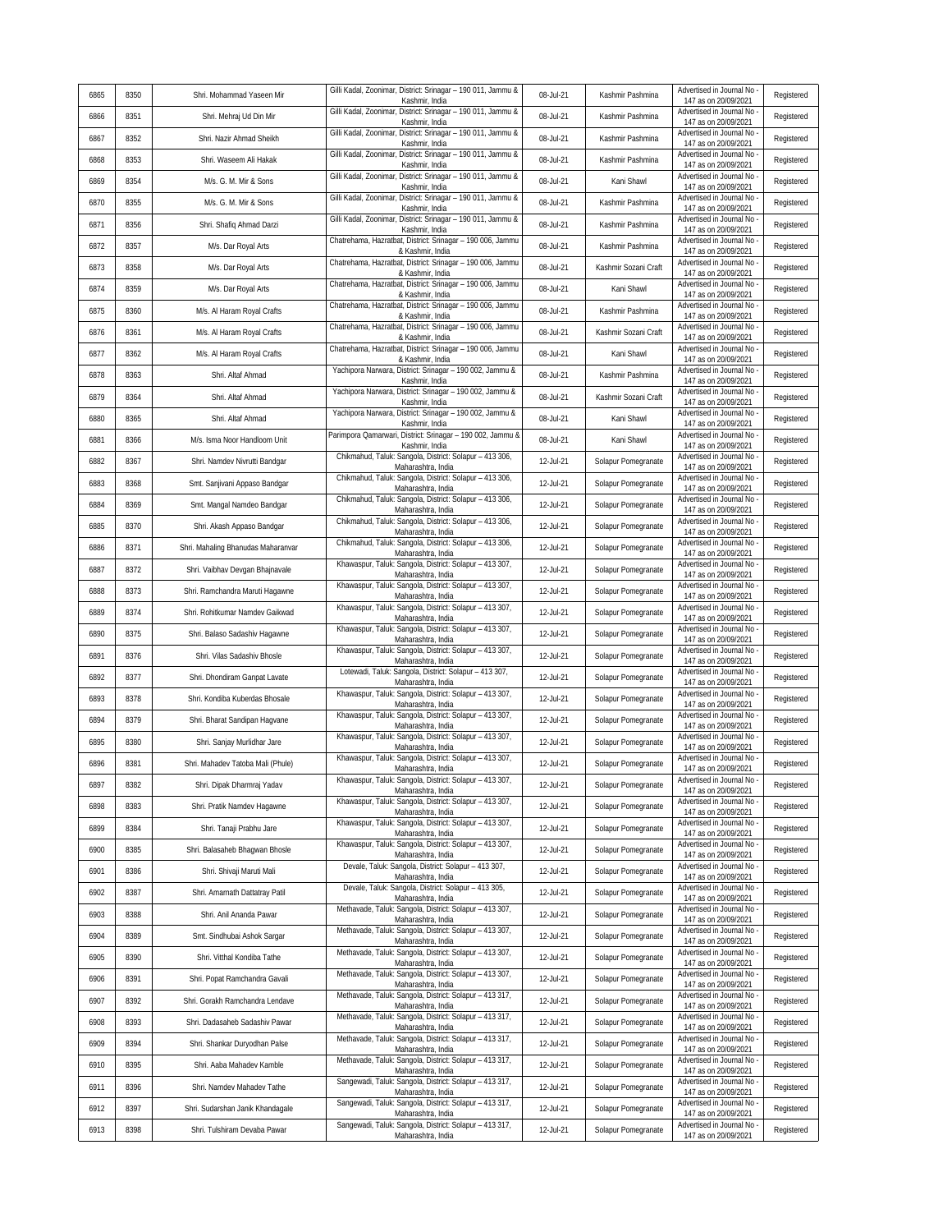| 6865 | 8350 | Shri. Mohammad Yaseen Mir | Gilli Kadal, Zoonimar, District: Srinagar – 190 011, Jammu & Kashmir, India | 08-Jul-21 | Kashmir Pashmina | Advertised in Journal No - 147 as on 20/09/2021 | Registered |
|---|---|---|---|---|---|---|---|
| 6866 | 8351 | Shri. Mehraj Ud Din Mir | Gilli Kadal, Zoonimar, District: Srinagar – 190 011, Jammu & Kashmir, India | 08-Jul-21 | Kashmir Pashmina | Advertised in Journal No - 147 as on 20/09/2021 | Registered |
| 6867 | 8352 | Shri. Nazir Ahmad Sheikh | Gilli Kadal, Zoonimar, District: Srinagar – 190 011, Jammu & Kashmir, India | 08-Jul-21 | Kashmir Pashmina | Advertised in Journal No - 147 as on 20/09/2021 | Registered |
| 6868 | 8353 | Shri. Waseem Ali Hakak | Gilli Kadal, Zoonimar, District: Srinagar – 190 011, Jammu & Kashmir, India | 08-Jul-21 | Kashmir Pashmina | Advertised in Journal No - 147 as on 20/09/2021 | Registered |
| 6869 | 8354 | M/s. G. M. Mir & Sons | Gilli Kadal, Zoonimar, District: Srinagar – 190 011, Jammu & Kashmir, India | 08-Jul-21 | Kani Shawl | Advertised in Journal No - 147 as on 20/09/2021 | Registered |
| 6870 | 8355 | M/s. G. M. Mir & Sons | Gilli Kadal, Zoonimar, District: Srinagar – 190 011, Jammu & Kashmir, India | 08-Jul-21 | Kashmir Pashmina | Advertised in Journal No - 147 as on 20/09/2021 | Registered |
| 6871 | 8356 | Shri. Shafiq Ahmad Darzi | Gilli Kadal, Zoonimar, District: Srinagar – 190 011, Jammu & Kashmir, India | 08-Jul-21 | Kashmir Pashmina | Advertised in Journal No - 147 as on 20/09/2021 | Registered |
| 6872 | 8357 | M/s. Dar Royal Arts | Chatrehama, Hazratbat, District: Srinagar – 190 006, Jammu & Kashmir, India | 08-Jul-21 | Kashmir Pashmina | Advertised in Journal No - 147 as on 20/09/2021 | Registered |
| 6873 | 8358 | M/s. Dar Royal Arts | Chatrehama, Hazratbat, District: Srinagar – 190 006, Jammu & Kashmir, India | 08-Jul-21 | Kashmir Sozani Craft | Advertised in Journal No - 147 as on 20/09/2021 | Registered |
| 6874 | 8359 | M/s. Dar Royal Arts | Chatrehama, Hazratbat, District: Srinagar – 190 006, Jammu & Kashmir, India | 08-Jul-21 | Kani Shawl | Advertised in Journal No - 147 as on 20/09/2021 | Registered |
| 6875 | 8360 | M/s. Al Haram Royal Crafts | Chatrehama, Hazratbat, District: Srinagar – 190 006, Jammu & Kashmir, India | 08-Jul-21 | Kashmir Pashmina | Advertised in Journal No - 147 as on 20/09/2021 | Registered |
| 6876 | 8361 | M/s. Al Haram Royal Crafts | Chatrehama, Hazratbat, District: Srinagar – 190 006, Jammu & Kashmir, India | 08-Jul-21 | Kashmir Sozani Craft | Advertised in Journal No - 147 as on 20/09/2021 | Registered |
| 6877 | 8362 | M/s. Al Haram Royal Crafts | Chatrehama, Hazratbat, District: Srinagar – 190 006, Jammu & Kashmir, India | 08-Jul-21 | Kani Shawl | Advertised in Journal No - 147 as on 20/09/2021 | Registered |
| 6878 | 8363 | Shri. Altaf Ahmad | Yachipora Narwara, District: Srinagar – 190 002, Jammu & Kashmir, India | 08-Jul-21 | Kashmir Pashmina | Advertised in Journal No - 147 as on 20/09/2021 | Registered |
| 6879 | 8364 | Shri. Altaf Ahmad | Yachipora Narwara, District: Srinagar – 190 002, Jammu & Kashmir, India | 08-Jul-21 | Kashmir Sozani Craft | Advertised in Journal No - 147 as on 20/09/2021 | Registered |
| 6880 | 8365 | Shri. Altaf Ahmad | Yachipora Narwara, District: Srinagar – 190 002, Jammu & Kashmir, India | 08-Jul-21 | Kani Shawl | Advertised in Journal No - 147 as on 20/09/2021 | Registered |
| 6881 | 8366 | M/s. Isma Noor Handloom Unit | Parimpora Qamarwari, District: Srinagar – 190 002, Jammu & Kashmir, India | 08-Jul-21 | Kani Shawl | Advertised in Journal No - 147 as on 20/09/2021 | Registered |
| 6882 | 8367 | Shri. Namdev Nivrutti Bandgar | Chikmahud, Taluk: Sangola, District: Solapur – 413 306, Maharashtra, India | 12-Jul-21 | Solapur Pomegranate | Advertised in Journal No - 147 as on 20/09/2021 | Registered |
| 6883 | 8368 | Smt. Sanjivani Appaso Bandgar | Chikmahud, Taluk: Sangola, District: Solapur – 413 306, Maharashtra, India | 12-Jul-21 | Solapur Pomegranate | Advertised in Journal No - 147 as on 20/09/2021 | Registered |
| 6884 | 8369 | Smt. Mangal Namdeo Bandgar | Chikmahud, Taluk: Sangola, District: Solapur – 413 306, Maharashtra, India | 12-Jul-21 | Solapur Pomegranate | Advertised in Journal No - 147 as on 20/09/2021 | Registered |
| 6885 | 8370 | Shri. Akash Appaso Bandgar | Chikmahud, Taluk: Sangola, District: Solapur – 413 306, Maharashtra, India | 12-Jul-21 | Solapur Pomegranate | Advertised in Journal No - 147 as on 20/09/2021 | Registered |
| 6886 | 8371 | Shri. Mahaling Bhanudas Maharanvar | Chikmahud, Taluk: Sangola, District: Solapur – 413 306, Maharashtra, India | 12-Jul-21 | Solapur Pomegranate | Advertised in Journal No - 147 as on 20/09/2021 | Registered |
| 6887 | 8372 | Shri. Vaibhav Devgan Bhajnavale | Khawaspur, Taluk: Sangola, District: Solapur – 413 307, Maharashtra, India | 12-Jul-21 | Solapur Pomegranate | Advertised in Journal No - 147 as on 20/09/2021 | Registered |
| 6888 | 8373 | Shri. Ramchandra Maruti Hagawne | Khawaspur, Taluk: Sangola, District: Solapur – 413 307, Maharashtra, India | 12-Jul-21 | Solapur Pomegranate | Advertised in Journal No - 147 as on 20/09/2021 | Registered |
| 6889 | 8374 | Shri. Rohitkumar Namdev Gaikwad | Khawaspur, Taluk: Sangola, District: Solapur – 413 307, Maharashtra, India | 12-Jul-21 | Solapur Pomegranate | Advertised in Journal No - 147 as on 20/09/2021 | Registered |
| 6890 | 8375 | Shri. Balaso Sadashiv Hagawne | Khawaspur, Taluk: Sangola, District: Solapur – 413 307, Maharashtra, India | 12-Jul-21 | Solapur Pomegranate | Advertised in Journal No - 147 as on 20/09/2021 | Registered |
| 6891 | 8376 | Shri. Vilas Sadashiv Bhosle | Khawaspur, Taluk: Sangola, District: Solapur – 413 307, Maharashtra, India | 12-Jul-21 | Solapur Pomegranate | Advertised in Journal No - 147 as on 20/09/2021 | Registered |
| 6892 | 8377 | Shri. Dhondiram Ganpat Lavate | Lotewadi, Taluk: Sangola, District: Solapur – 413 307, Maharashtra, India | 12-Jul-21 | Solapur Pomegranate | Advertised in Journal No - 147 as on 20/09/2021 | Registered |
| 6893 | 8378 | Shri. Kondiba Kuberdas Bhosale | Khawaspur, Taluk: Sangola, District: Solapur – 413 307, Maharashtra, India | 12-Jul-21 | Solapur Pomegranate | Advertised in Journal No - 147 as on 20/09/2021 | Registered |
| 6894 | 8379 | Shri. Bharat Sandipan Hagvane | Khawaspur, Taluk: Sangola, District: Solapur – 413 307, Maharashtra, India | 12-Jul-21 | Solapur Pomegranate | Advertised in Journal No - 147 as on 20/09/2021 | Registered |
| 6895 | 8380 | Shri. Sanjay Murlidhar Jare | Khawaspur, Taluk: Sangola, District: Solapur – 413 307, Maharashtra, India | 12-Jul-21 | Solapur Pomegranate | Advertised in Journal No - 147 as on 20/09/2021 | Registered |
| 6896 | 8381 | Shri. Mahadev Tatoba Mali (Phule) | Khawaspur, Taluk: Sangola, District: Solapur – 413 307, Maharashtra, India | 12-Jul-21 | Solapur Pomegranate | Advertised in Journal No - 147 as on 20/09/2021 | Registered |
| 6897 | 8382 | Shri. Dipak Dharmraj Yadav | Khawaspur, Taluk: Sangola, District: Solapur – 413 307, Maharashtra, India | 12-Jul-21 | Solapur Pomegranate | Advertised in Journal No - 147 as on 20/09/2021 | Registered |
| 6898 | 8383 | Shri. Pratik Namdev Hagawne | Khawaspur, Taluk: Sangola, District: Solapur – 413 307, Maharashtra, India | 12-Jul-21 | Solapur Pomegranate | Advertised in Journal No - 147 as on 20/09/2021 | Registered |
| 6899 | 8384 | Shri. Tanaji Prabhu Jare | Khawaspur, Taluk: Sangola, District: Solapur – 413 307, Maharashtra, India | 12-Jul-21 | Solapur Pomegranate | Advertised in Journal No - 147 as on 20/09/2021 | Registered |
| 6900 | 8385 | Shri. Balasaheb Bhagwan Bhosle | Khawaspur, Taluk: Sangola, District: Solapur – 413 307, Maharashtra, India | 12-Jul-21 | Solapur Pomegranate | Advertised in Journal No - 147 as on 20/09/2021 | Registered |
| 6901 | 8386 | Shri. Shivaji Maruti Mali | Devale, Taluk: Sangola, District: Solapur – 413 307, Maharashtra, India | 12-Jul-21 | Solapur Pomegranate | Advertised in Journal No - 147 as on 20/09/2021 | Registered |
| 6902 | 8387 | Shri. Amarnath Dattatray Patil | Devale, Taluk: Sangola, District: Solapur – 413 305, Maharashtra, India | 12-Jul-21 | Solapur Pomegranate | Advertised in Journal No - 147 as on 20/09/2021 | Registered |
| 6903 | 8388 | Shri. Anil Ananda Pawar | Methavade, Taluk: Sangola, District: Solapur – 413 307, Maharashtra, India | 12-Jul-21 | Solapur Pomegranate | Advertised in Journal No - 147 as on 20/09/2021 | Registered |
| 6904 | 8389 | Smt. Sindhubai Ashok Sargar | Methavade, Taluk: Sangola, District: Solapur – 413 307, Maharashtra, India | 12-Jul-21 | Solapur Pomegranate | Advertised in Journal No - 147 as on 20/09/2021 | Registered |
| 6905 | 8390 | Shri. Vitthal Kondiba Tathe | Methavade, Taluk: Sangola, District: Solapur – 413 307, Maharashtra, India | 12-Jul-21 | Solapur Pomegranate | Advertised in Journal No - 147 as on 20/09/2021 | Registered |
| 6906 | 8391 | Shri. Popat Ramchandra Gavali | Methavade, Taluk: Sangola, District: Solapur – 413 307, Maharashtra, India | 12-Jul-21 | Solapur Pomegranate | Advertised in Journal No - 147 as on 20/09/2021 | Registered |
| 6907 | 8392 | Shri. Gorakh Ramchandra Lendave | Methavade, Taluk: Sangola, District: Solapur – 413 317, Maharashtra, India | 12-Jul-21 | Solapur Pomegranate | Advertised in Journal No - 147 as on 20/09/2021 | Registered |
| 6908 | 8393 | Shri. Dadasaheb Sadashiv Pawar | Methavade, Taluk: Sangola, District: Solapur – 413 317, Maharashtra, India | 12-Jul-21 | Solapur Pomegranate | Advertised in Journal No - 147 as on 20/09/2021 | Registered |
| 6909 | 8394 | Shri. Shankar Duryodhan Palse | Methavade, Taluk: Sangola, District: Solapur – 413 317, Maharashtra, India | 12-Jul-21 | Solapur Pomegranate | Advertised in Journal No - 147 as on 20/09/2021 | Registered |
| 6910 | 8395 | Shri. Aaba Mahadev Kamble | Methavade, Taluk: Sangola, District: Solapur – 413 317, Maharashtra, India | 12-Jul-21 | Solapur Pomegranate | Advertised in Journal No - 147 as on 20/09/2021 | Registered |
| 6911 | 8396 | Shri. Namdev Mahadev Tathe | Sangewadi, Taluk: Sangola, District: Solapur – 413 317, Maharashtra, India | 12-Jul-21 | Solapur Pomegranate | Advertised in Journal No - 147 as on 20/09/2021 | Registered |
| 6912 | 8397 | Shri. Sudarshan Janik Khandagale | Sangewadi, Taluk: Sangola, District: Solapur – 413 317, Maharashtra, India | 12-Jul-21 | Solapur Pomegranate | Advertised in Journal No - 147 as on 20/09/2021 | Registered |
| 6913 | 8398 | Shri. Tulshiram Devaba Pawar | Sangewadi, Taluk: Sangola, District: Solapur – 413 317, Maharashtra, India | 12-Jul-21 | Solapur Pomegranate | Advertised in Journal No - 147 as on 20/09/2021 | Registered |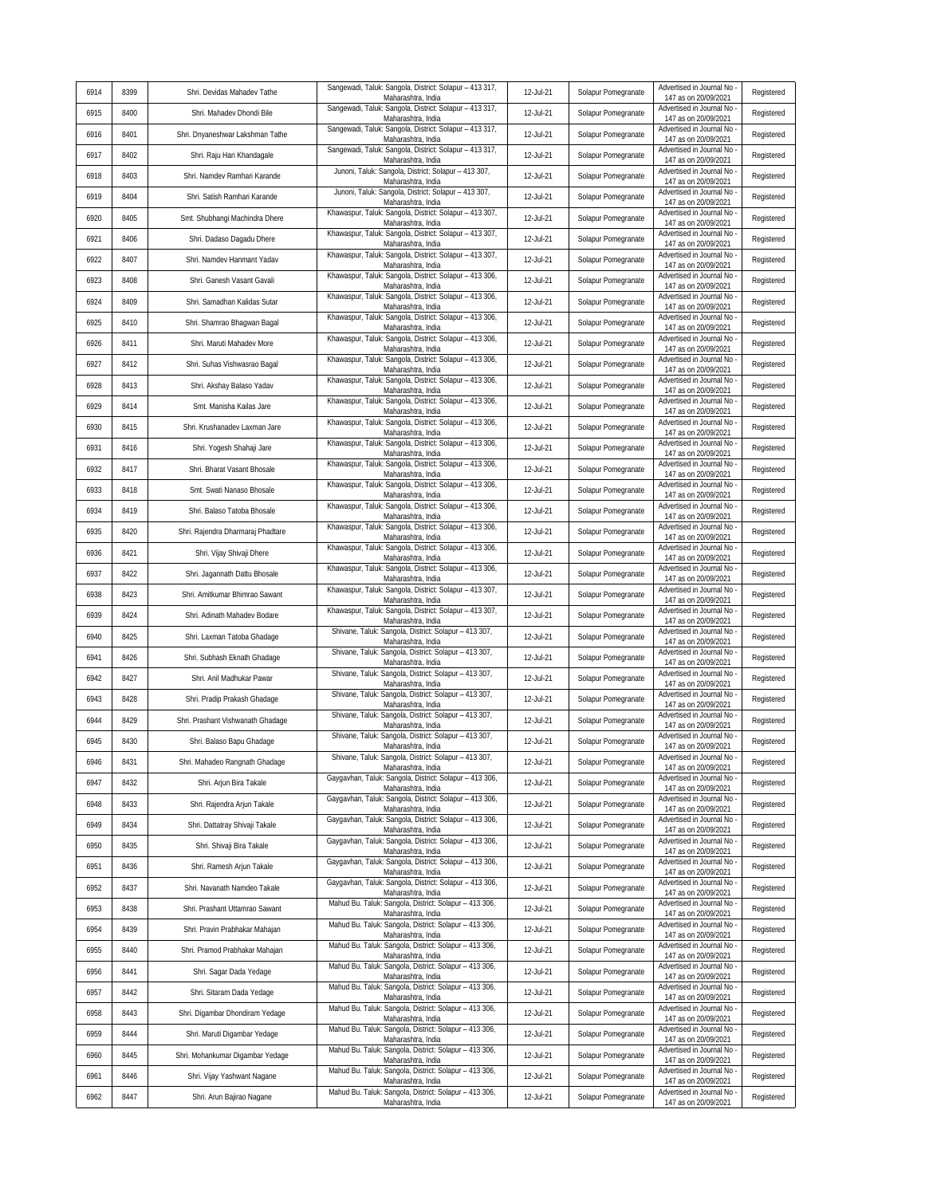| 6914 | 8399 | Shri. Devidas Mahadev Tathe | Sangewadi, Taluk: Sangola, District: Solapur – 413 317, Maharashtra, India | 12-Jul-21 | Solapur Pomegranate | Advertised in Journal No - 147 as on 20/09/2021 | Registered |
|---|---|---|---|---|---|---|---|
| 6915 | 8400 | Shri. Mahadev Dhondi Bile | Sangewadi, Taluk: Sangola, District: Solapur – 413 317, Maharashtra, India | 12-Jul-21 | Solapur Pomegranate | Advertised in Journal No - 147 as on 20/09/2021 | Registered |
| 6916 | 8401 | Shri. Dnyaneshwar Lakshman Tathe | Sangewadi, Taluk: Sangola, District: Solapur – 413 317, Maharashtra, India | 12-Jul-21 | Solapur Pomegranate | Advertised in Journal No - 147 as on 20/09/2021 | Registered |
| 6917 | 8402 | Shri. Raju Hari Khandagale | Sangewadi, Taluk: Sangola, District: Solapur – 413 317, Maharashtra, India | 12-Jul-21 | Solapur Pomegranate | Advertised in Journal No - 147 as on 20/09/2021 | Registered |
| 6918 | 8403 | Shri. Namdev Ramhari Karande | Junoni, Taluk: Sangola, District: Solapur – 413 307, Maharashtra, India | 12-Jul-21 | Solapur Pomegranate | Advertised in Journal No - 147 as on 20/09/2021 | Registered |
| 6919 | 8404 | Shri. Satish Ramhari Karande | Junoni, Taluk: Sangola, District: Solapur – 413 307, Maharashtra, India | 12-Jul-21 | Solapur Pomegranate | Advertised in Journal No - 147 as on 20/09/2021 | Registered |
| 6920 | 8405 | Smt. Shubhangi Machindra Dhere | Khawaspur, Taluk: Sangola, District: Solapur – 413 307, Maharashtra, India | 12-Jul-21 | Solapur Pomegranate | Advertised in Journal No - 147 as on 20/09/2021 | Registered |
| 6921 | 8406 | Shri. Dadaso Dagadu Dhere | Khawaspur, Taluk: Sangola, District: Solapur – 413 307, Maharashtra, India | 12-Jul-21 | Solapur Pomegranate | Advertised in Journal No - 147 as on 20/09/2021 | Registered |
| 6922 | 8407 | Shri. Namdev Hanmant Yadav | Khawaspur, Taluk: Sangola, District: Solapur – 413 307, Maharashtra, India | 12-Jul-21 | Solapur Pomegranate | Advertised in Journal No - 147 as on 20/09/2021 | Registered |
| 6923 | 8408 | Shri. Ganesh Vasant Gavali | Khawaspur, Taluk: Sangola, District: Solapur – 413 306, Maharashtra, India | 12-Jul-21 | Solapur Pomegranate | Advertised in Journal No - 147 as on 20/09/2021 | Registered |
| 6924 | 8409 | Shri. Samadhan Kalidas Sutar | Khawaspur, Taluk: Sangola, District: Solapur – 413 306, Maharashtra, India | 12-Jul-21 | Solapur Pomegranate | Advertised in Journal No - 147 as on 20/09/2021 | Registered |
| 6925 | 8410 | Shri. Shamrao Bhagwan Bagal | Khawaspur, Taluk: Sangola, District: Solapur – 413 306, Maharashtra, India | 12-Jul-21 | Solapur Pomegranate | Advertised in Journal No - 147 as on 20/09/2021 | Registered |
| 6926 | 8411 | Shri. Maruti Mahadev More | Khawaspur, Taluk: Sangola, District: Solapur – 413 306, Maharashtra, India | 12-Jul-21 | Solapur Pomegranate | Advertised in Journal No - 147 as on 20/09/2021 | Registered |
| 6927 | 8412 | Shri. Suhas Vishwasrao Bagal | Khawaspur, Taluk: Sangola, District: Solapur – 413 306, Maharashtra, India | 12-Jul-21 | Solapur Pomegranate | Advertised in Journal No - 147 as on 20/09/2021 | Registered |
| 6928 | 8413 | Shri. Akshay Balaso Yadav | Khawaspur, Taluk: Sangola, District: Solapur – 413 306, Maharashtra, India | 12-Jul-21 | Solapur Pomegranate | Advertised in Journal No - 147 as on 20/09/2021 | Registered |
| 6929 | 8414 | Smt. Manisha Kailas Jare | Khawaspur, Taluk: Sangola, District: Solapur – 413 306, Maharashtra, India | 12-Jul-21 | Solapur Pomegranate | Advertised in Journal No - 147 as on 20/09/2021 | Registered |
| 6930 | 8415 | Shri. Krushanadev Laxman Jare | Khawaspur, Taluk: Sangola, District: Solapur – 413 306, Maharashtra, India | 12-Jul-21 | Solapur Pomegranate | Advertised in Journal No - 147 as on 20/09/2021 | Registered |
| 6931 | 8416 | Shri. Yogesh Shahaji Jare | Khawaspur, Taluk: Sangola, District: Solapur – 413 306, Maharashtra, India | 12-Jul-21 | Solapur Pomegranate | Advertised in Journal No - 147 as on 20/09/2021 | Registered |
| 6932 | 8417 | Shri. Bharat Vasant Bhosale | Khawaspur, Taluk: Sangola, District: Solapur – 413 306, Maharashtra, India | 12-Jul-21 | Solapur Pomegranate | Advertised in Journal No - 147 as on 20/09/2021 | Registered |
| 6933 | 8418 | Smt. Swati Nanaso Bhosale | Khawaspur, Taluk: Sangola, District: Solapur – 413 306, Maharashtra, India | 12-Jul-21 | Solapur Pomegranate | Advertised in Journal No - 147 as on 20/09/2021 | Registered |
| 6934 | 8419 | Shri. Balaso Tatoba Bhosale | Khawaspur, Taluk: Sangola, District: Solapur – 413 306, Maharashtra, India | 12-Jul-21 | Solapur Pomegranate | Advertised in Journal No - 147 as on 20/09/2021 | Registered |
| 6935 | 8420 | Shri. Rajendra Dharmaraj Phadtare | Khawaspur, Taluk: Sangola, District: Solapur – 413 306, Maharashtra, India | 12-Jul-21 | Solapur Pomegranate | Advertised in Journal No - 147 as on 20/09/2021 | Registered |
| 6936 | 8421 | Shri. Vijay Shivaji Dhere | Khawaspur, Taluk: Sangola, District: Solapur – 413 306, Maharashtra, India | 12-Jul-21 | Solapur Pomegranate | Advertised in Journal No - 147 as on 20/09/2021 | Registered |
| 6937 | 8422 | Shri. Jagannath Dattu Bhosale | Khawaspur, Taluk: Sangola, District: Solapur – 413 306, Maharashtra, India | 12-Jul-21 | Solapur Pomegranate | Advertised in Journal No - 147 as on 20/09/2021 | Registered |
| 6938 | 8423 | Shri. Amitkumar Bhimrao Sawant | Khawaspur, Taluk: Sangola, District: Solapur – 413 307, Maharashtra, India | 12-Jul-21 | Solapur Pomegranate | Advertised in Journal No - 147 as on 20/09/2021 | Registered |
| 6939 | 8424 | Shri. Adinath Mahadev Bodare | Khawaspur, Taluk: Sangola, District: Solapur – 413 307, Maharashtra, India | 12-Jul-21 | Solapur Pomegranate | Advertised in Journal No - 147 as on 20/09/2021 | Registered |
| 6940 | 8425 | Shri. Laxman Tatoba Ghadage | Shivane, Taluk: Sangola, District: Solapur – 413 307, Maharashtra, India | 12-Jul-21 | Solapur Pomegranate | Advertised in Journal No - 147 as on 20/09/2021 | Registered |
| 6941 | 8426 | Shri. Subhash Eknath Ghadage | Shivane, Taluk: Sangola, District: Solapur – 413 307, Maharashtra, India | 12-Jul-21 | Solapur Pomegranate | Advertised in Journal No - 147 as on 20/09/2021 | Registered |
| 6942 | 8427 | Shri. Anil Madhukar Pawar | Shivane, Taluk: Sangola, District: Solapur – 413 307, Maharashtra, India | 12-Jul-21 | Solapur Pomegranate | Advertised in Journal No - 147 as on 20/09/2021 | Registered |
| 6943 | 8428 | Shri. Pradip Prakash Ghadage | Shivane, Taluk: Sangola, District: Solapur – 413 307, Maharashtra, India | 12-Jul-21 | Solapur Pomegranate | Advertised in Journal No - 147 as on 20/09/2021 | Registered |
| 6944 | 8429 | Shri. Prashant Vishwanath Ghadage | Shivane, Taluk: Sangola, District: Solapur – 413 307, Maharashtra, India | 12-Jul-21 | Solapur Pomegranate | Advertised in Journal No - 147 as on 20/09/2021 | Registered |
| 6945 | 8430 | Shri. Balaso Bapu Ghadage | Shivane, Taluk: Sangola, District: Solapur – 413 307, Maharashtra, India | 12-Jul-21 | Solapur Pomegranate | Advertised in Journal No - 147 as on 20/09/2021 | Registered |
| 6946 | 8431 | Shri. Mahadeo Rangnath Ghadage | Shivane, Taluk: Sangola, District: Solapur – 413 307, Maharashtra, India | 12-Jul-21 | Solapur Pomegranate | Advertised in Journal No - 147 as on 20/09/2021 | Registered |
| 6947 | 8432 | Shri. Arjun Bira Takale | Gaygavhan, Taluk: Sangola, District: Solapur – 413 306, Maharashtra, India | 12-Jul-21 | Solapur Pomegranate | Advertised in Journal No - 147 as on 20/09/2021 | Registered |
| 6948 | 8433 | Shri. Rajendra Arjun Takale | Gaygavhan, Taluk: Sangola, District: Solapur – 413 306, Maharashtra, India | 12-Jul-21 | Solapur Pomegranate | Advertised in Journal No - 147 as on 20/09/2021 | Registered |
| 6949 | 8434 | Shri. Dattatray Shivaji Takale | Gaygavhan, Taluk: Sangola, District: Solapur – 413 306, Maharashtra, India | 12-Jul-21 | Solapur Pomegranate | Advertised in Journal No - 147 as on 20/09/2021 | Registered |
| 6950 | 8435 | Shri. Shivaji Bira Takale | Gaygavhan, Taluk: Sangola, District: Solapur – 413 306, Maharashtra, India | 12-Jul-21 | Solapur Pomegranate | Advertised in Journal No - 147 as on 20/09/2021 | Registered |
| 6951 | 8436 | Shri. Ramesh Arjun Takale | Gaygavhan, Taluk: Sangola, District: Solapur – 413 306, Maharashtra, India | 12-Jul-21 | Solapur Pomegranate | Advertised in Journal No - 147 as on 20/09/2021 | Registered |
| 6952 | 8437 | Shri. Navanath Namdeo Takale | Gaygavhan, Taluk: Sangola, District: Solapur – 413 306, Maharashtra, India | 12-Jul-21 | Solapur Pomegranate | Advertised in Journal No - 147 as on 20/09/2021 | Registered |
| 6953 | 8438 | Shri. Prashant Uttamrao Sawant | Mahud Bu. Taluk: Sangola, District: Solapur – 413 306, Maharashtra, India | 12-Jul-21 | Solapur Pomegranate | Advertised in Journal No - 147 as on 20/09/2021 | Registered |
| 6954 | 8439 | Shri. Pravin Prabhakar Mahajan | Mahud Bu. Taluk: Sangola, District: Solapur – 413 306, Maharashtra, India | 12-Jul-21 | Solapur Pomegranate | Advertised in Journal No - 147 as on 20/09/2021 | Registered |
| 6955 | 8440 | Shri. Pramod Prabhakar Mahajan | Mahud Bu. Taluk: Sangola, District: Solapur – 413 306, Maharashtra, India | 12-Jul-21 | Solapur Pomegranate | Advertised in Journal No - 147 as on 20/09/2021 | Registered |
| 6956 | 8441 | Shri. Sagar Dada Yedage | Mahud Bu. Taluk: Sangola, District: Solapur – 413 306, Maharashtra, India | 12-Jul-21 | Solapur Pomegranate | Advertised in Journal No - 147 as on 20/09/2021 | Registered |
| 6957 | 8442 | Shri. Sitaram Dada Yedage | Mahud Bu. Taluk: Sangola, District: Solapur – 413 306, Maharashtra, India | 12-Jul-21 | Solapur Pomegranate | Advertised in Journal No - 147 as on 20/09/2021 | Registered |
| 6958 | 8443 | Shri. Digambar Dhondiram Yedage | Mahud Bu. Taluk: Sangola, District: Solapur – 413 306, Maharashtra, India | 12-Jul-21 | Solapur Pomegranate | Advertised in Journal No - 147 as on 20/09/2021 | Registered |
| 6959 | 8444 | Shri. Maruti Digambar Yedage | Mahud Bu. Taluk: Sangola, District: Solapur – 413 306, Maharashtra, India | 12-Jul-21 | Solapur Pomegranate | Advertised in Journal No - 147 as on 20/09/2021 | Registered |
| 6960 | 8445 | Shri. Mohankumar Digambar Yedage | Mahud Bu. Taluk: Sangola, District: Solapur – 413 306, Maharashtra, India | 12-Jul-21 | Solapur Pomegranate | Advertised in Journal No - 147 as on 20/09/2021 | Registered |
| 6961 | 8446 | Shri. Vijay Yashwant Nagane | Mahud Bu. Taluk: Sangola, District: Solapur – 413 306, Maharashtra, India | 12-Jul-21 | Solapur Pomegranate | Advertised in Journal No - 147 as on 20/09/2021 | Registered |
| 6962 | 8447 | Shri. Arun Bajirao Nagane | Mahud Bu. Taluk: Sangola, District: Solapur – 413 306, Maharashtra, India | 12-Jul-21 | Solapur Pomegranate | Advertised in Journal No - 147 as on 20/09/2021 | Registered |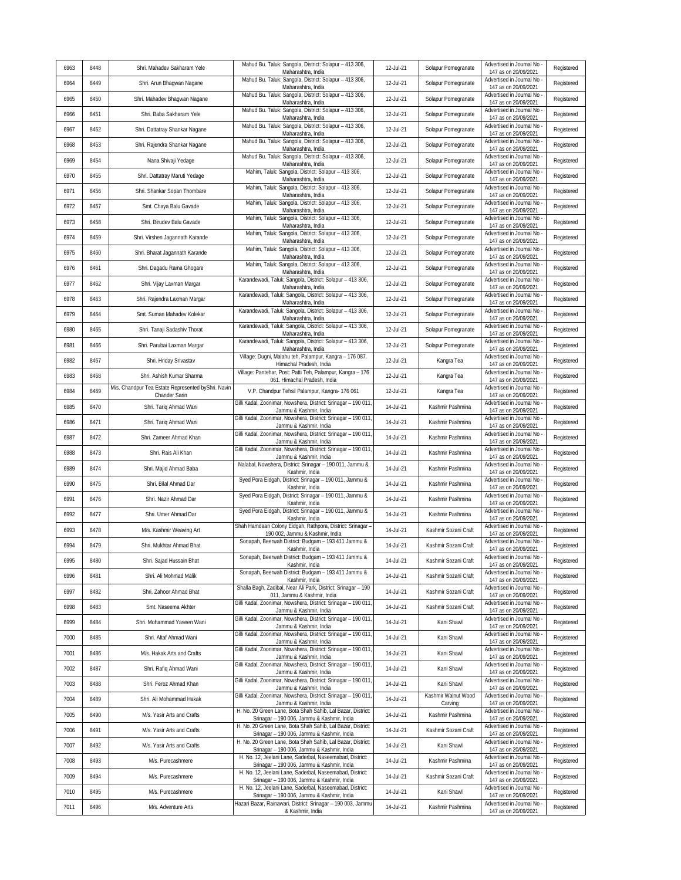| 6963 | 8448 | Shri. Mahadev Sakharam Yele | Mahud Bu. Taluk: Sangola, District: Solapur – 413 306, Maharashtra, India | 12-Jul-21 | Solapur Pomegranate | Advertised in Journal No - 147 as on 20/09/2021 | Registered |
|---|---|---|---|---|---|---|---|
| 6964 | 8449 | Shri. Arun Bhagwan Nagane | Mahud Bu. Taluk: Sangola, District: Solapur – 413 306, Maharashtra, India | 12-Jul-21 | Solapur Pomegranate | Advertised in Journal No - 147 as on 20/09/2021 | Registered |
| 6965 | 8450 | Shri. Mahadev Bhagwan Nagane | Mahud Bu. Taluk: Sangola, District: Solapur – 413 306, Maharashtra, India | 12-Jul-21 | Solapur Pomegranate | Advertised in Journal No - 147 as on 20/09/2021 | Registered |
| 6966 | 8451 | Shri. Baba Sakharam Yele | Mahud Bu. Taluk: Sangola, District: Solapur – 413 306, Maharashtra, India | 12-Jul-21 | Solapur Pomegranate | Advertised in Journal No - 147 as on 20/09/2021 | Registered |
| 6967 | 8452 | Shri. Dattatray Shankar Nagane | Mahud Bu. Taluk: Sangola, District: Solapur – 413 306, Maharashtra, India | 12-Jul-21 | Solapur Pomegranate | Advertised in Journal No - 147 as on 20/09/2021 | Registered |
| 6968 | 8453 | Shri. Rajendra Shankar Nagane | Mahud Bu. Taluk: Sangola, District: Solapur – 413 306, Maharashtra, India | 12-Jul-21 | Solapur Pomegranate | Advertised in Journal No - 147 as on 20/09/2021 | Registered |
| 6969 | 8454 | Nana Shivaji Yedage | Mahud Bu. Taluk: Sangola, District: Solapur – 413 306, Maharashtra, India | 12-Jul-21 | Solapur Pomegranate | Advertised in Journal No - 147 as on 20/09/2021 | Registered |
| 6970 | 8455 | Shri. Dattatray Maruti Yedage | Mahim, Taluk: Sangola, District: Solapur – 413 306, Maharashtra, India | 12-Jul-21 | Solapur Pomegranate | Advertised in Journal No - 147 as on 20/09/2021 | Registered |
| 6971 | 8456 | Shri. Shankar Sopan Thombare | Mahim, Taluk: Sangola, District: Solapur – 413 306, Maharashtra, India | 12-Jul-21 | Solapur Pomegranate | Advertised in Journal No - 147 as on 20/09/2021 | Registered |
| 6972 | 8457 | Smt. Chaya Balu Gavade | Mahim, Taluk: Sangola, District: Solapur – 413 306, Maharashtra, India | 12-Jul-21 | Solapur Pomegranate | Advertised in Journal No - 147 as on 20/09/2021 | Registered |
| 6973 | 8458 | Shri. Birudev Balu Gavade | Mahim, Taluk: Sangola, District: Solapur – 413 306, Maharashtra, India | 12-Jul-21 | Solapur Pomegranate | Advertised in Journal No - 147 as on 20/09/2021 | Registered |
| 6974 | 8459 | Shri. Virshen Jagannath Karande | Mahim, Taluk: Sangola, District: Solapur – 413 306, Maharashtra, India | 12-Jul-21 | Solapur Pomegranate | Advertised in Journal No - 147 as on 20/09/2021 | Registered |
| 6975 | 8460 | Shri. Bharat Jagannath Karande | Mahim, Taluk: Sangola, District: Solapur – 413 306, Maharashtra, India | 12-Jul-21 | Solapur Pomegranate | Advertised in Journal No - 147 as on 20/09/2021 | Registered |
| 6976 | 8461 | Shri. Dagadu Rama Ghogare | Mahim, Taluk: Sangola, District: Solapur – 413 306, Maharashtra, India | 12-Jul-21 | Solapur Pomegranate | Advertised in Journal No - 147 as on 20/09/2021 | Registered |
| 6977 | 8462 | Shri. Vijay Laxman Margar | Karandewadi, Taluk: Sangola, District: Solapur – 413 306, Maharashtra, India | 12-Jul-21 | Solapur Pomegranate | Advertised in Journal No - 147 as on 20/09/2021 | Registered |
| 6978 | 8463 | Shri. Rajendra Laxman Margar | Karandewadi, Taluk: Sangola, District: Solapur – 413 306, Maharashtra, India | 12-Jul-21 | Solapur Pomegranate | Advertised in Journal No - 147 as on 20/09/2021 | Registered |
| 6979 | 8464 | Smt. Suman Mahadev Kolekar | Karandewadi, Taluk: Sangola, District: Solapur – 413 306, Maharashtra, India | 12-Jul-21 | Solapur Pomegranate | Advertised in Journal No - 147 as on 20/09/2021 | Registered |
| 6980 | 8465 | Shri. Tanaji Sadashiv Thorat | Karandewadi, Taluk: Sangola, District: Solapur – 413 306, Maharashtra, India | 12-Jul-21 | Solapur Pomegranate | Advertised in Journal No - 147 as on 20/09/2021 | Registered |
| 6981 | 8466 | Shri. Parubai Laxman Margar | Karandewadi, Taluk: Sangola, District: Solapur – 413 306, Maharashtra, India | 12-Jul-21 | Solapur Pomegranate | Advertised in Journal No - 147 as on 20/09/2021 | Registered |
| 6982 | 8467 | Shri. Hriday Srivastav | Village: Dugni, Malahu teh, Palampur, Kangra – 176 087. Himachal Pradesh, India | 12-Jul-21 | Kangra Tea | Advertised in Journal No - 147 as on 20/09/2021 | Registered |
| 6983 | 8468 | Shri. Ashish Kumar Sharma | Village: Pantehar, Post: Patti Teh, Palampur, Kangra – 176 061. Himachal Pradesh, India | 12-Jul-21 | Kangra Tea | Advertised in Journal No - 147 as on 20/09/2021 | Registered |
| 6984 | 8469 | M/s. Chandpur Tea Estate Represented byShri. Navin Chander Sarin | V.P. Chandpur Tehsil Palampur, Kangra- 176 061 | 12-Jul-21 | Kangra Tea | Advertised in Journal No - 147 as on 20/09/2021 | Registered |
| 6985 | 8470 | Shri. Tariq Ahmad Wani | Gilli Kadal, Zoonimar, Nowshera, District: Srinagar – 190 011, Jammu & Kashmir, India | 14-Jul-21 | Kashmir Pashmina | Advertised in Journal No - 147 as on 20/09/2021 | Registered |
| 6986 | 8471 | Shri. Tariq Ahmad Wani | Gilli Kadal, Zoonimar, Nowshera, District: Srinagar – 190 011, Jammu & Kashmir, India | 14-Jul-21 | Kashmir Pashmina | Advertised in Journal No - 147 as on 20/09/2021 | Registered |
| 6987 | 8472 | Shri. Zameer Ahmad Khan | Gilli Kadal, Zoonimar, Nowshera, District: Srinagar – 190 011, Jammu & Kashmir, India | 14-Jul-21 | Kashmir Pashmina | Advertised in Journal No - 147 as on 20/09/2021 | Registered |
| 6988 | 8473 | Shri. Rais Ali Khan | Gilli Kadal, Zoonimar, Nowshera, District: Srinagar – 190 011, Jammu & Kashmir, India | 14-Jul-21 | Kashmir Pashmina | Advertised in Journal No - 147 as on 20/09/2021 | Registered |
| 6989 | 8474 | Shri. Majid Ahmad Baba | Nalabal, Nowshera, District: Srinagar – 190 011, Jammu & Kashmir, India | 14-Jul-21 | Kashmir Pashmina | Advertised in Journal No - 147 as on 20/09/2021 | Registered |
| 6990 | 8475 | Shri. Bilal Ahmad Dar | Syed Pora Eidgah, District: Srinagar – 190 011, Jammu & Kashmir, India | 14-Jul-21 | Kashmir Pashmina | Advertised in Journal No - 147 as on 20/09/2021 | Registered |
| 6991 | 8476 | Shri. Nazir Ahmad Dar | Syed Pora Eidgah, District: Srinagar – 190 011, Jammu & Kashmir, India | 14-Jul-21 | Kashmir Pashmina | Advertised in Journal No - 147 as on 20/09/2021 | Registered |
| 6992 | 8477 | Shri. Umer Ahmad Dar | Syed Pora Eidgah, District: Srinagar – 190 011, Jammu & Kashmir, India | 14-Jul-21 | Kashmir Pashmina | Advertised in Journal No - 147 as on 20/09/2021 | Registered |
| 6993 | 8478 | M/s. Kashmir Weaving Art | Shah Hamdaan Colony Eidgah, Rathpora, District: Srinagar – 190 002, Jammu & Kashmir, India | 14-Jul-21 | Kashmir Sozani Craft | Advertised in Journal No - 147 as on 20/09/2021 | Registered |
| 6994 | 8479 | Shri. Mukhtar Ahmad Bhat | Sonapah, Beerwah District: Budgam – 193 411 Jammu & Kashmir, India | 14-Jul-21 | Kashmir Sozani Craft | Advertised in Journal No - 147 as on 20/09/2021 | Registered |
| 6995 | 8480 | Shri. Sajad Hussain Bhat | Sonapah, Beerwah District: Budgam – 193 411 Jammu & Kashmir, India | 14-Jul-21 | Kashmir Sozani Craft | Advertised in Journal No - 147 as on 20/09/2021 | Registered |
| 6996 | 8481 | Shri. Ali Mohmad Malik | Sonapah, Beerwah District: Budgam – 193 411 Jammu & Kashmir, India | 14-Jul-21 | Kashmir Sozani Craft | Advertised in Journal No - 147 as on 20/09/2021 | Registered |
| 6997 | 8482 | Shri. Zahoor Ahmad Bhat | Shalla Bagh, Zadibal, Near Ali Park, District: Srinagar – 190 011, Jammu & Kashmir, India | 14-Jul-21 | Kashmir Sozani Craft | Advertised in Journal No - 147 as on 20/09/2021 | Registered |
| 6998 | 8483 | Smt. Naseema Akhter | Gilli Kadal, Zoonimar, Nowshera, District: Srinagar – 190 011, Jammu & Kashmir, India | 14-Jul-21 | Kashmir Sozani Craft | Advertised in Journal No - 147 as on 20/09/2021 | Registered |
| 6999 | 8484 | Shri. Mohammad Yaseen Wani | Gilli Kadal, Zoonimar, Nowshera, District: Srinagar – 190 011, Jammu & Kashmir, India | 14-Jul-21 | Kani Shawl | Advertised in Journal No - 147 as on 20/09/2021 | Registered |
| 7000 | 8485 | Shri. Altaf Ahmad Wani | Gilli Kadal, Zoonimar, Nowshera, District: Srinagar – 190 011, Jammu & Kashmir, India | 14-Jul-21 | Kani Shawl | Advertised in Journal No - 147 as on 20/09/2021 | Registered |
| 7001 | 8486 | M/s. Hakak Arts and Crafts | Gilli Kadal, Zoonimar, Nowshera, District: Srinagar – 190 011, Jammu & Kashmir, India | 14-Jul-21 | Kani Shawl | Advertised in Journal No - 147 as on 20/09/2021 | Registered |
| 7002 | 8487 | Shri. Rafiq Ahmad Wani | Gilli Kadal, Zoonimar, Nowshera, District: Srinagar – 190 011, Jammu & Kashmir, India | 14-Jul-21 | Kani Shawl | Advertised in Journal No - 147 as on 20/09/2021 | Registered |
| 7003 | 8488 | Shri. Feroz Ahmad Khan | Gilli Kadal, Zoonimar, Nowshera, District: Srinagar – 190 011, Jammu & Kashmir, India | 14-Jul-21 | Kani Shawl | Advertised in Journal No - 147 as on 20/09/2021 | Registered |
| 7004 | 8489 | Shri. Ali Mohammad Hakak | Gilli Kadal, Zoonimar, Nowshera, District: Srinagar – 190 011, Jammu & Kashmir, India | 14-Jul-21 | Kashmir Walnut Wood Carving | Advertised in Journal No - 147 as on 20/09/2021 | Registered |
| 7005 | 8490 | M/s. Yasir Arts and Crafts | H. No. 20 Green Lane, Bota Shah Sahib, Lal Bazar, District: Srinagar – 190 006, Jammu & Kashmir, India | 14-Jul-21 | Kashmir Pashmina | Advertised in Journal No - 147 as on 20/09/2021 | Registered |
| 7006 | 8491 | M/s. Yasir Arts and Crafts | H. No. 20 Green Lane, Bota Shah Sahib, Lal Bazar, District: Srinagar – 190 006, Jammu & Kashmir, India | 14-Jul-21 | Kashmir Sozani Craft | Advertised in Journal No - 147 as on 20/09/2021 | Registered |
| 7007 | 8492 | M/s. Yasir Arts and Crafts | H. No. 20 Green Lane, Bota Shah Sahib, Lal Bazar, District: Srinagar – 190 006, Jammu & Kashmir, India | 14-Jul-21 | Kani Shawl | Advertised in Journal No - 147 as on 20/09/2021 | Registered |
| 7008 | 8493 | M/s. Purecashmere | H. No. 12, Jeelani Lane, Saderbal, Naseemabad, District: Srinagar – 190 006, Jammu & Kashmir, India | 14-Jul-21 | Kashmir Pashmina | Advertised in Journal No - 147 as on 20/09/2021 | Registered |
| 7009 | 8494 | M/s. Purecashmere | H. No. 12, Jeelani Lane, Saderbal, Naseemabad, District: Srinagar – 190 006, Jammu & Kashmir, India | 14-Jul-21 | Kashmir Sozani Craft | Advertised in Journal No - 147 as on 20/09/2021 | Registered |
| 7010 | 8495 | M/s. Purecashmere | H. No. 12, Jeelani Lane, Saderbal, Naseemabad, District: Srinagar – 190 006, Jammu & Kashmir, India | 14-Jul-21 | Kani Shawl | Advertised in Journal No - 147 as on 20/09/2021 | Registered |
| 7011 | 8496 | M/s. Adventure Arts | Hazari Bazar, Rainawari, District: Srinagar – 190 003, Jammu & Kashmir, India | 14-Jul-21 | Kashmir Pashmina | Advertised in Journal No - 147 as on 20/09/2021 | Registered |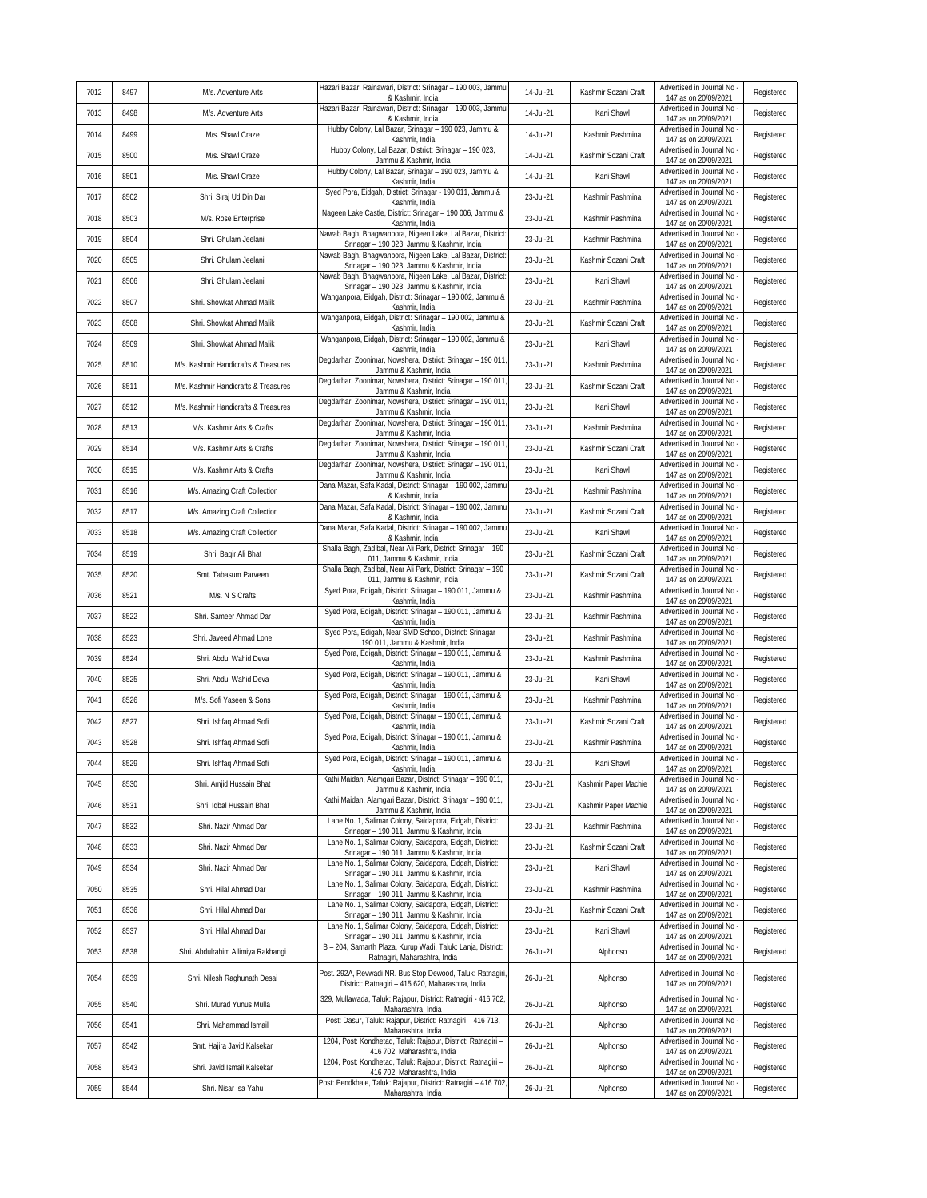| 7012 | 8497 | M/s. Adventure Arts | Hazari Bazar, Rainawari, District: Srinagar – 190 003, Jammu & Kashmir, India | 14-Jul-21 | Kashmir Sozani Craft | Advertised in Journal No - 147 as on 20/09/2021 | Registered |
|---|---|---|---|---|---|---|---|
| 7013 | 8498 | M/s. Adventure Arts | Hazari Bazar, Rainawari, District: Srinagar – 190 003, Jammu & Kashmir, India | 14-Jul-21 | Kani Shawl | Advertised in Journal No - 147 as on 20/09/2021 | Registered |
| 7014 | 8499 | M/s. Shawl Craze | Hubby Colony, Lal Bazar, Srinagar – 190 023, Jammu & Kashmir, India | 14-Jul-21 | Kashmir Pashmina | Advertised in Journal No - 147 as on 20/09/2021 | Registered |
| 7015 | 8500 | M/s. Shawl Craze | Hubby Colony, Lal Bazar, District: Srinagar – 190 023, Jammu & Kashmir, India | 14-Jul-21 | Kashmir Sozani Craft | Advertised in Journal No - 147 as on 20/09/2021 | Registered |
| 7016 | 8501 | M/s. Shawl Craze | Hubby Colony, Lal Bazar, Srinagar – 190 023, Jammu & Kashmir, India | 14-Jul-21 | Kani Shawl | Advertised in Journal No - 147 as on 20/09/2021 | Registered |
| 7017 | 8502 | Shri. Siraj Ud Din Dar | Syed Pora, Eidgah, District: Srinagar - 190 011, Jammu & Kashmir, India | 23-Jul-21 | Kashmir Pashmina | Advertised in Journal No - 147 as on 20/09/2021 | Registered |
| 7018 | 8503 | M/s. Rose Enterprise | Nageen Lake Castle, District: Srinagar – 190 006, Jammu & Kashmir, India | 23-Jul-21 | Kashmir Pashmina | Advertised in Journal No - 147 as on 20/09/2021 | Registered |
| 7019 | 8504 | Shri. Ghulam Jeelani | Nawab Bagh, Bhagwanpora, Nigeen Lake, Lal Bazar, District: Srinagar – 190 023, Jammu & Kashmir, India | 23-Jul-21 | Kashmir Pashmina | Advertised in Journal No - 147 as on 20/09/2021 | Registered |
| 7020 | 8505 | Shri. Ghulam Jeelani | Nawab Bagh, Bhagwanpora, Nigeen Lake, Lal Bazar, District: Srinagar – 190 023, Jammu & Kashmir, India | 23-Jul-21 | Kashmir Sozani Craft | Advertised in Journal No - 147 as on 20/09/2021 | Registered |
| 7021 | 8506 | Shri. Ghulam Jeelani | Nawab Bagh, Bhagwanpora, Nigeen Lake, Lal Bazar, District: Srinagar – 190 023, Jammu & Kashmir, India | 23-Jul-21 | Kani Shawl | Advertised in Journal No - 147 as on 20/09/2021 | Registered |
| 7022 | 8507 | Shri. Showkat Ahmad Malik | Wanganpora, Eidgah, District: Srinagar – 190 002, Jammu & Kashmir, India | 23-Jul-21 | Kashmir Pashmina | Advertised in Journal No - 147 as on 20/09/2021 | Registered |
| 7023 | 8508 | Shri. Showkat Ahmad Malik | Wanganpora, Eidgah, District: Srinagar – 190 002, Jammu & Kashmir, India | 23-Jul-21 | Kashmir Sozani Craft | Advertised in Journal No - 147 as on 20/09/2021 | Registered |
| 7024 | 8509 | Shri. Showkat Ahmad Malik | Wanganpora, Eidgah, District: Srinagar – 190 002, Jammu & Kashmir, India | 23-Jul-21 | Kani Shawl | Advertised in Journal No - 147 as on 20/09/2021 | Registered |
| 7025 | 8510 | M/s. Kashmir Handicrafts & Treasures | Degdarhar, Zoonimar, Nowshera, District: Srinagar – 190 011, Jammu & Kashmir, India | 23-Jul-21 | Kashmir Pashmina | Advertised in Journal No - 147 as on 20/09/2021 | Registered |
| 7026 | 8511 | M/s. Kashmir Handicrafts & Treasures | Degdarhar, Zoonimar, Nowshera, District: Srinagar – 190 011, Jammu & Kashmir, India | 23-Jul-21 | Kashmir Sozani Craft | Advertised in Journal No - 147 as on 20/09/2021 | Registered |
| 7027 | 8512 | M/s. Kashmir Handicrafts & Treasures | Degdarhar, Zoonimar, Nowshera, District: Srinagar – 190 011, Jammu & Kashmir, India | 23-Jul-21 | Kani Shawl | Advertised in Journal No - 147 as on 20/09/2021 | Registered |
| 7028 | 8513 | M/s. Kashmir Arts & Crafts | Degdarhar, Zoonimar, Nowshera, District: Srinagar – 190 011, Jammu & Kashmir, India | 23-Jul-21 | Kashmir Pashmina | Advertised in Journal No - 147 as on 20/09/2021 | Registered |
| 7029 | 8514 | M/s. Kashmir Arts & Crafts | Degdarhar, Zoonimar, Nowshera, District: Srinagar – 190 011, Jammu & Kashmir, India | 23-Jul-21 | Kashmir Sozani Craft | Advertised in Journal No - 147 as on 20/09/2021 | Registered |
| 7030 | 8515 | M/s. Kashmir Arts & Crafts | Degdarhar, Zoonimar, Nowshera, District: Srinagar – 190 011, Jammu & Kashmir, India | 23-Jul-21 | Kani Shawl | Advertised in Journal No - 147 as on 20/09/2021 | Registered |
| 7031 | 8516 | M/s. Amazing Craft Collection | Dana Mazar, Safa Kadal, District: Srinagar – 190 002, Jammu & Kashmir, India | 23-Jul-21 | Kashmir Pashmina | Advertised in Journal No - 147 as on 20/09/2021 | Registered |
| 7032 | 8517 | M/s. Amazing Craft Collection | Dana Mazar, Safa Kadal, District: Srinagar – 190 002, Jammu & Kashmir, India | 23-Jul-21 | Kashmir Sozani Craft | Advertised in Journal No - 147 as on 20/09/2021 | Registered |
| 7033 | 8518 | M/s. Amazing Craft Collection | Dana Mazar, Safa Kadal, District: Srinagar – 190 002, Jammu & Kashmir, India | 23-Jul-21 | Kani Shawl | Advertised in Journal No - 147 as on 20/09/2021 | Registered |
| 7034 | 8519 | Shri. Baqir Ali Bhat | Shalla Bagh, Zadibal, Near Ali Park, District: Srinagar – 190 011, Jammu & Kashmir, India | 23-Jul-21 | Kashmir Sozani Craft | Advertised in Journal No - 147 as on 20/09/2021 | Registered |
| 7035 | 8520 | Smt. Tabasum Parveen | Shalla Bagh, Zadibal, Near Ali Park, District: Srinagar – 190 011, Jammu & Kashmir, India | 23-Jul-21 | Kashmir Sozani Craft | Advertised in Journal No - 147 as on 20/09/2021 | Registered |
| 7036 | 8521 | M/s. N S Crafts | Syed Pora, Edigah, District: Srinagar – 190 011, Jammu & Kashmir, India | 23-Jul-21 | Kashmir Pashmina | Advertised in Journal No - 147 as on 20/09/2021 | Registered |
| 7037 | 8522 | Shri. Sameer Ahmad Dar | Syed Pora, Edigah, District: Srinagar – 190 011, Jammu & Kashmir, India | 23-Jul-21 | Kashmir Pashmina | Advertised in Journal No - 147 as on 20/09/2021 | Registered |
| 7038 | 8523 | Shri. Javeed Ahmad Lone | Syed Pora, Edigah, Near SMD School, District: Srinagar – 190 011, Jammu & Kashmir, India | 23-Jul-21 | Kashmir Pashmina | Advertised in Journal No - 147 as on 20/09/2021 | Registered |
| 7039 | 8524 | Shri. Abdul Wahid Deva | Syed Pora, Edigah, District: Srinagar – 190 011, Jammu & Kashmir, India | 23-Jul-21 | Kashmir Pashmina | Advertised in Journal No - 147 as on 20/09/2021 | Registered |
| 7040 | 8525 | Shri. Abdul Wahid Deva | Syed Pora, Edigah, District: Srinagar – 190 011, Jammu & Kashmir, India | 23-Jul-21 | Kani Shawl | Advertised in Journal No - 147 as on 20/09/2021 | Registered |
| 7041 | 8526 | M/s. Sofi Yaseen & Sons | Syed Pora, Edigah, District: Srinagar – 190 011, Jammu & Kashmir, India | 23-Jul-21 | Kashmir Pashmina | Advertised in Journal No - 147 as on 20/09/2021 | Registered |
| 7042 | 8527 | Shri. Ishfaq Ahmad Sofi | Syed Pora, Edigah, District: Srinagar – 190 011, Jammu & Kashmir, India | 23-Jul-21 | Kashmir Sozani Craft | Advertised in Journal No - 147 as on 20/09/2021 | Registered |
| 7043 | 8528 | Shri. Ishfaq Ahmad Sofi | Syed Pora, Edigah, District: Srinagar – 190 011, Jammu & Kashmir, India | 23-Jul-21 | Kashmir Pashmina | Advertised in Journal No - 147 as on 20/09/2021 | Registered |
| 7044 | 8529 | Shri. Ishfaq Ahmad Sofi | Syed Pora, Edigah, District: Srinagar – 190 011, Jammu & Kashmir, India | 23-Jul-21 | Kani Shawl | Advertised in Journal No - 147 as on 20/09/2021 | Registered |
| 7045 | 8530 | Shri. Amjid Hussain Bhat | Kathi Maidan, Alamgari Bazar, District: Srinagar – 190 011, Jammu & Kashmir, India | 23-Jul-21 | Kashmir Paper Machie | Advertised in Journal No - 147 as on 20/09/2021 | Registered |
| 7046 | 8531 | Shri. Iqbal Hussain Bhat | Kathi Maidan, Alamgari Bazar, District: Srinagar – 190 011, Jammu & Kashmir, India | 23-Jul-21 | Kashmir Paper Machie | Advertised in Journal No - 147 as on 20/09/2021 | Registered |
| 7047 | 8532 | Shri. Nazir Ahmad Dar | Lane No. 1, Salimar Colony, Saidapora, Eidgah, District: Srinagar – 190 011, Jammu & Kashmir, India | 23-Jul-21 | Kashmir Pashmina | Advertised in Journal No - 147 as on 20/09/2021 | Registered |
| 7048 | 8533 | Shri. Nazir Ahmad Dar | Lane No. 1, Salimar Colony, Saidapora, Eidgah, District: Srinagar – 190 011, Jammu & Kashmir, India | 23-Jul-21 | Kashmir Sozani Craft | Advertised in Journal No - 147 as on 20/09/2021 | Registered |
| 7049 | 8534 | Shri. Nazir Ahmad Dar | Lane No. 1, Salimar Colony, Saidapora, Eidgah, District: Srinagar – 190 011, Jammu & Kashmir, India | 23-Jul-21 | Kani Shawl | Advertised in Journal No - 147 as on 20/09/2021 | Registered |
| 7050 | 8535 | Shri. Hilal Ahmad Dar | Lane No. 1, Salimar Colony, Saidapora, Eidgah, District: Srinagar – 190 011, Jammu & Kashmir, India | 23-Jul-21 | Kashmir Pashmina | Advertised in Journal No - 147 as on 20/09/2021 | Registered |
| 7051 | 8536 | Shri. Hilal Ahmad Dar | Lane No. 1, Salimar Colony, Saidapora, Eidgah, District: Srinagar – 190 011, Jammu & Kashmir, India | 23-Jul-21 | Kashmir Sozani Craft | Advertised in Journal No - 147 as on 20/09/2021 | Registered |
| 7052 | 8537 | Shri. Hilal Ahmad Dar | Lane No. 1, Salimar Colony, Saidapora, Eidgah, District: Srinagar – 190 011, Jammu & Kashmir, India | 23-Jul-21 | Kani Shawl | Advertised in Journal No - 147 as on 20/09/2021 | Registered |
| 7053 | 8538 | Shri. Abdulrahim Allimiya Rakhangi | B – 204, Samarth Plaza, Kurup Wadi, Taluk: Lanja, District: Ratnagiri, Maharashtra, India | 26-Jul-21 | Alphonso | Advertised in Journal No - 147 as on 20/09/2021 | Registered |
| 7054 | 8539 | Shri. Nilesh Raghunath Desai | Post. 292A, Revwadi NR. Bus Stop Dewood, Taluk: Ratnagiri, District: Ratnagiri – 415 620, Maharashtra, India | 26-Jul-21 | Alphonso | Advertised in Journal No - 147 as on 20/09/2021 | Registered |
| 7055 | 8540 | Shri. Murad Yunus Mulla | 329, Mullawada, Taluk: Rajapur, District: Ratnagiri - 416 702, Maharashtra, India | 26-Jul-21 | Alphonso | Advertised in Journal No - 147 as on 20/09/2021 | Registered |
| 7056 | 8541 | Shri. Mahammad Ismail | Post: Dasur, Taluk: Rajapur, District: Ratnagiri – 416 713, Maharashtra, India | 26-Jul-21 | Alphonso | Advertised in Journal No - 147 as on 20/09/2021 | Registered |
| 7057 | 8542 | Smt. Hajira Javid Kalsekar | 1204, Post: Kondhetad, Taluk: Rajapur, District: Ratnagiri – 416 702, Maharashtra, India | 26-Jul-21 | Alphonso | Advertised in Journal No - 147 as on 20/09/2021 | Registered |
| 7058 | 8543 | Shri. Javid Ismail Kalsekar | 1204, Post: Kondhetad, Taluk: Rajapur, District: Ratnagiri – 416 702, Maharashtra, India | 26-Jul-21 | Alphonso | Advertised in Journal No - 147 as on 20/09/2021 | Registered |
| 7059 | 8544 | Shri. Nisar Isa Yahu | Post: Pendkhale, Taluk: Rajapur, District: Ratnagiri – 416 702, Maharashtra, India | 26-Jul-21 | Alphonso | Advertised in Journal No - 147 as on 20/09/2021 | Registered |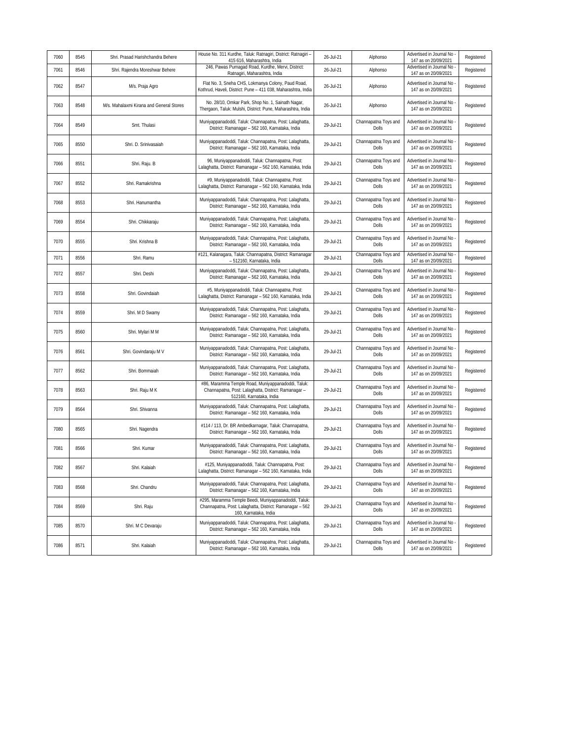| | | | | | | | |
|---|---|---|---|---|---|---|---|
| 7060 | 8545 | Shri. Prasad Harishchandra Behere | House No. 311 Kurdhe, Taluk: Ratnagiri, District: Ratnagiri – 415 616, Maharashtra, India | 26-Jul-21 | Alphonso | Advertised in Journal No - 147 as on 20/09/2021 | Registered |
| 7061 | 8546 | Shri. Rajendra Moreshwar Behere | 246, Pawas Purnagad Road, Kurdhe, Mervi, District: Ratnagiri, Maharashtra, India | 26-Jul-21 | Alphonso | Advertised in Journal No - 147 as on 20/09/2021 | Registered |
| 7062 | 8547 | M/s. Praja Agro | Flat No. 3, Sneha CHS, Lokmanya Colony, Paud Road, Kothrud, Haveli, District: Pune – 411 038, Maharashtra, India | 26-Jul-21 | Alphonso | Advertised in Journal No - 147 as on 20/09/2021 | Registered |
| 7063 | 8548 | M/s. Mahalaxmi Kirana and General Stores | No. 28/10, Omkar Park, Shop No. 1, Sainath Nagar, Thergaon, Taluk: Mulshi, District: Pune, Maharashtra, India | 26-Jul-21 | Alphonso | Advertised in Journal No - 147 as on 20/09/2021 | Registered |
| 7064 | 8549 | Smt. Thulasi | Muniyappanadoddi, Taluk: Channapatna, Post: Lalaghatta, District: Ramanagar – 562 160, Karnataka, India | 29-Jul-21 | Channapatna Toys and Dolls | Advertised in Journal No - 147 as on 20/09/2021 | Registered |
| 7065 | 8550 | Shri. D. Srinivasaiah | Muniyappanadoddi, Taluk: Channapatna, Post: Lalaghatta, District: Ramanagar – 562 160, Karnataka, India | 29-Jul-21 | Channapatna Toys and Dolls | Advertised in Journal No - 147 as on 20/09/2021 | Registered |
| 7066 | 8551 | Shri. Raju. B | 96, Muniyappanadoddi, Taluk: Channapatna, Post: Lalaghatta, District: Ramanagar – 562 160, Karnataka, India | 29-Jul-21 | Channapatna Toys and Dolls | Advertised in Journal No - 147 as on 20/09/2021 | Registered |
| 7067 | 8552 | Shri. Ramakrishna | #9, Muniyappanadoddi, Taluk: Channapatna, Post: Lalaghatta, District: Ramanagar – 562 160, Karnataka, India | 29-Jul-21 | Channapatna Toys and Dolls | Advertised in Journal No - 147 as on 20/09/2021 | Registered |
| 7068 | 8553 | Shri. Hanumantha | Muniyappanadoddi, Taluk: Channapatna, Post: Lalaghatta, District: Ramanagar – 562 160, Karnataka, India | 29-Jul-21 | Channapatna Toys and Dolls | Advertised in Journal No - 147 as on 20/09/2021 | Registered |
| 7069 | 8554 | Shri. Chikkaraju | Muniyappanadoddi, Taluk: Channapatna, Post: Lalaghatta, District: Ramanagar – 562 160, Karnataka, India | 29-Jul-21 | Channapatna Toys and Dolls | Advertised in Journal No - 147 as on 20/09/2021 | Registered |
| 7070 | 8555 | Shri. Krishna B | Muniyappanadoddi, Taluk: Channapatna, Post: Lalaghatta, District: Ramanagar – 562 160, Karnataka, India | 29-Jul-21 | Channapatna Toys and Dolls | Advertised in Journal No - 147 as on 20/09/2021 | Registered |
| 7071 | 8556 | Shri. Ramu | #121, Kalanagara, Taluk: Channapatna, District: Ramanagar – 512160, Karnataka, India | 29-Jul-21 | Channapatna Toys and Dolls | Advertised in Journal No - 147 as on 20/09/2021 | Registered |
| 7072 | 8557 | Shri. Deshi | Muniyappanadoddi, Taluk: Channapatna, Post: Lalaghatta, District: Ramanagar – 562 160, Karnataka, India | 29-Jul-21 | Channapatna Toys and Dolls | Advertised in Journal No - 147 as on 20/09/2021 | Registered |
| 7073 | 8558 | Shri. Govindaiah | #5, Muniyappanadoddi, Taluk: Channapatna, Post: Lalaghatta, District: Ramanagar – 562 160, Karnataka, India | 29-Jul-21 | Channapatna Toys and Dolls | Advertised in Journal No - 147 as on 20/09/2021 | Registered |
| 7074 | 8559 | Shri. M D Swamy | Muniyappanadoddi, Taluk: Channapatna, Post: Lalaghatta, District: Ramanagar – 562 160, Karnataka, India | 29-Jul-21 | Channapatna Toys and Dolls | Advertised in Journal No - 147 as on 20/09/2021 | Registered |
| 7075 | 8560 | Shri. Mylari M M | Muniyappanadoddi, Taluk: Channapatna, Post: Lalaghatta, District: Ramanagar – 562 160, Karnataka, India | 29-Jul-21 | Channapatna Toys and Dolls | Advertised in Journal No - 147 as on 20/09/2021 | Registered |
| 7076 | 8561 | Shri. Govindaraju M V | Muniyappanadoddi, Taluk: Channapatna, Post: Lalaghatta, District: Ramanagar – 562 160, Karnataka, India | 29-Jul-21 | Channapatna Toys and Dolls | Advertised in Journal No - 147 as on 20/09/2021 | Registered |
| 7077 | 8562 | Shri. Bommaiah | Muniyappanadoddi, Taluk: Channapatna, Post: Lalaghatta, District: Ramanagar – 562 160, Karnataka, India | 29-Jul-21 | Channapatna Toys and Dolls | Advertised in Journal No - 147 as on 20/09/2021 | Registered |
| 7078 | 8563 | Shri. Raju M K | #86, Maramma Temple Road, Muniyappanadoddi, Taluk: Channapatna, Post: Lalaghatta, District: Ramanagar – 512160, Karnataka, India | 29-Jul-21 | Channapatna Toys and Dolls | Advertised in Journal No - 147 as on 20/09/2021 | Registered |
| 7079 | 8564 | Shri. Shivanna | Muniyappanadoddi, Taluk: Channapatna, Post: Lalaghatta, District: Ramanagar – 562 160, Karnataka, India | 29-Jul-21 | Channapatna Toys and Dolls | Advertised in Journal No - 147 as on 20/09/2021 | Registered |
| 7080 | 8565 | Shri. Nagendra | #114 / 113, Dr. BR Ambedkarnagar, Taluk: Channapatna, District: Ramanagar – 562 160, Karnataka, India | 29-Jul-21 | Channapatna Toys and Dolls | Advertised in Journal No - 147 as on 20/09/2021 | Registered |
| 7081 | 8566 | Shri. Kumar | Muniyappanadoddi, Taluk: Channapatna, Post: Lalaghatta, District: Ramanagar – 562 160, Karnataka, India | 29-Jul-21 | Channapatna Toys and Dolls | Advertised in Journal No - 147 as on 20/09/2021 | Registered |
| 7082 | 8567 | Shri. Kalaiah | #125, Muniyappanadoddi, Taluk: Channapatna, Post: Lalaghatta, District: Ramanagar – 562 160, Karnataka, India | 29-Jul-21 | Channapatna Toys and Dolls | Advertised in Journal No - 147 as on 20/09/2021 | Registered |
| 7083 | 8568 | Shri. Chandru | Muniyappanadoddi, Taluk: Channapatna, Post: Lalaghatta, District: Ramanagar – 562 160, Karnataka, India | 29-Jul-21 | Channapatna Toys and Dolls | Advertised in Journal No - 147 as on 20/09/2021 | Registered |
| 7084 | 8569 | Shri. Raju | #295, Maramma Temple Beedi, Muniyappanadoddi, Taluk: Channapatna, Post: Lalaghatta, District: Ramanagar – 562 160, Karnataka, India | 29-Jul-21 | Channapatna Toys and Dolls | Advertised in Journal No - 147 as on 20/09/2021 | Registered |
| 7085 | 8570 | Shri. M C Devaraju | Muniyappanadoddi, Taluk: Channapatna, Post: Lalaghatta, District: Ramanagar – 562 160, Karnataka, India | 29-Jul-21 | Channapatna Toys and Dolls | Advertised in Journal No - 147 as on 20/09/2021 | Registered |
| 7086 | 8571 | Shri. Kalaiah | Muniyappanadoddi, Taluk: Channapatna, Post: Lalaghatta, District: Ramanagar – 562 160, Karnataka, India | 29-Jul-21 | Channapatna Toys and Dolls | Advertised in Journal No - 147 as on 20/09/2021 | Registered |